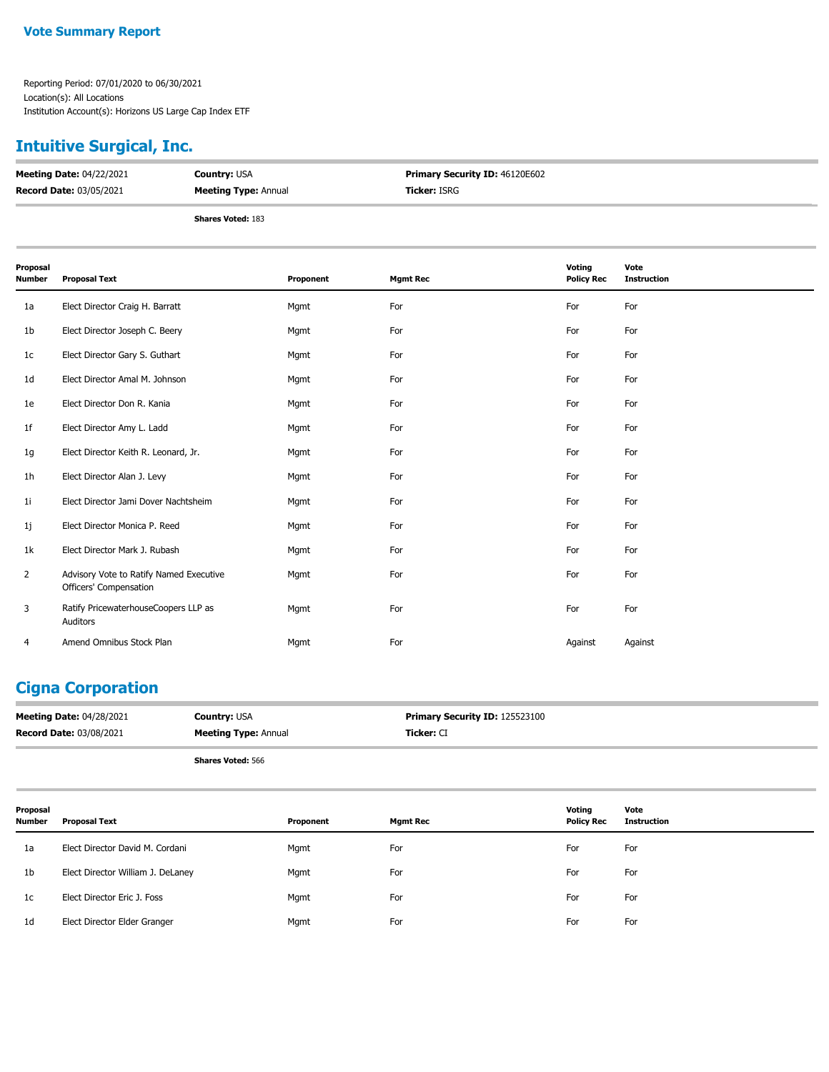# Vote Summary Report

Reporting Period: 07/01/2020 to 06/30/2021
Location(s): All Locations
Institution Account(s): Horizons US Large Cap Index ETF

## Intuitive Surgical, Inc.

| | | |
|---|---|---|
| **Meeting Date:** 04/22/2021 | **Country:** USA | **Primary Security ID:** 46120E602 |
| **Record Date:** 03/05/2021 | **Meeting Type:** Annual | **Ticker:** ISRG |

**Shares Voted:** 183

| Proposal Number | Proposal Text | Proponent | Mgmt Rec | Voting Policy Rec | Vote Instruction |
|---|---|---|---|---|---|
| 1a | Elect Director Craig H. Barratt | Mgmt | For | For | For |
| 1b | Elect Director Joseph C. Beery | Mgmt | For | For | For |
| 1c | Elect Director Gary S. Guthart | Mgmt | For | For | For |
| 1d | Elect Director Amal M. Johnson | Mgmt | For | For | For |
| 1e | Elect Director Don R. Kania | Mgmt | For | For | For |
| 1f | Elect Director Amy L. Ladd | Mgmt | For | For | For |
| 1g | Elect Director Keith R. Leonard, Jr. | Mgmt | For | For | For |
| 1h | Elect Director Alan J. Levy | Mgmt | For | For | For |
| 1i | Elect Director Jami Dover Nachtsheim | Mgmt | For | For | For |
| 1j | Elect Director Monica P. Reed | Mgmt | For | For | For |
| 1k | Elect Director Mark J. Rubash | Mgmt | For | For | For |
| 2 | Advisory Vote to Ratify Named Executive Officers' Compensation | Mgmt | For | For | For |
| 3 | Ratify PricewaterhouseCoopers LLP as Auditors | Mgmt | For | For | For |
| 4 | Amend Omnibus Stock Plan | Mgmt | For | Against | Against |

## Cigna Corporation

| | | |
|---|---|---|
| **Meeting Date:** 04/28/2021 | **Country:** USA | **Primary Security ID:** 125523100 |
| **Record Date:** 03/08/2021 | **Meeting Type:** Annual | **Ticker:** CI |

**Shares Voted:** 566

| Proposal Number | Proposal Text | Proponent | Mgmt Rec | Voting Policy Rec | Vote Instruction |
|---|---|---|---|---|---|
| 1a | Elect Director David M. Cordani | Mgmt | For | For | For |
| 1b | Elect Director William J. DeLaney | Mgmt | For | For | For |
| 1c | Elect Director Eric J. Foss | Mgmt | For | For | For |
| 1d | Elect Director Elder Granger | Mgmt | For | For | For |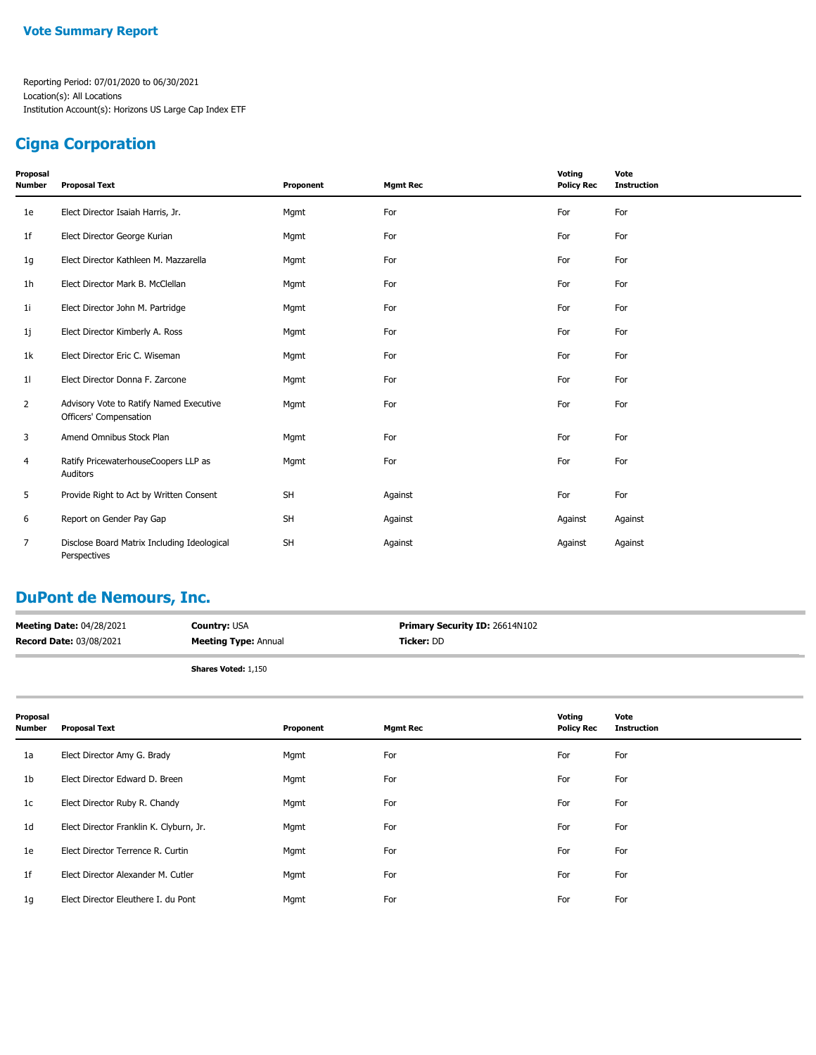## Vote Summary Report

Reporting Period: 07/01/2020 to 06/30/2021
Location(s): All Locations
Institution Account(s): Horizons US Large Cap Index ETF

## Cigna Corporation

| Proposal Number | Proposal Text | Proponent | Mgmt Rec | Voting Policy Rec | Vote Instruction |
|---|---|---|---|---|---|
| 1e | Elect Director Isaiah Harris, Jr. | Mgmt | For | For | For |
| 1f | Elect Director George Kurian | Mgmt | For | For | For |
| 1g | Elect Director Kathleen M. Mazzarella | Mgmt | For | For | For |
| 1h | Elect Director Mark B. McClellan | Mgmt | For | For | For |
| 1i | Elect Director John M. Partridge | Mgmt | For | For | For |
| 1j | Elect Director Kimberly A. Ross | Mgmt | For | For | For |
| 1k | Elect Director Eric C. Wiseman | Mgmt | For | For | For |
| 1l | Elect Director Donna F. Zarcone | Mgmt | For | For | For |
| 2 | Advisory Vote to Ratify Named Executive Officers' Compensation | Mgmt | For | For | For |
| 3 | Amend Omnibus Stock Plan | Mgmt | For | For | For |
| 4 | Ratify PricewaterhouseCoopers LLP as Auditors | Mgmt | For | For | For |
| 5 | Provide Right to Act by Written Consent | SH | Against | For | For |
| 6 | Report on Gender Pay Gap | SH | Against | Against | Against |
| 7 | Disclose Board Matrix Including Ideological Perspectives | SH | Against | Against | Against |

## DuPont de Nemours, Inc.

**Meeting Date:** 04/28/2021 **Country:** USA **Primary Security ID:** 26614N102
**Record Date:** 03/08/2021 **Meeting Type:** Annual **Ticker:** DD

**Shares Voted:** 1,150

| Proposal Number | Proposal Text | Proponent | Mgmt Rec | Voting Policy Rec | Vote Instruction |
|---|---|---|---|---|---|
| 1a | Elect Director Amy G. Brady | Mgmt | For | For | For |
| 1b | Elect Director Edward D. Breen | Mgmt | For | For | For |
| 1c | Elect Director Ruby R. Chandy | Mgmt | For | For | For |
| 1d | Elect Director Franklin K. Clyburn, Jr. | Mgmt | For | For | For |
| 1e | Elect Director Terrence R. Curtin | Mgmt | For | For | For |
| 1f | Elect Director Alexander M. Cutler | Mgmt | For | For | For |
| 1g | Elect Director Eleuthere I. du Pont | Mgmt | For | For | For |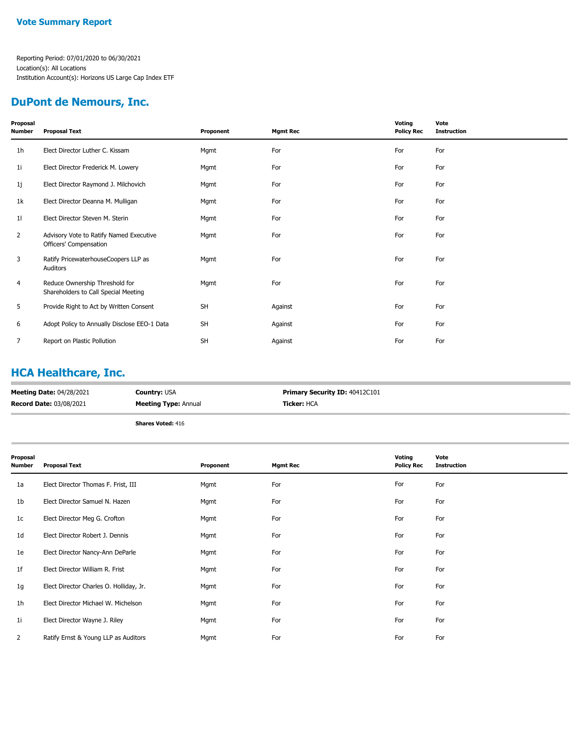**Vote Summary Report**

Reporting Period: 07/01/2020 to 06/30/2021
Location(s): All Locations
Institution Account(s): Horizons US Large Cap Index ETF

## DuPont de Nemours, Inc.

| Proposal Number | Proposal Text | Proponent | Mgmt Rec | Voting Policy Rec | Vote Instruction |
|---|---|---|---|---|---|
| 1h | Elect Director Luther C. Kissam | Mgmt | For | For | For |
| 1i | Elect Director Frederick M. Lowery | Mgmt | For | For | For |
| 1j | Elect Director Raymond J. Milchovich | Mgmt | For | For | For |
| 1k | Elect Director Deanna M. Mulligan | Mgmt | For | For | For |
| 1l | Elect Director Steven M. Sterin | Mgmt | For | For | For |
| 2 | Advisory Vote to Ratify Named Executive Officers' Compensation | Mgmt | For | For | For |
| 3 | Ratify PricewaterhouseCoopers LLP as Auditors | Mgmt | For | For | For |
| 4 | Reduce Ownership Threshold for Shareholders to Call Special Meeting | Mgmt | For | For | For |
| 5 | Provide Right to Act by Written Consent | SH | Against | For | For |
| 6 | Adopt Policy to Annually Disclose EEO-1 Data | SH | Against | For | For |
| 7 | Report on Plastic Pollution | SH | Against | For | For |

## HCA Healthcare, Inc.

**Meeting Date:** 04/28/2021 | **Country:** USA | **Primary Security ID:** 40412C101
**Record Date:** 03/08/2021 | **Meeting Type:** Annual | **Ticker:** HCA

**Shares Voted:** 416

| Proposal Number | Proposal Text | Proponent | Mgmt Rec | Voting Policy Rec | Vote Instruction |
|---|---|---|---|---|---|
| 1a | Elect Director Thomas F. Frist, III | Mgmt | For | For | For |
| 1b | Elect Director Samuel N. Hazen | Mgmt | For | For | For |
| 1c | Elect Director Meg G. Crofton | Mgmt | For | For | For |
| 1d | Elect Director Robert J. Dennis | Mgmt | For | For | For |
| 1e | Elect Director Nancy-Ann DeParle | Mgmt | For | For | For |
| 1f | Elect Director William R. Frist | Mgmt | For | For | For |
| 1g | Elect Director Charles O. Holliday, Jr. | Mgmt | For | For | For |
| 1h | Elect Director Michael W. Michelson | Mgmt | For | For | For |
| 1i | Elect Director Wayne J. Riley | Mgmt | For | For | For |
| 2 | Ratify Ernst & Young LLP as Auditors | Mgmt | For | For | For |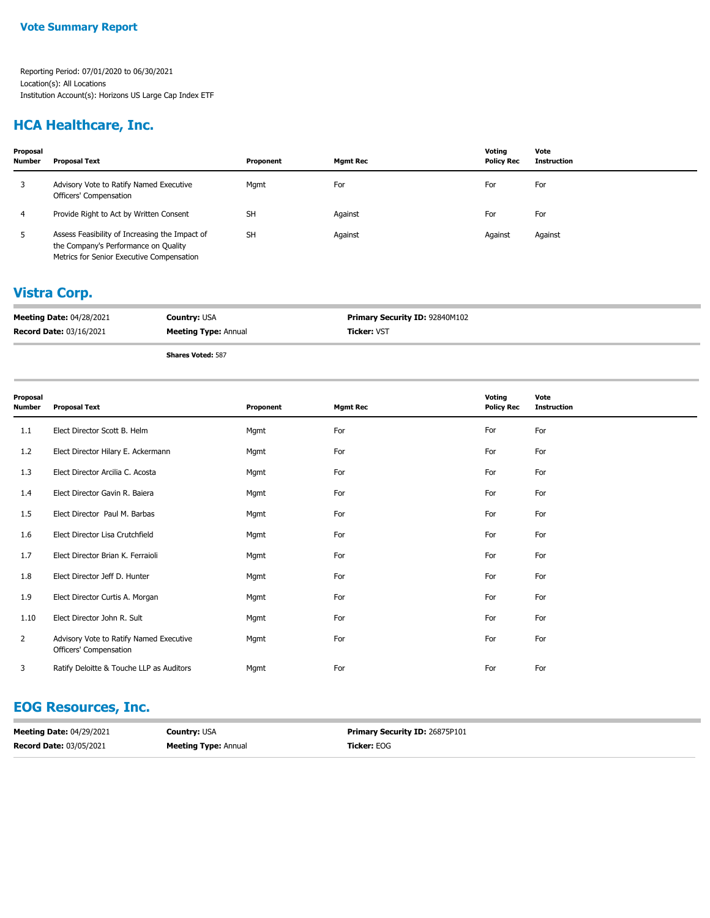**Vote Summary Report**

Reporting Period: 07/01/2020 to 06/30/2021
Location(s): All Locations
Institution Account(s): Horizons US Large Cap Index ETF

## HCA Healthcare, Inc.

| Proposal Number | Proposal Text | Proponent | Mgmt Rec | Voting Policy Rec | Vote Instruction |
|---|---|---|---|---|---|
| 3 | Advisory Vote to Ratify Named Executive Officers' Compensation | Mgmt | For | For | For |
| 4 | Provide Right to Act by Written Consent | SH | Against | For | For |
| 5 | Assess Feasibility of Increasing the Impact of the Company's Performance on Quality Metrics for Senior Executive Compensation | SH | Against | Against | Against |

## Vistra Corp.

**Meeting Date:** 04/28/2021 **Country:** USA **Primary Security ID:** 92840M102
**Record Date:** 03/16/2021 **Meeting Type:** Annual **Ticker:** VST

**Shares Voted:** 587

| Proposal Number | Proposal Text | Proponent | Mgmt Rec | Voting Policy Rec | Vote Instruction |
|---|---|---|---|---|---|
| 1.1 | Elect Director Scott B. Helm | Mgmt | For | For | For |
| 1.2 | Elect Director Hilary E. Ackermann | Mgmt | For | For | For |
| 1.3 | Elect Director Arcilia C. Acosta | Mgmt | For | For | For |
| 1.4 | Elect Director Gavin R. Baiera | Mgmt | For | For | For |
| 1.5 | Elect Director Paul M. Barbas | Mgmt | For | For | For |
| 1.6 | Elect Director Lisa Crutchfield | Mgmt | For | For | For |
| 1.7 | Elect Director Brian K. Ferraioli | Mgmt | For | For | For |
| 1.8 | Elect Director Jeff D. Hunter | Mgmt | For | For | For |
| 1.9 | Elect Director Curtis A. Morgan | Mgmt | For | For | For |
| 1.10 | Elect Director John R. Sult | Mgmt | For | For | For |
| 2 | Advisory Vote to Ratify Named Executive Officers' Compensation | Mgmt | For | For | For |
| 3 | Ratify Deloitte & Touche LLP as Auditors | Mgmt | For | For | For |

## EOG Resources, Inc.

**Meeting Date:** 04/29/2021 **Country:** USA **Primary Security ID:** 26875P101
**Record Date:** 03/05/2021 **Meeting Type:** Annual **Ticker:** EOG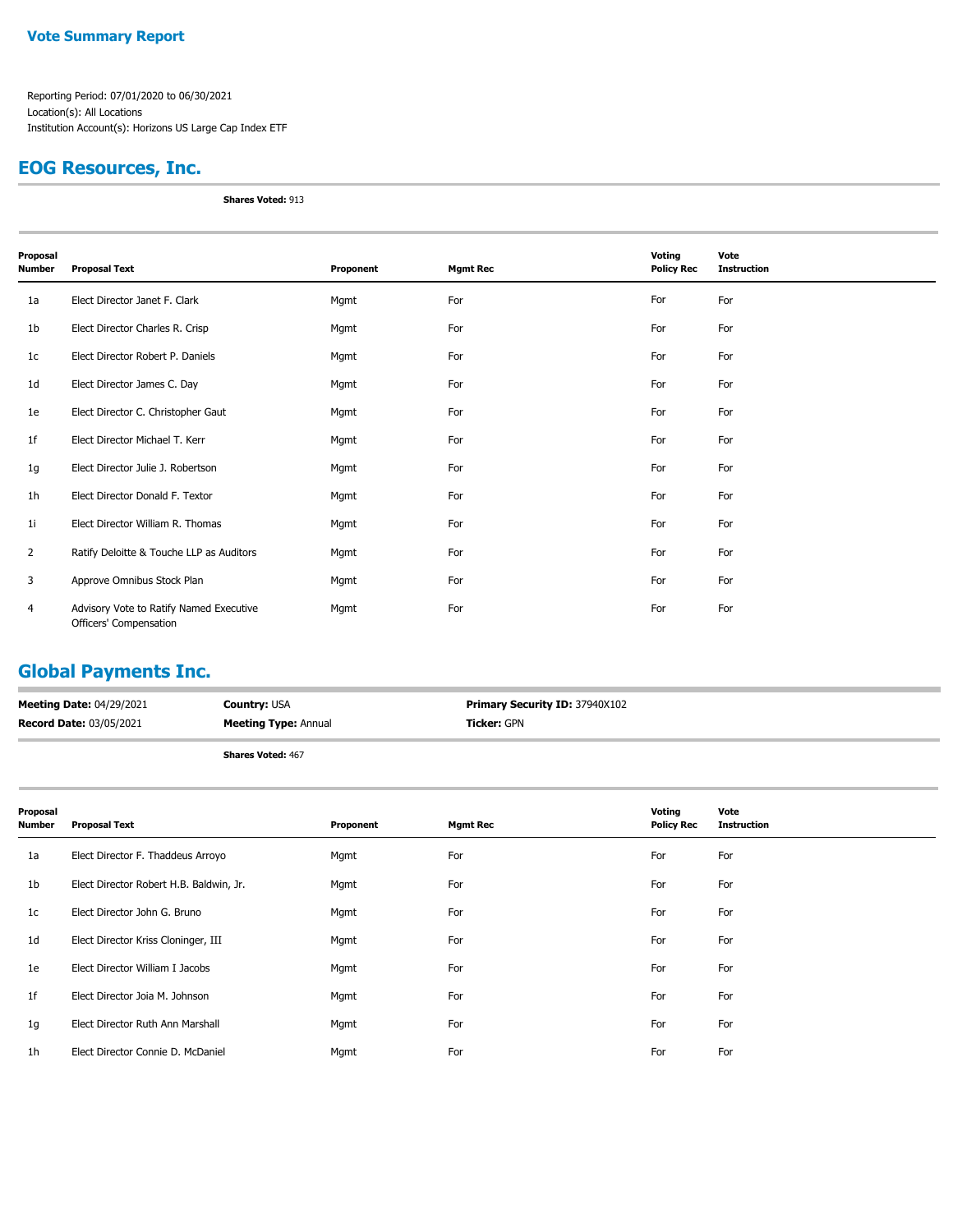## Vote Summary Report

Reporting Period: 07/01/2020 to 06/30/2021
Location(s): All Locations
Institution Account(s): Horizons US Large Cap Index ETF

## EOG Resources, Inc.

**Shares Voted:** 913

| Proposal Number | Proposal Text | Proponent | Mgmt Rec | Voting Policy Rec | Vote Instruction |
|---|---|---|---|---|---|
| 1a | Elect Director Janet F. Clark | Mgmt | For | For | For |
| 1b | Elect Director Charles R. Crisp | Mgmt | For | For | For |
| 1c | Elect Director Robert P. Daniels | Mgmt | For | For | For |
| 1d | Elect Director James C. Day | Mgmt | For | For | For |
| 1e | Elect Director C. Christopher Gaut | Mgmt | For | For | For |
| 1f | Elect Director Michael T. Kerr | Mgmt | For | For | For |
| 1g | Elect Director Julie J. Robertson | Mgmt | For | For | For |
| 1h | Elect Director Donald F. Textor | Mgmt | For | For | For |
| 1i | Elect Director William R. Thomas | Mgmt | For | For | For |
| 2 | Ratify Deloitte & Touche LLP as Auditors | Mgmt | For | For | For |
| 3 | Approve Omnibus Stock Plan | Mgmt | For | For | For |
| 4 | Advisory Vote to Ratify Named Executive Officers' Compensation | Mgmt | For | For | For |

## Global Payments Inc.

**Meeting Date:** 04/29/2021 | **Country:** USA | **Primary Security ID:** 37940X102
**Record Date:** 03/05/2021 | **Meeting Type:** Annual | **Ticker:** GPN

**Shares Voted:** 467

| Proposal Number | Proposal Text | Proponent | Mgmt Rec | Voting Policy Rec | Vote Instruction |
|---|---|---|---|---|---|
| 1a | Elect Director F. Thaddeus Arroyo | Mgmt | For | For | For |
| 1b | Elect Director Robert H.B. Baldwin, Jr. | Mgmt | For | For | For |
| 1c | Elect Director John G. Bruno | Mgmt | For | For | For |
| 1d | Elect Director Kriss Cloninger, III | Mgmt | For | For | For |
| 1e | Elect Director William I Jacobs | Mgmt | For | For | For |
| 1f | Elect Director Joia M. Johnson | Mgmt | For | For | For |
| 1g | Elect Director Ruth Ann Marshall | Mgmt | For | For | For |
| 1h | Elect Director Connie D. McDaniel | Mgmt | For | For | For |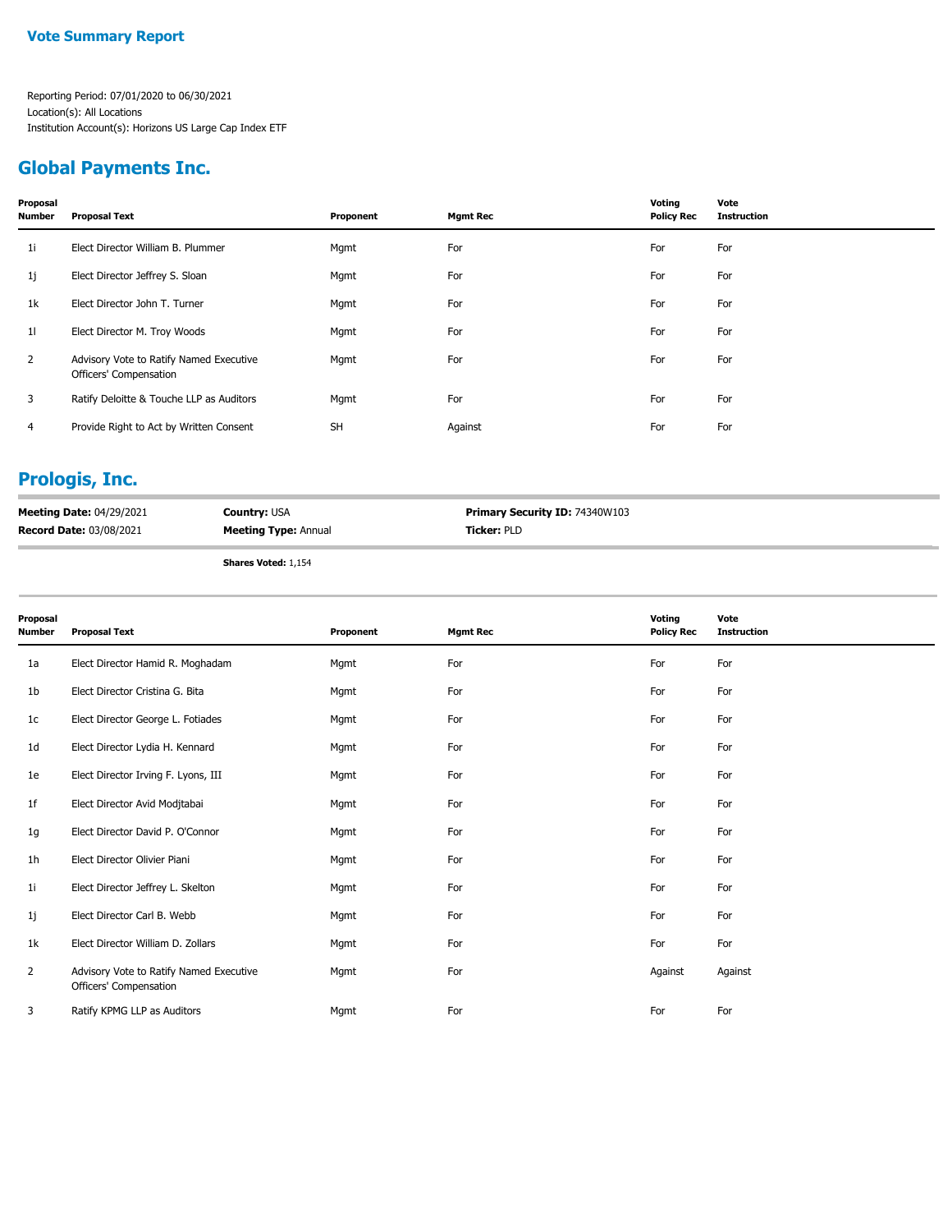## Vote Summary Report

Reporting Period: 07/01/2020 to 06/30/2021
Location(s): All Locations
Institution Account(s): Horizons US Large Cap Index ETF

## Global Payments Inc.

| Proposal Number | Proposal Text | Proponent | Mgmt Rec | Voting Policy Rec | Vote Instruction |
|---|---|---|---|---|---|
| 1i | Elect Director William B. Plummer | Mgmt | For | For | For |
| 1j | Elect Director Jeffrey S. Sloan | Mgmt | For | For | For |
| 1k | Elect Director John T. Turner | Mgmt | For | For | For |
| 1l | Elect Director M. Troy Woods | Mgmt | For | For | For |
| 2 | Advisory Vote to Ratify Named Executive Officers' Compensation | Mgmt | For | For | For |
| 3 | Ratify Deloitte & Touche LLP as Auditors | Mgmt | For | For | For |
| 4 | Provide Right to Act by Written Consent | SH | Against | For | For |

## Prologis, Inc.

**Meeting Date:** 04/29/2021 | **Country:** USA | **Primary Security ID:** 74340W103
**Record Date:** 03/08/2021 | **Meeting Type:** Annual | **Ticker:** PLD

**Shares Voted:** 1,154

| Proposal Number | Proposal Text | Proponent | Mgmt Rec | Voting Policy Rec | Vote Instruction |
|---|---|---|---|---|---|
| 1a | Elect Director Hamid R. Moghadam | Mgmt | For | For | For |
| 1b | Elect Director Cristina G. Bita | Mgmt | For | For | For |
| 1c | Elect Director George L. Fotiades | Mgmt | For | For | For |
| 1d | Elect Director Lydia H. Kennard | Mgmt | For | For | For |
| 1e | Elect Director Irving F. Lyons, III | Mgmt | For | For | For |
| 1f | Elect Director Avid Modjtabai | Mgmt | For | For | For |
| 1g | Elect Director David P. O'Connor | Mgmt | For | For | For |
| 1h | Elect Director Olivier Piani | Mgmt | For | For | For |
| 1i | Elect Director Jeffrey L. Skelton | Mgmt | For | For | For |
| 1j | Elect Director Carl B. Webb | Mgmt | For | For | For |
| 1k | Elect Director William D. Zollars | Mgmt | For | For | For |
| 2 | Advisory Vote to Ratify Named Executive Officers' Compensation | Mgmt | For | Against | Against |
| 3 | Ratify KPMG LLP as Auditors | Mgmt | For | For | For |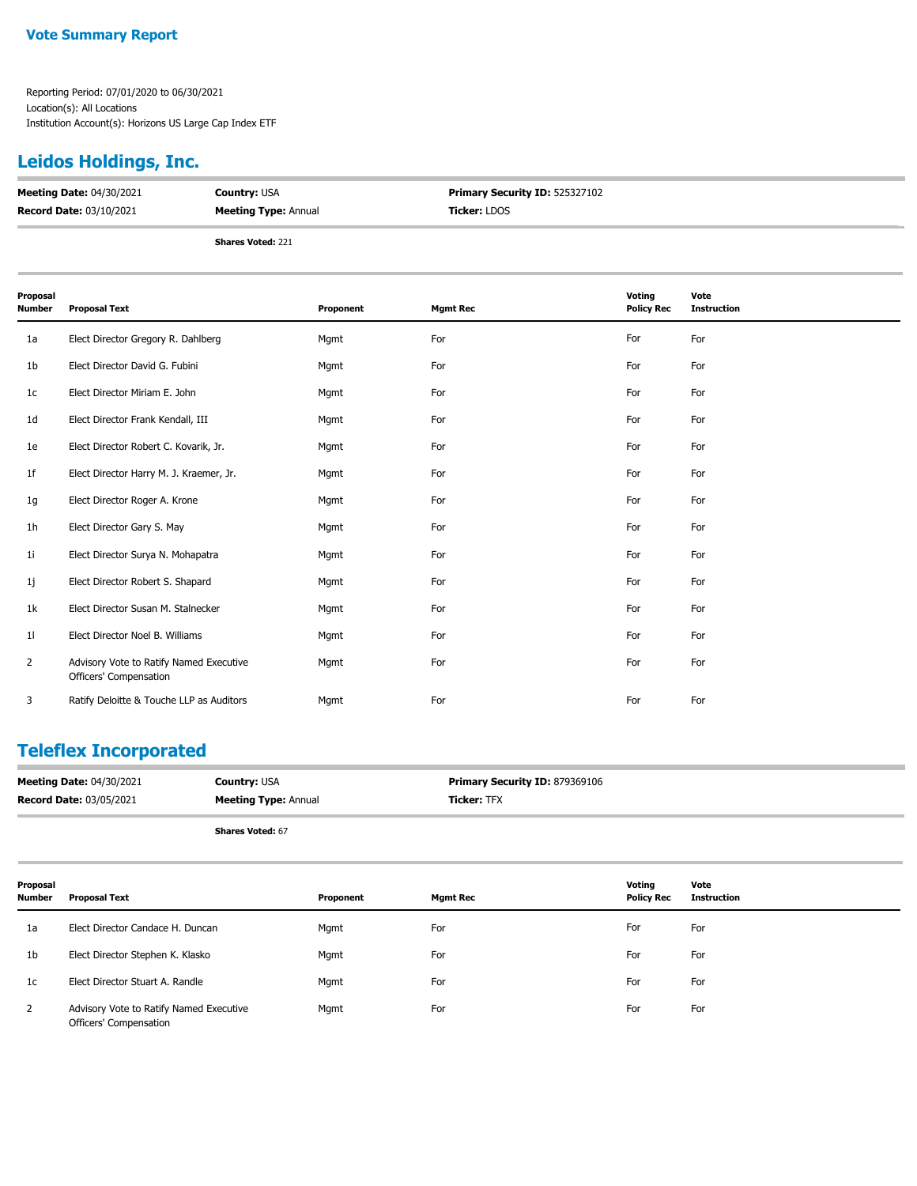**Vote Summary Report**

Reporting Period: 07/01/2020 to 06/30/2021
Location(s): All Locations
Institution Account(s): Horizons US Large Cap Index ETF

## Leidos Holdings, Inc.

**Meeting Date:** 04/30/2021
**Record Date:** 03/10/2021
**Country:** USA
**Meeting Type:** Annual
**Primary Security ID:** 525327102
**Ticker:** LDOS

**Shares Voted:** 221

| Proposal Number | Proposal Text | Proponent | Mgmt Rec | Voting Policy Rec | Vote Instruction |
|---|---|---|---|---|---|
| 1a | Elect Director Gregory R. Dahlberg | Mgmt | For | For | For |
| 1b | Elect Director David G. Fubini | Mgmt | For | For | For |
| 1c | Elect Director Miriam E. John | Mgmt | For | For | For |
| 1d | Elect Director Frank Kendall, III | Mgmt | For | For | For |
| 1e | Elect Director Robert C. Kovarik, Jr. | Mgmt | For | For | For |
| 1f | Elect Director Harry M. J. Kraemer, Jr. | Mgmt | For | For | For |
| 1g | Elect Director Roger A. Krone | Mgmt | For | For | For |
| 1h | Elect Director Gary S. May | Mgmt | For | For | For |
| 1i | Elect Director Surya N. Mohapatra | Mgmt | For | For | For |
| 1j | Elect Director Robert S. Shapard | Mgmt | For | For | For |
| 1k | Elect Director Susan M. Stalnecker | Mgmt | For | For | For |
| 1l | Elect Director Noel B. Williams | Mgmt | For | For | For |
| 2 | Advisory Vote to Ratify Named Executive Officers' Compensation | Mgmt | For | For | For |
| 3 | Ratify Deloitte & Touche LLP as Auditors | Mgmt | For | For | For |

## Teleflex Incorporated

**Meeting Date:** 04/30/2021
**Record Date:** 03/05/2021
**Country:** USA
**Meeting Type:** Annual
**Primary Security ID:** 879369106
**Ticker:** TFX

**Shares Voted:** 67

| Proposal Number | Proposal Text | Proponent | Mgmt Rec | Voting Policy Rec | Vote Instruction |
|---|---|---|---|---|---|
| 1a | Elect Director Candace H. Duncan | Mgmt | For | For | For |
| 1b | Elect Director Stephen K. Klasko | Mgmt | For | For | For |
| 1c | Elect Director Stuart A. Randle | Mgmt | For | For | For |
| 2 | Advisory Vote to Ratify Named Executive Officers' Compensation | Mgmt | For | For | For |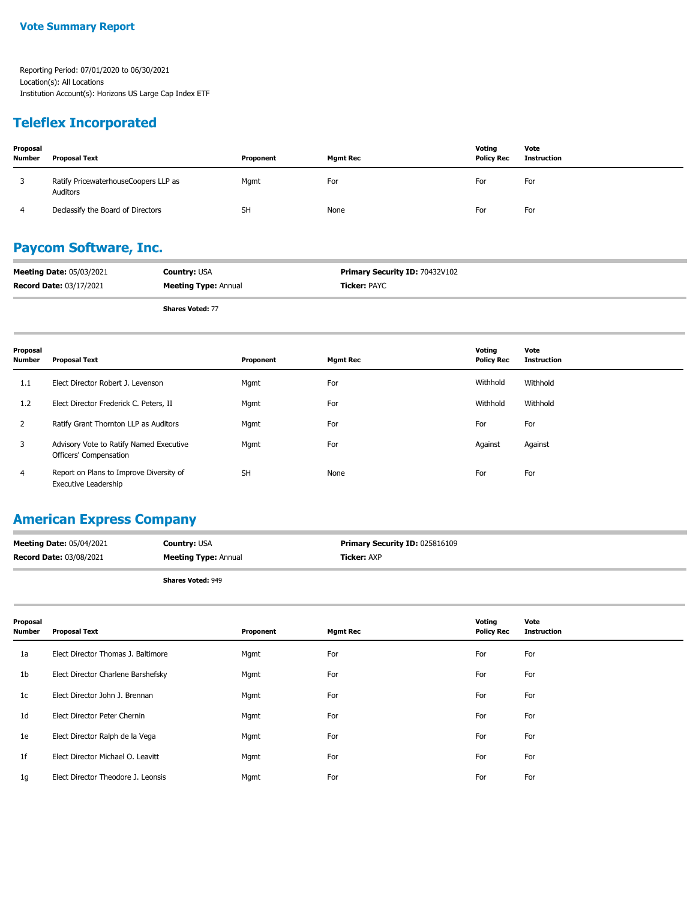**Vote Summary Report**

Reporting Period: 07/01/2020 to 06/30/2021
Location(s): All Locations
Institution Account(s): Horizons US Large Cap Index ETF

## Teleflex Incorporated

| Proposal Number | Proposal Text | Proponent | Mgmt Rec | Voting Policy Rec | Vote Instruction |
|---|---|---|---|---|---|
| 3 | Ratify PricewaterhouseCoopers LLP as Auditors | Mgmt | For | For | For |
| 4 | Declassify the Board of Directors | SH | None | For | For |

## Paycom Software, Inc.

**Meeting Date:** 05/03/2021 **Country:** USA **Primary Security ID:** 70432V102
**Record Date:** 03/17/2021 **Meeting Type:** Annual **Ticker:** PAYC

**Shares Voted:** 77

| Proposal Number | Proposal Text | Proponent | Mgmt Rec | Voting Policy Rec | Vote Instruction |
|---|---|---|---|---|---|
| 1.1 | Elect Director Robert J. Levenson | Mgmt | For | Withhold | Withhold |
| 1.2 | Elect Director Frederick C. Peters, II | Mgmt | For | Withhold | Withhold |
| 2 | Ratify Grant Thornton LLP as Auditors | Mgmt | For | For | For |
| 3 | Advisory Vote to Ratify Named Executive Officers' Compensation | Mgmt | For | Against | Against |
| 4 | Report on Plans to Improve Diversity of Executive Leadership | SH | None | For | For |

## American Express Company

**Meeting Date:** 05/04/2021 **Country:** USA **Primary Security ID:** 025816109
**Record Date:** 03/08/2021 **Meeting Type:** Annual **Ticker:** AXP

**Shares Voted:** 949

| Proposal Number | Proposal Text | Proponent | Mgmt Rec | Voting Policy Rec | Vote Instruction |
|---|---|---|---|---|---|
| 1a | Elect Director Thomas J. Baltimore | Mgmt | For | For | For |
| 1b | Elect Director Charlene Barshefsky | Mgmt | For | For | For |
| 1c | Elect Director John J. Brennan | Mgmt | For | For | For |
| 1d | Elect Director Peter Chernin | Mgmt | For | For | For |
| 1e | Elect Director Ralph de la Vega | Mgmt | For | For | For |
| 1f | Elect Director Michael O. Leavitt | Mgmt | For | For | For |
| 1g | Elect Director Theodore J. Leonsis | Mgmt | For | For | For |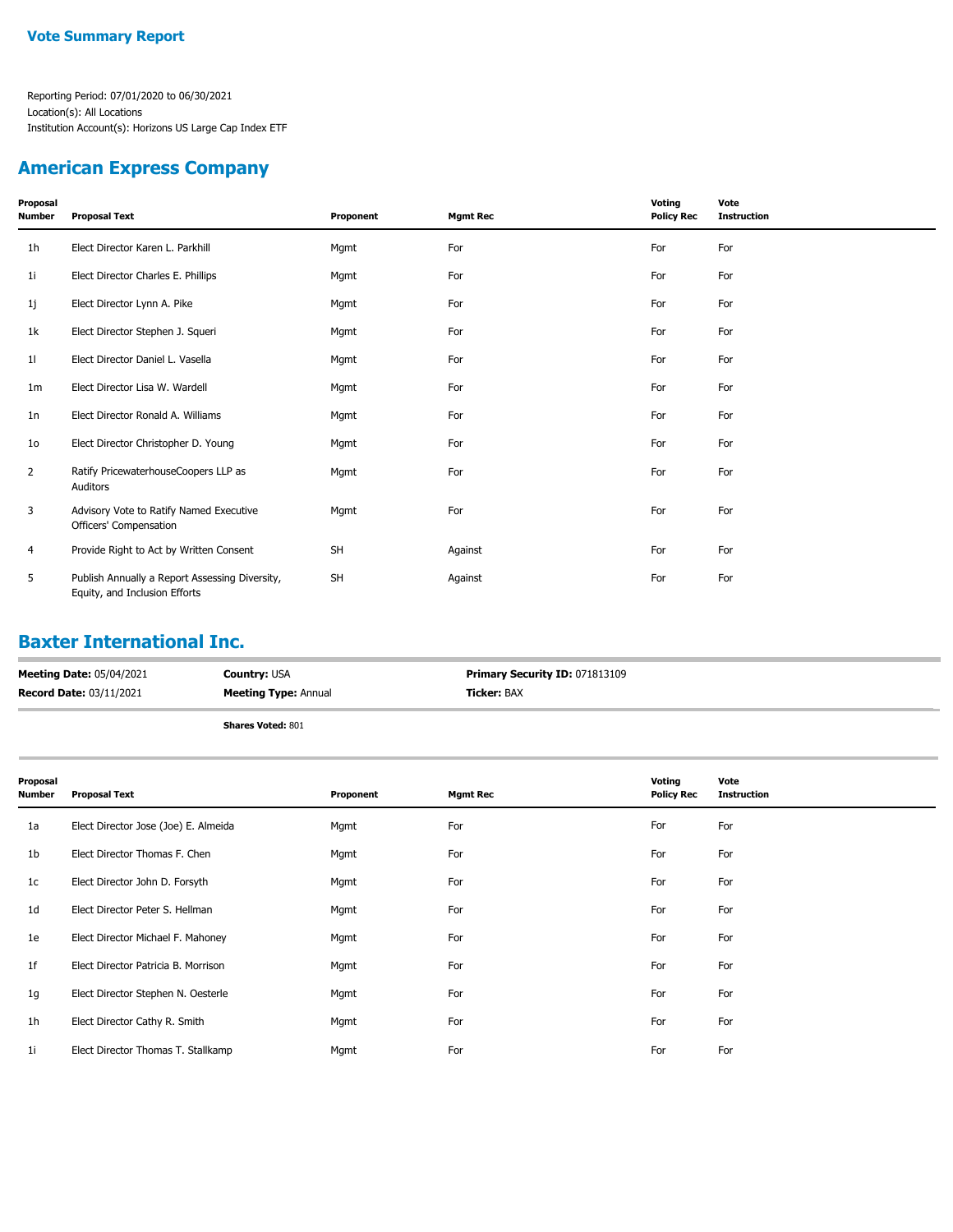**Vote Summary Report**

Reporting Period: 07/01/2020 to 06/30/2021
Location(s): All Locations
Institution Account(s): Horizons US Large Cap Index ETF

## American Express Company

| Proposal Number | Proposal Text | Proponent | Mgmt Rec | Voting Policy Rec | Vote Instruction |
|---|---|---|---|---|---|
| 1h | Elect Director Karen L. Parkhill | Mgmt | For | For | For |
| 1i | Elect Director Charles E. Phillips | Mgmt | For | For | For |
| 1j | Elect Director Lynn A. Pike | Mgmt | For | For | For |
| 1k | Elect Director Stephen J. Squeri | Mgmt | For | For | For |
| 1l | Elect Director Daniel L. Vasella | Mgmt | For | For | For |
| 1m | Elect Director Lisa W. Wardell | Mgmt | For | For | For |
| 1n | Elect Director Ronald A. Williams | Mgmt | For | For | For |
| 1o | Elect Director Christopher D. Young | Mgmt | For | For | For |
| 2 | Ratify PricewaterhouseCoopers LLP as Auditors | Mgmt | For | For | For |
| 3 | Advisory Vote to Ratify Named Executive Officers' Compensation | Mgmt | For | For | For |
| 4 | Provide Right to Act by Written Consent | SH | Against | For | For |
| 5 | Publish Annually a Report Assessing Diversity, Equity, and Inclusion Efforts | SH | Against | For | For |

## Baxter International Inc.

**Meeting Date:** 05/04/2021 | **Country:** USA | **Primary Security ID:** 071813109
**Record Date:** 03/11/2021 | **Meeting Type:** Annual | **Ticker:** BAX

**Shares Voted:** 801

| Proposal Number | Proposal Text | Proponent | Mgmt Rec | Voting Policy Rec | Vote Instruction |
|---|---|---|---|---|---|
| 1a | Elect Director Jose (Joe) E. Almeida | Mgmt | For | For | For |
| 1b | Elect Director Thomas F. Chen | Mgmt | For | For | For |
| 1c | Elect Director John D. Forsyth | Mgmt | For | For | For |
| 1d | Elect Director Peter S. Hellman | Mgmt | For | For | For |
| 1e | Elect Director Michael F. Mahoney | Mgmt | For | For | For |
| 1f | Elect Director Patricia B. Morrison | Mgmt | For | For | For |
| 1g | Elect Director Stephen N. Oesterle | Mgmt | For | For | For |
| 1h | Elect Director Cathy R. Smith | Mgmt | For | For | For |
| 1i | Elect Director Thomas T. Stallkamp | Mgmt | For | For | For |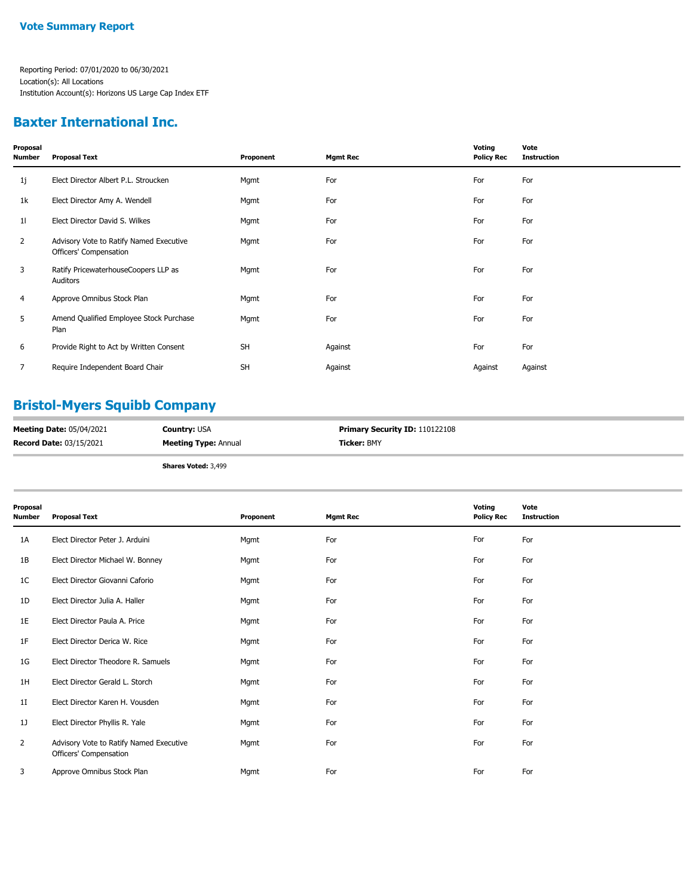## Vote Summary Report

Reporting Period: 07/01/2020 to 06/30/2021
Location(s): All Locations
Institution Account(s): Horizons US Large Cap Index ETF

## Baxter International Inc.

| Proposal Number | Proposal Text | Proponent | Mgmt Rec | Voting Policy Rec | Vote Instruction |
|---|---|---|---|---|---|
| 1j | Elect Director Albert P.L. Stroucken | Mgmt | For | For | For |
| 1k | Elect Director Amy A. Wendell | Mgmt | For | For | For |
| 1l | Elect Director David S. Wilkes | Mgmt | For | For | For |
| 2 | Advisory Vote to Ratify Named Executive Officers' Compensation | Mgmt | For | For | For |
| 3 | Ratify PricewaterhouseCoopers LLP as Auditors | Mgmt | For | For | For |
| 4 | Approve Omnibus Stock Plan | Mgmt | For | For | For |
| 5 | Amend Qualified Employee Stock Purchase Plan | Mgmt | For | For | For |
| 6 | Provide Right to Act by Written Consent | SH | Against | For | For |
| 7 | Require Independent Board Chair | SH | Against | Against | Against |

## Bristol-Myers Squibb Company

**Meeting Date:** 05/04/2021
**Record Date:** 03/15/2021
**Country:** USA
**Meeting Type:** Annual
**Primary Security ID:** 110122108
**Ticker:** BMY

**Shares Voted:** 3,499

| Proposal Number | Proposal Text | Proponent | Mgmt Rec | Voting Policy Rec | Vote Instruction |
|---|---|---|---|---|---|
| 1A | Elect Director Peter J. Arduini | Mgmt | For | For | For |
| 1B | Elect Director Michael W. Bonney | Mgmt | For | For | For |
| 1C | Elect Director Giovanni Caforio | Mgmt | For | For | For |
| 1D | Elect Director Julia A. Haller | Mgmt | For | For | For |
| 1E | Elect Director Paula A. Price | Mgmt | For | For | For |
| 1F | Elect Director Derica W. Rice | Mgmt | For | For | For |
| 1G | Elect Director Theodore R. Samuels | Mgmt | For | For | For |
| 1H | Elect Director Gerald L. Storch | Mgmt | For | For | For |
| 1I | Elect Director Karen H. Vousden | Mgmt | For | For | For |
| 1J | Elect Director Phyllis R. Yale | Mgmt | For | For | For |
| 2 | Advisory Vote to Ratify Named Executive Officers' Compensation | Mgmt | For | For | For |
| 3 | Approve Omnibus Stock Plan | Mgmt | For | For | For |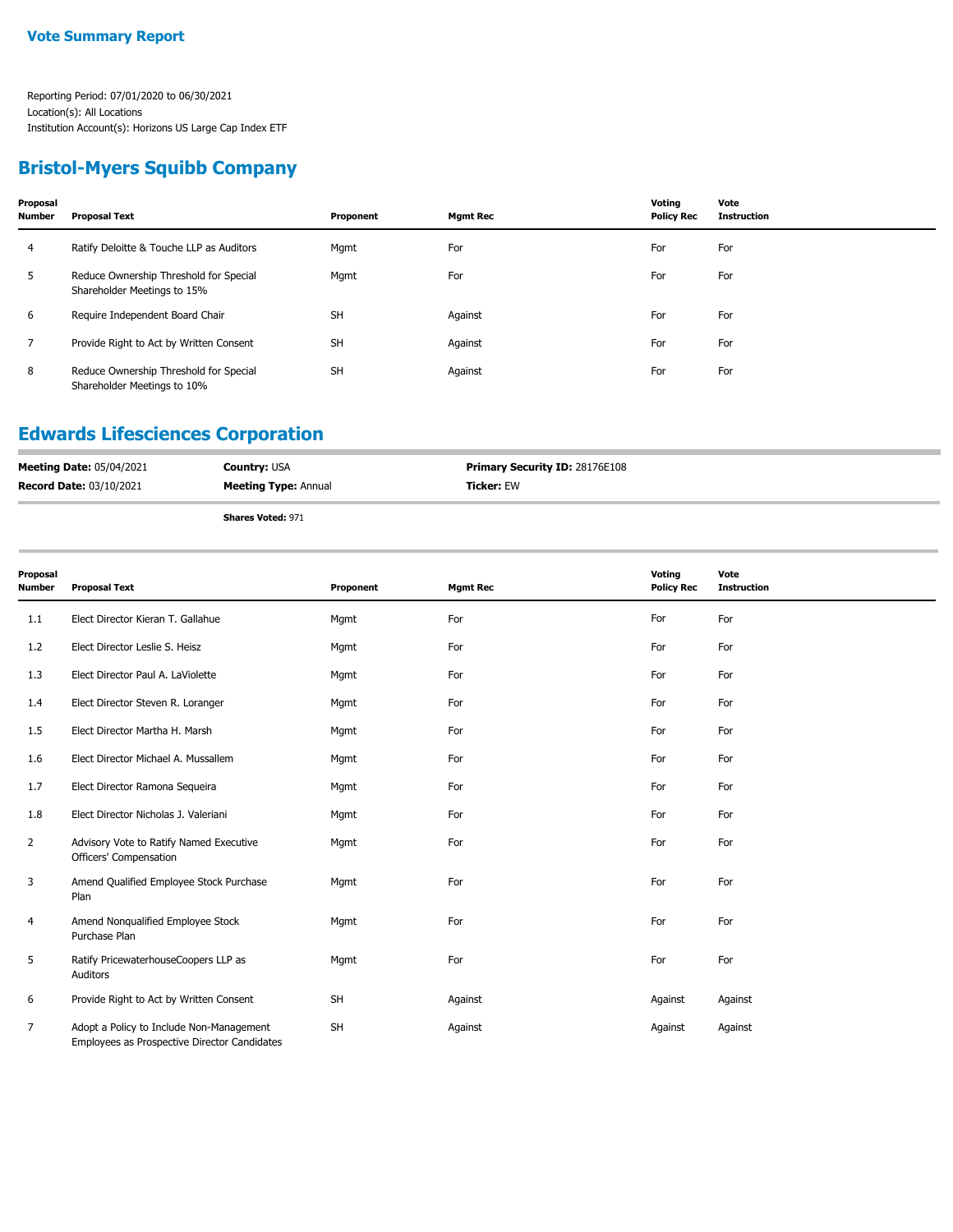## Vote Summary Report

Reporting Period: 07/01/2020 to 06/30/2021
Location(s): All Locations
Institution Account(s): Horizons US Large Cap Index ETF

## Bristol-Myers Squibb Company

| Proposal Number | Proposal Text | Proponent | Mgmt Rec | Voting Policy Rec | Vote Instruction |
|---|---|---|---|---|---|
| 4 | Ratify Deloitte & Touche LLP as Auditors | Mgmt | For | For | For |
| 5 | Reduce Ownership Threshold for Special Shareholder Meetings to 15% | Mgmt | For | For | For |
| 6 | Require Independent Board Chair | SH | Against | For | For |
| 7 | Provide Right to Act by Written Consent | SH | Against | For | For |
| 8 | Reduce Ownership Threshold for Special Shareholder Meetings to 10% | SH | Against | For | For |

## Edwards Lifesciences Corporation

**Meeting Date:** 05/04/2021 **Country:** USA **Primary Security ID:** 28176E108
**Record Date:** 03/10/2021 **Meeting Type:** Annual **Ticker:** EW

**Shares Voted:** 971

| Proposal Number | Proposal Text | Proponent | Mgmt Rec | Voting Policy Rec | Vote Instruction |
|---|---|---|---|---|---|
| 1.1 | Elect Director Kieran T. Gallahue | Mgmt | For | For | For |
| 1.2 | Elect Director Leslie S. Heisz | Mgmt | For | For | For |
| 1.3 | Elect Director Paul A. LaViolette | Mgmt | For | For | For |
| 1.4 | Elect Director Steven R. Loranger | Mgmt | For | For | For |
| 1.5 | Elect Director Martha H. Marsh | Mgmt | For | For | For |
| 1.6 | Elect Director Michael A. Mussallem | Mgmt | For | For | For |
| 1.7 | Elect Director Ramona Sequeira | Mgmt | For | For | For |
| 1.8 | Elect Director Nicholas J. Valeriani | Mgmt | For | For | For |
| 2 | Advisory Vote to Ratify Named Executive Officers' Compensation | Mgmt | For | For | For |
| 3 | Amend Qualified Employee Stock Purchase Plan | Mgmt | For | For | For |
| 4 | Amend Nonqualified Employee Stock Purchase Plan | Mgmt | For | For | For |
| 5 | Ratify PricewaterhouseCoopers LLP as Auditors | Mgmt | For | For | For |
| 6 | Provide Right to Act by Written Consent | SH | Against | Against | Against |
| 7 | Adopt a Policy to Include Non-Management Employees as Prospective Director Candidates | SH | Against | Against | Against |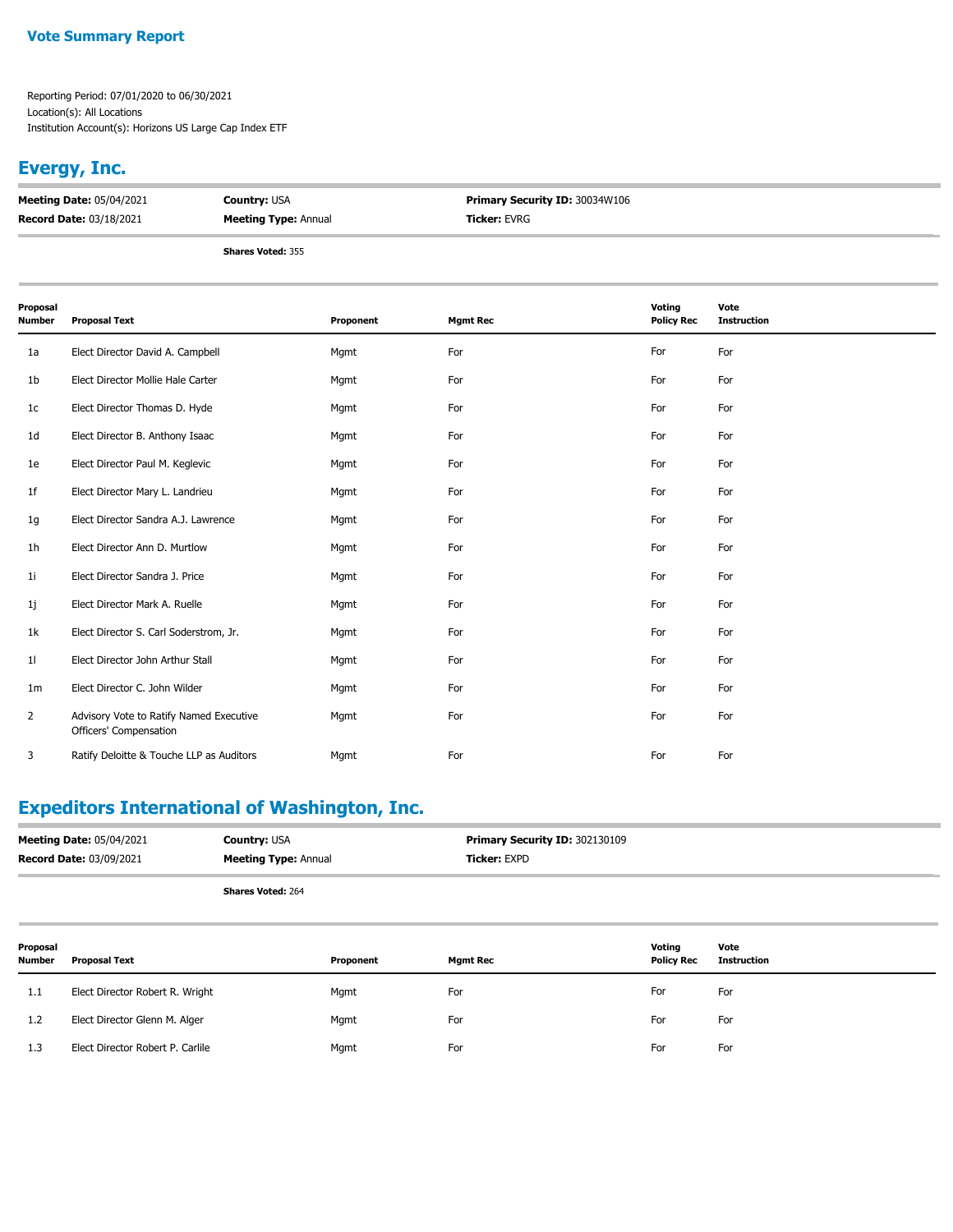**Vote Summary Report**

Reporting Period: 07/01/2020 to 06/30/2021
Location(s): All Locations
Institution Account(s): Horizons US Large Cap Index ETF

## Evergy, Inc.

**Meeting Date:** 05/04/2021 **Country:** USA **Primary Security ID:** 30034W106
**Record Date:** 03/18/2021 **Meeting Type:** Annual **Ticker:** EVRG

**Shares Voted:** 355

| Proposal Number | Proposal Text | Proponent | Mgmt Rec | Voting Policy Rec | Vote Instruction |
|---|---|---|---|---|---|
| 1a | Elect Director David A. Campbell | Mgmt | For | For | For |
| 1b | Elect Director Mollie Hale Carter | Mgmt | For | For | For |
| 1c | Elect Director Thomas D. Hyde | Mgmt | For | For | For |
| 1d | Elect Director B. Anthony Isaac | Mgmt | For | For | For |
| 1e | Elect Director Paul M. Keglevic | Mgmt | For | For | For |
| 1f | Elect Director Mary L. Landrieu | Mgmt | For | For | For |
| 1g | Elect Director Sandra A.J. Lawrence | Mgmt | For | For | For |
| 1h | Elect Director Ann D. Murtlow | Mgmt | For | For | For |
| 1i | Elect Director Sandra J. Price | Mgmt | For | For | For |
| 1j | Elect Director Mark A. Ruelle | Mgmt | For | For | For |
| 1k | Elect Director S. Carl Soderstrom, Jr. | Mgmt | For | For | For |
| 1l | Elect Director John Arthur Stall | Mgmt | For | For | For |
| 1m | Elect Director C. John Wilder | Mgmt | For | For | For |
| 2 | Advisory Vote to Ratify Named Executive Officers' Compensation | Mgmt | For | For | For |
| 3 | Ratify Deloitte & Touche LLP as Auditors | Mgmt | For | For | For |

## Expeditors International of Washington, Inc.

**Meeting Date:** 05/04/2021 **Country:** USA **Primary Security ID:** 302130109
**Record Date:** 03/09/2021 **Meeting Type:** Annual **Ticker:** EXPD

**Shares Voted:** 264

| Proposal Number | Proposal Text | Proponent | Mgmt Rec | Voting Policy Rec | Vote Instruction |
|---|---|---|---|---|---|
| 1.1 | Elect Director Robert R. Wright | Mgmt | For | For | For |
| 1.2 | Elect Director Glenn M. Alger | Mgmt | For | For | For |
| 1.3 | Elect Director Robert P. Carlile | Mgmt | For | For | For |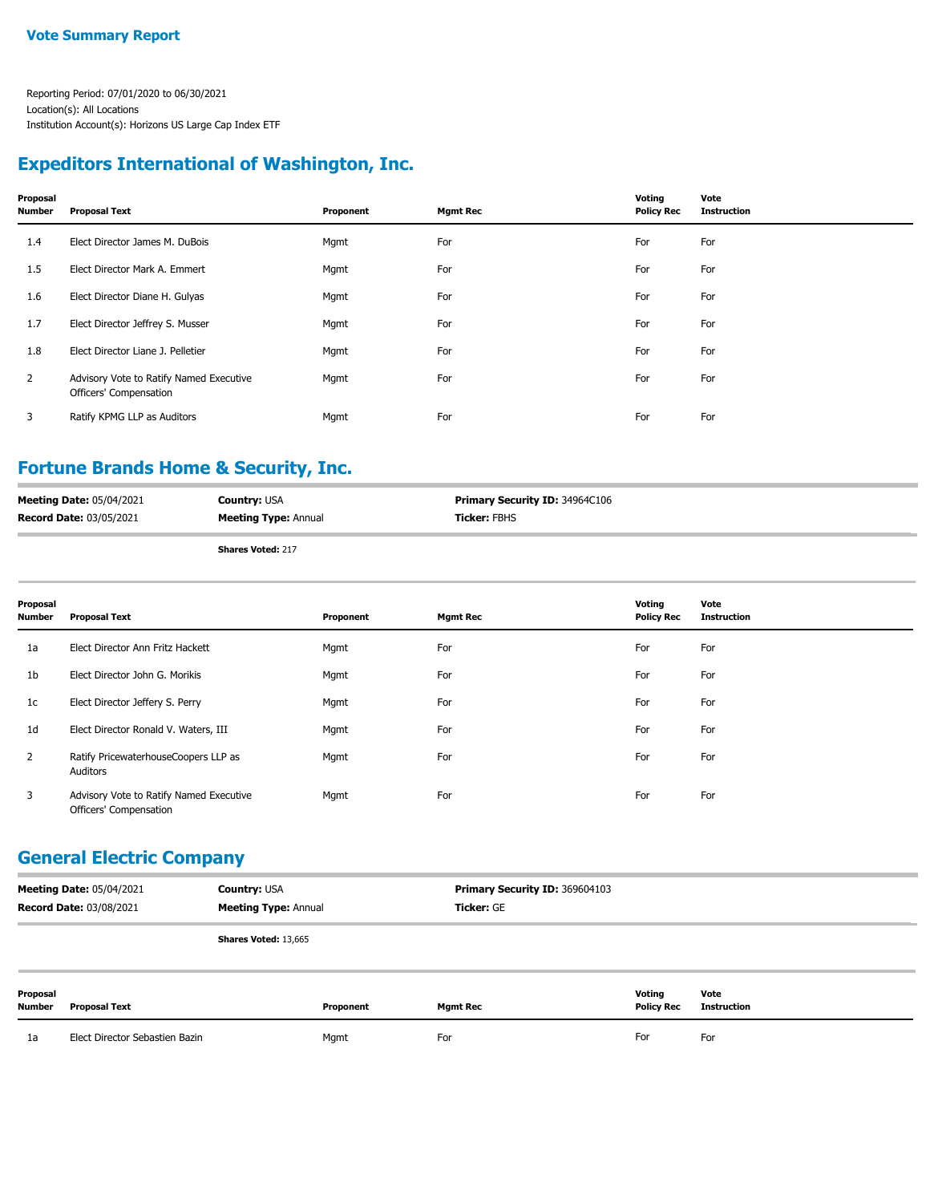# Vote Summary Report

Reporting Period: 07/01/2020 to 06/30/2021
Location(s): All Locations
Institution Account(s): Horizons US Large Cap Index ETF

## Expeditors International of Washington, Inc.

| Proposal Number | Proposal Text | Proponent | Mgmt Rec | Voting Policy Rec | Vote Instruction |
|---|---|---|---|---|---|
| 1.4 | Elect Director James M. DuBois | Mgmt | For | For | For |
| 1.5 | Elect Director Mark A. Emmert | Mgmt | For | For | For |
| 1.6 | Elect Director Diane H. Gulyas | Mgmt | For | For | For |
| 1.7 | Elect Director Jeffrey S. Musser | Mgmt | For | For | For |
| 1.8 | Elect Director Liane J. Pelletier | Mgmt | For | For | For |
| 2 | Advisory Vote to Ratify Named Executive Officers' Compensation | Mgmt | For | For | For |
| 3 | Ratify KPMG LLP as Auditors | Mgmt | For | For | For |

## Fortune Brands Home & Security, Inc.

**Meeting Date:** 05/04/2021 | **Country:** USA | **Primary Security ID:** 34964C106
**Record Date:** 03/05/2021 | **Meeting Type:** Annual | **Ticker:** FBHS

**Shares Voted:** 217

| Proposal Number | Proposal Text | Proponent | Mgmt Rec | Voting Policy Rec | Vote Instruction |
|---|---|---|---|---|---|
| 1a | Elect Director Ann Fritz Hackett | Mgmt | For | For | For |
| 1b | Elect Director John G. Morikis | Mgmt | For | For | For |
| 1c | Elect Director Jeffery S. Perry | Mgmt | For | For | For |
| 1d | Elect Director Ronald V. Waters, III | Mgmt | For | For | For |
| 2 | Ratify PricewaterhouseCoopers LLP as Auditors | Mgmt | For | For | For |
| 3 | Advisory Vote to Ratify Named Executive Officers' Compensation | Mgmt | For | For | For |

## General Electric Company

**Meeting Date:** 05/04/2021 | **Country:** USA | **Primary Security ID:** 369604103
**Record Date:** 03/08/2021 | **Meeting Type:** Annual | **Ticker:** GE

**Shares Voted:** 13,665

| Proposal Number | Proposal Text | Proponent | Mgmt Rec | Voting Policy Rec | Vote Instruction |
|---|---|---|---|---|---|
| 1a | Elect Director Sebastien Bazin | Mgmt | For | For | For |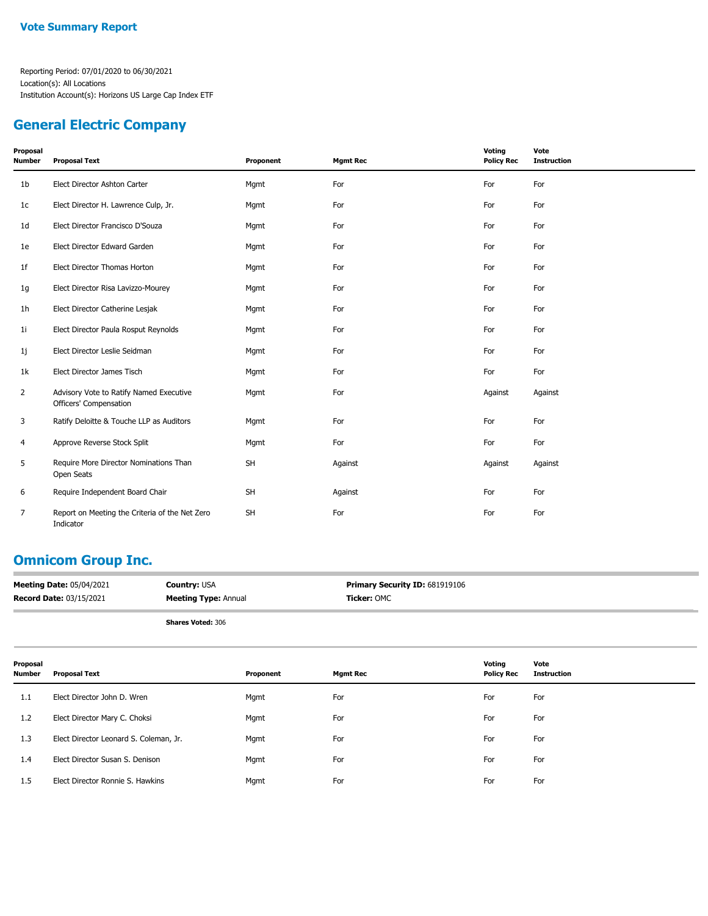**Vote Summary Report**

Reporting Period: 07/01/2020 to 06/30/2021
Location(s): All Locations
Institution Account(s): Horizons US Large Cap Index ETF

## General Electric Company

| Proposal Number | Proposal Text | Proponent | Mgmt Rec | Voting Policy Rec | Vote Instruction |
|---|---|---|---|---|---|
| 1b | Elect Director Ashton Carter | Mgmt | For | For | For |
| 1c | Elect Director H. Lawrence Culp, Jr. | Mgmt | For | For | For |
| 1d | Elect Director Francisco D'Souza | Mgmt | For | For | For |
| 1e | Elect Director Edward Garden | Mgmt | For | For | For |
| 1f | Elect Director Thomas Horton | Mgmt | For | For | For |
| 1g | Elect Director Risa Lavizzo-Mourey | Mgmt | For | For | For |
| 1h | Elect Director Catherine Lesjak | Mgmt | For | For | For |
| 1i | Elect Director Paula Rosput Reynolds | Mgmt | For | For | For |
| 1j | Elect Director Leslie Seidman | Mgmt | For | For | For |
| 1k | Elect Director James Tisch | Mgmt | For | For | For |
| 2 | Advisory Vote to Ratify Named Executive Officers' Compensation | Mgmt | For | Against | Against |
| 3 | Ratify Deloitte & Touche LLP as Auditors | Mgmt | For | For | For |
| 4 | Approve Reverse Stock Split | Mgmt | For | For | For |
| 5 | Require More Director Nominations Than Open Seats | SH | Against | Against | Against |
| 6 | Require Independent Board Chair | SH | Against | For | For |
| 7 | Report on Meeting the Criteria of the Net Zero Indicator | SH | For | For | For |

## Omnicom Group Inc.

**Meeting Date:** 05/04/2021 | **Country:** USA | **Primary Security ID:** 681919106
**Record Date:** 03/15/2021 | **Meeting Type:** Annual | **Ticker:** OMC

**Shares Voted:** 306

| Proposal Number | Proposal Text | Proponent | Mgmt Rec | Voting Policy Rec | Vote Instruction |
|---|---|---|---|---|---|
| 1.1 | Elect Director John D. Wren | Mgmt | For | For | For |
| 1.2 | Elect Director Mary C. Choksi | Mgmt | For | For | For |
| 1.3 | Elect Director Leonard S. Coleman, Jr. | Mgmt | For | For | For |
| 1.4 | Elect Director Susan S. Denison | Mgmt | For | For | For |
| 1.5 | Elect Director Ronnie S. Hawkins | Mgmt | For | For | For |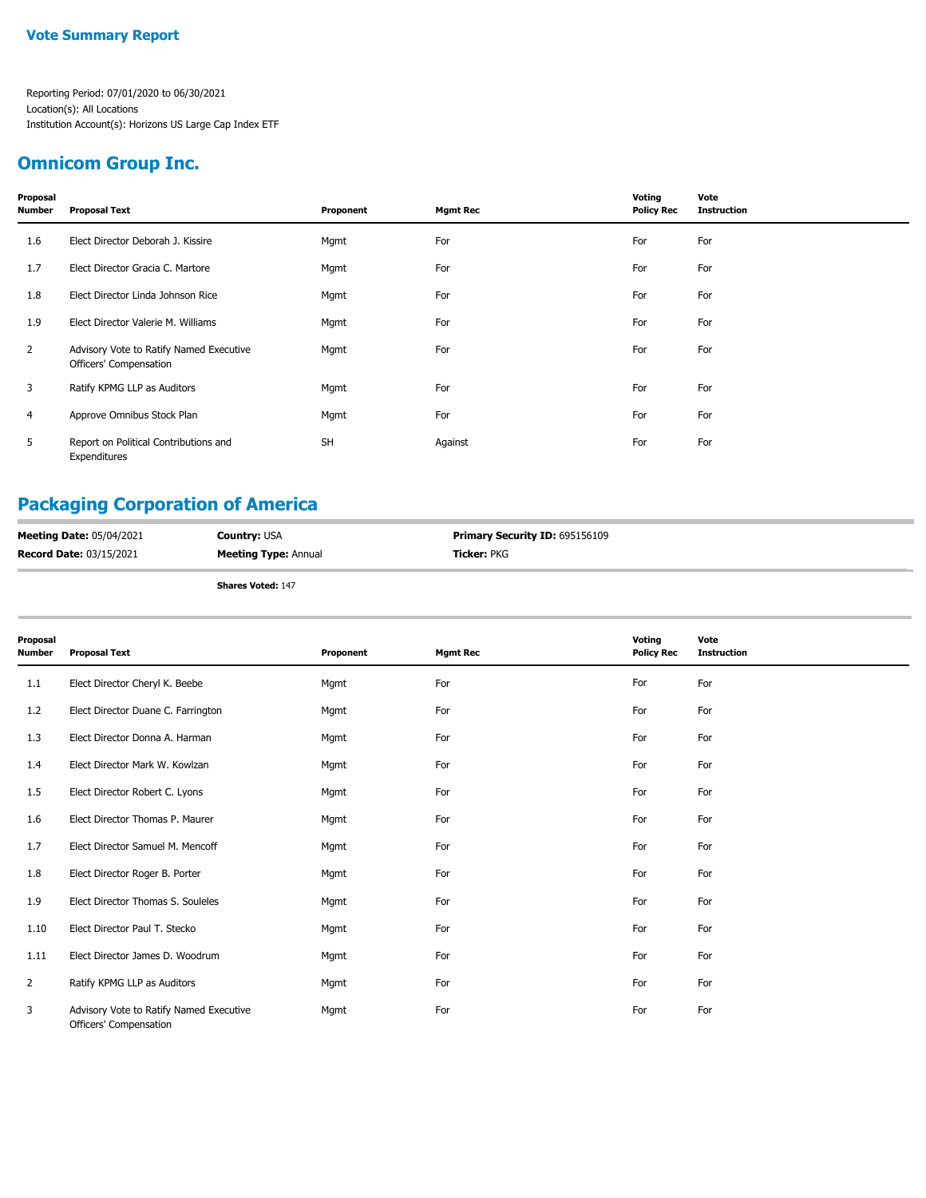**Vote Summary Report**

Reporting Period: 07/01/2020 to 06/30/2021
Location(s): All Locations
Institution Account(s): Horizons US Large Cap Index ETF

## Omnicom Group Inc.

| Proposal Number | Proposal Text | Proponent | Mgmt Rec | Voting Policy Rec | Vote Instruction |
|---|---|---|---|---|---|
| 1.6 | Elect Director Deborah J. Kissire | Mgmt | For | For | For |
| 1.7 | Elect Director Gracia C. Martore | Mgmt | For | For | For |
| 1.8 | Elect Director Linda Johnson Rice | Mgmt | For | For | For |
| 1.9 | Elect Director Valerie M. Williams | Mgmt | For | For | For |
| 2 | Advisory Vote to Ratify Named Executive Officers' Compensation | Mgmt | For | For | For |
| 3 | Ratify KPMG LLP as Auditors | Mgmt | For | For | For |
| 4 | Approve Omnibus Stock Plan | Mgmt | For | For | For |
| 5 | Report on Political Contributions and Expenditures | SH | Against | For | For |

## Packaging Corporation of America

**Meeting Date:** 05/04/2021
**Record Date:** 03/15/2021
**Country:** USA
**Meeting Type:** Annual
**Primary Security ID:** 695156109
**Ticker:** PKG

**Shares Voted:** 147

| Proposal Number | Proposal Text | Proponent | Mgmt Rec | Voting Policy Rec | Vote Instruction |
|---|---|---|---|---|---|
| 1.1 | Elect Director Cheryl K. Beebe | Mgmt | For | For | For |
| 1.2 | Elect Director Duane C. Farrington | Mgmt | For | For | For |
| 1.3 | Elect Director Donna A. Harman | Mgmt | For | For | For |
| 1.4 | Elect Director Mark W. Kowlzan | Mgmt | For | For | For |
| 1.5 | Elect Director Robert C. Lyons | Mgmt | For | For | For |
| 1.6 | Elect Director Thomas P. Maurer | Mgmt | For | For | For |
| 1.7 | Elect Director Samuel M. Mencoff | Mgmt | For | For | For |
| 1.8 | Elect Director Roger B. Porter | Mgmt | For | For | For |
| 1.9 | Elect Director Thomas S. Souleles | Mgmt | For | For | For |
| 1.10 | Elect Director Paul T. Stecko | Mgmt | For | For | For |
| 1.11 | Elect Director James D. Woodrum | Mgmt | For | For | For |
| 2 | Ratify KPMG LLP as Auditors | Mgmt | For | For | For |
| 3 | Advisory Vote to Ratify Named Executive Officers' Compensation | Mgmt | For | For | For |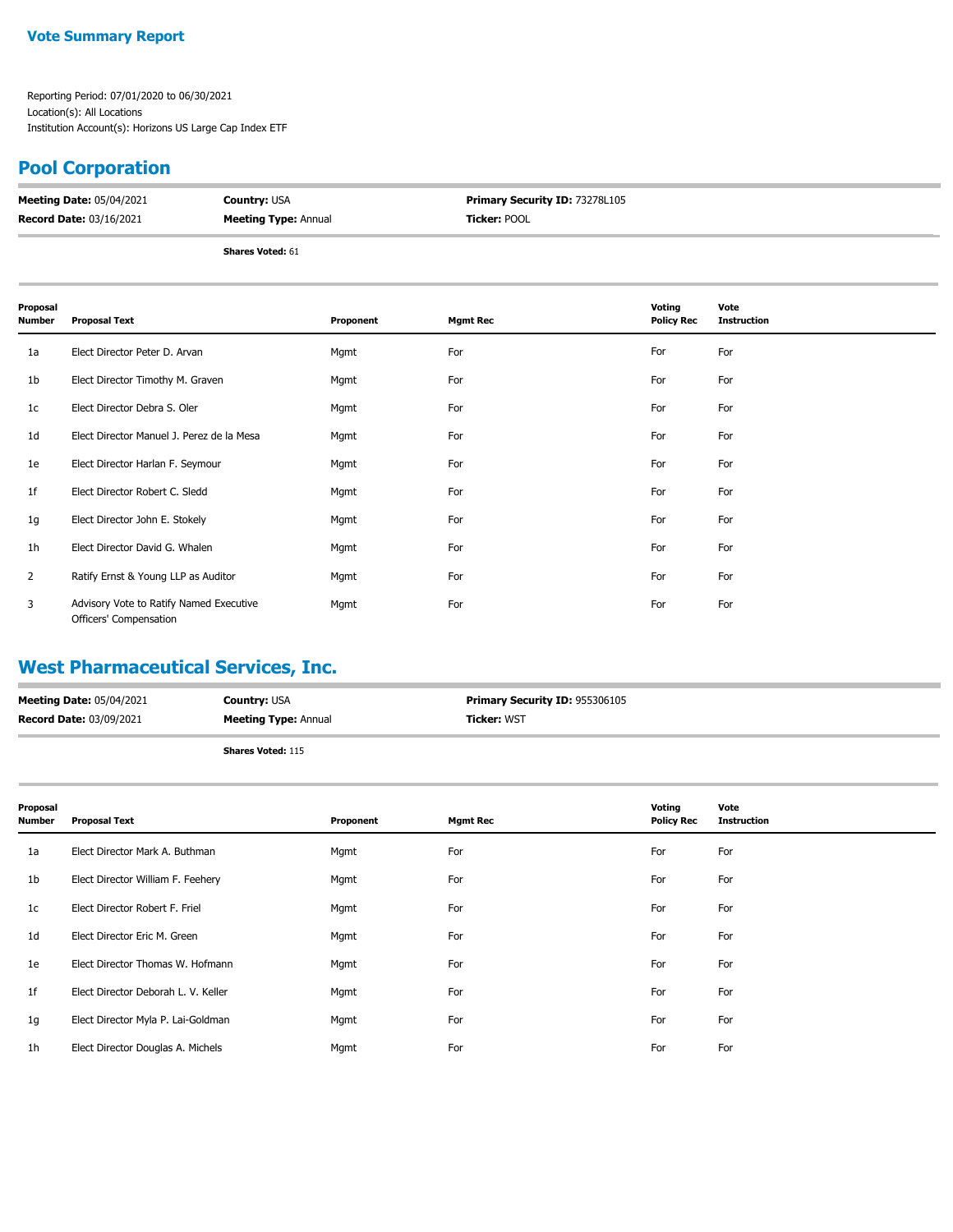**Vote Summary Report**

Reporting Period: 07/01/2020 to 06/30/2021
Location(s): All Locations
Institution Account(s): Horizons US Large Cap Index ETF

## Pool Corporation

**Meeting Date:** 05/04/2021 | **Country:** USA | **Primary Security ID:** 73278L105
**Record Date:** 03/16/2021 | **Meeting Type:** Annual | **Ticker:** POOL

**Shares Voted:** 61

| Proposal Number | Proposal Text | Proponent | Mgmt Rec | Voting Policy Rec | Vote Instruction |
|---|---|---|---|---|---|
| 1a | Elect Director Peter D. Arvan | Mgmt | For | For | For |
| 1b | Elect Director Timothy M. Graven | Mgmt | For | For | For |
| 1c | Elect Director Debra S. Oler | Mgmt | For | For | For |
| 1d | Elect Director Manuel J. Perez de la Mesa | Mgmt | For | For | For |
| 1e | Elect Director Harlan F. Seymour | Mgmt | For | For | For |
| 1f | Elect Director Robert C. Sledd | Mgmt | For | For | For |
| 1g | Elect Director John E. Stokely | Mgmt | For | For | For |
| 1h | Elect Director David G. Whalen | Mgmt | For | For | For |
| 2 | Ratify Ernst & Young LLP as Auditor | Mgmt | For | For | For |
| 3 | Advisory Vote to Ratify Named Executive Officers' Compensation | Mgmt | For | For | For |

## West Pharmaceutical Services, Inc.

**Meeting Date:** 05/04/2021 | **Country:** USA | **Primary Security ID:** 955306105
**Record Date:** 03/09/2021 | **Meeting Type:** Annual | **Ticker:** WST

**Shares Voted:** 115

| Proposal Number | Proposal Text | Proponent | Mgmt Rec | Voting Policy Rec | Vote Instruction |
|---|---|---|---|---|---|
| 1a | Elect Director Mark A. Buthman | Mgmt | For | For | For |
| 1b | Elect Director William F. Feehery | Mgmt | For | For | For |
| 1c | Elect Director Robert F. Friel | Mgmt | For | For | For |
| 1d | Elect Director Eric M. Green | Mgmt | For | For | For |
| 1e | Elect Director Thomas W. Hofmann | Mgmt | For | For | For |
| 1f | Elect Director Deborah L. V. Keller | Mgmt | For | For | For |
| 1g | Elect Director Myla P. Lai-Goldman | Mgmt | For | For | For |
| 1h | Elect Director Douglas A. Michels | Mgmt | For | For | For |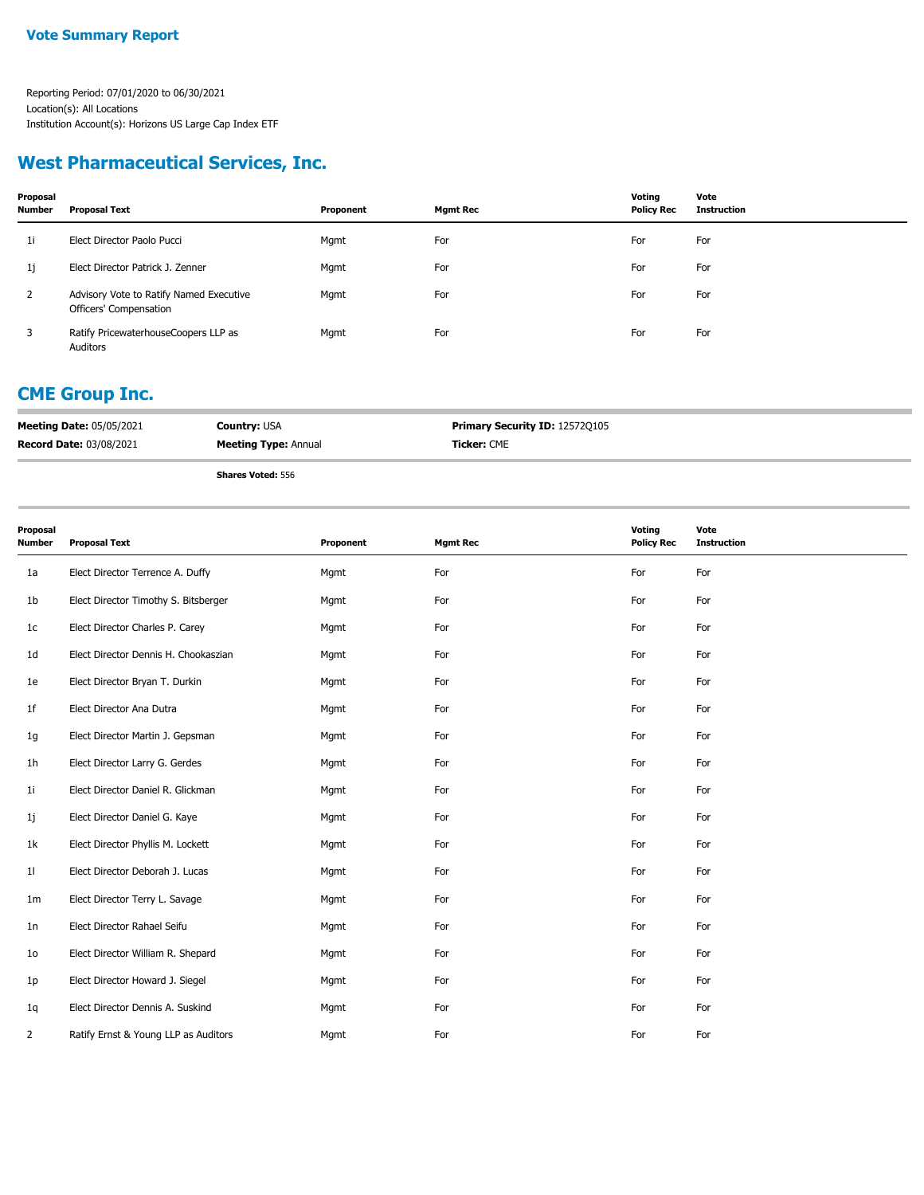## West Pharmaceutical Services, Inc.

| Proposal Number | Proposal Text | Proponent | Mgmt Rec | Voting Policy Rec | Vote Instruction |
|---|---|---|---|---|---|
| 1i | Elect Director Paolo Pucci | Mgmt | For | For | For |
| 1j | Elect Director Patrick J. Zenner | Mgmt | For | For | For |
| 2 | Advisory Vote to Ratify Named Executive Officers' Compensation | Mgmt | For | For | For |
| 3 | Ratify PricewaterhouseCoopers LLP as Auditors | Mgmt | For | For | For |

## CME Group Inc.

**Meeting Date:** 05/05/2021 **Country:** USA **Primary Security ID:** 12572Q105

**Record Date:** 03/08/2021 **Meeting Type:** Annual **Ticker:** CME

**Shares Voted:** 556

| Proposal Number | Proposal Text | Proponent | Mgmt Rec | Voting Policy Rec | Vote Instruction |
|---|---|---|---|---|---|
| 1a | Elect Director Terrence A. Duffy | Mgmt | For | For | For |
| 1b | Elect Director Timothy S. Bitsberger | Mgmt | For | For | For |
| 1c | Elect Director Charles P. Carey | Mgmt | For | For | For |
| 1d | Elect Director Dennis H. Chookaszian | Mgmt | For | For | For |
| 1e | Elect Director Bryan T. Durkin | Mgmt | For | For | For |
| 1f | Elect Director Ana Dutra | Mgmt | For | For | For |
| 1g | Elect Director Martin J. Gepsman | Mgmt | For | For | For |
| 1h | Elect Director Larry G. Gerdes | Mgmt | For | For | For |
| 1i | Elect Director Daniel R. Glickman | Mgmt | For | For | For |
| 1j | Elect Director Daniel G. Kaye | Mgmt | For | For | For |
| 1k | Elect Director Phyllis M. Lockett | Mgmt | For | For | For |
| 1l | Elect Director Deborah J. Lucas | Mgmt | For | For | For |
| 1m | Elect Director Terry L. Savage | Mgmt | For | For | For |
| 1n | Elect Director Rahael Seifu | Mgmt | For | For | For |
| 1o | Elect Director William R. Shepard | Mgmt | For | For | For |
| 1p | Elect Director Howard J. Siegel | Mgmt | For | For | For |
| 1q | Elect Director Dennis A. Suskind | Mgmt | For | For | For |
| 2 | Ratify Ernst & Young LLP as Auditors | Mgmt | For | For | For |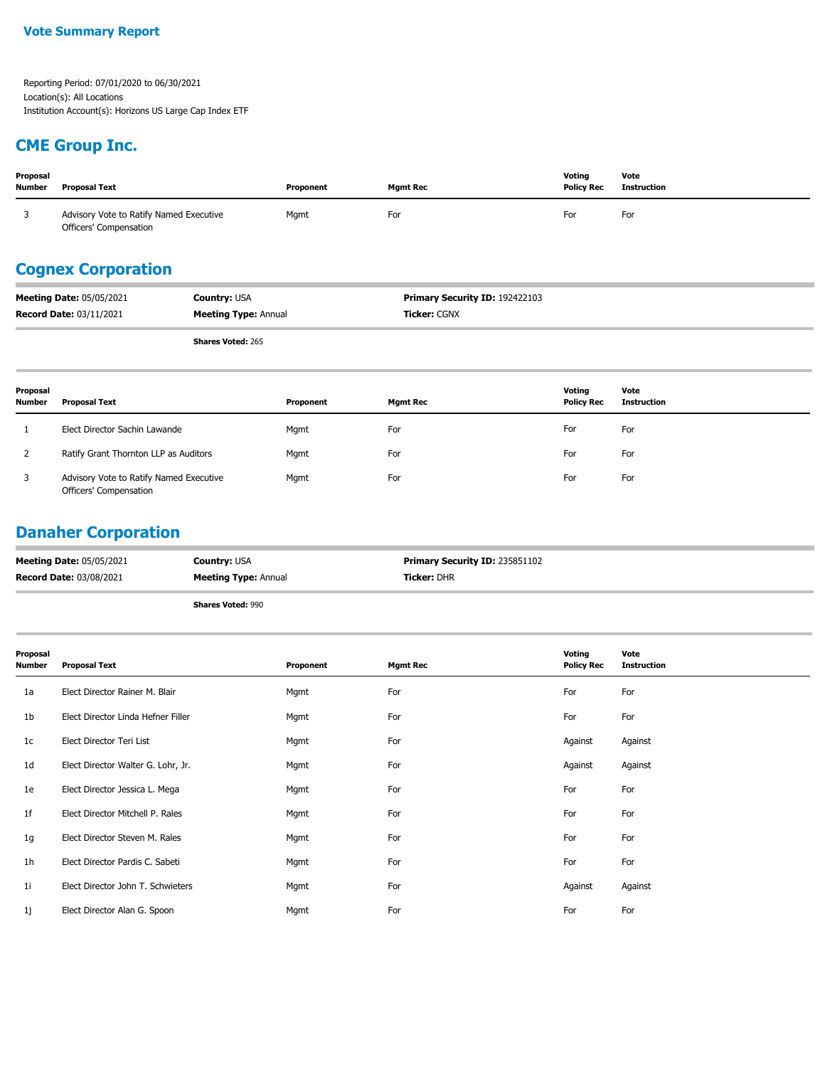**Vote Summary Report**

Reporting Period: 07/01/2020 to 06/30/2021
Location(s): All Locations
Institution Account(s): Horizons US Large Cap Index ETF

## CME Group Inc.

| Proposal Number | Proposal Text | Proponent | Mgmt Rec | Voting Policy Rec | Vote Instruction |
|---|---|---|---|---|---|
| 3 | Advisory Vote to Ratify Named Executive Officers' Compensation | Mgmt | For | For | For |

## Cognex Corporation

**Meeting Date:** 05/05/2021 **Country:** USA **Primary Security ID:** 192422103
**Record Date:** 03/11/2021 **Meeting Type:** Annual **Ticker:** CGNX

**Shares Voted:** 265

| Proposal Number | Proposal Text | Proponent | Mgmt Rec | Voting Policy Rec | Vote Instruction |
|---|---|---|---|---|---|
| 1 | Elect Director Sachin Lawande | Mgmt | For | For | For |
| 2 | Ratify Grant Thornton LLP as Auditors | Mgmt | For | For | For |
| 3 | Advisory Vote to Ratify Named Executive Officers' Compensation | Mgmt | For | For | For |

## Danaher Corporation

**Meeting Date:** 05/05/2021 **Country:** USA **Primary Security ID:** 235851102
**Record Date:** 03/08/2021 **Meeting Type:** Annual **Ticker:** DHR

**Shares Voted:** 990

| Proposal Number | Proposal Text | Proponent | Mgmt Rec | Voting Policy Rec | Vote Instruction |
|---|---|---|---|---|---|
| 1a | Elect Director Rainer M. Blair | Mgmt | For | For | For |
| 1b | Elect Director Linda Hefner Filler | Mgmt | For | For | For |
| 1c | Elect Director Teri List | Mgmt | For | Against | Against |
| 1d | Elect Director Walter G. Lohr, Jr. | Mgmt | For | Against | Against |
| 1e | Elect Director Jessica L. Mega | Mgmt | For | For | For |
| 1f | Elect Director Mitchell P. Rales | Mgmt | For | For | For |
| 1g | Elect Director Steven M. Rales | Mgmt | For | For | For |
| 1h | Elect Director Pardis C. Sabeti | Mgmt | For | For | For |
| 1i | Elect Director John T. Schwieters | Mgmt | For | Against | Against |
| 1j | Elect Director Alan G. Spoon | Mgmt | For | For | For |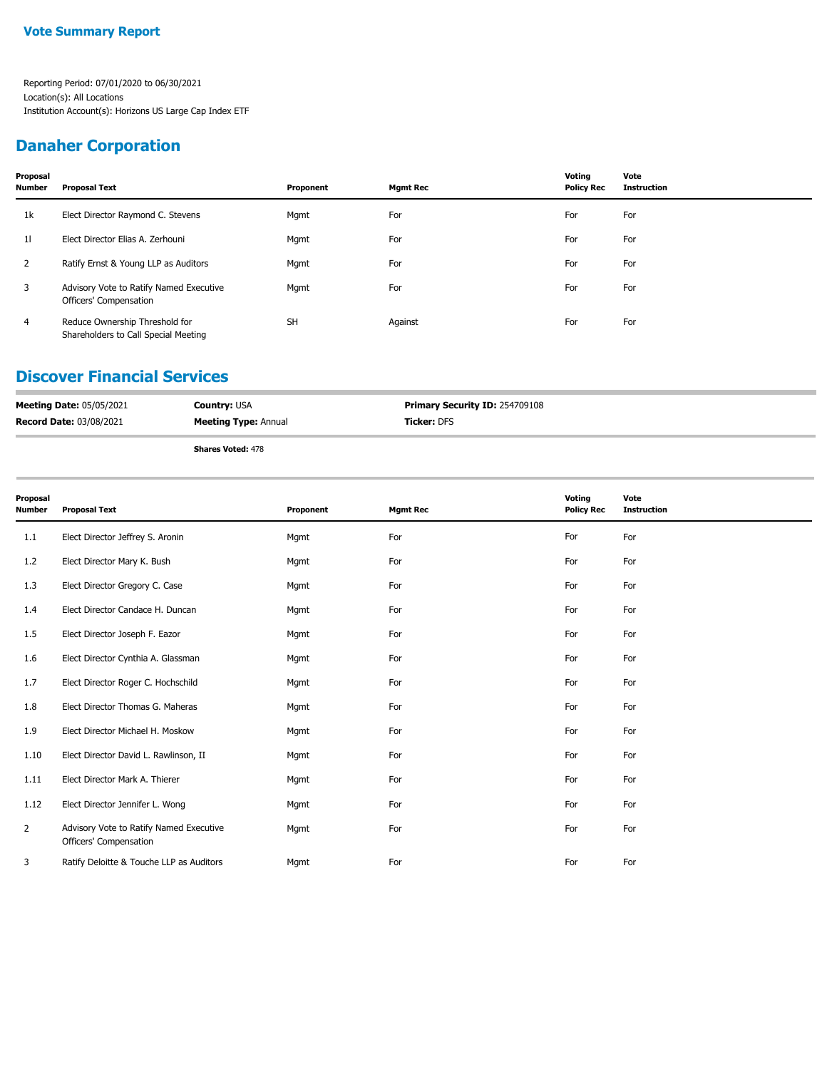**Vote Summary Report**

Reporting Period: 07/01/2020 to 06/30/2021
Location(s): All Locations
Institution Account(s): Horizons US Large Cap Index ETF

## Danaher Corporation

| Proposal Number | Proposal Text | Proponent | Mgmt Rec | Voting Policy Rec | Vote Instruction |
|---|---|---|---|---|---|
| 1k | Elect Director Raymond C. Stevens | Mgmt | For | For | For |
| 1l | Elect Director Elias A. Zerhouni | Mgmt | For | For | For |
| 2 | Ratify Ernst & Young LLP as Auditors | Mgmt | For | For | For |
| 3 | Advisory Vote to Ratify Named Executive Officers' Compensation | Mgmt | For | For | For |
| 4 | Reduce Ownership Threshold for Shareholders to Call Special Meeting | SH | Against | For | For |

## Discover Financial Services

**Meeting Date:** 05/05/2021 **Country:** USA **Primary Security ID:** 254709108
**Record Date:** 03/08/2021 **Meeting Type:** Annual **Ticker:** DFS

**Shares Voted:** 478

| Proposal Number | Proposal Text | Proponent | Mgmt Rec | Voting Policy Rec | Vote Instruction |
|---|---|---|---|---|---|
| 1.1 | Elect Director Jeffrey S. Aronin | Mgmt | For | For | For |
| 1.2 | Elect Director Mary K. Bush | Mgmt | For | For | For |
| 1.3 | Elect Director Gregory C. Case | Mgmt | For | For | For |
| 1.4 | Elect Director Candace H. Duncan | Mgmt | For | For | For |
| 1.5 | Elect Director Joseph F. Eazor | Mgmt | For | For | For |
| 1.6 | Elect Director Cynthia A. Glassman | Mgmt | For | For | For |
| 1.7 | Elect Director Roger C. Hochschild | Mgmt | For | For | For |
| 1.8 | Elect Director Thomas G. Maheras | Mgmt | For | For | For |
| 1.9 | Elect Director Michael H. Moskow | Mgmt | For | For | For |
| 1.10 | Elect Director David L. Rawlinson, II | Mgmt | For | For | For |
| 1.11 | Elect Director Mark A. Thierer | Mgmt | For | For | For |
| 1.12 | Elect Director Jennifer L. Wong | Mgmt | For | For | For |
| 2 | Advisory Vote to Ratify Named Executive Officers' Compensation | Mgmt | For | For | For |
| 3 | Ratify Deloitte & Touche LLP as Auditors | Mgmt | For | For | For |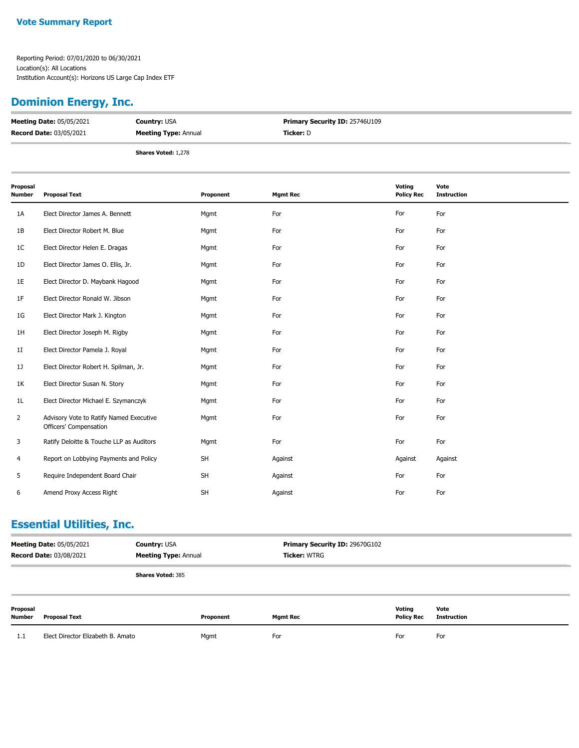**Vote Summary Report**

Reporting Period: 07/01/2020 to 06/30/2021
Location(s): All Locations
Institution Account(s): Horizons US Large Cap Index ETF

## Dominion Energy, Inc.

**Meeting Date:** 05/05/2021 **Country:** USA **Primary Security ID:** 25746U109
**Record Date:** 03/05/2021 **Meeting Type:** Annual **Ticker:** D

**Shares Voted:** 1,278

| Proposal Number | Proposal Text | Proponent | Mgmt Rec | Voting Policy Rec | Vote Instruction |
|---|---|---|---|---|---|
| 1A | Elect Director James A. Bennett | Mgmt | For | For | For |
| 1B | Elect Director Robert M. Blue | Mgmt | For | For | For |
| 1C | Elect Director Helen E. Dragas | Mgmt | For | For | For |
| 1D | Elect Director James O. Ellis, Jr. | Mgmt | For | For | For |
| 1E | Elect Director D. Maybank Hagood | Mgmt | For | For | For |
| 1F | Elect Director Ronald W. Jibson | Mgmt | For | For | For |
| 1G | Elect Director Mark J. Kington | Mgmt | For | For | For |
| 1H | Elect Director Joseph M. Rigby | Mgmt | For | For | For |
| 1I | Elect Director Pamela J. Royal | Mgmt | For | For | For |
| 1J | Elect Director Robert H. Spilman, Jr. | Mgmt | For | For | For |
| 1K | Elect Director Susan N. Story | Mgmt | For | For | For |
| 1L | Elect Director Michael E. Szymanczyk | Mgmt | For | For | For |
| 2 | Advisory Vote to Ratify Named Executive Officers' Compensation | Mgmt | For | For | For |
| 3 | Ratify Deloitte & Touche LLP as Auditors | Mgmt | For | For | For |
| 4 | Report on Lobbying Payments and Policy | SH | Against | Against | Against |
| 5 | Require Independent Board Chair | SH | Against | For | For |
| 6 | Amend Proxy Access Right | SH | Against | For | For |

## Essential Utilities, Inc.

**Meeting Date:** 05/05/2021 **Country:** USA **Primary Security ID:** 29670G102
**Record Date:** 03/08/2021 **Meeting Type:** Annual **Ticker:** WTRG

**Shares Voted:** 385

| Proposal Number | Proposal Text | Proponent | Mgmt Rec | Voting Policy Rec | Vote Instruction |
|---|---|---|---|---|---|
| 1.1 | Elect Director Elizabeth B. Amato | Mgmt | For | For | For |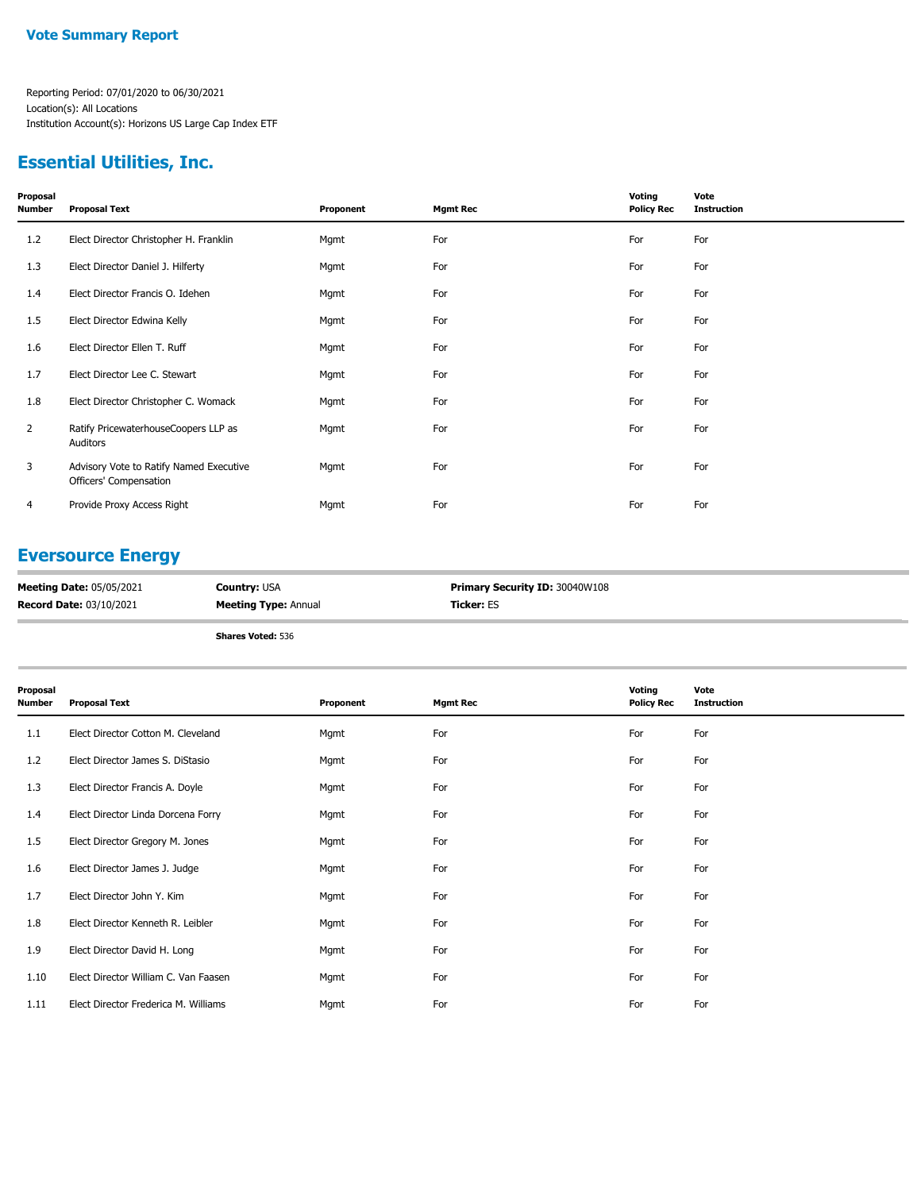## Vote Summary Report

Reporting Period: 07/01/2020 to 06/30/2021
Location(s): All Locations
Institution Account(s): Horizons US Large Cap Index ETF

## Essential Utilities, Inc.

| Proposal Number | Proposal Text | Proponent | Mgmt Rec | Voting Policy Rec | Vote Instruction |
|---|---|---|---|---|---|
| 1.2 | Elect Director Christopher H. Franklin | Mgmt | For | For | For |
| 1.3 | Elect Director Daniel J. Hilferty | Mgmt | For | For | For |
| 1.4 | Elect Director Francis O. Idehen | Mgmt | For | For | For |
| 1.5 | Elect Director Edwina Kelly | Mgmt | For | For | For |
| 1.6 | Elect Director Ellen T. Ruff | Mgmt | For | For | For |
| 1.7 | Elect Director Lee C. Stewart | Mgmt | For | For | For |
| 1.8 | Elect Director Christopher C. Womack | Mgmt | For | For | For |
| 2 | Ratify PricewaterhouseCoopers LLP as Auditors | Mgmt | For | For | For |
| 3 | Advisory Vote to Ratify Named Executive Officers' Compensation | Mgmt | For | For | For |
| 4 | Provide Proxy Access Right | Mgmt | For | For | For |

## Eversource Energy

**Meeting Date:** 05/05/2021
**Record Date:** 03/10/2021
**Country:** USA
**Meeting Type:** Annual
**Primary Security ID:** 30040W108
**Ticker:** ES

**Shares Voted:** 536

| Proposal Number | Proposal Text | Proponent | Mgmt Rec | Voting Policy Rec | Vote Instruction |
|---|---|---|---|---|---|
| 1.1 | Elect Director Cotton M. Cleveland | Mgmt | For | For | For |
| 1.2 | Elect Director James S. DiStasio | Mgmt | For | For | For |
| 1.3 | Elect Director Francis A. Doyle | Mgmt | For | For | For |
| 1.4 | Elect Director Linda Dorcena Forry | Mgmt | For | For | For |
| 1.5 | Elect Director Gregory M. Jones | Mgmt | For | For | For |
| 1.6 | Elect Director James J. Judge | Mgmt | For | For | For |
| 1.7 | Elect Director John Y. Kim | Mgmt | For | For | For |
| 1.8 | Elect Director Kenneth R. Leibler | Mgmt | For | For | For |
| 1.9 | Elect Director David H. Long | Mgmt | For | For | For |
| 1.10 | Elect Director William C. Van Faasen | Mgmt | For | For | For |
| 1.11 | Elect Director Frederica M. Williams | Mgmt | For | For | For |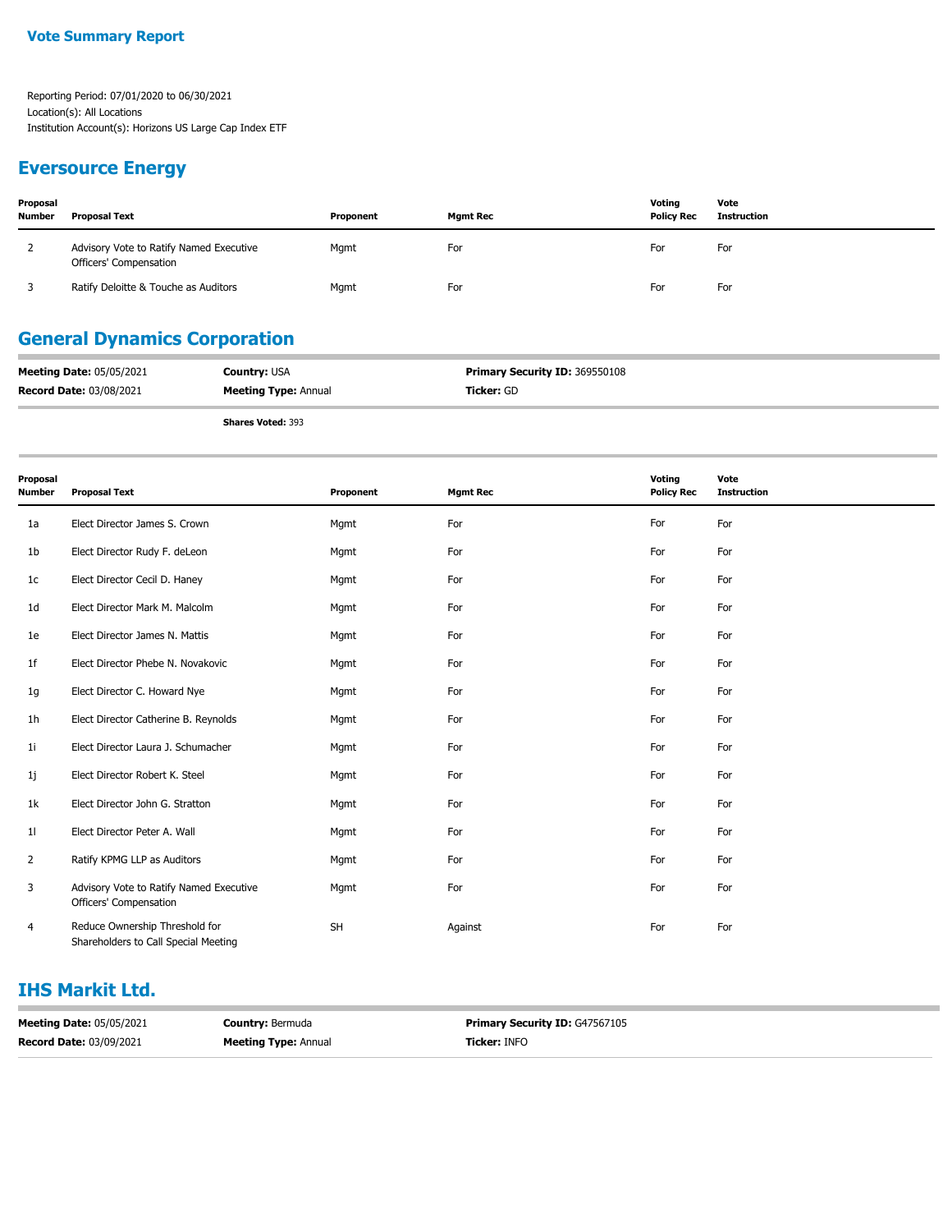**Vote Summary Report**

Reporting Period: 07/01/2020 to 06/30/2021
Location(s): All Locations
Institution Account(s): Horizons US Large Cap Index ETF

## Eversource Energy

| Proposal Number | Proposal Text | Proponent | Mgmt Rec | Voting Policy Rec | Vote Instruction |
|---|---|---|---|---|---|
| 2 | Advisory Vote to Ratify Named Executive Officers' Compensation | Mgmt | For | For | For |
| 3 | Ratify Deloitte & Touche as Auditors | Mgmt | For | For | For |

## General Dynamics Corporation

**Meeting Date:** 05/05/2021 **Country:** USA **Primary Security ID:** 369550108
**Record Date:** 03/08/2021 **Meeting Type:** Annual **Ticker:** GD

**Shares Voted:** 393

| Proposal Number | Proposal Text | Proponent | Mgmt Rec | Voting Policy Rec | Vote Instruction |
|---|---|---|---|---|---|
| 1a | Elect Director James S. Crown | Mgmt | For | For | For |
| 1b | Elect Director Rudy F. deLeon | Mgmt | For | For | For |
| 1c | Elect Director Cecil D. Haney | Mgmt | For | For | For |
| 1d | Elect Director Mark M. Malcolm | Mgmt | For | For | For |
| 1e | Elect Director James N. Mattis | Mgmt | For | For | For |
| 1f | Elect Director Phebe N. Novakovic | Mgmt | For | For | For |
| 1g | Elect Director C. Howard Nye | Mgmt | For | For | For |
| 1h | Elect Director Catherine B. Reynolds | Mgmt | For | For | For |
| 1i | Elect Director Laura J. Schumacher | Mgmt | For | For | For |
| 1j | Elect Director Robert K. Steel | Mgmt | For | For | For |
| 1k | Elect Director John G. Stratton | Mgmt | For | For | For |
| 1l | Elect Director Peter A. Wall | Mgmt | For | For | For |
| 2 | Ratify KPMG LLP as Auditors | Mgmt | For | For | For |
| 3 | Advisory Vote to Ratify Named Executive Officers' Compensation | Mgmt | For | For | For |
| 4 | Reduce Ownership Threshold for Shareholders to Call Special Meeting | SH | Against | For | For |

## IHS Markit Ltd.

**Meeting Date:** 05/05/2021 **Country:** Bermuda **Primary Security ID:** G47567105
**Record Date:** 03/09/2021 **Meeting Type:** Annual **Ticker:** INFO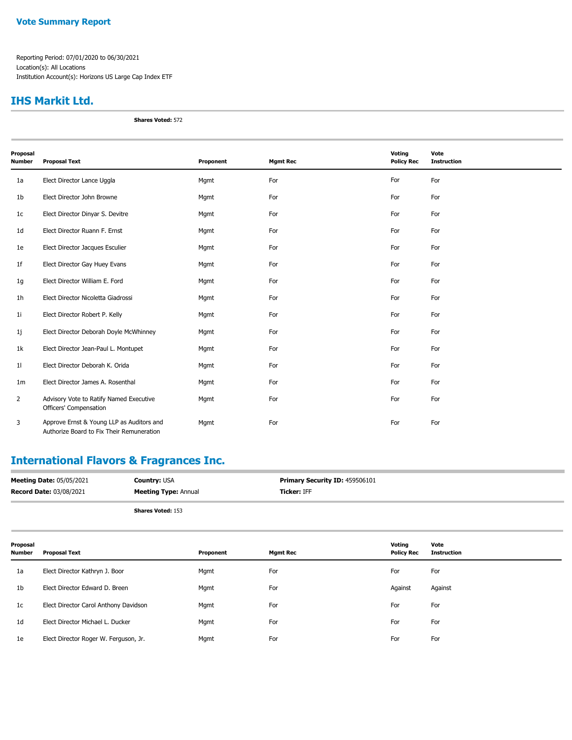**Vote Summary Report**

Reporting Period: 07/01/2020 to 06/30/2021
Location(s): All Locations
Institution Account(s): Horizons US Large Cap Index ETF

## IHS Markit Ltd.

**Shares Voted:** 572

| Proposal Number | Proposal Text | Proponent | Mgmt Rec | Voting Policy Rec | Vote Instruction |
|---|---|---|---|---|---|
| 1a | Elect Director Lance Uggla | Mgmt | For | For | For |
| 1b | Elect Director John Browne | Mgmt | For | For | For |
| 1c | Elect Director Dinyar S. Devitre | Mgmt | For | For | For |
| 1d | Elect Director Ruann F. Ernst | Mgmt | For | For | For |
| 1e | Elect Director Jacques Esculier | Mgmt | For | For | For |
| 1f | Elect Director Gay Huey Evans | Mgmt | For | For | For |
| 1g | Elect Director William E. Ford | Mgmt | For | For | For |
| 1h | Elect Director Nicoletta Giadrossi | Mgmt | For | For | For |
| 1i | Elect Director Robert P. Kelly | Mgmt | For | For | For |
| 1j | Elect Director Deborah Doyle McWhinney | Mgmt | For | For | For |
| 1k | Elect Director Jean-Paul L. Montupet | Mgmt | For | For | For |
| 1l | Elect Director Deborah K. Orida | Mgmt | For | For | For |
| 1m | Elect Director James A. Rosenthal | Mgmt | For | For | For |
| 2 | Advisory Vote to Ratify Named Executive Officers' Compensation | Mgmt | For | For | For |
| 3 | Approve Ernst & Young LLP as Auditors and Authorize Board to Fix Their Remuneration | Mgmt | For | For | For |

## International Flavors & Fragrances Inc.

**Meeting Date:** 05/05/2021 **Country:** USA **Primary Security ID:** 459506101
**Record Date:** 03/08/2021 **Meeting Type:** Annual **Ticker:** IFF

**Shares Voted:** 153

| Proposal Number | Proposal Text | Proponent | Mgmt Rec | Voting Policy Rec | Vote Instruction |
|---|---|---|---|---|---|
| 1a | Elect Director Kathryn J. Boor | Mgmt | For | For | For |
| 1b | Elect Director Edward D. Breen | Mgmt | For | Against | Against |
| 1c | Elect Director Carol Anthony Davidson | Mgmt | For | For | For |
| 1d | Elect Director Michael L. Ducker | Mgmt | For | For | For |
| 1e | Elect Director Roger W. Ferguson, Jr. | Mgmt | For | For | For |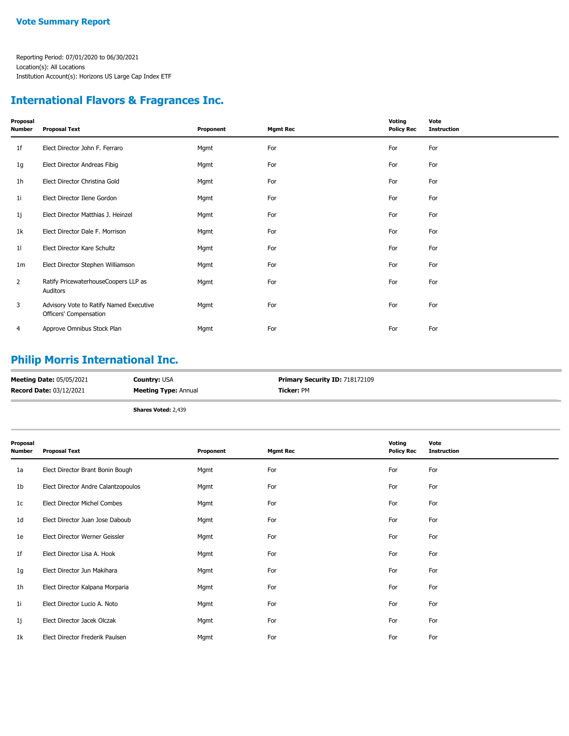**Vote Summary Report**

Reporting Period: 07/01/2020 to 06/30/2021
Location(s): All Locations
Institution Account(s): Horizons US Large Cap Index ETF

## International Flavors & Fragrances Inc.

| Proposal Number | Proposal Text | Proponent | Mgmt Rec | Voting Policy Rec | Vote Instruction |
|---|---|---|---|---|---|
| 1f | Elect Director John F. Ferraro | Mgmt | For | For | For |
| 1g | Elect Director Andreas Fibig | Mgmt | For | For | For |
| 1h | Elect Director Christina Gold | Mgmt | For | For | For |
| 1i | Elect Director Ilene Gordon | Mgmt | For | For | For |
| 1j | Elect Director Matthias J. Heinzel | Mgmt | For | For | For |
| 1k | Elect Director Dale F. Morrison | Mgmt | For | For | For |
| 1l | Elect Director Kare Schultz | Mgmt | For | For | For |
| 1m | Elect Director Stephen Williamson | Mgmt | For | For | For |
| 2 | Ratify PricewaterhouseCoopers LLP as Auditors | Mgmt | For | For | For |
| 3 | Advisory Vote to Ratify Named Executive Officers' Compensation | Mgmt | For | For | For |
| 4 | Approve Omnibus Stock Plan | Mgmt | For | For | For |

## Philip Morris International Inc.

**Meeting Date:** 05/05/2021
**Record Date:** 03/12/2021
**Country:** USA
**Meeting Type:** Annual
**Primary Security ID:** 718172109
**Ticker:** PM

**Shares Voted:** 2,439

| Proposal Number | Proposal Text | Proponent | Mgmt Rec | Voting Policy Rec | Vote Instruction |
|---|---|---|---|---|---|
| 1a | Elect Director Brant Bonin Bough | Mgmt | For | For | For |
| 1b | Elect Director Andre Calantzopoulos | Mgmt | For | For | For |
| 1c | Elect Director Michel Combes | Mgmt | For | For | For |
| 1d | Elect Director Juan Jose Daboub | Mgmt | For | For | For |
| 1e | Elect Director Werner Geissler | Mgmt | For | For | For |
| 1f | Elect Director Lisa A. Hook | Mgmt | For | For | For |
| 1g | Elect Director Jun Makihara | Mgmt | For | For | For |
| 1h | Elect Director Kalpana Morparia | Mgmt | For | For | For |
| 1i | Elect Director Lucio A. Noto | Mgmt | For | For | For |
| 1j | Elect Director Jacek Olczak | Mgmt | For | For | For |
| 1k | Elect Director Frederik Paulsen | Mgmt | For | For | For |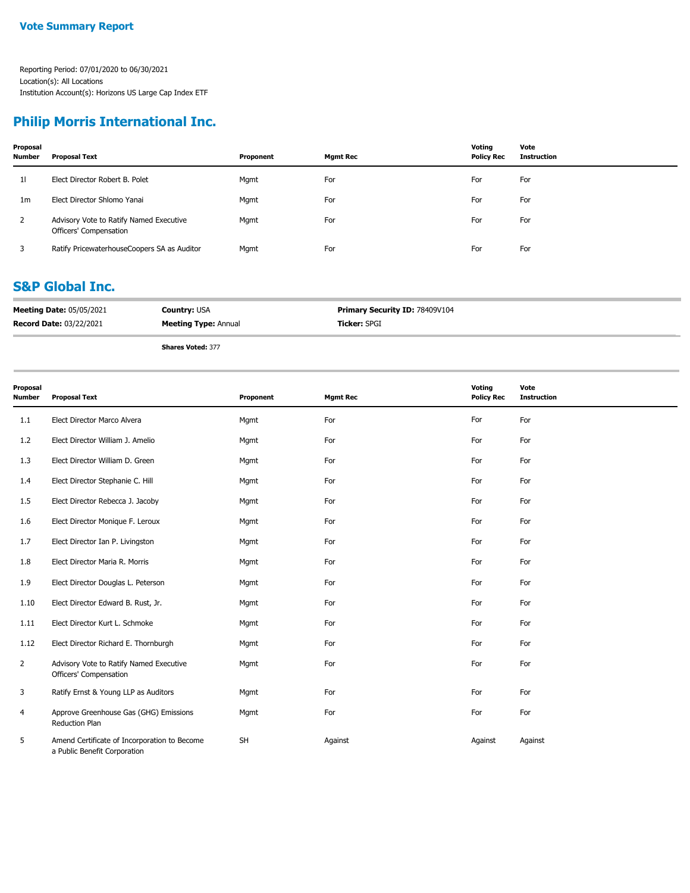**Vote Summary Report**

Reporting Period: 07/01/2020 to 06/30/2021
Location(s): All Locations
Institution Account(s): Horizons US Large Cap Index ETF

## Philip Morris International Inc.

| Proposal Number | Proposal Text | Proponent | Mgmt Rec | Voting Policy Rec | Vote Instruction |
|---|---|---|---|---|---|
| 1l | Elect Director Robert B. Polet | Mgmt | For | For | For |
| 1m | Elect Director Shlomo Yanai | Mgmt | For | For | For |
| 2 | Advisory Vote to Ratify Named Executive Officers' Compensation | Mgmt | For | For | For |
| 3 | Ratify PricewaterhouseCoopers SA as Auditor | Mgmt | For | For | For |

## S&P Global Inc.

**Meeting Date:** 05/05/2021 **Country:** USA **Primary Security ID:** 78409V104
**Record Date:** 03/22/2021 **Meeting Type:** Annual **Ticker:** SPGI

**Shares Voted:** 377

| Proposal Number | Proposal Text | Proponent | Mgmt Rec | Voting Policy Rec | Vote Instruction |
|---|---|---|---|---|---|
| 1.1 | Elect Director Marco Alvera | Mgmt | For | For | For |
| 1.2 | Elect Director William J. Amelio | Mgmt | For | For | For |
| 1.3 | Elect Director William D. Green | Mgmt | For | For | For |
| 1.4 | Elect Director Stephanie C. Hill | Mgmt | For | For | For |
| 1.5 | Elect Director Rebecca J. Jacoby | Mgmt | For | For | For |
| 1.6 | Elect Director Monique F. Leroux | Mgmt | For | For | For |
| 1.7 | Elect Director Ian P. Livingston | Mgmt | For | For | For |
| 1.8 | Elect Director Maria R. Morris | Mgmt | For | For | For |
| 1.9 | Elect Director Douglas L. Peterson | Mgmt | For | For | For |
| 1.10 | Elect Director Edward B. Rust, Jr. | Mgmt | For | For | For |
| 1.11 | Elect Director Kurt L. Schmoke | Mgmt | For | For | For |
| 1.12 | Elect Director Richard E. Thornburgh | Mgmt | For | For | For |
| 2 | Advisory Vote to Ratify Named Executive Officers' Compensation | Mgmt | For | For | For |
| 3 | Ratify Ernst & Young LLP as Auditors | Mgmt | For | For | For |
| 4 | Approve Greenhouse Gas (GHG) Emissions Reduction Plan | Mgmt | For | For | For |
| 5 | Amend Certificate of Incorporation to Become a Public Benefit Corporation | SH | Against | Against | Against |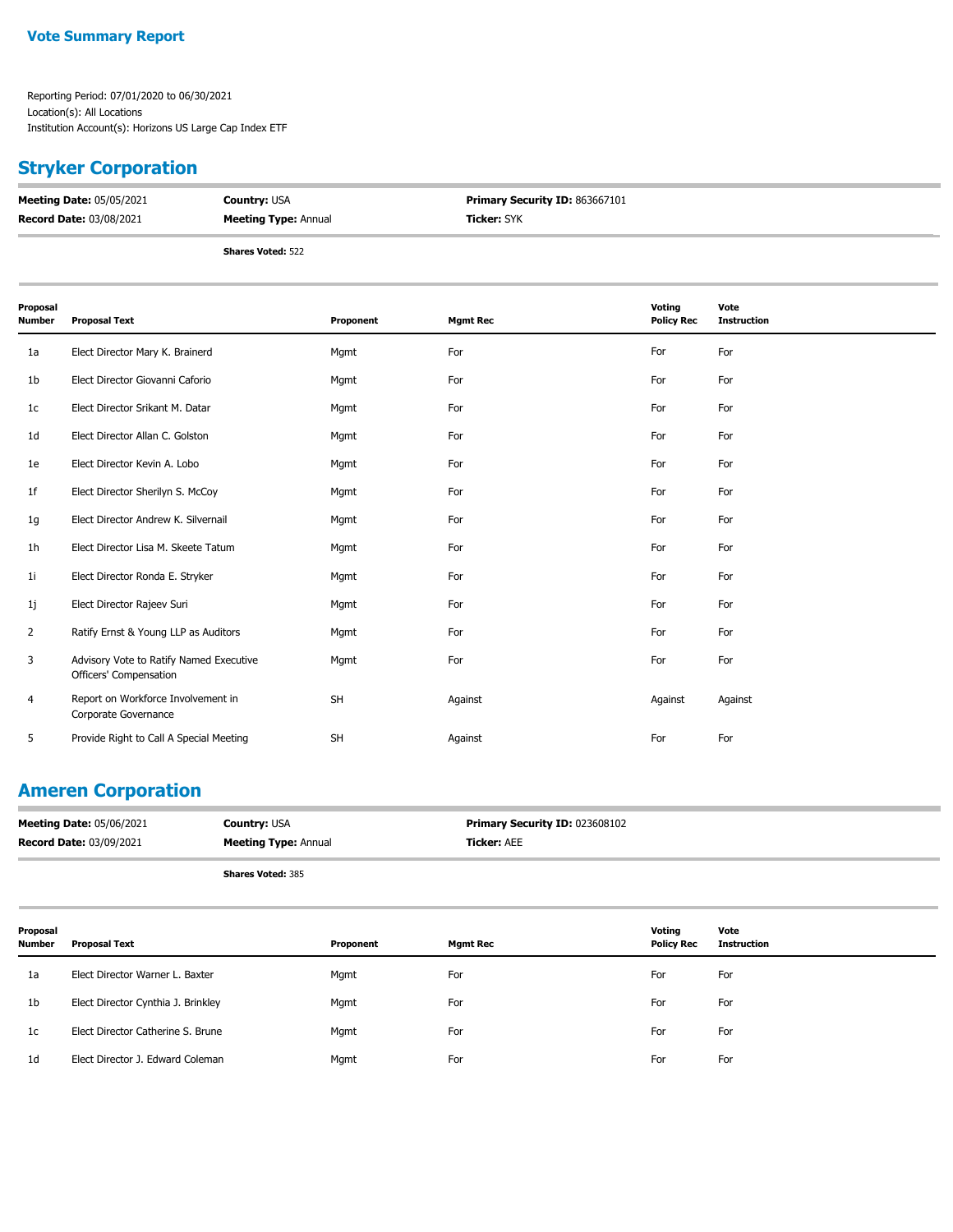**Vote Summary Report**

Reporting Period: 07/01/2020 to 06/30/2021
Location(s): All Locations
Institution Account(s): Horizons US Large Cap Index ETF

## Stryker Corporation

| | | |
|---|---|---|
| **Meeting Date:** 05/05/2021 | **Country:** USA | **Primary Security ID:** 863667101 |
| **Record Date:** 03/08/2021 | **Meeting Type:** Annual | **Ticker:** SYK |

**Shares Voted:** 522

| Proposal Number | Proposal Text | Proponent | Mgmt Rec | Voting Policy Rec | Vote Instruction |
|---|---|---|---|---|---|
| 1a | Elect Director Mary K. Brainerd | Mgmt | For | For | For |
| 1b | Elect Director Giovanni Caforio | Mgmt | For | For | For |
| 1c | Elect Director Srikant M. Datar | Mgmt | For | For | For |
| 1d | Elect Director Allan C. Golston | Mgmt | For | For | For |
| 1e | Elect Director Kevin A. Lobo | Mgmt | For | For | For |
| 1f | Elect Director Sherilyn S. McCoy | Mgmt | For | For | For |
| 1g | Elect Director Andrew K. Silvernail | Mgmt | For | For | For |
| 1h | Elect Director Lisa M. Skeete Tatum | Mgmt | For | For | For |
| 1i | Elect Director Ronda E. Stryker | Mgmt | For | For | For |
| 1j | Elect Director Rajeev Suri | Mgmt | For | For | For |
| 2 | Ratify Ernst & Young LLP as Auditors | Mgmt | For | For | For |
| 3 | Advisory Vote to Ratify Named Executive Officers' Compensation | Mgmt | For | For | For |
| 4 | Report on Workforce Involvement in Corporate Governance | SH | Against | Against | Against |
| 5 | Provide Right to Call A Special Meeting | SH | Against | For | For |

## Ameren Corporation

| | | |
|---|---|---|
| **Meeting Date:** 05/06/2021 | **Country:** USA | **Primary Security ID:** 023608102 |
| **Record Date:** 03/09/2021 | **Meeting Type:** Annual | **Ticker:** AEE |

**Shares Voted:** 385

| Proposal Number | Proposal Text | Proponent | Mgmt Rec | Voting Policy Rec | Vote Instruction |
|---|---|---|---|---|---|
| 1a | Elect Director Warner L. Baxter | Mgmt | For | For | For |
| 1b | Elect Director Cynthia J. Brinkley | Mgmt | For | For | For |
| 1c | Elect Director Catherine S. Brune | Mgmt | For | For | For |
| 1d | Elect Director J. Edward Coleman | Mgmt | For | For | For |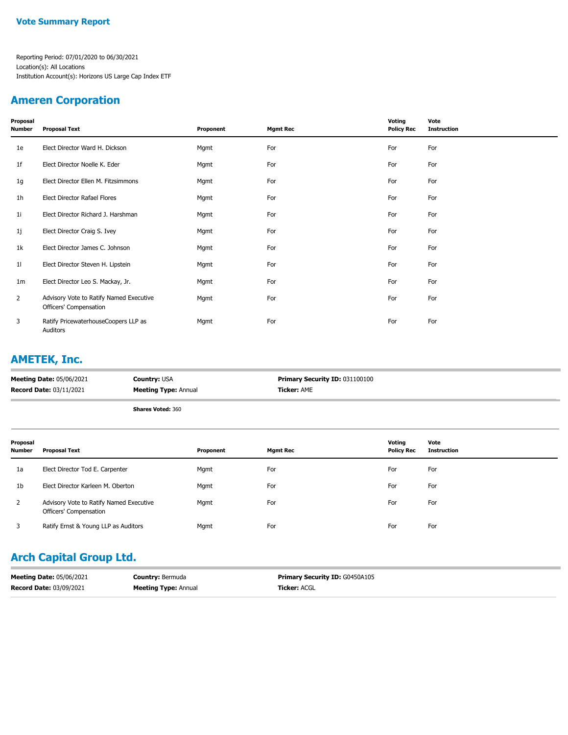**Vote Summary Report**

Reporting Period: 07/01/2020 to 06/30/2021
Location(s): All Locations
Institution Account(s): Horizons US Large Cap Index ETF

## Ameren Corporation

| Proposal Number | Proposal Text | Proponent | Mgmt Rec | Voting Policy Rec | Vote Instruction |
|---|---|---|---|---|---|
| 1e | Elect Director Ward H. Dickson | Mgmt | For | For | For |
| 1f | Elect Director Noelle K. Eder | Mgmt | For | For | For |
| 1g | Elect Director Ellen M. Fitzsimmons | Mgmt | For | For | For |
| 1h | Elect Director Rafael Flores | Mgmt | For | For | For |
| 1i | Elect Director Richard J. Harshman | Mgmt | For | For | For |
| 1j | Elect Director Craig S. Ivey | Mgmt | For | For | For |
| 1k | Elect Director James C. Johnson | Mgmt | For | For | For |
| 1l | Elect Director Steven H. Lipstein | Mgmt | For | For | For |
| 1m | Elect Director Leo S. Mackay, Jr. | Mgmt | For | For | For |
| 2 | Advisory Vote to Ratify Named Executive Officers' Compensation | Mgmt | For | For | For |
| 3 | Ratify PricewaterhouseCoopers LLP as Auditors | Mgmt | For | For | For |

## AMETEK, Inc.

**Meeting Date:** 05/06/2021 **Country:** USA **Primary Security ID:** 031100100
**Record Date:** 03/11/2021 **Meeting Type:** Annual **Ticker:** AME

**Shares Voted:** 360

| Proposal Number | Proposal Text | Proponent | Mgmt Rec | Voting Policy Rec | Vote Instruction |
|---|---|---|---|---|---|
| 1a | Elect Director Tod E. Carpenter | Mgmt | For | For | For |
| 1b | Elect Director Karleen M. Oberton | Mgmt | For | For | For |
| 2 | Advisory Vote to Ratify Named Executive Officers' Compensation | Mgmt | For | For | For |
| 3 | Ratify Ernst & Young LLP as Auditors | Mgmt | For | For | For |

## Arch Capital Group Ltd.

**Meeting Date:** 05/06/2021 **Country:** Bermuda **Primary Security ID:** G0450A105
**Record Date:** 03/09/2021 **Meeting Type:** Annual **Ticker:** ACGL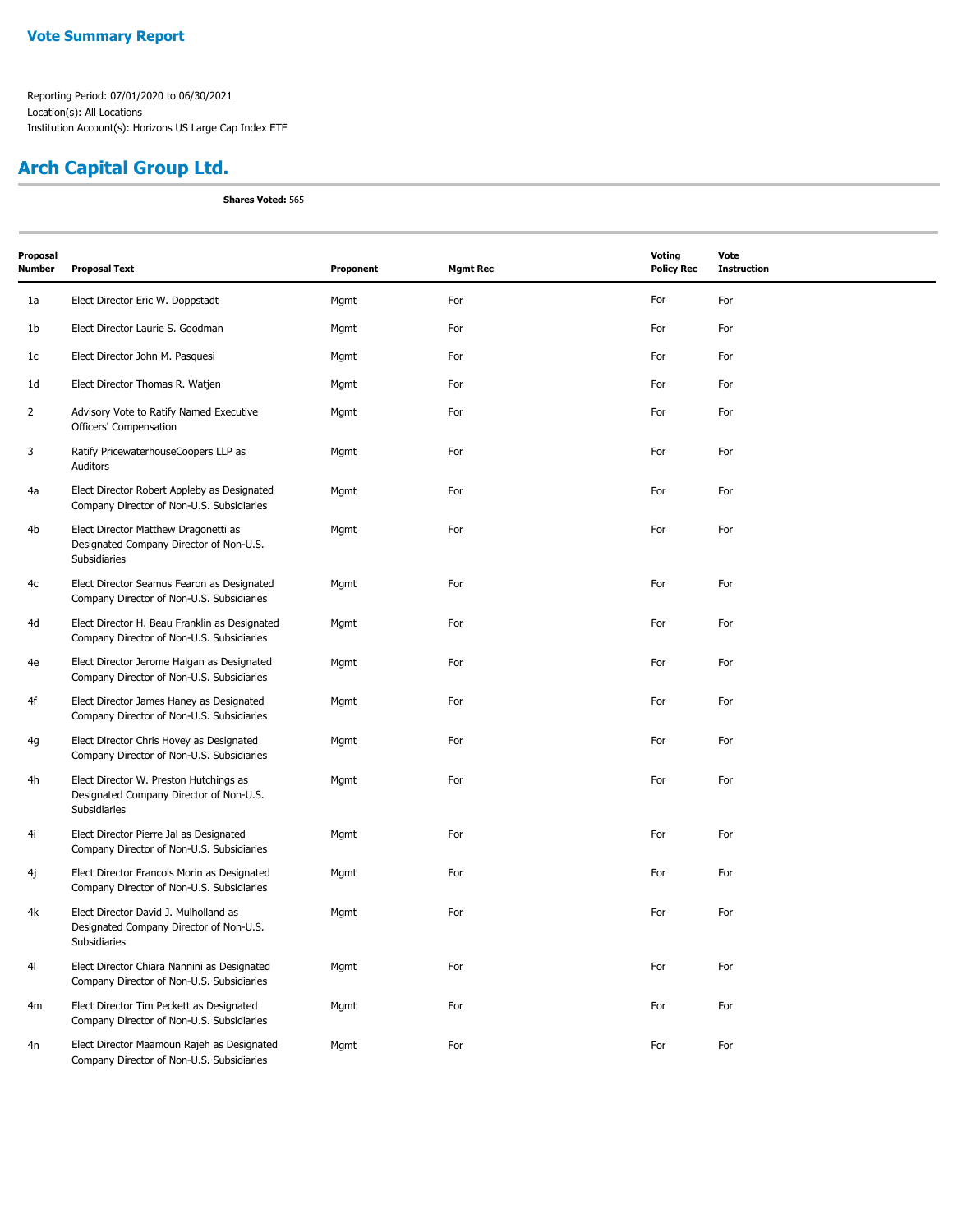**Vote Summary Report**

Reporting Period: 07/01/2020 to 06/30/2021
Location(s): All Locations
Institution Account(s): Horizons US Large Cap Index ETF

## Arch Capital Group Ltd.

**Shares Voted:** 565

| Proposal Number | Proposal Text | Proponent | Mgmt Rec | Voting Policy Rec | Vote Instruction |
|---|---|---|---|---|---|
| 1a | Elect Director Eric W. Doppstadt | Mgmt | For | For | For |
| 1b | Elect Director Laurie S. Goodman | Mgmt | For | For | For |
| 1c | Elect Director John M. Pasquesi | Mgmt | For | For | For |
| 1d | Elect Director Thomas R. Watjen | Mgmt | For | For | For |
| 2 | Advisory Vote to Ratify Named Executive Officers' Compensation | Mgmt | For | For | For |
| 3 | Ratify PricewaterhouseCoopers LLP as Auditors | Mgmt | For | For | For |
| 4a | Elect Director Robert Appleby as Designated Company Director of Non-U.S. Subsidiaries | Mgmt | For | For | For |
| 4b | Elect Director Matthew Dragonetti as Designated Company Director of Non-U.S. Subsidiaries | Mgmt | For | For | For |
| 4c | Elect Director Seamus Fearon as Designated Company Director of Non-U.S. Subsidiaries | Mgmt | For | For | For |
| 4d | Elect Director H. Beau Franklin as Designated Company Director of Non-U.S. Subsidiaries | Mgmt | For | For | For |
| 4e | Elect Director Jerome Halgan as Designated Company Director of Non-U.S. Subsidiaries | Mgmt | For | For | For |
| 4f | Elect Director James Haney as Designated Company Director of Non-U.S. Subsidiaries | Mgmt | For | For | For |
| 4g | Elect Director Chris Hovey as Designated Company Director of Non-U.S. Subsidiaries | Mgmt | For | For | For |
| 4h | Elect Director W. Preston Hutchings as Designated Company Director of Non-U.S. Subsidiaries | Mgmt | For | For | For |
| 4i | Elect Director Pierre Jal as Designated Company Director of Non-U.S. Subsidiaries | Mgmt | For | For | For |
| 4j | Elect Director Francois Morin as Designated Company Director of Non-U.S. Subsidiaries | Mgmt | For | For | For |
| 4k | Elect Director David J. Mulholland as Designated Company Director of Non-U.S. Subsidiaries | Mgmt | For | For | For |
| 4l | Elect Director Chiara Nannini as Designated Company Director of Non-U.S. Subsidiaries | Mgmt | For | For | For |
| 4m | Elect Director Tim Peckett as Designated Company Director of Non-U.S. Subsidiaries | Mgmt | For | For | For |
| 4n | Elect Director Maamoun Rajeh as Designated Company Director of Non-U.S. Subsidiaries | Mgmt | For | For | For |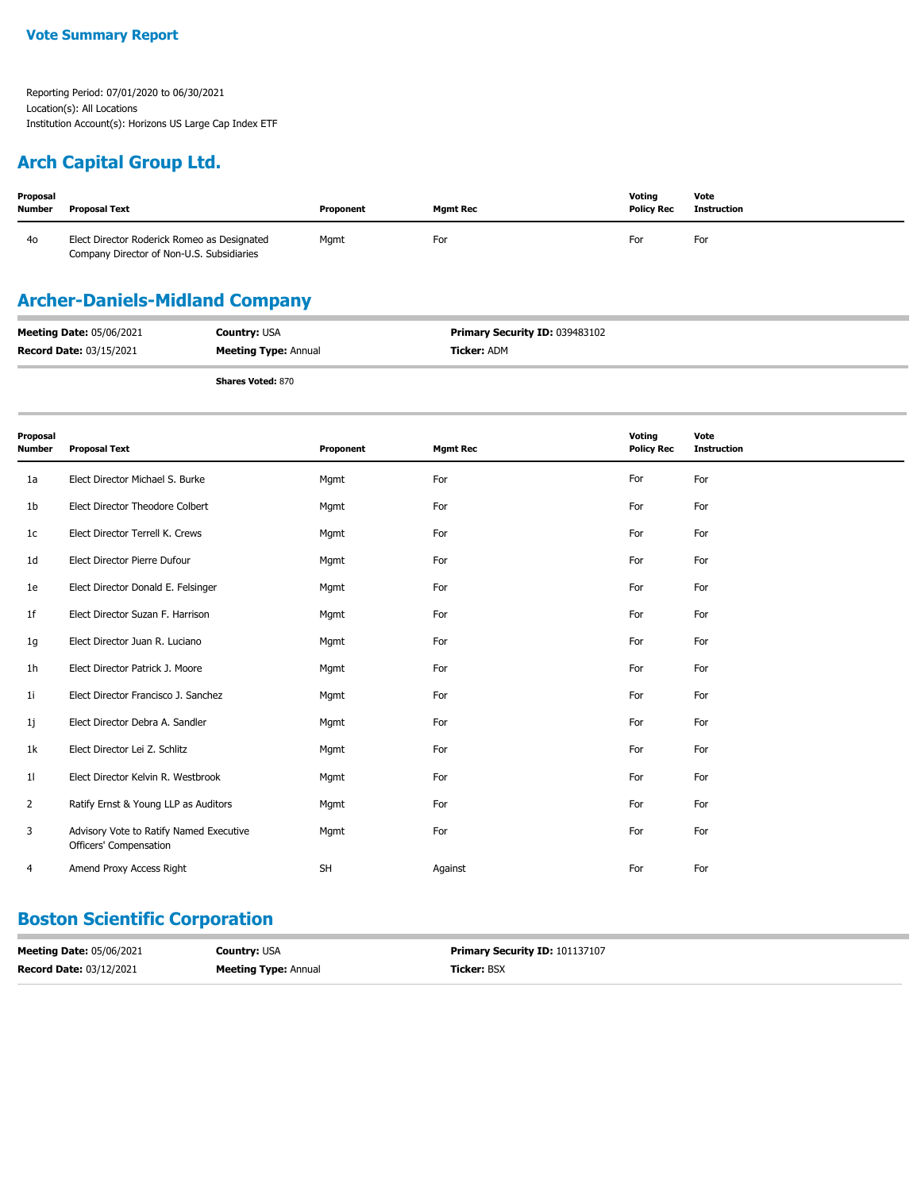**Vote Summary Report**

Reporting Period: 07/01/2020 to 06/30/2021
Location(s): All Locations
Institution Account(s): Horizons US Large Cap Index ETF

## Arch Capital Group Ltd.

| Proposal Number | Proposal Text | Proponent | Mgmt Rec | Voting Policy Rec | Vote Instruction |
|---|---|---|---|---|---|
| 4o | Elect Director Roderick Romeo as Designated Company Director of Non-U.S. Subsidiaries | Mgmt | For | For | For |

## Archer-Daniels-Midland Company

**Meeting Date:** 05/06/2021 **Country:** USA **Primary Security ID:** 039483102
**Record Date:** 03/15/2021 **Meeting Type:** Annual **Ticker:** ADM

**Shares Voted:** 870

| Proposal Number | Proposal Text | Proponent | Mgmt Rec | Voting Policy Rec | Vote Instruction |
|---|---|---|---|---|---|
| 1a | Elect Director Michael S. Burke | Mgmt | For | For | For |
| 1b | Elect Director Theodore Colbert | Mgmt | For | For | For |
| 1c | Elect Director Terrell K. Crews | Mgmt | For | For | For |
| 1d | Elect Director Pierre Dufour | Mgmt | For | For | For |
| 1e | Elect Director Donald E. Felsinger | Mgmt | For | For | For |
| 1f | Elect Director Suzan F. Harrison | Mgmt | For | For | For |
| 1g | Elect Director Juan R. Luciano | Mgmt | For | For | For |
| 1h | Elect Director Patrick J. Moore | Mgmt | For | For | For |
| 1i | Elect Director Francisco J. Sanchez | Mgmt | For | For | For |
| 1j | Elect Director Debra A. Sandler | Mgmt | For | For | For |
| 1k | Elect Director Lei Z. Schlitz | Mgmt | For | For | For |
| 1l | Elect Director Kelvin R. Westbrook | Mgmt | For | For | For |
| 2 | Ratify Ernst & Young LLP as Auditors | Mgmt | For | For | For |
| 3 | Advisory Vote to Ratify Named Executive Officers' Compensation | Mgmt | For | For | For |
| 4 | Amend Proxy Access Right | SH | Against | For | For |

## Boston Scientific Corporation

**Meeting Date:** 05/06/2021 **Country:** USA **Primary Security ID:** 101137107
**Record Date:** 03/12/2021 **Meeting Type:** Annual **Ticker:** BSX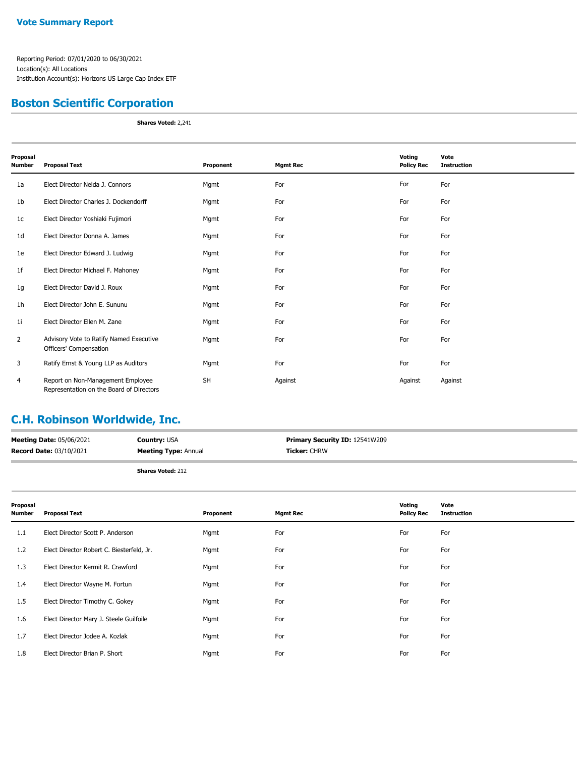## Vote Summary Report

Reporting Period: 07/01/2020 to 06/30/2021
Location(s): All Locations
Institution Account(s): Horizons US Large Cap Index ETF

## Boston Scientific Corporation

**Shares Voted:** 2,241

| Proposal Number | Proposal Text | Proponent | Mgmt Rec | Voting Policy Rec | Vote Instruction |
|---|---|---|---|---|---|
| 1a | Elect Director Nelda J. Connors | Mgmt | For | For | For |
| 1b | Elect Director Charles J. Dockendorff | Mgmt | For | For | For |
| 1c | Elect Director Yoshiaki Fujimori | Mgmt | For | For | For |
| 1d | Elect Director Donna A. James | Mgmt | For | For | For |
| 1e | Elect Director Edward J. Ludwig | Mgmt | For | For | For |
| 1f | Elect Director Michael F. Mahoney | Mgmt | For | For | For |
| 1g | Elect Director David J. Roux | Mgmt | For | For | For |
| 1h | Elect Director John E. Sununu | Mgmt | For | For | For |
| 1i | Elect Director Ellen M. Zane | Mgmt | For | For | For |
| 2 | Advisory Vote to Ratify Named Executive Officers' Compensation | Mgmt | For | For | For |
| 3 | Ratify Ernst & Young LLP as Auditors | Mgmt | For | For | For |
| 4 | Report on Non-Management Employee Representation on the Board of Directors | SH | Against | Against | Against |

## C.H. Robinson Worldwide, Inc.

**Meeting Date:** 05/06/2021 **Country:** USA **Primary Security ID:** 12541W209
**Record Date:** 03/10/2021 **Meeting Type:** Annual **Ticker:** CHRW

**Shares Voted:** 212

| Proposal Number | Proposal Text | Proponent | Mgmt Rec | Voting Policy Rec | Vote Instruction |
|---|---|---|---|---|---|
| 1.1 | Elect Director Scott P. Anderson | Mgmt | For | For | For |
| 1.2 | Elect Director Robert C. Biesterfeld, Jr. | Mgmt | For | For | For |
| 1.3 | Elect Director Kermit R. Crawford | Mgmt | For | For | For |
| 1.4 | Elect Director Wayne M. Fortun | Mgmt | For | For | For |
| 1.5 | Elect Director Timothy C. Gokey | Mgmt | For | For | For |
| 1.6 | Elect Director Mary J. Steele Guilfoile | Mgmt | For | For | For |
| 1.7 | Elect Director Jodee A. Kozlak | Mgmt | For | For | For |
| 1.8 | Elect Director Brian P. Short | Mgmt | For | For | For |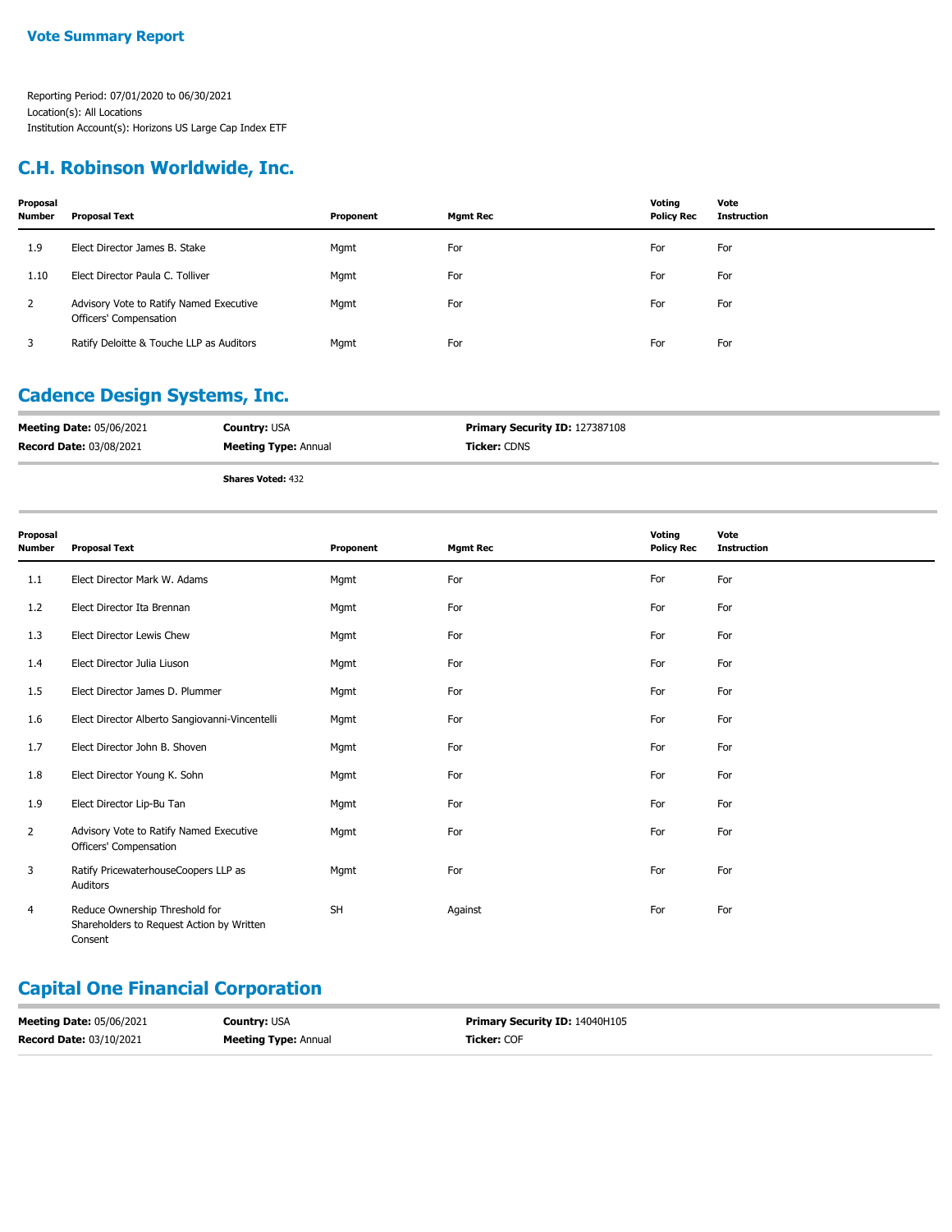**Vote Summary Report**

Reporting Period: 07/01/2020 to 06/30/2021
Location(s): All Locations
Institution Account(s): Horizons US Large Cap Index ETF

## C.H. Robinson Worldwide, Inc.

| Proposal Number | Proposal Text | Proponent | Mgmt Rec | Voting Policy Rec | Vote Instruction |
|---|---|---|---|---|---|
| 1.9 | Elect Director James B. Stake | Mgmt | For | For | For |
| 1.10 | Elect Director Paula C. Tolliver | Mgmt | For | For | For |
| 2 | Advisory Vote to Ratify Named Executive Officers' Compensation | Mgmt | For | For | For |
| 3 | Ratify Deloitte & Touche LLP as Auditors | Mgmt | For | For | For |

## Cadence Design Systems, Inc.

**Meeting Date:** 05/06/2021 | **Country:** USA | **Primary Security ID:** 127387108
**Record Date:** 03/08/2021 | **Meeting Type:** Annual | **Ticker:** CDNS

**Shares Voted:** 432

| Proposal Number | Proposal Text | Proponent | Mgmt Rec | Voting Policy Rec | Vote Instruction |
|---|---|---|---|---|---|
| 1.1 | Elect Director Mark W. Adams | Mgmt | For | For | For |
| 1.2 | Elect Director Ita Brennan | Mgmt | For | For | For |
| 1.3 | Elect Director Lewis Chew | Mgmt | For | For | For |
| 1.4 | Elect Director Julia Liuson | Mgmt | For | For | For |
| 1.5 | Elect Director James D. Plummer | Mgmt | For | For | For |
| 1.6 | Elect Director Alberto Sangiovanni-Vincentelli | Mgmt | For | For | For |
| 1.7 | Elect Director John B. Shoven | Mgmt | For | For | For |
| 1.8 | Elect Director Young K. Sohn | Mgmt | For | For | For |
| 1.9 | Elect Director Lip-Bu Tan | Mgmt | For | For | For |
| 2 | Advisory Vote to Ratify Named Executive Officers' Compensation | Mgmt | For | For | For |
| 3 | Ratify PricewaterhouseCoopers LLP as Auditors | Mgmt | For | For | For |
| 4 | Reduce Ownership Threshold for Shareholders to Request Action by Written Consent | SH | Against | For | For |

## Capital One Financial Corporation

**Meeting Date:** 05/06/2021 | **Country:** USA | **Primary Security ID:** 14040H105
**Record Date:** 03/10/2021 | **Meeting Type:** Annual | **Ticker:** COF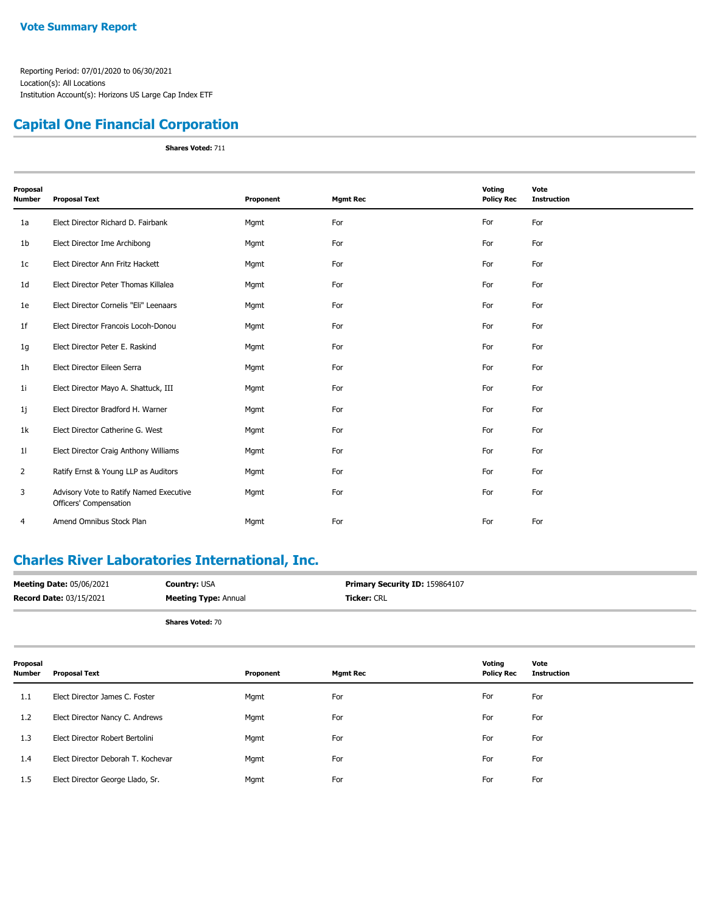**Vote Summary Report**

Reporting Period: 07/01/2020 to 06/30/2021
Location(s): All Locations
Institution Account(s): Horizons US Large Cap Index ETF

## Capital One Financial Corporation

**Shares Voted:** 711

| Proposal Number | Proposal Text | Proponent | Mgmt Rec | Voting Policy Rec | Vote Instruction |
|---|---|---|---|---|---|
| 1a | Elect Director Richard D. Fairbank | Mgmt | For | For | For |
| 1b | Elect Director Ime Archibong | Mgmt | For | For | For |
| 1c | Elect Director Ann Fritz Hackett | Mgmt | For | For | For |
| 1d | Elect Director Peter Thomas Killalea | Mgmt | For | For | For |
| 1e | Elect Director Cornelis "Eli" Leenaars | Mgmt | For | For | For |
| 1f | Elect Director Francois Locoh-Donou | Mgmt | For | For | For |
| 1g | Elect Director Peter E. Raskind | Mgmt | For | For | For |
| 1h | Elect Director Eileen Serra | Mgmt | For | For | For |
| 1i | Elect Director Mayo A. Shattuck, III | Mgmt | For | For | For |
| 1j | Elect Director Bradford H. Warner | Mgmt | For | For | For |
| 1k | Elect Director Catherine G. West | Mgmt | For | For | For |
| 1l | Elect Director Craig Anthony Williams | Mgmt | For | For | For |
| 2 | Ratify Ernst & Young LLP as Auditors | Mgmt | For | For | For |
| 3 | Advisory Vote to Ratify Named Executive Officers' Compensation | Mgmt | For | For | For |
| 4 | Amend Omnibus Stock Plan | Mgmt | For | For | For |

## Charles River Laboratories International, Inc.

**Meeting Date:** 05/06/2021 | **Country:** USA | **Primary Security ID:** 159864107
**Record Date:** 03/15/2021 | **Meeting Type:** Annual | **Ticker:** CRL

**Shares Voted:** 70

| Proposal Number | Proposal Text | Proponent | Mgmt Rec | Voting Policy Rec | Vote Instruction |
|---|---|---|---|---|---|
| 1.1 | Elect Director James C. Foster | Mgmt | For | For | For |
| 1.2 | Elect Director Nancy C. Andrews | Mgmt | For | For | For |
| 1.3 | Elect Director Robert Bertolini | Mgmt | For | For | For |
| 1.4 | Elect Director Deborah T. Kochevar | Mgmt | For | For | For |
| 1.5 | Elect Director George Llado, Sr. | Mgmt | For | For | For |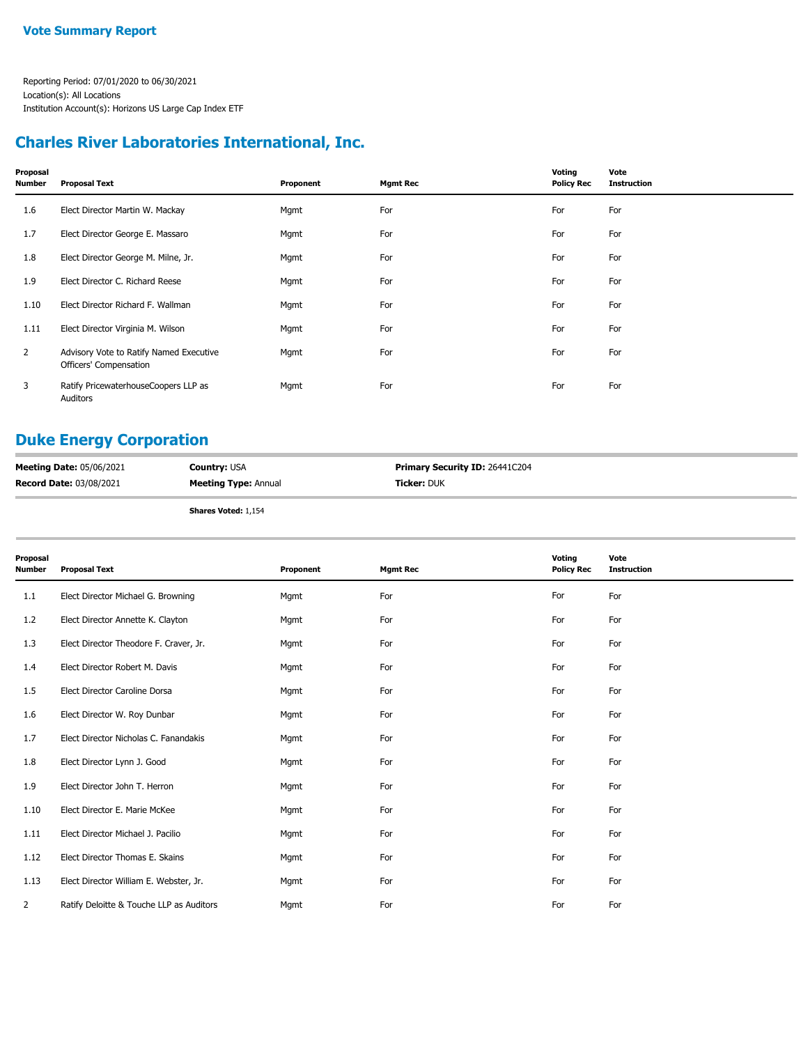**Vote Summary Report**

Reporting Period: 07/01/2020 to 06/30/2021
Location(s): All Locations
Institution Account(s): Horizons US Large Cap Index ETF

## Charles River Laboratories International, Inc.

| Proposal Number | Proposal Text | Proponent | Mgmt Rec | Voting Policy Rec | Vote Instruction |
|---|---|---|---|---|---|
| 1.6 | Elect Director Martin W. Mackay | Mgmt | For | For | For |
| 1.7 | Elect Director George E. Massaro | Mgmt | For | For | For |
| 1.8 | Elect Director George M. Milne, Jr. | Mgmt | For | For | For |
| 1.9 | Elect Director C. Richard Reese | Mgmt | For | For | For |
| 1.10 | Elect Director Richard F. Wallman | Mgmt | For | For | For |
| 1.11 | Elect Director Virginia M. Wilson | Mgmt | For | For | For |
| 2 | Advisory Vote to Ratify Named Executive Officers' Compensation | Mgmt | For | For | For |
| 3 | Ratify PricewaterhouseCoopers LLP as Auditors | Mgmt | For | For | For |

## Duke Energy Corporation

**Meeting Date:** 05/06/2021 **Country:** USA **Primary Security ID:** 26441C204
**Record Date:** 03/08/2021 **Meeting Type:** Annual **Ticker:** DUK

**Shares Voted:** 1,154

| Proposal Number | Proposal Text | Proponent | Mgmt Rec | Voting Policy Rec | Vote Instruction |
|---|---|---|---|---|---|
| 1.1 | Elect Director Michael G. Browning | Mgmt | For | For | For |
| 1.2 | Elect Director Annette K. Clayton | Mgmt | For | For | For |
| 1.3 | Elect Director Theodore F. Craver, Jr. | Mgmt | For | For | For |
| 1.4 | Elect Director Robert M. Davis | Mgmt | For | For | For |
| 1.5 | Elect Director Caroline Dorsa | Mgmt | For | For | For |
| 1.6 | Elect Director W. Roy Dunbar | Mgmt | For | For | For |
| 1.7 | Elect Director Nicholas C. Fanandakis | Mgmt | For | For | For |
| 1.8 | Elect Director Lynn J. Good | Mgmt | For | For | For |
| 1.9 | Elect Director John T. Herron | Mgmt | For | For | For |
| 1.10 | Elect Director E. Marie McKee | Mgmt | For | For | For |
| 1.11 | Elect Director Michael J. Pacilio | Mgmt | For | For | For |
| 1.12 | Elect Director Thomas E. Skains | Mgmt | For | For | For |
| 1.13 | Elect Director William E. Webster, Jr. | Mgmt | For | For | For |
| 2 | Ratify Deloitte & Touche LLP as Auditors | Mgmt | For | For | For |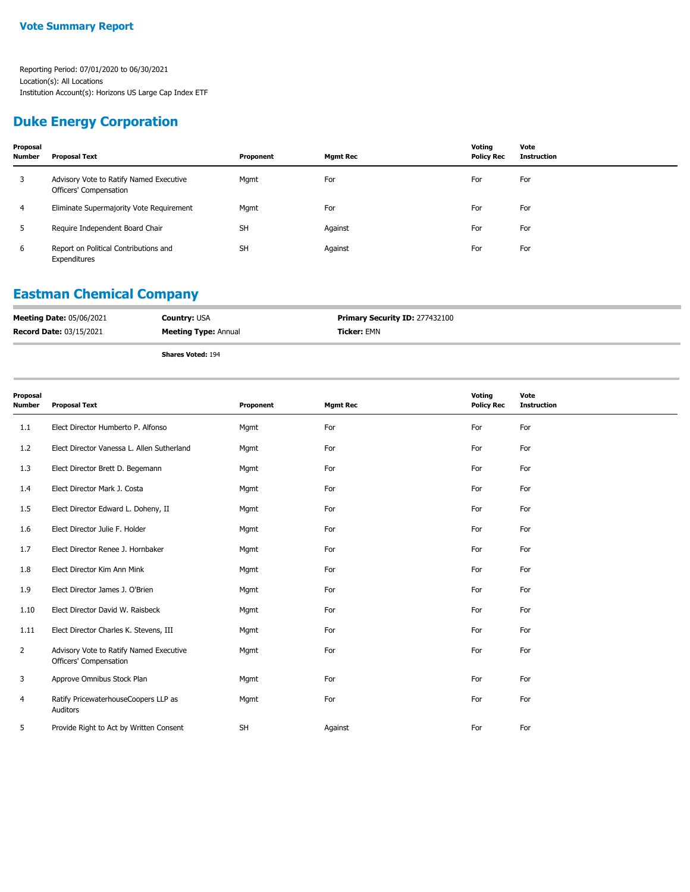**Vote Summary Report**

Reporting Period: 07/01/2020 to 06/30/2021
Location(s): All Locations
Institution Account(s): Horizons US Large Cap Index ETF

## Duke Energy Corporation

| Proposal Number | Proposal Text | Proponent | Mgmt Rec | Voting Policy Rec | Vote Instruction |
|---|---|---|---|---|---|
| 3 | Advisory Vote to Ratify Named Executive Officers' Compensation | Mgmt | For | For | For |
| 4 | Eliminate Supermajority Vote Requirement | Mgmt | For | For | For |
| 5 | Require Independent Board Chair | SH | Against | For | For |
| 6 | Report on Political Contributions and Expenditures | SH | Against | For | For |

## Eastman Chemical Company

**Meeting Date:** 05/06/2021
**Record Date:** 03/15/2021
**Country:** USA
**Meeting Type:** Annual
**Primary Security ID:** 277432100
**Ticker:** EMN

**Shares Voted:** 194

| Proposal Number | Proposal Text | Proponent | Mgmt Rec | Voting Policy Rec | Vote Instruction |
|---|---|---|---|---|---|
| 1.1 | Elect Director Humberto P. Alfonso | Mgmt | For | For | For |
| 1.2 | Elect Director Vanessa L. Allen Sutherland | Mgmt | For | For | For |
| 1.3 | Elect Director Brett D. Begemann | Mgmt | For | For | For |
| 1.4 | Elect Director Mark J. Costa | Mgmt | For | For | For |
| 1.5 | Elect Director Edward L. Doheny, II | Mgmt | For | For | For |
| 1.6 | Elect Director Julie F. Holder | Mgmt | For | For | For |
| 1.7 | Elect Director Renee J. Hornbaker | Mgmt | For | For | For |
| 1.8 | Elect Director Kim Ann Mink | Mgmt | For | For | For |
| 1.9 | Elect Director James J. O'Brien | Mgmt | For | For | For |
| 1.10 | Elect Director David W. Raisbeck | Mgmt | For | For | For |
| 1.11 | Elect Director Charles K. Stevens, III | Mgmt | For | For | For |
| 2 | Advisory Vote to Ratify Named Executive Officers' Compensation | Mgmt | For | For | For |
| 3 | Approve Omnibus Stock Plan | Mgmt | For | For | For |
| 4 | Ratify PricewaterhouseCoopers LLP as Auditors | Mgmt | For | For | For |
| 5 | Provide Right to Act by Written Consent | SH | Against | For | For |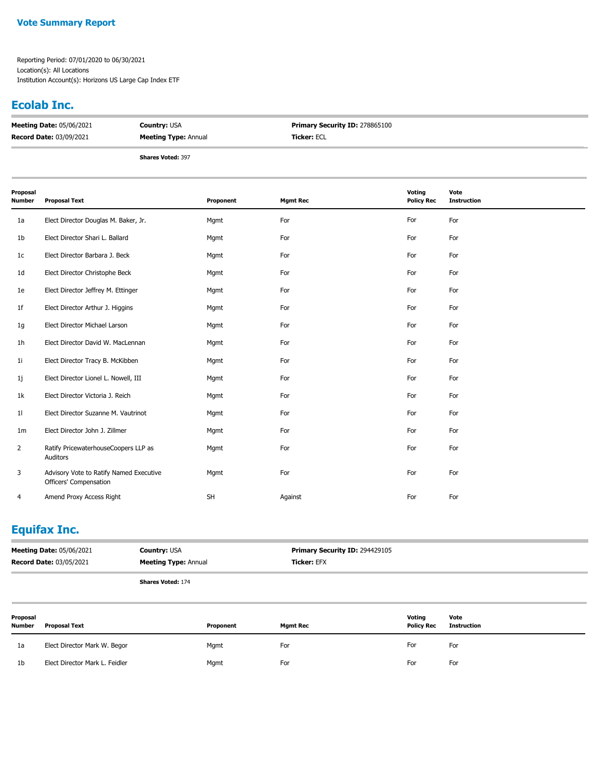**Vote Summary Report**

Reporting Period: 07/01/2020 to 06/30/2021
Location(s): All Locations
Institution Account(s): Horizons US Large Cap Index ETF

## Ecolab Inc.

| | | |
|---|---|---|
| **Meeting Date:** 05/06/2021 | **Country:** USA | **Primary Security ID:** 278865100 |
| **Record Date:** 03/09/2021 | **Meeting Type:** Annual | **Ticker:** ECL |
| | **Shares Voted:** 397 | |

| Proposal Number | Proposal Text | Proponent | Mgmt Rec | Voting Policy Rec | Vote Instruction |
|---|---|---|---|---|---|
| 1a | Elect Director Douglas M. Baker, Jr. | Mgmt | For | For | For |
| 1b | Elect Director Shari L. Ballard | Mgmt | For | For | For |
| 1c | Elect Director Barbara J. Beck | Mgmt | For | For | For |
| 1d | Elect Director Christophe Beck | Mgmt | For | For | For |
| 1e | Elect Director Jeffrey M. Ettinger | Mgmt | For | For | For |
| 1f | Elect Director Arthur J. Higgins | Mgmt | For | For | For |
| 1g | Elect Director Michael Larson | Mgmt | For | For | For |
| 1h | Elect Director David W. MacLennan | Mgmt | For | For | For |
| 1i | Elect Director Tracy B. McKibben | Mgmt | For | For | For |
| 1j | Elect Director Lionel L. Nowell, III | Mgmt | For | For | For |
| 1k | Elect Director Victoria J. Reich | Mgmt | For | For | For |
| 1l | Elect Director Suzanne M. Vautrinot | Mgmt | For | For | For |
| 1m | Elect Director John J. Zillmer | Mgmt | For | For | For |
| 2 | Ratify PricewaterhouseCoopers LLP as Auditors | Mgmt | For | For | For |
| 3 | Advisory Vote to Ratify Named Executive Officers' Compensation | Mgmt | For | For | For |
| 4 | Amend Proxy Access Right | SH | Against | For | For |

## Equifax Inc.

| | | |
|---|---|---|
| **Meeting Date:** 05/06/2021 | **Country:** USA | **Primary Security ID:** 294429105 |
| **Record Date:** 03/05/2021 | **Meeting Type:** Annual | **Ticker:** EFX |
| | **Shares Voted:** 174 | |

| Proposal Number | Proposal Text | Proponent | Mgmt Rec | Voting Policy Rec | Vote Instruction |
|---|---|---|---|---|---|
| 1a | Elect Director Mark W. Begor | Mgmt | For | For | For |
| 1b | Elect Director Mark L. Feidler | Mgmt | For | For | For |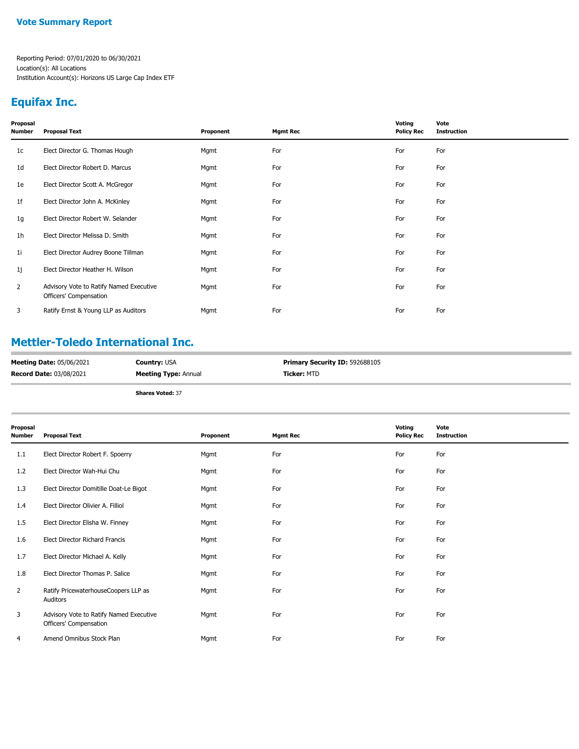# Vote Summary Report

Reporting Period: 07/01/2020 to 06/30/2021
Location(s): All Locations
Institution Account(s): Horizons US Large Cap Index ETF

## Equifax Inc.

| Proposal Number | Proposal Text | Proponent | Mgmt Rec | Voting Policy Rec | Vote Instruction |
|---|---|---|---|---|---|
| 1c | Elect Director G. Thomas Hough | Mgmt | For | For | For |
| 1d | Elect Director Robert D. Marcus | Mgmt | For | For | For |
| 1e | Elect Director Scott A. McGregor | Mgmt | For | For | For |
| 1f | Elect Director John A. McKinley | Mgmt | For | For | For |
| 1g | Elect Director Robert W. Selander | Mgmt | For | For | For |
| 1h | Elect Director Melissa D. Smith | Mgmt | For | For | For |
| 1i | Elect Director Audrey Boone Tillman | Mgmt | For | For | For |
| 1j | Elect Director Heather H. Wilson | Mgmt | For | For | For |
| 2 | Advisory Vote to Ratify Named Executive Officers' Compensation | Mgmt | For | For | For |
| 3 | Ratify Ernst & Young LLP as Auditors | Mgmt | For | For | For |

## Mettler-Toledo International Inc.

**Meeting Date:** 05/06/2021 **Country:** USA **Primary Security ID:** 592688105
**Record Date:** 03/08/2021 **Meeting Type:** Annual **Ticker:** MTD

**Shares Voted:** 37

| Proposal Number | Proposal Text | Proponent | Mgmt Rec | Voting Policy Rec | Vote Instruction |
|---|---|---|---|---|---|
| 1.1 | Elect Director Robert F. Spoerry | Mgmt | For | For | For |
| 1.2 | Elect Director Wah-Hui Chu | Mgmt | For | For | For |
| 1.3 | Elect Director Domitille Doat-Le Bigot | Mgmt | For | For | For |
| 1.4 | Elect Director Olivier A. Filliol | Mgmt | For | For | For |
| 1.5 | Elect Director Elisha W. Finney | Mgmt | For | For | For |
| 1.6 | Elect Director Richard Francis | Mgmt | For | For | For |
| 1.7 | Elect Director Michael A. Kelly | Mgmt | For | For | For |
| 1.8 | Elect Director Thomas P. Salice | Mgmt | For | For | For |
| 2 | Ratify PricewaterhouseCoopers LLP as Auditors | Mgmt | For | For | For |
| 3 | Advisory Vote to Ratify Named Executive Officers' Compensation | Mgmt | For | For | For |
| 4 | Amend Omnibus Stock Plan | Mgmt | For | For | For |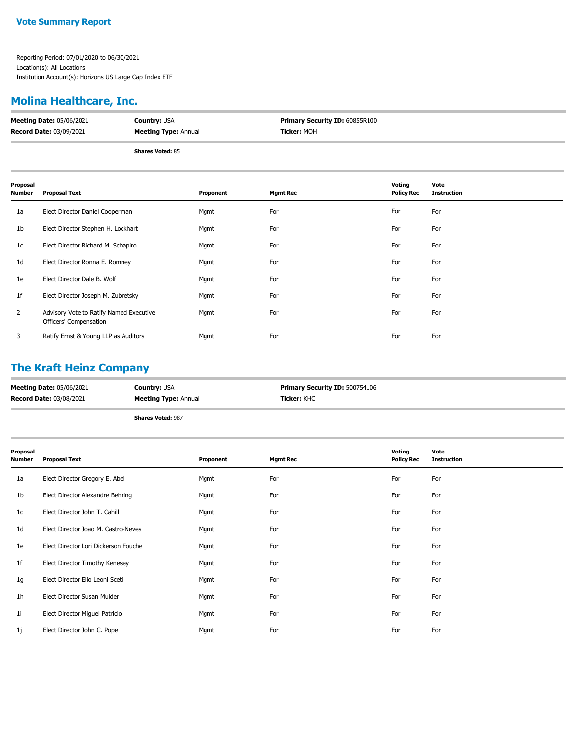**Vote Summary Report**

Reporting Period: 07/01/2020 to 06/30/2021
Location(s): All Locations
Institution Account(s): Horizons US Large Cap Index ETF

## Molina Healthcare, Inc.

**Meeting Date:** 05/06/2021 **Country:** USA **Primary Security ID:** 60855R100
**Record Date:** 03/09/2021 **Meeting Type:** Annual **Ticker:** MOH

**Shares Voted:** 85

| Proposal Number | Proposal Text | Proponent | Mgmt Rec | Voting Policy Rec | Vote Instruction |
|---|---|---|---|---|---|
| 1a | Elect Director Daniel Cooperman | Mgmt | For | For | For |
| 1b | Elect Director Stephen H. Lockhart | Mgmt | For | For | For |
| 1c | Elect Director Richard M. Schapiro | Mgmt | For | For | For |
| 1d | Elect Director Ronna E. Romney | Mgmt | For | For | For |
| 1e | Elect Director Dale B. Wolf | Mgmt | For | For | For |
| 1f | Elect Director Joseph M. Zubretsky | Mgmt | For | For | For |
| 2 | Advisory Vote to Ratify Named Executive Officers' Compensation | Mgmt | For | For | For |
| 3 | Ratify Ernst & Young LLP as Auditors | Mgmt | For | For | For |

## The Kraft Heinz Company

**Meeting Date:** 05/06/2021 **Country:** USA **Primary Security ID:** 500754106
**Record Date:** 03/08/2021 **Meeting Type:** Annual **Ticker:** KHC

**Shares Voted:** 987

| Proposal Number | Proposal Text | Proponent | Mgmt Rec | Voting Policy Rec | Vote Instruction |
|---|---|---|---|---|---|
| 1a | Elect Director Gregory E. Abel | Mgmt | For | For | For |
| 1b | Elect Director Alexandre Behring | Mgmt | For | For | For |
| 1c | Elect Director John T. Cahill | Mgmt | For | For | For |
| 1d | Elect Director Joao M. Castro-Neves | Mgmt | For | For | For |
| 1e | Elect Director Lori Dickerson Fouche | Mgmt | For | For | For |
| 1f | Elect Director Timothy Kenesey | Mgmt | For | For | For |
| 1g | Elect Director Elio Leoni Sceti | Mgmt | For | For | For |
| 1h | Elect Director Susan Mulder | Mgmt | For | For | For |
| 1i | Elect Director Miguel Patricio | Mgmt | For | For | For |
| 1j | Elect Director John C. Pope | Mgmt | For | For | For |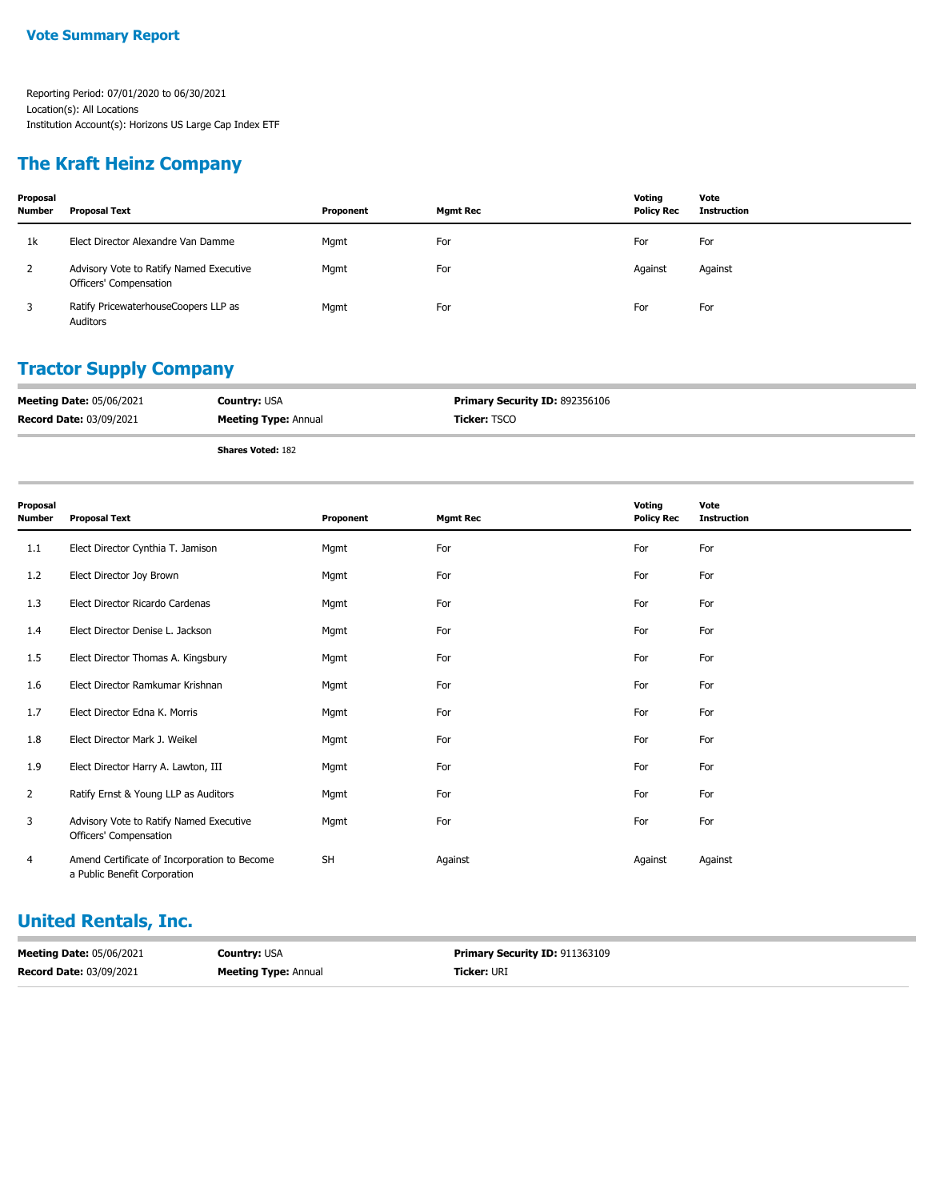**Vote Summary Report**

Reporting Period: 07/01/2020 to 06/30/2021
Location(s): All Locations
Institution Account(s): Horizons US Large Cap Index ETF

## The Kraft Heinz Company

| Proposal Number | Proposal Text | Proponent | Mgmt Rec | Voting Policy Rec | Vote Instruction |
|---|---|---|---|---|---|
| 1k | Elect Director Alexandre Van Damme | Mgmt | For | For | For |
| 2 | Advisory Vote to Ratify Named Executive Officers' Compensation | Mgmt | For | Against | Against |
| 3 | Ratify PricewaterhouseCoopers LLP as Auditors | Mgmt | For | For | For |

## Tractor Supply Company

**Meeting Date:** 05/06/2021 | **Country:** USA | **Primary Security ID:** 892356106
**Record Date:** 03/09/2021 | **Meeting Type:** Annual | **Ticker:** TSCO

**Shares Voted:** 182

| Proposal Number | Proposal Text | Proponent | Mgmt Rec | Voting Policy Rec | Vote Instruction |
|---|---|---|---|---|---|
| 1.1 | Elect Director Cynthia T. Jamison | Mgmt | For | For | For |
| 1.2 | Elect Director Joy Brown | Mgmt | For | For | For |
| 1.3 | Elect Director Ricardo Cardenas | Mgmt | For | For | For |
| 1.4 | Elect Director Denise L. Jackson | Mgmt | For | For | For |
| 1.5 | Elect Director Thomas A. Kingsbury | Mgmt | For | For | For |
| 1.6 | Elect Director Ramkumar Krishnan | Mgmt | For | For | For |
| 1.7 | Elect Director Edna K. Morris | Mgmt | For | For | For |
| 1.8 | Elect Director Mark J. Weikel | Mgmt | For | For | For |
| 1.9 | Elect Director Harry A. Lawton, III | Mgmt | For | For | For |
| 2 | Ratify Ernst & Young LLP as Auditors | Mgmt | For | For | For |
| 3 | Advisory Vote to Ratify Named Executive Officers' Compensation | Mgmt | For | For | For |
| 4 | Amend Certificate of Incorporation to Become a Public Benefit Corporation | SH | Against | Against | Against |

## United Rentals, Inc.

**Meeting Date:** 05/06/2021 | **Country:** USA | **Primary Security ID:** 911363109
**Record Date:** 03/09/2021 | **Meeting Type:** Annual | **Ticker:** URI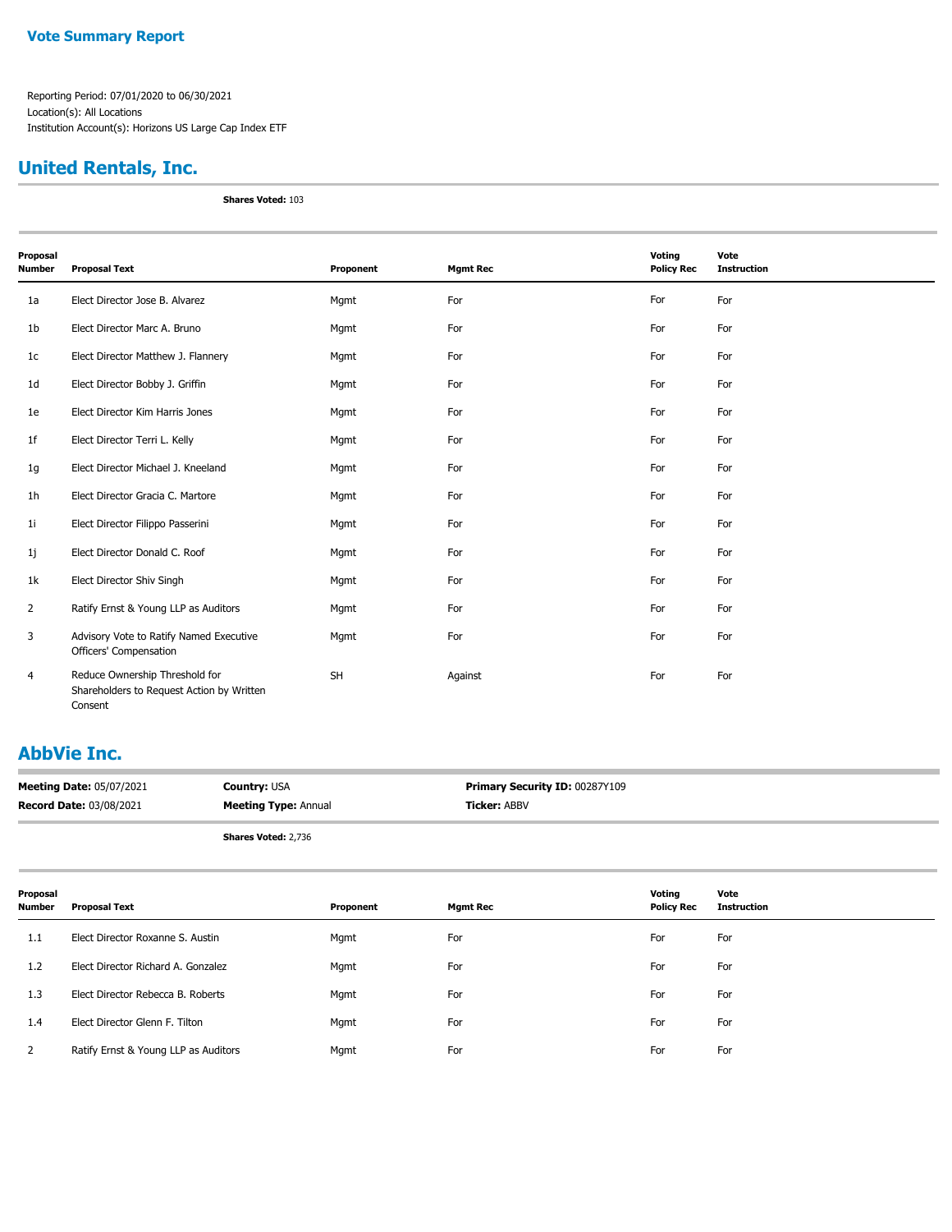**Vote Summary Report**

Reporting Period: 07/01/2020 to 06/30/2021
Location(s): All Locations
Institution Account(s): Horizons US Large Cap Index ETF

## United Rentals, Inc.

**Shares Voted:** 103

| Proposal Number | Proposal Text | Proponent | Mgmt Rec | Voting Policy Rec | Vote Instruction |
|---|---|---|---|---|---|
| 1a | Elect Director Jose B. Alvarez | Mgmt | For | For | For |
| 1b | Elect Director Marc A. Bruno | Mgmt | For | For | For |
| 1c | Elect Director Matthew J. Flannery | Mgmt | For | For | For |
| 1d | Elect Director Bobby J. Griffin | Mgmt | For | For | For |
| 1e | Elect Director Kim Harris Jones | Mgmt | For | For | For |
| 1f | Elect Director Terri L. Kelly | Mgmt | For | For | For |
| 1g | Elect Director Michael J. Kneeland | Mgmt | For | For | For |
| 1h | Elect Director Gracia C. Martore | Mgmt | For | For | For |
| 1i | Elect Director Filippo Passerini | Mgmt | For | For | For |
| 1j | Elect Director Donald C. Roof | Mgmt | For | For | For |
| 1k | Elect Director Shiv Singh | Mgmt | For | For | For |
| 2 | Ratify Ernst & Young LLP as Auditors | Mgmt | For | For | For |
| 3 | Advisory Vote to Ratify Named Executive Officers' Compensation | Mgmt | For | For | For |
| 4 | Reduce Ownership Threshold for Shareholders to Request Action by Written Consent | SH | Against | For | For |

## AbbVie Inc.

**Meeting Date:** 05/07/2021 | **Country:** USA | **Primary Security ID:** 00287Y109
**Record Date:** 03/08/2021 | **Meeting Type:** Annual | **Ticker:** ABBV

**Shares Voted:** 2,736

| Proposal Number | Proposal Text | Proponent | Mgmt Rec | Voting Policy Rec | Vote Instruction |
|---|---|---|---|---|---|
| 1.1 | Elect Director Roxanne S. Austin | Mgmt | For | For | For |
| 1.2 | Elect Director Richard A. Gonzalez | Mgmt | For | For | For |
| 1.3 | Elect Director Rebecca B. Roberts | Mgmt | For | For | For |
| 1.4 | Elect Director Glenn F. Tilton | Mgmt | For | For | For |
| 2 | Ratify Ernst & Young LLP as Auditors | Mgmt | For | For | For |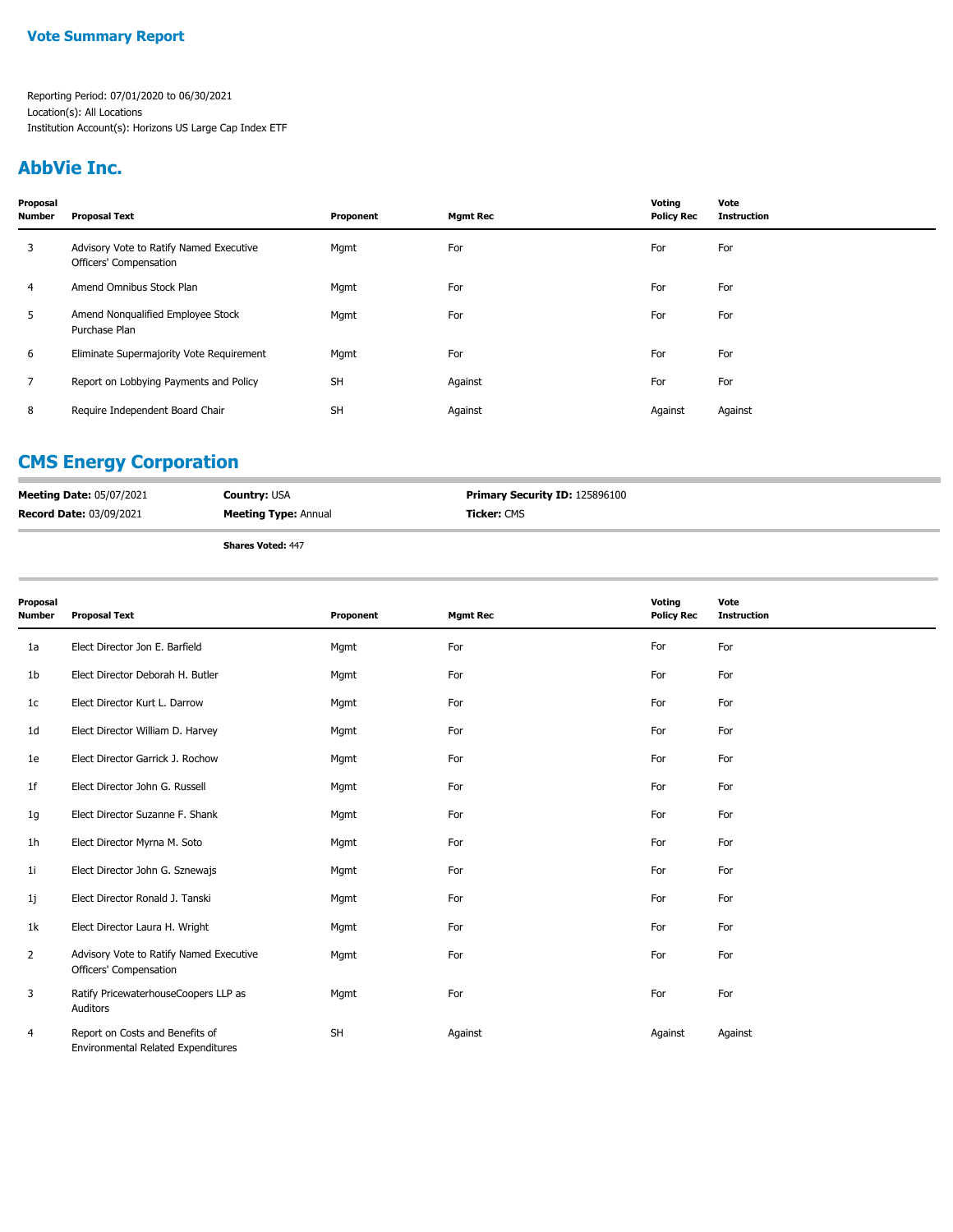## Vote Summary Report

Reporting Period: 07/01/2020 to 06/30/2021
Location(s): All Locations
Institution Account(s): Horizons US Large Cap Index ETF

## AbbVie Inc.

| Proposal Number | Proposal Text | Proponent | Mgmt Rec | Voting Policy Rec | Vote Instruction |
|---|---|---|---|---|---|
| 3 | Advisory Vote to Ratify Named Executive Officers' Compensation | Mgmt | For | For | For |
| 4 | Amend Omnibus Stock Plan | Mgmt | For | For | For |
| 5 | Amend Nonqualified Employee Stock Purchase Plan | Mgmt | For | For | For |
| 6 | Eliminate Supermajority Vote Requirement | Mgmt | For | For | For |
| 7 | Report on Lobbying Payments and Policy | SH | Against | For | For |
| 8 | Require Independent Board Chair | SH | Against | Against | Against |

## CMS Energy Corporation

**Meeting Date:** 05/07/2021 **Country:** USA **Primary Security ID:** 125896100
**Record Date:** 03/09/2021 **Meeting Type:** Annual **Ticker:** CMS

**Shares Voted:** 447

| Proposal Number | Proposal Text | Proponent | Mgmt Rec | Voting Policy Rec | Vote Instruction |
|---|---|---|---|---|---|
| 1a | Elect Director Jon E. Barfield | Mgmt | For | For | For |
| 1b | Elect Director Deborah H. Butler | Mgmt | For | For | For |
| 1c | Elect Director Kurt L. Darrow | Mgmt | For | For | For |
| 1d | Elect Director William D. Harvey | Mgmt | For | For | For |
| 1e | Elect Director Garrick J. Rochow | Mgmt | For | For | For |
| 1f | Elect Director John G. Russell | Mgmt | For | For | For |
| 1g | Elect Director Suzanne F. Shank | Mgmt | For | For | For |
| 1h | Elect Director Myrna M. Soto | Mgmt | For | For | For |
| 1i | Elect Director John G. Sznewajs | Mgmt | For | For | For |
| 1j | Elect Director Ronald J. Tanski | Mgmt | For | For | For |
| 1k | Elect Director Laura H. Wright | Mgmt | For | For | For |
| 2 | Advisory Vote to Ratify Named Executive Officers' Compensation | Mgmt | For | For | For |
| 3 | Ratify PricewaterhouseCoopers LLP as Auditors | Mgmt | For | For | For |
| 4 | Report on Costs and Benefits of Environmental Related Expenditures | SH | Against | Against | Against |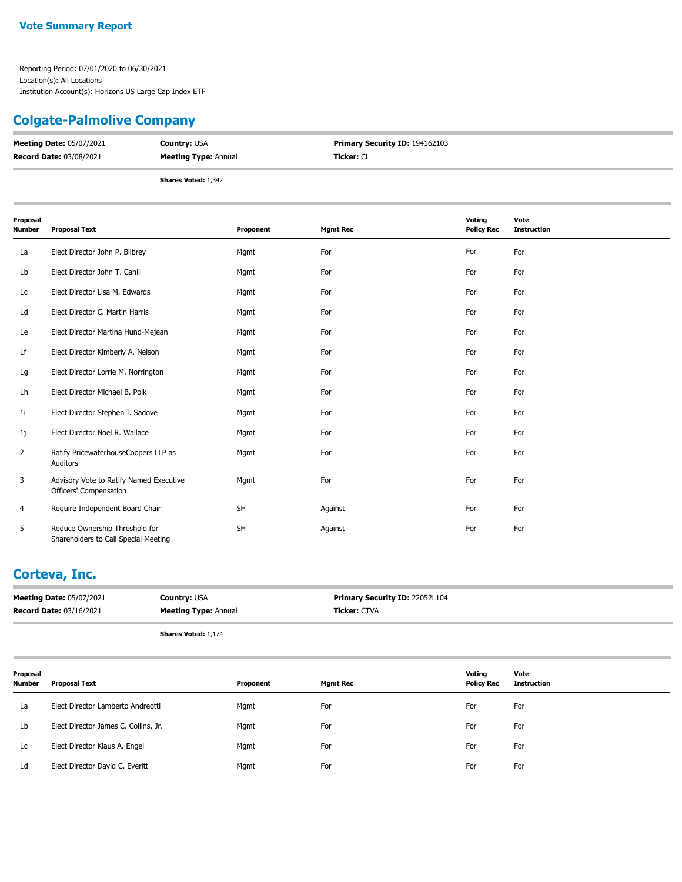**Vote Summary Report**

Reporting Period: 07/01/2020 to 06/30/2021
Location(s): All Locations
Institution Account(s): Horizons US Large Cap Index ETF

## Colgate-Palmolive Company

**Meeting Date:** 05/07/2021 | **Country:** USA | **Primary Security ID:** 194162103
**Record Date:** 03/08/2021 | **Meeting Type:** Annual | **Ticker:** CL

**Shares Voted:** 1,342

| Proposal Number | Proposal Text | Proponent | Mgmt Rec | Voting Policy Rec | Vote Instruction |
|---|---|---|---|---|---|
| 1a | Elect Director John P. Bilbrey | Mgmt | For | For | For |
| 1b | Elect Director John T. Cahill | Mgmt | For | For | For |
| 1c | Elect Director Lisa M. Edwards | Mgmt | For | For | For |
| 1d | Elect Director C. Martin Harris | Mgmt | For | For | For |
| 1e | Elect Director Martina Hund-Mejean | Mgmt | For | For | For |
| 1f | Elect Director Kimberly A. Nelson | Mgmt | For | For | For |
| 1g | Elect Director Lorrie M. Norrington | Mgmt | For | For | For |
| 1h | Elect Director Michael B. Polk | Mgmt | For | For | For |
| 1i | Elect Director Stephen I. Sadove | Mgmt | For | For | For |
| 1j | Elect Director Noel R. Wallace | Mgmt | For | For | For |
| 2 | Ratify PricewaterhouseCoopers LLP as Auditors | Mgmt | For | For | For |
| 3 | Advisory Vote to Ratify Named Executive Officers' Compensation | Mgmt | For | For | For |
| 4 | Require Independent Board Chair | SH | Against | For | For |
| 5 | Reduce Ownership Threshold for Shareholders to Call Special Meeting | SH | Against | For | For |

## Corteva, Inc.

**Meeting Date:** 05/07/2021 | **Country:** USA | **Primary Security ID:** 22052L104
**Record Date:** 03/16/2021 | **Meeting Type:** Annual | **Ticker:** CTVA

**Shares Voted:** 1,174

| Proposal Number | Proposal Text | Proponent | Mgmt Rec | Voting Policy Rec | Vote Instruction |
|---|---|---|---|---|---|
| 1a | Elect Director Lamberto Andreotti | Mgmt | For | For | For |
| 1b | Elect Director James C. Collins, Jr. | Mgmt | For | For | For |
| 1c | Elect Director Klaus A. Engel | Mgmt | For | For | For |
| 1d | Elect Director David C. Everitt | Mgmt | For | For | For |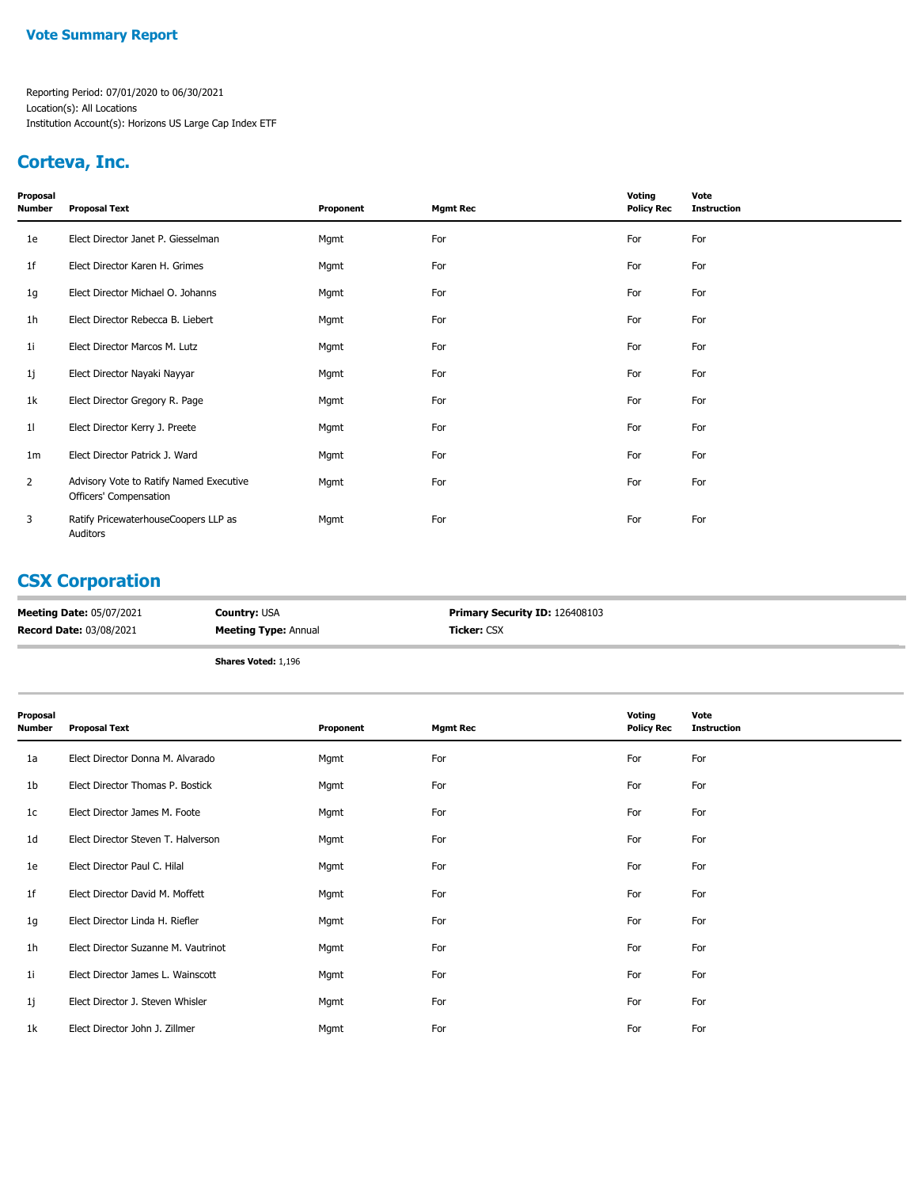## Vote Summary Report

Reporting Period: 07/01/2020 to 06/30/2021
Location(s): All Locations
Institution Account(s): Horizons US Large Cap Index ETF

## Corteva, Inc.

| Proposal Number | Proposal Text | Proponent | Mgmt Rec | Voting Policy Rec | Vote Instruction |
|---|---|---|---|---|---|
| 1e | Elect Director Janet P. Giesselman | Mgmt | For | For | For |
| 1f | Elect Director Karen H. Grimes | Mgmt | For | For | For |
| 1g | Elect Director Michael O. Johanns | Mgmt | For | For | For |
| 1h | Elect Director Rebecca B. Liebert | Mgmt | For | For | For |
| 1i | Elect Director Marcos M. Lutz | Mgmt | For | For | For |
| 1j | Elect Director Nayaki Nayyar | Mgmt | For | For | For |
| 1k | Elect Director Gregory R. Page | Mgmt | For | For | For |
| 1l | Elect Director Kerry J. Preete | Mgmt | For | For | For |
| 1m | Elect Director Patrick J. Ward | Mgmt | For | For | For |
| 2 | Advisory Vote to Ratify Named Executive Officers' Compensation | Mgmt | For | For | For |
| 3 | Ratify PricewaterhouseCoopers LLP as Auditors | Mgmt | For | For | For |

## CSX Corporation

**Meeting Date:** 05/07/2021 **Country:** USA **Primary Security ID:** 126408103
**Record Date:** 03/08/2021 **Meeting Type:** Annual **Ticker:** CSX

**Shares Voted:** 1,196

| Proposal Number | Proposal Text | Proponent | Mgmt Rec | Voting Policy Rec | Vote Instruction |
|---|---|---|---|---|---|
| 1a | Elect Director Donna M. Alvarado | Mgmt | For | For | For |
| 1b | Elect Director Thomas P. Bostick | Mgmt | For | For | For |
| 1c | Elect Director James M. Foote | Mgmt | For | For | For |
| 1d | Elect Director Steven T. Halverson | Mgmt | For | For | For |
| 1e | Elect Director Paul C. Hilal | Mgmt | For | For | For |
| 1f | Elect Director David M. Moffett | Mgmt | For | For | For |
| 1g | Elect Director Linda H. Riefler | Mgmt | For | For | For |
| 1h | Elect Director Suzanne M. Vautrinot | Mgmt | For | For | For |
| 1i | Elect Director James L. Wainscott | Mgmt | For | For | For |
| 1j | Elect Director J. Steven Whisler | Mgmt | For | For | For |
| 1k | Elect Director John J. Zillmer | Mgmt | For | For | For |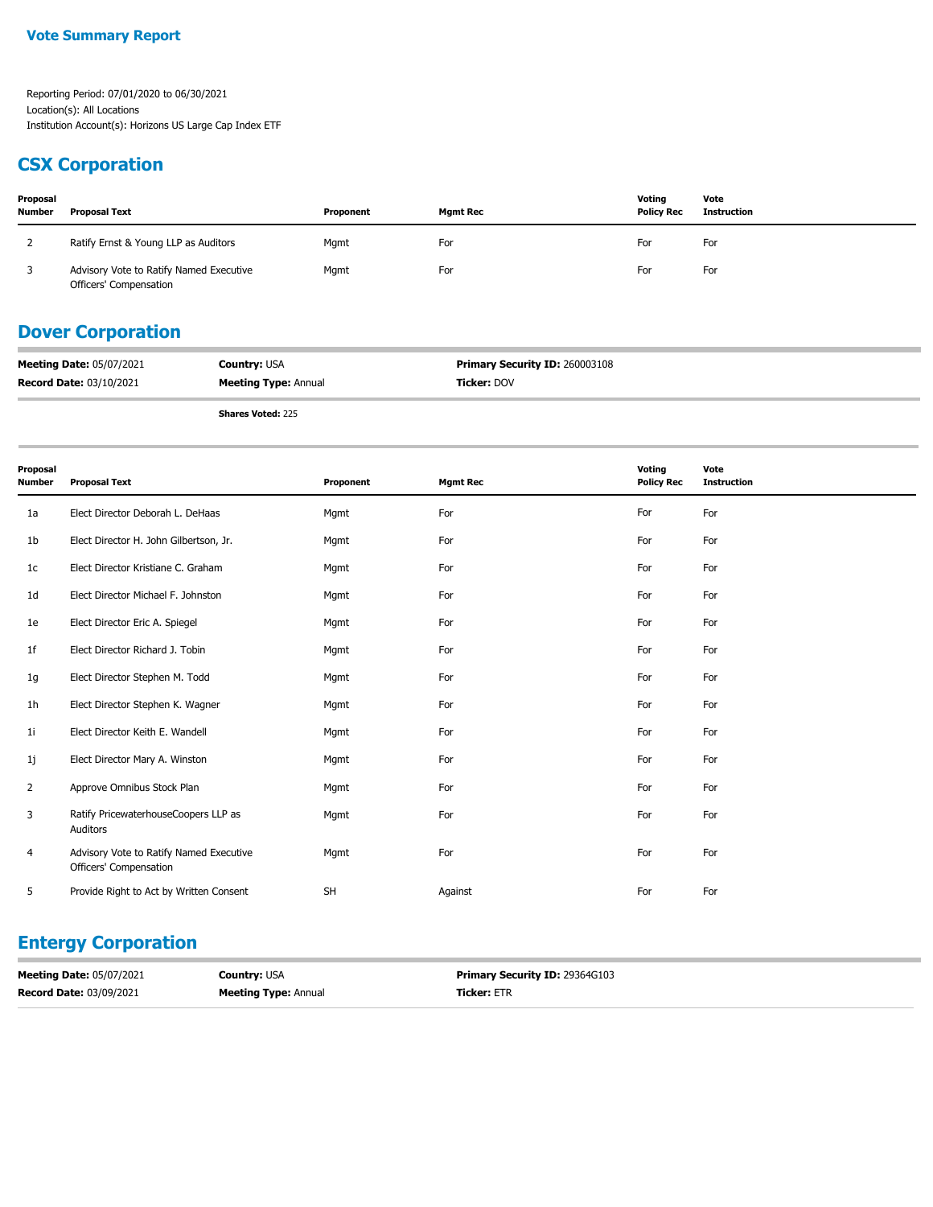**Vote Summary Report**

Reporting Period: 07/01/2020 to 06/30/2021
Location(s): All Locations
Institution Account(s): Horizons US Large Cap Index ETF

## CSX Corporation

| Proposal Number | Proposal Text | Proponent | Mgmt Rec | Voting Policy Rec | Vote Instruction |
|---|---|---|---|---|---|
| 2 | Ratify Ernst & Young LLP as Auditors | Mgmt | For | For | For |
| 3 | Advisory Vote to Ratify Named Executive Officers' Compensation | Mgmt | For | For | For |

## Dover Corporation

**Meeting Date:** 05/07/2021 **Country:** USA **Primary Security ID:** 260003108
**Record Date:** 03/10/2021 **Meeting Type:** Annual **Ticker:** DOV

**Shares Voted:** 225

| Proposal Number | Proposal Text | Proponent | Mgmt Rec | Voting Policy Rec | Vote Instruction |
|---|---|---|---|---|---|
| 1a | Elect Director Deborah L. DeHaas | Mgmt | For | For | For |
| 1b | Elect Director H. John Gilbertson, Jr. | Mgmt | For | For | For |
| 1c | Elect Director Kristiane C. Graham | Mgmt | For | For | For |
| 1d | Elect Director Michael F. Johnston | Mgmt | For | For | For |
| 1e | Elect Director Eric A. Spiegel | Mgmt | For | For | For |
| 1f | Elect Director Richard J. Tobin | Mgmt | For | For | For |
| 1g | Elect Director Stephen M. Todd | Mgmt | For | For | For |
| 1h | Elect Director Stephen K. Wagner | Mgmt | For | For | For |
| 1i | Elect Director Keith E. Wandell | Mgmt | For | For | For |
| 1j | Elect Director Mary A. Winston | Mgmt | For | For | For |
| 2 | Approve Omnibus Stock Plan | Mgmt | For | For | For |
| 3 | Ratify PricewaterhouseCoopers LLP as Auditors | Mgmt | For | For | For |
| 4 | Advisory Vote to Ratify Named Executive Officers' Compensation | Mgmt | For | For | For |
| 5 | Provide Right to Act by Written Consent | SH | Against | For | For |

## Entergy Corporation

**Meeting Date:** 05/07/2021 **Country:** USA **Primary Security ID:** 29364G103
**Record Date:** 03/09/2021 **Meeting Type:** Annual **Ticker:** ETR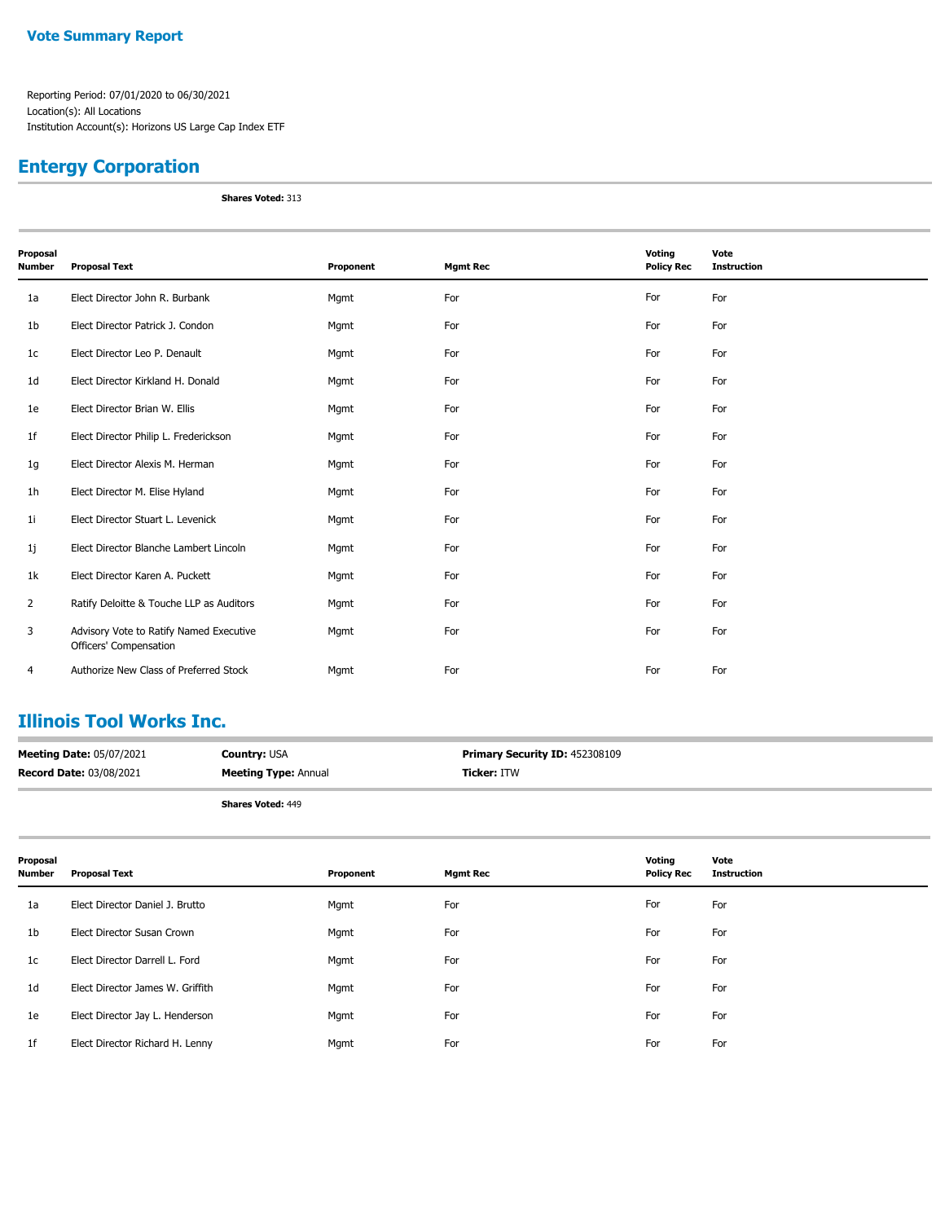## Vote Summary Report

Reporting Period: 07/01/2020 to 06/30/2021
Location(s): All Locations
Institution Account(s): Horizons US Large Cap Index ETF

## Entergy Corporation

**Shares Voted:** 313

| Proposal Number | Proposal Text | Proponent | Mgmt Rec | Voting Policy Rec | Vote Instruction |
|---|---|---|---|---|---|
| 1a | Elect Director John R. Burbank | Mgmt | For | For | For |
| 1b | Elect Director Patrick J. Condon | Mgmt | For | For | For |
| 1c | Elect Director Leo P. Denault | Mgmt | For | For | For |
| 1d | Elect Director Kirkland H. Donald | Mgmt | For | For | For |
| 1e | Elect Director Brian W. Ellis | Mgmt | For | For | For |
| 1f | Elect Director Philip L. Frederickson | Mgmt | For | For | For |
| 1g | Elect Director Alexis M. Herman | Mgmt | For | For | For |
| 1h | Elect Director M. Elise Hyland | Mgmt | For | For | For |
| 1i | Elect Director Stuart L. Levenick | Mgmt | For | For | For |
| 1j | Elect Director Blanche Lambert Lincoln | Mgmt | For | For | For |
| 1k | Elect Director Karen A. Puckett | Mgmt | For | For | For |
| 2 | Ratify Deloitte & Touche LLP as Auditors | Mgmt | For | For | For |
| 3 | Advisory Vote to Ratify Named Executive Officers' Compensation | Mgmt | For | For | For |
| 4 | Authorize New Class of Preferred Stock | Mgmt | For | For | For |

## Illinois Tool Works Inc.

**Meeting Date:** 05/07/2021 | **Country:** USA | **Primary Security ID:** 452308109
**Record Date:** 03/08/2021 | **Meeting Type:** Annual | **Ticker:** ITW

**Shares Voted:** 449

| Proposal Number | Proposal Text | Proponent | Mgmt Rec | Voting Policy Rec | Vote Instruction |
|---|---|---|---|---|---|
| 1a | Elect Director Daniel J. Brutto | Mgmt | For | For | For |
| 1b | Elect Director Susan Crown | Mgmt | For | For | For |
| 1c | Elect Director Darrell L. Ford | Mgmt | For | For | For |
| 1d | Elect Director James W. Griffith | Mgmt | For | For | For |
| 1e | Elect Director Jay L. Henderson | Mgmt | For | For | For |
| 1f | Elect Director Richard H. Lenny | Mgmt | For | For | For |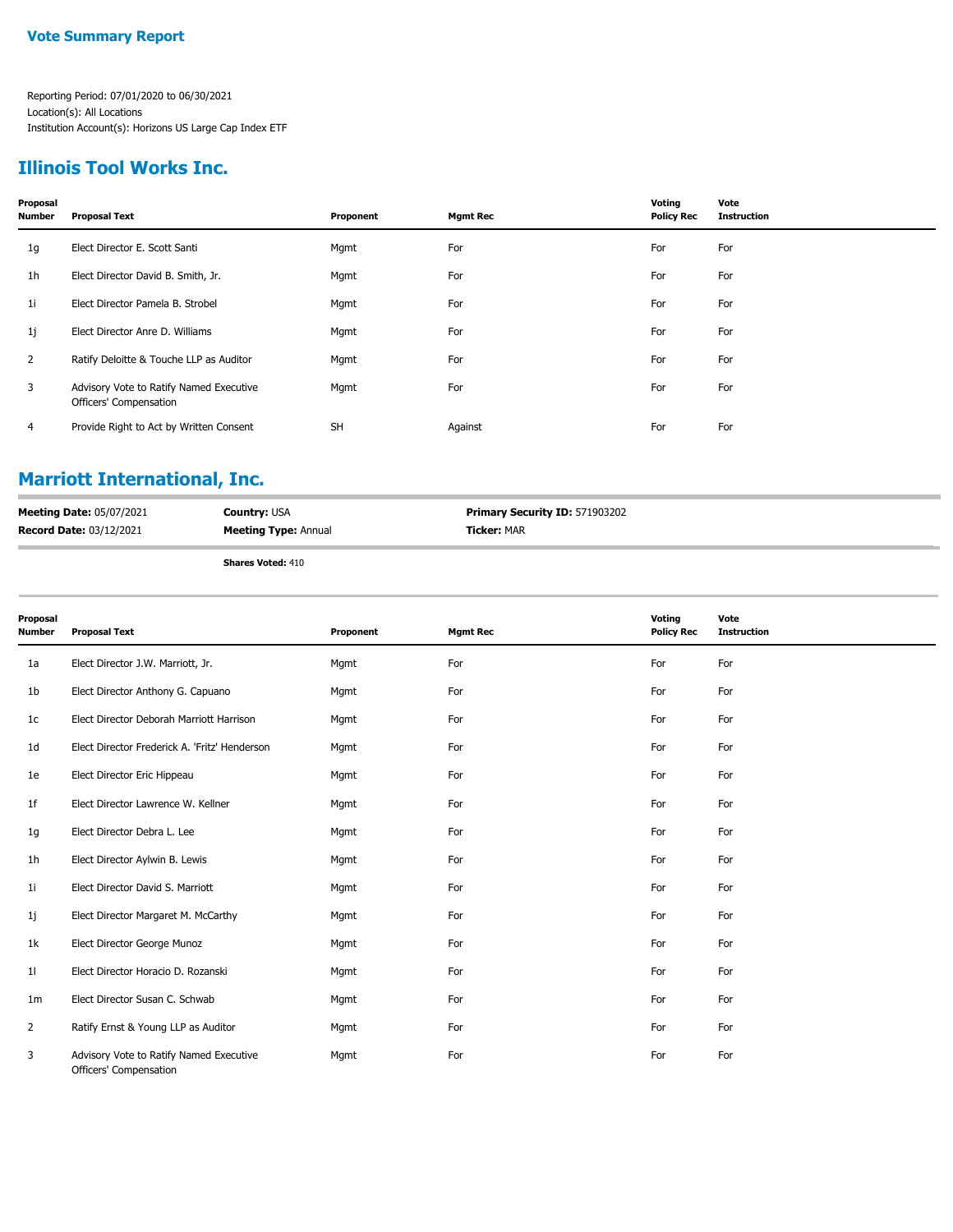## Vote Summary Report

Reporting Period: 07/01/2020 to 06/30/2021
Location(s): All Locations
Institution Account(s): Horizons US Large Cap Index ETF

## Illinois Tool Works Inc.

| Proposal Number | Proposal Text | Proponent | Mgmt Rec | Voting Policy Rec | Vote Instruction |
|---|---|---|---|---|---|
| 1g | Elect Director E. Scott Santi | Mgmt | For | For | For |
| 1h | Elect Director David B. Smith, Jr. | Mgmt | For | For | For |
| 1i | Elect Director Pamela B. Strobel | Mgmt | For | For | For |
| 1j | Elect Director Anre D. Williams | Mgmt | For | For | For |
| 2 | Ratify Deloitte & Touche LLP as Auditor | Mgmt | For | For | For |
| 3 | Advisory Vote to Ratify Named Executive Officers' Compensation | Mgmt | For | For | For |
| 4 | Provide Right to Act by Written Consent | SH | Against | For | For |

## Marriott International, Inc.

**Meeting Date:** 05/07/2021 **Country:** USA **Primary Security ID:** 571903202
**Record Date:** 03/12/2021 **Meeting Type:** Annual **Ticker:** MAR

**Shares Voted:** 410

| Proposal Number | Proposal Text | Proponent | Mgmt Rec | Voting Policy Rec | Vote Instruction |
|---|---|---|---|---|---|
| 1a | Elect Director J.W. Marriott, Jr. | Mgmt | For | For | For |
| 1b | Elect Director Anthony G. Capuano | Mgmt | For | For | For |
| 1c | Elect Director Deborah Marriott Harrison | Mgmt | For | For | For |
| 1d | Elect Director Frederick A. 'Fritz' Henderson | Mgmt | For | For | For |
| 1e | Elect Director Eric Hippeau | Mgmt | For | For | For |
| 1f | Elect Director Lawrence W. Kellner | Mgmt | For | For | For |
| 1g | Elect Director Debra L. Lee | Mgmt | For | For | For |
| 1h | Elect Director Aylwin B. Lewis | Mgmt | For | For | For |
| 1i | Elect Director David S. Marriott | Mgmt | For | For | For |
| 1j | Elect Director Margaret M. McCarthy | Mgmt | For | For | For |
| 1k | Elect Director George Munoz | Mgmt | For | For | For |
| 1l | Elect Director Horacio D. Rozanski | Mgmt | For | For | For |
| 1m | Elect Director Susan C. Schwab | Mgmt | For | For | For |
| 2 | Ratify Ernst & Young LLP as Auditor | Mgmt | For | For | For |
| 3 | Advisory Vote to Ratify Named Executive Officers' Compensation | Mgmt | For | For | For |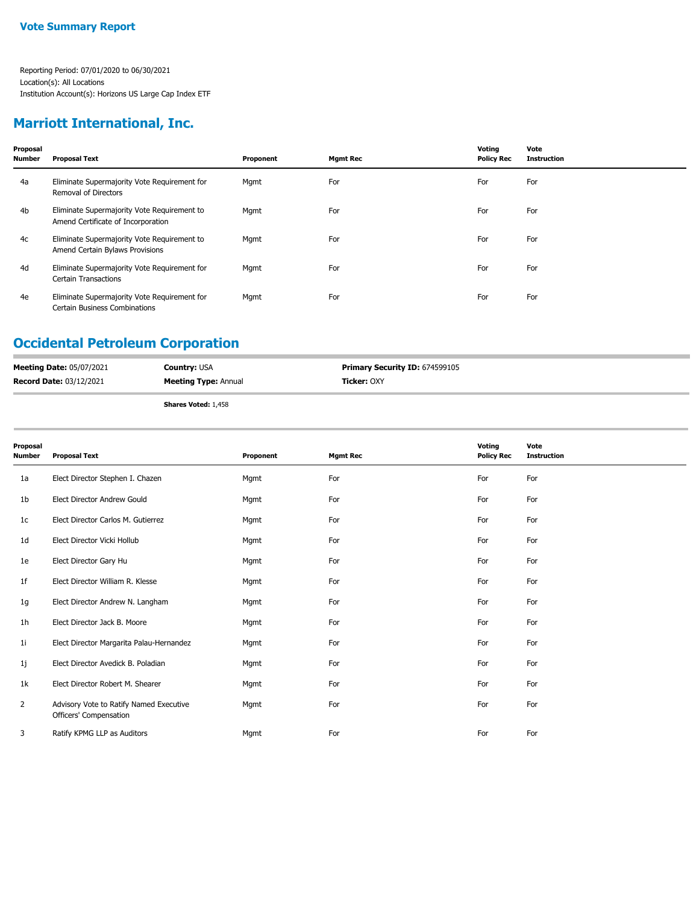## Vote Summary Report

Reporting Period: 07/01/2020 to 06/30/2021
Location(s): All Locations
Institution Account(s): Horizons US Large Cap Index ETF

## Marriott International, Inc.

| Proposal Number | Proposal Text | Proponent | Mgmt Rec | Voting Policy Rec | Vote Instruction |
|---|---|---|---|---|---|
| 4a | Eliminate Supermajority Vote Requirement for Removal of Directors | Mgmt | For | For | For |
| 4b | Eliminate Supermajority Vote Requirement to Amend Certificate of Incorporation | Mgmt | For | For | For |
| 4c | Eliminate Supermajority Vote Requirement to Amend Certain Bylaws Provisions | Mgmt | For | For | For |
| 4d | Eliminate Supermajority Vote Requirement for Certain Transactions | Mgmt | For | For | For |
| 4e | Eliminate Supermajority Vote Requirement for Certain Business Combinations | Mgmt | For | For | For |

## Occidental Petroleum Corporation

**Meeting Date:** 05/07/2021 | **Country:** USA | **Primary Security ID:** 674599105
**Record Date:** 03/12/2021 | **Meeting Type:** Annual | **Ticker:** OXY

**Shares Voted:** 1,458

| Proposal Number | Proposal Text | Proponent | Mgmt Rec | Voting Policy Rec | Vote Instruction |
|---|---|---|---|---|---|
| 1a | Elect Director Stephen I. Chazen | Mgmt | For | For | For |
| 1b | Elect Director Andrew Gould | Mgmt | For | For | For |
| 1c | Elect Director Carlos M. Gutierrez | Mgmt | For | For | For |
| 1d | Elect Director Vicki Hollub | Mgmt | For | For | For |
| 1e | Elect Director Gary Hu | Mgmt | For | For | For |
| 1f | Elect Director William R. Klesse | Mgmt | For | For | For |
| 1g | Elect Director Andrew N. Langham | Mgmt | For | For | For |
| 1h | Elect Director Jack B. Moore | Mgmt | For | For | For |
| 1i | Elect Director Margarita Palau-Hernandez | Mgmt | For | For | For |
| 1j | Elect Director Avedick B. Poladian | Mgmt | For | For | For |
| 1k | Elect Director Robert M. Shearer | Mgmt | For | For | For |
| 2 | Advisory Vote to Ratify Named Executive Officers' Compensation | Mgmt | For | For | For |
| 3 | Ratify KPMG LLP as Auditors | Mgmt | For | For | For |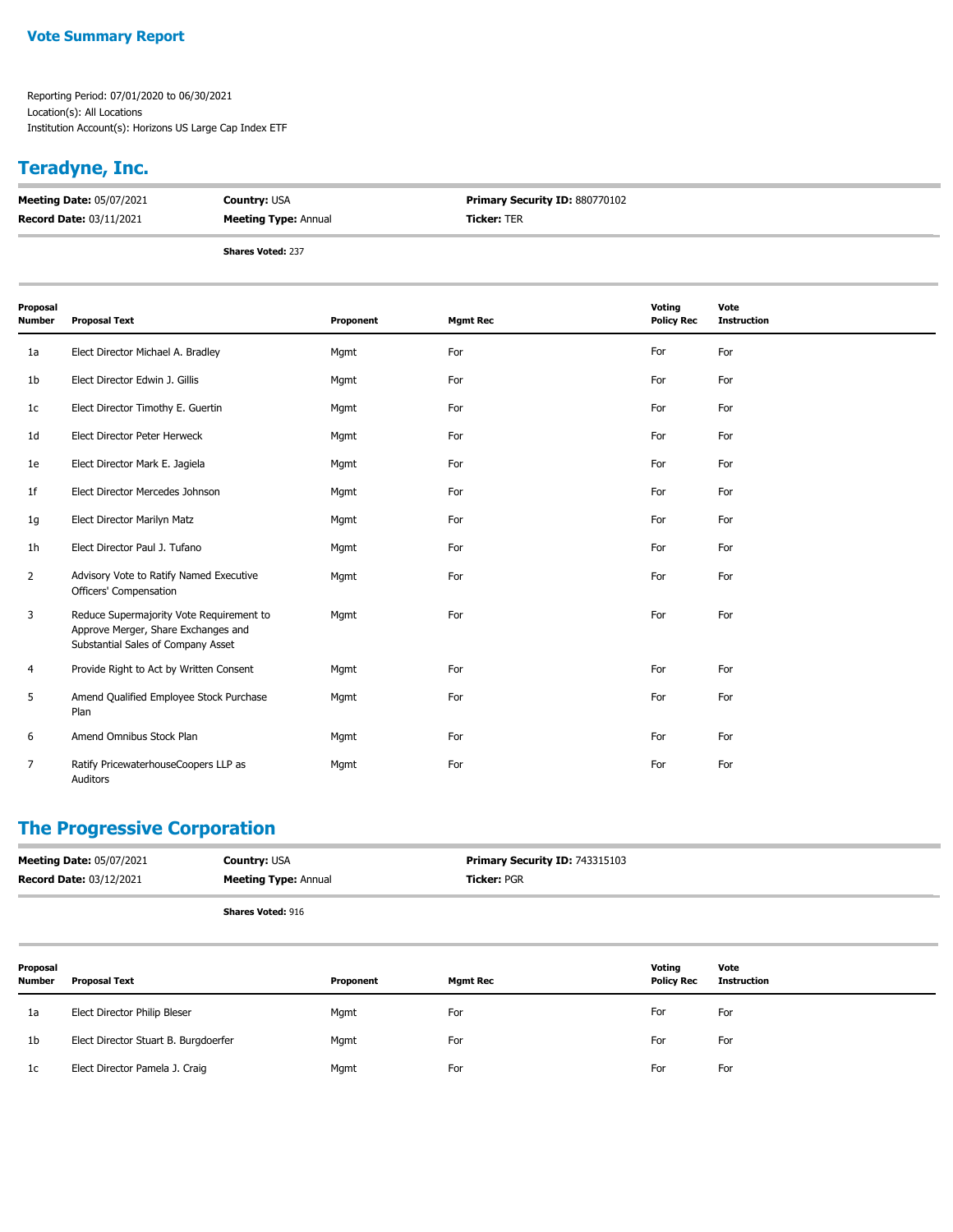**Vote Summary Report**

Reporting Period: 07/01/2020 to 06/30/2021
Location(s): All Locations
Institution Account(s): Horizons US Large Cap Index ETF

## Teradyne, Inc.

**Meeting Date:** 05/07/2021 | **Country:** USA | **Primary Security ID:** 880770102
**Record Date:** 03/11/2021 | **Meeting Type:** Annual | **Ticker:** TER

**Shares Voted:** 237

| Proposal Number | Proposal Text | Proponent | Mgmt Rec | Voting Policy Rec | Vote Instruction |
|---|---|---|---|---|---|
| 1a | Elect Director Michael A. Bradley | Mgmt | For | For | For |
| 1b | Elect Director Edwin J. Gillis | Mgmt | For | For | For |
| 1c | Elect Director Timothy E. Guertin | Mgmt | For | For | For |
| 1d | Elect Director Peter Herweck | Mgmt | For | For | For |
| 1e | Elect Director Mark E. Jagiela | Mgmt | For | For | For |
| 1f | Elect Director Mercedes Johnson | Mgmt | For | For | For |
| 1g | Elect Director Marilyn Matz | Mgmt | For | For | For |
| 1h | Elect Director Paul J. Tufano | Mgmt | For | For | For |
| 2 | Advisory Vote to Ratify Named Executive Officers' Compensation | Mgmt | For | For | For |
| 3 | Reduce Supermajority Vote Requirement to Approve Merger, Share Exchanges and Substantial Sales of Company Asset | Mgmt | For | For | For |
| 4 | Provide Right to Act by Written Consent | Mgmt | For | For | For |
| 5 | Amend Qualified Employee Stock Purchase Plan | Mgmt | For | For | For |
| 6 | Amend Omnibus Stock Plan | Mgmt | For | For | For |
| 7 | Ratify PricewaterhouseCoopers LLP as Auditors | Mgmt | For | For | For |

## The Progressive Corporation

**Meeting Date:** 05/07/2021 | **Country:** USA | **Primary Security ID:** 743315103
**Record Date:** 03/12/2021 | **Meeting Type:** Annual | **Ticker:** PGR

**Shares Voted:** 916

| Proposal Number | Proposal Text | Proponent | Mgmt Rec | Voting Policy Rec | Vote Instruction |
|---|---|---|---|---|---|
| 1a | Elect Director Philip Bleser | Mgmt | For | For | For |
| 1b | Elect Director Stuart B. Burgdoerfer | Mgmt | For | For | For |
| 1c | Elect Director Pamela J. Craig | Mgmt | For | For | For |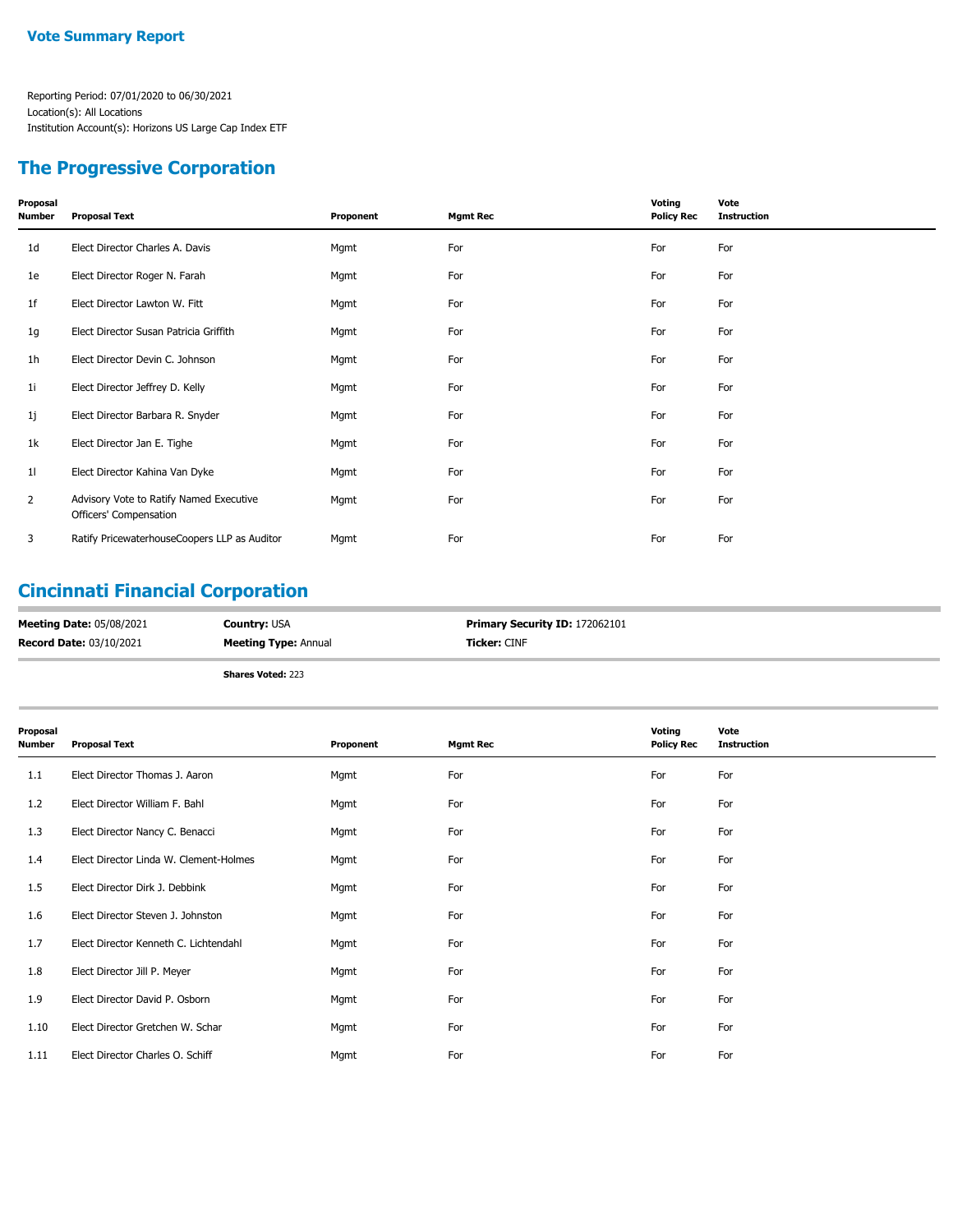**Vote Summary Report**

Reporting Period: 07/01/2020 to 06/30/2021
Location(s): All Locations
Institution Account(s): Horizons US Large Cap Index ETF

## The Progressive Corporation

| Proposal Number | Proposal Text | Proponent | Mgmt Rec | Voting Policy Rec | Vote Instruction |
|---|---|---|---|---|---|
| 1d | Elect Director Charles A. Davis | Mgmt | For | For | For |
| 1e | Elect Director Roger N. Farah | Mgmt | For | For | For |
| 1f | Elect Director Lawton W. Fitt | Mgmt | For | For | For |
| 1g | Elect Director Susan Patricia Griffith | Mgmt | For | For | For |
| 1h | Elect Director Devin C. Johnson | Mgmt | For | For | For |
| 1i | Elect Director Jeffrey D. Kelly | Mgmt | For | For | For |
| 1j | Elect Director Barbara R. Snyder | Mgmt | For | For | For |
| 1k | Elect Director Jan E. Tighe | Mgmt | For | For | For |
| 1l | Elect Director Kahina Van Dyke | Mgmt | For | For | For |
| 2 | Advisory Vote to Ratify Named Executive Officers' Compensation | Mgmt | For | For | For |
| 3 | Ratify PricewaterhouseCoopers LLP as Auditor | Mgmt | For | For | For |

## Cincinnati Financial Corporation

**Meeting Date:** 05/08/2021 **Country:** USA **Primary Security ID:** 172062101
**Record Date:** 03/10/2021 **Meeting Type:** Annual **Ticker:** CINF

**Shares Voted:** 223

| Proposal Number | Proposal Text | Proponent | Mgmt Rec | Voting Policy Rec | Vote Instruction |
|---|---|---|---|---|---|
| 1.1 | Elect Director Thomas J. Aaron | Mgmt | For | For | For |
| 1.2 | Elect Director William F. Bahl | Mgmt | For | For | For |
| 1.3 | Elect Director Nancy C. Benacci | Mgmt | For | For | For |
| 1.4 | Elect Director Linda W. Clement-Holmes | Mgmt | For | For | For |
| 1.5 | Elect Director Dirk J. Debbink | Mgmt | For | For | For |
| 1.6 | Elect Director Steven J. Johnston | Mgmt | For | For | For |
| 1.7 | Elect Director Kenneth C. Lichtendahl | Mgmt | For | For | For |
| 1.8 | Elect Director Jill P. Meyer | Mgmt | For | For | For |
| 1.9 | Elect Director David P. Osborn | Mgmt | For | For | For |
| 1.10 | Elect Director Gretchen W. Schar | Mgmt | For | For | For |
| 1.11 | Elect Director Charles O. Schiff | Mgmt | For | For | For |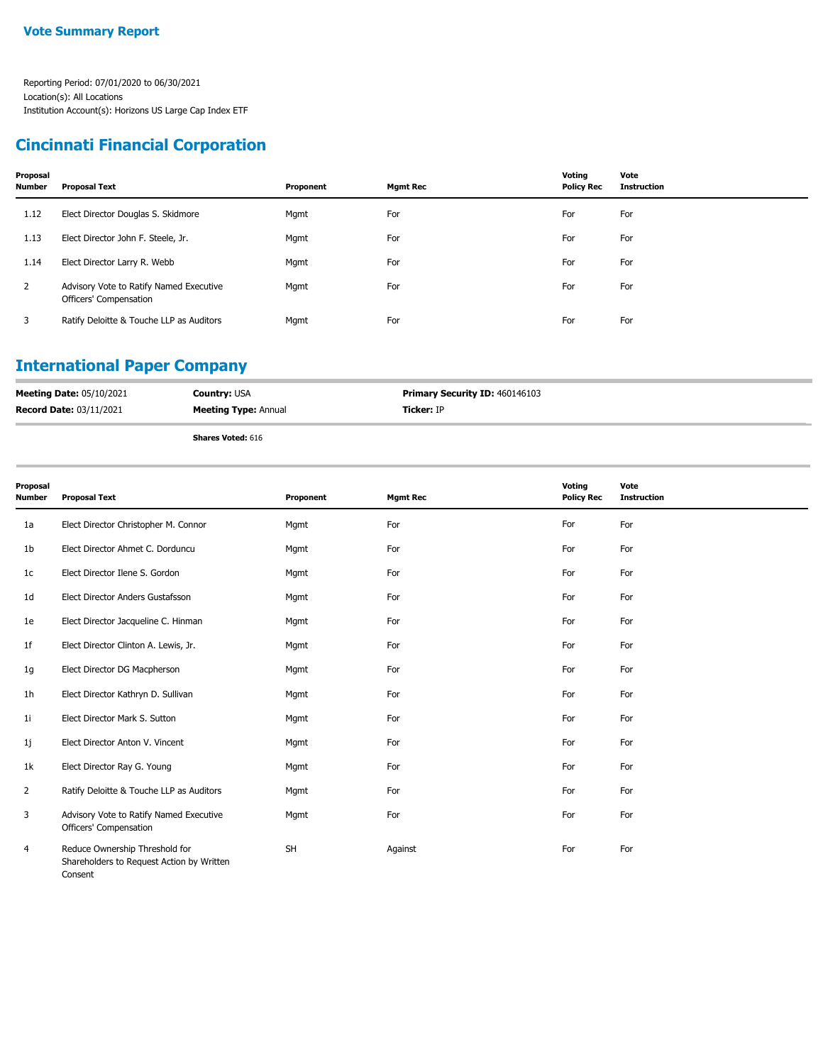# Vote Summary Report

Reporting Period: 07/01/2020 to 06/30/2021
Location(s): All Locations
Institution Account(s): Horizons US Large Cap Index ETF

## Cincinnati Financial Corporation

| Proposal Number | Proposal Text | Proponent | Mgmt Rec | Voting Policy Rec | Vote Instruction |
|---|---|---|---|---|---|
| 1.12 | Elect Director Douglas S. Skidmore | Mgmt | For | For | For |
| 1.13 | Elect Director John F. Steele, Jr. | Mgmt | For | For | For |
| 1.14 | Elect Director Larry R. Webb | Mgmt | For | For | For |
| 2 | Advisory Vote to Ratify Named Executive Officers' Compensation | Mgmt | For | For | For |
| 3 | Ratify Deloitte & Touche LLP as Auditors | Mgmt | For | For | For |

## International Paper Company

**Meeting Date:** 05/10/2021 | **Country:** USA | **Primary Security ID:** 460146103
**Record Date:** 03/11/2021 | **Meeting Type:** Annual | **Ticker:** IP

**Shares Voted:** 616

| Proposal Number | Proposal Text | Proponent | Mgmt Rec | Voting Policy Rec | Vote Instruction |
|---|---|---|---|---|---|
| 1a | Elect Director Christopher M. Connor | Mgmt | For | For | For |
| 1b | Elect Director Ahmet C. Dorduncu | Mgmt | For | For | For |
| 1c | Elect Director Ilene S. Gordon | Mgmt | For | For | For |
| 1d | Elect Director Anders Gustafsson | Mgmt | For | For | For |
| 1e | Elect Director Jacqueline C. Hinman | Mgmt | For | For | For |
| 1f | Elect Director Clinton A. Lewis, Jr. | Mgmt | For | For | For |
| 1g | Elect Director DG Macpherson | Mgmt | For | For | For |
| 1h | Elect Director Kathryn D. Sullivan | Mgmt | For | For | For |
| 1i | Elect Director Mark S. Sutton | Mgmt | For | For | For |
| 1j | Elect Director Anton V. Vincent | Mgmt | For | For | For |
| 1k | Elect Director Ray G. Young | Mgmt | For | For | For |
| 2 | Ratify Deloitte & Touche LLP as Auditors | Mgmt | For | For | For |
| 3 | Advisory Vote to Ratify Named Executive Officers' Compensation | Mgmt | For | For | For |
| 4 | Reduce Ownership Threshold for Shareholders to Request Action by Written Consent | SH | Against | For | For |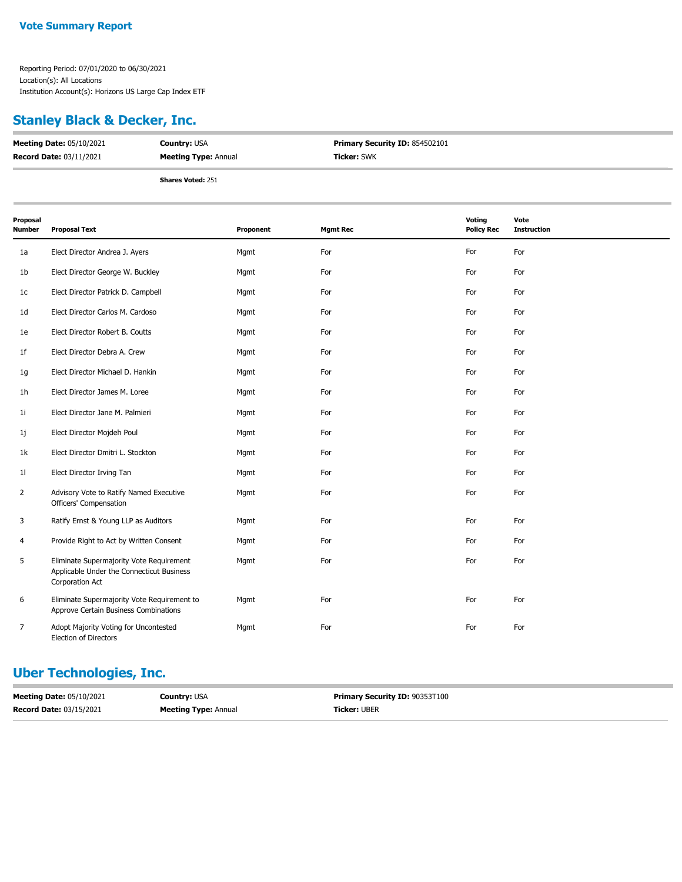**Vote Summary Report**

Reporting Period: 07/01/2020 to 06/30/2021
Location(s): All Locations
Institution Account(s): Horizons US Large Cap Index ETF

## Stanley Black & Decker, Inc.

**Meeting Date:** 05/10/2021 **Country:** USA **Primary Security ID:** 854502101
**Record Date:** 03/11/2021 **Meeting Type:** Annual **Ticker:** SWK

**Shares Voted:** 251

| Proposal Number | Proposal Text | Proponent | Mgmt Rec | Voting Policy Rec | Vote Instruction |
|---|---|---|---|---|---|
| 1a | Elect Director Andrea J. Ayers | Mgmt | For | For | For |
| 1b | Elect Director George W. Buckley | Mgmt | For | For | For |
| 1c | Elect Director Patrick D. Campbell | Mgmt | For | For | For |
| 1d | Elect Director Carlos M. Cardoso | Mgmt | For | For | For |
| 1e | Elect Director Robert B. Coutts | Mgmt | For | For | For |
| 1f | Elect Director Debra A. Crew | Mgmt | For | For | For |
| 1g | Elect Director Michael D. Hankin | Mgmt | For | For | For |
| 1h | Elect Director James M. Loree | Mgmt | For | For | For |
| 1i | Elect Director Jane M. Palmieri | Mgmt | For | For | For |
| 1j | Elect Director Mojdeh Poul | Mgmt | For | For | For |
| 1k | Elect Director Dmitri L. Stockton | Mgmt | For | For | For |
| 1l | Elect Director Irving Tan | Mgmt | For | For | For |
| 2 | Advisory Vote to Ratify Named Executive Officers' Compensation | Mgmt | For | For | For |
| 3 | Ratify Ernst & Young LLP as Auditors | Mgmt | For | For | For |
| 4 | Provide Right to Act by Written Consent | Mgmt | For | For | For |
| 5 | Eliminate Supermajority Vote Requirement Applicable Under the Connecticut Business Corporation Act | Mgmt | For | For | For |
| 6 | Eliminate Supermajority Vote Requirement to Approve Certain Business Combinations | Mgmt | For | For | For |
| 7 | Adopt Majority Voting for Uncontested Election of Directors | Mgmt | For | For | For |

## Uber Technologies, Inc.

**Meeting Date:** 05/10/2021 **Country:** USA **Primary Security ID:** 90353T100
**Record Date:** 03/15/2021 **Meeting Type:** Annual **Ticker:** UBER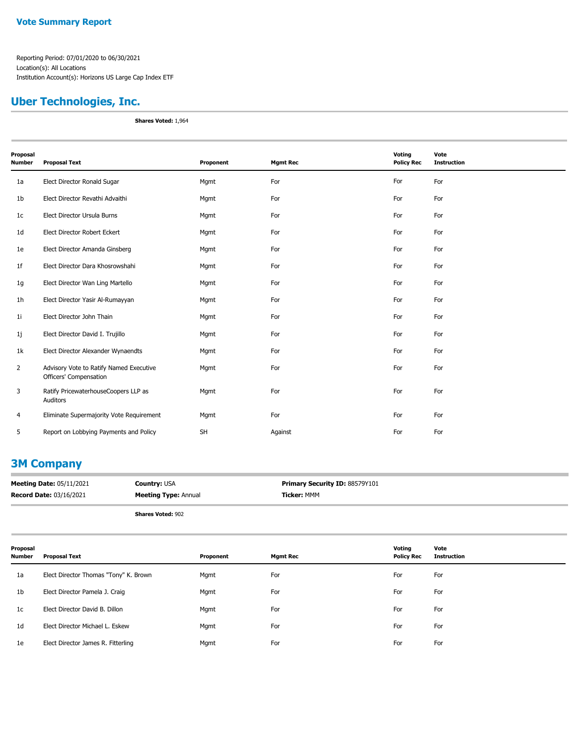## Vote Summary Report

Reporting Period: 07/01/2020 to 06/30/2021
Location(s): All Locations
Institution Account(s): Horizons US Large Cap Index ETF

## Uber Technologies, Inc.

**Shares Voted:** 1,964

| Proposal Number | Proposal Text | Proponent | Mgmt Rec | Voting Policy Rec | Vote Instruction |
|---|---|---|---|---|---|
| 1a | Elect Director Ronald Sugar | Mgmt | For | For | For |
| 1b | Elect Director Revathi Advaithi | Mgmt | For | For | For |
| 1c | Elect Director Ursula Burns | Mgmt | For | For | For |
| 1d | Elect Director Robert Eckert | Mgmt | For | For | For |
| 1e | Elect Director Amanda Ginsberg | Mgmt | For | For | For |
| 1f | Elect Director Dara Khosrowshahi | Mgmt | For | For | For |
| 1g | Elect Director Wan Ling Martello | Mgmt | For | For | For |
| 1h | Elect Director Yasir Al-Rumayyan | Mgmt | For | For | For |
| 1i | Elect Director John Thain | Mgmt | For | For | For |
| 1j | Elect Director David I. Trujillo | Mgmt | For | For | For |
| 1k | Elect Director Alexander Wynaendts | Mgmt | For | For | For |
| 2 | Advisory Vote to Ratify Named Executive Officers' Compensation | Mgmt | For | For | For |
| 3 | Ratify PricewaterhouseCoopers LLP as Auditors | Mgmt | For | For | For |
| 4 | Eliminate Supermajority Vote Requirement | Mgmt | For | For | For |
| 5 | Report on Lobbying Payments and Policy | SH | Against | For | For |

## 3M Company

**Meeting Date:** 05/11/2021 **Country:** USA **Primary Security ID:** 88579Y101
**Record Date:** 03/16/2021 **Meeting Type:** Annual **Ticker:** MMM

**Shares Voted:** 902

| Proposal Number | Proposal Text | Proponent | Mgmt Rec | Voting Policy Rec | Vote Instruction |
|---|---|---|---|---|---|
| 1a | Elect Director Thomas "Tony" K. Brown | Mgmt | For | For | For |
| 1b | Elect Director Pamela J. Craig | Mgmt | For | For | For |
| 1c | Elect Director David B. Dillon | Mgmt | For | For | For |
| 1d | Elect Director Michael L. Eskew | Mgmt | For | For | For |
| 1e | Elect Director James R. Fitterling | Mgmt | For | For | For |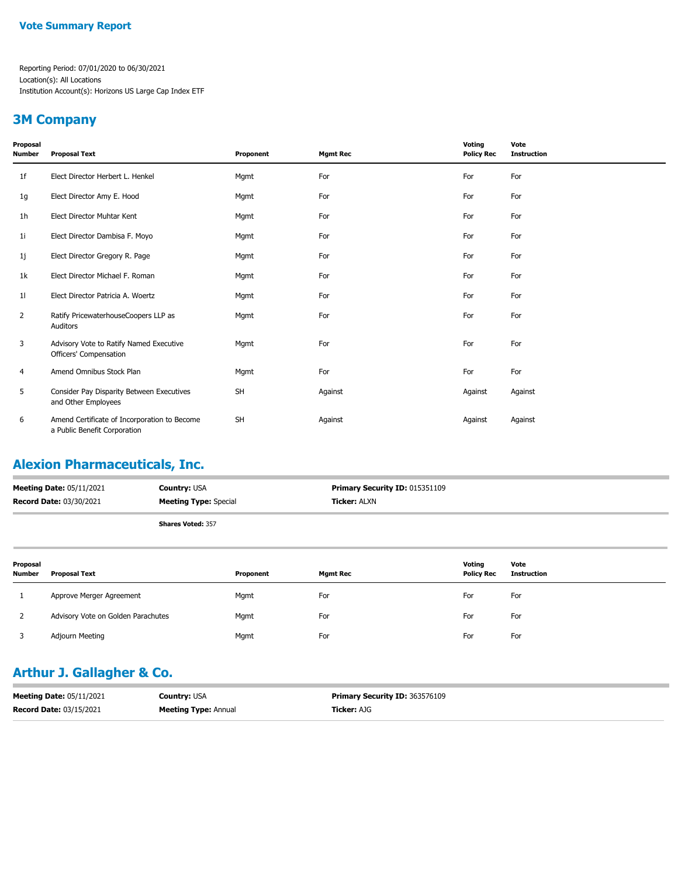**Vote Summary Report**

Reporting Period: 07/01/2020 to 06/30/2021
Location(s): All Locations
Institution Account(s): Horizons US Large Cap Index ETF

## 3M Company

| Proposal Number | Proposal Text | Proponent | Mgmt Rec | Voting Policy Rec | Vote Instruction |
|---|---|---|---|---|---|
| 1f | Elect Director Herbert L. Henkel | Mgmt | For | For | For |
| 1g | Elect Director Amy E. Hood | Mgmt | For | For | For |
| 1h | Elect Director Muhtar Kent | Mgmt | For | For | For |
| 1i | Elect Director Dambisa F. Moyo | Mgmt | For | For | For |
| 1j | Elect Director Gregory R. Page | Mgmt | For | For | For |
| 1k | Elect Director Michael F. Roman | Mgmt | For | For | For |
| 1l | Elect Director Patricia A. Woertz | Mgmt | For | For | For |
| 2 | Ratify PricewaterhouseCoopers LLP as Auditors | Mgmt | For | For | For |
| 3 | Advisory Vote to Ratify Named Executive Officers' Compensation | Mgmt | For | For | For |
| 4 | Amend Omnibus Stock Plan | Mgmt | For | For | For |
| 5 | Consider Pay Disparity Between Executives and Other Employees | SH | Against | Against | Against |
| 6 | Amend Certificate of Incorporation to Become a Public Benefit Corporation | SH | Against | Against | Against |

## Alexion Pharmaceuticals, Inc.

**Meeting Date:** 05/11/2021 | **Country:** USA | **Primary Security ID:** 015351109
**Record Date:** 03/30/2021 | **Meeting Type:** Special | **Ticker:** ALXN

**Shares Voted:** 357

| Proposal Number | Proposal Text | Proponent | Mgmt Rec | Voting Policy Rec | Vote Instruction |
|---|---|---|---|---|---|
| 1 | Approve Merger Agreement | Mgmt | For | For | For |
| 2 | Advisory Vote on Golden Parachutes | Mgmt | For | For | For |
| 3 | Adjourn Meeting | Mgmt | For | For | For |

## Arthur J. Gallagher & Co.

**Meeting Date:** 05/11/2021 | **Country:** USA | **Primary Security ID:** 363576109
**Record Date:** 03/15/2021 | **Meeting Type:** Annual | **Ticker:** AJG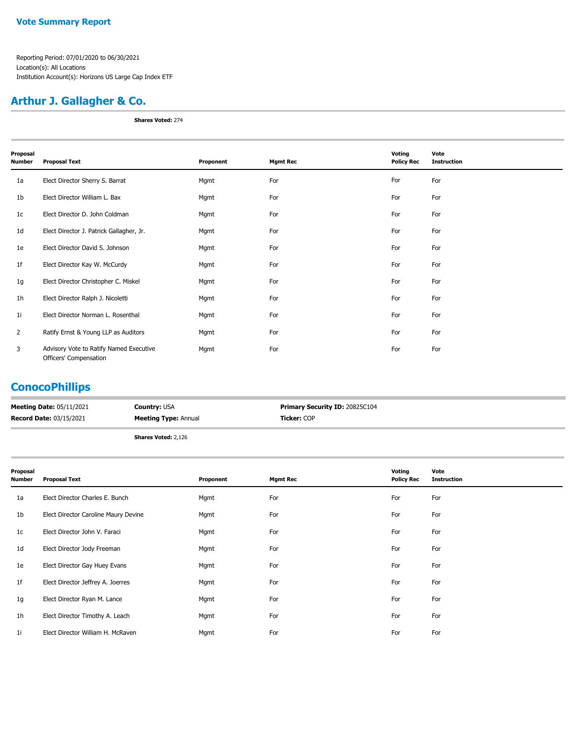**Vote Summary Report**

Reporting Period: 07/01/2020 to 06/30/2021
Location(s): All Locations
Institution Account(s): Horizons US Large Cap Index ETF

## Arthur J. Gallagher & Co.

**Shares Voted:** 274

| Proposal Number | Proposal Text | Proponent | Mgmt Rec | Voting Policy Rec | Vote Instruction |
|---|---|---|---|---|---|
| 1a | Elect Director Sherry S. Barrat | Mgmt | For | For | For |
| 1b | Elect Director William L. Bax | Mgmt | For | For | For |
| 1c | Elect Director D. John Coldman | Mgmt | For | For | For |
| 1d | Elect Director J. Patrick Gallagher, Jr. | Mgmt | For | For | For |
| 1e | Elect Director David S. Johnson | Mgmt | For | For | For |
| 1f | Elect Director Kay W. McCurdy | Mgmt | For | For | For |
| 1g | Elect Director Christopher C. Miskel | Mgmt | For | For | For |
| 1h | Elect Director Ralph J. Nicoletti | Mgmt | For | For | For |
| 1i | Elect Director Norman L. Rosenthal | Mgmt | For | For | For |
| 2 | Ratify Ernst & Young LLP as Auditors | Mgmt | For | For | For |
| 3 | Advisory Vote to Ratify Named Executive Officers' Compensation | Mgmt | For | For | For |

## ConocoPhillips

**Meeting Date:** 05/11/2021 **Country:** USA **Primary Security ID:** 20825C104
**Record Date:** 03/15/2021 **Meeting Type:** Annual **Ticker:** COP

**Shares Voted:** 2,126

| Proposal Number | Proposal Text | Proponent | Mgmt Rec | Voting Policy Rec | Vote Instruction |
|---|---|---|---|---|---|
| 1a | Elect Director Charles E. Bunch | Mgmt | For | For | For |
| 1b | Elect Director Caroline Maury Devine | Mgmt | For | For | For |
| 1c | Elect Director John V. Faraci | Mgmt | For | For | For |
| 1d | Elect Director Jody Freeman | Mgmt | For | For | For |
| 1e | Elect Director Gay Huey Evans | Mgmt | For | For | For |
| 1f | Elect Director Jeffrey A. Joerres | Mgmt | For | For | For |
| 1g | Elect Director Ryan M. Lance | Mgmt | For | For | For |
| 1h | Elect Director Timothy A. Leach | Mgmt | For | For | For |
| 1i | Elect Director William H. McRaven | Mgmt | For | For | For |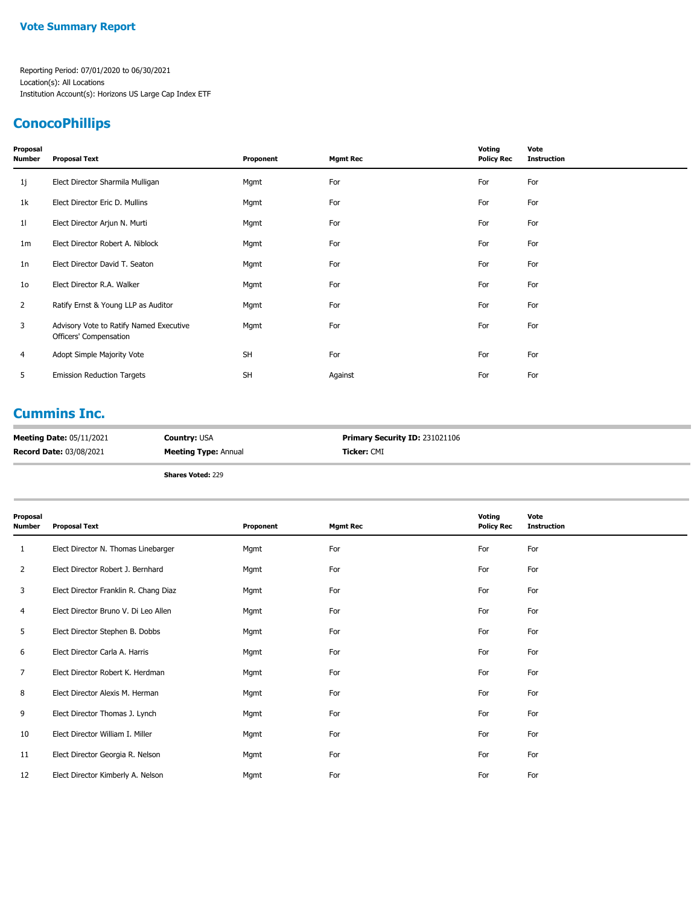**Vote Summary Report**

Reporting Period: 07/01/2020 to 06/30/2021
Location(s): All Locations
Institution Account(s): Horizons US Large Cap Index ETF

## ConocoPhillips

| Proposal Number | Proposal Text | Proponent | Mgmt Rec | Voting Policy Rec | Vote Instruction |
|---|---|---|---|---|---|
| 1j | Elect Director Sharmila Mulligan | Mgmt | For | For | For |
| 1k | Elect Director Eric D. Mullins | Mgmt | For | For | For |
| 1l | Elect Director Arjun N. Murti | Mgmt | For | For | For |
| 1m | Elect Director Robert A. Niblock | Mgmt | For | For | For |
| 1n | Elect Director David T. Seaton | Mgmt | For | For | For |
| 1o | Elect Director R.A. Walker | Mgmt | For | For | For |
| 2 | Ratify Ernst & Young LLP as Auditor | Mgmt | For | For | For |
| 3 | Advisory Vote to Ratify Named Executive Officers' Compensation | Mgmt | For | For | For |
| 4 | Adopt Simple Majority Vote | SH | For | For | For |
| 5 | Emission Reduction Targets | SH | Against | For | For |

## Cummins Inc.

**Meeting Date:** 05/11/2021 **Country:** USA **Primary Security ID:** 231021106
**Record Date:** 03/08/2021 **Meeting Type:** Annual **Ticker:** CMI

**Shares Voted:** 229

| Proposal Number | Proposal Text | Proponent | Mgmt Rec | Voting Policy Rec | Vote Instruction |
|---|---|---|---|---|---|
| 1 | Elect Director N. Thomas Linebarger | Mgmt | For | For | For |
| 2 | Elect Director Robert J. Bernhard | Mgmt | For | For | For |
| 3 | Elect Director Franklin R. Chang Diaz | Mgmt | For | For | For |
| 4 | Elect Director Bruno V. Di Leo Allen | Mgmt | For | For | For |
| 5 | Elect Director Stephen B. Dobbs | Mgmt | For | For | For |
| 6 | Elect Director Carla A. Harris | Mgmt | For | For | For |
| 7 | Elect Director Robert K. Herdman | Mgmt | For | For | For |
| 8 | Elect Director Alexis M. Herman | Mgmt | For | For | For |
| 9 | Elect Director Thomas J. Lynch | Mgmt | For | For | For |
| 10 | Elect Director William I. Miller | Mgmt | For | For | For |
| 11 | Elect Director Georgia R. Nelson | Mgmt | For | For | For |
| 12 | Elect Director Kimberly A. Nelson | Mgmt | For | For | For |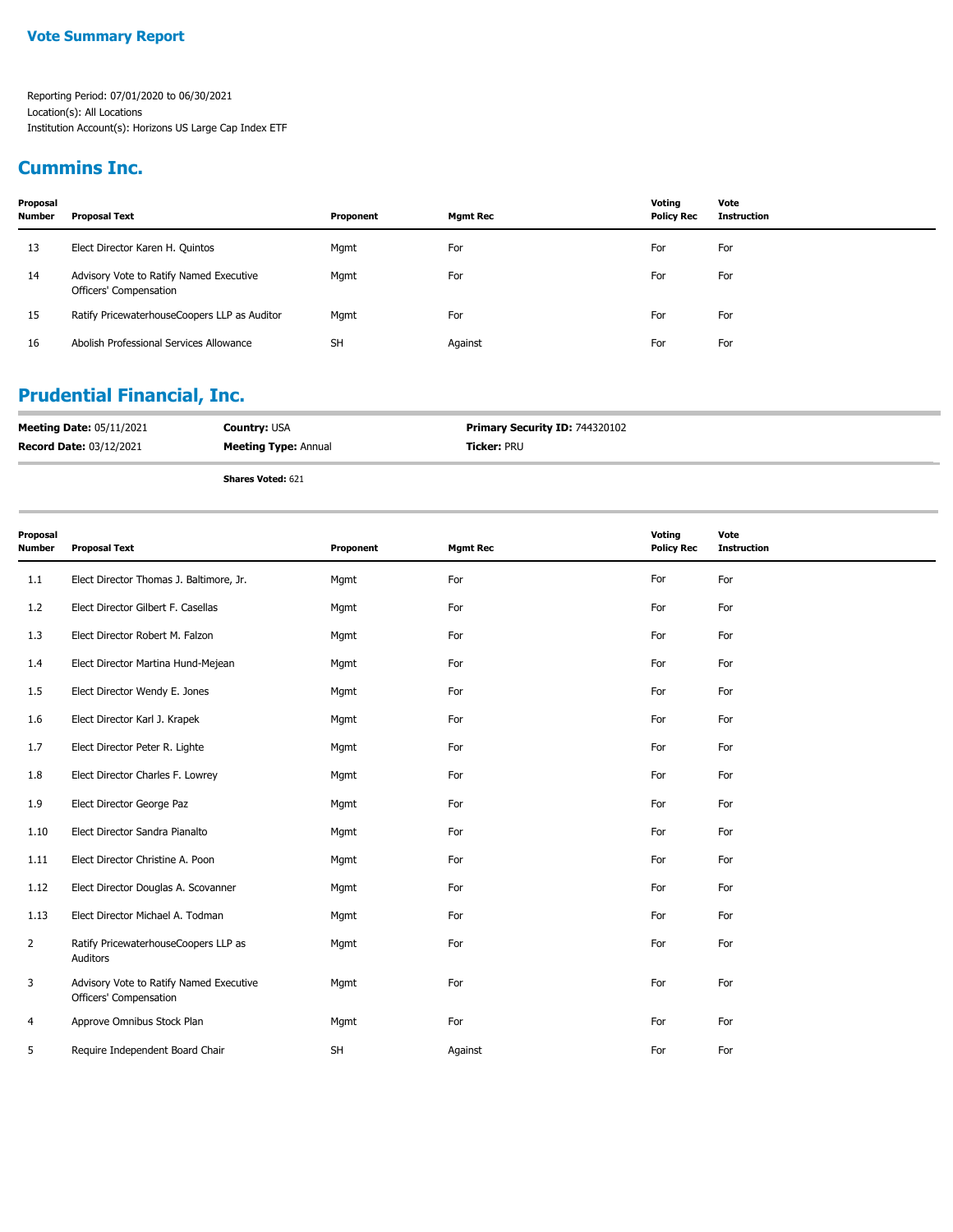# Vote Summary Report

Reporting Period: 07/01/2020 to 06/30/2021
Location(s): All Locations
Institution Account(s): Horizons US Large Cap Index ETF

## Cummins Inc.

| Proposal Number | Proposal Text | Proponent | Mgmt Rec | Voting Policy Rec | Vote Instruction |
|---|---|---|---|---|---|
| 13 | Elect Director Karen H. Quintos | Mgmt | For | For | For |
| 14 | Advisory Vote to Ratify Named Executive Officers' Compensation | Mgmt | For | For | For |
| 15 | Ratify PricewaterhouseCoopers LLP as Auditor | Mgmt | For | For | For |
| 16 | Abolish Professional Services Allowance | SH | Against | For | For |

## Prudential Financial, Inc.

**Meeting Date:** 05/11/2021 | **Country:** USA | **Primary Security ID:** 744320102
**Record Date:** 03/12/2021 | **Meeting Type:** Annual | **Ticker:** PRU

**Shares Voted:** 621

| Proposal Number | Proposal Text | Proponent | Mgmt Rec | Voting Policy Rec | Vote Instruction |
|---|---|---|---|---|---|
| 1.1 | Elect Director Thomas J. Baltimore, Jr. | Mgmt | For | For | For |
| 1.2 | Elect Director Gilbert F. Casellas | Mgmt | For | For | For |
| 1.3 | Elect Director Robert M. Falzon | Mgmt | For | For | For |
| 1.4 | Elect Director Martina Hund-Mejean | Mgmt | For | For | For |
| 1.5 | Elect Director Wendy E. Jones | Mgmt | For | For | For |
| 1.6 | Elect Director Karl J. Krapek | Mgmt | For | For | For |
| 1.7 | Elect Director Peter R. Lighte | Mgmt | For | For | For |
| 1.8 | Elect Director Charles F. Lowrey | Mgmt | For | For | For |
| 1.9 | Elect Director George Paz | Mgmt | For | For | For |
| 1.10 | Elect Director Sandra Pianalto | Mgmt | For | For | For |
| 1.11 | Elect Director Christine A. Poon | Mgmt | For | For | For |
| 1.12 | Elect Director Douglas A. Scovanner | Mgmt | For | For | For |
| 1.13 | Elect Director Michael A. Todman | Mgmt | For | For | For |
| 2 | Ratify PricewaterhouseCoopers LLP as Auditors | Mgmt | For | For | For |
| 3 | Advisory Vote to Ratify Named Executive Officers' Compensation | Mgmt | For | For | For |
| 4 | Approve Omnibus Stock Plan | Mgmt | For | For | For |
| 5 | Require Independent Board Chair | SH | Against | For | For |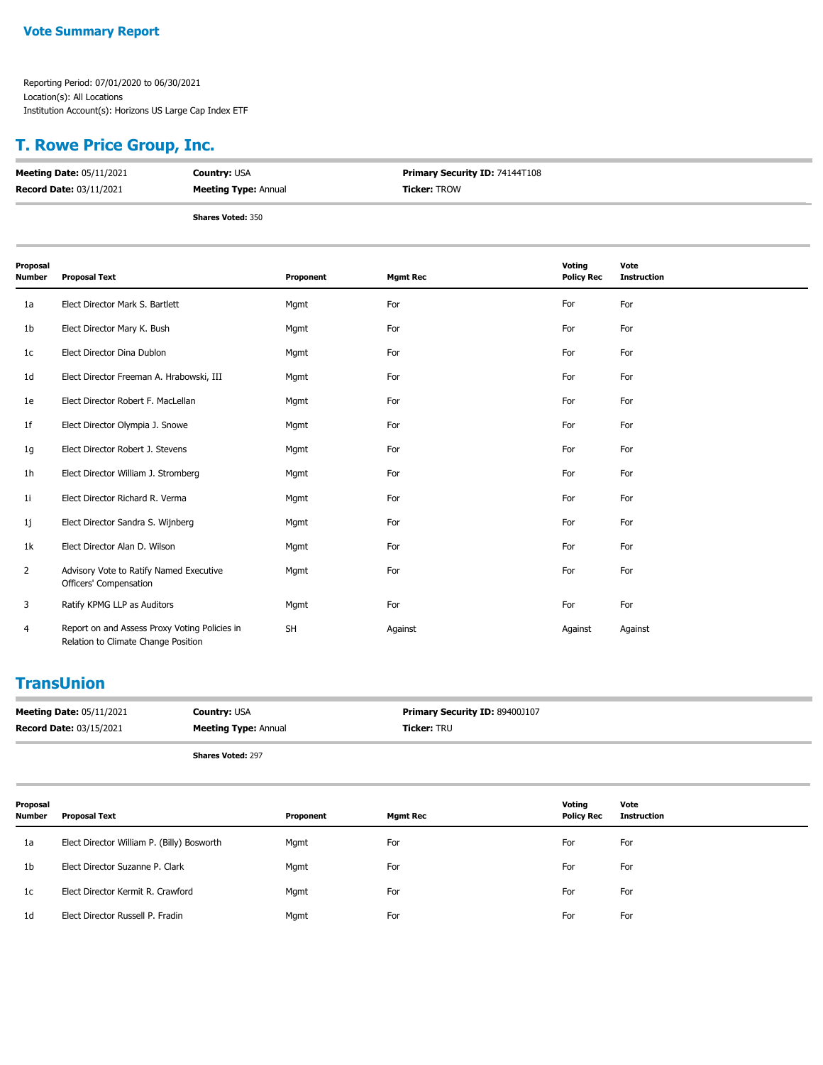## Vote Summary Report

Reporting Period: 07/01/2020 to 06/30/2021
Location(s): All Locations
Institution Account(s): Horizons US Large Cap Index ETF

# T. Rowe Price Group, Inc.

**Meeting Date:** 05/11/2021 **Country:** USA **Primary Security ID:** 74144T108
**Record Date:** 03/11/2021 **Meeting Type:** Annual **Ticker:** TROW

**Shares Voted:** 350

| Proposal Number | Proposal Text | Proponent | Mgmt Rec | Voting Policy Rec | Vote Instruction |
|---|---|---|---|---|---|
| 1a | Elect Director Mark S. Bartlett | Mgmt | For | For | For |
| 1b | Elect Director Mary K. Bush | Mgmt | For | For | For |
| 1c | Elect Director Dina Dublon | Mgmt | For | For | For |
| 1d | Elect Director Freeman A. Hrabowski, III | Mgmt | For | For | For |
| 1e | Elect Director Robert F. MacLellan | Mgmt | For | For | For |
| 1f | Elect Director Olympia J. Snowe | Mgmt | For | For | For |
| 1g | Elect Director Robert J. Stevens | Mgmt | For | For | For |
| 1h | Elect Director William J. Stromberg | Mgmt | For | For | For |
| 1i | Elect Director Richard R. Verma | Mgmt | For | For | For |
| 1j | Elect Director Sandra S. Wijnberg | Mgmt | For | For | For |
| 1k | Elect Director Alan D. Wilson | Mgmt | For | For | For |
| 2 | Advisory Vote to Ratify Named Executive Officers' Compensation | Mgmt | For | For | For |
| 3 | Ratify KPMG LLP as Auditors | Mgmt | For | For | For |
| 4 | Report on and Assess Proxy Voting Policies in Relation to Climate Change Position | SH | Against | Against | Against |

# TransUnion

**Meeting Date:** 05/11/2021 **Country:** USA **Primary Security ID:** 89400J107
**Record Date:** 03/15/2021 **Meeting Type:** Annual **Ticker:** TRU

**Shares Voted:** 297

| Proposal Number | Proposal Text | Proponent | Mgmt Rec | Voting Policy Rec | Vote Instruction |
|---|---|---|---|---|---|
| 1a | Elect Director William P. (Billy) Bosworth | Mgmt | For | For | For |
| 1b | Elect Director Suzanne P. Clark | Mgmt | For | For | For |
| 1c | Elect Director Kermit R. Crawford | Mgmt | For | For | For |
| 1d | Elect Director Russell P. Fradin | Mgmt | For | For | For |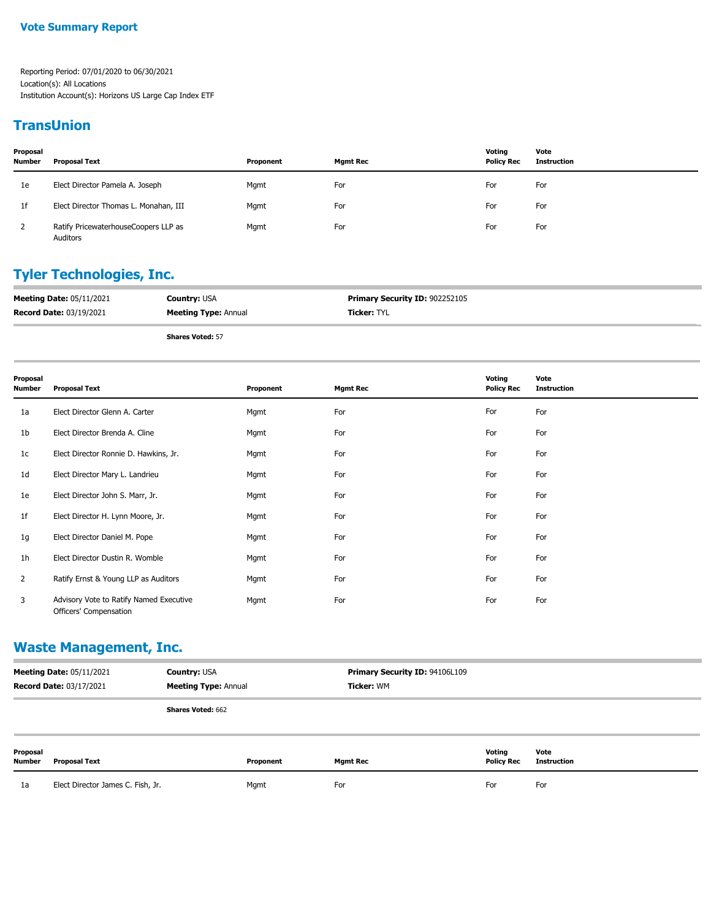**Vote Summary Report**

Reporting Period: 07/01/2020 to 06/30/2021
Location(s): All Locations
Institution Account(s): Horizons US Large Cap Index ETF

## TransUnion

| Proposal Number | Proposal Text | Proponent | Mgmt Rec | Voting Policy Rec | Vote Instruction |
|---|---|---|---|---|---|
| 1e | Elect Director Pamela A. Joseph | Mgmt | For | For | For |
| 1f | Elect Director Thomas L. Monahan, III | Mgmt | For | For | For |
| 2 | Ratify PricewaterhouseCoopers LLP as Auditors | Mgmt | For | For | For |

## Tyler Technologies, Inc.

**Meeting Date:** 05/11/2021 **Country:** USA **Primary Security ID:** 902252105
**Record Date:** 03/19/2021 **Meeting Type:** Annual **Ticker:** TYL

**Shares Voted:** 57

| Proposal Number | Proposal Text | Proponent | Mgmt Rec | Voting Policy Rec | Vote Instruction |
|---|---|---|---|---|---|
| 1a | Elect Director Glenn A. Carter | Mgmt | For | For | For |
| 1b | Elect Director Brenda A. Cline | Mgmt | For | For | For |
| 1c | Elect Director Ronnie D. Hawkins, Jr. | Mgmt | For | For | For |
| 1d | Elect Director Mary L. Landrieu | Mgmt | For | For | For |
| 1e | Elect Director John S. Marr, Jr. | Mgmt | For | For | For |
| 1f | Elect Director H. Lynn Moore, Jr. | Mgmt | For | For | For |
| 1g | Elect Director Daniel M. Pope | Mgmt | For | For | For |
| 1h | Elect Director Dustin R. Womble | Mgmt | For | For | For |
| 2 | Ratify Ernst & Young LLP as Auditors | Mgmt | For | For | For |
| 3 | Advisory Vote to Ratify Named Executive Officers' Compensation | Mgmt | For | For | For |

## Waste Management, Inc.

**Meeting Date:** 05/11/2021 **Country:** USA **Primary Security ID:** 94106L109
**Record Date:** 03/17/2021 **Meeting Type:** Annual **Ticker:** WM

**Shares Voted:** 662

| Proposal Number | Proposal Text | Proponent | Mgmt Rec | Voting Policy Rec | Vote Instruction |
|---|---|---|---|---|---|
| 1a | Elect Director James C. Fish, Jr. | Mgmt | For | For | For |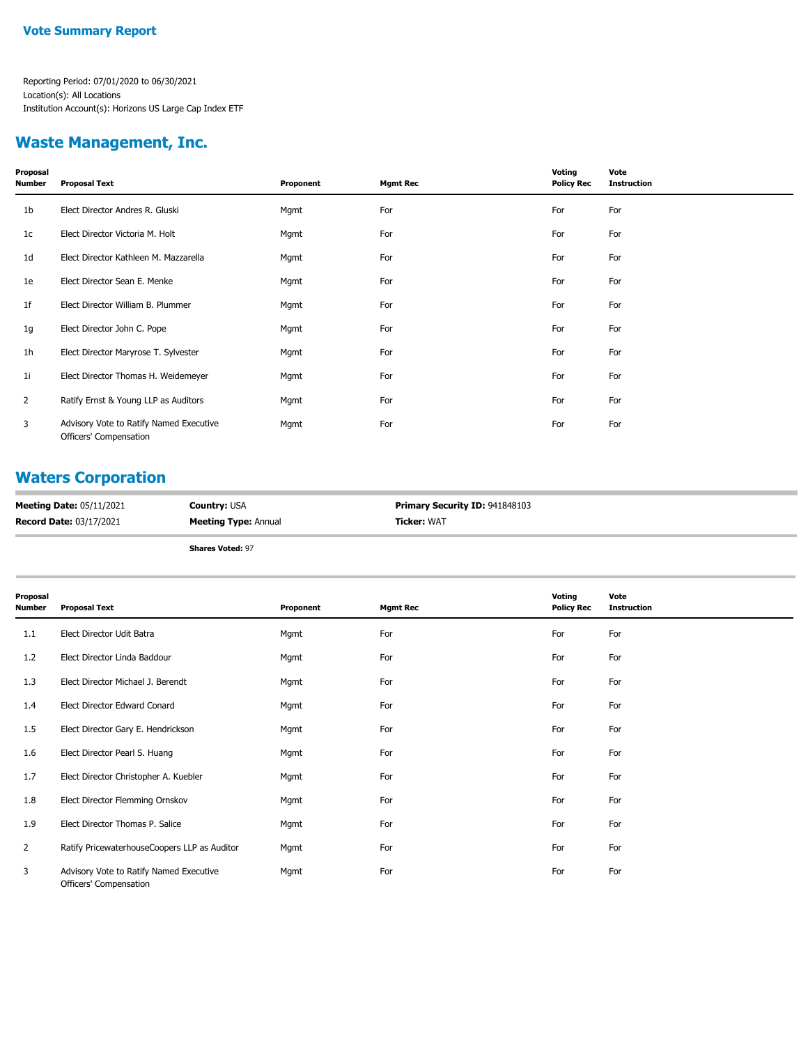# Vote Summary Report

Reporting Period: 07/01/2020 to 06/30/2021
Location(s): All Locations
Institution Account(s): Horizons US Large Cap Index ETF

## Waste Management, Inc.

| Proposal Number | Proposal Text | Proponent | Mgmt Rec | Voting Policy Rec | Vote Instruction |
|---|---|---|---|---|---|
| 1b | Elect Director Andres R. Gluski | Mgmt | For | For | For |
| 1c | Elect Director Victoria M. Holt | Mgmt | For | For | For |
| 1d | Elect Director Kathleen M. Mazzarella | Mgmt | For | For | For |
| 1e | Elect Director Sean E. Menke | Mgmt | For | For | For |
| 1f | Elect Director William B. Plummer | Mgmt | For | For | For |
| 1g | Elect Director John C. Pope | Mgmt | For | For | For |
| 1h | Elect Director Maryrose T. Sylvester | Mgmt | For | For | For |
| 1i | Elect Director Thomas H. Weidemeyer | Mgmt | For | For | For |
| 2 | Ratify Ernst & Young LLP as Auditors | Mgmt | For | For | For |
| 3 | Advisory Vote to Ratify Named Executive Officers' Compensation | Mgmt | For | For | For |

## Waters Corporation

**Meeting Date:** 05/11/2021 | **Country:** USA | **Primary Security ID:** 941848103
**Record Date:** 03/17/2021 | **Meeting Type:** Annual | **Ticker:** WAT

**Shares Voted:** 97

| Proposal Number | Proposal Text | Proponent | Mgmt Rec | Voting Policy Rec | Vote Instruction |
|---|---|---|---|---|---|
| 1.1 | Elect Director Udit Batra | Mgmt | For | For | For |
| 1.2 | Elect Director Linda Baddour | Mgmt | For | For | For |
| 1.3 | Elect Director Michael J. Berendt | Mgmt | For | For | For |
| 1.4 | Elect Director Edward Conard | Mgmt | For | For | For |
| 1.5 | Elect Director Gary E. Hendrickson | Mgmt | For | For | For |
| 1.6 | Elect Director Pearl S. Huang | Mgmt | For | For | For |
| 1.7 | Elect Director Christopher A. Kuebler | Mgmt | For | For | For |
| 1.8 | Elect Director Flemming Ornskov | Mgmt | For | For | For |
| 1.9 | Elect Director Thomas P. Salice | Mgmt | For | For | For |
| 2 | Ratify PricewaterhouseCoopers LLP as Auditor | Mgmt | For | For | For |
| 3 | Advisory Vote to Ratify Named Executive Officers' Compensation | Mgmt | For | For | For |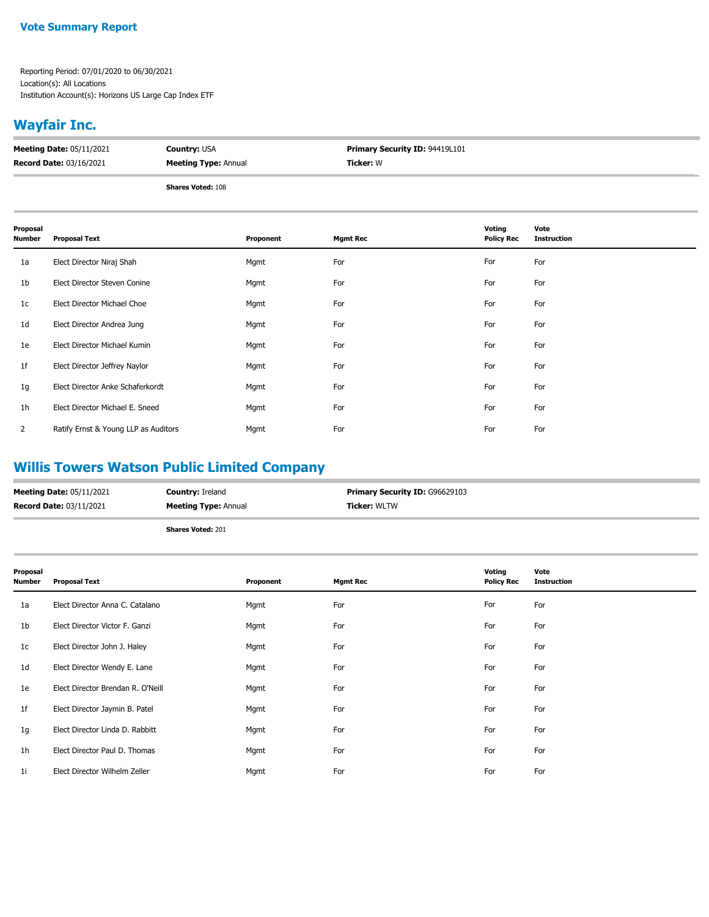**Vote Summary Report**

Reporting Period: 07/01/2020 to 06/30/2021
Location(s): All Locations
Institution Account(s): Horizons US Large Cap Index ETF

## Wayfair Inc.

| | | |
|---|---|---|
| **Meeting Date:** 05/11/2021 | **Country:** USA | **Primary Security ID:** 94419L101 |
| **Record Date:** 03/16/2021 | **Meeting Type:** Annual | **Ticker:** W |

**Shares Voted:** 108

| Proposal Number | Proposal Text | Proponent | Mgmt Rec | Voting Policy Rec | Vote Instruction |
|---|---|---|---|---|---|
| 1a | Elect Director Niraj Shah | Mgmt | For | For | For |
| 1b | Elect Director Steven Conine | Mgmt | For | For | For |
| 1c | Elect Director Michael Choe | Mgmt | For | For | For |
| 1d | Elect Director Andrea Jung | Mgmt | For | For | For |
| 1e | Elect Director Michael Kumin | Mgmt | For | For | For |
| 1f | Elect Director Jeffrey Naylor | Mgmt | For | For | For |
| 1g | Elect Director Anke Schaferkordt | Mgmt | For | For | For |
| 1h | Elect Director Michael E. Sneed | Mgmt | For | For | For |
| 2 | Ratify Ernst & Young LLP as Auditors | Mgmt | For | For | For |

## Willis Towers Watson Public Limited Company

| | | |
|---|---|---|
| **Meeting Date:** 05/11/2021 | **Country:** Ireland | **Primary Security ID:** G96629103 |
| **Record Date:** 03/11/2021 | **Meeting Type:** Annual | **Ticker:** WLTW |

**Shares Voted:** 201

| Proposal Number | Proposal Text | Proponent | Mgmt Rec | Voting Policy Rec | Vote Instruction |
|---|---|---|---|---|---|
| 1a | Elect Director Anna C. Catalano | Mgmt | For | For | For |
| 1b | Elect Director Victor F. Ganzi | Mgmt | For | For | For |
| 1c | Elect Director John J. Haley | Mgmt | For | For | For |
| 1d | Elect Director Wendy E. Lane | Mgmt | For | For | For |
| 1e | Elect Director Brendan R. O'Neill | Mgmt | For | For | For |
| 1f | Elect Director Jaymin B. Patel | Mgmt | For | For | For |
| 1g | Elect Director Linda D. Rabbitt | Mgmt | For | For | For |
| 1h | Elect Director Paul D. Thomas | Mgmt | For | For | For |
| 1i | Elect Director Wilhelm Zeller | Mgmt | For | For | For |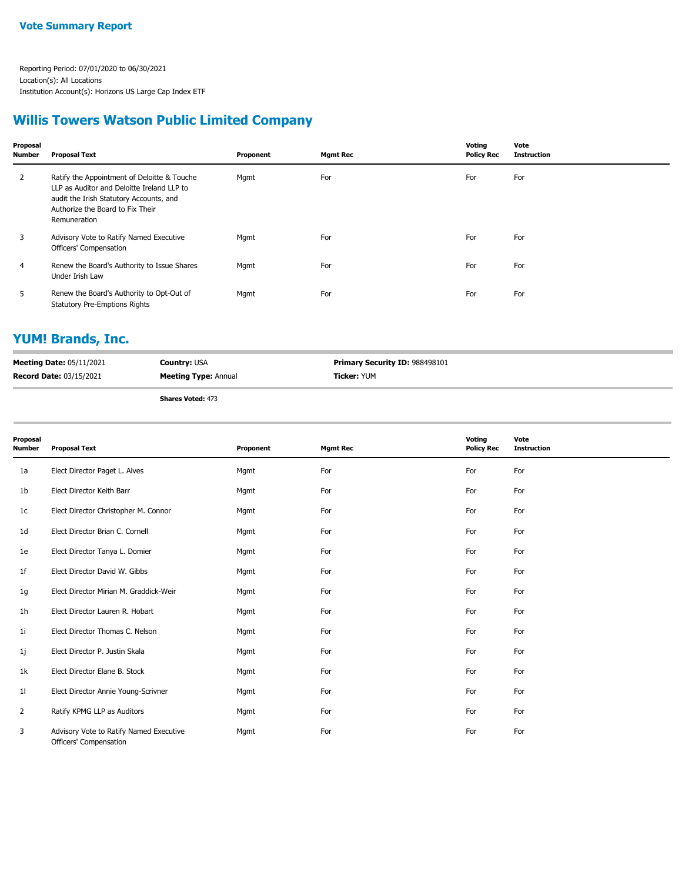**Vote Summary Report**

Reporting Period: 07/01/2020 to 06/30/2021
Location(s): All Locations
Institution Account(s): Horizons US Large Cap Index ETF

## Willis Towers Watson Public Limited Company

| Proposal Number | Proposal Text | Proponent | Mgmt Rec | Voting Policy Rec | Vote Instruction |
|---|---|---|---|---|---|
| 2 | Ratify the Appointment of Deloitte & Touche LLP as Auditor and Deloitte Ireland LLP to audit the Irish Statutory Accounts, and Authorize the Board to Fix Their Remuneration | Mgmt | For | For | For |
| 3 | Advisory Vote to Ratify Named Executive Officers' Compensation | Mgmt | For | For | For |
| 4 | Renew the Board's Authority to Issue Shares Under Irish Law | Mgmt | For | For | For |
| 5 | Renew the Board's Authority to Opt-Out of Statutory Pre-Emptions Rights | Mgmt | For | For | For |

## YUM! Brands, Inc.

**Meeting Date:** 05/11/2021 | **Country:** USA | **Primary Security ID:** 988498101
**Record Date:** 03/15/2021 | **Meeting Type:** Annual | **Ticker:** YUM

**Shares Voted:** 473

| Proposal Number | Proposal Text | Proponent | Mgmt Rec | Voting Policy Rec | Vote Instruction |
|---|---|---|---|---|---|
| 1a | Elect Director Paget L. Alves | Mgmt | For | For | For |
| 1b | Elect Director Keith Barr | Mgmt | For | For | For |
| 1c | Elect Director Christopher M. Connor | Mgmt | For | For | For |
| 1d | Elect Director Brian C. Cornell | Mgmt | For | For | For |
| 1e | Elect Director Tanya L. Domier | Mgmt | For | For | For |
| 1f | Elect Director David W. Gibbs | Mgmt | For | For | For |
| 1g | Elect Director Mirian M. Graddick-Weir | Mgmt | For | For | For |
| 1h | Elect Director Lauren R. Hobart | Mgmt | For | For | For |
| 1i | Elect Director Thomas C. Nelson | Mgmt | For | For | For |
| 1j | Elect Director P. Justin Skala | Mgmt | For | For | For |
| 1k | Elect Director Elane B. Stock | Mgmt | For | For | For |
| 1l | Elect Director Annie Young-Scrivner | Mgmt | For | For | For |
| 2 | Ratify KPMG LLP as Auditors | Mgmt | For | For | For |
| 3 | Advisory Vote to Ratify Named Executive Officers' Compensation | Mgmt | For | For | For |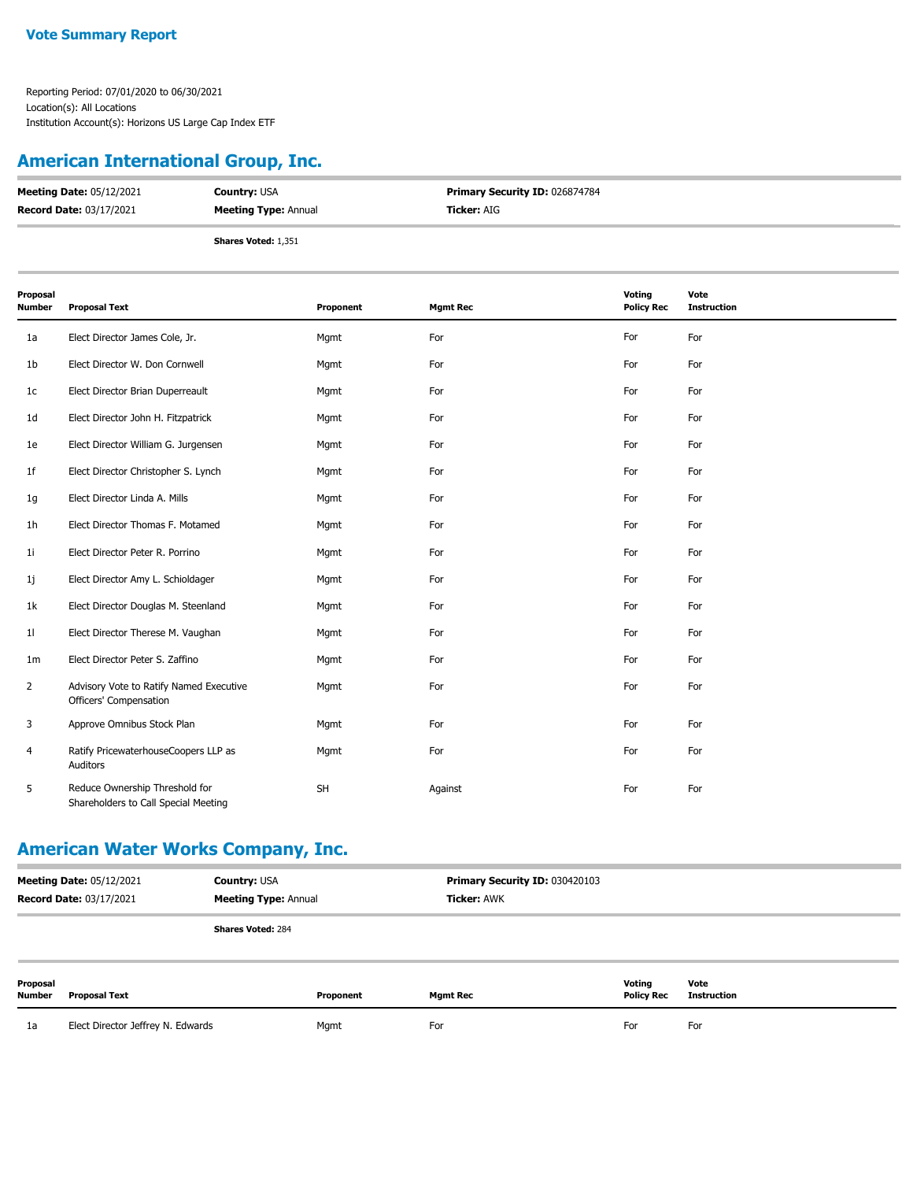## Vote Summary Report

Reporting Period: 07/01/2020 to 06/30/2021
Location(s): All Locations
Institution Account(s): Horizons US Large Cap Index ETF

## American International Group, Inc.

**Meeting Date:** 05/12/2021 **Country:** USA **Primary Security ID:** 026874784
**Record Date:** 03/17/2021 **Meeting Type:** Annual **Ticker:** AIG

**Shares Voted:** 1,351

| Proposal Number | Proposal Text | Proponent | Mgmt Rec | Voting Policy Rec | Vote Instruction |
|---|---|---|---|---|---|
| 1a | Elect Director James Cole, Jr. | Mgmt | For | For | For |
| 1b | Elect Director W. Don Cornwell | Mgmt | For | For | For |
| 1c | Elect Director Brian Duperreault | Mgmt | For | For | For |
| 1d | Elect Director John H. Fitzpatrick | Mgmt | For | For | For |
| 1e | Elect Director William G. Jurgensen | Mgmt | For | For | For |
| 1f | Elect Director Christopher S. Lynch | Mgmt | For | For | For |
| 1g | Elect Director Linda A. Mills | Mgmt | For | For | For |
| 1h | Elect Director Thomas F. Motamed | Mgmt | For | For | For |
| 1i | Elect Director Peter R. Porrino | Mgmt | For | For | For |
| 1j | Elect Director Amy L. Schioldager | Mgmt | For | For | For |
| 1k | Elect Director Douglas M. Steenland | Mgmt | For | For | For |
| 1l | Elect Director Therese M. Vaughan | Mgmt | For | For | For |
| 1m | Elect Director Peter S. Zaffino | Mgmt | For | For | For |
| 2 | Advisory Vote to Ratify Named Executive Officers' Compensation | Mgmt | For | For | For |
| 3 | Approve Omnibus Stock Plan | Mgmt | For | For | For |
| 4 | Ratify PricewaterhouseCoopers LLP as Auditors | Mgmt | For | For | For |
| 5 | Reduce Ownership Threshold for Shareholders to Call Special Meeting | SH | Against | For | For |

## American Water Works Company, Inc.

**Meeting Date:** 05/12/2021 **Country:** USA **Primary Security ID:** 030420103
**Record Date:** 03/17/2021 **Meeting Type:** Annual **Ticker:** AWK

**Shares Voted:** 284

| Proposal Number | Proposal Text | Proponent | Mgmt Rec | Voting Policy Rec | Vote Instruction |
|---|---|---|---|---|---|
| 1a | Elect Director Jeffrey N. Edwards | Mgmt | For | For | For |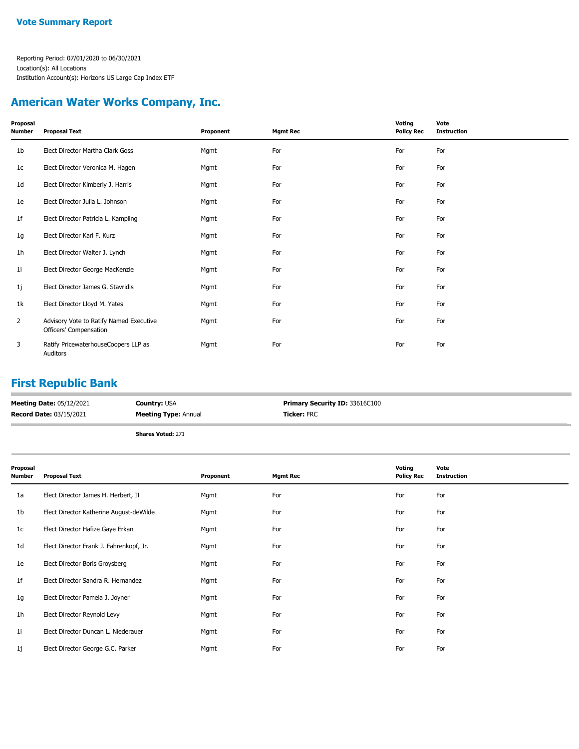**Vote Summary Report**

Reporting Period: 07/01/2020 to 06/30/2021
Location(s): All Locations
Institution Account(s): Horizons US Large Cap Index ETF

## American Water Works Company, Inc.

| Proposal Number | Proposal Text | Proponent | Mgmt Rec | Voting Policy Rec | Vote Instruction |
|---|---|---|---|---|---|
| 1b | Elect Director Martha Clark Goss | Mgmt | For | For | For |
| 1c | Elect Director Veronica M. Hagen | Mgmt | For | For | For |
| 1d | Elect Director Kimberly J. Harris | Mgmt | For | For | For |
| 1e | Elect Director Julia L. Johnson | Mgmt | For | For | For |
| 1f | Elect Director Patricia L. Kampling | Mgmt | For | For | For |
| 1g | Elect Director Karl F. Kurz | Mgmt | For | For | For |
| 1h | Elect Director Walter J. Lynch | Mgmt | For | For | For |
| 1i | Elect Director George MacKenzie | Mgmt | For | For | For |
| 1j | Elect Director James G. Stavridis | Mgmt | For | For | For |
| 1k | Elect Director Lloyd M. Yates | Mgmt | For | For | For |
| 2 | Advisory Vote to Ratify Named Executive Officers' Compensation | Mgmt | For | For | For |
| 3 | Ratify PricewaterhouseCoopers LLP as Auditors | Mgmt | For | For | For |

## First Republic Bank

**Meeting Date:** 05/12/2021 | **Country:** USA | **Primary Security ID:** 33616C100
**Record Date:** 03/15/2021 | **Meeting Type:** Annual | **Ticker:** FRC

**Shares Voted:** 271

| Proposal Number | Proposal Text | Proponent | Mgmt Rec | Voting Policy Rec | Vote Instruction |
|---|---|---|---|---|---|
| 1a | Elect Director James H. Herbert, II | Mgmt | For | For | For |
| 1b | Elect Director Katherine August-deWilde | Mgmt | For | For | For |
| 1c | Elect Director Hafize Gaye Erkan | Mgmt | For | For | For |
| 1d | Elect Director Frank J. Fahrenkopf, Jr. | Mgmt | For | For | For |
| 1e | Elect Director Boris Groysberg | Mgmt | For | For | For |
| 1f | Elect Director Sandra R. Hernandez | Mgmt | For | For | For |
| 1g | Elect Director Pamela J. Joyner | Mgmt | For | For | For |
| 1h | Elect Director Reynold Levy | Mgmt | For | For | For |
| 1i | Elect Director Duncan L. Niederauer | Mgmt | For | For | For |
| 1j | Elect Director George G.C. Parker | Mgmt | For | For | For |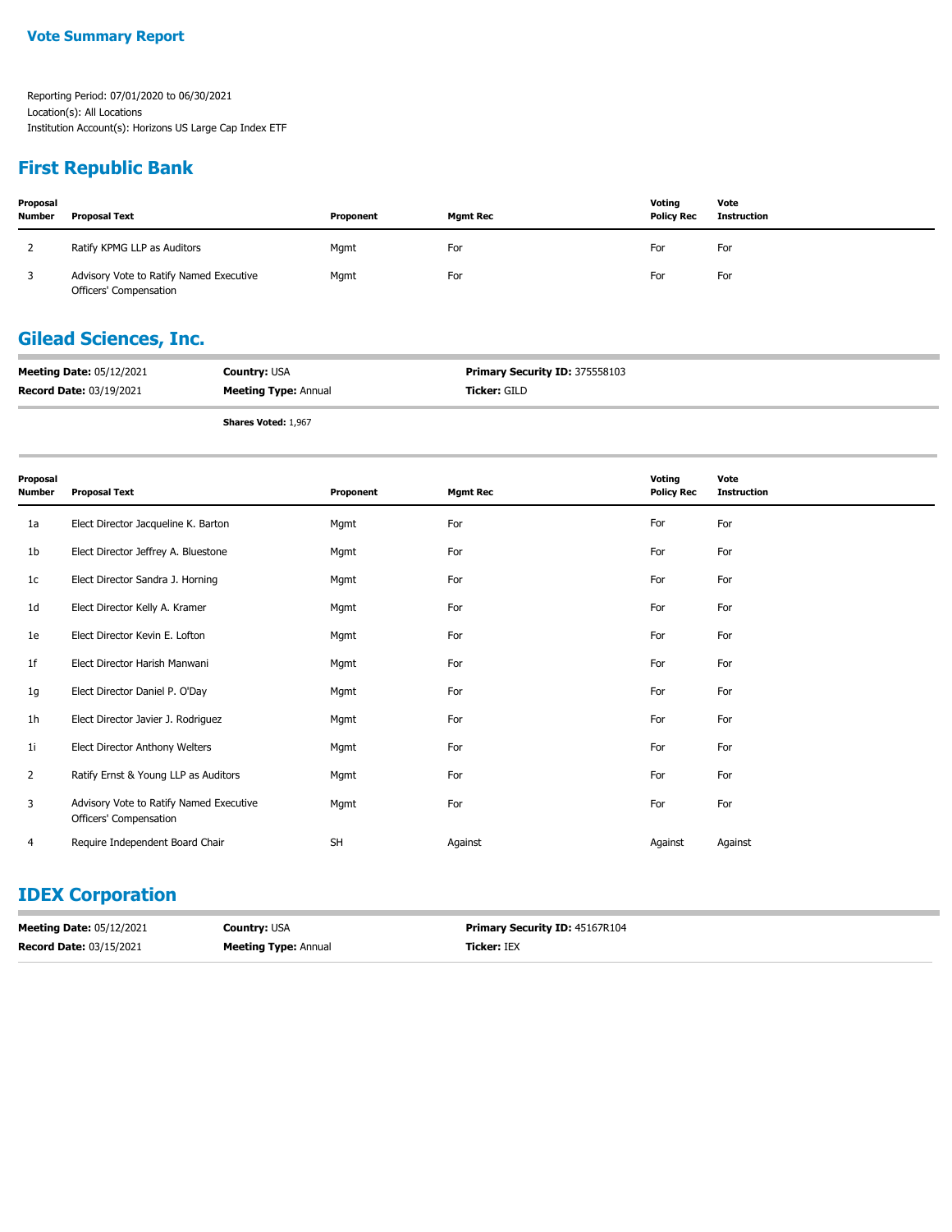**Vote Summary Report**

Reporting Period: 07/01/2020 to 06/30/2021
Location(s): All Locations
Institution Account(s): Horizons US Large Cap Index ETF

## First Republic Bank

| Proposal Number | Proposal Text | Proponent | Mgmt Rec | Voting Policy Rec | Vote Instruction |
|---|---|---|---|---|---|
| 2 | Ratify KPMG LLP as Auditors | Mgmt | For | For | For |
| 3 | Advisory Vote to Ratify Named Executive Officers' Compensation | Mgmt | For | For | For |

## Gilead Sciences, Inc.

**Meeting Date:** 05/12/2021 **Country:** USA **Primary Security ID:** 375558103
**Record Date:** 03/19/2021 **Meeting Type:** Annual **Ticker:** GILD

**Shares Voted:** 1,967

| Proposal Number | Proposal Text | Proponent | Mgmt Rec | Voting Policy Rec | Vote Instruction |
|---|---|---|---|---|---|
| 1a | Elect Director Jacqueline K. Barton | Mgmt | For | For | For |
| 1b | Elect Director Jeffrey A. Bluestone | Mgmt | For | For | For |
| 1c | Elect Director Sandra J. Horning | Mgmt | For | For | For |
| 1d | Elect Director Kelly A. Kramer | Mgmt | For | For | For |
| 1e | Elect Director Kevin E. Lofton | Mgmt | For | For | For |
| 1f | Elect Director Harish Manwani | Mgmt | For | For | For |
| 1g | Elect Director Daniel P. O'Day | Mgmt | For | For | For |
| 1h | Elect Director Javier J. Rodriguez | Mgmt | For | For | For |
| 1i | Elect Director Anthony Welters | Mgmt | For | For | For |
| 2 | Ratify Ernst & Young LLP as Auditors | Mgmt | For | For | For |
| 3 | Advisory Vote to Ratify Named Executive Officers' Compensation | Mgmt | For | For | For |
| 4 | Require Independent Board Chair | SH | Against | Against | Against |

## IDEX Corporation

**Meeting Date:** 05/12/2021 **Country:** USA **Primary Security ID:** 45167R104
**Record Date:** 03/15/2021 **Meeting Type:** Annual **Ticker:** IEX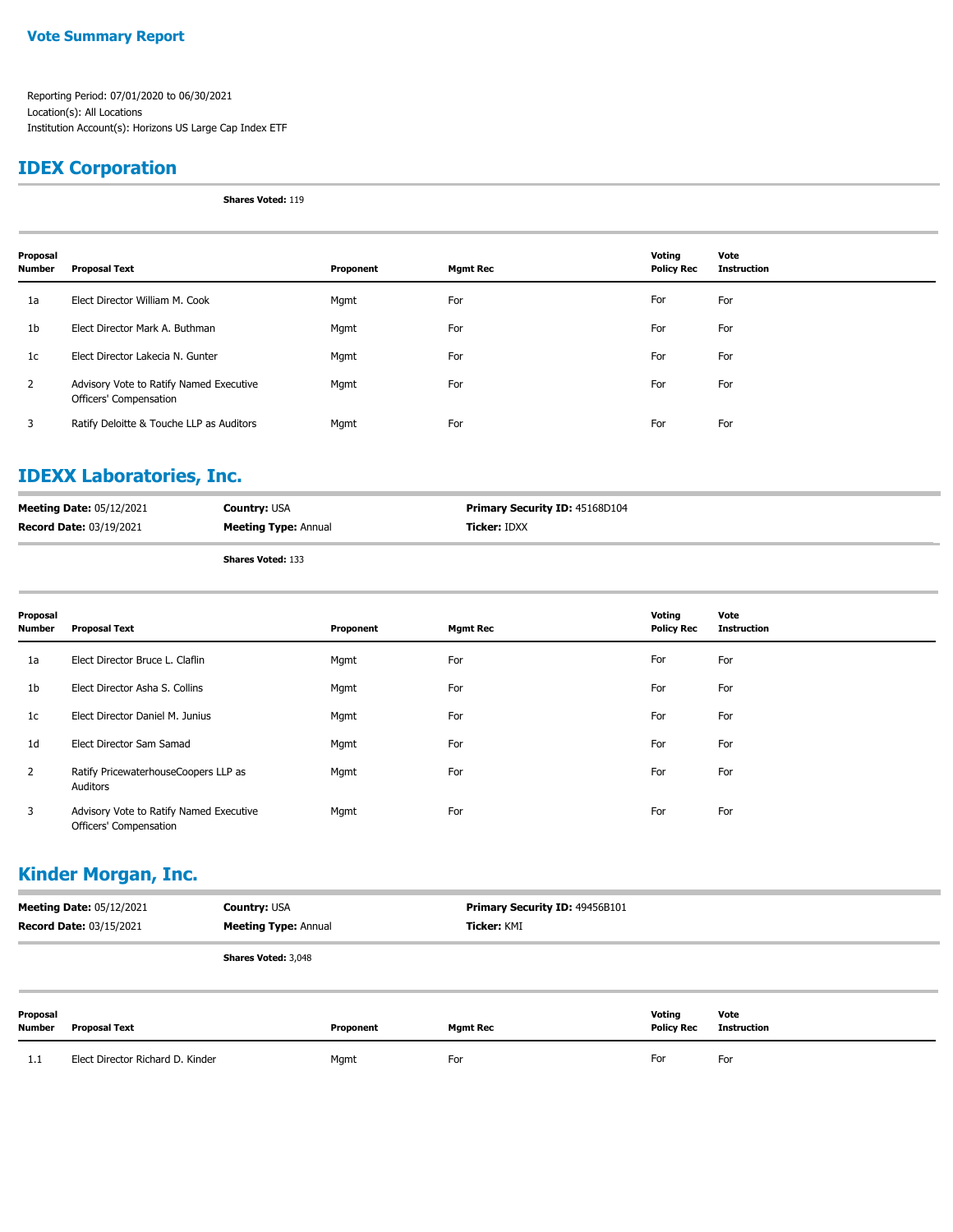## Vote Summary Report

Reporting Period: 07/01/2020 to 06/30/2021
Location(s): All Locations
Institution Account(s): Horizons US Large Cap Index ETF

## IDEX Corporation

**Shares Voted:** 119

| Proposal Number | Proposal Text | Proponent | Mgmt Rec | Voting Policy Rec | Vote Instruction |
|---|---|---|---|---|---|
| 1a | Elect Director William M. Cook | Mgmt | For | For | For |
| 1b | Elect Director Mark A. Buthman | Mgmt | For | For | For |
| 1c | Elect Director Lakecia N. Gunter | Mgmt | For | For | For |
| 2 | Advisory Vote to Ratify Named Executive Officers' Compensation | Mgmt | For | For | For |
| 3 | Ratify Deloitte & Touche LLP as Auditors | Mgmt | For | For | For |

## IDEXX Laboratories, Inc.

**Meeting Date:** 05/12/2021 **Country:** USA **Primary Security ID:** 45168D104
**Record Date:** 03/19/2021 **Meeting Type:** Annual **Ticker:** IDXX

**Shares Voted:** 133

| Proposal Number | Proposal Text | Proponent | Mgmt Rec | Voting Policy Rec | Vote Instruction |
|---|---|---|---|---|---|
| 1a | Elect Director Bruce L. Claflin | Mgmt | For | For | For |
| 1b | Elect Director Asha S. Collins | Mgmt | For | For | For |
| 1c | Elect Director Daniel M. Junius | Mgmt | For | For | For |
| 1d | Elect Director Sam Samad | Mgmt | For | For | For |
| 2 | Ratify PricewaterhouseCoopers LLP as Auditors | Mgmt | For | For | For |
| 3 | Advisory Vote to Ratify Named Executive Officers' Compensation | Mgmt | For | For | For |

## Kinder Morgan, Inc.

**Meeting Date:** 05/12/2021 **Country:** USA **Primary Security ID:** 49456B101
**Record Date:** 03/15/2021 **Meeting Type:** Annual **Ticker:** KMI

**Shares Voted:** 3,048

| Proposal Number | Proposal Text | Proponent | Mgmt Rec | Voting Policy Rec | Vote Instruction |
|---|---|---|---|---|---|
| 1.1 | Elect Director Richard D. Kinder | Mgmt | For | For | For |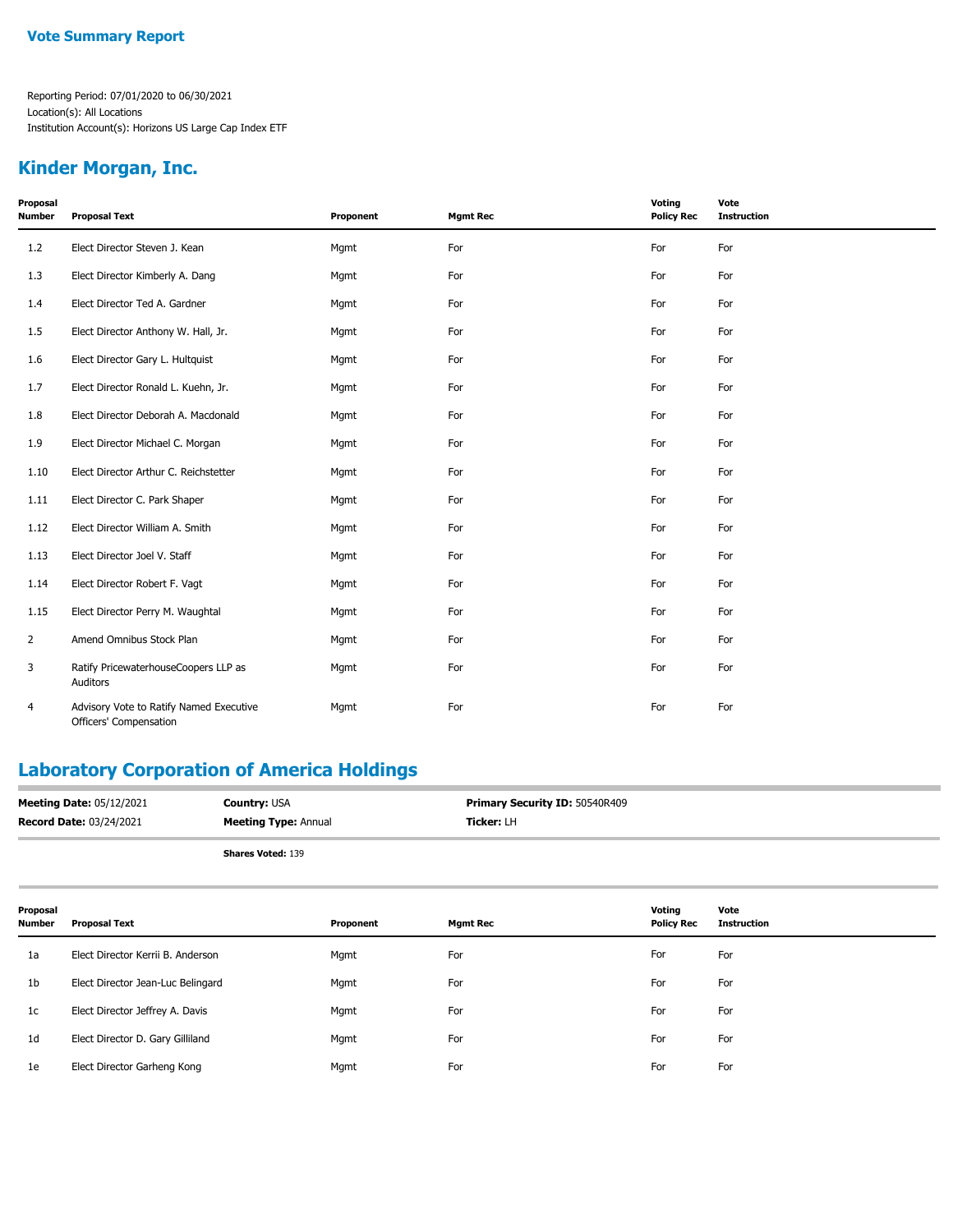## Vote Summary Report

Reporting Period: 07/01/2020 to 06/30/2021
Location(s): All Locations
Institution Account(s): Horizons US Large Cap Index ETF

## Kinder Morgan, Inc.

| Proposal Number | Proposal Text | Proponent | Mgmt Rec | Voting Policy Rec | Vote Instruction |
|---|---|---|---|---|---|
| 1.2 | Elect Director Steven J. Kean | Mgmt | For | For | For |
| 1.3 | Elect Director Kimberly A. Dang | Mgmt | For | For | For |
| 1.4 | Elect Director Ted A. Gardner | Mgmt | For | For | For |
| 1.5 | Elect Director Anthony W. Hall, Jr. | Mgmt | For | For | For |
| 1.6 | Elect Director Gary L. Hultquist | Mgmt | For | For | For |
| 1.7 | Elect Director Ronald L. Kuehn, Jr. | Mgmt | For | For | For |
| 1.8 | Elect Director Deborah A. Macdonald | Mgmt | For | For | For |
| 1.9 | Elect Director Michael C. Morgan | Mgmt | For | For | For |
| 1.10 | Elect Director Arthur C. Reichstetter | Mgmt | For | For | For |
| 1.11 | Elect Director C. Park Shaper | Mgmt | For | For | For |
| 1.12 | Elect Director William A. Smith | Mgmt | For | For | For |
| 1.13 | Elect Director Joel V. Staff | Mgmt | For | For | For |
| 1.14 | Elect Director Robert F. Vagt | Mgmt | For | For | For |
| 1.15 | Elect Director Perry M. Waughtal | Mgmt | For | For | For |
| 2 | Amend Omnibus Stock Plan | Mgmt | For | For | For |
| 3 | Ratify PricewaterhouseCoopers LLP as Auditors | Mgmt | For | For | For |
| 4 | Advisory Vote to Ratify Named Executive Officers' Compensation | Mgmt | For | For | For |

## Laboratory Corporation of America Holdings

**Meeting Date:** 05/12/2021 **Country:** USA **Primary Security ID:** 50540R409
**Record Date:** 03/24/2021 **Meeting Type:** Annual **Ticker:** LH

**Shares Voted:** 139

| Proposal Number | Proposal Text | Proponent | Mgmt Rec | Voting Policy Rec | Vote Instruction |
|---|---|---|---|---|---|
| 1a | Elect Director Kerrii B. Anderson | Mgmt | For | For | For |
| 1b | Elect Director Jean-Luc Belingard | Mgmt | For | For | For |
| 1c | Elect Director Jeffrey A. Davis | Mgmt | For | For | For |
| 1d | Elect Director D. Gary Gilliland | Mgmt | For | For | For |
| 1e | Elect Director Garheng Kong | Mgmt | For | For | For |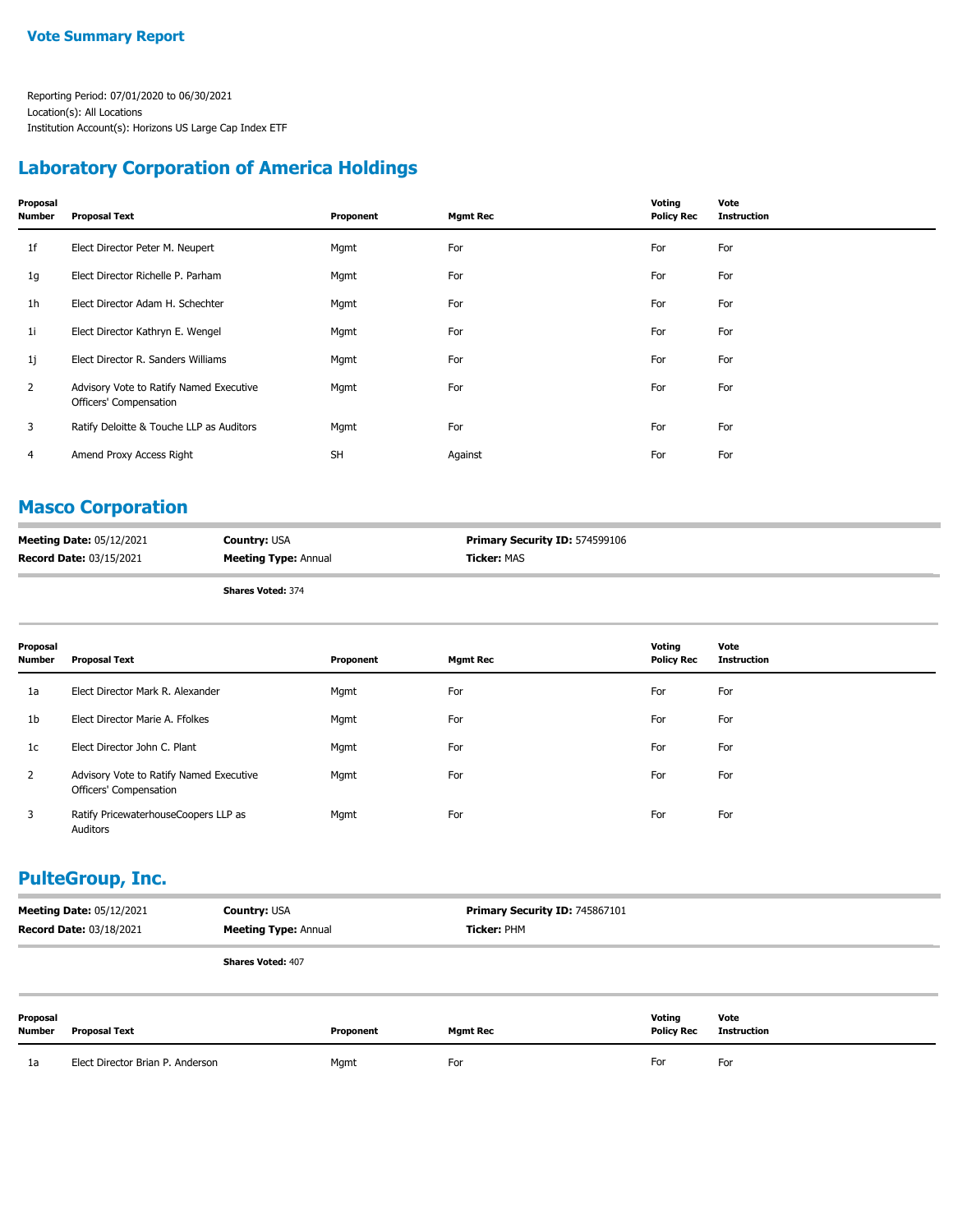**Vote Summary Report**

Reporting Period: 07/01/2020 to 06/30/2021
Location(s): All Locations
Institution Account(s): Horizons US Large Cap Index ETF

## Laboratory Corporation of America Holdings

| Proposal Number | Proposal Text | Proponent | Mgmt Rec | Voting Policy Rec | Vote Instruction |
|---|---|---|---|---|---|
| 1f | Elect Director Peter M. Neupert | Mgmt | For | For | For |
| 1g | Elect Director Richelle P. Parham | Mgmt | For | For | For |
| 1h | Elect Director Adam H. Schechter | Mgmt | For | For | For |
| 1i | Elect Director Kathryn E. Wengel | Mgmt | For | For | For |
| 1j | Elect Director R. Sanders Williams | Mgmt | For | For | For |
| 2 | Advisory Vote to Ratify Named Executive Officers' Compensation | Mgmt | For | For | For |
| 3 | Ratify Deloitte & Touche LLP as Auditors | Mgmt | For | For | For |
| 4 | Amend Proxy Access Right | SH | Against | For | For |

## Masco Corporation

**Meeting Date:** 05/12/2021 **Country:** USA **Primary Security ID:** 574599106
**Record Date:** 03/15/2021 **Meeting Type:** Annual **Ticker:** MAS

**Shares Voted:** 374

| Proposal Number | Proposal Text | Proponent | Mgmt Rec | Voting Policy Rec | Vote Instruction |
|---|---|---|---|---|---|
| 1a | Elect Director Mark R. Alexander | Mgmt | For | For | For |
| 1b | Elect Director Marie A. Ffolkes | Mgmt | For | For | For |
| 1c | Elect Director John C. Plant | Mgmt | For | For | For |
| 2 | Advisory Vote to Ratify Named Executive Officers' Compensation | Mgmt | For | For | For |
| 3 | Ratify PricewaterhouseCoopers LLP as Auditors | Mgmt | For | For | For |

## PulteGroup, Inc.

**Meeting Date:** 05/12/2021 **Country:** USA **Primary Security ID:** 745867101
**Record Date:** 03/18/2021 **Meeting Type:** Annual **Ticker:** PHM

**Shares Voted:** 407

| Proposal Number | Proposal Text | Proponent | Mgmt Rec | Voting Policy Rec | Vote Instruction |
|---|---|---|---|---|---|
| 1a | Elect Director Brian P. Anderson | Mgmt | For | For | For |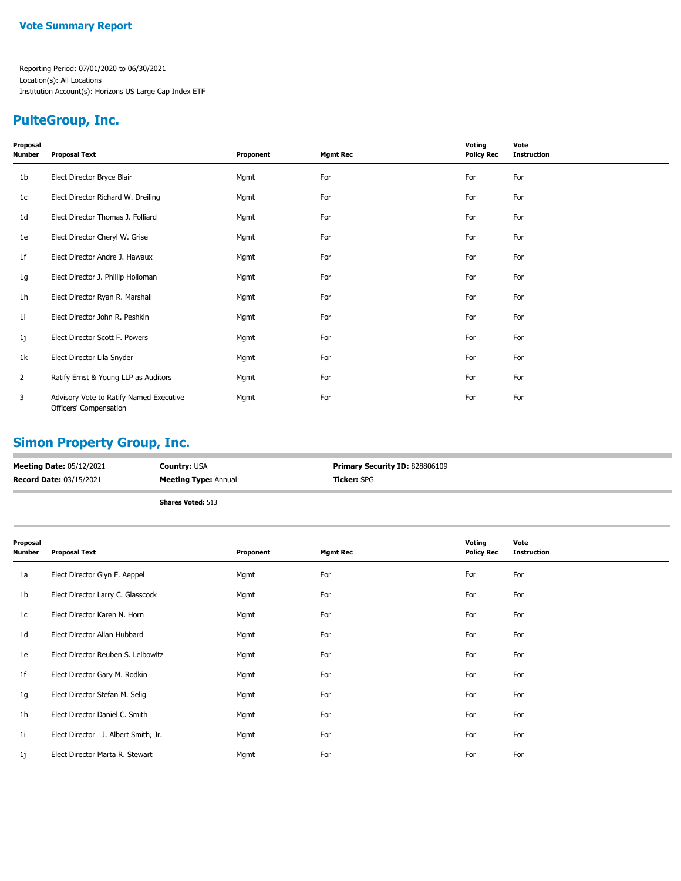**Vote Summary Report**

Reporting Period: 07/01/2020 to 06/30/2021
Location(s): All Locations
Institution Account(s): Horizons US Large Cap Index ETF

## PulteGroup, Inc.

| Proposal Number | Proposal Text | Proponent | Mgmt Rec | Voting Policy Rec | Vote Instruction |
|---|---|---|---|---|---|
| 1b | Elect Director Bryce Blair | Mgmt | For | For | For |
| 1c | Elect Director Richard W. Dreiling | Mgmt | For | For | For |
| 1d | Elect Director Thomas J. Folliard | Mgmt | For | For | For |
| 1e | Elect Director Cheryl W. Grise | Mgmt | For | For | For |
| 1f | Elect Director Andre J. Hawaux | Mgmt | For | For | For |
| 1g | Elect Director J. Phillip Holloman | Mgmt | For | For | For |
| 1h | Elect Director Ryan R. Marshall | Mgmt | For | For | For |
| 1i | Elect Director John R. Peshkin | Mgmt | For | For | For |
| 1j | Elect Director Scott F. Powers | Mgmt | For | For | For |
| 1k | Elect Director Lila Snyder | Mgmt | For | For | For |
| 2 | Ratify Ernst & Young LLP as Auditors | Mgmt | For | For | For |
| 3 | Advisory Vote to Ratify Named Executive Officers' Compensation | Mgmt | For | For | For |

## Simon Property Group, Inc.

**Meeting Date:** 05/12/2021 | **Country:** USA | **Primary Security ID:** 828806109
**Record Date:** 03/15/2021 | **Meeting Type:** Annual | **Ticker:** SPG

**Shares Voted:** 513

| Proposal Number | Proposal Text | Proponent | Mgmt Rec | Voting Policy Rec | Vote Instruction |
|---|---|---|---|---|---|
| 1a | Elect Director Glyn F. Aeppel | Mgmt | For | For | For |
| 1b | Elect Director Larry C. Glasscock | Mgmt | For | For | For |
| 1c | Elect Director Karen N. Horn | Mgmt | For | For | For |
| 1d | Elect Director Allan Hubbard | Mgmt | For | For | For |
| 1e | Elect Director Reuben S. Leibowitz | Mgmt | For | For | For |
| 1f | Elect Director Gary M. Rodkin | Mgmt | For | For | For |
| 1g | Elect Director Stefan M. Selig | Mgmt | For | For | For |
| 1h | Elect Director Daniel C. Smith | Mgmt | For | For | For |
| 1i | Elect Director J. Albert Smith, Jr. | Mgmt | For | For | For |
| 1j | Elect Director Marta R. Stewart | Mgmt | For | For | For |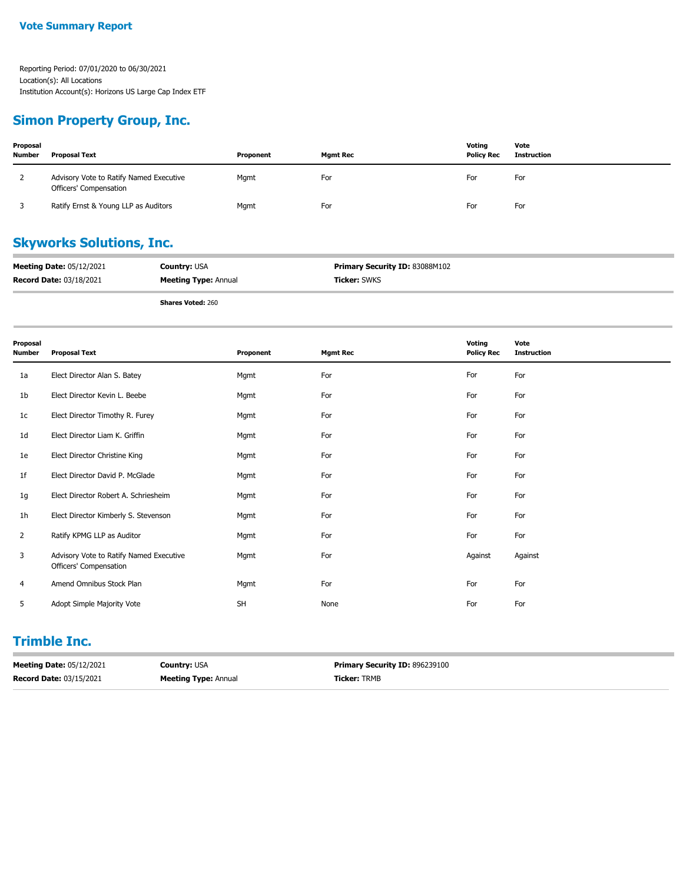## Vote Summary Report

Reporting Period: 07/01/2020 to 06/30/2021
Location(s): All Locations
Institution Account(s): Horizons US Large Cap Index ETF

## Simon Property Group, Inc.

| Proposal Number | Proposal Text | Proponent | Mgmt Rec | Voting Policy Rec | Vote Instruction |
|---|---|---|---|---|---|
| 2 | Advisory Vote to Ratify Named Executive Officers' Compensation | Mgmt | For | For | For |
| 3 | Ratify Ernst & Young LLP as Auditors | Mgmt | For | For | For |

## Skyworks Solutions, Inc.

**Meeting Date:** 05/12/2021 **Country:** USA **Primary Security ID:** 83088M102
**Record Date:** 03/18/2021 **Meeting Type:** Annual **Ticker:** SWKS

**Shares Voted:** 260

| Proposal Number | Proposal Text | Proponent | Mgmt Rec | Voting Policy Rec | Vote Instruction |
|---|---|---|---|---|---|
| 1a | Elect Director Alan S. Batey | Mgmt | For | For | For |
| 1b | Elect Director Kevin L. Beebe | Mgmt | For | For | For |
| 1c | Elect Director Timothy R. Furey | Mgmt | For | For | For |
| 1d | Elect Director Liam K. Griffin | Mgmt | For | For | For |
| 1e | Elect Director Christine King | Mgmt | For | For | For |
| 1f | Elect Director David P. McGlade | Mgmt | For | For | For |
| 1g | Elect Director Robert A. Schriesheim | Mgmt | For | For | For |
| 1h | Elect Director Kimberly S. Stevenson | Mgmt | For | For | For |
| 2 | Ratify KPMG LLP as Auditor | Mgmt | For | For | For |
| 3 | Advisory Vote to Ratify Named Executive Officers' Compensation | Mgmt | For | Against | Against |
| 4 | Amend Omnibus Stock Plan | Mgmt | For | For | For |
| 5 | Adopt Simple Majority Vote | SH | None | For | For |

## Trimble Inc.

**Meeting Date:** 05/12/2021 **Country:** USA **Primary Security ID:** 896239100
**Record Date:** 03/15/2021 **Meeting Type:** Annual **Ticker:** TRMB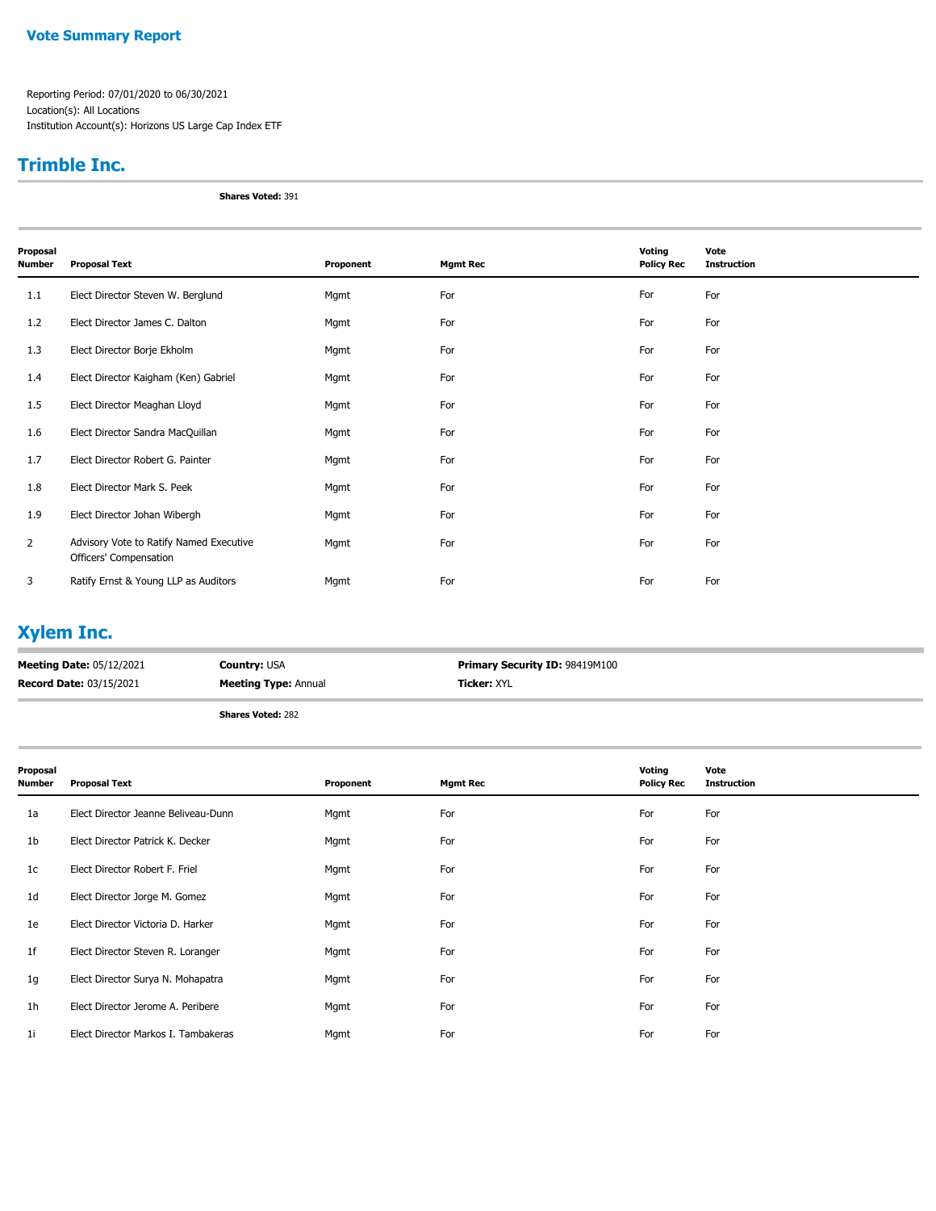**Vote Summary Report**

Reporting Period: 07/01/2020 to 06/30/2021
Location(s): All Locations
Institution Account(s): Horizons US Large Cap Index ETF

## Trimble Inc.

**Shares Voted:** 391

| Proposal Number | Proposal Text | Proponent | Mgmt Rec | Voting Policy Rec | Vote Instruction |
|---|---|---|---|---|---|
| 1.1 | Elect Director Steven W. Berglund | Mgmt | For | For | For |
| 1.2 | Elect Director James C. Dalton | Mgmt | For | For | For |
| 1.3 | Elect Director Borje Ekholm | Mgmt | For | For | For |
| 1.4 | Elect Director Kaigham (Ken) Gabriel | Mgmt | For | For | For |
| 1.5 | Elect Director Meaghan Lloyd | Mgmt | For | For | For |
| 1.6 | Elect Director Sandra MacQuillan | Mgmt | For | For | For |
| 1.7 | Elect Director Robert G. Painter | Mgmt | For | For | For |
| 1.8 | Elect Director Mark S. Peek | Mgmt | For | For | For |
| 1.9 | Elect Director Johan Wibergh | Mgmt | For | For | For |
| 2 | Advisory Vote to Ratify Named Executive Officers' Compensation | Mgmt | For | For | For |
| 3 | Ratify Ernst & Young LLP as Auditors | Mgmt | For | For | For |

## Xylem Inc.

**Meeting Date:** 05/12/2021
**Record Date:** 03/15/2021
**Country:** USA
**Meeting Type:** Annual
**Primary Security ID:** 98419M100
**Ticker:** XYL

**Shares Voted:** 282

| Proposal Number | Proposal Text | Proponent | Mgmt Rec | Voting Policy Rec | Vote Instruction |
|---|---|---|---|---|---|
| 1a | Elect Director Jeanne Beliveau-Dunn | Mgmt | For | For | For |
| 1b | Elect Director Patrick K. Decker | Mgmt | For | For | For |
| 1c | Elect Director Robert F. Friel | Mgmt | For | For | For |
| 1d | Elect Director Jorge M. Gomez | Mgmt | For | For | For |
| 1e | Elect Director Victoria D. Harker | Mgmt | For | For | For |
| 1f | Elect Director Steven R. Loranger | Mgmt | For | For | For |
| 1g | Elect Director Surya N. Mohapatra | Mgmt | For | For | For |
| 1h | Elect Director Jerome A. Peribere | Mgmt | For | For | For |
| 1i | Elect Director Markos I. Tambakeras | Mgmt | For | For | For |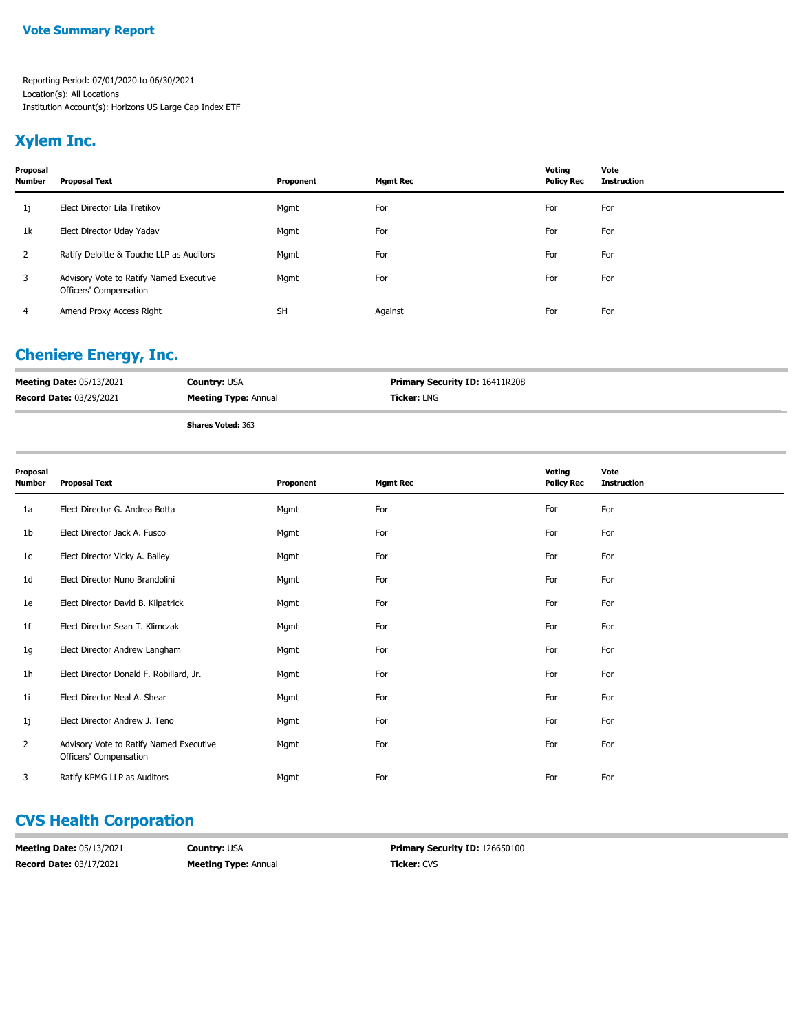**Vote Summary Report**

Reporting Period: 07/01/2020 to 06/30/2021
Location(s): All Locations
Institution Account(s): Horizons US Large Cap Index ETF

## Xylem Inc.

| Proposal Number | Proposal Text | Proponent | Mgmt Rec | Voting Policy Rec | Vote Instruction |
|---|---|---|---|---|---|
| 1j | Elect Director Lila Tretikov | Mgmt | For | For | For |
| 1k | Elect Director Uday Yadav | Mgmt | For | For | For |
| 2 | Ratify Deloitte & Touche LLP as Auditors | Mgmt | For | For | For |
| 3 | Advisory Vote to Ratify Named Executive Officers' Compensation | Mgmt | For | For | For |
| 4 | Amend Proxy Access Right | SH | Against | For | For |

## Cheniere Energy, Inc.

**Meeting Date:** 05/13/2021 **Country:** USA **Primary Security ID:** 16411R208
**Record Date:** 03/29/2021 **Meeting Type:** Annual **Ticker:** LNG

**Shares Voted:** 363

| Proposal Number | Proposal Text | Proponent | Mgmt Rec | Voting Policy Rec | Vote Instruction |
|---|---|---|---|---|---|
| 1a | Elect Director G. Andrea Botta | Mgmt | For | For | For |
| 1b | Elect Director Jack A. Fusco | Mgmt | For | For | For |
| 1c | Elect Director Vicky A. Bailey | Mgmt | For | For | For |
| 1d | Elect Director Nuno Brandolini | Mgmt | For | For | For |
| 1e | Elect Director David B. Kilpatrick | Mgmt | For | For | For |
| 1f | Elect Director Sean T. Klimczak | Mgmt | For | For | For |
| 1g | Elect Director Andrew Langham | Mgmt | For | For | For |
| 1h | Elect Director Donald F. Robillard, Jr. | Mgmt | For | For | For |
| 1i | Elect Director Neal A. Shear | Mgmt | For | For | For |
| 1j | Elect Director Andrew J. Teno | Mgmt | For | For | For |
| 2 | Advisory Vote to Ratify Named Executive Officers' Compensation | Mgmt | For | For | For |
| 3 | Ratify KPMG LLP as Auditors | Mgmt | For | For | For |

## CVS Health Corporation

**Meeting Date:** 05/13/2021 **Country:** USA **Primary Security ID:** 126650100
**Record Date:** 03/17/2021 **Meeting Type:** Annual **Ticker:** CVS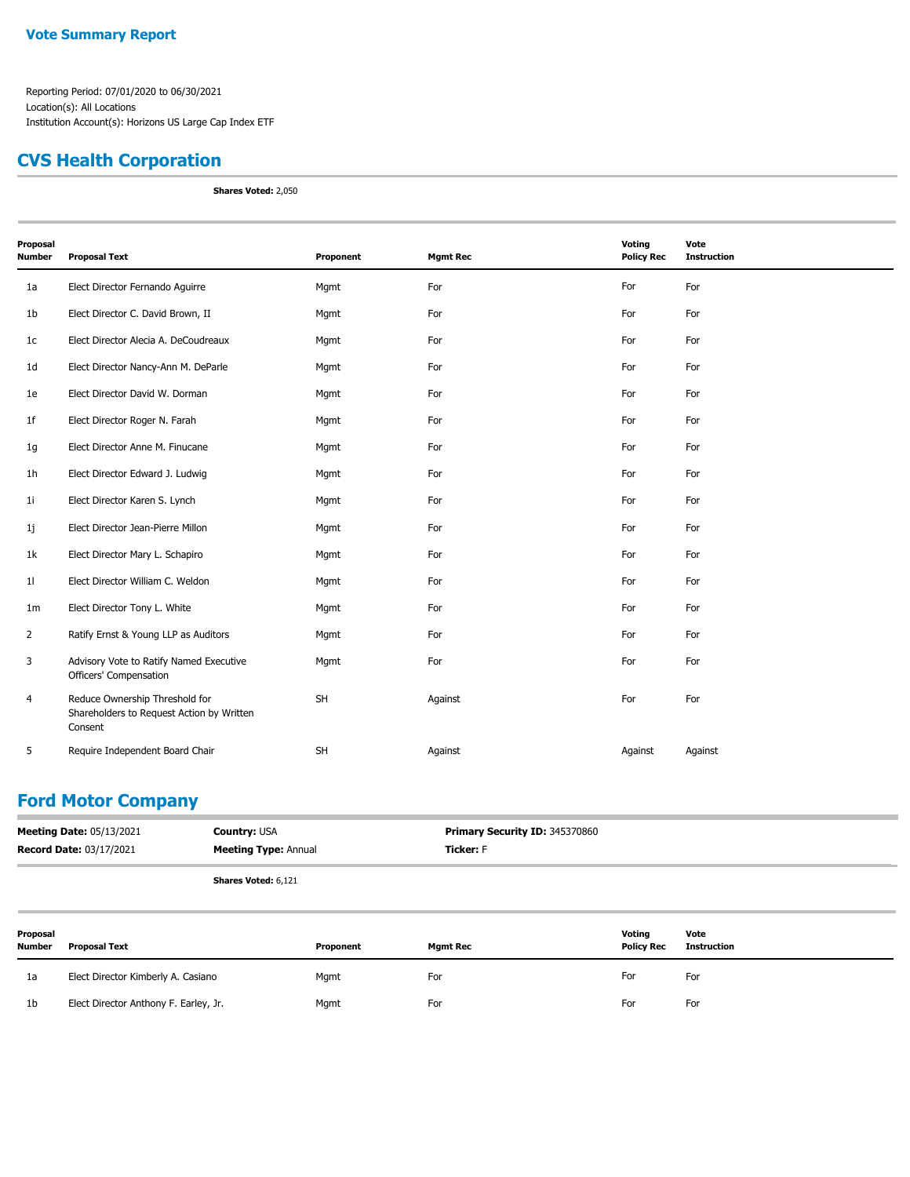# Vote Summary Report

Reporting Period: 07/01/2020 to 06/30/2021
Location(s): All Locations
Institution Account(s): Horizons US Large Cap Index ETF

## CVS Health Corporation

**Shares Voted:** 2,050

| Proposal Number | Proposal Text | Proponent | Mgmt Rec | Voting Policy Rec | Vote Instruction |
|---|---|---|---|---|---|
| 1a | Elect Director Fernando Aguirre | Mgmt | For | For | For |
| 1b | Elect Director C. David Brown, II | Mgmt | For | For | For |
| 1c | Elect Director Alecia A. DeCoudreaux | Mgmt | For | For | For |
| 1d | Elect Director Nancy-Ann M. DeParle | Mgmt | For | For | For |
| 1e | Elect Director David W. Dorman | Mgmt | For | For | For |
| 1f | Elect Director Roger N. Farah | Mgmt | For | For | For |
| 1g | Elect Director Anne M. Finucane | Mgmt | For | For | For |
| 1h | Elect Director Edward J. Ludwig | Mgmt | For | For | For |
| 1i | Elect Director Karen S. Lynch | Mgmt | For | For | For |
| 1j | Elect Director Jean-Pierre Millon | Mgmt | For | For | For |
| 1k | Elect Director Mary L. Schapiro | Mgmt | For | For | For |
| 1l | Elect Director William C. Weldon | Mgmt | For | For | For |
| 1m | Elect Director Tony L. White | Mgmt | For | For | For |
| 2 | Ratify Ernst & Young LLP as Auditors | Mgmt | For | For | For |
| 3 | Advisory Vote to Ratify Named Executive Officers' Compensation | Mgmt | For | For | For |
| 4 | Reduce Ownership Threshold for Shareholders to Request Action by Written Consent | SH | Against | For | For |
| 5 | Require Independent Board Chair | SH | Against | Against | Against |

## Ford Motor Company

**Meeting Date:** 05/13/2021 | **Country:** USA | **Primary Security ID:** 345370860
**Record Date:** 03/17/2021 | **Meeting Type:** Annual | **Ticker:** F

**Shares Voted:** 6,121

| Proposal Number | Proposal Text | Proponent | Mgmt Rec | Voting Policy Rec | Vote Instruction |
|---|---|---|---|---|---|
| 1a | Elect Director Kimberly A. Casiano | Mgmt | For | For | For |
| 1b | Elect Director Anthony F. Earley, Jr. | Mgmt | For | For | For |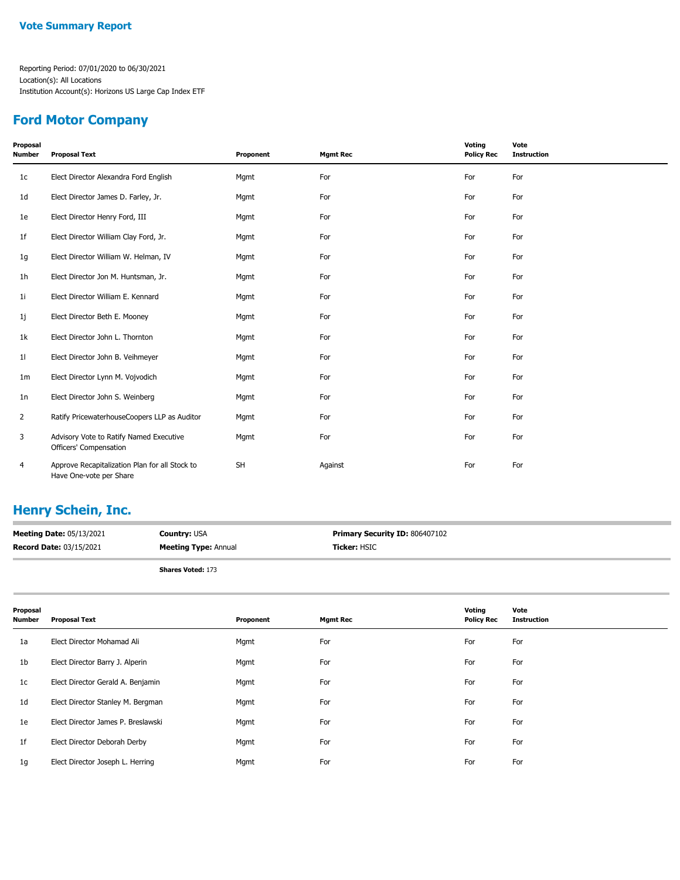**Vote Summary Report**

Reporting Period: 07/01/2020 to 06/30/2021
Location(s): All Locations
Institution Account(s): Horizons US Large Cap Index ETF

## Ford Motor Company

| Proposal Number | Proposal Text | Proponent | Mgmt Rec | Voting Policy Rec | Vote Instruction |
|---|---|---|---|---|---|
| 1c | Elect Director Alexandra Ford English | Mgmt | For | For | For |
| 1d | Elect Director James D. Farley, Jr. | Mgmt | For | For | For |
| 1e | Elect Director Henry Ford, III | Mgmt | For | For | For |
| 1f | Elect Director William Clay Ford, Jr. | Mgmt | For | For | For |
| 1g | Elect Director William W. Helman, IV | Mgmt | For | For | For |
| 1h | Elect Director Jon M. Huntsman, Jr. | Mgmt | For | For | For |
| 1i | Elect Director William E. Kennard | Mgmt | For | For | For |
| 1j | Elect Director Beth E. Mooney | Mgmt | For | For | For |
| 1k | Elect Director John L. Thornton | Mgmt | For | For | For |
| 1l | Elect Director John B. Veihmeyer | Mgmt | For | For | For |
| 1m | Elect Director Lynn M. Vojvodich | Mgmt | For | For | For |
| 1n | Elect Director John S. Weinberg | Mgmt | For | For | For |
| 2 | Ratify PricewaterhouseCoopers LLP as Auditor | Mgmt | For | For | For |
| 3 | Advisory Vote to Ratify Named Executive Officers' Compensation | Mgmt | For | For | For |
| 4 | Approve Recapitalization Plan for all Stock to Have One-vote per Share | SH | Against | For | For |

## Henry Schein, Inc.

**Meeting Date:** 05/13/2021 **Country:** USA **Primary Security ID:** 806407102
**Record Date:** 03/15/2021 **Meeting Type:** Annual **Ticker:** HSIC

**Shares Voted:** 173

| Proposal Number | Proposal Text | Proponent | Mgmt Rec | Voting Policy Rec | Vote Instruction |
|---|---|---|---|---|---|
| 1a | Elect Director Mohamad Ali | Mgmt | For | For | For |
| 1b | Elect Director Barry J. Alperin | Mgmt | For | For | For |
| 1c | Elect Director Gerald A. Benjamin | Mgmt | For | For | For |
| 1d | Elect Director Stanley M. Bergman | Mgmt | For | For | For |
| 1e | Elect Director James P. Breslawski | Mgmt | For | For | For |
| 1f | Elect Director Deborah Derby | Mgmt | For | For | For |
| 1g | Elect Director Joseph L. Herring | Mgmt | For | For | For |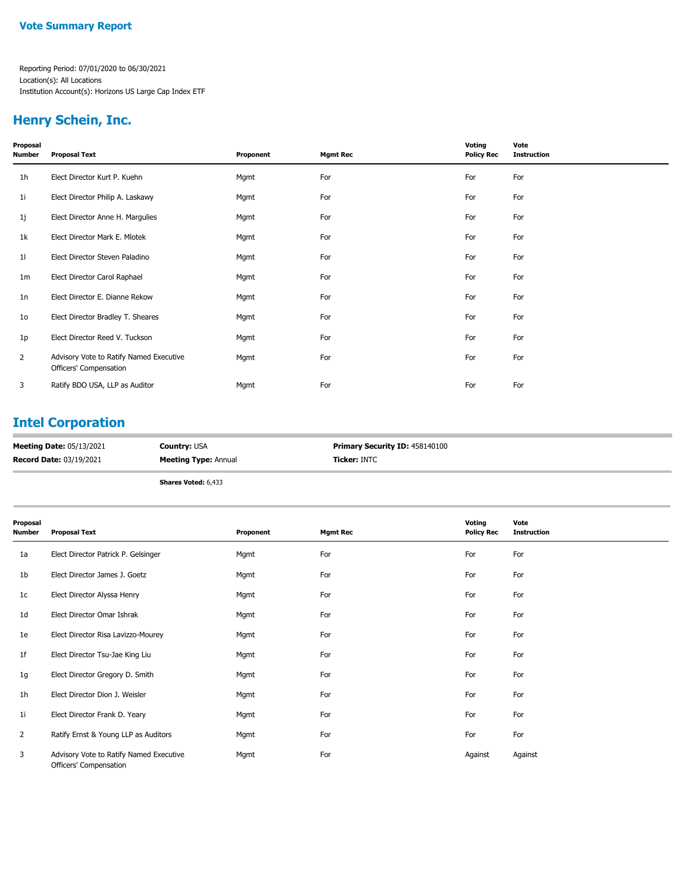**Vote Summary Report**

Reporting Period: 07/01/2020 to 06/30/2021
Location(s): All Locations
Institution Account(s): Horizons US Large Cap Index ETF

## Henry Schein, Inc.

| Proposal Number | Proposal Text | Proponent | Mgmt Rec | Voting Policy Rec | Vote Instruction |
|---|---|---|---|---|---|
| 1h | Elect Director Kurt P. Kuehn | Mgmt | For | For | For |
| 1i | Elect Director Philip A. Laskawy | Mgmt | For | For | For |
| 1j | Elect Director Anne H. Margulies | Mgmt | For | For | For |
| 1k | Elect Director Mark E. Mlotek | Mgmt | For | For | For |
| 1l | Elect Director Steven Paladino | Mgmt | For | For | For |
| 1m | Elect Director Carol Raphael | Mgmt | For | For | For |
| 1n | Elect Director E. Dianne Rekow | Mgmt | For | For | For |
| 1o | Elect Director Bradley T. Sheares | Mgmt | For | For | For |
| 1p | Elect Director Reed V. Tuckson | Mgmt | For | For | For |
| 2 | Advisory Vote to Ratify Named Executive Officers' Compensation | Mgmt | For | For | For |
| 3 | Ratify BDO USA, LLP as Auditor | Mgmt | For | For | For |

## Intel Corporation

**Meeting Date:** 05/13/2021 **Country:** USA **Primary Security ID:** 458140100
**Record Date:** 03/19/2021 **Meeting Type:** Annual **Ticker:** INTC

**Shares Voted:** 6,433

| Proposal Number | Proposal Text | Proponent | Mgmt Rec | Voting Policy Rec | Vote Instruction |
|---|---|---|---|---|---|
| 1a | Elect Director Patrick P. Gelsinger | Mgmt | For | For | For |
| 1b | Elect Director James J. Goetz | Mgmt | For | For | For |
| 1c | Elect Director Alyssa Henry | Mgmt | For | For | For |
| 1d | Elect Director Omar Ishrak | Mgmt | For | For | For |
| 1e | Elect Director Risa Lavizzo-Mourey | Mgmt | For | For | For |
| 1f | Elect Director Tsu-Jae King Liu | Mgmt | For | For | For |
| 1g | Elect Director Gregory D. Smith | Mgmt | For | For | For |
| 1h | Elect Director Dion J. Weisler | Mgmt | For | For | For |
| 1i | Elect Director Frank D. Yeary | Mgmt | For | For | For |
| 2 | Ratify Ernst & Young LLP as Auditors | Mgmt | For | For | For |
| 3 | Advisory Vote to Ratify Named Executive Officers' Compensation | Mgmt | For | Against | Against |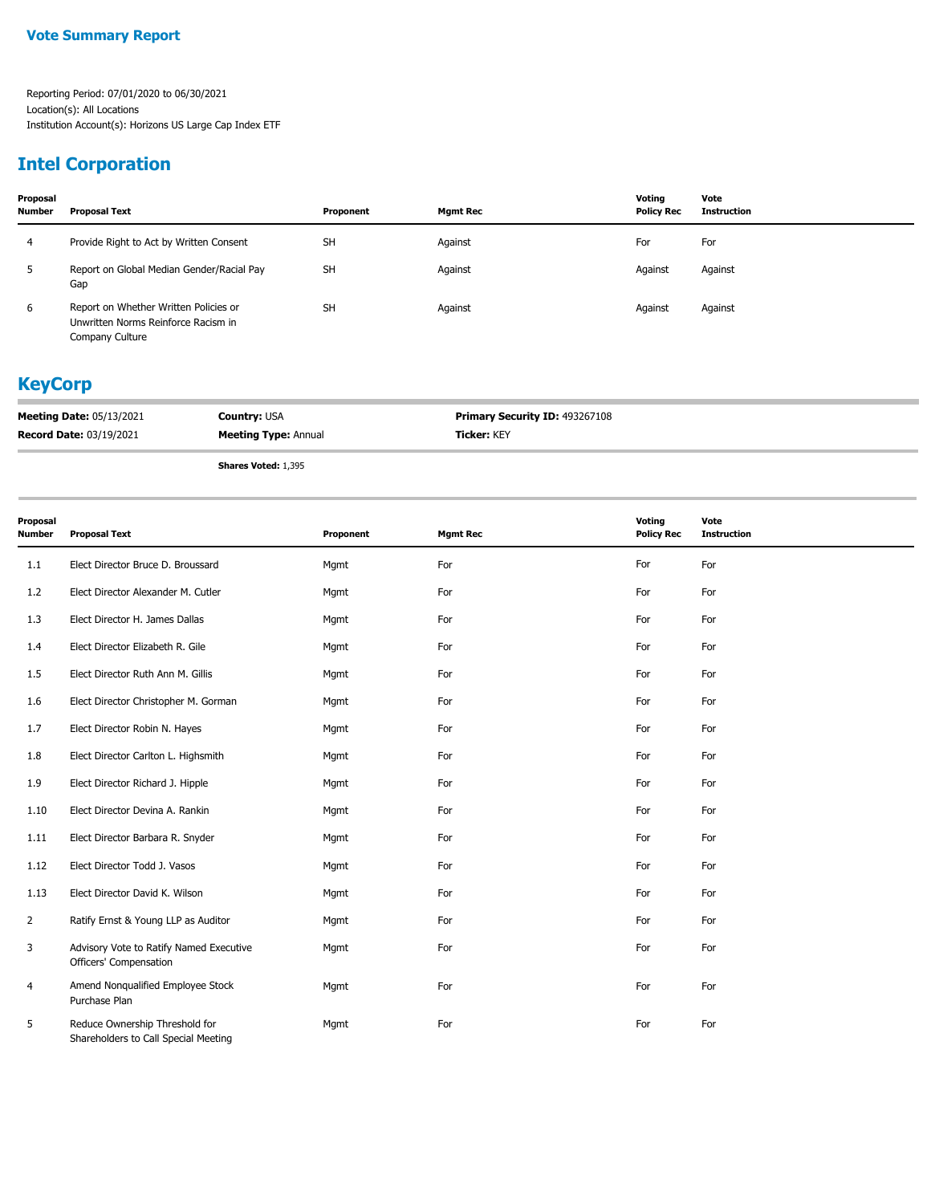## Vote Summary Report

Reporting Period: 07/01/2020 to 06/30/2021
Location(s): All Locations
Institution Account(s): Horizons US Large Cap Index ETF

## Intel Corporation

| Proposal Number | Proposal Text | Proponent | Mgmt Rec | Voting Policy Rec | Vote Instruction |
|---|---|---|---|---|---|
| 4 | Provide Right to Act by Written Consent | SH | Against | For | For |
| 5 | Report on Global Median Gender/Racial Pay Gap | SH | Against | Against | Against |
| 6 | Report on Whether Written Policies or Unwritten Norms Reinforce Racism in Company Culture | SH | Against | Against | Against |

## KeyCorp

**Meeting Date:** 05/13/2021 **Country:** USA **Primary Security ID:** 493267108
**Record Date:** 03/19/2021 **Meeting Type:** Annual **Ticker:** KEY

**Shares Voted:** 1,395

| Proposal Number | Proposal Text | Proponent | Mgmt Rec | Voting Policy Rec | Vote Instruction |
|---|---|---|---|---|---|
| 1.1 | Elect Director Bruce D. Broussard | Mgmt | For | For | For |
| 1.2 | Elect Director Alexander M. Cutler | Mgmt | For | For | For |
| 1.3 | Elect Director H. James Dallas | Mgmt | For | For | For |
| 1.4 | Elect Director Elizabeth R. Gile | Mgmt | For | For | For |
| 1.5 | Elect Director Ruth Ann M. Gillis | Mgmt | For | For | For |
| 1.6 | Elect Director Christopher M. Gorman | Mgmt | For | For | For |
| 1.7 | Elect Director Robin N. Hayes | Mgmt | For | For | For |
| 1.8 | Elect Director Carlton L. Highsmith | Mgmt | For | For | For |
| 1.9 | Elect Director Richard J. Hipple | Mgmt | For | For | For |
| 1.10 | Elect Director Devina A. Rankin | Mgmt | For | For | For |
| 1.11 | Elect Director Barbara R. Snyder | Mgmt | For | For | For |
| 1.12 | Elect Director Todd J. Vasos | Mgmt | For | For | For |
| 1.13 | Elect Director David K. Wilson | Mgmt | For | For | For |
| 2 | Ratify Ernst & Young LLP as Auditor | Mgmt | For | For | For |
| 3 | Advisory Vote to Ratify Named Executive Officers' Compensation | Mgmt | For | For | For |
| 4 | Amend Nonqualified Employee Stock Purchase Plan | Mgmt | For | For | For |
| 5 | Reduce Ownership Threshold for Shareholders to Call Special Meeting | Mgmt | For | For | For |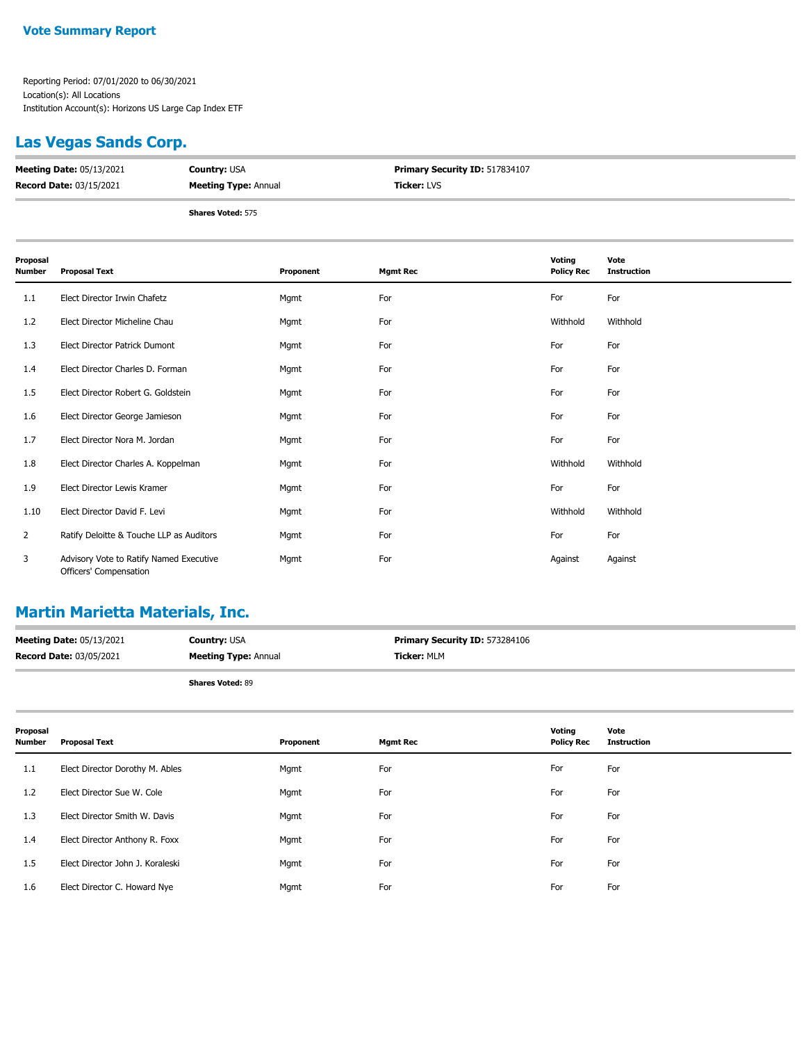# Vote Summary Report

Reporting Period: 07/01/2020 to 06/30/2021
Location(s): All Locations
Institution Account(s): Horizons US Large Cap Index ETF

## Las Vegas Sands Corp.

**Meeting Date:** 05/13/2021 | **Country:** USA | **Primary Security ID:** 517834107
**Record Date:** 03/15/2021 | **Meeting Type:** Annual | **Ticker:** LVS

**Shares Voted:** 575

| Proposal Number | Proposal Text | Proponent | Mgmt Rec | Voting Policy Rec | Vote Instruction |
|---|---|---|---|---|---|
| 1.1 | Elect Director Irwin Chafetz | Mgmt | For | For | For |
| 1.2 | Elect Director Micheline Chau | Mgmt | For | Withhold | Withhold |
| 1.3 | Elect Director Patrick Dumont | Mgmt | For | For | For |
| 1.4 | Elect Director Charles D. Forman | Mgmt | For | For | For |
| 1.5 | Elect Director Robert G. Goldstein | Mgmt | For | For | For |
| 1.6 | Elect Director George Jamieson | Mgmt | For | For | For |
| 1.7 | Elect Director Nora M. Jordan | Mgmt | For | For | For |
| 1.8 | Elect Director Charles A. Koppelman | Mgmt | For | Withhold | Withhold |
| 1.9 | Elect Director Lewis Kramer | Mgmt | For | For | For |
| 1.10 | Elect Director David F. Levi | Mgmt | For | Withhold | Withhold |
| 2 | Ratify Deloitte & Touche LLP as Auditors | Mgmt | For | For | For |
| 3 | Advisory Vote to Ratify Named Executive Officers' Compensation | Mgmt | For | Against | Against |

## Martin Marietta Materials, Inc.

**Meeting Date:** 05/13/2021 | **Country:** USA | **Primary Security ID:** 573284106
**Record Date:** 03/05/2021 | **Meeting Type:** Annual | **Ticker:** MLM

**Shares Voted:** 89

| Proposal Number | Proposal Text | Proponent | Mgmt Rec | Voting Policy Rec | Vote Instruction |
|---|---|---|---|---|---|
| 1.1 | Elect Director Dorothy M. Ables | Mgmt | For | For | For |
| 1.2 | Elect Director Sue W. Cole | Mgmt | For | For | For |
| 1.3 | Elect Director Smith W. Davis | Mgmt | For | For | For |
| 1.4 | Elect Director Anthony R. Foxx | Mgmt | For | For | For |
| 1.5 | Elect Director John J. Koraleski | Mgmt | For | For | For |
| 1.6 | Elect Director C. Howard Nye | Mgmt | For | For | For |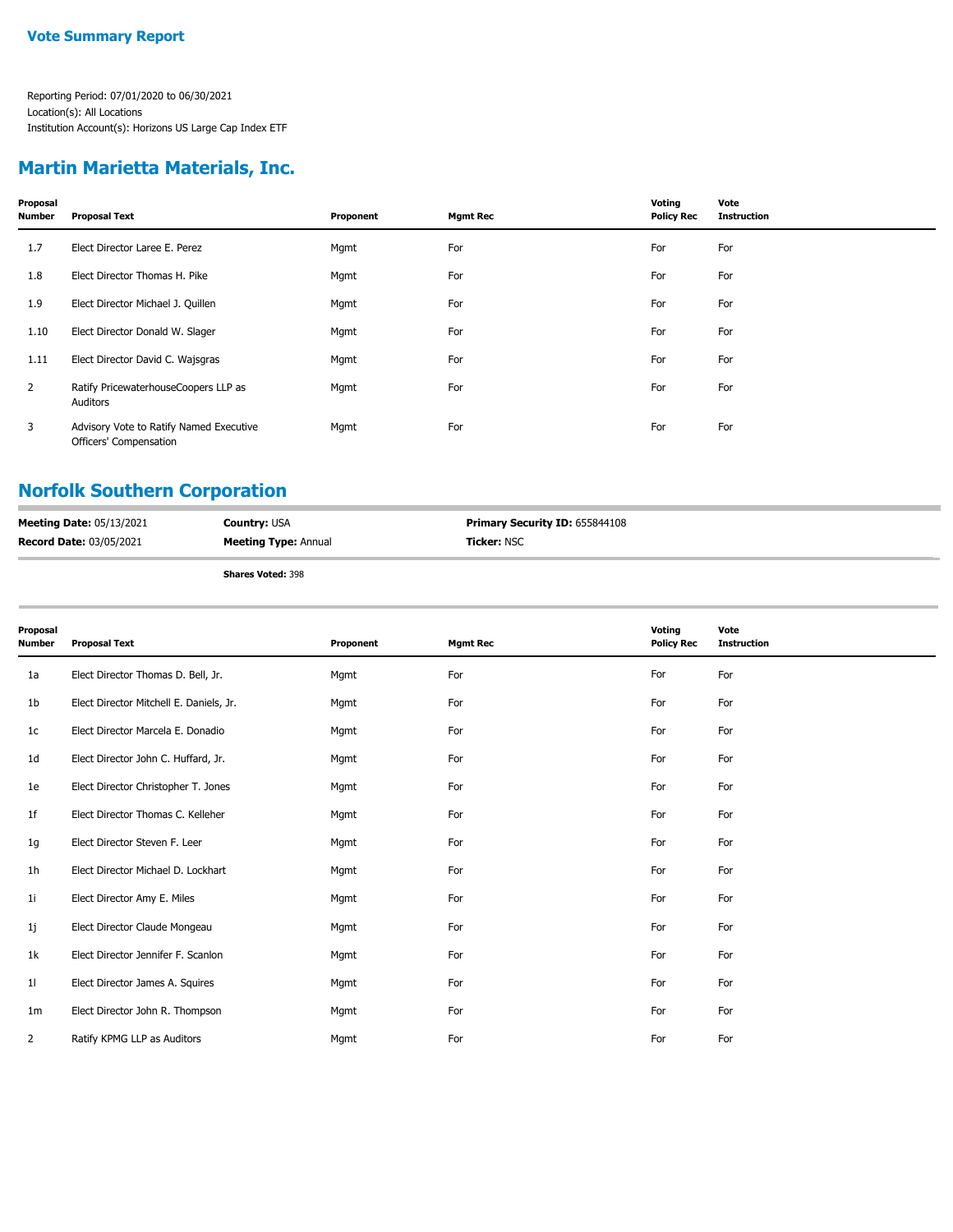**Vote Summary Report**

Reporting Period: 07/01/2020 to 06/30/2021
Location(s): All Locations
Institution Account(s): Horizons US Large Cap Index ETF

## Martin Marietta Materials, Inc.

| Proposal Number | Proposal Text | Proponent | Mgmt Rec | Voting Policy Rec | Vote Instruction |
|---|---|---|---|---|---|
| 1.7 | Elect Director Laree E. Perez | Mgmt | For | For | For |
| 1.8 | Elect Director Thomas H. Pike | Mgmt | For | For | For |
| 1.9 | Elect Director Michael J. Quillen | Mgmt | For | For | For |
| 1.10 | Elect Director Donald W. Slager | Mgmt | For | For | For |
| 1.11 | Elect Director David C. Wajsgras | Mgmt | For | For | For |
| 2 | Ratify PricewaterhouseCoopers LLP as Auditors | Mgmt | For | For | For |
| 3 | Advisory Vote to Ratify Named Executive Officers' Compensation | Mgmt | For | For | For |

## Norfolk Southern Corporation

**Meeting Date:** 05/13/2021 | **Country:** USA | **Primary Security ID:** 655844108
**Record Date:** 03/05/2021 | **Meeting Type:** Annual | **Ticker:** NSC

**Shares Voted:** 398

| Proposal Number | Proposal Text | Proponent | Mgmt Rec | Voting Policy Rec | Vote Instruction |
|---|---|---|---|---|---|
| 1a | Elect Director Thomas D. Bell, Jr. | Mgmt | For | For | For |
| 1b | Elect Director Mitchell E. Daniels, Jr. | Mgmt | For | For | For |
| 1c | Elect Director Marcela E. Donadio | Mgmt | For | For | For |
| 1d | Elect Director John C. Huffard, Jr. | Mgmt | For | For | For |
| 1e | Elect Director Christopher T. Jones | Mgmt | For | For | For |
| 1f | Elect Director Thomas C. Kelleher | Mgmt | For | For | For |
| 1g | Elect Director Steven F. Leer | Mgmt | For | For | For |
| 1h | Elect Director Michael D. Lockhart | Mgmt | For | For | For |
| 1i | Elect Director Amy E. Miles | Mgmt | For | For | For |
| 1j | Elect Director Claude Mongeau | Mgmt | For | For | For |
| 1k | Elect Director Jennifer F. Scanlon | Mgmt | For | For | For |
| 1l | Elect Director James A. Squires | Mgmt | For | For | For |
| 1m | Elect Director John R. Thompson | Mgmt | For | For | For |
| 2 | Ratify KPMG LLP as Auditors | Mgmt | For | For | For |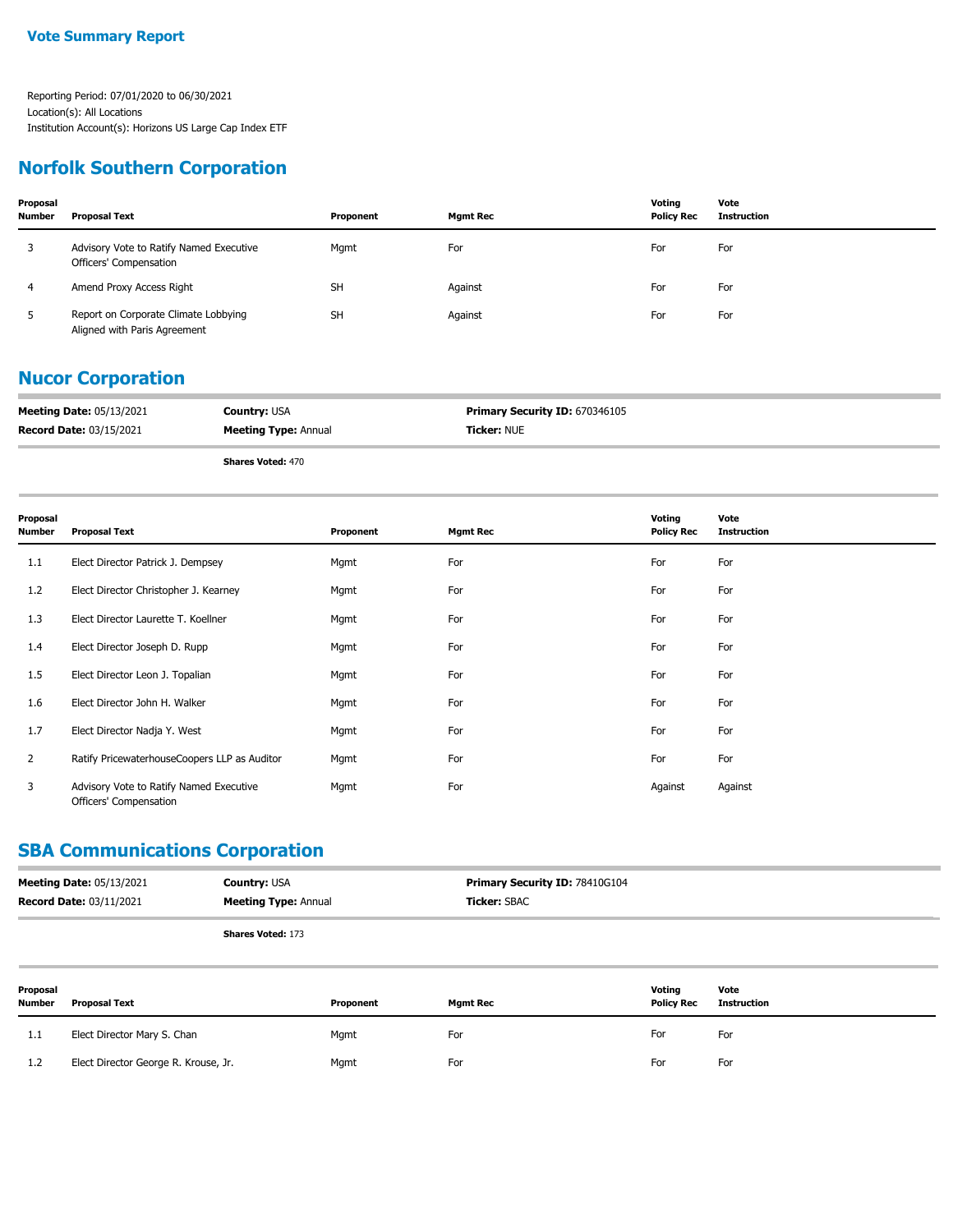**Vote Summary Report**

Reporting Period: 07/01/2020 to 06/30/2021
Location(s): All Locations
Institution Account(s): Horizons US Large Cap Index ETF

## Norfolk Southern Corporation

| Proposal Number | Proposal Text | Proponent | Mgmt Rec | Voting Policy Rec | Vote Instruction |
|---|---|---|---|---|---|
| 3 | Advisory Vote to Ratify Named Executive Officers' Compensation | Mgmt | For | For | For |
| 4 | Amend Proxy Access Right | SH | Against | For | For |
| 5 | Report on Corporate Climate Lobbying Aligned with Paris Agreement | SH | Against | For | For |

## Nucor Corporation

**Meeting Date:** 05/13/2021 | **Country:** USA | **Primary Security ID:** 670346105
**Record Date:** 03/15/2021 | **Meeting Type:** Annual | **Ticker:** NUE

**Shares Voted:** 470

| Proposal Number | Proposal Text | Proponent | Mgmt Rec | Voting Policy Rec | Vote Instruction |
|---|---|---|---|---|---|
| 1.1 | Elect Director Patrick J. Dempsey | Mgmt | For | For | For |
| 1.2 | Elect Director Christopher J. Kearney | Mgmt | For | For | For |
| 1.3 | Elect Director Laurette T. Koellner | Mgmt | For | For | For |
| 1.4 | Elect Director Joseph D. Rupp | Mgmt | For | For | For |
| 1.5 | Elect Director Leon J. Topalian | Mgmt | For | For | For |
| 1.6 | Elect Director John H. Walker | Mgmt | For | For | For |
| 1.7 | Elect Director Nadja Y. West | Mgmt | For | For | For |
| 2 | Ratify PricewaterhouseCoopers LLP as Auditor | Mgmt | For | For | For |
| 3 | Advisory Vote to Ratify Named Executive Officers' Compensation | Mgmt | For | Against | Against |

## SBA Communications Corporation

**Meeting Date:** 05/13/2021 | **Country:** USA | **Primary Security ID:** 78410G104
**Record Date:** 03/11/2021 | **Meeting Type:** Annual | **Ticker:** SBAC

**Shares Voted:** 173

| Proposal Number | Proposal Text | Proponent | Mgmt Rec | Voting Policy Rec | Vote Instruction |
|---|---|---|---|---|---|
| 1.1 | Elect Director Mary S. Chan | Mgmt | For | For | For |
| 1.2 | Elect Director George R. Krouse, Jr. | Mgmt | For | For | For |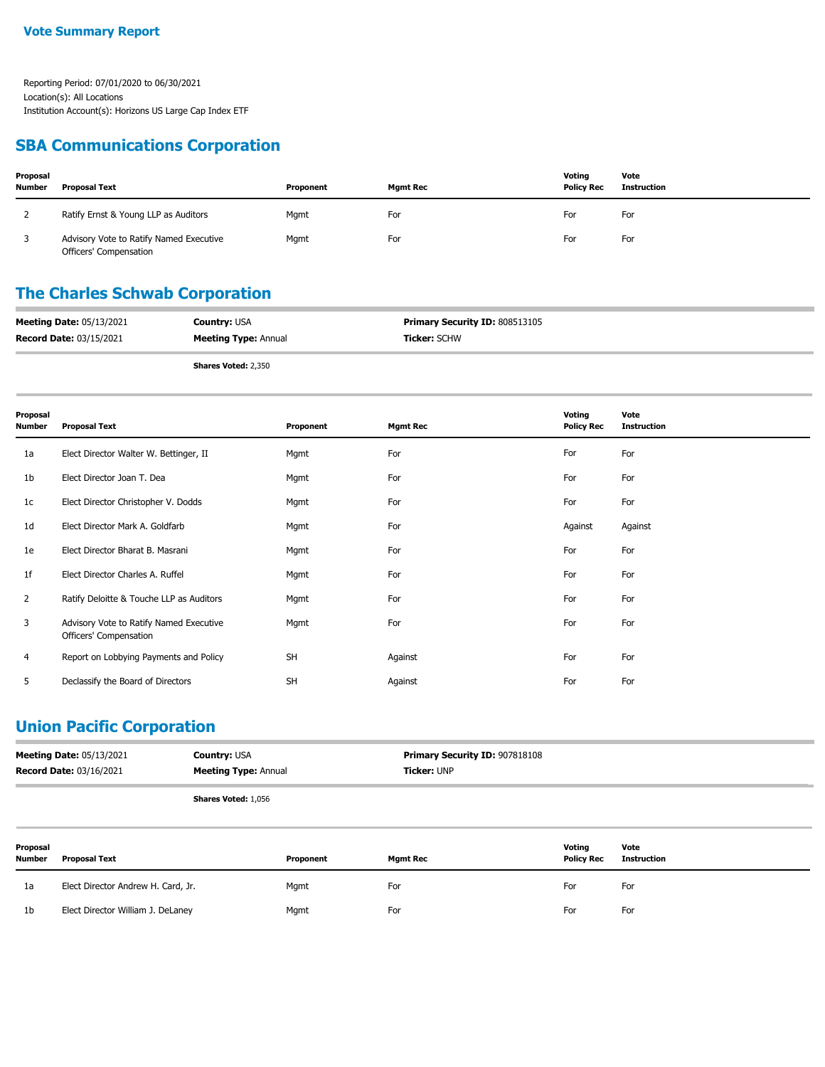**Vote Summary Report**

Reporting Period: 07/01/2020 to 06/30/2021
Location(s): All Locations
Institution Account(s): Horizons US Large Cap Index ETF

## SBA Communications Corporation

| Proposal Number | Proposal Text | Proponent | Mgmt Rec | Voting Policy Rec | Vote Instruction |
|---|---|---|---|---|---|
| 2 | Ratify Ernst & Young LLP as Auditors | Mgmt | For | For | For |
| 3 | Advisory Vote to Ratify Named Executive Officers' Compensation | Mgmt | For | For | For |

## The Charles Schwab Corporation

**Meeting Date:** 05/13/2021
**Record Date:** 03/15/2021
**Country:** USA
**Meeting Type:** Annual
**Primary Security ID:** 808513105
**Ticker:** SCHW

**Shares Voted:** 2,350

| Proposal Number | Proposal Text | Proponent | Mgmt Rec | Voting Policy Rec | Vote Instruction |
|---|---|---|---|---|---|
| 1a | Elect Director Walter W. Bettinger, II | Mgmt | For | For | For |
| 1b | Elect Director Joan T. Dea | Mgmt | For | For | For |
| 1c | Elect Director Christopher V. Dodds | Mgmt | For | For | For |
| 1d | Elect Director Mark A. Goldfarb | Mgmt | For | Against | Against |
| 1e | Elect Director Bharat B. Masrani | Mgmt | For | For | For |
| 1f | Elect Director Charles A. Ruffel | Mgmt | For | For | For |
| 2 | Ratify Deloitte & Touche LLP as Auditors | Mgmt | For | For | For |
| 3 | Advisory Vote to Ratify Named Executive Officers' Compensation | Mgmt | For | For | For |
| 4 | Report on Lobbying Payments and Policy | SH | Against | For | For |
| 5 | Declassify the Board of Directors | SH | Against | For | For |

## Union Pacific Corporation

**Meeting Date:** 05/13/2021
**Record Date:** 03/16/2021
**Country:** USA
**Meeting Type:** Annual
**Primary Security ID:** 907818108
**Ticker:** UNP

**Shares Voted:** 1,056

| Proposal Number | Proposal Text | Proponent | Mgmt Rec | Voting Policy Rec | Vote Instruction |
|---|---|---|---|---|---|
| 1a | Elect Director Andrew H. Card, Jr. | Mgmt | For | For | For |
| 1b | Elect Director William J. DeLaney | Mgmt | For | For | For |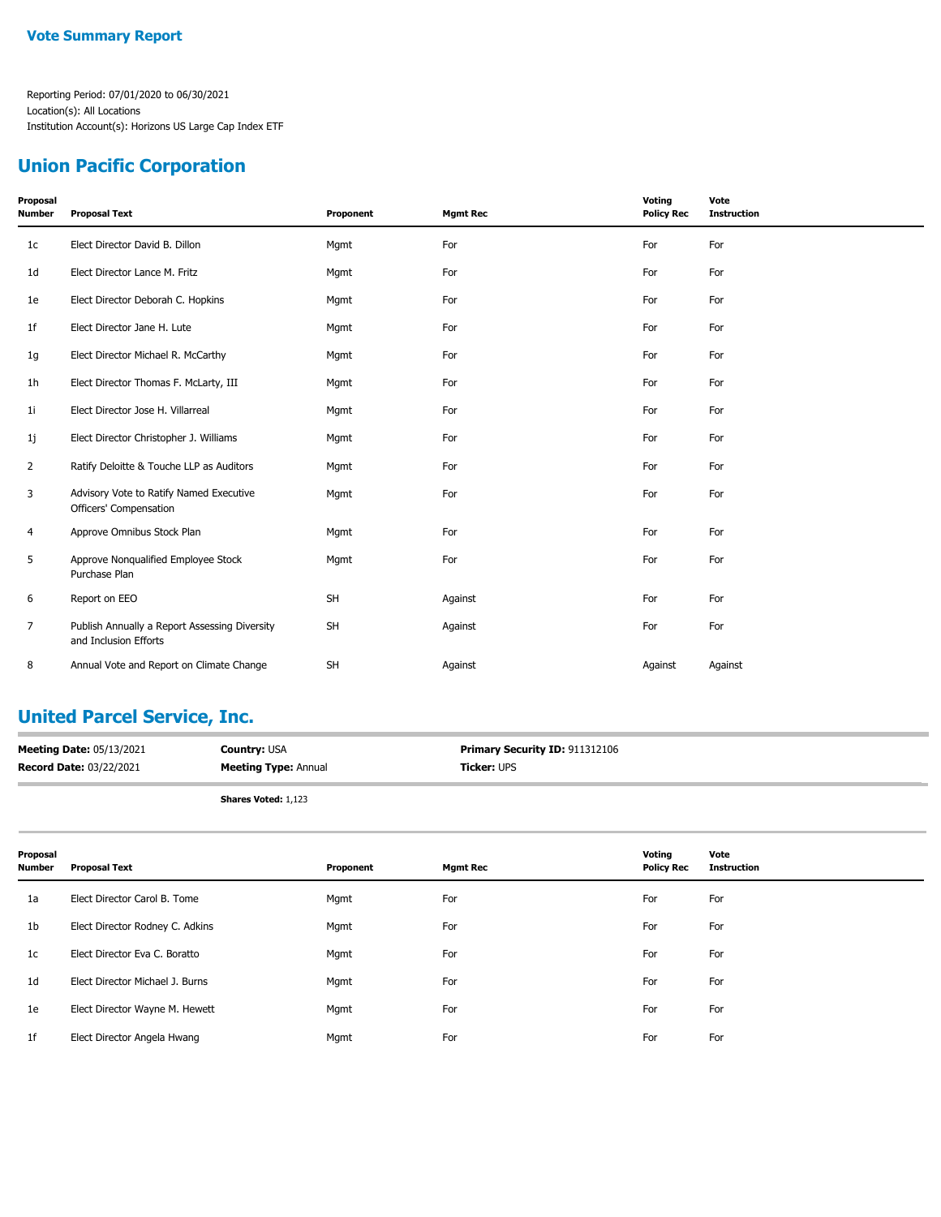# Vote Summary Report

Reporting Period: 07/01/2020 to 06/30/2021
Location(s): All Locations
Institution Account(s): Horizons US Large Cap Index ETF

## Union Pacific Corporation

| Proposal Number | Proposal Text | Proponent | Mgmt Rec | Voting Policy Rec | Vote Instruction |
|---|---|---|---|---|---|
| 1c | Elect Director David B. Dillon | Mgmt | For | For | For |
| 1d | Elect Director Lance M. Fritz | Mgmt | For | For | For |
| 1e | Elect Director Deborah C. Hopkins | Mgmt | For | For | For |
| 1f | Elect Director Jane H. Lute | Mgmt | For | For | For |
| 1g | Elect Director Michael R. McCarthy | Mgmt | For | For | For |
| 1h | Elect Director Thomas F. McLarty, III | Mgmt | For | For | For |
| 1i | Elect Director Jose H. Villarreal | Mgmt | For | For | For |
| 1j | Elect Director Christopher J. Williams | Mgmt | For | For | For |
| 2 | Ratify Deloitte & Touche LLP as Auditors | Mgmt | For | For | For |
| 3 | Advisory Vote to Ratify Named Executive Officers' Compensation | Mgmt | For | For | For |
| 4 | Approve Omnibus Stock Plan | Mgmt | For | For | For |
| 5 | Approve Nonqualified Employee Stock Purchase Plan | Mgmt | For | For | For |
| 6 | Report on EEO | SH | Against | For | For |
| 7 | Publish Annually a Report Assessing Diversity and Inclusion Efforts | SH | Against | For | For |
| 8 | Annual Vote and Report on Climate Change | SH | Against | Against | Against |

## United Parcel Service, Inc.

**Meeting Date:** 05/13/2021 **Country:** USA **Primary Security ID:** 911312106
**Record Date:** 03/22/2021 **Meeting Type:** Annual **Ticker:** UPS

**Shares Voted:** 1,123

| Proposal Number | Proposal Text | Proponent | Mgmt Rec | Voting Policy Rec | Vote Instruction |
|---|---|---|---|---|---|
| 1a | Elect Director Carol B. Tome | Mgmt | For | For | For |
| 1b | Elect Director Rodney C. Adkins | Mgmt | For | For | For |
| 1c | Elect Director Eva C. Boratto | Mgmt | For | For | For |
| 1d | Elect Director Michael J. Burns | Mgmt | For | For | For |
| 1e | Elect Director Wayne M. Hewett | Mgmt | For | For | For |
| 1f | Elect Director Angela Hwang | Mgmt | For | For | For |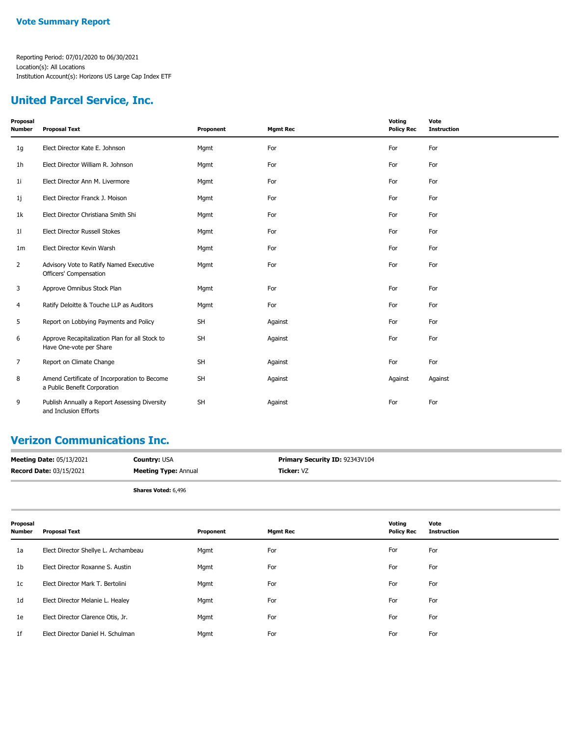**Vote Summary Report**

Reporting Period: 07/01/2020 to 06/30/2021
Location(s): All Locations
Institution Account(s): Horizons US Large Cap Index ETF

## United Parcel Service, Inc.

| Proposal Number | Proposal Text | Proponent | Mgmt Rec | Voting Policy Rec | Vote Instruction |
|---|---|---|---|---|---|
| 1g | Elect Director Kate E. Johnson | Mgmt | For | For | For |
| 1h | Elect Director William R. Johnson | Mgmt | For | For | For |
| 1i | Elect Director Ann M. Livermore | Mgmt | For | For | For |
| 1j | Elect Director Franck J. Moison | Mgmt | For | For | For |
| 1k | Elect Director Christiana Smith Shi | Mgmt | For | For | For |
| 1l | Elect Director Russell Stokes | Mgmt | For | For | For |
| 1m | Elect Director Kevin Warsh | Mgmt | For | For | For |
| 2 | Advisory Vote to Ratify Named Executive Officers' Compensation | Mgmt | For | For | For |
| 3 | Approve Omnibus Stock Plan | Mgmt | For | For | For |
| 4 | Ratify Deloitte & Touche LLP as Auditors | Mgmt | For | For | For |
| 5 | Report on Lobbying Payments and Policy | SH | Against | For | For |
| 6 | Approve Recapitalization Plan for all Stock to Have One-vote per Share | SH | Against | For | For |
| 7 | Report on Climate Change | SH | Against | For | For |
| 8 | Amend Certificate of Incorporation to Become a Public Benefit Corporation | SH | Against | Against | Against |
| 9 | Publish Annually a Report Assessing Diversity and Inclusion Efforts | SH | Against | For | For |

## Verizon Communications Inc.

**Meeting Date:** 05/13/2021 | **Country:** USA | **Primary Security ID:** 92343V104
**Record Date:** 03/15/2021 | **Meeting Type:** Annual | **Ticker:** VZ

**Shares Voted:** 6,496

| Proposal Number | Proposal Text | Proponent | Mgmt Rec | Voting Policy Rec | Vote Instruction |
|---|---|---|---|---|---|
| 1a | Elect Director Shellye L. Archambeau | Mgmt | For | For | For |
| 1b | Elect Director Roxanne S. Austin | Mgmt | For | For | For |
| 1c | Elect Director Mark T. Bertolini | Mgmt | For | For | For |
| 1d | Elect Director Melanie L. Healey | Mgmt | For | For | For |
| 1e | Elect Director Clarence Otis, Jr. | Mgmt | For | For | For |
| 1f | Elect Director Daniel H. Schulman | Mgmt | For | For | For |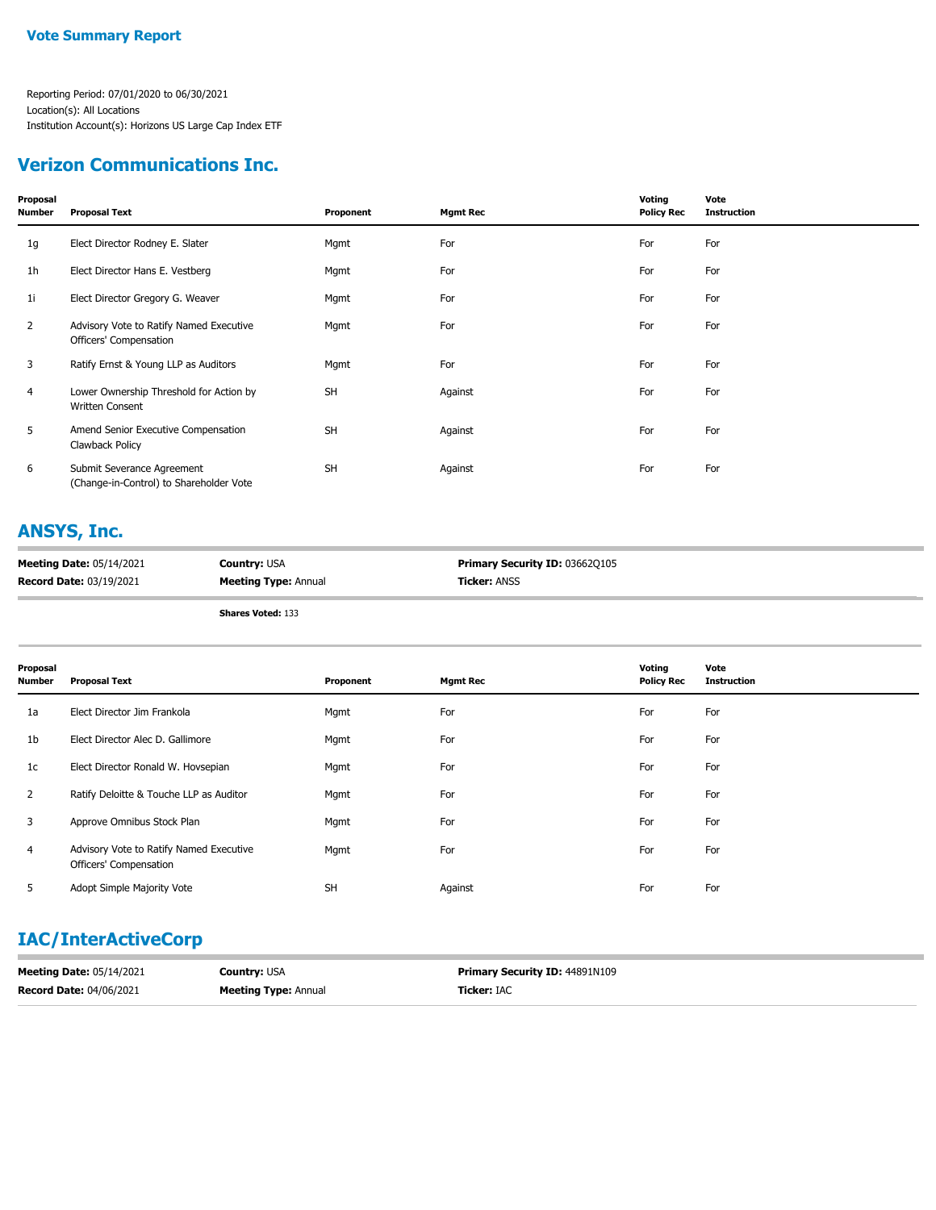**Vote Summary Report**

Reporting Period: 07/01/2020 to 06/30/2021
Location(s): All Locations
Institution Account(s): Horizons US Large Cap Index ETF

## Verizon Communications Inc.

| Proposal Number | Proposal Text | Proponent | Mgmt Rec | Voting Policy Rec | Vote Instruction |
|---|---|---|---|---|---|
| 1g | Elect Director Rodney E. Slater | Mgmt | For | For | For |
| 1h | Elect Director Hans E. Vestberg | Mgmt | For | For | For |
| 1i | Elect Director Gregory G. Weaver | Mgmt | For | For | For |
| 2 | Advisory Vote to Ratify Named Executive Officers' Compensation | Mgmt | For | For | For |
| 3 | Ratify Ernst & Young LLP as Auditors | Mgmt | For | For | For |
| 4 | Lower Ownership Threshold for Action by Written Consent | SH | Against | For | For |
| 5 | Amend Senior Executive Compensation Clawback Policy | SH | Against | For | For |
| 6 | Submit Severance Agreement (Change-in-Control) to Shareholder Vote | SH | Against | For | For |

## ANSYS, Inc.

**Meeting Date:** 05/14/2021 | **Country:** USA | **Primary Security ID:** 03662Q105
**Record Date:** 03/19/2021 | **Meeting Type:** Annual | **Ticker:** ANSS

**Shares Voted:** 133

| Proposal Number | Proposal Text | Proponent | Mgmt Rec | Voting Policy Rec | Vote Instruction |
|---|---|---|---|---|---|
| 1a | Elect Director Jim Frankola | Mgmt | For | For | For |
| 1b | Elect Director Alec D. Gallimore | Mgmt | For | For | For |
| 1c | Elect Director Ronald W. Hovsepian | Mgmt | For | For | For |
| 2 | Ratify Deloitte & Touche LLP as Auditor | Mgmt | For | For | For |
| 3 | Approve Omnibus Stock Plan | Mgmt | For | For | For |
| 4 | Advisory Vote to Ratify Named Executive Officers' Compensation | Mgmt | For | For | For |
| 5 | Adopt Simple Majority Vote | SH | Against | For | For |

## IAC/InterActiveCorp

**Meeting Date:** 05/14/2021 | **Country:** USA | **Primary Security ID:** 44891N109
**Record Date:** 04/06/2021 | **Meeting Type:** Annual | **Ticker:** IAC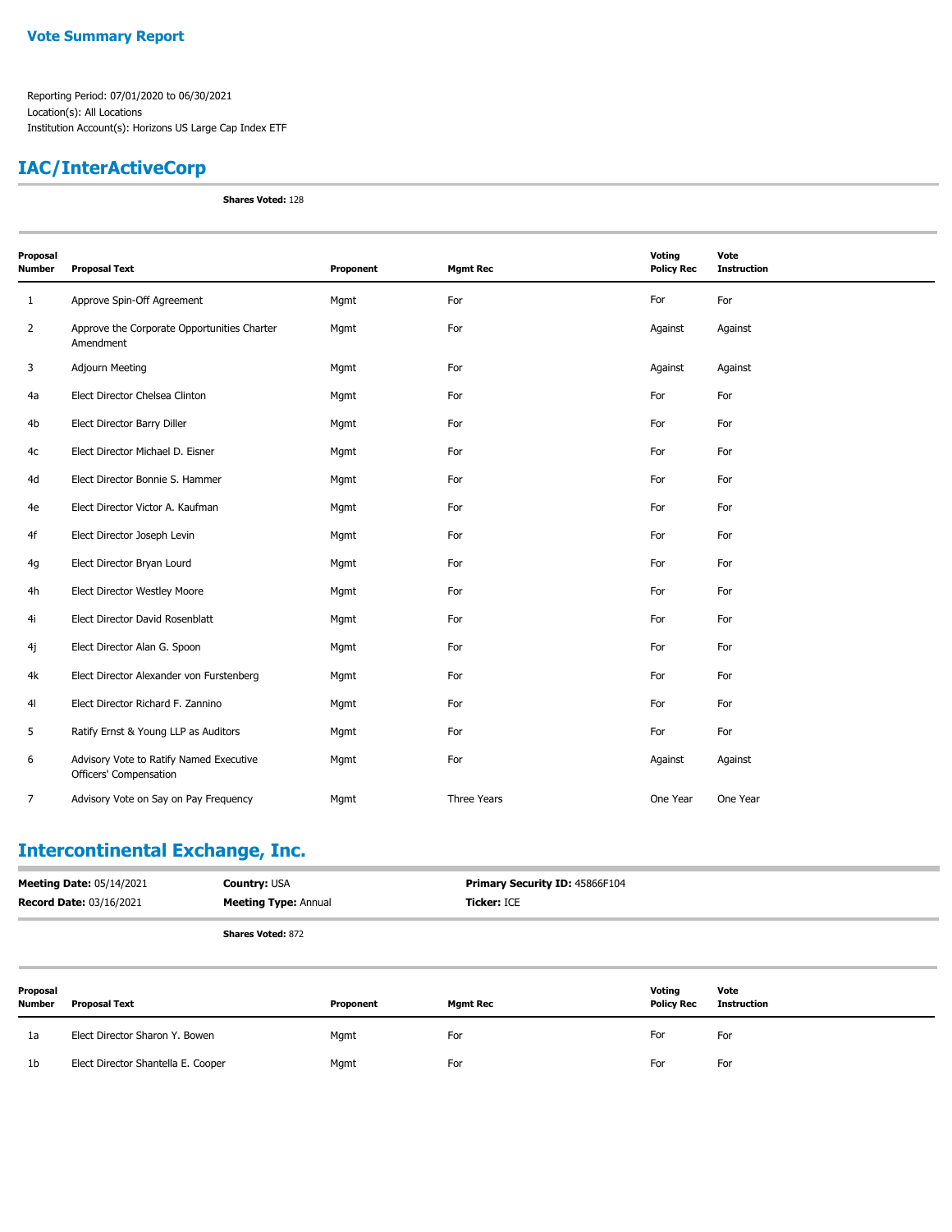**Vote Summary Report**

Reporting Period: 07/01/2020 to 06/30/2021
Location(s): All Locations
Institution Account(s): Horizons US Large Cap Index ETF

## IAC/InterActiveCorp

**Shares Voted:** 128

| Proposal Number | Proposal Text | Proponent | Mgmt Rec | Voting Policy Rec | Vote Instruction |
|---|---|---|---|---|---|
| 1 | Approve Spin-Off Agreement | Mgmt | For | For | For |
| 2 | Approve the Corporate Opportunities Charter Amendment | Mgmt | For | Against | Against |
| 3 | Adjourn Meeting | Mgmt | For | Against | Against |
| 4a | Elect Director Chelsea Clinton | Mgmt | For | For | For |
| 4b | Elect Director Barry Diller | Mgmt | For | For | For |
| 4c | Elect Director Michael D. Eisner | Mgmt | For | For | For |
| 4d | Elect Director Bonnie S. Hammer | Mgmt | For | For | For |
| 4e | Elect Director Victor A. Kaufman | Mgmt | For | For | For |
| 4f | Elect Director Joseph Levin | Mgmt | For | For | For |
| 4g | Elect Director Bryan Lourd | Mgmt | For | For | For |
| 4h | Elect Director Westley Moore | Mgmt | For | For | For |
| 4i | Elect Director David Rosenblatt | Mgmt | For | For | For |
| 4j | Elect Director Alan G. Spoon | Mgmt | For | For | For |
| 4k | Elect Director Alexander von Furstenberg | Mgmt | For | For | For |
| 4l | Elect Director Richard F. Zannino | Mgmt | For | For | For |
| 5 | Ratify Ernst & Young LLP as Auditors | Mgmt | For | For | For |
| 6 | Advisory Vote to Ratify Named Executive Officers' Compensation | Mgmt | For | Against | Against |
| 7 | Advisory Vote on Say on Pay Frequency | Mgmt | Three Years | One Year | One Year |

## Intercontinental Exchange, Inc.

**Meeting Date:** 05/14/2021 **Country:** USA **Primary Security ID:** 45866F104
**Record Date:** 03/16/2021 **Meeting Type:** Annual **Ticker:** ICE

**Shares Voted:** 872

| Proposal Number | Proposal Text | Proponent | Mgmt Rec | Voting Policy Rec | Vote Instruction |
|---|---|---|---|---|---|
| 1a | Elect Director Sharon Y. Bowen | Mgmt | For | For | For |
| 1b | Elect Director Shantella E. Cooper | Mgmt | For | For | For |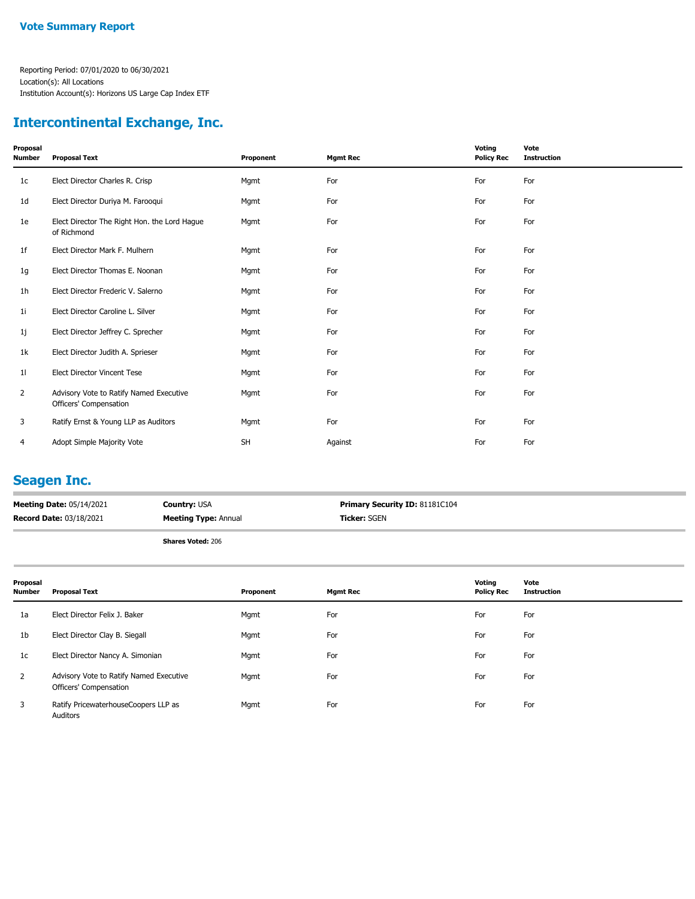**Vote Summary Report**

Reporting Period: 07/01/2020 to 06/30/2021
Location(s): All Locations
Institution Account(s): Horizons US Large Cap Index ETF

## Intercontinental Exchange, Inc.

| Proposal Number | Proposal Text | Proponent | Mgmt Rec | Voting Policy Rec | Vote Instruction |
|---|---|---|---|---|---|
| 1c | Elect Director Charles R. Crisp | Mgmt | For | For | For |
| 1d | Elect Director Duriya M. Farooqui | Mgmt | For | For | For |
| 1e | Elect Director The Right Hon. the Lord Hague of Richmond | Mgmt | For | For | For |
| 1f | Elect Director Mark F. Mulhern | Mgmt | For | For | For |
| 1g | Elect Director Thomas E. Noonan | Mgmt | For | For | For |
| 1h | Elect Director Frederic V. Salerno | Mgmt | For | For | For |
| 1i | Elect Director Caroline L. Silver | Mgmt | For | For | For |
| 1j | Elect Director Jeffrey C. Sprecher | Mgmt | For | For | For |
| 1k | Elect Director Judith A. Sprieser | Mgmt | For | For | For |
| 1l | Elect Director Vincent Tese | Mgmt | For | For | For |
| 2 | Advisory Vote to Ratify Named Executive Officers' Compensation | Mgmt | For | For | For |
| 3 | Ratify Ernst & Young LLP as Auditors | Mgmt | For | For | For |
| 4 | Adopt Simple Majority Vote | SH | Against | For | For |

## Seagen Inc.

**Meeting Date:** 05/14/2021
**Record Date:** 03/18/2021
**Country:** USA
**Meeting Type:** Annual
**Primary Security ID:** 81181C104
**Ticker:** SGEN

**Shares Voted:** 206

| Proposal Number | Proposal Text | Proponent | Mgmt Rec | Voting Policy Rec | Vote Instruction |
|---|---|---|---|---|---|
| 1a | Elect Director Felix J. Baker | Mgmt | For | For | For |
| 1b | Elect Director Clay B. Siegall | Mgmt | For | For | For |
| 1c | Elect Director Nancy A. Simonian | Mgmt | For | For | For |
| 2 | Advisory Vote to Ratify Named Executive Officers' Compensation | Mgmt | For | For | For |
| 3 | Ratify PricewaterhouseCoopers LLP as Auditors | Mgmt | For | For | For |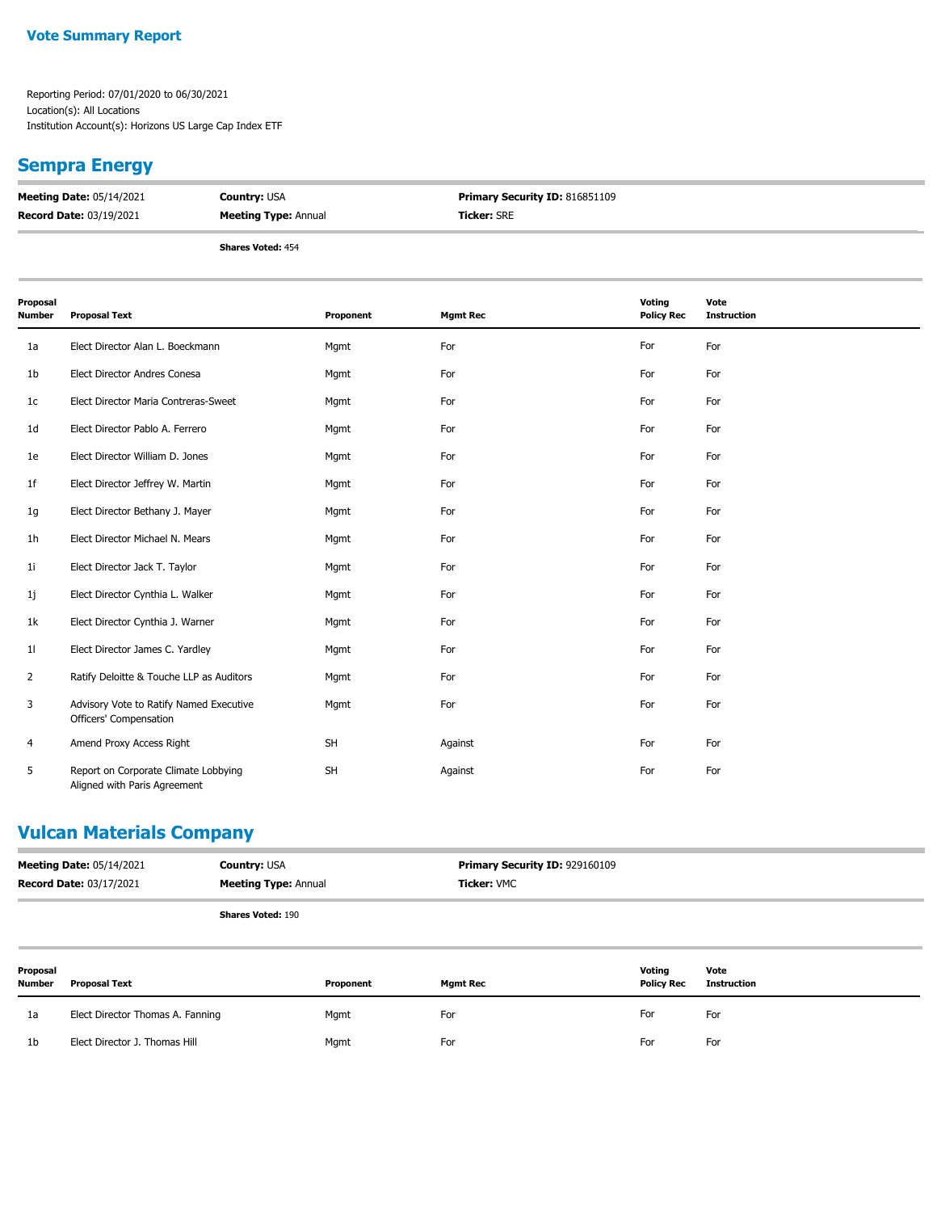**Vote Summary Report**

Reporting Period: 07/01/2020 to 06/30/2021
Location(s): All Locations
Institution Account(s): Horizons US Large Cap Index ETF

## Sempra Energy

**Meeting Date:** 05/14/2021 | **Country:** USA | **Primary Security ID:** 816851109
**Record Date:** 03/19/2021 | **Meeting Type:** Annual | **Ticker:** SRE

**Shares Voted:** 454

| Proposal Number | Proposal Text | Proponent | Mgmt Rec | Voting Policy Rec | Vote Instruction |
|---|---|---|---|---|---|
| 1a | Elect Director Alan L. Boeckmann | Mgmt | For | For | For |
| 1b | Elect Director Andres Conesa | Mgmt | For | For | For |
| 1c | Elect Director Maria Contreras-Sweet | Mgmt | For | For | For |
| 1d | Elect Director Pablo A. Ferrero | Mgmt | For | For | For |
| 1e | Elect Director William D. Jones | Mgmt | For | For | For |
| 1f | Elect Director Jeffrey W. Martin | Mgmt | For | For | For |
| 1g | Elect Director Bethany J. Mayer | Mgmt | For | For | For |
| 1h | Elect Director Michael N. Mears | Mgmt | For | For | For |
| 1i | Elect Director Jack T. Taylor | Mgmt | For | For | For |
| 1j | Elect Director Cynthia L. Walker | Mgmt | For | For | For |
| 1k | Elect Director Cynthia J. Warner | Mgmt | For | For | For |
| 1l | Elect Director James C. Yardley | Mgmt | For | For | For |
| 2 | Ratify Deloitte & Touche LLP as Auditors | Mgmt | For | For | For |
| 3 | Advisory Vote to Ratify Named Executive Officers' Compensation | Mgmt | For | For | For |
| 4 | Amend Proxy Access Right | SH | Against | For | For |
| 5 | Report on Corporate Climate Lobbying Aligned with Paris Agreement | SH | Against | For | For |

## Vulcan Materials Company

**Meeting Date:** 05/14/2021 | **Country:** USA | **Primary Security ID:** 929160109
**Record Date:** 03/17/2021 | **Meeting Type:** Annual | **Ticker:** VMC

**Shares Voted:** 190

| Proposal Number | Proposal Text | Proponent | Mgmt Rec | Voting Policy Rec | Vote Instruction |
|---|---|---|---|---|---|
| 1a | Elect Director Thomas A. Fanning | Mgmt | For | For | For |
| 1b | Elect Director J. Thomas Hill | Mgmt | For | For | For |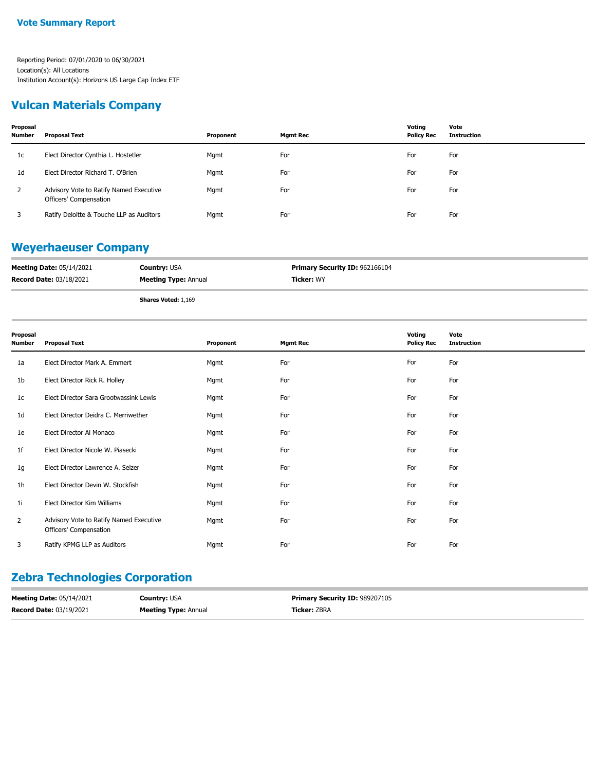**Vote Summary Report**

Reporting Period: 07/01/2020 to 06/30/2021
Location(s): All Locations
Institution Account(s): Horizons US Large Cap Index ETF

## Vulcan Materials Company

| Proposal Number | Proposal Text | Proponent | Mgmt Rec | Voting Policy Rec | Vote Instruction |
|---|---|---|---|---|---|
| 1c | Elect Director Cynthia L. Hostetler | Mgmt | For | For | For |
| 1d | Elect Director Richard T. O'Brien | Mgmt | For | For | For |
| 2 | Advisory Vote to Ratify Named Executive Officers' Compensation | Mgmt | For | For | For |
| 3 | Ratify Deloitte & Touche LLP as Auditors | Mgmt | For | For | For |

## Weyerhaeuser Company

**Meeting Date:** 05/14/2021 **Country:** USA **Primary Security ID:** 962166104
**Record Date:** 03/18/2021 **Meeting Type:** Annual **Ticker:** WY

**Shares Voted:** 1,169

| Proposal Number | Proposal Text | Proponent | Mgmt Rec | Voting Policy Rec | Vote Instruction |
|---|---|---|---|---|---|
| 1a | Elect Director Mark A. Emmert | Mgmt | For | For | For |
| 1b | Elect Director Rick R. Holley | Mgmt | For | For | For |
| 1c | Elect Director Sara Grootwassink Lewis | Mgmt | For | For | For |
| 1d | Elect Director Deidra C. Merriwether | Mgmt | For | For | For |
| 1e | Elect Director Al Monaco | Mgmt | For | For | For |
| 1f | Elect Director Nicole W. Piasecki | Mgmt | For | For | For |
| 1g | Elect Director Lawrence A. Selzer | Mgmt | For | For | For |
| 1h | Elect Director Devin W. Stockfish | Mgmt | For | For | For |
| 1i | Elect Director Kim Williams | Mgmt | For | For | For |
| 2 | Advisory Vote to Ratify Named Executive Officers' Compensation | Mgmt | For | For | For |
| 3 | Ratify KPMG LLP as Auditors | Mgmt | For | For | For |

## Zebra Technologies Corporation

**Meeting Date:** 05/14/2021 **Country:** USA **Primary Security ID:** 989207105
**Record Date:** 03/19/2021 **Meeting Type:** Annual **Ticker:** ZBRA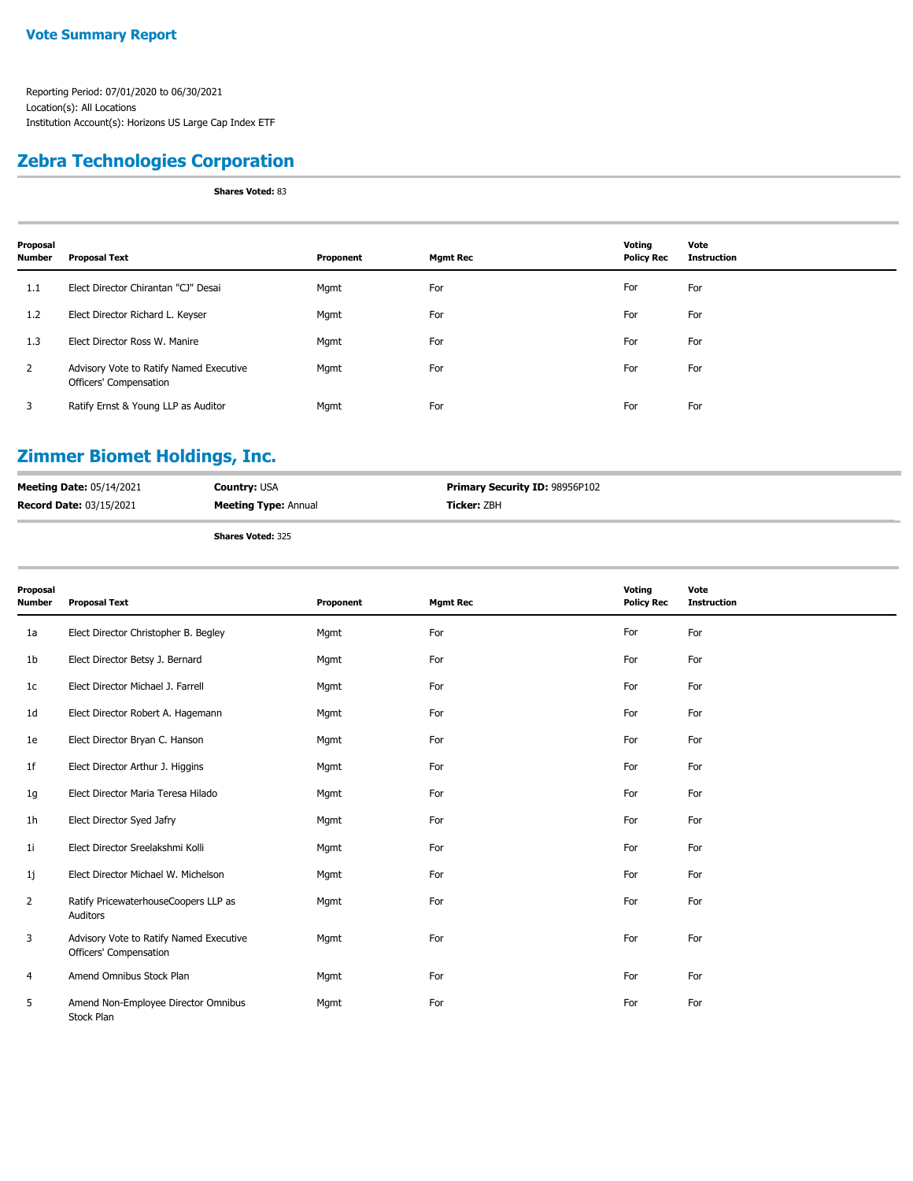**Vote Summary Report**

Reporting Period: 07/01/2020 to 06/30/2021
Location(s): All Locations
Institution Account(s): Horizons US Large Cap Index ETF

## Zebra Technologies Corporation

**Shares Voted:** 83

| Proposal Number | Proposal Text | Proponent | Mgmt Rec | Voting Policy Rec | Vote Instruction |
|---|---|---|---|---|---|
| 1.1 | Elect Director Chirantan "CJ" Desai | Mgmt | For | For | For |
| 1.2 | Elect Director Richard L. Keyser | Mgmt | For | For | For |
| 1.3 | Elect Director Ross W. Manire | Mgmt | For | For | For |
| 2 | Advisory Vote to Ratify Named Executive Officers' Compensation | Mgmt | For | For | For |
| 3 | Ratify Ernst & Young LLP as Auditor | Mgmt | For | For | For |

## Zimmer Biomet Holdings, Inc.

**Meeting Date:** 05/14/2021 | **Country:** USA | **Primary Security ID:** 98956P102
**Record Date:** 03/15/2021 | **Meeting Type:** Annual | **Ticker:** ZBH

**Shares Voted:** 325

| Proposal Number | Proposal Text | Proponent | Mgmt Rec | Voting Policy Rec | Vote Instruction |
|---|---|---|---|---|---|
| 1a | Elect Director Christopher B. Begley | Mgmt | For | For | For |
| 1b | Elect Director Betsy J. Bernard | Mgmt | For | For | For |
| 1c | Elect Director Michael J. Farrell | Mgmt | For | For | For |
| 1d | Elect Director Robert A. Hagemann | Mgmt | For | For | For |
| 1e | Elect Director Bryan C. Hanson | Mgmt | For | For | For |
| 1f | Elect Director Arthur J. Higgins | Mgmt | For | For | For |
| 1g | Elect Director Maria Teresa Hilado | Mgmt | For | For | For |
| 1h | Elect Director Syed Jafry | Mgmt | For | For | For |
| 1i | Elect Director Sreelakshmi Kolli | Mgmt | For | For | For |
| 1j | Elect Director Michael W. Michelson | Mgmt | For | For | For |
| 2 | Ratify PricewaterhouseCoopers LLP as Auditors | Mgmt | For | For | For |
| 3 | Advisory Vote to Ratify Named Executive Officers' Compensation | Mgmt | For | For | For |
| 4 | Amend Omnibus Stock Plan | Mgmt | For | For | For |
| 5 | Amend Non-Employee Director Omnibus Stock Plan | Mgmt | For | For | For |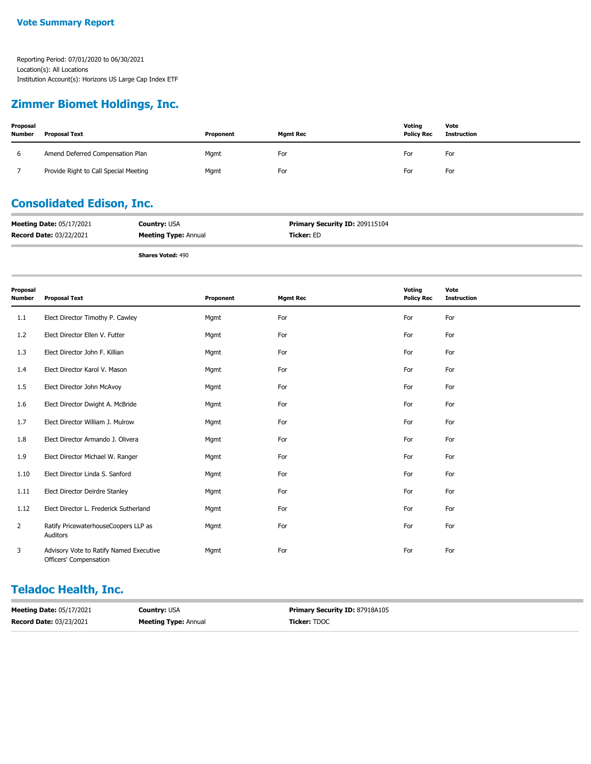**Vote Summary Report**

Reporting Period: 07/01/2020 to 06/30/2021
Location(s): All Locations
Institution Account(s): Horizons US Large Cap Index ETF

## Zimmer Biomet Holdings, Inc.

| Proposal Number | Proposal Text | Proponent | Mgmt Rec | Voting Policy Rec | Vote Instruction |
|---|---|---|---|---|---|
| 6 | Amend Deferred Compensation Plan | Mgmt | For | For | For |
| 7 | Provide Right to Call Special Meeting | Mgmt | For | For | For |

## Consolidated Edison, Inc.

**Meeting Date:** 05/17/2021 **Country:** USA **Primary Security ID:** 209115104
**Record Date:** 03/22/2021 **Meeting Type:** Annual **Ticker:** ED

**Shares Voted:** 490

| Proposal Number | Proposal Text | Proponent | Mgmt Rec | Voting Policy Rec | Vote Instruction |
|---|---|---|---|---|---|
| 1.1 | Elect Director Timothy P. Cawley | Mgmt | For | For | For |
| 1.2 | Elect Director Ellen V. Futter | Mgmt | For | For | For |
| 1.3 | Elect Director John F. Killian | Mgmt | For | For | For |
| 1.4 | Elect Director Karol V. Mason | Mgmt | For | For | For |
| 1.5 | Elect Director John McAvoy | Mgmt | For | For | For |
| 1.6 | Elect Director Dwight A. McBride | Mgmt | For | For | For |
| 1.7 | Elect Director William J. Mulrow | Mgmt | For | For | For |
| 1.8 | Elect Director Armando J. Olivera | Mgmt | For | For | For |
| 1.9 | Elect Director Michael W. Ranger | Mgmt | For | For | For |
| 1.10 | Elect Director Linda S. Sanford | Mgmt | For | For | For |
| 1.11 | Elect Director Deirdre Stanley | Mgmt | For | For | For |
| 1.12 | Elect Director L. Frederick Sutherland | Mgmt | For | For | For |
| 2 | Ratify PricewaterhouseCoopers LLP as Auditors | Mgmt | For | For | For |
| 3 | Advisory Vote to Ratify Named Executive Officers' Compensation | Mgmt | For | For | For |

## Teladoc Health, Inc.

**Meeting Date:** 05/17/2021 **Country:** USA **Primary Security ID:** 87918A105
**Record Date:** 03/23/2021 **Meeting Type:** Annual **Ticker:** TDOC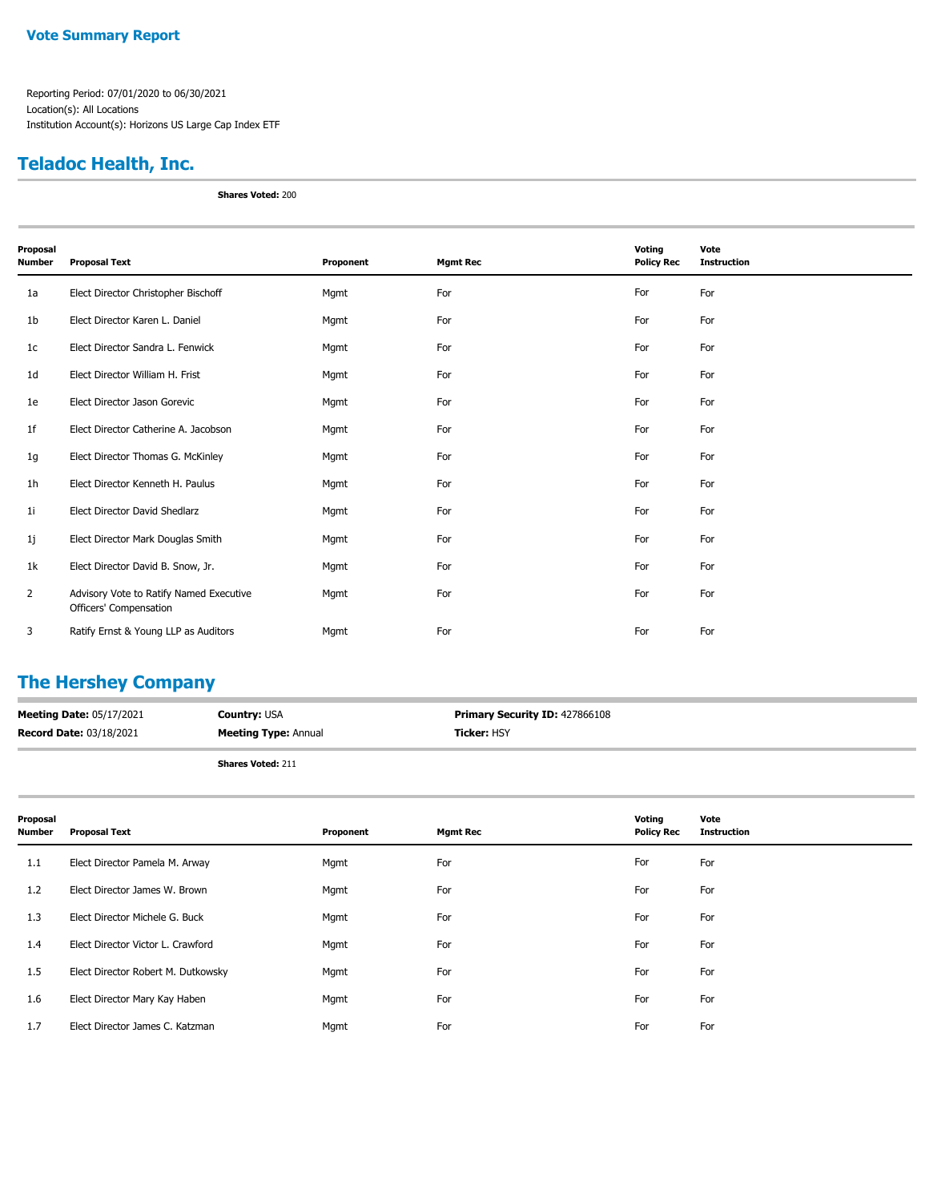## Vote Summary Report

Reporting Period: 07/01/2020 to 06/30/2021
Location(s): All Locations
Institution Account(s): Horizons US Large Cap Index ETF

## Teladoc Health, Inc.

**Shares Voted:** 200

| Proposal Number | Proposal Text | Proponent | Mgmt Rec | Voting Policy Rec | Vote Instruction |
|---|---|---|---|---|---|
| 1a | Elect Director Christopher Bischoff | Mgmt | For | For | For |
| 1b | Elect Director Karen L. Daniel | Mgmt | For | For | For |
| 1c | Elect Director Sandra L. Fenwick | Mgmt | For | For | For |
| 1d | Elect Director William H. Frist | Mgmt | For | For | For |
| 1e | Elect Director Jason Gorevic | Mgmt | For | For | For |
| 1f | Elect Director Catherine A. Jacobson | Mgmt | For | For | For |
| 1g | Elect Director Thomas G. McKinley | Mgmt | For | For | For |
| 1h | Elect Director Kenneth H. Paulus | Mgmt | For | For | For |
| 1i | Elect Director David Shedlarz | Mgmt | For | For | For |
| 1j | Elect Director Mark Douglas Smith | Mgmt | For | For | For |
| 1k | Elect Director David B. Snow, Jr. | Mgmt | For | For | For |
| 2 | Advisory Vote to Ratify Named Executive Officers' Compensation | Mgmt | For | For | For |
| 3 | Ratify Ernst & Young LLP as Auditors | Mgmt | For | For | For |

## The Hershey Company

**Meeting Date:** 05/17/2021 **Country:** USA **Primary Security ID:** 427866108
**Record Date:** 03/18/2021 **Meeting Type:** Annual **Ticker:** HSY

**Shares Voted:** 211

| Proposal Number | Proposal Text | Proponent | Mgmt Rec | Voting Policy Rec | Vote Instruction |
|---|---|---|---|---|---|
| 1.1 | Elect Director Pamela M. Arway | Mgmt | For | For | For |
| 1.2 | Elect Director James W. Brown | Mgmt | For | For | For |
| 1.3 | Elect Director Michele G. Buck | Mgmt | For | For | For |
| 1.4 | Elect Director Victor L. Crawford | Mgmt | For | For | For |
| 1.5 | Elect Director Robert M. Dutkowsky | Mgmt | For | For | For |
| 1.6 | Elect Director Mary Kay Haben | Mgmt | For | For | For |
| 1.7 | Elect Director James C. Katzman | Mgmt | For | For | For |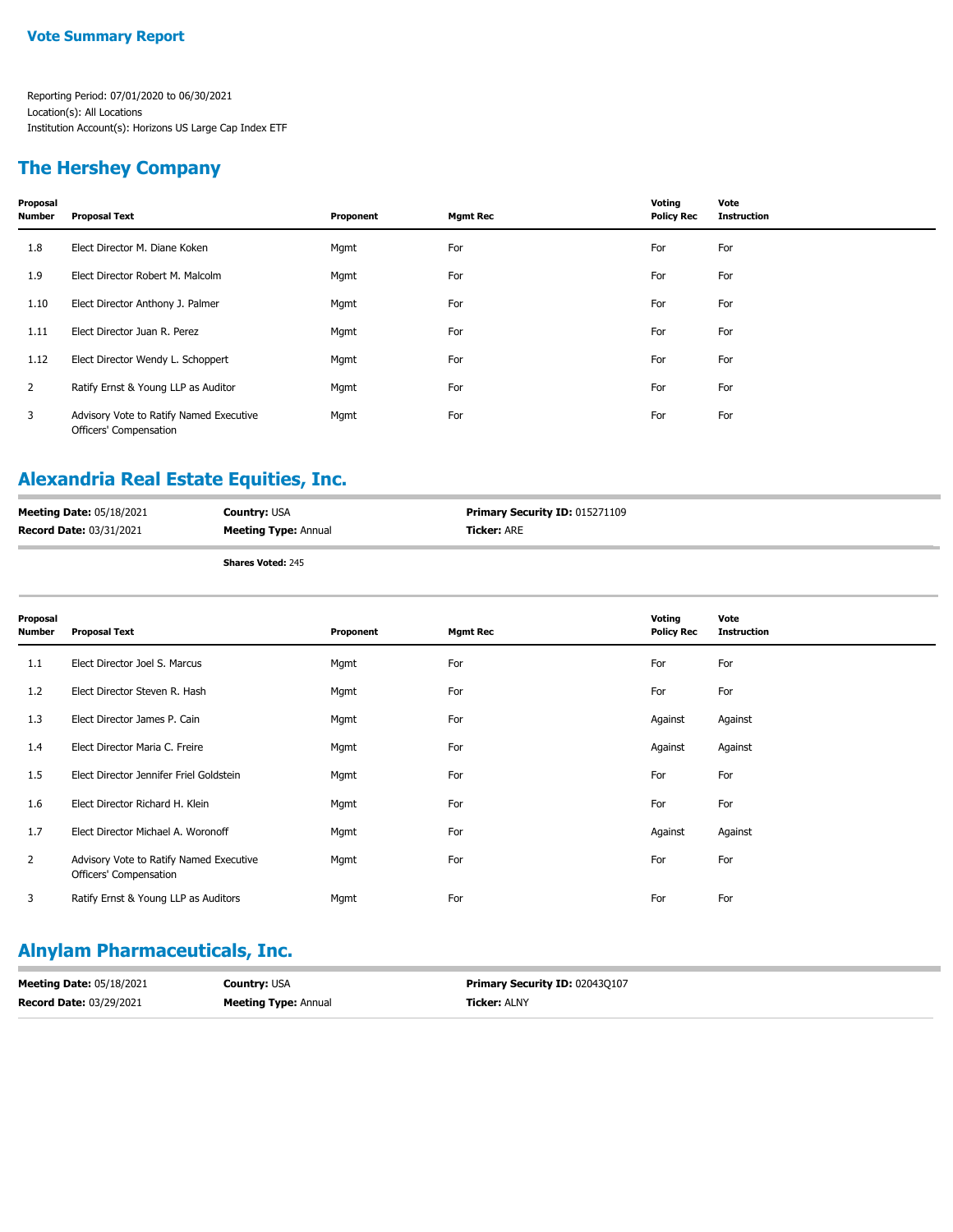**Vote Summary Report**

Reporting Period: 07/01/2020 to 06/30/2021
Location(s): All Locations
Institution Account(s): Horizons US Large Cap Index ETF

## The Hershey Company

| Proposal Number | Proposal Text | Proponent | Mgmt Rec | Voting Policy Rec | Vote Instruction |
|---|---|---|---|---|---|
| 1.8 | Elect Director M. Diane Koken | Mgmt | For | For | For |
| 1.9 | Elect Director Robert M. Malcolm | Mgmt | For | For | For |
| 1.10 | Elect Director Anthony J. Palmer | Mgmt | For | For | For |
| 1.11 | Elect Director Juan R. Perez | Mgmt | For | For | For |
| 1.12 | Elect Director Wendy L. Schoppert | Mgmt | For | For | For |
| 2 | Ratify Ernst & Young LLP as Auditor | Mgmt | For | For | For |
| 3 | Advisory Vote to Ratify Named Executive Officers' Compensation | Mgmt | For | For | For |

## Alexandria Real Estate Equities, Inc.

**Meeting Date:** 05/18/2021 **Country:** USA **Primary Security ID:** 015271109
**Record Date:** 03/31/2021 **Meeting Type:** Annual **Ticker:** ARE

**Shares Voted:** 245

| Proposal Number | Proposal Text | Proponent | Mgmt Rec | Voting Policy Rec | Vote Instruction |
|---|---|---|---|---|---|
| 1.1 | Elect Director Joel S. Marcus | Mgmt | For | For | For |
| 1.2 | Elect Director Steven R. Hash | Mgmt | For | For | For |
| 1.3 | Elect Director James P. Cain | Mgmt | For | Against | Against |
| 1.4 | Elect Director Maria C. Freire | Mgmt | For | Against | Against |
| 1.5 | Elect Director Jennifer Friel Goldstein | Mgmt | For | For | For |
| 1.6 | Elect Director Richard H. Klein | Mgmt | For | For | For |
| 1.7 | Elect Director Michael A. Woronoff | Mgmt | For | Against | Against |
| 2 | Advisory Vote to Ratify Named Executive Officers' Compensation | Mgmt | For | For | For |
| 3 | Ratify Ernst & Young LLP as Auditors | Mgmt | For | For | For |

## Alnylam Pharmaceuticals, Inc.

**Meeting Date:** 05/18/2021 **Country:** USA **Primary Security ID:** 02043Q107
**Record Date:** 03/29/2021 **Meeting Type:** Annual **Ticker:** ALNY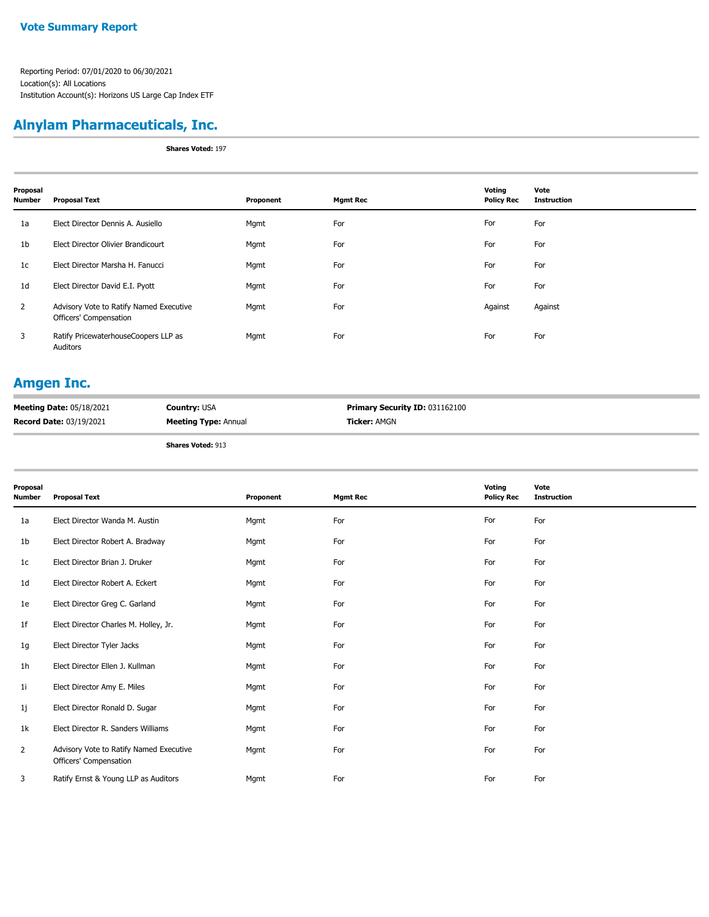## Vote Summary Report

Reporting Period: 07/01/2020 to 06/30/2021
Location(s): All Locations
Institution Account(s): Horizons US Large Cap Index ETF

## Alnylam Pharmaceuticals, Inc.

**Shares Voted:** 197

| Proposal Number | Proposal Text | Proponent | Mgmt Rec | Voting Policy Rec | Vote Instruction |
|---|---|---|---|---|---|
| 1a | Elect Director Dennis A. Ausiello | Mgmt | For | For | For |
| 1b | Elect Director Olivier Brandicourt | Mgmt | For | For | For |
| 1c | Elect Director Marsha H. Fanucci | Mgmt | For | For | For |
| 1d | Elect Director David E.I. Pyott | Mgmt | For | For | For |
| 2 | Advisory Vote to Ratify Named Executive Officers' Compensation | Mgmt | For | Against | Against |
| 3 | Ratify PricewaterhouseCoopers LLP as Auditors | Mgmt | For | For | For |

## Amgen Inc.

**Meeting Date:** 05/18/2021 | **Country:** USA | **Primary Security ID:** 031162100
**Record Date:** 03/19/2021 | **Meeting Type:** Annual | **Ticker:** AMGN

**Shares Voted:** 913

| Proposal Number | Proposal Text | Proponent | Mgmt Rec | Voting Policy Rec | Vote Instruction |
|---|---|---|---|---|---|
| 1a | Elect Director Wanda M. Austin | Mgmt | For | For | For |
| 1b | Elect Director Robert A. Bradway | Mgmt | For | For | For |
| 1c | Elect Director Brian J. Druker | Mgmt | For | For | For |
| 1d | Elect Director Robert A. Eckert | Mgmt | For | For | For |
| 1e | Elect Director Greg C. Garland | Mgmt | For | For | For |
| 1f | Elect Director Charles M. Holley, Jr. | Mgmt | For | For | For |
| 1g | Elect Director Tyler Jacks | Mgmt | For | For | For |
| 1h | Elect Director Ellen J. Kullman | Mgmt | For | For | For |
| 1i | Elect Director Amy E. Miles | Mgmt | For | For | For |
| 1j | Elect Director Ronald D. Sugar | Mgmt | For | For | For |
| 1k | Elect Director R. Sanders Williams | Mgmt | For | For | For |
| 2 | Advisory Vote to Ratify Named Executive Officers' Compensation | Mgmt | For | For | For |
| 3 | Ratify Ernst & Young LLP as Auditors | Mgmt | For | For | For |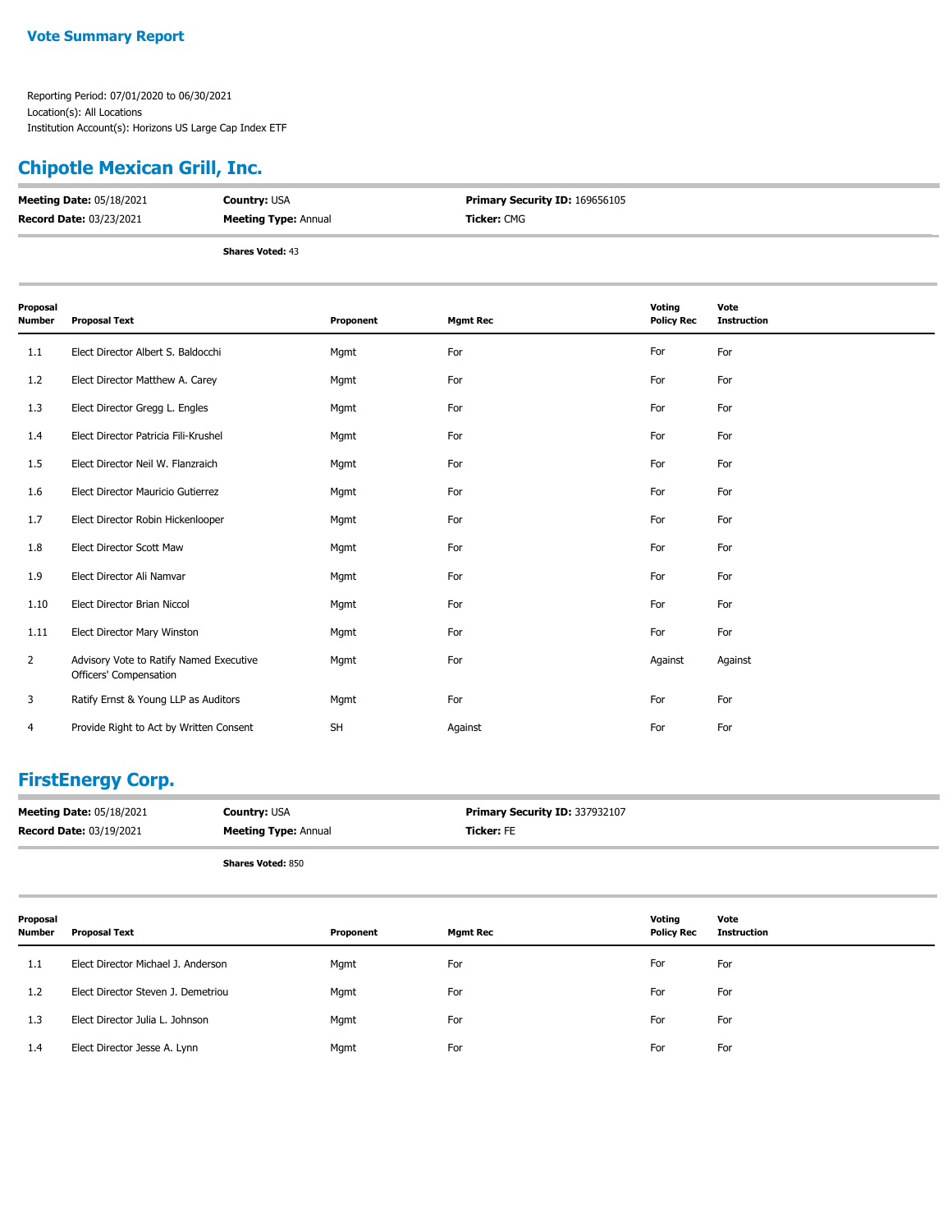**Vote Summary Report**

Reporting Period: 07/01/2020 to 06/30/2021
Location(s): All Locations
Institution Account(s): Horizons US Large Cap Index ETF

## Chipotle Mexican Grill, Inc.

**Meeting Date:** 05/18/2021 | **Country:** USA | **Primary Security ID:** 169656105
**Record Date:** 03/23/2021 | **Meeting Type:** Annual | **Ticker:** CMG

**Shares Voted:** 43

| Proposal Number | Proposal Text | Proponent | Mgmt Rec | Voting Policy Rec | Vote Instruction |
|---|---|---|---|---|---|
| 1.1 | Elect Director Albert S. Baldocchi | Mgmt | For | For | For |
| 1.2 | Elect Director Matthew A. Carey | Mgmt | For | For | For |
| 1.3 | Elect Director Gregg L. Engles | Mgmt | For | For | For |
| 1.4 | Elect Director Patricia Fili-Krushel | Mgmt | For | For | For |
| 1.5 | Elect Director Neil W. Flanzraich | Mgmt | For | For | For |
| 1.6 | Elect Director Mauricio Gutierrez | Mgmt | For | For | For |
| 1.7 | Elect Director Robin Hickenlooper | Mgmt | For | For | For |
| 1.8 | Elect Director Scott Maw | Mgmt | For | For | For |
| 1.9 | Elect Director Ali Namvar | Mgmt | For | For | For |
| 1.10 | Elect Director Brian Niccol | Mgmt | For | For | For |
| 1.11 | Elect Director Mary Winston | Mgmt | For | For | For |
| 2 | Advisory Vote to Ratify Named Executive Officers' Compensation | Mgmt | For | Against | Against |
| 3 | Ratify Ernst & Young LLP as Auditors | Mgmt | For | For | For |
| 4 | Provide Right to Act by Written Consent | SH | Against | For | For |

## FirstEnergy Corp.

**Meeting Date:** 05/18/2021 | **Country:** USA | **Primary Security ID:** 337932107
**Record Date:** 03/19/2021 | **Meeting Type:** Annual | **Ticker:** FE

**Shares Voted:** 850

| Proposal Number | Proposal Text | Proponent | Mgmt Rec | Voting Policy Rec | Vote Instruction |
|---|---|---|---|---|---|
| 1.1 | Elect Director Michael J. Anderson | Mgmt | For | For | For |
| 1.2 | Elect Director Steven J. Demetriou | Mgmt | For | For | For |
| 1.3 | Elect Director Julia L. Johnson | Mgmt | For | For | For |
| 1.4 | Elect Director Jesse A. Lynn | Mgmt | For | For | For |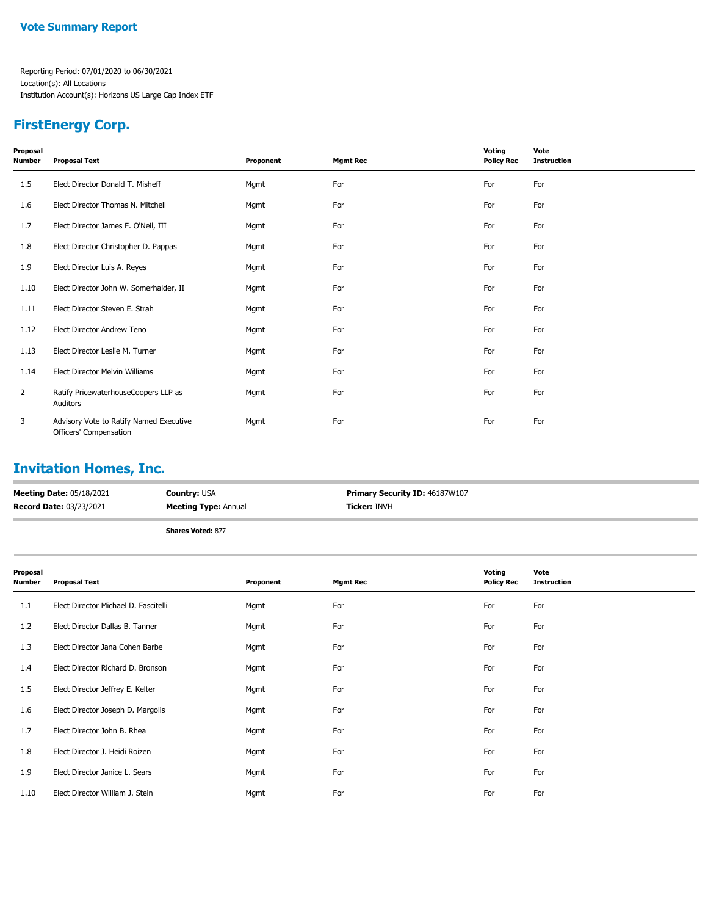## Vote Summary Report

Reporting Period: 07/01/2020 to 06/30/2021
Location(s): All Locations
Institution Account(s): Horizons US Large Cap Index ETF

## FirstEnergy Corp.

| Proposal Number | Proposal Text | Proponent | Mgmt Rec | Voting Policy Rec | Vote Instruction |
|---|---|---|---|---|---|
| 1.5 | Elect Director Donald T. Misheff | Mgmt | For | For | For |
| 1.6 | Elect Director Thomas N. Mitchell | Mgmt | For | For | For |
| 1.7 | Elect Director James F. O'Neil, III | Mgmt | For | For | For |
| 1.8 | Elect Director Christopher D. Pappas | Mgmt | For | For | For |
| 1.9 | Elect Director Luis A. Reyes | Mgmt | For | For | For |
| 1.10 | Elect Director John W. Somerhalder, II | Mgmt | For | For | For |
| 1.11 | Elect Director Steven E. Strah | Mgmt | For | For | For |
| 1.12 | Elect Director Andrew Teno | Mgmt | For | For | For |
| 1.13 | Elect Director Leslie M. Turner | Mgmt | For | For | For |
| 1.14 | Elect Director Melvin Williams | Mgmt | For | For | For |
| 2 | Ratify PricewaterhouseCoopers LLP as Auditors | Mgmt | For | For | For |
| 3 | Advisory Vote to Ratify Named Executive Officers' Compensation | Mgmt | For | For | For |

## Invitation Homes, Inc.

**Meeting Date:** 05/18/2021 **Country:** USA **Primary Security ID:** 46187W107
**Record Date:** 03/23/2021 **Meeting Type:** Annual **Ticker:** INVH

**Shares Voted:** 877

| Proposal Number | Proposal Text | Proponent | Mgmt Rec | Voting Policy Rec | Vote Instruction |
|---|---|---|---|---|---|
| 1.1 | Elect Director Michael D. Fascitelli | Mgmt | For | For | For |
| 1.2 | Elect Director Dallas B. Tanner | Mgmt | For | For | For |
| 1.3 | Elect Director Jana Cohen Barbe | Mgmt | For | For | For |
| 1.4 | Elect Director Richard D. Bronson | Mgmt | For | For | For |
| 1.5 | Elect Director Jeffrey E. Kelter | Mgmt | For | For | For |
| 1.6 | Elect Director Joseph D. Margolis | Mgmt | For | For | For |
| 1.7 | Elect Director John B. Rhea | Mgmt | For | For | For |
| 1.8 | Elect Director J. Heidi Roizen | Mgmt | For | For | For |
| 1.9 | Elect Director Janice L. Sears | Mgmt | For | For | For |
| 1.10 | Elect Director William J. Stein | Mgmt | For | For | For |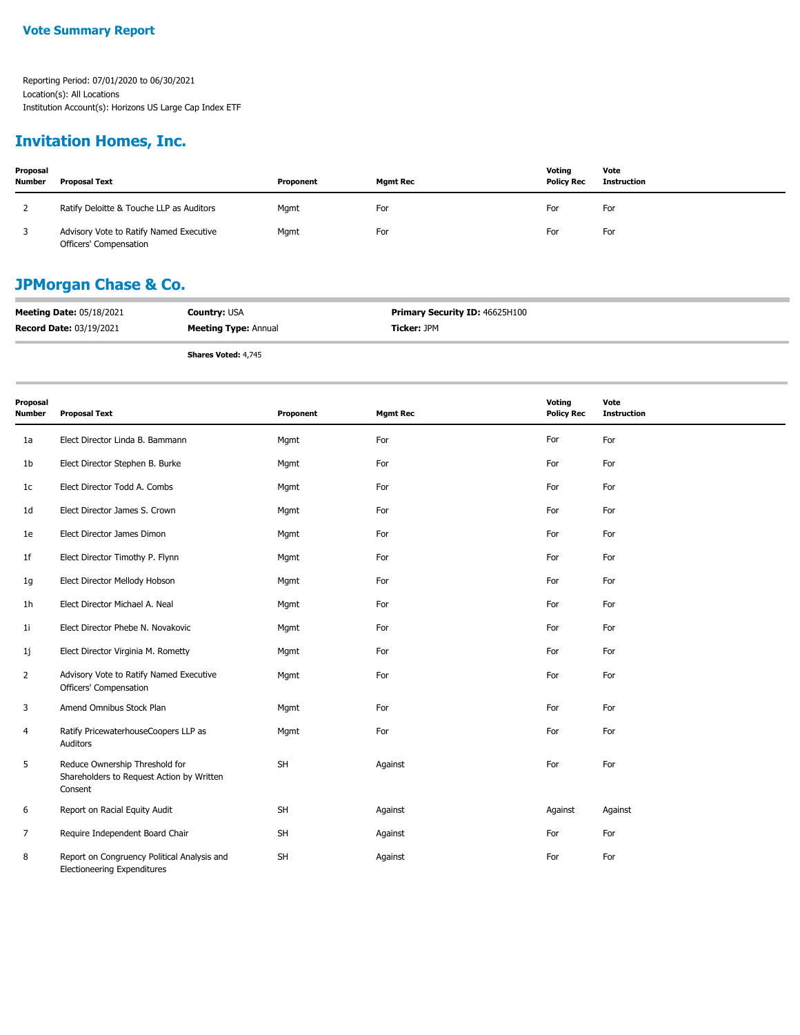## Vote Summary Report

Reporting Period: 07/01/2020 to 06/30/2021
Location(s): All Locations
Institution Account(s): Horizons US Large Cap Index ETF

## Invitation Homes, Inc.

| Proposal Number | Proposal Text | Proponent | Mgmt Rec | Voting Policy Rec | Vote Instruction |
|---|---|---|---|---|---|
| 2 | Ratify Deloitte & Touche LLP as Auditors | Mgmt | For | For | For |
| 3 | Advisory Vote to Ratify Named Executive Officers' Compensation | Mgmt | For | For | For |

## JPMorgan Chase & Co.

**Meeting Date:** 05/18/2021 **Country:** USA **Primary Security ID:** 46625H100
**Record Date:** 03/19/2021 **Meeting Type:** Annual **Ticker:** JPM

**Shares Voted:** 4,745

| Proposal Number | Proposal Text | Proponent | Mgmt Rec | Voting Policy Rec | Vote Instruction |
|---|---|---|---|---|---|
| 1a | Elect Director Linda B. Bammann | Mgmt | For | For | For |
| 1b | Elect Director Stephen B. Burke | Mgmt | For | For | For |
| 1c | Elect Director Todd A. Combs | Mgmt | For | For | For |
| 1d | Elect Director James S. Crown | Mgmt | For | For | For |
| 1e | Elect Director James Dimon | Mgmt | For | For | For |
| 1f | Elect Director Timothy P. Flynn | Mgmt | For | For | For |
| 1g | Elect Director Mellody Hobson | Mgmt | For | For | For |
| 1h | Elect Director Michael A. Neal | Mgmt | For | For | For |
| 1i | Elect Director Phebe N. Novakovic | Mgmt | For | For | For |
| 1j | Elect Director Virginia M. Rometty | Mgmt | For | For | For |
| 2 | Advisory Vote to Ratify Named Executive Officers' Compensation | Mgmt | For | For | For |
| 3 | Amend Omnibus Stock Plan | Mgmt | For | For | For |
| 4 | Ratify PricewaterhouseCoopers LLP as Auditors | Mgmt | For | For | For |
| 5 | Reduce Ownership Threshold for Shareholders to Request Action by Written Consent | SH | Against | For | For |
| 6 | Report on Racial Equity Audit | SH | Against | Against | Against |
| 7 | Require Independent Board Chair | SH | Against | For | For |
| 8 | Report on Congruency Political Analysis and Electioneering Expenditures | SH | Against | For | For |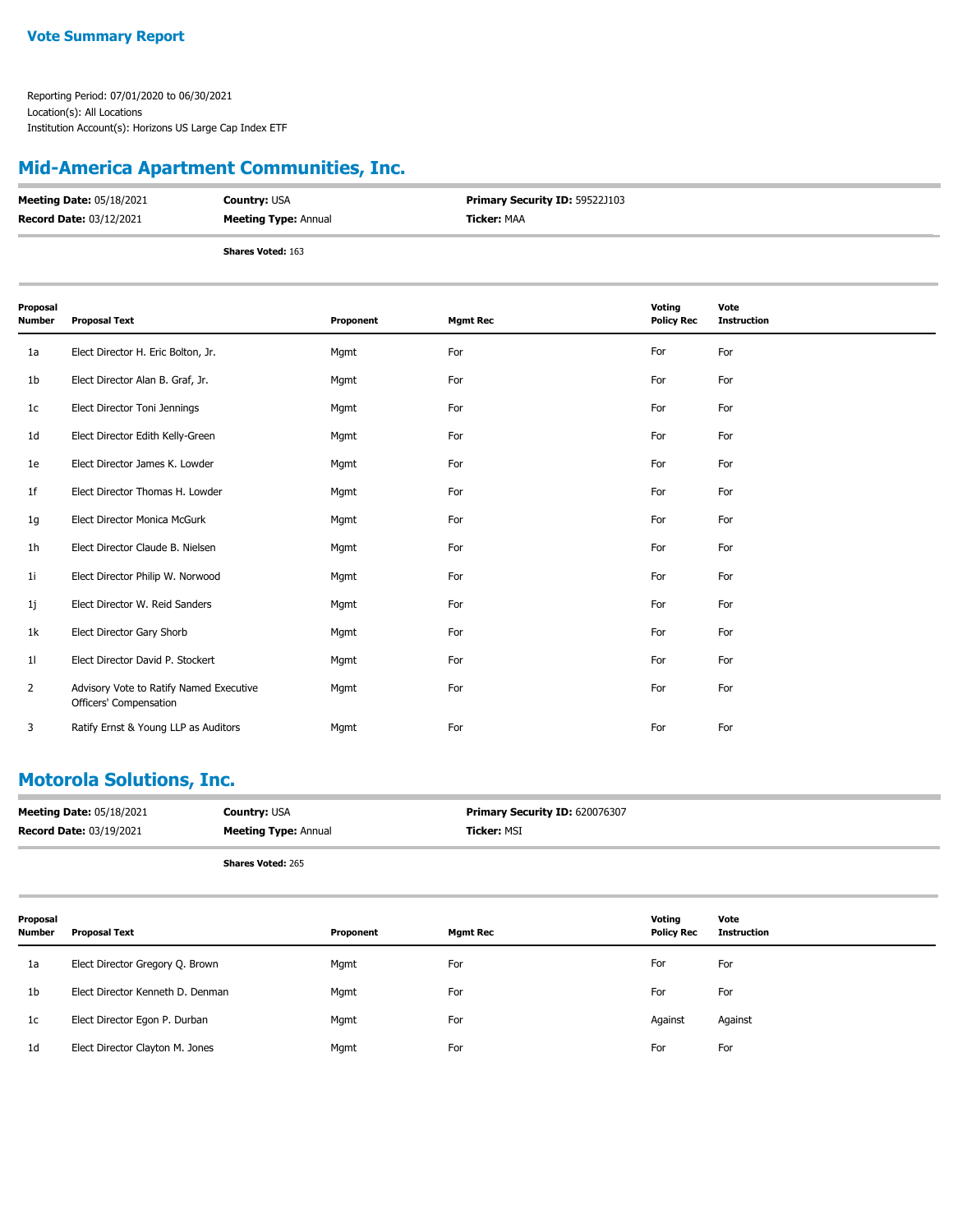**Vote Summary Report**

Reporting Period: 07/01/2020 to 06/30/2021
Location(s): All Locations
Institution Account(s): Horizons US Large Cap Index ETF

## Mid-America Apartment Communities, Inc.

**Meeting Date:** 05/18/2021 | **Country:** USA | **Primary Security ID:** 59522J103
**Record Date:** 03/12/2021 | **Meeting Type:** Annual | **Ticker:** MAA

**Shares Voted:** 163

| Proposal Number | Proposal Text | Proponent | Mgmt Rec | Voting Policy Rec | Vote Instruction |
|---|---|---|---|---|---|
| 1a | Elect Director H. Eric Bolton, Jr. | Mgmt | For | For | For |
| 1b | Elect Director Alan B. Graf, Jr. | Mgmt | For | For | For |
| 1c | Elect Director Toni Jennings | Mgmt | For | For | For |
| 1d | Elect Director Edith Kelly-Green | Mgmt | For | For | For |
| 1e | Elect Director James K. Lowder | Mgmt | For | For | For |
| 1f | Elect Director Thomas H. Lowder | Mgmt | For | For | For |
| 1g | Elect Director Monica McGurk | Mgmt | For | For | For |
| 1h | Elect Director Claude B. Nielsen | Mgmt | For | For | For |
| 1i | Elect Director Philip W. Norwood | Mgmt | For | For | For |
| 1j | Elect Director W. Reid Sanders | Mgmt | For | For | For |
| 1k | Elect Director Gary Shorb | Mgmt | For | For | For |
| 1l | Elect Director David P. Stockert | Mgmt | For | For | For |
| 2 | Advisory Vote to Ratify Named Executive Officers' Compensation | Mgmt | For | For | For |
| 3 | Ratify Ernst & Young LLP as Auditors | Mgmt | For | For | For |

## Motorola Solutions, Inc.

**Meeting Date:** 05/18/2021 | **Country:** USA | **Primary Security ID:** 620076307
**Record Date:** 03/19/2021 | **Meeting Type:** Annual | **Ticker:** MSI

**Shares Voted:** 265

| Proposal Number | Proposal Text | Proponent | Mgmt Rec | Voting Policy Rec | Vote Instruction |
|---|---|---|---|---|---|
| 1a | Elect Director Gregory Q. Brown | Mgmt | For | For | For |
| 1b | Elect Director Kenneth D. Denman | Mgmt | For | For | For |
| 1c | Elect Director Egon P. Durban | Mgmt | For | Against | Against |
| 1d | Elect Director Clayton M. Jones | Mgmt | For | For | For |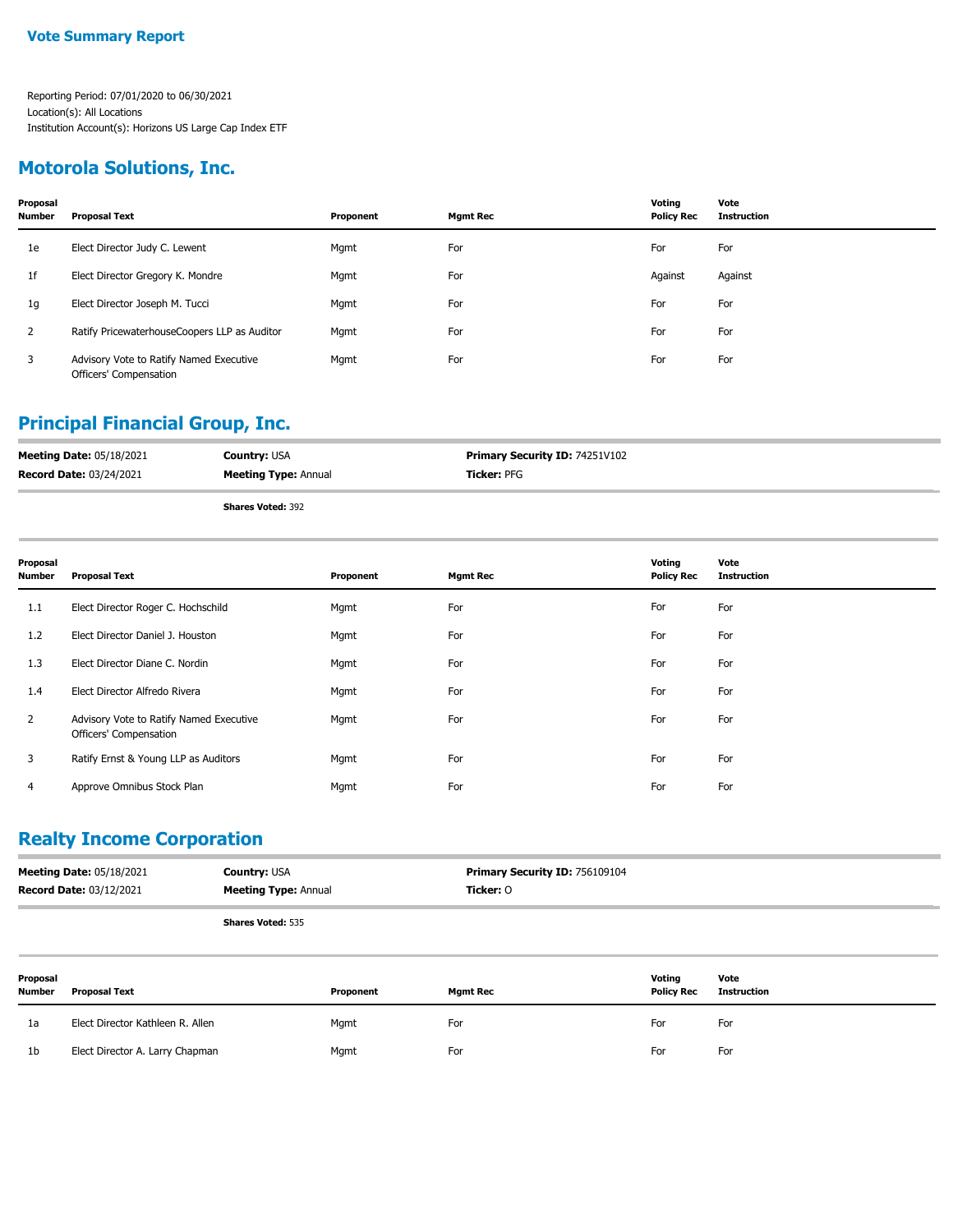## Vote Summary Report

Reporting Period: 07/01/2020 to 06/30/2021
Location(s): All Locations
Institution Account(s): Horizons US Large Cap Index ETF

## Motorola Solutions, Inc.

| Proposal Number | Proposal Text | Proponent | Mgmt Rec | Voting Policy Rec | Vote Instruction |
|---|---|---|---|---|---|
| 1e | Elect Director Judy C. Lewent | Mgmt | For | For | For |
| 1f | Elect Director Gregory K. Mondre | Mgmt | For | Against | Against |
| 1g | Elect Director Joseph M. Tucci | Mgmt | For | For | For |
| 2 | Ratify PricewaterhouseCoopers LLP as Auditor | Mgmt | For | For | For |
| 3 | Advisory Vote to Ratify Named Executive Officers' Compensation | Mgmt | For | For | For |

## Principal Financial Group, Inc.

**Meeting Date:** 05/18/2021 | **Country:** USA | **Primary Security ID:** 74251V102
**Record Date:** 03/24/2021 | **Meeting Type:** Annual | **Ticker:** PFG

**Shares Voted:** 392

| Proposal Number | Proposal Text | Proponent | Mgmt Rec | Voting Policy Rec | Vote Instruction |
|---|---|---|---|---|---|
| 1.1 | Elect Director Roger C. Hochschild | Mgmt | For | For | For |
| 1.2 | Elect Director Daniel J. Houston | Mgmt | For | For | For |
| 1.3 | Elect Director Diane C. Nordin | Mgmt | For | For | For |
| 1.4 | Elect Director Alfredo Rivera | Mgmt | For | For | For |
| 2 | Advisory Vote to Ratify Named Executive Officers' Compensation | Mgmt | For | For | For |
| 3 | Ratify Ernst & Young LLP as Auditors | Mgmt | For | For | For |
| 4 | Approve Omnibus Stock Plan | Mgmt | For | For | For |

## Realty Income Corporation

**Meeting Date:** 05/18/2021 | **Country:** USA | **Primary Security ID:** 756109104
**Record Date:** 03/12/2021 | **Meeting Type:** Annual | **Ticker:** O

**Shares Voted:** 535

| Proposal Number | Proposal Text | Proponent | Mgmt Rec | Voting Policy Rec | Vote Instruction |
|---|---|---|---|---|---|
| 1a | Elect Director Kathleen R. Allen | Mgmt | For | For | For |
| 1b | Elect Director A. Larry Chapman | Mgmt | For | For | For |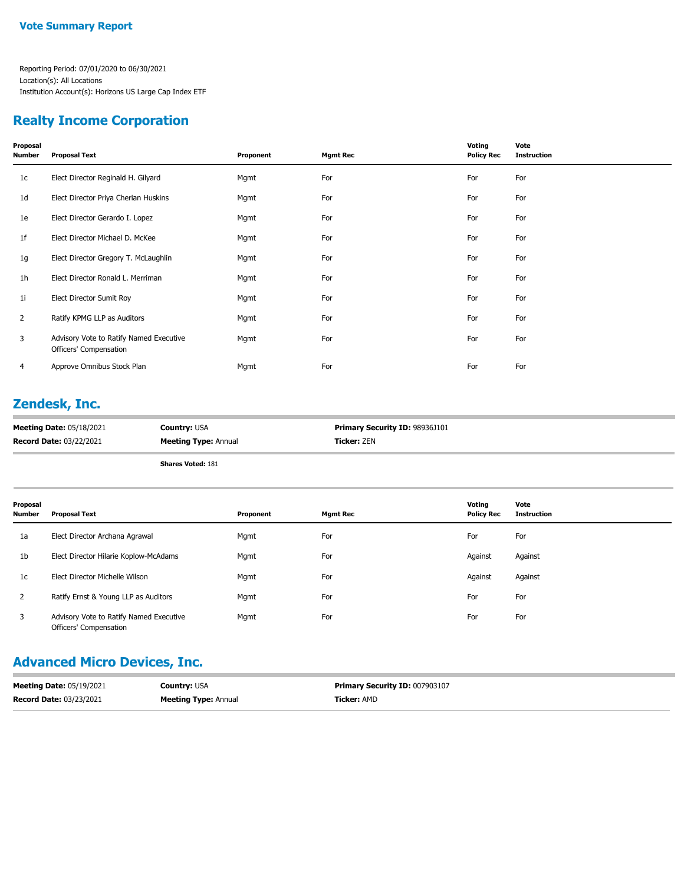**Vote Summary Report**

Reporting Period: 07/01/2020 to 06/30/2021
Location(s): All Locations
Institution Account(s): Horizons US Large Cap Index ETF

## Realty Income Corporation

| Proposal Number | Proposal Text | Proponent | Mgmt Rec | Voting Policy Rec | Vote Instruction |
|---|---|---|---|---|---|
| 1c | Elect Director Reginald H. Gilyard | Mgmt | For | For | For |
| 1d | Elect Director Priya Cherian Huskins | Mgmt | For | For | For |
| 1e | Elect Director Gerardo I. Lopez | Mgmt | For | For | For |
| 1f | Elect Director Michael D. McKee | Mgmt | For | For | For |
| 1g | Elect Director Gregory T. McLaughlin | Mgmt | For | For | For |
| 1h | Elect Director Ronald L. Merriman | Mgmt | For | For | For |
| 1i | Elect Director Sumit Roy | Mgmt | For | For | For |
| 2 | Ratify KPMG LLP as Auditors | Mgmt | For | For | For |
| 3 | Advisory Vote to Ratify Named Executive Officers' Compensation | Mgmt | For | For | For |
| 4 | Approve Omnibus Stock Plan | Mgmt | For | For | For |

## Zendesk, Inc.

**Meeting Date:** 05/18/2021 **Country:** USA **Primary Security ID:** 98936J101
**Record Date:** 03/22/2021 **Meeting Type:** Annual **Ticker:** ZEN

**Shares Voted:** 181

| Proposal Number | Proposal Text | Proponent | Mgmt Rec | Voting Policy Rec | Vote Instruction |
|---|---|---|---|---|---|
| 1a | Elect Director Archana Agrawal | Mgmt | For | For | For |
| 1b | Elect Director Hilarie Koplow-McAdams | Mgmt | For | Against | Against |
| 1c | Elect Director Michelle Wilson | Mgmt | For | Against | Against |
| 2 | Ratify Ernst & Young LLP as Auditors | Mgmt | For | For | For |
| 3 | Advisory Vote to Ratify Named Executive Officers' Compensation | Mgmt | For | For | For |

## Advanced Micro Devices, Inc.

**Meeting Date:** 05/19/2021 **Country:** USA **Primary Security ID:** 007903107
**Record Date:** 03/23/2021 **Meeting Type:** Annual **Ticker:** AMD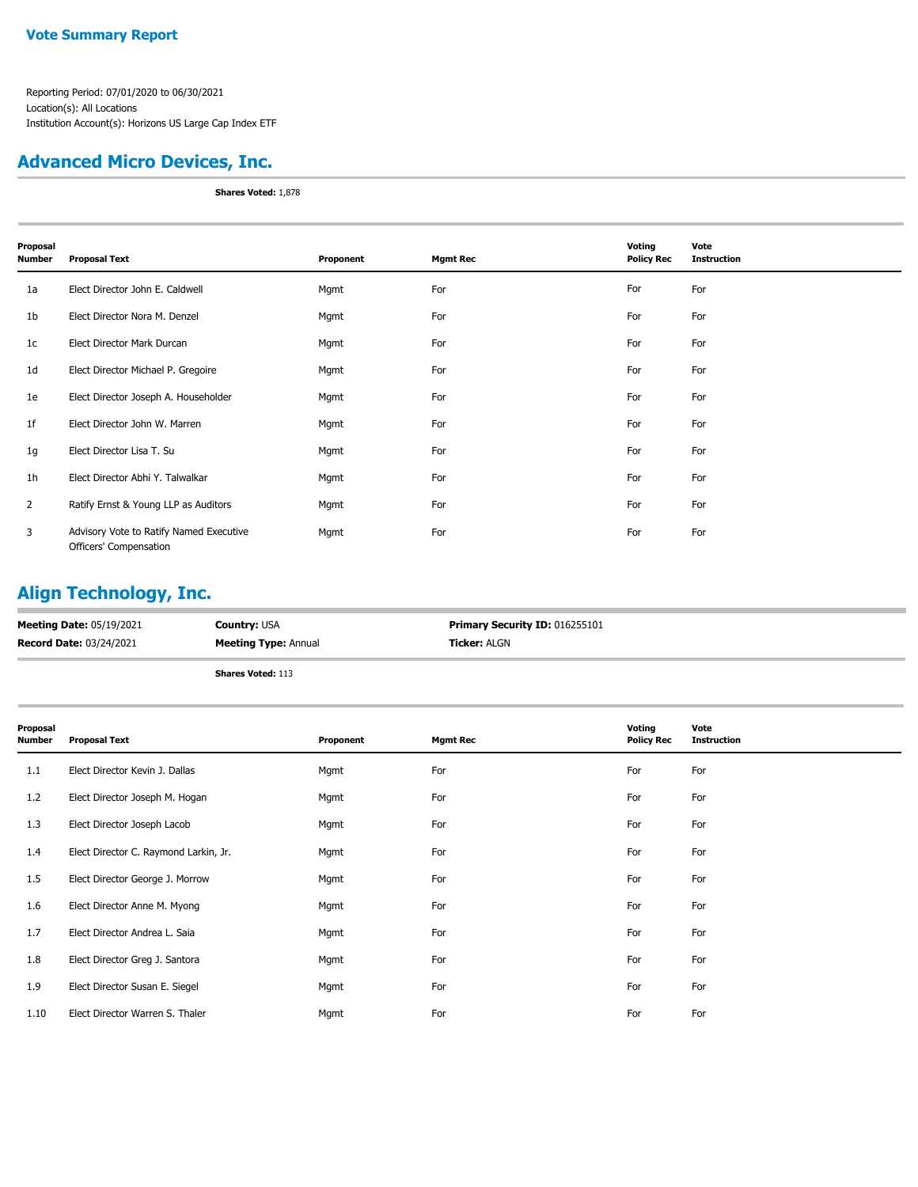**Vote Summary Report**

Reporting Period: 07/01/2020 to 06/30/2021
Location(s): All Locations
Institution Account(s): Horizons US Large Cap Index ETF

## Advanced Micro Devices, Inc.

**Shares Voted:** 1,878

| Proposal Number | Proposal Text | Proponent | Mgmt Rec | Voting Policy Rec | Vote Instruction |
|---|---|---|---|---|---|
| 1a | Elect Director John E. Caldwell | Mgmt | For | For | For |
| 1b | Elect Director Nora M. Denzel | Mgmt | For | For | For |
| 1c | Elect Director Mark Durcan | Mgmt | For | For | For |
| 1d | Elect Director Michael P. Gregoire | Mgmt | For | For | For |
| 1e | Elect Director Joseph A. Householder | Mgmt | For | For | For |
| 1f | Elect Director John W. Marren | Mgmt | For | For | For |
| 1g | Elect Director Lisa T. Su | Mgmt | For | For | For |
| 1h | Elect Director Abhi Y. Talwalkar | Mgmt | For | For | For |
| 2 | Ratify Ernst & Young LLP as Auditors | Mgmt | For | For | For |
| 3 | Advisory Vote to Ratify Named Executive Officers' Compensation | Mgmt | For | For | For |

## Align Technology, Inc.

**Meeting Date:** 05/19/2021 **Country:** USA **Primary Security ID:** 016255101
**Record Date:** 03/24/2021 **Meeting Type:** Annual **Ticker:** ALGN

**Shares Voted:** 113

| Proposal Number | Proposal Text | Proponent | Mgmt Rec | Voting Policy Rec | Vote Instruction |
|---|---|---|---|---|---|
| 1.1 | Elect Director Kevin J. Dallas | Mgmt | For | For | For |
| 1.2 | Elect Director Joseph M. Hogan | Mgmt | For | For | For |
| 1.3 | Elect Director Joseph Lacob | Mgmt | For | For | For |
| 1.4 | Elect Director C. Raymond Larkin, Jr. | Mgmt | For | For | For |
| 1.5 | Elect Director George J. Morrow | Mgmt | For | For | For |
| 1.6 | Elect Director Anne M. Myong | Mgmt | For | For | For |
| 1.7 | Elect Director Andrea L. Saia | Mgmt | For | For | For |
| 1.8 | Elect Director Greg J. Santora | Mgmt | For | For | For |
| 1.9 | Elect Director Susan E. Siegel | Mgmt | For | For | For |
| 1.10 | Elect Director Warren S. Thaler | Mgmt | For | For | For |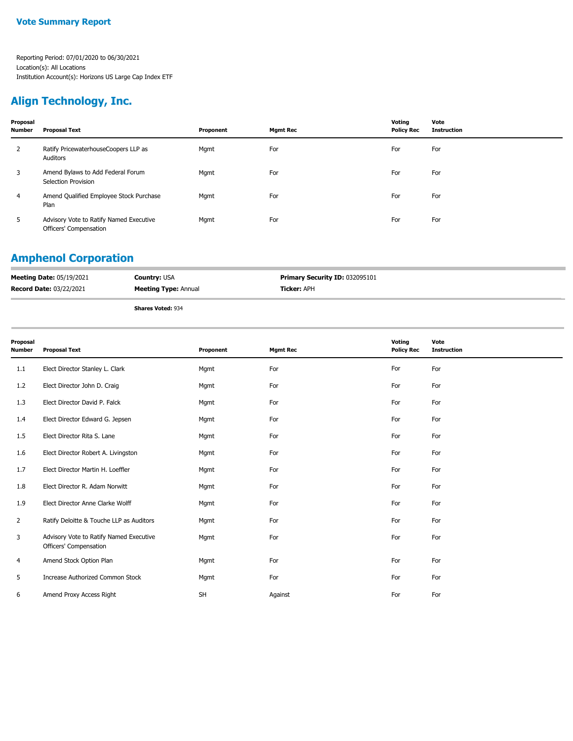## Vote Summary Report

Reporting Period: 07/01/2020 to 06/30/2021
Location(s): All Locations
Institution Account(s): Horizons US Large Cap Index ETF

## Align Technology, Inc.

| Proposal Number | Proposal Text | Proponent | Mgmt Rec | Voting Policy Rec | Vote Instruction |
|---|---|---|---|---|---|
| 2 | Ratify PricewaterhouseCoopers LLP as Auditors | Mgmt | For | For | For |
| 3 | Amend Bylaws to Add Federal Forum Selection Provision | Mgmt | For | For | For |
| 4 | Amend Qualified Employee Stock Purchase Plan | Mgmt | For | For | For |
| 5 | Advisory Vote to Ratify Named Executive Officers' Compensation | Mgmt | For | For | For |

## Amphenol Corporation

**Meeting Date:** 05/19/2021 **Country:** USA **Primary Security ID:** 032095101
**Record Date:** 03/22/2021 **Meeting Type:** Annual **Ticker:** APH

**Shares Voted:** 934

| Proposal Number | Proposal Text | Proponent | Mgmt Rec | Voting Policy Rec | Vote Instruction |
|---|---|---|---|---|---|
| 1.1 | Elect Director Stanley L. Clark | Mgmt | For | For | For |
| 1.2 | Elect Director John D. Craig | Mgmt | For | For | For |
| 1.3 | Elect Director David P. Falck | Mgmt | For | For | For |
| 1.4 | Elect Director Edward G. Jepsen | Mgmt | For | For | For |
| 1.5 | Elect Director Rita S. Lane | Mgmt | For | For | For |
| 1.6 | Elect Director Robert A. Livingston | Mgmt | For | For | For |
| 1.7 | Elect Director Martin H. Loeffler | Mgmt | For | For | For |
| 1.8 | Elect Director R. Adam Norwitt | Mgmt | For | For | For |
| 1.9 | Elect Director Anne Clarke Wolff | Mgmt | For | For | For |
| 2 | Ratify Deloitte & Touche LLP as Auditors | Mgmt | For | For | For |
| 3 | Advisory Vote to Ratify Named Executive Officers' Compensation | Mgmt | For | For | For |
| 4 | Amend Stock Option Plan | Mgmt | For | For | For |
| 5 | Increase Authorized Common Stock | Mgmt | For | For | For |
| 6 | Amend Proxy Access Right | SH | Against | For | For |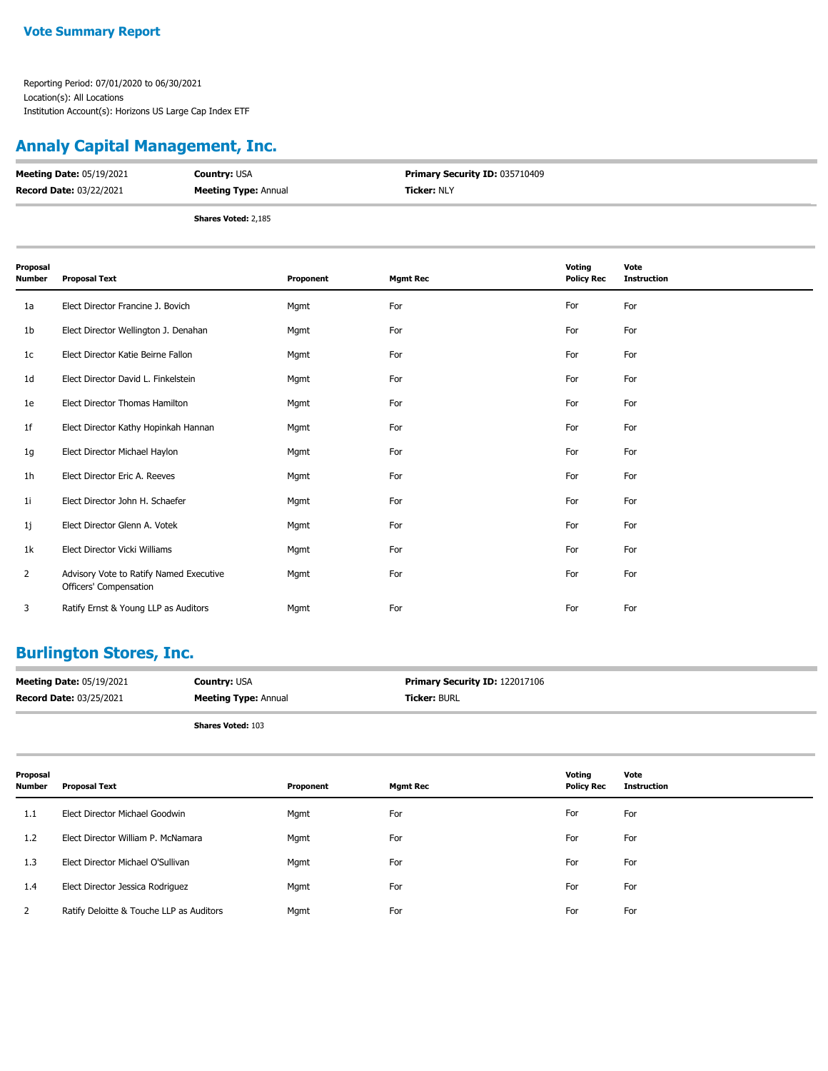**Vote Summary Report**

Reporting Period: 07/01/2020 to 06/30/2021
Location(s): All Locations
Institution Account(s): Horizons US Large Cap Index ETF

## Annaly Capital Management, Inc.

**Meeting Date:** 05/19/2021 **Country:** USA **Primary Security ID:** 035710409
**Record Date:** 03/22/2021 **Meeting Type:** Annual **Ticker:** NLY

**Shares Voted:** 2,185

| Proposal Number | Proposal Text | Proponent | Mgmt Rec | Voting Policy Rec | Vote Instruction |
|---|---|---|---|---|---|
| 1a | Elect Director Francine J. Bovich | Mgmt | For | For | For |
| 1b | Elect Director Wellington J. Denahan | Mgmt | For | For | For |
| 1c | Elect Director Katie Beirne Fallon | Mgmt | For | For | For |
| 1d | Elect Director David L. Finkelstein | Mgmt | For | For | For |
| 1e | Elect Director Thomas Hamilton | Mgmt | For | For | For |
| 1f | Elect Director Kathy Hopinkah Hannan | Mgmt | For | For | For |
| 1g | Elect Director Michael Haylon | Mgmt | For | For | For |
| 1h | Elect Director Eric A. Reeves | Mgmt | For | For | For |
| 1i | Elect Director John H. Schaefer | Mgmt | For | For | For |
| 1j | Elect Director Glenn A. Votek | Mgmt | For | For | For |
| 1k | Elect Director Vicki Williams | Mgmt | For | For | For |
| 2 | Advisory Vote to Ratify Named Executive Officers' Compensation | Mgmt | For | For | For |
| 3 | Ratify Ernst & Young LLP as Auditors | Mgmt | For | For | For |

## Burlington Stores, Inc.

**Meeting Date:** 05/19/2021 **Country:** USA **Primary Security ID:** 122017106
**Record Date:** 03/25/2021 **Meeting Type:** Annual **Ticker:** BURL

**Shares Voted:** 103

| Proposal Number | Proposal Text | Proponent | Mgmt Rec | Voting Policy Rec | Vote Instruction |
|---|---|---|---|---|---|
| 1.1 | Elect Director Michael Goodwin | Mgmt | For | For | For |
| 1.2 | Elect Director William P. McNamara | Mgmt | For | For | For |
| 1.3 | Elect Director Michael O'Sullivan | Mgmt | For | For | For |
| 1.4 | Elect Director Jessica Rodriguez | Mgmt | For | For | For |
| 2 | Ratify Deloitte & Touche LLP as Auditors | Mgmt | For | For | For |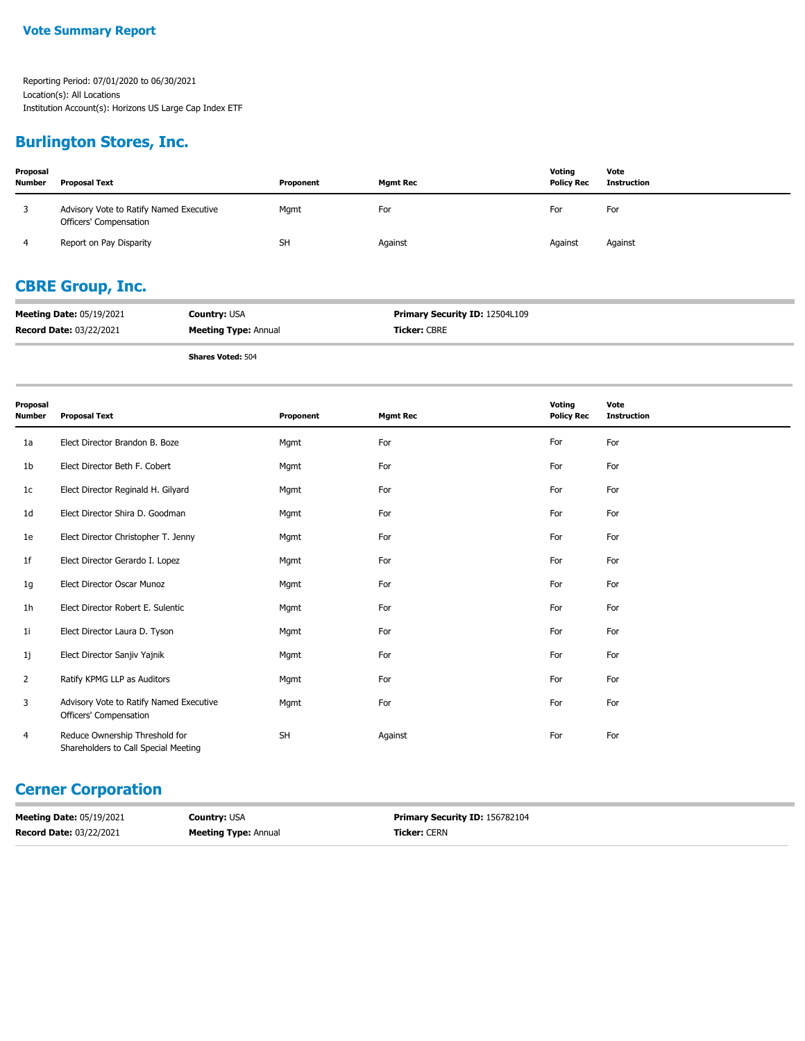**Vote Summary Report**

Reporting Period: 07/01/2020 to 06/30/2021
Location(s): All Locations
Institution Account(s): Horizons US Large Cap Index ETF

## Burlington Stores, Inc.

| Proposal Number | Proposal Text | Proponent | Mgmt Rec | Voting Policy Rec | Vote Instruction |
|---|---|---|---|---|---|
| 3 | Advisory Vote to Ratify Named Executive Officers' Compensation | Mgmt | For | For | For |
| 4 | Report on Pay Disparity | SH | Against | Against | Against |

## CBRE Group, Inc.

**Meeting Date:** 05/19/2021 | **Country:** USA | **Primary Security ID:** 12504L109
**Record Date:** 03/22/2021 | **Meeting Type:** Annual | **Ticker:** CBRE

**Shares Voted:** 504

| Proposal Number | Proposal Text | Proponent | Mgmt Rec | Voting Policy Rec | Vote Instruction |
|---|---|---|---|---|---|
| 1a | Elect Director Brandon B. Boze | Mgmt | For | For | For |
| 1b | Elect Director Beth F. Cobert | Mgmt | For | For | For |
| 1c | Elect Director Reginald H. Gilyard | Mgmt | For | For | For |
| 1d | Elect Director Shira D. Goodman | Mgmt | For | For | For |
| 1e | Elect Director Christopher T. Jenny | Mgmt | For | For | For |
| 1f | Elect Director Gerardo I. Lopez | Mgmt | For | For | For |
| 1g | Elect Director Oscar Munoz | Mgmt | For | For | For |
| 1h | Elect Director Robert E. Sulentic | Mgmt | For | For | For |
| 1i | Elect Director Laura D. Tyson | Mgmt | For | For | For |
| 1j | Elect Director Sanjiv Yajnik | Mgmt | For | For | For |
| 2 | Ratify KPMG LLP as Auditors | Mgmt | For | For | For |
| 3 | Advisory Vote to Ratify Named Executive Officers' Compensation | Mgmt | For | For | For |
| 4 | Reduce Ownership Threshold for Shareholders to Call Special Meeting | SH | Against | For | For |

## Cerner Corporation

**Meeting Date:** 05/19/2021 | **Country:** USA | **Primary Security ID:** 156782104
**Record Date:** 03/22/2021 | **Meeting Type:** Annual | **Ticker:** CERN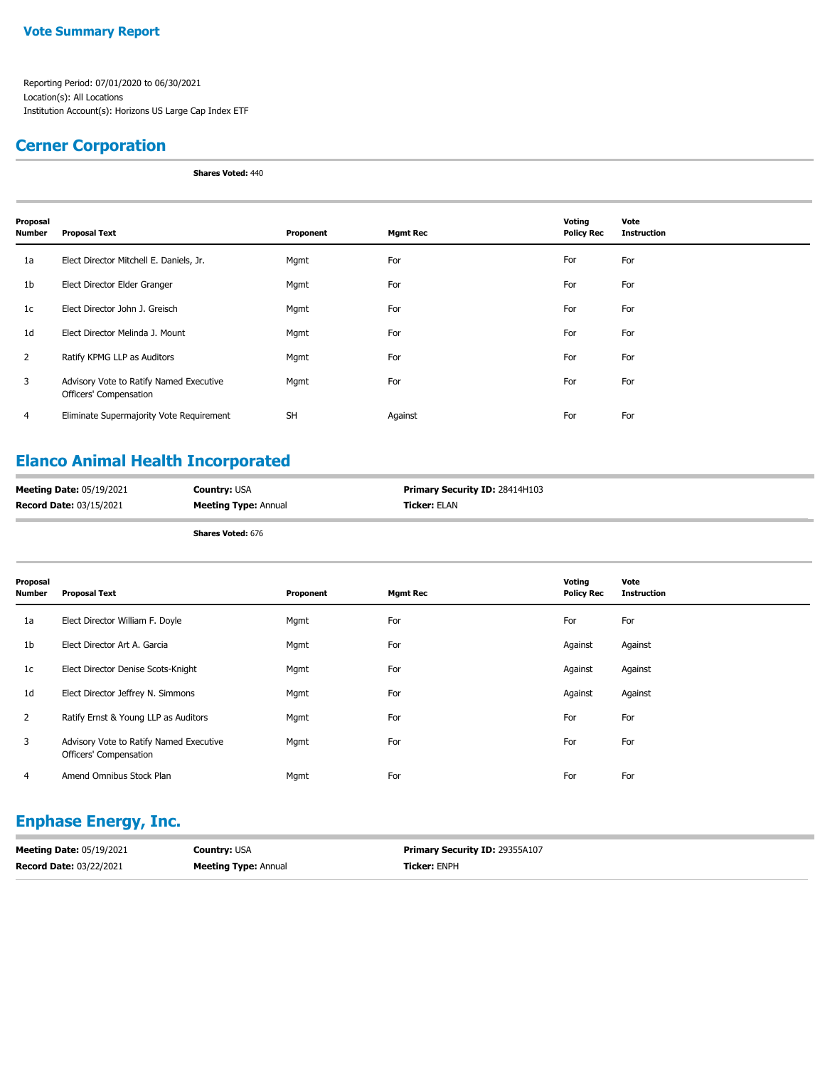**Vote Summary Report**

Reporting Period: 07/01/2020 to 06/30/2021
Location(s): All Locations
Institution Account(s): Horizons US Large Cap Index ETF

## Cerner Corporation

**Shares Voted:** 440

| Proposal Number | Proposal Text | Proponent | Mgmt Rec | Voting Policy Rec | Vote Instruction |
|---|---|---|---|---|---|
| 1a | Elect Director Mitchell E. Daniels, Jr. | Mgmt | For | For | For |
| 1b | Elect Director Elder Granger | Mgmt | For | For | For |
| 1c | Elect Director John J. Greisch | Mgmt | For | For | For |
| 1d | Elect Director Melinda J. Mount | Mgmt | For | For | For |
| 2 | Ratify KPMG LLP as Auditors | Mgmt | For | For | For |
| 3 | Advisory Vote to Ratify Named Executive Officers' Compensation | Mgmt | For | For | For |
| 4 | Eliminate Supermajority Vote Requirement | SH | Against | For | For |

## Elanco Animal Health Incorporated

**Meeting Date:** 05/19/2021 **Country:** USA **Primary Security ID:** 28414H103
**Record Date:** 03/15/2021 **Meeting Type:** Annual **Ticker:** ELAN

**Shares Voted:** 676

| Proposal Number | Proposal Text | Proponent | Mgmt Rec | Voting Policy Rec | Vote Instruction |
|---|---|---|---|---|---|
| 1a | Elect Director William F. Doyle | Mgmt | For | For | For |
| 1b | Elect Director Art A. Garcia | Mgmt | For | Against | Against |
| 1c | Elect Director Denise Scots-Knight | Mgmt | For | Against | Against |
| 1d | Elect Director Jeffrey N. Simmons | Mgmt | For | Against | Against |
| 2 | Ratify Ernst & Young LLP as Auditors | Mgmt | For | For | For |
| 3 | Advisory Vote to Ratify Named Executive Officers' Compensation | Mgmt | For | For | For |
| 4 | Amend Omnibus Stock Plan | Mgmt | For | For | For |

## Enphase Energy, Inc.

**Meeting Date:** 05/19/2021 **Country:** USA **Primary Security ID:** 29355A107
**Record Date:** 03/22/2021 **Meeting Type:** Annual **Ticker:** ENPH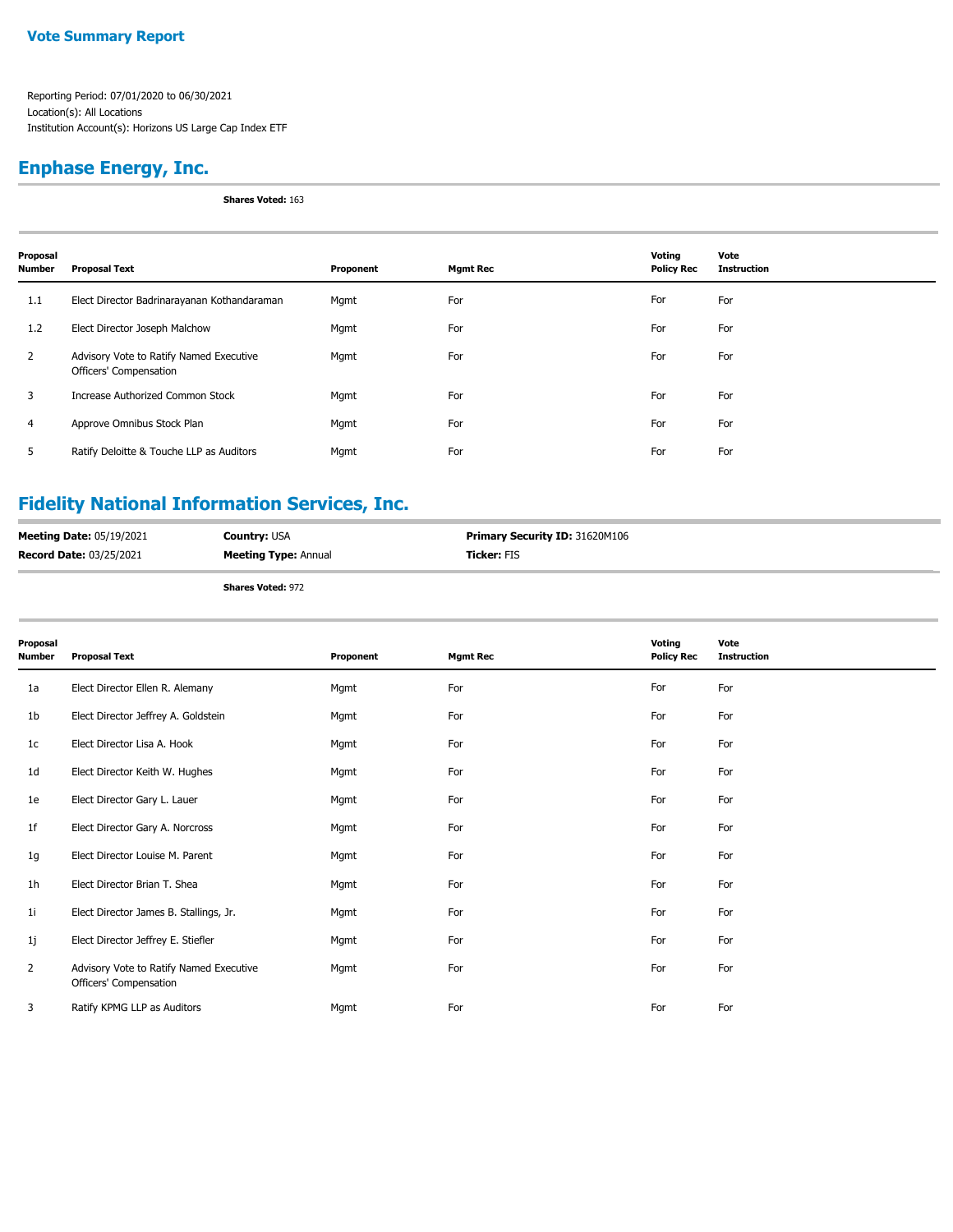**Vote Summary Report**

Reporting Period: 07/01/2020 to 06/30/2021
Location(s): All Locations
Institution Account(s): Horizons US Large Cap Index ETF

## Enphase Energy, Inc.

**Shares Voted:** 163

| Proposal Number | Proposal Text | Proponent | Mgmt Rec | Voting Policy Rec | Vote Instruction |
|---|---|---|---|---|---|
| 1.1 | Elect Director Badrinarayanan Kothandaraman | Mgmt | For | For | For |
| 1.2 | Elect Director Joseph Malchow | Mgmt | For | For | For |
| 2 | Advisory Vote to Ratify Named Executive Officers' Compensation | Mgmt | For | For | For |
| 3 | Increase Authorized Common Stock | Mgmt | For | For | For |
| 4 | Approve Omnibus Stock Plan | Mgmt | For | For | For |
| 5 | Ratify Deloitte & Touche LLP as Auditors | Mgmt | For | For | For |

## Fidelity National Information Services, Inc.

**Meeting Date:** 05/19/2021 **Country:** USA **Primary Security ID:** 31620M106
**Record Date:** 03/25/2021 **Meeting Type:** Annual **Ticker:** FIS

**Shares Voted:** 972

| Proposal Number | Proposal Text | Proponent | Mgmt Rec | Voting Policy Rec | Vote Instruction |
|---|---|---|---|---|---|
| 1a | Elect Director Ellen R. Alemany | Mgmt | For | For | For |
| 1b | Elect Director Jeffrey A. Goldstein | Mgmt | For | For | For |
| 1c | Elect Director Lisa A. Hook | Mgmt | For | For | For |
| 1d | Elect Director Keith W. Hughes | Mgmt | For | For | For |
| 1e | Elect Director Gary L. Lauer | Mgmt | For | For | For |
| 1f | Elect Director Gary A. Norcross | Mgmt | For | For | For |
| 1g | Elect Director Louise M. Parent | Mgmt | For | For | For |
| 1h | Elect Director Brian T. Shea | Mgmt | For | For | For |
| 1i | Elect Director James B. Stallings, Jr. | Mgmt | For | For | For |
| 1j | Elect Director Jeffrey E. Stiefler | Mgmt | For | For | For |
| 2 | Advisory Vote to Ratify Named Executive Officers' Compensation | Mgmt | For | For | For |
| 3 | Ratify KPMG LLP as Auditors | Mgmt | For | For | For |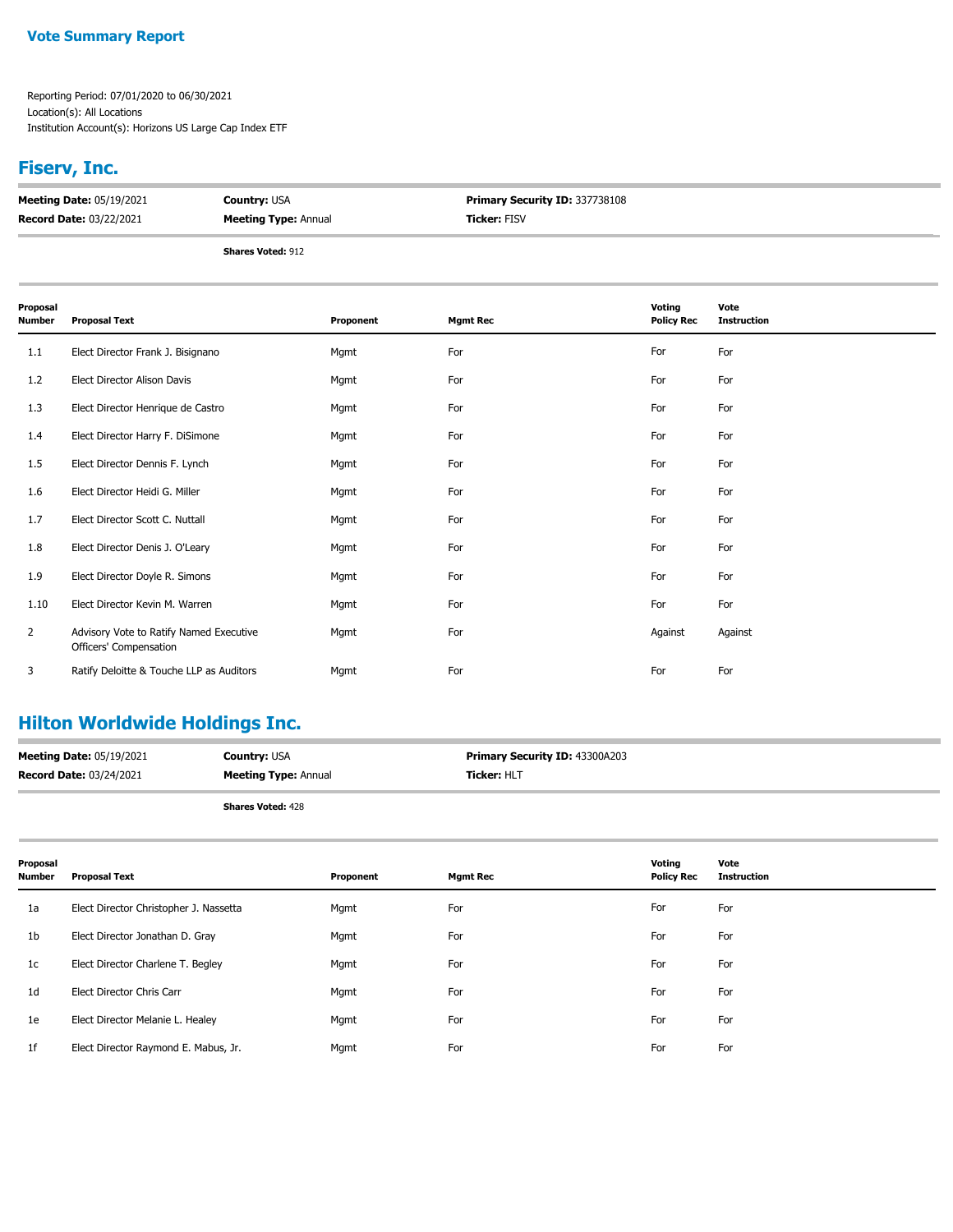**Vote Summary Report**

Reporting Period: 07/01/2020 to 06/30/2021
Location(s): All Locations
Institution Account(s): Horizons US Large Cap Index ETF

## Fiserv, Inc.

| | | |
|---|---|---|
| **Meeting Date:** 05/19/2021 | **Country:** USA | **Primary Security ID:** 337738108 |
| **Record Date:** 03/22/2021 | **Meeting Type:** Annual | **Ticker:** FISV |

**Shares Voted:** 912

| Proposal Number | Proposal Text | Proponent | Mgmt Rec | Voting Policy Rec | Vote Instruction |
|---|---|---|---|---|---|
| 1.1 | Elect Director Frank J. Bisignano | Mgmt | For | For | For |
| 1.2 | Elect Director Alison Davis | Mgmt | For | For | For |
| 1.3 | Elect Director Henrique de Castro | Mgmt | For | For | For |
| 1.4 | Elect Director Harry F. DiSimone | Mgmt | For | For | For |
| 1.5 | Elect Director Dennis F. Lynch | Mgmt | For | For | For |
| 1.6 | Elect Director Heidi G. Miller | Mgmt | For | For | For |
| 1.7 | Elect Director Scott C. Nuttall | Mgmt | For | For | For |
| 1.8 | Elect Director Denis J. O'Leary | Mgmt | For | For | For |
| 1.9 | Elect Director Doyle R. Simons | Mgmt | For | For | For |
| 1.10 | Elect Director Kevin M. Warren | Mgmt | For | For | For |
| 2 | Advisory Vote to Ratify Named Executive Officers' Compensation | Mgmt | For | Against | Against |
| 3 | Ratify Deloitte & Touche LLP as Auditors | Mgmt | For | For | For |

## Hilton Worldwide Holdings Inc.

| | | |
|---|---|---|
| **Meeting Date:** 05/19/2021 | **Country:** USA | **Primary Security ID:** 43300A203 |
| **Record Date:** 03/24/2021 | **Meeting Type:** Annual | **Ticker:** HLT |

**Shares Voted:** 428

| Proposal Number | Proposal Text | Proponent | Mgmt Rec | Voting Policy Rec | Vote Instruction |
|---|---|---|---|---|---|
| 1a | Elect Director Christopher J. Nassetta | Mgmt | For | For | For |
| 1b | Elect Director Jonathan D. Gray | Mgmt | For | For | For |
| 1c | Elect Director Charlene T. Begley | Mgmt | For | For | For |
| 1d | Elect Director Chris Carr | Mgmt | For | For | For |
| 1e | Elect Director Melanie L. Healey | Mgmt | For | For | For |
| 1f | Elect Director Raymond E. Mabus, Jr. | Mgmt | For | For | For |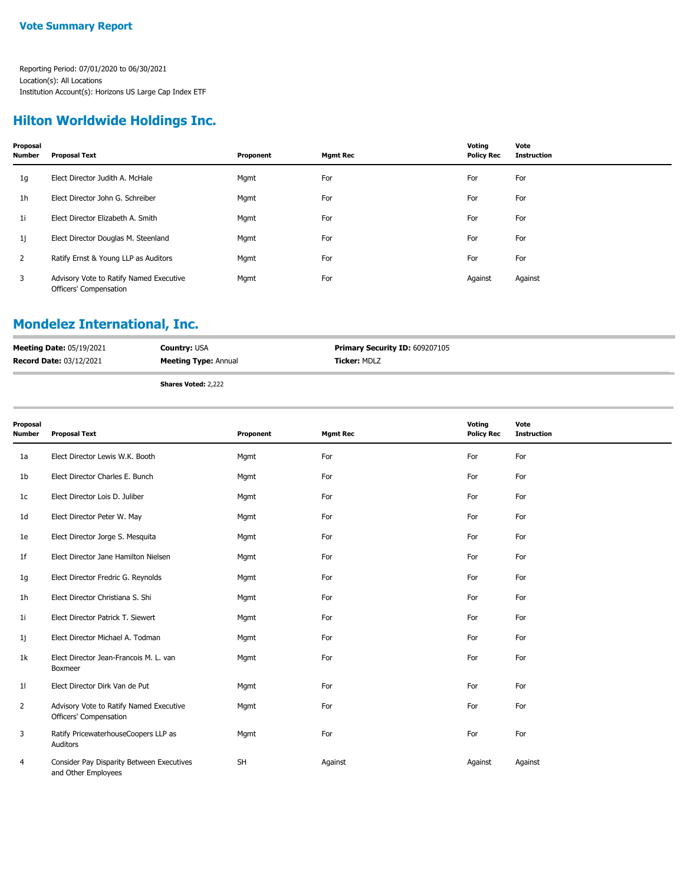**Vote Summary Report**

Reporting Period: 07/01/2020 to 06/30/2021
Location(s): All Locations
Institution Account(s): Horizons US Large Cap Index ETF

## Hilton Worldwide Holdings Inc.

| Proposal Number | Proposal Text | Proponent | Mgmt Rec | Voting Policy Rec | Vote Instruction |
|---|---|---|---|---|---|
| 1g | Elect Director Judith A. McHale | Mgmt | For | For | For |
| 1h | Elect Director John G. Schreiber | Mgmt | For | For | For |
| 1i | Elect Director Elizabeth A. Smith | Mgmt | For | For | For |
| 1j | Elect Director Douglas M. Steenland | Mgmt | For | For | For |
| 2 | Ratify Ernst & Young LLP as Auditors | Mgmt | For | For | For |
| 3 | Advisory Vote to Ratify Named Executive Officers' Compensation | Mgmt | For | Against | Against |

## Mondelez International, Inc.

**Meeting Date:** 05/19/2021 | **Country:** USA | **Primary Security ID:** 609207105
**Record Date:** 03/12/2021 | **Meeting Type:** Annual | **Ticker:** MDLZ

**Shares Voted:** 2,222

| Proposal Number | Proposal Text | Proponent | Mgmt Rec | Voting Policy Rec | Vote Instruction |
|---|---|---|---|---|---|
| 1a | Elect Director Lewis W.K. Booth | Mgmt | For | For | For |
| 1b | Elect Director Charles E. Bunch | Mgmt | For | For | For |
| 1c | Elect Director Lois D. Juliber | Mgmt | For | For | For |
| 1d | Elect Director Peter W. May | Mgmt | For | For | For |
| 1e | Elect Director Jorge S. Mesquita | Mgmt | For | For | For |
| 1f | Elect Director Jane Hamilton Nielsen | Mgmt | For | For | For |
| 1g | Elect Director Fredric G. Reynolds | Mgmt | For | For | For |
| 1h | Elect Director Christiana S. Shi | Mgmt | For | For | For |
| 1i | Elect Director Patrick T. Siewert | Mgmt | For | For | For |
| 1j | Elect Director Michael A. Todman | Mgmt | For | For | For |
| 1k | Elect Director Jean-Francois M. L. van Boxmeer | Mgmt | For | For | For |
| 1l | Elect Director Dirk Van de Put | Mgmt | For | For | For |
| 2 | Advisory Vote to Ratify Named Executive Officers' Compensation | Mgmt | For | For | For |
| 3 | Ratify PricewaterhouseCoopers LLP as Auditors | Mgmt | For | For | For |
| 4 | Consider Pay Disparity Between Executives and Other Employees | SH | Against | Against | Against |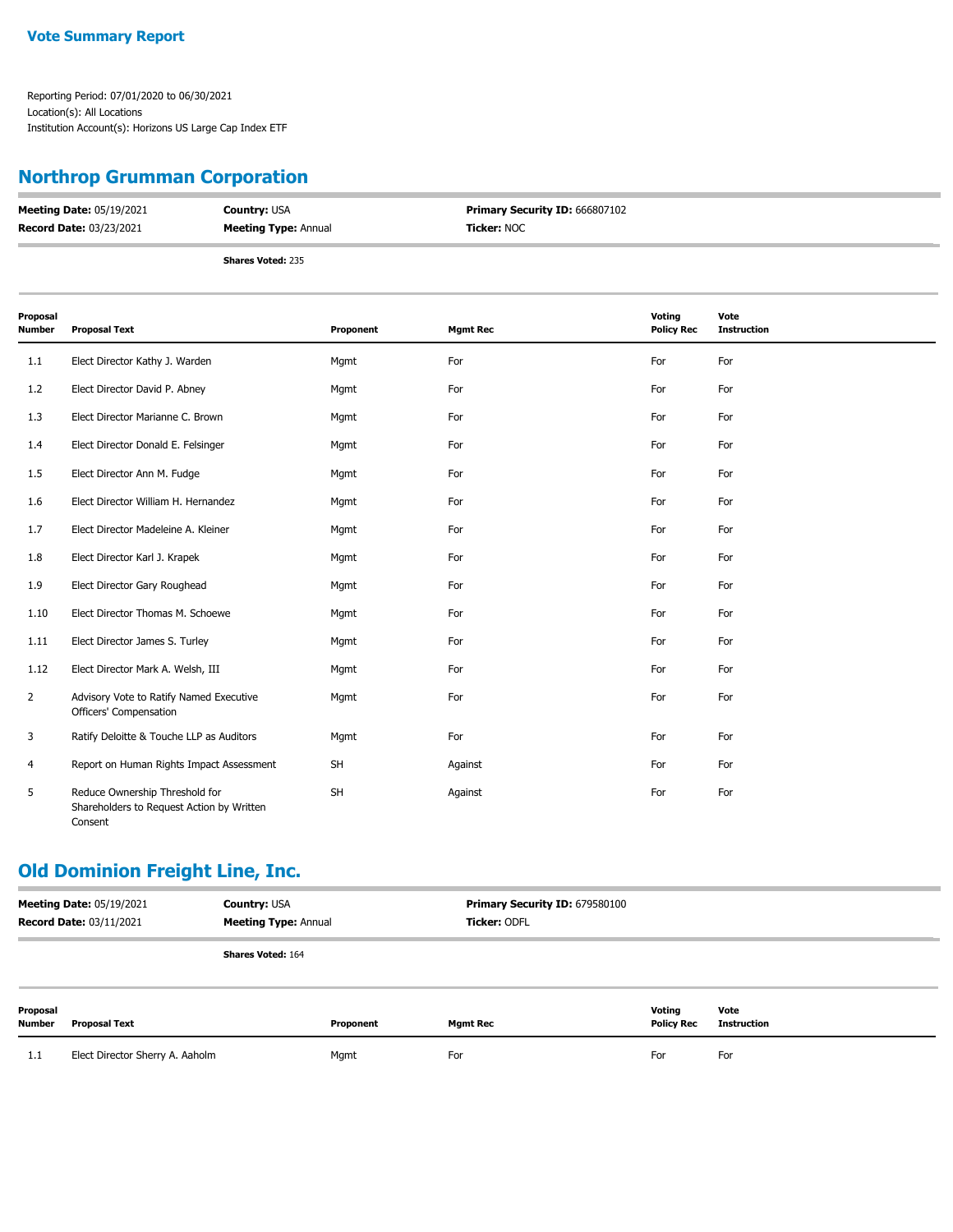**Vote Summary Report**

Reporting Period: 07/01/2020 to 06/30/2021
Location(s): All Locations
Institution Account(s): Horizons US Large Cap Index ETF

## Northrop Grumman Corporation

**Meeting Date:** 05/19/2021 | **Country:** USA | **Primary Security ID:** 666807102
**Record Date:** 03/23/2021 | **Meeting Type:** Annual | **Ticker:** NOC

**Shares Voted:** 235

| Proposal Number | Proposal Text | Proponent | Mgmt Rec | Voting Policy Rec | Vote Instruction |
|---|---|---|---|---|---|
| 1.1 | Elect Director Kathy J. Warden | Mgmt | For | For | For |
| 1.2 | Elect Director David P. Abney | Mgmt | For | For | For |
| 1.3 | Elect Director Marianne C. Brown | Mgmt | For | For | For |
| 1.4 | Elect Director Donald E. Felsinger | Mgmt | For | For | For |
| 1.5 | Elect Director Ann M. Fudge | Mgmt | For | For | For |
| 1.6 | Elect Director William H. Hernandez | Mgmt | For | For | For |
| 1.7 | Elect Director Madeleine A. Kleiner | Mgmt | For | For | For |
| 1.8 | Elect Director Karl J. Krapek | Mgmt | For | For | For |
| 1.9 | Elect Director Gary Roughead | Mgmt | For | For | For |
| 1.10 | Elect Director Thomas M. Schoewe | Mgmt | For | For | For |
| 1.11 | Elect Director James S. Turley | Mgmt | For | For | For |
| 1.12 | Elect Director Mark A. Welsh, III | Mgmt | For | For | For |
| 2 | Advisory Vote to Ratify Named Executive Officers' Compensation | Mgmt | For | For | For |
| 3 | Ratify Deloitte & Touche LLP as Auditors | Mgmt | For | For | For |
| 4 | Report on Human Rights Impact Assessment | SH | Against | For | For |
| 5 | Reduce Ownership Threshold for Shareholders to Request Action by Written Consent | SH | Against | For | For |

## Old Dominion Freight Line, Inc.

**Meeting Date:** 05/19/2021 | **Country:** USA | **Primary Security ID:** 679580100
**Record Date:** 03/11/2021 | **Meeting Type:** Annual | **Ticker:** ODFL

**Shares Voted:** 164

| Proposal Number | Proposal Text | Proponent | Mgmt Rec | Voting Policy Rec | Vote Instruction |
|---|---|---|---|---|---|
| 1.1 | Elect Director Sherry A. Aaholm | Mgmt | For | For | For |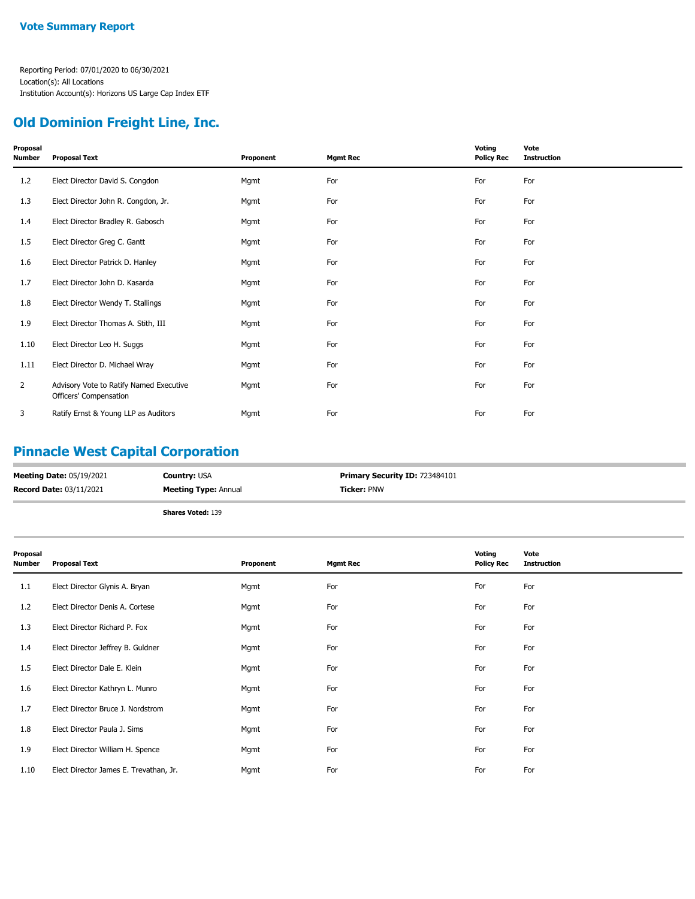## Vote Summary Report

Reporting Period: 07/01/2020 to 06/30/2021
Location(s): All Locations
Institution Account(s): Horizons US Large Cap Index ETF

## Old Dominion Freight Line, Inc.

| Proposal Number | Proposal Text | Proponent | Mgmt Rec | Voting Policy Rec | Vote Instruction |
|---|---|---|---|---|---|
| 1.2 | Elect Director David S. Congdon | Mgmt | For | For | For |
| 1.3 | Elect Director John R. Congdon, Jr. | Mgmt | For | For | For |
| 1.4 | Elect Director Bradley R. Gabosch | Mgmt | For | For | For |
| 1.5 | Elect Director Greg C. Gantt | Mgmt | For | For | For |
| 1.6 | Elect Director Patrick D. Hanley | Mgmt | For | For | For |
| 1.7 | Elect Director John D. Kasarda | Mgmt | For | For | For |
| 1.8 | Elect Director Wendy T. Stallings | Mgmt | For | For | For |
| 1.9 | Elect Director Thomas A. Stith, III | Mgmt | For | For | For |
| 1.10 | Elect Director Leo H. Suggs | Mgmt | For | For | For |
| 1.11 | Elect Director D. Michael Wray | Mgmt | For | For | For |
| 2 | Advisory Vote to Ratify Named Executive Officers' Compensation | Mgmt | For | For | For |
| 3 | Ratify Ernst & Young LLP as Auditors | Mgmt | For | For | For |

## Pinnacle West Capital Corporation

**Meeting Date:** 05/19/2021 | **Country:** USA | **Primary Security ID:** 723484101
**Record Date:** 03/11/2021 | **Meeting Type:** Annual | **Ticker:** PNW

**Shares Voted:** 139

| Proposal Number | Proposal Text | Proponent | Mgmt Rec | Voting Policy Rec | Vote Instruction |
|---|---|---|---|---|---|
| 1.1 | Elect Director Glynis A. Bryan | Mgmt | For | For | For |
| 1.2 | Elect Director Denis A. Cortese | Mgmt | For | For | For |
| 1.3 | Elect Director Richard P. Fox | Mgmt | For | For | For |
| 1.4 | Elect Director Jeffrey B. Guldner | Mgmt | For | For | For |
| 1.5 | Elect Director Dale E. Klein | Mgmt | For | For | For |
| 1.6 | Elect Director Kathryn L. Munro | Mgmt | For | For | For |
| 1.7 | Elect Director Bruce J. Nordstrom | Mgmt | For | For | For |
| 1.8 | Elect Director Paula J. Sims | Mgmt | For | For | For |
| 1.9 | Elect Director William H. Spence | Mgmt | For | For | For |
| 1.10 | Elect Director James E. Trevathan, Jr. | Mgmt | For | For | For |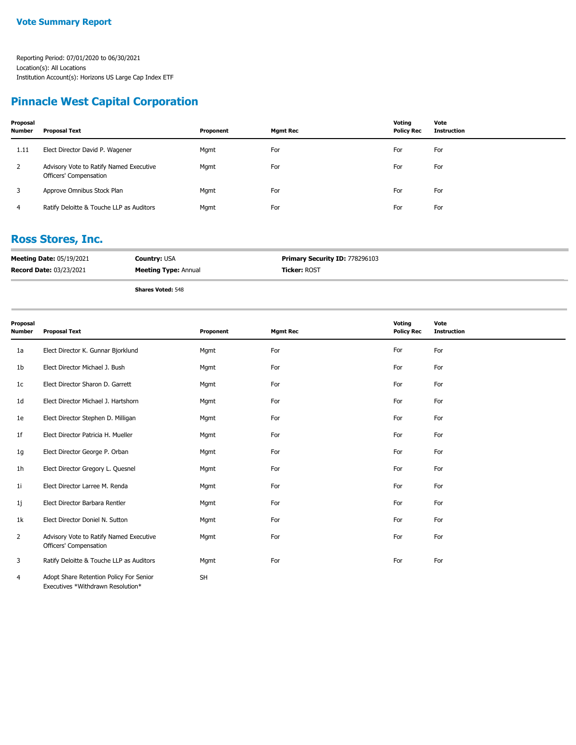**Vote Summary Report**

Reporting Period: 07/01/2020 to 06/30/2021
Location(s): All Locations
Institution Account(s): Horizons US Large Cap Index ETF

## Pinnacle West Capital Corporation

| Proposal Number | Proposal Text | Proponent | Mgmt Rec | Voting Policy Rec | Vote Instruction |
|---|---|---|---|---|---|
| 1.11 | Elect Director David P. Wagener | Mgmt | For | For | For |
| 2 | Advisory Vote to Ratify Named Executive Officers' Compensation | Mgmt | For | For | For |
| 3 | Approve Omnibus Stock Plan | Mgmt | For | For | For |
| 4 | Ratify Deloitte & Touche LLP as Auditors | Mgmt | For | For | For |

## Ross Stores, Inc.

**Meeting Date:** 05/19/2021 | **Country:** USA | **Primary Security ID:** 778296103
**Record Date:** 03/23/2021 | **Meeting Type:** Annual | **Ticker:** ROST

**Shares Voted:** 548

| Proposal Number | Proposal Text | Proponent | Mgmt Rec | Voting Policy Rec | Vote Instruction |
|---|---|---|---|---|---|
| 1a | Elect Director K. Gunnar Bjorklund | Mgmt | For | For | For |
| 1b | Elect Director Michael J. Bush | Mgmt | For | For | For |
| 1c | Elect Director Sharon D. Garrett | Mgmt | For | For | For |
| 1d | Elect Director Michael J. Hartshorn | Mgmt | For | For | For |
| 1e | Elect Director Stephen D. Milligan | Mgmt | For | For | For |
| 1f | Elect Director Patricia H. Mueller | Mgmt | For | For | For |
| 1g | Elect Director George P. Orban | Mgmt | For | For | For |
| 1h | Elect Director Gregory L. Quesnel | Mgmt | For | For | For |
| 1i | Elect Director Larree M. Renda | Mgmt | For | For | For |
| 1j | Elect Director Barbara Rentler | Mgmt | For | For | For |
| 1k | Elect Director Doniel N. Sutton | Mgmt | For | For | For |
| 2 | Advisory Vote to Ratify Named Executive Officers' Compensation | Mgmt | For | For | For |
| 3 | Ratify Deloitte & Touche LLP as Auditors | Mgmt | For | For | For |
| 4 | Adopt Share Retention Policy For Senior Executives *Withdrawn Resolution* | SH | | | |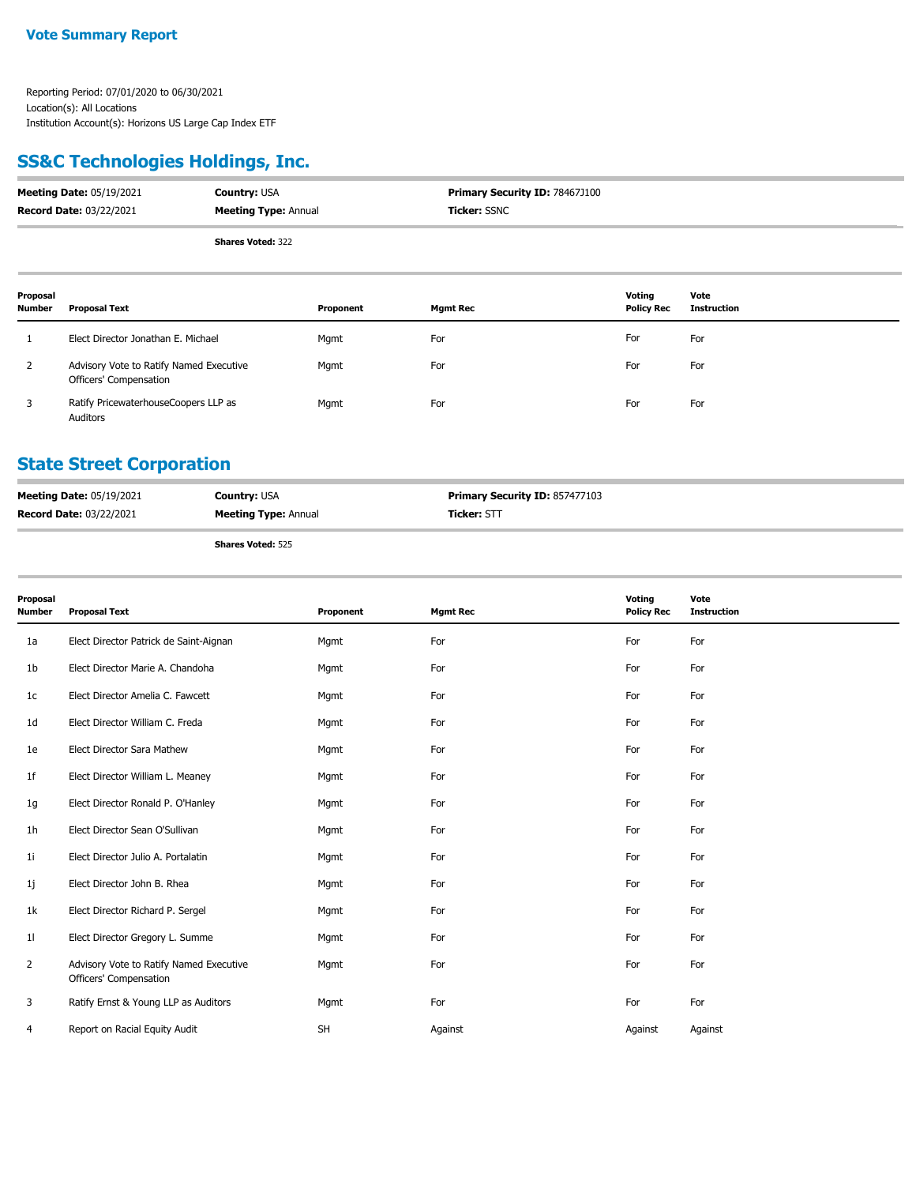**Vote Summary Report**

Reporting Period: 07/01/2020 to 06/30/2021
Location(s): All Locations
Institution Account(s): Horizons US Large Cap Index ETF

## SS&C Technologies Holdings, Inc.

| **Meeting Date:** 05/19/2021 | **Country:** USA | **Primary Security ID:** 78467J100 |
|---|---|---|
| **Record Date:** 03/22/2021 | **Meeting Type:** Annual | **Ticker:** SSNC |

**Shares Voted:** 322

| Proposal Number | Proposal Text | Proponent | Mgmt Rec | Voting Policy Rec | Vote Instruction |
|---|---|---|---|---|---|
| 1 | Elect Director Jonathan E. Michael | Mgmt | For | For | For |
| 2 | Advisory Vote to Ratify Named Executive Officers' Compensation | Mgmt | For | For | For |
| 3 | Ratify PricewaterhouseCoopers LLP as Auditors | Mgmt | For | For | For |

## State Street Corporation

| **Meeting Date:** 05/19/2021 | **Country:** USA | **Primary Security ID:** 857477103 |
|---|---|---|
| **Record Date:** 03/22/2021 | **Meeting Type:** Annual | **Ticker:** STT |

**Shares Voted:** 525

| Proposal Number | Proposal Text | Proponent | Mgmt Rec | Voting Policy Rec | Vote Instruction |
|---|---|---|---|---|---|
| 1a | Elect Director Patrick de Saint-Aignan | Mgmt | For | For | For |
| 1b | Elect Director Marie A. Chandoha | Mgmt | For | For | For |
| 1c | Elect Director Amelia C. Fawcett | Mgmt | For | For | For |
| 1d | Elect Director William C. Freda | Mgmt | For | For | For |
| 1e | Elect Director Sara Mathew | Mgmt | For | For | For |
| 1f | Elect Director William L. Meaney | Mgmt | For | For | For |
| 1g | Elect Director Ronald P. O'Hanley | Mgmt | For | For | For |
| 1h | Elect Director Sean O'Sullivan | Mgmt | For | For | For |
| 1i | Elect Director Julio A. Portalatin | Mgmt | For | For | For |
| 1j | Elect Director John B. Rhea | Mgmt | For | For | For |
| 1k | Elect Director Richard P. Sergel | Mgmt | For | For | For |
| 1l | Elect Director Gregory L. Summe | Mgmt | For | For | For |
| 2 | Advisory Vote to Ratify Named Executive Officers' Compensation | Mgmt | For | For | For |
| 3 | Ratify Ernst & Young LLP as Auditors | Mgmt | For | For | For |
| 4 | Report on Racial Equity Audit | SH | Against | Against | Against |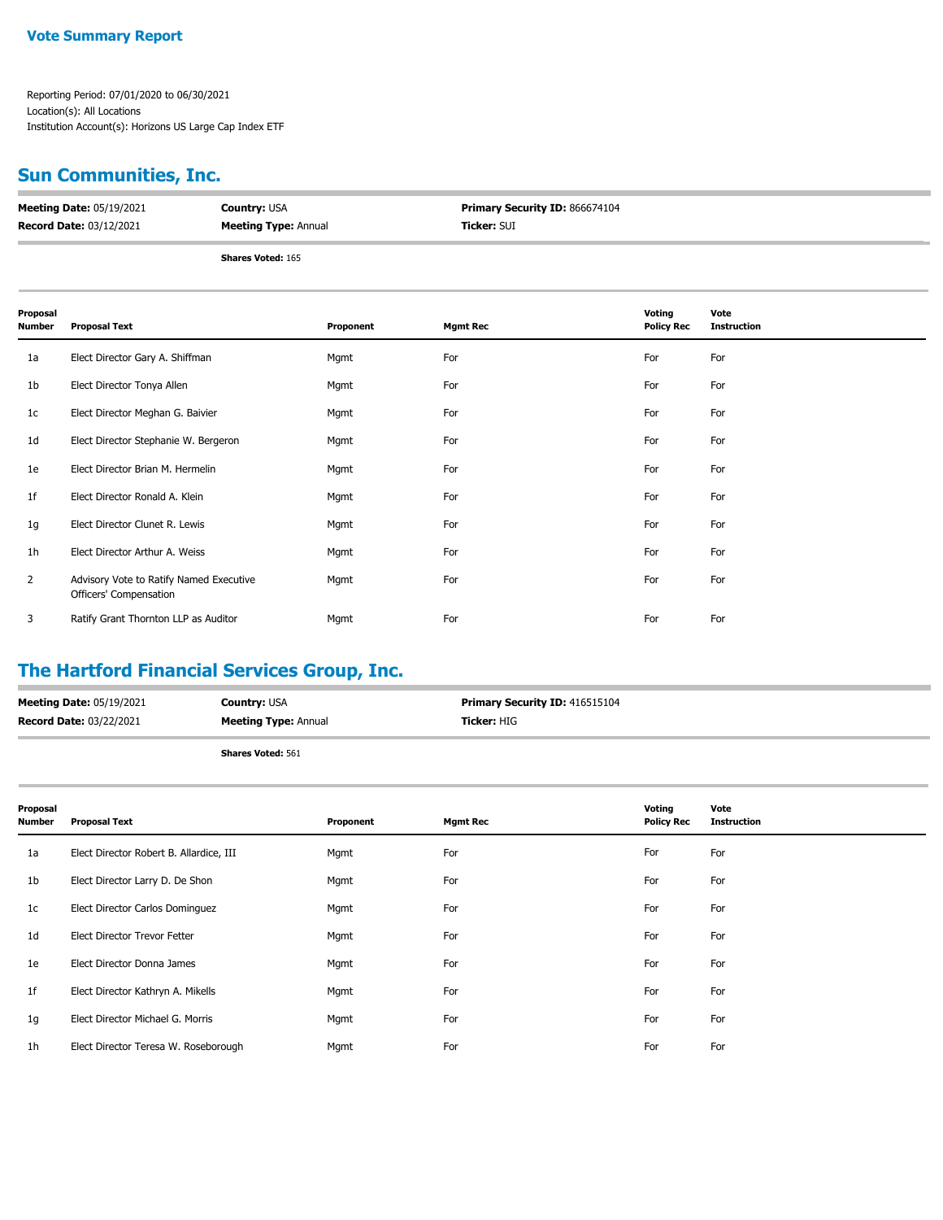**Vote Summary Report**

Reporting Period: 07/01/2020 to 06/30/2021
Location(s): All Locations
Institution Account(s): Horizons US Large Cap Index ETF

## Sun Communities, Inc.

| | | |
|---|---|---|
| **Meeting Date:** 05/19/2021 | **Country:** USA | **Primary Security ID:** 866674104 |
| **Record Date:** 03/12/2021 | **Meeting Type:** Annual | **Ticker:** SUI |
| | **Shares Voted:** 165 | |

| Proposal Number | Proposal Text | Proponent | Mgmt Rec | Voting Policy Rec | Vote Instruction |
|---|---|---|---|---|---|
| 1a | Elect Director Gary A. Shiffman | Mgmt | For | For | For |
| 1b | Elect Director Tonya Allen | Mgmt | For | For | For |
| 1c | Elect Director Meghan G. Baivier | Mgmt | For | For | For |
| 1d | Elect Director Stephanie W. Bergeron | Mgmt | For | For | For |
| 1e | Elect Director Brian M. Hermelin | Mgmt | For | For | For |
| 1f | Elect Director Ronald A. Klein | Mgmt | For | For | For |
| 1g | Elect Director Clunet R. Lewis | Mgmt | For | For | For |
| 1h | Elect Director Arthur A. Weiss | Mgmt | For | For | For |
| 2 | Advisory Vote to Ratify Named Executive Officers' Compensation | Mgmt | For | For | For |
| 3 | Ratify Grant Thornton LLP as Auditor | Mgmt | For | For | For |

## The Hartford Financial Services Group, Inc.

| | | |
|---|---|---|
| **Meeting Date:** 05/19/2021 | **Country:** USA | **Primary Security ID:** 416515104 |
| **Record Date:** 03/22/2021 | **Meeting Type:** Annual | **Ticker:** HIG |
| | **Shares Voted:** 561 | |

| Proposal Number | Proposal Text | Proponent | Mgmt Rec | Voting Policy Rec | Vote Instruction |
|---|---|---|---|---|---|
| 1a | Elect Director Robert B. Allardice, III | Mgmt | For | For | For |
| 1b | Elect Director Larry D. De Shon | Mgmt | For | For | For |
| 1c | Elect Director Carlos Dominguez | Mgmt | For | For | For |
| 1d | Elect Director Trevor Fetter | Mgmt | For | For | For |
| 1e | Elect Director Donna James | Mgmt | For | For | For |
| 1f | Elect Director Kathryn A. Mikells | Mgmt | For | For | For |
| 1g | Elect Director Michael G. Morris | Mgmt | For | For | For |
| 1h | Elect Director Teresa W. Roseborough | Mgmt | For | For | For |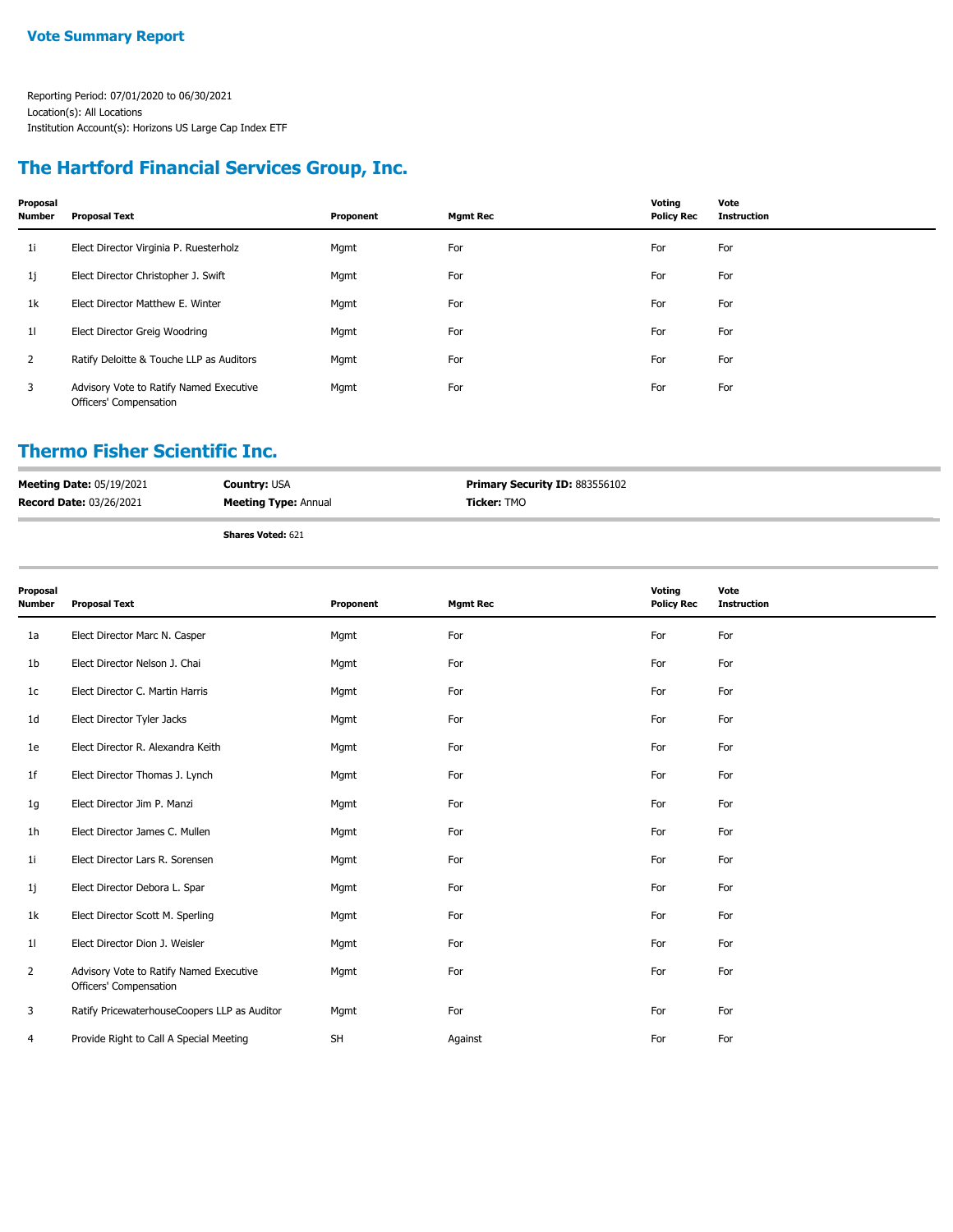**Vote Summary Report**

Reporting Period: 07/01/2020 to 06/30/2021
Location(s): All Locations
Institution Account(s): Horizons US Large Cap Index ETF

## The Hartford Financial Services Group, Inc.

| Proposal Number | Proposal Text | Proponent | Mgmt Rec | Voting Policy Rec | Vote Instruction |
|---|---|---|---|---|---|
| 1i | Elect Director Virginia P. Ruesterholz | Mgmt | For | For | For |
| 1j | Elect Director Christopher J. Swift | Mgmt | For | For | For |
| 1k | Elect Director Matthew E. Winter | Mgmt | For | For | For |
| 1l | Elect Director Greig Woodring | Mgmt | For | For | For |
| 2 | Ratify Deloitte & Touche LLP as Auditors | Mgmt | For | For | For |
| 3 | Advisory Vote to Ratify Named Executive Officers' Compensation | Mgmt | For | For | For |

## Thermo Fisher Scientific Inc.

**Meeting Date:** 05/19/2021 | **Country:** USA | **Primary Security ID:** 883556102
**Record Date:** 03/26/2021 | **Meeting Type:** Annual | **Ticker:** TMO

**Shares Voted:** 621

| Proposal Number | Proposal Text | Proponent | Mgmt Rec | Voting Policy Rec | Vote Instruction |
|---|---|---|---|---|---|
| 1a | Elect Director Marc N. Casper | Mgmt | For | For | For |
| 1b | Elect Director Nelson J. Chai | Mgmt | For | For | For |
| 1c | Elect Director C. Martin Harris | Mgmt | For | For | For |
| 1d | Elect Director Tyler Jacks | Mgmt | For | For | For |
| 1e | Elect Director R. Alexandra Keith | Mgmt | For | For | For |
| 1f | Elect Director Thomas J. Lynch | Mgmt | For | For | For |
| 1g | Elect Director Jim P. Manzi | Mgmt | For | For | For |
| 1h | Elect Director James C. Mullen | Mgmt | For | For | For |
| 1i | Elect Director Lars R. Sorensen | Mgmt | For | For | For |
| 1j | Elect Director Debora L. Spar | Mgmt | For | For | For |
| 1k | Elect Director Scott M. Sperling | Mgmt | For | For | For |
| 1l | Elect Director Dion J. Weisler | Mgmt | For | For | For |
| 2 | Advisory Vote to Ratify Named Executive Officers' Compensation | Mgmt | For | For | For |
| 3 | Ratify PricewaterhouseCoopers LLP as Auditor | Mgmt | For | For | For |
| 4 | Provide Right to Call A Special Meeting | SH | Against | For | For |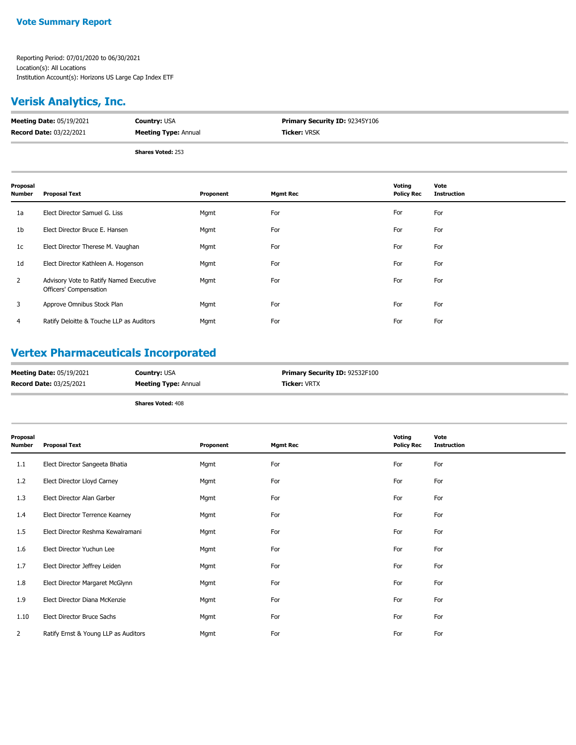**Vote Summary Report**

Reporting Period: 07/01/2020 to 06/30/2021
Location(s): All Locations
Institution Account(s): Horizons US Large Cap Index ETF

## Verisk Analytics, Inc.

**Meeting Date:** 05/19/2021 **Country:** USA **Primary Security ID:** 92345Y106
**Record Date:** 03/22/2021 **Meeting Type:** Annual **Ticker:** VRSK

**Shares Voted:** 253

| Proposal Number | Proposal Text | Proponent | Mgmt Rec | Voting Policy Rec | Vote Instruction |
|---|---|---|---|---|---|
| 1a | Elect Director Samuel G. Liss | Mgmt | For | For | For |
| 1b | Elect Director Bruce E. Hansen | Mgmt | For | For | For |
| 1c | Elect Director Therese M. Vaughan | Mgmt | For | For | For |
| 1d | Elect Director Kathleen A. Hogenson | Mgmt | For | For | For |
| 2 | Advisory Vote to Ratify Named Executive Officers' Compensation | Mgmt | For | For | For |
| 3 | Approve Omnibus Stock Plan | Mgmt | For | For | For |
| 4 | Ratify Deloitte & Touche LLP as Auditors | Mgmt | For | For | For |

## Vertex Pharmaceuticals Incorporated

**Meeting Date:** 05/19/2021 **Country:** USA **Primary Security ID:** 92532F100
**Record Date:** 03/25/2021 **Meeting Type:** Annual **Ticker:** VRTX

**Shares Voted:** 408

| Proposal Number | Proposal Text | Proponent | Mgmt Rec | Voting Policy Rec | Vote Instruction |
|---|---|---|---|---|---|
| 1.1 | Elect Director Sangeeta Bhatia | Mgmt | For | For | For |
| 1.2 | Elect Director Lloyd Carney | Mgmt | For | For | For |
| 1.3 | Elect Director Alan Garber | Mgmt | For | For | For |
| 1.4 | Elect Director Terrence Kearney | Mgmt | For | For | For |
| 1.5 | Elect Director Reshma Kewalramani | Mgmt | For | For | For |
| 1.6 | Elect Director Yuchun Lee | Mgmt | For | For | For |
| 1.7 | Elect Director Jeffrey Leiden | Mgmt | For | For | For |
| 1.8 | Elect Director Margaret McGlynn | Mgmt | For | For | For |
| 1.9 | Elect Director Diana McKenzie | Mgmt | For | For | For |
| 1.10 | Elect Director Bruce Sachs | Mgmt | For | For | For |
| 2 | Ratify Ernst & Young LLP as Auditors | Mgmt | For | For | For |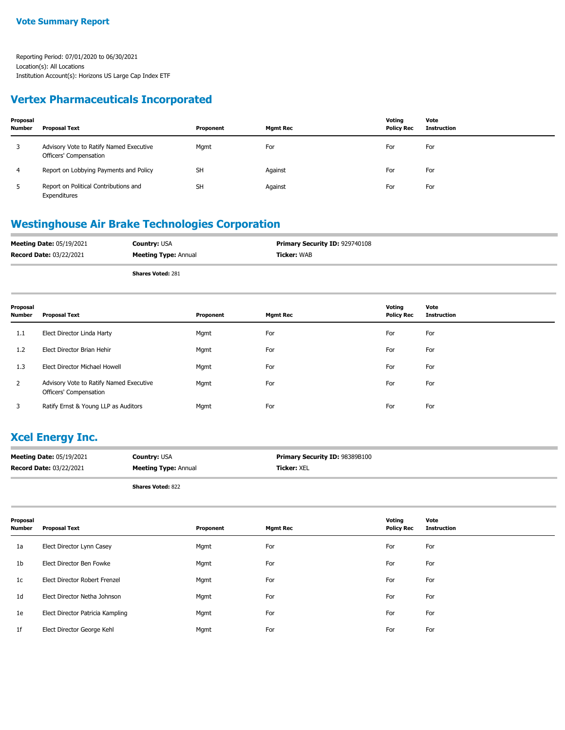## Vote Summary Report

Reporting Period: 07/01/2020 to 06/30/2021
Location(s): All Locations
Institution Account(s): Horizons US Large Cap Index ETF

## Vertex Pharmaceuticals Incorporated

| Proposal Number | Proposal Text | Proponent | Mgmt Rec | Voting Policy Rec | Vote Instruction |
|---|---|---|---|---|---|
| 3 | Advisory Vote to Ratify Named Executive Officers' Compensation | Mgmt | For | For | For |
| 4 | Report on Lobbying Payments and Policy | SH | Against | For | For |
| 5 | Report on Political Contributions and Expenditures | SH | Against | For | For |

## Westinghouse Air Brake Technologies Corporation

**Meeting Date:** 05/19/2021 **Country:** USA **Primary Security ID:** 929740108
**Record Date:** 03/22/2021 **Meeting Type:** Annual **Ticker:** WAB

**Shares Voted:** 281

| Proposal Number | Proposal Text | Proponent | Mgmt Rec | Voting Policy Rec | Vote Instruction |
|---|---|---|---|---|---|
| 1.1 | Elect Director Linda Harty | Mgmt | For | For | For |
| 1.2 | Elect Director Brian Hehir | Mgmt | For | For | For |
| 1.3 | Elect Director Michael Howell | Mgmt | For | For | For |
| 2 | Advisory Vote to Ratify Named Executive Officers' Compensation | Mgmt | For | For | For |
| 3 | Ratify Ernst & Young LLP as Auditors | Mgmt | For | For | For |

## Xcel Energy Inc.

**Meeting Date:** 05/19/2021 **Country:** USA **Primary Security ID:** 98389B100
**Record Date:** 03/22/2021 **Meeting Type:** Annual **Ticker:** XEL

**Shares Voted:** 822

| Proposal Number | Proposal Text | Proponent | Mgmt Rec | Voting Policy Rec | Vote Instruction |
|---|---|---|---|---|---|
| 1a | Elect Director Lynn Casey | Mgmt | For | For | For |
| 1b | Elect Director Ben Fowke | Mgmt | For | For | For |
| 1c | Elect Director Robert Frenzel | Mgmt | For | For | For |
| 1d | Elect Director Netha Johnson | Mgmt | For | For | For |
| 1e | Elect Director Patricia Kampling | Mgmt | For | For | For |
| 1f | Elect Director George Kehl | Mgmt | For | For | For |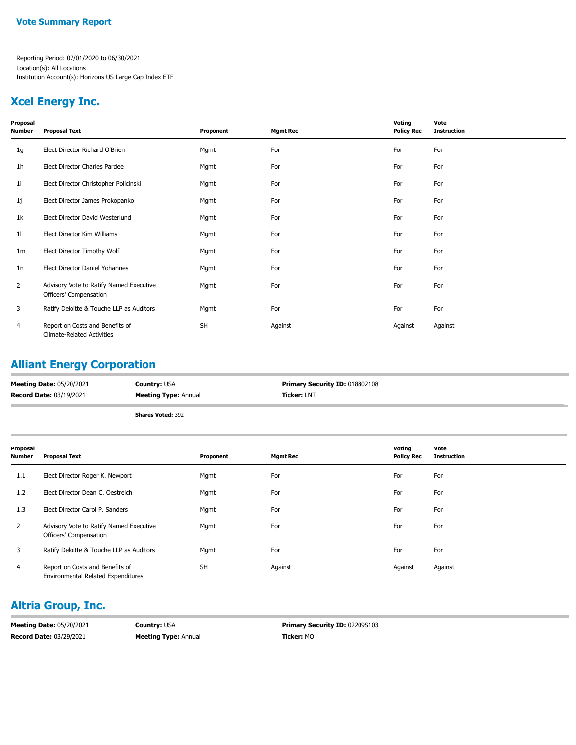**Vote Summary Report**

Reporting Period: 07/01/2020 to 06/30/2021
Location(s): All Locations
Institution Account(s): Horizons US Large Cap Index ETF

## Xcel Energy Inc.

| Proposal Number | Proposal Text | Proponent | Mgmt Rec | Voting Policy Rec | Vote Instruction |
|---|---|---|---|---|---|
| 1g | Elect Director Richard O'Brien | Mgmt | For | For | For |
| 1h | Elect Director Charles Pardee | Mgmt | For | For | For |
| 1i | Elect Director Christopher Policinski | Mgmt | For | For | For |
| 1j | Elect Director James Prokopanko | Mgmt | For | For | For |
| 1k | Elect Director David Westerlund | Mgmt | For | For | For |
| 1l | Elect Director Kim Williams | Mgmt | For | For | For |
| 1m | Elect Director Timothy Wolf | Mgmt | For | For | For |
| 1n | Elect Director Daniel Yohannes | Mgmt | For | For | For |
| 2 | Advisory Vote to Ratify Named Executive Officers' Compensation | Mgmt | For | For | For |
| 3 | Ratify Deloitte & Touche LLP as Auditors | Mgmt | For | For | For |
| 4 | Report on Costs and Benefits of Climate-Related Activities | SH | Against | Against | Against |

## Alliant Energy Corporation

**Meeting Date:** 05/20/2021 **Country:** USA **Primary Security ID:** 018802108
**Record Date:** 03/19/2021 **Meeting Type:** Annual **Ticker:** LNT

**Shares Voted:** 392

| Proposal Number | Proposal Text | Proponent | Mgmt Rec | Voting Policy Rec | Vote Instruction |
|---|---|---|---|---|---|
| 1.1 | Elect Director Roger K. Newport | Mgmt | For | For | For |
| 1.2 | Elect Director Dean C. Oestreich | Mgmt | For | For | For |
| 1.3 | Elect Director Carol P. Sanders | Mgmt | For | For | For |
| 2 | Advisory Vote to Ratify Named Executive Officers' Compensation | Mgmt | For | For | For |
| 3 | Ratify Deloitte & Touche LLP as Auditors | Mgmt | For | For | For |
| 4 | Report on Costs and Benefits of Environmental Related Expenditures | SH | Against | Against | Against |

## Altria Group, Inc.

**Meeting Date:** 05/20/2021 **Country:** USA **Primary Security ID:** 02209S103
**Record Date:** 03/29/2021 **Meeting Type:** Annual **Ticker:** MO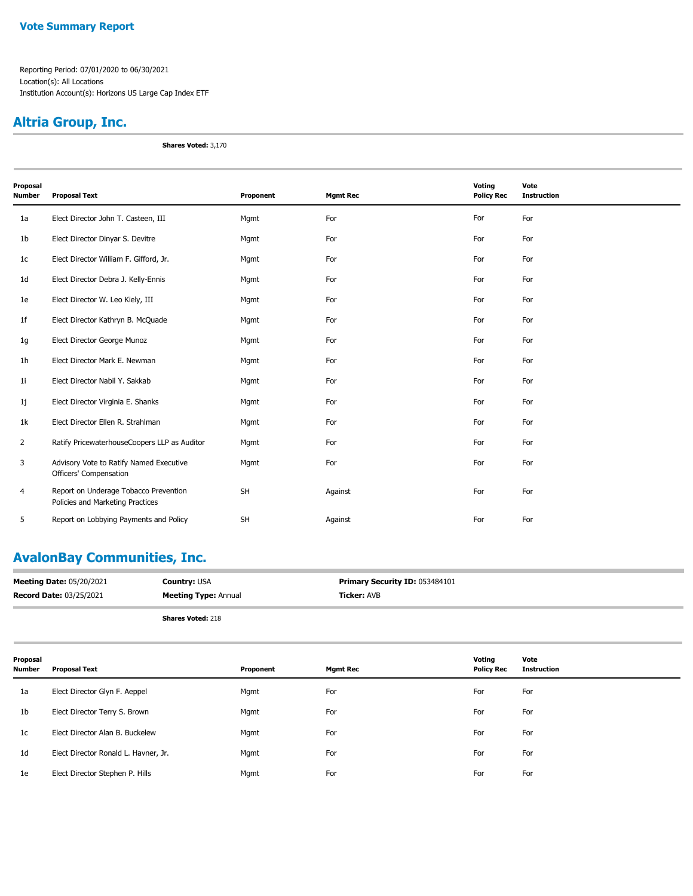## Vote Summary Report

Reporting Period: 07/01/2020 to 06/30/2021
Location(s): All Locations
Institution Account(s): Horizons US Large Cap Index ETF

## Altria Group, Inc.

**Shares Voted:** 3,170

| Proposal Number | Proposal Text | Proponent | Mgmt Rec | Voting Policy Rec | Vote Instruction |
|---|---|---|---|---|---|
| 1a | Elect Director John T. Casteen, III | Mgmt | For | For | For |
| 1b | Elect Director Dinyar S. Devitre | Mgmt | For | For | For |
| 1c | Elect Director William F. Gifford, Jr. | Mgmt | For | For | For |
| 1d | Elect Director Debra J. Kelly-Ennis | Mgmt | For | For | For |
| 1e | Elect Director W. Leo Kiely, III | Mgmt | For | For | For |
| 1f | Elect Director Kathryn B. McQuade | Mgmt | For | For | For |
| 1g | Elect Director George Munoz | Mgmt | For | For | For |
| 1h | Elect Director Mark E. Newman | Mgmt | For | For | For |
| 1i | Elect Director Nabil Y. Sakkab | Mgmt | For | For | For |
| 1j | Elect Director Virginia E. Shanks | Mgmt | For | For | For |
| 1k | Elect Director Ellen R. Strahlman | Mgmt | For | For | For |
| 2 | Ratify PricewaterhouseCoopers LLP as Auditor | Mgmt | For | For | For |
| 3 | Advisory Vote to Ratify Named Executive Officers' Compensation | Mgmt | For | For | For |
| 4 | Report on Underage Tobacco Prevention Policies and Marketing Practices | SH | Against | For | For |
| 5 | Report on Lobbying Payments and Policy | SH | Against | For | For |

## AvalonBay Communities, Inc.

**Meeting Date:** 05/20/2021 **Country:** USA **Primary Security ID:** 053484101
**Record Date:** 03/25/2021 **Meeting Type:** Annual **Ticker:** AVB

**Shares Voted:** 218

| Proposal Number | Proposal Text | Proponent | Mgmt Rec | Voting Policy Rec | Vote Instruction |
|---|---|---|---|---|---|
| 1a | Elect Director Glyn F. Aeppel | Mgmt | For | For | For |
| 1b | Elect Director Terry S. Brown | Mgmt | For | For | For |
| 1c | Elect Director Alan B. Buckelew | Mgmt | For | For | For |
| 1d | Elect Director Ronald L. Havner, Jr. | Mgmt | For | For | For |
| 1e | Elect Director Stephen P. Hills | Mgmt | For | For | For |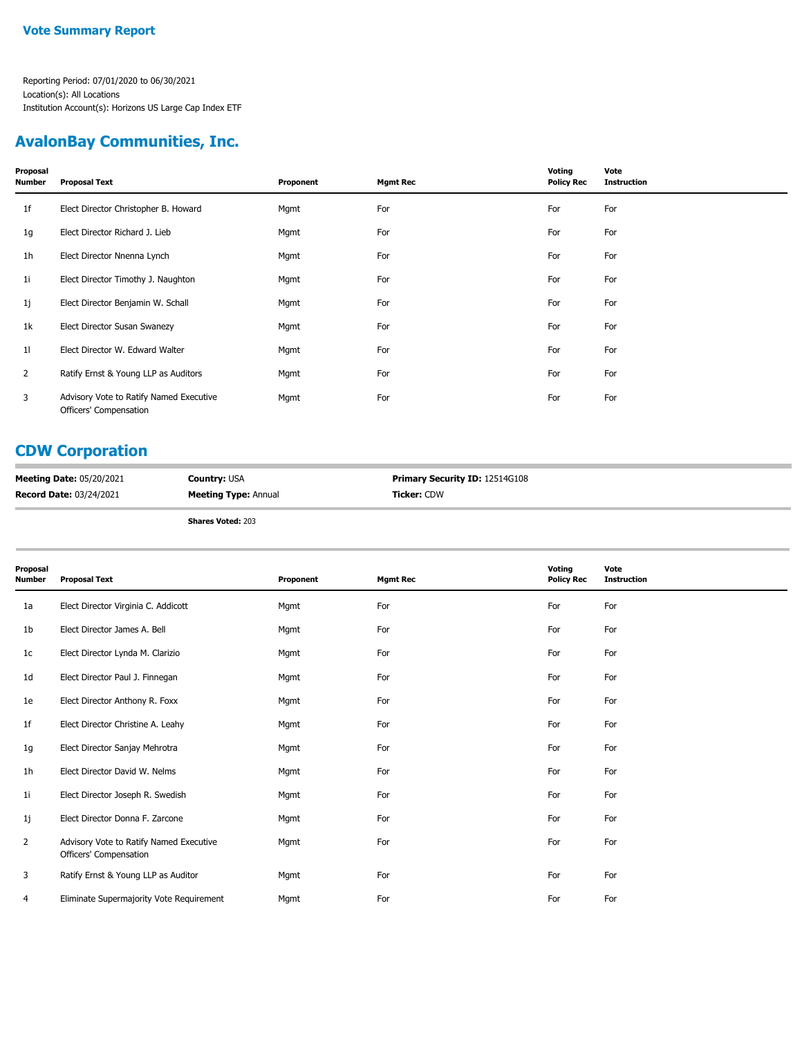# Vote Summary Report

Reporting Period: 07/01/2020 to 06/30/2021
Location(s): All Locations
Institution Account(s): Horizons US Large Cap Index ETF

## AvalonBay Communities, Inc.

| Proposal Number | Proposal Text | Proponent | Mgmt Rec | Voting Policy Rec | Vote Instruction |
|---|---|---|---|---|---|
| 1f | Elect Director Christopher B. Howard | Mgmt | For | For | For |
| 1g | Elect Director Richard J. Lieb | Mgmt | For | For | For |
| 1h | Elect Director Nnenna Lynch | Mgmt | For | For | For |
| 1i | Elect Director Timothy J. Naughton | Mgmt | For | For | For |
| 1j | Elect Director Benjamin W. Schall | Mgmt | For | For | For |
| 1k | Elect Director Susan Swanezy | Mgmt | For | For | For |
| 1l | Elect Director W. Edward Walter | Mgmt | For | For | For |
| 2 | Ratify Ernst & Young LLP as Auditors | Mgmt | For | For | For |
| 3 | Advisory Vote to Ratify Named Executive Officers' Compensation | Mgmt | For | For | For |

## CDW Corporation

**Meeting Date:** 05/20/2021 **Country:** USA **Primary Security ID:** 12514G108
**Record Date:** 03/24/2021 **Meeting Type:** Annual **Ticker:** CDW

**Shares Voted:** 203

| Proposal Number | Proposal Text | Proponent | Mgmt Rec | Voting Policy Rec | Vote Instruction |
|---|---|---|---|---|---|
| 1a | Elect Director Virginia C. Addicott | Mgmt | For | For | For |
| 1b | Elect Director James A. Bell | Mgmt | For | For | For |
| 1c | Elect Director Lynda M. Clarizio | Mgmt | For | For | For |
| 1d | Elect Director Paul J. Finnegan | Mgmt | For | For | For |
| 1e | Elect Director Anthony R. Foxx | Mgmt | For | For | For |
| 1f | Elect Director Christine A. Leahy | Mgmt | For | For | For |
| 1g | Elect Director Sanjay Mehrotra | Mgmt | For | For | For |
| 1h | Elect Director David W. Nelms | Mgmt | For | For | For |
| 1i | Elect Director Joseph R. Swedish | Mgmt | For | For | For |
| 1j | Elect Director Donna F. Zarcone | Mgmt | For | For | For |
| 2 | Advisory Vote to Ratify Named Executive Officers' Compensation | Mgmt | For | For | For |
| 3 | Ratify Ernst & Young LLP as Auditor | Mgmt | For | For | For |
| 4 | Eliminate Supermajority Vote Requirement | Mgmt | For | For | For |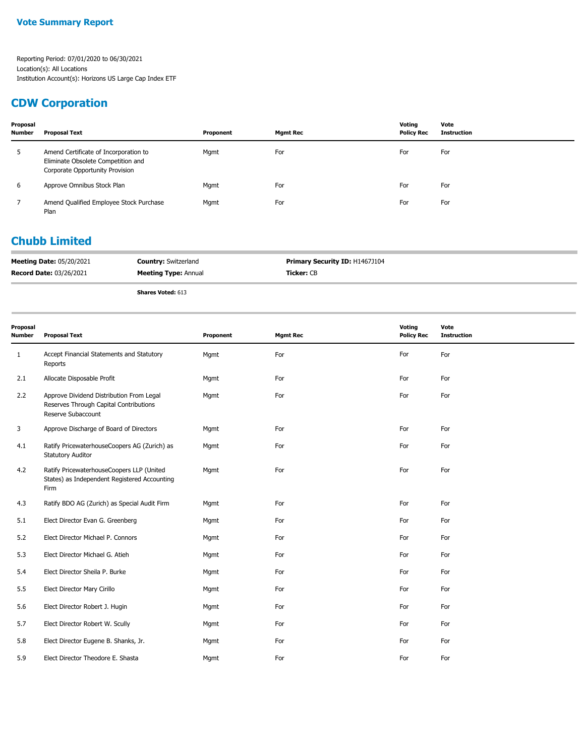Vote Summary Report

Reporting Period: 07/01/2020 to 06/30/2021
Location(s): All Locations
Institution Account(s): Horizons US Large Cap Index ETF

## CDW Corporation

| Proposal Number | Proposal Text | Proponent | Mgmt Rec | Voting Policy Rec | Vote Instruction |
|---|---|---|---|---|---|
| 5 | Amend Certificate of Incorporation to Eliminate Obsolete Competition and Corporate Opportunity Provision | Mgmt | For | For | For |
| 6 | Approve Omnibus Stock Plan | Mgmt | For | For | For |
| 7 | Amend Qualified Employee Stock Purchase Plan | Mgmt | For | For | For |

## Chubb Limited

**Meeting Date:** 05/20/2021 **Country:** Switzerland **Primary Security ID:** H1467J104
**Record Date:** 03/26/2021 **Meeting Type:** Annual **Ticker:** CB

**Shares Voted:** 613

| Proposal Number | Proposal Text | Proponent | Mgmt Rec | Voting Policy Rec | Vote Instruction |
|---|---|---|---|---|---|
| 1 | Accept Financial Statements and Statutory Reports | Mgmt | For | For | For |
| 2.1 | Allocate Disposable Profit | Mgmt | For | For | For |
| 2.2 | Approve Dividend Distribution From Legal Reserves Through Capital Contributions Reserve Subaccount | Mgmt | For | For | For |
| 3 | Approve Discharge of Board of Directors | Mgmt | For | For | For |
| 4.1 | Ratify PricewaterhouseCoopers AG (Zurich) as Statutory Auditor | Mgmt | For | For | For |
| 4.2 | Ratify PricewaterhouseCoopers LLP (United States) as Independent Registered Accounting Firm | Mgmt | For | For | For |
| 4.3 | Ratify BDO AG (Zurich) as Special Audit Firm | Mgmt | For | For | For |
| 5.1 | Elect Director Evan G. Greenberg | Mgmt | For | For | For |
| 5.2 | Elect Director Michael P. Connors | Mgmt | For | For | For |
| 5.3 | Elect Director Michael G. Atieh | Mgmt | For | For | For |
| 5.4 | Elect Director Sheila P. Burke | Mgmt | For | For | For |
| 5.5 | Elect Director Mary Cirillo | Mgmt | For | For | For |
| 5.6 | Elect Director Robert J. Hugin | Mgmt | For | For | For |
| 5.7 | Elect Director Robert W. Scully | Mgmt | For | For | For |
| 5.8 | Elect Director Eugene B. Shanks, Jr. | Mgmt | For | For | For |
| 5.9 | Elect Director Theodore E. Shasta | Mgmt | For | For | For |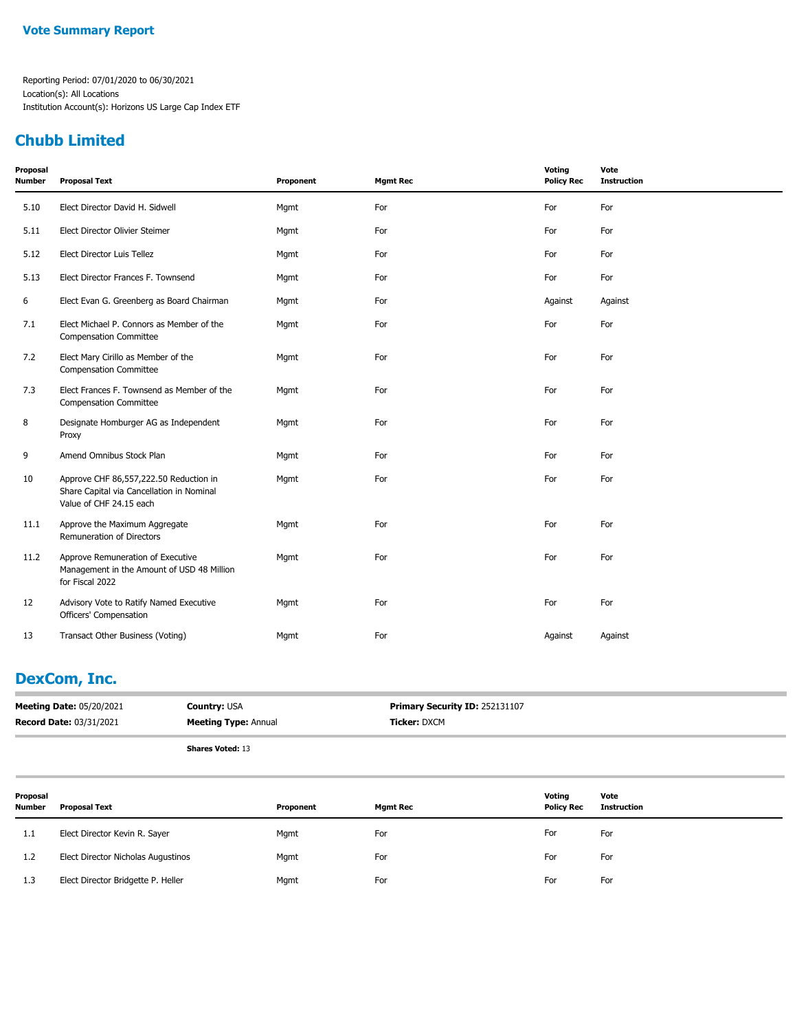**Vote Summary Report**

Reporting Period: 07/01/2020 to 06/30/2021
Location(s): All Locations
Institution Account(s): Horizons US Large Cap Index ETF

## Chubb Limited

| Proposal Number | Proposal Text | Proponent | Mgmt Rec | Voting Policy Rec | Vote Instruction |
|---|---|---|---|---|---|
| 5.10 | Elect Director David H. Sidwell | Mgmt | For | For | For |
| 5.11 | Elect Director Olivier Steimer | Mgmt | For | For | For |
| 5.12 | Elect Director Luis Tellez | Mgmt | For | For | For |
| 5.13 | Elect Director Frances F. Townsend | Mgmt | For | For | For |
| 6 | Elect Evan G. Greenberg as Board Chairman | Mgmt | For | Against | Against |
| 7.1 | Elect Michael P. Connors as Member of the Compensation Committee | Mgmt | For | For | For |
| 7.2 | Elect Mary Cirillo as Member of the Compensation Committee | Mgmt | For | For | For |
| 7.3 | Elect Frances F. Townsend as Member of the Compensation Committee | Mgmt | For | For | For |
| 8 | Designate Homburger AG as Independent Proxy | Mgmt | For | For | For |
| 9 | Amend Omnibus Stock Plan | Mgmt | For | For | For |
| 10 | Approve CHF 86,557,222.50 Reduction in Share Capital via Cancellation in Nominal Value of CHF 24.15 each | Mgmt | For | For | For |
| 11.1 | Approve the Maximum Aggregate Remuneration of Directors | Mgmt | For | For | For |
| 11.2 | Approve Remuneration of Executive Management in the Amount of USD 48 Million for Fiscal 2022 | Mgmt | For | For | For |
| 12 | Advisory Vote to Ratify Named Executive Officers' Compensation | Mgmt | For | For | For |
| 13 | Transact Other Business (Voting) | Mgmt | For | Against | Against |

## DexCom, Inc.

**Meeting Date:** 05/20/2021 **Country:** USA **Primary Security ID:** 252131107
**Record Date:** 03/31/2021 **Meeting Type:** Annual **Ticker:** DXCM

**Shares Voted:** 13

| Proposal Number | Proposal Text | Proponent | Mgmt Rec | Voting Policy Rec | Vote Instruction |
|---|---|---|---|---|---|
| 1.1 | Elect Director Kevin R. Sayer | Mgmt | For | For | For |
| 1.2 | Elect Director Nicholas Augustinos | Mgmt | For | For | For |
| 1.3 | Elect Director Bridgette P. Heller | Mgmt | For | For | For |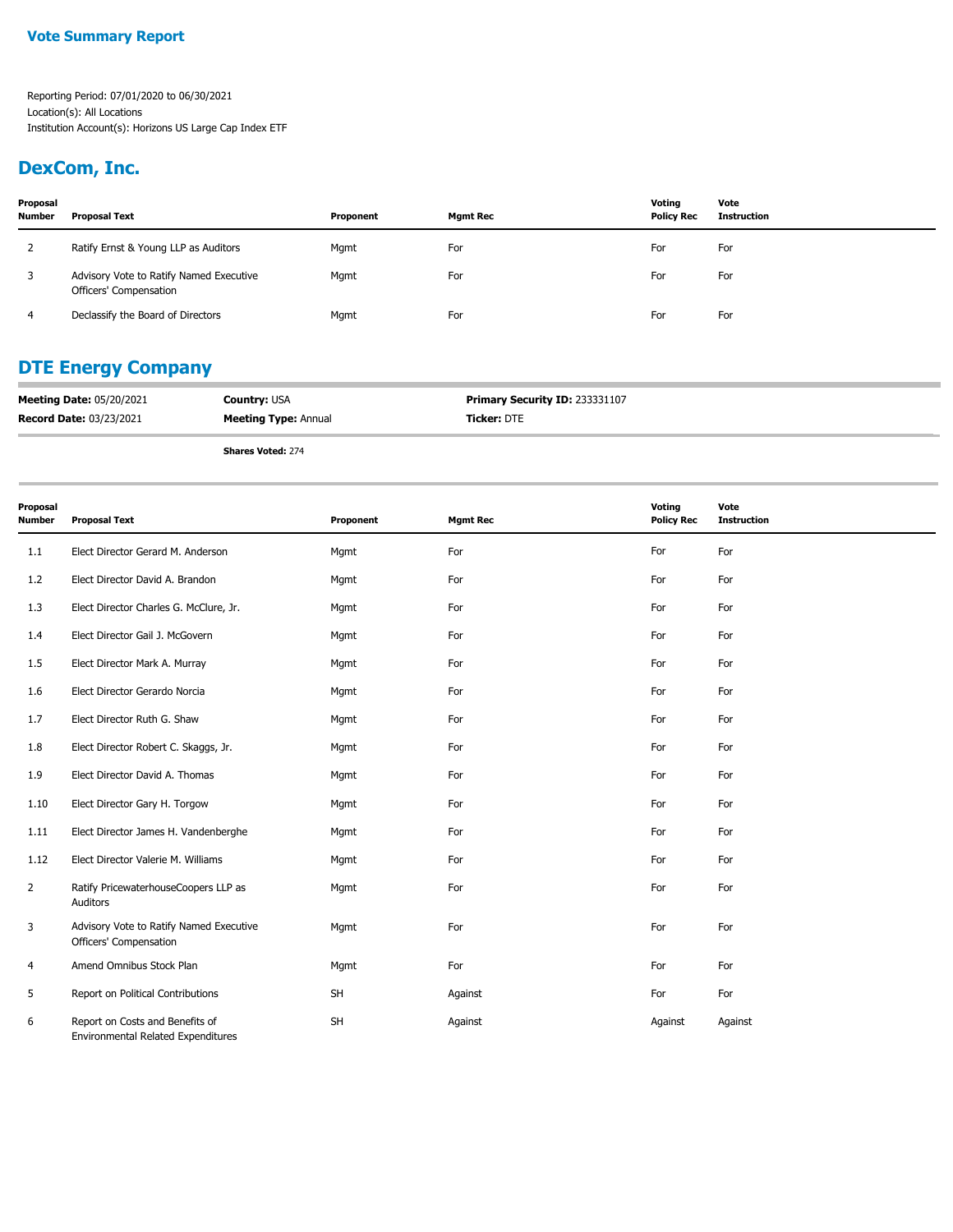**Vote Summary Report**

Reporting Period: 07/01/2020 to 06/30/2021
Location(s): All Locations
Institution Account(s): Horizons US Large Cap Index ETF

## DexCom, Inc.

| Proposal Number | Proposal Text | Proponent | Mgmt Rec | Voting Policy Rec | Vote Instruction |
|---|---|---|---|---|---|
| 2 | Ratify Ernst & Young LLP as Auditors | Mgmt | For | For | For |
| 3 | Advisory Vote to Ratify Named Executive Officers' Compensation | Mgmt | For | For | For |
| 4 | Declassify the Board of Directors | Mgmt | For | For | For |

## DTE Energy Company

**Meeting Date:** 05/20/2021 **Country:** USA **Primary Security ID:** 233331107
**Record Date:** 03/23/2021 **Meeting Type:** Annual **Ticker:** DTE

**Shares Voted:** 274

| Proposal Number | Proposal Text | Proponent | Mgmt Rec | Voting Policy Rec | Vote Instruction |
|---|---|---|---|---|---|
| 1.1 | Elect Director Gerard M. Anderson | Mgmt | For | For | For |
| 1.2 | Elect Director David A. Brandon | Mgmt | For | For | For |
| 1.3 | Elect Director Charles G. McClure, Jr. | Mgmt | For | For | For |
| 1.4 | Elect Director Gail J. McGovern | Mgmt | For | For | For |
| 1.5 | Elect Director Mark A. Murray | Mgmt | For | For | For |
| 1.6 | Elect Director Gerardo Norcia | Mgmt | For | For | For |
| 1.7 | Elect Director Ruth G. Shaw | Mgmt | For | For | For |
| 1.8 | Elect Director Robert C. Skaggs, Jr. | Mgmt | For | For | For |
| 1.9 | Elect Director David A. Thomas | Mgmt | For | For | For |
| 1.10 | Elect Director Gary H. Torgow | Mgmt | For | For | For |
| 1.11 | Elect Director James H. Vandenberghe | Mgmt | For | For | For |
| 1.12 | Elect Director Valerie M. Williams | Mgmt | For | For | For |
| 2 | Ratify PricewaterhouseCoopers LLP as Auditors | Mgmt | For | For | For |
| 3 | Advisory Vote to Ratify Named Executive Officers' Compensation | Mgmt | For | For | For |
| 4 | Amend Omnibus Stock Plan | Mgmt | For | For | For |
| 5 | Report on Political Contributions | SH | Against | For | For |
| 6 | Report on Costs and Benefits of Environmental Related Expenditures | SH | Against | Against | Against |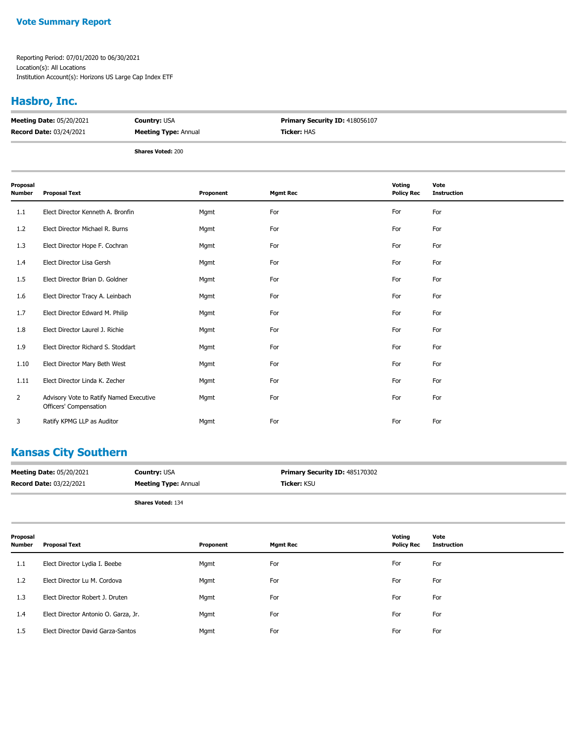**Vote Summary Report**

Reporting Period: 07/01/2020 to 06/30/2021
Location(s): All Locations
Institution Account(s): Horizons US Large Cap Index ETF

## Hasbro, Inc.

**Meeting Date:** 05/20/2021 **Country:** USA **Primary Security ID:** 418056107
**Record Date:** 03/24/2021 **Meeting Type:** Annual **Ticker:** HAS

**Shares Voted:** 200

| Proposal Number | Proposal Text | Proponent | Mgmt Rec | Voting Policy Rec | Vote Instruction |
|---|---|---|---|---|---|
| 1.1 | Elect Director Kenneth A. Bronfin | Mgmt | For | For | For |
| 1.2 | Elect Director Michael R. Burns | Mgmt | For | For | For |
| 1.3 | Elect Director Hope F. Cochran | Mgmt | For | For | For |
| 1.4 | Elect Director Lisa Gersh | Mgmt | For | For | For |
| 1.5 | Elect Director Brian D. Goldner | Mgmt | For | For | For |
| 1.6 | Elect Director Tracy A. Leinbach | Mgmt | For | For | For |
| 1.7 | Elect Director Edward M. Philip | Mgmt | For | For | For |
| 1.8 | Elect Director Laurel J. Richie | Mgmt | For | For | For |
| 1.9 | Elect Director Richard S. Stoddart | Mgmt | For | For | For |
| 1.10 | Elect Director Mary Beth West | Mgmt | For | For | For |
| 1.11 | Elect Director Linda K. Zecher | Mgmt | For | For | For |
| 2 | Advisory Vote to Ratify Named Executive Officers' Compensation | Mgmt | For | For | For |
| 3 | Ratify KPMG LLP as Auditor | Mgmt | For | For | For |

## Kansas City Southern

**Meeting Date:** 05/20/2021 **Country:** USA **Primary Security ID:** 485170302
**Record Date:** 03/22/2021 **Meeting Type:** Annual **Ticker:** KSU

**Shares Voted:** 134

| Proposal Number | Proposal Text | Proponent | Mgmt Rec | Voting Policy Rec | Vote Instruction |
|---|---|---|---|---|---|
| 1.1 | Elect Director Lydia I. Beebe | Mgmt | For | For | For |
| 1.2 | Elect Director Lu M. Cordova | Mgmt | For | For | For |
| 1.3 | Elect Director Robert J. Druten | Mgmt | For | For | For |
| 1.4 | Elect Director Antonio O. Garza, Jr. | Mgmt | For | For | For |
| 1.5 | Elect Director David Garza-Santos | Mgmt | For | For | For |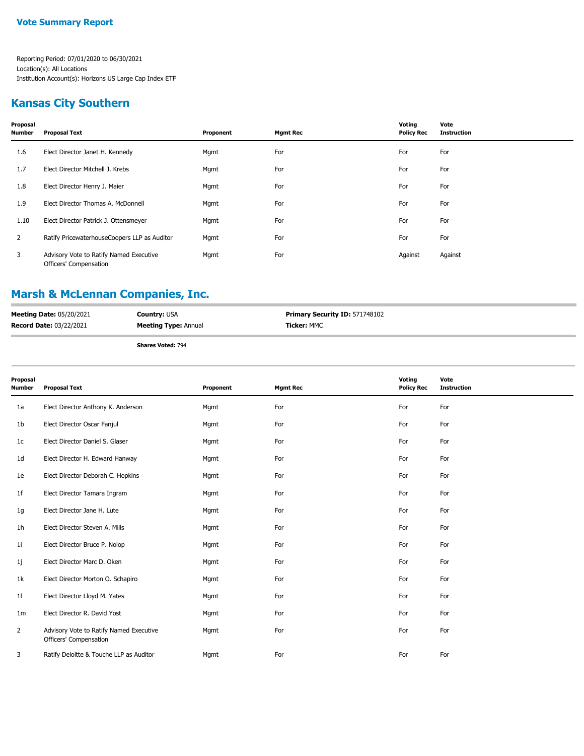**Vote Summary Report**

Reporting Period: 07/01/2020 to 06/30/2021
Location(s): All Locations
Institution Account(s): Horizons US Large Cap Index ETF

## Kansas City Southern

| Proposal Number | Proposal Text | Proponent | Mgmt Rec | Voting Policy Rec | Vote Instruction |
|---|---|---|---|---|---|
| 1.6 | Elect Director Janet H. Kennedy | Mgmt | For | For | For |
| 1.7 | Elect Director Mitchell J. Krebs | Mgmt | For | For | For |
| 1.8 | Elect Director Henry J. Maier | Mgmt | For | For | For |
| 1.9 | Elect Director Thomas A. McDonnell | Mgmt | For | For | For |
| 1.10 | Elect Director Patrick J. Ottensmeyer | Mgmt | For | For | For |
| 2 | Ratify PricewaterhouseCoopers LLP as Auditor | Mgmt | For | For | For |
| 3 | Advisory Vote to Ratify Named Executive Officers' Compensation | Mgmt | For | Against | Against |

## Marsh & McLennan Companies, Inc.

**Meeting Date:** 05/20/2021 **Country:** USA **Primary Security ID:** 571748102
**Record Date:** 03/22/2021 **Meeting Type:** Annual **Ticker:** MMC

**Shares Voted:** 794

| Proposal Number | Proposal Text | Proponent | Mgmt Rec | Voting Policy Rec | Vote Instruction |
|---|---|---|---|---|---|
| 1a | Elect Director Anthony K. Anderson | Mgmt | For | For | For |
| 1b | Elect Director Oscar Fanjul | Mgmt | For | For | For |
| 1c | Elect Director Daniel S. Glaser | Mgmt | For | For | For |
| 1d | Elect Director H. Edward Hanway | Mgmt | For | For | For |
| 1e | Elect Director Deborah C. Hopkins | Mgmt | For | For | For |
| 1f | Elect Director Tamara Ingram | Mgmt | For | For | For |
| 1g | Elect Director Jane H. Lute | Mgmt | For | For | For |
| 1h | Elect Director Steven A. Mills | Mgmt | For | For | For |
| 1i | Elect Director Bruce P. Nolop | Mgmt | For | For | For |
| 1j | Elect Director Marc D. Oken | Mgmt | For | For | For |
| 1k | Elect Director Morton O. Schapiro | Mgmt | For | For | For |
| 1l | Elect Director Lloyd M. Yates | Mgmt | For | For | For |
| 1m | Elect Director R. David Yost | Mgmt | For | For | For |
| 2 | Advisory Vote to Ratify Named Executive Officers' Compensation | Mgmt | For | For | For |
| 3 | Ratify Deloitte & Touche LLP as Auditor | Mgmt | For | For | For |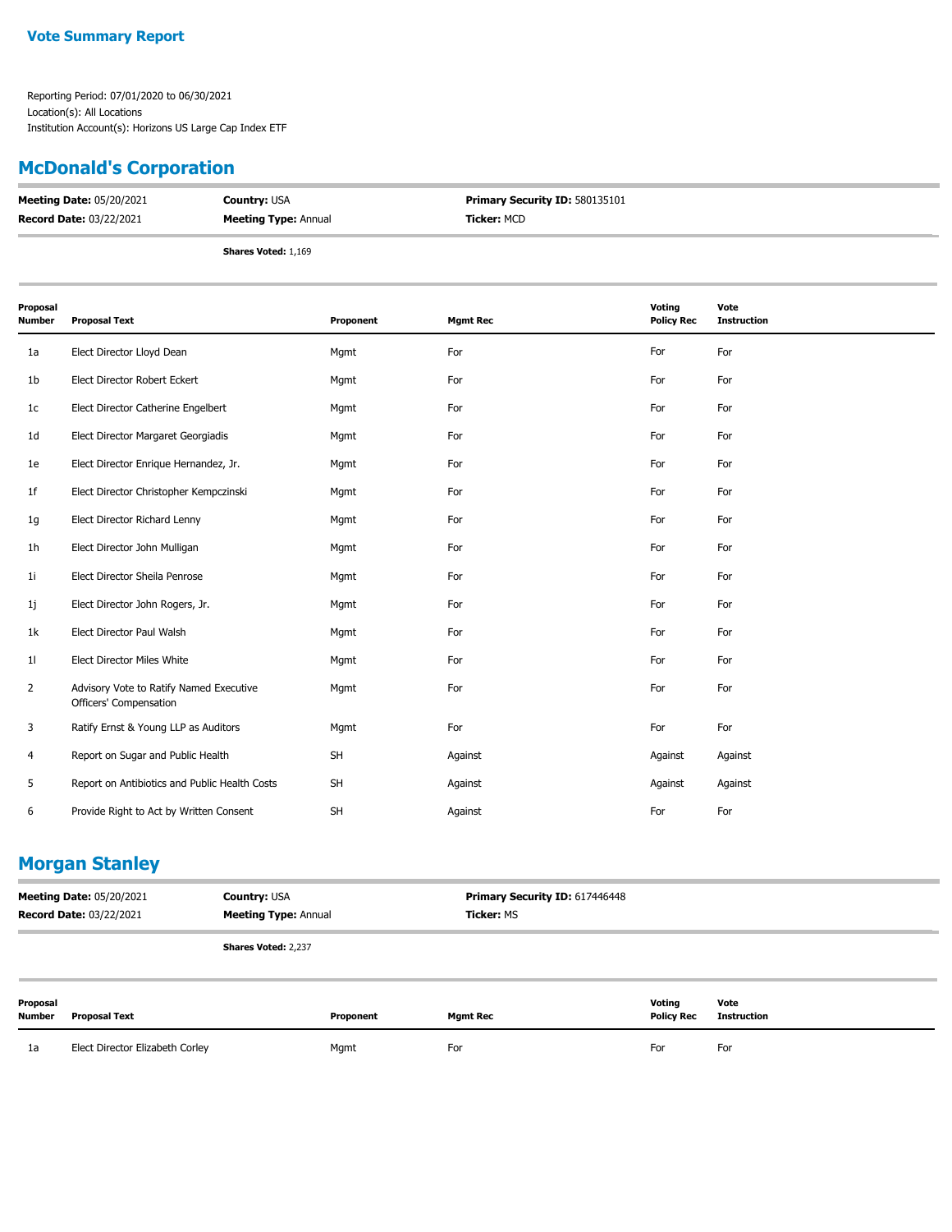**Vote Summary Report**

Reporting Period: 07/01/2020 to 06/30/2021
Location(s): All Locations
Institution Account(s): Horizons US Large Cap Index ETF

## McDonald's Corporation

**Meeting Date:** 05/20/2021 **Country:** USA **Primary Security ID:** 580135101
**Record Date:** 03/22/2021 **Meeting Type:** Annual **Ticker:** MCD

**Shares Voted:** 1,169

| Proposal Number | Proposal Text | Proponent | Mgmt Rec | Voting Policy Rec | Vote Instruction |
|---|---|---|---|---|---|
| 1a | Elect Director Lloyd Dean | Mgmt | For | For | For |
| 1b | Elect Director Robert Eckert | Mgmt | For | For | For |
| 1c | Elect Director Catherine Engelbert | Mgmt | For | For | For |
| 1d | Elect Director Margaret Georgiadis | Mgmt | For | For | For |
| 1e | Elect Director Enrique Hernandez, Jr. | Mgmt | For | For | For |
| 1f | Elect Director Christopher Kempczinski | Mgmt | For | For | For |
| 1g | Elect Director Richard Lenny | Mgmt | For | For | For |
| 1h | Elect Director John Mulligan | Mgmt | For | For | For |
| 1i | Elect Director Sheila Penrose | Mgmt | For | For | For |
| 1j | Elect Director John Rogers, Jr. | Mgmt | For | For | For |
| 1k | Elect Director Paul Walsh | Mgmt | For | For | For |
| 1l | Elect Director Miles White | Mgmt | For | For | For |
| 2 | Advisory Vote to Ratify Named Executive Officers' Compensation | Mgmt | For | For | For |
| 3 | Ratify Ernst & Young LLP as Auditors | Mgmt | For | For | For |
| 4 | Report on Sugar and Public Health | SH | Against | Against | Against |
| 5 | Report on Antibiotics and Public Health Costs | SH | Against | Against | Against |
| 6 | Provide Right to Act by Written Consent | SH | Against | For | For |

## Morgan Stanley

**Meeting Date:** 05/20/2021 **Country:** USA **Primary Security ID:** 617446448
**Record Date:** 03/22/2021 **Meeting Type:** Annual **Ticker:** MS

**Shares Voted:** 2,237

| Proposal Number | Proposal Text | Proponent | Mgmt Rec | Voting Policy Rec | Vote Instruction |
|---|---|---|---|---|---|
| 1a | Elect Director Elizabeth Corley | Mgmt | For | For | For |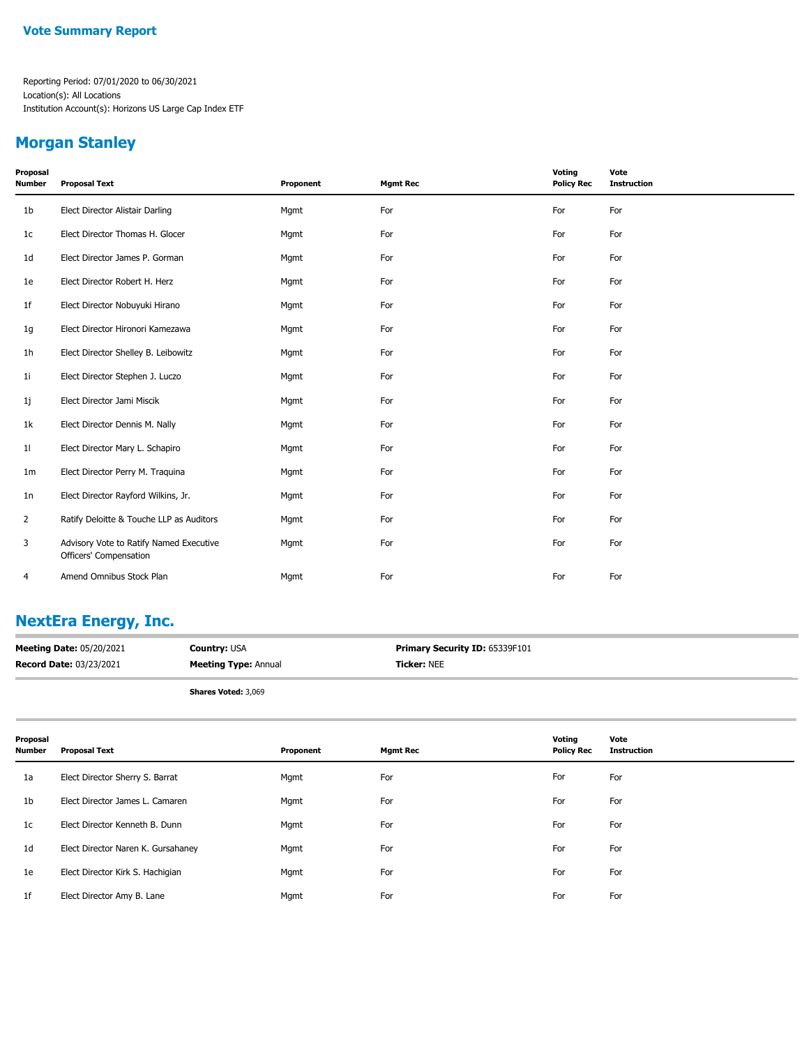## Vote Summary Report

Reporting Period: 07/01/2020 to 06/30/2021
Location(s): All Locations
Institution Account(s): Horizons US Large Cap Index ETF

## Morgan Stanley

| Proposal Number | Proposal Text | Proponent | Mgmt Rec | Voting Policy Rec | Vote Instruction |
|---|---|---|---|---|---|
| 1b | Elect Director Alistair Darling | Mgmt | For | For | For |
| 1c | Elect Director Thomas H. Glocer | Mgmt | For | For | For |
| 1d | Elect Director James P. Gorman | Mgmt | For | For | For |
| 1e | Elect Director Robert H. Herz | Mgmt | For | For | For |
| 1f | Elect Director Nobuyuki Hirano | Mgmt | For | For | For |
| 1g | Elect Director Hironori Kamezawa | Mgmt | For | For | For |
| 1h | Elect Director Shelley B. Leibowitz | Mgmt | For | For | For |
| 1i | Elect Director Stephen J. Luczo | Mgmt | For | For | For |
| 1j | Elect Director Jami Miscik | Mgmt | For | For | For |
| 1k | Elect Director Dennis M. Nally | Mgmt | For | For | For |
| 1l | Elect Director Mary L. Schapiro | Mgmt | For | For | For |
| 1m | Elect Director Perry M. Traquina | Mgmt | For | For | For |
| 1n | Elect Director Rayford Wilkins, Jr. | Mgmt | For | For | For |
| 2 | Ratify Deloitte & Touche LLP as Auditors | Mgmt | For | For | For |
| 3 | Advisory Vote to Ratify Named Executive Officers' Compensation | Mgmt | For | For | For |
| 4 | Amend Omnibus Stock Plan | Mgmt | For | For | For |

## NextEra Energy, Inc.

**Meeting Date:** 05/20/2021 | **Country:** USA | **Primary Security ID:** 65339F101
**Record Date:** 03/23/2021 | **Meeting Type:** Annual | **Ticker:** NEE

**Shares Voted:** 3,069

| Proposal Number | Proposal Text | Proponent | Mgmt Rec | Voting Policy Rec | Vote Instruction |
|---|---|---|---|---|---|
| 1a | Elect Director Sherry S. Barrat | Mgmt | For | For | For |
| 1b | Elect Director James L. Camaren | Mgmt | For | For | For |
| 1c | Elect Director Kenneth B. Dunn | Mgmt | For | For | For |
| 1d | Elect Director Naren K. Gursahaney | Mgmt | For | For | For |
| 1e | Elect Director Kirk S. Hachigian | Mgmt | For | For | For |
| 1f | Elect Director Amy B. Lane | Mgmt | For | For | For |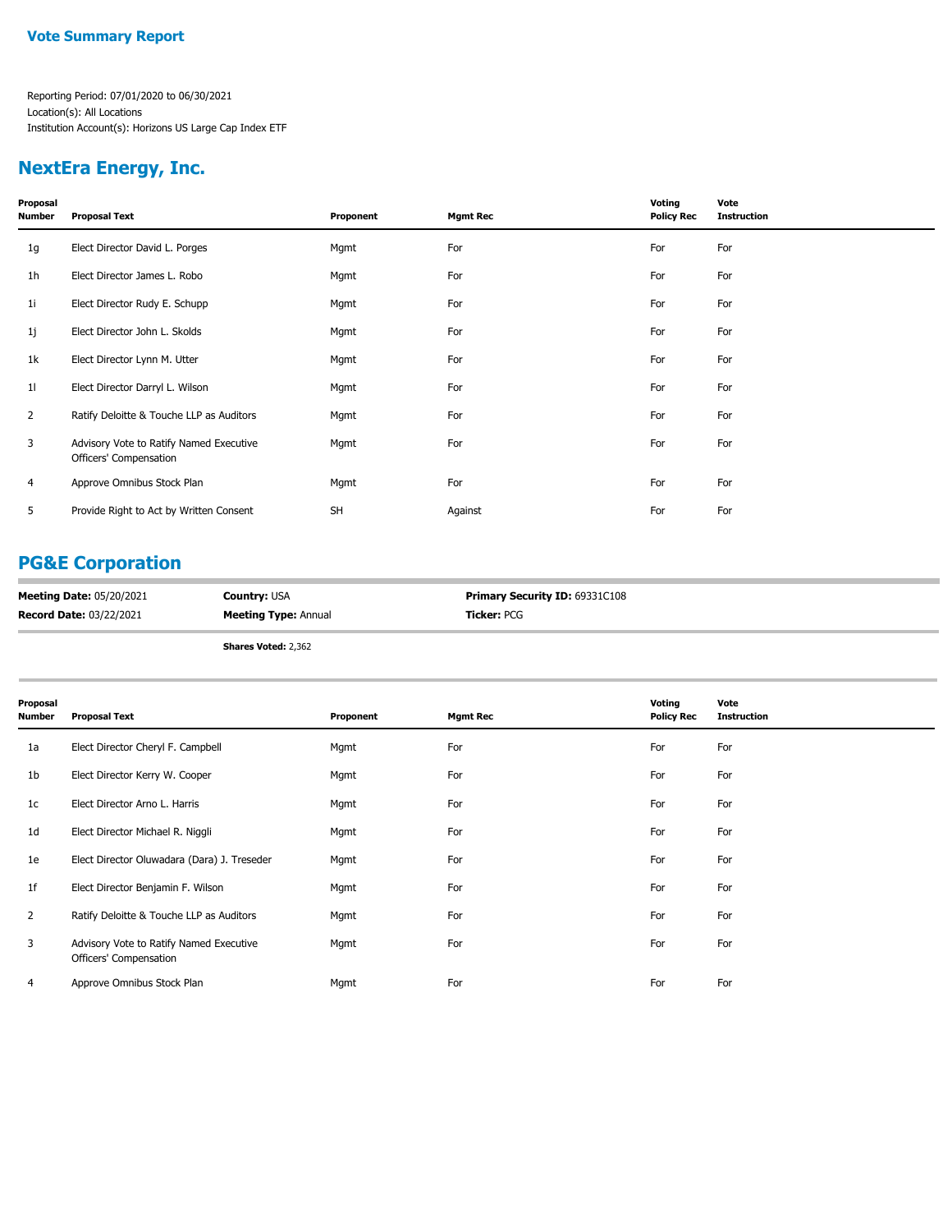# Vote Summary Report

Reporting Period: 07/01/2020 to 06/30/2021
Location(s): All Locations
Institution Account(s): Horizons US Large Cap Index ETF

## NextEra Energy, Inc.

| Proposal Number | Proposal Text | Proponent | Mgmt Rec | Voting Policy Rec | Vote Instruction |
|---|---|---|---|---|---|
| 1g | Elect Director David L. Porges | Mgmt | For | For | For |
| 1h | Elect Director James L. Robo | Mgmt | For | For | For |
| 1i | Elect Director Rudy E. Schupp | Mgmt | For | For | For |
| 1j | Elect Director John L. Skolds | Mgmt | For | For | For |
| 1k | Elect Director Lynn M. Utter | Mgmt | For | For | For |
| 1l | Elect Director Darryl L. Wilson | Mgmt | For | For | For |
| 2 | Ratify Deloitte & Touche LLP as Auditors | Mgmt | For | For | For |
| 3 | Advisory Vote to Ratify Named Executive Officers' Compensation | Mgmt | For | For | For |
| 4 | Approve Omnibus Stock Plan | Mgmt | For | For | For |
| 5 | Provide Right to Act by Written Consent | SH | Against | For | For |

## PG&E Corporation

**Meeting Date:** 05/20/2021 **Country:** USA **Primary Security ID:** 69331C108
**Record Date:** 03/22/2021 **Meeting Type:** Annual **Ticker:** PCG

**Shares Voted:** 2,362

| Proposal Number | Proposal Text | Proponent | Mgmt Rec | Voting Policy Rec | Vote Instruction |
|---|---|---|---|---|---|
| 1a | Elect Director Cheryl F. Campbell | Mgmt | For | For | For |
| 1b | Elect Director Kerry W. Cooper | Mgmt | For | For | For |
| 1c | Elect Director Arno L. Harris | Mgmt | For | For | For |
| 1d | Elect Director Michael R. Niggli | Mgmt | For | For | For |
| 1e | Elect Director Oluwadara (Dara) J. Treseder | Mgmt | For | For | For |
| 1f | Elect Director Benjamin F. Wilson | Mgmt | For | For | For |
| 2 | Ratify Deloitte & Touche LLP as Auditors | Mgmt | For | For | For |
| 3 | Advisory Vote to Ratify Named Executive Officers' Compensation | Mgmt | For | For | For |
| 4 | Approve Omnibus Stock Plan | Mgmt | For | For | For |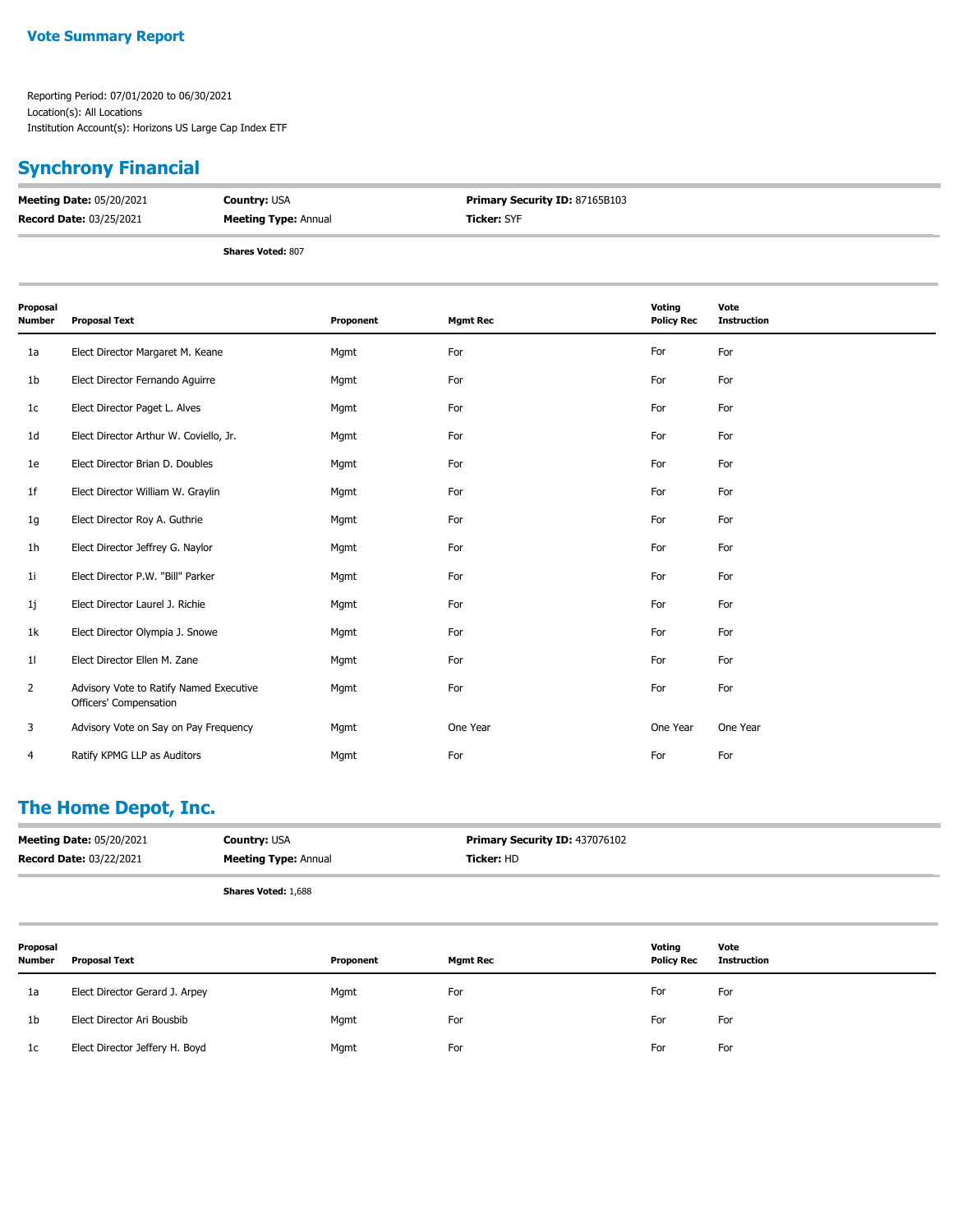**Vote Summary Report**

Reporting Period: 07/01/2020 to 06/30/2021
Location(s): All Locations
Institution Account(s): Horizons US Large Cap Index ETF

## Synchrony Financial

**Meeting Date:** 05/20/2021
**Record Date:** 03/25/2021
**Country:** USA
**Meeting Type:** Annual
**Primary Security ID:** 87165B103
**Ticker:** SYF

**Shares Voted:** 807

| Proposal Number | Proposal Text | Proponent | Mgmt Rec | Voting Policy Rec | Vote Instruction |
|---|---|---|---|---|---|
| 1a | Elect Director Margaret M. Keane | Mgmt | For | For | For |
| 1b | Elect Director Fernando Aguirre | Mgmt | For | For | For |
| 1c | Elect Director Paget L. Alves | Mgmt | For | For | For |
| 1d | Elect Director Arthur W. Coviello, Jr. | Mgmt | For | For | For |
| 1e | Elect Director Brian D. Doubles | Mgmt | For | For | For |
| 1f | Elect Director William W. Graylin | Mgmt | For | For | For |
| 1g | Elect Director Roy A. Guthrie | Mgmt | For | For | For |
| 1h | Elect Director Jeffrey G. Naylor | Mgmt | For | For | For |
| 1i | Elect Director P.W. "Bill" Parker | Mgmt | For | For | For |
| 1j | Elect Director Laurel J. Richie | Mgmt | For | For | For |
| 1k | Elect Director Olympia J. Snowe | Mgmt | For | For | For |
| 1l | Elect Director Ellen M. Zane | Mgmt | For | For | For |
| 2 | Advisory Vote to Ratify Named Executive Officers' Compensation | Mgmt | For | For | For |
| 3 | Advisory Vote on Say on Pay Frequency | Mgmt | One Year | One Year | One Year |
| 4 | Ratify KPMG LLP as Auditors | Mgmt | For | For | For |

## The Home Depot, Inc.

**Meeting Date:** 05/20/2021
**Record Date:** 03/22/2021
**Country:** USA
**Meeting Type:** Annual
**Primary Security ID:** 437076102
**Ticker:** HD

**Shares Voted:** 1,688

| Proposal Number | Proposal Text | Proponent | Mgmt Rec | Voting Policy Rec | Vote Instruction |
|---|---|---|---|---|---|
| 1a | Elect Director Gerard J. Arpey | Mgmt | For | For | For |
| 1b | Elect Director Ari Bousbib | Mgmt | For | For | For |
| 1c | Elect Director Jeffery H. Boyd | Mgmt | For | For | For |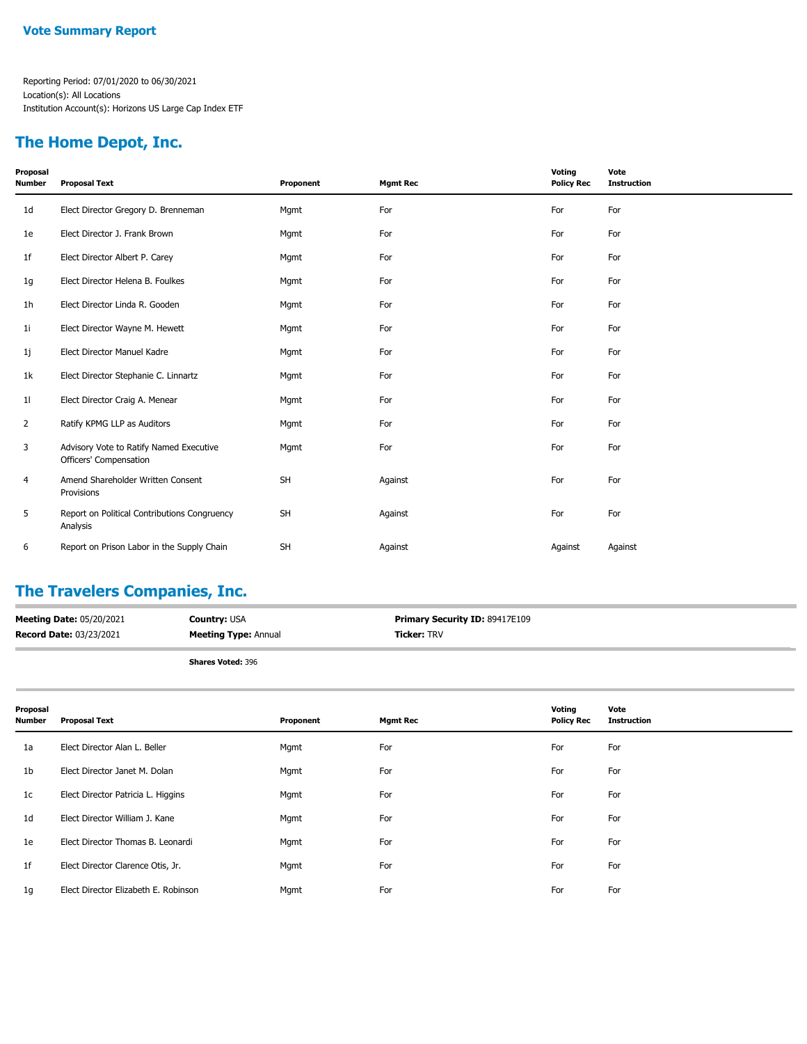## Vote Summary Report

Reporting Period: 07/01/2020 to 06/30/2021
Location(s): All Locations
Institution Account(s): Horizons US Large Cap Index ETF

## The Home Depot, Inc.

| Proposal Number | Proposal Text | Proponent | Mgmt Rec | Voting Policy Rec | Vote Instruction |
|---|---|---|---|---|---|
| 1d | Elect Director Gregory D. Brenneman | Mgmt | For | For | For |
| 1e | Elect Director J. Frank Brown | Mgmt | For | For | For |
| 1f | Elect Director Albert P. Carey | Mgmt | For | For | For |
| 1g | Elect Director Helena B. Foulkes | Mgmt | For | For | For |
| 1h | Elect Director Linda R. Gooden | Mgmt | For | For | For |
| 1i | Elect Director Wayne M. Hewett | Mgmt | For | For | For |
| 1j | Elect Director Manuel Kadre | Mgmt | For | For | For |
| 1k | Elect Director Stephanie C. Linnartz | Mgmt | For | For | For |
| 1l | Elect Director Craig A. Menear | Mgmt | For | For | For |
| 2 | Ratify KPMG LLP as Auditors | Mgmt | For | For | For |
| 3 | Advisory Vote to Ratify Named Executive Officers' Compensation | Mgmt | For | For | For |
| 4 | Amend Shareholder Written Consent Provisions | SH | Against | For | For |
| 5 | Report on Political Contributions Congruency Analysis | SH | Against | For | For |
| 6 | Report on Prison Labor in the Supply Chain | SH | Against | Against | Against |

## The Travelers Companies, Inc.

**Meeting Date:** 05/20/2021 **Country:** USA **Primary Security ID:** 89417E109
**Record Date:** 03/23/2021 **Meeting Type:** Annual **Ticker:** TRV

**Shares Voted:** 396

| Proposal Number | Proposal Text | Proponent | Mgmt Rec | Voting Policy Rec | Vote Instruction |
|---|---|---|---|---|---|
| 1a | Elect Director Alan L. Beller | Mgmt | For | For | For |
| 1b | Elect Director Janet M. Dolan | Mgmt | For | For | For |
| 1c | Elect Director Patricia L. Higgins | Mgmt | For | For | For |
| 1d | Elect Director William J. Kane | Mgmt | For | For | For |
| 1e | Elect Director Thomas B. Leonardi | Mgmt | For | For | For |
| 1f | Elect Director Clarence Otis, Jr. | Mgmt | For | For | For |
| 1g | Elect Director Elizabeth E. Robinson | Mgmt | For | For | For |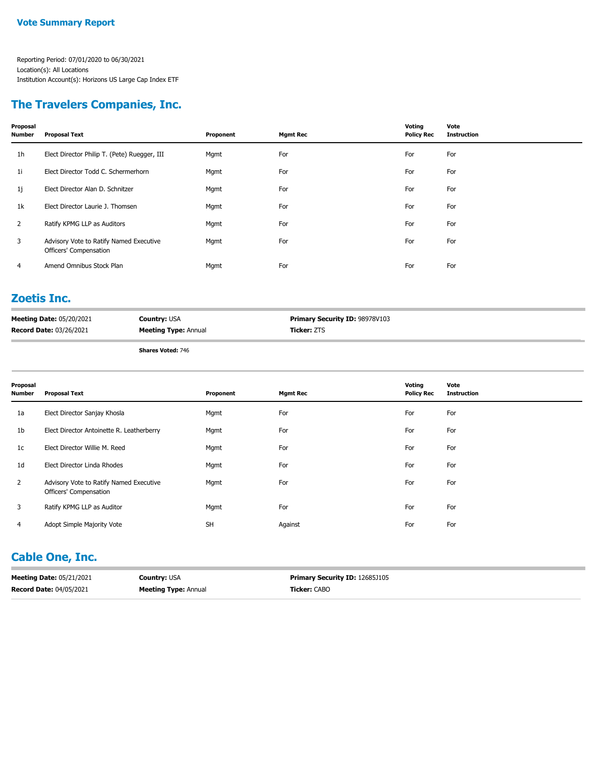**Vote Summary Report**

Reporting Period: 07/01/2020 to 06/30/2021
Location(s): All Locations
Institution Account(s): Horizons US Large Cap Index ETF

## The Travelers Companies, Inc.

| Proposal Number | Proposal Text | Proponent | Mgmt Rec | Voting Policy Rec | Vote Instruction |
|---|---|---|---|---|---|
| 1h | Elect Director Philip T. (Pete) Ruegger, III | Mgmt | For | For | For |
| 1i | Elect Director Todd C. Schermerhorn | Mgmt | For | For | For |
| 1j | Elect Director Alan D. Schnitzer | Mgmt | For | For | For |
| 1k | Elect Director Laurie J. Thomsen | Mgmt | For | For | For |
| 2 | Ratify KPMG LLP as Auditors | Mgmt | For | For | For |
| 3 | Advisory Vote to Ratify Named Executive Officers' Compensation | Mgmt | For | For | For |
| 4 | Amend Omnibus Stock Plan | Mgmt | For | For | For |

## Zoetis Inc.

**Meeting Date:** 05/20/2021 **Country:** USA **Primary Security ID:** 98978V103
**Record Date:** 03/26/2021 **Meeting Type:** Annual **Ticker:** ZTS

**Shares Voted:** 746

| Proposal Number | Proposal Text | Proponent | Mgmt Rec | Voting Policy Rec | Vote Instruction |
|---|---|---|---|---|---|
| 1a | Elect Director Sanjay Khosla | Mgmt | For | For | For |
| 1b | Elect Director Antoinette R. Leatherberry | Mgmt | For | For | For |
| 1c | Elect Director Willie M. Reed | Mgmt | For | For | For |
| 1d | Elect Director Linda Rhodes | Mgmt | For | For | For |
| 2 | Advisory Vote to Ratify Named Executive Officers' Compensation | Mgmt | For | For | For |
| 3 | Ratify KPMG LLP as Auditor | Mgmt | For | For | For |
| 4 | Adopt Simple Majority Vote | SH | Against | For | For |

## Cable One, Inc.

**Meeting Date:** 05/21/2021 **Country:** USA **Primary Security ID:** 12685J105
**Record Date:** 04/05/2021 **Meeting Type:** Annual **Ticker:** CABO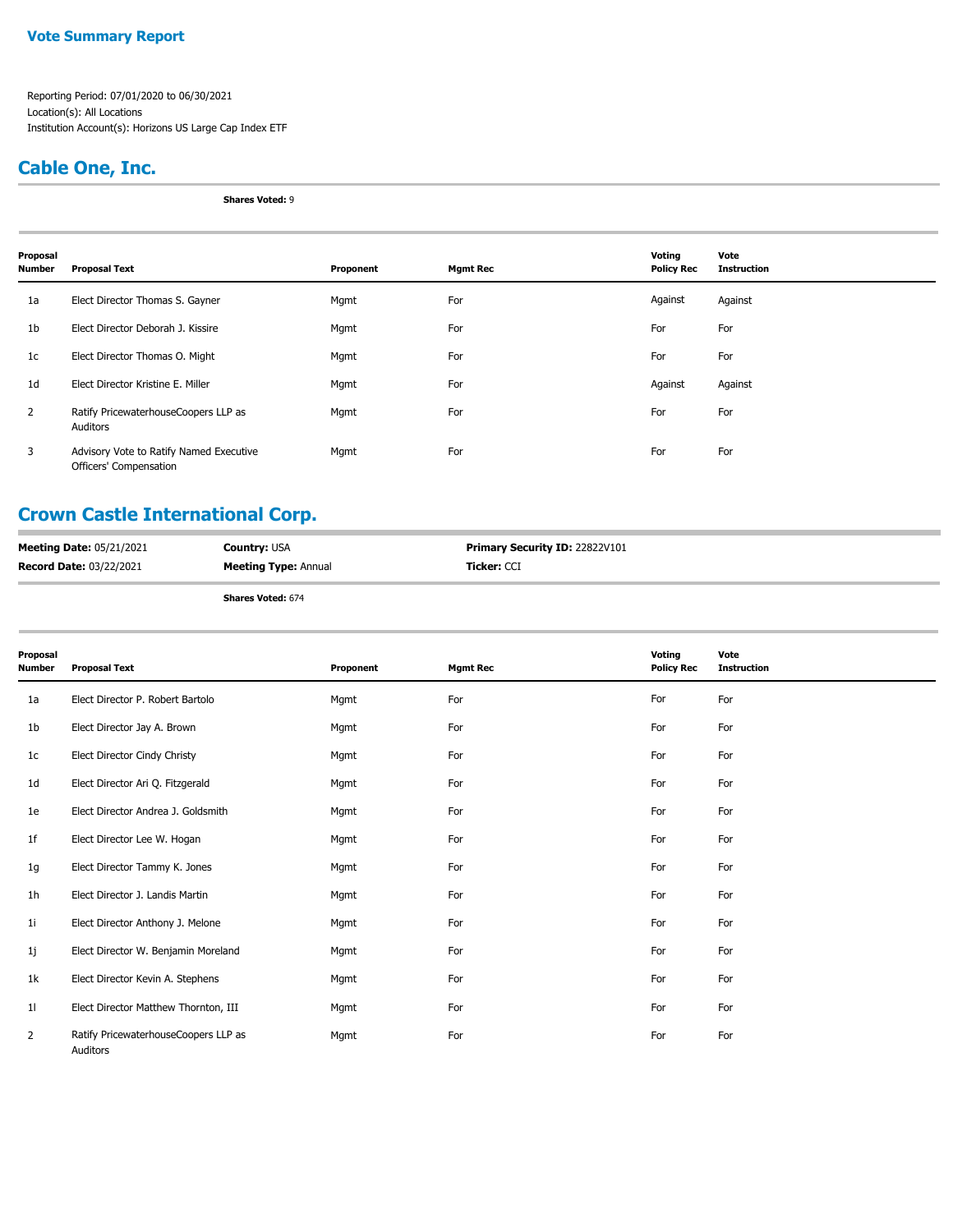**Vote Summary Report**

Reporting Period: 07/01/2020 to 06/30/2021
Location(s): All Locations
Institution Account(s): Horizons US Large Cap Index ETF

## Cable One, Inc.

**Shares Voted:** 9

| Proposal Number | Proposal Text | Proponent | Mgmt Rec | Voting Policy Rec | Vote Instruction |
|---|---|---|---|---|---|
| 1a | Elect Director Thomas S. Gayner | Mgmt | For | Against | Against |
| 1b | Elect Director Deborah J. Kissire | Mgmt | For | For | For |
| 1c | Elect Director Thomas O. Might | Mgmt | For | For | For |
| 1d | Elect Director Kristine E. Miller | Mgmt | For | Against | Against |
| 2 | Ratify PricewaterhouseCoopers LLP as Auditors | Mgmt | For | For | For |
| 3 | Advisory Vote to Ratify Named Executive Officers' Compensation | Mgmt | For | For | For |

## Crown Castle International Corp.

**Meeting Date:** 05/21/2021 **Country:** USA **Primary Security ID:** 22822V101
**Record Date:** 03/22/2021 **Meeting Type:** Annual **Ticker:** CCI

**Shares Voted:** 674

| Proposal Number | Proposal Text | Proponent | Mgmt Rec | Voting Policy Rec | Vote Instruction |
|---|---|---|---|---|---|
| 1a | Elect Director P. Robert Bartolo | Mgmt | For | For | For |
| 1b | Elect Director Jay A. Brown | Mgmt | For | For | For |
| 1c | Elect Director Cindy Christy | Mgmt | For | For | For |
| 1d | Elect Director Ari Q. Fitzgerald | Mgmt | For | For | For |
| 1e | Elect Director Andrea J. Goldsmith | Mgmt | For | For | For |
| 1f | Elect Director Lee W. Hogan | Mgmt | For | For | For |
| 1g | Elect Director Tammy K. Jones | Mgmt | For | For | For |
| 1h | Elect Director J. Landis Martin | Mgmt | For | For | For |
| 1i | Elect Director Anthony J. Melone | Mgmt | For | For | For |
| 1j | Elect Director W. Benjamin Moreland | Mgmt | For | For | For |
| 1k | Elect Director Kevin A. Stephens | Mgmt | For | For | For |
| 1l | Elect Director Matthew Thornton, III | Mgmt | For | For | For |
| 2 | Ratify PricewaterhouseCoopers LLP as Auditors | Mgmt | For | For | For |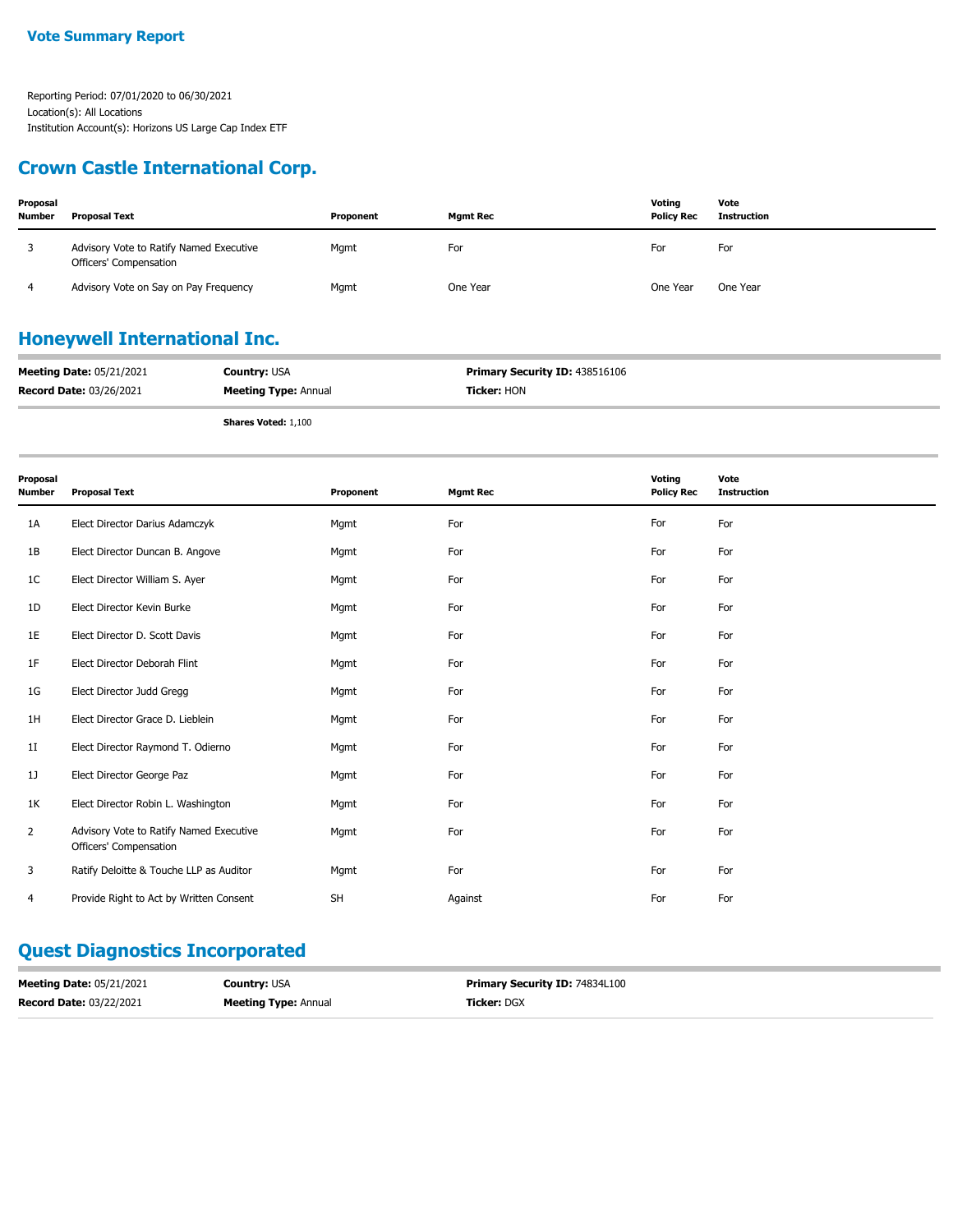# Vote Summary Report

Reporting Period: 07/01/2020 to 06/30/2021
Location(s): All Locations
Institution Account(s): Horizons US Large Cap Index ETF

## Crown Castle International Corp.

| Proposal Number | Proposal Text | Proponent | Mgmt Rec | Voting Policy Rec | Vote Instruction |
|---|---|---|---|---|---|
| 3 | Advisory Vote to Ratify Named Executive Officers' Compensation | Mgmt | For | For | For |
| 4 | Advisory Vote on Say on Pay Frequency | Mgmt | One Year | One Year | One Year |

## Honeywell International Inc.

| | | |
|---|---|---|
| **Meeting Date:** 05/21/2021 | **Country:** USA | **Primary Security ID:** 438516106 |
| **Record Date:** 03/26/2021 | **Meeting Type:** Annual | **Ticker:** HON |
| | **Shares Voted:** 1,100 | |

| Proposal Number | Proposal Text | Proponent | Mgmt Rec | Voting Policy Rec | Vote Instruction |
|---|---|---|---|---|---|
| 1A | Elect Director Darius Adamczyk | Mgmt | For | For | For |
| 1B | Elect Director Duncan B. Angove | Mgmt | For | For | For |
| 1C | Elect Director William S. Ayer | Mgmt | For | For | For |
| 1D | Elect Director Kevin Burke | Mgmt | For | For | For |
| 1E | Elect Director D. Scott Davis | Mgmt | For | For | For |
| 1F | Elect Director Deborah Flint | Mgmt | For | For | For |
| 1G | Elect Director Judd Gregg | Mgmt | For | For | For |
| 1H | Elect Director Grace D. Lieblein | Mgmt | For | For | For |
| 1I | Elect Director Raymond T. Odierno | Mgmt | For | For | For |
| 1J | Elect Director George Paz | Mgmt | For | For | For |
| 1K | Elect Director Robin L. Washington | Mgmt | For | For | For |
| 2 | Advisory Vote to Ratify Named Executive Officers' Compensation | Mgmt | For | For | For |
| 3 | Ratify Deloitte & Touche LLP as Auditor | Mgmt | For | For | For |
| 4 | Provide Right to Act by Written Consent | SH | Against | For | For |

## Quest Diagnostics Incorporated

| | | |
|---|---|---|
| **Meeting Date:** 05/21/2021 | **Country:** USA | **Primary Security ID:** 74834L100 |
| **Record Date:** 03/22/2021 | **Meeting Type:** Annual | **Ticker:** DGX |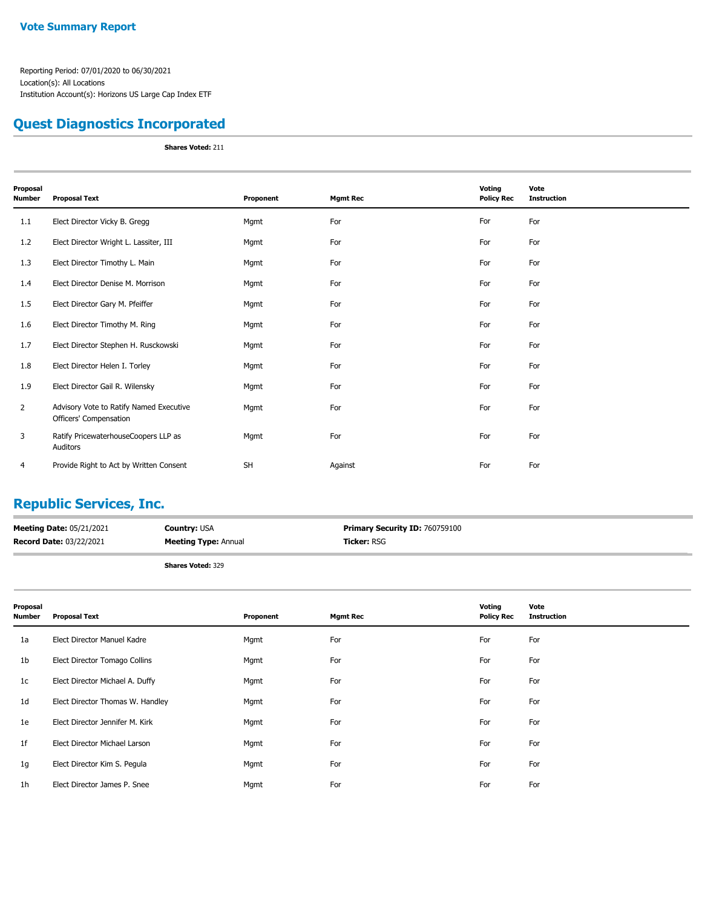## Vote Summary Report

Reporting Period: 07/01/2020 to 06/30/2021
Location(s): All Locations
Institution Account(s): Horizons US Large Cap Index ETF

## Quest Diagnostics Incorporated

**Shares Voted:** 211

| Proposal Number | Proposal Text | Proponent | Mgmt Rec | Voting Policy Rec | Vote Instruction |
|---|---|---|---|---|---|
| 1.1 | Elect Director Vicky B. Gregg | Mgmt | For | For | For |
| 1.2 | Elect Director Wright L. Lassiter, III | Mgmt | For | For | For |
| 1.3 | Elect Director Timothy L. Main | Mgmt | For | For | For |
| 1.4 | Elect Director Denise M. Morrison | Mgmt | For | For | For |
| 1.5 | Elect Director Gary M. Pfeiffer | Mgmt | For | For | For |
| 1.6 | Elect Director Timothy M. Ring | Mgmt | For | For | For |
| 1.7 | Elect Director Stephen H. Rusckowski | Mgmt | For | For | For |
| 1.8 | Elect Director Helen I. Torley | Mgmt | For | For | For |
| 1.9 | Elect Director Gail R. Wilensky | Mgmt | For | For | For |
| 2 | Advisory Vote to Ratify Named Executive Officers' Compensation | Mgmt | For | For | For |
| 3 | Ratify PricewaterhouseCoopers LLP as Auditors | Mgmt | For | For | For |
| 4 | Provide Right to Act by Written Consent | SH | Against | For | For |

## Republic Services, Inc.

**Meeting Date:** 05/21/2021 | **Country:** USA | **Primary Security ID:** 760759100
**Record Date:** 03/22/2021 | **Meeting Type:** Annual | **Ticker:** RSG

**Shares Voted:** 329

| Proposal Number | Proposal Text | Proponent | Mgmt Rec | Voting Policy Rec | Vote Instruction |
|---|---|---|---|---|---|
| 1a | Elect Director Manuel Kadre | Mgmt | For | For | For |
| 1b | Elect Director Tomago Collins | Mgmt | For | For | For |
| 1c | Elect Director Michael A. Duffy | Mgmt | For | For | For |
| 1d | Elect Director Thomas W. Handley | Mgmt | For | For | For |
| 1e | Elect Director Jennifer M. Kirk | Mgmt | For | For | For |
| 1f | Elect Director Michael Larson | Mgmt | For | For | For |
| 1g | Elect Director Kim S. Pegula | Mgmt | For | For | For |
| 1h | Elect Director James P. Snee | Mgmt | For | For | For |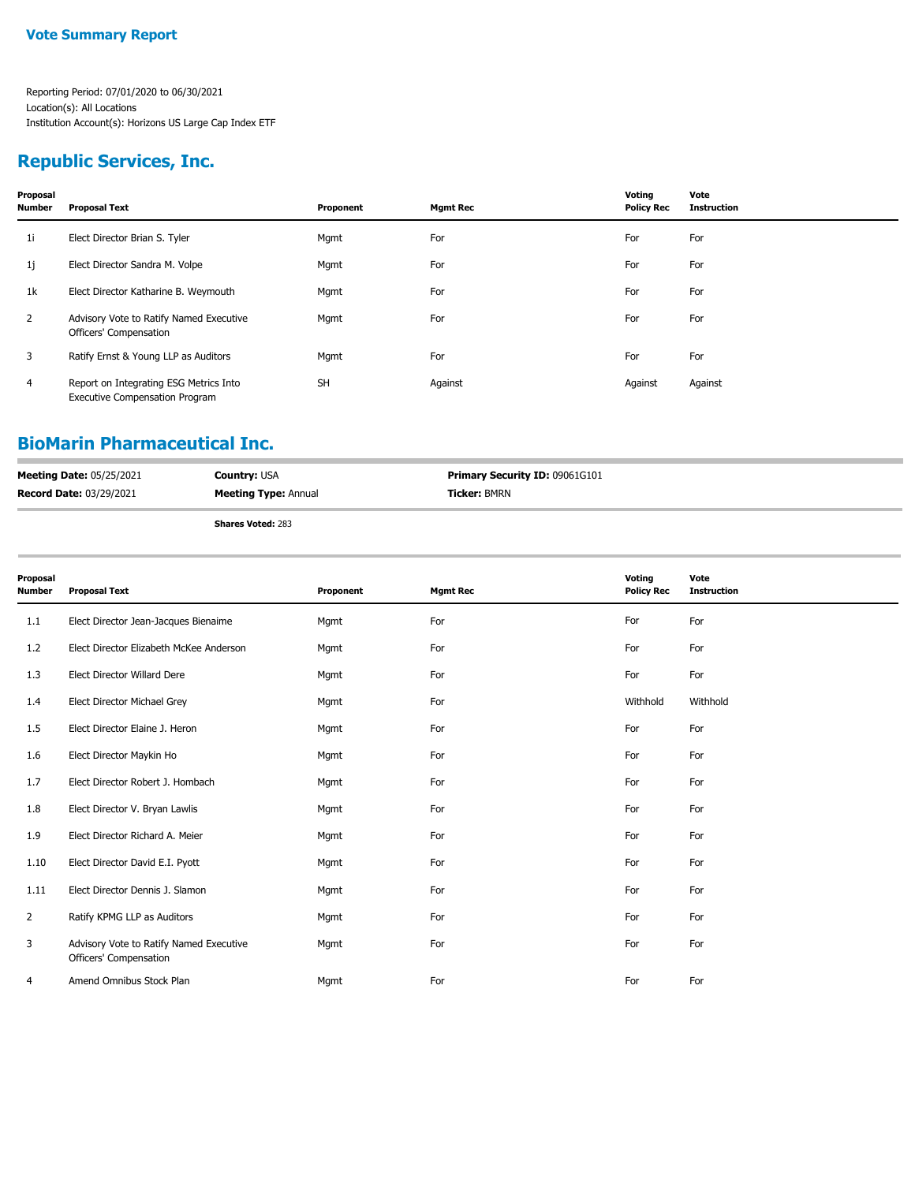## Vote Summary Report

Reporting Period: 07/01/2020 to 06/30/2021
Location(s): All Locations
Institution Account(s): Horizons US Large Cap Index ETF

## Republic Services, Inc.

| Proposal Number | Proposal Text | Proponent | Mgmt Rec | Voting Policy Rec | Vote Instruction |
|---|---|---|---|---|---|
| 1i | Elect Director Brian S. Tyler | Mgmt | For | For | For |
| 1j | Elect Director Sandra M. Volpe | Mgmt | For | For | For |
| 1k | Elect Director Katharine B. Weymouth | Mgmt | For | For | For |
| 2 | Advisory Vote to Ratify Named Executive Officers' Compensation | Mgmt | For | For | For |
| 3 | Ratify Ernst & Young LLP as Auditors | Mgmt | For | For | For |
| 4 | Report on Integrating ESG Metrics Into Executive Compensation Program | SH | Against | Against | Against |

## BioMarin Pharmaceutical Inc.

**Meeting Date:** 05/25/2021 **Country:** USA **Primary Security ID:** 09061G101
**Record Date:** 03/29/2021 **Meeting Type:** Annual **Ticker:** BMRN

**Shares Voted:** 283

| Proposal Number | Proposal Text | Proponent | Mgmt Rec | Voting Policy Rec | Vote Instruction |
|---|---|---|---|---|---|
| 1.1 | Elect Director Jean-Jacques Bienaime | Mgmt | For | For | For |
| 1.2 | Elect Director Elizabeth McKee Anderson | Mgmt | For | For | For |
| 1.3 | Elect Director Willard Dere | Mgmt | For | For | For |
| 1.4 | Elect Director Michael Grey | Mgmt | For | Withhold | Withhold |
| 1.5 | Elect Director Elaine J. Heron | Mgmt | For | For | For |
| 1.6 | Elect Director Maykin Ho | Mgmt | For | For | For |
| 1.7 | Elect Director Robert J. Hombach | Mgmt | For | For | For |
| 1.8 | Elect Director V. Bryan Lawlis | Mgmt | For | For | For |
| 1.9 | Elect Director Richard A. Meier | Mgmt | For | For | For |
| 1.10 | Elect Director David E.I. Pyott | Mgmt | For | For | For |
| 1.11 | Elect Director Dennis J. Slamon | Mgmt | For | For | For |
| 2 | Ratify KPMG LLP as Auditors | Mgmt | For | For | For |
| 3 | Advisory Vote to Ratify Named Executive Officers' Compensation | Mgmt | For | For | For |
| 4 | Amend Omnibus Stock Plan | Mgmt | For | For | For |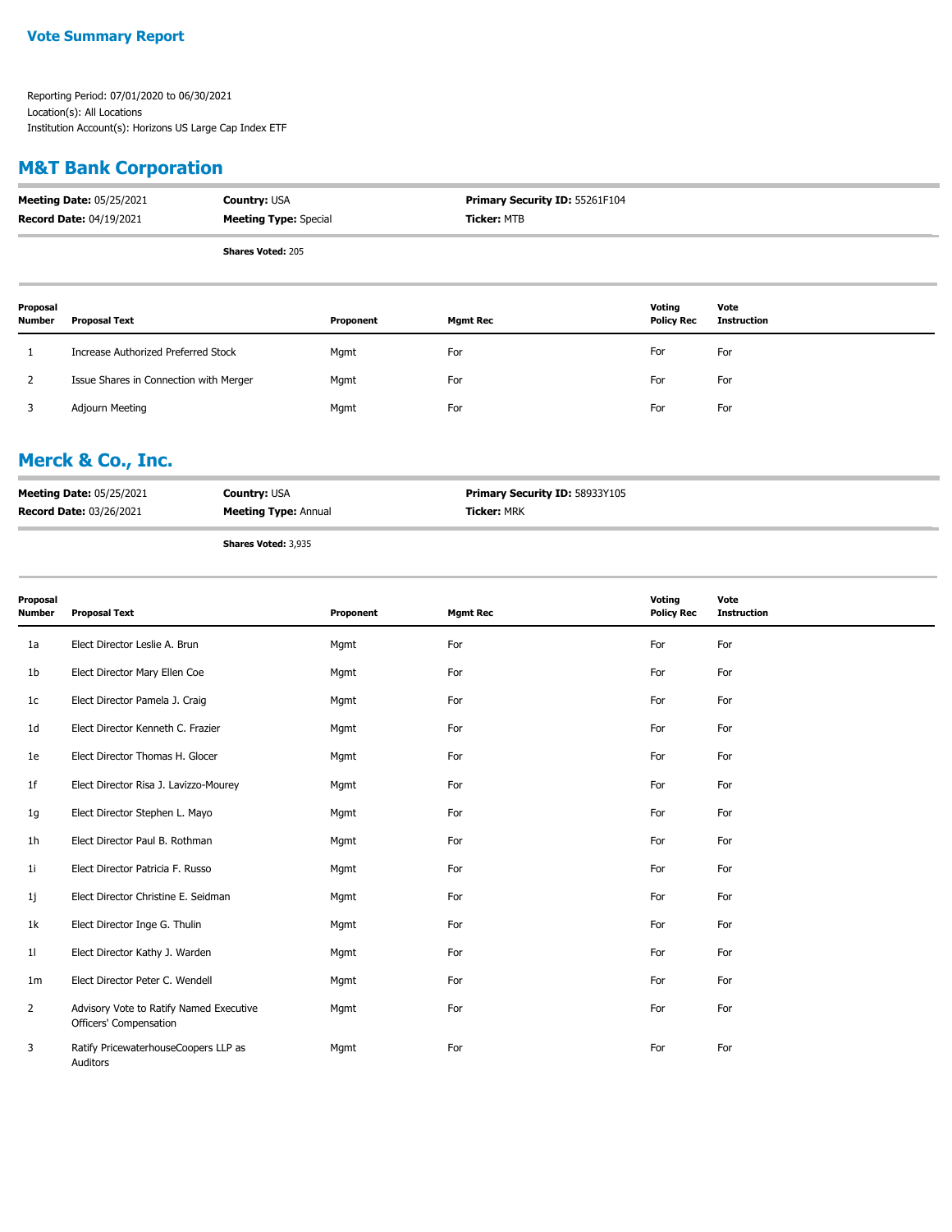**Vote Summary Report**

Reporting Period: 07/01/2020 to 06/30/2021
Location(s): All Locations
Institution Account(s): Horizons US Large Cap Index ETF

## M&T Bank Corporation

**Meeting Date:** 05/25/2021 **Country:** USA **Primary Security ID:** 55261F104
**Record Date:** 04/19/2021 **Meeting Type:** Special **Ticker:** MTB

**Shares Voted:** 205

| Proposal Number | Proposal Text | Proponent | Mgmt Rec | Voting Policy Rec | Vote Instruction |
|---|---|---|---|---|---|
| 1 | Increase Authorized Preferred Stock | Mgmt | For | For | For |
| 2 | Issue Shares in Connection with Merger | Mgmt | For | For | For |
| 3 | Adjourn Meeting | Mgmt | For | For | For |

## Merck & Co., Inc.

**Meeting Date:** 05/25/2021 **Country:** USA **Primary Security ID:** 58933Y105
**Record Date:** 03/26/2021 **Meeting Type:** Annual **Ticker:** MRK

**Shares Voted:** 3,935

| Proposal Number | Proposal Text | Proponent | Mgmt Rec | Voting Policy Rec | Vote Instruction |
|---|---|---|---|---|---|
| 1a | Elect Director Leslie A. Brun | Mgmt | For | For | For |
| 1b | Elect Director Mary Ellen Coe | Mgmt | For | For | For |
| 1c | Elect Director Pamela J. Craig | Mgmt | For | For | For |
| 1d | Elect Director Kenneth C. Frazier | Mgmt | For | For | For |
| 1e | Elect Director Thomas H. Glocer | Mgmt | For | For | For |
| 1f | Elect Director Risa J. Lavizzo-Mourey | Mgmt | For | For | For |
| 1g | Elect Director Stephen L. Mayo | Mgmt | For | For | For |
| 1h | Elect Director Paul B. Rothman | Mgmt | For | For | For |
| 1i | Elect Director Patricia F. Russo | Mgmt | For | For | For |
| 1j | Elect Director Christine E. Seidman | Mgmt | For | For | For |
| 1k | Elect Director Inge G. Thulin | Mgmt | For | For | For |
| 1l | Elect Director Kathy J. Warden | Mgmt | For | For | For |
| 1m | Elect Director Peter C. Wendell | Mgmt | For | For | For |
| 2 | Advisory Vote to Ratify Named Executive Officers' Compensation | Mgmt | For | For | For |
| 3 | Ratify PricewaterhouseCoopers LLP as Auditors | Mgmt | For | For | For |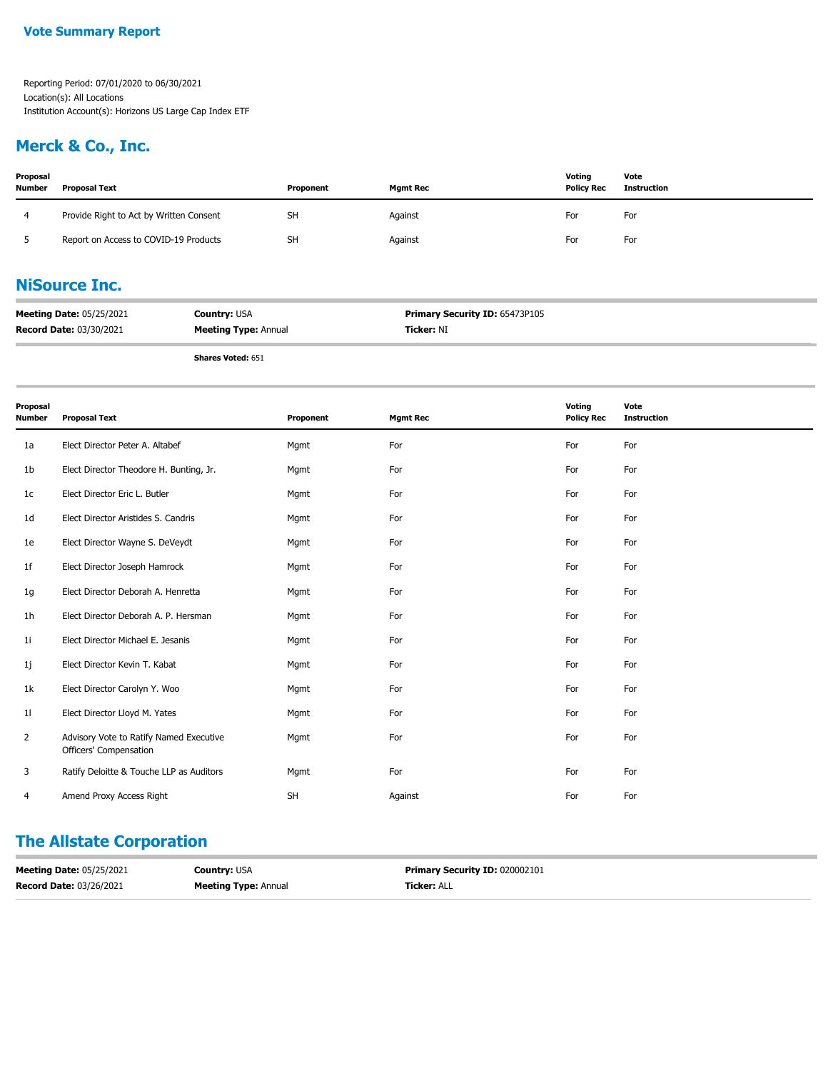**Vote Summary Report**

Reporting Period: 07/01/2020 to 06/30/2021
Location(s): All Locations
Institution Account(s): Horizons US Large Cap Index ETF

## Merck & Co., Inc.

| Proposal Number | Proposal Text | Proponent | Mgmt Rec | Voting Policy Rec | Vote Instruction |
|---|---|---|---|---|---|
| 4 | Provide Right to Act by Written Consent | SH | Against | For | For |
| 5 | Report on Access to COVID-19 Products | SH | Against | For | For |

## NiSource Inc.

**Meeting Date:** 05/25/2021 **Country:** USA **Primary Security ID:** 65473P105
**Record Date:** 03/30/2021 **Meeting Type:** Annual **Ticker:** NI

**Shares Voted:** 651

| Proposal Number | Proposal Text | Proponent | Mgmt Rec | Voting Policy Rec | Vote Instruction |
|---|---|---|---|---|---|
| 1a | Elect Director Peter A. Altabef | Mgmt | For | For | For |
| 1b | Elect Director Theodore H. Bunting, Jr. | Mgmt | For | For | For |
| 1c | Elect Director Eric L. Butler | Mgmt | For | For | For |
| 1d | Elect Director Aristides S. Candris | Mgmt | For | For | For |
| 1e | Elect Director Wayne S. DeVeydt | Mgmt | For | For | For |
| 1f | Elect Director Joseph Hamrock | Mgmt | For | For | For |
| 1g | Elect Director Deborah A. Henretta | Mgmt | For | For | For |
| 1h | Elect Director Deborah A. P. Hersman | Mgmt | For | For | For |
| 1i | Elect Director Michael E. Jesanis | Mgmt | For | For | For |
| 1j | Elect Director Kevin T. Kabat | Mgmt | For | For | For |
| 1k | Elect Director Carolyn Y. Woo | Mgmt | For | For | For |
| 1l | Elect Director Lloyd M. Yates | Mgmt | For | For | For |
| 2 | Advisory Vote to Ratify Named Executive Officers' Compensation | Mgmt | For | For | For |
| 3 | Ratify Deloitte & Touche LLP as Auditors | Mgmt | For | For | For |
| 4 | Amend Proxy Access Right | SH | Against | For | For |

## The Allstate Corporation

**Meeting Date:** 05/25/2021 **Country:** USA **Primary Security ID:** 020002101
**Record Date:** 03/26/2021 **Meeting Type:** Annual **Ticker:** ALL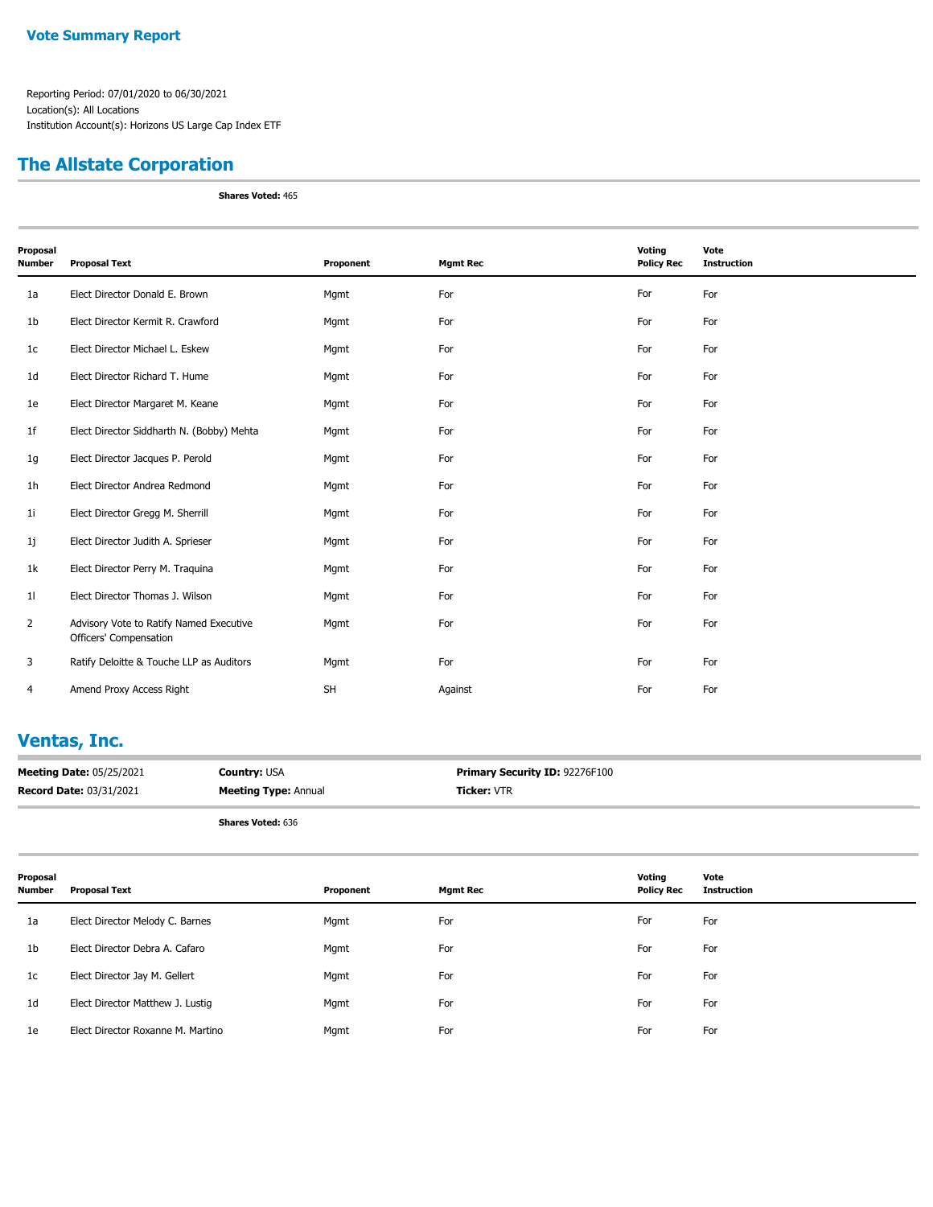**Vote Summary Report**

Reporting Period: 07/01/2020 to 06/30/2021
Location(s): All Locations
Institution Account(s): Horizons US Large Cap Index ETF

## The Allstate Corporation

**Shares Voted:** 465

| Proposal Number | Proposal Text | Proponent | Mgmt Rec | Voting Policy Rec | Vote Instruction |
|---|---|---|---|---|---|
| 1a | Elect Director Donald E. Brown | Mgmt | For | For | For |
| 1b | Elect Director Kermit R. Crawford | Mgmt | For | For | For |
| 1c | Elect Director Michael L. Eskew | Mgmt | For | For | For |
| 1d | Elect Director Richard T. Hume | Mgmt | For | For | For |
| 1e | Elect Director Margaret M. Keane | Mgmt | For | For | For |
| 1f | Elect Director Siddharth N. (Bobby) Mehta | Mgmt | For | For | For |
| 1g | Elect Director Jacques P. Perold | Mgmt | For | For | For |
| 1h | Elect Director Andrea Redmond | Mgmt | For | For | For |
| 1i | Elect Director Gregg M. Sherrill | Mgmt | For | For | For |
| 1j | Elect Director Judith A. Sprieser | Mgmt | For | For | For |
| 1k | Elect Director Perry M. Traquina | Mgmt | For | For | For |
| 1l | Elect Director Thomas J. Wilson | Mgmt | For | For | For |
| 2 | Advisory Vote to Ratify Named Executive Officers' Compensation | Mgmt | For | For | For |
| 3 | Ratify Deloitte & Touche LLP as Auditors | Mgmt | For | For | For |
| 4 | Amend Proxy Access Right | SH | Against | For | For |

## Ventas, Inc.

**Meeting Date:** 05/25/2021 **Country:** USA **Primary Security ID:** 92276F100
**Record Date:** 03/31/2021 **Meeting Type:** Annual **Ticker:** VTR

**Shares Voted:** 636

| Proposal Number | Proposal Text | Proponent | Mgmt Rec | Voting Policy Rec | Vote Instruction |
|---|---|---|---|---|---|
| 1a | Elect Director Melody C. Barnes | Mgmt | For | For | For |
| 1b | Elect Director Debra A. Cafaro | Mgmt | For | For | For |
| 1c | Elect Director Jay M. Gellert | Mgmt | For | For | For |
| 1d | Elect Director Matthew J. Lustig | Mgmt | For | For | For |
| 1e | Elect Director Roxanne M. Martino | Mgmt | For | For | For |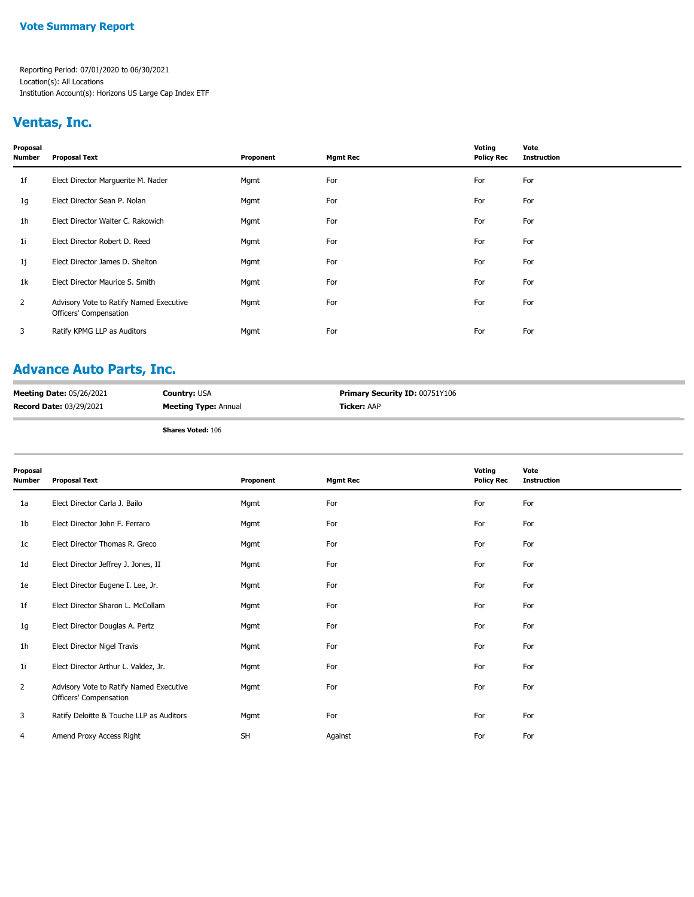**Vote Summary Report**

Reporting Period: 07/01/2020 to 06/30/2021
Location(s): All Locations
Institution Account(s): Horizons US Large Cap Index ETF

## Ventas, Inc.

| Proposal Number | Proposal Text | Proponent | Mgmt Rec | Voting Policy Rec | Vote Instruction |
|---|---|---|---|---|---|
| 1f | Elect Director Marguerite M. Nader | Mgmt | For | For | For |
| 1g | Elect Director Sean P. Nolan | Mgmt | For | For | For |
| 1h | Elect Director Walter C. Rakowich | Mgmt | For | For | For |
| 1i | Elect Director Robert D. Reed | Mgmt | For | For | For |
| 1j | Elect Director James D. Shelton | Mgmt | For | For | For |
| 1k | Elect Director Maurice S. Smith | Mgmt | For | For | For |
| 2 | Advisory Vote to Ratify Named Executive Officers' Compensation | Mgmt | For | For | For |
| 3 | Ratify KPMG LLP as Auditors | Mgmt | For | For | For |

## Advance Auto Parts, Inc.

**Meeting Date:** 05/26/2021 **Country:** USA **Primary Security ID:** 00751Y106
**Record Date:** 03/29/2021 **Meeting Type:** Annual **Ticker:** AAP

**Shares Voted:** 106

| Proposal Number | Proposal Text | Proponent | Mgmt Rec | Voting Policy Rec | Vote Instruction |
|---|---|---|---|---|---|
| 1a | Elect Director Carla J. Bailo | Mgmt | For | For | For |
| 1b | Elect Director John F. Ferraro | Mgmt | For | For | For |
| 1c | Elect Director Thomas R. Greco | Mgmt | For | For | For |
| 1d | Elect Director Jeffrey J. Jones, II | Mgmt | For | For | For |
| 1e | Elect Director Eugene I. Lee, Jr. | Mgmt | For | For | For |
| 1f | Elect Director Sharon L. McCollam | Mgmt | For | For | For |
| 1g | Elect Director Douglas A. Pertz | Mgmt | For | For | For |
| 1h | Elect Director Nigel Travis | Mgmt | For | For | For |
| 1i | Elect Director Arthur L. Valdez, Jr. | Mgmt | For | For | For |
| 2 | Advisory Vote to Ratify Named Executive Officers' Compensation | Mgmt | For | For | For |
| 3 | Ratify Deloitte & Touche LLP as Auditors | Mgmt | For | For | For |
| 4 | Amend Proxy Access Right | SH | Against | For | For |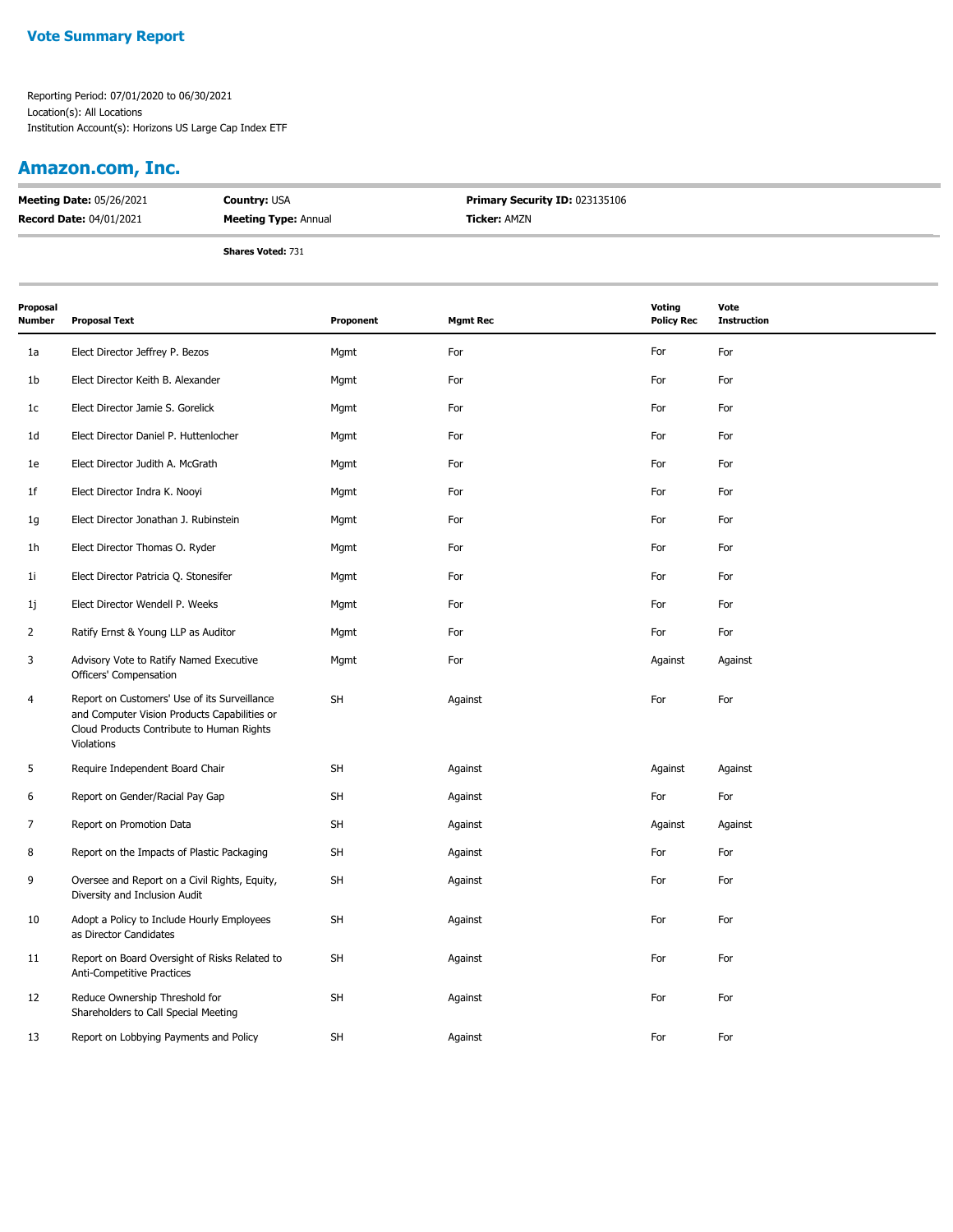## Vote Summary Report

Reporting Period: 07/01/2020 to 06/30/2021
Location(s): All Locations
Institution Account(s): Horizons US Large Cap Index ETF

## Amazon.com, Inc.

| | | |
|---|---|---|
| **Meeting Date:** 05/26/2021 | **Country:** USA | **Primary Security ID:** 023135106 |
| **Record Date:** 04/01/2021 | **Meeting Type:** Annual | **Ticker:** AMZN |

**Shares Voted:** 731

| Proposal Number | Proposal Text | Proponent | Mgmt Rec | Voting Policy Rec | Vote Instruction |
|---|---|---|---|---|---|
| 1a | Elect Director Jeffrey P. Bezos | Mgmt | For | For | For |
| 1b | Elect Director Keith B. Alexander | Mgmt | For | For | For |
| 1c | Elect Director Jamie S. Gorelick | Mgmt | For | For | For |
| 1d | Elect Director Daniel P. Huttenlocher | Mgmt | For | For | For |
| 1e | Elect Director Judith A. McGrath | Mgmt | For | For | For |
| 1f | Elect Director Indra K. Nooyi | Mgmt | For | For | For |
| 1g | Elect Director Jonathan J. Rubinstein | Mgmt | For | For | For |
| 1h | Elect Director Thomas O. Ryder | Mgmt | For | For | For |
| 1i | Elect Director Patricia Q. Stonesifer | Mgmt | For | For | For |
| 1j | Elect Director Wendell P. Weeks | Mgmt | For | For | For |
| 2 | Ratify Ernst & Young LLP as Auditor | Mgmt | For | For | For |
| 3 | Advisory Vote to Ratify Named Executive Officers' Compensation | Mgmt | For | Against | Against |
| 4 | Report on Customers' Use of its Surveillance and Computer Vision Products Capabilities or Cloud Products Contribute to Human Rights Violations | SH | Against | For | For |
| 5 | Require Independent Board Chair | SH | Against | Against | Against |
| 6 | Report on Gender/Racial Pay Gap | SH | Against | For | For |
| 7 | Report on Promotion Data | SH | Against | Against | Against |
| 8 | Report on the Impacts of Plastic Packaging | SH | Against | For | For |
| 9 | Oversee and Report on a Civil Rights, Equity, Diversity and Inclusion Audit | SH | Against | For | For |
| 10 | Adopt a Policy to Include Hourly Employees as Director Candidates | SH | Against | For | For |
| 11 | Report on Board Oversight of Risks Related to Anti-Competitive Practices | SH | Against | For | For |
| 12 | Reduce Ownership Threshold for Shareholders to Call Special Meeting | SH | Against | For | For |
| 13 | Report on Lobbying Payments and Policy | SH | Against | For | For |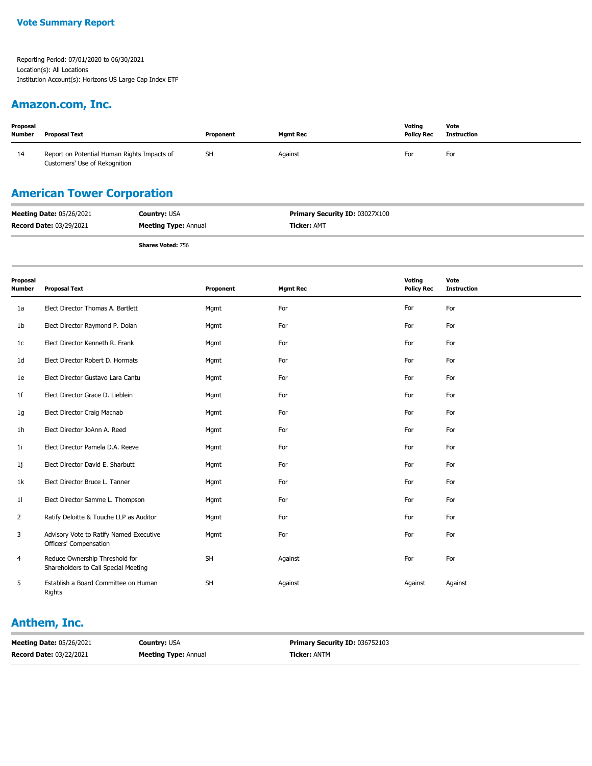**Vote Summary Report**

Reporting Period: 07/01/2020 to 06/30/2021
Location(s): All Locations
Institution Account(s): Horizons US Large Cap Index ETF

## Amazon.com, Inc.

| Proposal Number | Proposal Text | Proponent | Mgmt Rec | Voting Policy Rec | Vote Instruction |
|---|---|---|---|---|---|
| 14 | Report on Potential Human Rights Impacts of Customers' Use of Rekognition | SH | Against | For | For |

## American Tower Corporation

**Meeting Date:** 05/26/2021 **Country:** USA **Primary Security ID:** 03027X100
**Record Date:** 03/29/2021 **Meeting Type:** Annual **Ticker:** AMT

**Shares Voted:** 756

| Proposal Number | Proposal Text | Proponent | Mgmt Rec | Voting Policy Rec | Vote Instruction |
|---|---|---|---|---|---|
| 1a | Elect Director Thomas A. Bartlett | Mgmt | For | For | For |
| 1b | Elect Director Raymond P. Dolan | Mgmt | For | For | For |
| 1c | Elect Director Kenneth R. Frank | Mgmt | For | For | For |
| 1d | Elect Director Robert D. Hormats | Mgmt | For | For | For |
| 1e | Elect Director Gustavo Lara Cantu | Mgmt | For | For | For |
| 1f | Elect Director Grace D. Lieblein | Mgmt | For | For | For |
| 1g | Elect Director Craig Macnab | Mgmt | For | For | For |
| 1h | Elect Director JoAnn A. Reed | Mgmt | For | For | For |
| 1i | Elect Director Pamela D.A. Reeve | Mgmt | For | For | For |
| 1j | Elect Director David E. Sharbutt | Mgmt | For | For | For |
| 1k | Elect Director Bruce L. Tanner | Mgmt | For | For | For |
| 1l | Elect Director Samme L. Thompson | Mgmt | For | For | For |
| 2 | Ratify Deloitte & Touche LLP as Auditor | Mgmt | For | For | For |
| 3 | Advisory Vote to Ratify Named Executive Officers' Compensation | Mgmt | For | For | For |
| 4 | Reduce Ownership Threshold for Shareholders to Call Special Meeting | SH | Against | For | For |
| 5 | Establish a Board Committee on Human Rights | SH | Against | Against | Against |

## Anthem, Inc.

**Meeting Date:** 05/26/2021 **Country:** USA **Primary Security ID:** 036752103
**Record Date:** 03/22/2021 **Meeting Type:** Annual **Ticker:** ANTM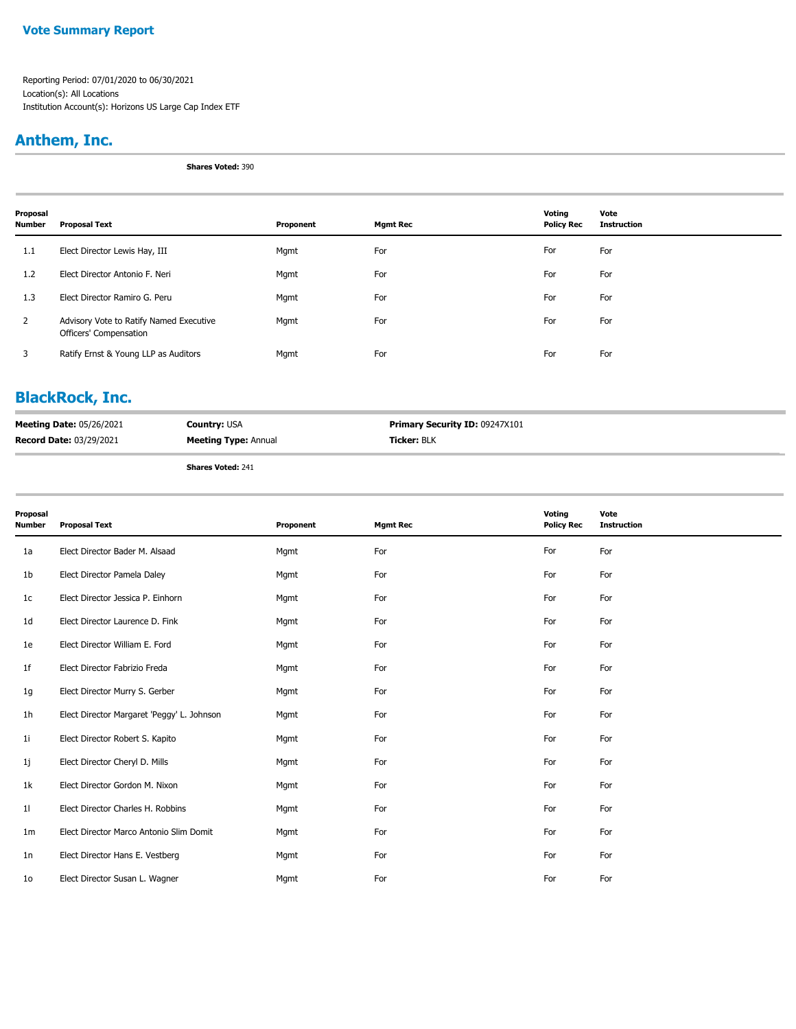**Vote Summary Report**

Reporting Period: 07/01/2020 to 06/30/2021
Location(s): All Locations
Institution Account(s): Horizons US Large Cap Index ETF

## Anthem, Inc.

**Shares Voted:** 390

| Proposal Number | Proposal Text | Proponent | Mgmt Rec | Voting Policy Rec | Vote Instruction |
|---|---|---|---|---|---|
| 1.1 | Elect Director Lewis Hay, III | Mgmt | For | For | For |
| 1.2 | Elect Director Antonio F. Neri | Mgmt | For | For | For |
| 1.3 | Elect Director Ramiro G. Peru | Mgmt | For | For | For |
| 2 | Advisory Vote to Ratify Named Executive Officers' Compensation | Mgmt | For | For | For |
| 3 | Ratify Ernst & Young LLP as Auditors | Mgmt | For | For | For |

## BlackRock, Inc.

**Meeting Date:** 05/26/2021 **Country:** USA **Primary Security ID:** 09247X101
**Record Date:** 03/29/2021 **Meeting Type:** Annual **Ticker:** BLK

**Shares Voted:** 241

| Proposal Number | Proposal Text | Proponent | Mgmt Rec | Voting Policy Rec | Vote Instruction |
|---|---|---|---|---|---|
| 1a | Elect Director Bader M. Alsaad | Mgmt | For | For | For |
| 1b | Elect Director Pamela Daley | Mgmt | For | For | For |
| 1c | Elect Director Jessica P. Einhorn | Mgmt | For | For | For |
| 1d | Elect Director Laurence D. Fink | Mgmt | For | For | For |
| 1e | Elect Director William E. Ford | Mgmt | For | For | For |
| 1f | Elect Director Fabrizio Freda | Mgmt | For | For | For |
| 1g | Elect Director Murry S. Gerber | Mgmt | For | For | For |
| 1h | Elect Director Margaret 'Peggy' L. Johnson | Mgmt | For | For | For |
| 1i | Elect Director Robert S. Kapito | Mgmt | For | For | For |
| 1j | Elect Director Cheryl D. Mills | Mgmt | For | For | For |
| 1k | Elect Director Gordon M. Nixon | Mgmt | For | For | For |
| 1l | Elect Director Charles H. Robbins | Mgmt | For | For | For |
| 1m | Elect Director Marco Antonio Slim Domit | Mgmt | For | For | For |
| 1n | Elect Director Hans E. Vestberg | Mgmt | For | For | For |
| 1o | Elect Director Susan L. Wagner | Mgmt | For | For | For |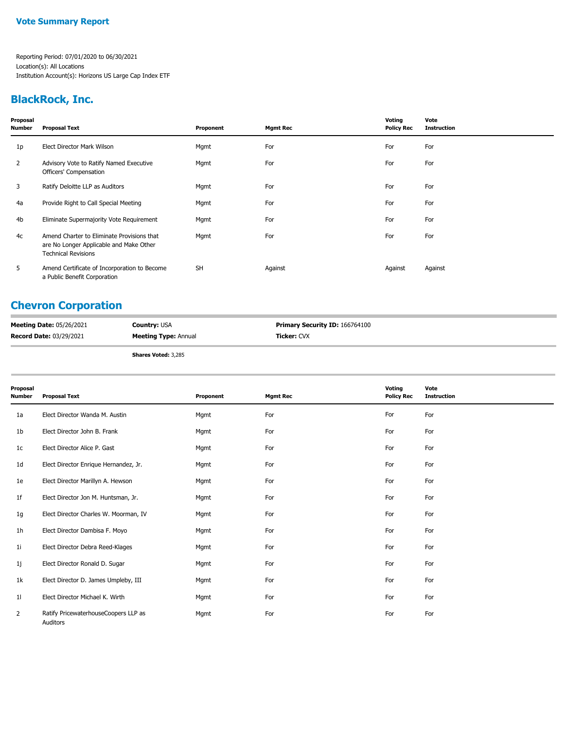# Vote Summary Report

Reporting Period: 07/01/2020 to 06/30/2021
Location(s): All Locations
Institution Account(s): Horizons US Large Cap Index ETF

## BlackRock, Inc.

| Proposal Number | Proposal Text | Proponent | Mgmt Rec | Voting Policy Rec | Vote Instruction |
|---|---|---|---|---|---|
| 1p | Elect Director Mark Wilson | Mgmt | For | For | For |
| 2 | Advisory Vote to Ratify Named Executive Officers' Compensation | Mgmt | For | For | For |
| 3 | Ratify Deloitte LLP as Auditors | Mgmt | For | For | For |
| 4a | Provide Right to Call Special Meeting | Mgmt | For | For | For |
| 4b | Eliminate Supermajority Vote Requirement | Mgmt | For | For | For |
| 4c | Amend Charter to Eliminate Provisions that are No Longer Applicable and Make Other Technical Revisions | Mgmt | For | For | For |
| 5 | Amend Certificate of Incorporation to Become a Public Benefit Corporation | SH | Against | Against | Against |

## Chevron Corporation

**Meeting Date:** 05/26/2021 | **Country:** USA | **Primary Security ID:** 166764100
**Record Date:** 03/29/2021 | **Meeting Type:** Annual | **Ticker:** CVX

**Shares Voted:** 3,285

| Proposal Number | Proposal Text | Proponent | Mgmt Rec | Voting Policy Rec | Vote Instruction |
|---|---|---|---|---|---|
| 1a | Elect Director Wanda M. Austin | Mgmt | For | For | For |
| 1b | Elect Director John B. Frank | Mgmt | For | For | For |
| 1c | Elect Director Alice P. Gast | Mgmt | For | For | For |
| 1d | Elect Director Enrique Hernandez, Jr. | Mgmt | For | For | For |
| 1e | Elect Director Marillyn A. Hewson | Mgmt | For | For | For |
| 1f | Elect Director Jon M. Huntsman, Jr. | Mgmt | For | For | For |
| 1g | Elect Director Charles W. Moorman, IV | Mgmt | For | For | For |
| 1h | Elect Director Dambisa F. Moyo | Mgmt | For | For | For |
| 1i | Elect Director Debra Reed-Klages | Mgmt | For | For | For |
| 1j | Elect Director Ronald D. Sugar | Mgmt | For | For | For |
| 1k | Elect Director D. James Umpleby, III | Mgmt | For | For | For |
| 1l | Elect Director Michael K. Wirth | Mgmt | For | For | For |
| 2 | Ratify PricewaterhouseCoopers LLP as Auditors | Mgmt | For | For | For |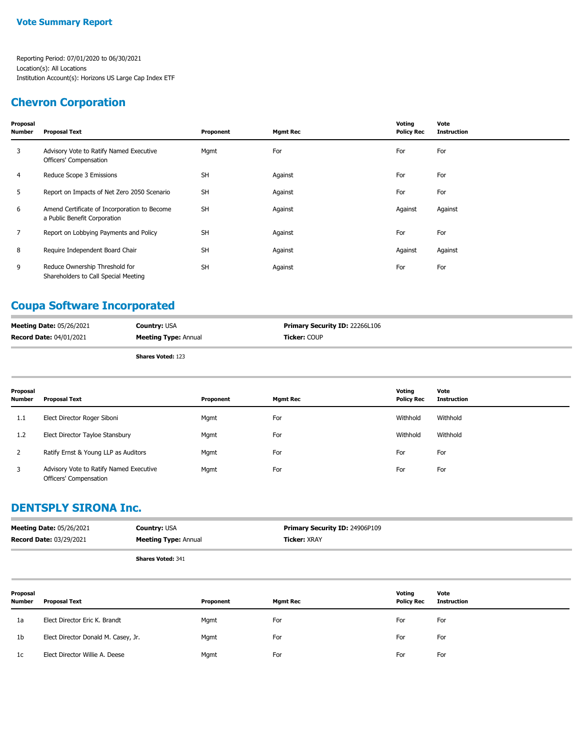**Vote Summary Report**

Reporting Period: 07/01/2020 to 06/30/2021
Location(s): All Locations
Institution Account(s): Horizons US Large Cap Index ETF

## Chevron Corporation

| Proposal Number | Proposal Text | Proponent | Mgmt Rec | Voting Policy Rec | Vote Instruction |
|---|---|---|---|---|---|
| 3 | Advisory Vote to Ratify Named Executive Officers' Compensation | Mgmt | For | For | For |
| 4 | Reduce Scope 3 Emissions | SH | Against | For | For |
| 5 | Report on Impacts of Net Zero 2050 Scenario | SH | Against | For | For |
| 6 | Amend Certificate of Incorporation to Become a Public Benefit Corporation | SH | Against | Against | Against |
| 7 | Report on Lobbying Payments and Policy | SH | Against | For | For |
| 8 | Require Independent Board Chair | SH | Against | Against | Against |
| 9 | Reduce Ownership Threshold for Shareholders to Call Special Meeting | SH | Against | For | For |

## Coupa Software Incorporated

**Meeting Date:** 05/26/2021 | **Country:** USA | **Primary Security ID:** 22266L106
**Record Date:** 04/01/2021 | **Meeting Type:** Annual | **Ticker:** COUP

**Shares Voted:** 123

| Proposal Number | Proposal Text | Proponent | Mgmt Rec | Voting Policy Rec | Vote Instruction |
|---|---|---|---|---|---|
| 1.1 | Elect Director Roger Siboni | Mgmt | For | Withhold | Withhold |
| 1.2 | Elect Director Tayloe Stansbury | Mgmt | For | Withhold | Withhold |
| 2 | Ratify Ernst & Young LLP as Auditors | Mgmt | For | For | For |
| 3 | Advisory Vote to Ratify Named Executive Officers' Compensation | Mgmt | For | For | For |

## DENTSPLY SIRONA Inc.

**Meeting Date:** 05/26/2021 | **Country:** USA | **Primary Security ID:** 24906P109
**Record Date:** 03/29/2021 | **Meeting Type:** Annual | **Ticker:** XRAY

**Shares Voted:** 341

| Proposal Number | Proposal Text | Proponent | Mgmt Rec | Voting Policy Rec | Vote Instruction |
|---|---|---|---|---|---|
| 1a | Elect Director Eric K. Brandt | Mgmt | For | For | For |
| 1b | Elect Director Donald M. Casey, Jr. | Mgmt | For | For | For |
| 1c | Elect Director Willie A. Deese | Mgmt | For | For | For |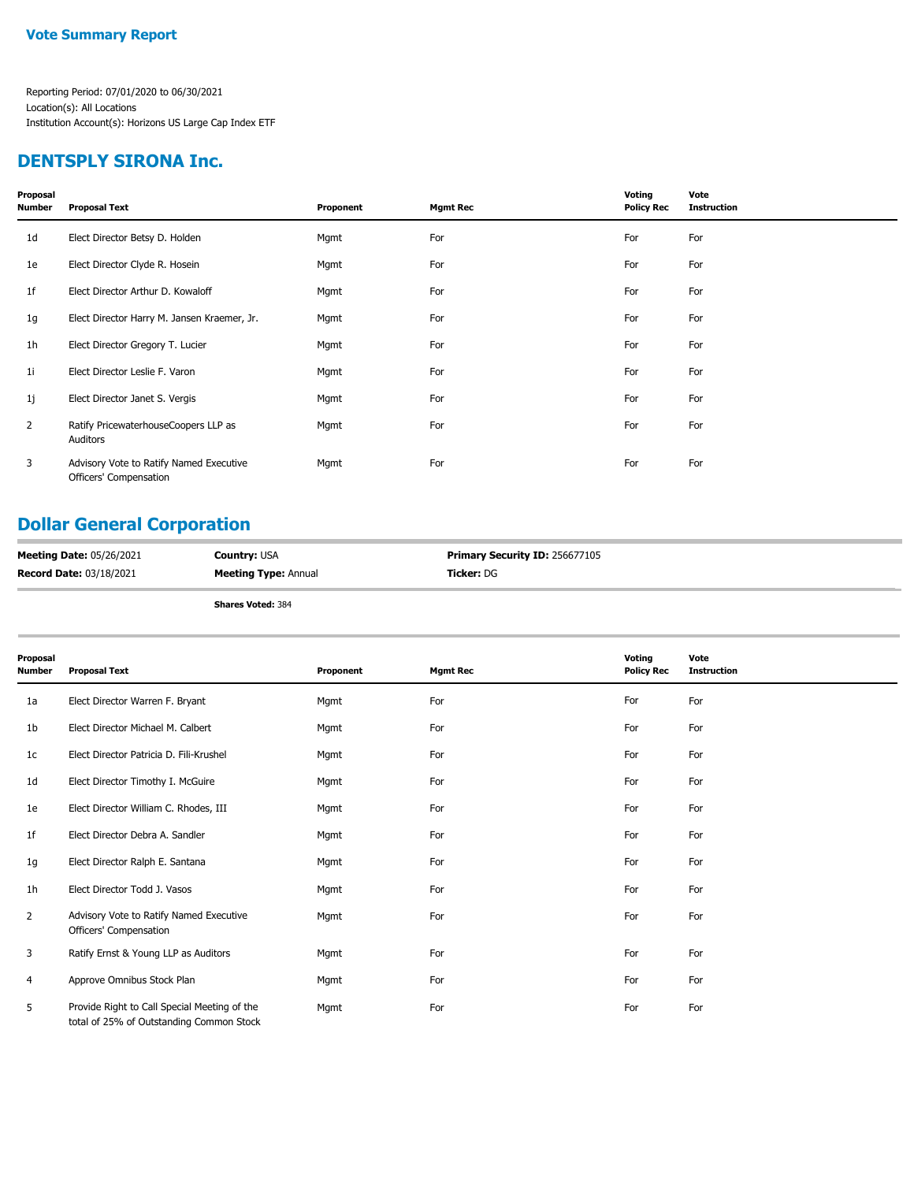**Vote Summary Report**

Reporting Period: 07/01/2020 to 06/30/2021
Location(s): All Locations
Institution Account(s): Horizons US Large Cap Index ETF

## DENTSPLY SIRONA Inc.

| Proposal Number | Proposal Text | Proponent | Mgmt Rec | Voting Policy Rec | Vote Instruction |
|---|---|---|---|---|---|
| 1d | Elect Director Betsy D. Holden | Mgmt | For | For | For |
| 1e | Elect Director Clyde R. Hosein | Mgmt | For | For | For |
| 1f | Elect Director Arthur D. Kowaloff | Mgmt | For | For | For |
| 1g | Elect Director Harry M. Jansen Kraemer, Jr. | Mgmt | For | For | For |
| 1h | Elect Director Gregory T. Lucier | Mgmt | For | For | For |
| 1i | Elect Director Leslie F. Varon | Mgmt | For | For | For |
| 1j | Elect Director Janet S. Vergis | Mgmt | For | For | For |
| 2 | Ratify PricewaterhouseCoopers LLP as Auditors | Mgmt | For | For | For |
| 3 | Advisory Vote to Ratify Named Executive Officers' Compensation | Mgmt | For | For | For |

## Dollar General Corporation

**Meeting Date:** 05/26/2021 **Country:** USA **Primary Security ID:** 256677105
**Record Date:** 03/18/2021 **Meeting Type:** Annual **Ticker:** DG

**Shares Voted:** 384

| Proposal Number | Proposal Text | Proponent | Mgmt Rec | Voting Policy Rec | Vote Instruction |
|---|---|---|---|---|---|
| 1a | Elect Director Warren F. Bryant | Mgmt | For | For | For |
| 1b | Elect Director Michael M. Calbert | Mgmt | For | For | For |
| 1c | Elect Director Patricia D. Fili-Krushel | Mgmt | For | For | For |
| 1d | Elect Director Timothy I. McGuire | Mgmt | For | For | For |
| 1e | Elect Director William C. Rhodes, III | Mgmt | For | For | For |
| 1f | Elect Director Debra A. Sandler | Mgmt | For | For | For |
| 1g | Elect Director Ralph E. Santana | Mgmt | For | For | For |
| 1h | Elect Director Todd J. Vasos | Mgmt | For | For | For |
| 2 | Advisory Vote to Ratify Named Executive Officers' Compensation | Mgmt | For | For | For |
| 3 | Ratify Ernst & Young LLP as Auditors | Mgmt | For | For | For |
| 4 | Approve Omnibus Stock Plan | Mgmt | For | For | For |
| 5 | Provide Right to Call Special Meeting of the total of 25% of Outstanding Common Stock | Mgmt | For | For | For |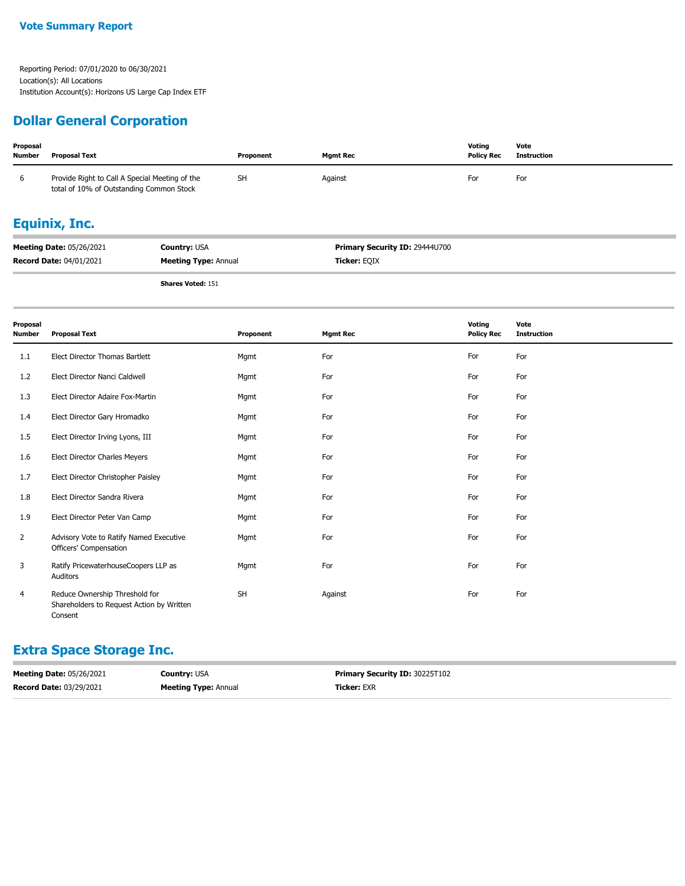**Vote Summary Report**

Reporting Period: 07/01/2020 to 06/30/2021
Location(s): All Locations
Institution Account(s): Horizons US Large Cap Index ETF

## Dollar General Corporation

| Proposal Number | Proposal Text | Proponent | Mgmt Rec | Voting Policy Rec | Vote Instruction |
|---|---|---|---|---|---|
| 6 | Provide Right to Call A Special Meeting of the total of 10% of Outstanding Common Stock | SH | Against | For | For |

## Equinix, Inc.

**Meeting Date:** 05/26/2021 | **Country:** USA | **Primary Security ID:** 29444U700
**Record Date:** 04/01/2021 | **Meeting Type:** Annual | **Ticker:** EQIX

**Shares Voted:** 151

| Proposal Number | Proposal Text | Proponent | Mgmt Rec | Voting Policy Rec | Vote Instruction |
|---|---|---|---|---|---|
| 1.1 | Elect Director Thomas Bartlett | Mgmt | For | For | For |
| 1.2 | Elect Director Nanci Caldwell | Mgmt | For | For | For |
| 1.3 | Elect Director Adaire Fox-Martin | Mgmt | For | For | For |
| 1.4 | Elect Director Gary Hromadko | Mgmt | For | For | For |
| 1.5 | Elect Director Irving Lyons, III | Mgmt | For | For | For |
| 1.6 | Elect Director Charles Meyers | Mgmt | For | For | For |
| 1.7 | Elect Director Christopher Paisley | Mgmt | For | For | For |
| 1.8 | Elect Director Sandra Rivera | Mgmt | For | For | For |
| 1.9 | Elect Director Peter Van Camp | Mgmt | For | For | For |
| 2 | Advisory Vote to Ratify Named Executive Officers' Compensation | Mgmt | For | For | For |
| 3 | Ratify PricewaterhouseCoopers LLP as Auditors | Mgmt | For | For | For |
| 4 | Reduce Ownership Threshold for Shareholders to Request Action by Written Consent | SH | Against | For | For |

## Extra Space Storage Inc.

**Meeting Date:** 05/26/2021 | **Country:** USA | **Primary Security ID:** 30225T102
**Record Date:** 03/29/2021 | **Meeting Type:** Annual | **Ticker:** EXR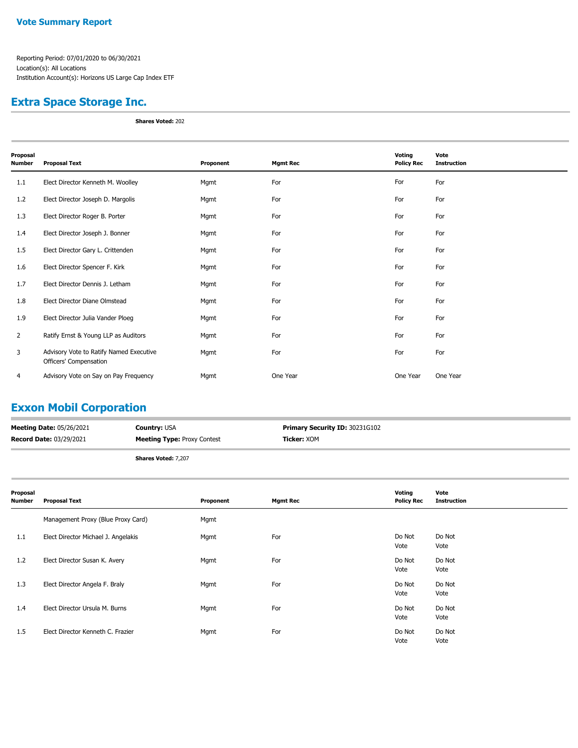**Vote Summary Report**

Reporting Period: 07/01/2020 to 06/30/2021
Location(s): All Locations
Institution Account(s): Horizons US Large Cap Index ETF

## Extra Space Storage Inc.

**Shares Voted:** 202

| Proposal Number | Proposal Text | Proponent | Mgmt Rec | Voting Policy Rec | Vote Instruction |
|---|---|---|---|---|---|
| 1.1 | Elect Director Kenneth M. Woolley | Mgmt | For | For | For |
| 1.2 | Elect Director Joseph D. Margolis | Mgmt | For | For | For |
| 1.3 | Elect Director Roger B. Porter | Mgmt | For | For | For |
| 1.4 | Elect Director Joseph J. Bonner | Mgmt | For | For | For |
| 1.5 | Elect Director Gary L. Crittenden | Mgmt | For | For | For |
| 1.6 | Elect Director Spencer F. Kirk | Mgmt | For | For | For |
| 1.7 | Elect Director Dennis J. Letham | Mgmt | For | For | For |
| 1.8 | Elect Director Diane Olmstead | Mgmt | For | For | For |
| 1.9 | Elect Director Julia Vander Ploeg | Mgmt | For | For | For |
| 2 | Ratify Ernst & Young LLP as Auditors | Mgmt | For | For | For |
| 3 | Advisory Vote to Ratify Named Executive Officers' Compensation | Mgmt | For | For | For |
| 4 | Advisory Vote on Say on Pay Frequency | Mgmt | One Year | One Year | One Year |

## Exxon Mobil Corporation

**Meeting Date:** 05/26/2021 **Country:** USA **Primary Security ID:** 30231G102
**Record Date:** 03/29/2021 **Meeting Type:** Proxy Contest **Ticker:** XOM

**Shares Voted:** 7,207

| Proposal Number | Proposal Text | Proponent | Mgmt Rec | Voting Policy Rec | Vote Instruction |
|---|---|---|---|---|---|
| | Management Proxy (Blue Proxy Card) | Mgmt | | | |
| 1.1 | Elect Director Michael J. Angelakis | Mgmt | For | Do Not Vote | Do Not Vote |
| 1.2 | Elect Director Susan K. Avery | Mgmt | For | Do Not Vote | Do Not Vote |
| 1.3 | Elect Director Angela F. Braly | Mgmt | For | Do Not Vote | Do Not Vote |
| 1.4 | Elect Director Ursula M. Burns | Mgmt | For | Do Not Vote | Do Not Vote |
| 1.5 | Elect Director Kenneth C. Frazier | Mgmt | For | Do Not Vote | Do Not Vote |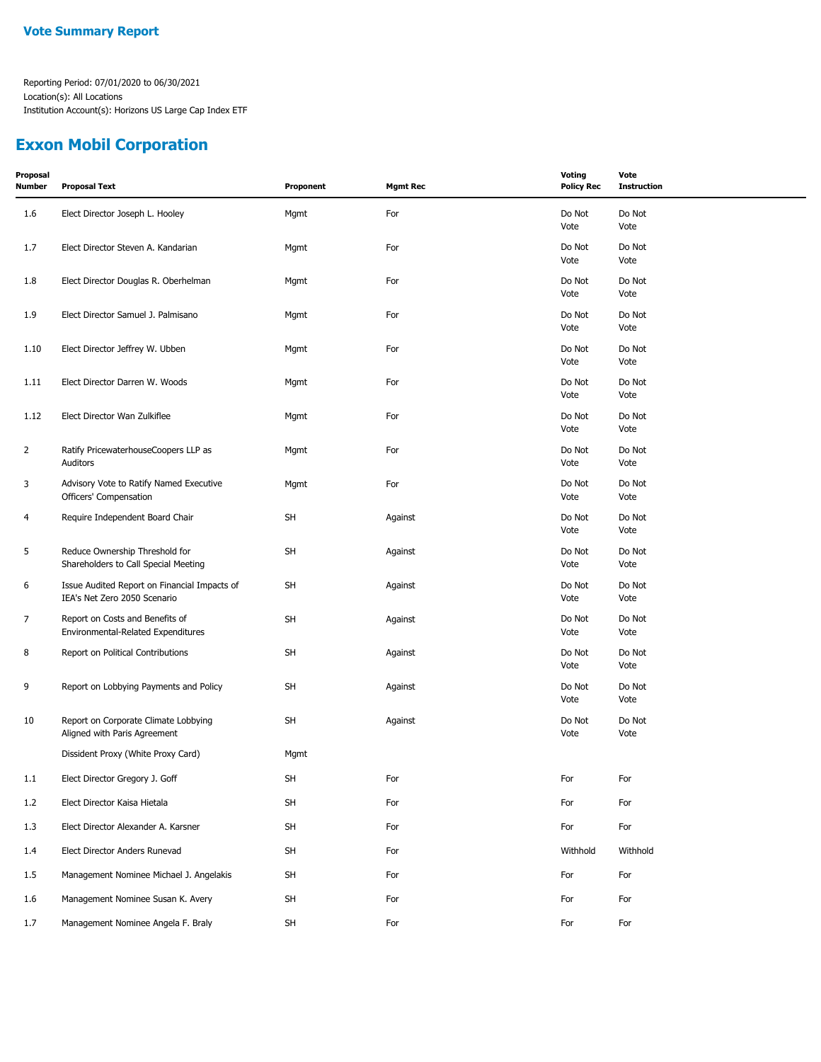## Vote Summary Report

Reporting Period: 07/01/2020 to 06/30/2021
Location(s): All Locations
Institution Account(s): Horizons US Large Cap Index ETF

# Exxon Mobil Corporation

| Proposal Number | Proposal Text | Proponent | Mgmt Rec | Voting Policy Rec | Vote Instruction |
|---|---|---|---|---|---|
| 1.6 | Elect Director Joseph L. Hooley | Mgmt | For | Do Not Vote | Do Not Vote |
| 1.7 | Elect Director Steven A. Kandarian | Mgmt | For | Do Not Vote | Do Not Vote |
| 1.8 | Elect Director Douglas R. Oberhelman | Mgmt | For | Do Not Vote | Do Not Vote |
| 1.9 | Elect Director Samuel J. Palmisano | Mgmt | For | Do Not Vote | Do Not Vote |
| 1.10 | Elect Director Jeffrey W. Ubben | Mgmt | For | Do Not Vote | Do Not Vote |
| 1.11 | Elect Director Darren W. Woods | Mgmt | For | Do Not Vote | Do Not Vote |
| 1.12 | Elect Director Wan Zulkiflee | Mgmt | For | Do Not Vote | Do Not Vote |
| 2 | Ratify PricewaterhouseCoopers LLP as Auditors | Mgmt | For | Do Not Vote | Do Not Vote |
| 3 | Advisory Vote to Ratify Named Executive Officers' Compensation | Mgmt | For | Do Not Vote | Do Not Vote |
| 4 | Require Independent Board Chair | SH | Against | Do Not Vote | Do Not Vote |
| 5 | Reduce Ownership Threshold for Shareholders to Call Special Meeting | SH | Against | Do Not Vote | Do Not Vote |
| 6 | Issue Audited Report on Financial Impacts of IEA's Net Zero 2050 Scenario | SH | Against | Do Not Vote | Do Not Vote |
| 7 | Report on Costs and Benefits of Environmental-Related Expenditures | SH | Against | Do Not Vote | Do Not Vote |
| 8 | Report on Political Contributions | SH | Against | Do Not Vote | Do Not Vote |
| 9 | Report on Lobbying Payments and Policy | SH | Against | Do Not Vote | Do Not Vote |
| 10 | Report on Corporate Climate Lobbying Aligned with Paris Agreement | SH | Against | Do Not Vote | Do Not Vote |
| | Dissident Proxy (White Proxy Card) | Mgmt | | | |
| 1.1 | Elect Director Gregory J. Goff | SH | For | For | For |
| 1.2 | Elect Director Kaisa Hietala | SH | For | For | For |
| 1.3 | Elect Director Alexander A. Karsner | SH | For | For | For |
| 1.4 | Elect Director Anders Runevad | SH | For | Withhold | Withhold |
| 1.5 | Management Nominee Michael J. Angelakis | SH | For | For | For |
| 1.6 | Management Nominee Susan K. Avery | SH | For | For | For |
| 1.7 | Management Nominee Angela F. Braly | SH | For | For | For |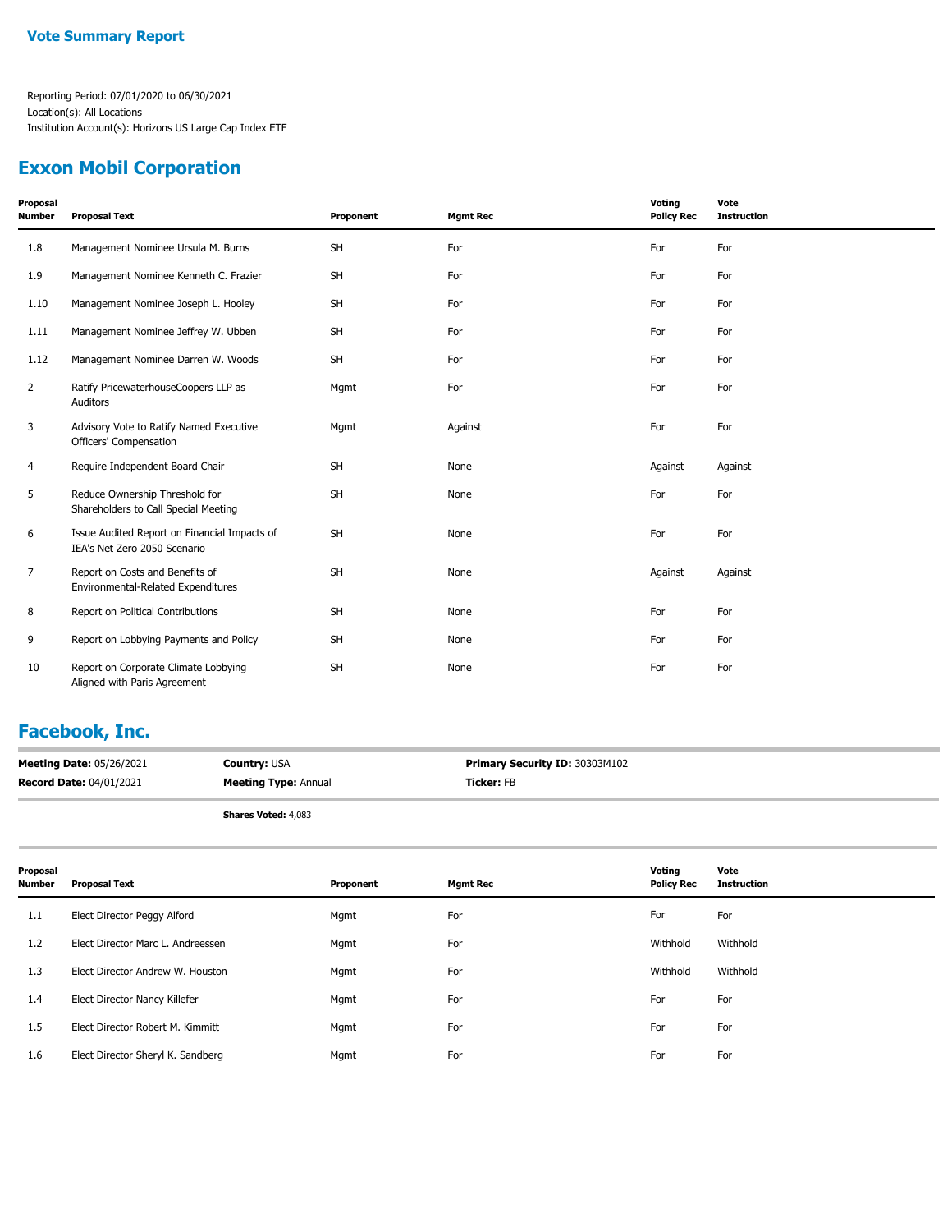**Vote Summary Report**

Reporting Period: 07/01/2020 to 06/30/2021
Location(s): All Locations
Institution Account(s): Horizons US Large Cap Index ETF

## Exxon Mobil Corporation

| Proposal Number | Proposal Text | Proponent | Mgmt Rec | Voting Policy Rec | Vote Instruction |
|---|---|---|---|---|---|
| 1.8 | Management Nominee Ursula M. Burns | SH | For | For | For |
| 1.9 | Management Nominee Kenneth C. Frazier | SH | For | For | For |
| 1.10 | Management Nominee Joseph L. Hooley | SH | For | For | For |
| 1.11 | Management Nominee Jeffrey W. Ubben | SH | For | For | For |
| 1.12 | Management Nominee Darren W. Woods | SH | For | For | For |
| 2 | Ratify PricewaterhouseCoopers LLP as Auditors | Mgmt | For | For | For |
| 3 | Advisory Vote to Ratify Named Executive Officers' Compensation | Mgmt | Against | For | For |
| 4 | Require Independent Board Chair | SH | None | Against | Against |
| 5 | Reduce Ownership Threshold for Shareholders to Call Special Meeting | SH | None | For | For |
| 6 | Issue Audited Report on Financial Impacts of IEA's Net Zero 2050 Scenario | SH | None | For | For |
| 7 | Report on Costs and Benefits of Environmental-Related Expenditures | SH | None | Against | Against |
| 8 | Report on Political Contributions | SH | None | For | For |
| 9 | Report on Lobbying Payments and Policy | SH | None | For | For |
| 10 | Report on Corporate Climate Lobbying Aligned with Paris Agreement | SH | None | For | For |

## Facebook, Inc.

**Meeting Date:** 05/26/2021
**Record Date:** 04/01/2021
**Country:** USA
**Meeting Type:** Annual
**Primary Security ID:** 30303M102
**Ticker:** FB

**Shares Voted:** 4,083

| Proposal Number | Proposal Text | Proponent | Mgmt Rec | Voting Policy Rec | Vote Instruction |
|---|---|---|---|---|---|
| 1.1 | Elect Director Peggy Alford | Mgmt | For | For | For |
| 1.2 | Elect Director Marc L. Andreessen | Mgmt | For | Withhold | Withhold |
| 1.3 | Elect Director Andrew W. Houston | Mgmt | For | Withhold | Withhold |
| 1.4 | Elect Director Nancy Killefer | Mgmt | For | For | For |
| 1.5 | Elect Director Robert M. Kimmitt | Mgmt | For | For | For |
| 1.6 | Elect Director Sheryl K. Sandberg | Mgmt | For | For | For |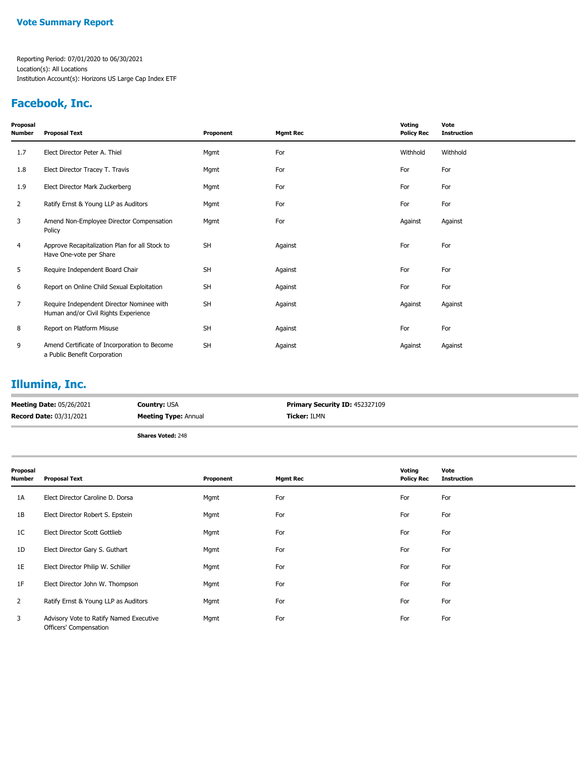## Vote Summary Report

Reporting Period: 07/01/2020 to 06/30/2021
Location(s): All Locations
Institution Account(s): Horizons US Large Cap Index ETF

## Facebook, Inc.

| Proposal Number | Proposal Text | Proponent | Mgmt Rec | Voting Policy Rec | Vote Instruction |
|---|---|---|---|---|---|
| 1.7 | Elect Director Peter A. Thiel | Mgmt | For | Withhold | Withhold |
| 1.8 | Elect Director Tracey T. Travis | Mgmt | For | For | For |
| 1.9 | Elect Director Mark Zuckerberg | Mgmt | For | For | For |
| 2 | Ratify Ernst & Young LLP as Auditors | Mgmt | For | For | For |
| 3 | Amend Non-Employee Director Compensation Policy | Mgmt | For | Against | Against |
| 4 | Approve Recapitalization Plan for all Stock to Have One-vote per Share | SH | Against | For | For |
| 5 | Require Independent Board Chair | SH | Against | For | For |
| 6 | Report on Online Child Sexual Exploitation | SH | Against | For | For |
| 7 | Require Independent Director Nominee with Human and/or Civil Rights Experience | SH | Against | Against | Against |
| 8 | Report on Platform Misuse | SH | Against | For | For |
| 9 | Amend Certificate of Incorporation to Become a Public Benefit Corporation | SH | Against | Against | Against |

## Illumina, Inc.

**Meeting Date:** 05/26/2021 **Country:** USA **Primary Security ID:** 452327109
**Record Date:** 03/31/2021 **Meeting Type:** Annual **Ticker:** ILMN

**Shares Voted:** 248

| Proposal Number | Proposal Text | Proponent | Mgmt Rec | Voting Policy Rec | Vote Instruction |
|---|---|---|---|---|---|
| 1A | Elect Director Caroline D. Dorsa | Mgmt | For | For | For |
| 1B | Elect Director Robert S. Epstein | Mgmt | For | For | For |
| 1C | Elect Director Scott Gottlieb | Mgmt | For | For | For |
| 1D | Elect Director Gary S. Guthart | Mgmt | For | For | For |
| 1E | Elect Director Philip W. Schiller | Mgmt | For | For | For |
| 1F | Elect Director John W. Thompson | Mgmt | For | For | For |
| 2 | Ratify Ernst & Young LLP as Auditors | Mgmt | For | For | For |
| 3 | Advisory Vote to Ratify Named Executive Officers' Compensation | Mgmt | For | For | For |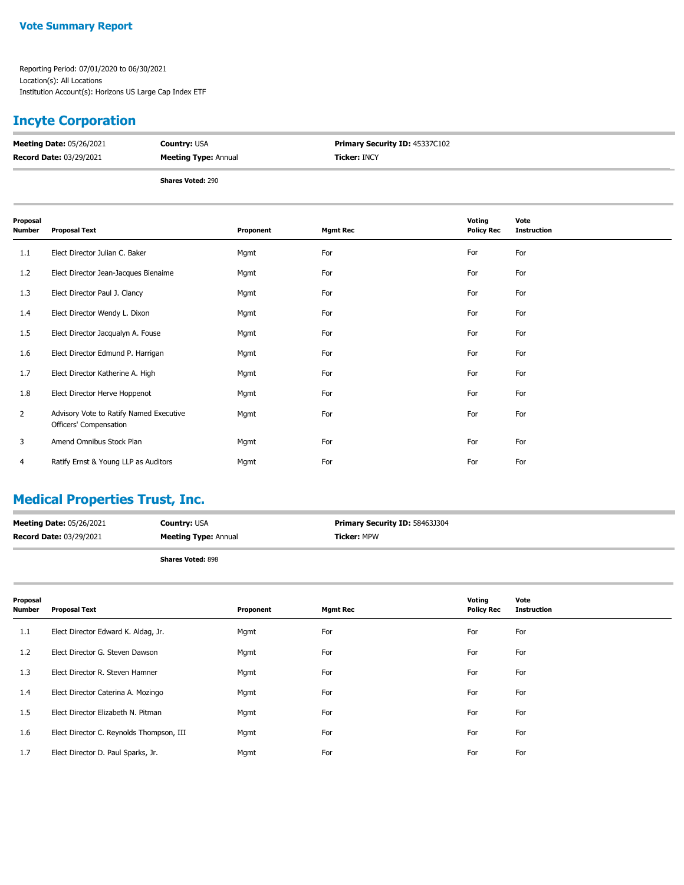**Vote Summary Report**

Reporting Period: 07/01/2020 to 06/30/2021
Location(s): All Locations
Institution Account(s): Horizons US Large Cap Index ETF

## Incyte Corporation

| | | |
|---|---|---|
| **Meeting Date:** 05/26/2021 | **Country:** USA | **Primary Security ID:** 45337C102 |
| **Record Date:** 03/29/2021 | **Meeting Type:** Annual | **Ticker:** INCY |
| | **Shares Voted:** 290 | |

| Proposal Number | Proposal Text | Proponent | Mgmt Rec | Voting Policy Rec | Vote Instruction |
|---|---|---|---|---|---|
| 1.1 | Elect Director Julian C. Baker | Mgmt | For | For | For |
| 1.2 | Elect Director Jean-Jacques Bienaime | Mgmt | For | For | For |
| 1.3 | Elect Director Paul J. Clancy | Mgmt | For | For | For |
| 1.4 | Elect Director Wendy L. Dixon | Mgmt | For | For | For |
| 1.5 | Elect Director Jacqualyn A. Fouse | Mgmt | For | For | For |
| 1.6 | Elect Director Edmund P. Harrigan | Mgmt | For | For | For |
| 1.7 | Elect Director Katherine A. High | Mgmt | For | For | For |
| 1.8 | Elect Director Herve Hoppenot | Mgmt | For | For | For |
| 2 | Advisory Vote to Ratify Named Executive Officers' Compensation | Mgmt | For | For | For |
| 3 | Amend Omnibus Stock Plan | Mgmt | For | For | For |
| 4 | Ratify Ernst & Young LLP as Auditors | Mgmt | For | For | For |

## Medical Properties Trust, Inc.

| | | |
|---|---|---|
| **Meeting Date:** 05/26/2021 | **Country:** USA | **Primary Security ID:** 58463J304 |
| **Record Date:** 03/29/2021 | **Meeting Type:** Annual | **Ticker:** MPW |
| | **Shares Voted:** 898 | |

| Proposal Number | Proposal Text | Proponent | Mgmt Rec | Voting Policy Rec | Vote Instruction |
|---|---|---|---|---|---|
| 1.1 | Elect Director Edward K. Aldag, Jr. | Mgmt | For | For | For |
| 1.2 | Elect Director G. Steven Dawson | Mgmt | For | For | For |
| 1.3 | Elect Director R. Steven Hamner | Mgmt | For | For | For |
| 1.4 | Elect Director Caterina A. Mozingo | Mgmt | For | For | For |
| 1.5 | Elect Director Elizabeth N. Pitman | Mgmt | For | For | For |
| 1.6 | Elect Director C. Reynolds Thompson, III | Mgmt | For | For | For |
| 1.7 | Elect Director D. Paul Sparks, Jr. | Mgmt | For | For | For |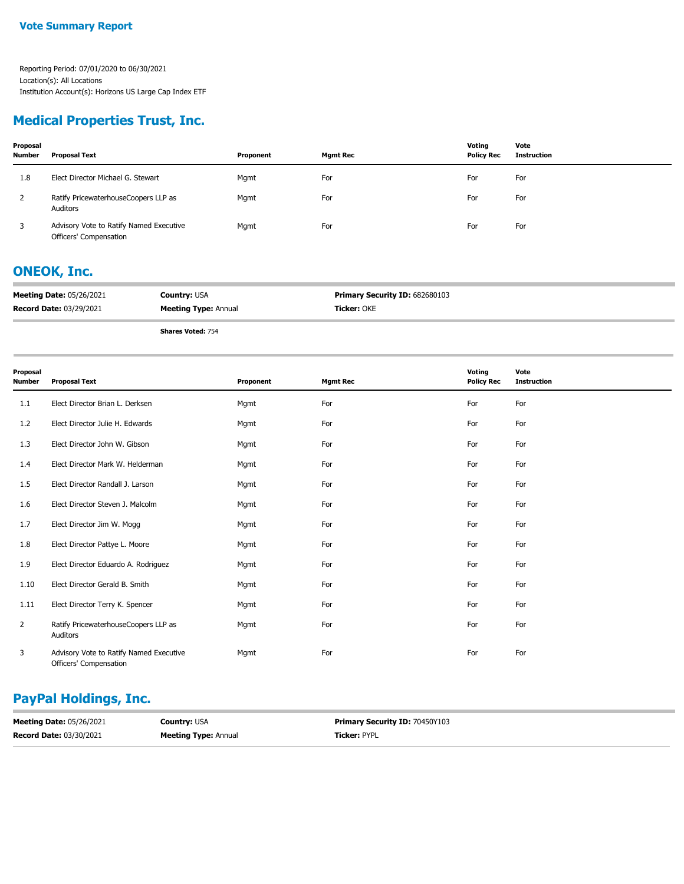**Vote Summary Report**

Reporting Period: 07/01/2020 to 06/30/2021
Location(s): All Locations
Institution Account(s): Horizons US Large Cap Index ETF

## Medical Properties Trust, Inc.

| Proposal Number | Proposal Text | Proponent | Mgmt Rec | Voting Policy Rec | Vote Instruction |
|---|---|---|---|---|---|
| 1.8 | Elect Director Michael G. Stewart | Mgmt | For | For | For |
| 2 | Ratify PricewaterhouseCoopers LLP as Auditors | Mgmt | For | For | For |
| 3 | Advisory Vote to Ratify Named Executive Officers' Compensation | Mgmt | For | For | For |

## ONEOK, Inc.

**Meeting Date:** 05/26/2021 **Country:** USA **Primary Security ID:** 682680103
**Record Date:** 03/29/2021 **Meeting Type:** Annual **Ticker:** OKE

**Shares Voted:** 754

| Proposal Number | Proposal Text | Proponent | Mgmt Rec | Voting Policy Rec | Vote Instruction |
|---|---|---|---|---|---|
| 1.1 | Elect Director Brian L. Derksen | Mgmt | For | For | For |
| 1.2 | Elect Director Julie H. Edwards | Mgmt | For | For | For |
| 1.3 | Elect Director John W. Gibson | Mgmt | For | For | For |
| 1.4 | Elect Director Mark W. Helderman | Mgmt | For | For | For |
| 1.5 | Elect Director Randall J. Larson | Mgmt | For | For | For |
| 1.6 | Elect Director Steven J. Malcolm | Mgmt | For | For | For |
| 1.7 | Elect Director Jim W. Mogg | Mgmt | For | For | For |
| 1.8 | Elect Director Pattye L. Moore | Mgmt | For | For | For |
| 1.9 | Elect Director Eduardo A. Rodriguez | Mgmt | For | For | For |
| 1.10 | Elect Director Gerald B. Smith | Mgmt | For | For | For |
| 1.11 | Elect Director Terry K. Spencer | Mgmt | For | For | For |
| 2 | Ratify PricewaterhouseCoopers LLP as Auditors | Mgmt | For | For | For |
| 3 | Advisory Vote to Ratify Named Executive Officers' Compensation | Mgmt | For | For | For |

## PayPal Holdings, Inc.

**Meeting Date:** 05/26/2021 **Country:** USA **Primary Security ID:** 70450Y103
**Record Date:** 03/30/2021 **Meeting Type:** Annual **Ticker:** PYPL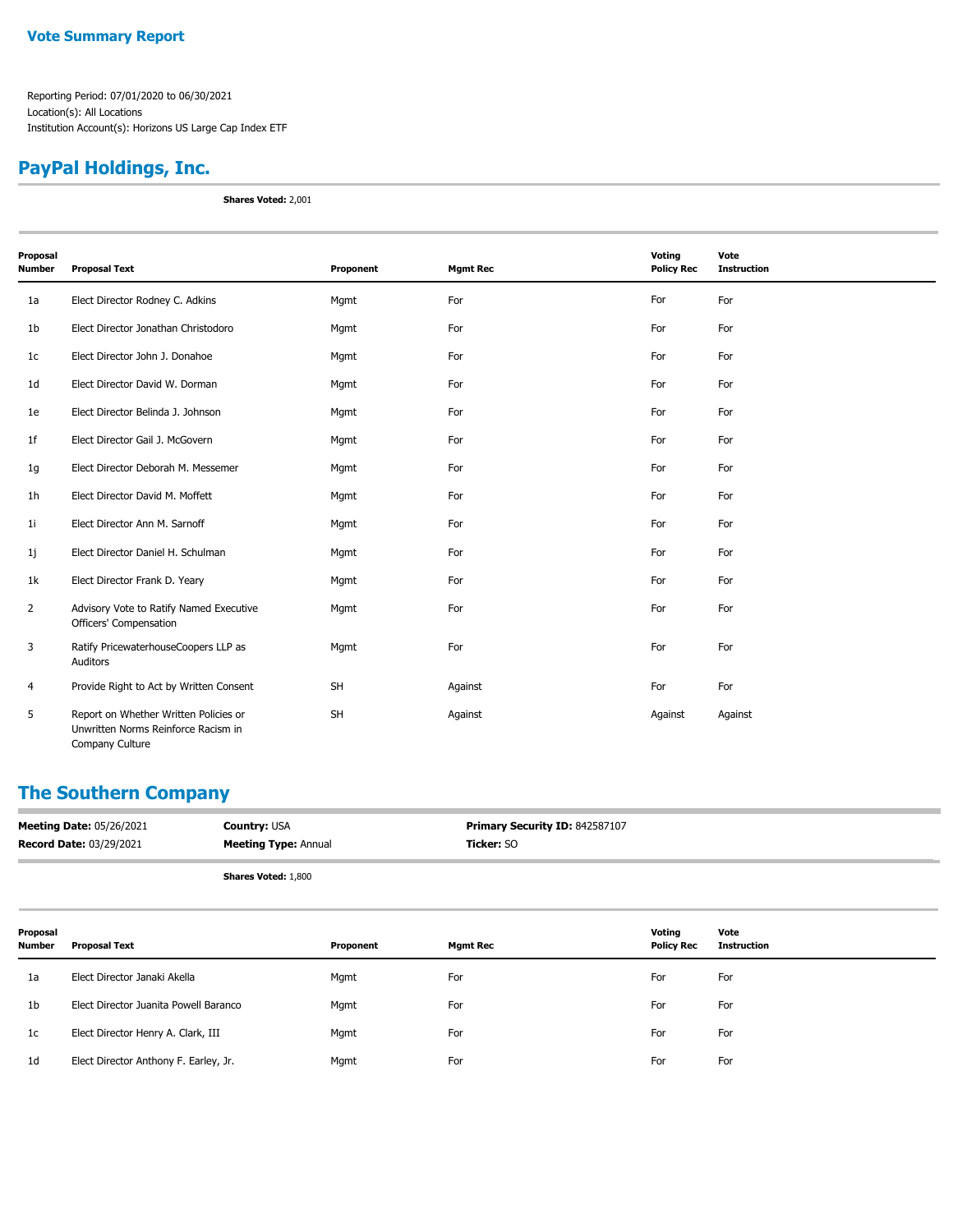**Vote Summary Report**

Reporting Period: 07/01/2020 to 06/30/2021
Location(s): All Locations
Institution Account(s): Horizons US Large Cap Index ETF

## PayPal Holdings, Inc.

**Shares Voted:** 2,001

| Proposal Number | Proposal Text | Proponent | Mgmt Rec | Voting Policy Rec | Vote Instruction |
|---|---|---|---|---|---|
| 1a | Elect Director Rodney C. Adkins | Mgmt | For | For | For |
| 1b | Elect Director Jonathan Christodoro | Mgmt | For | For | For |
| 1c | Elect Director John J. Donahoe | Mgmt | For | For | For |
| 1d | Elect Director David W. Dorman | Mgmt | For | For | For |
| 1e | Elect Director Belinda J. Johnson | Mgmt | For | For | For |
| 1f | Elect Director Gail J. McGovern | Mgmt | For | For | For |
| 1g | Elect Director Deborah M. Messemer | Mgmt | For | For | For |
| 1h | Elect Director David M. Moffett | Mgmt | For | For | For |
| 1i | Elect Director Ann M. Sarnoff | Mgmt | For | For | For |
| 1j | Elect Director Daniel H. Schulman | Mgmt | For | For | For |
| 1k | Elect Director Frank D. Yeary | Mgmt | For | For | For |
| 2 | Advisory Vote to Ratify Named Executive Officers' Compensation | Mgmt | For | For | For |
| 3 | Ratify PricewaterhouseCoopers LLP as Auditors | Mgmt | For | For | For |
| 4 | Provide Right to Act by Written Consent | SH | Against | For | For |
| 5 | Report on Whether Written Policies or Unwritten Norms Reinforce Racism in Company Culture | SH | Against | Against | Against |

## The Southern Company

**Meeting Date:** 05/26/2021 **Country:** USA **Primary Security ID:** 842587107
**Record Date:** 03/29/2021 **Meeting Type:** Annual **Ticker:** SO

**Shares Voted:** 1,800

| Proposal Number | Proposal Text | Proponent | Mgmt Rec | Voting Policy Rec | Vote Instruction |
|---|---|---|---|---|---|
| 1a | Elect Director Janaki Akella | Mgmt | For | For | For |
| 1b | Elect Director Juanita Powell Baranco | Mgmt | For | For | For |
| 1c | Elect Director Henry A. Clark, III | Mgmt | For | For | For |
| 1d | Elect Director Anthony F. Earley, Jr. | Mgmt | For | For | For |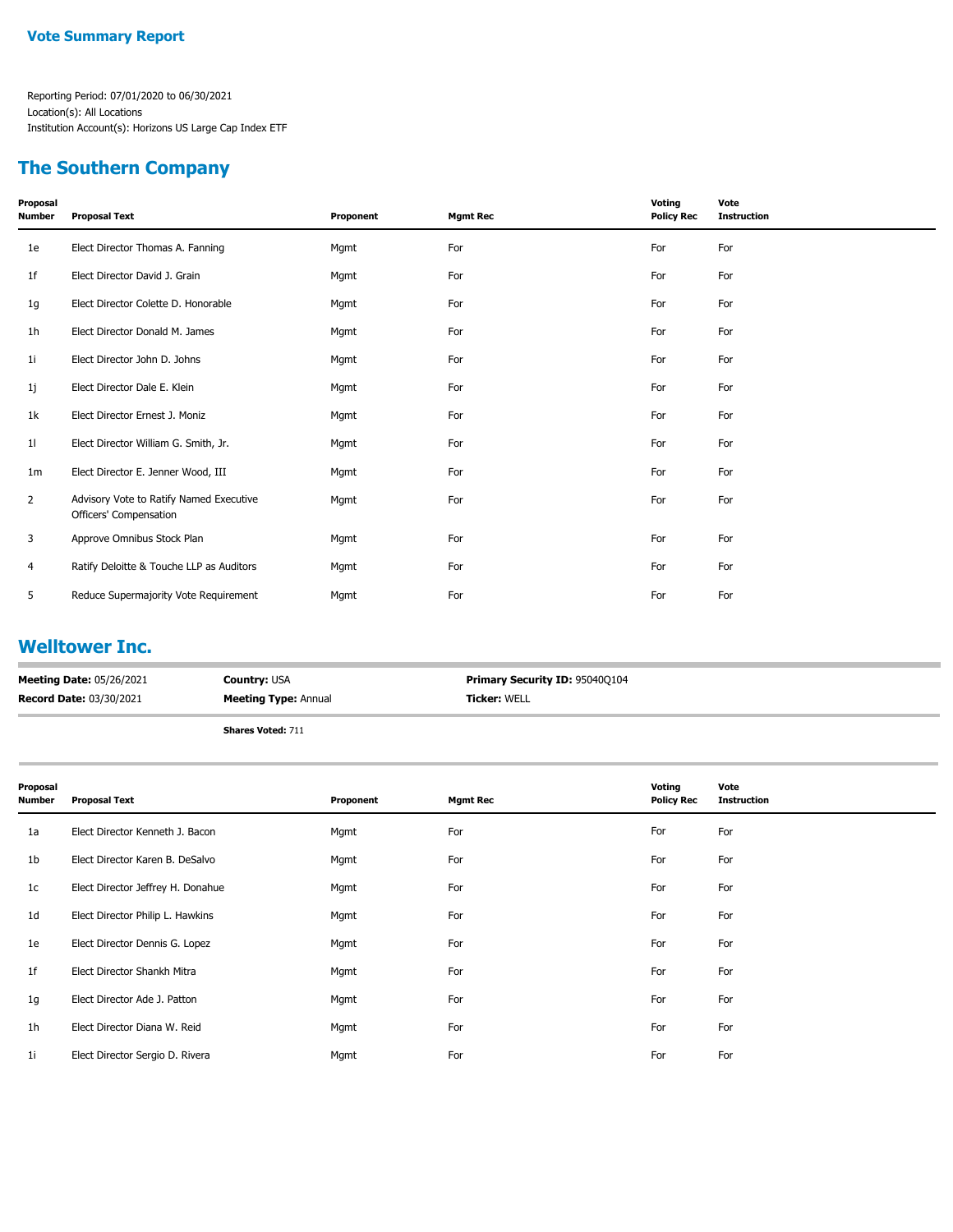**Vote Summary Report**

Reporting Period: 07/01/2020 to 06/30/2021
Location(s): All Locations
Institution Account(s): Horizons US Large Cap Index ETF

## The Southern Company

| Proposal Number | Proposal Text | Proponent | Mgmt Rec | Voting Policy Rec | Vote Instruction |
|---|---|---|---|---|---|
| 1e | Elect Director Thomas A. Fanning | Mgmt | For | For | For |
| 1f | Elect Director David J. Grain | Mgmt | For | For | For |
| 1g | Elect Director Colette D. Honorable | Mgmt | For | For | For |
| 1h | Elect Director Donald M. James | Mgmt | For | For | For |
| 1i | Elect Director John D. Johns | Mgmt | For | For | For |
| 1j | Elect Director Dale E. Klein | Mgmt | For | For | For |
| 1k | Elect Director Ernest J. Moniz | Mgmt | For | For | For |
| 1l | Elect Director William G. Smith, Jr. | Mgmt | For | For | For |
| 1m | Elect Director E. Jenner Wood, III | Mgmt | For | For | For |
| 2 | Advisory Vote to Ratify Named Executive Officers' Compensation | Mgmt | For | For | For |
| 3 | Approve Omnibus Stock Plan | Mgmt | For | For | For |
| 4 | Ratify Deloitte & Touche LLP as Auditors | Mgmt | For | For | For |
| 5 | Reduce Supermajority Vote Requirement | Mgmt | For | For | For |

## Welltower Inc.

**Meeting Date:** 05/26/2021 **Country:** USA **Primary Security ID:** 95040Q104
**Record Date:** 03/30/2021 **Meeting Type:** Annual **Ticker:** WELL

**Shares Voted:** 711

| Proposal Number | Proposal Text | Proponent | Mgmt Rec | Voting Policy Rec | Vote Instruction |
|---|---|---|---|---|---|
| 1a | Elect Director Kenneth J. Bacon | Mgmt | For | For | For |
| 1b | Elect Director Karen B. DeSalvo | Mgmt | For | For | For |
| 1c | Elect Director Jeffrey H. Donahue | Mgmt | For | For | For |
| 1d | Elect Director Philip L. Hawkins | Mgmt | For | For | For |
| 1e | Elect Director Dennis G. Lopez | Mgmt | For | For | For |
| 1f | Elect Director Shankh Mitra | Mgmt | For | For | For |
| 1g | Elect Director Ade J. Patton | Mgmt | For | For | For |
| 1h | Elect Director Diana W. Reid | Mgmt | For | For | For |
| 1i | Elect Director Sergio D. Rivera | Mgmt | For | For | For |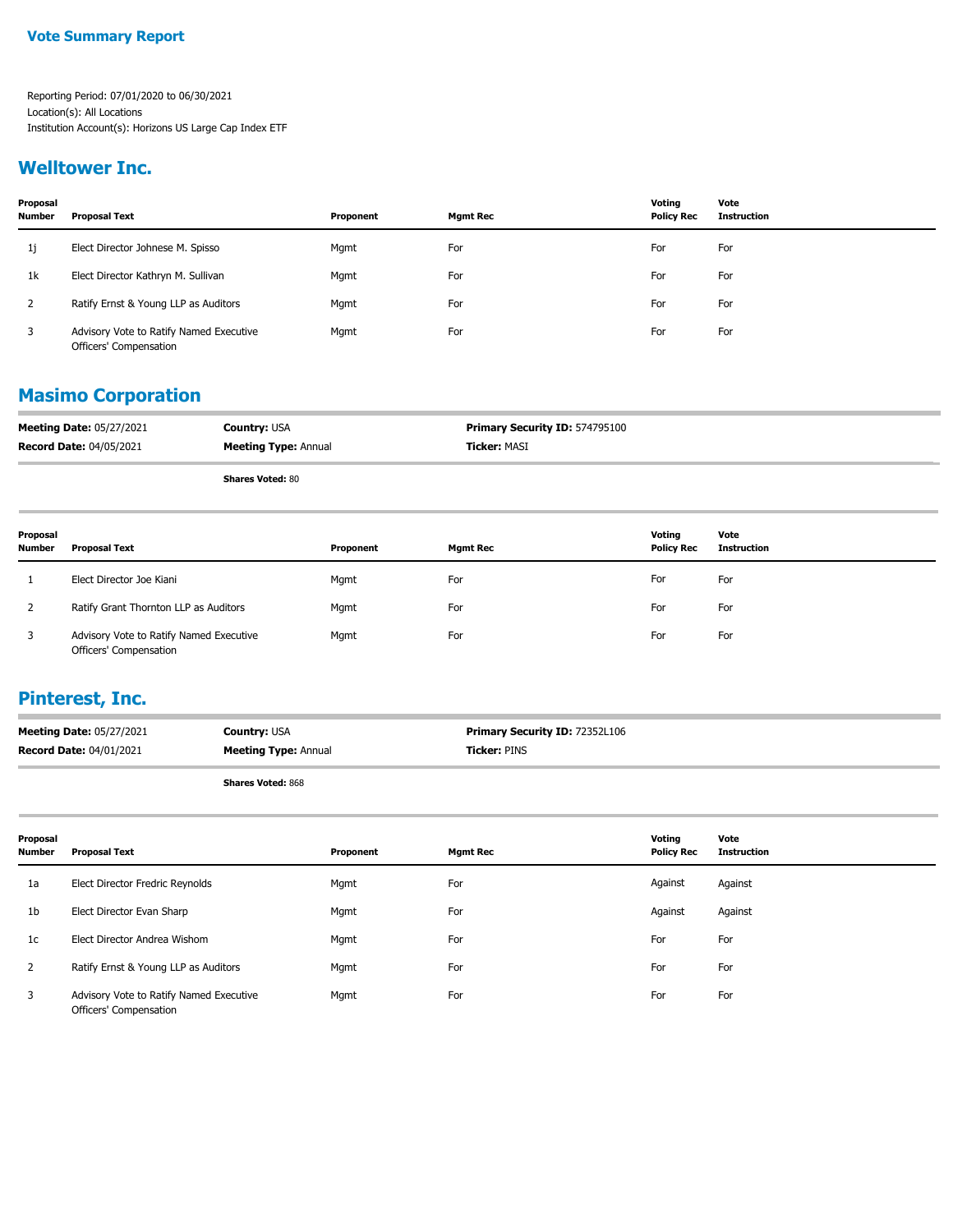## Vote Summary Report

Reporting Period: 07/01/2020 to 06/30/2021
Location(s): All Locations
Institution Account(s): Horizons US Large Cap Index ETF

## Welltower Inc.

| Proposal Number | Proposal Text | Proponent | Mgmt Rec | Voting Policy Rec | Vote Instruction |
|---|---|---|---|---|---|
| 1j | Elect Director Johnese M. Spisso | Mgmt | For | For | For |
| 1k | Elect Director Kathryn M. Sullivan | Mgmt | For | For | For |
| 2 | Ratify Ernst & Young LLP as Auditors | Mgmt | For | For | For |
| 3 | Advisory Vote to Ratify Named Executive Officers' Compensation | Mgmt | For | For | For |

## Masimo Corporation

**Meeting Date:** 05/27/2021 | **Country:** USA | **Primary Security ID:** 574795100
**Record Date:** 04/05/2021 | **Meeting Type:** Annual | **Ticker:** MASI

**Shares Voted:** 80

| Proposal Number | Proposal Text | Proponent | Mgmt Rec | Voting Policy Rec | Vote Instruction |
|---|---|---|---|---|---|
| 1 | Elect Director Joe Kiani | Mgmt | For | For | For |
| 2 | Ratify Grant Thornton LLP as Auditors | Mgmt | For | For | For |
| 3 | Advisory Vote to Ratify Named Executive Officers' Compensation | Mgmt | For | For | For |

## Pinterest, Inc.

**Meeting Date:** 05/27/2021 | **Country:** USA | **Primary Security ID:** 72352L106
**Record Date:** 04/01/2021 | **Meeting Type:** Annual | **Ticker:** PINS

**Shares Voted:** 868

| Proposal Number | Proposal Text | Proponent | Mgmt Rec | Voting Policy Rec | Vote Instruction |
|---|---|---|---|---|---|
| 1a | Elect Director Fredric Reynolds | Mgmt | For | Against | Against |
| 1b | Elect Director Evan Sharp | Mgmt | For | Against | Against |
| 1c | Elect Director Andrea Wishom | Mgmt | For | For | For |
| 2 | Ratify Ernst & Young LLP as Auditors | Mgmt | For | For | For |
| 3 | Advisory Vote to Ratify Named Executive Officers' Compensation | Mgmt | For | For | For |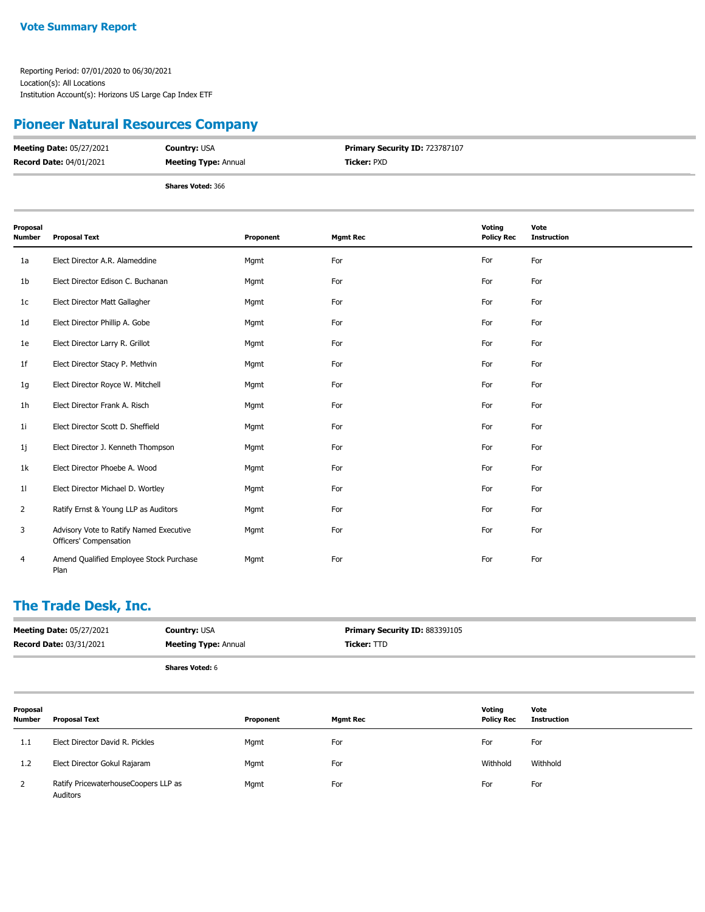**Vote Summary Report**

Reporting Period: 07/01/2020 to 06/30/2021
Location(s): All Locations
Institution Account(s): Horizons US Large Cap Index ETF

## Pioneer Natural Resources Company

| **Meeting Date:** 05/27/2021 | **Country:** USA | **Primary Security ID:** 723787107 |
|---|---|---|
| **Record Date:** 04/01/2021 | **Meeting Type:** Annual | **Ticker:** PXD |
| | **Shares Voted:** 366 | |

| Proposal Number | Proposal Text | Proponent | Mgmt Rec | Voting Policy Rec | Vote Instruction |
|---|---|---|---|---|---|
| 1a | Elect Director A.R. Alameddine | Mgmt | For | For | For |
| 1b | Elect Director Edison C. Buchanan | Mgmt | For | For | For |
| 1c | Elect Director Matt Gallagher | Mgmt | For | For | For |
| 1d | Elect Director Phillip A. Gobe | Mgmt | For | For | For |
| 1e | Elect Director Larry R. Grillot | Mgmt | For | For | For |
| 1f | Elect Director Stacy P. Methvin | Mgmt | For | For | For |
| 1g | Elect Director Royce W. Mitchell | Mgmt | For | For | For |
| 1h | Elect Director Frank A. Risch | Mgmt | For | For | For |
| 1i | Elect Director Scott D. Sheffield | Mgmt | For | For | For |
| 1j | Elect Director J. Kenneth Thompson | Mgmt | For | For | For |
| 1k | Elect Director Phoebe A. Wood | Mgmt | For | For | For |
| 1l | Elect Director Michael D. Wortley | Mgmt | For | For | For |
| 2 | Ratify Ernst & Young LLP as Auditors | Mgmt | For | For | For |
| 3 | Advisory Vote to Ratify Named Executive Officers' Compensation | Mgmt | For | For | For |
| 4 | Amend Qualified Employee Stock Purchase Plan | Mgmt | For | For | For |

## The Trade Desk, Inc.

| **Meeting Date:** 05/27/2021 | **Country:** USA | **Primary Security ID:** 88339J105 |
|---|---|---|
| **Record Date:** 03/31/2021 | **Meeting Type:** Annual | **Ticker:** TTD |
| | **Shares Voted:** 6 | |

| Proposal Number | Proposal Text | Proponent | Mgmt Rec | Voting Policy Rec | Vote Instruction |
|---|---|---|---|---|---|
| 1.1 | Elect Director David R. Pickles | Mgmt | For | For | For |
| 1.2 | Elect Director Gokul Rajaram | Mgmt | For | Withhold | Withhold |
| 2 | Ratify PricewaterhouseCoopers LLP as Auditors | Mgmt | For | For | For |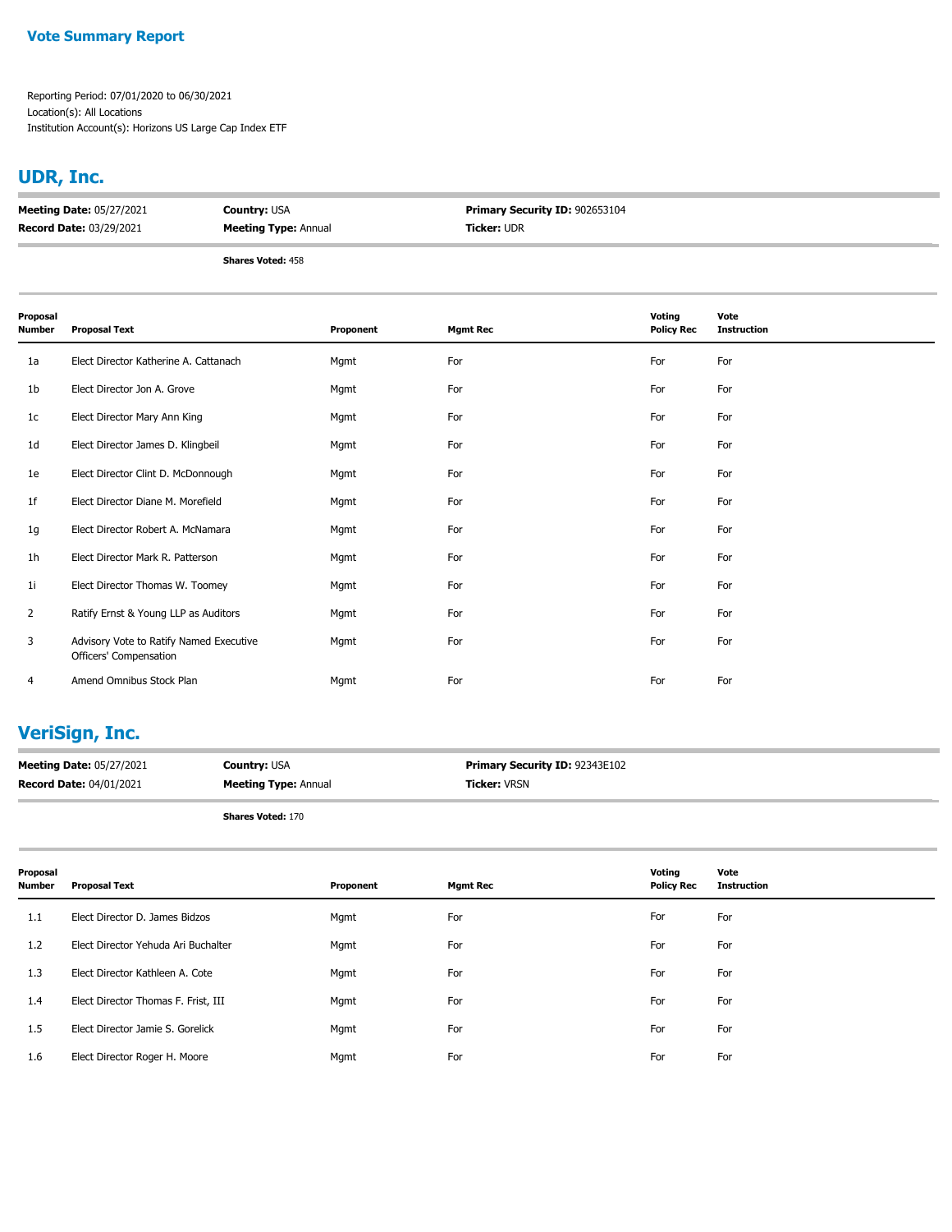**Vote Summary Report**

Reporting Period: 07/01/2020 to 06/30/2021
Location(s): All Locations
Institution Account(s): Horizons US Large Cap Index ETF

## UDR, Inc.

**Meeting Date:** 05/27/2021 **Country:** USA **Primary Security ID:** 902653104
**Record Date:** 03/29/2021 **Meeting Type:** Annual **Ticker:** UDR

**Shares Voted:** 458

| Proposal Number | Proposal Text | Proponent | Mgmt Rec | Voting Policy Rec | Vote Instruction |
|---|---|---|---|---|---|
| 1a | Elect Director Katherine A. Cattanach | Mgmt | For | For | For |
| 1b | Elect Director Jon A. Grove | Mgmt | For | For | For |
| 1c | Elect Director Mary Ann King | Mgmt | For | For | For |
| 1d | Elect Director James D. Klingbeil | Mgmt | For | For | For |
| 1e | Elect Director Clint D. McDonnough | Mgmt | For | For | For |
| 1f | Elect Director Diane M. Morefield | Mgmt | For | For | For |
| 1g | Elect Director Robert A. McNamara | Mgmt | For | For | For |
| 1h | Elect Director Mark R. Patterson | Mgmt | For | For | For |
| 1i | Elect Director Thomas W. Toomey | Mgmt | For | For | For |
| 2 | Ratify Ernst & Young LLP as Auditors | Mgmt | For | For | For |
| 3 | Advisory Vote to Ratify Named Executive Officers' Compensation | Mgmt | For | For | For |
| 4 | Amend Omnibus Stock Plan | Mgmt | For | For | For |

## VeriSign, Inc.

**Meeting Date:** 05/27/2021 **Country:** USA **Primary Security ID:** 92343E102
**Record Date:** 04/01/2021 **Meeting Type:** Annual **Ticker:** VRSN

**Shares Voted:** 170

| Proposal Number | Proposal Text | Proponent | Mgmt Rec | Voting Policy Rec | Vote Instruction |
|---|---|---|---|---|---|
| 1.1 | Elect Director D. James Bidzos | Mgmt | For | For | For |
| 1.2 | Elect Director Yehuda Ari Buchalter | Mgmt | For | For | For |
| 1.3 | Elect Director Kathleen A. Cote | Mgmt | For | For | For |
| 1.4 | Elect Director Thomas F. Frist, III | Mgmt | For | For | For |
| 1.5 | Elect Director Jamie S. Gorelick | Mgmt | For | For | For |
| 1.6 | Elect Director Roger H. Moore | Mgmt | For | For | For |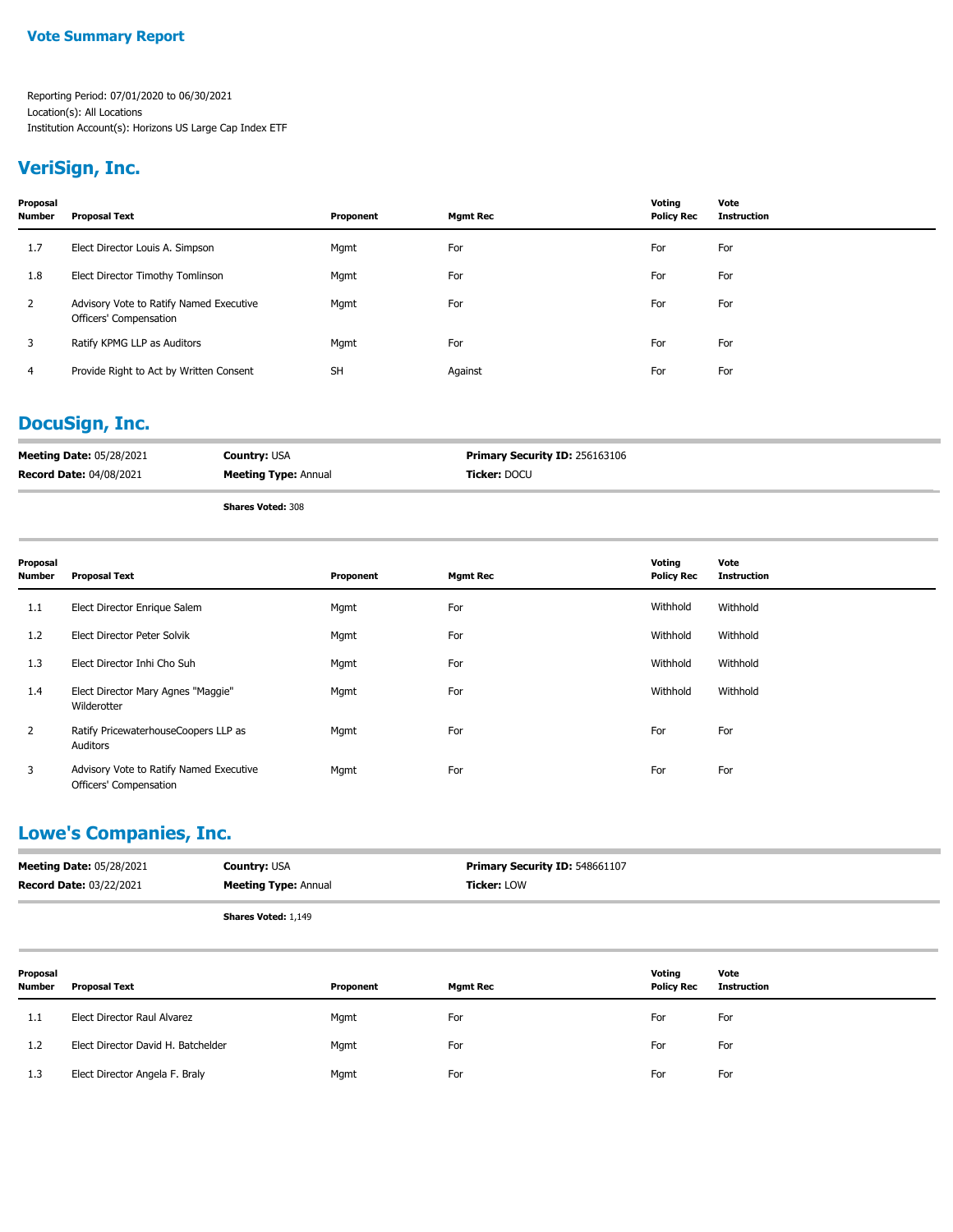**Vote Summary Report**

Reporting Period: 07/01/2020 to 06/30/2021
Location(s): All Locations
Institution Account(s): Horizons US Large Cap Index ETF

## VeriSign, Inc.

| Proposal Number | Proposal Text | Proponent | Mgmt Rec | Voting Policy Rec | Vote Instruction |
|---|---|---|---|---|---|
| 1.7 | Elect Director Louis A. Simpson | Mgmt | For | For | For |
| 1.8 | Elect Director Timothy Tomlinson | Mgmt | For | For | For |
| 2 | Advisory Vote to Ratify Named Executive Officers' Compensation | Mgmt | For | For | For |
| 3 | Ratify KPMG LLP as Auditors | Mgmt | For | For | For |
| 4 | Provide Right to Act by Written Consent | SH | Against | For | For |

## DocuSign, Inc.

**Meeting Date:** 05/28/2021 **Country:** USA **Primary Security ID:** 256163106
**Record Date:** 04/08/2021 **Meeting Type:** Annual **Ticker:** DOCU

**Shares Voted:** 308

| Proposal Number | Proposal Text | Proponent | Mgmt Rec | Voting Policy Rec | Vote Instruction |
|---|---|---|---|---|---|
| 1.1 | Elect Director Enrique Salem | Mgmt | For | Withhold | Withhold |
| 1.2 | Elect Director Peter Solvik | Mgmt | For | Withhold | Withhold |
| 1.3 | Elect Director Inhi Cho Suh | Mgmt | For | Withhold | Withhold |
| 1.4 | Elect Director Mary Agnes "Maggie" Wilderotter | Mgmt | For | Withhold | Withhold |
| 2 | Ratify PricewaterhouseCoopers LLP as Auditors | Mgmt | For | For | For |
| 3 | Advisory Vote to Ratify Named Executive Officers' Compensation | Mgmt | For | For | For |

## Lowe's Companies, Inc.

**Meeting Date:** 05/28/2021 **Country:** USA **Primary Security ID:** 548661107
**Record Date:** 03/22/2021 **Meeting Type:** Annual **Ticker:** LOW

**Shares Voted:** 1,149

| Proposal Number | Proposal Text | Proponent | Mgmt Rec | Voting Policy Rec | Vote Instruction |
|---|---|---|---|---|---|
| 1.1 | Elect Director Raul Alvarez | Mgmt | For | For | For |
| 1.2 | Elect Director David H. Batchelder | Mgmt | For | For | For |
| 1.3 | Elect Director Angela F. Braly | Mgmt | For | For | For |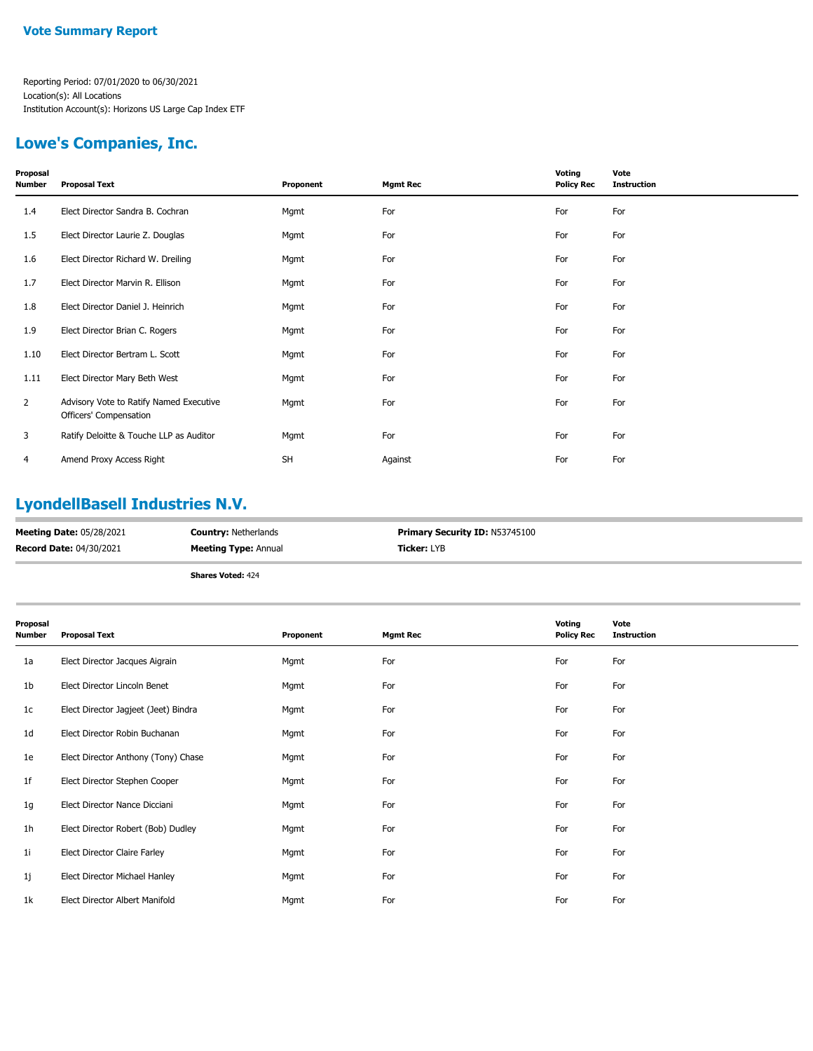**Vote Summary Report**

Reporting Period: 07/01/2020 to 06/30/2021
Location(s): All Locations
Institution Account(s): Horizons US Large Cap Index ETF

## Lowe's Companies, Inc.

| Proposal Number | Proposal Text | Proponent | Mgmt Rec | Voting Policy Rec | Vote Instruction |
|---|---|---|---|---|---|
| 1.4 | Elect Director Sandra B. Cochran | Mgmt | For | For | For |
| 1.5 | Elect Director Laurie Z. Douglas | Mgmt | For | For | For |
| 1.6 | Elect Director Richard W. Dreiling | Mgmt | For | For | For |
| 1.7 | Elect Director Marvin R. Ellison | Mgmt | For | For | For |
| 1.8 | Elect Director Daniel J. Heinrich | Mgmt | For | For | For |
| 1.9 | Elect Director Brian C. Rogers | Mgmt | For | For | For |
| 1.10 | Elect Director Bertram L. Scott | Mgmt | For | For | For |
| 1.11 | Elect Director Mary Beth West | Mgmt | For | For | For |
| 2 | Advisory Vote to Ratify Named Executive Officers' Compensation | Mgmt | For | For | For |
| 3 | Ratify Deloitte & Touche LLP as Auditor | Mgmt | For | For | For |
| 4 | Amend Proxy Access Right | SH | Against | For | For |

## LyondellBasell Industries N.V.

**Meeting Date:** 05/28/2021 **Country:** Netherlands **Primary Security ID:** N53745100
**Record Date:** 04/30/2021 **Meeting Type:** Annual **Ticker:** LYB

**Shares Voted:** 424

| Proposal Number | Proposal Text | Proponent | Mgmt Rec | Voting Policy Rec | Vote Instruction |
|---|---|---|---|---|---|
| 1a | Elect Director Jacques Aigrain | Mgmt | For | For | For |
| 1b | Elect Director Lincoln Benet | Mgmt | For | For | For |
| 1c | Elect Director Jagjeet (Jeet) Bindra | Mgmt | For | For | For |
| 1d | Elect Director Robin Buchanan | Mgmt | For | For | For |
| 1e | Elect Director Anthony (Tony) Chase | Mgmt | For | For | For |
| 1f | Elect Director Stephen Cooper | Mgmt | For | For | For |
| 1g | Elect Director Nance Dicciani | Mgmt | For | For | For |
| 1h | Elect Director Robert (Bob) Dudley | Mgmt | For | For | For |
| 1i | Elect Director Claire Farley | Mgmt | For | For | For |
| 1j | Elect Director Michael Hanley | Mgmt | For | For | For |
| 1k | Elect Director Albert Manifold | Mgmt | For | For | For |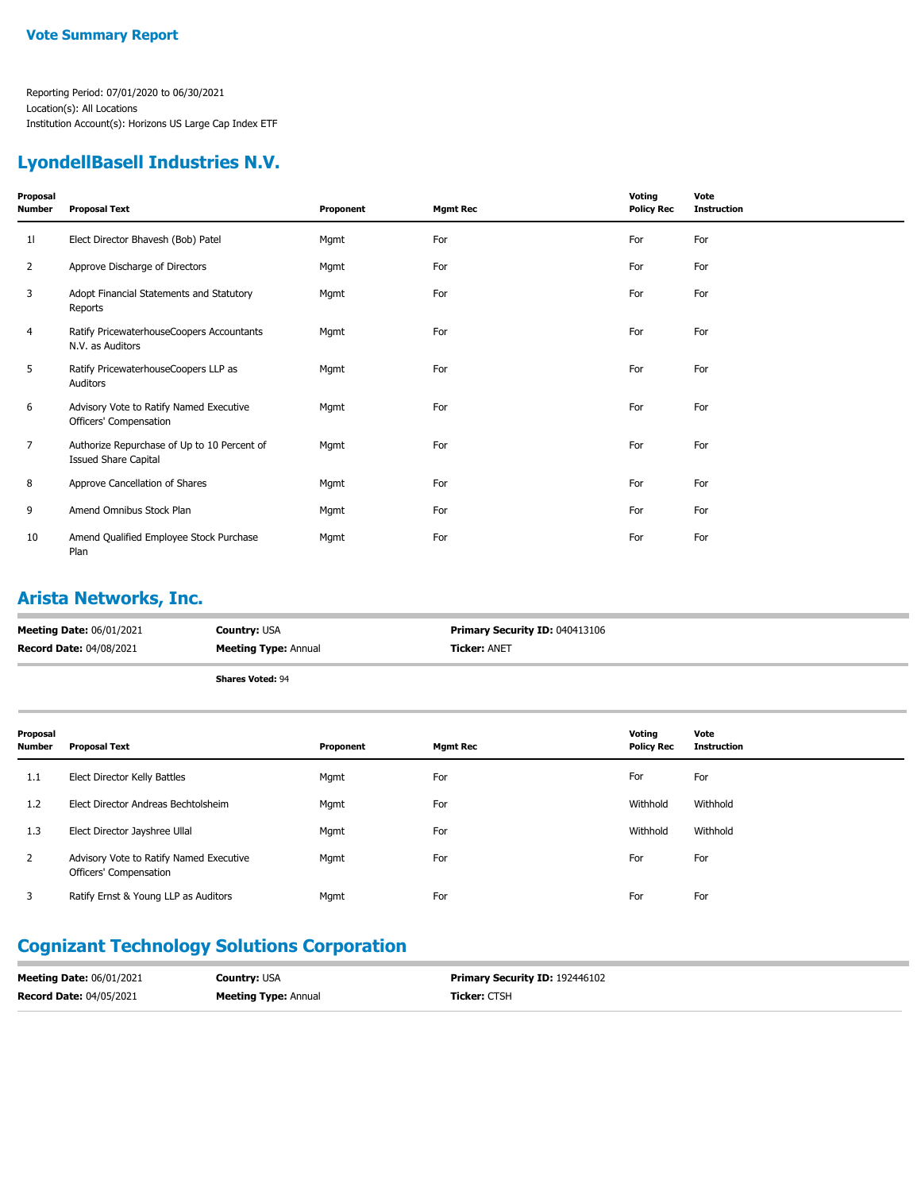## Vote Summary Report

Reporting Period: 07/01/2020 to 06/30/2021
Location(s): All Locations
Institution Account(s): Horizons US Large Cap Index ETF

## LyondellBasell Industries N.V.

| Proposal Number | Proposal Text | Proponent | Mgmt Rec | Voting Policy Rec | Vote Instruction |
|---|---|---|---|---|---|
| 1l | Elect Director Bhavesh (Bob) Patel | Mgmt | For | For | For |
| 2 | Approve Discharge of Directors | Mgmt | For | For | For |
| 3 | Adopt Financial Statements and Statutory Reports | Mgmt | For | For | For |
| 4 | Ratify PricewaterhouseCoopers Accountants N.V. as Auditors | Mgmt | For | For | For |
| 5 | Ratify PricewaterhouseCoopers LLP as Auditors | Mgmt | For | For | For |
| 6 | Advisory Vote to Ratify Named Executive Officers' Compensation | Mgmt | For | For | For |
| 7 | Authorize Repurchase of Up to 10 Percent of Issued Share Capital | Mgmt | For | For | For |
| 8 | Approve Cancellation of Shares | Mgmt | For | For | For |
| 9 | Amend Omnibus Stock Plan | Mgmt | For | For | For |
| 10 | Amend Qualified Employee Stock Purchase Plan | Mgmt | For | For | For |

## Arista Networks, Inc.

**Meeting Date:** 06/01/2021 **Country:** USA **Primary Security ID:** 040413106
**Record Date:** 04/08/2021 **Meeting Type:** Annual **Ticker:** ANET

**Shares Voted:** 94

| Proposal Number | Proposal Text | Proponent | Mgmt Rec | Voting Policy Rec | Vote Instruction |
|---|---|---|---|---|---|
| 1.1 | Elect Director Kelly Battles | Mgmt | For | For | For |
| 1.2 | Elect Director Andreas Bechtolsheim | Mgmt | For | Withhold | Withhold |
| 1.3 | Elect Director Jayshree Ullal | Mgmt | For | Withhold | Withhold |
| 2 | Advisory Vote to Ratify Named Executive Officers' Compensation | Mgmt | For | For | For |
| 3 | Ratify Ernst & Young LLP as Auditors | Mgmt | For | For | For |

## Cognizant Technology Solutions Corporation

**Meeting Date:** 06/01/2021 **Country:** USA **Primary Security ID:** 192446102
**Record Date:** 04/05/2021 **Meeting Type:** Annual **Ticker:** CTSH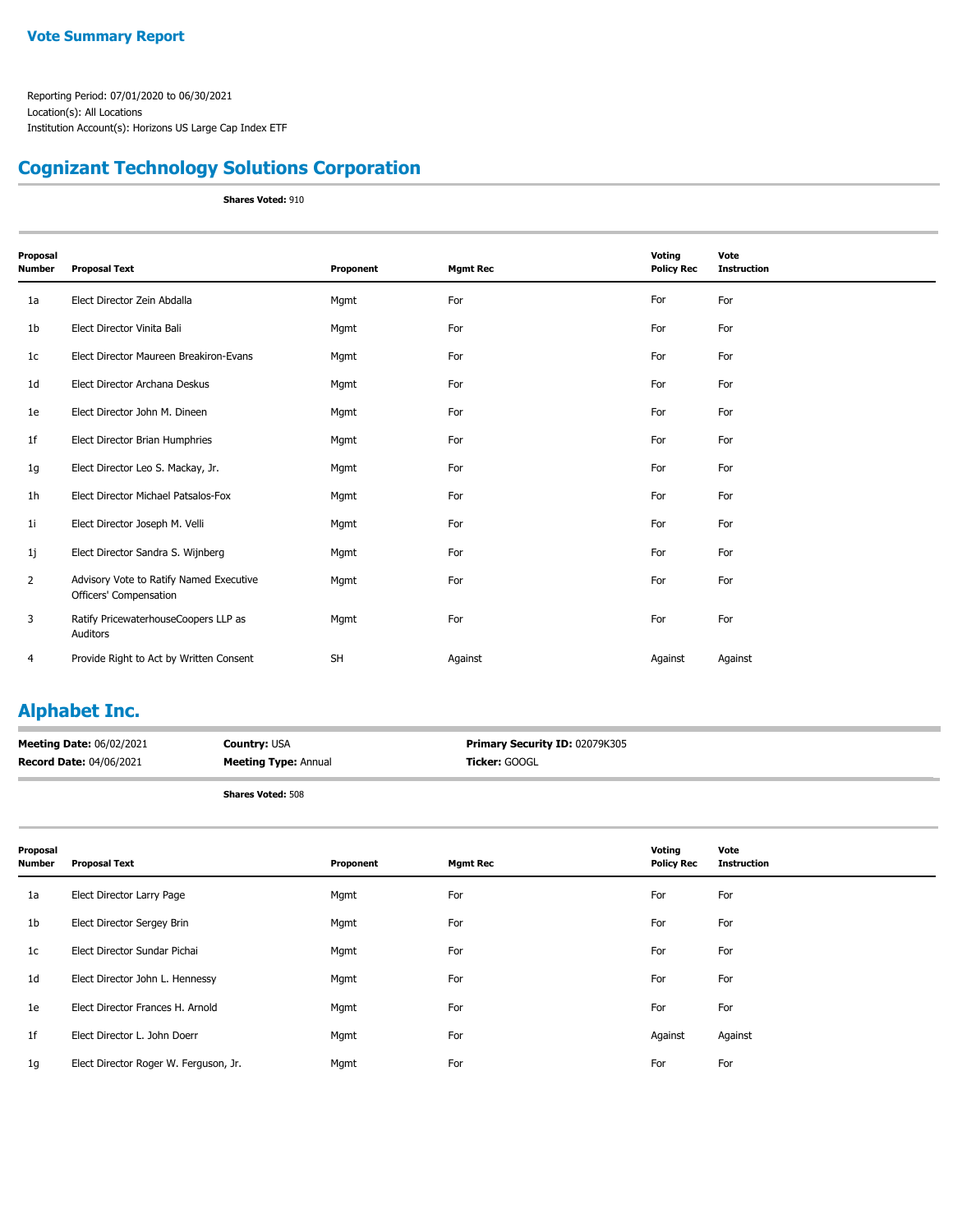**Vote Summary Report**

Reporting Period: 07/01/2020 to 06/30/2021
Location(s): All Locations
Institution Account(s): Horizons US Large Cap Index ETF

## Cognizant Technology Solutions Corporation

**Shares Voted:** 910

| Proposal Number | Proposal Text | Proponent | Mgmt Rec | Voting Policy Rec | Vote Instruction |
|---|---|---|---|---|---|
| 1a | Elect Director Zein Abdalla | Mgmt | For | For | For |
| 1b | Elect Director Vinita Bali | Mgmt | For | For | For |
| 1c | Elect Director Maureen Breakiron-Evans | Mgmt | For | For | For |
| 1d | Elect Director Archana Deskus | Mgmt | For | For | For |
| 1e | Elect Director John M. Dineen | Mgmt | For | For | For |
| 1f | Elect Director Brian Humphries | Mgmt | For | For | For |
| 1g | Elect Director Leo S. Mackay, Jr. | Mgmt | For | For | For |
| 1h | Elect Director Michael Patsalos-Fox | Mgmt | For | For | For |
| 1i | Elect Director Joseph M. Velli | Mgmt | For | For | For |
| 1j | Elect Director Sandra S. Wijnberg | Mgmt | For | For | For |
| 2 | Advisory Vote to Ratify Named Executive Officers' Compensation | Mgmt | For | For | For |
| 3 | Ratify PricewaterhouseCoopers LLP as Auditors | Mgmt | For | For | For |
| 4 | Provide Right to Act by Written Consent | SH | Against | Against | Against |

## Alphabet Inc.

**Meeting Date:** 06/02/2021 **Country:** USA **Primary Security ID:** 02079K305
**Record Date:** 04/06/2021 **Meeting Type:** Annual **Ticker:** GOOGL

**Shares Voted:** 508

| Proposal Number | Proposal Text | Proponent | Mgmt Rec | Voting Policy Rec | Vote Instruction |
|---|---|---|---|---|---|
| 1a | Elect Director Larry Page | Mgmt | For | For | For |
| 1b | Elect Director Sergey Brin | Mgmt | For | For | For |
| 1c | Elect Director Sundar Pichai | Mgmt | For | For | For |
| 1d | Elect Director John L. Hennessy | Mgmt | For | For | For |
| 1e | Elect Director Frances H. Arnold | Mgmt | For | For | For |
| 1f | Elect Director L. John Doerr | Mgmt | For | Against | Against |
| 1g | Elect Director Roger W. Ferguson, Jr. | Mgmt | For | For | For |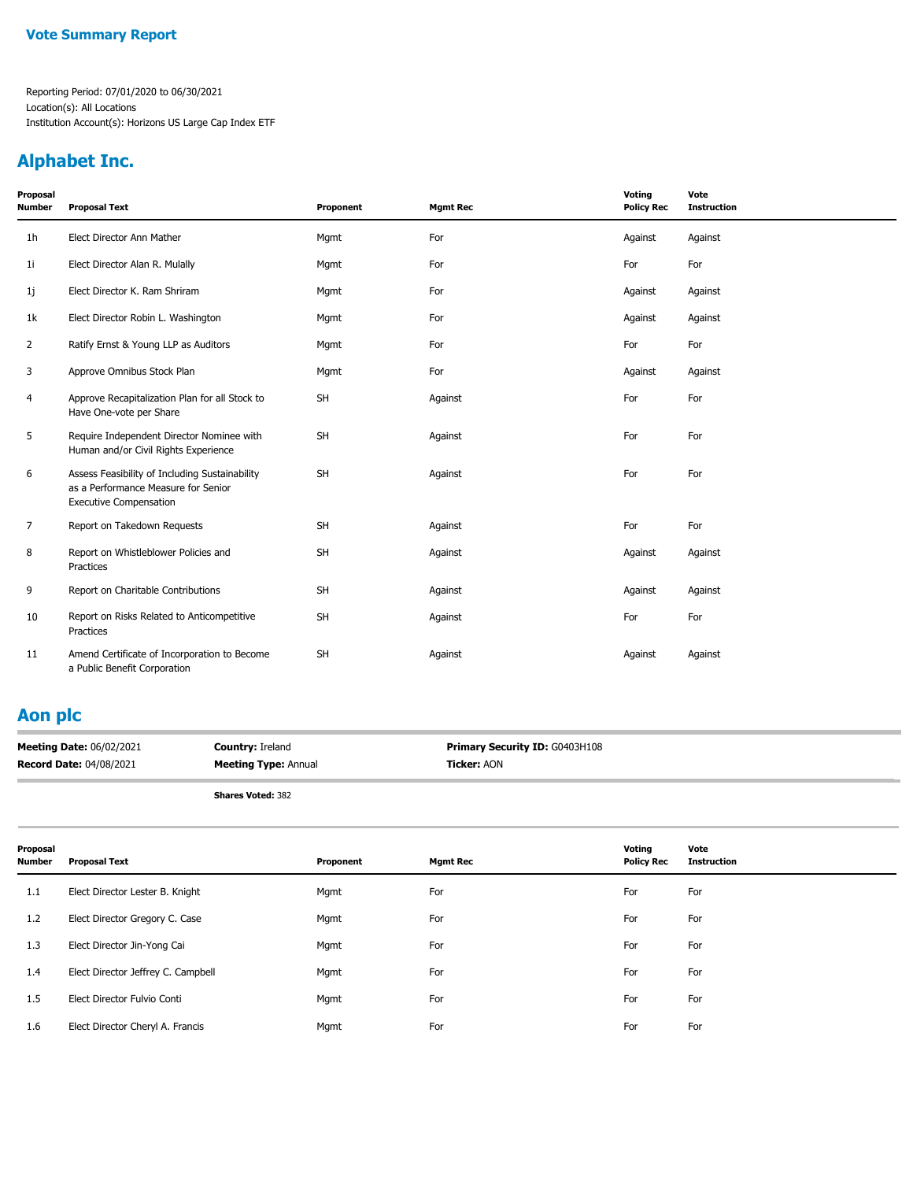**Vote Summary Report**

Reporting Period: 07/01/2020 to 06/30/2021
Location(s): All Locations
Institution Account(s): Horizons US Large Cap Index ETF

## Alphabet Inc.

| Proposal Number | Proposal Text | Proponent | Mgmt Rec | Voting Policy Rec | Vote Instruction |
|---|---|---|---|---|---|
| 1h | Elect Director Ann Mather | Mgmt | For | Against | Against |
| 1i | Elect Director Alan R. Mulally | Mgmt | For | For | For |
| 1j | Elect Director K. Ram Shriram | Mgmt | For | Against | Against |
| 1k | Elect Director Robin L. Washington | Mgmt | For | Against | Against |
| 2 | Ratify Ernst & Young LLP as Auditors | Mgmt | For | For | For |
| 3 | Approve Omnibus Stock Plan | Mgmt | For | Against | Against |
| 4 | Approve Recapitalization Plan for all Stock to Have One-vote per Share | SH | Against | For | For |
| 5 | Require Independent Director Nominee with Human and/or Civil Rights Experience | SH | Against | For | For |
| 6 | Assess Feasibility of Including Sustainability as a Performance Measure for Senior Executive Compensation | SH | Against | For | For |
| 7 | Report on Takedown Requests | SH | Against | For | For |
| 8 | Report on Whistleblower Policies and Practices | SH | Against | Against | Against |
| 9 | Report on Charitable Contributions | SH | Against | Against | Against |
| 10 | Report on Risks Related to Anticompetitive Practices | SH | Against | For | For |
| 11 | Amend Certificate of Incorporation to Become a Public Benefit Corporation | SH | Against | Against | Against |

## Aon plc

**Meeting Date:** 06/02/2021 **Country:** Ireland **Primary Security ID:** G0403H108
**Record Date:** 04/08/2021 **Meeting Type:** Annual **Ticker:** AON

**Shares Voted:** 382

| Proposal Number | Proposal Text | Proponent | Mgmt Rec | Voting Policy Rec | Vote Instruction |
|---|---|---|---|---|---|
| 1.1 | Elect Director Lester B. Knight | Mgmt | For | For | For |
| 1.2 | Elect Director Gregory C. Case | Mgmt | For | For | For |
| 1.3 | Elect Director Jin-Yong Cai | Mgmt | For | For | For |
| 1.4 | Elect Director Jeffrey C. Campbell | Mgmt | For | For | For |
| 1.5 | Elect Director Fulvio Conti | Mgmt | For | For | For |
| 1.6 | Elect Director Cheryl A. Francis | Mgmt | For | For | For |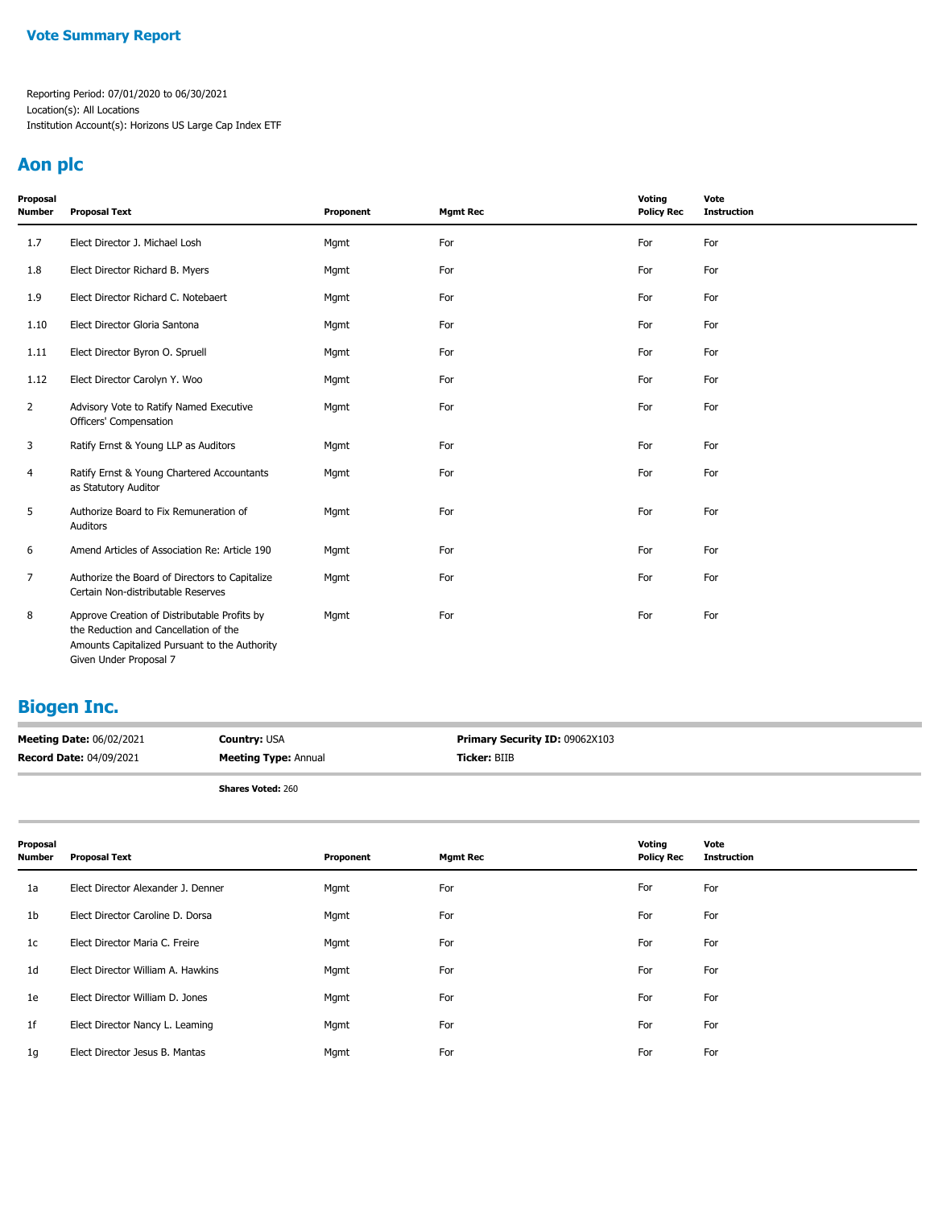## Vote Summary Report

Reporting Period: 07/01/2020 to 06/30/2021
Location(s): All Locations
Institution Account(s): Horizons US Large Cap Index ETF

## Aon plc

| Proposal Number | Proposal Text | Proponent | Mgmt Rec | Voting Policy Rec | Vote Instruction |
|---|---|---|---|---|---|
| 1.7 | Elect Director J. Michael Losh | Mgmt | For | For | For |
| 1.8 | Elect Director Richard B. Myers | Mgmt | For | For | For |
| 1.9 | Elect Director Richard C. Notebaert | Mgmt | For | For | For |
| 1.10 | Elect Director Gloria Santona | Mgmt | For | For | For |
| 1.11 | Elect Director Byron O. Spruell | Mgmt | For | For | For |
| 1.12 | Elect Director Carolyn Y. Woo | Mgmt | For | For | For |
| 2 | Advisory Vote to Ratify Named Executive Officers' Compensation | Mgmt | For | For | For |
| 3 | Ratify Ernst & Young LLP as Auditors | Mgmt | For | For | For |
| 4 | Ratify Ernst & Young Chartered Accountants as Statutory Auditor | Mgmt | For | For | For |
| 5 | Authorize Board to Fix Remuneration of Auditors | Mgmt | For | For | For |
| 6 | Amend Articles of Association Re: Article 190 | Mgmt | For | For | For |
| 7 | Authorize the Board of Directors to Capitalize Certain Non-distributable Reserves | Mgmt | For | For | For |
| 8 | Approve Creation of Distributable Profits by the Reduction and Cancellation of the Amounts Capitalized Pursuant to the Authority Given Under Proposal 7 | Mgmt | For | For | For |

## Biogen Inc.

**Meeting Date:** 06/02/2021 | **Country:** USA | **Primary Security ID:** 09062X103
**Record Date:** 04/09/2021 | **Meeting Type:** Annual | **Ticker:** BIIB

**Shares Voted:** 260

| Proposal Number | Proposal Text | Proponent | Mgmt Rec | Voting Policy Rec | Vote Instruction |
|---|---|---|---|---|---|
| 1a | Elect Director Alexander J. Denner | Mgmt | For | For | For |
| 1b | Elect Director Caroline D. Dorsa | Mgmt | For | For | For |
| 1c | Elect Director Maria C. Freire | Mgmt | For | For | For |
| 1d | Elect Director William A. Hawkins | Mgmt | For | For | For |
| 1e | Elect Director William D. Jones | Mgmt | For | For | For |
| 1f | Elect Director Nancy L. Leaming | Mgmt | For | For | For |
| 1g | Elect Director Jesus B. Mantas | Mgmt | For | For | For |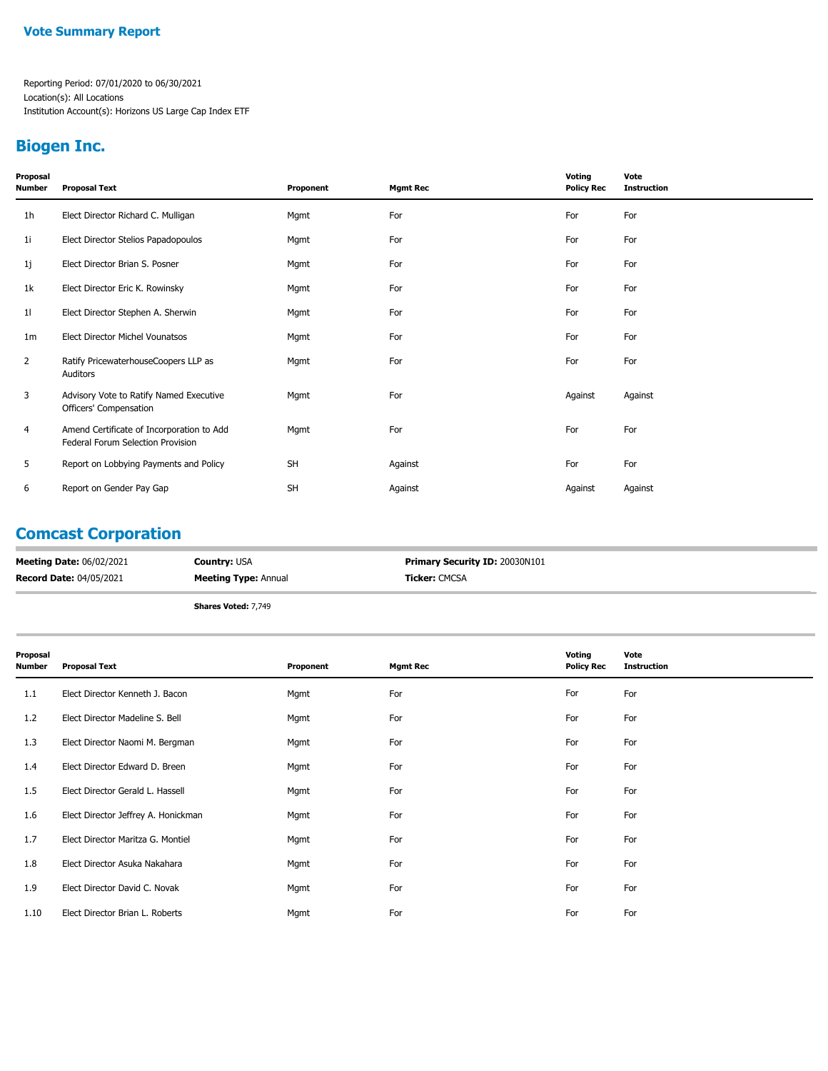**Vote Summary Report**

Reporting Period: 07/01/2020 to 06/30/2021
Location(s): All Locations
Institution Account(s): Horizons US Large Cap Index ETF

## Biogen Inc.

| Proposal Number | Proposal Text | Proponent | Mgmt Rec | Voting Policy Rec | Vote Instruction |
|---|---|---|---|---|---|
| 1h | Elect Director Richard C. Mulligan | Mgmt | For | For | For |
| 1i | Elect Director Stelios Papadopoulos | Mgmt | For | For | For |
| 1j | Elect Director Brian S. Posner | Mgmt | For | For | For |
| 1k | Elect Director Eric K. Rowinsky | Mgmt | For | For | For |
| 1l | Elect Director Stephen A. Sherwin | Mgmt | For | For | For |
| 1m | Elect Director Michel Vounatsos | Mgmt | For | For | For |
| 2 | Ratify PricewaterhouseCoopers LLP as Auditors | Mgmt | For | For | For |
| 3 | Advisory Vote to Ratify Named Executive Officers' Compensation | Mgmt | For | Against | Against |
| 4 | Amend Certificate of Incorporation to Add Federal Forum Selection Provision | Mgmt | For | For | For |
| 5 | Report on Lobbying Payments and Policy | SH | Against | For | For |
| 6 | Report on Gender Pay Gap | SH | Against | Against | Against |

## Comcast Corporation

**Meeting Date:** 06/02/2021
**Record Date:** 04/05/2021
**Country:** USA
**Meeting Type:** Annual
**Primary Security ID:** 20030N101
**Ticker:** CMCSA

**Shares Voted:** 7,749

| Proposal Number | Proposal Text | Proponent | Mgmt Rec | Voting Policy Rec | Vote Instruction |
|---|---|---|---|---|---|
| 1.1 | Elect Director Kenneth J. Bacon | Mgmt | For | For | For |
| 1.2 | Elect Director Madeline S. Bell | Mgmt | For | For | For |
| 1.3 | Elect Director Naomi M. Bergman | Mgmt | For | For | For |
| 1.4 | Elect Director Edward D. Breen | Mgmt | For | For | For |
| 1.5 | Elect Director Gerald L. Hassell | Mgmt | For | For | For |
| 1.6 | Elect Director Jeffrey A. Honickman | Mgmt | For | For | For |
| 1.7 | Elect Director Maritza G. Montiel | Mgmt | For | For | For |
| 1.8 | Elect Director Asuka Nakahara | Mgmt | For | For | For |
| 1.9 | Elect Director David C. Novak | Mgmt | For | For | For |
| 1.10 | Elect Director Brian L. Roberts | Mgmt | For | For | For |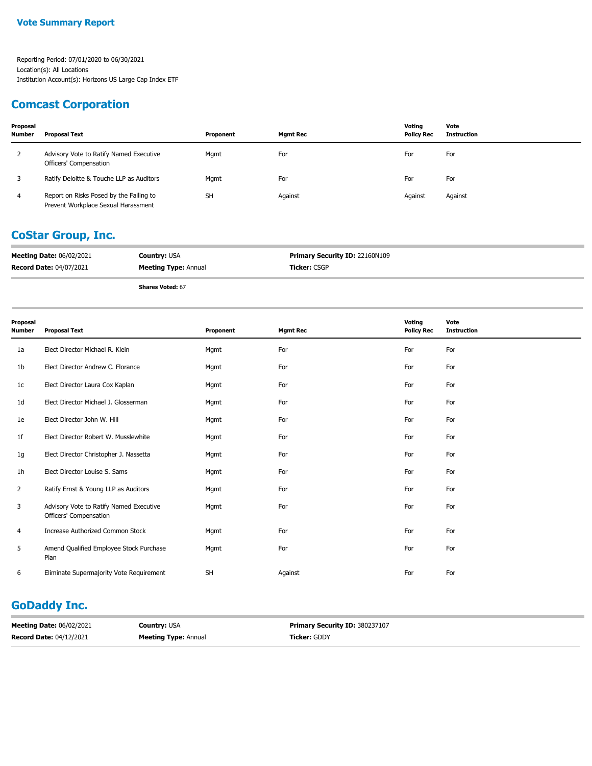**Vote Summary Report**

Reporting Period: 07/01/2020 to 06/30/2021
Location(s): All Locations
Institution Account(s): Horizons US Large Cap Index ETF

## Comcast Corporation

| Proposal Number | Proposal Text | Proponent | Mgmt Rec | Voting Policy Rec | Vote Instruction |
|---|---|---|---|---|---|
| 2 | Advisory Vote to Ratify Named Executive Officers' Compensation | Mgmt | For | For | For |
| 3 | Ratify Deloitte & Touche LLP as Auditors | Mgmt | For | For | For |
| 4 | Report on Risks Posed by the Failing to Prevent Workplace Sexual Harassment | SH | Against | Against | Against |

## CoStar Group, Inc.

**Meeting Date:** 06/02/2021 **Country:** USA **Primary Security ID:** 22160N109
**Record Date:** 04/07/2021 **Meeting Type:** Annual **Ticker:** CSGP

**Shares Voted:** 67

| Proposal Number | Proposal Text | Proponent | Mgmt Rec | Voting Policy Rec | Vote Instruction |
|---|---|---|---|---|---|
| 1a | Elect Director Michael R. Klein | Mgmt | For | For | For |
| 1b | Elect Director Andrew C. Florance | Mgmt | For | For | For |
| 1c | Elect Director Laura Cox Kaplan | Mgmt | For | For | For |
| 1d | Elect Director Michael J. Glosserman | Mgmt | For | For | For |
| 1e | Elect Director John W. Hill | Mgmt | For | For | For |
| 1f | Elect Director Robert W. Musslewhite | Mgmt | For | For | For |
| 1g | Elect Director Christopher J. Nassetta | Mgmt | For | For | For |
| 1h | Elect Director Louise S. Sams | Mgmt | For | For | For |
| 2 | Ratify Ernst & Young LLP as Auditors | Mgmt | For | For | For |
| 3 | Advisory Vote to Ratify Named Executive Officers' Compensation | Mgmt | For | For | For |
| 4 | Increase Authorized Common Stock | Mgmt | For | For | For |
| 5 | Amend Qualified Employee Stock Purchase Plan | Mgmt | For | For | For |
| 6 | Eliminate Supermajority Vote Requirement | SH | Against | For | For |

## GoDaddy Inc.

**Meeting Date:** 06/02/2021 **Country:** USA **Primary Security ID:** 380237107
**Record Date:** 04/12/2021 **Meeting Type:** Annual **Ticker:** GDDY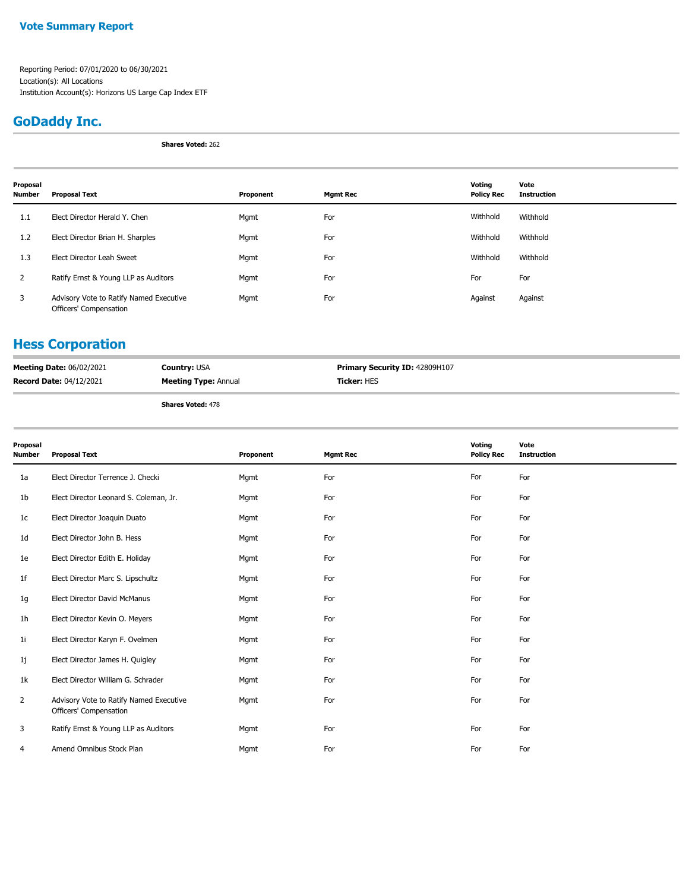**Vote Summary Report**

Reporting Period: 07/01/2020 to 06/30/2021
Location(s): All Locations
Institution Account(s): Horizons US Large Cap Index ETF

## GoDaddy Inc.

**Shares Voted:** 262

| Proposal Number | Proposal Text | Proponent | Mgmt Rec | Voting Policy Rec | Vote Instruction |
|---|---|---|---|---|---|
| 1.1 | Elect Director Herald Y. Chen | Mgmt | For | Withhold | Withhold |
| 1.2 | Elect Director Brian H. Sharples | Mgmt | For | Withhold | Withhold |
| 1.3 | Elect Director Leah Sweet | Mgmt | For | Withhold | Withhold |
| 2 | Ratify Ernst & Young LLP as Auditors | Mgmt | For | For | For |
| 3 | Advisory Vote to Ratify Named Executive Officers' Compensation | Mgmt | For | Against | Against |

## Hess Corporation

**Meeting Date:** 06/02/2021 **Country:** USA **Primary Security ID:** 42809H107
**Record Date:** 04/12/2021 **Meeting Type:** Annual **Ticker:** HES

**Shares Voted:** 478

| Proposal Number | Proposal Text | Proponent | Mgmt Rec | Voting Policy Rec | Vote Instruction |
|---|---|---|---|---|---|
| 1a | Elect Director Terrence J. Checki | Mgmt | For | For | For |
| 1b | Elect Director Leonard S. Coleman, Jr. | Mgmt | For | For | For |
| 1c | Elect Director Joaquin Duato | Mgmt | For | For | For |
| 1d | Elect Director John B. Hess | Mgmt | For | For | For |
| 1e | Elect Director Edith E. Holiday | Mgmt | For | For | For |
| 1f | Elect Director Marc S. Lipschultz | Mgmt | For | For | For |
| 1g | Elect Director David McManus | Mgmt | For | For | For |
| 1h | Elect Director Kevin O. Meyers | Mgmt | For | For | For |
| 1i | Elect Director Karyn F. Ovelmen | Mgmt | For | For | For |
| 1j | Elect Director James H. Quigley | Mgmt | For | For | For |
| 1k | Elect Director William G. Schrader | Mgmt | For | For | For |
| 2 | Advisory Vote to Ratify Named Executive Officers' Compensation | Mgmt | For | For | For |
| 3 | Ratify Ernst & Young LLP as Auditors | Mgmt | For | For | For |
| 4 | Amend Omnibus Stock Plan | Mgmt | For | For | For |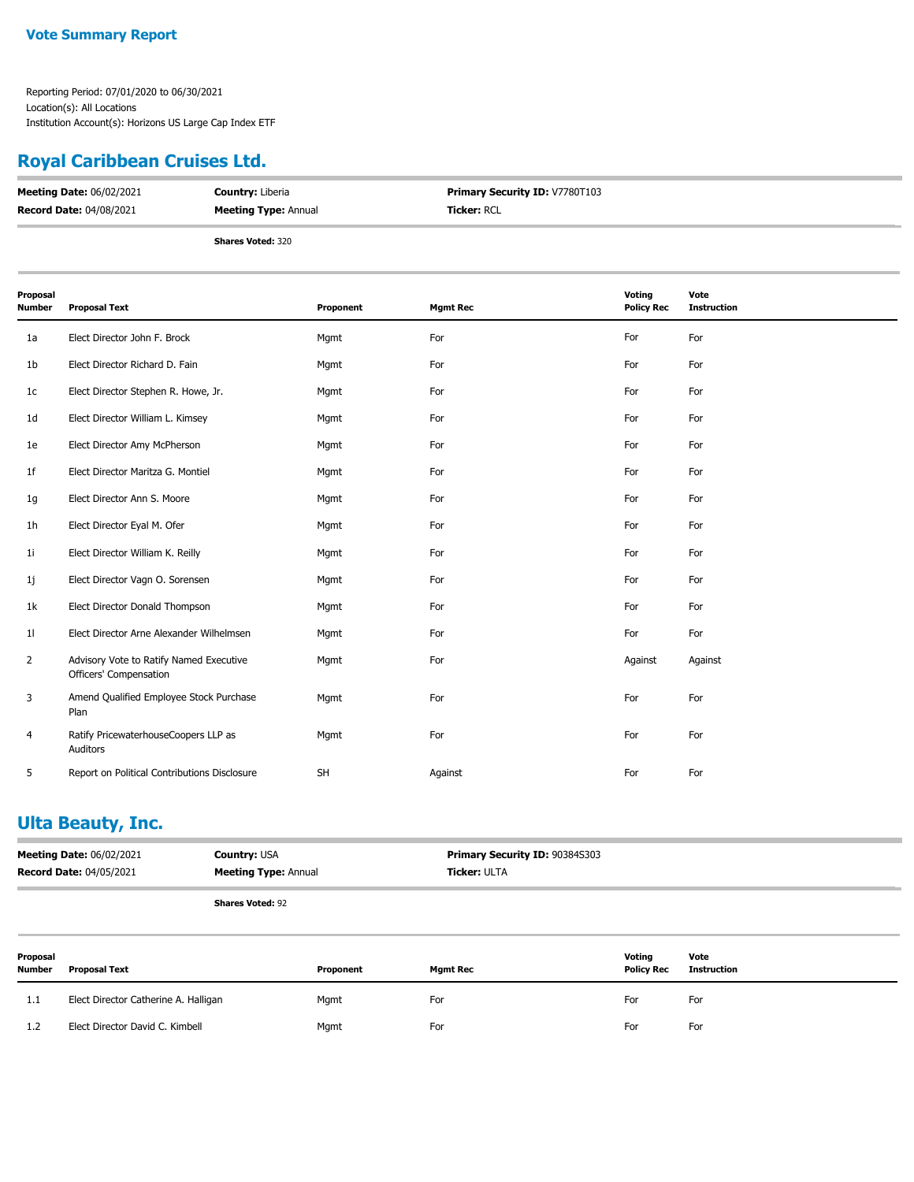**Vote Summary Report**

Reporting Period: 07/01/2020 to 06/30/2021
Location(s): All Locations
Institution Account(s): Horizons US Large Cap Index ETF

## Royal Caribbean Cruises Ltd.

**Meeting Date:** 06/02/2021 | **Country:** Liberia | **Primary Security ID:** V7780T103
**Record Date:** 04/08/2021 | **Meeting Type:** Annual | **Ticker:** RCL

**Shares Voted:** 320

| Proposal Number | Proposal Text | Proponent | Mgmt Rec | Voting Policy Rec | Vote Instruction |
|---|---|---|---|---|---|
| 1a | Elect Director John F. Brock | Mgmt | For | For | For |
| 1b | Elect Director Richard D. Fain | Mgmt | For | For | For |
| 1c | Elect Director Stephen R. Howe, Jr. | Mgmt | For | For | For |
| 1d | Elect Director William L. Kimsey | Mgmt | For | For | For |
| 1e | Elect Director Amy McPherson | Mgmt | For | For | For |
| 1f | Elect Director Maritza G. Montiel | Mgmt | For | For | For |
| 1g | Elect Director Ann S. Moore | Mgmt | For | For | For |
| 1h | Elect Director Eyal M. Ofer | Mgmt | For | For | For |
| 1i | Elect Director William K. Reilly | Mgmt | For | For | For |
| 1j | Elect Director Vagn O. Sorensen | Mgmt | For | For | For |
| 1k | Elect Director Donald Thompson | Mgmt | For | For | For |
| 1l | Elect Director Arne Alexander Wilhelmsen | Mgmt | For | For | For |
| 2 | Advisory Vote to Ratify Named Executive Officers' Compensation | Mgmt | For | Against | Against |
| 3 | Amend Qualified Employee Stock Purchase Plan | Mgmt | For | For | For |
| 4 | Ratify PricewaterhouseCoopers LLP as Auditors | Mgmt | For | For | For |
| 5 | Report on Political Contributions Disclosure | SH | Against | For | For |

## Ulta Beauty, Inc.

**Meeting Date:** 06/02/2021 | **Country:** USA | **Primary Security ID:** 90384S303
**Record Date:** 04/05/2021 | **Meeting Type:** Annual | **Ticker:** ULTA

**Shares Voted:** 92

| Proposal Number | Proposal Text | Proponent | Mgmt Rec | Voting Policy Rec | Vote Instruction |
|---|---|---|---|---|---|
| 1.1 | Elect Director Catherine A. Halligan | Mgmt | For | For | For |
| 1.2 | Elect Director David C. Kimbell | Mgmt | For | For | For |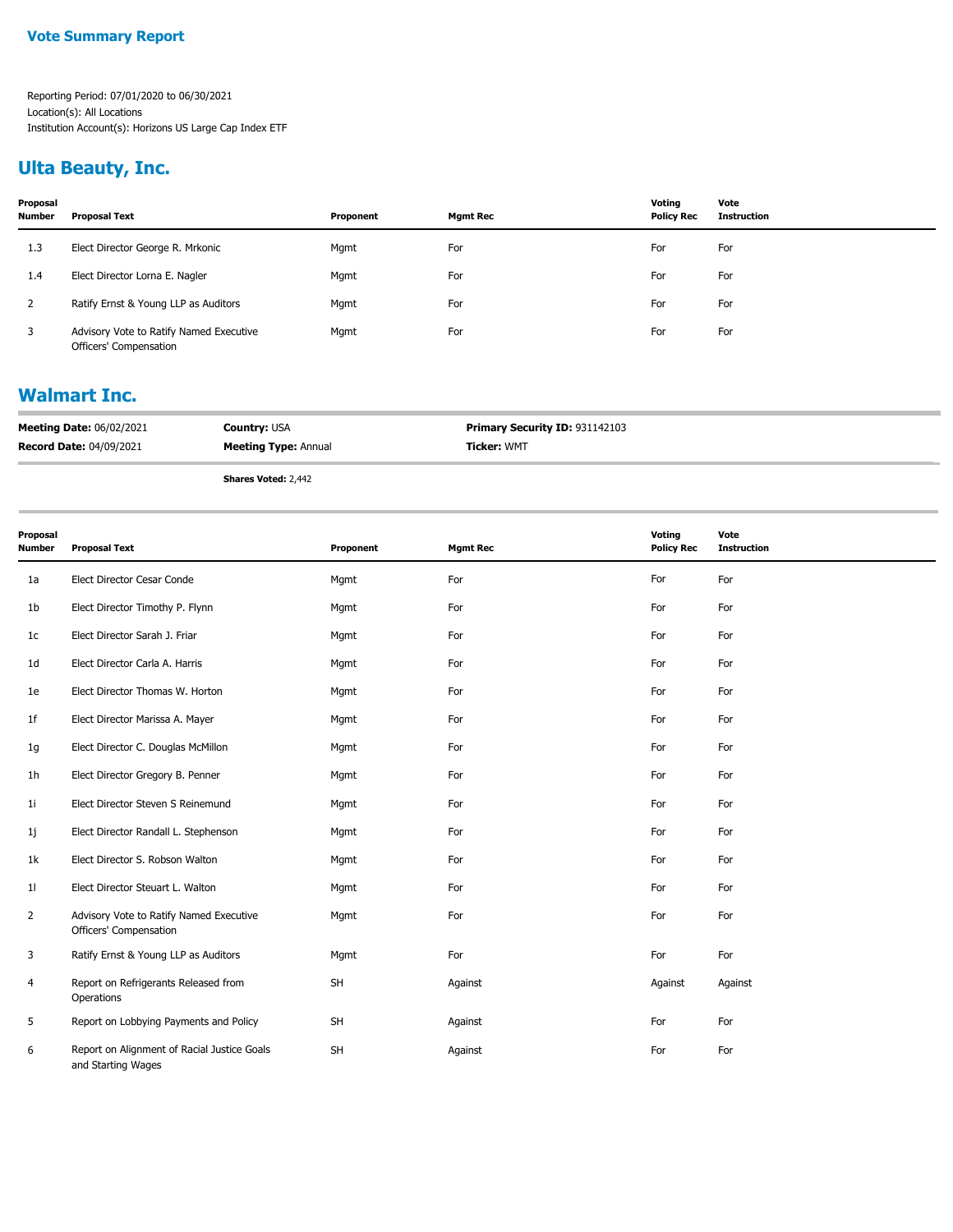**Vote Summary Report**

Reporting Period: 07/01/2020 to 06/30/2021
Location(s): All Locations
Institution Account(s): Horizons US Large Cap Index ETF

## Ulta Beauty, Inc.

| Proposal Number | Proposal Text | Proponent | Mgmt Rec | Voting Policy Rec | Vote Instruction |
|---|---|---|---|---|---|
| 1.3 | Elect Director George R. Mrkonic | Mgmt | For | For | For |
| 1.4 | Elect Director Lorna E. Nagler | Mgmt | For | For | For |
| 2 | Ratify Ernst & Young LLP as Auditors | Mgmt | For | For | For |
| 3 | Advisory Vote to Ratify Named Executive Officers' Compensation | Mgmt | For | For | For |

## Walmart Inc.

**Meeting Date:** 06/02/2021 | **Country:** USA | **Primary Security ID:** 931142103
**Record Date:** 04/09/2021 | **Meeting Type:** Annual | **Ticker:** WMT

**Shares Voted:** 2,442

| Proposal Number | Proposal Text | Proponent | Mgmt Rec | Voting Policy Rec | Vote Instruction |
|---|---|---|---|---|---|
| 1a | Elect Director Cesar Conde | Mgmt | For | For | For |
| 1b | Elect Director Timothy P. Flynn | Mgmt | For | For | For |
| 1c | Elect Director Sarah J. Friar | Mgmt | For | For | For |
| 1d | Elect Director Carla A. Harris | Mgmt | For | For | For |
| 1e | Elect Director Thomas W. Horton | Mgmt | For | For | For |
| 1f | Elect Director Marissa A. Mayer | Mgmt | For | For | For |
| 1g | Elect Director C. Douglas McMillon | Mgmt | For | For | For |
| 1h | Elect Director Gregory B. Penner | Mgmt | For | For | For |
| 1i | Elect Director Steven S Reinemund | Mgmt | For | For | For |
| 1j | Elect Director Randall L. Stephenson | Mgmt | For | For | For |
| 1k | Elect Director S. Robson Walton | Mgmt | For | For | For |
| 1l | Elect Director Steuart L. Walton | Mgmt | For | For | For |
| 2 | Advisory Vote to Ratify Named Executive Officers' Compensation | Mgmt | For | For | For |
| 3 | Ratify Ernst & Young LLP as Auditors | Mgmt | For | For | For |
| 4 | Report on Refrigerants Released from Operations | SH | Against | Against | Against |
| 5 | Report on Lobbying Payments and Policy | SH | Against | For | For |
| 6 | Report on Alignment of Racial Justice Goals and Starting Wages | SH | Against | For | For |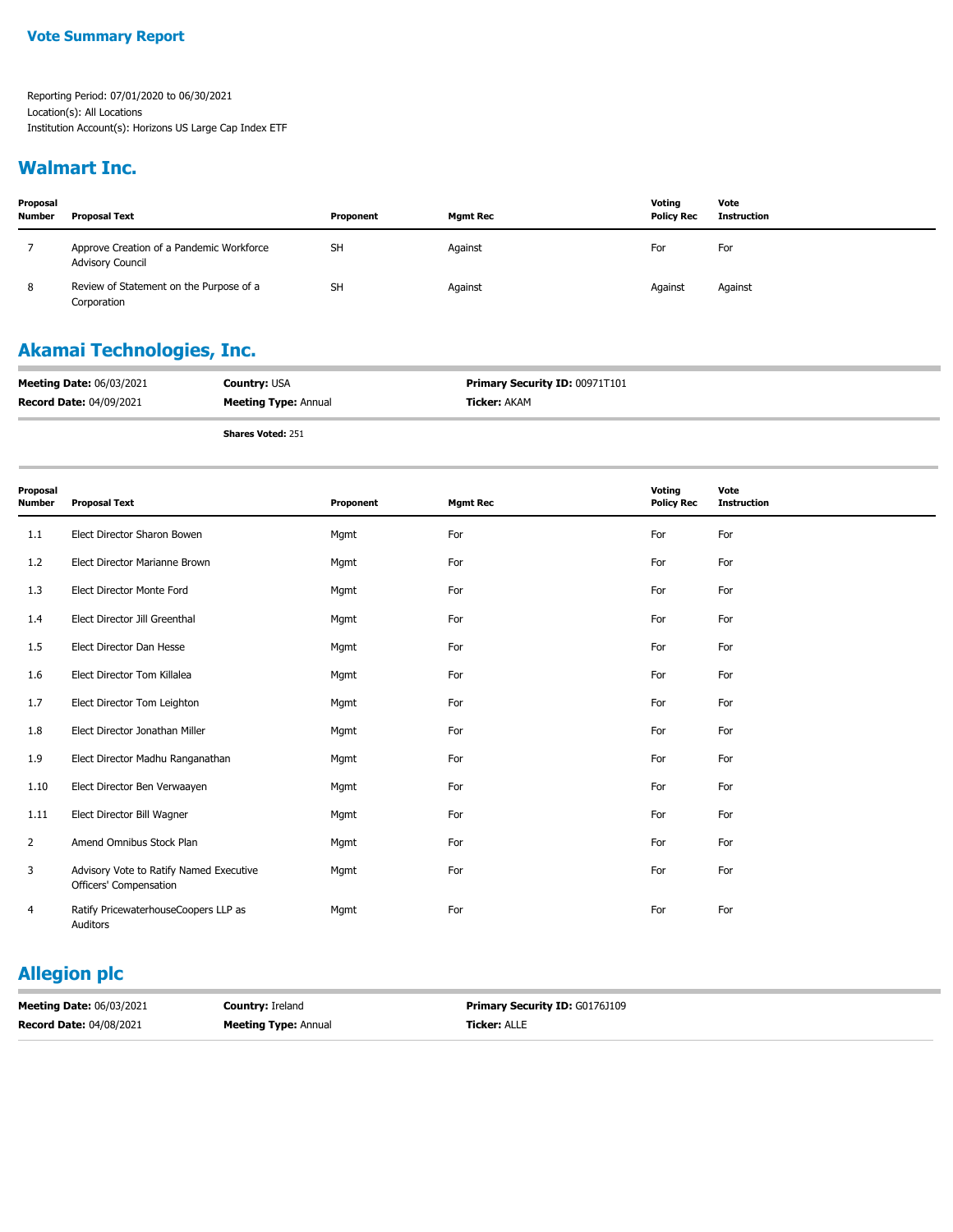**Vote Summary Report**

Reporting Period: 07/01/2020 to 06/30/2021
Location(s): All Locations
Institution Account(s): Horizons US Large Cap Index ETF

## Walmart Inc.

| Proposal Number | Proposal Text | Proponent | Mgmt Rec | Voting Policy Rec | Vote Instruction |
|---|---|---|---|---|---|
| 7 | Approve Creation of a Pandemic Workforce Advisory Council | SH | Against | For | For |
| 8 | Review of Statement on the Purpose of a Corporation | SH | Against | Against | Against |

## Akamai Technologies, Inc.

**Meeting Date:** 06/03/2021 **Country:** USA **Primary Security ID:** 00971T101
**Record Date:** 04/09/2021 **Meeting Type:** Annual **Ticker:** AKAM

**Shares Voted:** 251

| Proposal Number | Proposal Text | Proponent | Mgmt Rec | Voting Policy Rec | Vote Instruction |
|---|---|---|---|---|---|
| 1.1 | Elect Director Sharon Bowen | Mgmt | For | For | For |
| 1.2 | Elect Director Marianne Brown | Mgmt | For | For | For |
| 1.3 | Elect Director Monte Ford | Mgmt | For | For | For |
| 1.4 | Elect Director Jill Greenthal | Mgmt | For | For | For |
| 1.5 | Elect Director Dan Hesse | Mgmt | For | For | For |
| 1.6 | Elect Director Tom Killalea | Mgmt | For | For | For |
| 1.7 | Elect Director Tom Leighton | Mgmt | For | For | For |
| 1.8 | Elect Director Jonathan Miller | Mgmt | For | For | For |
| 1.9 | Elect Director Madhu Ranganathan | Mgmt | For | For | For |
| 1.10 | Elect Director Ben Verwaayen | Mgmt | For | For | For |
| 1.11 | Elect Director Bill Wagner | Mgmt | For | For | For |
| 2 | Amend Omnibus Stock Plan | Mgmt | For | For | For |
| 3 | Advisory Vote to Ratify Named Executive Officers' Compensation | Mgmt | For | For | For |
| 4 | Ratify PricewaterhouseCoopers LLP as Auditors | Mgmt | For | For | For |

## Allegion plc

**Meeting Date:** 06/03/2021 **Country:** Ireland **Primary Security ID:** G0176J109
**Record Date:** 04/08/2021 **Meeting Type:** Annual **Ticker:** ALLE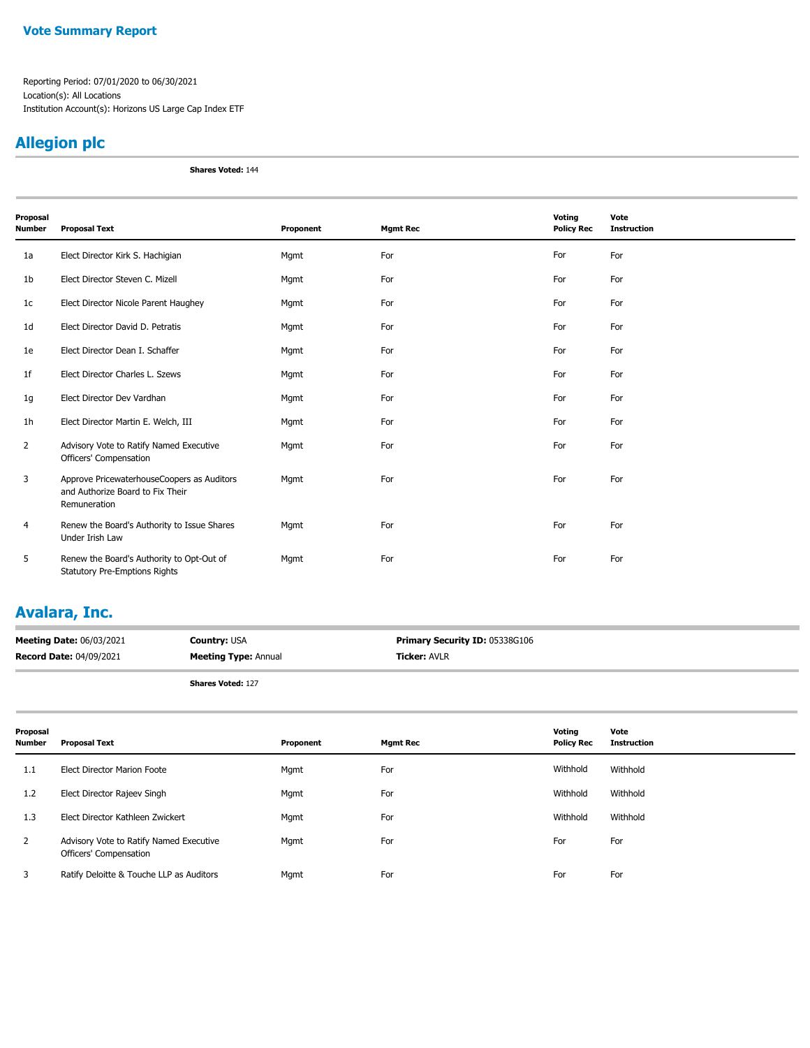**Vote Summary Report**

Reporting Period: 07/01/2020 to 06/30/2021
Location(s): All Locations
Institution Account(s): Horizons US Large Cap Index ETF

## Allegion plc

**Shares Voted:** 144

| Proposal Number | Proposal Text | Proponent | Mgmt Rec | Voting Policy Rec | Vote Instruction |
|---|---|---|---|---|---|
| 1a | Elect Director Kirk S. Hachigian | Mgmt | For | For | For |
| 1b | Elect Director Steven C. Mizell | Mgmt | For | For | For |
| 1c | Elect Director Nicole Parent Haughey | Mgmt | For | For | For |
| 1d | Elect Director David D. Petratis | Mgmt | For | For | For |
| 1e | Elect Director Dean I. Schaffer | Mgmt | For | For | For |
| 1f | Elect Director Charles L. Szews | Mgmt | For | For | For |
| 1g | Elect Director Dev Vardhan | Mgmt | For | For | For |
| 1h | Elect Director Martin E. Welch, III | Mgmt | For | For | For |
| 2 | Advisory Vote to Ratify Named Executive Officers' Compensation | Mgmt | For | For | For |
| 3 | Approve PricewaterhouseCoopers as Auditors and Authorize Board to Fix Their Remuneration | Mgmt | For | For | For |
| 4 | Renew the Board's Authority to Issue Shares Under Irish Law | Mgmt | For | For | For |
| 5 | Renew the Board's Authority to Opt-Out of Statutory Pre-Emptions Rights | Mgmt | For | For | For |

## Avalara, Inc.

**Meeting Date:** 06/03/2021 | **Country:** USA | **Primary Security ID:** 05338G106
**Record Date:** 04/09/2021 | **Meeting Type:** Annual | **Ticker:** AVLR

**Shares Voted:** 127

| Proposal Number | Proposal Text | Proponent | Mgmt Rec | Voting Policy Rec | Vote Instruction |
|---|---|---|---|---|---|
| 1.1 | Elect Director Marion Foote | Mgmt | For | Withhold | Withhold |
| 1.2 | Elect Director Rajeev Singh | Mgmt | For | Withhold | Withhold |
| 1.3 | Elect Director Kathleen Zwickert | Mgmt | For | Withhold | Withhold |
| 2 | Advisory Vote to Ratify Named Executive Officers' Compensation | Mgmt | For | For | For |
| 3 | Ratify Deloitte & Touche LLP as Auditors | Mgmt | For | For | For |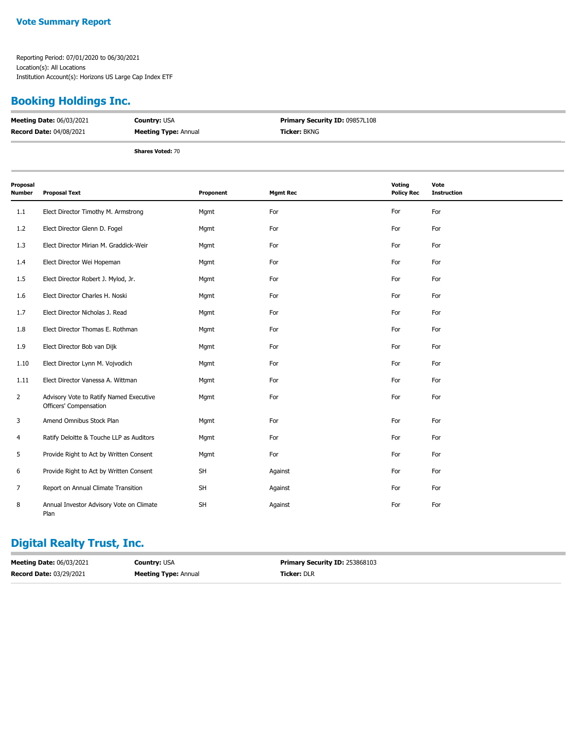## Vote Summary Report

Reporting Period: 07/01/2020 to 06/30/2021
Location(s): All Locations
Institution Account(s): Horizons US Large Cap Index ETF

## Booking Holdings Inc.

| **Meeting Date:** 06/03/2021 | **Country:** USA | **Primary Security ID:** 09857L108 |
|---|---|---|
| **Record Date:** 04/08/2021 | **Meeting Type:** Annual | **Ticker:** BKNG |

**Shares Voted:** 70

| Proposal Number | Proposal Text | Proponent | Mgmt Rec | Voting Policy Rec | Vote Instruction |
|---|---|---|---|---|---|
| 1.1 | Elect Director Timothy M. Armstrong | Mgmt | For | For | For |
| 1.2 | Elect Director Glenn D. Fogel | Mgmt | For | For | For |
| 1.3 | Elect Director Mirian M. Graddick-Weir | Mgmt | For | For | For |
| 1.4 | Elect Director Wei Hopeman | Mgmt | For | For | For |
| 1.5 | Elect Director Robert J. Mylod, Jr. | Mgmt | For | For | For |
| 1.6 | Elect Director Charles H. Noski | Mgmt | For | For | For |
| 1.7 | Elect Director Nicholas J. Read | Mgmt | For | For | For |
| 1.8 | Elect Director Thomas E. Rothman | Mgmt | For | For | For |
| 1.9 | Elect Director Bob van Dijk | Mgmt | For | For | For |
| 1.10 | Elect Director Lynn M. Vojvodich | Mgmt | For | For | For |
| 1.11 | Elect Director Vanessa A. Wittman | Mgmt | For | For | For |
| 2 | Advisory Vote to Ratify Named Executive Officers' Compensation | Mgmt | For | For | For |
| 3 | Amend Omnibus Stock Plan | Mgmt | For | For | For |
| 4 | Ratify Deloitte & Touche LLP as Auditors | Mgmt | For | For | For |
| 5 | Provide Right to Act by Written Consent | Mgmt | For | For | For |
| 6 | Provide Right to Act by Written Consent | SH | Against | For | For |
| 7 | Report on Annual Climate Transition | SH | Against | For | For |
| 8 | Annual Investor Advisory Vote on Climate Plan | SH | Against | For | For |

## Digital Realty Trust, Inc.

| **Meeting Date:** 06/03/2021 | **Country:** USA | **Primary Security ID:** 253868103 |
|---|---|---|
| **Record Date:** 03/29/2021 | **Meeting Type:** Annual | **Ticker:** DLR |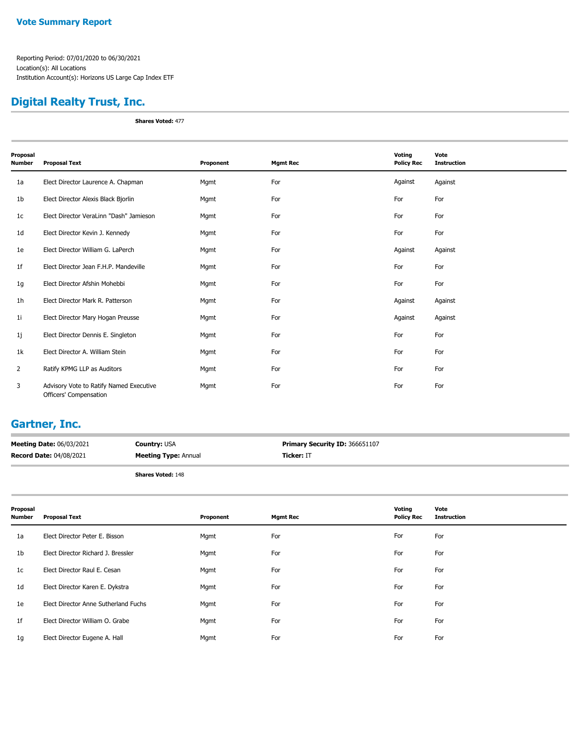## Vote Summary Report

Reporting Period: 07/01/2020 to 06/30/2021
Location(s): All Locations
Institution Account(s): Horizons US Large Cap Index ETF

## Digital Realty Trust, Inc.

**Shares Voted:** 477

| Proposal Number | Proposal Text | Proponent | Mgmt Rec | Voting Policy Rec | Vote Instruction |
|---|---|---|---|---|---|
| 1a | Elect Director Laurence A. Chapman | Mgmt | For | Against | Against |
| 1b | Elect Director Alexis Black Bjorlin | Mgmt | For | For | For |
| 1c | Elect Director VeraLinn "Dash" Jamieson | Mgmt | For | For | For |
| 1d | Elect Director Kevin J. Kennedy | Mgmt | For | For | For |
| 1e | Elect Director William G. LaPerch | Mgmt | For | Against | Against |
| 1f | Elect Director Jean F.H.P. Mandeville | Mgmt | For | For | For |
| 1g | Elect Director Afshin Mohebbi | Mgmt | For | For | For |
| 1h | Elect Director Mark R. Patterson | Mgmt | For | Against | Against |
| 1i | Elect Director Mary Hogan Preusse | Mgmt | For | Against | Against |
| 1j | Elect Director Dennis E. Singleton | Mgmt | For | For | For |
| 1k | Elect Director A. William Stein | Mgmt | For | For | For |
| 2 | Ratify KPMG LLP as Auditors | Mgmt | For | For | For |
| 3 | Advisory Vote to Ratify Named Executive Officers' Compensation | Mgmt | For | For | For |

## Gartner, Inc.

**Meeting Date:** 06/03/2021 **Country:** USA **Primary Security ID:** 366651107
**Record Date:** 04/08/2021 **Meeting Type:** Annual **Ticker:** IT

**Shares Voted:** 148

| Proposal Number | Proposal Text | Proponent | Mgmt Rec | Voting Policy Rec | Vote Instruction |
|---|---|---|---|---|---|
| 1a | Elect Director Peter E. Bisson | Mgmt | For | For | For |
| 1b | Elect Director Richard J. Bressler | Mgmt | For | For | For |
| 1c | Elect Director Raul E. Cesan | Mgmt | For | For | For |
| 1d | Elect Director Karen E. Dykstra | Mgmt | For | For | For |
| 1e | Elect Director Anne Sutherland Fuchs | Mgmt | For | For | For |
| 1f | Elect Director William O. Grabe | Mgmt | For | For | For |
| 1g | Elect Director Eugene A. Hall | Mgmt | For | For | For |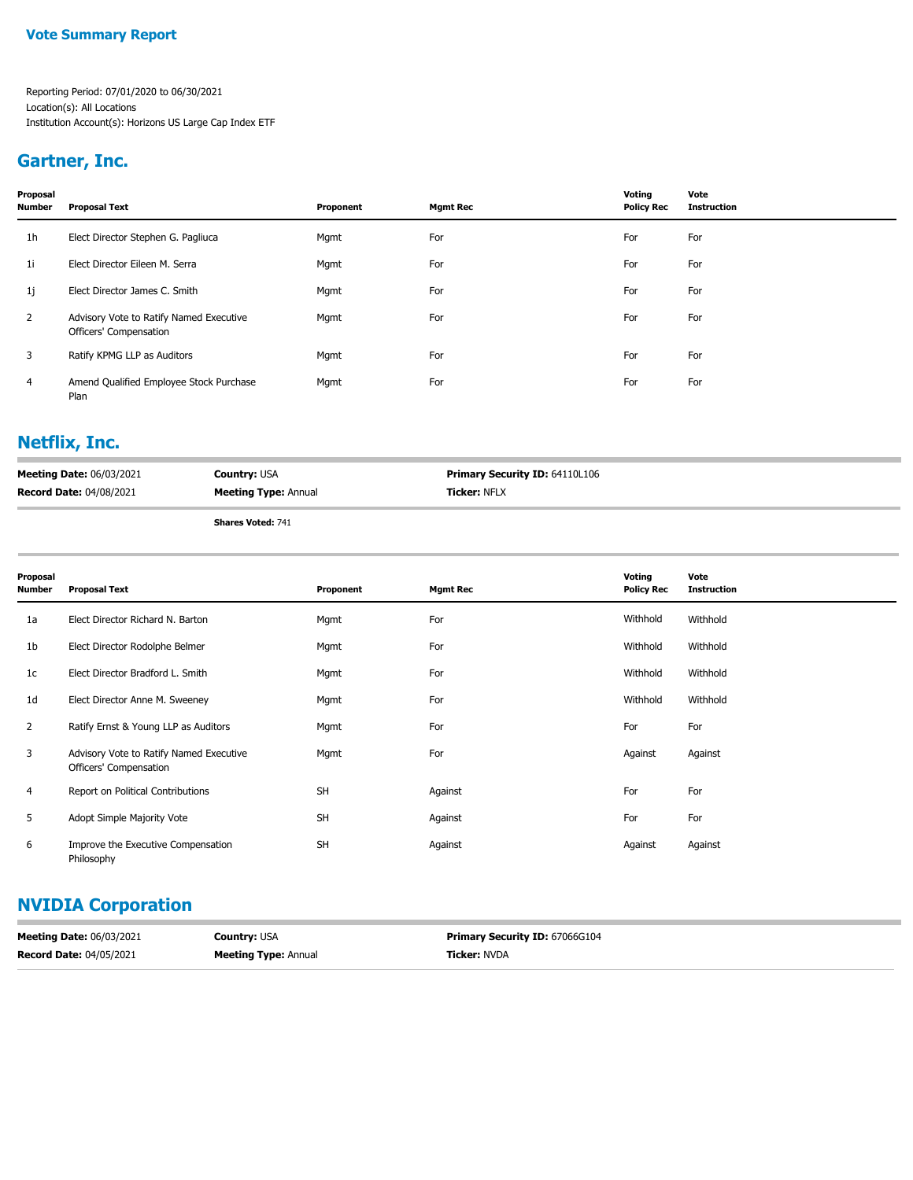## Vote Summary Report

Reporting Period: 07/01/2020 to 06/30/2021
Location(s): All Locations
Institution Account(s): Horizons US Large Cap Index ETF

## Gartner, Inc.

| Proposal Number | Proposal Text | Proponent | Mgmt Rec | Voting Policy Rec | Vote Instruction |
|---|---|---|---|---|---|
| 1h | Elect Director Stephen G. Pagliuca | Mgmt | For | For | For |
| 1i | Elect Director Eileen M. Serra | Mgmt | For | For | For |
| 1j | Elect Director James C. Smith | Mgmt | For | For | For |
| 2 | Advisory Vote to Ratify Named Executive Officers' Compensation | Mgmt | For | For | For |
| 3 | Ratify KPMG LLP as Auditors | Mgmt | For | For | For |
| 4 | Amend Qualified Employee Stock Purchase Plan | Mgmt | For | For | For |

## Netflix, Inc.

**Meeting Date:** 06/03/2021 | **Country:** USA | **Primary Security ID:** 64110L106
**Record Date:** 04/08/2021 | **Meeting Type:** Annual | **Ticker:** NFLX

**Shares Voted:** 741

| Proposal Number | Proposal Text | Proponent | Mgmt Rec | Voting Policy Rec | Vote Instruction |
|---|---|---|---|---|---|
| 1a | Elect Director Richard N. Barton | Mgmt | For | Withhold | Withhold |
| 1b | Elect Director Rodolphe Belmer | Mgmt | For | Withhold | Withhold |
| 1c | Elect Director Bradford L. Smith | Mgmt | For | Withhold | Withhold |
| 1d | Elect Director Anne M. Sweeney | Mgmt | For | Withhold | Withhold |
| 2 | Ratify Ernst & Young LLP as Auditors | Mgmt | For | For | For |
| 3 | Advisory Vote to Ratify Named Executive Officers' Compensation | Mgmt | For | Against | Against |
| 4 | Report on Political Contributions | SH | Against | For | For |
| 5 | Adopt Simple Majority Vote | SH | Against | For | For |
| 6 | Improve the Executive Compensation Philosophy | SH | Against | Against | Against |

## NVIDIA Corporation

**Meeting Date:** 06/03/2021 | **Country:** USA | **Primary Security ID:** 67066G104
**Record Date:** 04/05/2021 | **Meeting Type:** Annual | **Ticker:** NVDA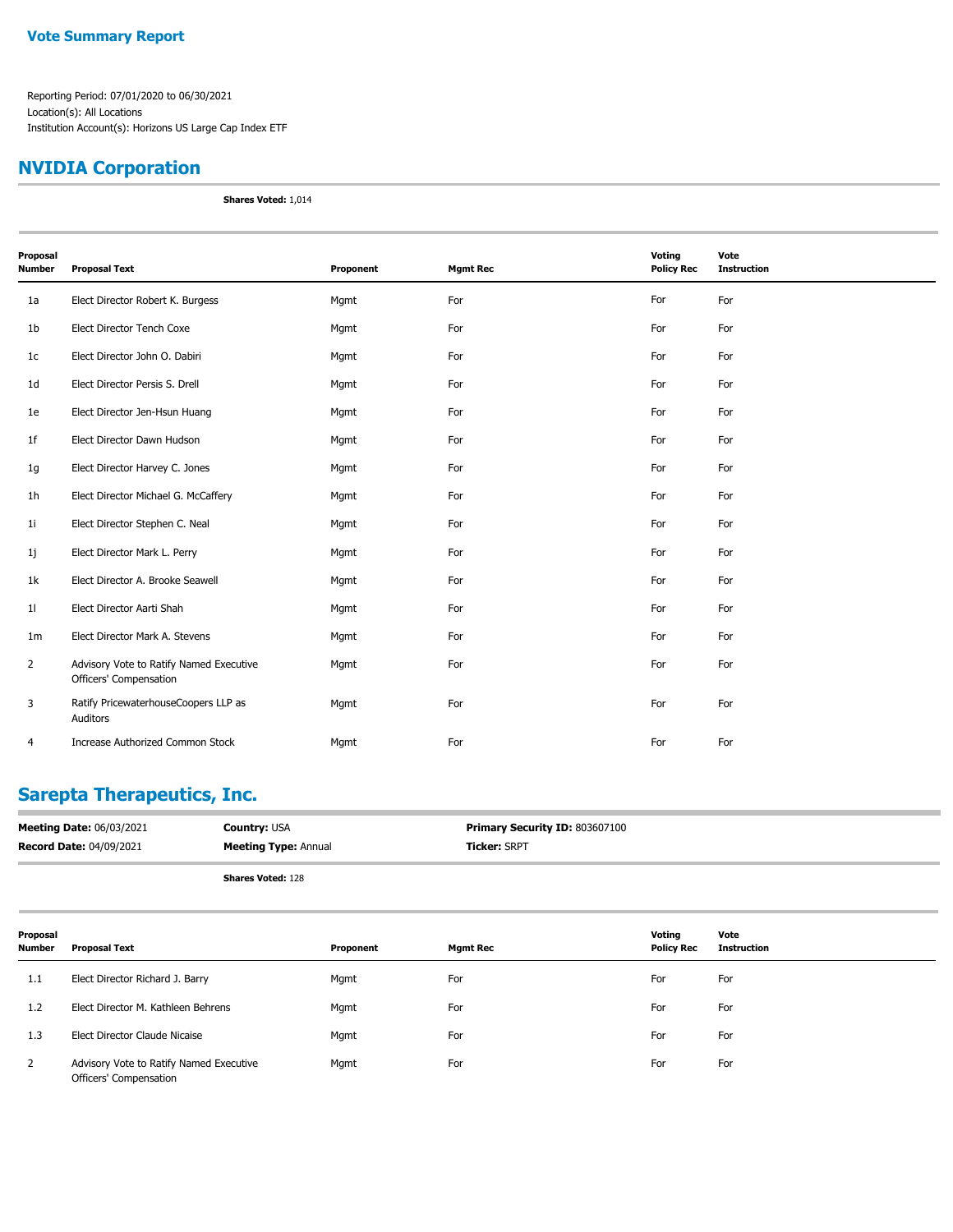**Vote Summary Report**

Reporting Period: 07/01/2020 to 06/30/2021
Location(s): All Locations
Institution Account(s): Horizons US Large Cap Index ETF

## NVIDIA Corporation

**Shares Voted:** 1,014

| Proposal Number | Proposal Text | Proponent | Mgmt Rec | Voting Policy Rec | Vote Instruction |
|---|---|---|---|---|---|
| 1a | Elect Director Robert K. Burgess | Mgmt | For | For | For |
| 1b | Elect Director Tench Coxe | Mgmt | For | For | For |
| 1c | Elect Director John O. Dabiri | Mgmt | For | For | For |
| 1d | Elect Director Persis S. Drell | Mgmt | For | For | For |
| 1e | Elect Director Jen-Hsun Huang | Mgmt | For | For | For |
| 1f | Elect Director Dawn Hudson | Mgmt | For | For | For |
| 1g | Elect Director Harvey C. Jones | Mgmt | For | For | For |
| 1h | Elect Director Michael G. McCaffery | Mgmt | For | For | For |
| 1i | Elect Director Stephen C. Neal | Mgmt | For | For | For |
| 1j | Elect Director Mark L. Perry | Mgmt | For | For | For |
| 1k | Elect Director A. Brooke Seawell | Mgmt | For | For | For |
| 1l | Elect Director Aarti Shah | Mgmt | For | For | For |
| 1m | Elect Director Mark A. Stevens | Mgmt | For | For | For |
| 2 | Advisory Vote to Ratify Named Executive Officers' Compensation | Mgmt | For | For | For |
| 3 | Ratify PricewaterhouseCoopers LLP as Auditors | Mgmt | For | For | For |
| 4 | Increase Authorized Common Stock | Mgmt | For | For | For |

## Sarepta Therapeutics, Inc.

**Meeting Date:** 06/03/2021 | **Country:** USA | **Primary Security ID:** 803607100
**Record Date:** 04/09/2021 | **Meeting Type:** Annual | **Ticker:** SRPT

**Shares Voted:** 128

| Proposal Number | Proposal Text | Proponent | Mgmt Rec | Voting Policy Rec | Vote Instruction |
|---|---|---|---|---|---|
| 1.1 | Elect Director Richard J. Barry | Mgmt | For | For | For |
| 1.2 | Elect Director M. Kathleen Behrens | Mgmt | For | For | For |
| 1.3 | Elect Director Claude Nicaise | Mgmt | For | For | For |
| 2 | Advisory Vote to Ratify Named Executive Officers' Compensation | Mgmt | For | For | For |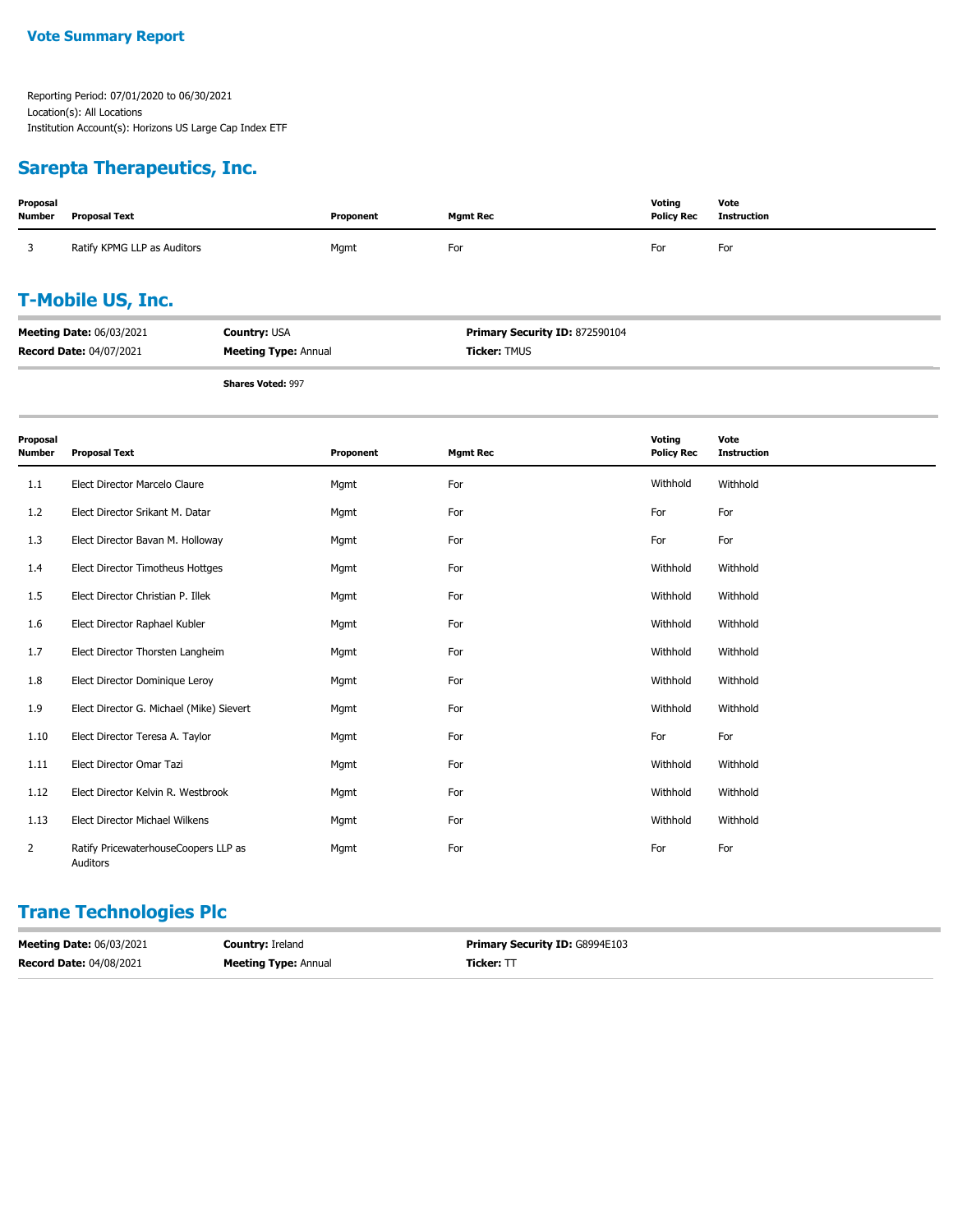Vote Summary Report

Reporting Period: 07/01/2020 to 06/30/2021
Location(s): All Locations
Institution Account(s): Horizons US Large Cap Index ETF

## Sarepta Therapeutics, Inc.

| Proposal Number | Proposal Text | Proponent | Mgmt Rec | Voting Policy Rec | Vote Instruction |
|---|---|---|---|---|---|
| 3 | Ratify KPMG LLP as Auditors | Mgmt | For | For | For |

## T-Mobile US, Inc.

**Meeting Date:** 06/03/2021 **Country:** USA **Primary Security ID:** 872590104
**Record Date:** 04/07/2021 **Meeting Type:** Annual **Ticker:** TMUS

**Shares Voted:** 997

| Proposal Number | Proposal Text | Proponent | Mgmt Rec | Voting Policy Rec | Vote Instruction |
|---|---|---|---|---|---|
| 1.1 | Elect Director Marcelo Claure | Mgmt | For | Withhold | Withhold |
| 1.2 | Elect Director Srikant M. Datar | Mgmt | For | For | For |
| 1.3 | Elect Director Bavan M. Holloway | Mgmt | For | For | For |
| 1.4 | Elect Director Timotheus Hottges | Mgmt | For | Withhold | Withhold |
| 1.5 | Elect Director Christian P. Illek | Mgmt | For | Withhold | Withhold |
| 1.6 | Elect Director Raphael Kubler | Mgmt | For | Withhold | Withhold |
| 1.7 | Elect Director Thorsten Langheim | Mgmt | For | Withhold | Withhold |
| 1.8 | Elect Director Dominique Leroy | Mgmt | For | Withhold | Withhold |
| 1.9 | Elect Director G. Michael (Mike) Sievert | Mgmt | For | Withhold | Withhold |
| 1.10 | Elect Director Teresa A. Taylor | Mgmt | For | For | For |
| 1.11 | Elect Director Omar Tazi | Mgmt | For | Withhold | Withhold |
| 1.12 | Elect Director Kelvin R. Westbrook | Mgmt | For | Withhold | Withhold |
| 1.13 | Elect Director Michael Wilkens | Mgmt | For | Withhold | Withhold |
| 2 | Ratify PricewaterhouseCoopers LLP as Auditors | Mgmt | For | For | For |

## Trane Technologies Plc

**Meeting Date:** 06/03/2021 **Country:** Ireland **Primary Security ID:** G8994E103
**Record Date:** 04/08/2021 **Meeting Type:** Annual **Ticker:** TT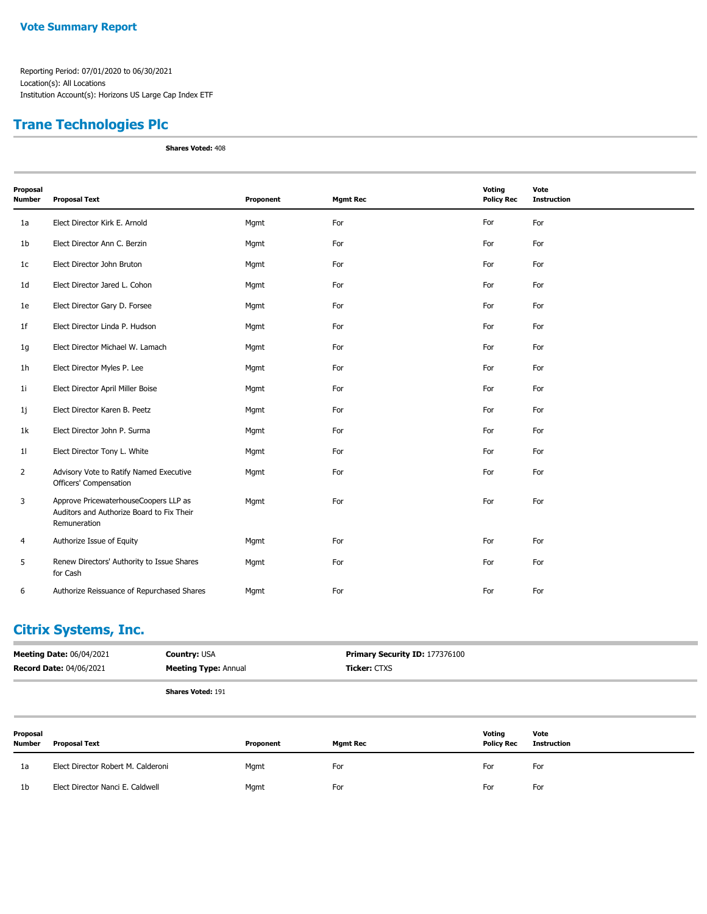**Vote Summary Report**

Reporting Period: 07/01/2020 to 06/30/2021
Location(s): All Locations
Institution Account(s): Horizons US Large Cap Index ETF

## Trane Technologies Plc

**Shares Voted:** 408

| Proposal Number | Proposal Text | Proponent | Mgmt Rec | Voting Policy Rec | Vote Instruction |
|---|---|---|---|---|---|
| 1a | Elect Director Kirk E. Arnold | Mgmt | For | For | For |
| 1b | Elect Director Ann C. Berzin | Mgmt | For | For | For |
| 1c | Elect Director John Bruton | Mgmt | For | For | For |
| 1d | Elect Director Jared L. Cohon | Mgmt | For | For | For |
| 1e | Elect Director Gary D. Forsee | Mgmt | For | For | For |
| 1f | Elect Director Linda P. Hudson | Mgmt | For | For | For |
| 1g | Elect Director Michael W. Lamach | Mgmt | For | For | For |
| 1h | Elect Director Myles P. Lee | Mgmt | For | For | For |
| 1i | Elect Director April Miller Boise | Mgmt | For | For | For |
| 1j | Elect Director Karen B. Peetz | Mgmt | For | For | For |
| 1k | Elect Director John P. Surma | Mgmt | For | For | For |
| 1l | Elect Director Tony L. White | Mgmt | For | For | For |
| 2 | Advisory Vote to Ratify Named Executive Officers' Compensation | Mgmt | For | For | For |
| 3 | Approve PricewaterhouseCoopers LLP as Auditors and Authorize Board to Fix Their Remuneration | Mgmt | For | For | For |
| 4 | Authorize Issue of Equity | Mgmt | For | For | For |
| 5 | Renew Directors' Authority to Issue Shares for Cash | Mgmt | For | For | For |
| 6 | Authorize Reissuance of Repurchased Shares | Mgmt | For | For | For |

## Citrix Systems, Inc.

**Meeting Date:** 06/04/2021 | **Country:** USA | **Primary Security ID:** 177376100
**Record Date:** 04/06/2021 | **Meeting Type:** Annual | **Ticker:** CTXS

**Shares Voted:** 191

| Proposal Number | Proposal Text | Proponent | Mgmt Rec | Voting Policy Rec | Vote Instruction |
|---|---|---|---|---|---|
| 1a | Elect Director Robert M. Calderoni | Mgmt | For | For | For |
| 1b | Elect Director Nanci E. Caldwell | Mgmt | For | For | For |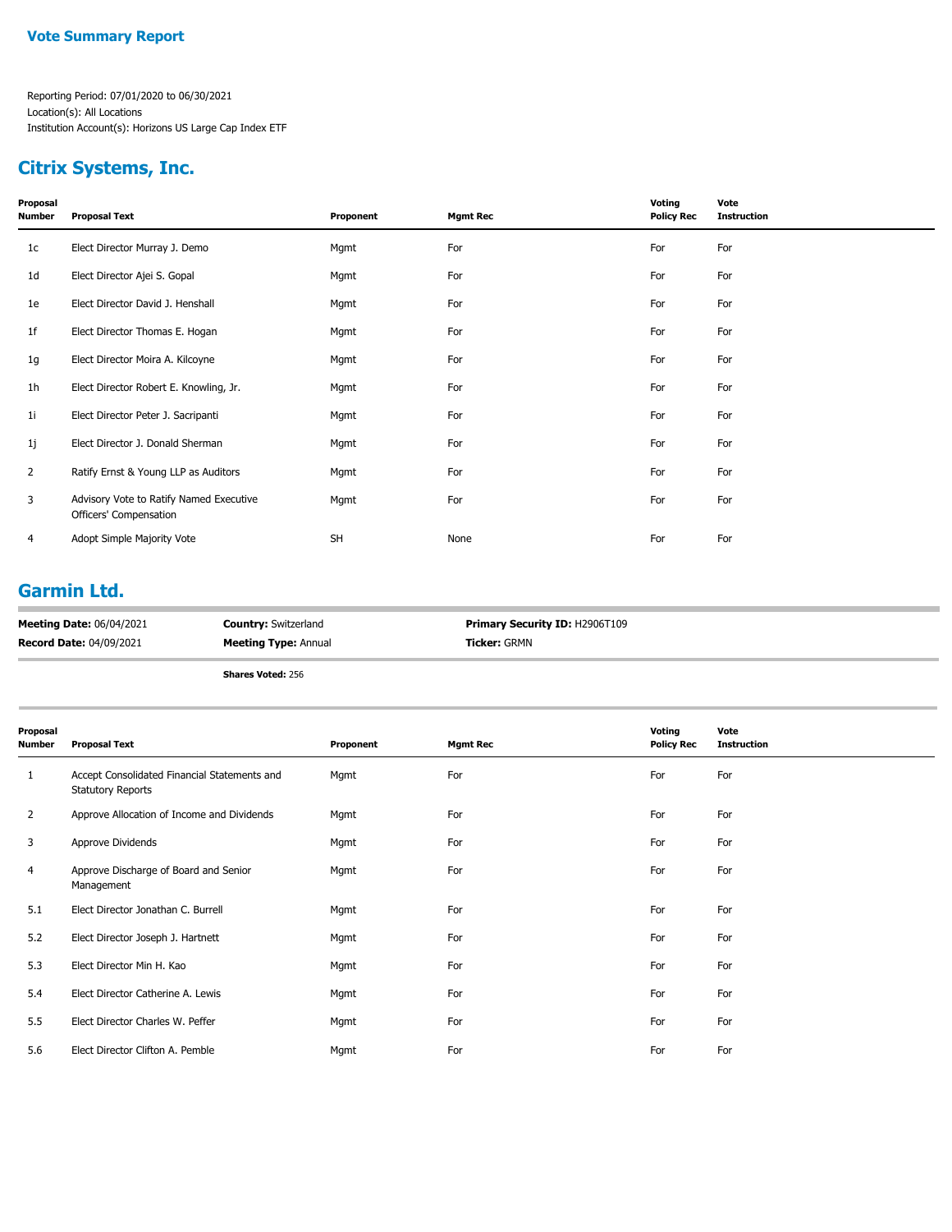**Vote Summary Report**

Reporting Period: 07/01/2020 to 06/30/2021
Location(s): All Locations
Institution Account(s): Horizons US Large Cap Index ETF

## Citrix Systems, Inc.

| Proposal Number | Proposal Text | Proponent | Mgmt Rec | Voting Policy Rec | Vote Instruction |
|---|---|---|---|---|---|
| 1c | Elect Director Murray J. Demo | Mgmt | For | For | For |
| 1d | Elect Director Ajei S. Gopal | Mgmt | For | For | For |
| 1e | Elect Director David J. Henshall | Mgmt | For | For | For |
| 1f | Elect Director Thomas E. Hogan | Mgmt | For | For | For |
| 1g | Elect Director Moira A. Kilcoyne | Mgmt | For | For | For |
| 1h | Elect Director Robert E. Knowling, Jr. | Mgmt | For | For | For |
| 1i | Elect Director Peter J. Sacripanti | Mgmt | For | For | For |
| 1j | Elect Director J. Donald Sherman | Mgmt | For | For | For |
| 2 | Ratify Ernst & Young LLP as Auditors | Mgmt | For | For | For |
| 3 | Advisory Vote to Ratify Named Executive Officers' Compensation | Mgmt | For | For | For |
| 4 | Adopt Simple Majority Vote | SH | None | For | For |

## Garmin Ltd.

**Meeting Date:** 06/04/2021 | **Country:** Switzerland | **Primary Security ID:** H2906T109
**Record Date:** 04/09/2021 | **Meeting Type:** Annual | **Ticker:** GRMN

**Shares Voted:** 256

| Proposal Number | Proposal Text | Proponent | Mgmt Rec | Voting Policy Rec | Vote Instruction |
|---|---|---|---|---|---|
| 1 | Accept Consolidated Financial Statements and Statutory Reports | Mgmt | For | For | For |
| 2 | Approve Allocation of Income and Dividends | Mgmt | For | For | For |
| 3 | Approve Dividends | Mgmt | For | For | For |
| 4 | Approve Discharge of Board and Senior Management | Mgmt | For | For | For |
| 5.1 | Elect Director Jonathan C. Burrell | Mgmt | For | For | For |
| 5.2 | Elect Director Joseph J. Hartnett | Mgmt | For | For | For |
| 5.3 | Elect Director Min H. Kao | Mgmt | For | For | For |
| 5.4 | Elect Director Catherine A. Lewis | Mgmt | For | For | For |
| 5.5 | Elect Director Charles W. Peffer | Mgmt | For | For | For |
| 5.6 | Elect Director Clifton A. Pemble | Mgmt | For | For | For |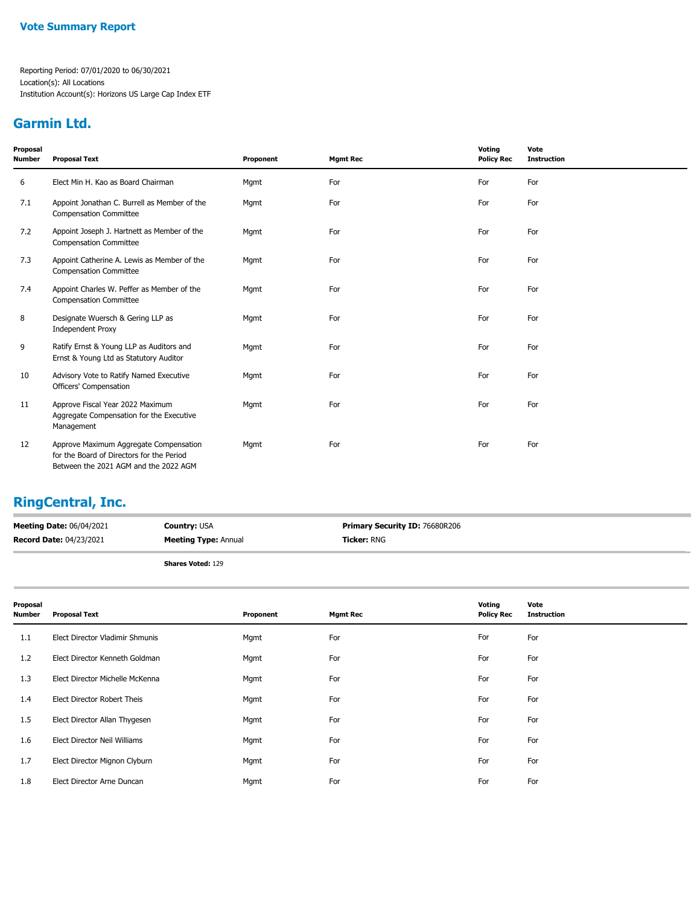**Vote Summary Report**

Reporting Period: 07/01/2020 to 06/30/2021
Location(s): All Locations
Institution Account(s): Horizons US Large Cap Index ETF

## Garmin Ltd.

| Proposal Number | Proposal Text | Proponent | Mgmt Rec | Voting Policy Rec | Vote Instruction |
|---|---|---|---|---|---|
| 6 | Elect Min H. Kao as Board Chairman | Mgmt | For | For | For |
| 7.1 | Appoint Jonathan C. Burrell as Member of the Compensation Committee | Mgmt | For | For | For |
| 7.2 | Appoint Joseph J. Hartnett as Member of the Compensation Committee | Mgmt | For | For | For |
| 7.3 | Appoint Catherine A. Lewis as Member of the Compensation Committee | Mgmt | For | For | For |
| 7.4 | Appoint Charles W. Peffer as Member of the Compensation Committee | Mgmt | For | For | For |
| 8 | Designate Wuersch & Gering LLP as Independent Proxy | Mgmt | For | For | For |
| 9 | Ratify Ernst & Young LLP as Auditors and Ernst & Young Ltd as Statutory Auditor | Mgmt | For | For | For |
| 10 | Advisory Vote to Ratify Named Executive Officers' Compensation | Mgmt | For | For | For |
| 11 | Approve Fiscal Year 2022 Maximum Aggregate Compensation for the Executive Management | Mgmt | For | For | For |
| 12 | Approve Maximum Aggregate Compensation for the Board of Directors for the Period Between the 2021 AGM and the 2022 AGM | Mgmt | For | For | For |

## RingCentral, Inc.

**Meeting Date:** 06/04/2021
**Country:** USA
**Primary Security ID:** 76680R206
**Record Date:** 04/23/2021
**Meeting Type:** Annual
**Ticker:** RNG

**Shares Voted:** 129

| Proposal Number | Proposal Text | Proponent | Mgmt Rec | Voting Policy Rec | Vote Instruction |
|---|---|---|---|---|---|
| 1.1 | Elect Director Vladimir Shmunis | Mgmt | For | For | For |
| 1.2 | Elect Director Kenneth Goldman | Mgmt | For | For | For |
| 1.3 | Elect Director Michelle McKenna | Mgmt | For | For | For |
| 1.4 | Elect Director Robert Theis | Mgmt | For | For | For |
| 1.5 | Elect Director Allan Thygesen | Mgmt | For | For | For |
| 1.6 | Elect Director Neil Williams | Mgmt | For | For | For |
| 1.7 | Elect Director Mignon Clyburn | Mgmt | For | For | For |
| 1.8 | Elect Director Arne Duncan | Mgmt | For | For | For |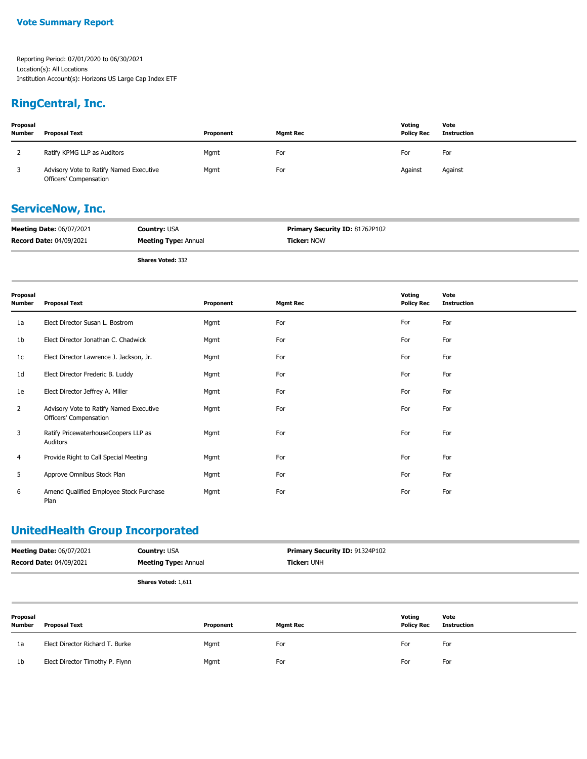**Vote Summary Report**

Reporting Period: 07/01/2020 to 06/30/2021
Location(s): All Locations
Institution Account(s): Horizons US Large Cap Index ETF

## RingCentral, Inc.

| Proposal Number | Proposal Text | Proponent | Mgmt Rec | Voting Policy Rec | Vote Instruction |
|---|---|---|---|---|---|
| 2 | Ratify KPMG LLP as Auditors | Mgmt | For | For | For |
| 3 | Advisory Vote to Ratify Named Executive Officers' Compensation | Mgmt | For | Against | Against |

## ServiceNow, Inc.

**Meeting Date:** 06/07/2021 | **Country:** USA | **Primary Security ID:** 81762P102
**Record Date:** 04/09/2021 | **Meeting Type:** Annual | **Ticker:** NOW

**Shares Voted:** 332

| Proposal Number | Proposal Text | Proponent | Mgmt Rec | Voting Policy Rec | Vote Instruction |
|---|---|---|---|---|---|
| 1a | Elect Director Susan L. Bostrom | Mgmt | For | For | For |
| 1b | Elect Director Jonathan C. Chadwick | Mgmt | For | For | For |
| 1c | Elect Director Lawrence J. Jackson, Jr. | Mgmt | For | For | For |
| 1d | Elect Director Frederic B. Luddy | Mgmt | For | For | For |
| 1e | Elect Director Jeffrey A. Miller | Mgmt | For | For | For |
| 2 | Advisory Vote to Ratify Named Executive Officers' Compensation | Mgmt | For | For | For |
| 3 | Ratify PricewaterhouseCoopers LLP as Auditors | Mgmt | For | For | For |
| 4 | Provide Right to Call Special Meeting | Mgmt | For | For | For |
| 5 | Approve Omnibus Stock Plan | Mgmt | For | For | For |
| 6 | Amend Qualified Employee Stock Purchase Plan | Mgmt | For | For | For |

## UnitedHealth Group Incorporated

**Meeting Date:** 06/07/2021 | **Country:** USA | **Primary Security ID:** 91324P102
**Record Date:** 04/09/2021 | **Meeting Type:** Annual | **Ticker:** UNH

**Shares Voted:** 1,611

| Proposal Number | Proposal Text | Proponent | Mgmt Rec | Voting Policy Rec | Vote Instruction |
|---|---|---|---|---|---|
| 1a | Elect Director Richard T. Burke | Mgmt | For | For | For |
| 1b | Elect Director Timothy P. Flynn | Mgmt | For | For | For |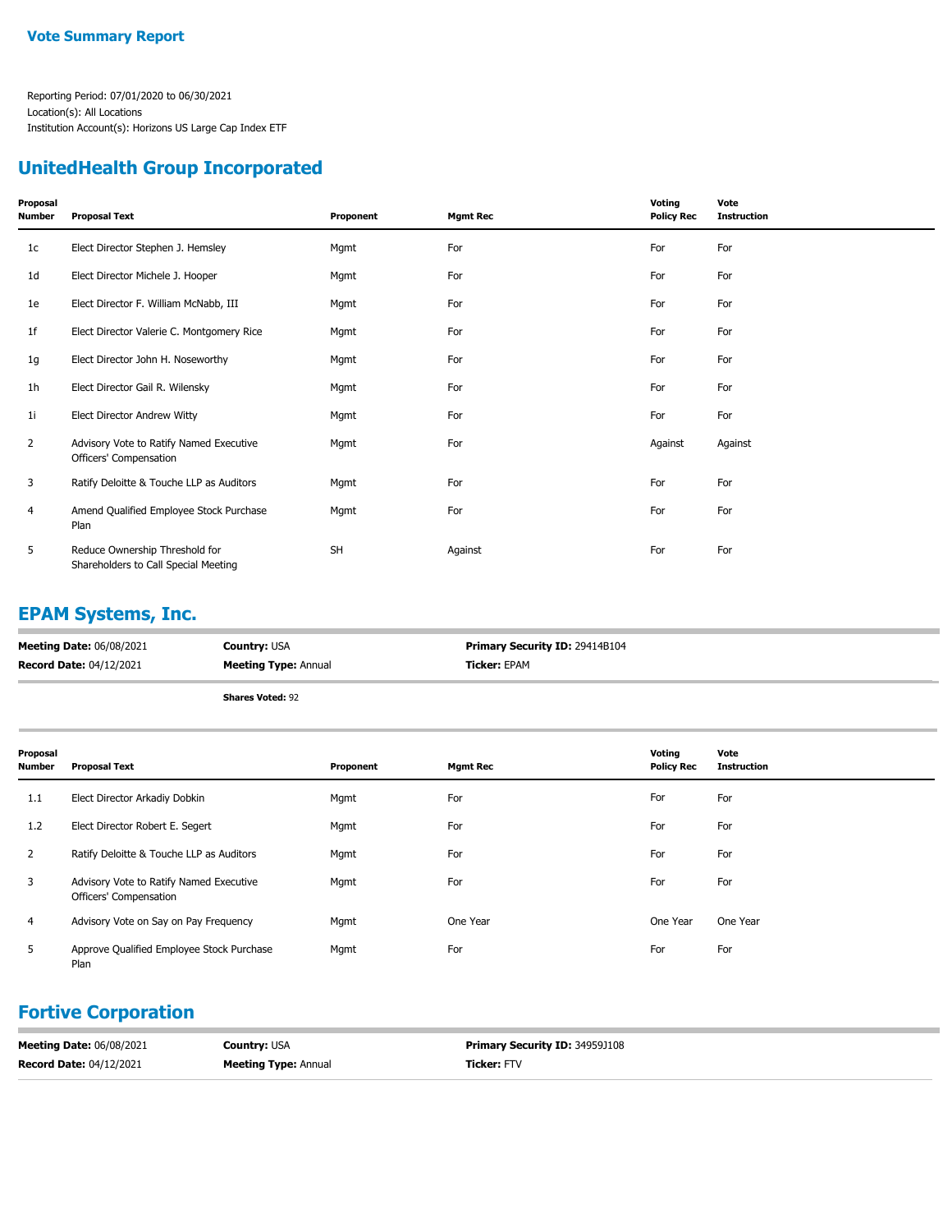**Vote Summary Report**

Reporting Period: 07/01/2020 to 06/30/2021
Location(s): All Locations
Institution Account(s): Horizons US Large Cap Index ETF

## UnitedHealth Group Incorporated

| Proposal Number | Proposal Text | Proponent | Mgmt Rec | Voting Policy Rec | Vote Instruction |
|---|---|---|---|---|---|
| 1c | Elect Director Stephen J. Hemsley | Mgmt | For | For | For |
| 1d | Elect Director Michele J. Hooper | Mgmt | For | For | For |
| 1e | Elect Director F. William McNabb, III | Mgmt | For | For | For |
| 1f | Elect Director Valerie C. Montgomery Rice | Mgmt | For | For | For |
| 1g | Elect Director John H. Noseworthy | Mgmt | For | For | For |
| 1h | Elect Director Gail R. Wilensky | Mgmt | For | For | For |
| 1i | Elect Director Andrew Witty | Mgmt | For | For | For |
| 2 | Advisory Vote to Ratify Named Executive Officers' Compensation | Mgmt | For | Against | Against |
| 3 | Ratify Deloitte & Touche LLP as Auditors | Mgmt | For | For | For |
| 4 | Amend Qualified Employee Stock Purchase Plan | Mgmt | For | For | For |
| 5 | Reduce Ownership Threshold for Shareholders to Call Special Meeting | SH | Against | For | For |

## EPAM Systems, Inc.

**Meeting Date:** 06/08/2021
**Record Date:** 04/12/2021
**Country:** USA
**Meeting Type:** Annual
**Primary Security ID:** 29414B104
**Ticker:** EPAM

**Shares Voted:** 92

| Proposal Number | Proposal Text | Proponent | Mgmt Rec | Voting Policy Rec | Vote Instruction |
|---|---|---|---|---|---|
| 1.1 | Elect Director Arkadiy Dobkin | Mgmt | For | For | For |
| 1.2 | Elect Director Robert E. Segert | Mgmt | For | For | For |
| 2 | Ratify Deloitte & Touche LLP as Auditors | Mgmt | For | For | For |
| 3 | Advisory Vote to Ratify Named Executive Officers' Compensation | Mgmt | For | For | For |
| 4 | Advisory Vote on Say on Pay Frequency | Mgmt | One Year | One Year | One Year |
| 5 | Approve Qualified Employee Stock Purchase Plan | Mgmt | For | For | For |

## Fortive Corporation

**Meeting Date:** 06/08/2021
**Record Date:** 04/12/2021
**Country:** USA
**Meeting Type:** Annual
**Primary Security ID:** 34959J108
**Ticker:** FTV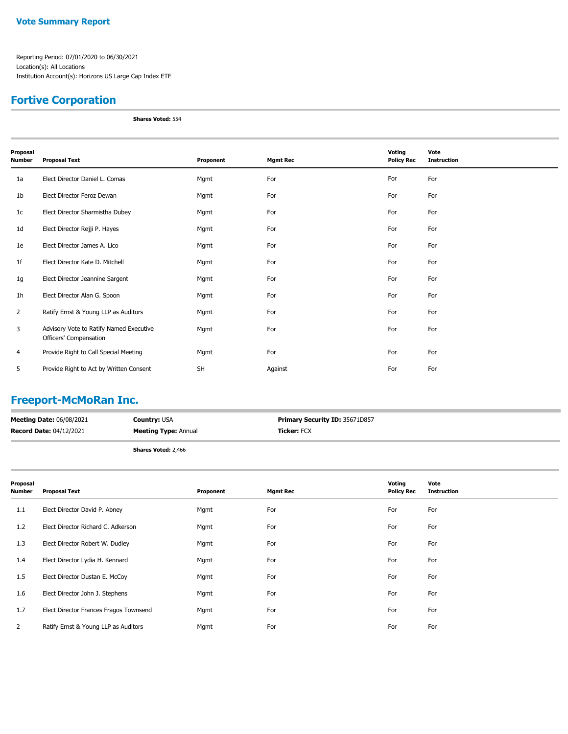## Vote Summary Report

Reporting Period: 07/01/2020 to 06/30/2021
Location(s): All Locations
Institution Account(s): Horizons US Large Cap Index ETF

## Fortive Corporation

**Shares Voted:** 554

| Proposal Number | Proposal Text | Proponent | Mgmt Rec | Voting Policy Rec | Vote Instruction |
|---|---|---|---|---|---|
| 1a | Elect Director Daniel L. Comas | Mgmt | For | For | For |
| 1b | Elect Director Feroz Dewan | Mgmt | For | For | For |
| 1c | Elect Director Sharmistha Dubey | Mgmt | For | For | For |
| 1d | Elect Director Rejji P. Hayes | Mgmt | For | For | For |
| 1e | Elect Director James A. Lico | Mgmt | For | For | For |
| 1f | Elect Director Kate D. Mitchell | Mgmt | For | For | For |
| 1g | Elect Director Jeannine Sargent | Mgmt | For | For | For |
| 1h | Elect Director Alan G. Spoon | Mgmt | For | For | For |
| 2 | Ratify Ernst & Young LLP as Auditors | Mgmt | For | For | For |
| 3 | Advisory Vote to Ratify Named Executive Officers' Compensation | Mgmt | For | For | For |
| 4 | Provide Right to Call Special Meeting | Mgmt | For | For | For |
| 5 | Provide Right to Act by Written Consent | SH | Against | For | For |

## Freeport-McMoRan Inc.

**Meeting Date:** 06/08/2021 **Country:** USA **Primary Security ID:** 35671D857
**Record Date:** 04/12/2021 **Meeting Type:** Annual **Ticker:** FCX

**Shares Voted:** 2,466

| Proposal Number | Proposal Text | Proponent | Mgmt Rec | Voting Policy Rec | Vote Instruction |
|---|---|---|---|---|---|
| 1.1 | Elect Director David P. Abney | Mgmt | For | For | For |
| 1.2 | Elect Director Richard C. Adkerson | Mgmt | For | For | For |
| 1.3 | Elect Director Robert W. Dudley | Mgmt | For | For | For |
| 1.4 | Elect Director Lydia H. Kennard | Mgmt | For | For | For |
| 1.5 | Elect Director Dustan E. McCoy | Mgmt | For | For | For |
| 1.6 | Elect Director John J. Stephens | Mgmt | For | For | For |
| 1.7 | Elect Director Frances Fragos Townsend | Mgmt | For | For | For |
| 2 | Ratify Ernst & Young LLP as Auditors | Mgmt | For | For | For |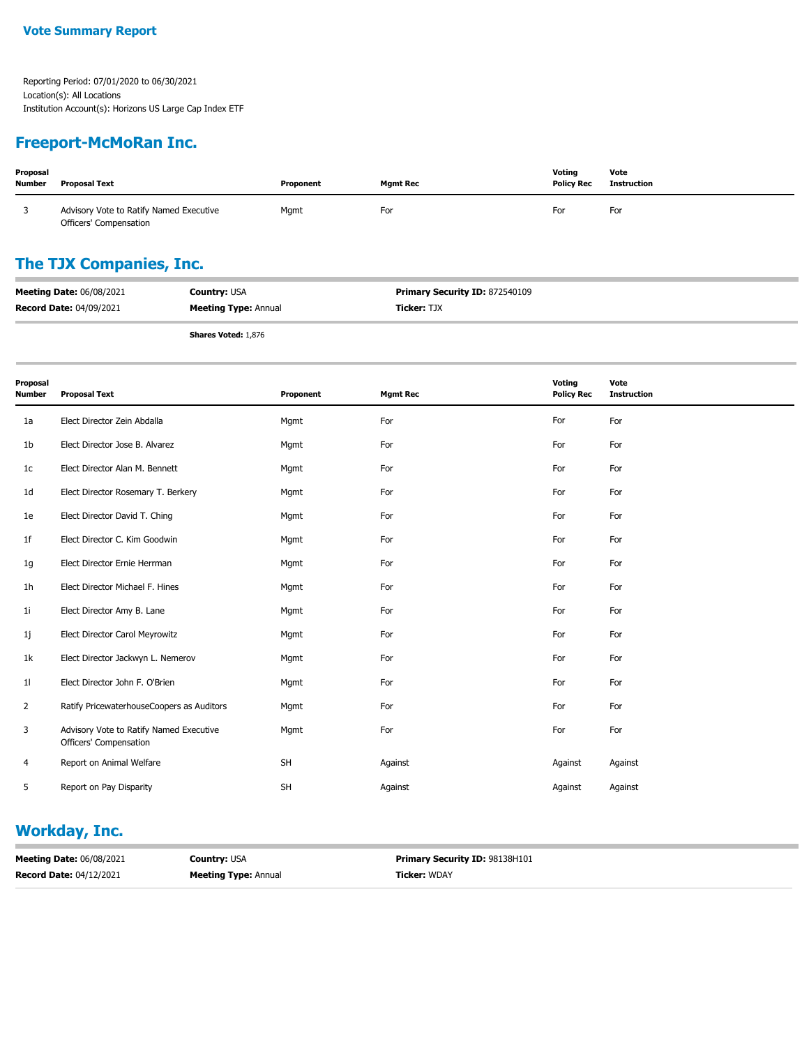**Vote Summary Report**

Reporting Period: 07/01/2020 to 06/30/2021
Location(s): All Locations
Institution Account(s): Horizons US Large Cap Index ETF

## Freeport-McMoRan Inc.

| Proposal Number | Proposal Text | Proponent | Mgmt Rec | Voting Policy Rec | Vote Instruction |
|---|---|---|---|---|---|
| 3 | Advisory Vote to Ratify Named Executive Officers' Compensation | Mgmt | For | For | For |

## The TJX Companies, Inc.

**Meeting Date:** 06/08/2021 **Country:** USA **Primary Security ID:** 872540109
**Record Date:** 04/09/2021 **Meeting Type:** Annual **Ticker:** TJX

**Shares Voted:** 1,876

| Proposal Number | Proposal Text | Proponent | Mgmt Rec | Voting Policy Rec | Vote Instruction |
|---|---|---|---|---|---|
| 1a | Elect Director Zein Abdalla | Mgmt | For | For | For |
| 1b | Elect Director Jose B. Alvarez | Mgmt | For | For | For |
| 1c | Elect Director Alan M. Bennett | Mgmt | For | For | For |
| 1d | Elect Director Rosemary T. Berkery | Mgmt | For | For | For |
| 1e | Elect Director David T. Ching | Mgmt | For | For | For |
| 1f | Elect Director C. Kim Goodwin | Mgmt | For | For | For |
| 1g | Elect Director Ernie Herrman | Mgmt | For | For | For |
| 1h | Elect Director Michael F. Hines | Mgmt | For | For | For |
| 1i | Elect Director Amy B. Lane | Mgmt | For | For | For |
| 1j | Elect Director Carol Meyrowitz | Mgmt | For | For | For |
| 1k | Elect Director Jackwyn L. Nemerov | Mgmt | For | For | For |
| 1l | Elect Director John F. O'Brien | Mgmt | For | For | For |
| 2 | Ratify PricewaterhouseCoopers as Auditors | Mgmt | For | For | For |
| 3 | Advisory Vote to Ratify Named Executive Officers' Compensation | Mgmt | For | For | For |
| 4 | Report on Animal Welfare | SH | Against | Against | Against |
| 5 | Report on Pay Disparity | SH | Against | Against | Against |

## Workday, Inc.

**Meeting Date:** 06/08/2021 **Country:** USA **Primary Security ID:** 98138H101
**Record Date:** 04/12/2021 **Meeting Type:** Annual **Ticker:** WDAY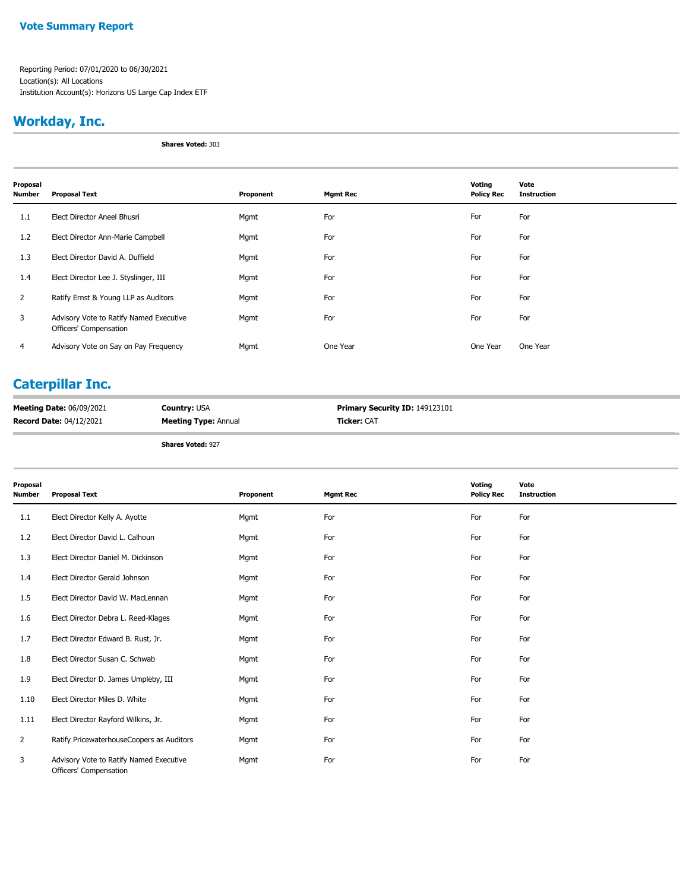**Vote Summary Report**

Reporting Period: 07/01/2020 to 06/30/2021
Location(s): All Locations
Institution Account(s): Horizons US Large Cap Index ETF

## Workday, Inc.

**Shares Voted:** 303

| Proposal Number | Proposal Text | Proponent | Mgmt Rec | Voting Policy Rec | Vote Instruction |
|---|---|---|---|---|---|
| 1.1 | Elect Director Aneel Bhusri | Mgmt | For | For | For |
| 1.2 | Elect Director Ann-Marie Campbell | Mgmt | For | For | For |
| 1.3 | Elect Director David A. Duffield | Mgmt | For | For | For |
| 1.4 | Elect Director Lee J. Styslinger, III | Mgmt | For | For | For |
| 2 | Ratify Ernst & Young LLP as Auditors | Mgmt | For | For | For |
| 3 | Advisory Vote to Ratify Named Executive Officers' Compensation | Mgmt | For | For | For |
| 4 | Advisory Vote on Say on Pay Frequency | Mgmt | One Year | One Year | One Year |

## Caterpillar Inc.

**Meeting Date:** 06/09/2021 **Country:** USA **Primary Security ID:** 149123101
**Record Date:** 04/12/2021 **Meeting Type:** Annual **Ticker:** CAT

**Shares Voted:** 927

| Proposal Number | Proposal Text | Proponent | Mgmt Rec | Voting Policy Rec | Vote Instruction |
|---|---|---|---|---|---|
| 1.1 | Elect Director Kelly A. Ayotte | Mgmt | For | For | For |
| 1.2 | Elect Director David L. Calhoun | Mgmt | For | For | For |
| 1.3 | Elect Director Daniel M. Dickinson | Mgmt | For | For | For |
| 1.4 | Elect Director Gerald Johnson | Mgmt | For | For | For |
| 1.5 | Elect Director David W. MacLennan | Mgmt | For | For | For |
| 1.6 | Elect Director Debra L. Reed-Klages | Mgmt | For | For | For |
| 1.7 | Elect Director Edward B. Rust, Jr. | Mgmt | For | For | For |
| 1.8 | Elect Director Susan C. Schwab | Mgmt | For | For | For |
| 1.9 | Elect Director D. James Umpleby, III | Mgmt | For | For | For |
| 1.10 | Elect Director Miles D. White | Mgmt | For | For | For |
| 1.11 | Elect Director Rayford Wilkins, Jr. | Mgmt | For | For | For |
| 2 | Ratify PricewaterhouseCoopers as Auditors | Mgmt | For | For | For |
| 3 | Advisory Vote to Ratify Named Executive Officers' Compensation | Mgmt | For | For | For |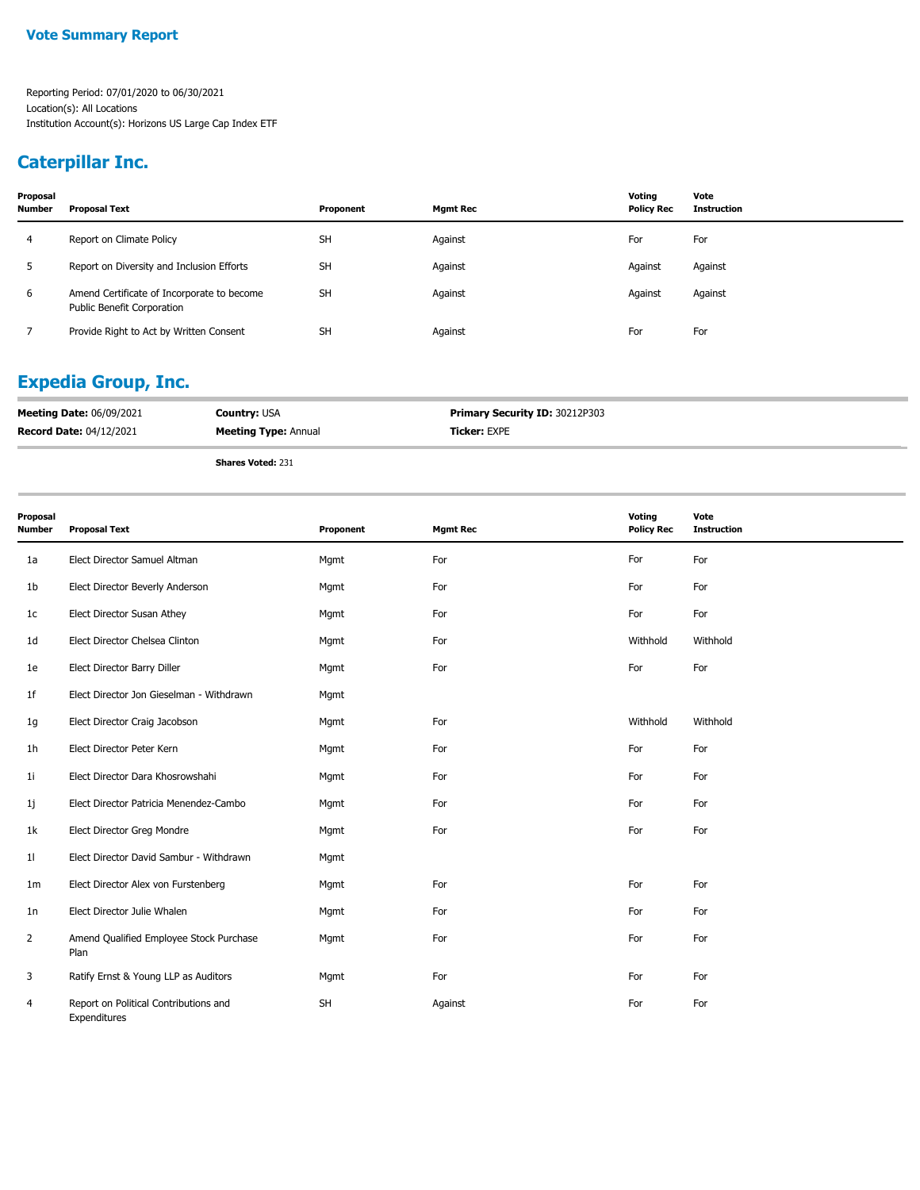**Vote Summary Report**

Reporting Period: 07/01/2020 to 06/30/2021
Location(s): All Locations
Institution Account(s): Horizons US Large Cap Index ETF

## Caterpillar Inc.

| Proposal Number | Proposal Text | Proponent | Mgmt Rec | Voting Policy Rec | Vote Instruction |
|---|---|---|---|---|---|
| 4 | Report on Climate Policy | SH | Against | For | For |
| 5 | Report on Diversity and Inclusion Efforts | SH | Against | Against | Against |
| 6 | Amend Certificate of Incorporate to become Public Benefit Corporation | SH | Against | Against | Against |
| 7 | Provide Right to Act by Written Consent | SH | Against | For | For |

## Expedia Group, Inc.

**Meeting Date:** 06/09/2021 **Country:** USA **Primary Security ID:** 30212P303
**Record Date:** 04/12/2021 **Meeting Type:** Annual **Ticker:** EXPE

**Shares Voted:** 231

| Proposal Number | Proposal Text | Proponent | Mgmt Rec | Voting Policy Rec | Vote Instruction |
|---|---|---|---|---|---|
| 1a | Elect Director Samuel Altman | Mgmt | For | For | For |
| 1b | Elect Director Beverly Anderson | Mgmt | For | For | For |
| 1c | Elect Director Susan Athey | Mgmt | For | For | For |
| 1d | Elect Director Chelsea Clinton | Mgmt | For | Withhold | Withhold |
| 1e | Elect Director Barry Diller | Mgmt | For | For | For |
| 1f | Elect Director Jon Gieselman - Withdrawn | Mgmt | | | |
| 1g | Elect Director Craig Jacobson | Mgmt | For | Withhold | Withhold |
| 1h | Elect Director Peter Kern | Mgmt | For | For | For |
| 1i | Elect Director Dara Khosrowshahi | Mgmt | For | For | For |
| 1j | Elect Director Patricia Menendez-Cambo | Mgmt | For | For | For |
| 1k | Elect Director Greg Mondre | Mgmt | For | For | For |
| 1l | Elect Director David Sambur - Withdrawn | Mgmt | | | |
| 1m | Elect Director Alex von Furstenberg | Mgmt | For | For | For |
| 1n | Elect Director Julie Whalen | Mgmt | For | For | For |
| 2 | Amend Qualified Employee Stock Purchase Plan | Mgmt | For | For | For |
| 3 | Ratify Ernst & Young LLP as Auditors | Mgmt | For | For | For |
| 4 | Report on Political Contributions and Expenditures | SH | Against | For | For |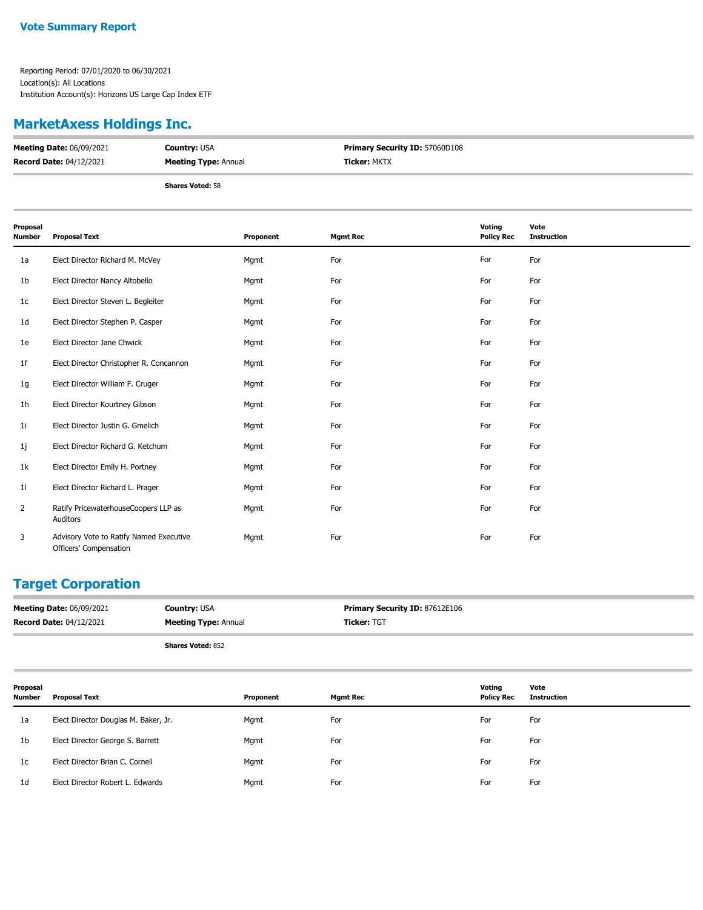**Vote Summary Report**

Reporting Period: 07/01/2020 to 06/30/2021
Location(s): All Locations
Institution Account(s): Horizons US Large Cap Index ETF

## MarketAxess Holdings Inc.

**Meeting Date:** 06/09/2021 **Country:** USA **Primary Security ID:** 57060D108
**Record Date:** 04/12/2021 **Meeting Type:** Annual **Ticker:** MKTX

**Shares Voted:** 58

| Proposal Number | Proposal Text | Proponent | Mgmt Rec | Voting Policy Rec | Vote Instruction |
|---|---|---|---|---|---|
| 1a | Elect Director Richard M. McVey | Mgmt | For | For | For |
| 1b | Elect Director Nancy Altobello | Mgmt | For | For | For |
| 1c | Elect Director Steven L. Begleiter | Mgmt | For | For | For |
| 1d | Elect Director Stephen P. Casper | Mgmt | For | For | For |
| 1e | Elect Director Jane Chwick | Mgmt | For | For | For |
| 1f | Elect Director Christopher R. Concannon | Mgmt | For | For | For |
| 1g | Elect Director William F. Cruger | Mgmt | For | For | For |
| 1h | Elect Director Kourtney Gibson | Mgmt | For | For | For |
| 1i | Elect Director Justin G. Gmelich | Mgmt | For | For | For |
| 1j | Elect Director Richard G. Ketchum | Mgmt | For | For | For |
| 1k | Elect Director Emily H. Portney | Mgmt | For | For | For |
| 1l | Elect Director Richard L. Prager | Mgmt | For | For | For |
| 2 | Ratify PricewaterhouseCoopers LLP as Auditors | Mgmt | For | For | For |
| 3 | Advisory Vote to Ratify Named Executive Officers' Compensation | Mgmt | For | For | For |

## Target Corporation

**Meeting Date:** 06/09/2021 **Country:** USA **Primary Security ID:** 87612E106
**Record Date:** 04/12/2021 **Meeting Type:** Annual **Ticker:** TGT

**Shares Voted:** 852

| Proposal Number | Proposal Text | Proponent | Mgmt Rec | Voting Policy Rec | Vote Instruction |
|---|---|---|---|---|---|
| 1a | Elect Director Douglas M. Baker, Jr. | Mgmt | For | For | For |
| 1b | Elect Director George S. Barrett | Mgmt | For | For | For |
| 1c | Elect Director Brian C. Cornell | Mgmt | For | For | For |
| 1d | Elect Director Robert L. Edwards | Mgmt | For | For | For |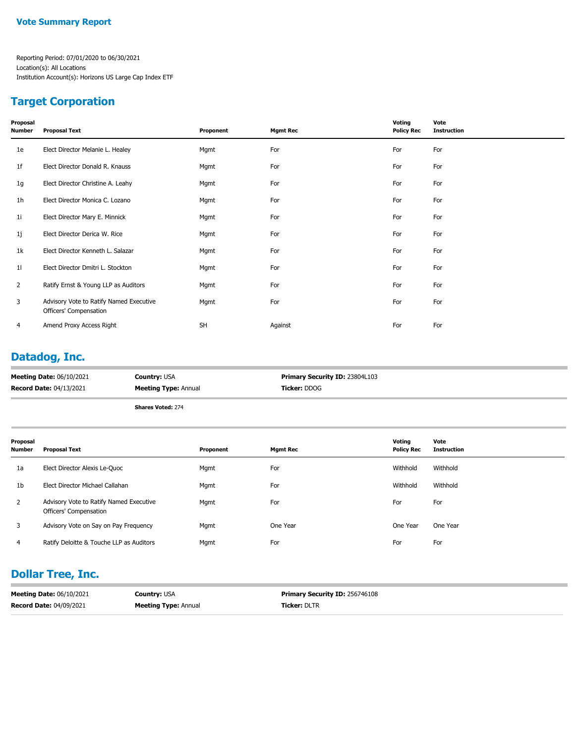**Vote Summary Report**

Reporting Period: 07/01/2020 to 06/30/2021
Location(s): All Locations
Institution Account(s): Horizons US Large Cap Index ETF

## Target Corporation

| Proposal Number | Proposal Text | Proponent | Mgmt Rec | Voting Policy Rec | Vote Instruction |
|---|---|---|---|---|---|
| 1e | Elect Director Melanie L. Healey | Mgmt | For | For | For |
| 1f | Elect Director Donald R. Knauss | Mgmt | For | For | For |
| 1g | Elect Director Christine A. Leahy | Mgmt | For | For | For |
| 1h | Elect Director Monica C. Lozano | Mgmt | For | For | For |
| 1i | Elect Director Mary E. Minnick | Mgmt | For | For | For |
| 1j | Elect Director Derica W. Rice | Mgmt | For | For | For |
| 1k | Elect Director Kenneth L. Salazar | Mgmt | For | For | For |
| 1l | Elect Director Dmitri L. Stockton | Mgmt | For | For | For |
| 2 | Ratify Ernst & Young LLP as Auditors | Mgmt | For | For | For |
| 3 | Advisory Vote to Ratify Named Executive Officers' Compensation | Mgmt | For | For | For |
| 4 | Amend Proxy Access Right | SH | Against | For | For |

## Datadog, Inc.

**Meeting Date:** 06/10/2021 **Country:** USA **Primary Security ID:** 23804L103
**Record Date:** 04/13/2021 **Meeting Type:** Annual **Ticker:** DDOG

**Shares Voted:** 274

| Proposal Number | Proposal Text | Proponent | Mgmt Rec | Voting Policy Rec | Vote Instruction |
|---|---|---|---|---|---|
| 1a | Elect Director Alexis Le-Quoc | Mgmt | For | Withhold | Withhold |
| 1b | Elect Director Michael Callahan | Mgmt | For | Withhold | Withhold |
| 2 | Advisory Vote to Ratify Named Executive Officers' Compensation | Mgmt | For | For | For |
| 3 | Advisory Vote on Say on Pay Frequency | Mgmt | One Year | One Year | One Year |
| 4 | Ratify Deloitte & Touche LLP as Auditors | Mgmt | For | For | For |

## Dollar Tree, Inc.

**Meeting Date:** 06/10/2021 **Country:** USA **Primary Security ID:** 256746108
**Record Date:** 04/09/2021 **Meeting Type:** Annual **Ticker:** DLTR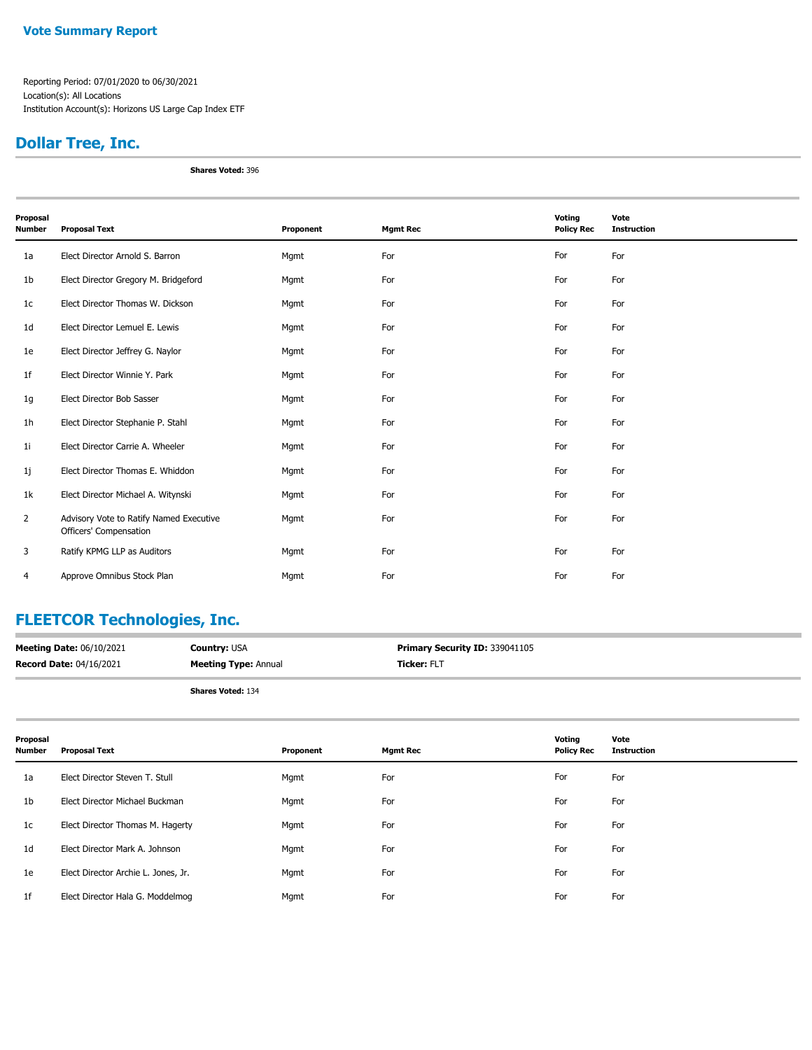**Vote Summary Report**

Reporting Period: 07/01/2020 to 06/30/2021
Location(s): All Locations
Institution Account(s): Horizons US Large Cap Index ETF

## Dollar Tree, Inc.

**Shares Voted:** 396

| Proposal Number | Proposal Text | Proponent | Mgmt Rec | Voting Policy Rec | Vote Instruction |
|---|---|---|---|---|---|
| 1a | Elect Director Arnold S. Barron | Mgmt | For | For | For |
| 1b | Elect Director Gregory M. Bridgeford | Mgmt | For | For | For |
| 1c | Elect Director Thomas W. Dickson | Mgmt | For | For | For |
| 1d | Elect Director Lemuel E. Lewis | Mgmt | For | For | For |
| 1e | Elect Director Jeffrey G. Naylor | Mgmt | For | For | For |
| 1f | Elect Director Winnie Y. Park | Mgmt | For | For | For |
| 1g | Elect Director Bob Sasser | Mgmt | For | For | For |
| 1h | Elect Director Stephanie P. Stahl | Mgmt | For | For | For |
| 1i | Elect Director Carrie A. Wheeler | Mgmt | For | For | For |
| 1j | Elect Director Thomas E. Whiddon | Mgmt | For | For | For |
| 1k | Elect Director Michael A. Witynski | Mgmt | For | For | For |
| 2 | Advisory Vote to Ratify Named Executive Officers' Compensation | Mgmt | For | For | For |
| 3 | Ratify KPMG LLP as Auditors | Mgmt | For | For | For |
| 4 | Approve Omnibus Stock Plan | Mgmt | For | For | For |

## FLEETCOR Technologies, Inc.

**Meeting Date:** 06/10/2021
**Record Date:** 04/16/2021
**Country:** USA
**Meeting Type:** Annual
**Primary Security ID:** 339041105
**Ticker:** FLT

**Shares Voted:** 134

| Proposal Number | Proposal Text | Proponent | Mgmt Rec | Voting Policy Rec | Vote Instruction |
|---|---|---|---|---|---|
| 1a | Elect Director Steven T. Stull | Mgmt | For | For | For |
| 1b | Elect Director Michael Buckman | Mgmt | For | For | For |
| 1c | Elect Director Thomas M. Hagerty | Mgmt | For | For | For |
| 1d | Elect Director Mark A. Johnson | Mgmt | For | For | For |
| 1e | Elect Director Archie L. Jones, Jr. | Mgmt | For | For | For |
| 1f | Elect Director Hala G. Moddelmog | Mgmt | For | For | For |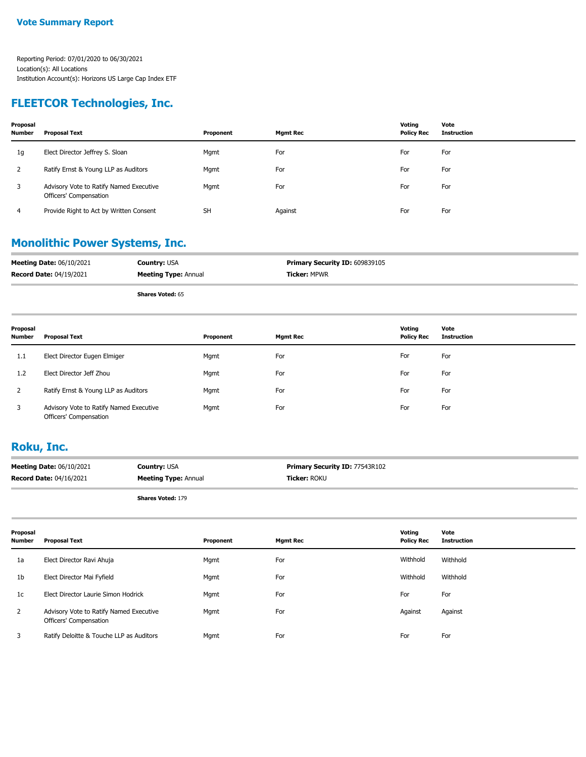**Vote Summary Report**

Reporting Period: 07/01/2020 to 06/30/2021
Location(s): All Locations
Institution Account(s): Horizons US Large Cap Index ETF

## FLEETCOR Technologies, Inc.

| Proposal Number | Proposal Text | Proponent | Mgmt Rec | Voting Policy Rec | Vote Instruction |
|---|---|---|---|---|---|
| 1g | Elect Director Jeffrey S. Sloan | Mgmt | For | For | For |
| 2 | Ratify Ernst & Young LLP as Auditors | Mgmt | For | For | For |
| 3 | Advisory Vote to Ratify Named Executive Officers' Compensation | Mgmt | For | For | For |
| 4 | Provide Right to Act by Written Consent | SH | Against | For | For |

## Monolithic Power Systems, Inc.

**Meeting Date:** 06/10/2021 **Country:** USA **Primary Security ID:** 609839105
**Record Date:** 04/19/2021 **Meeting Type:** Annual **Ticker:** MPWR

**Shares Voted:** 65

| Proposal Number | Proposal Text | Proponent | Mgmt Rec | Voting Policy Rec | Vote Instruction |
|---|---|---|---|---|---|
| 1.1 | Elect Director Eugen Elmiger | Mgmt | For | For | For |
| 1.2 | Elect Director Jeff Zhou | Mgmt | For | For | For |
| 2 | Ratify Ernst & Young LLP as Auditors | Mgmt | For | For | For |
| 3 | Advisory Vote to Ratify Named Executive Officers' Compensation | Mgmt | For | For | For |

## Roku, Inc.

**Meeting Date:** 06/10/2021 **Country:** USA **Primary Security ID:** 77543R102
**Record Date:** 04/16/2021 **Meeting Type:** Annual **Ticker:** ROKU

**Shares Voted:** 179

| Proposal Number | Proposal Text | Proponent | Mgmt Rec | Voting Policy Rec | Vote Instruction |
|---|---|---|---|---|---|
| 1a | Elect Director Ravi Ahuja | Mgmt | For | Withhold | Withhold |
| 1b | Elect Director Mai Fyfield | Mgmt | For | Withhold | Withhold |
| 1c | Elect Director Laurie Simon Hodrick | Mgmt | For | For | For |
| 2 | Advisory Vote to Ratify Named Executive Officers' Compensation | Mgmt | For | Against | Against |
| 3 | Ratify Deloitte & Touche LLP as Auditors | Mgmt | For | For | For |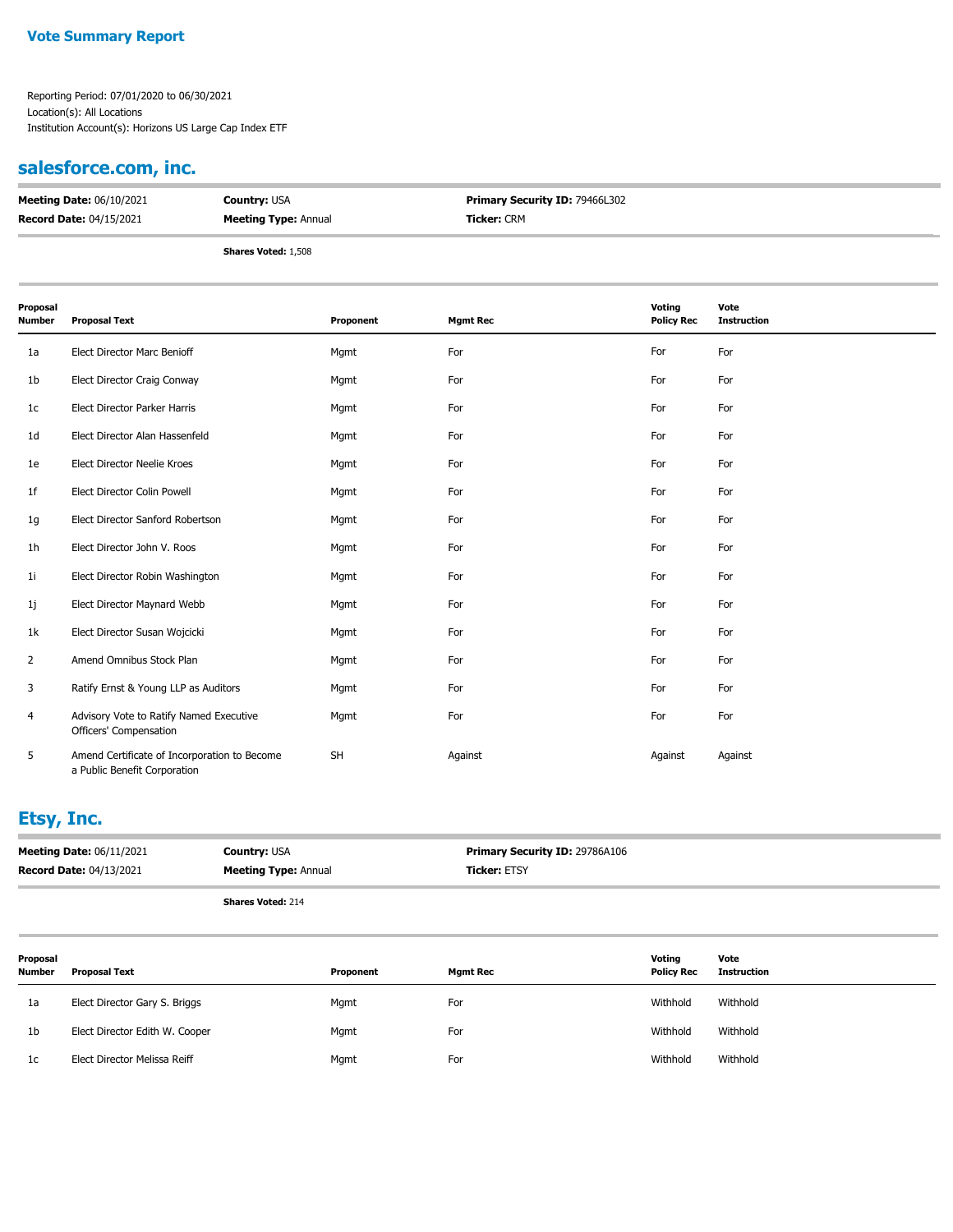**Vote Summary Report**

Reporting Period: 07/01/2020 to 06/30/2021
Location(s): All Locations
Institution Account(s): Horizons US Large Cap Index ETF

## salesforce.com, inc.

| | | |
|---|---|---|
| **Meeting Date:** 06/10/2021 | **Country:** USA | **Primary Security ID:** 79466L302 |
| **Record Date:** 04/15/2021 | **Meeting Type:** Annual | **Ticker:** CRM |

**Shares Voted:** 1,508

| Proposal Number | Proposal Text | Proponent | Mgmt Rec | Voting Policy Rec | Vote Instruction |
|---|---|---|---|---|---|
| 1a | Elect Director Marc Benioff | Mgmt | For | For | For |
| 1b | Elect Director Craig Conway | Mgmt | For | For | For |
| 1c | Elect Director Parker Harris | Mgmt | For | For | For |
| 1d | Elect Director Alan Hassenfeld | Mgmt | For | For | For |
| 1e | Elect Director Neelie Kroes | Mgmt | For | For | For |
| 1f | Elect Director Colin Powell | Mgmt | For | For | For |
| 1g | Elect Director Sanford Robertson | Mgmt | For | For | For |
| 1h | Elect Director John V. Roos | Mgmt | For | For | For |
| 1i | Elect Director Robin Washington | Mgmt | For | For | For |
| 1j | Elect Director Maynard Webb | Mgmt | For | For | For |
| 1k | Elect Director Susan Wojcicki | Mgmt | For | For | For |
| 2 | Amend Omnibus Stock Plan | Mgmt | For | For | For |
| 3 | Ratify Ernst & Young LLP as Auditors | Mgmt | For | For | For |
| 4 | Advisory Vote to Ratify Named Executive Officers' Compensation | Mgmt | For | For | For |
| 5 | Amend Certificate of Incorporation to Become a Public Benefit Corporation | SH | Against | Against | Against |

## Etsy, Inc.

| | | |
|---|---|---|
| **Meeting Date:** 06/11/2021 | **Country:** USA | **Primary Security ID:** 29786A106 |
| **Record Date:** 04/13/2021 | **Meeting Type:** Annual | **Ticker:** ETSY |

**Shares Voted:** 214

| Proposal Number | Proposal Text | Proponent | Mgmt Rec | Voting Policy Rec | Vote Instruction |
|---|---|---|---|---|---|
| 1a | Elect Director Gary S. Briggs | Mgmt | For | Withhold | Withhold |
| 1b | Elect Director Edith W. Cooper | Mgmt | For | Withhold | Withhold |
| 1c | Elect Director Melissa Reiff | Mgmt | For | Withhold | Withhold |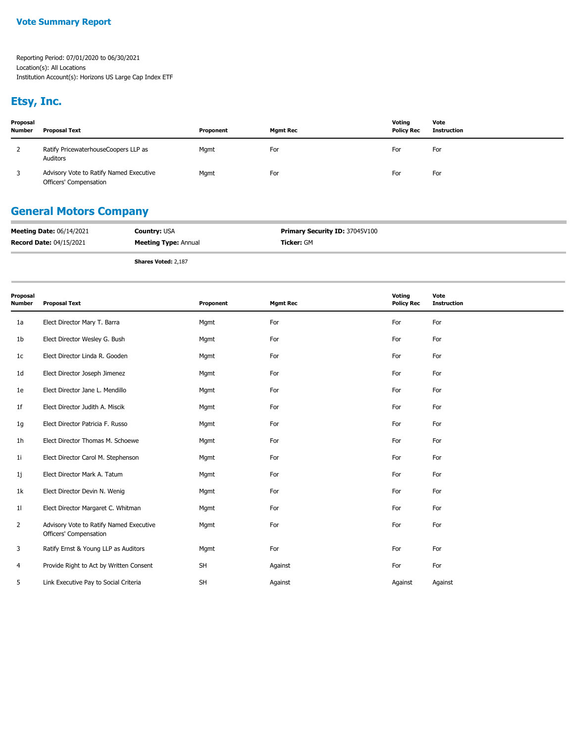**Vote Summary Report**

Reporting Period: 07/01/2020 to 06/30/2021
Location(s): All Locations
Institution Account(s): Horizons US Large Cap Index ETF

## Etsy, Inc.

| Proposal Number | Proposal Text | Proponent | Mgmt Rec | Voting Policy Rec | Vote Instruction |
|---|---|---|---|---|---|
| 2 | Ratify PricewaterhouseCoopers LLP as Auditors | Mgmt | For | For | For |
| 3 | Advisory Vote to Ratify Named Executive Officers' Compensation | Mgmt | For | For | For |

## General Motors Company

**Meeting Date:** 06/14/2021 | **Country:** USA | **Primary Security ID:** 37045V100
**Record Date:** 04/15/2021 | **Meeting Type:** Annual | **Ticker:** GM

**Shares Voted:** 2,187

| Proposal Number | Proposal Text | Proponent | Mgmt Rec | Voting Policy Rec | Vote Instruction |
|---|---|---|---|---|---|
| 1a | Elect Director Mary T. Barra | Mgmt | For | For | For |
| 1b | Elect Director Wesley G. Bush | Mgmt | For | For | For |
| 1c | Elect Director Linda R. Gooden | Mgmt | For | For | For |
| 1d | Elect Director Joseph Jimenez | Mgmt | For | For | For |
| 1e | Elect Director Jane L. Mendillo | Mgmt | For | For | For |
| 1f | Elect Director Judith A. Miscik | Mgmt | For | For | For |
| 1g | Elect Director Patricia F. Russo | Mgmt | For | For | For |
| 1h | Elect Director Thomas M. Schoewe | Mgmt | For | For | For |
| 1i | Elect Director Carol M. Stephenson | Mgmt | For | For | For |
| 1j | Elect Director Mark A. Tatum | Mgmt | For | For | For |
| 1k | Elect Director Devin N. Wenig | Mgmt | For | For | For |
| 1l | Elect Director Margaret C. Whitman | Mgmt | For | For | For |
| 2 | Advisory Vote to Ratify Named Executive Officers' Compensation | Mgmt | For | For | For |
| 3 | Ratify Ernst & Young LLP as Auditors | Mgmt | For | For | For |
| 4 | Provide Right to Act by Written Consent | SH | Against | For | For |
| 5 | Link Executive Pay to Social Criteria | SH | Against | Against | Against |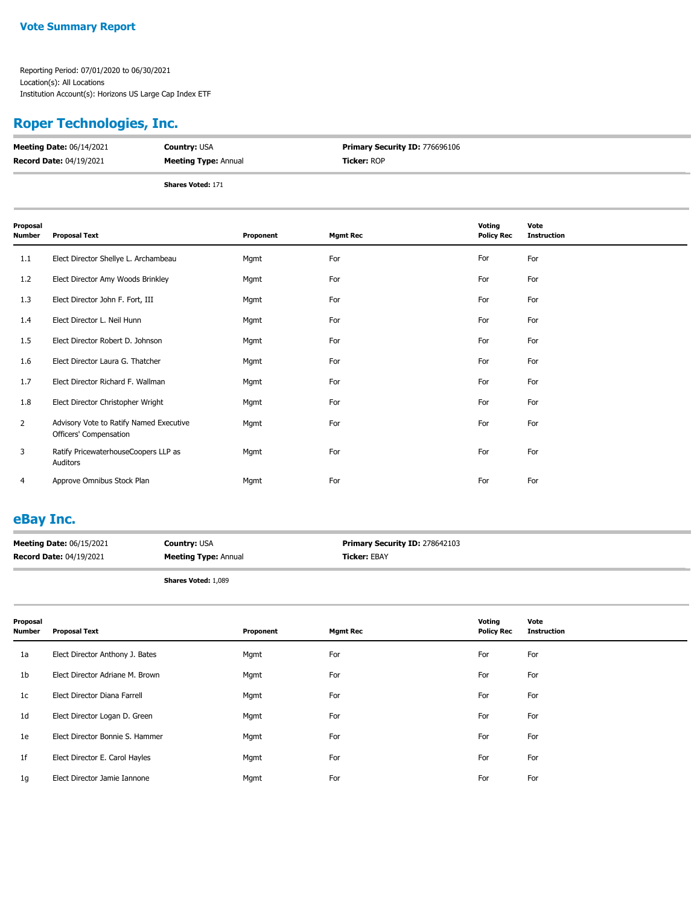**Vote Summary Report**

Reporting Period: 07/01/2020 to 06/30/2021
Location(s): All Locations
Institution Account(s): Horizons US Large Cap Index ETF

## Roper Technologies, Inc.

**Meeting Date:** 06/14/2021 **Country:** USA **Primary Security ID:** 776696106
**Record Date:** 04/19/2021 **Meeting Type:** Annual **Ticker:** ROP

**Shares Voted:** 171

| Proposal Number | Proposal Text | Proponent | Mgmt Rec | Voting Policy Rec | Vote Instruction |
|---|---|---|---|---|---|
| 1.1 | Elect Director Shellye L. Archambeau | Mgmt | For | For | For |
| 1.2 | Elect Director Amy Woods Brinkley | Mgmt | For | For | For |
| 1.3 | Elect Director John F. Fort, III | Mgmt | For | For | For |
| 1.4 | Elect Director L. Neil Hunn | Mgmt | For | For | For |
| 1.5 | Elect Director Robert D. Johnson | Mgmt | For | For | For |
| 1.6 | Elect Director Laura G. Thatcher | Mgmt | For | For | For |
| 1.7 | Elect Director Richard F. Wallman | Mgmt | For | For | For |
| 1.8 | Elect Director Christopher Wright | Mgmt | For | For | For |
| 2 | Advisory Vote to Ratify Named Executive Officers' Compensation | Mgmt | For | For | For |
| 3 | Ratify PricewaterhouseCoopers LLP as Auditors | Mgmt | For | For | For |
| 4 | Approve Omnibus Stock Plan | Mgmt | For | For | For |

## eBay Inc.

**Meeting Date:** 06/15/2021 **Country:** USA **Primary Security ID:** 278642103
**Record Date:** 04/19/2021 **Meeting Type:** Annual **Ticker:** EBAY

**Shares Voted:** 1,089

| Proposal Number | Proposal Text | Proponent | Mgmt Rec | Voting Policy Rec | Vote Instruction |
|---|---|---|---|---|---|
| 1a | Elect Director Anthony J. Bates | Mgmt | For | For | For |
| 1b | Elect Director Adriane M. Brown | Mgmt | For | For | For |
| 1c | Elect Director Diana Farrell | Mgmt | For | For | For |
| 1d | Elect Director Logan D. Green | Mgmt | For | For | For |
| 1e | Elect Director Bonnie S. Hammer | Mgmt | For | For | For |
| 1f | Elect Director E. Carol Hayles | Mgmt | For | For | For |
| 1g | Elect Director Jamie Iannone | Mgmt | For | For | For |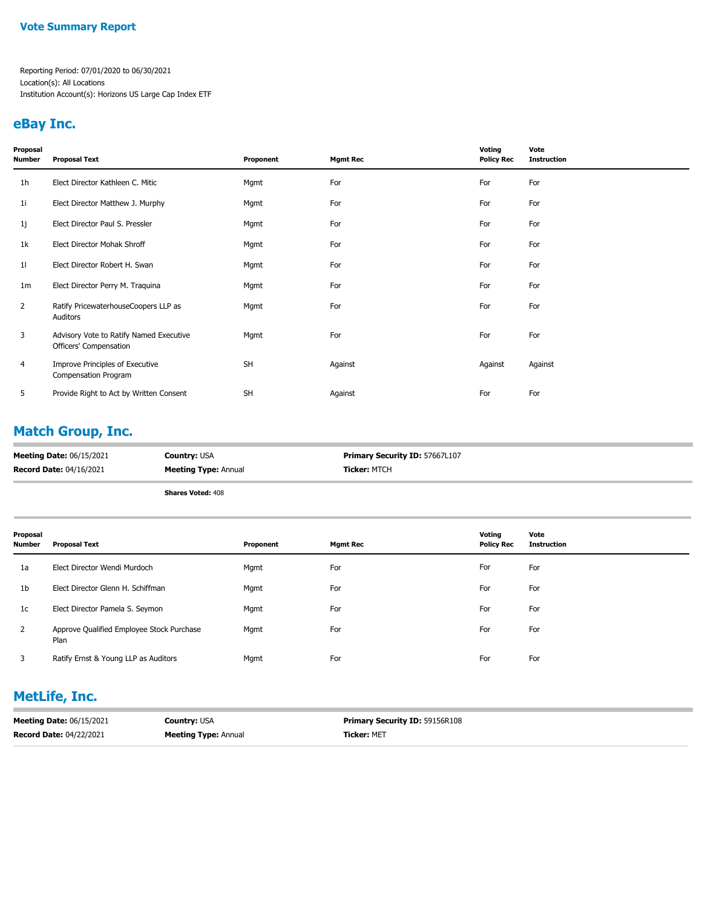**Vote Summary Report**

Reporting Period: 07/01/2020 to 06/30/2021
Location(s): All Locations
Institution Account(s): Horizons US Large Cap Index ETF

## eBay Inc.

| Proposal Number | Proposal Text | Proponent | Mgmt Rec | Voting Policy Rec | Vote Instruction |
|---|---|---|---|---|---|
| 1h | Elect Director Kathleen C. Mitic | Mgmt | For | For | For |
| 1i | Elect Director Matthew J. Murphy | Mgmt | For | For | For |
| 1j | Elect Director Paul S. Pressler | Mgmt | For | For | For |
| 1k | Elect Director Mohak Shroff | Mgmt | For | For | For |
| 1l | Elect Director Robert H. Swan | Mgmt | For | For | For |
| 1m | Elect Director Perry M. Traquina | Mgmt | For | For | For |
| 2 | Ratify PricewaterhouseCoopers LLP as Auditors | Mgmt | For | For | For |
| 3 | Advisory Vote to Ratify Named Executive Officers' Compensation | Mgmt | For | For | For |
| 4 | Improve Principles of Executive Compensation Program | SH | Against | Against | Against |
| 5 | Provide Right to Act by Written Consent | SH | Against | For | For |

## Match Group, Inc.

**Meeting Date:** 06/15/2021 | **Country:** USA | **Primary Security ID:** 57667L107
**Record Date:** 04/16/2021 | **Meeting Type:** Annual | **Ticker:** MTCH

**Shares Voted:** 408

| Proposal Number | Proposal Text | Proponent | Mgmt Rec | Voting Policy Rec | Vote Instruction |
|---|---|---|---|---|---|
| 1a | Elect Director Wendi Murdoch | Mgmt | For | For | For |
| 1b | Elect Director Glenn H. Schiffman | Mgmt | For | For | For |
| 1c | Elect Director Pamela S. Seymon | Mgmt | For | For | For |
| 2 | Approve Qualified Employee Stock Purchase Plan | Mgmt | For | For | For |
| 3 | Ratify Ernst & Young LLP as Auditors | Mgmt | For | For | For |

## MetLife, Inc.

**Meeting Date:** 06/15/2021 | **Country:** USA | **Primary Security ID:** 59156R108
**Record Date:** 04/22/2021 | **Meeting Type:** Annual | **Ticker:** MET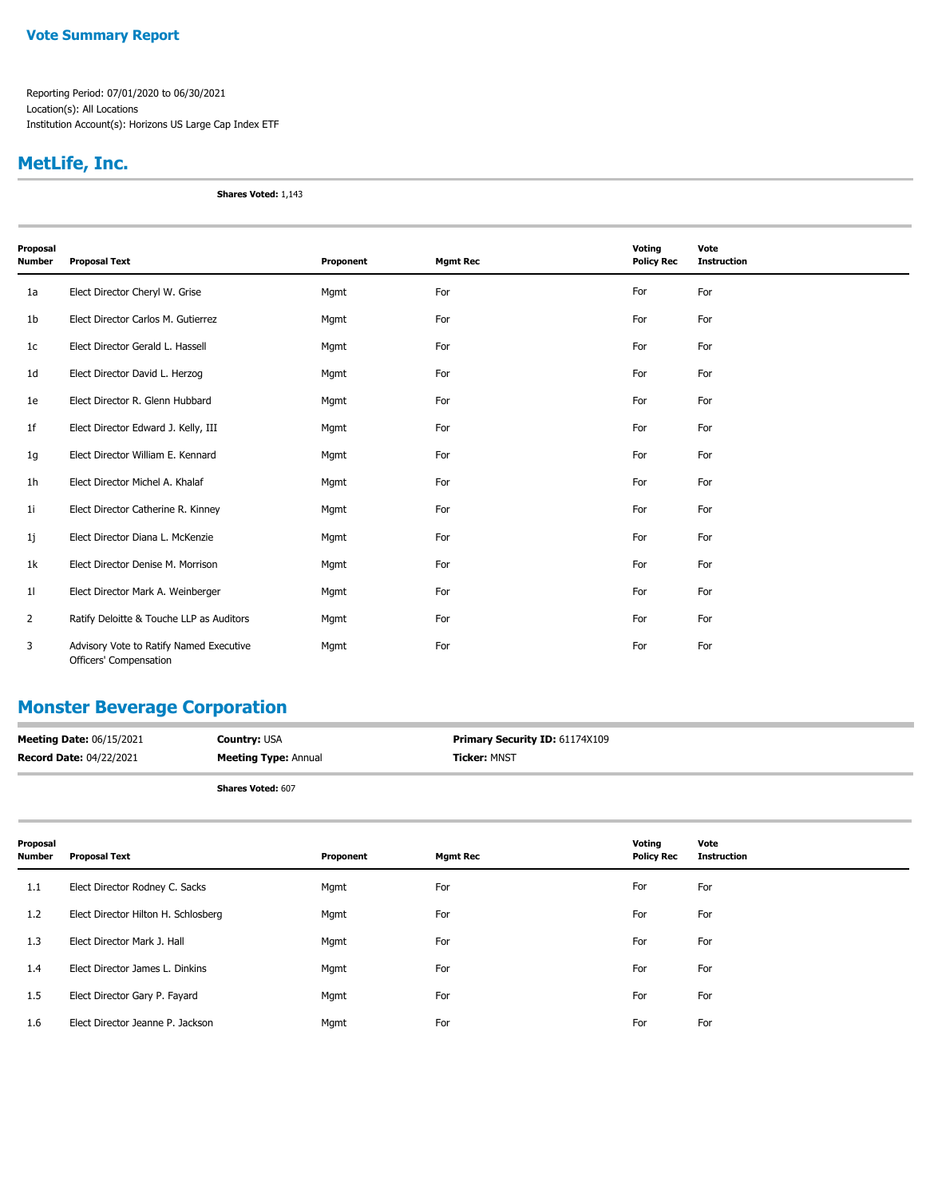## Vote Summary Report

Reporting Period: 07/01/2020 to 06/30/2021
Location(s): All Locations
Institution Account(s): Horizons US Large Cap Index ETF

## MetLife, Inc.

**Shares Voted:** 1,143

| Proposal Number | Proposal Text | Proponent | Mgmt Rec | Voting Policy Rec | Vote Instruction |
|---|---|---|---|---|---|
| 1a | Elect Director Cheryl W. Grise | Mgmt | For | For | For |
| 1b | Elect Director Carlos M. Gutierrez | Mgmt | For | For | For |
| 1c | Elect Director Gerald L. Hassell | Mgmt | For | For | For |
| 1d | Elect Director David L. Herzog | Mgmt | For | For | For |
| 1e | Elect Director R. Glenn Hubbard | Mgmt | For | For | For |
| 1f | Elect Director Edward J. Kelly, III | Mgmt | For | For | For |
| 1g | Elect Director William E. Kennard | Mgmt | For | For | For |
| 1h | Elect Director Michel A. Khalaf | Mgmt | For | For | For |
| 1i | Elect Director Catherine R. Kinney | Mgmt | For | For | For |
| 1j | Elect Director Diana L. McKenzie | Mgmt | For | For | For |
| 1k | Elect Director Denise M. Morrison | Mgmt | For | For | For |
| 1l | Elect Director Mark A. Weinberger | Mgmt | For | For | For |
| 2 | Ratify Deloitte & Touche LLP as Auditors | Mgmt | For | For | For |
| 3 | Advisory Vote to Ratify Named Executive Officers' Compensation | Mgmt | For | For | For |

## Monster Beverage Corporation

**Meeting Date:** 06/15/2021 **Country:** USA **Primary Security ID:** 61174X109
**Record Date:** 04/22/2021 **Meeting Type:** Annual **Ticker:** MNST

**Shares Voted:** 607

| Proposal Number | Proposal Text | Proponent | Mgmt Rec | Voting Policy Rec | Vote Instruction |
|---|---|---|---|---|---|
| 1.1 | Elect Director Rodney C. Sacks | Mgmt | For | For | For |
| 1.2 | Elect Director Hilton H. Schlosberg | Mgmt | For | For | For |
| 1.3 | Elect Director Mark J. Hall | Mgmt | For | For | For |
| 1.4 | Elect Director James L. Dinkins | Mgmt | For | For | For |
| 1.5 | Elect Director Gary P. Fayard | Mgmt | For | For | For |
| 1.6 | Elect Director Jeanne P. Jackson | Mgmt | For | For | For |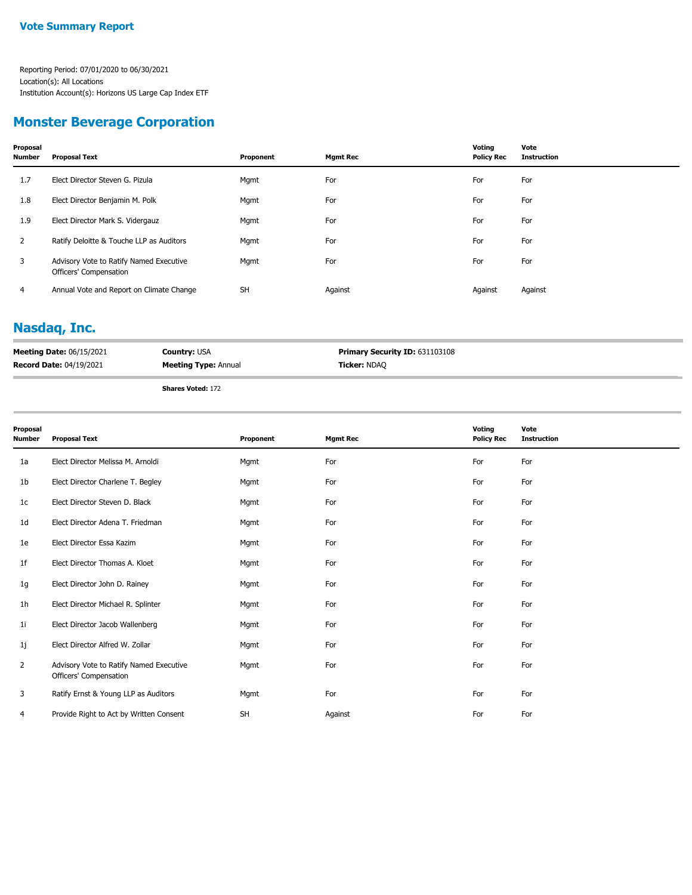**Vote Summary Report**

Reporting Period: 07/01/2020 to 06/30/2021
Location(s): All Locations
Institution Account(s): Horizons US Large Cap Index ETF

## Monster Beverage Corporation

| Proposal Number | Proposal Text | Proponent | Mgmt Rec | Voting Policy Rec | Vote Instruction |
|---|---|---|---|---|---|
| 1.7 | Elect Director Steven G. Pizula | Mgmt | For | For | For |
| 1.8 | Elect Director Benjamin M. Polk | Mgmt | For | For | For |
| 1.9 | Elect Director Mark S. Vidergauz | Mgmt | For | For | For |
| 2 | Ratify Deloitte & Touche LLP as Auditors | Mgmt | For | For | For |
| 3 | Advisory Vote to Ratify Named Executive Officers' Compensation | Mgmt | For | For | For |
| 4 | Annual Vote and Report on Climate Change | SH | Against | Against | Against |

## Nasdaq, Inc.

**Meeting Date:** 06/15/2021
**Record Date:** 04/19/2021
**Country:** USA
**Meeting Type:** Annual
**Primary Security ID:** 631103108
**Ticker:** NDAQ

**Shares Voted:** 172

| Proposal Number | Proposal Text | Proponent | Mgmt Rec | Voting Policy Rec | Vote Instruction |
|---|---|---|---|---|---|
| 1a | Elect Director Melissa M. Arnoldi | Mgmt | For | For | For |
| 1b | Elect Director Charlene T. Begley | Mgmt | For | For | For |
| 1c | Elect Director Steven D. Black | Mgmt | For | For | For |
| 1d | Elect Director Adena T. Friedman | Mgmt | For | For | For |
| 1e | Elect Director Essa Kazim | Mgmt | For | For | For |
| 1f | Elect Director Thomas A. Kloet | Mgmt | For | For | For |
| 1g | Elect Director John D. Rainey | Mgmt | For | For | For |
| 1h | Elect Director Michael R. Splinter | Mgmt | For | For | For |
| 1i | Elect Director Jacob Wallenberg | Mgmt | For | For | For |
| 1j | Elect Director Alfred W. Zollar | Mgmt | For | For | For |
| 2 | Advisory Vote to Ratify Named Executive Officers' Compensation | Mgmt | For | For | For |
| 3 | Ratify Ernst & Young LLP as Auditors | Mgmt | For | For | For |
| 4 | Provide Right to Act by Written Consent | SH | Against | For | For |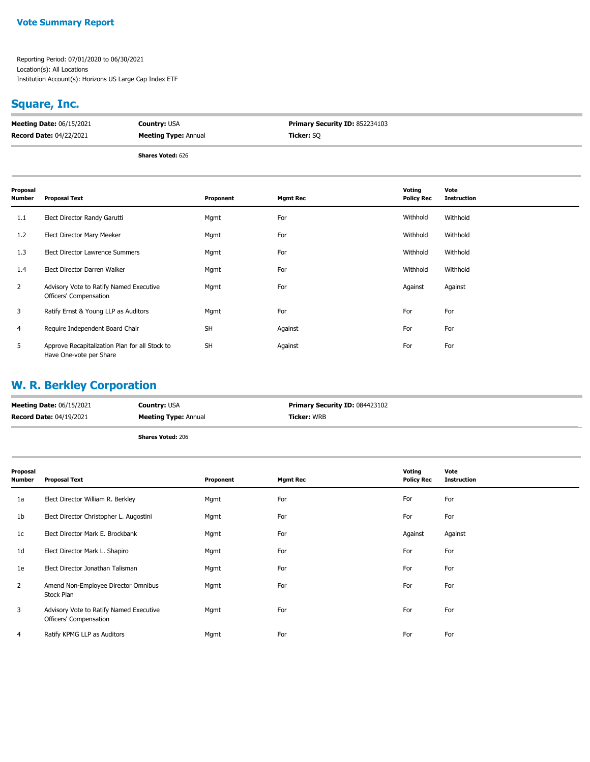**Vote Summary Report**

Reporting Period: 07/01/2020 to 06/30/2021
Location(s): All Locations
Institution Account(s): Horizons US Large Cap Index ETF

## Square, Inc.

**Meeting Date:** 06/15/2021 **Country:** USA **Primary Security ID:** 852234103
**Record Date:** 04/22/2021 **Meeting Type:** Annual **Ticker:** SQ

**Shares Voted:** 626

| Proposal Number | Proposal Text | Proponent | Mgmt Rec | Voting Policy Rec | Vote Instruction |
|---|---|---|---|---|---|
| 1.1 | Elect Director Randy Garutti | Mgmt | For | Withhold | Withhold |
| 1.2 | Elect Director Mary Meeker | Mgmt | For | Withhold | Withhold |
| 1.3 | Elect Director Lawrence Summers | Mgmt | For | Withhold | Withhold |
| 1.4 | Elect Director Darren Walker | Mgmt | For | Withhold | Withhold |
| 2 | Advisory Vote to Ratify Named Executive Officers' Compensation | Mgmt | For | Against | Against |
| 3 | Ratify Ernst & Young LLP as Auditors | Mgmt | For | For | For |
| 4 | Require Independent Board Chair | SH | Against | For | For |
| 5 | Approve Recapitalization Plan for all Stock to Have One-vote per Share | SH | Against | For | For |

## W. R. Berkley Corporation

**Meeting Date:** 06/15/2021 **Country:** USA **Primary Security ID:** 084423102
**Record Date:** 04/19/2021 **Meeting Type:** Annual **Ticker:** WRB

**Shares Voted:** 206

| Proposal Number | Proposal Text | Proponent | Mgmt Rec | Voting Policy Rec | Vote Instruction |
|---|---|---|---|---|---|
| 1a | Elect Director William R. Berkley | Mgmt | For | For | For |
| 1b | Elect Director Christopher L. Augostini | Mgmt | For | For | For |
| 1c | Elect Director Mark E. Brockbank | Mgmt | For | Against | Against |
| 1d | Elect Director Mark L. Shapiro | Mgmt | For | For | For |
| 1e | Elect Director Jonathan Talisman | Mgmt | For | For | For |
| 2 | Amend Non-Employee Director Omnibus Stock Plan | Mgmt | For | For | For |
| 3 | Advisory Vote to Ratify Named Executive Officers' Compensation | Mgmt | For | For | For |
| 4 | Ratify KPMG LLP as Auditors | Mgmt | For | For | For |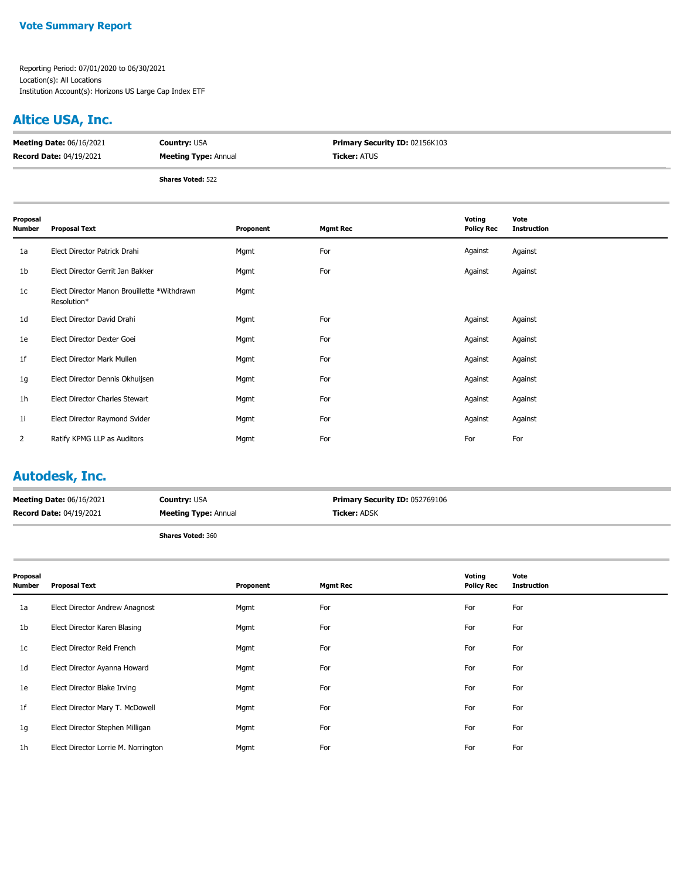**Vote Summary Report**

Reporting Period: 07/01/2020 to 06/30/2021
Location(s): All Locations
Institution Account(s): Horizons US Large Cap Index ETF

## Altice USA, Inc.

**Meeting Date:** 06/16/2021 | **Country:** USA | **Primary Security ID:** 02156K103
**Record Date:** 04/19/2021 | **Meeting Type:** Annual | **Ticker:** ATUS

**Shares Voted:** 522

| Proposal Number | Proposal Text | Proponent | Mgmt Rec | Voting Policy Rec | Vote Instruction |
|---|---|---|---|---|---|
| 1a | Elect Director Patrick Drahi | Mgmt | For | Against | Against |
| 1b | Elect Director Gerrit Jan Bakker | Mgmt | For | Against | Against |
| 1c | Elect Director Manon Brouillette *Withdrawn Resolution* | Mgmt | | | |
| 1d | Elect Director David Drahi | Mgmt | For | Against | Against |
| 1e | Elect Director Dexter Goei | Mgmt | For | Against | Against |
| 1f | Elect Director Mark Mullen | Mgmt | For | Against | Against |
| 1g | Elect Director Dennis Okhuijsen | Mgmt | For | Against | Against |
| 1h | Elect Director Charles Stewart | Mgmt | For | Against | Against |
| 1i | Elect Director Raymond Svider | Mgmt | For | Against | Against |
| 2 | Ratify KPMG LLP as Auditors | Mgmt | For | For | For |

## Autodesk, Inc.

**Meeting Date:** 06/16/2021 | **Country:** USA | **Primary Security ID:** 052769106
**Record Date:** 04/19/2021 | **Meeting Type:** Annual | **Ticker:** ADSK

**Shares Voted:** 360

| Proposal Number | Proposal Text | Proponent | Mgmt Rec | Voting Policy Rec | Vote Instruction |
|---|---|---|---|---|---|
| 1a | Elect Director Andrew Anagnost | Mgmt | For | For | For |
| 1b | Elect Director Karen Blasing | Mgmt | For | For | For |
| 1c | Elect Director Reid French | Mgmt | For | For | For |
| 1d | Elect Director Ayanna Howard | Mgmt | For | For | For |
| 1e | Elect Director Blake Irving | Mgmt | For | For | For |
| 1f | Elect Director Mary T. McDowell | Mgmt | For | For | For |
| 1g | Elect Director Stephen Milligan | Mgmt | For | For | For |
| 1h | Elect Director Lorrie M. Norrington | Mgmt | For | For | For |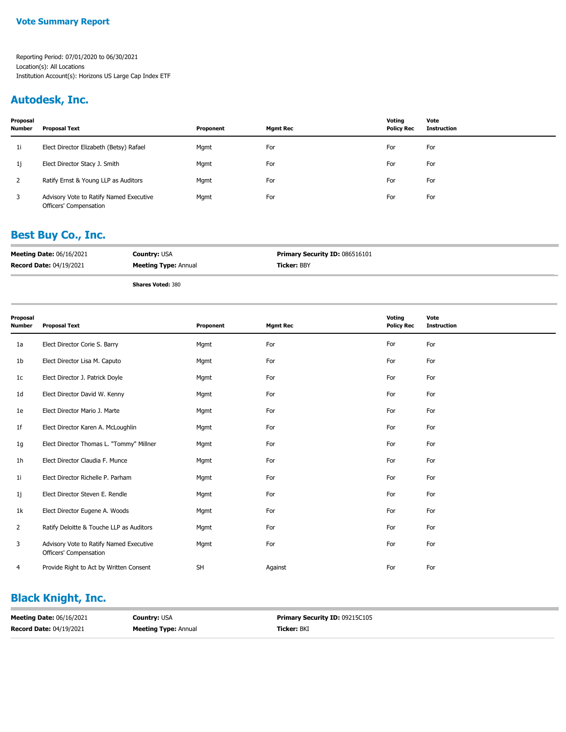## Vote Summary Report

Reporting Period: 07/01/2020 to 06/30/2021
Location(s): All Locations
Institution Account(s): Horizons US Large Cap Index ETF

## Autodesk, Inc.

| Proposal Number | Proposal Text | Proponent | Mgmt Rec | Voting Policy Rec | Vote Instruction |
|---|---|---|---|---|---|
| 1i | Elect Director Elizabeth (Betsy) Rafael | Mgmt | For | For | For |
| 1j | Elect Director Stacy J. Smith | Mgmt | For | For | For |
| 2 | Ratify Ernst & Young LLP as Auditors | Mgmt | For | For | For |
| 3 | Advisory Vote to Ratify Named Executive Officers' Compensation | Mgmt | For | For | For |

## Best Buy Co., Inc.

**Meeting Date:** 06/16/2021 **Country:** USA **Primary Security ID:** 086516101
**Record Date:** 04/19/2021 **Meeting Type:** Annual **Ticker:** BBY

**Shares Voted:** 380

| Proposal Number | Proposal Text | Proponent | Mgmt Rec | Voting Policy Rec | Vote Instruction |
|---|---|---|---|---|---|
| 1a | Elect Director Corie S. Barry | Mgmt | For | For | For |
| 1b | Elect Director Lisa M. Caputo | Mgmt | For | For | For |
| 1c | Elect Director J. Patrick Doyle | Mgmt | For | For | For |
| 1d | Elect Director David W. Kenny | Mgmt | For | For | For |
| 1e | Elect Director Mario J. Marte | Mgmt | For | For | For |
| 1f | Elect Director Karen A. McLoughlin | Mgmt | For | For | For |
| 1g | Elect Director Thomas L. "Tommy" Millner | Mgmt | For | For | For |
| 1h | Elect Director Claudia F. Munce | Mgmt | For | For | For |
| 1i | Elect Director Richelle P. Parham | Mgmt | For | For | For |
| 1j | Elect Director Steven E. Rendle | Mgmt | For | For | For |
| 1k | Elect Director Eugene A. Woods | Mgmt | For | For | For |
| 2 | Ratify Deloitte & Touche LLP as Auditors | Mgmt | For | For | For |
| 3 | Advisory Vote to Ratify Named Executive Officers' Compensation | Mgmt | For | For | For |
| 4 | Provide Right to Act by Written Consent | SH | Against | For | For |

## Black Knight, Inc.

**Meeting Date:** 06/16/2021 **Country:** USA **Primary Security ID:** 09215C105
**Record Date:** 04/19/2021 **Meeting Type:** Annual **Ticker:** BKI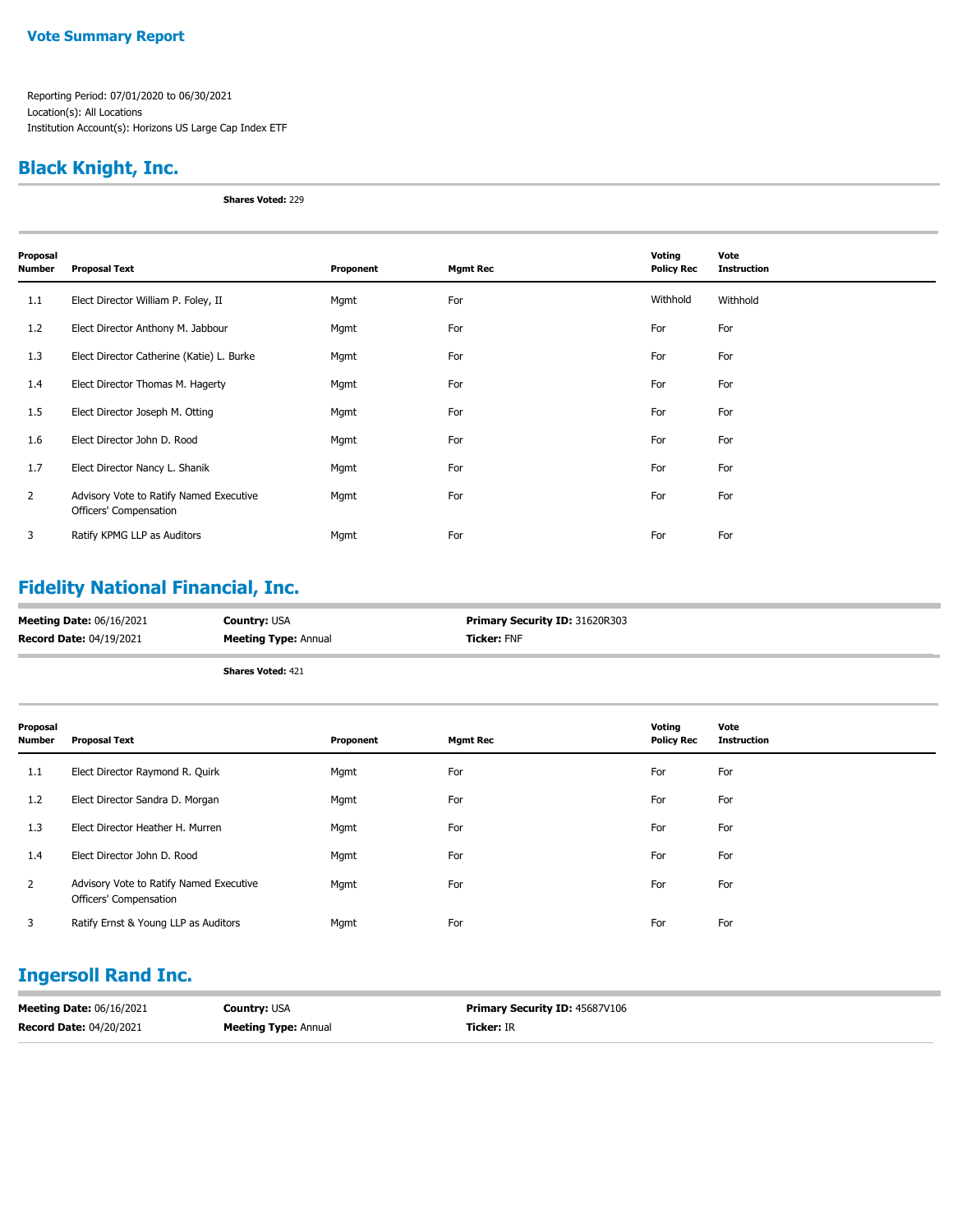**Vote Summary Report**

Reporting Period: 07/01/2020 to 06/30/2021
Location(s): All Locations
Institution Account(s): Horizons US Large Cap Index ETF

## Black Knight, Inc.

**Shares Voted:** 229

| Proposal Number | Proposal Text | Proponent | Mgmt Rec | Voting Policy Rec | Vote Instruction |
|---|---|---|---|---|---|
| 1.1 | Elect Director William P. Foley, II | Mgmt | For | Withhold | Withhold |
| 1.2 | Elect Director Anthony M. Jabbour | Mgmt | For | For | For |
| 1.3 | Elect Director Catherine (Katie) L. Burke | Mgmt | For | For | For |
| 1.4 | Elect Director Thomas M. Hagerty | Mgmt | For | For | For |
| 1.5 | Elect Director Joseph M. Otting | Mgmt | For | For | For |
| 1.6 | Elect Director John D. Rood | Mgmt | For | For | For |
| 1.7 | Elect Director Nancy L. Shanik | Mgmt | For | For | For |
| 2 | Advisory Vote to Ratify Named Executive Officers' Compensation | Mgmt | For | For | For |
| 3 | Ratify KPMG LLP as Auditors | Mgmt | For | For | For |

## Fidelity National Financial, Inc.

**Meeting Date:** 06/16/2021 | **Country:** USA | **Primary Security ID:** 31620R303
**Record Date:** 04/19/2021 | **Meeting Type:** Annual | **Ticker:** FNF

**Shares Voted:** 421

| Proposal Number | Proposal Text | Proponent | Mgmt Rec | Voting Policy Rec | Vote Instruction |
|---|---|---|---|---|---|
| 1.1 | Elect Director Raymond R. Quirk | Mgmt | For | For | For |
| 1.2 | Elect Director Sandra D. Morgan | Mgmt | For | For | For |
| 1.3 | Elect Director Heather H. Murren | Mgmt | For | For | For |
| 1.4 | Elect Director John D. Rood | Mgmt | For | For | For |
| 2 | Advisory Vote to Ratify Named Executive Officers' Compensation | Mgmt | For | For | For |
| 3 | Ratify Ernst & Young LLP as Auditors | Mgmt | For | For | For |

## Ingersoll Rand Inc.

**Meeting Date:** 06/16/2021 | **Country:** USA | **Primary Security ID:** 45687V106
**Record Date:** 04/20/2021 | **Meeting Type:** Annual | **Ticker:** IR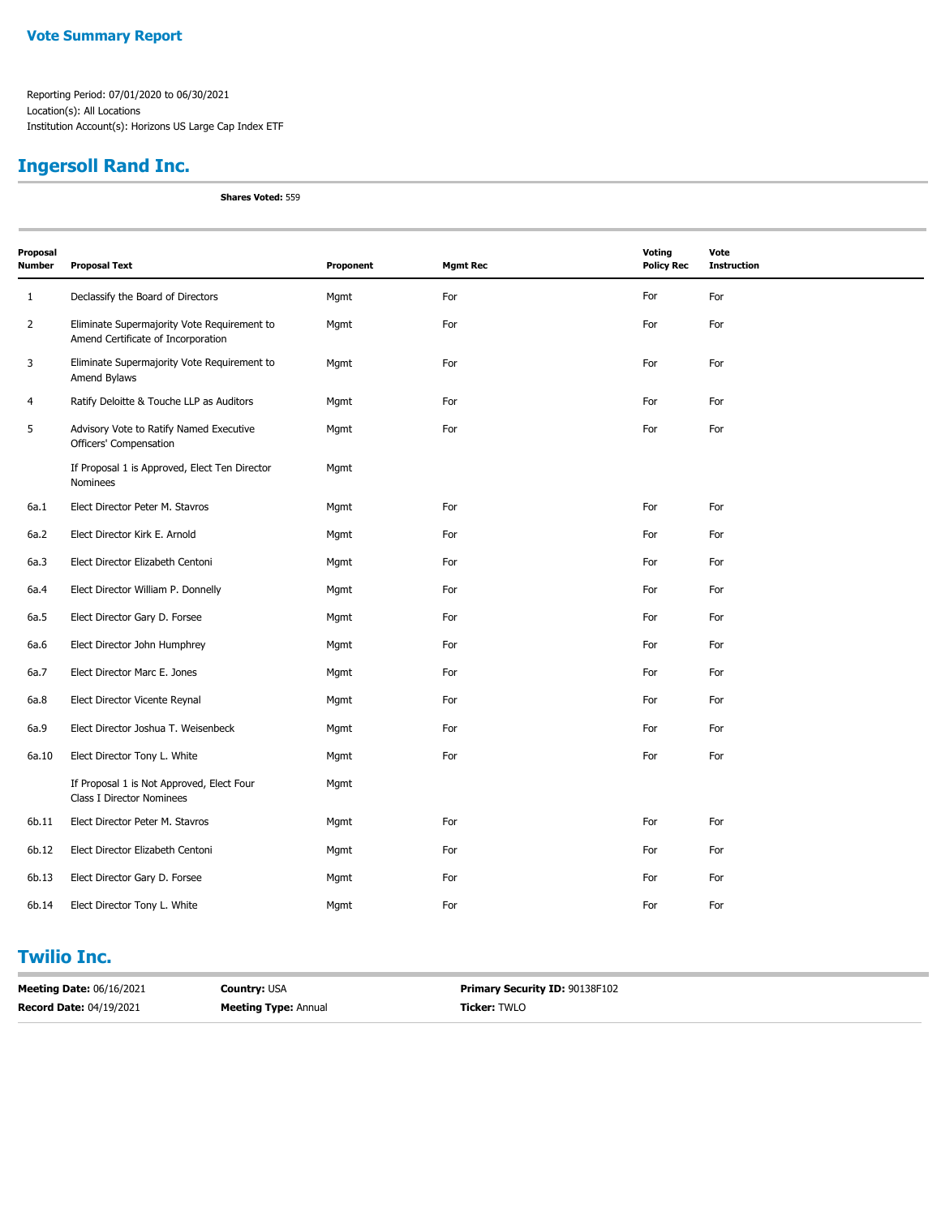**Vote Summary Report**

Reporting Period: 07/01/2020 to 06/30/2021
Location(s): All Locations
Institution Account(s): Horizons US Large Cap Index ETF

## Ingersoll Rand Inc.

**Shares Voted:** 559

| Proposal Number | Proposal Text | Proponent | Mgmt Rec | Voting Policy Rec | Vote Instruction |
|---|---|---|---|---|---|
| 1 | Declassify the Board of Directors | Mgmt | For | For | For |
| 2 | Eliminate Supermajority Vote Requirement to Amend Certificate of Incorporation | Mgmt | For | For | For |
| 3 | Eliminate Supermajority Vote Requirement to Amend Bylaws | Mgmt | For | For | For |
| 4 | Ratify Deloitte & Touche LLP as Auditors | Mgmt | For | For | For |
| 5 | Advisory Vote to Ratify Named Executive Officers' Compensation | Mgmt | For | For | For |
| | If Proposal 1 is Approved, Elect Ten Director Nominees | Mgmt | | | |
| 6a.1 | Elect Director Peter M. Stavros | Mgmt | For | For | For |
| 6a.2 | Elect Director Kirk E. Arnold | Mgmt | For | For | For |
| 6a.3 | Elect Director Elizabeth Centoni | Mgmt | For | For | For |
| 6a.4 | Elect Director William P. Donnelly | Mgmt | For | For | For |
| 6a.5 | Elect Director Gary D. Forsee | Mgmt | For | For | For |
| 6a.6 | Elect Director John Humphrey | Mgmt | For | For | For |
| 6a.7 | Elect Director Marc E. Jones | Mgmt | For | For | For |
| 6a.8 | Elect Director Vicente Reynal | Mgmt | For | For | For |
| 6a.9 | Elect Director Joshua T. Weisenbeck | Mgmt | For | For | For |
| 6a.10 | Elect Director Tony L. White | Mgmt | For | For | For |
| | If Proposal 1 is Not Approved, Elect Four Class I Director Nominees | Mgmt | | | |
| 6b.11 | Elect Director Peter M. Stavros | Mgmt | For | For | For |
| 6b.12 | Elect Director Elizabeth Centoni | Mgmt | For | For | For |
| 6b.13 | Elect Director Gary D. Forsee | Mgmt | For | For | For |
| 6b.14 | Elect Director Tony L. White | Mgmt | For | For | For |

## Twilio Inc.

| | | |
|---|---|---|
| **Meeting Date:** 06/16/2021 | **Country:** USA | **Primary Security ID:** 90138F102 |
| **Record Date:** 04/19/2021 | **Meeting Type:** Annual | **Ticker:** TWLO |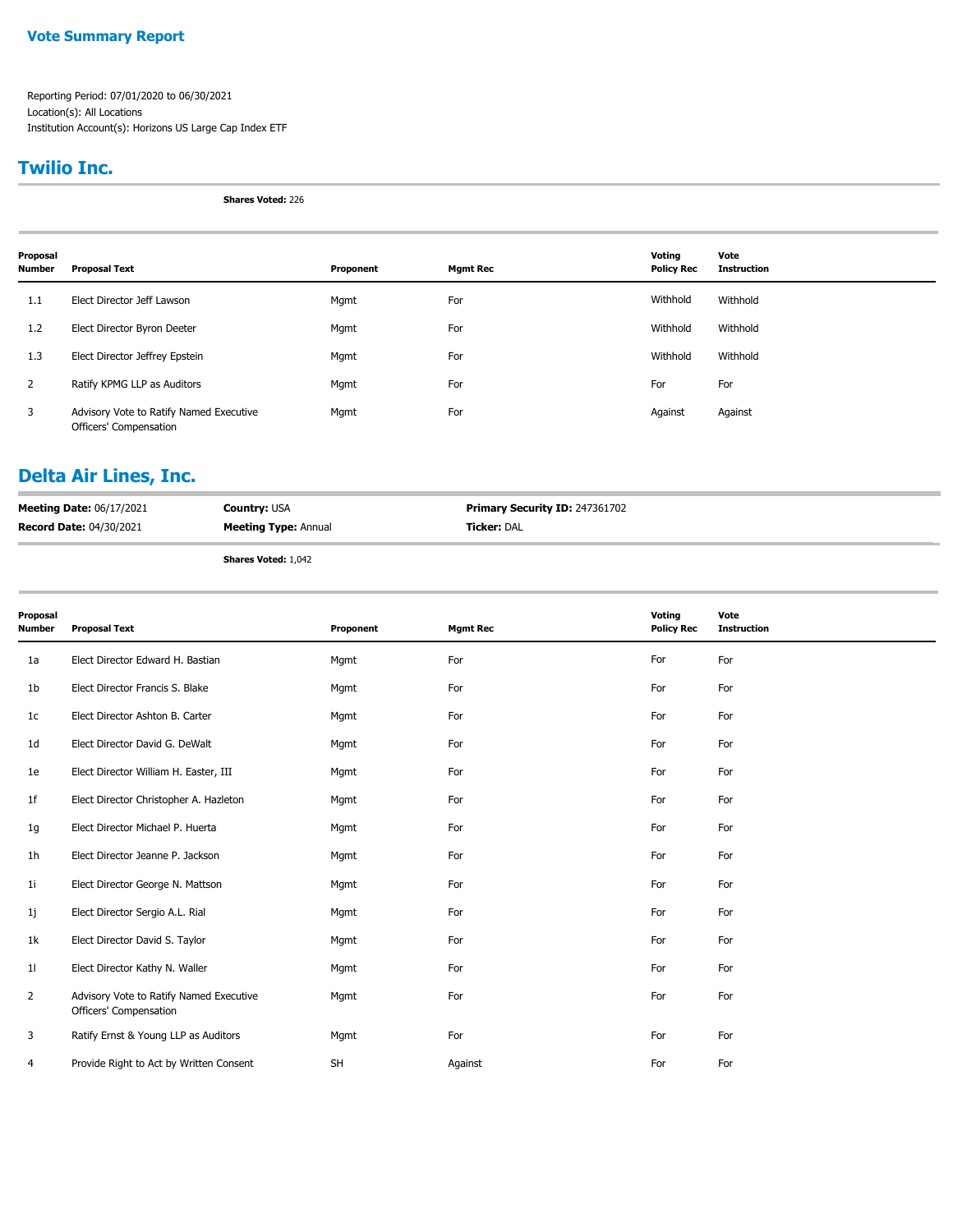# Vote Summary Report

Reporting Period: 07/01/2020 to 06/30/2021
Location(s): All Locations
Institution Account(s): Horizons US Large Cap Index ETF

## Twilio Inc.

**Shares Voted:** 226

| Proposal Number | Proposal Text | Proponent | Mgmt Rec | Voting Policy Rec | Vote Instruction |
|---|---|---|---|---|---|
| 1.1 | Elect Director Jeff Lawson | Mgmt | For | Withhold | Withhold |
| 1.2 | Elect Director Byron Deeter | Mgmt | For | Withhold | Withhold |
| 1.3 | Elect Director Jeffrey Epstein | Mgmt | For | Withhold | Withhold |
| 2 | Ratify KPMG LLP as Auditors | Mgmt | For | For | For |
| 3 | Advisory Vote to Ratify Named Executive Officers' Compensation | Mgmt | For | Against | Against |

## Delta Air Lines, Inc.

**Meeting Date:** 06/17/2021 **Country:** USA **Primary Security ID:** 247361702
**Record Date:** 04/30/2021 **Meeting Type:** Annual **Ticker:** DAL

**Shares Voted:** 1,042

| Proposal Number | Proposal Text | Proponent | Mgmt Rec | Voting Policy Rec | Vote Instruction |
|---|---|---|---|---|---|
| 1a | Elect Director Edward H. Bastian | Mgmt | For | For | For |
| 1b | Elect Director Francis S. Blake | Mgmt | For | For | For |
| 1c | Elect Director Ashton B. Carter | Mgmt | For | For | For |
| 1d | Elect Director David G. DeWalt | Mgmt | For | For | For |
| 1e | Elect Director William H. Easter, III | Mgmt | For | For | For |
| 1f | Elect Director Christopher A. Hazleton | Mgmt | For | For | For |
| 1g | Elect Director Michael P. Huerta | Mgmt | For | For | For |
| 1h | Elect Director Jeanne P. Jackson | Mgmt | For | For | For |
| 1i | Elect Director George N. Mattson | Mgmt | For | For | For |
| 1j | Elect Director Sergio A.L. Rial | Mgmt | For | For | For |
| 1k | Elect Director David S. Taylor | Mgmt | For | For | For |
| 1l | Elect Director Kathy N. Waller | Mgmt | For | For | For |
| 2 | Advisory Vote to Ratify Named Executive Officers' Compensation | Mgmt | For | For | For |
| 3 | Ratify Ernst & Young LLP as Auditors | Mgmt | For | For | For |
| 4 | Provide Right to Act by Written Consent | SH | Against | For | For |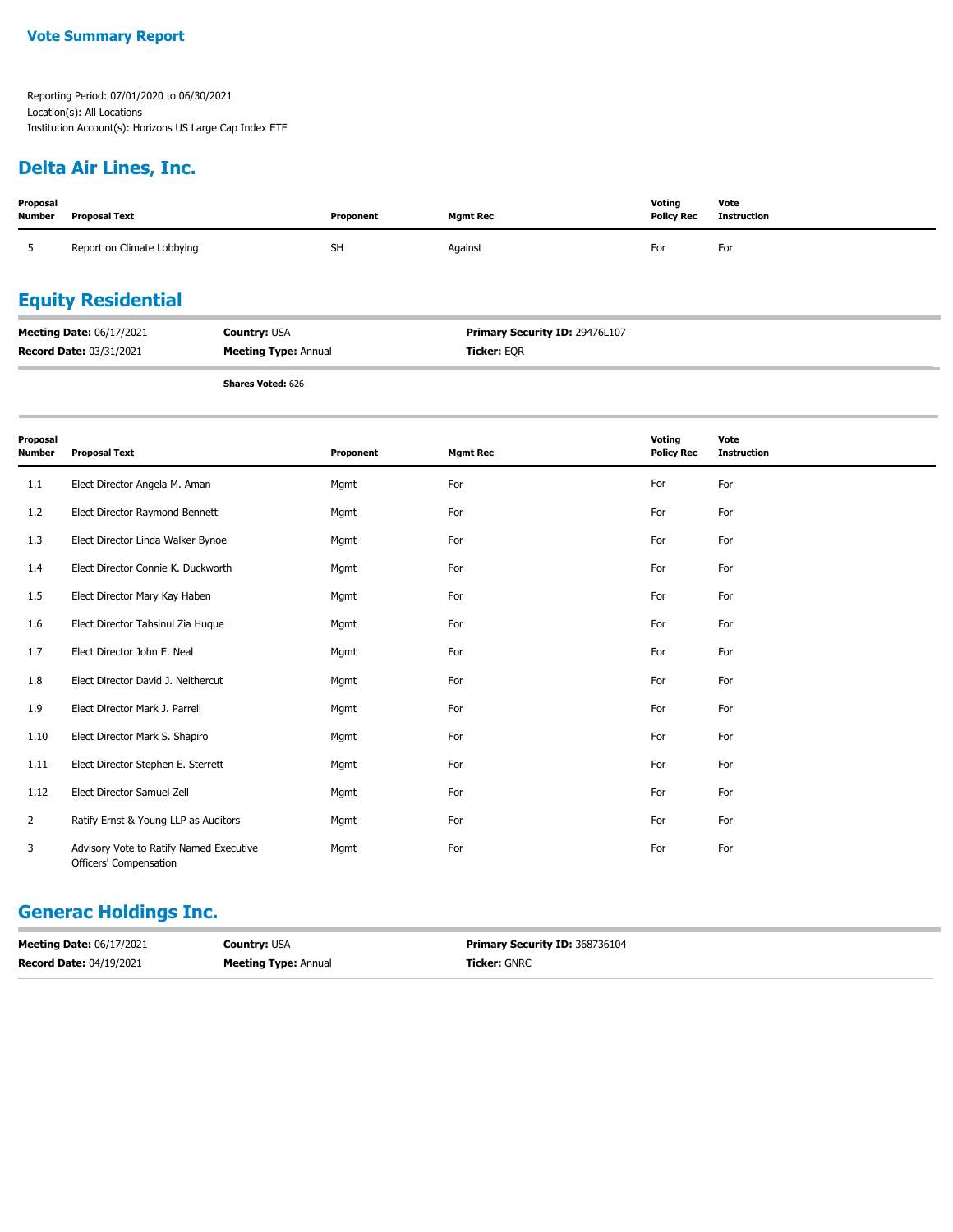**Vote Summary Report**

Reporting Period: 07/01/2020 to 06/30/2021
Location(s): All Locations
Institution Account(s): Horizons US Large Cap Index ETF

## Delta Air Lines, Inc.

| Proposal Number | Proposal Text | Proponent | Mgmt Rec | Voting Policy Rec | Vote Instruction |
|---|---|---|---|---|---|
| 5 | Report on Climate Lobbying | SH | Against | For | For |

## Equity Residential

**Meeting Date:** 06/17/2021 **Country:** USA **Primary Security ID:** 29476L107
**Record Date:** 03/31/2021 **Meeting Type:** Annual **Ticker:** EQR

**Shares Voted:** 626

| Proposal Number | Proposal Text | Proponent | Mgmt Rec | Voting Policy Rec | Vote Instruction |
|---|---|---|---|---|---|
| 1.1 | Elect Director Angela M. Aman | Mgmt | For | For | For |
| 1.2 | Elect Director Raymond Bennett | Mgmt | For | For | For |
| 1.3 | Elect Director Linda Walker Bynoe | Mgmt | For | For | For |
| 1.4 | Elect Director Connie K. Duckworth | Mgmt | For | For | For |
| 1.5 | Elect Director Mary Kay Haben | Mgmt | For | For | For |
| 1.6 | Elect Director Tahsinul Zia Huque | Mgmt | For | For | For |
| 1.7 | Elect Director John E. Neal | Mgmt | For | For | For |
| 1.8 | Elect Director David J. Neithercut | Mgmt | For | For | For |
| 1.9 | Elect Director Mark J. Parrell | Mgmt | For | For | For |
| 1.10 | Elect Director Mark S. Shapiro | Mgmt | For | For | For |
| 1.11 | Elect Director Stephen E. Sterrett | Mgmt | For | For | For |
| 1.12 | Elect Director Samuel Zell | Mgmt | For | For | For |
| 2 | Ratify Ernst & Young LLP as Auditors | Mgmt | For | For | For |
| 3 | Advisory Vote to Ratify Named Executive Officers' Compensation | Mgmt | For | For | For |

## Generac Holdings Inc.

**Meeting Date:** 06/17/2021 **Country:** USA **Primary Security ID:** 368736104
**Record Date:** 04/19/2021 **Meeting Type:** Annual **Ticker:** GNRC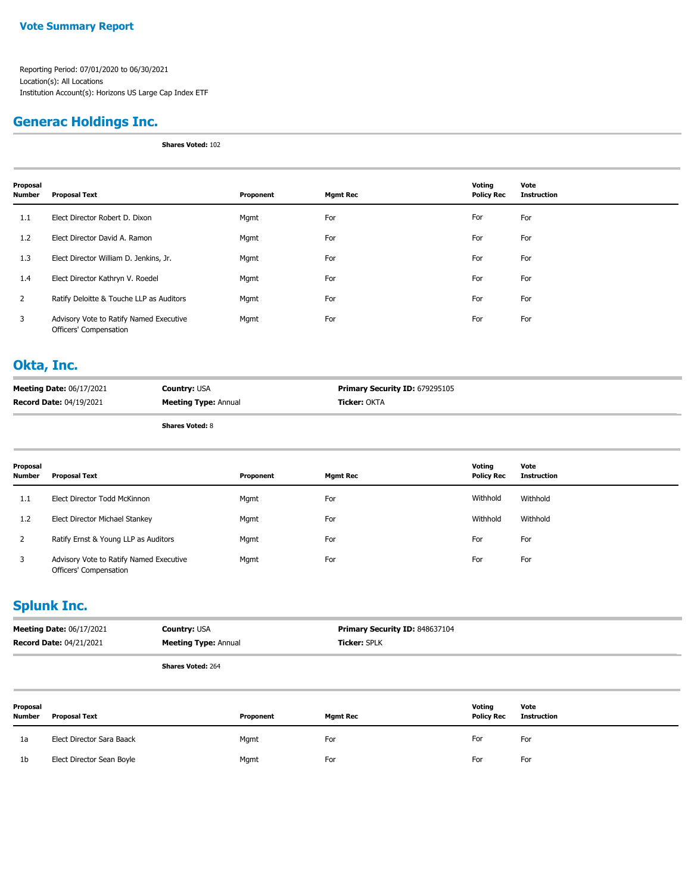**Vote Summary Report**

Reporting Period: 07/01/2020 to 06/30/2021
Location(s): All Locations
Institution Account(s): Horizons US Large Cap Index ETF

## Generac Holdings Inc.

**Shares Voted:** 102

| Proposal Number | Proposal Text | Proponent | Mgmt Rec | Voting Policy Rec | Vote Instruction |
|---|---|---|---|---|---|
| 1.1 | Elect Director Robert D. Dixon | Mgmt | For | For | For |
| 1.2 | Elect Director David A. Ramon | Mgmt | For | For | For |
| 1.3 | Elect Director William D. Jenkins, Jr. | Mgmt | For | For | For |
| 1.4 | Elect Director Kathryn V. Roedel | Mgmt | For | For | For |
| 2 | Ratify Deloitte & Touche LLP as Auditors | Mgmt | For | For | For |
| 3 | Advisory Vote to Ratify Named Executive Officers' Compensation | Mgmt | For | For | For |

## Okta, Inc.

**Meeting Date:** 06/17/2021 **Country:** USA **Primary Security ID:** 679295105
**Record Date:** 04/19/2021 **Meeting Type:** Annual **Ticker:** OKTA

**Shares Voted:** 8

| Proposal Number | Proposal Text | Proponent | Mgmt Rec | Voting Policy Rec | Vote Instruction |
|---|---|---|---|---|---|
| 1.1 | Elect Director Todd McKinnon | Mgmt | For | Withhold | Withhold |
| 1.2 | Elect Director Michael Stankey | Mgmt | For | Withhold | Withhold |
| 2 | Ratify Ernst & Young LLP as Auditors | Mgmt | For | For | For |
| 3 | Advisory Vote to Ratify Named Executive Officers' Compensation | Mgmt | For | For | For |

## Splunk Inc.

**Meeting Date:** 06/17/2021 **Country:** USA **Primary Security ID:** 848637104
**Record Date:** 04/21/2021 **Meeting Type:** Annual **Ticker:** SPLK

**Shares Voted:** 264

| Proposal Number | Proposal Text | Proponent | Mgmt Rec | Voting Policy Rec | Vote Instruction |
|---|---|---|---|---|---|
| 1a | Elect Director Sara Baack | Mgmt | For | For | For |
| 1b | Elect Director Sean Boyle | Mgmt | For | For | For |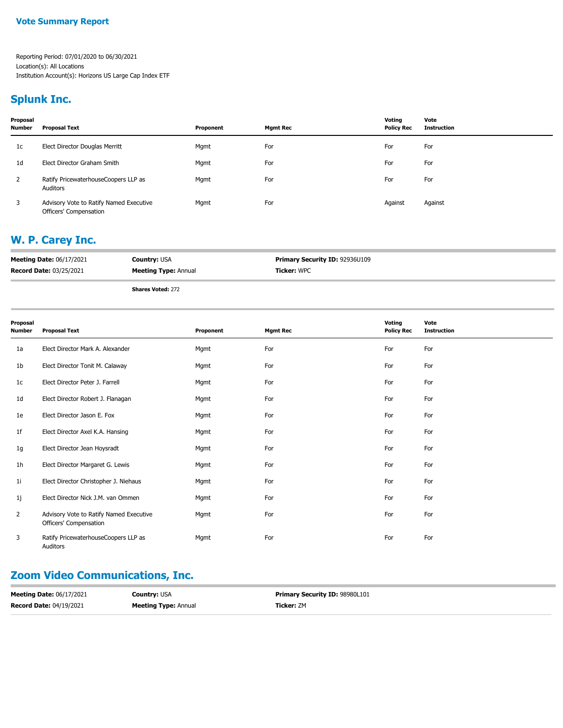## Vote Summary Report

Reporting Period: 07/01/2020 to 06/30/2021
Location(s): All Locations
Institution Account(s): Horizons US Large Cap Index ETF

## Splunk Inc.

| Proposal Number | Proposal Text | Proponent | Mgmt Rec | Voting Policy Rec | Vote Instruction |
|---|---|---|---|---|---|
| 1c | Elect Director Douglas Merritt | Mgmt | For | For | For |
| 1d | Elect Director Graham Smith | Mgmt | For | For | For |
| 2 | Ratify PricewaterhouseCoopers LLP as Auditors | Mgmt | For | For | For |
| 3 | Advisory Vote to Ratify Named Executive Officers' Compensation | Mgmt | For | Against | Against |

## W. P. Carey Inc.

**Meeting Date:** 06/17/2021 **Country:** USA **Primary Security ID:** 92936U109
**Record Date:** 03/25/2021 **Meeting Type:** Annual **Ticker:** WPC

**Shares Voted:** 272

| Proposal Number | Proposal Text | Proponent | Mgmt Rec | Voting Policy Rec | Vote Instruction |
|---|---|---|---|---|---|
| 1a | Elect Director Mark A. Alexander | Mgmt | For | For | For |
| 1b | Elect Director Tonit M. Calaway | Mgmt | For | For | For |
| 1c | Elect Director Peter J. Farrell | Mgmt | For | For | For |
| 1d | Elect Director Robert J. Flanagan | Mgmt | For | For | For |
| 1e | Elect Director Jason E. Fox | Mgmt | For | For | For |
| 1f | Elect Director Axel K.A. Hansing | Mgmt | For | For | For |
| 1g | Elect Director Jean Hoysradt | Mgmt | For | For | For |
| 1h | Elect Director Margaret G. Lewis | Mgmt | For | For | For |
| 1i | Elect Director Christopher J. Niehaus | Mgmt | For | For | For |
| 1j | Elect Director Nick J.M. van Ommen | Mgmt | For | For | For |
| 2 | Advisory Vote to Ratify Named Executive Officers' Compensation | Mgmt | For | For | For |
| 3 | Ratify PricewaterhouseCoopers LLP as Auditors | Mgmt | For | For | For |

## Zoom Video Communications, Inc.

**Meeting Date:** 06/17/2021 **Country:** USA **Primary Security ID:** 98980L101
**Record Date:** 04/19/2021 **Meeting Type:** Annual **Ticker:** ZM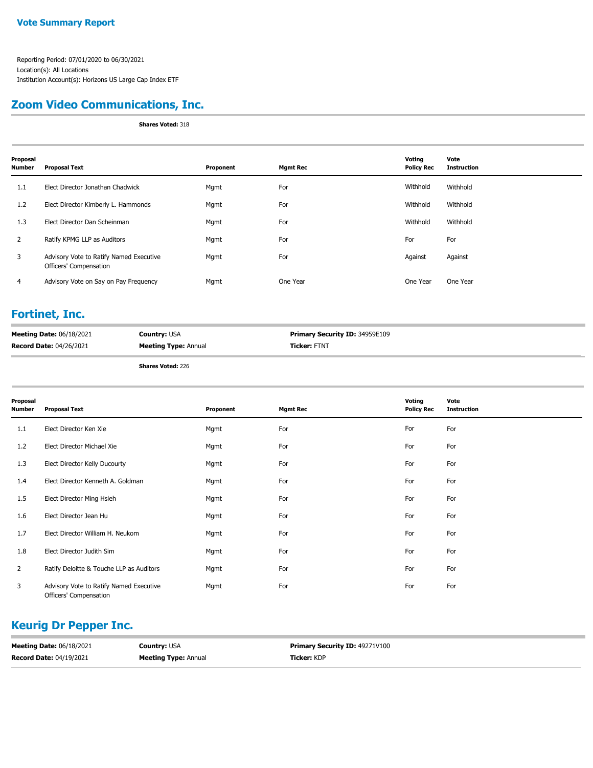Vote Summary Report

Reporting Period: 07/01/2020 to 06/30/2021
Location(s): All Locations
Institution Account(s): Horizons US Large Cap Index ETF

## Zoom Video Communications, Inc.

**Shares Voted:** 318

| Proposal Number | Proposal Text | Proponent | Mgmt Rec | Voting Policy Rec | Vote Instruction |
|---|---|---|---|---|---|
| 1.1 | Elect Director Jonathan Chadwick | Mgmt | For | Withhold | Withhold |
| 1.2 | Elect Director Kimberly L. Hammonds | Mgmt | For | Withhold | Withhold |
| 1.3 | Elect Director Dan Scheinman | Mgmt | For | Withhold | Withhold |
| 2 | Ratify KPMG LLP as Auditors | Mgmt | For | For | For |
| 3 | Advisory Vote to Ratify Named Executive Officers' Compensation | Mgmt | For | Against | Against |
| 4 | Advisory Vote on Say on Pay Frequency | Mgmt | One Year | One Year | One Year |

## Fortinet, Inc.

**Meeting Date:** 06/18/2021 **Country:** USA **Primary Security ID:** 34959E109
**Record Date:** 04/26/2021 **Meeting Type:** Annual **Ticker:** FTNT

**Shares Voted:** 226

| Proposal Number | Proposal Text | Proponent | Mgmt Rec | Voting Policy Rec | Vote Instruction |
|---|---|---|---|---|---|
| 1.1 | Elect Director Ken Xie | Mgmt | For | For | For |
| 1.2 | Elect Director Michael Xie | Mgmt | For | For | For |
| 1.3 | Elect Director Kelly Ducourty | Mgmt | For | For | For |
| 1.4 | Elect Director Kenneth A. Goldman | Mgmt | For | For | For |
| 1.5 | Elect Director Ming Hsieh | Mgmt | For | For | For |
| 1.6 | Elect Director Jean Hu | Mgmt | For | For | For |
| 1.7 | Elect Director William H. Neukom | Mgmt | For | For | For |
| 1.8 | Elect Director Judith Sim | Mgmt | For | For | For |
| 2 | Ratify Deloitte & Touche LLP as Auditors | Mgmt | For | For | For |
| 3 | Advisory Vote to Ratify Named Executive Officers' Compensation | Mgmt | For | For | For |

## Keurig Dr Pepper Inc.

**Meeting Date:** 06/18/2021 **Country:** USA **Primary Security ID:** 49271V100
**Record Date:** 04/19/2021 **Meeting Type:** Annual **Ticker:** KDP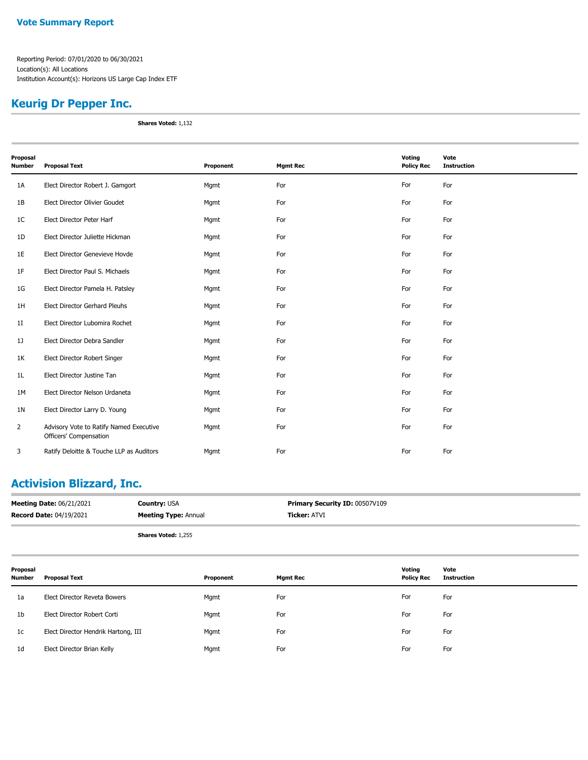**Vote Summary Report**

Reporting Period: 07/01/2020 to 06/30/2021
Location(s): All Locations
Institution Account(s): Horizons US Large Cap Index ETF

## Keurig Dr Pepper Inc.

**Shares Voted:** 1,132

| Proposal Number | Proposal Text | Proponent | Mgmt Rec | Voting Policy Rec | Vote Instruction |
|---|---|---|---|---|---|
| 1A | Elect Director Robert J. Gamgort | Mgmt | For | For | For |
| 1B | Elect Director Olivier Goudet | Mgmt | For | For | For |
| 1C | Elect Director Peter Harf | Mgmt | For | For | For |
| 1D | Elect Director Juliette Hickman | Mgmt | For | For | For |
| 1E | Elect Director Genevieve Hovde | Mgmt | For | For | For |
| 1F | Elect Director Paul S. Michaels | Mgmt | For | For | For |
| 1G | Elect Director Pamela H. Patsley | Mgmt | For | For | For |
| 1H | Elect Director Gerhard Pleuhs | Mgmt | For | For | For |
| 1I | Elect Director Lubomira Rochet | Mgmt | For | For | For |
| 1J | Elect Director Debra Sandler | Mgmt | For | For | For |
| 1K | Elect Director Robert Singer | Mgmt | For | For | For |
| 1L | Elect Director Justine Tan | Mgmt | For | For | For |
| 1M | Elect Director Nelson Urdaneta | Mgmt | For | For | For |
| 1N | Elect Director Larry D. Young | Mgmt | For | For | For |
| 2 | Advisory Vote to Ratify Named Executive Officers' Compensation | Mgmt | For | For | For |
| 3 | Ratify Deloitte & Touche LLP as Auditors | Mgmt | For | For | For |

## Activision Blizzard, Inc.

| | | |
|---|---|---|
| **Meeting Date:** 06/21/2021 | **Country:** USA | **Primary Security ID:** 00507V109 |
| **Record Date:** 04/19/2021 | **Meeting Type:** Annual | **Ticker:** ATVI |

**Shares Voted:** 1,255

| Proposal Number | Proposal Text | Proponent | Mgmt Rec | Voting Policy Rec | Vote Instruction |
|---|---|---|---|---|---|
| 1a | Elect Director Reveta Bowers | Mgmt | For | For | For |
| 1b | Elect Director Robert Corti | Mgmt | For | For | For |
| 1c | Elect Director Hendrik Hartong, III | Mgmt | For | For | For |
| 1d | Elect Director Brian Kelly | Mgmt | For | For | For |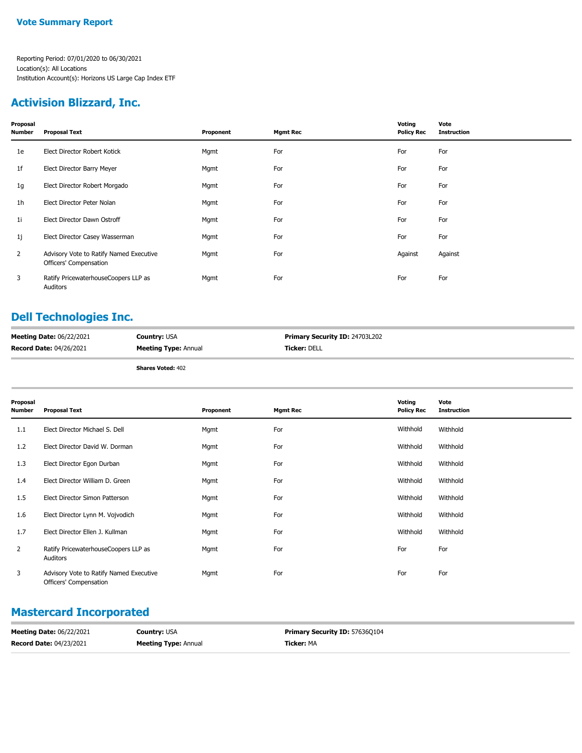**Vote Summary Report**

Reporting Period: 07/01/2020 to 06/30/2021
Location(s): All Locations
Institution Account(s): Horizons US Large Cap Index ETF

## Activision Blizzard, Inc.

| Proposal Number | Proposal Text | Proponent | Mgmt Rec | Voting Policy Rec | Vote Instruction |
|---|---|---|---|---|---|
| 1e | Elect Director Robert Kotick | Mgmt | For | For | For |
| 1f | Elect Director Barry Meyer | Mgmt | For | For | For |
| 1g | Elect Director Robert Morgado | Mgmt | For | For | For |
| 1h | Elect Director Peter Nolan | Mgmt | For | For | For |
| 1i | Elect Director Dawn Ostroff | Mgmt | For | For | For |
| 1j | Elect Director Casey Wasserman | Mgmt | For | For | For |
| 2 | Advisory Vote to Ratify Named Executive Officers' Compensation | Mgmt | For | Against | Against |
| 3 | Ratify PricewaterhouseCoopers LLP as Auditors | Mgmt | For | For | For |

## Dell Technologies Inc.

**Meeting Date:** 06/22/2021 | **Country:** USA | **Primary Security ID:** 24703L202
**Record Date:** 04/26/2021 | **Meeting Type:** Annual | **Ticker:** DELL

**Shares Voted:** 402

| Proposal Number | Proposal Text | Proponent | Mgmt Rec | Voting Policy Rec | Vote Instruction |
|---|---|---|---|---|---|
| 1.1 | Elect Director Michael S. Dell | Mgmt | For | Withhold | Withhold |
| 1.2 | Elect Director David W. Dorman | Mgmt | For | Withhold | Withhold |
| 1.3 | Elect Director Egon Durban | Mgmt | For | Withhold | Withhold |
| 1.4 | Elect Director William D. Green | Mgmt | For | Withhold | Withhold |
| 1.5 | Elect Director Simon Patterson | Mgmt | For | Withhold | Withhold |
| 1.6 | Elect Director Lynn M. Vojvodich | Mgmt | For | Withhold | Withhold |
| 1.7 | Elect Director Ellen J. Kullman | Mgmt | For | Withhold | Withhold |
| 2 | Ratify PricewaterhouseCoopers LLP as Auditors | Mgmt | For | For | For |
| 3 | Advisory Vote to Ratify Named Executive Officers' Compensation | Mgmt | For | For | For |

## Mastercard Incorporated

**Meeting Date:** 06/22/2021 | **Country:** USA | **Primary Security ID:** 57636Q104
**Record Date:** 04/23/2021 | **Meeting Type:** Annual | **Ticker:** MA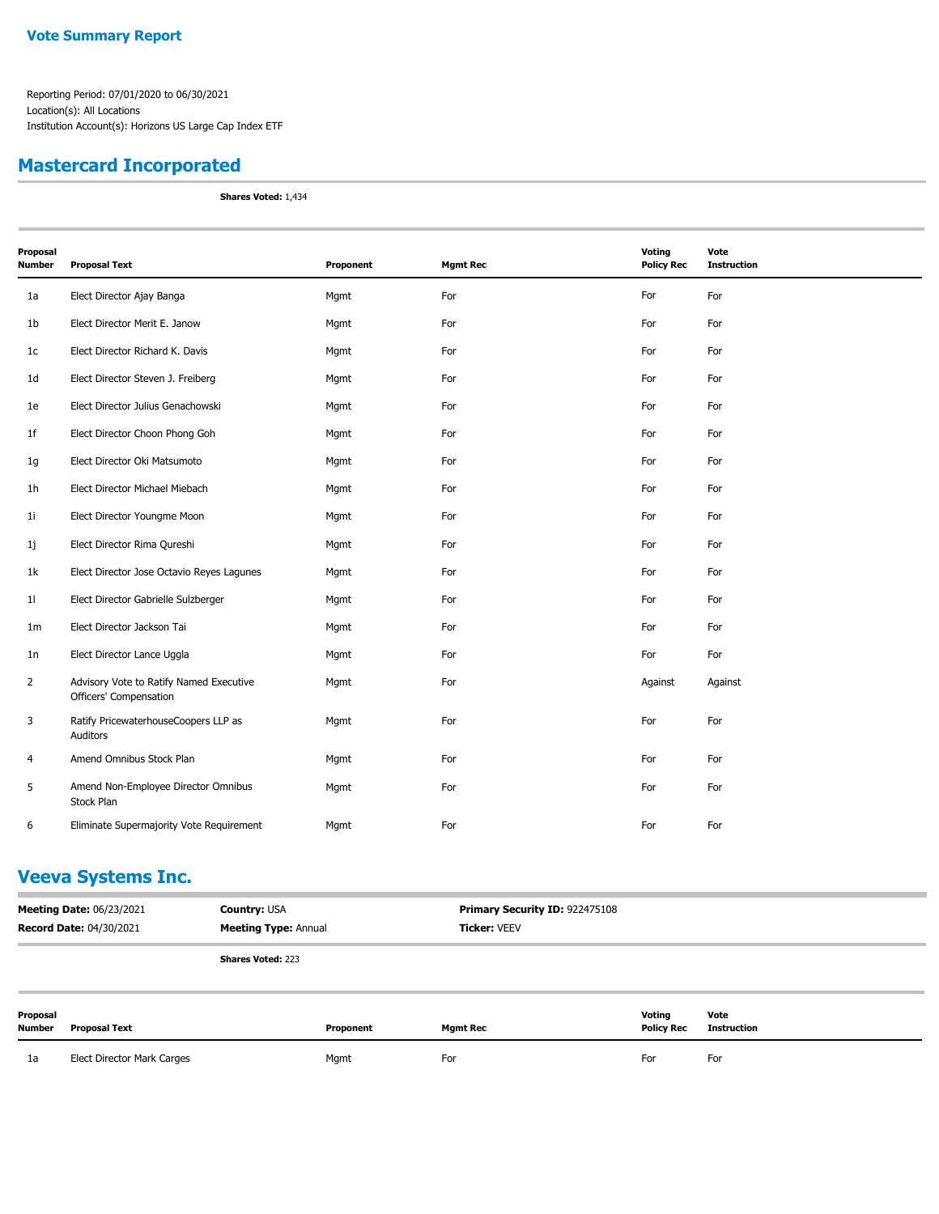**Vote Summary Report**

Reporting Period: 07/01/2020 to 06/30/2021
Location(s): All Locations
Institution Account(s): Horizons US Large Cap Index ETF

## Mastercard Incorporated

**Shares Voted:** 1,434

| Proposal Number | Proposal Text | Proponent | Mgmt Rec | Voting Policy Rec | Vote Instruction |
|---|---|---|---|---|---|
| 1a | Elect Director Ajay Banga | Mgmt | For | For | For |
| 1b | Elect Director Merit E. Janow | Mgmt | For | For | For |
| 1c | Elect Director Richard K. Davis | Mgmt | For | For | For |
| 1d | Elect Director Steven J. Freiberg | Mgmt | For | For | For |
| 1e | Elect Director Julius Genachowski | Mgmt | For | For | For |
| 1f | Elect Director Choon Phong Goh | Mgmt | For | For | For |
| 1g | Elect Director Oki Matsumoto | Mgmt | For | For | For |
| 1h | Elect Director Michael Miebach | Mgmt | For | For | For |
| 1i | Elect Director Youngme Moon | Mgmt | For | For | For |
| 1j | Elect Director Rima Qureshi | Mgmt | For | For | For |
| 1k | Elect Director Jose Octavio Reyes Lagunes | Mgmt | For | For | For |
| 1l | Elect Director Gabrielle Sulzberger | Mgmt | For | For | For |
| 1m | Elect Director Jackson Tai | Mgmt | For | For | For |
| 1n | Elect Director Lance Uggla | Mgmt | For | For | For |
| 2 | Advisory Vote to Ratify Named Executive Officers' Compensation | Mgmt | For | Against | Against |
| 3 | Ratify PricewaterhouseCoopers LLP as Auditors | Mgmt | For | For | For |
| 4 | Amend Omnibus Stock Plan | Mgmt | For | For | For |
| 5 | Amend Non-Employee Director Omnibus Stock Plan | Mgmt | For | For | For |
| 6 | Eliminate Supermajority Vote Requirement | Mgmt | For | For | For |

## Veeva Systems Inc.

**Meeting Date:** 06/23/2021 | **Country:** USA | **Primary Security ID:** 922475108
**Record Date:** 04/30/2021 | **Meeting Type:** Annual | **Ticker:** VEEV

**Shares Voted:** 223

| Proposal Number | Proposal Text | Proponent | Mgmt Rec | Voting Policy Rec | Vote Instruction |
|---|---|---|---|---|---|
| 1a | Elect Director Mark Carges | Mgmt | For | For | For |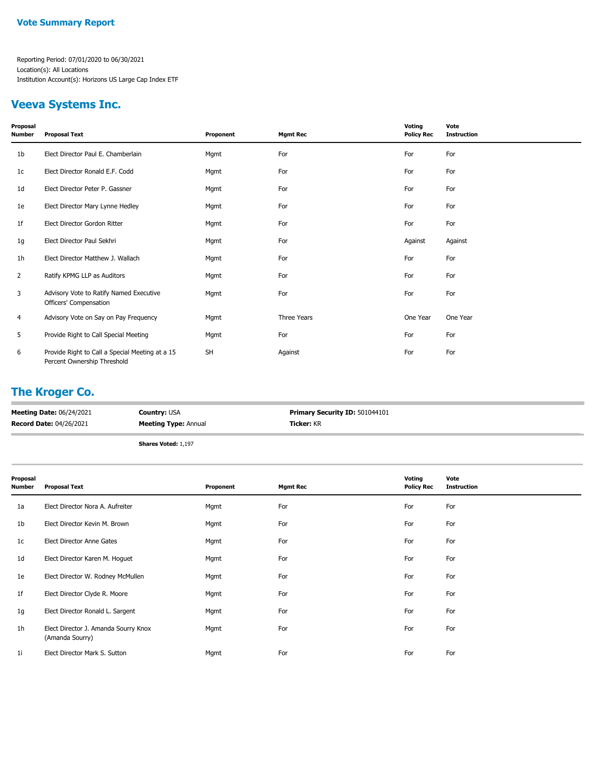**Vote Summary Report**

Reporting Period: 07/01/2020 to 06/30/2021
Location(s): All Locations
Institution Account(s): Horizons US Large Cap Index ETF

## Veeva Systems Inc.

| Proposal Number | Proposal Text | Proponent | Mgmt Rec | Voting Policy Rec | Vote Instruction |
|---|---|---|---|---|---|
| 1b | Elect Director Paul E. Chamberlain | Mgmt | For | For | For |
| 1c | Elect Director Ronald E.F. Codd | Mgmt | For | For | For |
| 1d | Elect Director Peter P. Gassner | Mgmt | For | For | For |
| 1e | Elect Director Mary Lynne Hedley | Mgmt | For | For | For |
| 1f | Elect Director Gordon Ritter | Mgmt | For | For | For |
| 1g | Elect Director Paul Sekhri | Mgmt | For | Against | Against |
| 1h | Elect Director Matthew J. Wallach | Mgmt | For | For | For |
| 2 | Ratify KPMG LLP as Auditors | Mgmt | For | For | For |
| 3 | Advisory Vote to Ratify Named Executive Officers' Compensation | Mgmt | For | For | For |
| 4 | Advisory Vote on Say on Pay Frequency | Mgmt | Three Years | One Year | One Year |
| 5 | Provide Right to Call Special Meeting | Mgmt | For | For | For |
| 6 | Provide Right to Call a Special Meeting at a 15 Percent Ownership Threshold | SH | Against | For | For |

## The Kroger Co.

**Meeting Date:** 06/24/2021
**Record Date:** 04/26/2021
**Country:** USA
**Meeting Type:** Annual
**Primary Security ID:** 501044101
**Ticker:** KR

**Shares Voted:** 1,197

| Proposal Number | Proposal Text | Proponent | Mgmt Rec | Voting Policy Rec | Vote Instruction |
|---|---|---|---|---|---|
| 1a | Elect Director Nora A. Aufreiter | Mgmt | For | For | For |
| 1b | Elect Director Kevin M. Brown | Mgmt | For | For | For |
| 1c | Elect Director Anne Gates | Mgmt | For | For | For |
| 1d | Elect Director Karen M. Hoguet | Mgmt | For | For | For |
| 1e | Elect Director W. Rodney McMullen | Mgmt | For | For | For |
| 1f | Elect Director Clyde R. Moore | Mgmt | For | For | For |
| 1g | Elect Director Ronald L. Sargent | Mgmt | For | For | For |
| 1h | Elect Director J. Amanda Sourry Knox (Amanda Sourry) | Mgmt | For | For | For |
| 1i | Elect Director Mark S. Sutton | Mgmt | For | For | For |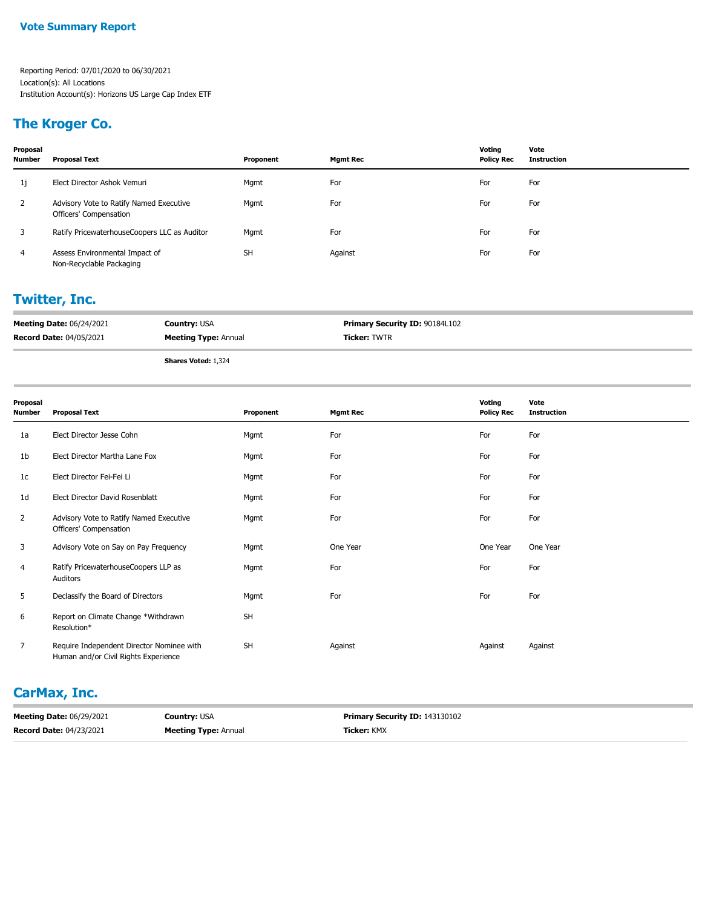## Vote Summary Report

Reporting Period: 07/01/2020 to 06/30/2021
Location(s): All Locations
Institution Account(s): Horizons US Large Cap Index ETF

## The Kroger Co.

| Proposal Number | Proposal Text | Proponent | Mgmt Rec | Voting Policy Rec | Vote Instruction |
|---|---|---|---|---|---|
| 1j | Elect Director Ashok Vemuri | Mgmt | For | For | For |
| 2 | Advisory Vote to Ratify Named Executive Officers' Compensation | Mgmt | For | For | For |
| 3 | Ratify PricewaterhouseCoopers LLC as Auditor | Mgmt | For | For | For |
| 4 | Assess Environmental Impact of Non-Recyclable Packaging | SH | Against | For | For |

## Twitter, Inc.

**Meeting Date:** 06/24/2021 **Country:** USA **Primary Security ID:** 90184L102
**Record Date:** 04/05/2021 **Meeting Type:** Annual **Ticker:** TWTR

**Shares Voted:** 1,324

| Proposal Number | Proposal Text | Proponent | Mgmt Rec | Voting Policy Rec | Vote Instruction |
|---|---|---|---|---|---|
| 1a | Elect Director Jesse Cohn | Mgmt | For | For | For |
| 1b | Elect Director Martha Lane Fox | Mgmt | For | For | For |
| 1c | Elect Director Fei-Fei Li | Mgmt | For | For | For |
| 1d | Elect Director David Rosenblatt | Mgmt | For | For | For |
| 2 | Advisory Vote to Ratify Named Executive Officers' Compensation | Mgmt | For | For | For |
| 3 | Advisory Vote on Say on Pay Frequency | Mgmt | One Year | One Year | One Year |
| 4 | Ratify PricewaterhouseCoopers LLP as Auditors | Mgmt | For | For | For |
| 5 | Declassify the Board of Directors | Mgmt | For | For | For |
| 6 | Report on Climate Change *Withdrawn Resolution* | SH | | | |
| 7 | Require Independent Director Nominee with Human and/or Civil Rights Experience | SH | Against | Against | Against |

## CarMax, Inc.

**Meeting Date:** 06/29/2021 **Country:** USA **Primary Security ID:** 143130102
**Record Date:** 04/23/2021 **Meeting Type:** Annual **Ticker:** KMX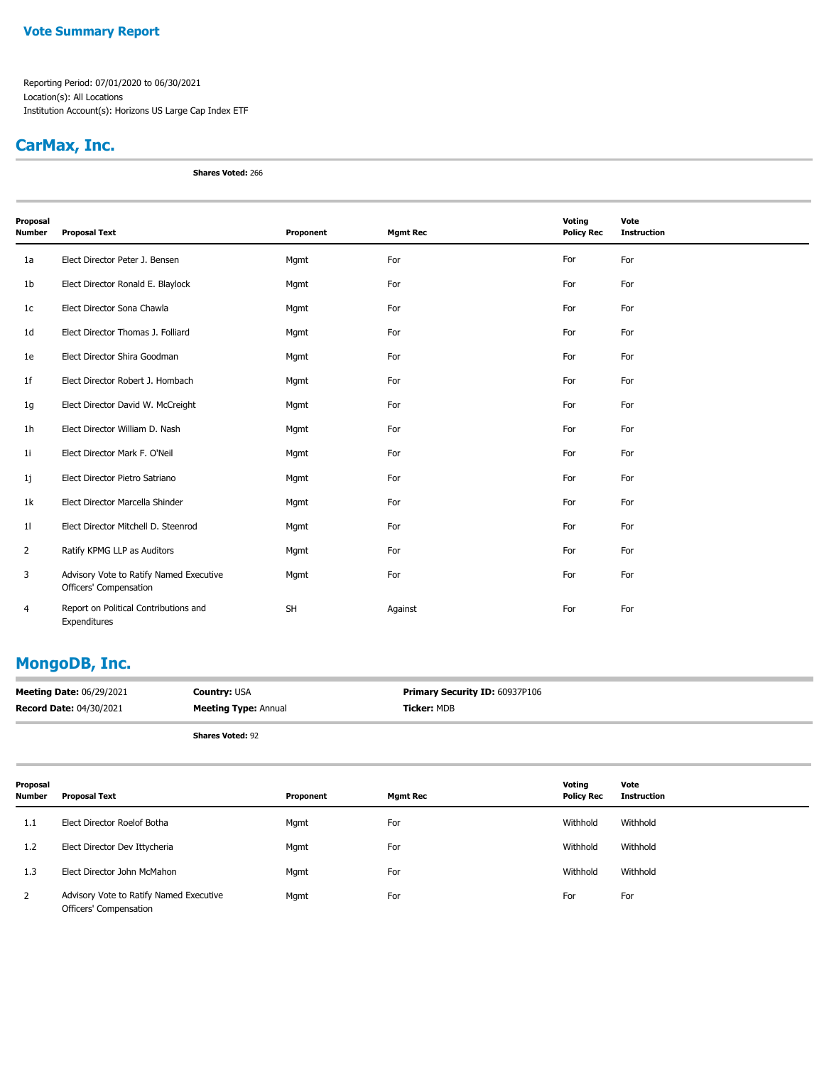## Vote Summary Report

Reporting Period: 07/01/2020 to 06/30/2021
Location(s): All Locations
Institution Account(s): Horizons US Large Cap Index ETF

## CarMax, Inc.

**Shares Voted:** 266

| Proposal Number | Proposal Text | Proponent | Mgmt Rec | Voting Policy Rec | Vote Instruction |
|---|---|---|---|---|---|
| 1a | Elect Director Peter J. Bensen | Mgmt | For | For | For |
| 1b | Elect Director Ronald E. Blaylock | Mgmt | For | For | For |
| 1c | Elect Director Sona Chawla | Mgmt | For | For | For |
| 1d | Elect Director Thomas J. Folliard | Mgmt | For | For | For |
| 1e | Elect Director Shira Goodman | Mgmt | For | For | For |
| 1f | Elect Director Robert J. Hombach | Mgmt | For | For | For |
| 1g | Elect Director David W. McCreight | Mgmt | For | For | For |
| 1h | Elect Director William D. Nash | Mgmt | For | For | For |
| 1i | Elect Director Mark F. O'Neil | Mgmt | For | For | For |
| 1j | Elect Director Pietro Satriano | Mgmt | For | For | For |
| 1k | Elect Director Marcella Shinder | Mgmt | For | For | For |
| 1l | Elect Director Mitchell D. Steenrod | Mgmt | For | For | For |
| 2 | Ratify KPMG LLP as Auditors | Mgmt | For | For | For |
| 3 | Advisory Vote to Ratify Named Executive Officers' Compensation | Mgmt | For | For | For |
| 4 | Report on Political Contributions and Expenditures | SH | Against | For | For |

## MongoDB, Inc.

**Meeting Date:** 06/29/2021 **Country:** USA **Primary Security ID:** 60937P106
**Record Date:** 04/30/2021 **Meeting Type:** Annual **Ticker:** MDB

**Shares Voted:** 92

| Proposal Number | Proposal Text | Proponent | Mgmt Rec | Voting Policy Rec | Vote Instruction |
|---|---|---|---|---|---|
| 1.1 | Elect Director Roelof Botha | Mgmt | For | Withhold | Withhold |
| 1.2 | Elect Director Dev Ittycheria | Mgmt | For | Withhold | Withhold |
| 1.3 | Elect Director John McMahon | Mgmt | For | Withhold | Withhold |
| 2 | Advisory Vote to Ratify Named Executive Officers' Compensation | Mgmt | For | For | For |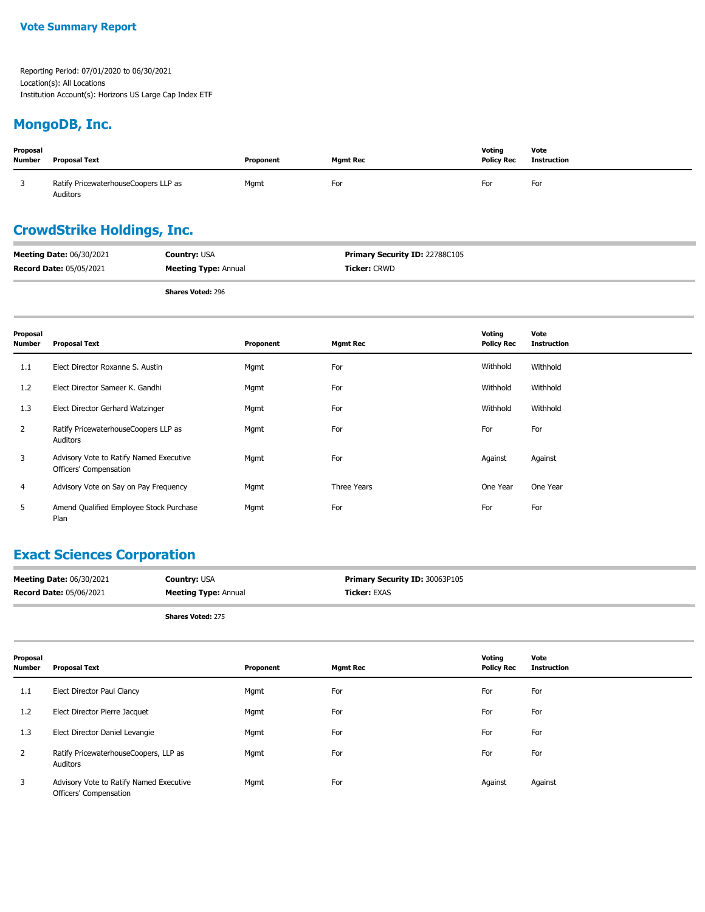**Vote Summary Report**

Reporting Period: 07/01/2020 to 06/30/2021
Location(s): All Locations
Institution Account(s): Horizons US Large Cap Index ETF

## MongoDB, Inc.

| Proposal Number | Proposal Text | Proponent | Mgmt Rec | Voting Policy Rec | Vote Instruction |
|---|---|---|---|---|---|
| 3 | Ratify PricewaterhouseCoopers LLP as Auditors | Mgmt | For | For | For |

## CrowdStrike Holdings, Inc.

**Meeting Date:** 06/30/2021 **Country:** USA **Primary Security ID:** 22788C105
**Record Date:** 05/05/2021 **Meeting Type:** Annual **Ticker:** CRWD

**Shares Voted:** 296

| Proposal Number | Proposal Text | Proponent | Mgmt Rec | Voting Policy Rec | Vote Instruction |
|---|---|---|---|---|---|
| 1.1 | Elect Director Roxanne S. Austin | Mgmt | For | Withhold | Withhold |
| 1.2 | Elect Director Sameer K. Gandhi | Mgmt | For | Withhold | Withhold |
| 1.3 | Elect Director Gerhard Watzinger | Mgmt | For | Withhold | Withhold |
| 2 | Ratify PricewaterhouseCoopers LLP as Auditors | Mgmt | For | For | For |
| 3 | Advisory Vote to Ratify Named Executive Officers' Compensation | Mgmt | For | Against | Against |
| 4 | Advisory Vote on Say on Pay Frequency | Mgmt | Three Years | One Year | One Year |
| 5 | Amend Qualified Employee Stock Purchase Plan | Mgmt | For | For | For |

## Exact Sciences Corporation

**Meeting Date:** 06/30/2021 **Country:** USA **Primary Security ID:** 30063P105
**Record Date:** 05/06/2021 **Meeting Type:** Annual **Ticker:** EXAS

**Shares Voted:** 275

| Proposal Number | Proposal Text | Proponent | Mgmt Rec | Voting Policy Rec | Vote Instruction |
|---|---|---|---|---|---|
| 1.1 | Elect Director Paul Clancy | Mgmt | For | For | For |
| 1.2 | Elect Director Pierre Jacquet | Mgmt | For | For | For |
| 1.3 | Elect Director Daniel Levangie | Mgmt | For | For | For |
| 2 | Ratify PricewaterhouseCoopers, LLP as Auditors | Mgmt | For | For | For |
| 3 | Advisory Vote to Ratify Named Executive Officers' Compensation | Mgmt | For | Against | Against |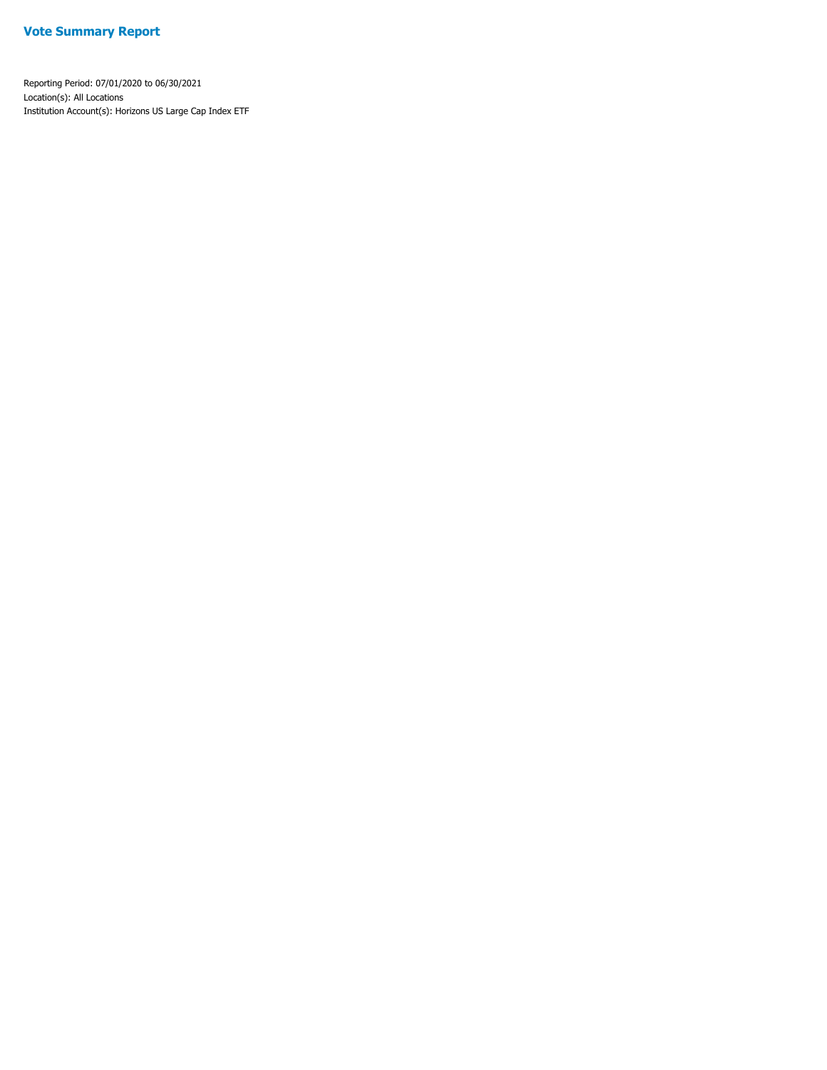# Vote Summary Report

Reporting Period: 07/01/2020 to 06/30/2021

Location(s): All Locations

Institution Account(s): Horizons US Large Cap Index ETF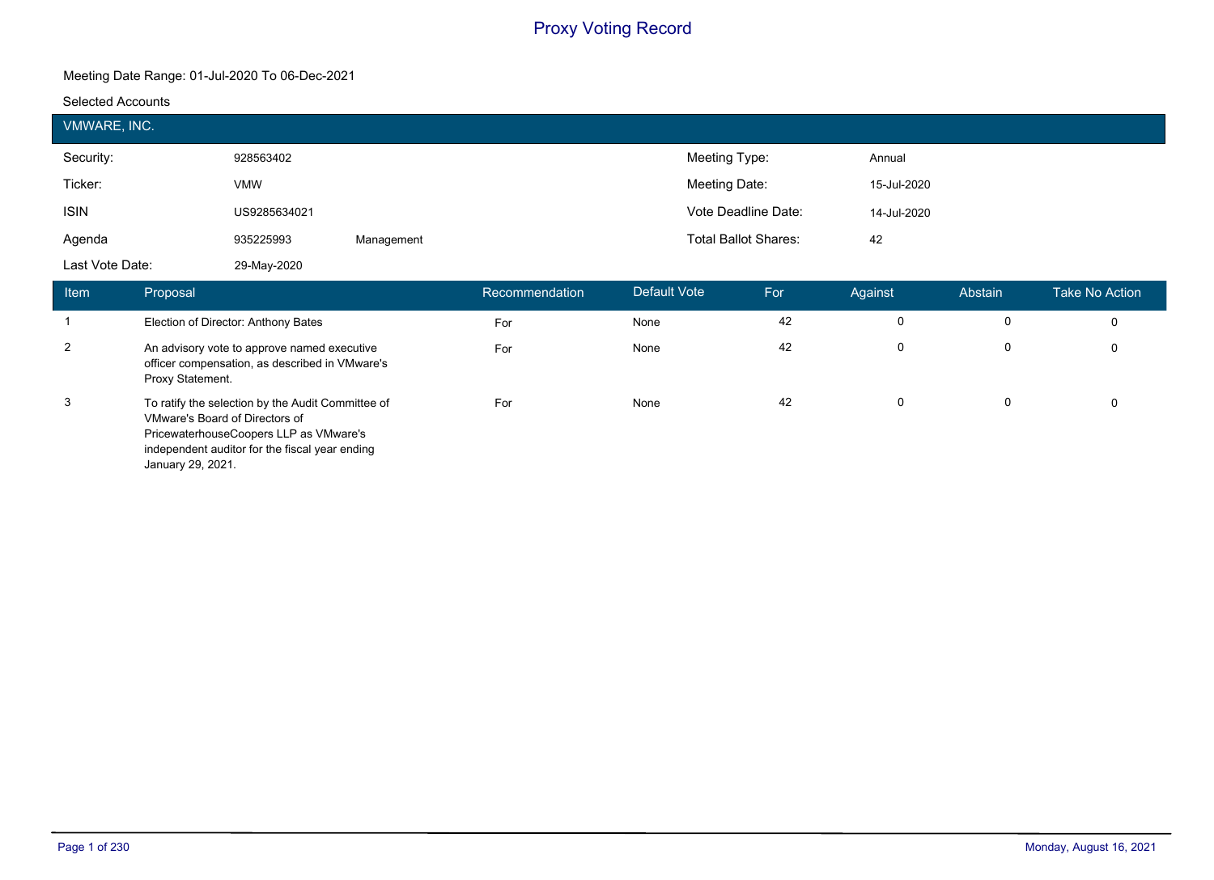# Proxy Voting Record

Meeting Date Range: 01-Jul-2020 To 06-Dec-2021

Selected Accounts

## VMWARE, INC.

| | | | | |
|---|---|---|---|---|
| Security: | 928563402 | | Meeting Type: | Annual |
| Ticker: | VMW | | Meeting Date: | 15-Jul-2020 |
| ISIN | US9285634021 | | Vote Deadline Date: | 14-Jul-2020 |
| Agenda | 935225993 | Management | Total Ballot Shares: | 42 |
| Last Vote Date: | 29-May-2020 | | | |

| Item | Proposal | Recommendation | Default Vote | For | Against | Abstain | Take No Action |
|---|---|---|---|---|---|---|---|
| 1 | Election of Director: Anthony Bates | For | None | 42 | 0 | 0 | 0 |
| 2 | An advisory vote to approve named executive officer compensation, as described in VMware's Proxy Statement. | For | None | 42 | 0 | 0 | 0 |
| 3 | To ratify the selection by the Audit Committee of VMware's Board of Directors of PricewaterhouseCoopers LLP as VMware's independent auditor for the fiscal year ending January 29, 2021. | For | None | 42 | 0 | 0 | 0 |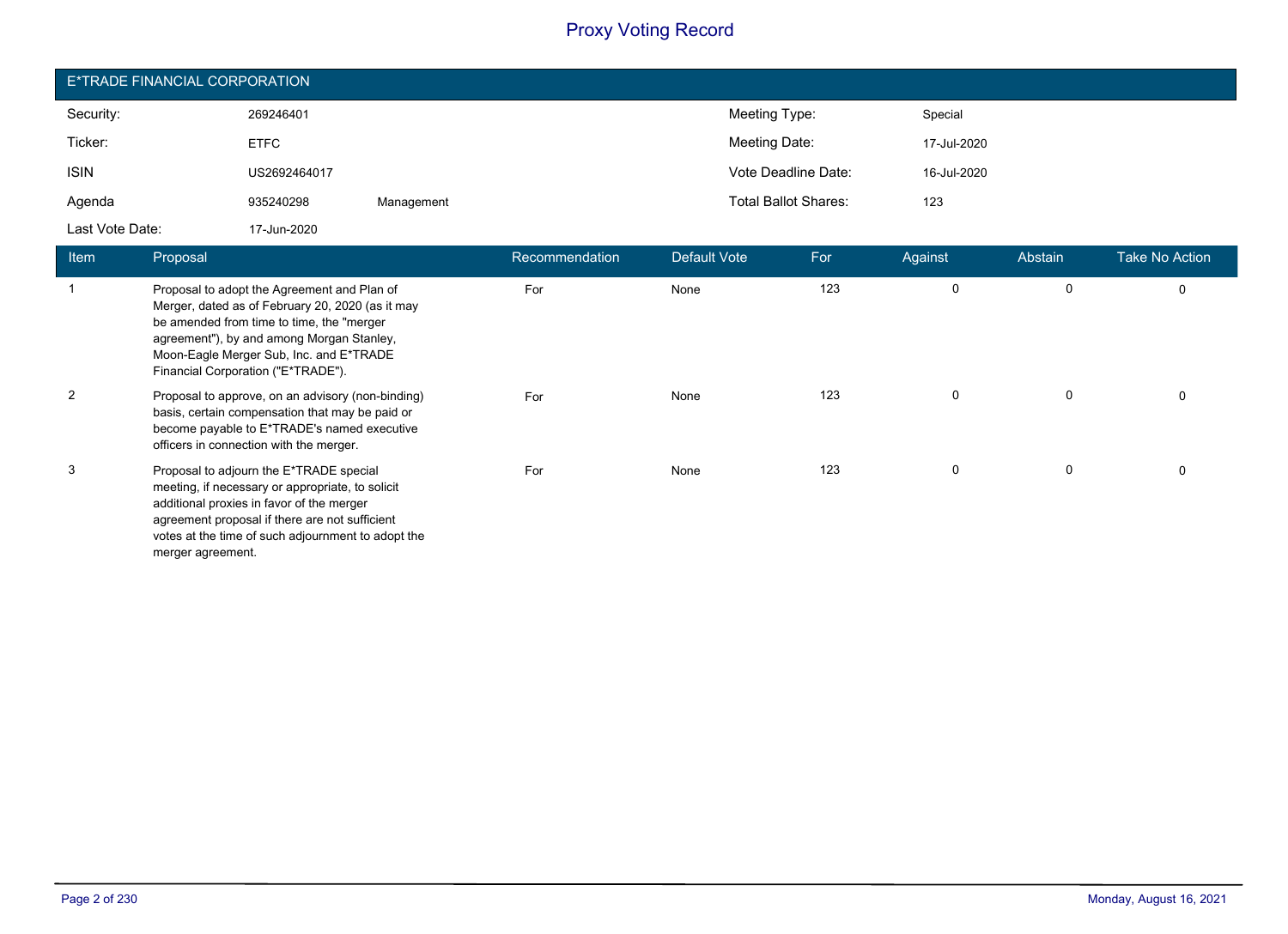# Proxy Voting Record

## E*TRADE FINANCIAL CORPORATION

| | | | | |
|---|---|---|---|---|
| Security: | 269246401 | | Meeting Type: | Special |
| Ticker: | ETFC | | Meeting Date: | 17-Jul-2020 |
| ISIN | US2692464017 | | Vote Deadline Date: | 16-Jul-2020 |
| Agenda | 935240298 | Management | Total Ballot Shares: | 123 |
| Last Vote Date: | 17-Jun-2020 | | | |

| Item | Proposal | Recommendation | Default Vote | For | Against | Abstain | Take No Action |
|---|---|---|---|---|---|---|---|
| 1 | Proposal to adopt the Agreement and Plan of Merger, dated as of February 20, 2020 (as it may be amended from time to time, the "merger agreement"), by and among Morgan Stanley, Moon-Eagle Merger Sub, Inc. and E*TRADE Financial Corporation ("E*TRADE"). | For | None | 123 | 0 | 0 | 0 |
| 2 | Proposal to approve, on an advisory (non-binding) basis, certain compensation that may be paid or become payable to E*TRADE's named executive officers in connection with the merger. | For | None | 123 | 0 | 0 | 0 |
| 3 | Proposal to adjourn the E*TRADE special meeting, if necessary or appropriate, to solicit additional proxies in favor of the merger agreement proposal if there are not sufficient votes at the time of such adjournment to adopt the merger agreement. | For | None | 123 | 0 | 0 | 0 |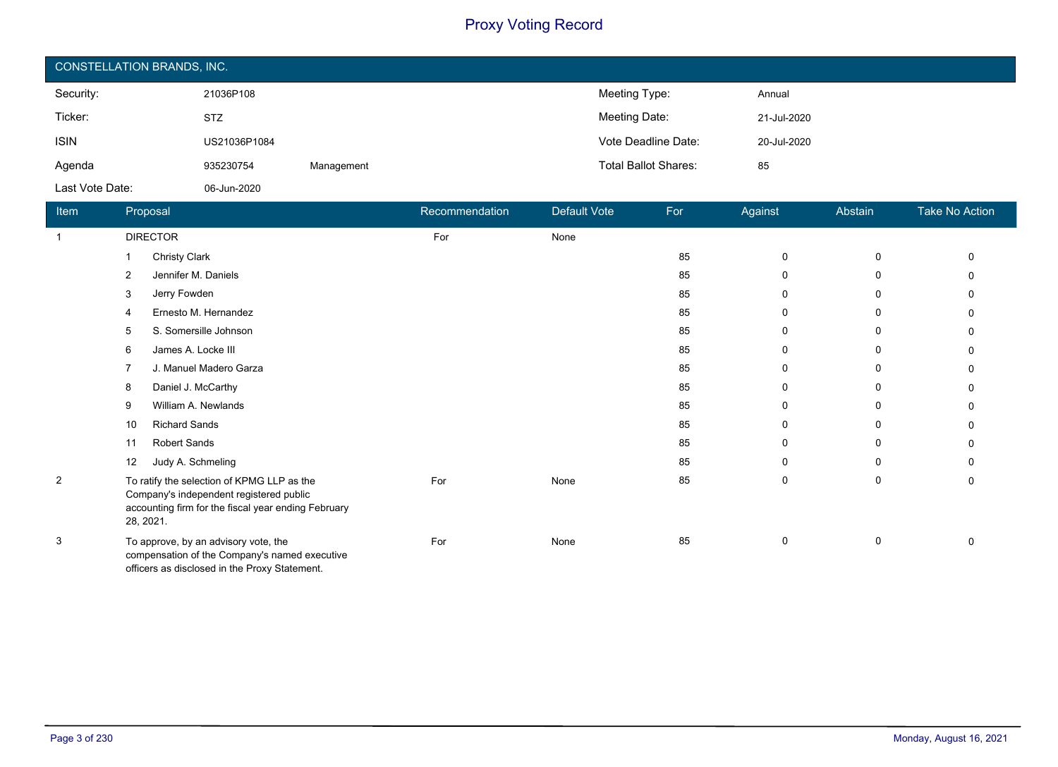# Proxy Voting Record

## CONSTELLATION BRANDS, INC.

| | | | | |
|---|---|---|---|---|
| Security: | 21036P108 | | Meeting Type: | Annual |
| Ticker: | STZ | | Meeting Date: | 21-Jul-2020 |
| ISIN | US21036P1084 | | Vote Deadline Date: | 20-Jul-2020 |
| Agenda | 935230754 | Management | Total Ballot Shares: | 85 |
| Last Vote Date: | 06-Jun-2020 | | | |

| Item | Proposal | Recommendation | Default Vote | For | Against | Abstain | Take No Action |
|---|---|---|---|---|---|---|---|
| 1 | DIRECTOR | For | None | | | | |
| | 1 Christy Clark | | | 85 | 0 | 0 | 0 |
| | 2 Jennifer M. Daniels | | | 85 | 0 | 0 | 0 |
| | 3 Jerry Fowden | | | 85 | 0 | 0 | 0 |
| | 4 Ernesto M. Hernandez | | | 85 | 0 | 0 | 0 |
| | 5 S. Somersille Johnson | | | 85 | 0 | 0 | 0 |
| | 6 James A. Locke III | | | 85 | 0 | 0 | 0 |
| | 7 J. Manuel Madero Garza | | | 85 | 0 | 0 | 0 |
| | 8 Daniel J. McCarthy | | | 85 | 0 | 0 | 0 |
| | 9 William A. Newlands | | | 85 | 0 | 0 | 0 |
| | 10 Richard Sands | | | 85 | 0 | 0 | 0 |
| | 11 Robert Sands | | | 85 | 0 | 0 | 0 |
| | 12 Judy A. Schmeling | | | 85 | 0 | 0 | 0 |
| 2 | To ratify the selection of KPMG LLP as the Company's independent registered public accounting firm for the fiscal year ending February 28, 2021. | For | None | 85 | 0 | 0 | 0 |
| 3 | To approve, by an advisory vote, the compensation of the Company's named executive officers as disclosed in the Proxy Statement. | For | None | 85 | 0 | 0 | 0 |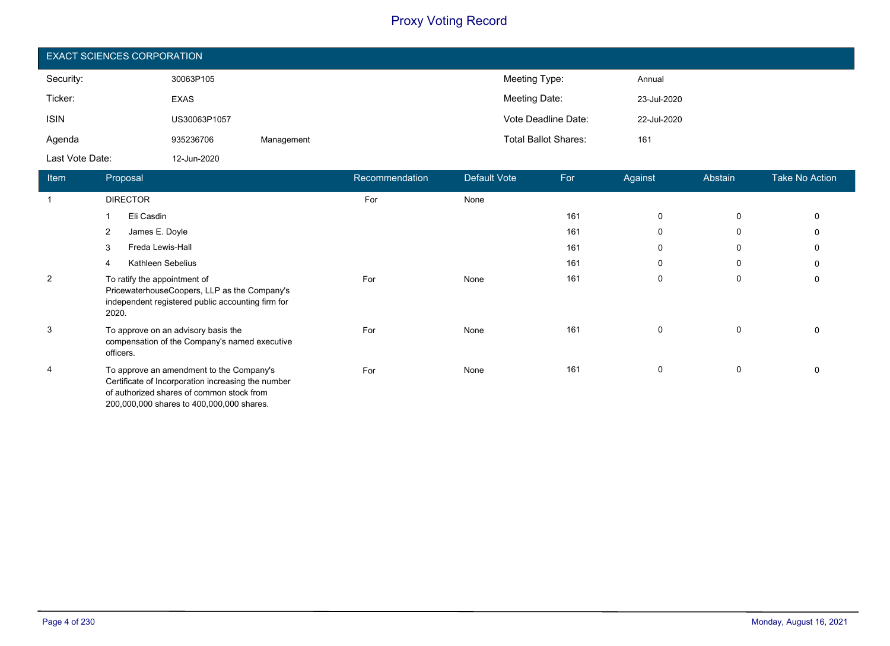# Proxy Voting Record

## EXACT SCIENCES CORPORATION

| | | | | |
|---|---|---|---|---|
| Security: | 30063P105 | | Meeting Type: | Annual |
| Ticker: | EXAS | | Meeting Date: | 23-Jul-2020 |
| ISIN | US30063P1057 | | Vote Deadline Date: | 22-Jul-2020 |
| Agenda | 935236706 | Management | Total Ballot Shares: | 161 |
| Last Vote Date: | 12-Jun-2020 | | | |

| Item | Proposal | Recommendation | Default Vote | For | Against | Abstain | Take No Action |
|---|---|---|---|---|---|---|---|
| 1 | DIRECTOR | For | None | | | | |
| | 1 Eli Casdin | | | 161 | 0 | 0 | 0 |
| | 2 James E. Doyle | | | 161 | 0 | 0 | 0 |
| | 3 Freda Lewis-Hall | | | 161 | 0 | 0 | 0 |
| | 4 Kathleen Sebelius | | | 161 | 0 | 0 | 0 |
| 2 | To ratify the appointment of PricewaterhouseCoopers, LLP as the Company's independent registered public accounting firm for 2020. | For | None | 161 | 0 | 0 | 0 |
| 3 | To approve on an advisory basis the compensation of the Company's named executive officers. | For | None | 161 | 0 | 0 | 0 |
| 4 | To approve an amendment to the Company's Certificate of Incorporation increasing the number of authorized shares of common stock from 200,000,000 shares to 400,000,000 shares. | For | None | 161 | 0 | 0 | 0 |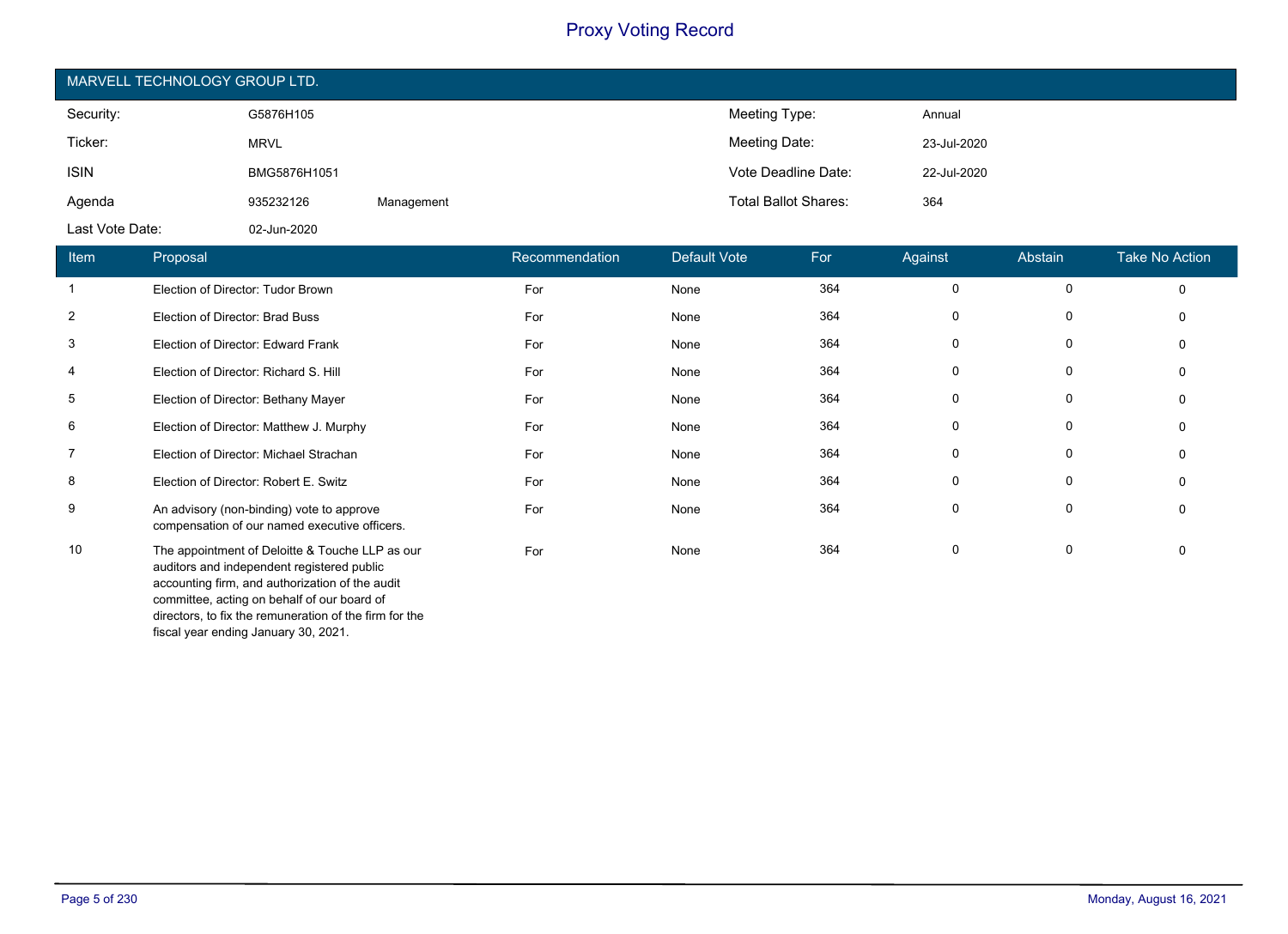# Proxy Voting Record

## MARVELL TECHNOLOGY GROUP LTD.

| | | | | |
|---|---|---|---|---|
| Security: | G5876H105 | | Meeting Type: | Annual |
| Ticker: | MRVL | | Meeting Date: | 23-Jul-2020 |
| ISIN | BMG5876H1051 | | Vote Deadline Date: | 22-Jul-2020 |
| Agenda | 935232126 | Management | Total Ballot Shares: | 364 |
| Last Vote Date: | 02-Jun-2020 | | | |

| Item | Proposal | Recommendation | Default Vote | For | Against | Abstain | Take No Action |
|---|---|---|---|---|---|---|---|
| 1 | Election of Director: Tudor Brown | For | None | 364 | 0 | 0 | 0 |
| 2 | Election of Director: Brad Buss | For | None | 364 | 0 | 0 | 0 |
| 3 | Election of Director: Edward Frank | For | None | 364 | 0 | 0 | 0 |
| 4 | Election of Director: Richard S. Hill | For | None | 364 | 0 | 0 | 0 |
| 5 | Election of Director: Bethany Mayer | For | None | 364 | 0 | 0 | 0 |
| 6 | Election of Director: Matthew J. Murphy | For | None | 364 | 0 | 0 | 0 |
| 7 | Election of Director: Michael Strachan | For | None | 364 | 0 | 0 | 0 |
| 8 | Election of Director: Robert E. Switz | For | None | 364 | 0 | 0 | 0 |
| 9 | An advisory (non-binding) vote to approve compensation of our named executive officers. | For | None | 364 | 0 | 0 | 0 |
| 10 | The appointment of Deloitte & Touche LLP as our auditors and independent registered public accounting firm, and authorization of the audit committee, acting on behalf of our board of directors, to fix the remuneration of the firm for the fiscal year ending January 30, 2021. | For | None | 364 | 0 | 0 | 0 |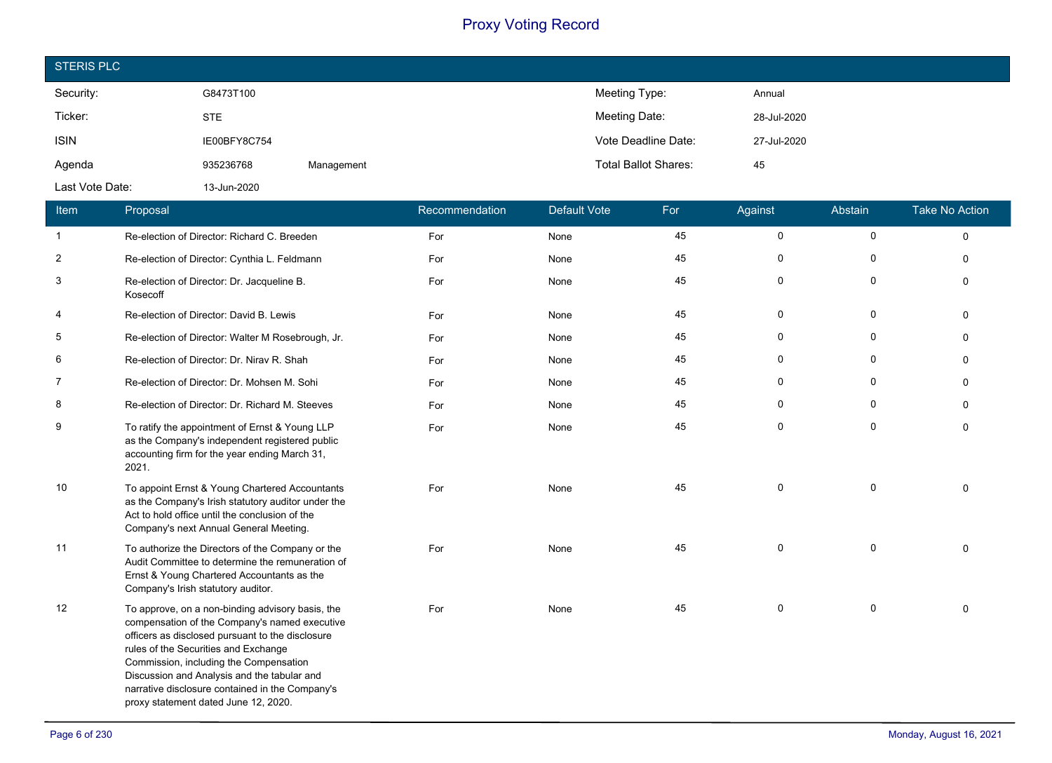# Proxy Voting Record

## STERIS PLC

| | | | | |
|---|---|---|---|---|
| Security: | G8473T100 | | Meeting Type: | Annual |
| Ticker: | STE | | Meeting Date: | 28-Jul-2020 |
| ISIN | IE00BFY8C754 | | Vote Deadline Date: | 27-Jul-2020 |
| Agenda | 935236768 | Management | Total Ballot Shares: | 45 |
| Last Vote Date: | 13-Jun-2020 | | | |

| Item | Proposal | Recommendation | Default Vote | For | Against | Abstain | Take No Action |
|---|---|---|---|---|---|---|---|
| 1 | Re-election of Director: Richard C. Breeden | For | None | 45 | 0 | 0 | 0 |
| 2 | Re-election of Director: Cynthia L. Feldmann | For | None | 45 | 0 | 0 | 0 |
| 3 | Re-election of Director: Dr. Jacqueline B. Kosecoff | For | None | 45 | 0 | 0 | 0 |
| 4 | Re-election of Director: David B. Lewis | For | None | 45 | 0 | 0 | 0 |
| 5 | Re-election of Director: Walter M Rosebrough, Jr. | For | None | 45 | 0 | 0 | 0 |
| 6 | Re-election of Director: Dr. Nirav R. Shah | For | None | 45 | 0 | 0 | 0 |
| 7 | Re-election of Director: Dr. Mohsen M. Sohi | For | None | 45 | 0 | 0 | 0 |
| 8 | Re-election of Director: Dr. Richard M. Steeves | For | None | 45 | 0 | 0 | 0 |
| 9 | To ratify the appointment of Ernst & Young LLP as the Company's independent registered public accounting firm for the year ending March 31, 2021. | For | None | 45 | 0 | 0 | 0 |
| 10 | To appoint Ernst & Young Chartered Accountants as the Company's Irish statutory auditor under the Act to hold office until the conclusion of the Company's next Annual General Meeting. | For | None | 45 | 0 | 0 | 0 |
| 11 | To authorize the Directors of the Company or the Audit Committee to determine the remuneration of Ernst & Young Chartered Accountants as the Company's Irish statutory auditor. | For | None | 45 | 0 | 0 | 0 |
| 12 | To approve, on a non-binding advisory basis, the compensation of the Company's named executive officers as disclosed pursuant to the disclosure rules of the Securities and Exchange Commission, including the Compensation Discussion and Analysis and the tabular and narrative disclosure contained in the Company's proxy statement dated June 12, 2020. | For | None | 45 | 0 | 0 | 0 |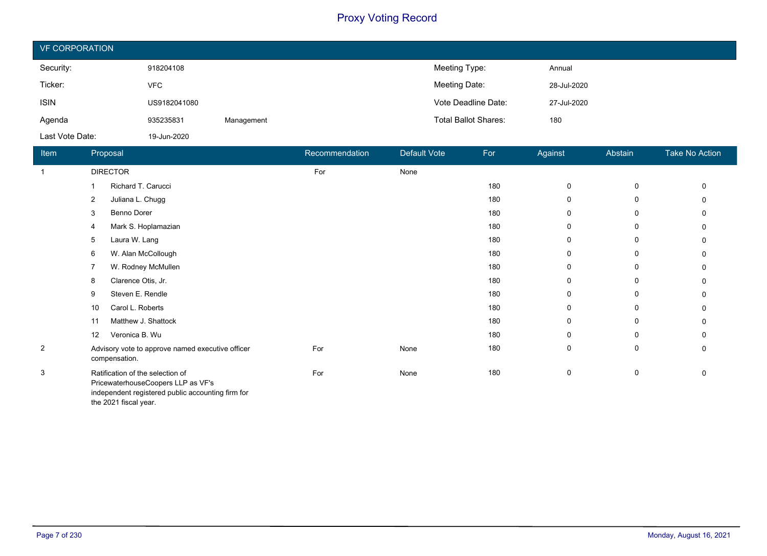# Proxy Voting Record

## VF CORPORATION

| | | | | |
|---|---|---|---|---|
| Security: | 918204108 | | Meeting Type: | Annual |
| Ticker: | VFC | | Meeting Date: | 28-Jul-2020 |
| ISIN | US9182041080 | | Vote Deadline Date: | 27-Jul-2020 |
| Agenda | 935235831 | Management | Total Ballot Shares: | 180 |
| Last Vote Date: | 19-Jun-2020 | | | |

| Item | Proposal | Recommendation | Default Vote | For | Against | Abstain | Take No Action |
|---|---|---|---|---|---|---|---|
| 1 | DIRECTOR | For | None | | | | |
| | 1 Richard T. Carucci | | | 180 | 0 | 0 | 0 |
| | 2 Juliana L. Chugg | | | 180 | 0 | 0 | 0 |
| | 3 Benno Dorer | | | 180 | 0 | 0 | 0 |
| | 4 Mark S. Hoplamazian | | | 180 | 0 | 0 | 0 |
| | 5 Laura W. Lang | | | 180 | 0 | 0 | 0 |
| | 6 W. Alan McCollough | | | 180 | 0 | 0 | 0 |
| | 7 W. Rodney McMullen | | | 180 | 0 | 0 | 0 |
| | 8 Clarence Otis, Jr. | | | 180 | 0 | 0 | 0 |
| | 9 Steven E. Rendle | | | 180 | 0 | 0 | 0 |
| | 10 Carol L. Roberts | | | 180 | 0 | 0 | 0 |
| | 11 Matthew J. Shattock | | | 180 | 0 | 0 | 0 |
| | 12 Veronica B. Wu | | | 180 | 0 | 0 | 0 |
| 2 | Advisory vote to approve named executive officer compensation. | For | None | 180 | 0 | 0 | 0 |
| 3 | Ratification of the selection of PricewaterhouseCoopers LLP as VF's independent registered public accounting firm for the 2021 fiscal year. | For | None | 180 | 0 | 0 | 0 |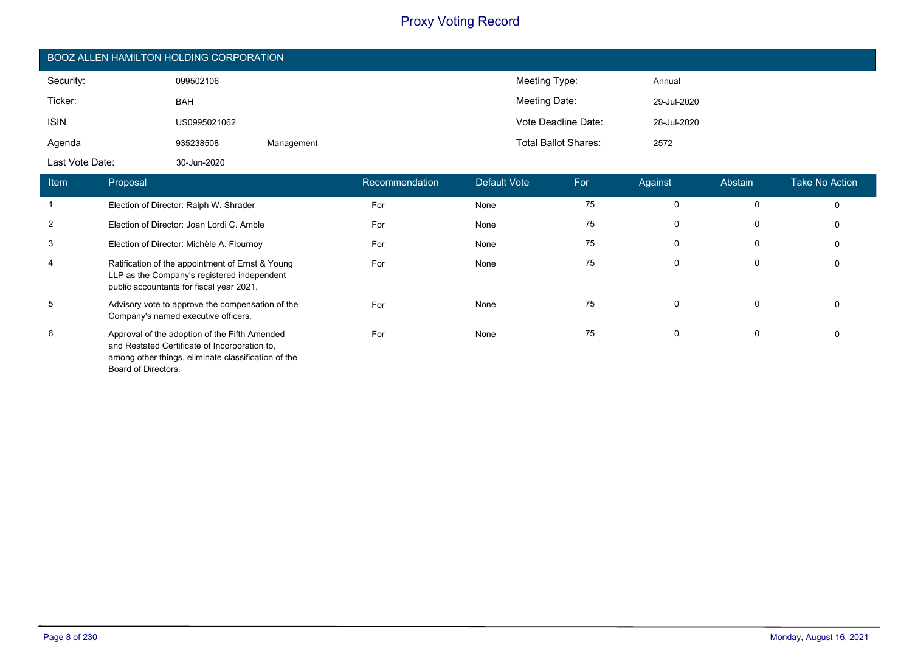# Proxy Voting Record

## BOOZ ALLEN HAMILTON HOLDING CORPORATION

| | | | | |
|---|---|---|---|---|
| Security: | 099502106 | | Meeting Type: | Annual |
| Ticker: | BAH | | Meeting Date: | 29-Jul-2020 |
| ISIN | US0995021062 | | Vote Deadline Date: | 28-Jul-2020 |
| Agenda | 935238508 | Management | Total Ballot Shares: | 2572 |
| Last Vote Date: | 30-Jun-2020 | | | |

| Item | Proposal | Recommendation | Default Vote | For | Against | Abstain | Take No Action |
|---|---|---|---|---|---|---|---|
| 1 | Election of Director: Ralph W. Shrader | For | None | 75 | 0 | 0 | 0 |
| 2 | Election of Director: Joan Lordi C. Amble | For | None | 75 | 0 | 0 | 0 |
| 3 | Election of Director: Michèle A. Flournoy | For | None | 75 | 0 | 0 | 0 |
| 4 | Ratification of the appointment of Ernst & Young LLP as the Company's registered independent public accountants for fiscal year 2021. | For | None | 75 | 0 | 0 | 0 |
| 5 | Advisory vote to approve the compensation of the Company's named executive officers. | For | None | 75 | 0 | 0 | 0 |
| 6 | Approval of the adoption of the Fifth Amended and Restated Certificate of Incorporation to, among other things, eliminate classification of the Board of Directors. | For | None | 75 | 0 | 0 | 0 |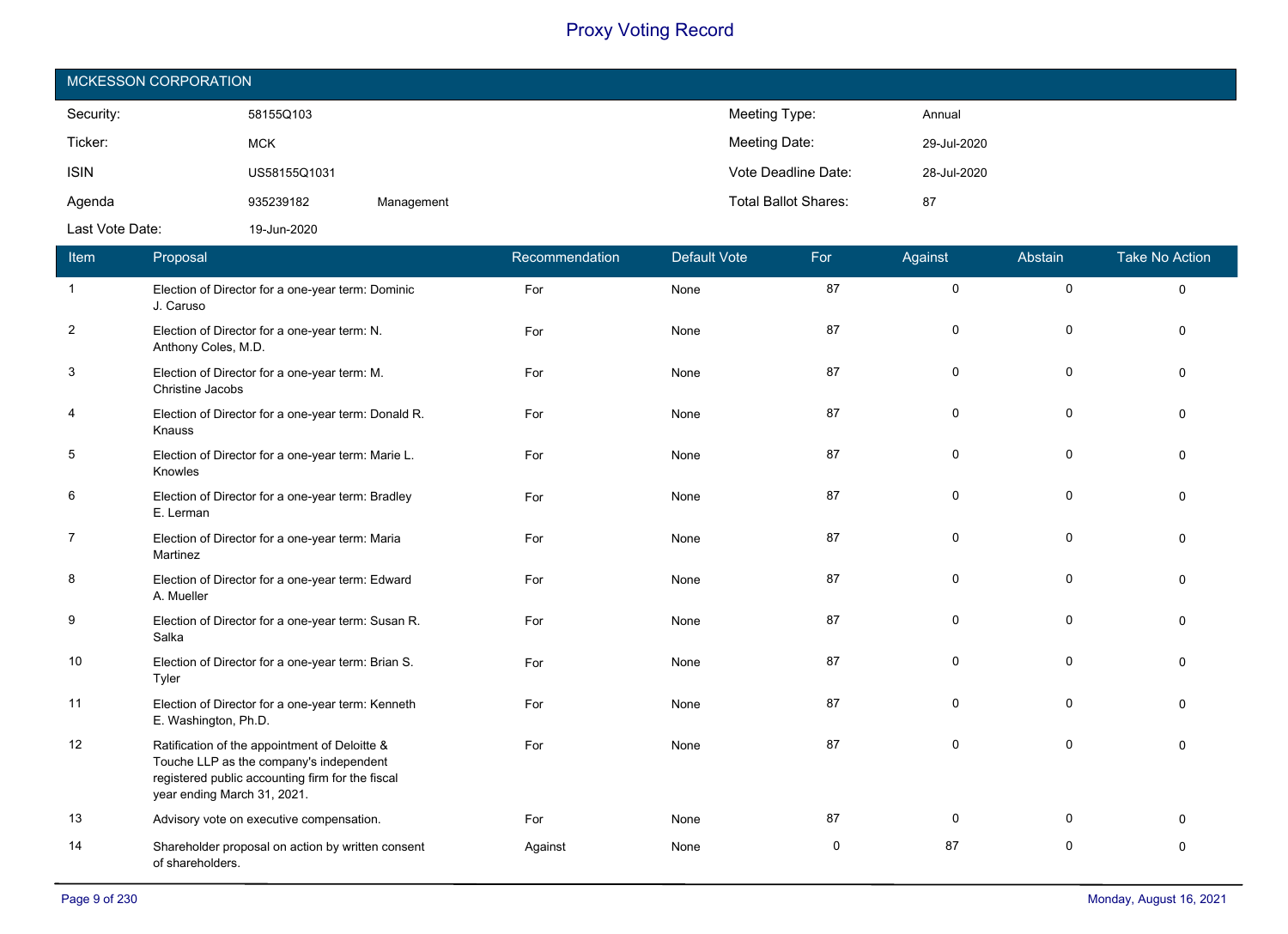# Proxy Voting Record

## MCKESSON CORPORATION

| | | | | |
|---|---|---|---|---|
| Security: | 58155Q103 | | Meeting Type: | Annual |
| Ticker: | MCK | | Meeting Date: | 29-Jul-2020 |
| ISIN | US58155Q1031 | | Vote Deadline Date: | 28-Jul-2020 |
| Agenda | 935239182 | Management | Total Ballot Shares: | 87 |
| Last Vote Date: | 19-Jun-2020 | | | |

| Item | Proposal | Recommendation | Default Vote | For | Against | Abstain | Take No Action |
|---|---|---|---|---|---|---|---|
| 1 | Election of Director for a one-year term: Dominic J. Caruso | For | None | 87 | 0 | 0 | 0 |
| 2 | Election of Director for a one-year term: N. Anthony Coles, M.D. | For | None | 87 | 0 | 0 | 0 |
| 3 | Election of Director for a one-year term: M. Christine Jacobs | For | None | 87 | 0 | 0 | 0 |
| 4 | Election of Director for a one-year term: Donald R. Knauss | For | None | 87 | 0 | 0 | 0 |
| 5 | Election of Director for a one-year term: Marie L. Knowles | For | None | 87 | 0 | 0 | 0 |
| 6 | Election of Director for a one-year term: Bradley E. Lerman | For | None | 87 | 0 | 0 | 0 |
| 7 | Election of Director for a one-year term: Maria Martinez | For | None | 87 | 0 | 0 | 0 |
| 8 | Election of Director for a one-year term: Edward A. Mueller | For | None | 87 | 0 | 0 | 0 |
| 9 | Election of Director for a one-year term: Susan R. Salka | For | None | 87 | 0 | 0 | 0 |
| 10 | Election of Director for a one-year term: Brian S. Tyler | For | None | 87 | 0 | 0 | 0 |
| 11 | Election of Director for a one-year term: Kenneth E. Washington, Ph.D. | For | None | 87 | 0 | 0 | 0 |
| 12 | Ratification of the appointment of Deloitte & Touche LLP as the company's independent registered public accounting firm for the fiscal year ending March 31, 2021. | For | None | 87 | 0 | 0 | 0 |
| 13 | Advisory vote on executive compensation. | For | None | 87 | 0 | 0 | 0 |
| 14 | Shareholder proposal on action by written consent of shareholders. | Against | None | 0 | 87 | 0 | 0 |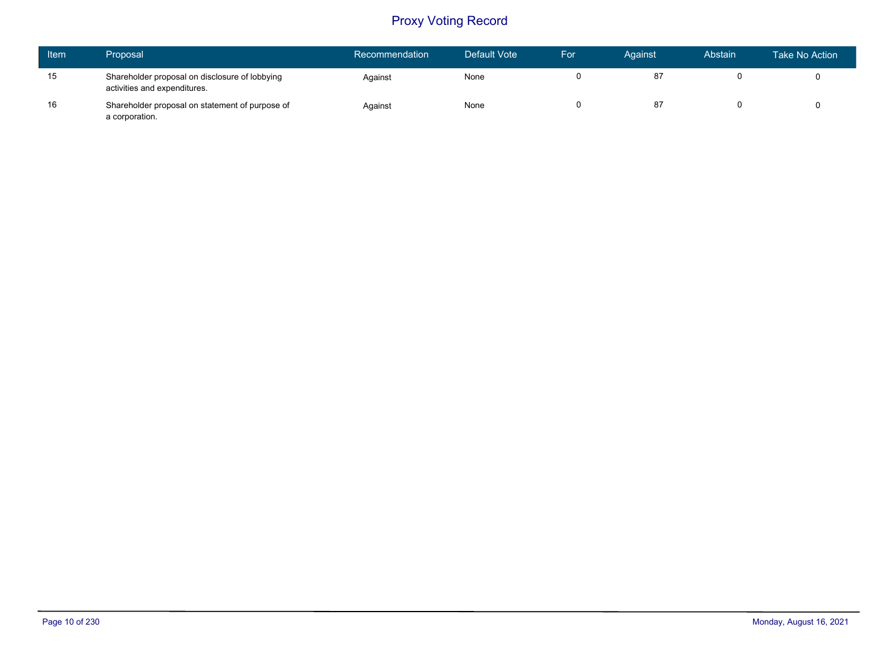# Proxy Voting Record

| Item | Proposal | Recommendation | Default Vote | For | Against | Abstain | Take No Action |
|---|---|---|---|---|---|---|---|
| 15 | Shareholder proposal on disclosure of lobbying activities and expenditures. | Against | None | 0 | 87 | 0 | 0 |
| 16 | Shareholder proposal on statement of purpose of a corporation. | Against | None | 0 | 87 | 0 | 0 |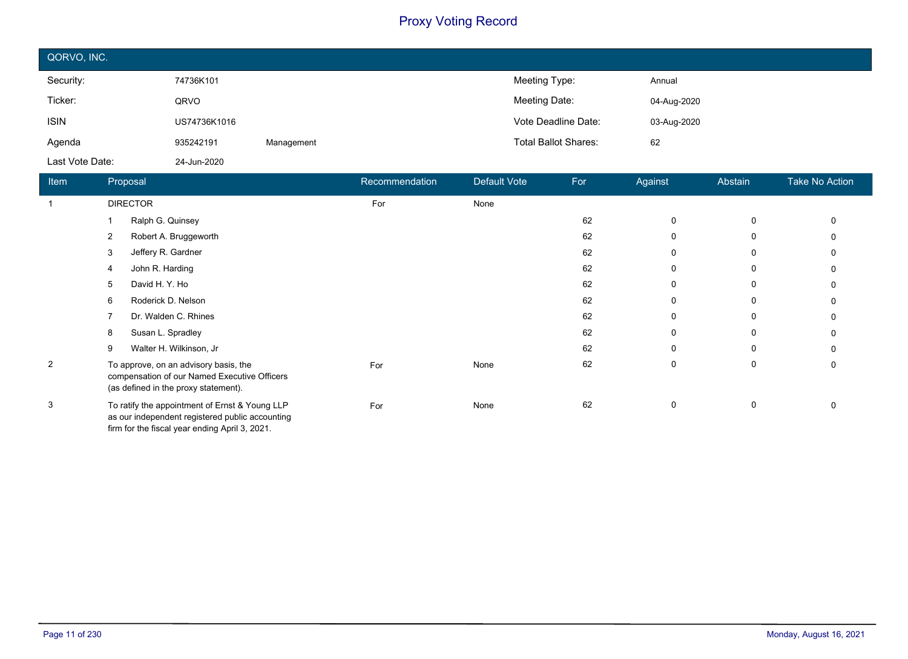# Proxy Voting Record

## QORVO, INC.

| | | | | |
|---|---|---|---|---|
| Security: | 74736K101 | | Meeting Type: | Annual |
| Ticker: | QRVO | | Meeting Date: | 04-Aug-2020 |
| ISIN | US74736K1016 | | Vote Deadline Date: | 03-Aug-2020 |
| Agenda | 935242191 | Management | Total Ballot Shares: | 62 |
| Last Vote Date: | 24-Jun-2020 | | | |

| Item | Proposal | Recommendation | Default Vote | For | Against | Abstain | Take No Action |
|---|---|---|---|---|---|---|---|
| 1 | DIRECTOR | For | None | | | | |
| | 1 Ralph G. Quinsey | | | 62 | 0 | 0 | 0 |
| | 2 Robert A. Bruggeworth | | | 62 | 0 | 0 | 0 |
| | 3 Jeffery R. Gardner | | | 62 | 0 | 0 | 0 |
| | 4 John R. Harding | | | 62 | 0 | 0 | 0 |
| | 5 David H. Y. Ho | | | 62 | 0 | 0 | 0 |
| | 6 Roderick D. Nelson | | | 62 | 0 | 0 | 0 |
| | 7 Dr. Walden C. Rhines | | | 62 | 0 | 0 | 0 |
| | 8 Susan L. Spradley | | | 62 | 0 | 0 | 0 |
| | 9 Walter H. Wilkinson, Jr | | | 62 | 0 | 0 | 0 |
| 2 | To approve, on an advisory basis, the compensation of our Named Executive Officers (as defined in the proxy statement). | For | None | 62 | 0 | 0 | 0 |
| 3 | To ratify the appointment of Ernst & Young LLP as our independent registered public accounting firm for the fiscal year ending April 3, 2021. | For | None | 62 | 0 | 0 | 0 |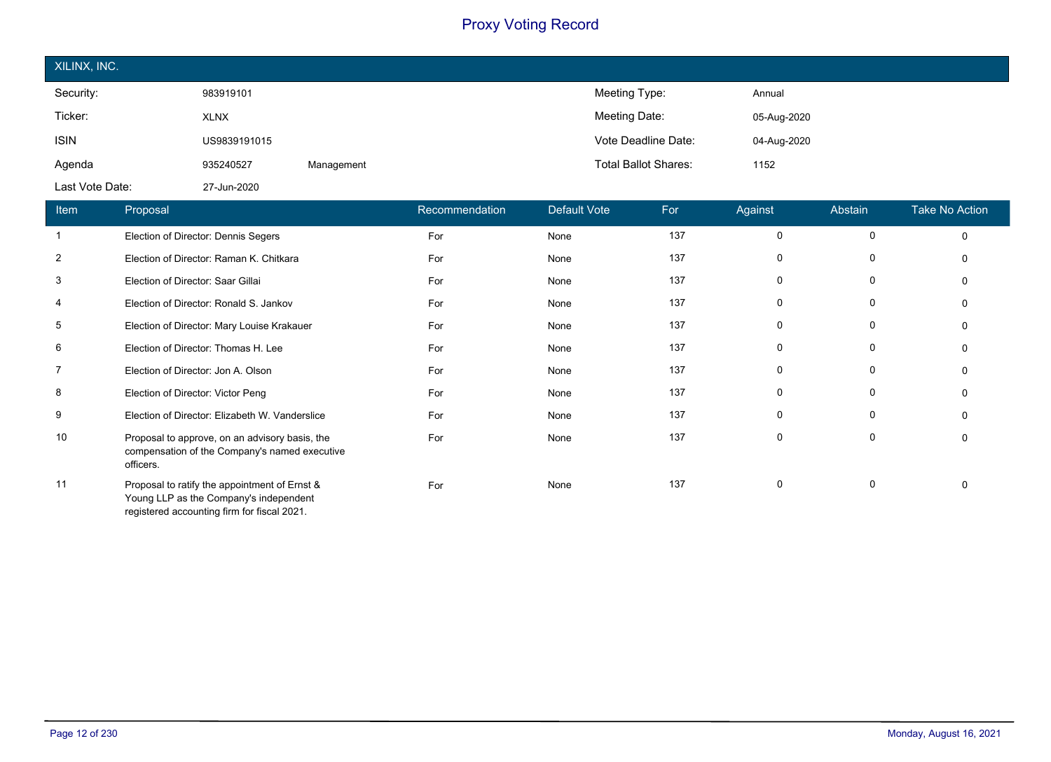# Proxy Voting Record

## XILINX, INC.

| | | | | |
|---|---|---|---|---|
| Security: | 983919101 | | Meeting Type: | Annual |
| Ticker: | XLNX | | Meeting Date: | 05-Aug-2020 |
| ISIN | US9839191015 | | Vote Deadline Date: | 04-Aug-2020 |
| Agenda | 935240527 | Management | Total Ballot Shares: | 1152 |
| Last Vote Date: | 27-Jun-2020 | | | |

| Item | Proposal | Recommendation | Default Vote | For | Against | Abstain | Take No Action |
|---|---|---|---|---|---|---|---|
| 1 | Election of Director: Dennis Segers | For | None | 137 | 0 | 0 | 0 |
| 2 | Election of Director: Raman K. Chitkara | For | None | 137 | 0 | 0 | 0 |
| 3 | Election of Director: Saar Gillai | For | None | 137 | 0 | 0 | 0 |
| 4 | Election of Director: Ronald S. Jankov | For | None | 137 | 0 | 0 | 0 |
| 5 | Election of Director: Mary Louise Krakauer | For | None | 137 | 0 | 0 | 0 |
| 6 | Election of Director: Thomas H. Lee | For | None | 137 | 0 | 0 | 0 |
| 7 | Election of Director: Jon A. Olson | For | None | 137 | 0 | 0 | 0 |
| 8 | Election of Director: Victor Peng | For | None | 137 | 0 | 0 | 0 |
| 9 | Election of Director: Elizabeth W. Vanderslice | For | None | 137 | 0 | 0 | 0 |
| 10 | Proposal to approve, on an advisory basis, the compensation of the Company's named executive officers. | For | None | 137 | 0 | 0 | 0 |
| 11 | Proposal to ratify the appointment of Ernst & Young LLP as the Company's independent registered accounting firm for fiscal 2021. | For | None | 137 | 0 | 0 | 0 |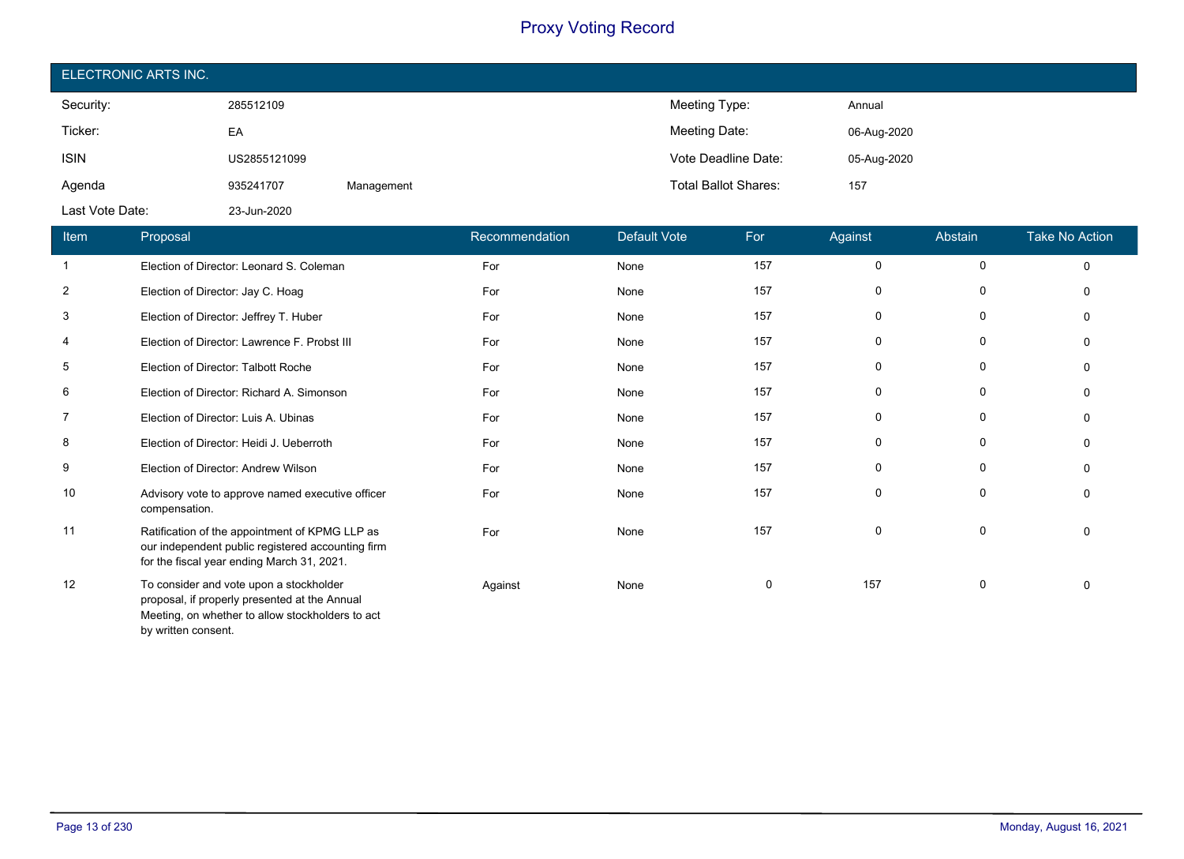# Proxy Voting Record

## ELECTRONIC ARTS INC.

| | | | | |
|---|---|---|---|---|
| Security: | 285512109 | | Meeting Type: | Annual |
| Ticker: | EA | | Meeting Date: | 06-Aug-2020 |
| ISIN | US2855121099 | | Vote Deadline Date: | 05-Aug-2020 |
| Agenda | 935241707 | Management | Total Ballot Shares: | 157 |
| Last Vote Date: | 23-Jun-2020 | | | |

| Item | Proposal | Recommendation | Default Vote | For | Against | Abstain | Take No Action |
|---|---|---|---|---|---|---|---|
| 1 | Election of Director: Leonard S. Coleman | For | None | 157 | 0 | 0 | 0 |
| 2 | Election of Director: Jay C. Hoag | For | None | 157 | 0 | 0 | 0 |
| 3 | Election of Director: Jeffrey T. Huber | For | None | 157 | 0 | 0 | 0 |
| 4 | Election of Director: Lawrence F. Probst III | For | None | 157 | 0 | 0 | 0 |
| 5 | Election of Director: Talbott Roche | For | None | 157 | 0 | 0 | 0 |
| 6 | Election of Director: Richard A. Simonson | For | None | 157 | 0 | 0 | 0 |
| 7 | Election of Director: Luis A. Ubinas | For | None | 157 | 0 | 0 | 0 |
| 8 | Election of Director: Heidi J. Ueberroth | For | None | 157 | 0 | 0 | 0 |
| 9 | Election of Director: Andrew Wilson | For | None | 157 | 0 | 0 | 0 |
| 10 | Advisory vote to approve named executive officer compensation. | For | None | 157 | 0 | 0 | 0 |
| 11 | Ratification of the appointment of KPMG LLP as our independent public registered accounting firm for the fiscal year ending March 31, 2021. | For | None | 157 | 0 | 0 | 0 |
| 12 | To consider and vote upon a stockholder proposal, if properly presented at the Annual Meeting, on whether to allow stockholders to act by written consent. | Against | None | 0 | 157 | 0 | 0 |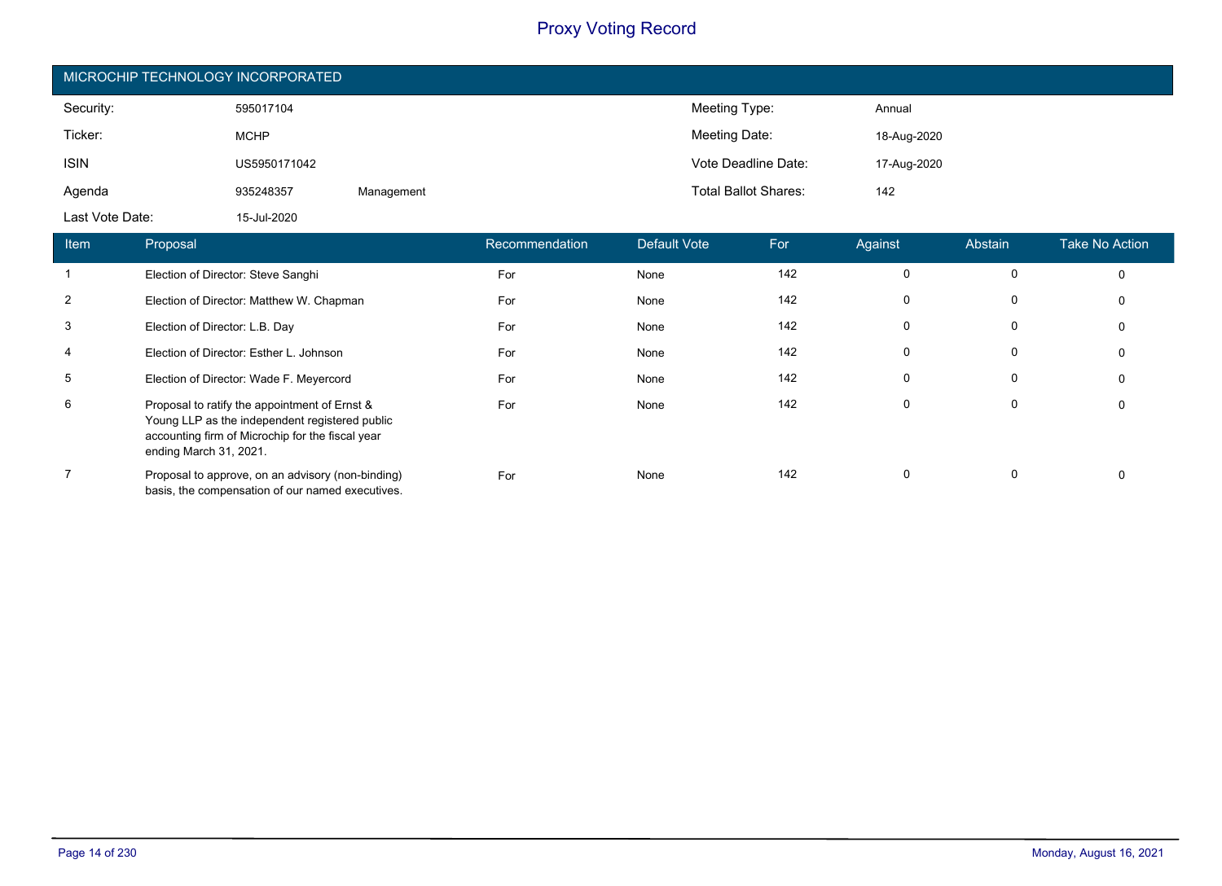# Proxy Voting Record

## MICROCHIP TECHNOLOGY INCORPORATED

| | | | | |
|---|---|---|---|---|
| Security: | 595017104 | | Meeting Type: | Annual |
| Ticker: | MCHP | | Meeting Date: | 18-Aug-2020 |
| ISIN | US5950171042 | | Vote Deadline Date: | 17-Aug-2020 |
| Agenda | 935248357 | Management | Total Ballot Shares: | 142 |
| Last Vote Date: | 15-Jul-2020 | | | |

| Item | Proposal | Recommendation | Default Vote | For | Against | Abstain | Take No Action |
|---|---|---|---|---|---|---|---|
| 1 | Election of Director: Steve Sanghi | For | None | 142 | 0 | 0 | 0 |
| 2 | Election of Director: Matthew W. Chapman | For | None | 142 | 0 | 0 | 0 |
| 3 | Election of Director: L.B. Day | For | None | 142 | 0 | 0 | 0 |
| 4 | Election of Director: Esther L. Johnson | For | None | 142 | 0 | 0 | 0 |
| 5 | Election of Director: Wade F. Meyercord | For | None | 142 | 0 | 0 | 0 |
| 6 | Proposal to ratify the appointment of Ernst & Young LLP as the independent registered public accounting firm of Microchip for the fiscal year ending March 31, 2021. | For | None | 142 | 0 | 0 | 0 |
| 7 | Proposal to approve, on an advisory (non-binding) basis, the compensation of our named executives. | For | None | 142 | 0 | 0 | 0 |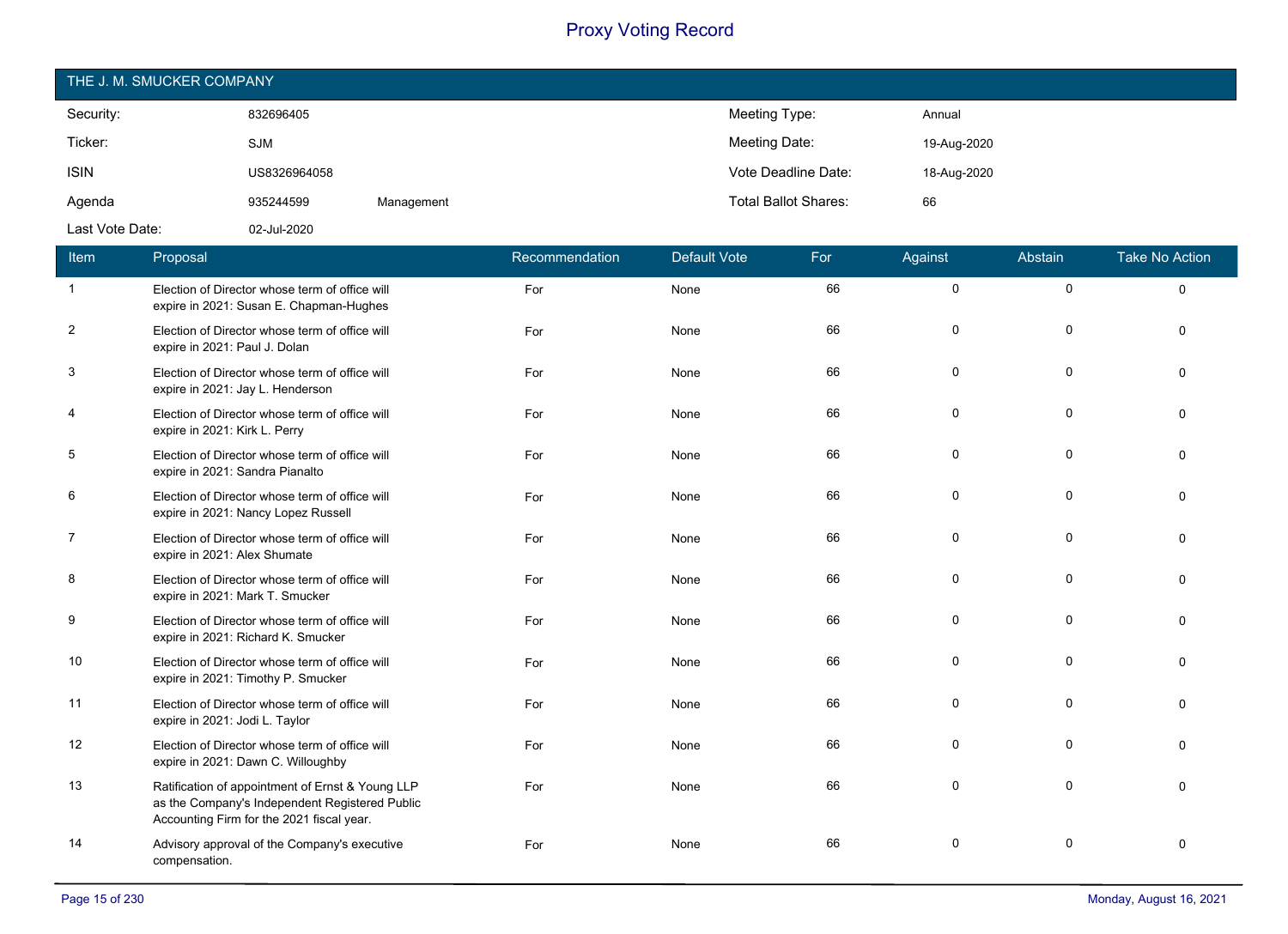# Proxy Voting Record

## THE J. M. SMUCKER COMPANY

| | | | | |
|---|---|---|---|---|
| Security: | 832696405 | | Meeting Type: | Annual |
| Ticker: | SJM | | Meeting Date: | 19-Aug-2020 |
| ISIN | US8326964058 | | Vote Deadline Date: | 18-Aug-2020 |
| Agenda | 935244599 | Management | Total Ballot Shares: | 66 |
| Last Vote Date: | 02-Jul-2020 | | | |

| Item | Proposal | Recommendation | Default Vote | For | Against | Abstain | Take No Action |
|---|---|---|---|---|---|---|---|
| 1 | Election of Director whose term of office will expire in 2021: Susan E. Chapman-Hughes | For | None | 66 | 0 | 0 | 0 |
| 2 | Election of Director whose term of office will expire in 2021: Paul J. Dolan | For | None | 66 | 0 | 0 | 0 |
| 3 | Election of Director whose term of office will expire in 2021: Jay L. Henderson | For | None | 66 | 0 | 0 | 0 |
| 4 | Election of Director whose term of office will expire in 2021: Kirk L. Perry | For | None | 66 | 0 | 0 | 0 |
| 5 | Election of Director whose term of office will expire in 2021: Sandra Pianalto | For | None | 66 | 0 | 0 | 0 |
| 6 | Election of Director whose term of office will expire in 2021: Nancy Lopez Russell | For | None | 66 | 0 | 0 | 0 |
| 7 | Election of Director whose term of office will expire in 2021: Alex Shumate | For | None | 66 | 0 | 0 | 0 |
| 8 | Election of Director whose term of office will expire in 2021: Mark T. Smucker | For | None | 66 | 0 | 0 | 0 |
| 9 | Election of Director whose term of office will expire in 2021: Richard K. Smucker | For | None | 66 | 0 | 0 | 0 |
| 10 | Election of Director whose term of office will expire in 2021: Timothy P. Smucker | For | None | 66 | 0 | 0 | 0 |
| 11 | Election of Director whose term of office will expire in 2021: Jodi L. Taylor | For | None | 66 | 0 | 0 | 0 |
| 12 | Election of Director whose term of office will expire in 2021: Dawn C. Willoughby | For | None | 66 | 0 | 0 | 0 |
| 13 | Ratification of appointment of Ernst & Young LLP as the Company's Independent Registered Public Accounting Firm for the 2021 fiscal year. | For | None | 66 | 0 | 0 | 0 |
| 14 | Advisory approval of the Company's executive compensation. | For | None | 66 | 0 | 0 | 0 |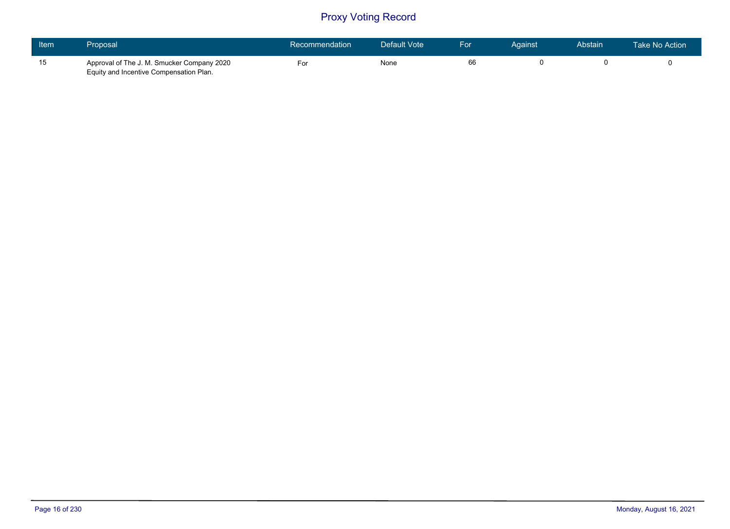# Proxy Voting Record

| Item | Proposal | Recommendation | Default Vote | For | Against | Abstain | Take No Action |
|---|---|---|---|---|---|---|---|
| 15 | Approval of The J. M. Smucker Company 2020 Equity and Incentive Compensation Plan. | For | None | 66 | 0 | 0 | 0 |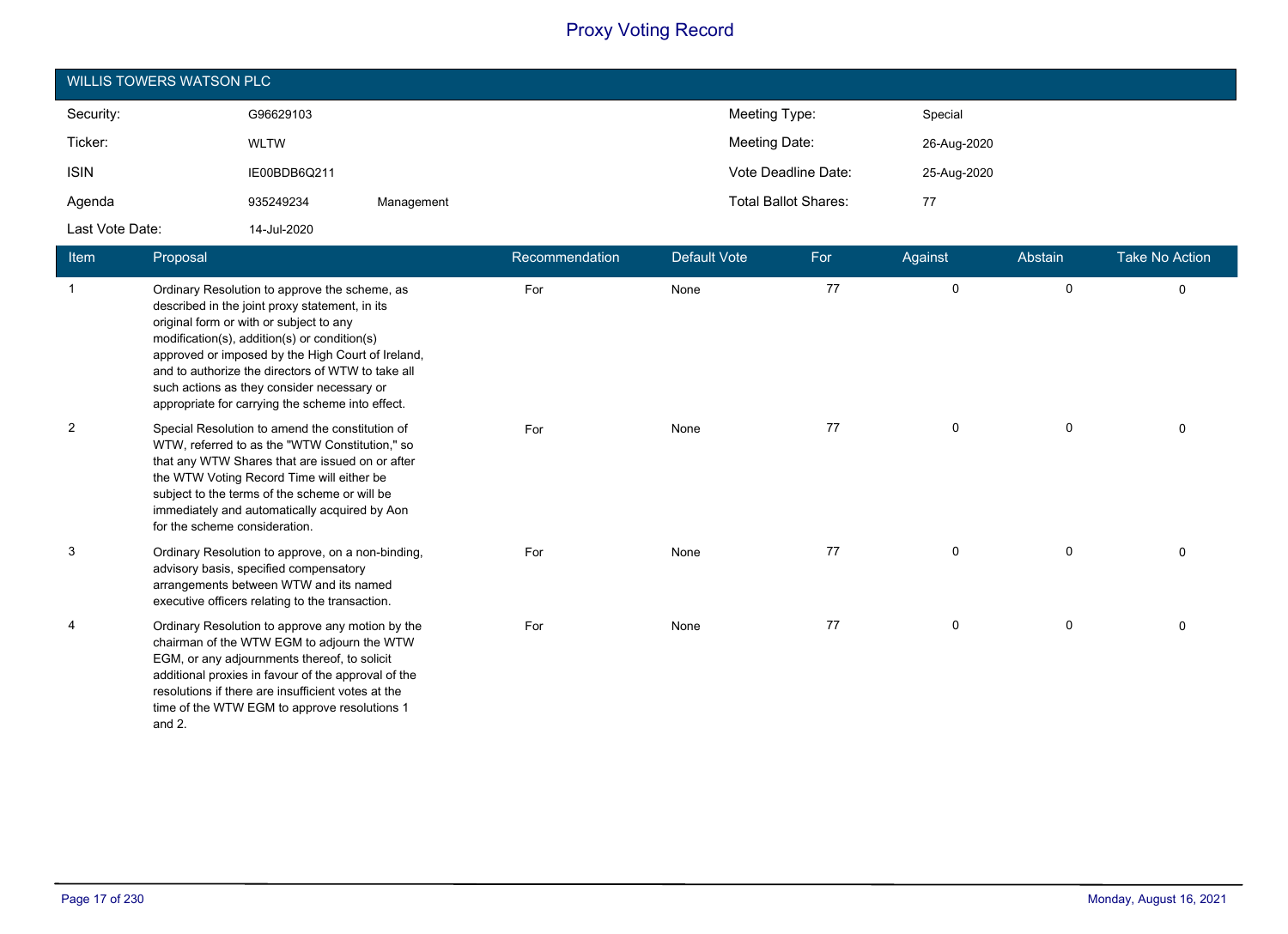# Proxy Voting Record

## WILLIS TOWERS WATSON PLC

| | | | | |
|---|---|---|---|---|
| Security: | G96629103 | | Meeting Type: | Special |
| Ticker: | WLTW | | Meeting Date: | 26-Aug-2020 |
| ISIN | IE00BDB6Q211 | | Vote Deadline Date: | 25-Aug-2020 |
| Agenda | 935249234 | Management | Total Ballot Shares: | 77 |
| Last Vote Date: | 14-Jul-2020 | | | |

| Item | Proposal | Recommendation | Default Vote | For | Against | Abstain | Take No Action |
|---|---|---|---|---|---|---|---|
| 1 | Ordinary Resolution to approve the scheme, as described in the joint proxy statement, in its original form or with or subject to any modification(s), addition(s) or condition(s) approved or imposed by the High Court of Ireland, and to authorize the directors of WTW to take all such actions as they consider necessary or appropriate for carrying the scheme into effect. | For | None | 77 | 0 | 0 | 0 |
| 2 | Special Resolution to amend the constitution of WTW, referred to as the "WTW Constitution," so that any WTW Shares that are issued on or after the WTW Voting Record Time will either be subject to the terms of the scheme or will be immediately and automatically acquired by Aon for the scheme consideration. | For | None | 77 | 0 | 0 | 0 |
| 3 | Ordinary Resolution to approve, on a non-binding, advisory basis, specified compensatory arrangements between WTW and its named executive officers relating to the transaction. | For | None | 77 | 0 | 0 | 0 |
| 4 | Ordinary Resolution to approve any motion by the chairman of the WTW EGM to adjourn the WTW EGM, or any adjournments thereof, to solicit additional proxies in favour of the approval of the resolutions if there are insufficient votes at the time of the WTW EGM to approve resolutions 1 and 2. | For | None | 77 | 0 | 0 | 0 |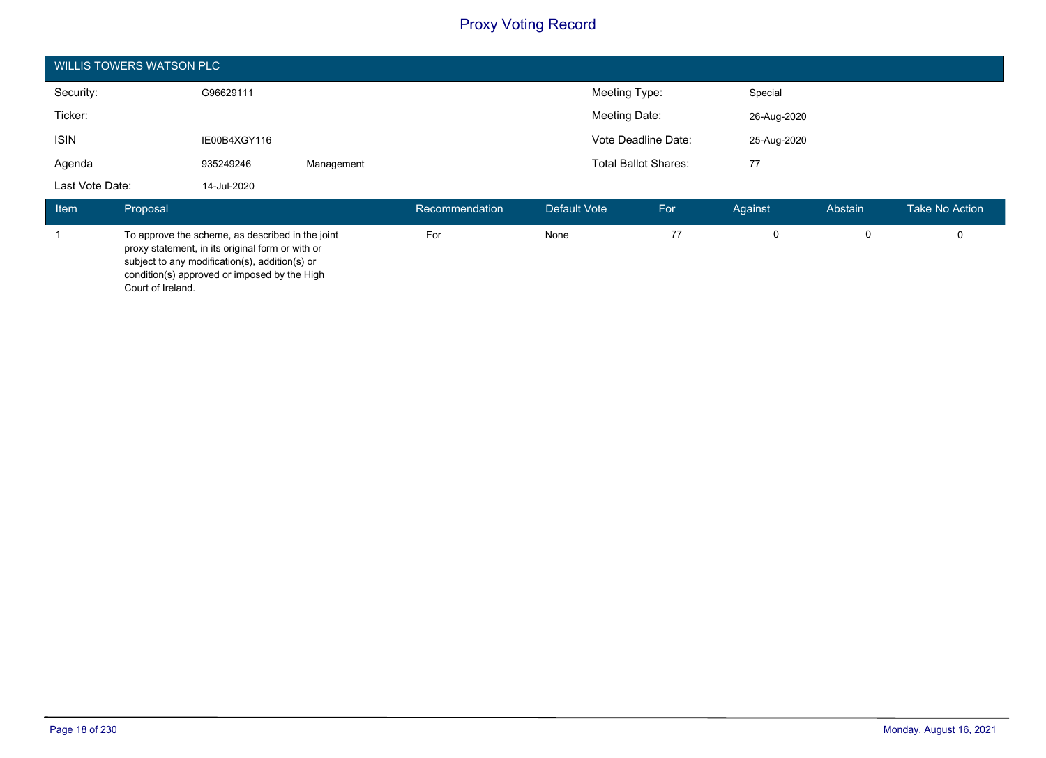# Proxy Voting Record

## WILLIS TOWERS WATSON PLC

| | | | | |
|---|---|---|---|---|
| Security: | G96629111 | | Meeting Type: | Special |
| Ticker: | | | Meeting Date: | 26-Aug-2020 |
| ISIN | IE00B4XGY116 | | Vote Deadline Date: | 25-Aug-2020 |
| Agenda | 935249246 | Management | Total Ballot Shares: | 77 |
| Last Vote Date: | 14-Jul-2020 | | | |

| Item | Proposal | Recommendation | Default Vote | For | Against | Abstain | Take No Action |
|---|---|---|---|---|---|---|---|
| 1 | To approve the scheme, as described in the joint proxy statement, in its original form or with or subject to any modification(s), addition(s) or condition(s) approved or imposed by the High Court of Ireland. | For | None | 77 | 0 | 0 | 0 |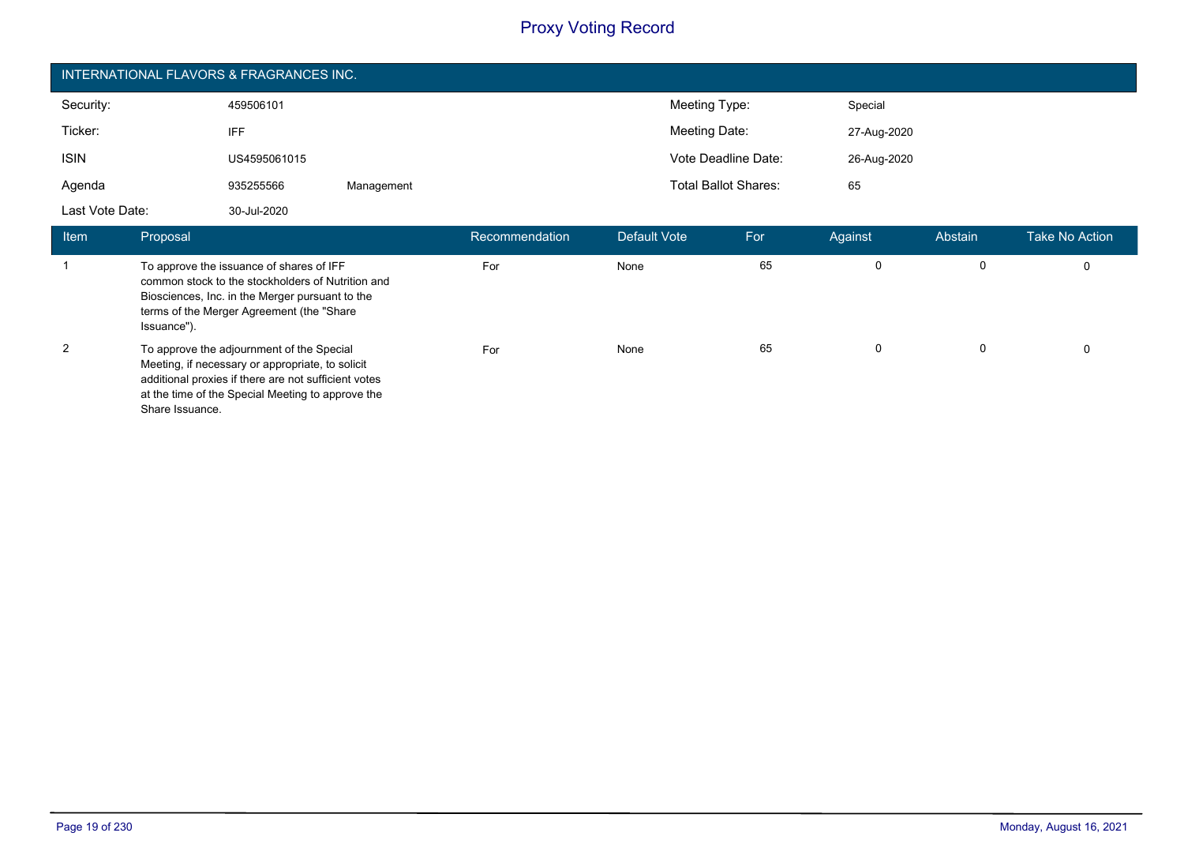# Proxy Voting Record

## INTERNATIONAL FLAVORS & FRAGRANCES INC.

| | | | | |
|---|---|---|---|---|
| Security: | 459506101 | | Meeting Type: | Special |
| Ticker: | IFF | | Meeting Date: | 27-Aug-2020 |
| ISIN | US4595061015 | | Vote Deadline Date: | 26-Aug-2020 |
| Agenda | 935255566 | Management | Total Ballot Shares: | 65 |
| Last Vote Date: | 30-Jul-2020 | | | |

| Item | Proposal | Recommendation | Default Vote | For | Against | Abstain | Take No Action |
|---|---|---|---|---|---|---|---|
| 1 | To approve the issuance of shares of IFF common stock to the stockholders of Nutrition and Biosciences, Inc. in the Merger pursuant to the terms of the Merger Agreement (the "Share Issuance"). | For | None | 65 | 0 | 0 | 0 |
| 2 | To approve the adjournment of the Special Meeting, if necessary or appropriate, to solicit additional proxies if there are not sufficient votes at the time of the Special Meeting to approve the Share Issuance. | For | None | 65 | 0 | 0 | 0 |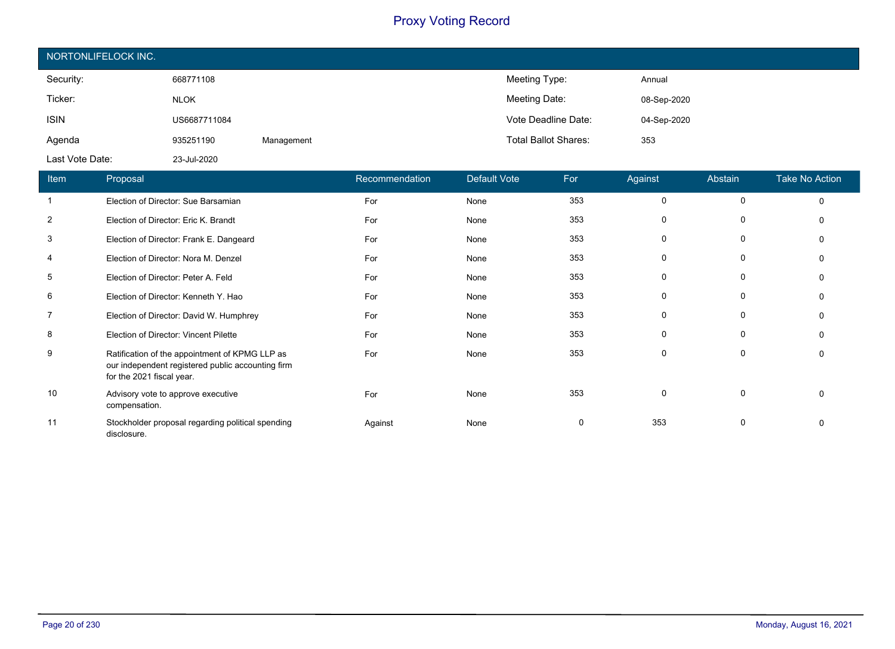# Proxy Voting Record

## NORTONLIFELOCK INC.

| | | | | |
|---|---|---|---|---|
| Security: | 668771108 | | Meeting Type: | Annual |
| Ticker: | NLOK | | Meeting Date: | 08-Sep-2020 |
| ISIN | US6687711084 | | Vote Deadline Date: | 04-Sep-2020 |
| Agenda | 935251190 | Management | Total Ballot Shares: | 353 |
| Last Vote Date: | 23-Jul-2020 | | | |

| Item | Proposal | Recommendation | Default Vote | For | Against | Abstain | Take No Action |
|---|---|---|---|---|---|---|---|
| 1 | Election of Director: Sue Barsamian | For | None | 353 | 0 | 0 | 0 |
| 2 | Election of Director: Eric K. Brandt | For | None | 353 | 0 | 0 | 0 |
| 3 | Election of Director: Frank E. Dangeard | For | None | 353 | 0 | 0 | 0 |
| 4 | Election of Director: Nora M. Denzel | For | None | 353 | 0 | 0 | 0 |
| 5 | Election of Director: Peter A. Feld | For | None | 353 | 0 | 0 | 0 |
| 6 | Election of Director: Kenneth Y. Hao | For | None | 353 | 0 | 0 | 0 |
| 7 | Election of Director: David W. Humphrey | For | None | 353 | 0 | 0 | 0 |
| 8 | Election of Director: Vincent Pilette | For | None | 353 | 0 | 0 | 0 |
| 9 | Ratification of the appointment of KPMG LLP as our independent registered public accounting firm for the 2021 fiscal year. | For | None | 353 | 0 | 0 | 0 |
| 10 | Advisory vote to approve executive compensation. | For | None | 353 | 0 | 0 | 0 |
| 11 | Stockholder proposal regarding political spending disclosure. | Against | None | 0 | 353 | 0 | 0 |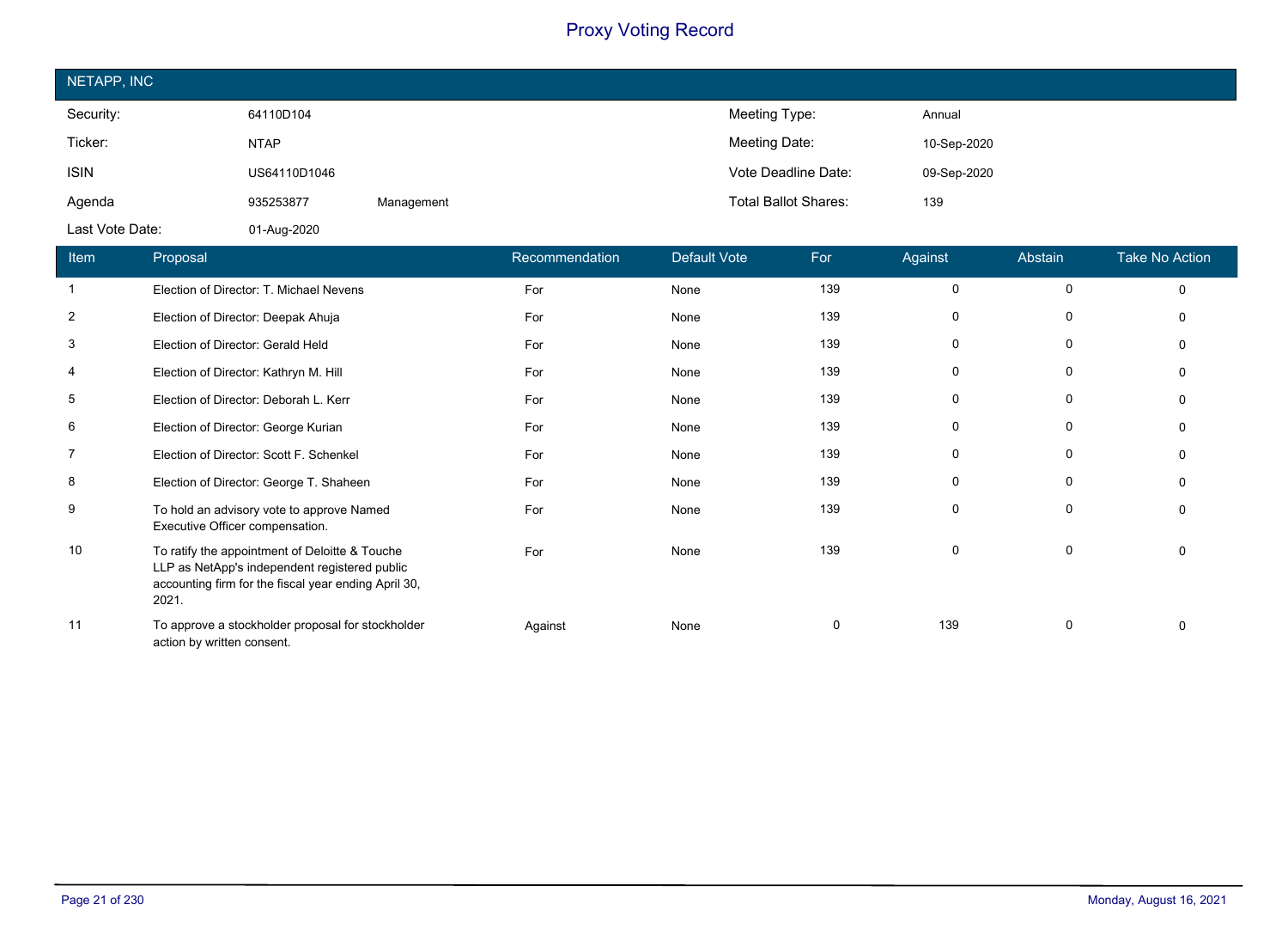# Proxy Voting Record

## NETAPP, INC

| | | | | |
|---|---|---|---|---|
| Security: | 64110D104 | | Meeting Type: | Annual |
| Ticker: | NTAP | | Meeting Date: | 10-Sep-2020 |
| ISIN | US64110D1046 | | Vote Deadline Date: | 09-Sep-2020 |
| Agenda | 935253877 | Management | Total Ballot Shares: | 139 |
| Last Vote Date: | 01-Aug-2020 | | | |

| Item | Proposal | Recommendation | Default Vote | For | Against | Abstain | Take No Action |
|---|---|---|---|---|---|---|---|
| 1 | Election of Director: T. Michael Nevens | For | None | 139 | 0 | 0 | 0 |
| 2 | Election of Director: Deepak Ahuja | For | None | 139 | 0 | 0 | 0 |
| 3 | Election of Director: Gerald Held | For | None | 139 | 0 | 0 | 0 |
| 4 | Election of Director: Kathryn M. Hill | For | None | 139 | 0 | 0 | 0 |
| 5 | Election of Director: Deborah L. Kerr | For | None | 139 | 0 | 0 | 0 |
| 6 | Election of Director: George Kurian | For | None | 139 | 0 | 0 | 0 |
| 7 | Election of Director: Scott F. Schenkel | For | None | 139 | 0 | 0 | 0 |
| 8 | Election of Director: George T. Shaheen | For | None | 139 | 0 | 0 | 0 |
| 9 | To hold an advisory vote to approve Named Executive Officer compensation. | For | None | 139 | 0 | 0 | 0 |
| 10 | To ratify the appointment of Deloitte & Touche LLP as NetApp's independent registered public accounting firm for the fiscal year ending April 30, 2021. | For | None | 139 | 0 | 0 | 0 |
| 11 | To approve a stockholder proposal for stockholder action by written consent. | Against | None | 0 | 139 | 0 | 0 |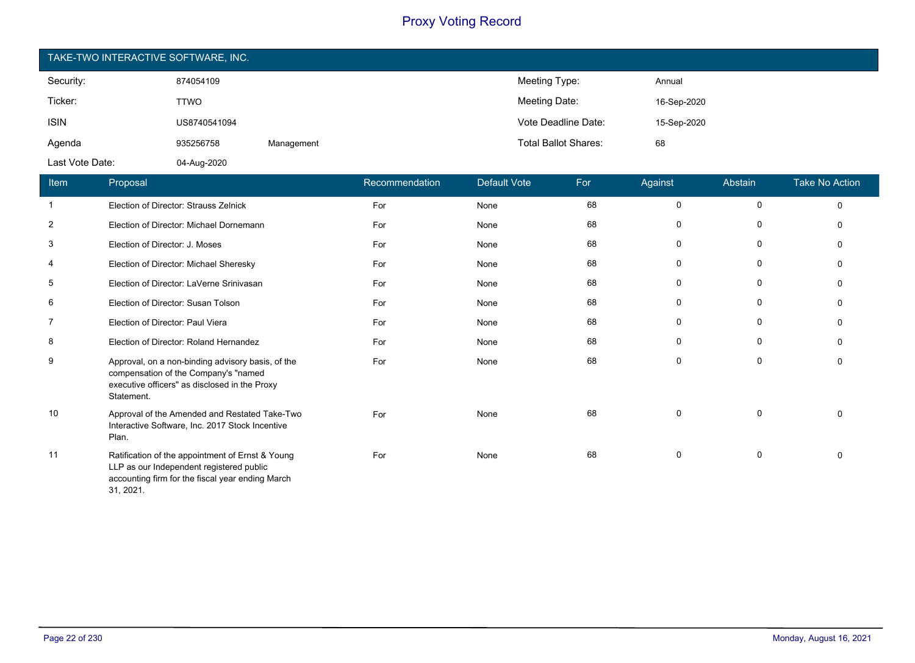# Proxy Voting Record

## TAKE-TWO INTERACTIVE SOFTWARE, INC.

| | | | | |
|---|---|---|---|---|
| Security: | 874054109 | | Meeting Type: | Annual |
| Ticker: | TTWO | | Meeting Date: | 16-Sep-2020 |
| ISIN | US8740541094 | | Vote Deadline Date: | 15-Sep-2020 |
| Agenda | 935256758 | Management | Total Ballot Shares: | 68 |
| Last Vote Date: | 04-Aug-2020 | | | |

| Item | Proposal | Recommendation | Default Vote | For | Against | Abstain | Take No Action |
|---|---|---|---|---|---|---|---|
| 1 | Election of Director: Strauss Zelnick | For | None | 68 | 0 | 0 | 0 |
| 2 | Election of Director: Michael Dornemann | For | None | 68 | 0 | 0 | 0 |
| 3 | Election of Director: J. Moses | For | None | 68 | 0 | 0 | 0 |
| 4 | Election of Director: Michael Sheresky | For | None | 68 | 0 | 0 | 0 |
| 5 | Election of Director: LaVerne Srinivasan | For | None | 68 | 0 | 0 | 0 |
| 6 | Election of Director: Susan Tolson | For | None | 68 | 0 | 0 | 0 |
| 7 | Election of Director: Paul Viera | For | None | 68 | 0 | 0 | 0 |
| 8 | Election of Director: Roland Hernandez | For | None | 68 | 0 | 0 | 0 |
| 9 | Approval, on a non-binding advisory basis, of the compensation of the Company's "named executive officers" as disclosed in the Proxy Statement. | For | None | 68 | 0 | 0 | 0 |
| 10 | Approval of the Amended and Restated Take-Two Interactive Software, Inc. 2017 Stock Incentive Plan. | For | None | 68 | 0 | 0 | 0 |
| 11 | Ratification of the appointment of Ernst & Young LLP as our Independent registered public accounting firm for the fiscal year ending March 31, 2021. | For | None | 68 | 0 | 0 | 0 |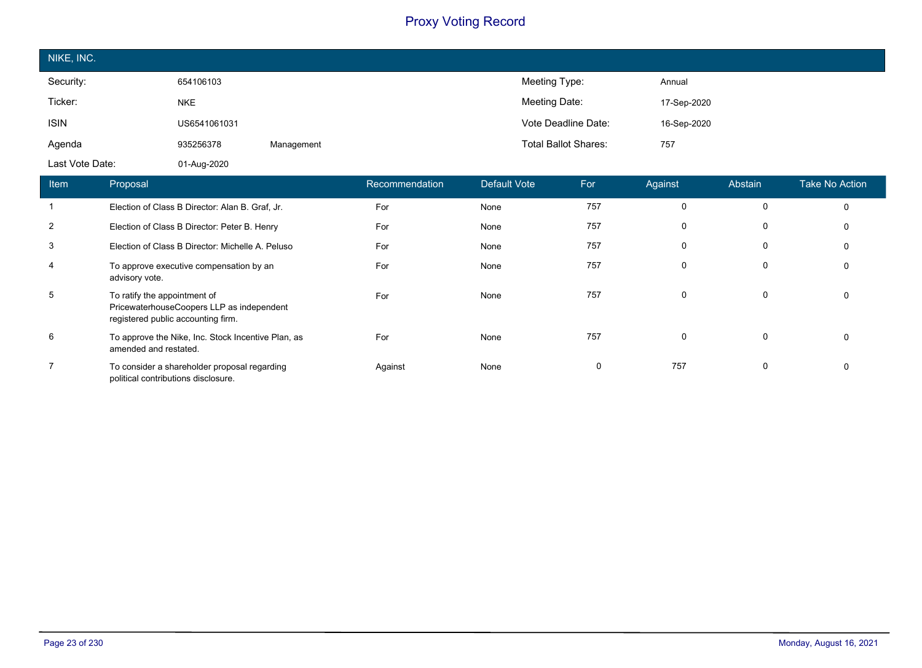# Proxy Voting Record

## NIKE, INC.

| | | | | |
|---|---|---|---|---|
| Security: | 654106103 | | Meeting Type: | Annual |
| Ticker: | NKE | | Meeting Date: | 17-Sep-2020 |
| ISIN | US6541061031 | | Vote Deadline Date: | 16-Sep-2020 |
| Agenda | 935256378 | Management | Total Ballot Shares: | 757 |
| Last Vote Date: | 01-Aug-2020 | | | |

| Item | Proposal | Recommendation | Default Vote | For | Against | Abstain | Take No Action |
|---|---|---|---|---|---|---|---|
| 1 | Election of Class B Director: Alan B. Graf, Jr. | For | None | 757 | 0 | 0 | 0 |
| 2 | Election of Class B Director: Peter B. Henry | For | None | 757 | 0 | 0 | 0 |
| 3 | Election of Class B Director: Michelle A. Peluso | For | None | 757 | 0 | 0 | 0 |
| 4 | To approve executive compensation by an advisory vote. | For | None | 757 | 0 | 0 | 0 |
| 5 | To ratify the appointment of PricewaterhouseCoopers LLP as independent registered public accounting firm. | For | None | 757 | 0 | 0 | 0 |
| 6 | To approve the Nike, Inc. Stock Incentive Plan, as amended and restated. | For | None | 757 | 0 | 0 | 0 |
| 7 | To consider a shareholder proposal regarding political contributions disclosure. | Against | None | 0 | 757 | 0 | 0 |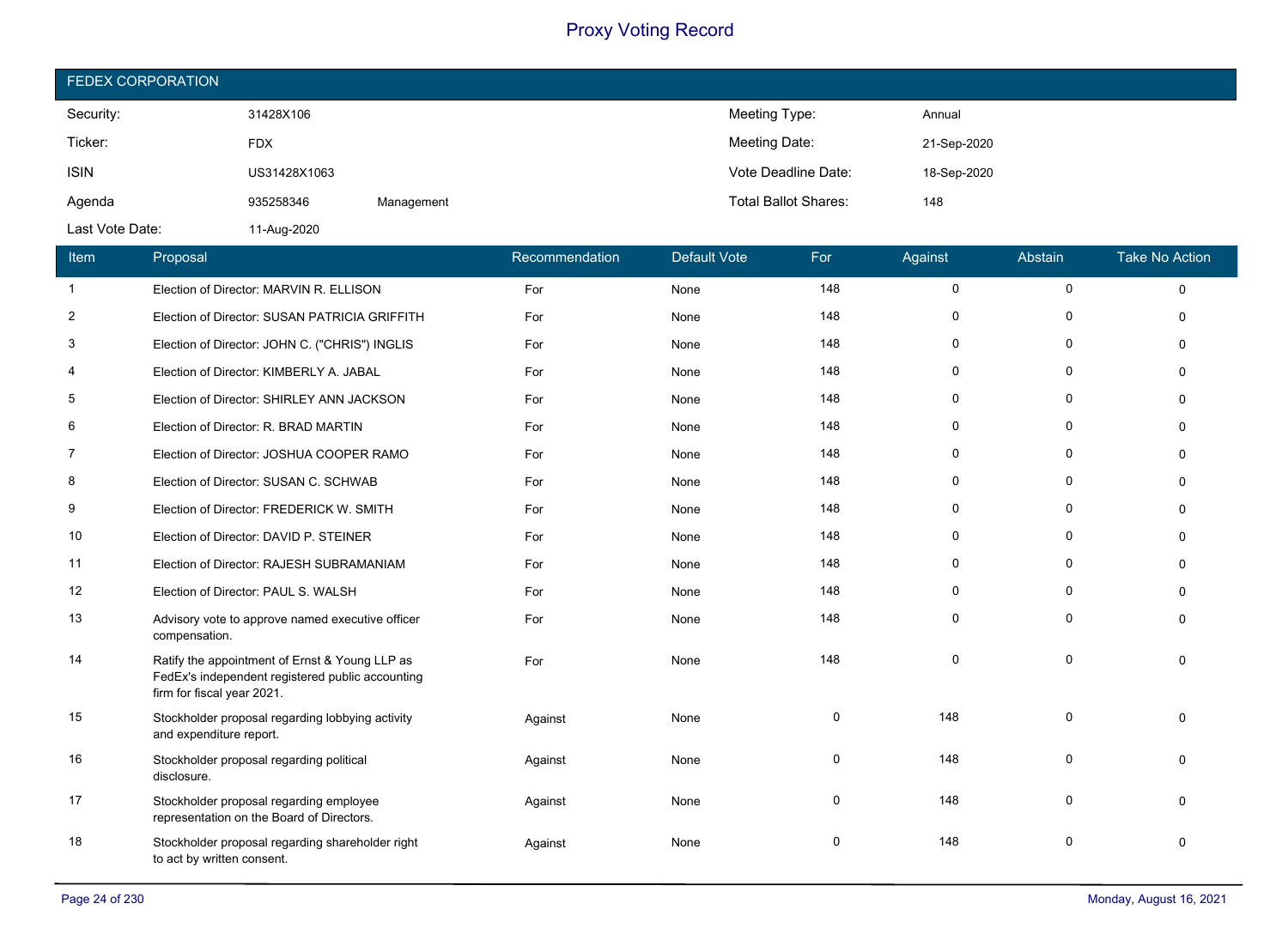# Proxy Voting Record

## FEDEX CORPORATION

| | | | | |
|---|---|---|---|---|
| Security: | 31428X106 | | Meeting Type: | Annual |
| Ticker: | FDX | | Meeting Date: | 21-Sep-2020 |
| ISIN | US31428X1063 | | Vote Deadline Date: | 18-Sep-2020 |
| Agenda | 935258346 | Management | Total Ballot Shares: | 148 |
| Last Vote Date: | 11-Aug-2020 | | | |

| Item | Proposal | Recommendation | Default Vote | For | Against | Abstain | Take No Action |
|---|---|---|---|---|---|---|---|
| 1 | Election of Director: MARVIN R. ELLISON | For | None | 148 | 0 | 0 | 0 |
| 2 | Election of Director: SUSAN PATRICIA GRIFFITH | For | None | 148 | 0 | 0 | 0 |
| 3 | Election of Director: JOHN C. ("CHRIS") INGLIS | For | None | 148 | 0 | 0 | 0 |
| 4 | Election of Director: KIMBERLY A. JABAL | For | None | 148 | 0 | 0 | 0 |
| 5 | Election of Director: SHIRLEY ANN JACKSON | For | None | 148 | 0 | 0 | 0 |
| 6 | Election of Director: R. BRAD MARTIN | For | None | 148 | 0 | 0 | 0 |
| 7 | Election of Director: JOSHUA COOPER RAMO | For | None | 148 | 0 | 0 | 0 |
| 8 | Election of Director: SUSAN C. SCHWAB | For | None | 148 | 0 | 0 | 0 |
| 9 | Election of Director: FREDERICK W. SMITH | For | None | 148 | 0 | 0 | 0 |
| 10 | Election of Director: DAVID P. STEINER | For | None | 148 | 0 | 0 | 0 |
| 11 | Election of Director: RAJESH SUBRAMANIAM | For | None | 148 | 0 | 0 | 0 |
| 12 | Election of Director: PAUL S. WALSH | For | None | 148 | 0 | 0 | 0 |
| 13 | Advisory vote to approve named executive officer compensation. | For | None | 148 | 0 | 0 | 0 |
| 14 | Ratify the appointment of Ernst & Young LLP as FedEx's independent registered public accounting firm for fiscal year 2021. | For | None | 148 | 0 | 0 | 0 |
| 15 | Stockholder proposal regarding lobbying activity and expenditure report. | Against | None | 0 | 148 | 0 | 0 |
| 16 | Stockholder proposal regarding political disclosure. | Against | None | 0 | 148 | 0 | 0 |
| 17 | Stockholder proposal regarding employee representation on the Board of Directors. | Against | None | 0 | 148 | 0 | 0 |
| 18 | Stockholder proposal regarding shareholder right to act by written consent. | Against | None | 0 | 148 | 0 | 0 |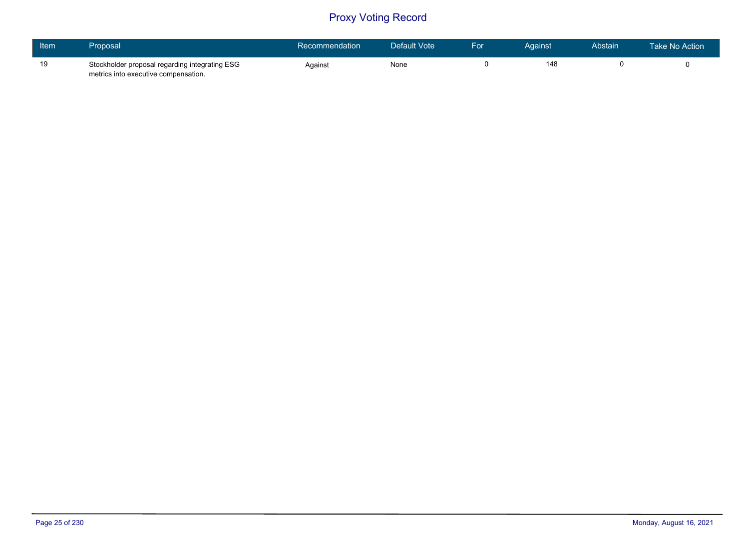# Proxy Voting Record

| Item | Proposal | Recommendation | Default Vote | For | Against | Abstain | Take No Action |
|---|---|---|---|---|---|---|---|
| 19 | Stockholder proposal regarding integrating ESG metrics into executive compensation. | Against | None | 0 | 148 | 0 | 0 |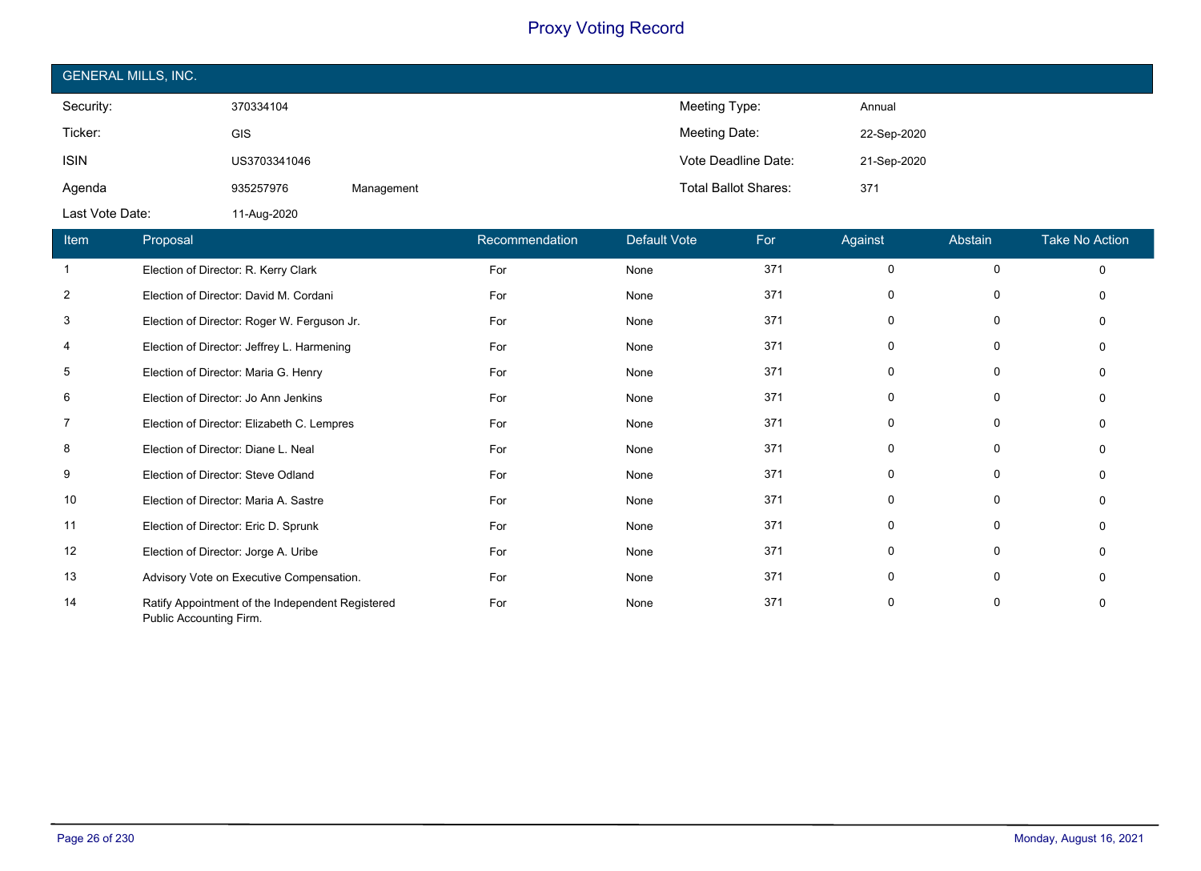# Proxy Voting Record

## GENERAL MILLS, INC.

| | | | | |
|---|---|---|---|---|
| Security: | 370334104 | | Meeting Type: | Annual |
| Ticker: | GIS | | Meeting Date: | 22-Sep-2020 |
| ISIN | US3703341046 | | Vote Deadline Date: | 21-Sep-2020 |
| Agenda | 935257976 | Management | Total Ballot Shares: | 371 |
| Last Vote Date: | 11-Aug-2020 | | | |

| Item | Proposal | Recommendation | Default Vote | For | Against | Abstain | Take No Action |
|---|---|---|---|---|---|---|---|
| 1 | Election of Director: R. Kerry Clark | For | None | 371 | 0 | 0 | 0 |
| 2 | Election of Director: David M. Cordani | For | None | 371 | 0 | 0 | 0 |
| 3 | Election of Director: Roger W. Ferguson Jr. | For | None | 371 | 0 | 0 | 0 |
| 4 | Election of Director: Jeffrey L. Harmening | For | None | 371 | 0 | 0 | 0 |
| 5 | Election of Director: Maria G. Henry | For | None | 371 | 0 | 0 | 0 |
| 6 | Election of Director: Jo Ann Jenkins | For | None | 371 | 0 | 0 | 0 |
| 7 | Election of Director: Elizabeth C. Lempres | For | None | 371 | 0 | 0 | 0 |
| 8 | Election of Director: Diane L. Neal | For | None | 371 | 0 | 0 | 0 |
| 9 | Election of Director: Steve Odland | For | None | 371 | 0 | 0 | 0 |
| 10 | Election of Director: Maria A. Sastre | For | None | 371 | 0 | 0 | 0 |
| 11 | Election of Director: Eric D. Sprunk | For | None | 371 | 0 | 0 | 0 |
| 12 | Election of Director: Jorge A. Uribe | For | None | 371 | 0 | 0 | 0 |
| 13 | Advisory Vote on Executive Compensation. | For | None | 371 | 0 | 0 | 0 |
| 14 | Ratify Appointment of the Independent Registered Public Accounting Firm. | For | None | 371 | 0 | 0 | 0 |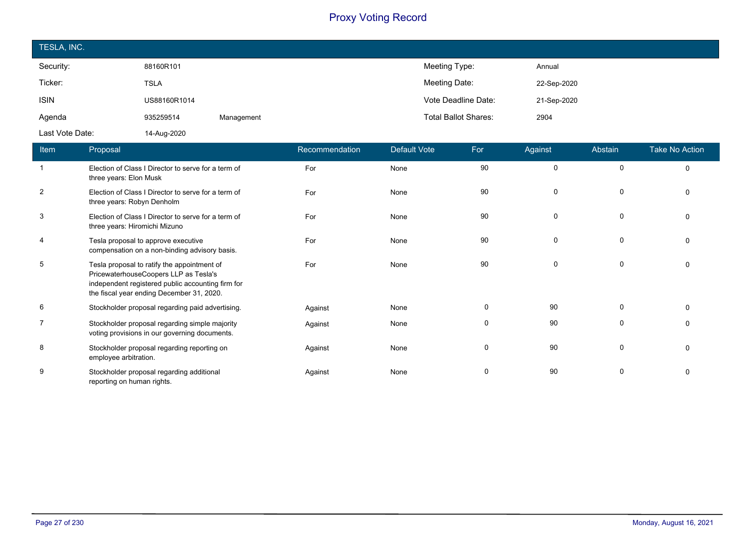# Proxy Voting Record

## TESLA, INC.

| | | | | |
|---|---|---|---|---|
| Security: | 88160R101 | | Meeting Type: | Annual |
| Ticker: | TSLA | | Meeting Date: | 22-Sep-2020 |
| ISIN | US88160R1014 | | Vote Deadline Date: | 21-Sep-2020 |
| Agenda | 935259514 | Management | Total Ballot Shares: | 2904 |
| Last Vote Date: | 14-Aug-2020 | | | |

| Item | Proposal | Recommendation | Default Vote | For | Against | Abstain | Take No Action |
|---|---|---|---|---|---|---|---|
| 1 | Election of Class I Director to serve for a term of three years: Elon Musk | For | None | 90 | 0 | 0 | 0 |
| 2 | Election of Class I Director to serve for a term of three years: Robyn Denholm | For | None | 90 | 0 | 0 | 0 |
| 3 | Election of Class I Director to serve for a term of three years: Hiromichi Mizuno | For | None | 90 | 0 | 0 | 0 |
| 4 | Tesla proposal to approve executive compensation on a non-binding advisory basis. | For | None | 90 | 0 | 0 | 0 |
| 5 | Tesla proposal to ratify the appointment of PricewaterhouseCoopers LLP as Tesla's independent registered public accounting firm for the fiscal year ending December 31, 2020. | For | None | 90 | 0 | 0 | 0 |
| 6 | Stockholder proposal regarding paid advertising. | Against | None | 0 | 90 | 0 | 0 |
| 7 | Stockholder proposal regarding simple majority voting provisions in our governing documents. | Against | None | 0 | 90 | 0 | 0 |
| 8 | Stockholder proposal regarding reporting on employee arbitration. | Against | None | 0 | 90 | 0 | 0 |
| 9 | Stockholder proposal regarding additional reporting on human rights. | Against | None | 0 | 90 | 0 | 0 |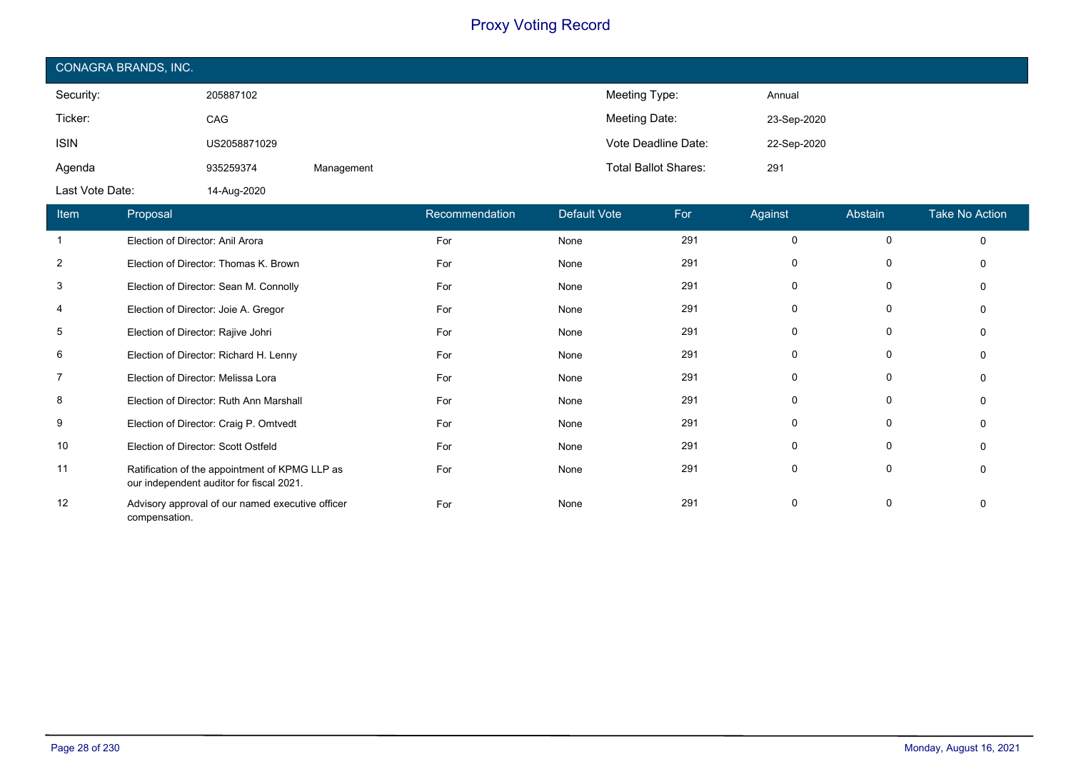# Proxy Voting Record

## CONAGRA BRANDS, INC.

| | | | | |
|---|---|---|---|---|
| Security: | 205887102 | | Meeting Type: | Annual |
| Ticker: | CAG | | Meeting Date: | 23-Sep-2020 |
| ISIN | US2058871029 | | Vote Deadline Date: | 22-Sep-2020 |
| Agenda | 935259374 | Management | Total Ballot Shares: | 291 |
| Last Vote Date: | 14-Aug-2020 | | | |

| Item | Proposal | Recommendation | Default Vote | For | Against | Abstain | Take No Action |
|---|---|---|---|---|---|---|---|
| 1 | Election of Director: Anil Arora | For | None | 291 | 0 | 0 | 0 |
| 2 | Election of Director: Thomas K. Brown | For | None | 291 | 0 | 0 | 0 |
| 3 | Election of Director: Sean M. Connolly | For | None | 291 | 0 | 0 | 0 |
| 4 | Election of Director: Joie A. Gregor | For | None | 291 | 0 | 0 | 0 |
| 5 | Election of Director: Rajive Johri | For | None | 291 | 0 | 0 | 0 |
| 6 | Election of Director: Richard H. Lenny | For | None | 291 | 0 | 0 | 0 |
| 7 | Election of Director: Melissa Lora | For | None | 291 | 0 | 0 | 0 |
| 8 | Election of Director: Ruth Ann Marshall | For | None | 291 | 0 | 0 | 0 |
| 9 | Election of Director: Craig P. Omtvedt | For | None | 291 | 0 | 0 | 0 |
| 10 | Election of Director: Scott Ostfeld | For | None | 291 | 0 | 0 | 0 |
| 11 | Ratification of the appointment of KPMG LLP as our independent auditor for fiscal 2021. | For | None | 291 | 0 | 0 | 0 |
| 12 | Advisory approval of our named executive officer compensation. | For | None | 291 | 0 | 0 | 0 |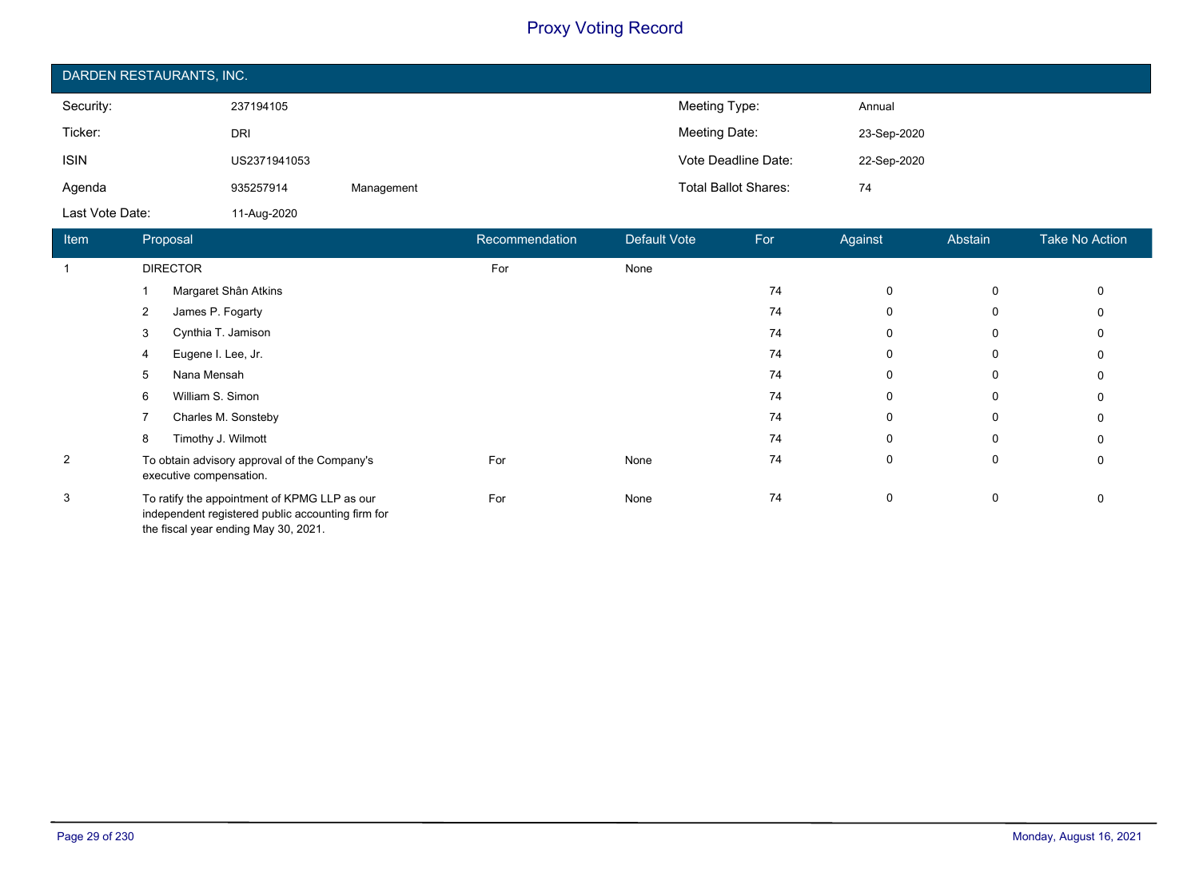# Proxy Voting Record

## DARDEN RESTAURANTS, INC.

| | | | | |
|---|---|---|---|---|
| Security: | 237194105 | | Meeting Type: | Annual |
| Ticker: | DRI | | Meeting Date: | 23-Sep-2020 |
| ISIN | US2371941053 | | Vote Deadline Date: | 22-Sep-2020 |
| Agenda | 935257914 | Management | Total Ballot Shares: | 74 |
| Last Vote Date: | 11-Aug-2020 | | | |

| Item | Proposal | Recommendation | Default Vote | For | Against | Abstain | Take No Action |
|---|---|---|---|---|---|---|---|
| 1 | DIRECTOR | For | None | | | | |
| | 1 Margaret Shân Atkins | | | 74 | 0 | 0 | 0 |
| | 2 James P. Fogarty | | | 74 | 0 | 0 | 0 |
| | 3 Cynthia T. Jamison | | | 74 | 0 | 0 | 0 |
| | 4 Eugene I. Lee, Jr. | | | 74 | 0 | 0 | 0 |
| | 5 Nana Mensah | | | 74 | 0 | 0 | 0 |
| | 6 William S. Simon | | | 74 | 0 | 0 | 0 |
| | 7 Charles M. Sonsteby | | | 74 | 0 | 0 | 0 |
| | 8 Timothy J. Wilmott | | | 74 | 0 | 0 | 0 |
| 2 | To obtain advisory approval of the Company's executive compensation. | For | None | 74 | 0 | 0 | 0 |
| 3 | To ratify the appointment of KPMG LLP as our independent registered public accounting firm for the fiscal year ending May 30, 2021. | For | None | 74 | 0 | 0 | 0 |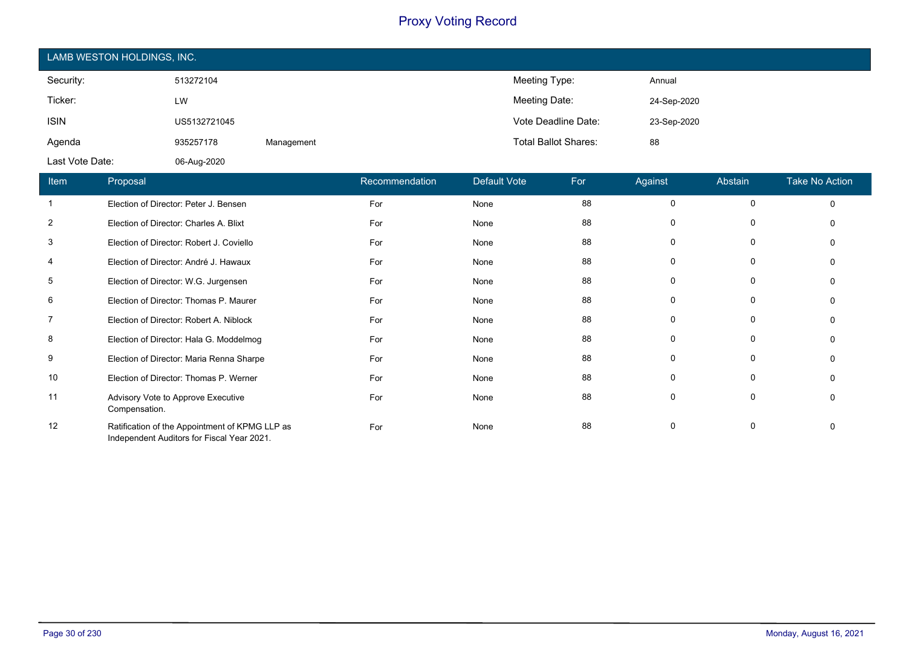# Proxy Voting Record

## LAMB WESTON HOLDINGS, INC.

| | | | | |
|---|---|---|---|---|
| Security: | 513272104 | | Meeting Type: | Annual |
| Ticker: | LW | | Meeting Date: | 24-Sep-2020 |
| ISIN | US5132721045 | | Vote Deadline Date: | 23-Sep-2020 |
| Agenda | 935257178 | Management | Total Ballot Shares: | 88 |
| Last Vote Date: | 06-Aug-2020 | | | |

| Item | Proposal | Recommendation | Default Vote | For | Against | Abstain | Take No Action |
|---|---|---|---|---|---|---|---|
| 1 | Election of Director: Peter J. Bensen | For | None | 88 | 0 | 0 | 0 |
| 2 | Election of Director: Charles A. Blixt | For | None | 88 | 0 | 0 | 0 |
| 3 | Election of Director: Robert J. Coviello | For | None | 88 | 0 | 0 | 0 |
| 4 | Election of Director: André J. Hawaux | For | None | 88 | 0 | 0 | 0 |
| 5 | Election of Director: W.G. Jurgensen | For | None | 88 | 0 | 0 | 0 |
| 6 | Election of Director: Thomas P. Maurer | For | None | 88 | 0 | 0 | 0 |
| 7 | Election of Director: Robert A. Niblock | For | None | 88 | 0 | 0 | 0 |
| 8 | Election of Director: Hala G. Moddelmog | For | None | 88 | 0 | 0 | 0 |
| 9 | Election of Director: Maria Renna Sharpe | For | None | 88 | 0 | 0 | 0 |
| 10 | Election of Director: Thomas P. Werner | For | None | 88 | 0 | 0 | 0 |
| 11 | Advisory Vote to Approve Executive Compensation. | For | None | 88 | 0 | 0 | 0 |
| 12 | Ratification of the Appointment of KPMG LLP as Independent Auditors for Fiscal Year 2021. | For | None | 88 | 0 | 0 | 0 |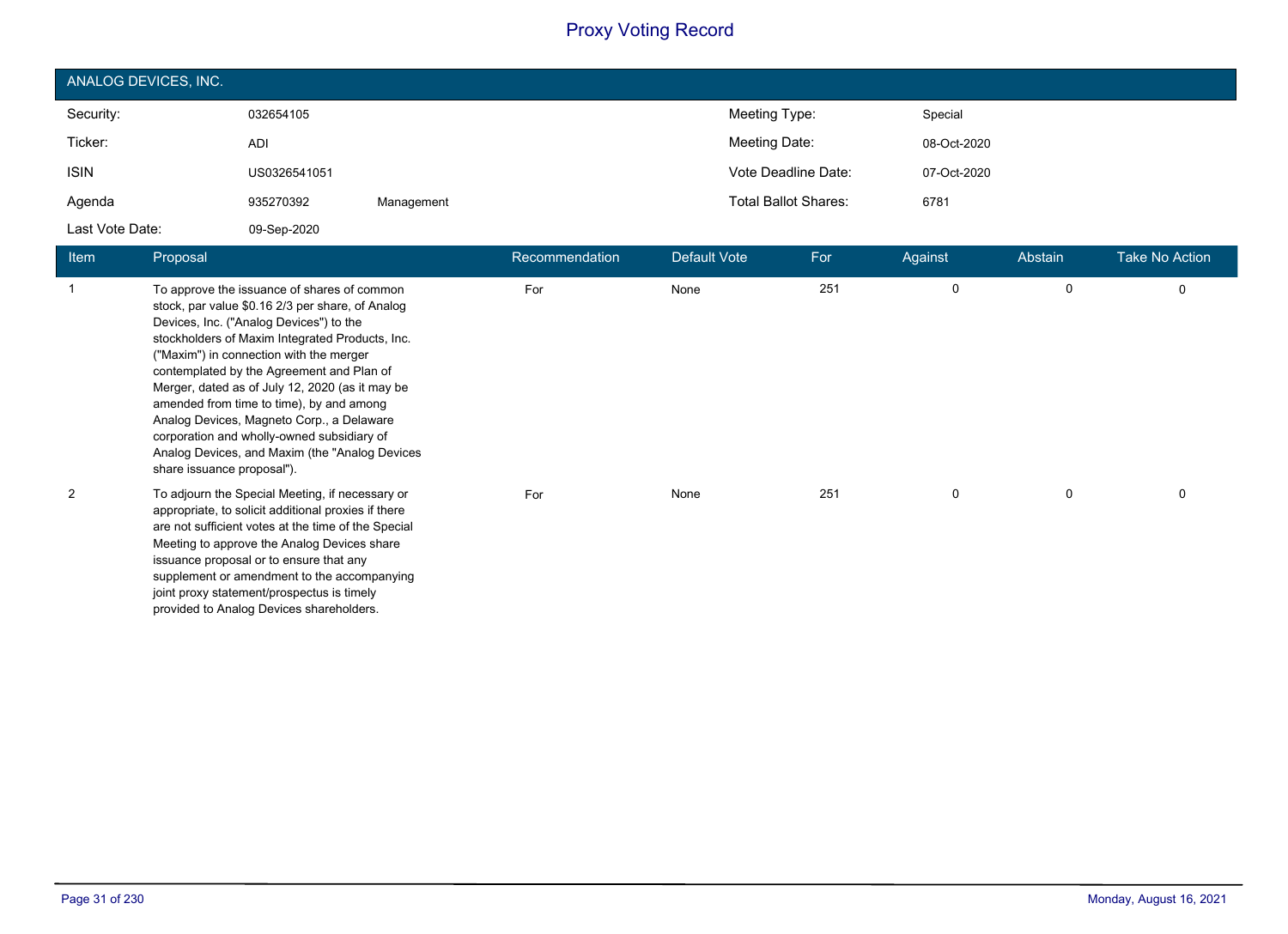# Proxy Voting Record

## ANALOG DEVICES, INC.

| | | | | |
|---|---|---|---|---|
| Security: | 032654105 | | Meeting Type: | Special |
| Ticker: | ADI | | Meeting Date: | 08-Oct-2020 |
| ISIN | US0326541051 | | Vote Deadline Date: | 07-Oct-2020 |
| Agenda | 935270392 | Management | Total Ballot Shares: | 6781 |
| Last Vote Date: | 09-Sep-2020 | | | |

| Item | Proposal | Recommendation | Default Vote | For | Against | Abstain | Take No Action |
|---|---|---|---|---|---|---|---|
| 1 | To approve the issuance of shares of common stock, par value $0.16 2/3 per share, of Analog Devices, Inc. ("Analog Devices") to the stockholders of Maxim Integrated Products, Inc. ("Maxim") in connection with the merger contemplated by the Agreement and Plan of Merger, dated as of July 12, 2020 (as it may be amended from time to time), by and among Analog Devices, Magneto Corp., a Delaware corporation and wholly-owned subsidiary of Analog Devices, and Maxim (the "Analog Devices share issuance proposal"). | For | None | 251 | 0 | 0 | 0 |
| 2 | To adjourn the Special Meeting, if necessary or appropriate, to solicit additional proxies if there are not sufficient votes at the time of the Special Meeting to approve the Analog Devices share issuance proposal or to ensure that any supplement or amendment to the accompanying joint proxy statement/prospectus is timely provided to Analog Devices shareholders. | For | None | 251 | 0 | 0 | 0 |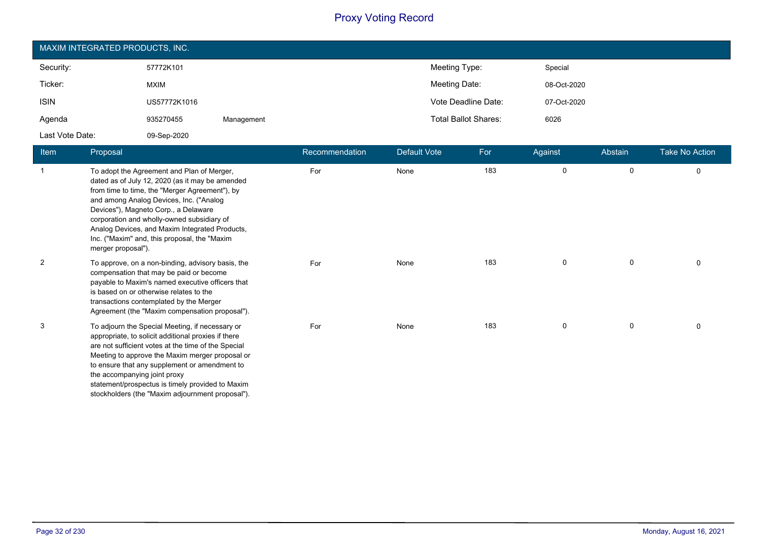# Proxy Voting Record

## MAXIM INTEGRATED PRODUCTS, INC.

| | | | | |
|---|---|---|---|---|
| Security: | 57772K101 | | Meeting Type: | Special |
| Ticker: | MXIM | | Meeting Date: | 08-Oct-2020 |
| ISIN | US57772K1016 | | Vote Deadline Date: | 07-Oct-2020 |
| Agenda | 935270455 | Management | Total Ballot Shares: | 6026 |
| Last Vote Date: | 09-Sep-2020 | | | |

| Item | Proposal | Recommendation | Default Vote | For | Against | Abstain | Take No Action |
|---|---|---|---|---|---|---|---|
| 1 | To adopt the Agreement and Plan of Merger, dated as of July 12, 2020 (as it may be amended from time to time, the "Merger Agreement"), by and among Analog Devices, Inc. ("Analog Devices"), Magneto Corp., a Delaware corporation and wholly-owned subsidiary of Analog Devices, and Maxim Integrated Products, Inc. ("Maxim" and, this proposal, the "Maxim merger proposal"). | For | None | 183 | 0 | 0 | 0 |
| 2 | To approve, on a non-binding, advisory basis, the compensation that may be paid or become payable to Maxim's named executive officers that is based on or otherwise relates to the transactions contemplated by the Merger Agreement (the "Maxim compensation proposal"). | For | None | 183 | 0 | 0 | 0 |
| 3 | To adjourn the Special Meeting, if necessary or appropriate, to solicit additional proxies if there are not sufficient votes at the time of the Special Meeting to approve the Maxim merger proposal or to ensure that any supplement or amendment to the accompanying joint proxy statement/prospectus is timely provided to Maxim stockholders (the "Maxim adjournment proposal"). | For | None | 183 | 0 | 0 | 0 |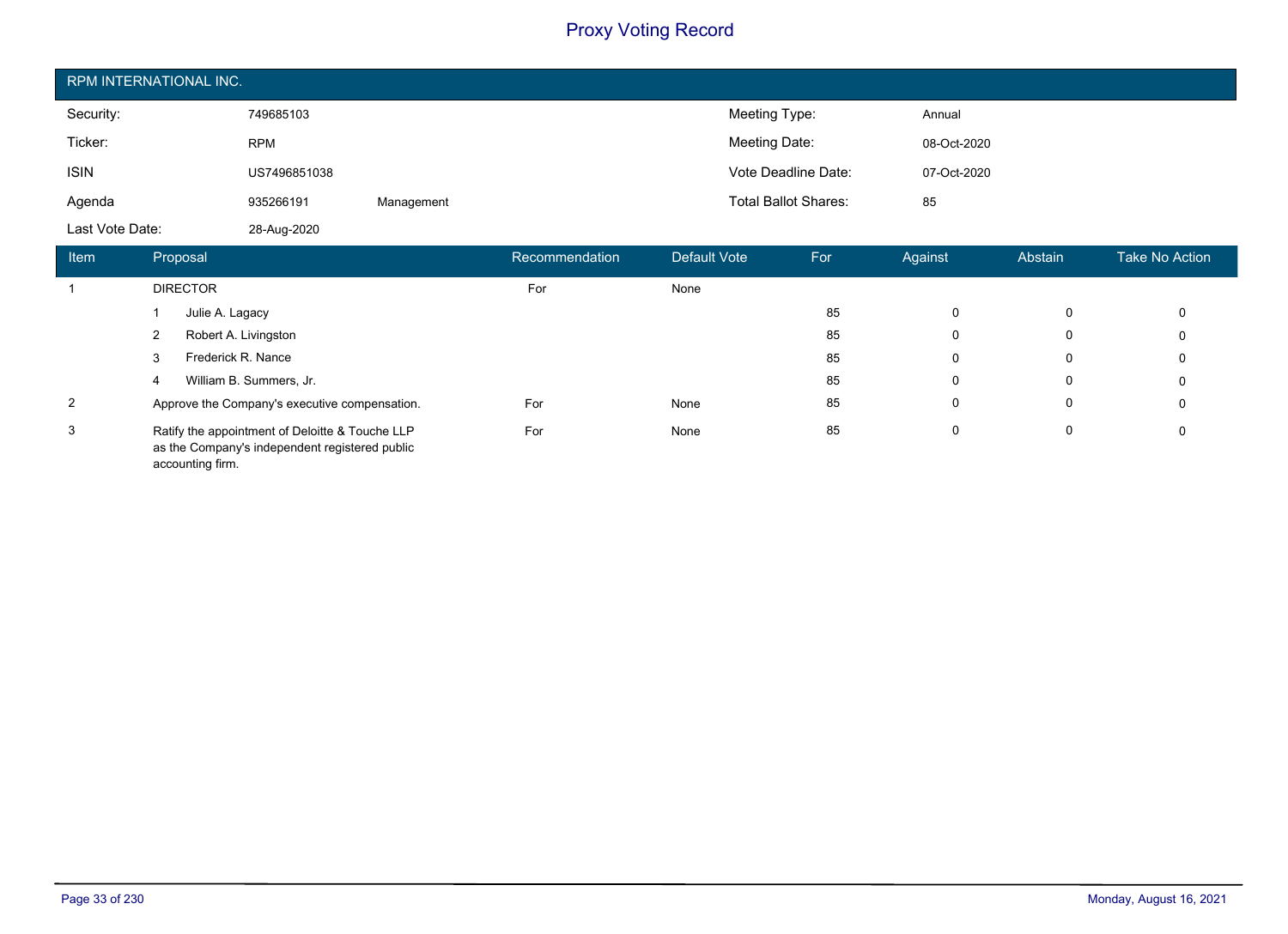# Proxy Voting Record

## RPM INTERNATIONAL INC.

| | | | | |
|---|---|---|---|---|
| Security: | 749685103 | | Meeting Type: | Annual |
| Ticker: | RPM | | Meeting Date: | 08-Oct-2020 |
| ISIN | US7496851038 | | Vote Deadline Date: | 07-Oct-2020 |
| Agenda | 935266191 | Management | Total Ballot Shares: | 85 |
| Last Vote Date: | 28-Aug-2020 | | | |

| Item | Proposal | Recommendation | Default Vote | For | Against | Abstain | Take No Action |
|---|---|---|---|---|---|---|---|
| 1 | DIRECTOR | For | None | | | | |
| | 1 Julie A. Lagacy | | | 85 | 0 | 0 | 0 |
| | 2 Robert A. Livingston | | | 85 | 0 | 0 | 0 |
| | 3 Frederick R. Nance | | | 85 | 0 | 0 | 0 |
| | 4 William B. Summers, Jr. | | | 85 | 0 | 0 | 0 |
| 2 | Approve the Company's executive compensation. | For | None | 85 | 0 | 0 | 0 |
| 3 | Ratify the appointment of Deloitte & Touche LLP as the Company's independent registered public accounting firm. | For | None | 85 | 0 | 0 | 0 |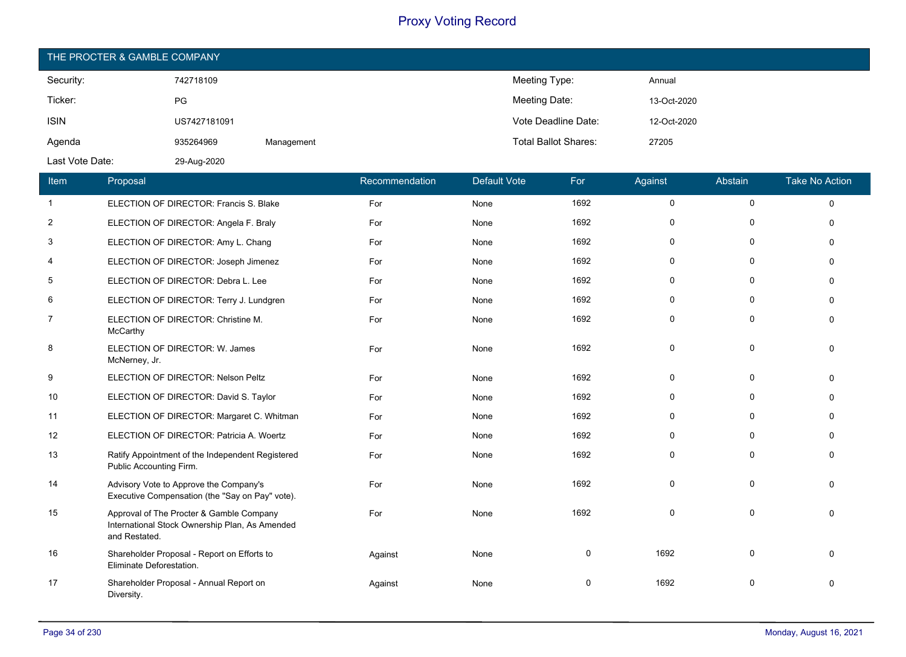# Proxy Voting Record

## THE PROCTER & GAMBLE COMPANY

| | | | | |
|---|---|---|---|---|
| Security: | 742718109 | | Meeting Type: | Annual |
| Ticker: | PG | | Meeting Date: | 13-Oct-2020 |
| ISIN | US7427181091 | | Vote Deadline Date: | 12-Oct-2020 |
| Agenda | 935264969 | Management | Total Ballot Shares: | 27205 |
| Last Vote Date: | 29-Aug-2020 | | | |

| Item | Proposal | Recommendation | Default Vote | For | Against | Abstain | Take No Action |
|---|---|---|---|---|---|---|---|
| 1 | ELECTION OF DIRECTOR: Francis S. Blake | For | None | 1692 | 0 | 0 | 0 |
| 2 | ELECTION OF DIRECTOR: Angela F. Braly | For | None | 1692 | 0 | 0 | 0 |
| 3 | ELECTION OF DIRECTOR: Amy L. Chang | For | None | 1692 | 0 | 0 | 0 |
| 4 | ELECTION OF DIRECTOR: Joseph Jimenez | For | None | 1692 | 0 | 0 | 0 |
| 5 | ELECTION OF DIRECTOR: Debra L. Lee | For | None | 1692 | 0 | 0 | 0 |
| 6 | ELECTION OF DIRECTOR: Terry J. Lundgren | For | None | 1692 | 0 | 0 | 0 |
| 7 | ELECTION OF DIRECTOR: Christine M. McCarthy | For | None | 1692 | 0 | 0 | 0 |
| 8 | ELECTION OF DIRECTOR: W. James McNerney, Jr. | For | None | 1692 | 0 | 0 | 0 |
| 9 | ELECTION OF DIRECTOR: Nelson Peltz | For | None | 1692 | 0 | 0 | 0 |
| 10 | ELECTION OF DIRECTOR: David S. Taylor | For | None | 1692 | 0 | 0 | 0 |
| 11 | ELECTION OF DIRECTOR: Margaret C. Whitman | For | None | 1692 | 0 | 0 | 0 |
| 12 | ELECTION OF DIRECTOR: Patricia A. Woertz | For | None | 1692 | 0 | 0 | 0 |
| 13 | Ratify Appointment of the Independent Registered Public Accounting Firm. | For | None | 1692 | 0 | 0 | 0 |
| 14 | Advisory Vote to Approve the Company's Executive Compensation (the "Say on Pay" vote). | For | None | 1692 | 0 | 0 | 0 |
| 15 | Approval of The Procter & Gamble Company International Stock Ownership Plan, As Amended and Restated. | For | None | 1692 | 0 | 0 | 0 |
| 16 | Shareholder Proposal - Report on Efforts to Eliminate Deforestation. | Against | None | 0 | 1692 | 0 | 0 |
| 17 | Shareholder Proposal - Annual Report on Diversity. | Against | None | 0 | 1692 | 0 | 0 |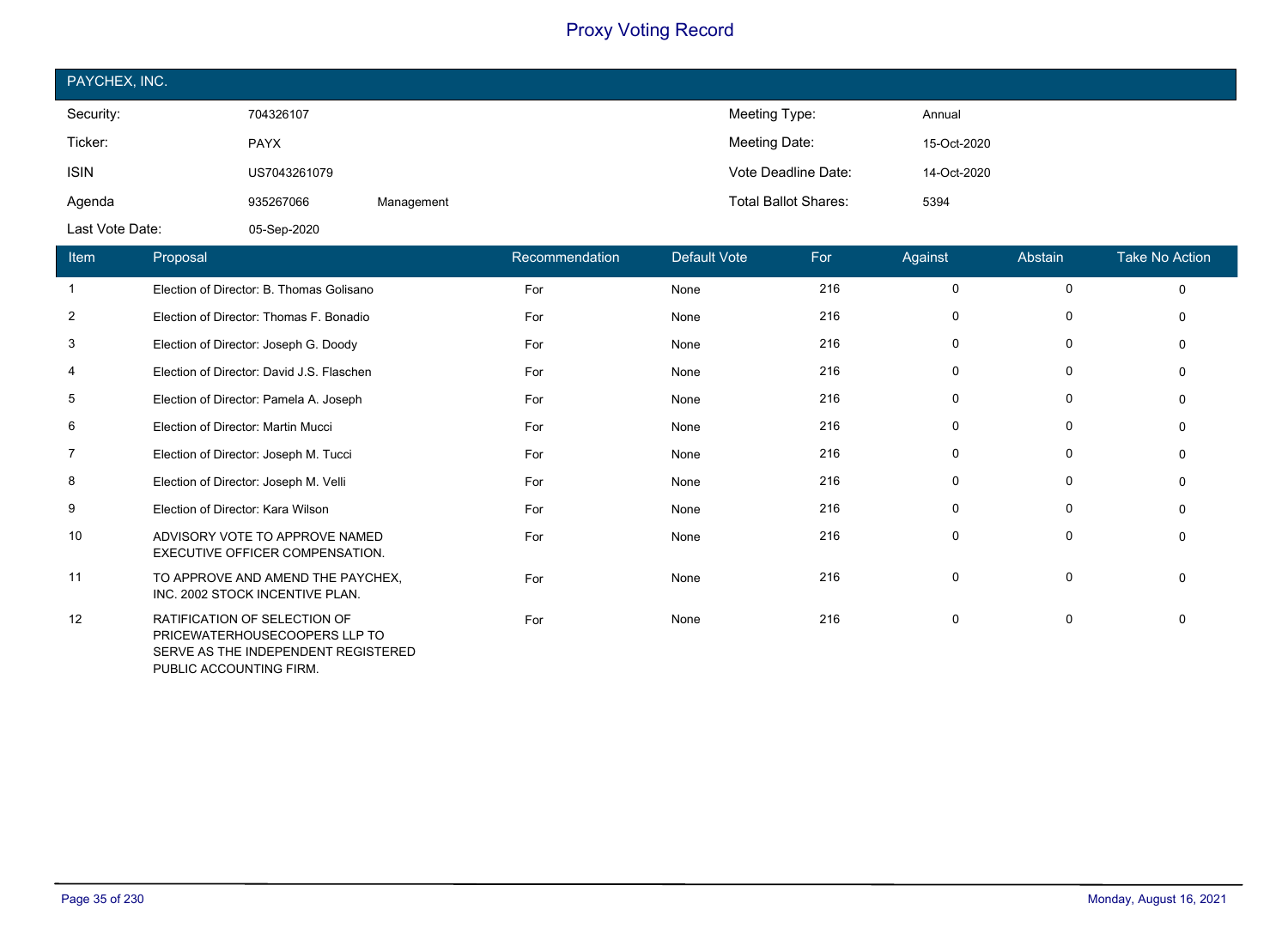# Proxy Voting Record

## PAYCHEX, INC.

| | | | | |
|---|---|---|---|---|
| Security: | 704326107 | | Meeting Type: | Annual |
| Ticker: | PAYX | | Meeting Date: | 15-Oct-2020 |
| ISIN | US7043261079 | | Vote Deadline Date: | 14-Oct-2020 |
| Agenda | 935267066 | Management | Total Ballot Shares: | 5394 |
| Last Vote Date: | 05-Sep-2020 | | | |

| Item | Proposal | Recommendation | Default Vote | For | Against | Abstain | Take No Action |
|---|---|---|---|---|---|---|---|
| 1 | Election of Director: B. Thomas Golisano | For | None | 216 | 0 | 0 | 0 |
| 2 | Election of Director: Thomas F. Bonadio | For | None | 216 | 0 | 0 | 0 |
| 3 | Election of Director: Joseph G. Doody | For | None | 216 | 0 | 0 | 0 |
| 4 | Election of Director: David J.S. Flaschen | For | None | 216 | 0 | 0 | 0 |
| 5 | Election of Director: Pamela A. Joseph | For | None | 216 | 0 | 0 | 0 |
| 6 | Election of Director: Martin Mucci | For | None | 216 | 0 | 0 | 0 |
| 7 | Election of Director: Joseph M. Tucci | For | None | 216 | 0 | 0 | 0 |
| 8 | Election of Director: Joseph M. Velli | For | None | 216 | 0 | 0 | 0 |
| 9 | Election of Director: Kara Wilson | For | None | 216 | 0 | 0 | 0 |
| 10 | ADVISORY VOTE TO APPROVE NAMED EXECUTIVE OFFICER COMPENSATION. | For | None | 216 | 0 | 0 | 0 |
| 11 | TO APPROVE AND AMEND THE PAYCHEX, INC. 2002 STOCK INCENTIVE PLAN. | For | None | 216 | 0 | 0 | 0 |
| 12 | RATIFICATION OF SELECTION OF PRICEWATERHOUSECOOPERS LLP TO SERVE AS THE INDEPENDENT REGISTERED PUBLIC ACCOUNTING FIRM. | For | None | 216 | 0 | 0 | 0 |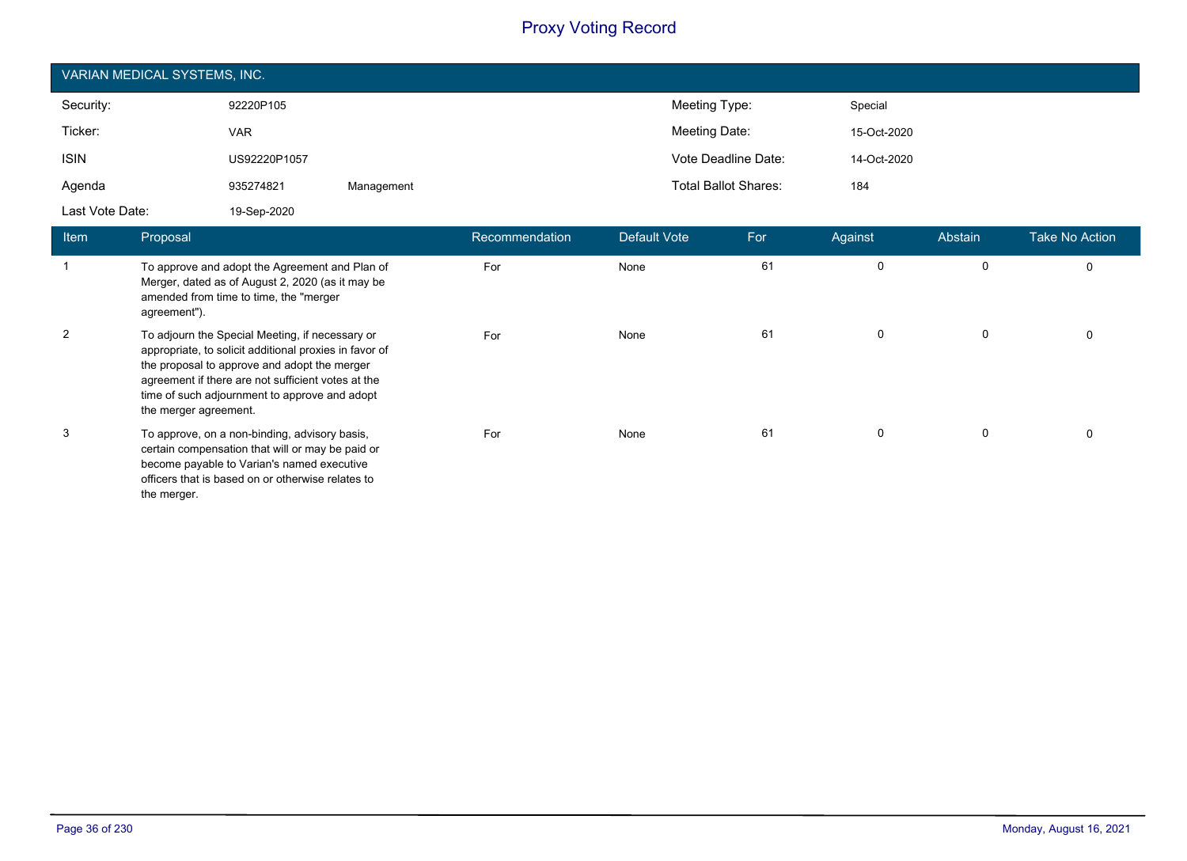# Proxy Voting Record

## VARIAN MEDICAL SYSTEMS, INC.

| | | | | |
|---|---|---|---|---|
| Security: | 92220P105 | | Meeting Type: | Special |
| Ticker: | VAR | | Meeting Date: | 15-Oct-2020 |
| ISIN | US92220P1057 | | Vote Deadline Date: | 14-Oct-2020 |
| Agenda | 935274821 | Management | Total Ballot Shares: | 184 |
| Last Vote Date: | 19-Sep-2020 | | | |

| Item | Proposal | Recommendation | Default Vote | For | Against | Abstain | Take No Action |
|---|---|---|---|---|---|---|---|
| 1 | To approve and adopt the Agreement and Plan of Merger, dated as of August 2, 2020 (as it may be amended from time to time, the "merger agreement"). | For | None | 61 | 0 | 0 | 0 |
| 2 | To adjourn the Special Meeting, if necessary or appropriate, to solicit additional proxies in favor of the proposal to approve and adopt the merger agreement if there are not sufficient votes at the time of such adjournment to approve and adopt the merger agreement. | For | None | 61 | 0 | 0 | 0 |
| 3 | To approve, on a non-binding, advisory basis, certain compensation that will or may be paid or become payable to Varian's named executive officers that is based on or otherwise relates to the merger. | For | None | 61 | 0 | 0 | 0 |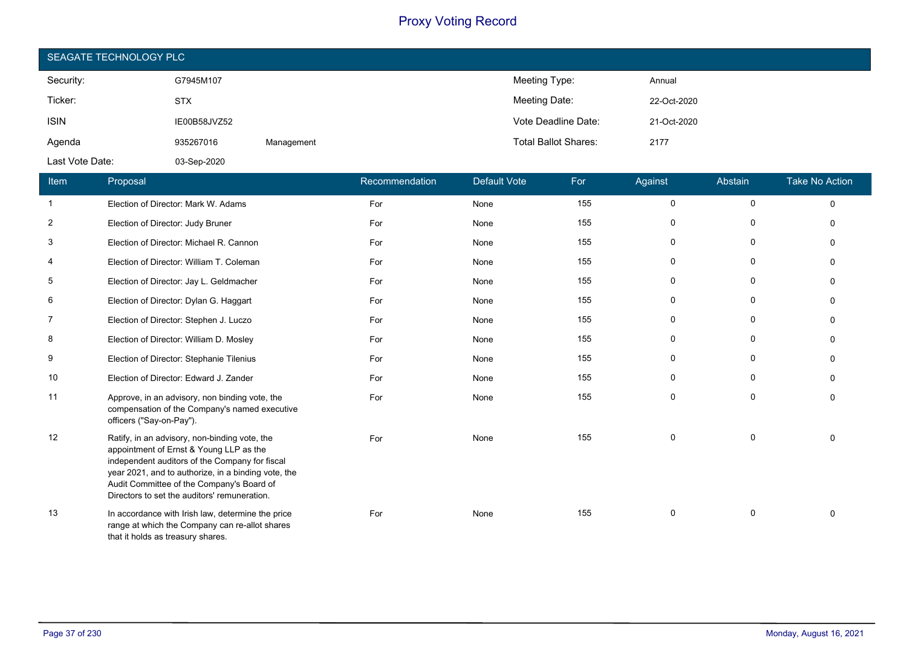# Proxy Voting Record

## SEAGATE TECHNOLOGY PLC

| | | | | |
|---|---|---|---|---|
| Security: | G7945M107 | | Meeting Type: | Annual |
| Ticker: | STX | | Meeting Date: | 22-Oct-2020 |
| ISIN | IE00B58JVZ52 | | Vote Deadline Date: | 21-Oct-2020 |
| Agenda | 935267016 | Management | Total Ballot Shares: | 2177 |
| Last Vote Date: | 03-Sep-2020 | | | |

| Item | Proposal | Recommendation | Default Vote | For | Against | Abstain | Take No Action |
|---|---|---|---|---|---|---|---|
| 1 | Election of Director: Mark W. Adams | For | None | 155 | 0 | 0 | 0 |
| 2 | Election of Director: Judy Bruner | For | None | 155 | 0 | 0 | 0 |
| 3 | Election of Director: Michael R. Cannon | For | None | 155 | 0 | 0 | 0 |
| 4 | Election of Director: William T. Coleman | For | None | 155 | 0 | 0 | 0 |
| 5 | Election of Director: Jay L. Geldmacher | For | None | 155 | 0 | 0 | 0 |
| 6 | Election of Director: Dylan G. Haggart | For | None | 155 | 0 | 0 | 0 |
| 7 | Election of Director: Stephen J. Luczo | For | None | 155 | 0 | 0 | 0 |
| 8 | Election of Director: William D. Mosley | For | None | 155 | 0 | 0 | 0 |
| 9 | Election of Director: Stephanie Tilenius | For | None | 155 | 0 | 0 | 0 |
| 10 | Election of Director: Edward J. Zander | For | None | 155 | 0 | 0 | 0 |
| 11 | Approve, in an advisory, non binding vote, the compensation of the Company's named executive officers ("Say-on-Pay"). | For | None | 155 | 0 | 0 | 0 |
| 12 | Ratify, in an advisory, non-binding vote, the appointment of Ernst & Young LLP as the independent auditors of the Company for fiscal year 2021, and to authorize, in a binding vote, the Audit Committee of the Company's Board of Directors to set the auditors' remuneration. | For | None | 155 | 0 | 0 | 0 |
| 13 | In accordance with Irish law, determine the price range at which the Company can re-allot shares that it holds as treasury shares. | For | None | 155 | 0 | 0 | 0 |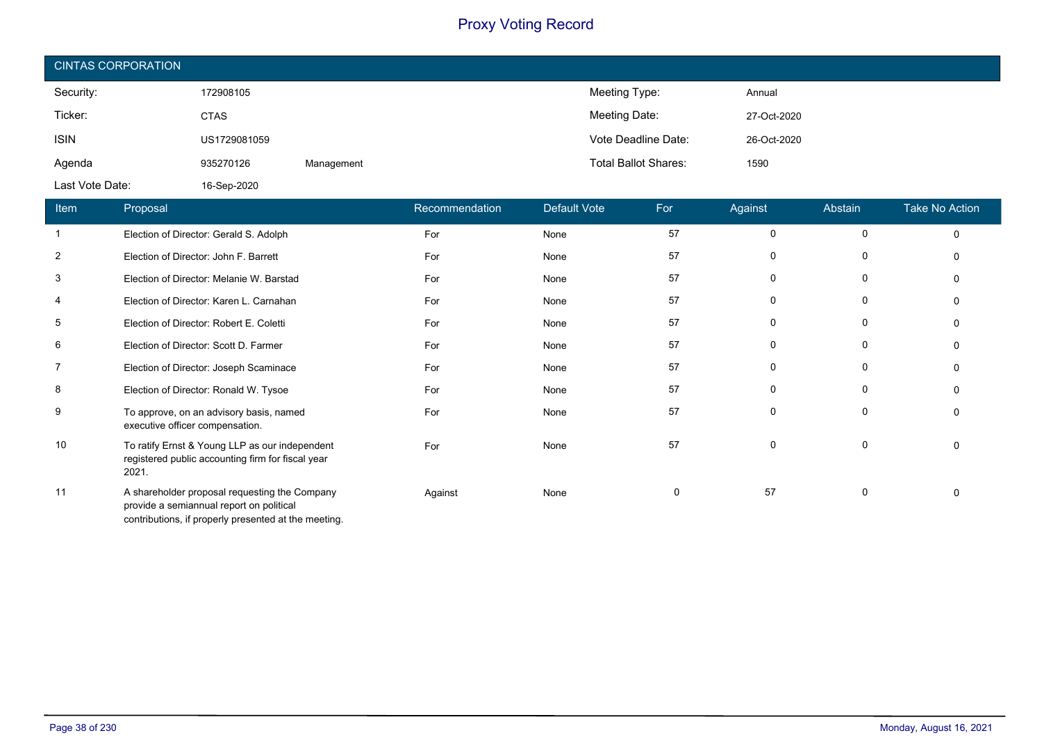# Proxy Voting Record

## CINTAS CORPORATION

| | | | | |
|---|---|---|---|---|
| Security: | 172908105 | | Meeting Type: | Annual |
| Ticker: | CTAS | | Meeting Date: | 27-Oct-2020 |
| ISIN | US1729081059 | | Vote Deadline Date: | 26-Oct-2020 |
| Agenda | 935270126 | Management | Total Ballot Shares: | 1590 |
| Last Vote Date: | 16-Sep-2020 | | | |

| Item | Proposal | Recommendation | Default Vote | For | Against | Abstain | Take No Action |
|---|---|---|---|---|---|---|---|
| 1 | Election of Director: Gerald S. Adolph | For | None | 57 | 0 | 0 | 0 |
| 2 | Election of Director: John F. Barrett | For | None | 57 | 0 | 0 | 0 |
| 3 | Election of Director: Melanie W. Barstad | For | None | 57 | 0 | 0 | 0 |
| 4 | Election of Director: Karen L. Carnahan | For | None | 57 | 0 | 0 | 0 |
| 5 | Election of Director: Robert E. Coletti | For | None | 57 | 0 | 0 | 0 |
| 6 | Election of Director: Scott D. Farmer | For | None | 57 | 0 | 0 | 0 |
| 7 | Election of Director: Joseph Scaminace | For | None | 57 | 0 | 0 | 0 |
| 8 | Election of Director: Ronald W. Tysoe | For | None | 57 | 0 | 0 | 0 |
| 9 | To approve, on an advisory basis, named executive officer compensation. | For | None | 57 | 0 | 0 | 0 |
| 10 | To ratify Ernst & Young LLP as our independent registered public accounting firm for fiscal year 2021. | For | None | 57 | 0 | 0 | 0 |
| 11 | A shareholder proposal requesting the Company provide a semiannual report on political contributions, if properly presented at the meeting. | Against | None | 0 | 57 | 0 | 0 |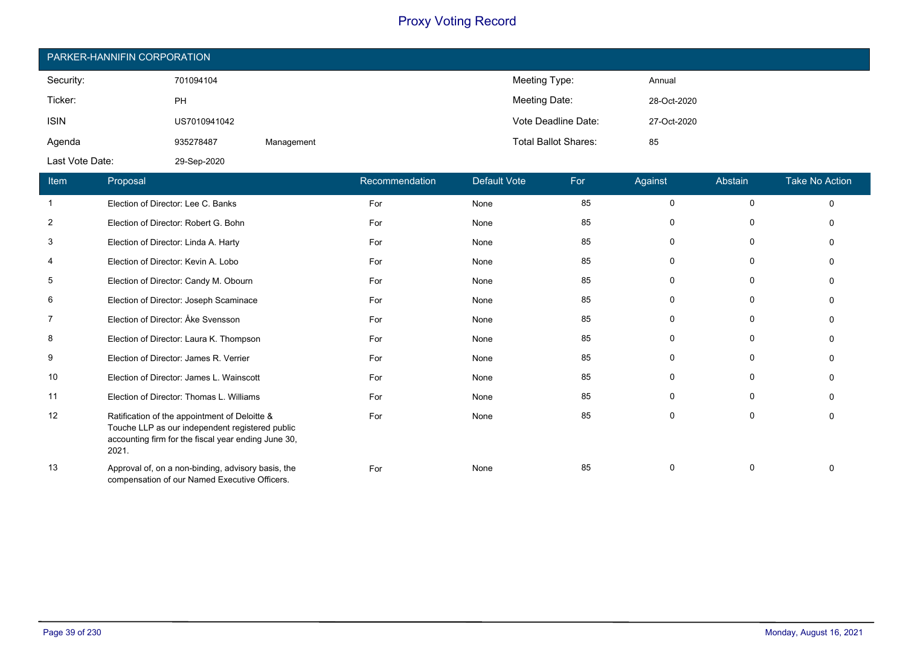# Proxy Voting Record

## PARKER-HANNIFIN CORPORATION

| | | | | |
|---|---|---|---|---|
| Security: | 701094104 | | Meeting Type: | Annual |
| Ticker: | PH | | Meeting Date: | 28-Oct-2020 |
| ISIN | US7010941042 | | Vote Deadline Date: | 27-Oct-2020 |
| Agenda | 935278487 | Management | Total Ballot Shares: | 85 |
| Last Vote Date: | 29-Sep-2020 | | | |

| Item | Proposal | Recommendation | Default Vote | For | Against | Abstain | Take No Action |
|---|---|---|---|---|---|---|---|
| 1 | Election of Director: Lee C. Banks | For | None | 85 | 0 | 0 | 0 |
| 2 | Election of Director: Robert G. Bohn | For | None | 85 | 0 | 0 | 0 |
| 3 | Election of Director: Linda A. Harty | For | None | 85 | 0 | 0 | 0 |
| 4 | Election of Director: Kevin A. Lobo | For | None | 85 | 0 | 0 | 0 |
| 5 | Election of Director: Candy M. Obourn | For | None | 85 | 0 | 0 | 0 |
| 6 | Election of Director: Joseph Scaminace | For | None | 85 | 0 | 0 | 0 |
| 7 | Election of Director: Åke Svensson | For | None | 85 | 0 | 0 | 0 |
| 8 | Election of Director: Laura K. Thompson | For | None | 85 | 0 | 0 | 0 |
| 9 | Election of Director: James R. Verrier | For | None | 85 | 0 | 0 | 0 |
| 10 | Election of Director: James L. Wainscott | For | None | 85 | 0 | 0 | 0 |
| 11 | Election of Director: Thomas L. Williams | For | None | 85 | 0 | 0 | 0 |
| 12 | Ratification of the appointment of Deloitte & Touche LLP as our independent registered public accounting firm for the fiscal year ending June 30, 2021. | For | None | 85 | 0 | 0 | 0 |
| 13 | Approval of, on a non-binding, advisory basis, the compensation of our Named Executive Officers. | For | None | 85 | 0 | 0 | 0 |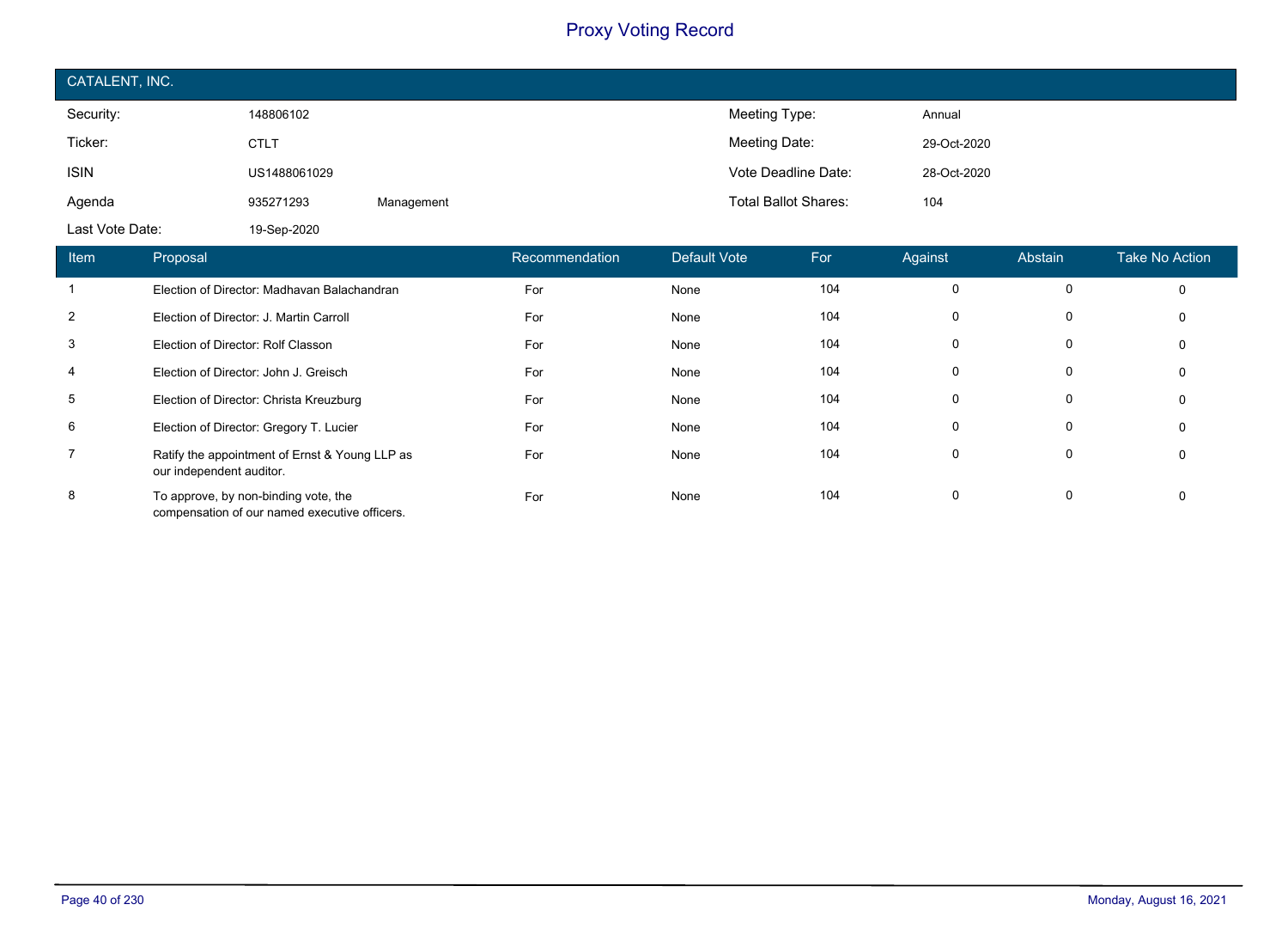# Proxy Voting Record

## CATALENT, INC.

| | | | | |
|---|---|---|---|---|
| Security: | 148806102 | | Meeting Type: | Annual |
| Ticker: | CTLT | | Meeting Date: | 29-Oct-2020 |
| ISIN | US1488061029 | | Vote Deadline Date: | 28-Oct-2020 |
| Agenda | 935271293 | Management | Total Ballot Shares: | 104 |
| Last Vote Date: | 19-Sep-2020 | | | |

| Item | Proposal | Recommendation | Default Vote | For | Against | Abstain | Take No Action |
|---|---|---|---|---|---|---|---|
| 1 | Election of Director: Madhavan Balachandran | For | None | 104 | 0 | 0 | 0 |
| 2 | Election of Director: J. Martin Carroll | For | None | 104 | 0 | 0 | 0 |
| 3 | Election of Director: Rolf Classon | For | None | 104 | 0 | 0 | 0 |
| 4 | Election of Director: John J. Greisch | For | None | 104 | 0 | 0 | 0 |
| 5 | Election of Director: Christa Kreuzburg | For | None | 104 | 0 | 0 | 0 |
| 6 | Election of Director: Gregory T. Lucier | For | None | 104 | 0 | 0 | 0 |
| 7 | Ratify the appointment of Ernst & Young LLP as our independent auditor. | For | None | 104 | 0 | 0 | 0 |
| 8 | To approve, by non-binding vote, the compensation of our named executive officers. | For | None | 104 | 0 | 0 | 0 |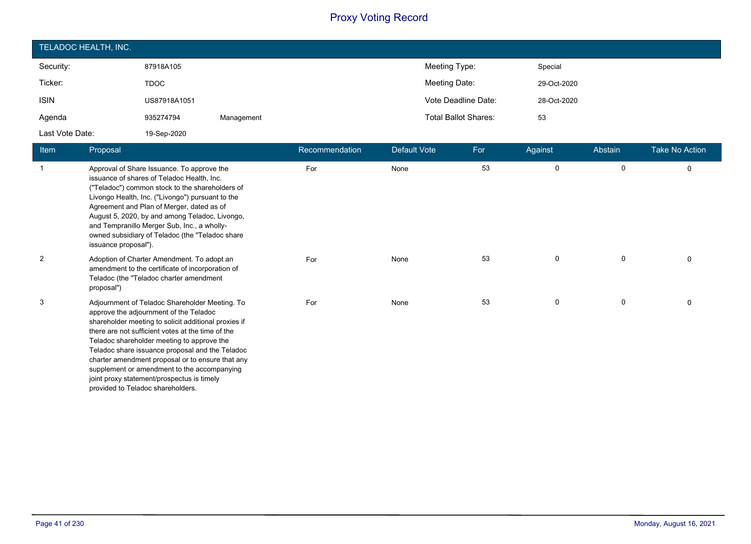# Proxy Voting Record

## TELADOC HEALTH, INC.

| | | | | |
|---|---|---|---|---|
| Security: | 87918A105 | | Meeting Type: | Special |
| Ticker: | TDOC | | Meeting Date: | 29-Oct-2020 |
| ISIN | US87918A1051 | | Vote Deadline Date: | 28-Oct-2020 |
| Agenda | 935274794 | Management | Total Ballot Shares: | 53 |
| Last Vote Date: | 19-Sep-2020 | | | |

| Item | Proposal | Recommendation | Default Vote | For | Against | Abstain | Take No Action |
|---|---|---|---|---|---|---|---|
| 1 | Approval of Share Issuance. To approve the issuance of shares of Teladoc Health, Inc. ("Teladoc") common stock to the shareholders of Livongo Health, Inc. ("Livongo") pursuant to the Agreement and Plan of Merger, dated as of August 5, 2020, by and among Teladoc, Livongo, and Tempranillo Merger Sub, Inc., a wholly-owned subsidiary of Teladoc (the "Teladoc share issuance proposal"). | For | None | 53 | 0 | 0 | 0 |
| 2 | Adoption of Charter Amendment. To adopt an amendment to the certificate of incorporation of Teladoc (the "Teladoc charter amendment proposal") | For | None | 53 | 0 | 0 | 0 |
| 3 | Adjournment of Teladoc Shareholder Meeting. To approve the adjournment of the Teladoc shareholder meeting to solicit additional proxies if there are not sufficient votes at the time of the Teladoc shareholder meeting to approve the Teladoc share issuance proposal and the Teladoc charter amendment proposal or to ensure that any supplement or amendment to the accompanying joint proxy statement/prospectus is timely provided to Teladoc shareholders. | For | None | 53 | 0 | 0 | 0 |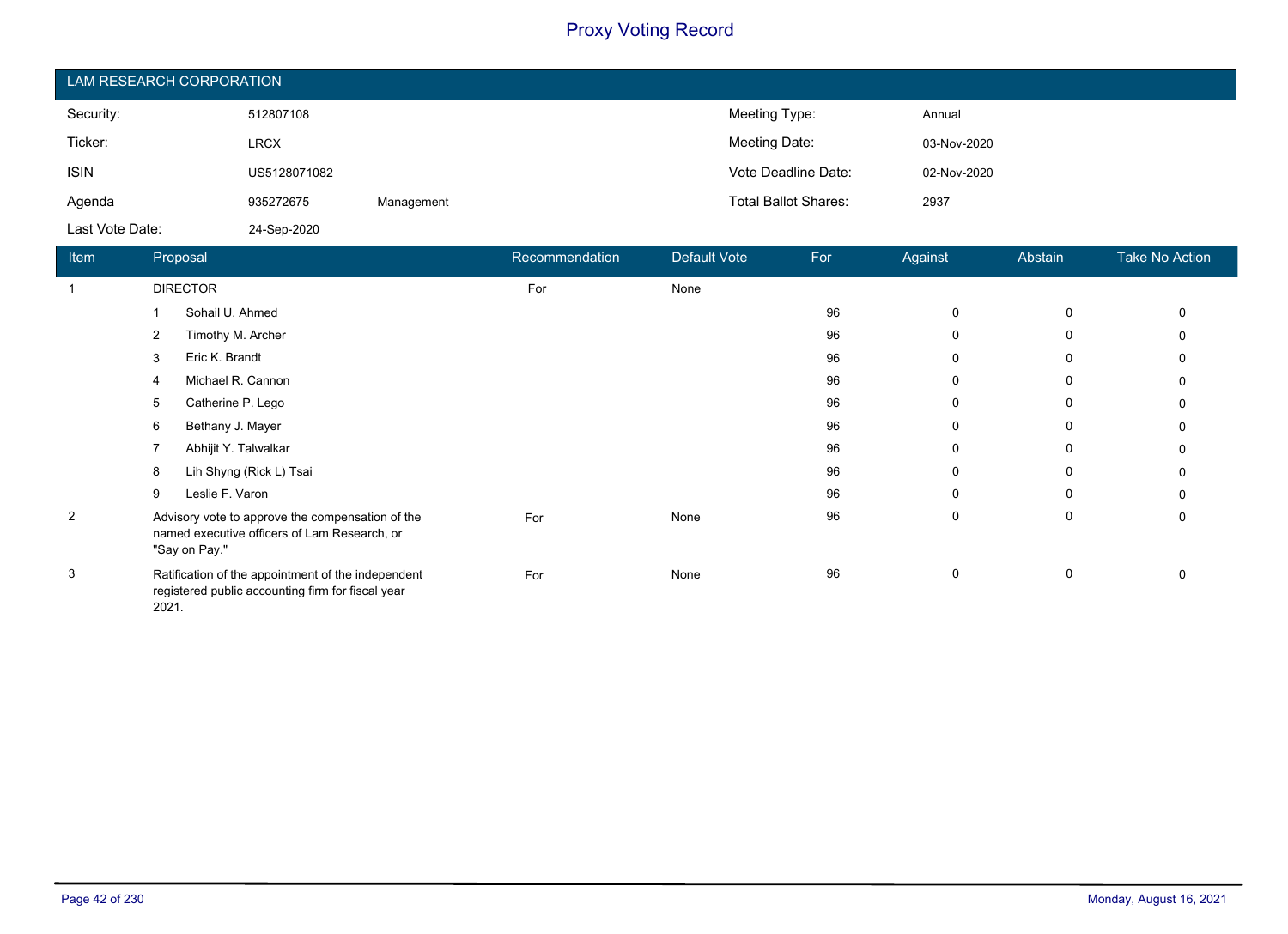# Proxy Voting Record

## LAM RESEARCH CORPORATION

| | | | | |
|---|---|---|---|---|
| Security: | 512807108 | | Meeting Type: | Annual |
| Ticker: | LRCX | | Meeting Date: | 03-Nov-2020 |
| ISIN | US5128071082 | | Vote Deadline Date: | 02-Nov-2020 |
| Agenda | 935272675 | Management | Total Ballot Shares: | 2937 |
| Last Vote Date: | 24-Sep-2020 | | | |

| Item | Proposal | Recommendation | Default Vote | For | Against | Abstain | Take No Action |
|---|---|---|---|---|---|---|---|
| 1 | DIRECTOR | For | None | | | | |
| | 1 Sohail U. Ahmed | | | 96 | 0 | 0 | 0 |
| | 2 Timothy M. Archer | | | 96 | 0 | 0 | 0 |
| | 3 Eric K. Brandt | | | 96 | 0 | 0 | 0 |
| | 4 Michael R. Cannon | | | 96 | 0 | 0 | 0 |
| | 5 Catherine P. Lego | | | 96 | 0 | 0 | 0 |
| | 6 Bethany J. Mayer | | | 96 | 0 | 0 | 0 |
| | 7 Abhijit Y. Talwalkar | | | 96 | 0 | 0 | 0 |
| | 8 Lih Shyng (Rick L) Tsai | | | 96 | 0 | 0 | 0 |
| | 9 Leslie F. Varon | | | 96 | 0 | 0 | 0 |
| 2 | Advisory vote to approve the compensation of the named executive officers of Lam Research, or "Say on Pay." | For | None | 96 | 0 | 0 | 0 |
| 3 | Ratification of the appointment of the independent registered public accounting firm for fiscal year 2021. | For | None | 96 | 0 | 0 | 0 |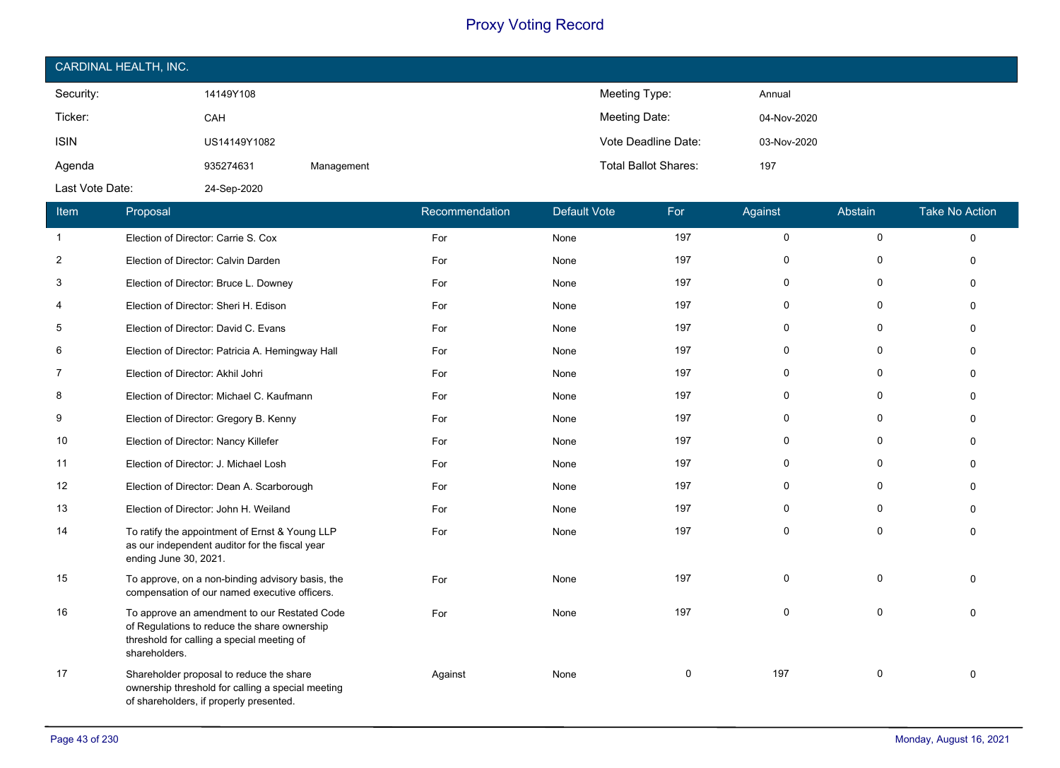# Proxy Voting Record

## CARDINAL HEALTH, INC.

| | | | | |
|---|---|---|---|---|
| Security: | 14149Y108 | | Meeting Type: | Annual |
| Ticker: | CAH | | Meeting Date: | 04-Nov-2020 |
| ISIN | US14149Y1082 | | Vote Deadline Date: | 03-Nov-2020 |
| Agenda | 935274631 | Management | Total Ballot Shares: | 197 |
| Last Vote Date: | 24-Sep-2020 | | | |

| Item | Proposal | Recommendation | Default Vote | For | Against | Abstain | Take No Action |
|---|---|---|---|---|---|---|---|
| 1 | Election of Director: Carrie S. Cox | For | None | 197 | 0 | 0 | 0 |
| 2 | Election of Director: Calvin Darden | For | None | 197 | 0 | 0 | 0 |
| 3 | Election of Director: Bruce L. Downey | For | None | 197 | 0 | 0 | 0 |
| 4 | Election of Director: Sheri H. Edison | For | None | 197 | 0 | 0 | 0 |
| 5 | Election of Director: David C. Evans | For | None | 197 | 0 | 0 | 0 |
| 6 | Election of Director: Patricia A. Hemingway Hall | For | None | 197 | 0 | 0 | 0 |
| 7 | Election of Director: Akhil Johri | For | None | 197 | 0 | 0 | 0 |
| 8 | Election of Director: Michael C. Kaufmann | For | None | 197 | 0 | 0 | 0 |
| 9 | Election of Director: Gregory B. Kenny | For | None | 197 | 0 | 0 | 0 |
| 10 | Election of Director: Nancy Killefer | For | None | 197 | 0 | 0 | 0 |
| 11 | Election of Director: J. Michael Losh | For | None | 197 | 0 | 0 | 0 |
| 12 | Election of Director: Dean A. Scarborough | For | None | 197 | 0 | 0 | 0 |
| 13 | Election of Director: John H. Weiland | For | None | 197 | 0 | 0 | 0 |
| 14 | To ratify the appointment of Ernst & Young LLP as our independent auditor for the fiscal year ending June 30, 2021. | For | None | 197 | 0 | 0 | 0 |
| 15 | To approve, on a non-binding advisory basis, the compensation of our named executive officers. | For | None | 197 | 0 | 0 | 0 |
| 16 | To approve an amendment to our Restated Code of Regulations to reduce the share ownership threshold for calling a special meeting of shareholders. | For | None | 197 | 0 | 0 | 0 |
| 17 | Shareholder proposal to reduce the share ownership threshold for calling a special meeting of shareholders, if properly presented. | Against | None | 0 | 197 | 0 | 0 |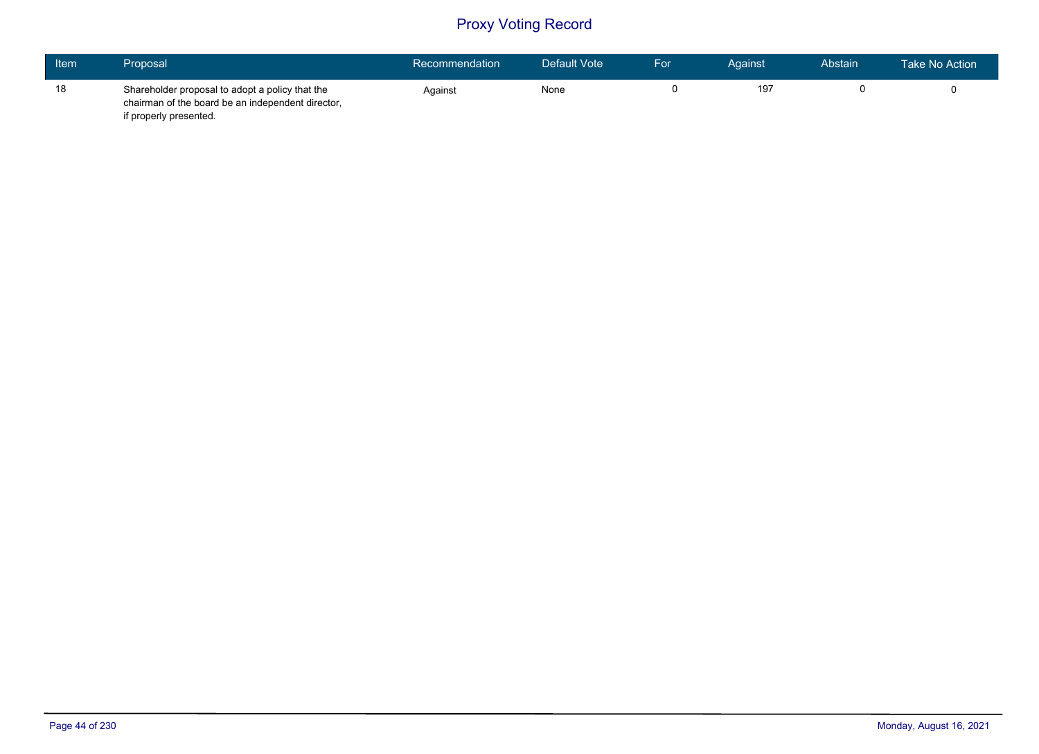# Proxy Voting Record

| Item | Proposal | Recommendation | Default Vote | For | Against | Abstain | Take No Action |
|---|---|---|---|---|---|---|---|
| 18 | Shareholder proposal to adopt a policy that the chairman of the board be an independent director, if properly presented. | Against | None | 0 | 197 | 0 | 0 |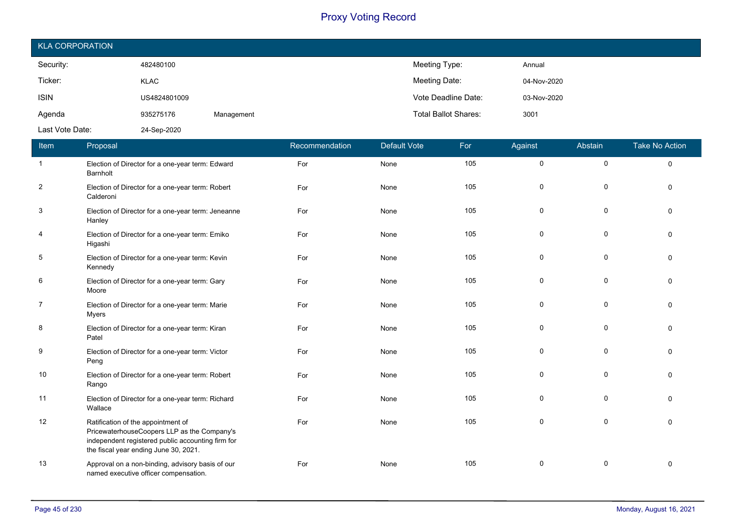# Proxy Voting Record

## KLA CORPORATION

| | | | | |
|---|---|---|---|---|
| Security: | 482480100 | | Meeting Type: | Annual |
| Ticker: | KLAC | | Meeting Date: | 04-Nov-2020 |
| ISIN | US4824801009 | | Vote Deadline Date: | 03-Nov-2020 |
| Agenda | 935275176 | Management | Total Ballot Shares: | 3001 |
| Last Vote Date: | 24-Sep-2020 | | | |

| Item | Proposal | Recommendation | Default Vote | For | Against | Abstain | Take No Action |
|---|---|---|---|---|---|---|---|
| 1 | Election of Director for a one-year term: Edward Barnholt | For | None | 105 | 0 | 0 | 0 |
| 2 | Election of Director for a one-year term: Robert Calderoni | For | None | 105 | 0 | 0 | 0 |
| 3 | Election of Director for a one-year term: Jeneanne Hanley | For | None | 105 | 0 | 0 | 0 |
| 4 | Election of Director for a one-year term: Emiko Higashi | For | None | 105 | 0 | 0 | 0 |
| 5 | Election of Director for a one-year term: Kevin Kennedy | For | None | 105 | 0 | 0 | 0 |
| 6 | Election of Director for a one-year term: Gary Moore | For | None | 105 | 0 | 0 | 0 |
| 7 | Election of Director for a one-year term: Marie Myers | For | None | 105 | 0 | 0 | 0 |
| 8 | Election of Director for a one-year term: Kiran Patel | For | None | 105 | 0 | 0 | 0 |
| 9 | Election of Director for a one-year term: Victor Peng | For | None | 105 | 0 | 0 | 0 |
| 10 | Election of Director for a one-year term: Robert Rango | For | None | 105 | 0 | 0 | 0 |
| 11 | Election of Director for a one-year term: Richard Wallace | For | None | 105 | 0 | 0 | 0 |
| 12 | Ratification of the appointment of PricewaterhouseCoopers LLP as the Company's independent registered public accounting firm for the fiscal year ending June 30, 2021. | For | None | 105 | 0 | 0 | 0 |
| 13 | Approval on a non-binding, advisory basis of our named executive officer compensation. | For | None | 105 | 0 | 0 | 0 |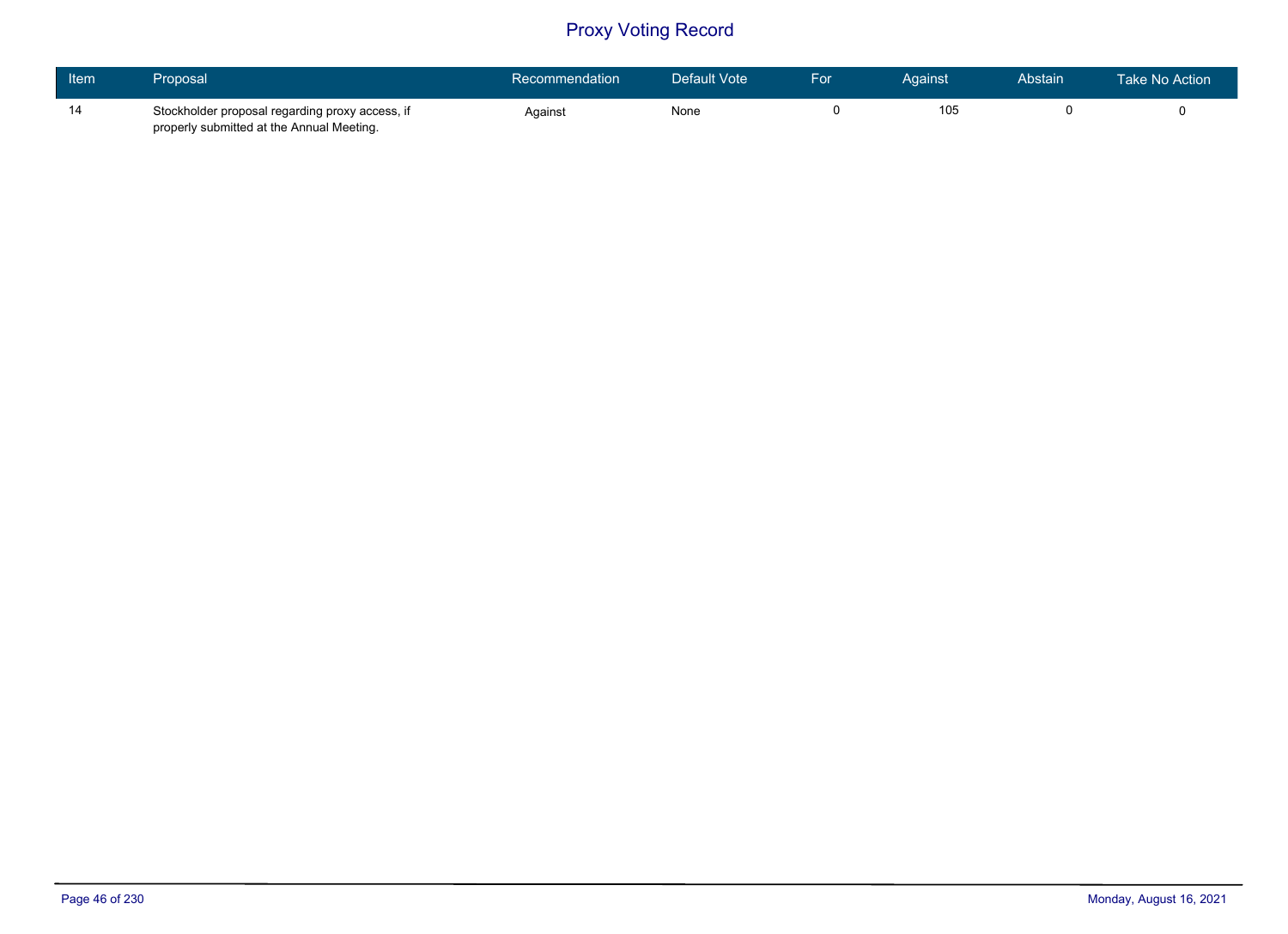# Proxy Voting Record

| Item | Proposal | Recommendation | Default Vote | For | Against | Abstain | Take No Action |
|---|---|---|---|---|---|---|---|
| 14 | Stockholder proposal regarding proxy access, if properly submitted at the Annual Meeting. | Against | None | 0 | 105 | 0 | 0 |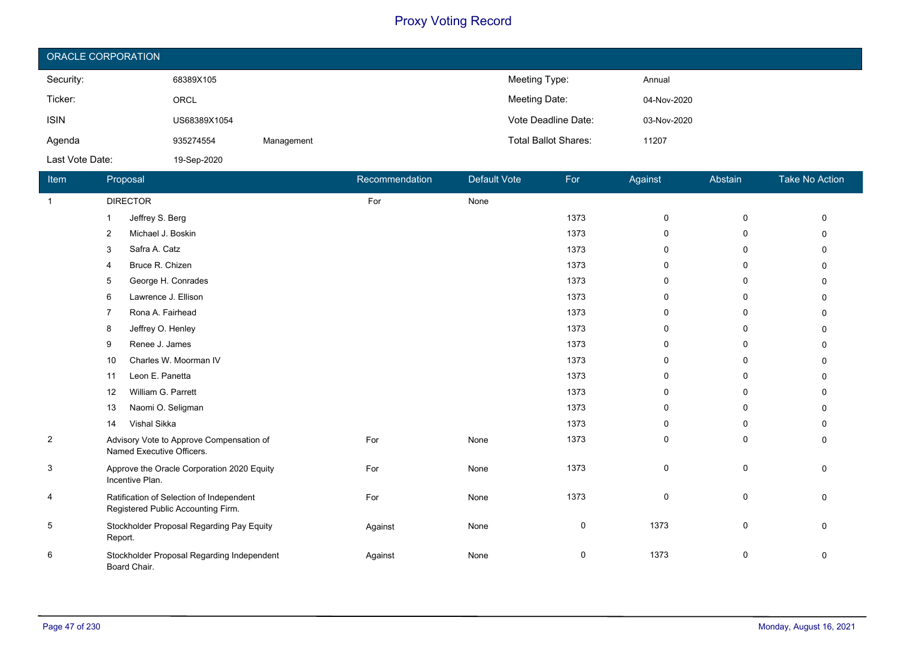# Proxy Voting Record

## ORACLE CORPORATION

| | | | | |
|---|---|---|---|---|
| Security: | 68389X105 | | Meeting Type: | Annual |
| Ticker: | ORCL | | Meeting Date: | 04-Nov-2020 |
| ISIN | US68389X1054 | | Vote Deadline Date: | 03-Nov-2020 |
| Agenda | 935274554 | Management | Total Ballot Shares: | 11207 |
| Last Vote Date: | 19-Sep-2020 | | | |

| Item | Proposal | Recommendation | Default Vote | For | Against | Abstain | Take No Action |
|---|---|---|---|---|---|---|---|
| 1 | DIRECTOR | For | None | | | | |
| | 1 Jeffrey S. Berg | | | 1373 | 0 | 0 | 0 |
| | 2 Michael J. Boskin | | | 1373 | 0 | 0 | 0 |
| | 3 Safra A. Catz | | | 1373 | 0 | 0 | 0 |
| | 4 Bruce R. Chizen | | | 1373 | 0 | 0 | 0 |
| | 5 George H. Conrades | | | 1373 | 0 | 0 | 0 |
| | 6 Lawrence J. Ellison | | | 1373 | 0 | 0 | 0 |
| | 7 Rona A. Fairhead | | | 1373 | 0 | 0 | 0 |
| | 8 Jeffrey O. Henley | | | 1373 | 0 | 0 | 0 |
| | 9 Renee J. James | | | 1373 | 0 | 0 | 0 |
| | 10 Charles W. Moorman IV | | | 1373 | 0 | 0 | 0 |
| | 11 Leon E. Panetta | | | 1373 | 0 | 0 | 0 |
| | 12 William G. Parrett | | | 1373 | 0 | 0 | 0 |
| | 13 Naomi O. Seligman | | | 1373 | 0 | 0 | 0 |
| | 14 Vishal Sikka | | | 1373 | 0 | 0 | 0 |
| 2 | Advisory Vote to Approve Compensation of Named Executive Officers. | For | None | 1373 | 0 | 0 | 0 |
| 3 | Approve the Oracle Corporation 2020 Equity Incentive Plan. | For | None | 1373 | 0 | 0 | 0 |
| 4 | Ratification of Selection of Independent Registered Public Accounting Firm. | For | None | 1373 | 0 | 0 | 0 |
| 5 | Stockholder Proposal Regarding Pay Equity Report. | Against | None | 0 | 1373 | 0 | 0 |
| 6 | Stockholder Proposal Regarding Independent Board Chair. | Against | None | 0 | 1373 | 0 | 0 |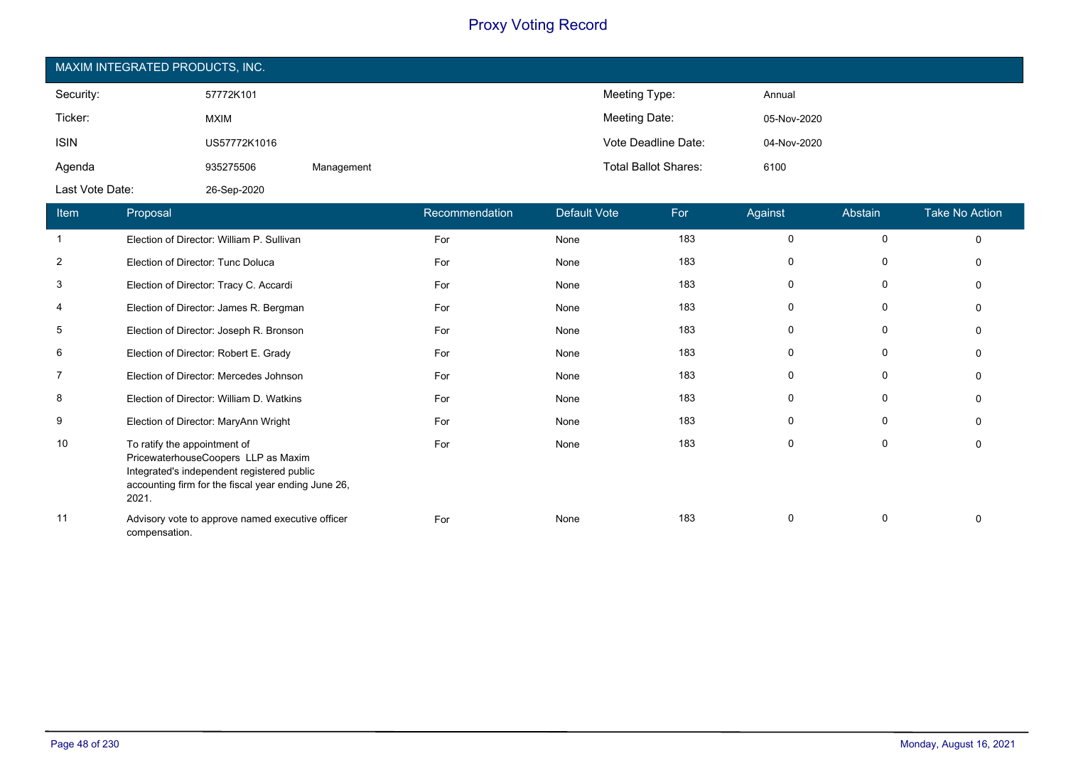# Proxy Voting Record

## MAXIM INTEGRATED PRODUCTS, INC.

| | | | | |
|---|---|---|---|---|
| Security: | 57772K101 | | Meeting Type: | Annual |
| Ticker: | MXIM | | Meeting Date: | 05-Nov-2020 |
| ISIN | US57772K1016 | | Vote Deadline Date: | 04-Nov-2020 |
| Agenda | 935275506 | Management | Total Ballot Shares: | 6100 |
| Last Vote Date: | 26-Sep-2020 | | | |

| Item | Proposal | Recommendation | Default Vote | For | Against | Abstain | Take No Action |
|---|---|---|---|---|---|---|---|
| 1 | Election of Director: William P. Sullivan | For | None | 183 | 0 | 0 | 0 |
| 2 | Election of Director: Tunc Doluca | For | None | 183 | 0 | 0 | 0 |
| 3 | Election of Director: Tracy C. Accardi | For | None | 183 | 0 | 0 | 0 |
| 4 | Election of Director: James R. Bergman | For | None | 183 | 0 | 0 | 0 |
| 5 | Election of Director: Joseph R. Bronson | For | None | 183 | 0 | 0 | 0 |
| 6 | Election of Director: Robert E. Grady | For | None | 183 | 0 | 0 | 0 |
| 7 | Election of Director: Mercedes Johnson | For | None | 183 | 0 | 0 | 0 |
| 8 | Election of Director: William D. Watkins | For | None | 183 | 0 | 0 | 0 |
| 9 | Election of Director: MaryAnn Wright | For | None | 183 | 0 | 0 | 0 |
| 10 | To ratify the appointment of PricewaterhouseCoopers LLP as Maxim Integrated's independent registered public accounting firm for the fiscal year ending June 26, 2021. | For | None | 183 | 0 | 0 | 0 |
| 11 | Advisory vote to approve named executive officer compensation. | For | None | 183 | 0 | 0 | 0 |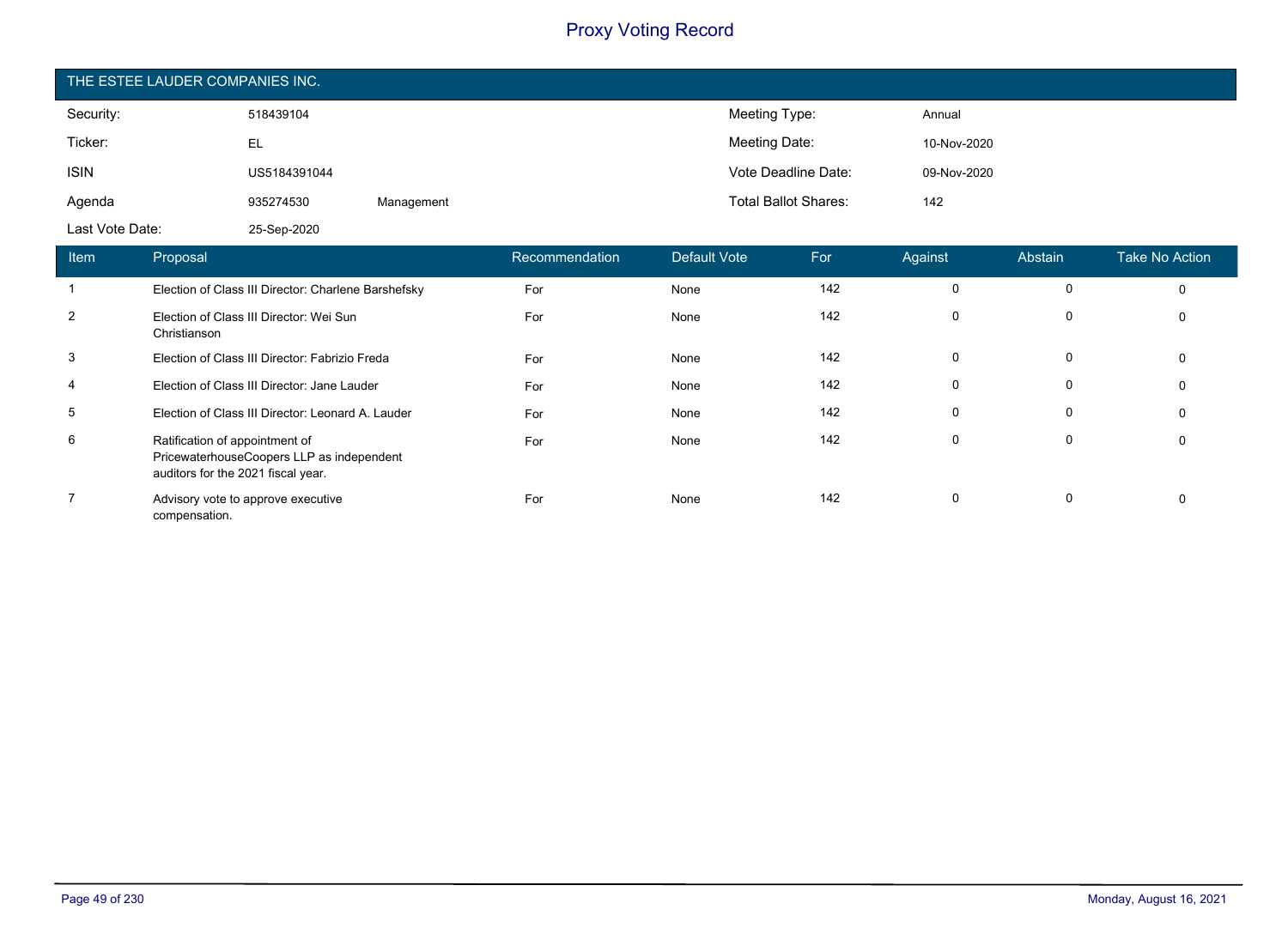# Proxy Voting Record

## THE ESTEE LAUDER COMPANIES INC.

| | | | | |
|---|---|---|---|---|
| Security: | 518439104 | | Meeting Type: | Annual |
| Ticker: | EL | | Meeting Date: | 10-Nov-2020 |
| ISIN | US5184391044 | | Vote Deadline Date: | 09-Nov-2020 |
| Agenda | 935274530 | Management | Total Ballot Shares: | 142 |
| Last Vote Date: | 25-Sep-2020 | | | |

| Item | Proposal | Recommendation | Default Vote | For | Against | Abstain | Take No Action |
|---|---|---|---|---|---|---|---|
| 1 | Election of Class III Director: Charlene Barshefsky | For | None | 142 | 0 | 0 | 0 |
| 2 | Election of Class III Director: Wei Sun Christianson | For | None | 142 | 0 | 0 | 0 |
| 3 | Election of Class III Director: Fabrizio Freda | For | None | 142 | 0 | 0 | 0 |
| 4 | Election of Class III Director: Jane Lauder | For | None | 142 | 0 | 0 | 0 |
| 5 | Election of Class III Director: Leonard A. Lauder | For | None | 142 | 0 | 0 | 0 |
| 6 | Ratification of appointment of PricewaterhouseCoopers LLP as independent auditors for the 2021 fiscal year. | For | None | 142 | 0 | 0 | 0 |
| 7 | Advisory vote to approve executive compensation. | For | None | 142 | 0 | 0 | 0 |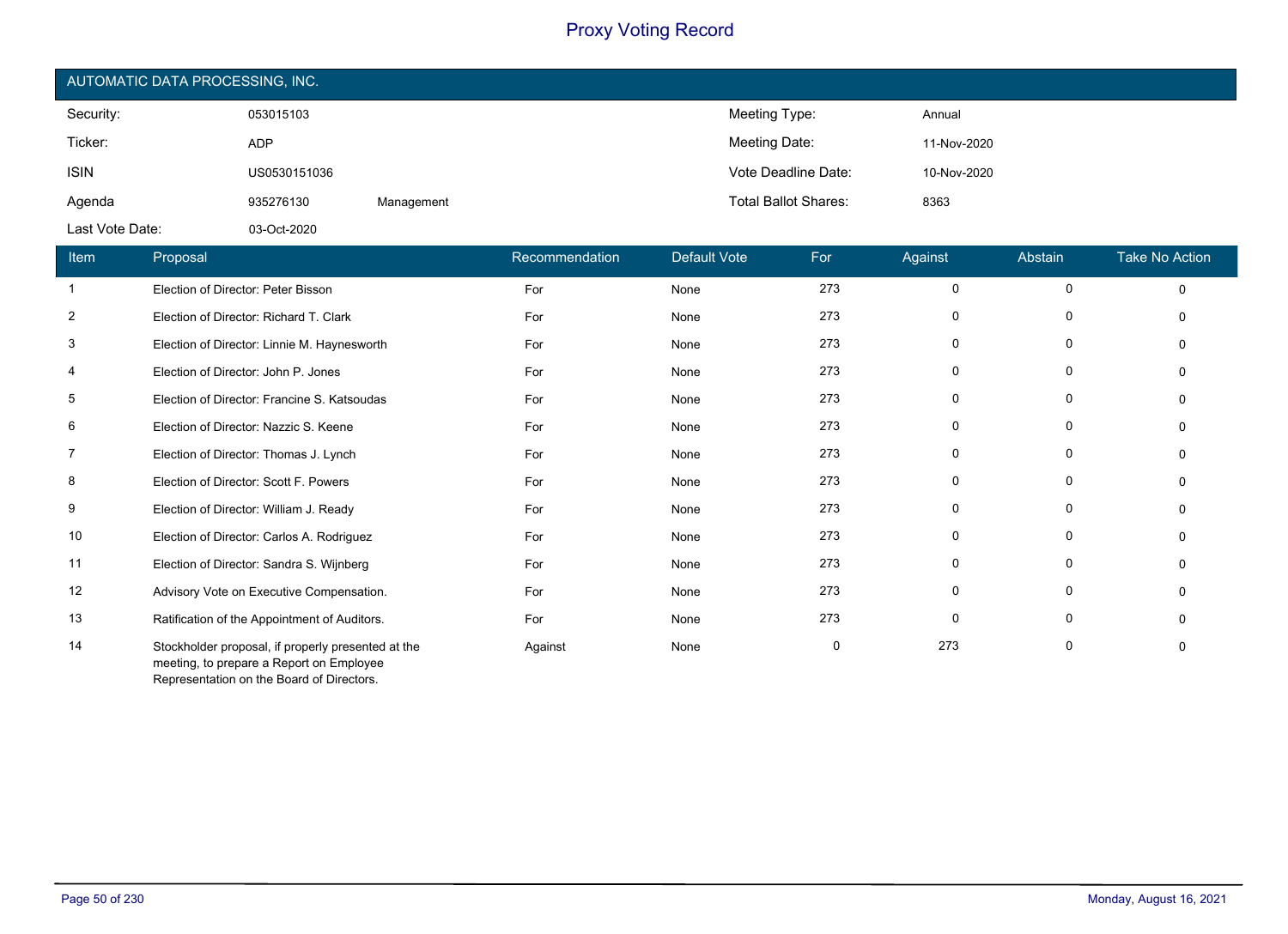# Proxy Voting Record

## AUTOMATIC DATA PROCESSING, INC.

| | | | | |
|---|---|---|---|---|
| Security: | 053015103 | | Meeting Type: | Annual |
| Ticker: | ADP | | Meeting Date: | 11-Nov-2020 |
| ISIN | US0530151036 | | Vote Deadline Date: | 10-Nov-2020 |
| Agenda | 935276130 | Management | Total Ballot Shares: | 8363 |
| Last Vote Date: | 03-Oct-2020 | | | |

| Item | Proposal | Recommendation | Default Vote | For | Against | Abstain | Take No Action |
|---|---|---|---|---|---|---|---|
| 1 | Election of Director: Peter Bisson | For | None | 273 | 0 | 0 | 0 |
| 2 | Election of Director: Richard T. Clark | For | None | 273 | 0 | 0 | 0 |
| 3 | Election of Director: Linnie M. Haynesworth | For | None | 273 | 0 | 0 | 0 |
| 4 | Election of Director: John P. Jones | For | None | 273 | 0 | 0 | 0 |
| 5 | Election of Director: Francine S. Katsoudas | For | None | 273 | 0 | 0 | 0 |
| 6 | Election of Director: Nazzic S. Keene | For | None | 273 | 0 | 0 | 0 |
| 7 | Election of Director: Thomas J. Lynch | For | None | 273 | 0 | 0 | 0 |
| 8 | Election of Director: Scott F. Powers | For | None | 273 | 0 | 0 | 0 |
| 9 | Election of Director: William J. Ready | For | None | 273 | 0 | 0 | 0 |
| 10 | Election of Director: Carlos A. Rodriguez | For | None | 273 | 0 | 0 | 0 |
| 11 | Election of Director: Sandra S. Wijnberg | For | None | 273 | 0 | 0 | 0 |
| 12 | Advisory Vote on Executive Compensation. | For | None | 273 | 0 | 0 | 0 |
| 13 | Ratification of the Appointment of Auditors. | For | None | 273 | 0 | 0 | 0 |
| 14 | Stockholder proposal, if properly presented at the meeting, to prepare a Report on Employee Representation on the Board of Directors. | Against | None | 0 | 273 | 0 | 0 |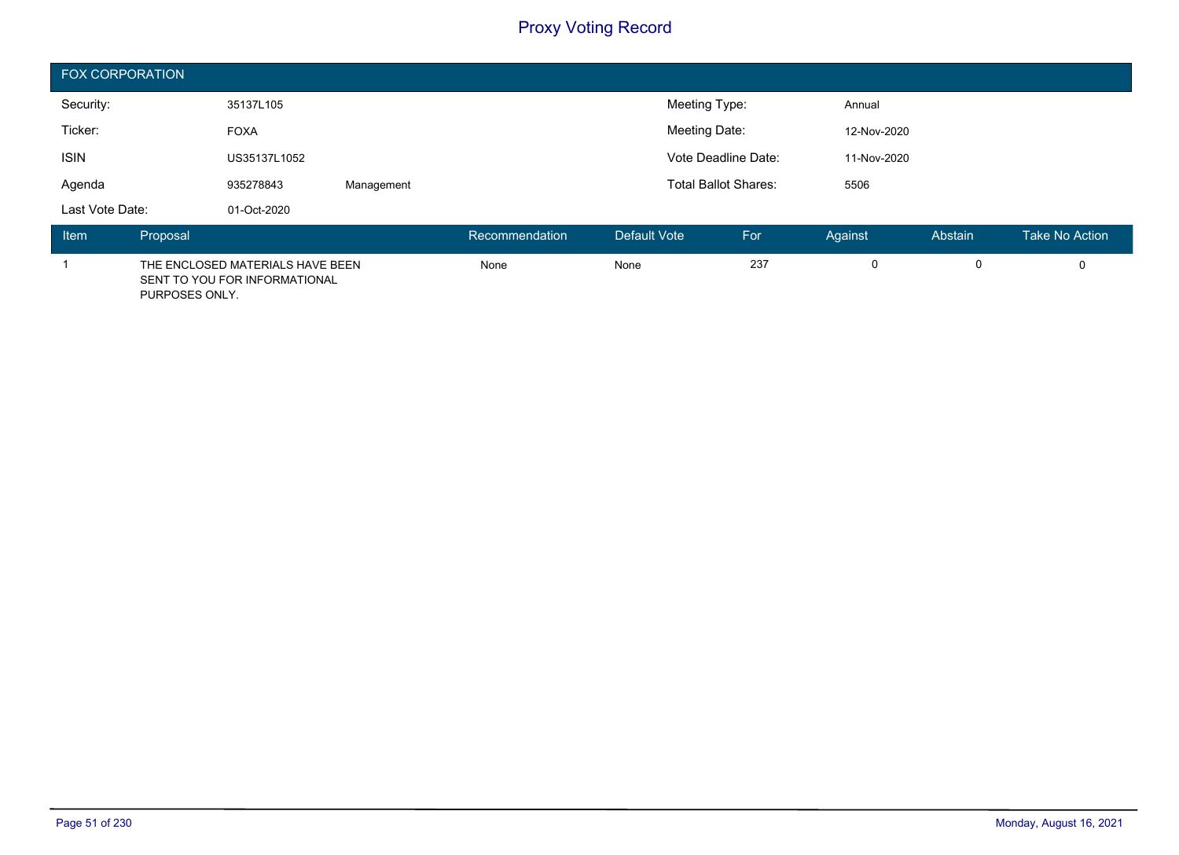# Proxy Voting Record

## FOX CORPORATION

| | | | | |
|---|---|---|---|---|
| Security: | 35137L105 | | Meeting Type: | Annual |
| Ticker: | FOXA | | Meeting Date: | 12-Nov-2020 |
| ISIN | US35137L1052 | | Vote Deadline Date: | 11-Nov-2020 |
| Agenda | 935278843 | Management | Total Ballot Shares: | 5506 |
| Last Vote Date: | 01-Oct-2020 | | | |

| Item | Proposal | Recommendation | Default Vote | For | Against | Abstain | Take No Action |
|---|---|---|---|---|---|---|---|
| 1 | THE ENCLOSED MATERIALS HAVE BEEN SENT TO YOU FOR INFORMATIONAL PURPOSES ONLY. | None | None | 237 | 0 | 0 | 0 |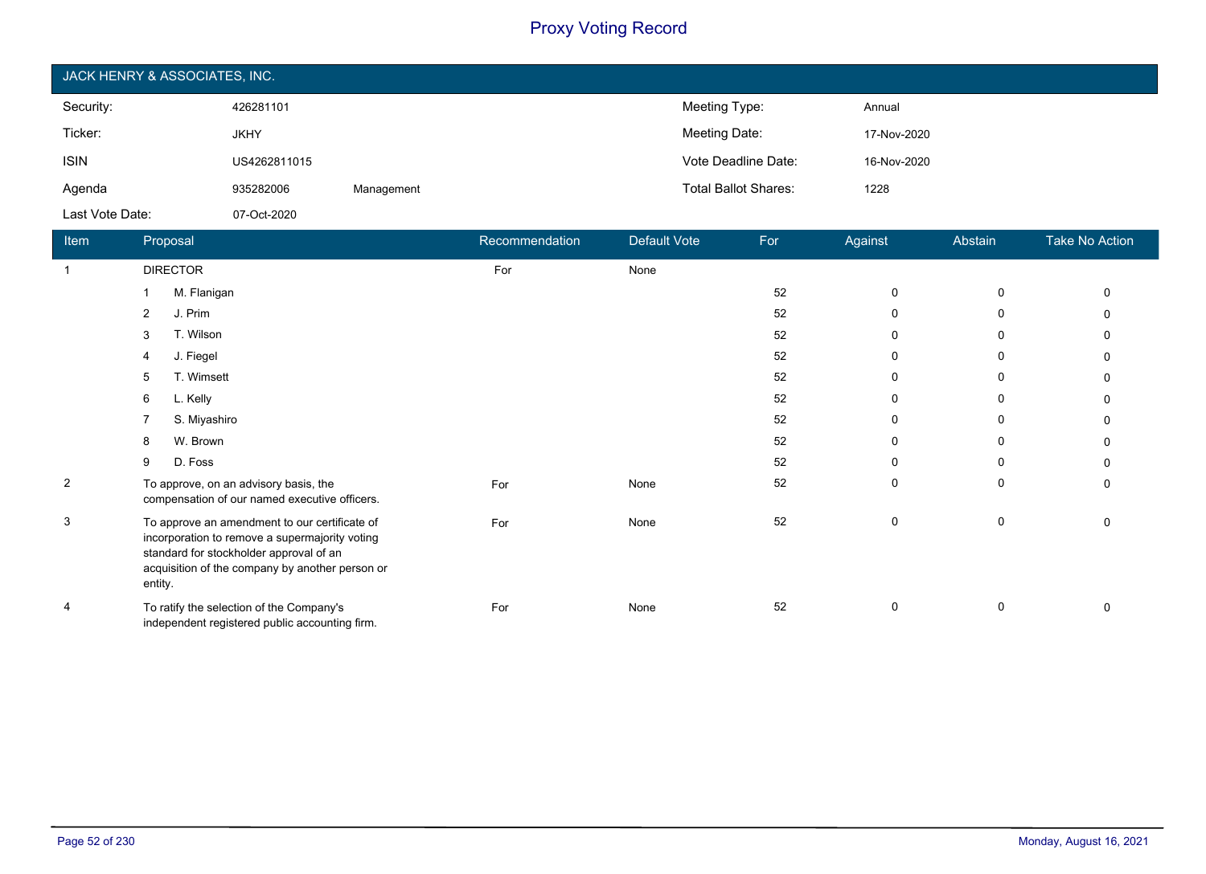# Proxy Voting Record

## JACK HENRY & ASSOCIATES, INC.

| | | | | |
|---|---|---|---|---|
| Security: | 426281101 | | Meeting Type: | Annual |
| Ticker: | JKHY | | Meeting Date: | 17-Nov-2020 |
| ISIN | US4262811015 | | Vote Deadline Date: | 16-Nov-2020 |
| Agenda | 935282006 | Management | Total Ballot Shares: | 1228 |
| Last Vote Date: | 07-Oct-2020 | | | |

| Item | Proposal | Recommendation | Default Vote | For | Against | Abstain | Take No Action |
|---|---|---|---|---|---|---|---|
| 1 | DIRECTOR | For | None | | | | |
| | 1 M. Flanigan | | | 52 | 0 | 0 | 0 |
| | 2 J. Prim | | | 52 | 0 | 0 | 0 |
| | 3 T. Wilson | | | 52 | 0 | 0 | 0 |
| | 4 J. Fiegel | | | 52 | 0 | 0 | 0 |
| | 5 T. Wimsett | | | 52 | 0 | 0 | 0 |
| | 6 L. Kelly | | | 52 | 0 | 0 | 0 |
| | 7 S. Miyashiro | | | 52 | 0 | 0 | 0 |
| | 8 W. Brown | | | 52 | 0 | 0 | 0 |
| | 9 D. Foss | | | 52 | 0 | 0 | 0 |
| 2 | To approve, on an advisory basis, the compensation of our named executive officers. | For | None | 52 | 0 | 0 | 0 |
| 3 | To approve an amendment to our certificate of incorporation to remove a supermajority voting standard for stockholder approval of an acquisition of the company by another person or entity. | For | None | 52 | 0 | 0 | 0 |
| 4 | To ratify the selection of the Company's independent registered public accounting firm. | For | None | 52 | 0 | 0 | 0 |

Monday, August 16, 2021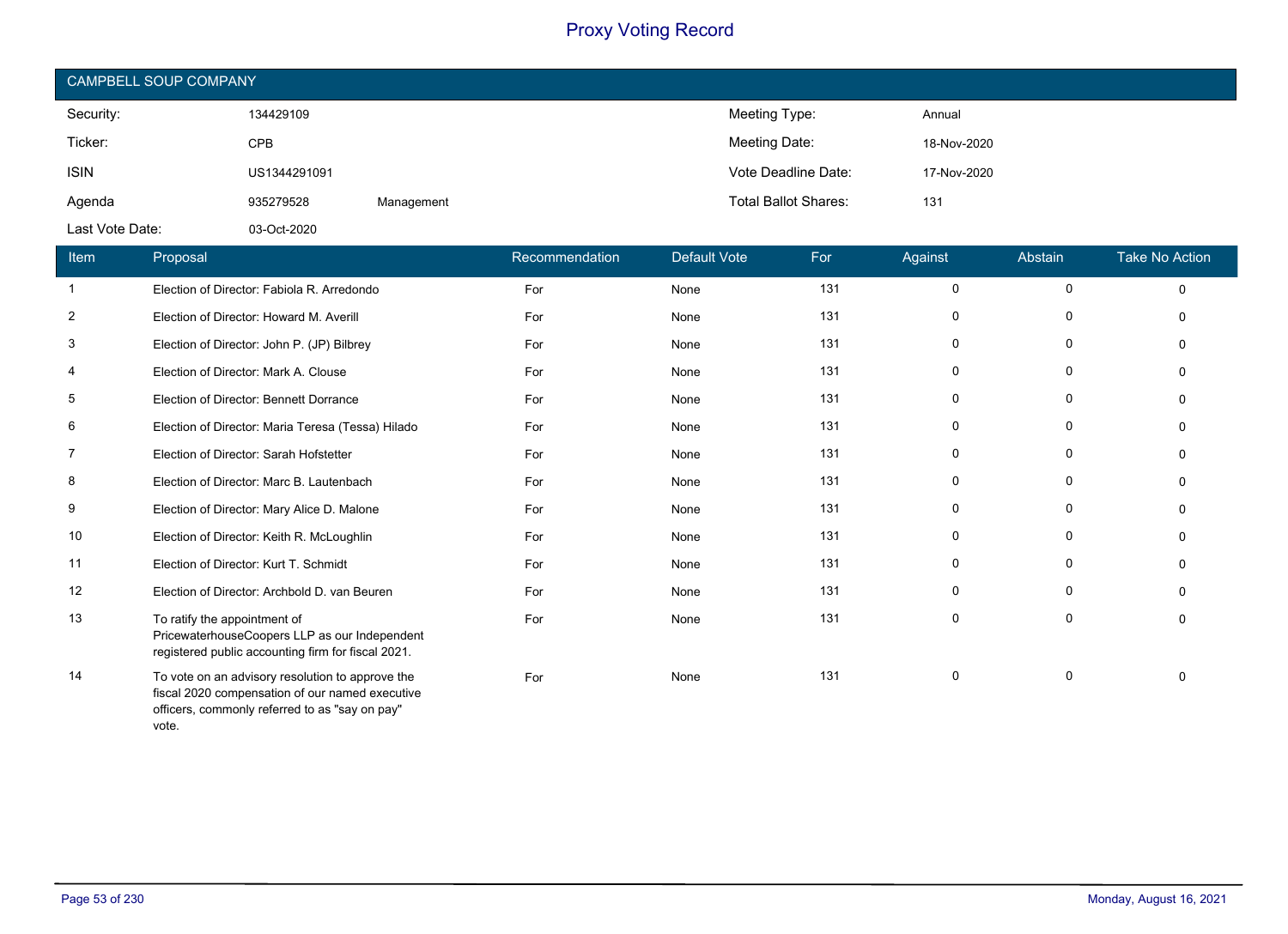# Proxy Voting Record

## CAMPBELL SOUP COMPANY

| | | | | |
|---|---|---|---|---|
| Security: | 134429109 | | Meeting Type: | Annual |
| Ticker: | CPB | | Meeting Date: | 18-Nov-2020 |
| ISIN | US1344291091 | | Vote Deadline Date: | 17-Nov-2020 |
| Agenda | 935279528 | Management | Total Ballot Shares: | 131 |
| Last Vote Date: | 03-Oct-2020 | | | |

| Item | Proposal | Recommendation | Default Vote | For | Against | Abstain | Take No Action |
|---|---|---|---|---|---|---|---|
| 1 | Election of Director: Fabiola R. Arredondo | For | None | 131 | 0 | 0 | 0 |
| 2 | Election of Director: Howard M. Averill | For | None | 131 | 0 | 0 | 0 |
| 3 | Election of Director: John P. (JP) Bilbrey | For | None | 131 | 0 | 0 | 0 |
| 4 | Election of Director: Mark A. Clouse | For | None | 131 | 0 | 0 | 0 |
| 5 | Election of Director: Bennett Dorrance | For | None | 131 | 0 | 0 | 0 |
| 6 | Election of Director: Maria Teresa (Tessa) Hilado | For | None | 131 | 0 | 0 | 0 |
| 7 | Election of Director: Sarah Hofstetter | For | None | 131 | 0 | 0 | 0 |
| 8 | Election of Director: Marc B. Lautenbach | For | None | 131 | 0 | 0 | 0 |
| 9 | Election of Director: Mary Alice D. Malone | For | None | 131 | 0 | 0 | 0 |
| 10 | Election of Director: Keith R. McLoughlin | For | None | 131 | 0 | 0 | 0 |
| 11 | Election of Director: Kurt T. Schmidt | For | None | 131 | 0 | 0 | 0 |
| 12 | Election of Director: Archbold D. van Beuren | For | None | 131 | 0 | 0 | 0 |
| 13 | To ratify the appointment of PricewaterhouseCoopers LLP as our Independent registered public accounting firm for fiscal 2021. | For | None | 131 | 0 | 0 | 0 |
| 14 | To vote on an advisory resolution to approve the fiscal 2020 compensation of our named executive officers, commonly referred to as "say on pay" vote. | For | None | 131 | 0 | 0 | 0 |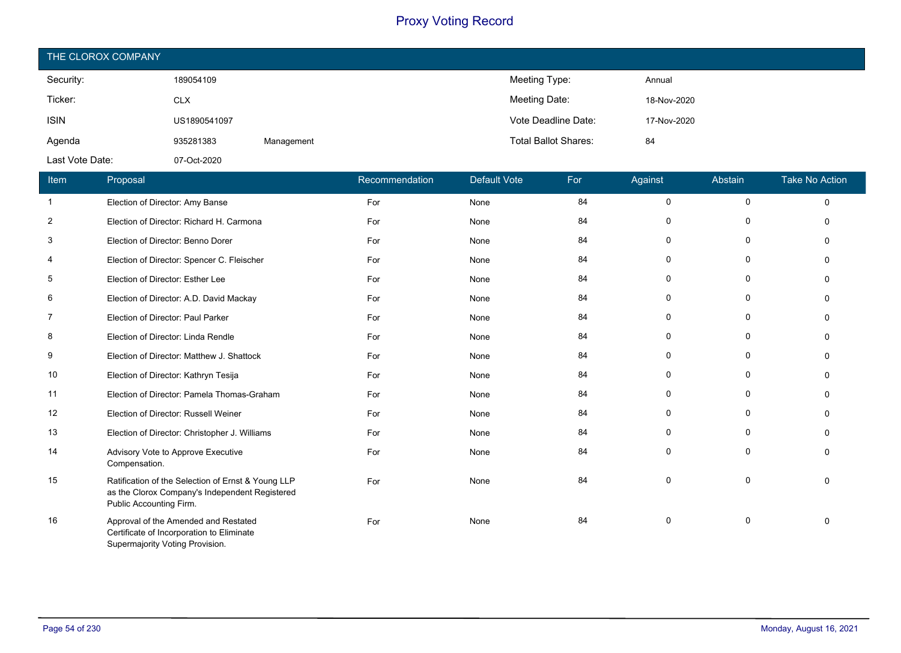# Proxy Voting Record

## THE CLOROX COMPANY

| | | | | |
|---|---|---|---|---|
| Security: | 189054109 | | Meeting Type: | Annual |
| Ticker: | CLX | | Meeting Date: | 18-Nov-2020 |
| ISIN | US1890541097 | | Vote Deadline Date: | 17-Nov-2020 |
| Agenda | 935281383 | Management | Total Ballot Shares: | 84 |
| Last Vote Date: | 07-Oct-2020 | | | |

| Item | Proposal | Recommendation | Default Vote | For | Against | Abstain | Take No Action |
|---|---|---|---|---|---|---|---|
| 1 | Election of Director: Amy Banse | For | None | 84 | 0 | 0 | 0 |
| 2 | Election of Director: Richard H. Carmona | For | None | 84 | 0 | 0 | 0 |
| 3 | Election of Director: Benno Dorer | For | None | 84 | 0 | 0 | 0 |
| 4 | Election of Director: Spencer C. Fleischer | For | None | 84 | 0 | 0 | 0 |
| 5 | Election of Director: Esther Lee | For | None | 84 | 0 | 0 | 0 |
| 6 | Election of Director: A.D. David Mackay | For | None | 84 | 0 | 0 | 0 |
| 7 | Election of Director: Paul Parker | For | None | 84 | 0 | 0 | 0 |
| 8 | Election of Director: Linda Rendle | For | None | 84 | 0 | 0 | 0 |
| 9 | Election of Director: Matthew J. Shattock | For | None | 84 | 0 | 0 | 0 |
| 10 | Election of Director: Kathryn Tesija | For | None | 84 | 0 | 0 | 0 |
| 11 | Election of Director: Pamela Thomas-Graham | For | None | 84 | 0 | 0 | 0 |
| 12 | Election of Director: Russell Weiner | For | None | 84 | 0 | 0 | 0 |
| 13 | Election of Director: Christopher J. Williams | For | None | 84 | 0 | 0 | 0 |
| 14 | Advisory Vote to Approve Executive Compensation. | For | None | 84 | 0 | 0 | 0 |
| 15 | Ratification of the Selection of Ernst & Young LLP as the Clorox Company's Independent Registered Public Accounting Firm. | For | None | 84 | 0 | 0 | 0 |
| 16 | Approval of the Amended and Restated Certificate of Incorporation to Eliminate Supermajority Voting Provision. | For | None | 84 | 0 | 0 | 0 |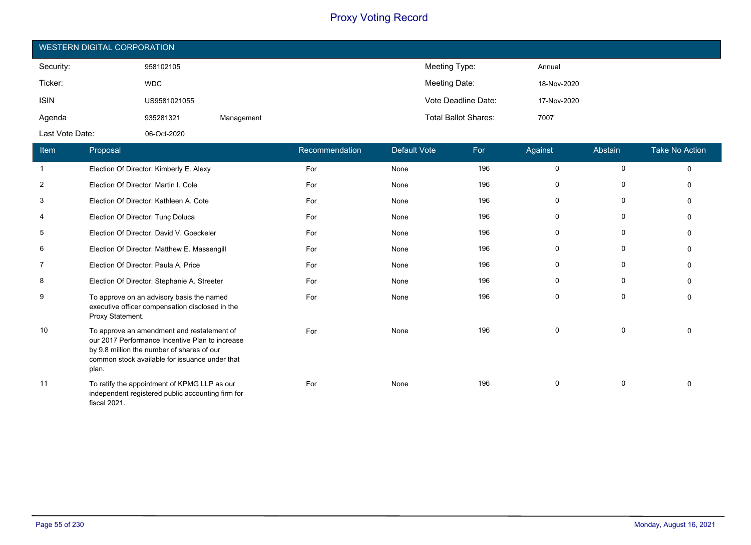# Proxy Voting Record

## WESTERN DIGITAL CORPORATION

| | | | | |
|---|---|---|---|---|
| Security: | 958102105 | | Meeting Type: | Annual |
| Ticker: | WDC | | Meeting Date: | 18-Nov-2020 |
| ISIN | US9581021055 | | Vote Deadline Date: | 17-Nov-2020 |
| Agenda | 935281321 | Management | Total Ballot Shares: | 7007 |
| Last Vote Date: | 06-Oct-2020 | | | |

| Item | Proposal | Recommendation | Default Vote | For | Against | Abstain | Take No Action |
|---|---|---|---|---|---|---|---|
| 1 | Election Of Director: Kimberly E. Alexy | For | None | 196 | 0 | 0 | 0 |
| 2 | Election Of Director: Martin I. Cole | For | None | 196 | 0 | 0 | 0 |
| 3 | Election Of Director: Kathleen A. Cote | For | None | 196 | 0 | 0 | 0 |
| 4 | Election Of Director: Tunç Doluca | For | None | 196 | 0 | 0 | 0 |
| 5 | Election Of Director: David V. Goeckeler | For | None | 196 | 0 | 0 | 0 |
| 6 | Election Of Director: Matthew E. Massengill | For | None | 196 | 0 | 0 | 0 |
| 7 | Election Of Director: Paula A. Price | For | None | 196 | 0 | 0 | 0 |
| 8 | Election Of Director: Stephanie A. Streeter | For | None | 196 | 0 | 0 | 0 |
| 9 | To approve on an advisory basis the named executive officer compensation disclosed in the Proxy Statement. | For | None | 196 | 0 | 0 | 0 |
| 10 | To approve an amendment and restatement of our 2017 Performance Incentive Plan to increase by 9.8 million the number of shares of our common stock available for issuance under that plan. | For | None | 196 | 0 | 0 | 0 |
| 11 | To ratify the appointment of KPMG LLP as our independent registered public accounting firm for fiscal 2021. | For | None | 196 | 0 | 0 | 0 |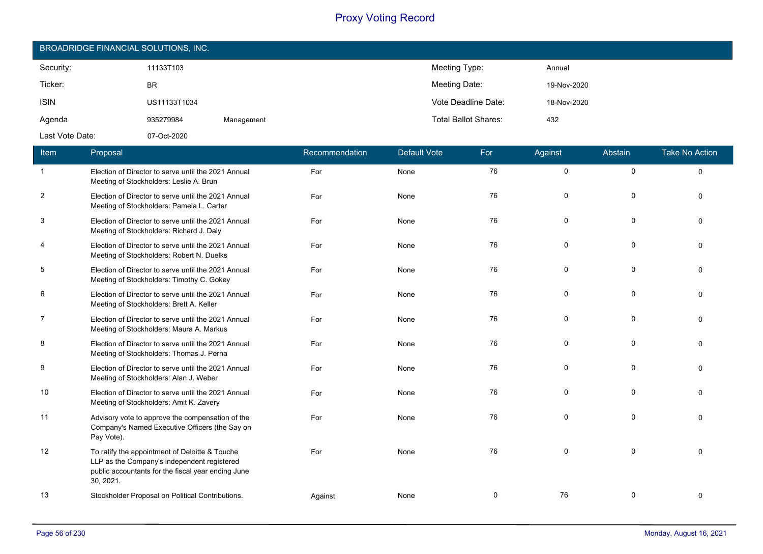# Proxy Voting Record

## BROADRIDGE FINANCIAL SOLUTIONS, INC.

| | | | | |
|---|---|---|---|---|
| Security: | 11133T103 | | Meeting Type: | Annual |
| Ticker: | BR | | Meeting Date: | 19-Nov-2020 |
| ISIN | US11133T1034 | | Vote Deadline Date: | 18-Nov-2020 |
| Agenda | 935279984 | Management | Total Ballot Shares: | 432 |
| Last Vote Date: | 07-Oct-2020 | | | |

| Item | Proposal | Recommendation | Default Vote | For | Against | Abstain | Take No Action |
|---|---|---|---|---|---|---|---|
| 1 | Election of Director to serve until the 2021 Annual Meeting of Stockholders: Leslie A. Brun | For | None | 76 | 0 | 0 | 0 |
| 2 | Election of Director to serve until the 2021 Annual Meeting of Stockholders: Pamela L. Carter | For | None | 76 | 0 | 0 | 0 |
| 3 | Election of Director to serve until the 2021 Annual Meeting of Stockholders: Richard J. Daly | For | None | 76 | 0 | 0 | 0 |
| 4 | Election of Director to serve until the 2021 Annual Meeting of Stockholders: Robert N. Duelks | For | None | 76 | 0 | 0 | 0 |
| 5 | Election of Director to serve until the 2021 Annual Meeting of Stockholders: Timothy C. Gokey | For | None | 76 | 0 | 0 | 0 |
| 6 | Election of Director to serve until the 2021 Annual Meeting of Stockholders: Brett A. Keller | For | None | 76 | 0 | 0 | 0 |
| 7 | Election of Director to serve until the 2021 Annual Meeting of Stockholders: Maura A. Markus | For | None | 76 | 0 | 0 | 0 |
| 8 | Election of Director to serve until the 2021 Annual Meeting of Stockholders: Thomas J. Perna | For | None | 76 | 0 | 0 | 0 |
| 9 | Election of Director to serve until the 2021 Annual Meeting of Stockholders: Alan J. Weber | For | None | 76 | 0 | 0 | 0 |
| 10 | Election of Director to serve until the 2021 Annual Meeting of Stockholders: Amit K. Zavery | For | None | 76 | 0 | 0 | 0 |
| 11 | Advisory vote to approve the compensation of the Company's Named Executive Officers (the Say on Pay Vote). | For | None | 76 | 0 | 0 | 0 |
| 12 | To ratify the appointment of Deloitte & Touche LLP as the Company's independent registered public accountants for the fiscal year ending June 30, 2021. | For | None | 76 | 0 | 0 | 0 |
| 13 | Stockholder Proposal on Political Contributions. | Against | None | 0 | 76 | 0 | 0 |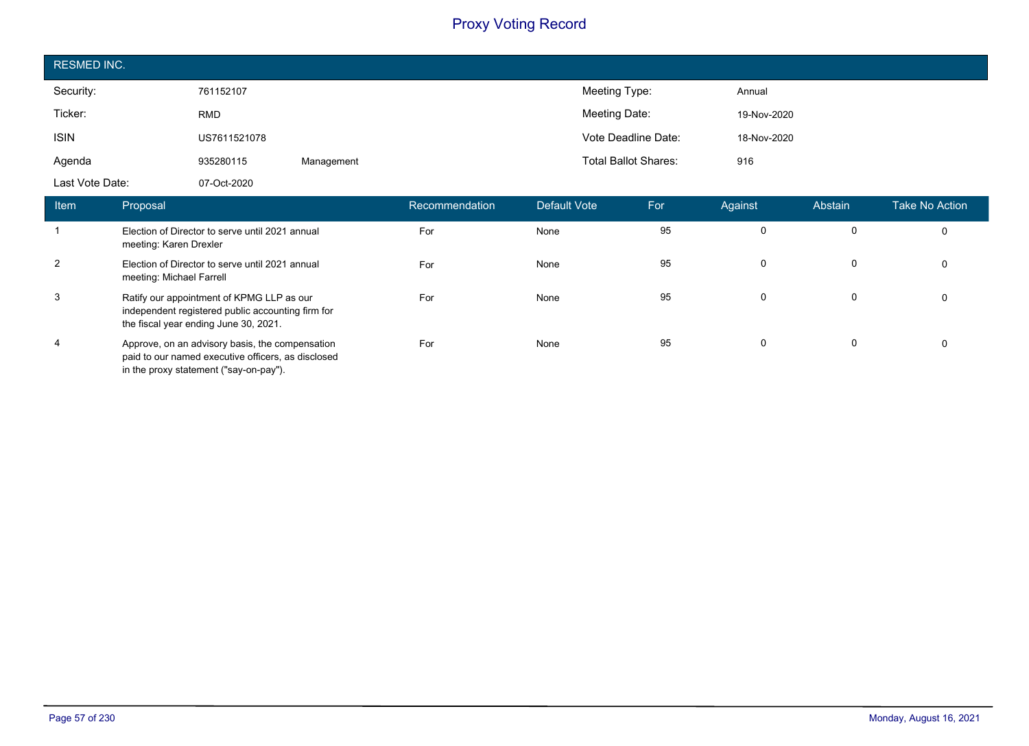# Proxy Voting Record

## RESMED INC.

| | | | | |
|---|---|---|---|---|
| Security: | 761152107 | | Meeting Type: | Annual |
| Ticker: | RMD | | Meeting Date: | 19-Nov-2020 |
| ISIN | US7611521078 | | Vote Deadline Date: | 18-Nov-2020 |
| Agenda | 935280115 | Management | Total Ballot Shares: | 916 |
| Last Vote Date: | 07-Oct-2020 | | | |

| Item | Proposal | Recommendation | Default Vote | For | Against | Abstain | Take No Action |
|---|---|---|---|---|---|---|---|
| 1 | Election of Director to serve until 2021 annual meeting: Karen Drexler | For | None | 95 | 0 | 0 | 0 |
| 2 | Election of Director to serve until 2021 annual meeting: Michael Farrell | For | None | 95 | 0 | 0 | 0 |
| 3 | Ratify our appointment of KPMG LLP as our independent registered public accounting firm for the fiscal year ending June 30, 2021. | For | None | 95 | 0 | 0 | 0 |
| 4 | Approve, on an advisory basis, the compensation paid to our named executive officers, as disclosed in the proxy statement ("say-on-pay"). | For | None | 95 | 0 | 0 | 0 |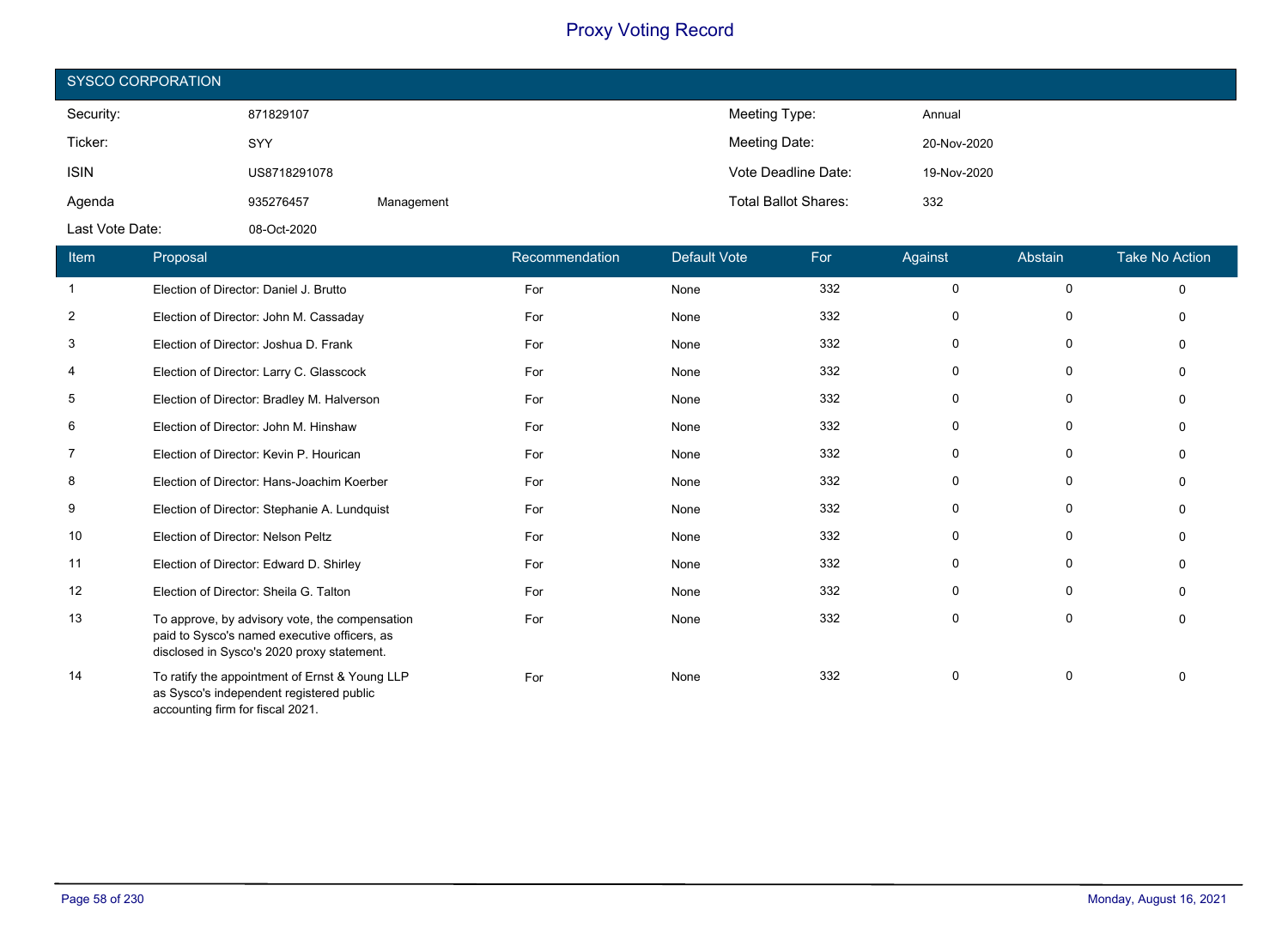# Proxy Voting Record

## SYSCO CORPORATION

| | | | | |
|---|---|---|---|---|
| Security: | 871829107 | | Meeting Type: | Annual |
| Ticker: | SYY | | Meeting Date: | 20-Nov-2020 |
| ISIN | US8718291078 | | Vote Deadline Date: | 19-Nov-2020 |
| Agenda | 935276457 | Management | Total Ballot Shares: | 332 |
| Last Vote Date: | 08-Oct-2020 | | | |

| Item | Proposal | Recommendation | Default Vote | For | Against | Abstain | Take No Action |
|---|---|---|---|---|---|---|---|
| 1 | Election of Director: Daniel J. Brutto | For | None | 332 | 0 | 0 | 0 |
| 2 | Election of Director: John M. Cassaday | For | None | 332 | 0 | 0 | 0 |
| 3 | Election of Director: Joshua D. Frank | For | None | 332 | 0 | 0 | 0 |
| 4 | Election of Director: Larry C. Glasscock | For | None | 332 | 0 | 0 | 0 |
| 5 | Election of Director: Bradley M. Halverson | For | None | 332 | 0 | 0 | 0 |
| 6 | Election of Director: John M. Hinshaw | For | None | 332 | 0 | 0 | 0 |
| 7 | Election of Director: Kevin P. Hourican | For | None | 332 | 0 | 0 | 0 |
| 8 | Election of Director: Hans-Joachim Koerber | For | None | 332 | 0 | 0 | 0 |
| 9 | Election of Director: Stephanie A. Lundquist | For | None | 332 | 0 | 0 | 0 |
| 10 | Election of Director: Nelson Peltz | For | None | 332 | 0 | 0 | 0 |
| 11 | Election of Director: Edward D. Shirley | For | None | 332 | 0 | 0 | 0 |
| 12 | Election of Director: Sheila G. Talton | For | None | 332 | 0 | 0 | 0 |
| 13 | To approve, by advisory vote, the compensation paid to Sysco's named executive officers, as disclosed in Sysco's 2020 proxy statement. | For | None | 332 | 0 | 0 | 0 |
| 14 | To ratify the appointment of Ernst & Young LLP as Sysco's independent registered public accounting firm for fiscal 2021. | For | None | 332 | 0 | 0 | 0 |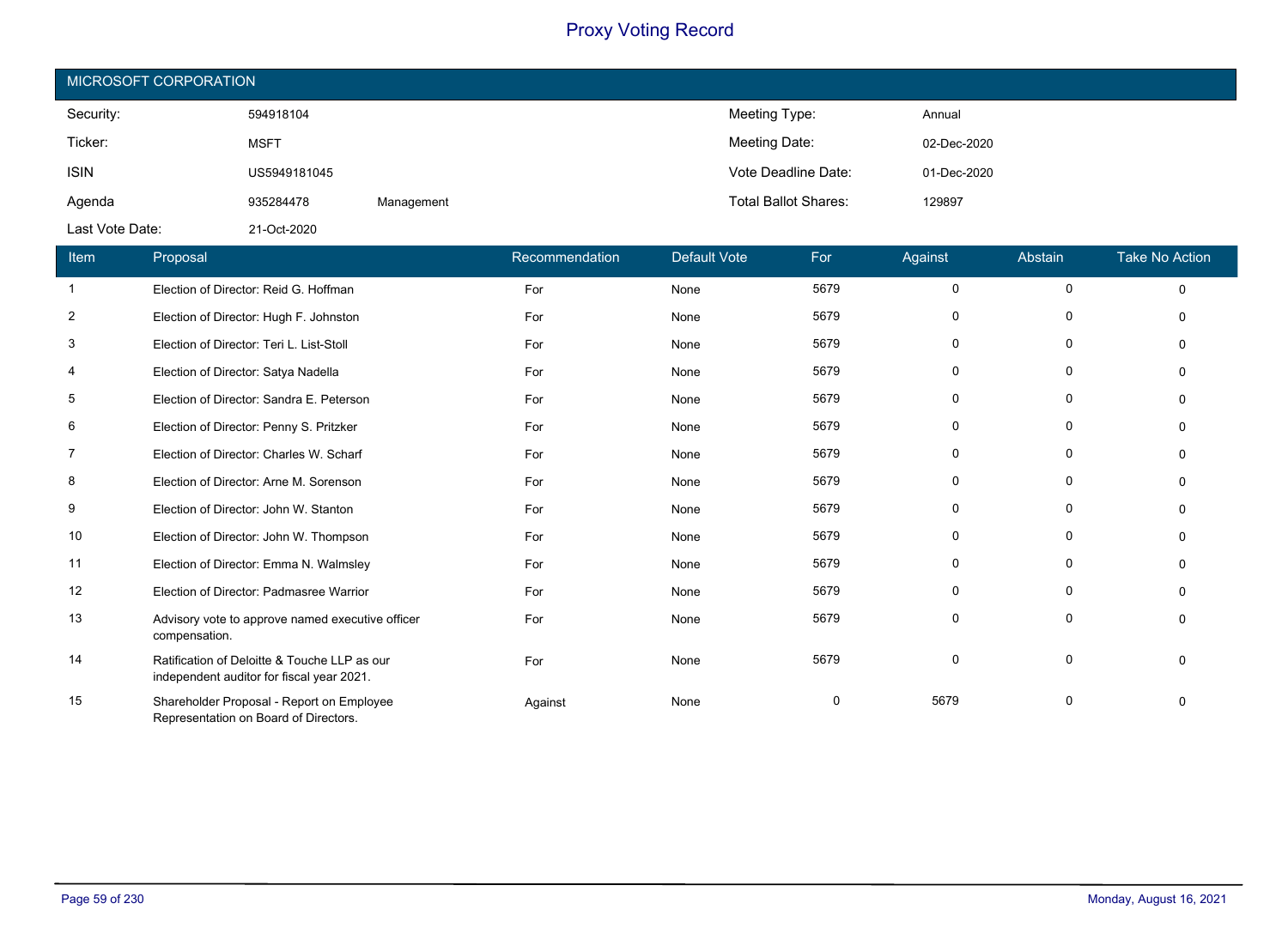# Proxy Voting Record

## MICROSOFT CORPORATION

| | | | | |
|---|---|---|---|---|
| Security: | 594918104 | | Meeting Type: | Annual |
| Ticker: | MSFT | | Meeting Date: | 02-Dec-2020 |
| ISIN | US5949181045 | | Vote Deadline Date: | 01-Dec-2020 |
| Agenda | 935284478 | Management | Total Ballot Shares: | 129897 |
| Last Vote Date: | 21-Oct-2020 | | | |

| Item | Proposal | Recommendation | Default Vote | For | Against | Abstain | Take No Action |
|---|---|---|---|---|---|---|---|
| 1 | Election of Director: Reid G. Hoffman | For | None | 5679 | 0 | 0 | 0 |
| 2 | Election of Director: Hugh F. Johnston | For | None | 5679 | 0 | 0 | 0 |
| 3 | Election of Director: Teri L. List-Stoll | For | None | 5679 | 0 | 0 | 0 |
| 4 | Election of Director: Satya Nadella | For | None | 5679 | 0 | 0 | 0 |
| 5 | Election of Director: Sandra E. Peterson | For | None | 5679 | 0 | 0 | 0 |
| 6 | Election of Director: Penny S. Pritzker | For | None | 5679 | 0 | 0 | 0 |
| 7 | Election of Director: Charles W. Scharf | For | None | 5679 | 0 | 0 | 0 |
| 8 | Election of Director: Arne M. Sorenson | For | None | 5679 | 0 | 0 | 0 |
| 9 | Election of Director: John W. Stanton | For | None | 5679 | 0 | 0 | 0 |
| 10 | Election of Director: John W. Thompson | For | None | 5679 | 0 | 0 | 0 |
| 11 | Election of Director: Emma N. Walmsley | For | None | 5679 | 0 | 0 | 0 |
| 12 | Election of Director: Padmasree Warrior | For | None | 5679 | 0 | 0 | 0 |
| 13 | Advisory vote to approve named executive officer compensation. | For | None | 5679 | 0 | 0 | 0 |
| 14 | Ratification of Deloitte & Touche LLP as our independent auditor for fiscal year 2021. | For | None | 5679 | 0 | 0 | 0 |
| 15 | Shareholder Proposal - Report on Employee Representation on Board of Directors. | Against | None | 0 | 5679 | 0 | 0 |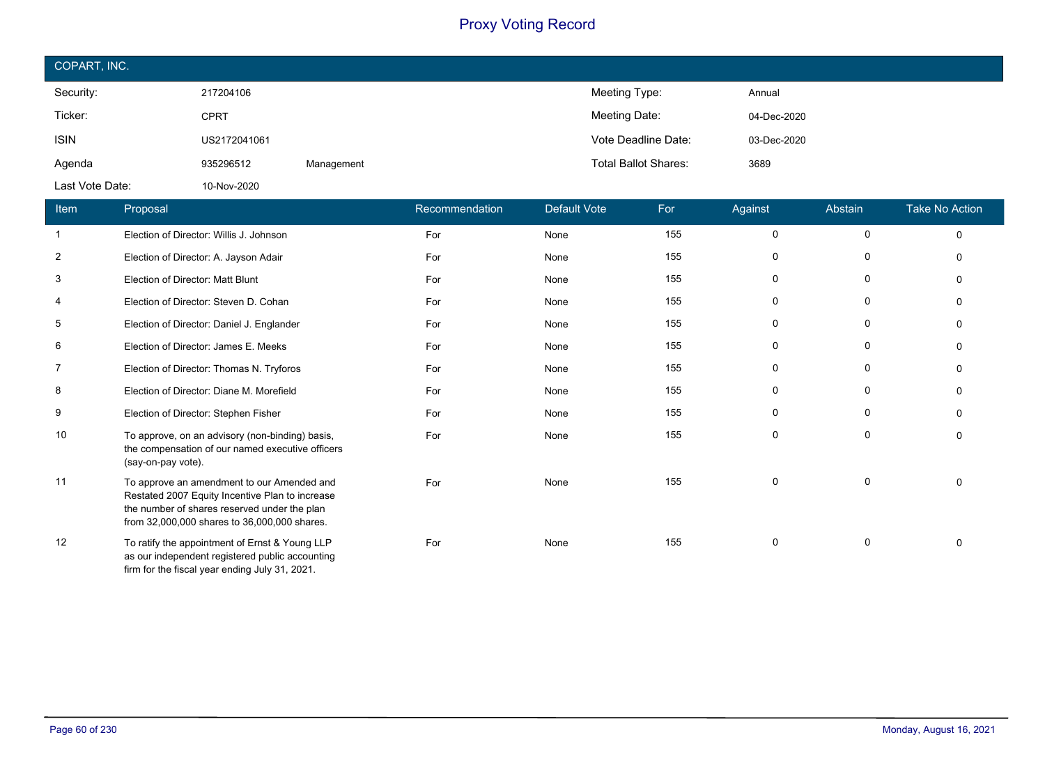# Proxy Voting Record

## COPART, INC.

| | | | | |
|---|---|---|---|---|
| Security: | 217204106 | | Meeting Type: | Annual |
| Ticker: | CPRT | | Meeting Date: | 04-Dec-2020 |
| ISIN | US2172041061 | | Vote Deadline Date: | 03-Dec-2020 |
| Agenda | 935296512 | Management | Total Ballot Shares: | 3689 |
| Last Vote Date: | 10-Nov-2020 | | | |

| Item | Proposal | Recommendation | Default Vote | For | Against | Abstain | Take No Action |
|---|---|---|---|---|---|---|---|
| 1 | Election of Director: Willis J. Johnson | For | None | 155 | 0 | 0 | 0 |
| 2 | Election of Director: A. Jayson Adair | For | None | 155 | 0 | 0 | 0 |
| 3 | Election of Director: Matt Blunt | For | None | 155 | 0 | 0 | 0 |
| 4 | Election of Director: Steven D. Cohan | For | None | 155 | 0 | 0 | 0 |
| 5 | Election of Director: Daniel J. Englander | For | None | 155 | 0 | 0 | 0 |
| 6 | Election of Director: James E. Meeks | For | None | 155 | 0 | 0 | 0 |
| 7 | Election of Director: Thomas N. Tryforos | For | None | 155 | 0 | 0 | 0 |
| 8 | Election of Director: Diane M. Morefield | For | None | 155 | 0 | 0 | 0 |
| 9 | Election of Director: Stephen Fisher | For | None | 155 | 0 | 0 | 0 |
| 10 | To approve, on an advisory (non-binding) basis, the compensation of our named executive officers (say-on-pay vote). | For | None | 155 | 0 | 0 | 0 |
| 11 | To approve an amendment to our Amended and Restated 2007 Equity Incentive Plan to increase the number of shares reserved under the plan from 32,000,000 shares to 36,000,000 shares. | For | None | 155 | 0 | 0 | 0 |
| 12 | To ratify the appointment of Ernst & Young LLP as our independent registered public accounting firm for the fiscal year ending July 31, 2021. | For | None | 155 | 0 | 0 | 0 |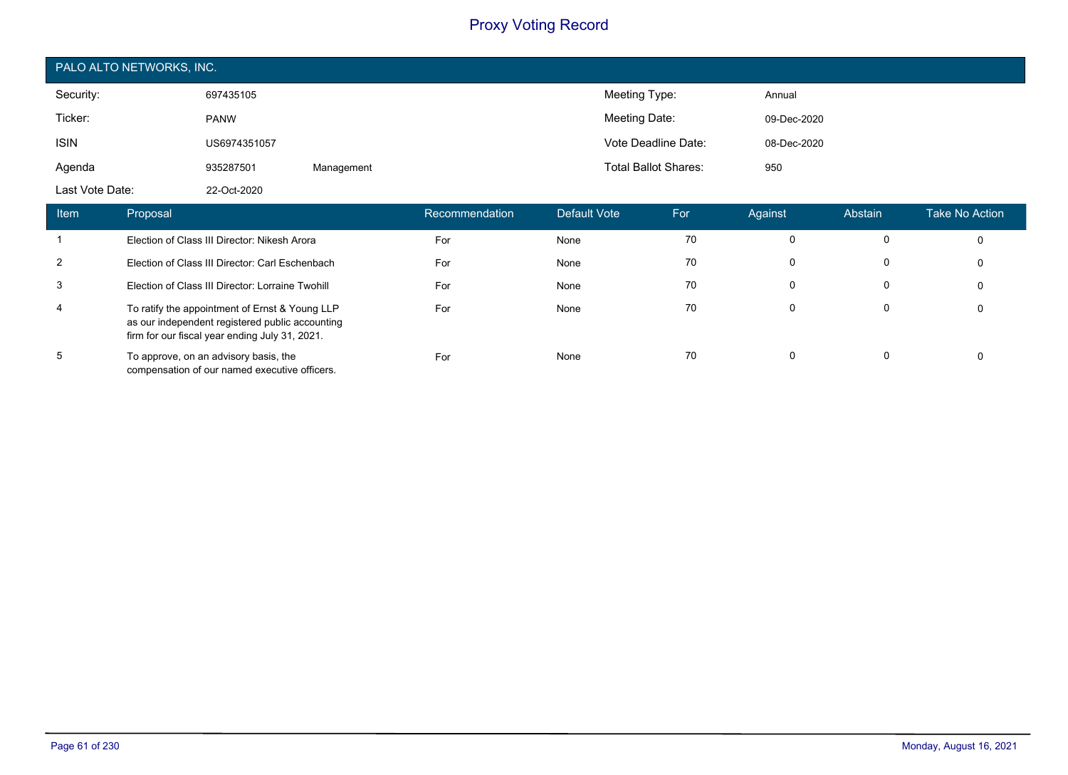# Proxy Voting Record

## PALO ALTO NETWORKS, INC.

| | | | | |
|---|---|---|---|---|
| Security: | 697435105 | | Meeting Type: | Annual |
| Ticker: | PANW | | Meeting Date: | 09-Dec-2020 |
| ISIN | US6974351057 | | Vote Deadline Date: | 08-Dec-2020 |
| Agenda | 935287501 | Management | Total Ballot Shares: | 950 |
| Last Vote Date: | 22-Oct-2020 | | | |

| Item | Proposal | Recommendation | Default Vote | For | Against | Abstain | Take No Action |
|---|---|---|---|---|---|---|---|
| 1 | Election of Class III Director: Nikesh Arora | For | None | 70 | 0 | 0 | 0 |
| 2 | Election of Class III Director: Carl Eschenbach | For | None | 70 | 0 | 0 | 0 |
| 3 | Election of Class III Director: Lorraine Twohill | For | None | 70 | 0 | 0 | 0 |
| 4 | To ratify the appointment of Ernst & Young LLP as our independent registered public accounting firm for our fiscal year ending July 31, 2021. | For | None | 70 | 0 | 0 | 0 |
| 5 | To approve, on an advisory basis, the compensation of our named executive officers. | For | None | 70 | 0 | 0 | 0 |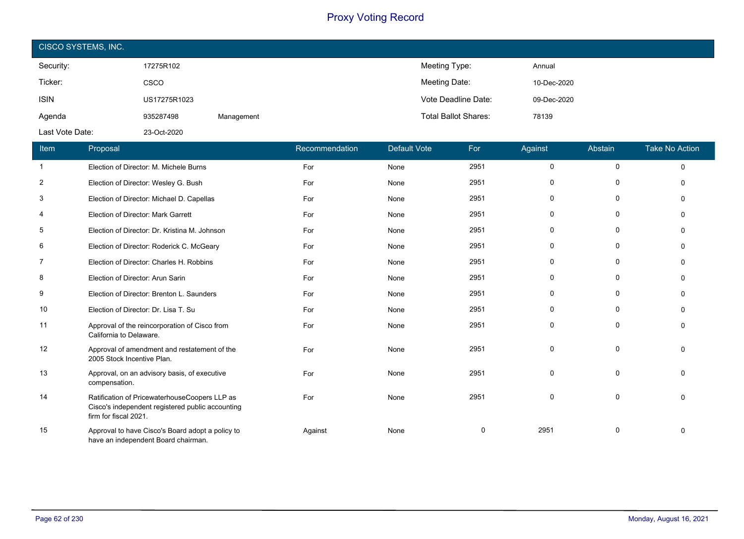# Proxy Voting Record

## CISCO SYSTEMS, INC.

| | | | | |
|---|---|---|---|---|
| Security: | 17275R102 | | Meeting Type: | Annual |
| Ticker: | CSCO | | Meeting Date: | 10-Dec-2020 |
| ISIN | US17275R1023 | | Vote Deadline Date: | 09-Dec-2020 |
| Agenda | 935287498 | Management | Total Ballot Shares: | 78139 |
| Last Vote Date: | 23-Oct-2020 | | | |

| Item | Proposal | Recommendation | Default Vote | For | Against | Abstain | Take No Action |
|---|---|---|---|---|---|---|---|
| 1 | Election of Director: M. Michele Burns | For | None | 2951 | 0 | 0 | 0 |
| 2 | Election of Director: Wesley G. Bush | For | None | 2951 | 0 | 0 | 0 |
| 3 | Election of Director: Michael D. Capellas | For | None | 2951 | 0 | 0 | 0 |
| 4 | Election of Director: Mark Garrett | For | None | 2951 | 0 | 0 | 0 |
| 5 | Election of Director: Dr. Kristina M. Johnson | For | None | 2951 | 0 | 0 | 0 |
| 6 | Election of Director: Roderick C. McGeary | For | None | 2951 | 0 | 0 | 0 |
| 7 | Election of Director: Charles H. Robbins | For | None | 2951 | 0 | 0 | 0 |
| 8 | Election of Director: Arun Sarin | For | None | 2951 | 0 | 0 | 0 |
| 9 | Election of Director: Brenton L. Saunders | For | None | 2951 | 0 | 0 | 0 |
| 10 | Election of Director: Dr. Lisa T. Su | For | None | 2951 | 0 | 0 | 0 |
| 11 | Approval of the reincorporation of Cisco from California to Delaware. | For | None | 2951 | 0 | 0 | 0 |
| 12 | Approval of amendment and restatement of the 2005 Stock Incentive Plan. | For | None | 2951 | 0 | 0 | 0 |
| 13 | Approval, on an advisory basis, of executive compensation. | For | None | 2951 | 0 | 0 | 0 |
| 14 | Ratification of PricewaterhouseCoopers LLP as Cisco's independent registered public accounting firm for fiscal 2021. | For | None | 2951 | 0 | 0 | 0 |
| 15 | Approval to have Cisco's Board adopt a policy to have an independent Board chairman. | Against | None | 0 | 2951 | 0 | 0 |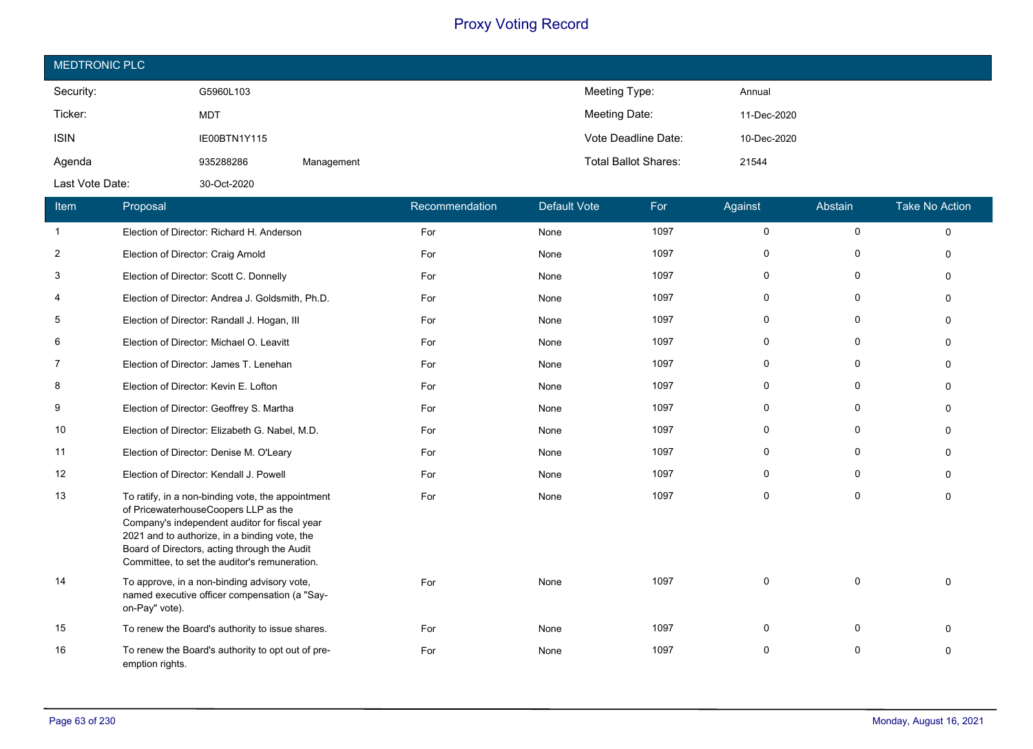# Proxy Voting Record

## MEDTRONIC PLC

| | | | | |
|---|---|---|---|---|
| Security: | G5960L103 | | Meeting Type: | Annual |
| Ticker: | MDT | | Meeting Date: | 11-Dec-2020 |
| ISIN | IE00BTN1Y115 | | Vote Deadline Date: | 10-Dec-2020 |
| Agenda | 935288286 | Management | Total Ballot Shares: | 21544 |
| Last Vote Date: | 30-Oct-2020 | | | |

| Item | Proposal | Recommendation | Default Vote | For | Against | Abstain | Take No Action |
|---|---|---|---|---|---|---|---|
| 1 | Election of Director: Richard H. Anderson | For | None | 1097 | 0 | 0 | 0 |
| 2 | Election of Director: Craig Arnold | For | None | 1097 | 0 | 0 | 0 |
| 3 | Election of Director: Scott C. Donnelly | For | None | 1097 | 0 | 0 | 0 |
| 4 | Election of Director: Andrea J. Goldsmith, Ph.D. | For | None | 1097 | 0 | 0 | 0 |
| 5 | Election of Director: Randall J. Hogan, III | For | None | 1097 | 0 | 0 | 0 |
| 6 | Election of Director: Michael O. Leavitt | For | None | 1097 | 0 | 0 | 0 |
| 7 | Election of Director: James T. Lenehan | For | None | 1097 | 0 | 0 | 0 |
| 8 | Election of Director: Kevin E. Lofton | For | None | 1097 | 0 | 0 | 0 |
| 9 | Election of Director: Geoffrey S. Martha | For | None | 1097 | 0 | 0 | 0 |
| 10 | Election of Director: Elizabeth G. Nabel, M.D. | For | None | 1097 | 0 | 0 | 0 |
| 11 | Election of Director: Denise M. O'Leary | For | None | 1097 | 0 | 0 | 0 |
| 12 | Election of Director: Kendall J. Powell | For | None | 1097 | 0 | 0 | 0 |
| 13 | To ratify, in a non-binding vote, the appointment of PricewaterhouseCoopers LLP as the Company's independent auditor for fiscal year 2021 and to authorize, in a binding vote, the Board of Directors, acting through the Audit Committee, to set the auditor's remuneration. | For | None | 1097 | 0 | 0 | 0 |
| 14 | To approve, in a non-binding advisory vote, named executive officer compensation (a "Say-on-Pay" vote). | For | None | 1097 | 0 | 0 | 0 |
| 15 | To renew the Board's authority to issue shares. | For | None | 1097 | 0 | 0 | 0 |
| 16 | To renew the Board's authority to opt out of pre-emption rights. | For | None | 1097 | 0 | 0 | 0 |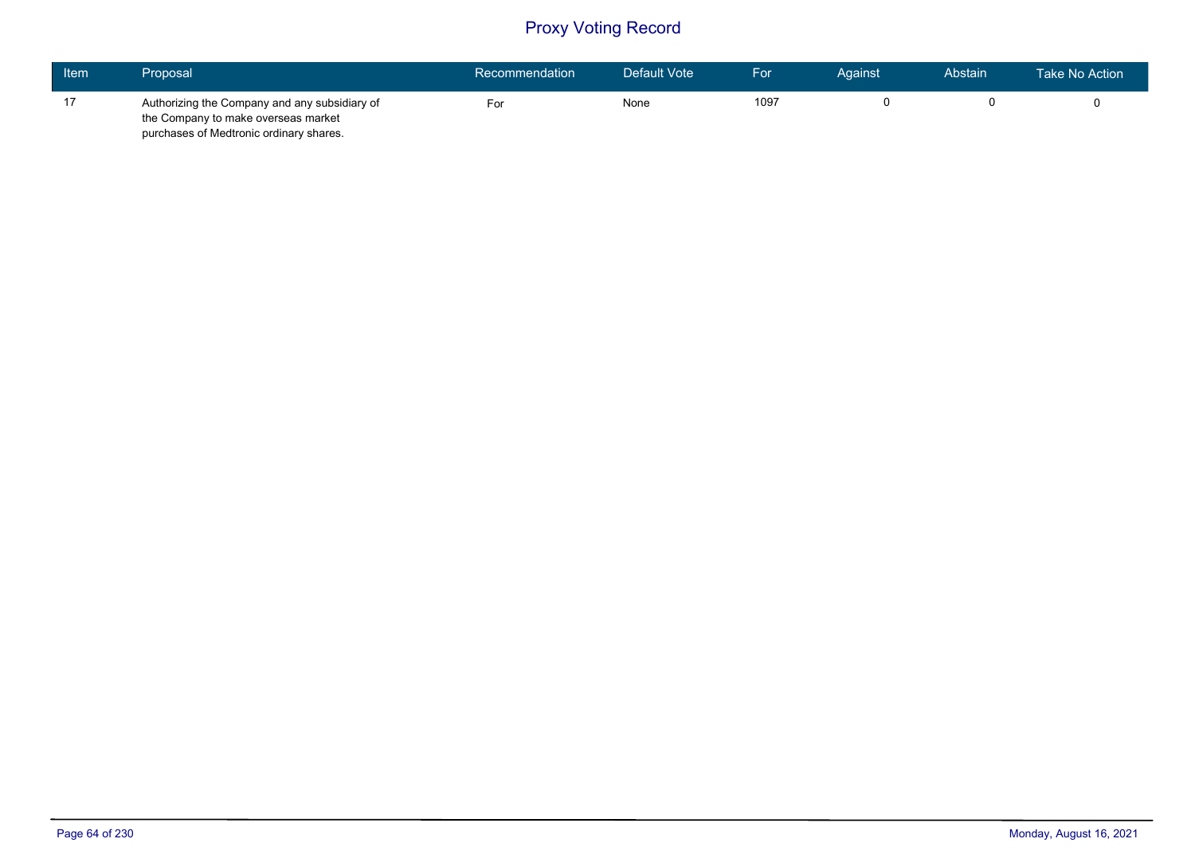# Proxy Voting Record

| Item | Proposal | Recommendation | Default Vote | For | Against | Abstain | Take No Action |
|---|---|---|---|---|---|---|---|
| 17 | Authorizing the Company and any subsidiary of the Company to make overseas market purchases of Medtronic ordinary shares. | For | None | 1097 | 0 | 0 | 0 |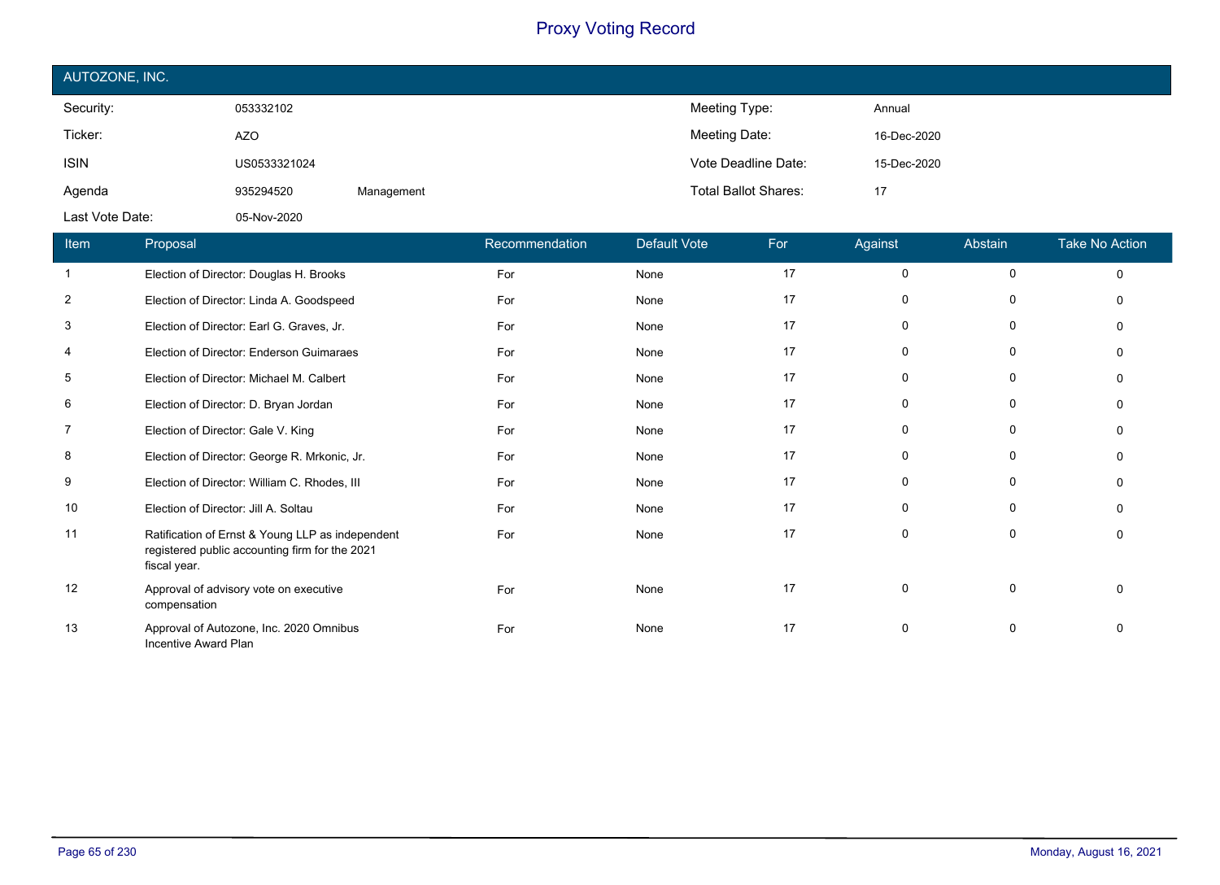# Proxy Voting Record

## AUTOZONE, INC.

| | | | | |
|---|---|---|---|---|
| Security: | 053332102 | | Meeting Type: | Annual |
| Ticker: | AZO | | Meeting Date: | 16-Dec-2020 |
| ISIN | US0533321024 | | Vote Deadline Date: | 15-Dec-2020 |
| Agenda | 935294520 | Management | Total Ballot Shares: | 17 |
| Last Vote Date: | 05-Nov-2020 | | | |

| Item | Proposal | Recommendation | Default Vote | For | Against | Abstain | Take No Action |
|---|---|---|---|---|---|---|---|
| 1 | Election of Director: Douglas H. Brooks | For | None | 17 | 0 | 0 | 0 |
| 2 | Election of Director: Linda A. Goodspeed | For | None | 17 | 0 | 0 | 0 |
| 3 | Election of Director: Earl G. Graves, Jr. | For | None | 17 | 0 | 0 | 0 |
| 4 | Election of Director: Enderson Guimaraes | For | None | 17 | 0 | 0 | 0 |
| 5 | Election of Director: Michael M. Calbert | For | None | 17 | 0 | 0 | 0 |
| 6 | Election of Director: D. Bryan Jordan | For | None | 17 | 0 | 0 | 0 |
| 7 | Election of Director: Gale V. King | For | None | 17 | 0 | 0 | 0 |
| 8 | Election of Director: George R. Mrkonic, Jr. | For | None | 17 | 0 | 0 | 0 |
| 9 | Election of Director: William C. Rhodes, III | For | None | 17 | 0 | 0 | 0 |
| 10 | Election of Director: Jill A. Soltau | For | None | 17 | 0 | 0 | 0 |
| 11 | Ratification of Ernst & Young LLP as independent registered public accounting firm for the 2021 fiscal year. | For | None | 17 | 0 | 0 | 0 |
| 12 | Approval of advisory vote on executive compensation | For | None | 17 | 0 | 0 | 0 |
| 13 | Approval of Autozone, Inc. 2020 Omnibus Incentive Award Plan | For | None | 17 | 0 | 0 | 0 |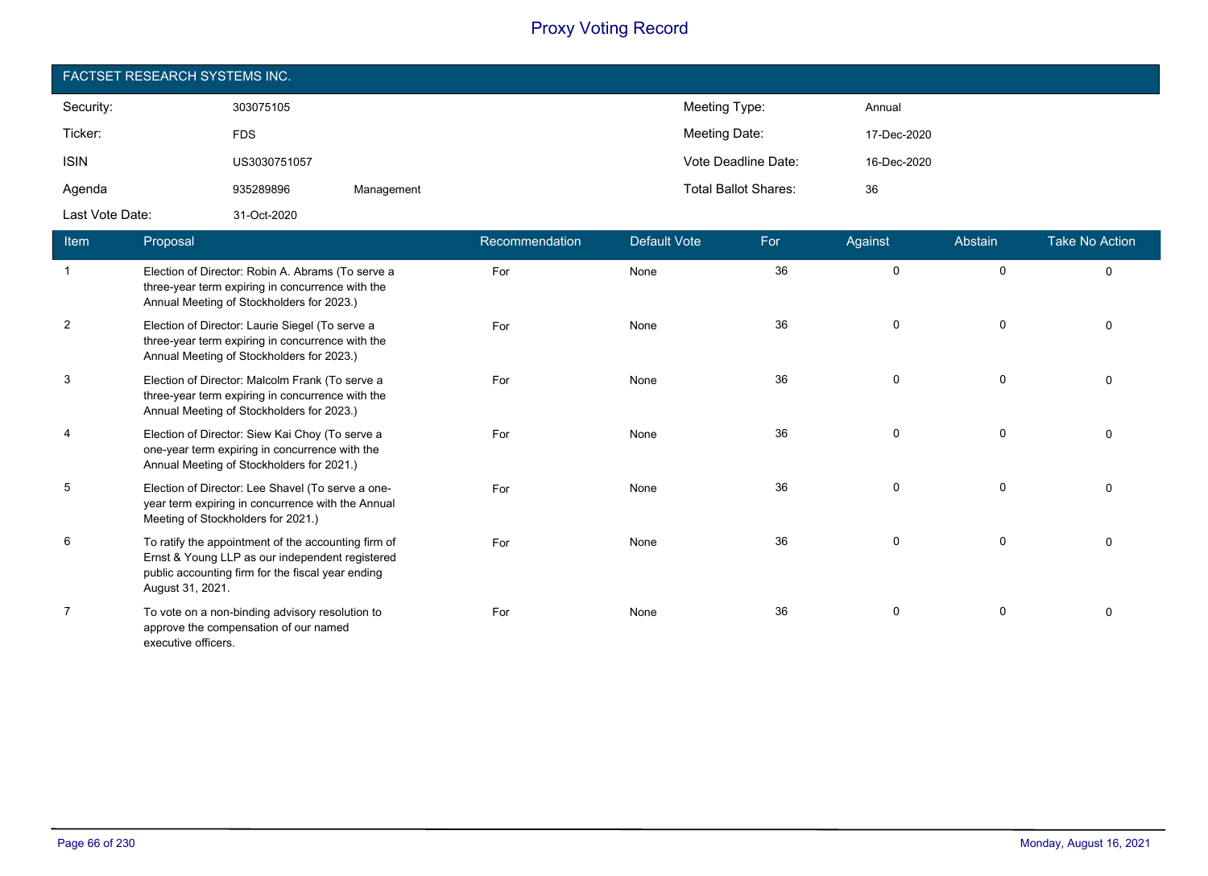# Proxy Voting Record

## FACTSET RESEARCH SYSTEMS INC.

| | | | | |
|---|---|---|---|---|
| Security: | 303075105 | | Meeting Type: | Annual |
| Ticker: | FDS | | Meeting Date: | 17-Dec-2020 |
| ISIN | US3030751057 | | Vote Deadline Date: | 16-Dec-2020 |
| Agenda | 935289896 | Management | Total Ballot Shares: | 36 |
| Last Vote Date: | 31-Oct-2020 | | | |

| Item | Proposal | Recommendation | Default Vote | For | Against | Abstain | Take No Action |
|---|---|---|---|---|---|---|---|
| 1 | Election of Director: Robin A. Abrams (To serve a three-year term expiring in concurrence with the Annual Meeting of Stockholders for 2023.) | For | None | 36 | 0 | 0 | 0 |
| 2 | Election of Director: Laurie Siegel (To serve a three-year term expiring in concurrence with the Annual Meeting of Stockholders for 2023.) | For | None | 36 | 0 | 0 | 0 |
| 3 | Election of Director: Malcolm Frank (To serve a three-year term expiring in concurrence with the Annual Meeting of Stockholders for 2023.) | For | None | 36 | 0 | 0 | 0 |
| 4 | Election of Director: Siew Kai Choy (To serve a one-year term expiring in concurrence with the Annual Meeting of Stockholders for 2021.) | For | None | 36 | 0 | 0 | 0 |
| 5 | Election of Director: Lee Shavel (To serve a one-year term expiring in concurrence with the Annual Meeting of Stockholders for 2021.) | For | None | 36 | 0 | 0 | 0 |
| 6 | To ratify the appointment of the accounting firm of Ernst & Young LLP as our independent registered public accounting firm for the fiscal year ending August 31, 2021. | For | None | 36 | 0 | 0 | 0 |
| 7 | To vote on a non-binding advisory resolution to approve the compensation of our named executive officers. | For | None | 36 | 0 | 0 | 0 |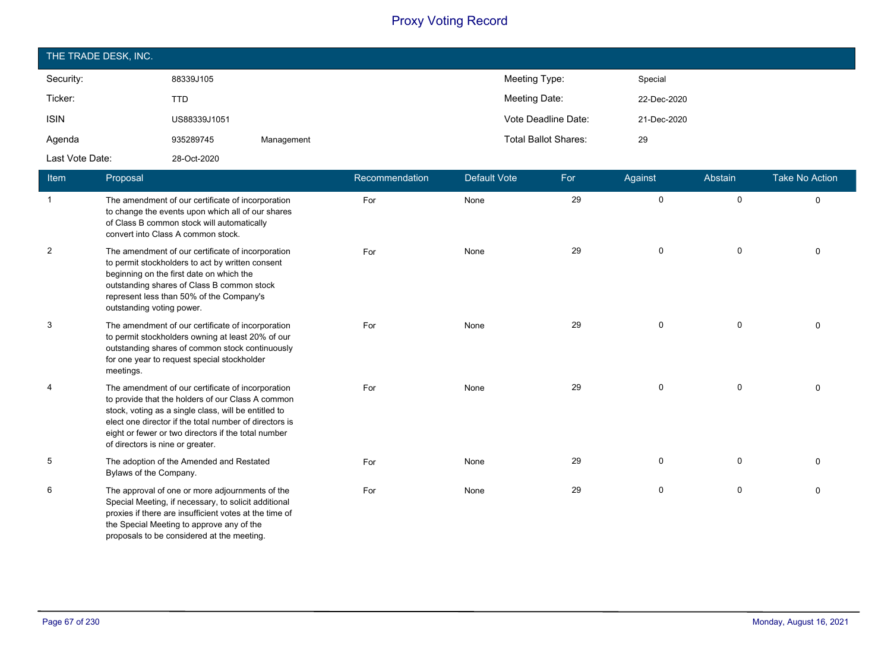# Proxy Voting Record

## THE TRADE DESK, INC.

| | | | | |
|---|---|---|---|---|
| Security: | 88339J105 | | Meeting Type: | Special |
| Ticker: | TTD | | Meeting Date: | 22-Dec-2020 |
| ISIN | US88339J1051 | | Vote Deadline Date: | 21-Dec-2020 |
| Agenda | 935289745 | Management | Total Ballot Shares: | 29 |
| Last Vote Date: | 28-Oct-2020 | | | |

| Item | Proposal | Recommendation | Default Vote | For | Against | Abstain | Take No Action |
|---|---|---|---|---|---|---|---|
| 1 | The amendment of our certificate of incorporation to change the events upon which all of our shares of Class B common stock will automatically convert into Class A common stock. | For | None | 29 | 0 | 0 | 0 |
| 2 | The amendment of our certificate of incorporation to permit stockholders to act by written consent beginning on the first date on which the outstanding shares of Class B common stock represent less than 50% of the Company's outstanding voting power. | For | None | 29 | 0 | 0 | 0 |
| 3 | The amendment of our certificate of incorporation to permit stockholders owning at least 20% of our outstanding shares of common stock continuously for one year to request special stockholder meetings. | For | None | 29 | 0 | 0 | 0 |
| 4 | The amendment of our certificate of incorporation to provide that the holders of our Class A common stock, voting as a single class, will be entitled to elect one director if the total number of directors is eight or fewer or two directors if the total number of directors is nine or greater. | For | None | 29 | 0 | 0 | 0 |
| 5 | The adoption of the Amended and Restated Bylaws of the Company. | For | None | 29 | 0 | 0 | 0 |
| 6 | The approval of one or more adjournments of the Special Meeting, if necessary, to solicit additional proxies if there are insufficient votes at the time of the Special Meeting to approve any of the proposals to be considered at the meeting. | For | None | 29 | 0 | 0 | 0 |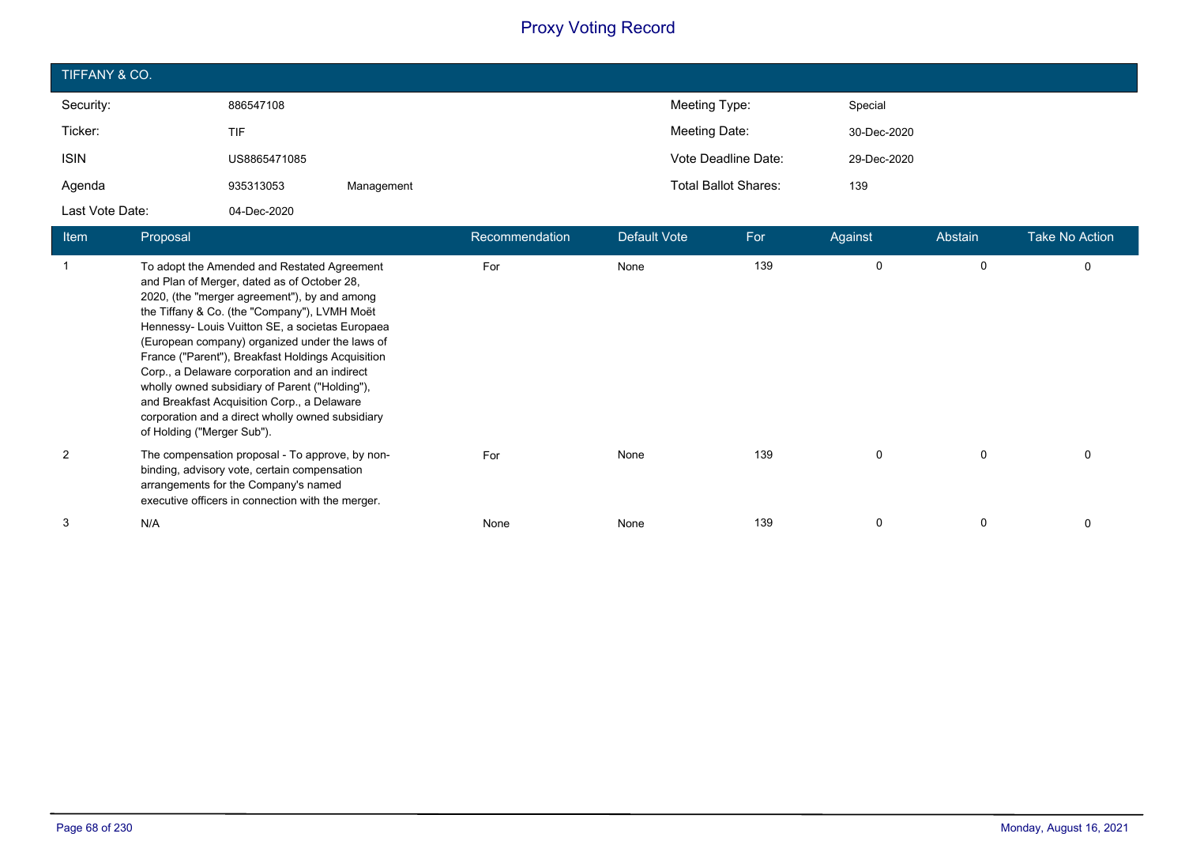# Proxy Voting Record

## TIFFANY & CO.

| | | | | |
|---|---|---|---|---|
| Security: | 886547108 | | Meeting Type: | Special |
| Ticker: | TIF | | Meeting Date: | 30-Dec-2020 |
| ISIN | US8865471085 | | Vote Deadline Date: | 29-Dec-2020 |
| Agenda | 935313053 | Management | Total Ballot Shares: | 139 |
| Last Vote Date: | 04-Dec-2020 | | | |

| Item | Proposal | Recommendation | Default Vote | For | Against | Abstain | Take No Action |
|---|---|---|---|---|---|---|---|
| 1 | To adopt the Amended and Restated Agreement and Plan of Merger, dated as of October 28, 2020, (the "merger agreement"), by and among the Tiffany & Co. (the "Company"), LVMH Moët Hennessy- Louis Vuitton SE, a societas Europaea (European company) organized under the laws of France ("Parent"), Breakfast Holdings Acquisition Corp., a Delaware corporation and an indirect wholly owned subsidiary of Parent ("Holding"), and Breakfast Acquisition Corp., a Delaware corporation and a direct wholly owned subsidiary of Holding ("Merger Sub"). | For | None | 139 | 0 | 0 | 0 |
| 2 | The compensation proposal - To approve, by non-binding, advisory vote, certain compensation arrangements for the Company's named executive officers in connection with the merger. | For | None | 139 | 0 | 0 | 0 |
| 3 | N/A | None | None | 139 | 0 | 0 | 0 |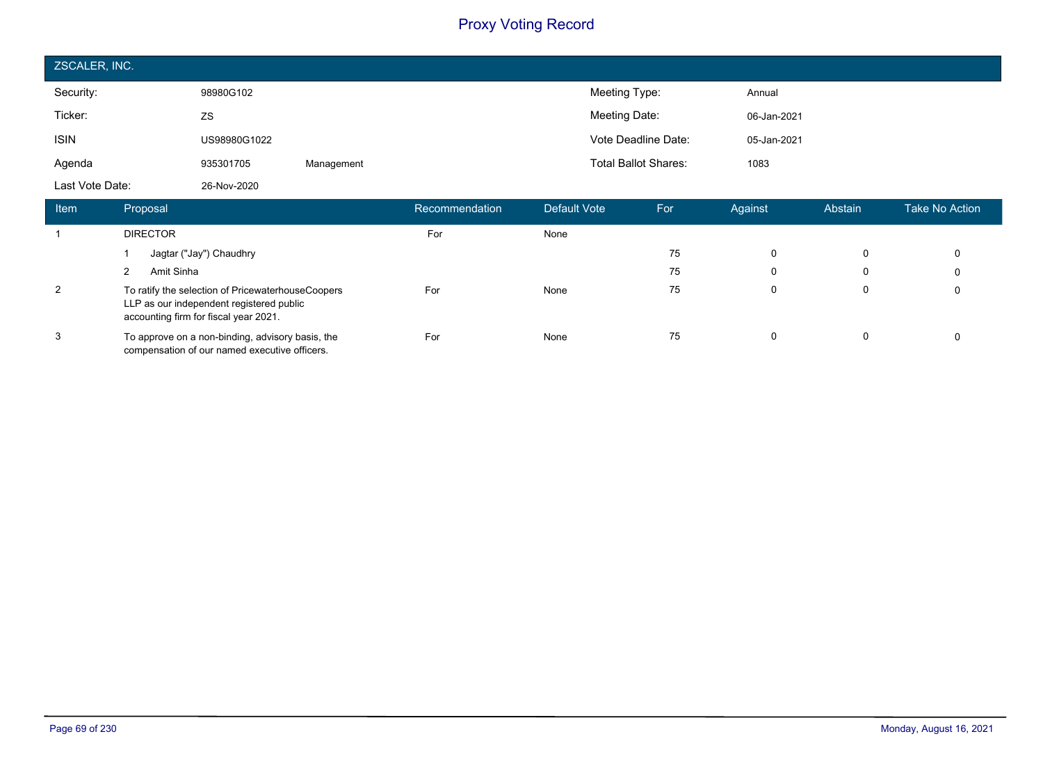# Proxy Voting Record

## ZSCALER, INC.

| | | | | |
|---|---|---|---|---|
| Security: | 98980G102 | | Meeting Type: | Annual |
| Ticker: | ZS | | Meeting Date: | 06-Jan-2021 |
| ISIN | US98980G1022 | | Vote Deadline Date: | 05-Jan-2021 |
| Agenda | 935301705 | Management | Total Ballot Shares: | 1083 |
| Last Vote Date: | 26-Nov-2020 | | | |

| Item | Proposal | Recommendation | Default Vote | For | Against | Abstain | Take No Action |
|---|---|---|---|---|---|---|---|
| 1 | DIRECTOR | For | None | | | | |
| | 1 Jagtar ("Jay") Chaudhry | | | 75 | 0 | 0 | 0 |
| | 2 Amit Sinha | | | 75 | 0 | 0 | 0 |
| 2 | To ratify the selection of PricewaterhouseCoopers LLP as our independent registered public accounting firm for fiscal year 2021. | For | None | 75 | 0 | 0 | 0 |
| 3 | To approve on a non-binding, advisory basis, the compensation of our named executive officers. | For | None | 75 | 0 | 0 | 0 |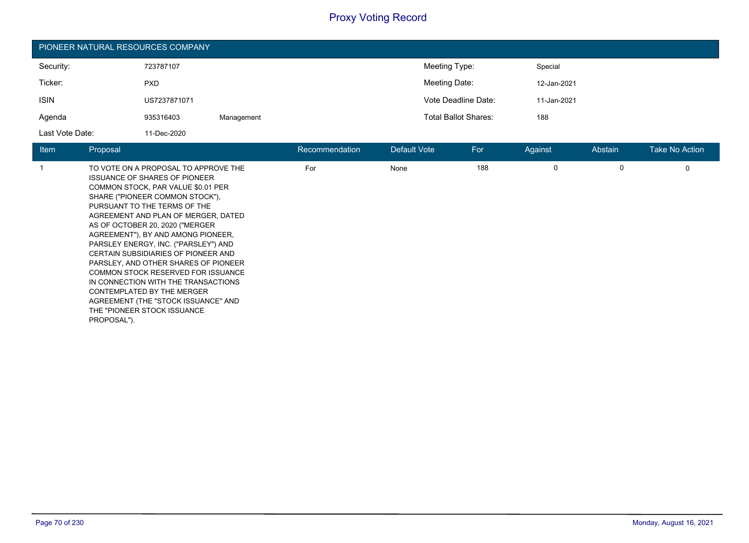# Proxy Voting Record

## PIONEER NATURAL RESOURCES COMPANY

| | | | | |
|---|---|---|---|---|
| Security: | 723787107 | | Meeting Type: | Special |
| Ticker: | PXD | | Meeting Date: | 12-Jan-2021 |
| ISIN | US7237871071 | | Vote Deadline Date: | 11-Jan-2021 |
| Agenda | 935316403 | Management | Total Ballot Shares: | 188 |
| Last Vote Date: | 11-Dec-2020 | | | |

| Item | Proposal | Recommendation | Default Vote | For | Against | Abstain | Take No Action |
|---|---|---|---|---|---|---|---|
| 1 | TO VOTE ON A PROPOSAL TO APPROVE THE ISSUANCE OF SHARES OF PIONEER COMMON STOCK, PAR VALUE $0.01 PER SHARE ("PIONEER COMMON STOCK"), PURSUANT TO THE TERMS OF THE AGREEMENT AND PLAN OF MERGER, DATED AS OF OCTOBER 20, 2020 ("MERGER AGREEMENT"), BY AND AMONG PIONEER, PARSLEY ENERGY, INC. ("PARSLEY") AND CERTAIN SUBSIDIARIES OF PIONEER AND PARSLEY, AND OTHER SHARES OF PIONEER COMMON STOCK RESERVED FOR ISSUANCE IN CONNECTION WITH THE TRANSACTIONS CONTEMPLATED BY THE MERGER AGREEMENT (THE "STOCK ISSUANCE" AND THE "PIONEER STOCK ISSUANCE PROPOSAL"). | For | None | 188 | 0 | 0 | 0 |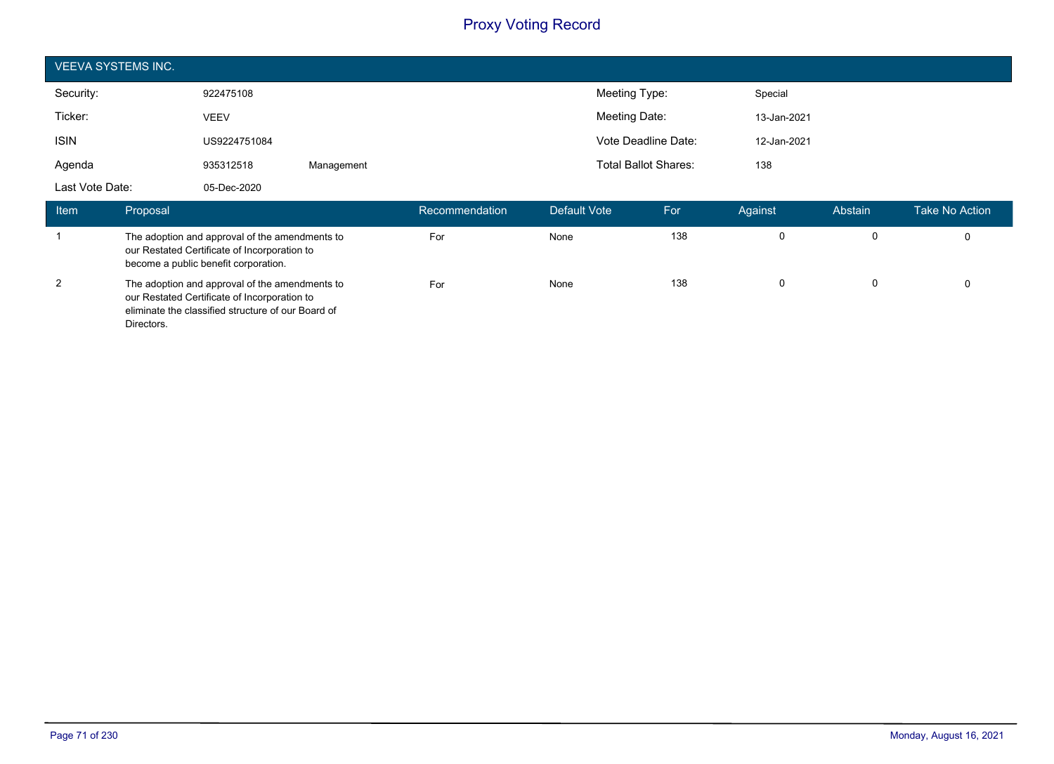# Proxy Voting Record

## VEEVA SYSTEMS INC.

| | | | | |
|---|---|---|---|---|
| Security: | 922475108 | | Meeting Type: | Special |
| Ticker: | VEEV | | Meeting Date: | 13-Jan-2021 |
| ISIN | US9224751084 | | Vote Deadline Date: | 12-Jan-2021 |
| Agenda | 935312518 | Management | Total Ballot Shares: | 138 |
| Last Vote Date: | 05-Dec-2020 | | | |

| Item | Proposal | Recommendation | Default Vote | For | Against | Abstain | Take No Action |
|---|---|---|---|---|---|---|---|
| 1 | The adoption and approval of the amendments to our Restated Certificate of Incorporation to become a public benefit corporation. | For | None | 138 | 0 | 0 | 0 |
| 2 | The adoption and approval of the amendments to our Restated Certificate of Incorporation to eliminate the classified structure of our Board of Directors. | For | None | 138 | 0 | 0 | 0 |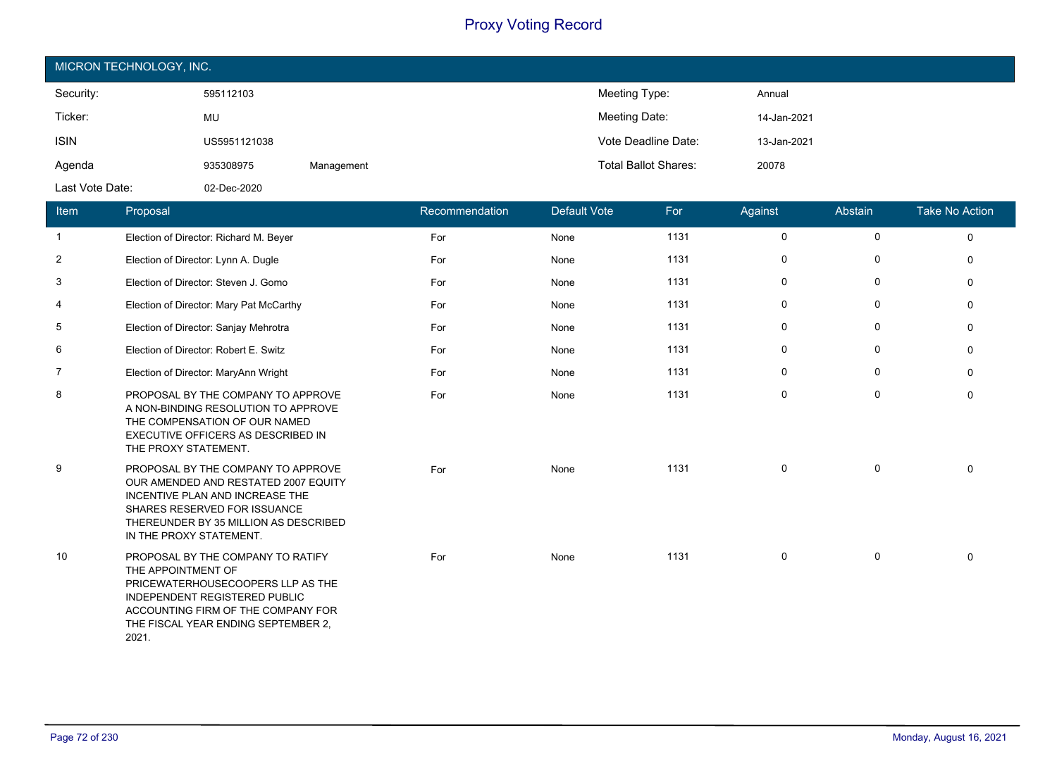# Proxy Voting Record

## MICRON TECHNOLOGY, INC.

| | | | | |
|---|---|---|---|---|
| Security: | 595112103 | | Meeting Type: | Annual |
| Ticker: | MU | | Meeting Date: | 14-Jan-2021 |
| ISIN | US5951121038 | | Vote Deadline Date: | 13-Jan-2021 |
| Agenda | 935308975 | Management | Total Ballot Shares: | 20078 |
| Last Vote Date: | 02-Dec-2020 | | | |

| Item | Proposal | Recommendation | Default Vote | For | Against | Abstain | Take No Action |
|---|---|---|---|---|---|---|---|
| 1 | Election of Director: Richard M. Beyer | For | None | 1131 | 0 | 0 | 0 |
| 2 | Election of Director: Lynn A. Dugle | For | None | 1131 | 0 | 0 | 0 |
| 3 | Election of Director: Steven J. Gomo | For | None | 1131 | 0 | 0 | 0 |
| 4 | Election of Director: Mary Pat McCarthy | For | None | 1131 | 0 | 0 | 0 |
| 5 | Election of Director: Sanjay Mehrotra | For | None | 1131 | 0 | 0 | 0 |
| 6 | Election of Director: Robert E. Switz | For | None | 1131 | 0 | 0 | 0 |
| 7 | Election of Director: MaryAnn Wright | For | None | 1131 | 0 | 0 | 0 |
| 8 | PROPOSAL BY THE COMPANY TO APPROVE A NON-BINDING RESOLUTION TO APPROVE THE COMPENSATION OF OUR NAMED EXECUTIVE OFFICERS AS DESCRIBED IN THE PROXY STATEMENT. | For | None | 1131 | 0 | 0 | 0 |
| 9 | PROPOSAL BY THE COMPANY TO APPROVE OUR AMENDED AND RESTATED 2007 EQUITY INCENTIVE PLAN AND INCREASE THE SHARES RESERVED FOR ISSUANCE THEREUNDER BY 35 MILLION AS DESCRIBED IN THE PROXY STATEMENT. | For | None | 1131 | 0 | 0 | 0 |
| 10 | PROPOSAL BY THE COMPANY TO RATIFY THE APPOINTMENT OF PRICEWATERHOUSECOOPERS LLP AS THE INDEPENDENT REGISTERED PUBLIC ACCOUNTING FIRM OF THE COMPANY FOR THE FISCAL YEAR ENDING SEPTEMBER 2, 2021. | For | None | 1131 | 0 | 0 | 0 |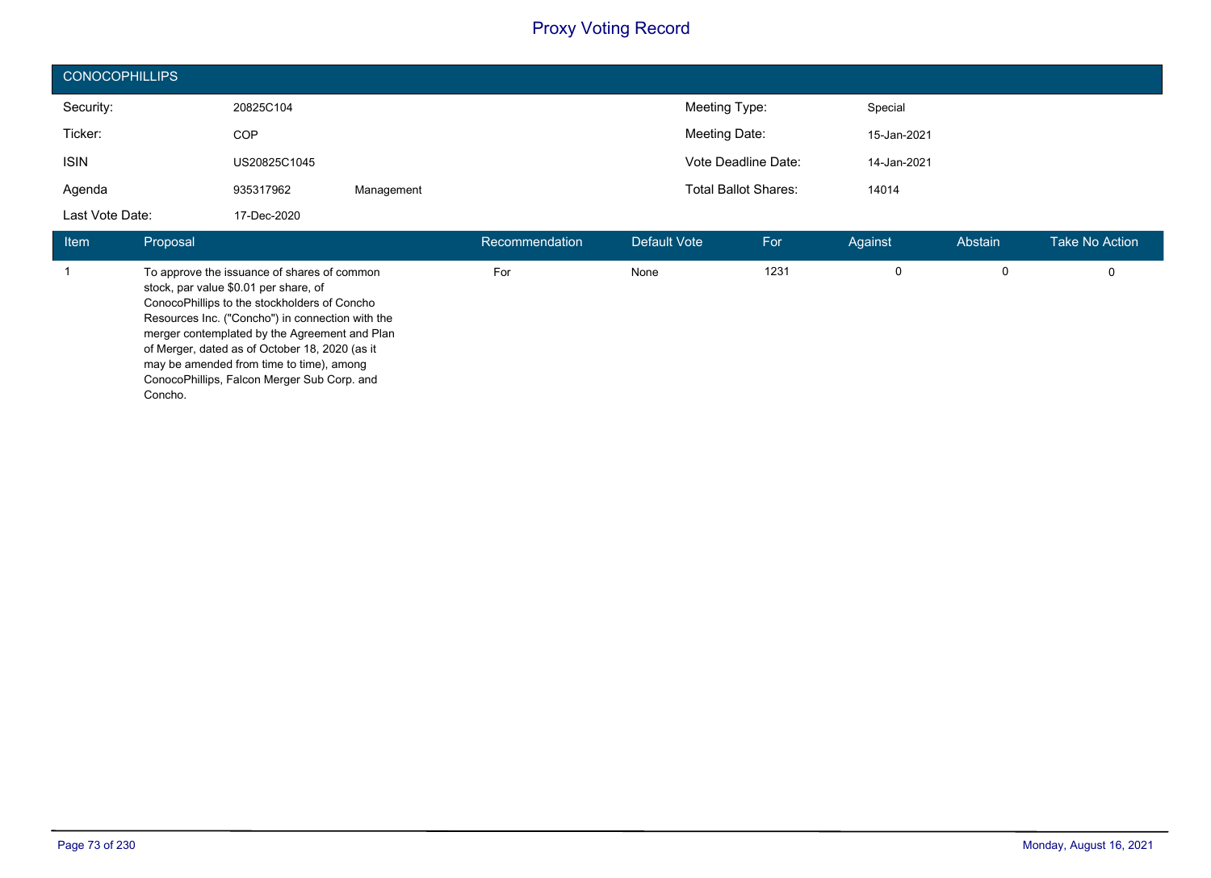# Proxy Voting Record

## CONOCOPHILLIPS

| | | | | |
|---|---|---|---|---|
| Security: | 20825C104 | | Meeting Type: | Special |
| Ticker: | COP | | Meeting Date: | 15-Jan-2021 |
| ISIN | US20825C1045 | | Vote Deadline Date: | 14-Jan-2021 |
| Agenda | 935317962 | Management | Total Ballot Shares: | 14014 |
| Last Vote Date: | 17-Dec-2020 | | | |

| Item | Proposal | Recommendation | Default Vote | For | Against | Abstain | Take No Action |
|---|---|---|---|---|---|---|---|
| 1 | To approve the issuance of shares of common stock, par value $0.01 per share, of ConocoPhillips to the stockholders of Concho Resources Inc. ("Concho") in connection with the merger contemplated by the Agreement and Plan of Merger, dated as of October 18, 2020 (as it may be amended from time to time), among ConocoPhillips, Falcon Merger Sub Corp. and Concho. | For | None | 1231 | 0 | 0 | 0 |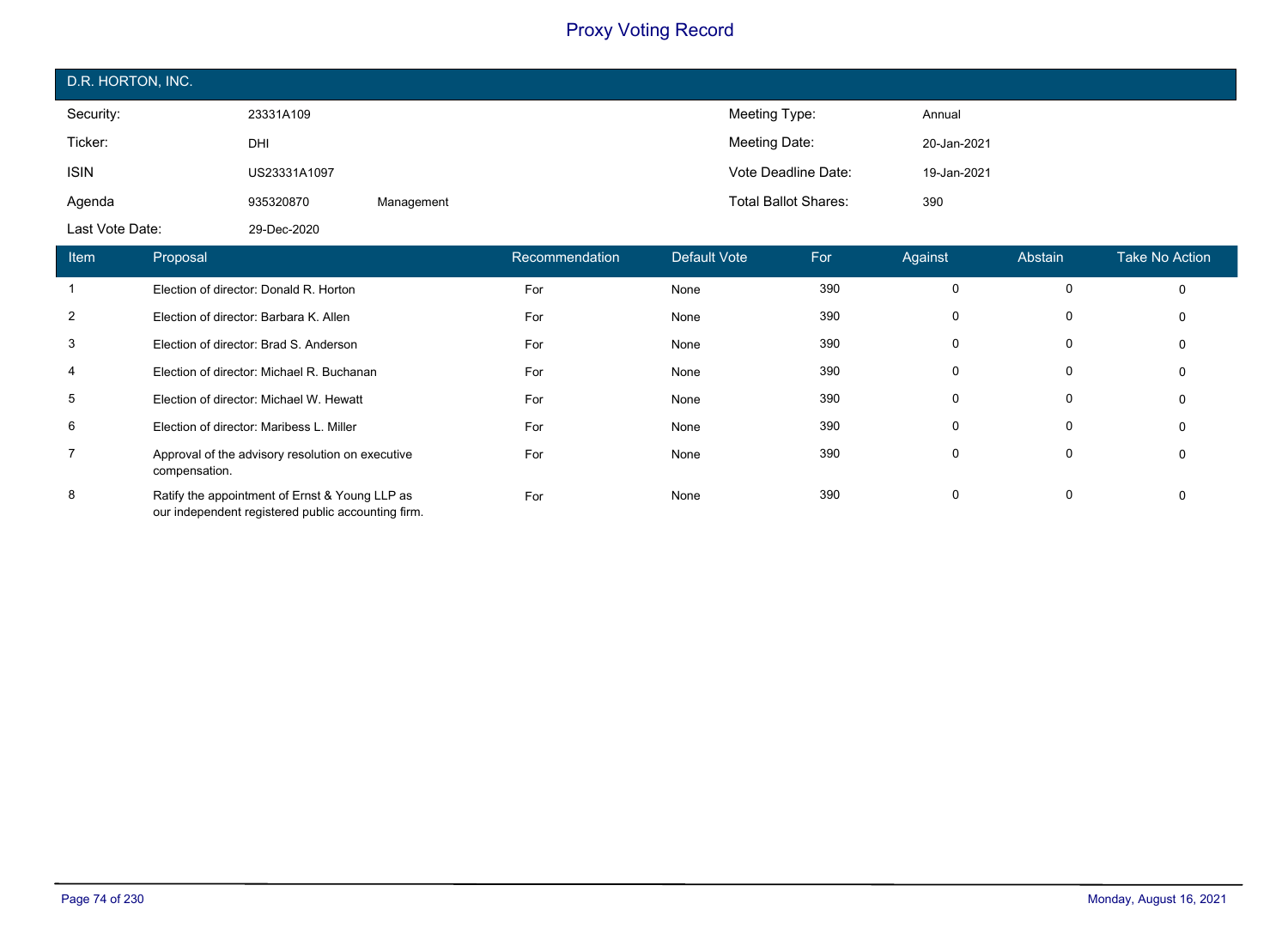# Proxy Voting Record

## D.R. HORTON, INC.

| | | | | |
|---|---|---|---|---|
| Security: | 23331A109 | | Meeting Type: | Annual |
| Ticker: | DHI | | Meeting Date: | 20-Jan-2021 |
| ISIN | US23331A1097 | | Vote Deadline Date: | 19-Jan-2021 |
| Agenda | 935320870 | Management | Total Ballot Shares: | 390 |
| Last Vote Date: | 29-Dec-2020 | | | |

| Item | Proposal | Recommendation | Default Vote | For | Against | Abstain | Take No Action |
|---|---|---|---|---|---|---|---|
| 1 | Election of director: Donald R. Horton | For | None | 390 | 0 | 0 | 0 |
| 2 | Election of director: Barbara K. Allen | For | None | 390 | 0 | 0 | 0 |
| 3 | Election of director: Brad S. Anderson | For | None | 390 | 0 | 0 | 0 |
| 4 | Election of director: Michael R. Buchanan | For | None | 390 | 0 | 0 | 0 |
| 5 | Election of director: Michael W. Hewatt | For | None | 390 | 0 | 0 | 0 |
| 6 | Election of director: Maribess L. Miller | For | None | 390 | 0 | 0 | 0 |
| 7 | Approval of the advisory resolution on executive compensation. | For | None | 390 | 0 | 0 | 0 |
| 8 | Ratify the appointment of Ernst & Young LLP as our independent registered public accounting firm. | For | None | 390 | 0 | 0 | 0 |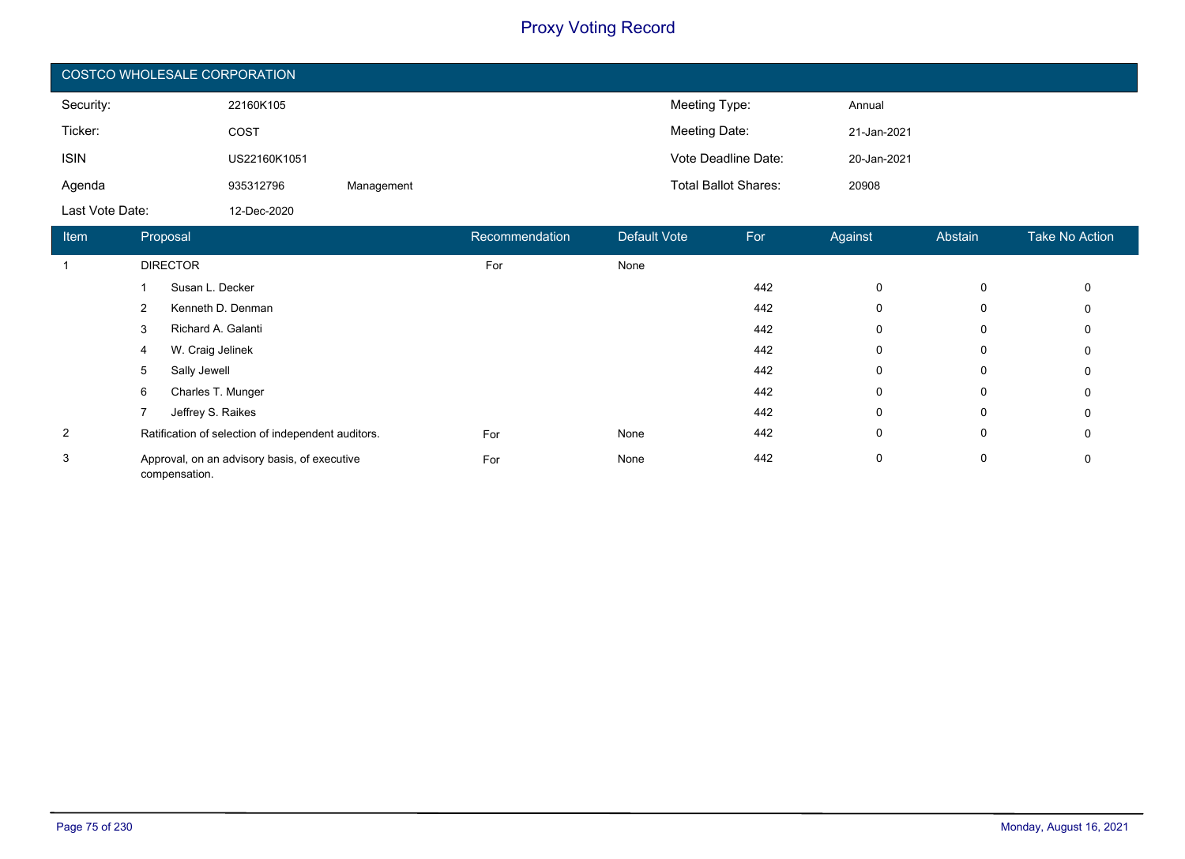# Proxy Voting Record

## COSTCO WHOLESALE CORPORATION

| | | | | |
|---|---|---|---|---|
| Security: | 22160K105 | | Meeting Type: | Annual |
| Ticker: | COST | | Meeting Date: | 21-Jan-2021 |
| ISIN | US22160K1051 | | Vote Deadline Date: | 20-Jan-2021 |
| Agenda | 935312796 | Management | Total Ballot Shares: | 20908 |
| Last Vote Date: | 12-Dec-2020 | | | |

| Item | Proposal | Recommendation | Default Vote | For | Against | Abstain | Take No Action |
|---|---|---|---|---|---|---|---|
| 1 | DIRECTOR | For | None | | | | |
| | 1 Susan L. Decker | | | 442 | 0 | 0 | 0 |
| | 2 Kenneth D. Denman | | | 442 | 0 | 0 | 0 |
| | 3 Richard A. Galanti | | | 442 | 0 | 0 | 0 |
| | 4 W. Craig Jelinek | | | 442 | 0 | 0 | 0 |
| | 5 Sally Jewell | | | 442 | 0 | 0 | 0 |
| | 6 Charles T. Munger | | | 442 | 0 | 0 | 0 |
| | 7 Jeffrey S. Raikes | | | 442 | 0 | 0 | 0 |
| 2 | Ratification of selection of independent auditors. | For | None | 442 | 0 | 0 | 0 |
| 3 | Approval, on an advisory basis, of executive compensation. | For | None | 442 | 0 | 0 | 0 |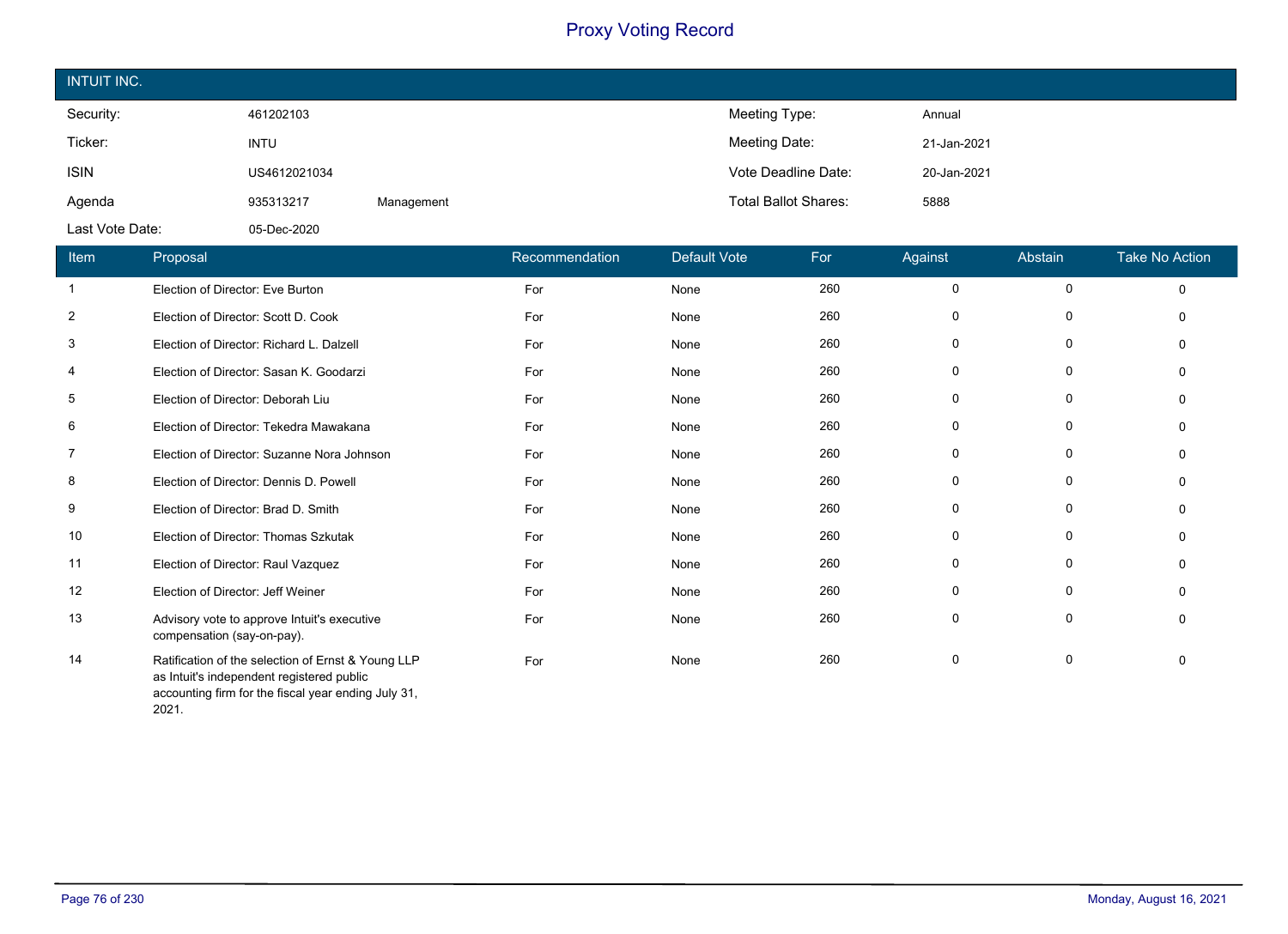# Proxy Voting Record

## INTUIT INC.

| | | | | |
|---|---|---|---|---|
| Security: | 461202103 | | Meeting Type: | Annual |
| Ticker: | INTU | | Meeting Date: | 21-Jan-2021 |
| ISIN | US4612021034 | | Vote Deadline Date: | 20-Jan-2021 |
| Agenda | 935313217 | Management | Total Ballot Shares: | 5888 |
| Last Vote Date: | 05-Dec-2020 | | | |

| Item | Proposal | Recommendation | Default Vote | For | Against | Abstain | Take No Action |
|---|---|---|---|---|---|---|---|
| 1 | Election of Director: Eve Burton | For | None | 260 | 0 | 0 | 0 |
| 2 | Election of Director: Scott D. Cook | For | None | 260 | 0 | 0 | 0 |
| 3 | Election of Director: Richard L. Dalzell | For | None | 260 | 0 | 0 | 0 |
| 4 | Election of Director: Sasan K. Goodarzi | For | None | 260 | 0 | 0 | 0 |
| 5 | Election of Director: Deborah Liu | For | None | 260 | 0 | 0 | 0 |
| 6 | Election of Director: Tekedra Mawakana | For | None | 260 | 0 | 0 | 0 |
| 7 | Election of Director: Suzanne Nora Johnson | For | None | 260 | 0 | 0 | 0 |
| 8 | Election of Director: Dennis D. Powell | For | None | 260 | 0 | 0 | 0 |
| 9 | Election of Director: Brad D. Smith | For | None | 260 | 0 | 0 | 0 |
| 10 | Election of Director: Thomas Szkutak | For | None | 260 | 0 | 0 | 0 |
| 11 | Election of Director: Raul Vazquez | For | None | 260 | 0 | 0 | 0 |
| 12 | Election of Director: Jeff Weiner | For | None | 260 | 0 | 0 | 0 |
| 13 | Advisory vote to approve Intuit's executive compensation (say-on-pay). | For | None | 260 | 0 | 0 | 0 |
| 14 | Ratification of the selection of Ernst & Young LLP as Intuit's independent registered public accounting firm for the fiscal year ending July 31, 2021. | For | None | 260 | 0 | 0 | 0 |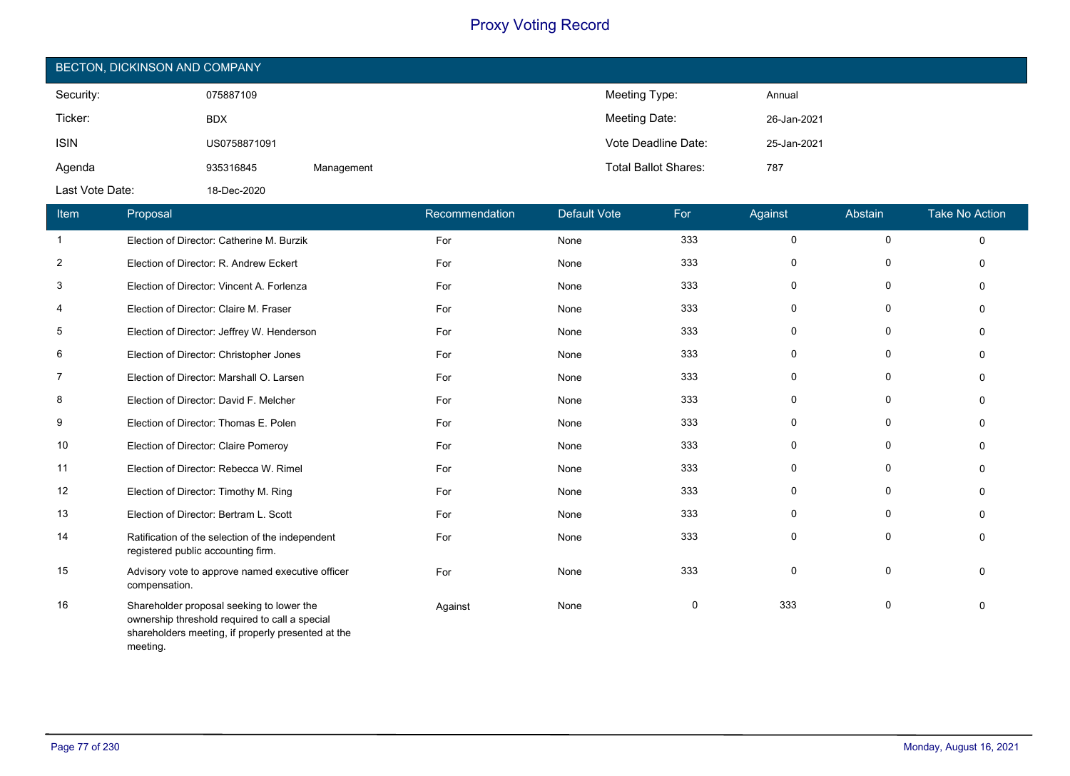# Proxy Voting Record

## BECTON, DICKINSON AND COMPANY

| | | | | |
|---|---|---|---|---|
| Security: | 075887109 | | Meeting Type: | Annual |
| Ticker: | BDX | | Meeting Date: | 26-Jan-2021 |
| ISIN | US0758871091 | | Vote Deadline Date: | 25-Jan-2021 |
| Agenda | 935316845 | Management | Total Ballot Shares: | 787 |
| Last Vote Date: | 18-Dec-2020 | | | |

| Item | Proposal | Recommendation | Default Vote | For | Against | Abstain | Take No Action |
|---|---|---|---|---|---|---|---|
| 1 | Election of Director: Catherine M. Burzik | For | None | 333 | 0 | 0 | 0 |
| 2 | Election of Director: R. Andrew Eckert | For | None | 333 | 0 | 0 | 0 |
| 3 | Election of Director: Vincent A. Forlenza | For | None | 333 | 0 | 0 | 0 |
| 4 | Election of Director: Claire M. Fraser | For | None | 333 | 0 | 0 | 0 |
| 5 | Election of Director: Jeffrey W. Henderson | For | None | 333 | 0 | 0 | 0 |
| 6 | Election of Director: Christopher Jones | For | None | 333 | 0 | 0 | 0 |
| 7 | Election of Director: Marshall O. Larsen | For | None | 333 | 0 | 0 | 0 |
| 8 | Election of Director: David F. Melcher | For | None | 333 | 0 | 0 | 0 |
| 9 | Election of Director: Thomas E. Polen | For | None | 333 | 0 | 0 | 0 |
| 10 | Election of Director: Claire Pomeroy | For | None | 333 | 0 | 0 | 0 |
| 11 | Election of Director: Rebecca W. Rimel | For | None | 333 | 0 | 0 | 0 |
| 12 | Election of Director: Timothy M. Ring | For | None | 333 | 0 | 0 | 0 |
| 13 | Election of Director: Bertram L. Scott | For | None | 333 | 0 | 0 | 0 |
| 14 | Ratification of the selection of the independent registered public accounting firm. | For | None | 333 | 0 | 0 | 0 |
| 15 | Advisory vote to approve named executive officer compensation. | For | None | 333 | 0 | 0 | 0 |
| 16 | Shareholder proposal seeking to lower the ownership threshold required to call a special shareholders meeting, if properly presented at the meeting. | Against | None | 0 | 333 | 0 | 0 |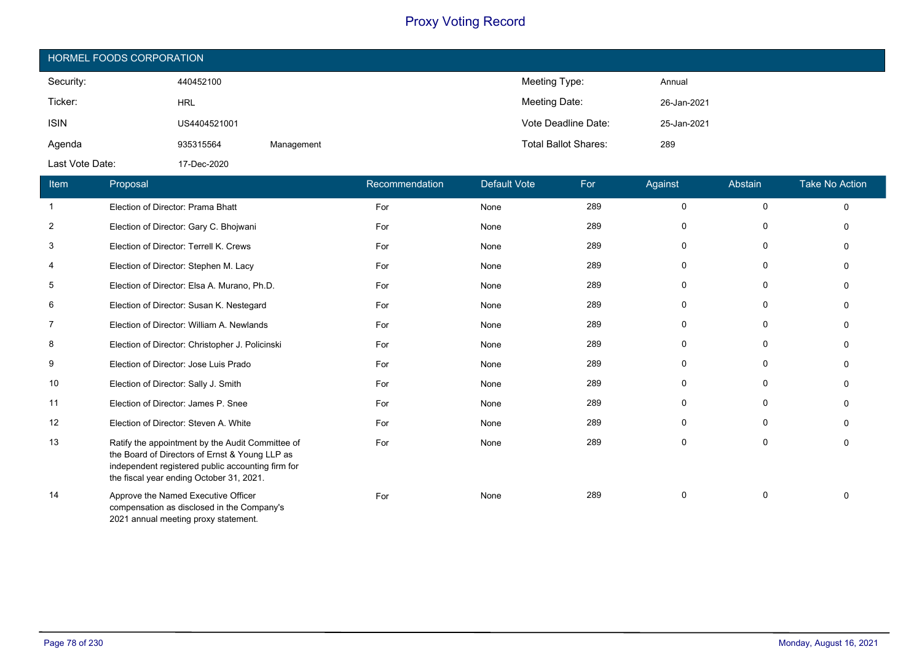# Proxy Voting Record

## HORMEL FOODS CORPORATION

| | | | | |
|---|---|---|---|---|
| Security: | 440452100 | | Meeting Type: | Annual |
| Ticker: | HRL | | Meeting Date: | 26-Jan-2021 |
| ISIN | US4404521001 | | Vote Deadline Date: | 25-Jan-2021 |
| Agenda | 935315564 | Management | Total Ballot Shares: | 289 |
| Last Vote Date: | 17-Dec-2020 | | | |

| Item | Proposal | Recommendation | Default Vote | For | Against | Abstain | Take No Action |
|---|---|---|---|---|---|---|---|
| 1 | Election of Director: Prama Bhatt | For | None | 289 | 0 | 0 | 0 |
| 2 | Election of Director: Gary C. Bhojwani | For | None | 289 | 0 | 0 | 0 |
| 3 | Election of Director: Terrell K. Crews | For | None | 289 | 0 | 0 | 0 |
| 4 | Election of Director: Stephen M. Lacy | For | None | 289 | 0 | 0 | 0 |
| 5 | Election of Director: Elsa A. Murano, Ph.D. | For | None | 289 | 0 | 0 | 0 |
| 6 | Election of Director: Susan K. Nestegard | For | None | 289 | 0 | 0 | 0 |
| 7 | Election of Director: William A. Newlands | For | None | 289 | 0 | 0 | 0 |
| 8 | Election of Director: Christopher J. Policinski | For | None | 289 | 0 | 0 | 0 |
| 9 | Election of Director: Jose Luis Prado | For | None | 289 | 0 | 0 | 0 |
| 10 | Election of Director: Sally J. Smith | For | None | 289 | 0 | 0 | 0 |
| 11 | Election of Director: James P. Snee | For | None | 289 | 0 | 0 | 0 |
| 12 | Election of Director: Steven A. White | For | None | 289 | 0 | 0 | 0 |
| 13 | Ratify the appointment by the Audit Committee of the Board of Directors of Ernst & Young LLP as independent registered public accounting firm for the fiscal year ending October 31, 2021. | For | None | 289 | 0 | 0 | 0 |
| 14 | Approve the Named Executive Officer compensation as disclosed in the Company's 2021 annual meeting proxy statement. | For | None | 289 | 0 | 0 | 0 |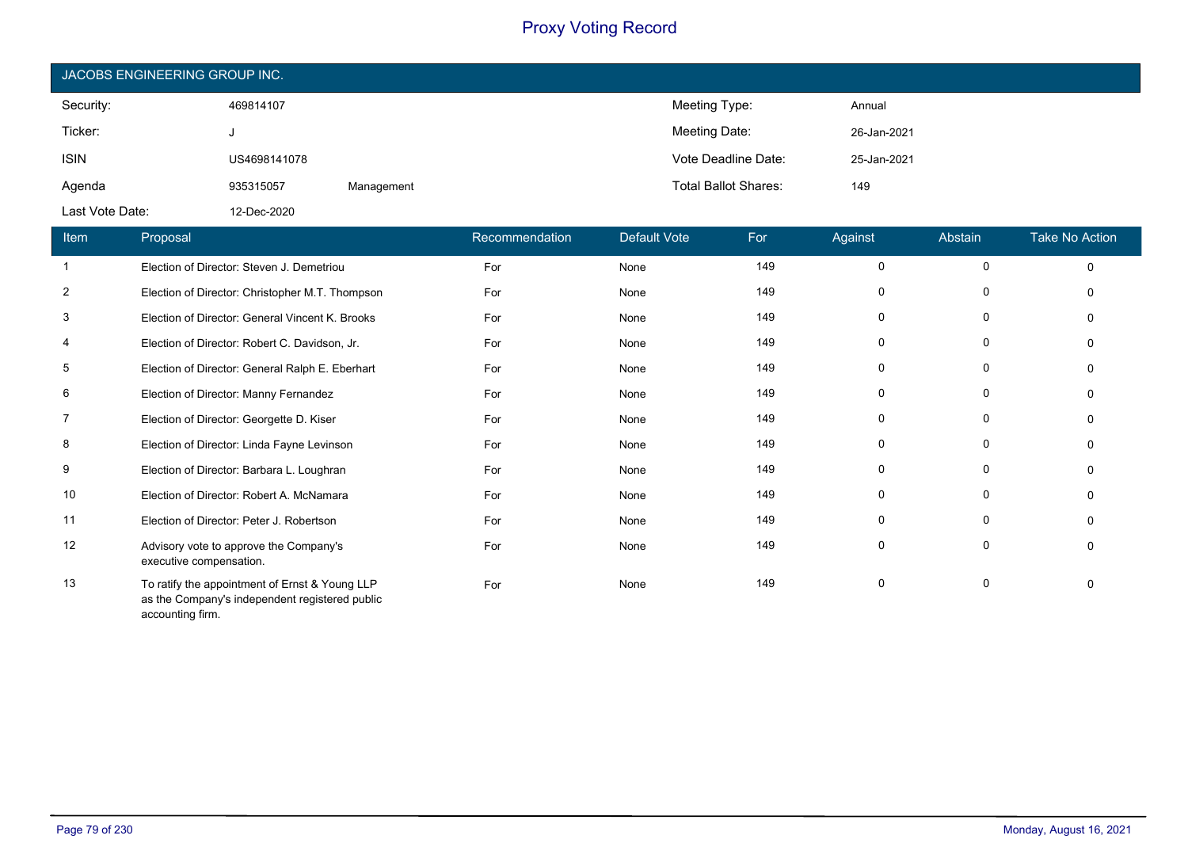# Proxy Voting Record

## JACOBS ENGINEERING GROUP INC.

| | | | | |
|---|---|---|---|---|
| Security: | 469814107 | | Meeting Type: | Annual |
| Ticker: | J | | Meeting Date: | 26-Jan-2021 |
| ISIN | US4698141078 | | Vote Deadline Date: | 25-Jan-2021 |
| Agenda | 935315057 | Management | Total Ballot Shares: | 149 |
| Last Vote Date: | 12-Dec-2020 | | | |

| Item | Proposal | Recommendation | Default Vote | For | Against | Abstain | Take No Action |
|---|---|---|---|---|---|---|---|
| 1 | Election of Director: Steven J. Demetriou | For | None | 149 | 0 | 0 | 0 |
| 2 | Election of Director: Christopher M.T. Thompson | For | None | 149 | 0 | 0 | 0 |
| 3 | Election of Director: General Vincent K. Brooks | For | None | 149 | 0 | 0 | 0 |
| 4 | Election of Director: Robert C. Davidson, Jr. | For | None | 149 | 0 | 0 | 0 |
| 5 | Election of Director: General Ralph E. Eberhart | For | None | 149 | 0 | 0 | 0 |
| 6 | Election of Director: Manny Fernandez | For | None | 149 | 0 | 0 | 0 |
| 7 | Election of Director: Georgette D. Kiser | For | None | 149 | 0 | 0 | 0 |
| 8 | Election of Director: Linda Fayne Levinson | For | None | 149 | 0 | 0 | 0 |
| 9 | Election of Director: Barbara L. Loughran | For | None | 149 | 0 | 0 | 0 |
| 10 | Election of Director: Robert A. McNamara | For | None | 149 | 0 | 0 | 0 |
| 11 | Election of Director: Peter J. Robertson | For | None | 149 | 0 | 0 | 0 |
| 12 | Advisory vote to approve the Company's executive compensation. | For | None | 149 | 0 | 0 | 0 |
| 13 | To ratify the appointment of Ernst & Young LLP as the Company's independent registered public accounting firm. | For | None | 149 | 0 | 0 | 0 |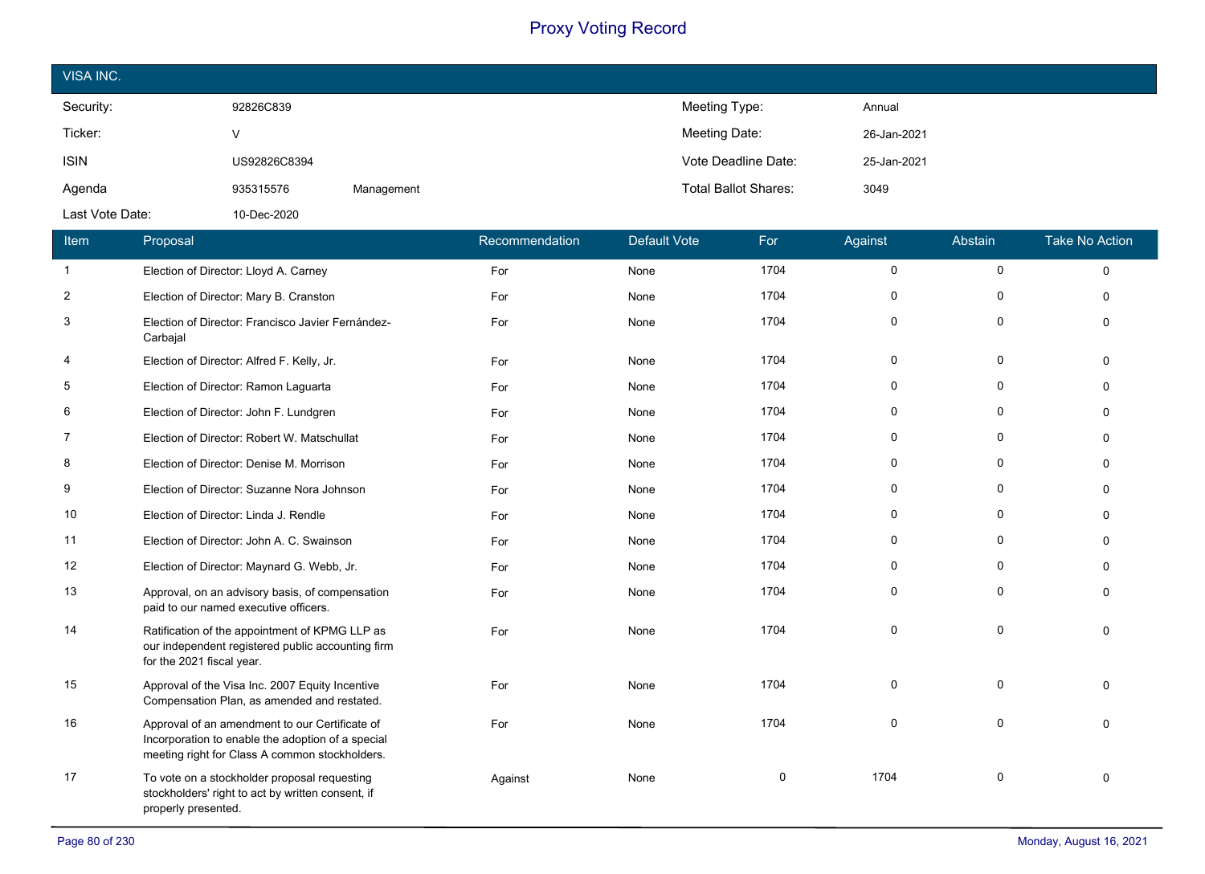# Proxy Voting Record

## VISA INC.

| Security: | 92826C839 | | Meeting Type: | Annual |
|---|---|---|---|---|
| Ticker: | V | | Meeting Date: | 26-Jan-2021 |
| ISIN | US92826C8394 | | Vote Deadline Date: | 25-Jan-2021 |
| Agenda | 935315576 | Management | Total Ballot Shares: | 3049 |
| Last Vote Date: | 10-Dec-2020 | | | |

| Item | Proposal | Recommendation | Default Vote | For | Against | Abstain | Take No Action |
|---|---|---|---|---|---|---|---|
| 1 | Election of Director: Lloyd A. Carney | For | None | 1704 | 0 | 0 | 0 |
| 2 | Election of Director: Mary B. Cranston | For | None | 1704 | 0 | 0 | 0 |
| 3 | Election of Director: Francisco Javier Fernández-Carbajal | For | None | 1704 | 0 | 0 | 0 |
| 4 | Election of Director: Alfred F. Kelly, Jr. | For | None | 1704 | 0 | 0 | 0 |
| 5 | Election of Director: Ramon Laguarta | For | None | 1704 | 0 | 0 | 0 |
| 6 | Election of Director: John F. Lundgren | For | None | 1704 | 0 | 0 | 0 |
| 7 | Election of Director: Robert W. Matschullat | For | None | 1704 | 0 | 0 | 0 |
| 8 | Election of Director: Denise M. Morrison | For | None | 1704 | 0 | 0 | 0 |
| 9 | Election of Director: Suzanne Nora Johnson | For | None | 1704 | 0 | 0 | 0 |
| 10 | Election of Director: Linda J. Rendle | For | None | 1704 | 0 | 0 | 0 |
| 11 | Election of Director: John A. C. Swainson | For | None | 1704 | 0 | 0 | 0 |
| 12 | Election of Director: Maynard G. Webb, Jr. | For | None | 1704 | 0 | 0 | 0 |
| 13 | Approval, on an advisory basis, of compensation paid to our named executive officers. | For | None | 1704 | 0 | 0 | 0 |
| 14 | Ratification of the appointment of KPMG LLP as our independent registered public accounting firm for the 2021 fiscal year. | For | None | 1704 | 0 | 0 | 0 |
| 15 | Approval of the Visa Inc. 2007 Equity Incentive Compensation Plan, as amended and restated. | For | None | 1704 | 0 | 0 | 0 |
| 16 | Approval of an amendment to our Certificate of Incorporation to enable the adoption of a special meeting right for Class A common stockholders. | For | None | 1704 | 0 | 0 | 0 |
| 17 | To vote on a stockholder proposal requesting stockholders' right to act by written consent, if properly presented. | Against | None | 0 | 1704 | 0 | 0 |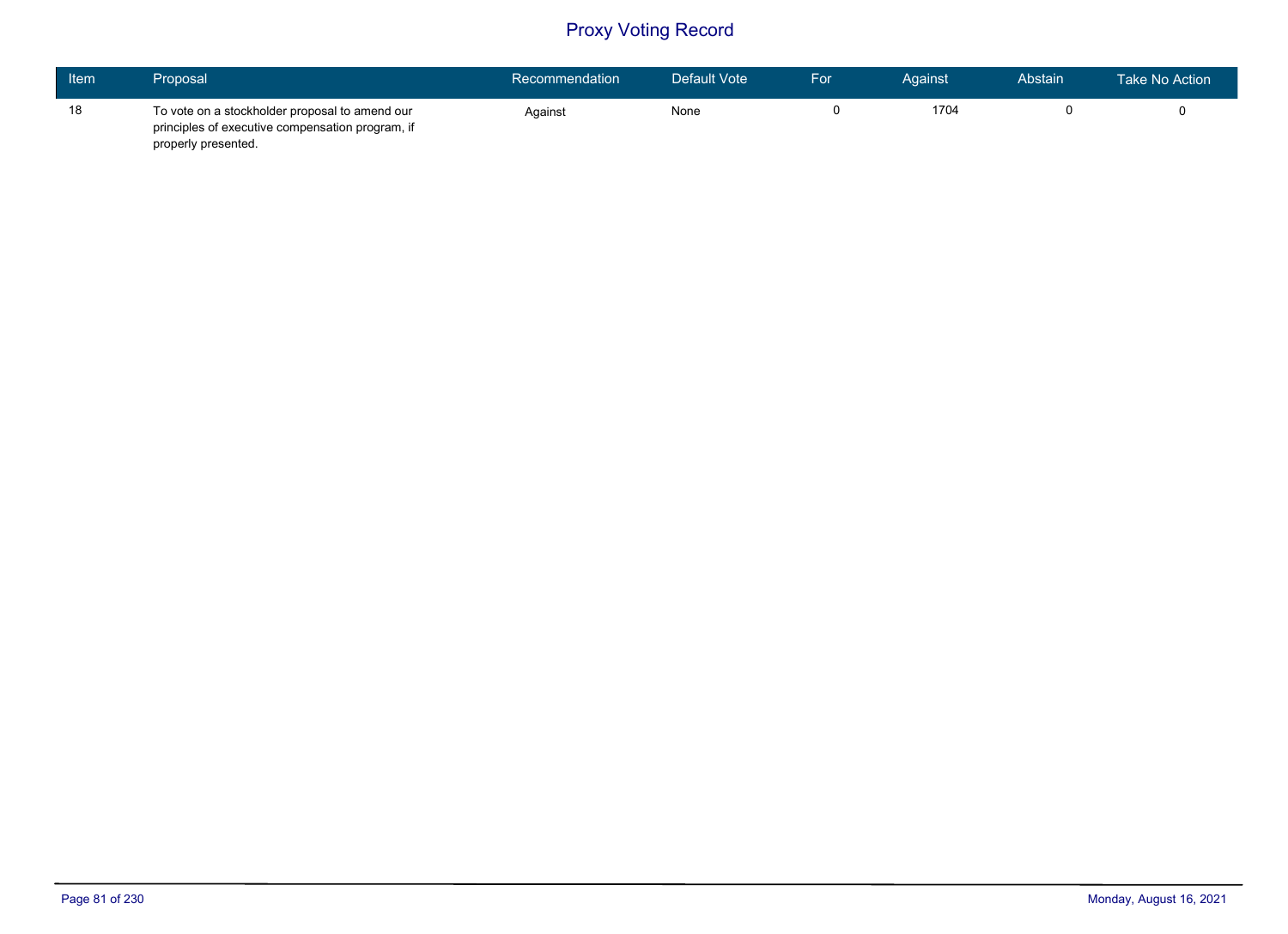# Proxy Voting Record

| Item | Proposal | Recommendation | Default Vote | For | Against | Abstain | Take No Action |
|---|---|---|---|---|---|---|---|
| 18 | To vote on a stockholder proposal to amend our principles of executive compensation program, if properly presented. | Against | None | 0 | 1704 | 0 | 0 |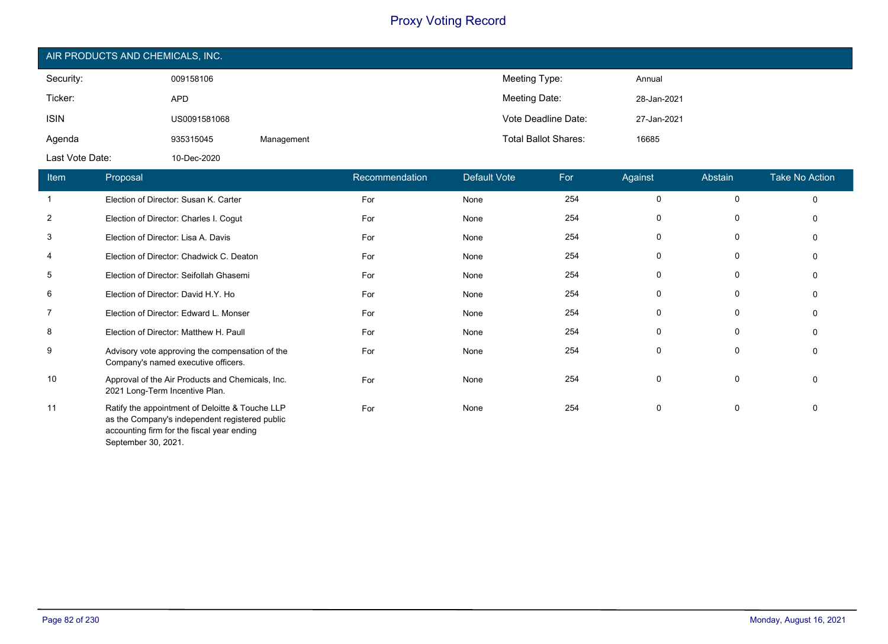# Proxy Voting Record

## AIR PRODUCTS AND CHEMICALS, INC.

| | | | | |
|---|---|---|---|---|
| Security: | 009158106 | | Meeting Type: | Annual |
| Ticker: | APD | | Meeting Date: | 28-Jan-2021 |
| ISIN | US0091581068 | | Vote Deadline Date: | 27-Jan-2021 |
| Agenda | 935315045 | Management | Total Ballot Shares: | 16685 |
| Last Vote Date: | 10-Dec-2020 | | | |

| Item | Proposal | Recommendation | Default Vote | For | Against | Abstain | Take No Action |
|---|---|---|---|---|---|---|---|
| 1 | Election of Director: Susan K. Carter | For | None | 254 | 0 | 0 | 0 |
| 2 | Election of Director: Charles I. Cogut | For | None | 254 | 0 | 0 | 0 |
| 3 | Election of Director: Lisa A. Davis | For | None | 254 | 0 | 0 | 0 |
| 4 | Election of Director: Chadwick C. Deaton | For | None | 254 | 0 | 0 | 0 |
| 5 | Election of Director: Seifollah Ghasemi | For | None | 254 | 0 | 0 | 0 |
| 6 | Election of Director: David H.Y. Ho | For | None | 254 | 0 | 0 | 0 |
| 7 | Election of Director: Edward L. Monser | For | None | 254 | 0 | 0 | 0 |
| 8 | Election of Director: Matthew H. Paull | For | None | 254 | 0 | 0 | 0 |
| 9 | Advisory vote approving the compensation of the Company's named executive officers. | For | None | 254 | 0 | 0 | 0 |
| 10 | Approval of the Air Products and Chemicals, Inc. 2021 Long-Term Incentive Plan. | For | None | 254 | 0 | 0 | 0 |
| 11 | Ratify the appointment of Deloitte & Touche LLP as the Company's independent registered public accounting firm for the fiscal year ending September 30, 2021. | For | None | 254 | 0 | 0 | 0 |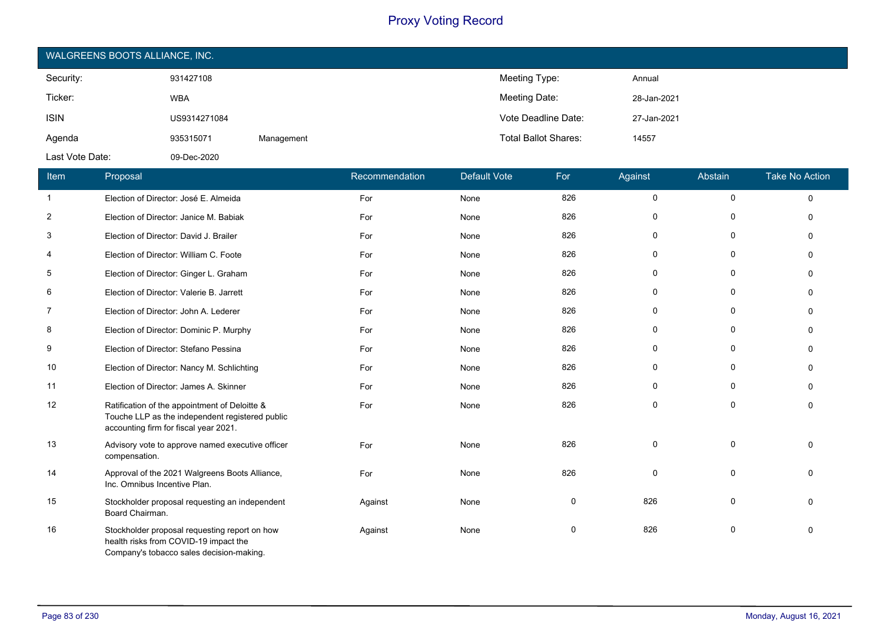# Proxy Voting Record

## WALGREENS BOOTS ALLIANCE, INC.

| | | | | |
|---|---|---|---|---|
| Security: | 931427108 | | Meeting Type: | Annual |
| Ticker: | WBA | | Meeting Date: | 28-Jan-2021 |
| ISIN | US9314271084 | | Vote Deadline Date: | 27-Jan-2021 |
| Agenda | 935315071 | Management | Total Ballot Shares: | 14557 |
| Last Vote Date: | 09-Dec-2020 | | | |

| Item | Proposal | Recommendation | Default Vote | For | Against | Abstain | Take No Action |
|---|---|---|---|---|---|---|---|
| 1 | Election of Director: José E. Almeida | For | None | 826 | 0 | 0 | 0 |
| 2 | Election of Director: Janice M. Babiak | For | None | 826 | 0 | 0 | 0 |
| 3 | Election of Director: David J. Brailer | For | None | 826 | 0 | 0 | 0 |
| 4 | Election of Director: William C. Foote | For | None | 826 | 0 | 0 | 0 |
| 5 | Election of Director: Ginger L. Graham | For | None | 826 | 0 | 0 | 0 |
| 6 | Election of Director: Valerie B. Jarrett | For | None | 826 | 0 | 0 | 0 |
| 7 | Election of Director: John A. Lederer | For | None | 826 | 0 | 0 | 0 |
| 8 | Election of Director: Dominic P. Murphy | For | None | 826 | 0 | 0 | 0 |
| 9 | Election of Director: Stefano Pessina | For | None | 826 | 0 | 0 | 0 |
| 10 | Election of Director: Nancy M. Schlichting | For | None | 826 | 0 | 0 | 0 |
| 11 | Election of Director: James A. Skinner | For | None | 826 | 0 | 0 | 0 |
| 12 | Ratification of the appointment of Deloitte & Touche LLP as the independent registered public accounting firm for fiscal year 2021. | For | None | 826 | 0 | 0 | 0 |
| 13 | Advisory vote to approve named executive officer compensation. | For | None | 826 | 0 | 0 | 0 |
| 14 | Approval of the 2021 Walgreens Boots Alliance, Inc. Omnibus Incentive Plan. | For | None | 826 | 0 | 0 | 0 |
| 15 | Stockholder proposal requesting an independent Board Chairman. | Against | None | 0 | 826 | 0 | 0 |
| 16 | Stockholder proposal requesting report on how health risks from COVID-19 impact the Company's tobacco sales decision-making. | Against | None | 0 | 826 | 0 | 0 |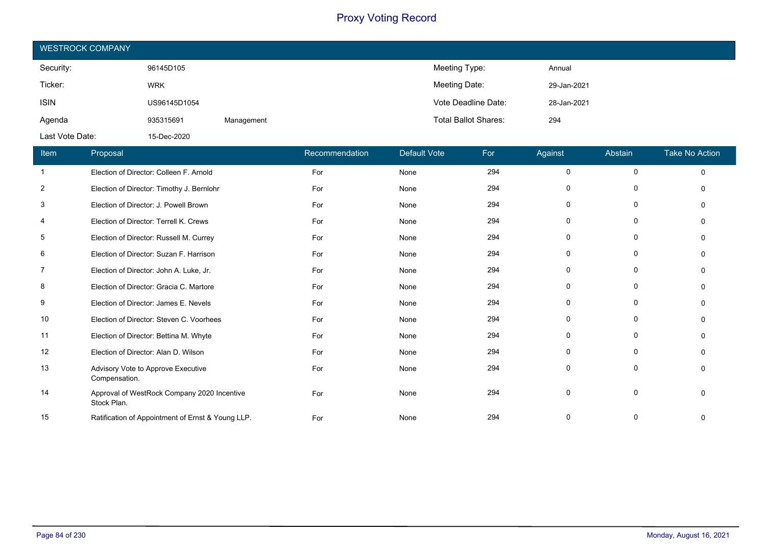# Proxy Voting Record

## WESTROCK COMPANY

| | | | | |
|---|---|---|---|---|
| Security: | 96145D105 | | Meeting Type: | Annual |
| Ticker: | WRK | | Meeting Date: | 29-Jan-2021 |
| ISIN | US96145D1054 | | Vote Deadline Date: | 28-Jan-2021 |
| Agenda | 935315691 | Management | Total Ballot Shares: | 294 |
| Last Vote Date: | 15-Dec-2020 | | | |

| Item | Proposal | Recommendation | Default Vote | For | Against | Abstain | Take No Action |
|---|---|---|---|---|---|---|---|
| 1 | Election of Director: Colleen F. Arnold | For | None | 294 | 0 | 0 | 0 |
| 2 | Election of Director: Timothy J. Bernlohr | For | None | 294 | 0 | 0 | 0 |
| 3 | Election of Director: J. Powell Brown | For | None | 294 | 0 | 0 | 0 |
| 4 | Election of Director: Terrell K. Crews | For | None | 294 | 0 | 0 | 0 |
| 5 | Election of Director: Russell M. Currey | For | None | 294 | 0 | 0 | 0 |
| 6 | Election of Director: Suzan F. Harrison | For | None | 294 | 0 | 0 | 0 |
| 7 | Election of Director: John A. Luke, Jr. | For | None | 294 | 0 | 0 | 0 |
| 8 | Election of Director: Gracia C. Martore | For | None | 294 | 0 | 0 | 0 |
| 9 | Election of Director: James E. Nevels | For | None | 294 | 0 | 0 | 0 |
| 10 | Election of Director: Steven C. Voorhees | For | None | 294 | 0 | 0 | 0 |
| 11 | Election of Director: Bettina M. Whyte | For | None | 294 | 0 | 0 | 0 |
| 12 | Election of Director: Alan D. Wilson | For | None | 294 | 0 | 0 | 0 |
| 13 | Advisory Vote to Approve Executive Compensation. | For | None | 294 | 0 | 0 | 0 |
| 14 | Approval of WestRock Company 2020 Incentive Stock Plan. | For | None | 294 | 0 | 0 | 0 |
| 15 | Ratification of Appointment of Ernst & Young LLP. | For | None | 294 | 0 | 0 | 0 |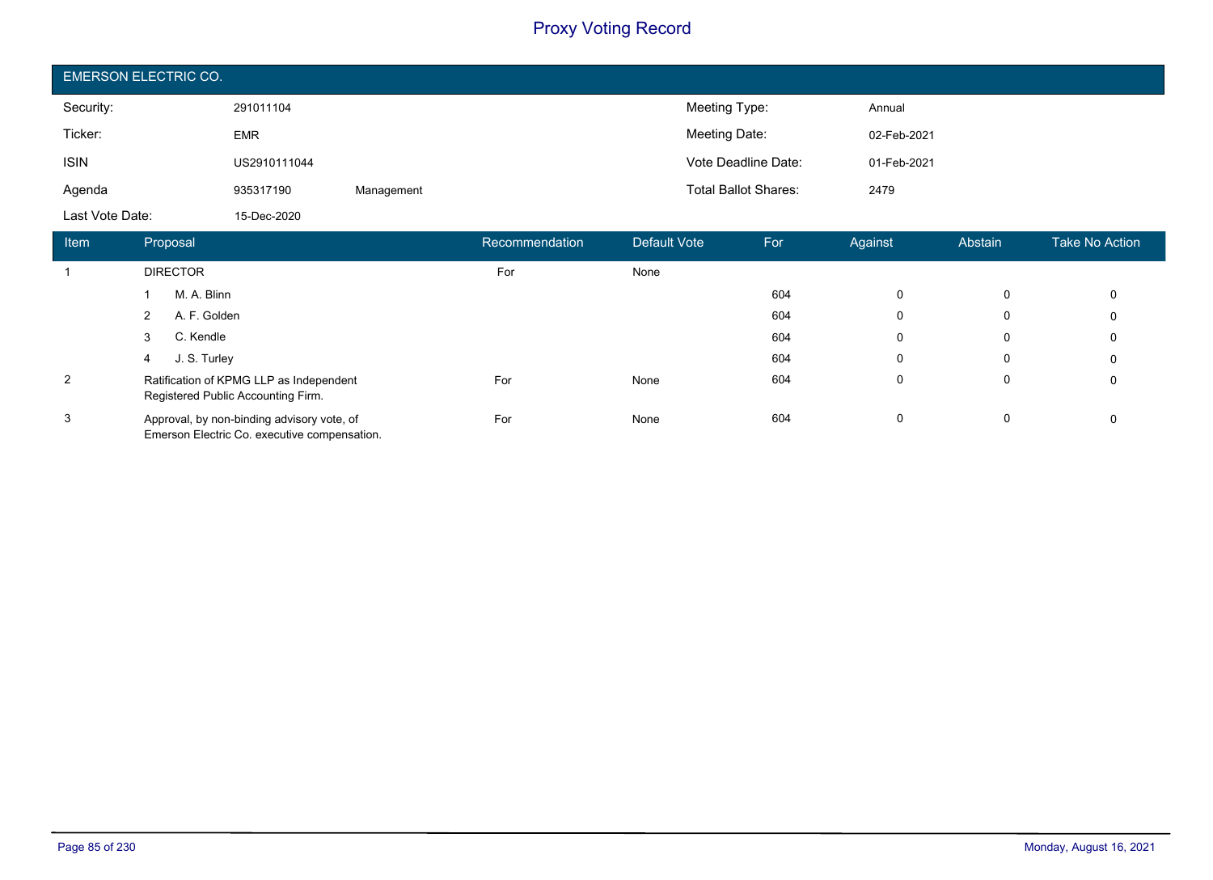# Proxy Voting Record

## EMERSON ELECTRIC CO.

| | | | | |
|---|---|---|---|---|
| Security: | 291011104 | | Meeting Type: | Annual |
| Ticker: | EMR | | Meeting Date: | 02-Feb-2021 |
| ISIN | US2910111044 | | Vote Deadline Date: | 01-Feb-2021 |
| Agenda | 935317190 | Management | Total Ballot Shares: | 2479 |
| Last Vote Date: | 15-Dec-2020 | | | |

| Item | Proposal | Recommendation | Default Vote | For | Against | Abstain | Take No Action |
|---|---|---|---|---|---|---|---|
| 1 | DIRECTOR | For | None | | | | |
| | 1 M. A. Blinn | | | 604 | 0 | 0 | 0 |
| | 2 A. F. Golden | | | 604 | 0 | 0 | 0 |
| | 3 C. Kendle | | | 604 | 0 | 0 | 0 |
| | 4 J. S. Turley | | | 604 | 0 | 0 | 0 |
| 2 | Ratification of KPMG LLP as Independent Registered Public Accounting Firm. | For | None | 604 | 0 | 0 | 0 |
| 3 | Approval, by non-binding advisory vote, of Emerson Electric Co. executive compensation. | For | None | 604 | 0 | 0 | 0 |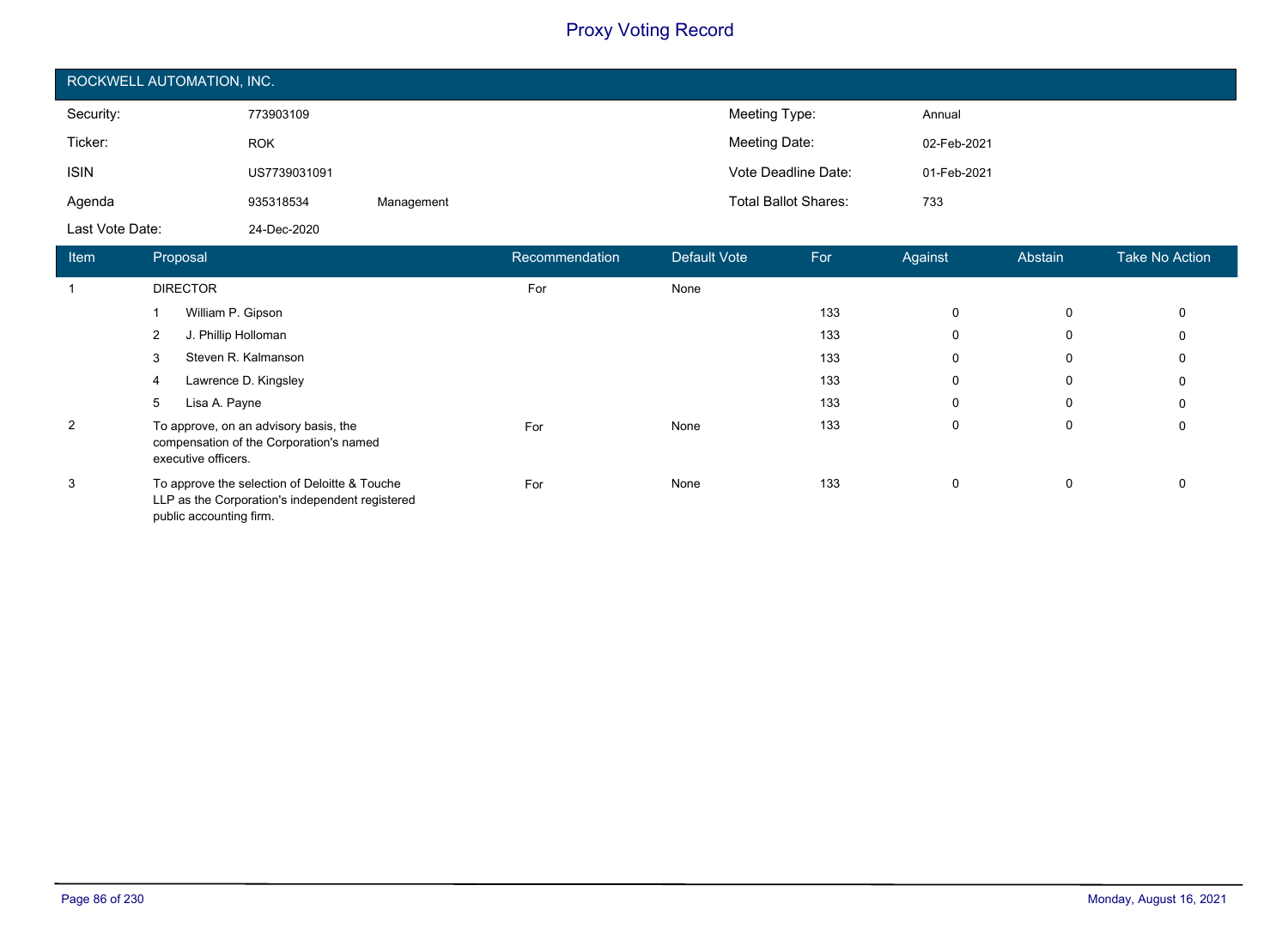# Proxy Voting Record

## ROCKWELL AUTOMATION, INC.

| | | | | |
|---|---|---|---|---|
| Security: | 773903109 | | Meeting Type: | Annual |
| Ticker: | ROK | | Meeting Date: | 02-Feb-2021 |
| ISIN | US7739031091 | | Vote Deadline Date: | 01-Feb-2021 |
| Agenda | 935318534 | Management | Total Ballot Shares: | 733 |
| Last Vote Date: | 24-Dec-2020 | | | |

| Item | Proposal | Recommendation | Default Vote | For | Against | Abstain | Take No Action |
|---|---|---|---|---|---|---|---|
| 1 | DIRECTOR | For | None | | | | |
| | 1 William P. Gipson | | | 133 | 0 | 0 | 0 |
| | 2 J. Phillip Holloman | | | 133 | 0 | 0 | 0 |
| | 3 Steven R. Kalmanson | | | 133 | 0 | 0 | 0 |
| | 4 Lawrence D. Kingsley | | | 133 | 0 | 0 | 0 |
| | 5 Lisa A. Payne | | | 133 | 0 | 0 | 0 |
| 2 | To approve, on an advisory basis, the compensation of the Corporation's named executive officers. | For | None | 133 | 0 | 0 | 0 |
| 3 | To approve the selection of Deloitte & Touche LLP as the Corporation's independent registered public accounting firm. | For | None | 133 | 0 | 0 | 0 |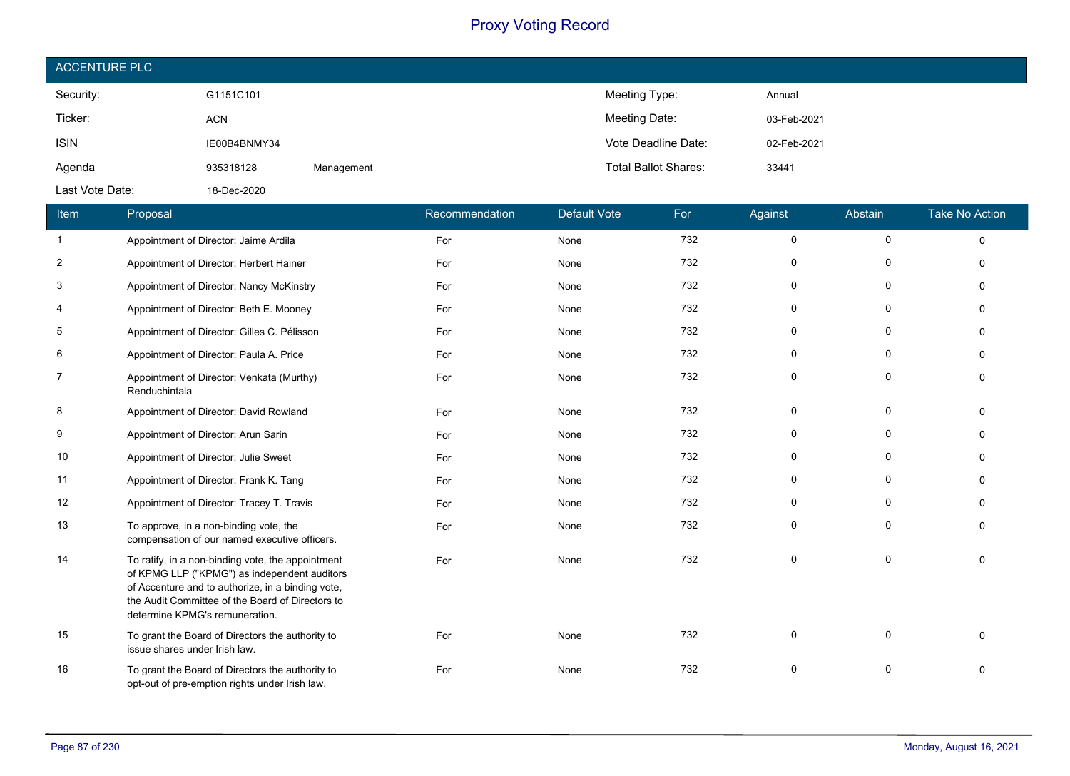# Proxy Voting Record

## ACCENTURE PLC

| | | | | |
|---|---|---|---|---|
| Security: | G1151C101 | | Meeting Type: | Annual |
| Ticker: | ACN | | Meeting Date: | 03-Feb-2021 |
| ISIN | IE00B4BNMY34 | | Vote Deadline Date: | 02-Feb-2021 |
| Agenda | 935318128 | Management | Total Ballot Shares: | 33441 |
| Last Vote Date: | 18-Dec-2020 | | | |

| Item | Proposal | Recommendation | Default Vote | For | Against | Abstain | Take No Action |
|---|---|---|---|---|---|---|---|
| 1 | Appointment of Director: Jaime Ardila | For | None | 732 | 0 | 0 | 0 |
| 2 | Appointment of Director: Herbert Hainer | For | None | 732 | 0 | 0 | 0 |
| 3 | Appointment of Director: Nancy McKinstry | For | None | 732 | 0 | 0 | 0 |
| 4 | Appointment of Director: Beth E. Mooney | For | None | 732 | 0 | 0 | 0 |
| 5 | Appointment of Director: Gilles C. Pélisson | For | None | 732 | 0 | 0 | 0 |
| 6 | Appointment of Director: Paula A. Price | For | None | 732 | 0 | 0 | 0 |
| 7 | Appointment of Director: Venkata (Murthy) Renduchintala | For | None | 732 | 0 | 0 | 0 |
| 8 | Appointment of Director: David Rowland | For | None | 732 | 0 | 0 | 0 |
| 9 | Appointment of Director: Arun Sarin | For | None | 732 | 0 | 0 | 0 |
| 10 | Appointment of Director: Julie Sweet | For | None | 732 | 0 | 0 | 0 |
| 11 | Appointment of Director: Frank K. Tang | For | None | 732 | 0 | 0 | 0 |
| 12 | Appointment of Director: Tracey T. Travis | For | None | 732 | 0 | 0 | 0 |
| 13 | To approve, in a non-binding vote, the compensation of our named executive officers. | For | None | 732 | 0 | 0 | 0 |
| 14 | To ratify, in a non-binding vote, the appointment of KPMG LLP ("KPMG") as independent auditors of Accenture and to authorize, in a binding vote, the Audit Committee of the Board of Directors to determine KPMG's remuneration. | For | None | 732 | 0 | 0 | 0 |
| 15 | To grant the Board of Directors the authority to issue shares under Irish law. | For | None | 732 | 0 | 0 | 0 |
| 16 | To grant the Board of Directors the authority to opt-out of pre-emption rights under Irish law. | For | None | 732 | 0 | 0 | 0 |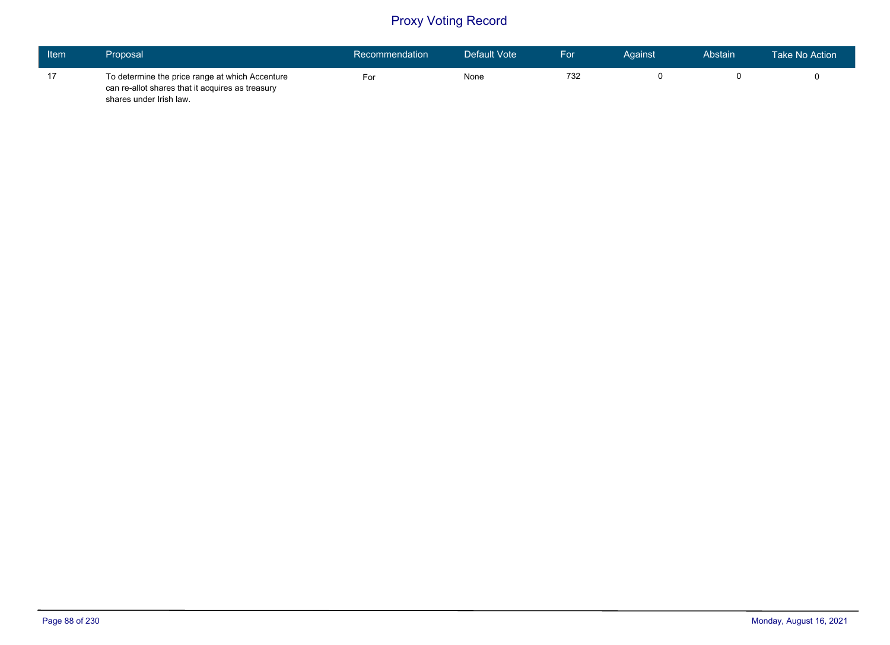# Proxy Voting Record

| Item | Proposal | Recommendation | Default Vote | For | Against | Abstain | Take No Action |
|---|---|---|---|---|---|---|---|
| 17 | To determine the price range at which Accenture can re-allot shares that it acquires as treasury shares under Irish law. | For | None | 732 | 0 | 0 | 0 |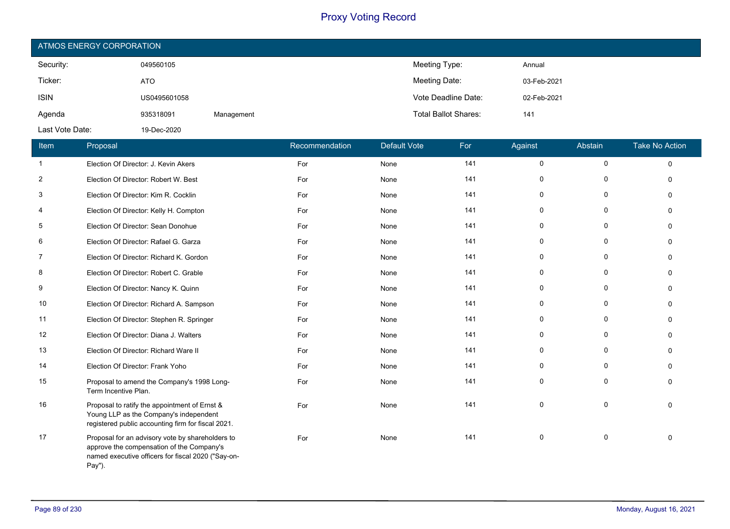# Proxy Voting Record

## ATMOS ENERGY CORPORATION

| | | | | |
|---|---|---|---|---|
| Security: | 049560105 | | Meeting Type: | Annual |
| Ticker: | ATO | | Meeting Date: | 03-Feb-2021 |
| ISIN | US0495601058 | | Vote Deadline Date: | 02-Feb-2021 |
| Agenda | 935318091 | Management | Total Ballot Shares: | 141 |
| Last Vote Date: | 19-Dec-2020 | | | |

| Item | Proposal | Recommendation | Default Vote | For | Against | Abstain | Take No Action |
|---|---|---|---|---|---|---|---|
| 1 | Election Of Director: J. Kevin Akers | For | None | 141 | 0 | 0 | 0 |
| 2 | Election Of Director: Robert W. Best | For | None | 141 | 0 | 0 | 0 |
| 3 | Election Of Director: Kim R. Cocklin | For | None | 141 | 0 | 0 | 0 |
| 4 | Election Of Director: Kelly H. Compton | For | None | 141 | 0 | 0 | 0 |
| 5 | Election Of Director: Sean Donohue | For | None | 141 | 0 | 0 | 0 |
| 6 | Election Of Director: Rafael G. Garza | For | None | 141 | 0 | 0 | 0 |
| 7 | Election Of Director: Richard K. Gordon | For | None | 141 | 0 | 0 | 0 |
| 8 | Election Of Director: Robert C. Grable | For | None | 141 | 0 | 0 | 0 |
| 9 | Election Of Director: Nancy K. Quinn | For | None | 141 | 0 | 0 | 0 |
| 10 | Election Of Director: Richard A. Sampson | For | None | 141 | 0 | 0 | 0 |
| 11 | Election Of Director: Stephen R. Springer | For | None | 141 | 0 | 0 | 0 |
| 12 | Election Of Director: Diana J. Walters | For | None | 141 | 0 | 0 | 0 |
| 13 | Election Of Director: Richard Ware II | For | None | 141 | 0 | 0 | 0 |
| 14 | Election Of Director: Frank Yoho | For | None | 141 | 0 | 0 | 0 |
| 15 | Proposal to amend the Company's 1998 Long-Term Incentive Plan. | For | None | 141 | 0 | 0 | 0 |
| 16 | Proposal to ratify the appointment of Ernst & Young LLP as the Company's independent registered public accounting firm for fiscal 2021. | For | None | 141 | 0 | 0 | 0 |
| 17 | Proposal for an advisory vote by shareholders to approve the compensation of the Company's named executive officers for fiscal 2020 ("Say-on-Pay"). | For | None | 141 | 0 | 0 | 0 |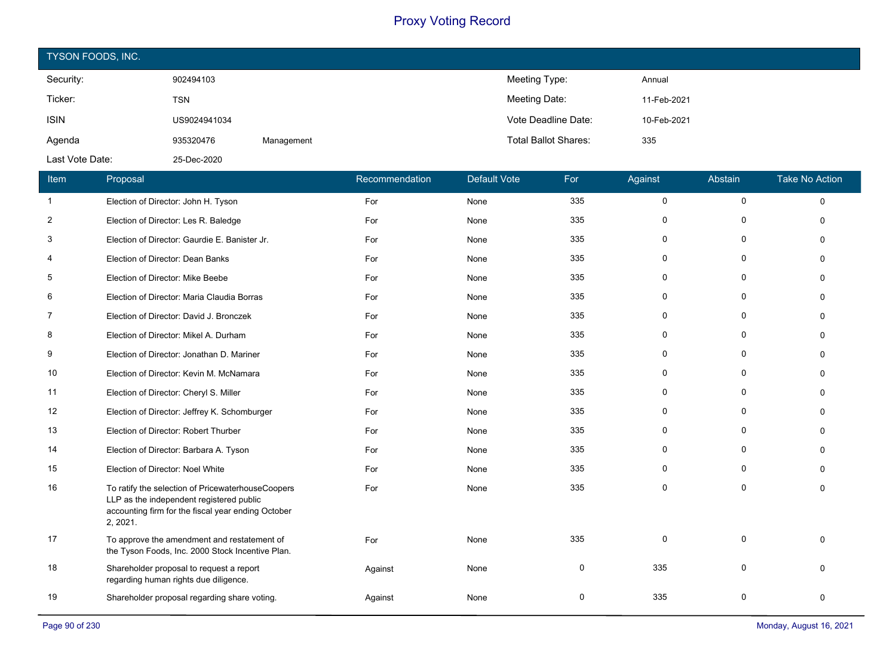# Proxy Voting Record

## TYSON FOODS, INC.

| | | | | |
|---|---|---|---|---|
| Security: | 902494103 | | Meeting Type: | Annual |
| Ticker: | TSN | | Meeting Date: | 11-Feb-2021 |
| ISIN | US9024941034 | | Vote Deadline Date: | 10-Feb-2021 |
| Agenda | 935320476 | Management | Total Ballot Shares: | 335 |
| Last Vote Date: | 25-Dec-2020 | | | |

| Item | Proposal | Recommendation | Default Vote | For | Against | Abstain | Take No Action |
|---|---|---|---|---|---|---|---|
| 1 | Election of Director: John H. Tyson | For | None | 335 | 0 | 0 | 0 |
| 2 | Election of Director: Les R. Baledge | For | None | 335 | 0 | 0 | 0 |
| 3 | Election of Director: Gaurdie E. Banister Jr. | For | None | 335 | 0 | 0 | 0 |
| 4 | Election of Director: Dean Banks | For | None | 335 | 0 | 0 | 0 |
| 5 | Election of Director: Mike Beebe | For | None | 335 | 0 | 0 | 0 |
| 6 | Election of Director: Maria Claudia Borras | For | None | 335 | 0 | 0 | 0 |
| 7 | Election of Director: David J. Bronczek | For | None | 335 | 0 | 0 | 0 |
| 8 | Election of Director: Mikel A. Durham | For | None | 335 | 0 | 0 | 0 |
| 9 | Election of Director: Jonathan D. Mariner | For | None | 335 | 0 | 0 | 0 |
| 10 | Election of Director: Kevin M. McNamara | For | None | 335 | 0 | 0 | 0 |
| 11 | Election of Director: Cheryl S. Miller | For | None | 335 | 0 | 0 | 0 |
| 12 | Election of Director: Jeffrey K. Schomburger | For | None | 335 | 0 | 0 | 0 |
| 13 | Election of Director: Robert Thurber | For | None | 335 | 0 | 0 | 0 |
| 14 | Election of Director: Barbara A. Tyson | For | None | 335 | 0 | 0 | 0 |
| 15 | Election of Director: Noel White | For | None | 335 | 0 | 0 | 0 |
| 16 | To ratify the selection of PricewaterhouseCoopers LLP as the independent registered public accounting firm for the fiscal year ending October 2, 2021. | For | None | 335 | 0 | 0 | 0 |
| 17 | To approve the amendment and restatement of the Tyson Foods, Inc. 2000 Stock Incentive Plan. | For | None | 335 | 0 | 0 | 0 |
| 18 | Shareholder proposal to request a report regarding human rights due diligence. | Against | None | 0 | 335 | 0 | 0 |
| 19 | Shareholder proposal regarding share voting. | Against | None | 0 | 335 | 0 | 0 |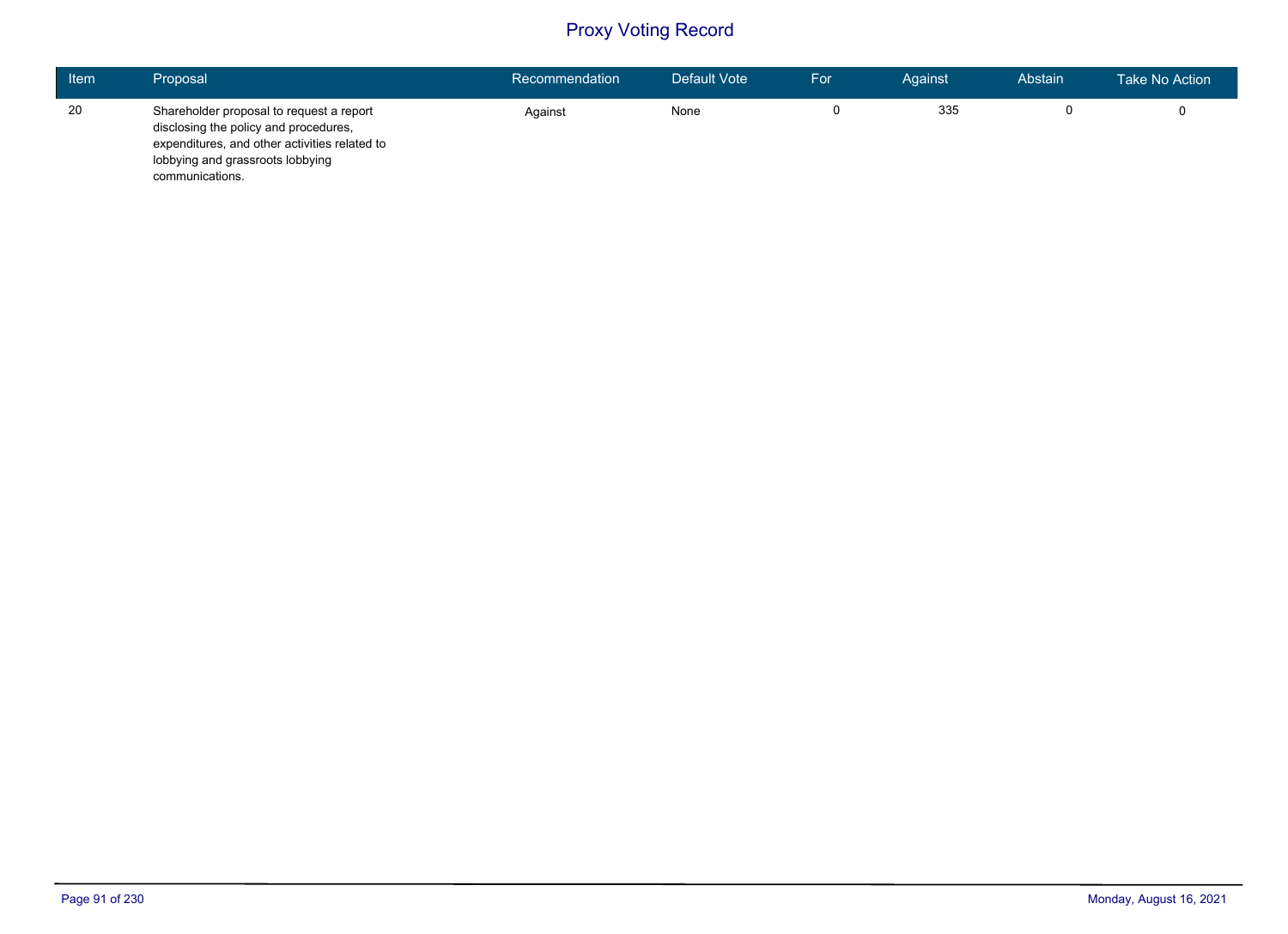# Proxy Voting Record

| Item | Proposal | Recommendation | Default Vote | For | Against | Abstain | Take No Action |
|---|---|---|---|---|---|---|---|
| 20 | Shareholder proposal to request a report disclosing the policy and procedures, expenditures, and other activities related to lobbying and grassroots lobbying communications. | Against | None | 0 | 335 | 0 | 0 |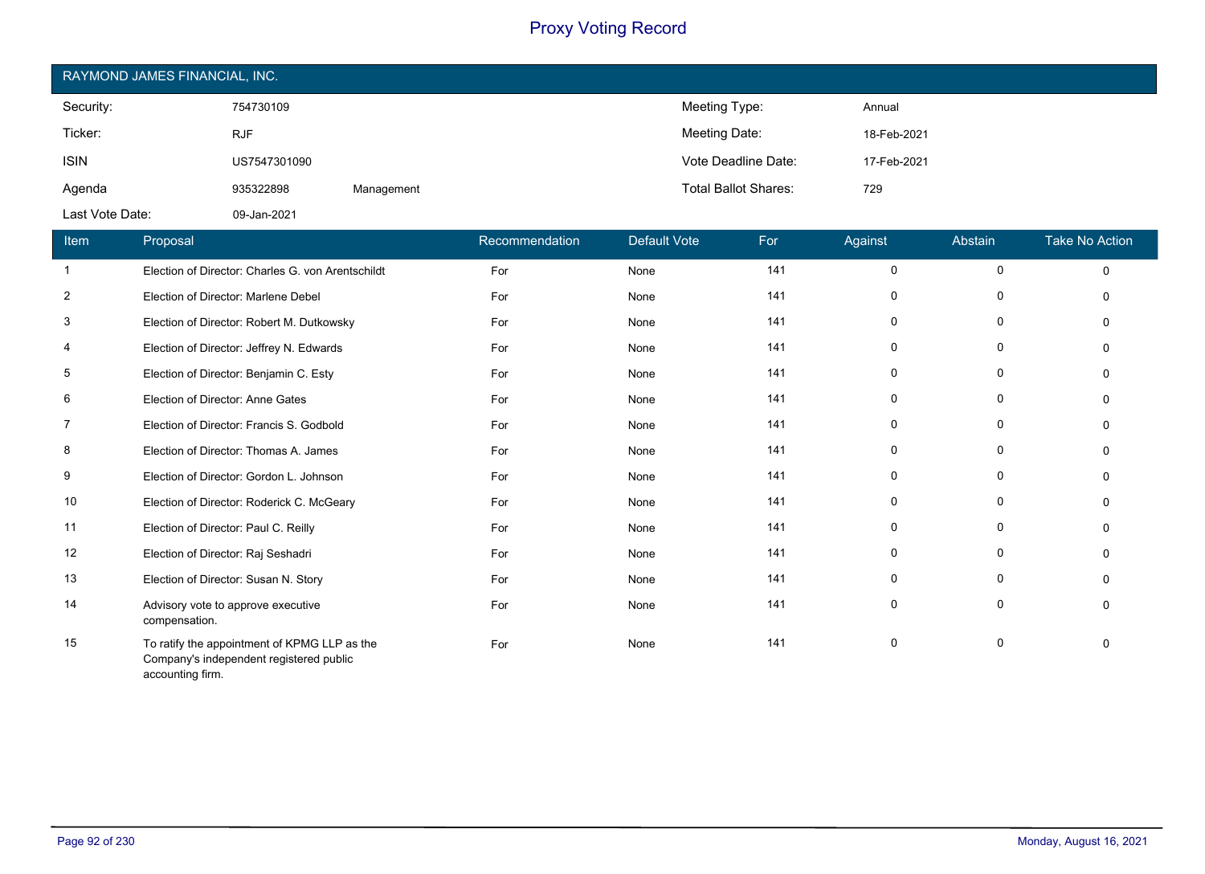# Proxy Voting Record

## RAYMOND JAMES FINANCIAL, INC.

| | | | | |
|---|---|---|---|---|
| Security: | 754730109 | | Meeting Type: | Annual |
| Ticker: | RJF | | Meeting Date: | 18-Feb-2021 |
| ISIN | US7547301090 | | Vote Deadline Date: | 17-Feb-2021 |
| Agenda | 935322898 | Management | Total Ballot Shares: | 729 |
| Last Vote Date: | 09-Jan-2021 | | | |

| Item | Proposal | Recommendation | Default Vote | For | Against | Abstain | Take No Action |
|---|---|---|---|---|---|---|---|
| 1 | Election of Director: Charles G. von Arentschildt | For | None | 141 | 0 | 0 | 0 |
| 2 | Election of Director: Marlene Debel | For | None | 141 | 0 | 0 | 0 |
| 3 | Election of Director: Robert M. Dutkowsky | For | None | 141 | 0 | 0 | 0 |
| 4 | Election of Director: Jeffrey N. Edwards | For | None | 141 | 0 | 0 | 0 |
| 5 | Election of Director: Benjamin C. Esty | For | None | 141 | 0 | 0 | 0 |
| 6 | Election of Director: Anne Gates | For | None | 141 | 0 | 0 | 0 |
| 7 | Election of Director: Francis S. Godbold | For | None | 141 | 0 | 0 | 0 |
| 8 | Election of Director: Thomas A. James | For | None | 141 | 0 | 0 | 0 |
| 9 | Election of Director: Gordon L. Johnson | For | None | 141 | 0 | 0 | 0 |
| 10 | Election of Director: Roderick C. McGeary | For | None | 141 | 0 | 0 | 0 |
| 11 | Election of Director: Paul C. Reilly | For | None | 141 | 0 | 0 | 0 |
| 12 | Election of Director: Raj Seshadri | For | None | 141 | 0 | 0 | 0 |
| 13 | Election of Director: Susan N. Story | For | None | 141 | 0 | 0 | 0 |
| 14 | Advisory vote to approve executive compensation. | For | None | 141 | 0 | 0 | 0 |
| 15 | To ratify the appointment of KPMG LLP as the Company's independent registered public accounting firm. | For | None | 141 | 0 | 0 | 0 |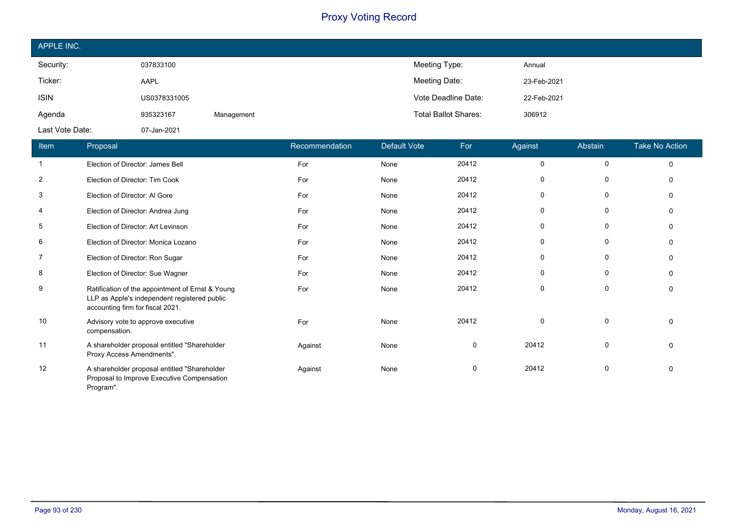# Proxy Voting Record

## APPLE INC.

| | | | | |
|---|---|---|---|---|
| Security: | 037833100 | | Meeting Type: | Annual |
| Ticker: | AAPL | | Meeting Date: | 23-Feb-2021 |
| ISIN | US0378331005 | | Vote Deadline Date: | 22-Feb-2021 |
| Agenda | 935323167 | Management | Total Ballot Shares: | 306912 |
| Last Vote Date: | 07-Jan-2021 | | | |

| Item | Proposal | Recommendation | Default Vote | For | Against | Abstain | Take No Action |
|---|---|---|---|---|---|---|---|
| 1 | Election of Director: James Bell | For | None | 20412 | 0 | 0 | 0 |
| 2 | Election of Director: Tim Cook | For | None | 20412 | 0 | 0 | 0 |
| 3 | Election of Director: Al Gore | For | None | 20412 | 0 | 0 | 0 |
| 4 | Election of Director: Andrea Jung | For | None | 20412 | 0 | 0 | 0 |
| 5 | Election of Director: Art Levinson | For | None | 20412 | 0 | 0 | 0 |
| 6 | Election of Director: Monica Lozano | For | None | 20412 | 0 | 0 | 0 |
| 7 | Election of Director: Ron Sugar | For | None | 20412 | 0 | 0 | 0 |
| 8 | Election of Director: Sue Wagner | For | None | 20412 | 0 | 0 | 0 |
| 9 | Ratification of the appointment of Ernst & Young LLP as Apple's independent registered public accounting firm for fiscal 2021. | For | None | 20412 | 0 | 0 | 0 |
| 10 | Advisory vote to approve executive compensation. | For | None | 20412 | 0 | 0 | 0 |
| 11 | A shareholder proposal entitled "Shareholder Proxy Access Amendments". | Against | None | 0 | 20412 | 0 | 0 |
| 12 | A shareholder proposal entitled "Shareholder Proposal to Improve Executive Compensation Program". | Against | None | 0 | 20412 | 0 | 0 |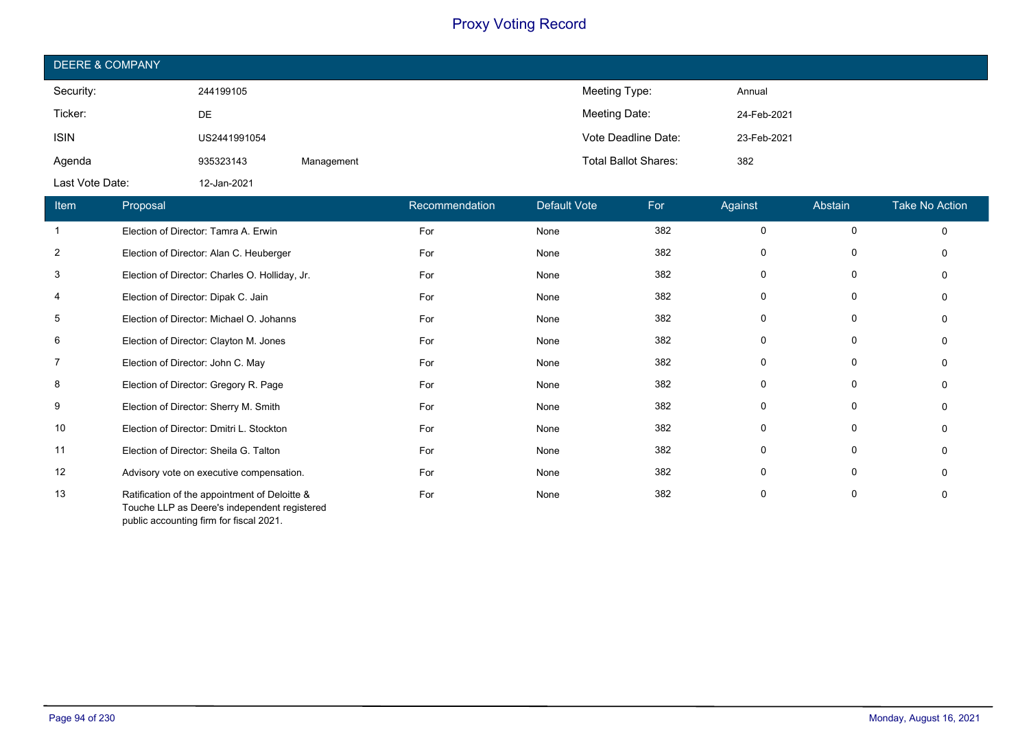# Proxy Voting Record

## DEERE & COMPANY

| | | | | |
|---|---|---|---|---|
| Security: | 244199105 | | Meeting Type: | Annual |
| Ticker: | DE | | Meeting Date: | 24-Feb-2021 |
| ISIN | US2441991054 | | Vote Deadline Date: | 23-Feb-2021 |
| Agenda | 935323143 | Management | Total Ballot Shares: | 382 |
| Last Vote Date: | 12-Jan-2021 | | | |

| Item | Proposal | Recommendation | Default Vote | For | Against | Abstain | Take No Action |
|---|---|---|---|---|---|---|---|
| 1 | Election of Director: Tamra A. Erwin | For | None | 382 | 0 | 0 | 0 |
| 2 | Election of Director: Alan C. Heuberger | For | None | 382 | 0 | 0 | 0 |
| 3 | Election of Director: Charles O. Holliday, Jr. | For | None | 382 | 0 | 0 | 0 |
| 4 | Election of Director: Dipak C. Jain | For | None | 382 | 0 | 0 | 0 |
| 5 | Election of Director: Michael O. Johanns | For | None | 382 | 0 | 0 | 0 |
| 6 | Election of Director: Clayton M. Jones | For | None | 382 | 0 | 0 | 0 |
| 7 | Election of Director: John C. May | For | None | 382 | 0 | 0 | 0 |
| 8 | Election of Director: Gregory R. Page | For | None | 382 | 0 | 0 | 0 |
| 9 | Election of Director: Sherry M. Smith | For | None | 382 | 0 | 0 | 0 |
| 10 | Election of Director: Dmitri L. Stockton | For | None | 382 | 0 | 0 | 0 |
| 11 | Election of Director: Sheila G. Talton | For | None | 382 | 0 | 0 | 0 |
| 12 | Advisory vote on executive compensation. | For | None | 382 | 0 | 0 | 0 |
| 13 | Ratification of the appointment of Deloitte & Touche LLP as Deere's independent registered public accounting firm for fiscal 2021. | For | None | 382 | 0 | 0 | 0 |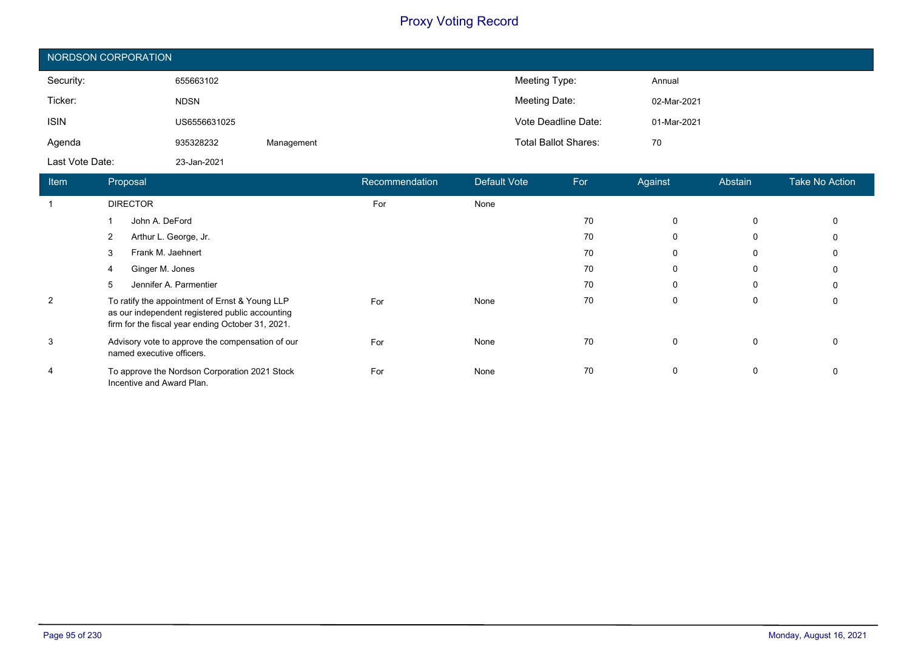# Proxy Voting Record

## NORDSON CORPORATION

| | | | | |
|---|---|---|---|---|
| Security: | 655663102 | | Meeting Type: | Annual |
| Ticker: | NDSN | | Meeting Date: | 02-Mar-2021 |
| ISIN | US6556631025 | | Vote Deadline Date: | 01-Mar-2021 |
| Agenda | 935328232 | Management | Total Ballot Shares: | 70 |
| Last Vote Date: | 23-Jan-2021 | | | |

| Item | Proposal | Recommendation | Default Vote | For | Against | Abstain | Take No Action |
|---|---|---|---|---|---|---|---|
| 1 | DIRECTOR | For | None | | | | |
| | 1 John A. DeFord | | | 70 | 0 | 0 | 0 |
| | 2 Arthur L. George, Jr. | | | 70 | 0 | 0 | 0 |
| | 3 Frank M. Jaehnert | | | 70 | 0 | 0 | 0 |
| | 4 Ginger M. Jones | | | 70 | 0 | 0 | 0 |
| | 5 Jennifer A. Parmentier | | | 70 | 0 | 0 | 0 |
| 2 | To ratify the appointment of Ernst & Young LLP as our independent registered public accounting firm for the fiscal year ending October 31, 2021. | For | None | 70 | 0 | 0 | 0 |
| 3 | Advisory vote to approve the compensation of our named executive officers. | For | None | 70 | 0 | 0 | 0 |
| 4 | To approve the Nordson Corporation 2021 Stock Incentive and Award Plan. | For | None | 70 | 0 | 0 | 0 |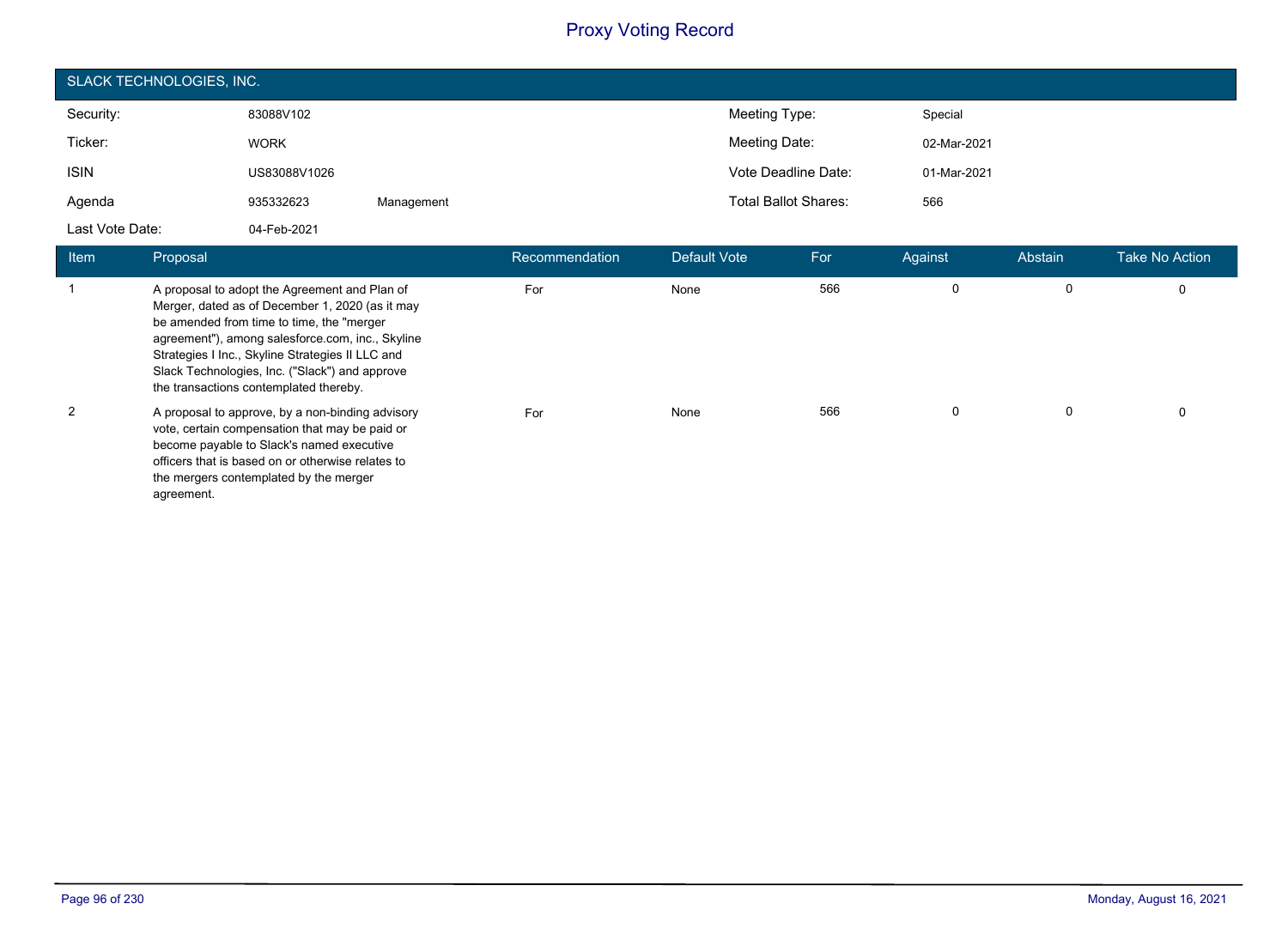# Proxy Voting Record

## SLACK TECHNOLOGIES, INC.

| | | | | |
|---|---|---|---|---|
| Security: | 83088V102 | | Meeting Type: | Special |
| Ticker: | WORK | | Meeting Date: | 02-Mar-2021 |
| ISIN | US83088V1026 | | Vote Deadline Date: | 01-Mar-2021 |
| Agenda | 935332623 | Management | Total Ballot Shares: | 566 |
| Last Vote Date: | 04-Feb-2021 | | | |

| Item | Proposal | Recommendation | Default Vote | For | Against | Abstain | Take No Action |
|---|---|---|---|---|---|---|---|
| 1 | A proposal to adopt the Agreement and Plan of Merger, dated as of December 1, 2020 (as it may be amended from time to time, the "merger agreement"), among salesforce.com, inc., Skyline Strategies I Inc., Skyline Strategies II LLC and Slack Technologies, Inc. ("Slack") and approve the transactions contemplated thereby. | For | None | 566 | 0 | 0 | 0 |
| 2 | A proposal to approve, by a non-binding advisory vote, certain compensation that may be paid or become payable to Slack's named executive officers that is based on or otherwise relates to the mergers contemplated by the merger agreement. | For | None | 566 | 0 | 0 | 0 |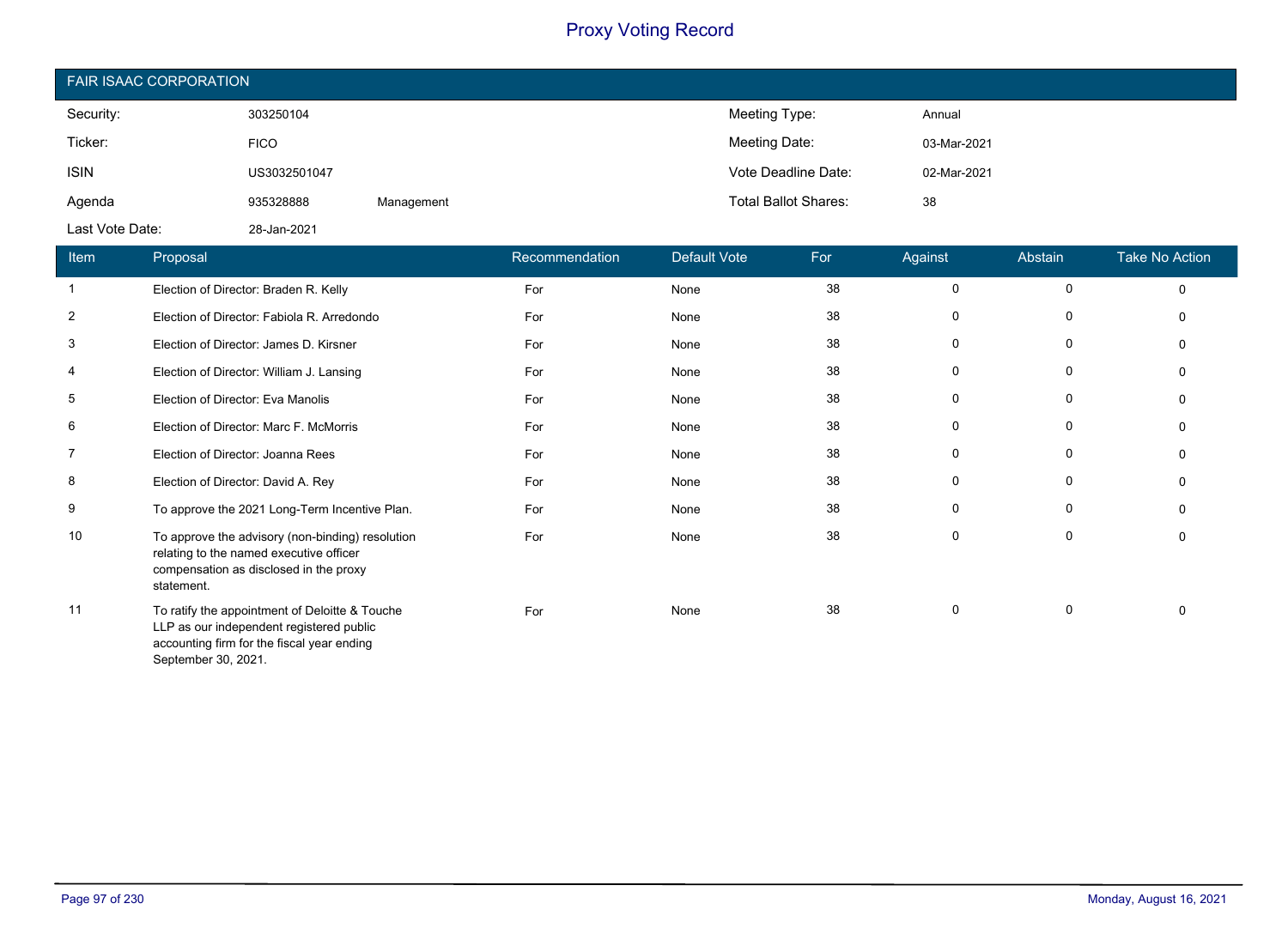# Proxy Voting Record

## FAIR ISAAC CORPORATION

| | | | | |
|---|---|---|---|---|
| Security: | 303250104 | | Meeting Type: | Annual |
| Ticker: | FICO | | Meeting Date: | 03-Mar-2021 |
| ISIN | US3032501047 | | Vote Deadline Date: | 02-Mar-2021 |
| Agenda | 935328888 | Management | Total Ballot Shares: | 38 |
| Last Vote Date: | 28-Jan-2021 | | | |

| Item | Proposal | Recommendation | Default Vote | For | Against | Abstain | Take No Action |
|---|---|---|---|---|---|---|---|
| 1 | Election of Director: Braden R. Kelly | For | None | 38 | 0 | 0 | 0 |
| 2 | Election of Director: Fabiola R. Arredondo | For | None | 38 | 0 | 0 | 0 |
| 3 | Election of Director: James D. Kirsner | For | None | 38 | 0 | 0 | 0 |
| 4 | Election of Director: William J. Lansing | For | None | 38 | 0 | 0 | 0 |
| 5 | Election of Director: Eva Manolis | For | None | 38 | 0 | 0 | 0 |
| 6 | Election of Director: Marc F. McMorris | For | None | 38 | 0 | 0 | 0 |
| 7 | Election of Director: Joanna Rees | For | None | 38 | 0 | 0 | 0 |
| 8 | Election of Director: David A. Rey | For | None | 38 | 0 | 0 | 0 |
| 9 | To approve the 2021 Long-Term Incentive Plan. | For | None | 38 | 0 | 0 | 0 |
| 10 | To approve the advisory (non-binding) resolution relating to the named executive officer compensation as disclosed in the proxy statement. | For | None | 38 | 0 | 0 | 0 |
| 11 | To ratify the appointment of Deloitte & Touche LLP as our independent registered public accounting firm for the fiscal year ending September 30, 2021. | For | None | 38 | 0 | 0 | 0 |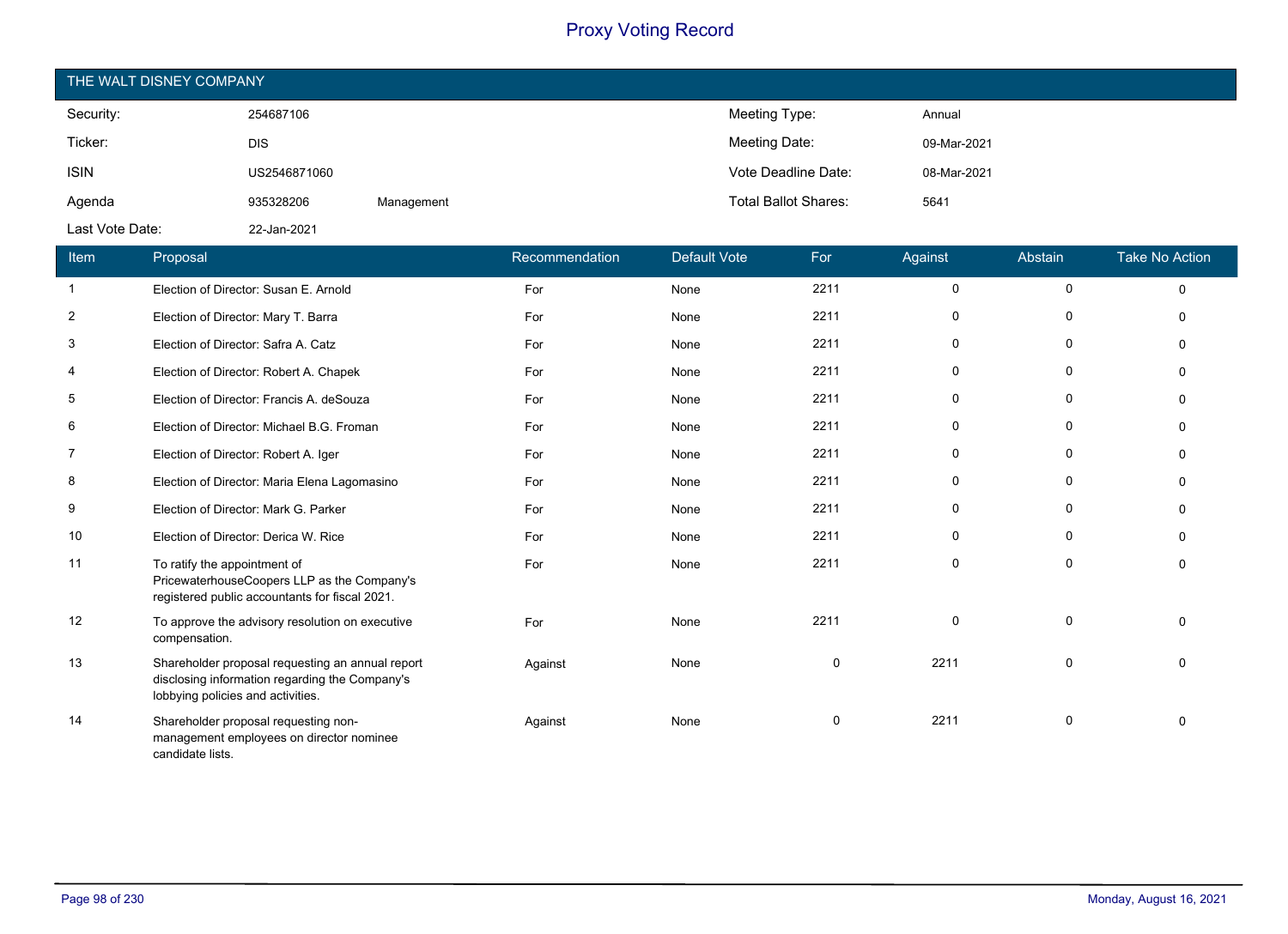# Proxy Voting Record

## THE WALT DISNEY COMPANY

| | | | | |
|---|---|---|---|---|
| Security: | 254687106 | | Meeting Type: | Annual |
| Ticker: | DIS | | Meeting Date: | 09-Mar-2021 |
| ISIN | US2546871060 | | Vote Deadline Date: | 08-Mar-2021 |
| Agenda | 935328206 | Management | Total Ballot Shares: | 5641 |
| Last Vote Date: | 22-Jan-2021 | | | |

| Item | Proposal | Recommendation | Default Vote | For | Against | Abstain | Take No Action |
|---|---|---|---|---|---|---|---|
| 1 | Election of Director: Susan E. Arnold | For | None | 2211 | 0 | 0 | 0 |
| 2 | Election of Director: Mary T. Barra | For | None | 2211 | 0 | 0 | 0 |
| 3 | Election of Director: Safra A. Catz | For | None | 2211 | 0 | 0 | 0 |
| 4 | Election of Director: Robert A. Chapek | For | None | 2211 | 0 | 0 | 0 |
| 5 | Election of Director: Francis A. deSouza | For | None | 2211 | 0 | 0 | 0 |
| 6 | Election of Director: Michael B.G. Froman | For | None | 2211 | 0 | 0 | 0 |
| 7 | Election of Director: Robert A. Iger | For | None | 2211 | 0 | 0 | 0 |
| 8 | Election of Director: Maria Elena Lagomasino | For | None | 2211 | 0 | 0 | 0 |
| 9 | Election of Director: Mark G. Parker | For | None | 2211 | 0 | 0 | 0 |
| 10 | Election of Director: Derica W. Rice | For | None | 2211 | 0 | 0 | 0 |
| 11 | To ratify the appointment of PricewaterhouseCoopers LLP as the Company's registered public accountants for fiscal 2021. | For | None | 2211 | 0 | 0 | 0 |
| 12 | To approve the advisory resolution on executive compensation. | For | None | 2211 | 0 | 0 | 0 |
| 13 | Shareholder proposal requesting an annual report disclosing information regarding the Company's lobbying policies and activities. | Against | None | 0 | 2211 | 0 | 0 |
| 14 | Shareholder proposal requesting non-management employees on director nominee candidate lists. | Against | None | 0 | 2211 | 0 | 0 |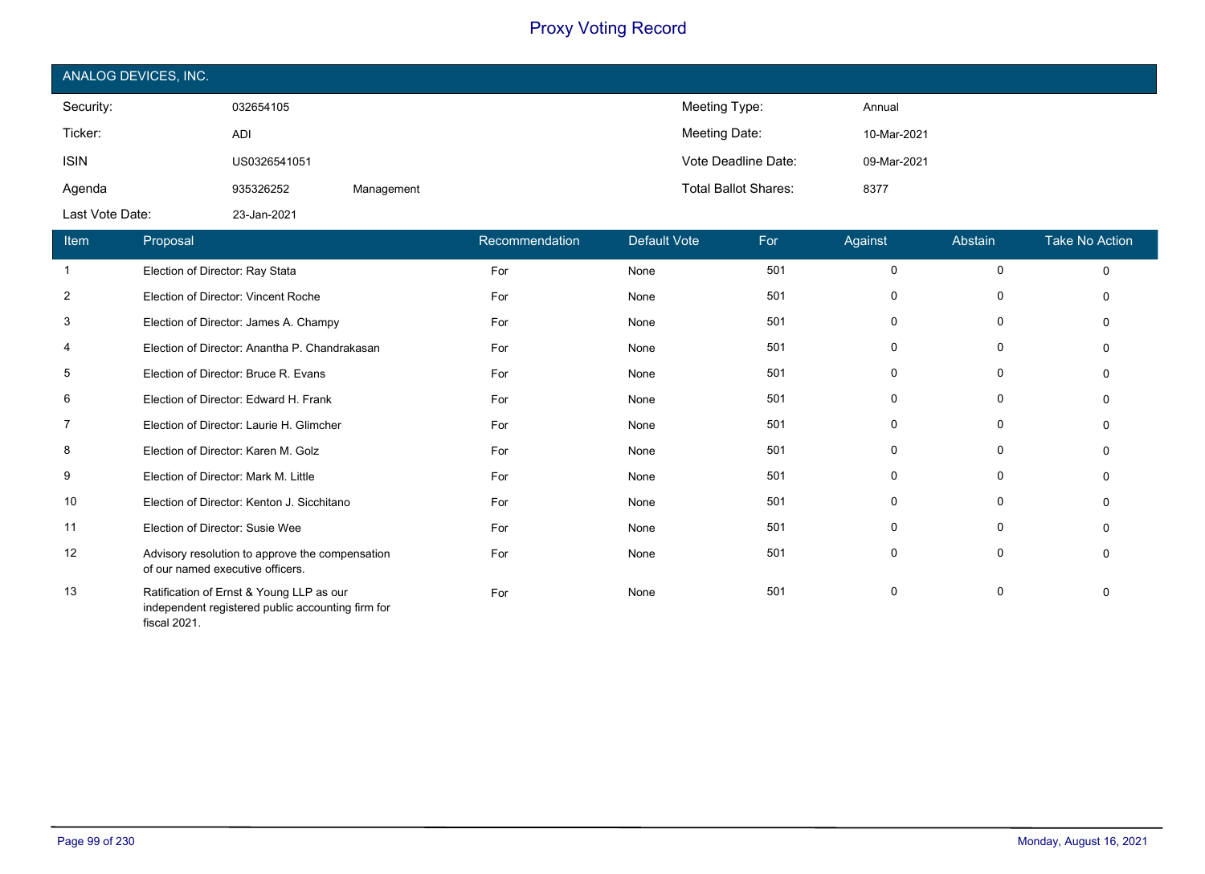# Proxy Voting Record

## ANALOG DEVICES, INC.

| | | | | |
|---|---|---|---|---|
| Security: | 032654105 | | Meeting Type: | Annual |
| Ticker: | ADI | | Meeting Date: | 10-Mar-2021 |
| ISIN | US0326541051 | | Vote Deadline Date: | 09-Mar-2021 |
| Agenda | 935326252 | Management | Total Ballot Shares: | 8377 |
| Last Vote Date: | 23-Jan-2021 | | | |

| Item | Proposal | Recommendation | Default Vote | For | Against | Abstain | Take No Action |
|---|---|---|---|---|---|---|---|
| 1 | Election of Director: Ray Stata | For | None | 501 | 0 | 0 | 0 |
| 2 | Election of Director: Vincent Roche | For | None | 501 | 0 | 0 | 0 |
| 3 | Election of Director: James A. Champy | For | None | 501 | 0 | 0 | 0 |
| 4 | Election of Director: Anantha P. Chandrakasan | For | None | 501 | 0 | 0 | 0 |
| 5 | Election of Director: Bruce R. Evans | For | None | 501 | 0 | 0 | 0 |
| 6 | Election of Director: Edward H. Frank | For | None | 501 | 0 | 0 | 0 |
| 7 | Election of Director: Laurie H. Glimcher | For | None | 501 | 0 | 0 | 0 |
| 8 | Election of Director: Karen M. Golz | For | None | 501 | 0 | 0 | 0 |
| 9 | Election of Director: Mark M. Little | For | None | 501 | 0 | 0 | 0 |
| 10 | Election of Director: Kenton J. Sicchitano | For | None | 501 | 0 | 0 | 0 |
| 11 | Election of Director: Susie Wee | For | None | 501 | 0 | 0 | 0 |
| 12 | Advisory resolution to approve the compensation of our named executive officers. | For | None | 501 | 0 | 0 | 0 |
| 13 | Ratification of Ernst & Young LLP as our independent registered public accounting firm for fiscal 2021. | For | None | 501 | 0 | 0 | 0 |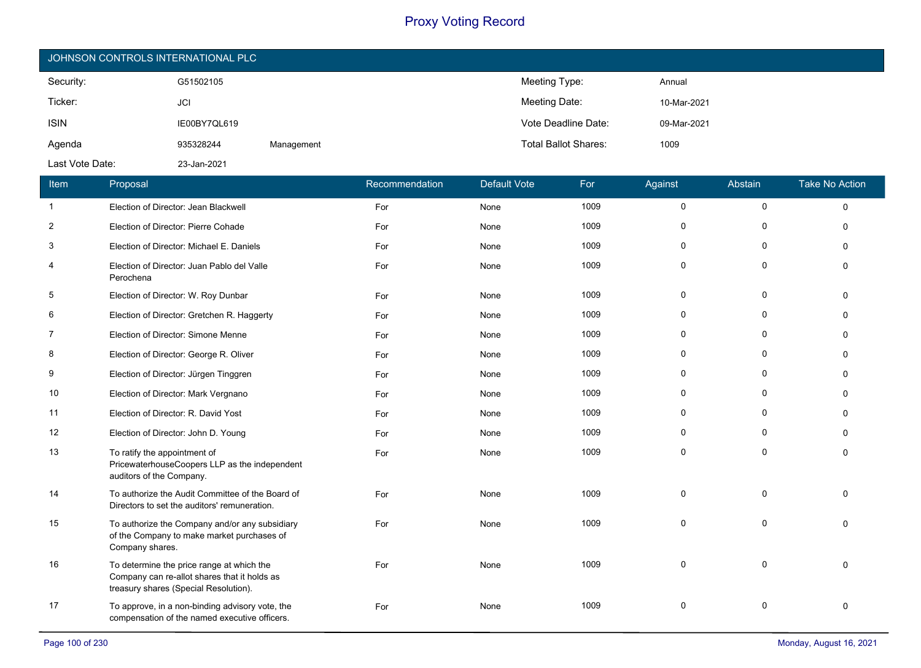# Proxy Voting Record

## JOHNSON CONTROLS INTERNATIONAL PLC

| | | | | |
|---|---|---|---|---|
| Security: | G51502105 | | Meeting Type: | Annual |
| Ticker: | JCI | | Meeting Date: | 10-Mar-2021 |
| ISIN | IE00BY7QL619 | | Vote Deadline Date: | 09-Mar-2021 |
| Agenda | 935328244 | Management | Total Ballot Shares: | 1009 |
| Last Vote Date: | 23-Jan-2021 | | | |

| Item | Proposal | Recommendation | Default Vote | For | Against | Abstain | Take No Action |
|---|---|---|---|---|---|---|---|
| 1 | Election of Director: Jean Blackwell | For | None | 1009 | 0 | 0 | 0 |
| 2 | Election of Director: Pierre Cohade | For | None | 1009 | 0 | 0 | 0 |
| 3 | Election of Director: Michael E. Daniels | For | None | 1009 | 0 | 0 | 0 |
| 4 | Election of Director: Juan Pablo del Valle Perochena | For | None | 1009 | 0 | 0 | 0 |
| 5 | Election of Director: W. Roy Dunbar | For | None | 1009 | 0 | 0 | 0 |
| 6 | Election of Director: Gretchen R. Haggerty | For | None | 1009 | 0 | 0 | 0 |
| 7 | Election of Director: Simone Menne | For | None | 1009 | 0 | 0 | 0 |
| 8 | Election of Director: George R. Oliver | For | None | 1009 | 0 | 0 | 0 |
| 9 | Election of Director: Jürgen Tinggren | For | None | 1009 | 0 | 0 | 0 |
| 10 | Election of Director: Mark Vergnano | For | None | 1009 | 0 | 0 | 0 |
| 11 | Election of Director: R. David Yost | For | None | 1009 | 0 | 0 | 0 |
| 12 | Election of Director: John D. Young | For | None | 1009 | 0 | 0 | 0 |
| 13 | To ratify the appointment of PricewaterhouseCoopers LLP as the independent auditors of the Company. | For | None | 1009 | 0 | 0 | 0 |
| 14 | To authorize the Audit Committee of the Board of Directors to set the auditors' remuneration. | For | None | 1009 | 0 | 0 | 0 |
| 15 | To authorize the Company and/or any subsidiary of the Company to make market purchases of Company shares. | For | None | 1009 | 0 | 0 | 0 |
| 16 | To determine the price range at which the Company can re-allot shares that it holds as treasury shares (Special Resolution). | For | None | 1009 | 0 | 0 | 0 |
| 17 | To approve, in a non-binding advisory vote, the compensation of the named executive officers. | For | None | 1009 | 0 | 0 | 0 |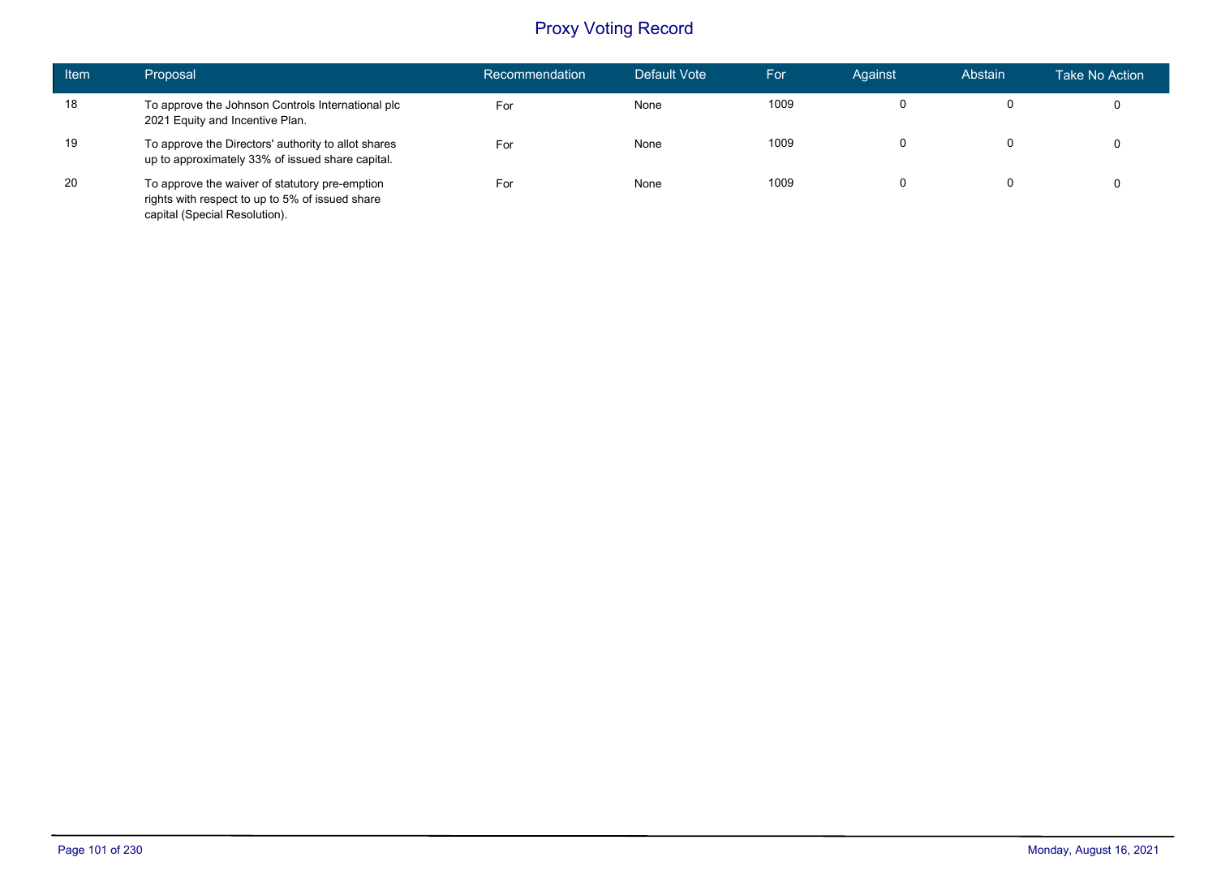# Proxy Voting Record

| Item | Proposal | Recommendation | Default Vote | For | Against | Abstain | Take No Action |
|---|---|---|---|---|---|---|---|
| 18 | To approve the Johnson Controls International plc 2021 Equity and Incentive Plan. | For | None | 1009 | 0 | 0 | 0 |
| 19 | To approve the Directors' authority to allot shares up to approximately 33% of issued share capital. | For | None | 1009 | 0 | 0 | 0 |
| 20 | To approve the waiver of statutory pre-emption rights with respect to up to 5% of issued share capital (Special Resolution). | For | None | 1009 | 0 | 0 | 0 |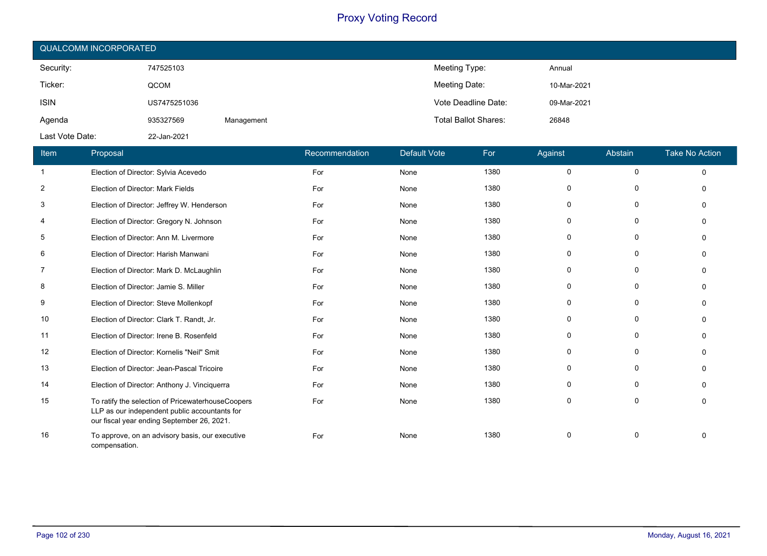# Proxy Voting Record

## QUALCOMM INCORPORATED

| | | | | |
|---|---|---|---|---|
| Security: | 747525103 | | Meeting Type: | Annual |
| Ticker: | QCOM | | Meeting Date: | 10-Mar-2021 |
| ISIN | US7475251036 | | Vote Deadline Date: | 09-Mar-2021 |
| Agenda | 935327569 | Management | Total Ballot Shares: | 26848 |
| Last Vote Date: | 22-Jan-2021 | | | |

| Item | Proposal | Recommendation | Default Vote | For | Against | Abstain | Take No Action |
|---|---|---|---|---|---|---|---|
| 1 | Election of Director: Sylvia Acevedo | For | None | 1380 | 0 | 0 | 0 |
| 2 | Election of Director: Mark Fields | For | None | 1380 | 0 | 0 | 0 |
| 3 | Election of Director: Jeffrey W. Henderson | For | None | 1380 | 0 | 0 | 0 |
| 4 | Election of Director: Gregory N. Johnson | For | None | 1380 | 0 | 0 | 0 |
| 5 | Election of Director: Ann M. Livermore | For | None | 1380 | 0 | 0 | 0 |
| 6 | Election of Director: Harish Manwani | For | None | 1380 | 0 | 0 | 0 |
| 7 | Election of Director: Mark D. McLaughlin | For | None | 1380 | 0 | 0 | 0 |
| 8 | Election of Director: Jamie S. Miller | For | None | 1380 | 0 | 0 | 0 |
| 9 | Election of Director: Steve Mollenkopf | For | None | 1380 | 0 | 0 | 0 |
| 10 | Election of Director: Clark T. Randt, Jr. | For | None | 1380 | 0 | 0 | 0 |
| 11 | Election of Director: Irene B. Rosenfeld | For | None | 1380 | 0 | 0 | 0 |
| 12 | Election of Director: Kornelis "Neil" Smit | For | None | 1380 | 0 | 0 | 0 |
| 13 | Election of Director: Jean-Pascal Tricoire | For | None | 1380 | 0 | 0 | 0 |
| 14 | Election of Director: Anthony J. Vinciquerra | For | None | 1380 | 0 | 0 | 0 |
| 15 | To ratify the selection of PricewaterhouseCoopers LLP as our independent public accountants for our fiscal year ending September 26, 2021. | For | None | 1380 | 0 | 0 | 0 |
| 16 | To approve, on an advisory basis, our executive compensation. | For | None | 1380 | 0 | 0 | 0 |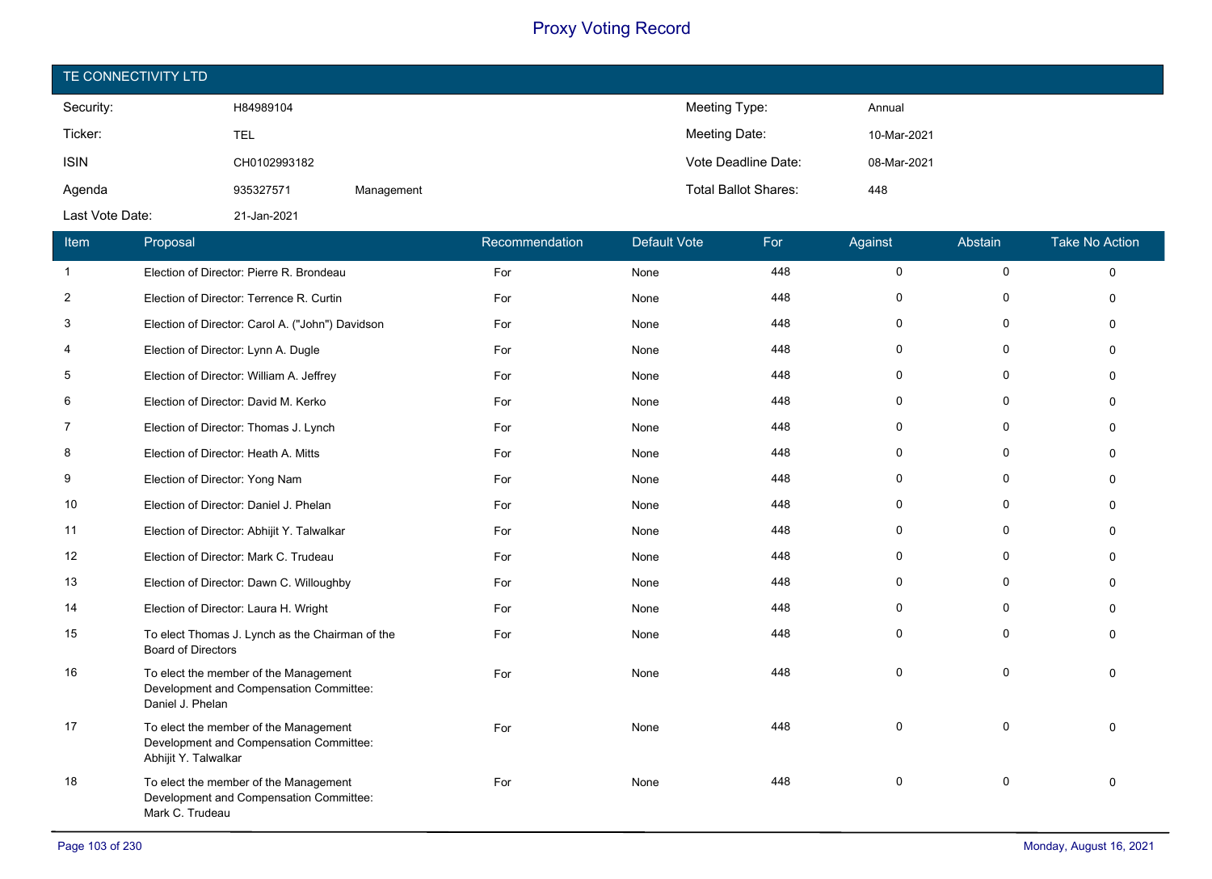# Proxy Voting Record

## TE CONNECTIVITY LTD

| | | | | |
|---|---|---|---|---|
| Security: | H84989104 | | Meeting Type: | Annual |
| Ticker: | TEL | | Meeting Date: | 10-Mar-2021 |
| ISIN | CH0102993182 | | Vote Deadline Date: | 08-Mar-2021 |
| Agenda | 935327571 | Management | Total Ballot Shares: | 448 |
| Last Vote Date: | 21-Jan-2021 | | | |

| Item | Proposal | Recommendation | Default Vote | For | Against | Abstain | Take No Action |
|---|---|---|---|---|---|---|---|
| 1 | Election of Director: Pierre R. Brondeau | For | None | 448 | 0 | 0 | 0 |
| 2 | Election of Director: Terrence R. Curtin | For | None | 448 | 0 | 0 | 0 |
| 3 | Election of Director: Carol A. ("John") Davidson | For | None | 448 | 0 | 0 | 0 |
| 4 | Election of Director: Lynn A. Dugle | For | None | 448 | 0 | 0 | 0 |
| 5 | Election of Director: William A. Jeffrey | For | None | 448 | 0 | 0 | 0 |
| 6 | Election of Director: David M. Kerko | For | None | 448 | 0 | 0 | 0 |
| 7 | Election of Director: Thomas J. Lynch | For | None | 448 | 0 | 0 | 0 |
| 8 | Election of Director: Heath A. Mitts | For | None | 448 | 0 | 0 | 0 |
| 9 | Election of Director: Yong Nam | For | None | 448 | 0 | 0 | 0 |
| 10 | Election of Director: Daniel J. Phelan | For | None | 448 | 0 | 0 | 0 |
| 11 | Election of Director: Abhijit Y. Talwalkar | For | None | 448 | 0 | 0 | 0 |
| 12 | Election of Director: Mark C. Trudeau | For | None | 448 | 0 | 0 | 0 |
| 13 | Election of Director: Dawn C. Willoughby | For | None | 448 | 0 | 0 | 0 |
| 14 | Election of Director: Laura H. Wright | For | None | 448 | 0 | 0 | 0 |
| 15 | To elect Thomas J. Lynch as the Chairman of the Board of Directors | For | None | 448 | 0 | 0 | 0 |
| 16 | To elect the member of the Management Development and Compensation Committee: Daniel J. Phelan | For | None | 448 | 0 | 0 | 0 |
| 17 | To elect the member of the Management Development and Compensation Committee: Abhijit Y. Talwalkar | For | None | 448 | 0 | 0 | 0 |
| 18 | To elect the member of the Management Development and Compensation Committee: Mark C. Trudeau | For | None | 448 | 0 | 0 | 0 |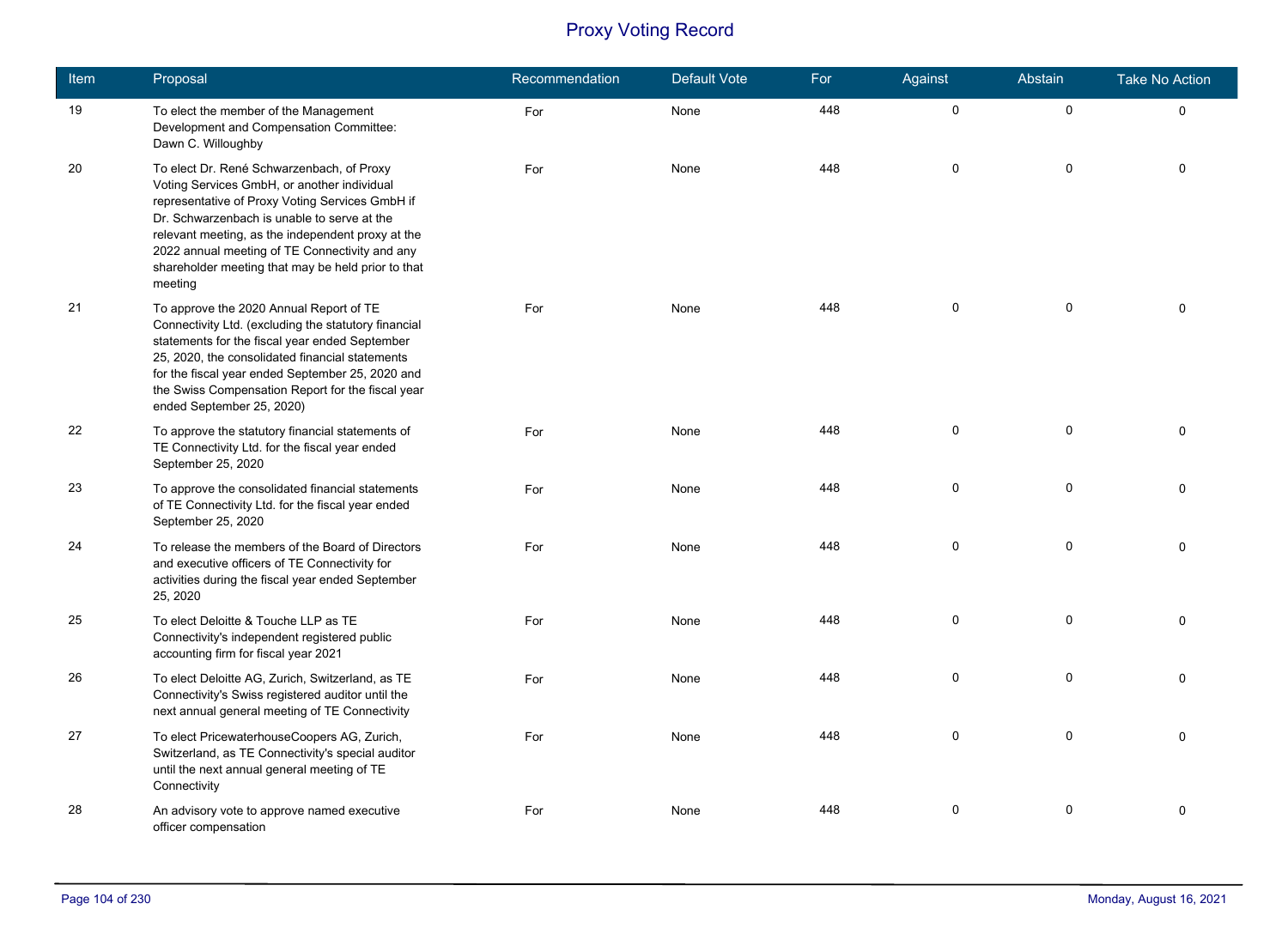# Proxy Voting Record

| Item | Proposal | Recommendation | Default Vote | For | Against | Abstain | Take No Action |
|---|---|---|---|---|---|---|---|
| 19 | To elect the member of the Management Development and Compensation Committee: Dawn C. Willoughby | For | None | 448 | 0 | 0 | 0 |
| 20 | To elect Dr. René Schwarzenbach, of Proxy Voting Services GmbH, or another individual representative of Proxy Voting Services GmbH if Dr. Schwarzenbach is unable to serve at the relevant meeting, as the independent proxy at the 2022 annual meeting of TE Connectivity and any shareholder meeting that may be held prior to that meeting | For | None | 448 | 0 | 0 | 0 |
| 21 | To approve the 2020 Annual Report of TE Connectivity Ltd. (excluding the statutory financial statements for the fiscal year ended September 25, 2020, the consolidated financial statements for the fiscal year ended September 25, 2020 and the Swiss Compensation Report for the fiscal year ended September 25, 2020) | For | None | 448 | 0 | 0 | 0 |
| 22 | To approve the statutory financial statements of TE Connectivity Ltd. for the fiscal year ended September 25, 2020 | For | None | 448 | 0 | 0 | 0 |
| 23 | To approve the consolidated financial statements of TE Connectivity Ltd. for the fiscal year ended September 25, 2020 | For | None | 448 | 0 | 0 | 0 |
| 24 | To release the members of the Board of Directors and executive officers of TE Connectivity for activities during the fiscal year ended September 25, 2020 | For | None | 448 | 0 | 0 | 0 |
| 25 | To elect Deloitte & Touche LLP as TE Connectivity's independent registered public accounting firm for fiscal year 2021 | For | None | 448 | 0 | 0 | 0 |
| 26 | To elect Deloitte AG, Zurich, Switzerland, as TE Connectivity's Swiss registered auditor until the next annual general meeting of TE Connectivity | For | None | 448 | 0 | 0 | 0 |
| 27 | To elect PricewaterhouseCoopers AG, Zurich, Switzerland, as TE Connectivity's special auditor until the next annual general meeting of TE Connectivity | For | None | 448 | 0 | 0 | 0 |
| 28 | An advisory vote to approve named executive officer compensation | For | None | 448 | 0 | 0 | 0 |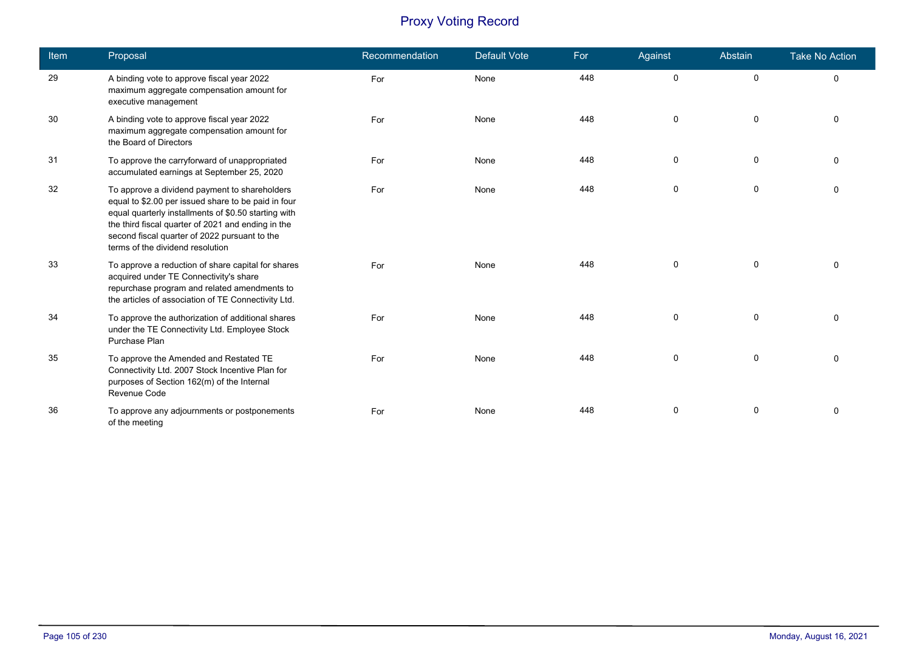# Proxy Voting Record

| Item | Proposal | Recommendation | Default Vote | For | Against | Abstain | Take No Action |
|---|---|---|---|---|---|---|---|
| 29 | A binding vote to approve fiscal year 2022 maximum aggregate compensation amount for executive management | For | None | 448 | 0 | 0 | 0 |
| 30 | A binding vote to approve fiscal year 2022 maximum aggregate compensation amount for the Board of Directors | For | None | 448 | 0 | 0 | 0 |
| 31 | To approve the carryforward of unappropriated accumulated earnings at September 25, 2020 | For | None | 448 | 0 | 0 | 0 |
| 32 | To approve a dividend payment to shareholders equal to $2.00 per issued share to be paid in four equal quarterly installments of $0.50 starting with the third fiscal quarter of 2021 and ending in the second fiscal quarter of 2022 pursuant to the terms of the dividend resolution | For | None | 448 | 0 | 0 | 0 |
| 33 | To approve a reduction of share capital for shares acquired under TE Connectivity's share repurchase program and related amendments to the articles of association of TE Connectivity Ltd. | For | None | 448 | 0 | 0 | 0 |
| 34 | To approve the authorization of additional shares under the TE Connectivity Ltd. Employee Stock Purchase Plan | For | None | 448 | 0 | 0 | 0 |
| 35 | To approve the Amended and Restated TE Connectivity Ltd. 2007 Stock Incentive Plan for purposes of Section 162(m) of the Internal Revenue Code | For | None | 448 | 0 | 0 | 0 |
| 36 | To approve any adjournments or postponements of the meeting | For | None | 448 | 0 | 0 | 0 |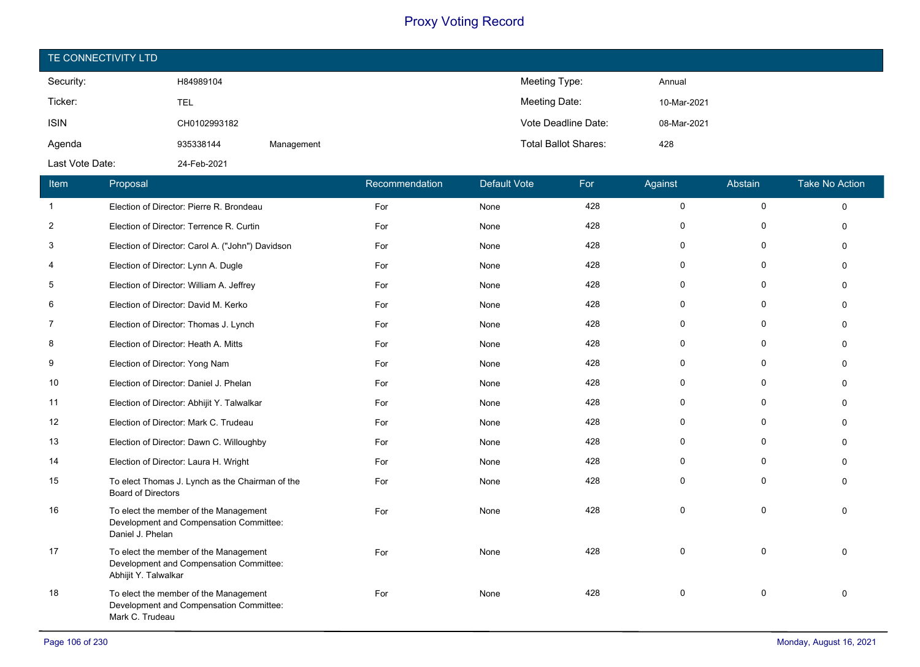# Proxy Voting Record

## TE CONNECTIVITY LTD

| | | | | |
|---|---|---|---|---|
| Security: | H84989104 | | Meeting Type: | Annual |
| Ticker: | TEL | | Meeting Date: | 10-Mar-2021 |
| ISIN | CH0102993182 | | Vote Deadline Date: | 08-Mar-2021 |
| Agenda | 935338144 | Management | Total Ballot Shares: | 428 |
| Last Vote Date: | 24-Feb-2021 | | | |

| Item | Proposal | Recommendation | Default Vote | For | Against | Abstain | Take No Action |
|---|---|---|---|---|---|---|---|
| 1 | Election of Director: Pierre R. Brondeau | For | None | 428 | 0 | 0 | 0 |
| 2 | Election of Director: Terrence R. Curtin | For | None | 428 | 0 | 0 | 0 |
| 3 | Election of Director: Carol A. ("John") Davidson | For | None | 428 | 0 | 0 | 0 |
| 4 | Election of Director: Lynn A. Dugle | For | None | 428 | 0 | 0 | 0 |
| 5 | Election of Director: William A. Jeffrey | For | None | 428 | 0 | 0 | 0 |
| 6 | Election of Director: David M. Kerko | For | None | 428 | 0 | 0 | 0 |
| 7 | Election of Director: Thomas J. Lynch | For | None | 428 | 0 | 0 | 0 |
| 8 | Election of Director: Heath A. Mitts | For | None | 428 | 0 | 0 | 0 |
| 9 | Election of Director: Yong Nam | For | None | 428 | 0 | 0 | 0 |
| 10 | Election of Director: Daniel J. Phelan | For | None | 428 | 0 | 0 | 0 |
| 11 | Election of Director: Abhijit Y. Talwalkar | For | None | 428 | 0 | 0 | 0 |
| 12 | Election of Director: Mark C. Trudeau | For | None | 428 | 0 | 0 | 0 |
| 13 | Election of Director: Dawn C. Willoughby | For | None | 428 | 0 | 0 | 0 |
| 14 | Election of Director: Laura H. Wright | For | None | 428 | 0 | 0 | 0 |
| 15 | To elect Thomas J. Lynch as the Chairman of the Board of Directors | For | None | 428 | 0 | 0 | 0 |
| 16 | To elect the member of the Management Development and Compensation Committee: Daniel J. Phelan | For | None | 428 | 0 | 0 | 0 |
| 17 | To elect the member of the Management Development and Compensation Committee: Abhijit Y. Talwalkar | For | None | 428 | 0 | 0 | 0 |
| 18 | To elect the member of the Management Development and Compensation Committee: Mark C. Trudeau | For | None | 428 | 0 | 0 | 0 |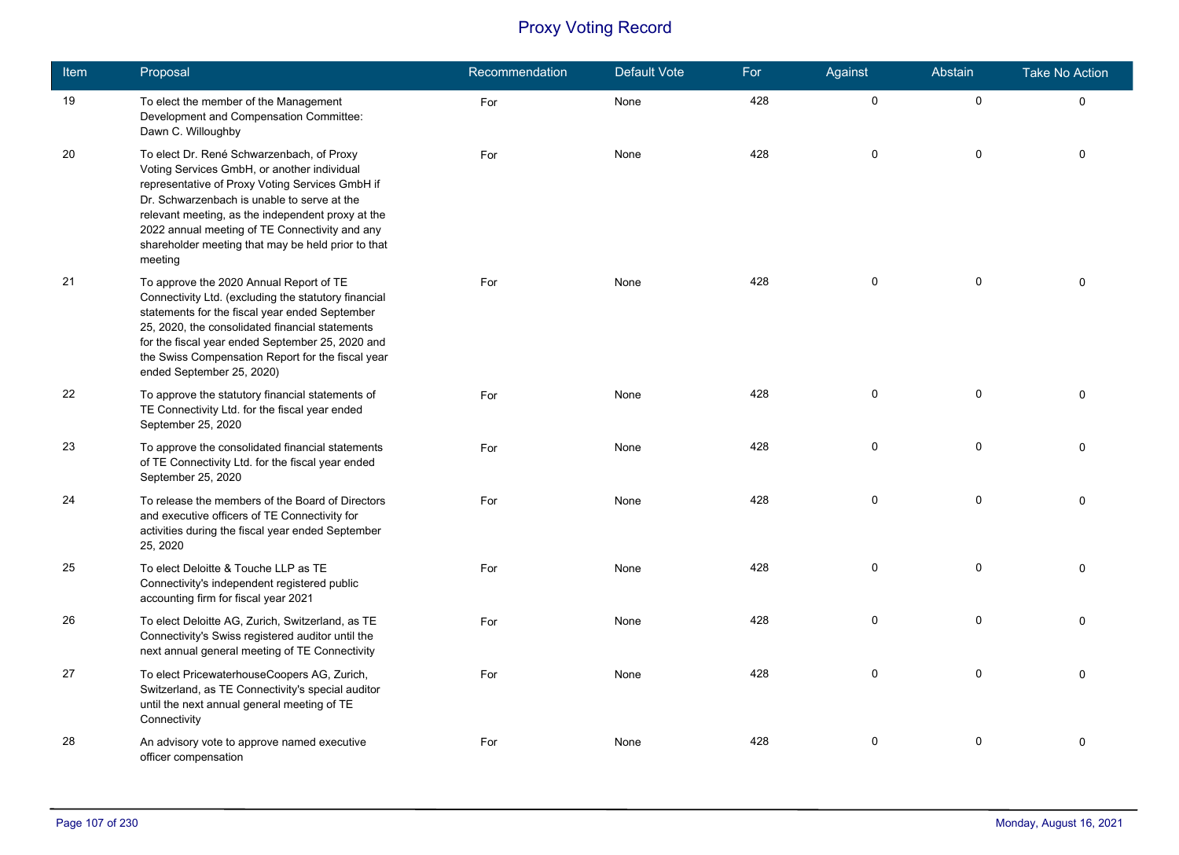# Proxy Voting Record

| Item | Proposal | Recommendation | Default Vote | For | Against | Abstain | Take No Action |
|---|---|---|---|---|---|---|---|
| 19 | To elect the member of the Management Development and Compensation Committee: Dawn C. Willoughby | For | None | 428 | 0 | 0 | 0 |
| 20 | To elect Dr. René Schwarzenbach, of Proxy Voting Services GmbH, or another individual representative of Proxy Voting Services GmbH if Dr. Schwarzenbach is unable to serve at the relevant meeting, as the independent proxy at the 2022 annual meeting of TE Connectivity and any shareholder meeting that may be held prior to that meeting | For | None | 428 | 0 | 0 | 0 |
| 21 | To approve the 2020 Annual Report of TE Connectivity Ltd. (excluding the statutory financial statements for the fiscal year ended September 25, 2020, the consolidated financial statements for the fiscal year ended September 25, 2020 and the Swiss Compensation Report for the fiscal year ended September 25, 2020) | For | None | 428 | 0 | 0 | 0 |
| 22 | To approve the statutory financial statements of TE Connectivity Ltd. for the fiscal year ended September 25, 2020 | For | None | 428 | 0 | 0 | 0 |
| 23 | To approve the consolidated financial statements of TE Connectivity Ltd. for the fiscal year ended September 25, 2020 | For | None | 428 | 0 | 0 | 0 |
| 24 | To release the members of the Board of Directors and executive officers of TE Connectivity for activities during the fiscal year ended September 25, 2020 | For | None | 428 | 0 | 0 | 0 |
| 25 | To elect Deloitte & Touche LLP as TE Connectivity's independent registered public accounting firm for fiscal year 2021 | For | None | 428 | 0 | 0 | 0 |
| 26 | To elect Deloitte AG, Zurich, Switzerland, as TE Connectivity's Swiss registered auditor until the next annual general meeting of TE Connectivity | For | None | 428 | 0 | 0 | 0 |
| 27 | To elect PricewaterhouseCoopers AG, Zurich, Switzerland, as TE Connectivity's special auditor until the next annual general meeting of TE Connectivity | For | None | 428 | 0 | 0 | 0 |
| 28 | An advisory vote to approve named executive officer compensation | For | None | 428 | 0 | 0 | 0 |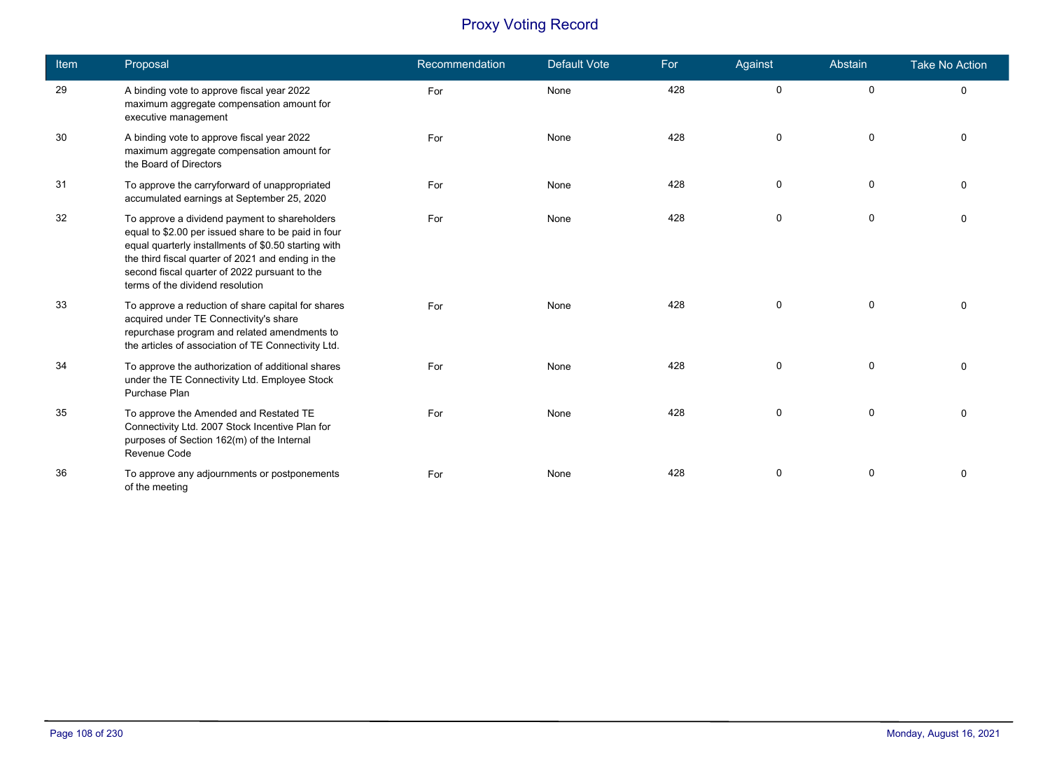# Proxy Voting Record

| Item | Proposal | Recommendation | Default Vote | For | Against | Abstain | Take No Action |
|---|---|---|---|---|---|---|---|
| 29 | A binding vote to approve fiscal year 2022 maximum aggregate compensation amount for executive management | For | None | 428 | 0 | 0 | 0 |
| 30 | A binding vote to approve fiscal year 2022 maximum aggregate compensation amount for the Board of Directors | For | None | 428 | 0 | 0 | 0 |
| 31 | To approve the carryforward of unappropriated accumulated earnings at September 25, 2020 | For | None | 428 | 0 | 0 | 0 |
| 32 | To approve a dividend payment to shareholders equal to $2.00 per issued share to be paid in four equal quarterly installments of $0.50 starting with the third fiscal quarter of 2021 and ending in the second fiscal quarter of 2022 pursuant to the terms of the dividend resolution | For | None | 428 | 0 | 0 | 0 |
| 33 | To approve a reduction of share capital for shares acquired under TE Connectivity's share repurchase program and related amendments to the articles of association of TE Connectivity Ltd. | For | None | 428 | 0 | 0 | 0 |
| 34 | To approve the authorization of additional shares under the TE Connectivity Ltd. Employee Stock Purchase Plan | For | None | 428 | 0 | 0 | 0 |
| 35 | To approve the Amended and Restated TE Connectivity Ltd. 2007 Stock Incentive Plan for purposes of Section 162(m) of the Internal Revenue Code | For | None | 428 | 0 | 0 | 0 |
| 36 | To approve any adjournments or postponements of the meeting | For | None | 428 | 0 | 0 | 0 |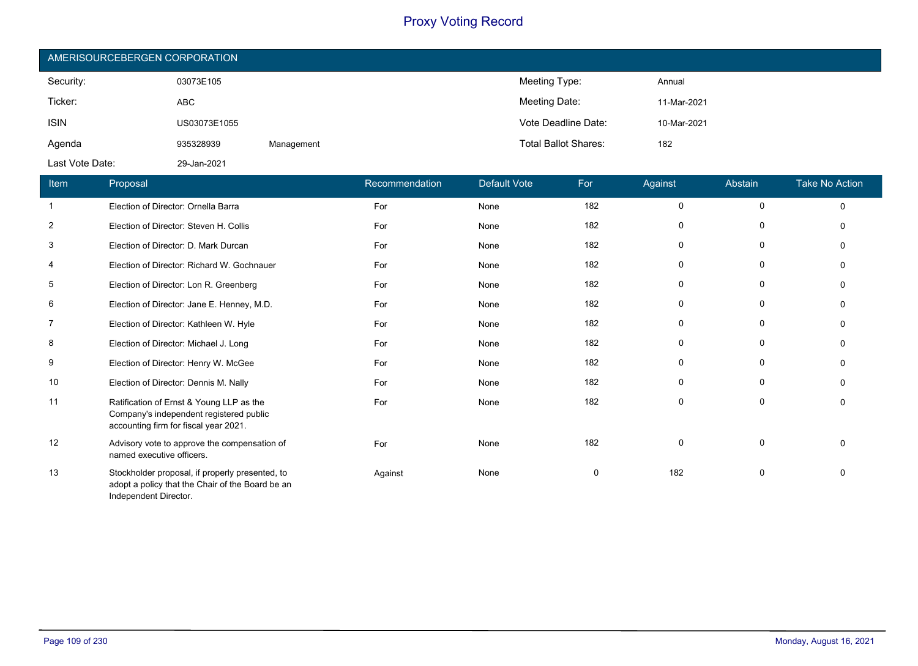# Proxy Voting Record

## AMERISOURCEBERGEN CORPORATION

| | | | | |
|---|---|---|---|---|
| Security: | 03073E105 | | Meeting Type: | Annual |
| Ticker: | ABC | | Meeting Date: | 11-Mar-2021 |
| ISIN | US03073E1055 | | Vote Deadline Date: | 10-Mar-2021 |
| Agenda | 935328939 | Management | Total Ballot Shares: | 182 |
| Last Vote Date: | 29-Jan-2021 | | | |

| Item | Proposal | Recommendation | Default Vote | For | Against | Abstain | Take No Action |
|---|---|---|---|---|---|---|---|
| 1 | Election of Director: Ornella Barra | For | None | 182 | 0 | 0 | 0 |
| 2 | Election of Director: Steven H. Collis | For | None | 182 | 0 | 0 | 0 |
| 3 | Election of Director: D. Mark Durcan | For | None | 182 | 0 | 0 | 0 |
| 4 | Election of Director: Richard W. Gochnauer | For | None | 182 | 0 | 0 | 0 |
| 5 | Election of Director: Lon R. Greenberg | For | None | 182 | 0 | 0 | 0 |
| 6 | Election of Director: Jane E. Henney, M.D. | For | None | 182 | 0 | 0 | 0 |
| 7 | Election of Director: Kathleen W. Hyle | For | None | 182 | 0 | 0 | 0 |
| 8 | Election of Director: Michael J. Long | For | None | 182 | 0 | 0 | 0 |
| 9 | Election of Director: Henry W. McGee | For | None | 182 | 0 | 0 | 0 |
| 10 | Election of Director: Dennis M. Nally | For | None | 182 | 0 | 0 | 0 |
| 11 | Ratification of Ernst & Young LLP as the Company's independent registered public accounting firm for fiscal year 2021. | For | None | 182 | 0 | 0 | 0 |
| 12 | Advisory vote to approve the compensation of named executive officers. | For | None | 182 | 0 | 0 | 0 |
| 13 | Stockholder proposal, if properly presented, to adopt a policy that the Chair of the Board be an Independent Director. | Against | None | 0 | 182 | 0 | 0 |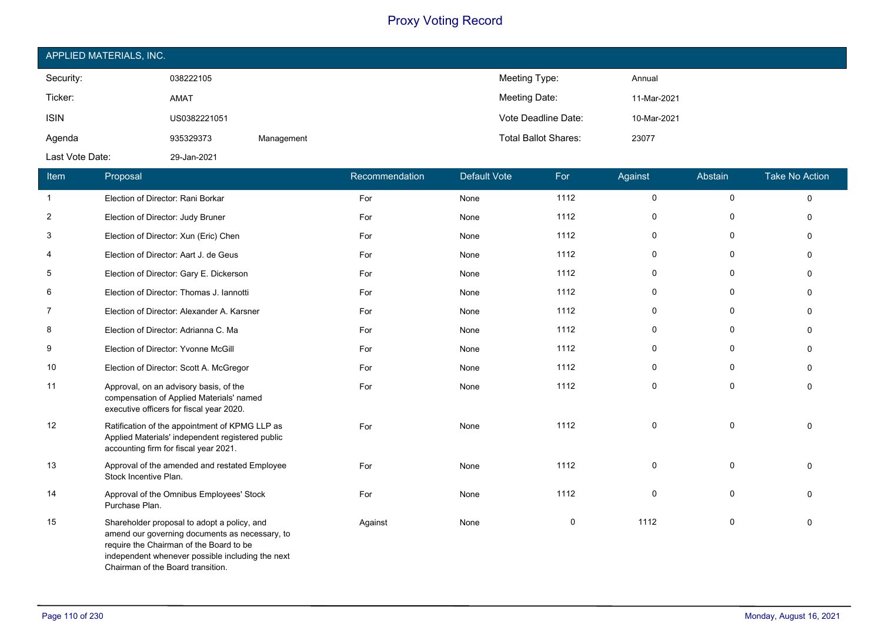# Proxy Voting Record

## APPLIED MATERIALS, INC.

| | | | | |
|---|---|---|---|---|
| Security: | 038222105 | | Meeting Type: | Annual |
| Ticker: | AMAT | | Meeting Date: | 11-Mar-2021 |
| ISIN | US0382221051 | | Vote Deadline Date: | 10-Mar-2021 |
| Agenda | 935329373 | Management | Total Ballot Shares: | 23077 |
| Last Vote Date: | 29-Jan-2021 | | | |

| Item | Proposal | Recommendation | Default Vote | For | Against | Abstain | Take No Action |
|---|---|---|---|---|---|---|---|
| 1 | Election of Director: Rani Borkar | For | None | 1112 | 0 | 0 | 0 |
| 2 | Election of Director: Judy Bruner | For | None | 1112 | 0 | 0 | 0 |
| 3 | Election of Director: Xun (Eric) Chen | For | None | 1112 | 0 | 0 | 0 |
| 4 | Election of Director: Aart J. de Geus | For | None | 1112 | 0 | 0 | 0 |
| 5 | Election of Director: Gary E. Dickerson | For | None | 1112 | 0 | 0 | 0 |
| 6 | Election of Director: Thomas J. Iannotti | For | None | 1112 | 0 | 0 | 0 |
| 7 | Election of Director: Alexander A. Karsner | For | None | 1112 | 0 | 0 | 0 |
| 8 | Election of Director: Adrianna C. Ma | For | None | 1112 | 0 | 0 | 0 |
| 9 | Election of Director: Yvonne McGill | For | None | 1112 | 0 | 0 | 0 |
| 10 | Election of Director: Scott A. McGregor | For | None | 1112 | 0 | 0 | 0 |
| 11 | Approval, on an advisory basis, of the compensation of Applied Materials' named executive officers for fiscal year 2020. | For | None | 1112 | 0 | 0 | 0 |
| 12 | Ratification of the appointment of KPMG LLP as Applied Materials' independent registered public accounting firm for fiscal year 2021. | For | None | 1112 | 0 | 0 | 0 |
| 13 | Approval of the amended and restated Employee Stock Incentive Plan. | For | None | 1112 | 0 | 0 | 0 |
| 14 | Approval of the Omnibus Employees' Stock Purchase Plan. | For | None | 1112 | 0 | 0 | 0 |
| 15 | Shareholder proposal to adopt a policy, and amend our governing documents as necessary, to require the Chairman of the Board to be independent whenever possible including the next Chairman of the Board transition. | Against | None | 0 | 1112 | 0 | 0 |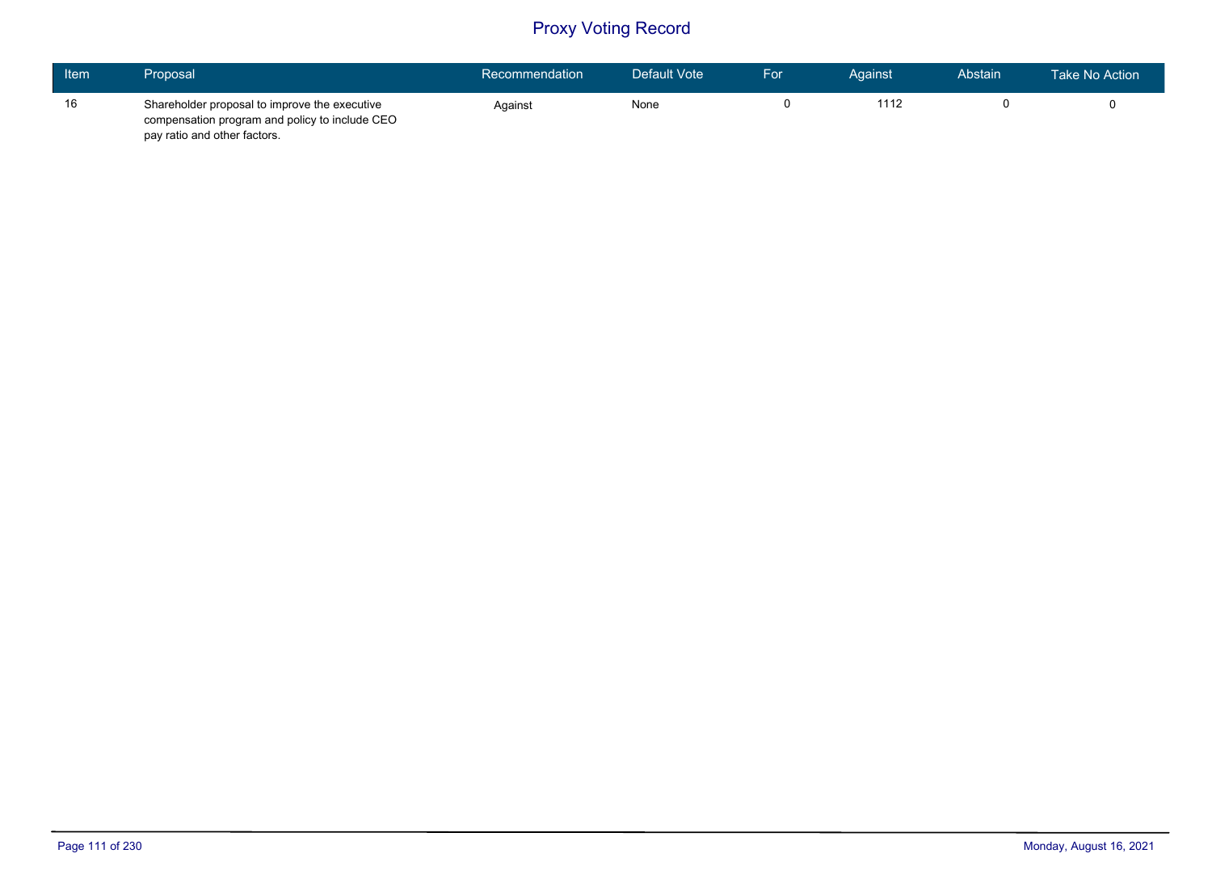# Proxy Voting Record

| Item | Proposal | Recommendation | Default Vote | For | Against | Abstain | Take No Action |
|---|---|---|---|---|---|---|---|
| 16 | Shareholder proposal to improve the executive compensation program and policy to include CEO pay ratio and other factors. | Against | None | 0 | 1112 | 0 | 0 |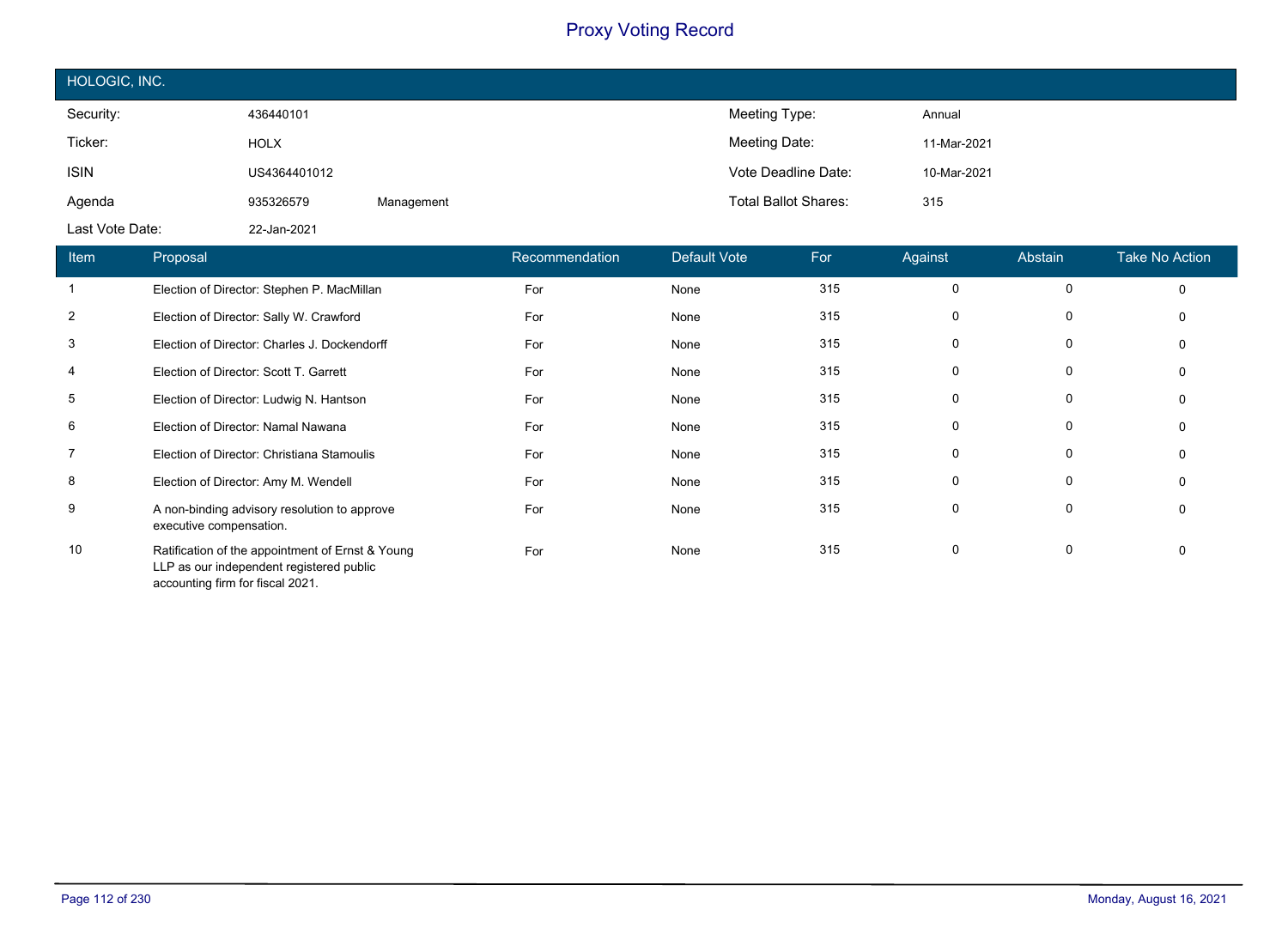# Proxy Voting Record

## HOLOGIC, INC.

| | | | |
|---|---|---|---|
| Security: | 436440101 | Meeting Type: | Annual |
| Ticker: | HOLX | Meeting Date: | 11-Mar-2021 |
| ISIN | US4364401012 | Vote Deadline Date: | 10-Mar-2021 |
| Agenda | 935326579 Management | Total Ballot Shares: | 315 |
| Last Vote Date: | 22-Jan-2021 | | |

| Item | Proposal | Recommendation | Default Vote | For | Against | Abstain | Take No Action |
|---|---|---|---|---|---|---|---|
| 1 | Election of Director: Stephen P. MacMillan | For | None | 315 | 0 | 0 | 0 |
| 2 | Election of Director: Sally W. Crawford | For | None | 315 | 0 | 0 | 0 |
| 3 | Election of Director: Charles J. Dockendorff | For | None | 315 | 0 | 0 | 0 |
| 4 | Election of Director: Scott T. Garrett | For | None | 315 | 0 | 0 | 0 |
| 5 | Election of Director: Ludwig N. Hantson | For | None | 315 | 0 | 0 | 0 |
| 6 | Election of Director: Namal Nawana | For | None | 315 | 0 | 0 | 0 |
| 7 | Election of Director: Christiana Stamoulis | For | None | 315 | 0 | 0 | 0 |
| 8 | Election of Director: Amy M. Wendell | For | None | 315 | 0 | 0 | 0 |
| 9 | A non-binding advisory resolution to approve executive compensation. | For | None | 315 | 0 | 0 | 0 |
| 10 | Ratification of the appointment of Ernst & Young LLP as our independent registered public accounting firm for fiscal 2021. | For | None | 315 | 0 | 0 | 0 |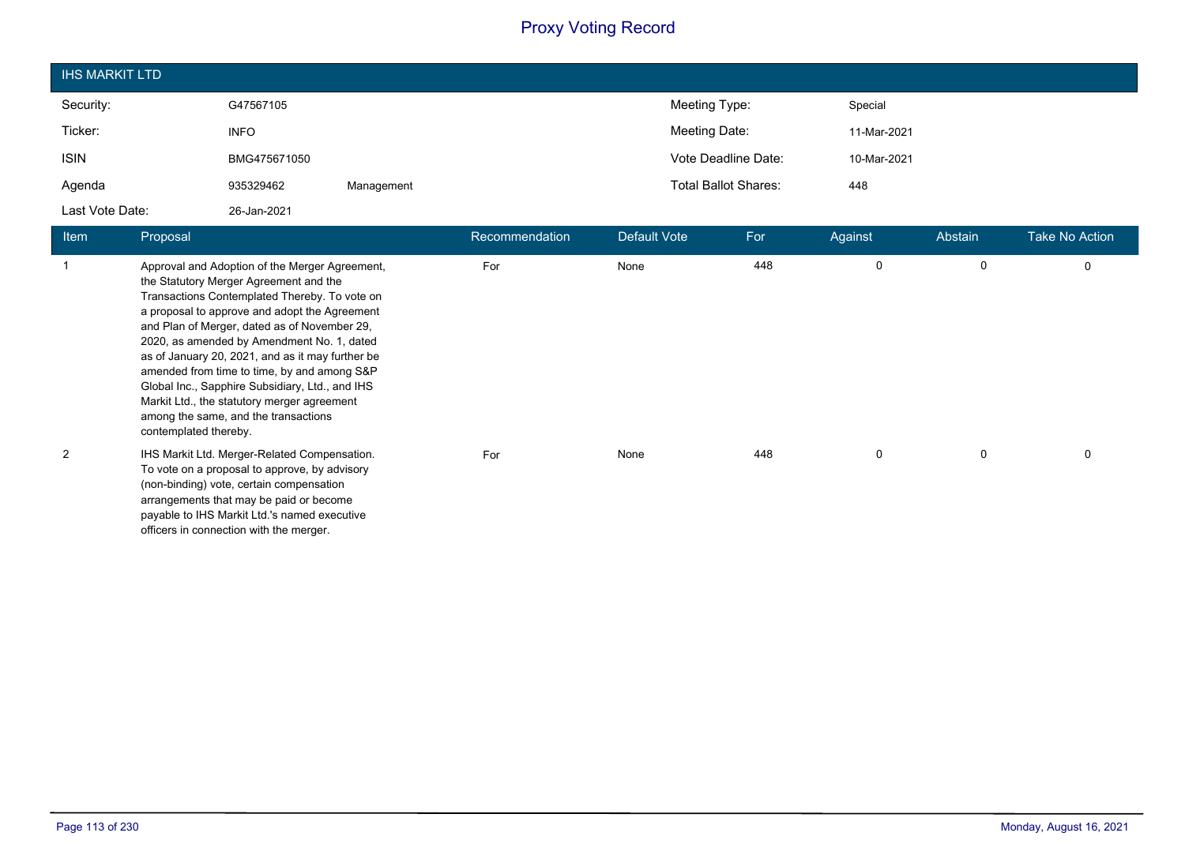# Proxy Voting Record

## IHS MARKIT LTD

| | | | | |
|---|---|---|---|---|
| Security: | G47567105 | | Meeting Type: | Special |
| Ticker: | INFO | | Meeting Date: | 11-Mar-2021 |
| ISIN | BMG475671050 | | Vote Deadline Date: | 10-Mar-2021 |
| Agenda | 935329462 | Management | Total Ballot Shares: | 448 |
| Last Vote Date: | 26-Jan-2021 | | | |

| Item | Proposal | Recommendation | Default Vote | For | Against | Abstain | Take No Action |
|---|---|---|---|---|---|---|---|
| 1 | Approval and Adoption of the Merger Agreement, the Statutory Merger Agreement and the Transactions Contemplated Thereby. To vote on a proposal to approve and adopt the Agreement and Plan of Merger, dated as of November 29, 2020, as amended by Amendment No. 1, dated as of January 20, 2021, and as it may further be amended from time to time, by and among S&P Global Inc., Sapphire Subsidiary, Ltd., and IHS Markit Ltd., the statutory merger agreement among the same, and the transactions contemplated thereby. | For | None | 448 | 0 | 0 | 0 |
| 2 | IHS Markit Ltd. Merger-Related Compensation. To vote on a proposal to approve, by advisory (non-binding) vote, certain compensation arrangements that may be paid or become payable to IHS Markit Ltd.'s named executive officers in connection with the merger. | For | None | 448 | 0 | 0 | 0 |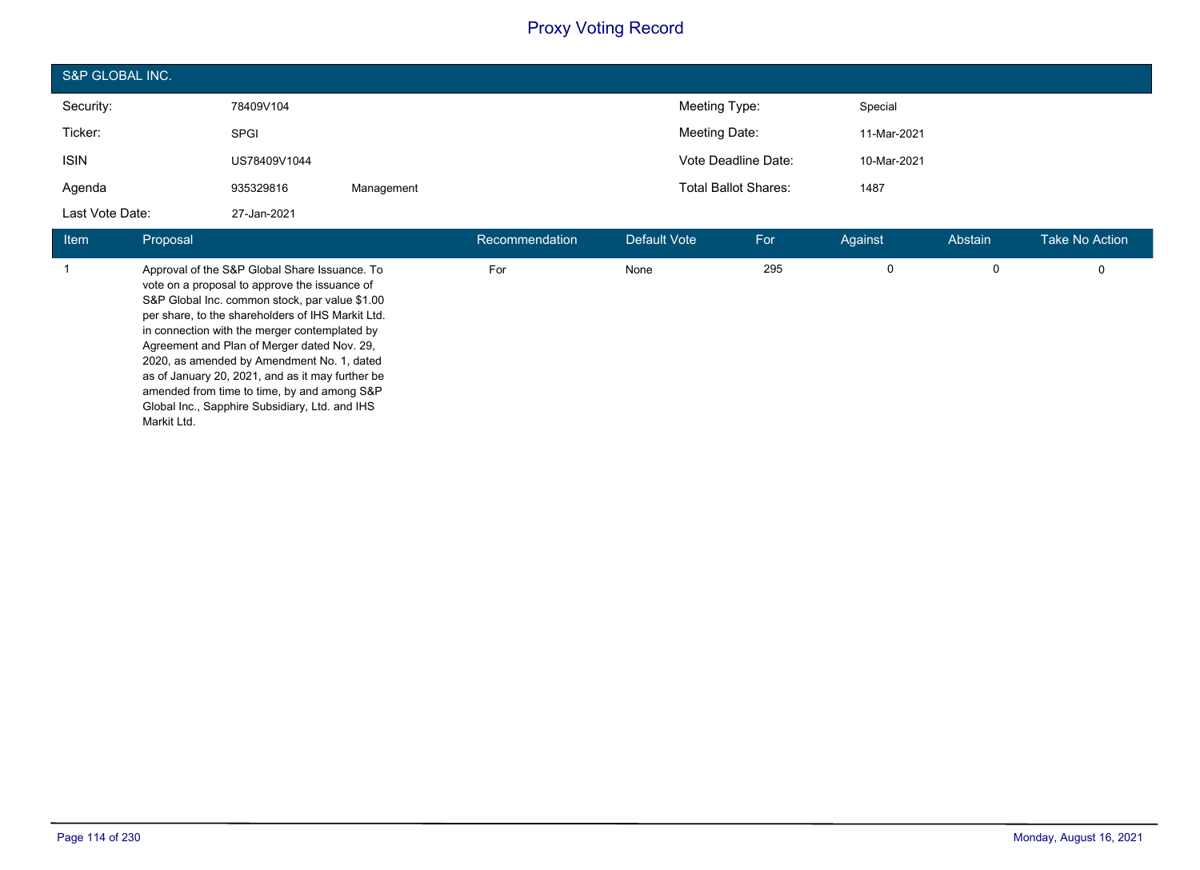# Proxy Voting Record

## S&P GLOBAL INC.

| | | | | |
|---|---|---|---|---|
| Security: | 78409V104 | | Meeting Type: | Special |
| Ticker: | SPGI | | Meeting Date: | 11-Mar-2021 |
| ISIN | US78409V1044 | | Vote Deadline Date: | 10-Mar-2021 |
| Agenda | 935329816 | Management | Total Ballot Shares: | 1487 |
| Last Vote Date: | 27-Jan-2021 | | | |

| Item | Proposal | Recommendation | Default Vote | For | Against | Abstain | Take No Action |
|---|---|---|---|---|---|---|---|
| 1 | Approval of the S&P Global Share Issuance. To vote on a proposal to approve the issuance of S&P Global Inc. common stock, par value $1.00 per share, to the shareholders of IHS Markit Ltd. in connection with the merger contemplated by Agreement and Plan of Merger dated Nov. 29, 2020, as amended by Amendment No. 1, dated as of January 20, 2021, and as it may further be amended from time to time, by and among S&P Global Inc., Sapphire Subsidiary, Ltd. and IHS Markit Ltd. | For | None | 295 | 0 | 0 | 0 |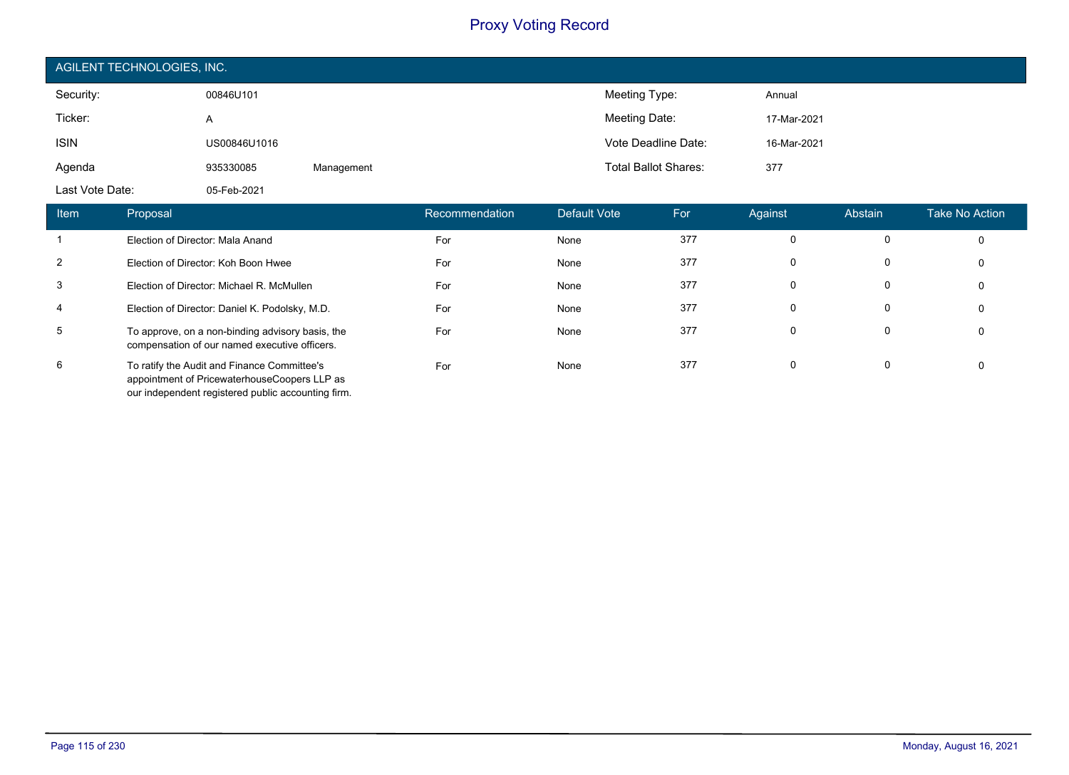# Proxy Voting Record

## AGILENT TECHNOLOGIES, INC.

| | | | | |
|---|---|---|---|---|
| Security: | 00846U101 | | Meeting Type: | Annual |
| Ticker: | A | | Meeting Date: | 17-Mar-2021 |
| ISIN | US00846U1016 | | Vote Deadline Date: | 16-Mar-2021 |
| Agenda | 935330085 | Management | Total Ballot Shares: | 377 |
| Last Vote Date: | 05-Feb-2021 | | | |

| Item | Proposal | Recommendation | Default Vote | For | Against | Abstain | Take No Action |
|---|---|---|---|---|---|---|---|
| 1 | Election of Director: Mala Anand | For | None | 377 | 0 | 0 | 0 |
| 2 | Election of Director: Koh Boon Hwee | For | None | 377 | 0 | 0 | 0 |
| 3 | Election of Director: Michael R. McMullen | For | None | 377 | 0 | 0 | 0 |
| 4 | Election of Director: Daniel K. Podolsky, M.D. | For | None | 377 | 0 | 0 | 0 |
| 5 | To approve, on a non-binding advisory basis, the compensation of our named executive officers. | For | None | 377 | 0 | 0 | 0 |
| 6 | To ratify the Audit and Finance Committee's appointment of PricewaterhouseCoopers LLP as our independent registered public accounting firm. | For | None | 377 | 0 | 0 | 0 |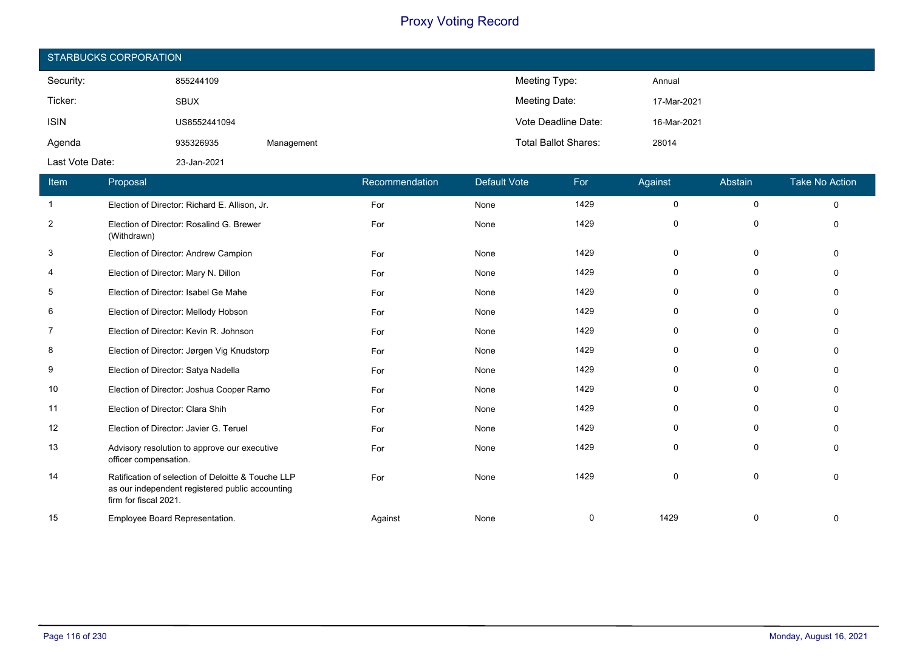# Proxy Voting Record

## STARBUCKS CORPORATION

| | | | | |
|---|---|---|---|---|
| Security: | 855244109 | | Meeting Type: | Annual |
| Ticker: | SBUX | | Meeting Date: | 17-Mar-2021 |
| ISIN | US8552441094 | | Vote Deadline Date: | 16-Mar-2021 |
| Agenda | 935326935 | Management | Total Ballot Shares: | 28014 |
| Last Vote Date: | 23-Jan-2021 | | | |

| Item | Proposal | Recommendation | Default Vote | For | Against | Abstain | Take No Action |
|---|---|---|---|---|---|---|---|
| 1 | Election of Director: Richard E. Allison, Jr. | For | None | 1429 | 0 | 0 | 0 |
| 2 | Election of Director: Rosalind G. Brewer (Withdrawn) | For | None | 1429 | 0 | 0 | 0 |
| 3 | Election of Director: Andrew Campion | For | None | 1429 | 0 | 0 | 0 |
| 4 | Election of Director: Mary N. Dillon | For | None | 1429 | 0 | 0 | 0 |
| 5 | Election of Director: Isabel Ge Mahe | For | None | 1429 | 0 | 0 | 0 |
| 6 | Election of Director: Mellody Hobson | For | None | 1429 | 0 | 0 | 0 |
| 7 | Election of Director: Kevin R. Johnson | For | None | 1429 | 0 | 0 | 0 |
| 8 | Election of Director: Jørgen Vig Knudstorp | For | None | 1429 | 0 | 0 | 0 |
| 9 | Election of Director: Satya Nadella | For | None | 1429 | 0 | 0 | 0 |
| 10 | Election of Director: Joshua Cooper Ramo | For | None | 1429 | 0 | 0 | 0 |
| 11 | Election of Director: Clara Shih | For | None | 1429 | 0 | 0 | 0 |
| 12 | Election of Director: Javier G. Teruel | For | None | 1429 | 0 | 0 | 0 |
| 13 | Advisory resolution to approve our executive officer compensation. | For | None | 1429 | 0 | 0 | 0 |
| 14 | Ratification of selection of Deloitte & Touche LLP as our independent registered public accounting firm for fiscal 2021. | For | None | 1429 | 0 | 0 | 0 |
| 15 | Employee Board Representation. | Against | None | 0 | 1429 | 0 | 0 |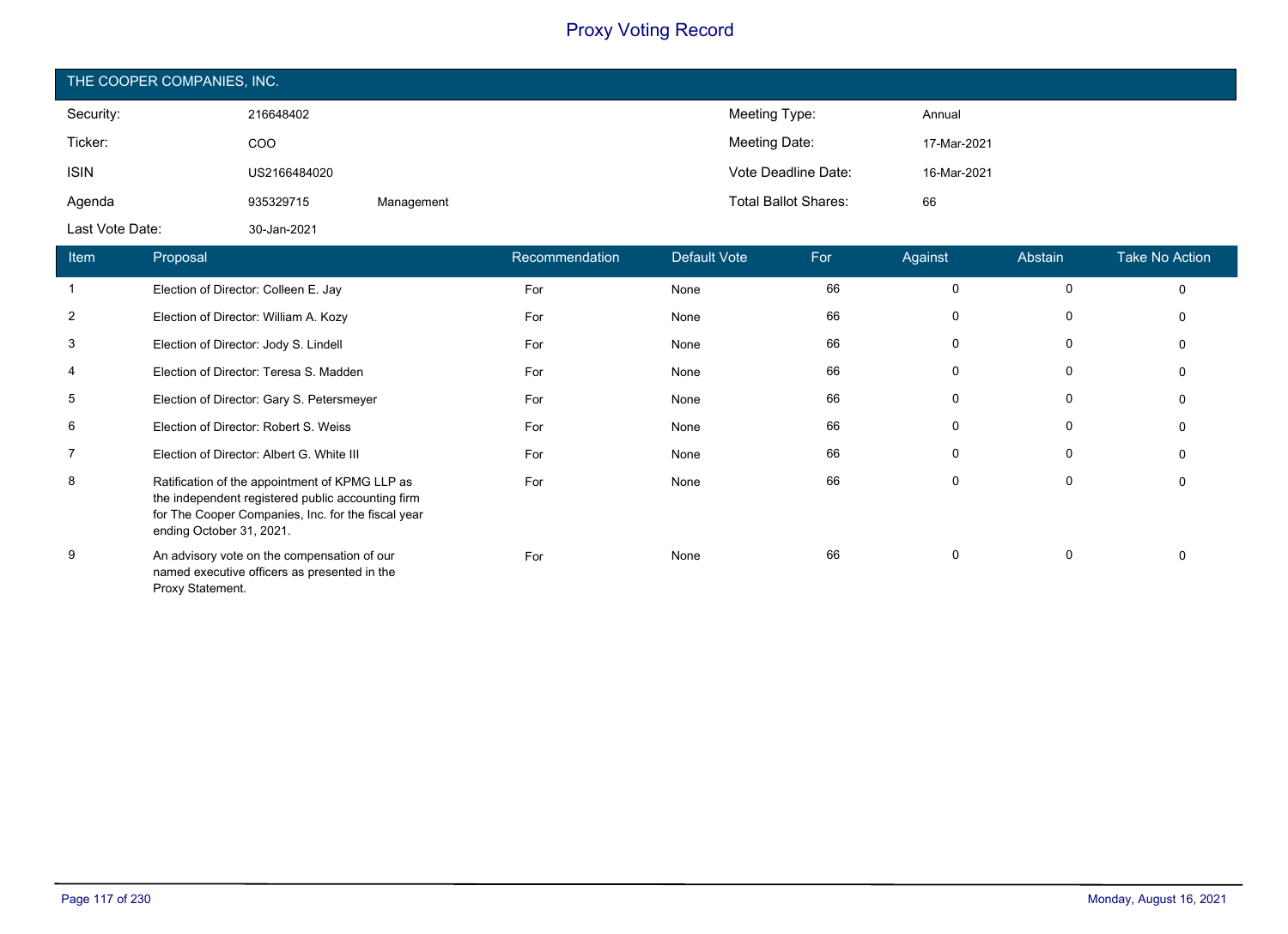# Proxy Voting Record

## THE COOPER COMPANIES, INC.

| | | | | |
|---|---|---|---|---|
| Security: | 216648402 | | Meeting Type: | Annual |
| Ticker: | COO | | Meeting Date: | 17-Mar-2021 |
| ISIN | US2166484020 | | Vote Deadline Date: | 16-Mar-2021 |
| Agenda | 935329715 | Management | Total Ballot Shares: | 66 |
| Last Vote Date: | 30-Jan-2021 | | | |

| Item | Proposal | Recommendation | Default Vote | For | Against | Abstain | Take No Action |
|---|---|---|---|---|---|---|---|
| 1 | Election of Director: Colleen E. Jay | For | None | 66 | 0 | 0 | 0 |
| 2 | Election of Director: William A. Kozy | For | None | 66 | 0 | 0 | 0 |
| 3 | Election of Director: Jody S. Lindell | For | None | 66 | 0 | 0 | 0 |
| 4 | Election of Director: Teresa S. Madden | For | None | 66 | 0 | 0 | 0 |
| 5 | Election of Director: Gary S. Petersmeyer | For | None | 66 | 0 | 0 | 0 |
| 6 | Election of Director: Robert S. Weiss | For | None | 66 | 0 | 0 | 0 |
| 7 | Election of Director: Albert G. White III | For | None | 66 | 0 | 0 | 0 |
| 8 | Ratification of the appointment of KPMG LLP as the independent registered public accounting firm for The Cooper Companies, Inc. for the fiscal year ending October 31, 2021. | For | None | 66 | 0 | 0 | 0 |
| 9 | An advisory vote on the compensation of our named executive officers as presented in the Proxy Statement. | For | None | 66 | 0 | 0 | 0 |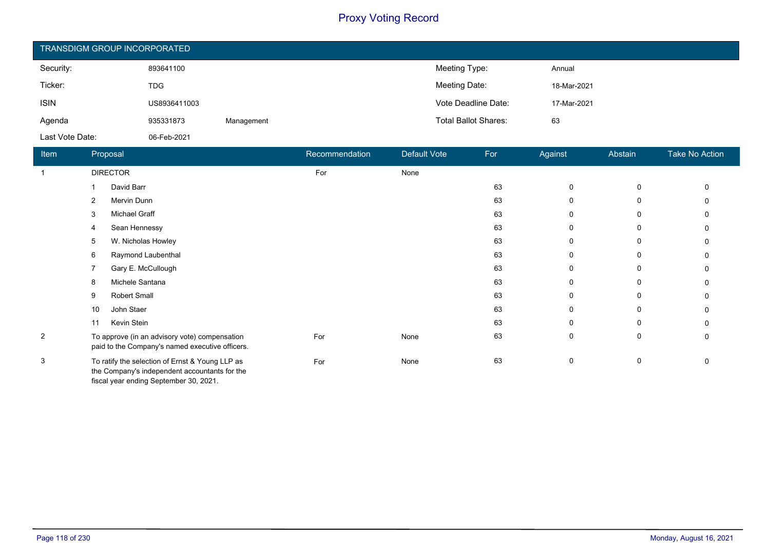# Proxy Voting Record

## TRANSDIGM GROUP INCORPORATED

| | | | | |
|---|---|---|---|---|
| Security: | 893641100 | | Meeting Type: | Annual |
| Ticker: | TDG | | Meeting Date: | 18-Mar-2021 |
| ISIN | US8936411003 | | Vote Deadline Date: | 17-Mar-2021 |
| Agenda | 935331873 | Management | Total Ballot Shares: | 63 |
| Last Vote Date: | 06-Feb-2021 | | | |

| Item | Proposal | Recommendation | Default Vote | For | Against | Abstain | Take No Action |
|---|---|---|---|---|---|---|---|
| 1 | DIRECTOR | For | None | | | | |
| | 1 David Barr | | | 63 | 0 | 0 | 0 |
| | 2 Mervin Dunn | | | 63 | 0 | 0 | 0 |
| | 3 Michael Graff | | | 63 | 0 | 0 | 0 |
| | 4 Sean Hennessy | | | 63 | 0 | 0 | 0 |
| | 5 W. Nicholas Howley | | | 63 | 0 | 0 | 0 |
| | 6 Raymond Laubenthal | | | 63 | 0 | 0 | 0 |
| | 7 Gary E. McCullough | | | 63 | 0 | 0 | 0 |
| | 8 Michele Santana | | | 63 | 0 | 0 | 0 |
| | 9 Robert Small | | | 63 | 0 | 0 | 0 |
| | 10 John Staer | | | 63 | 0 | 0 | 0 |
| | 11 Kevin Stein | | | 63 | 0 | 0 | 0 |
| 2 | To approve (in an advisory vote) compensation paid to the Company's named executive officers. | For | None | 63 | 0 | 0 | 0 |
| 3 | To ratify the selection of Ernst & Young LLP as the Company's independent accountants for the fiscal year ending September 30, 2021. | For | None | 63 | 0 | 0 | 0 |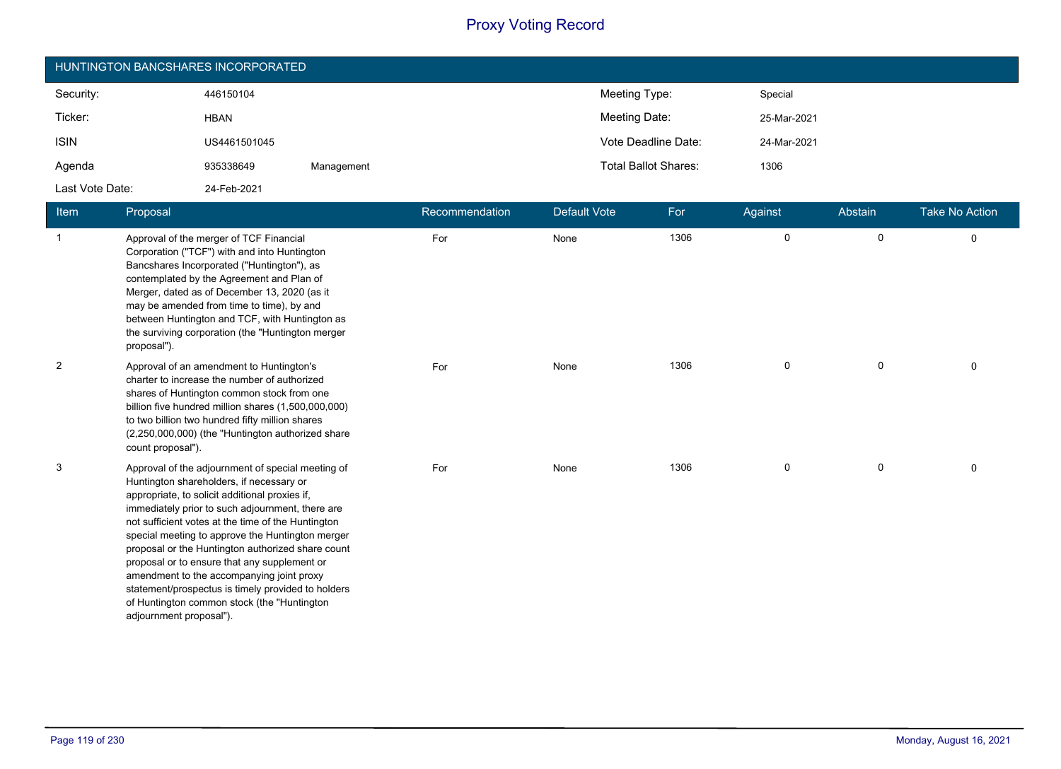# Proxy Voting Record

## HUNTINGTON BANCSHARES INCORPORATED

| | | | | |
|---|---|---|---|---|
| Security: | 446150104 | | Meeting Type: | Special |
| Ticker: | HBAN | | Meeting Date: | 25-Mar-2021 |
| ISIN | US4461501045 | | Vote Deadline Date: | 24-Mar-2021 |
| Agenda | 935338649 | Management | Total Ballot Shares: | 1306 |
| Last Vote Date: | 24-Feb-2021 | | | |

| Item | Proposal | Recommendation | Default Vote | For | Against | Abstain | Take No Action |
|---|---|---|---|---|---|---|---|
| 1 | Approval of the merger of TCF Financial Corporation ("TCF") with and into Huntington Bancshares Incorporated ("Huntington"), as contemplated by the Agreement and Plan of Merger, dated as of December 13, 2020 (as it may be amended from time to time), by and between Huntington and TCF, with Huntington as the surviving corporation (the "Huntington merger proposal"). | For | None | 1306 | 0 | 0 | 0 |
| 2 | Approval of an amendment to Huntington's charter to increase the number of authorized shares of Huntington common stock from one billion five hundred million shares (1,500,000,000) to two billion two hundred fifty million shares (2,250,000,000) (the "Huntington authorized share count proposal"). | For | None | 1306 | 0 | 0 | 0 |
| 3 | Approval of the adjournment of special meeting of Huntington shareholders, if necessary or appropriate, to solicit additional proxies if, immediately prior to such adjournment, there are not sufficient votes at the time of the Huntington special meeting to approve the Huntington merger proposal or the Huntington authorized share count proposal or to ensure that any supplement or amendment to the accompanying joint proxy statement/prospectus is timely provided to holders of Huntington common stock (the "Huntington adjournment proposal"). | For | None | 1306 | 0 | 0 | 0 |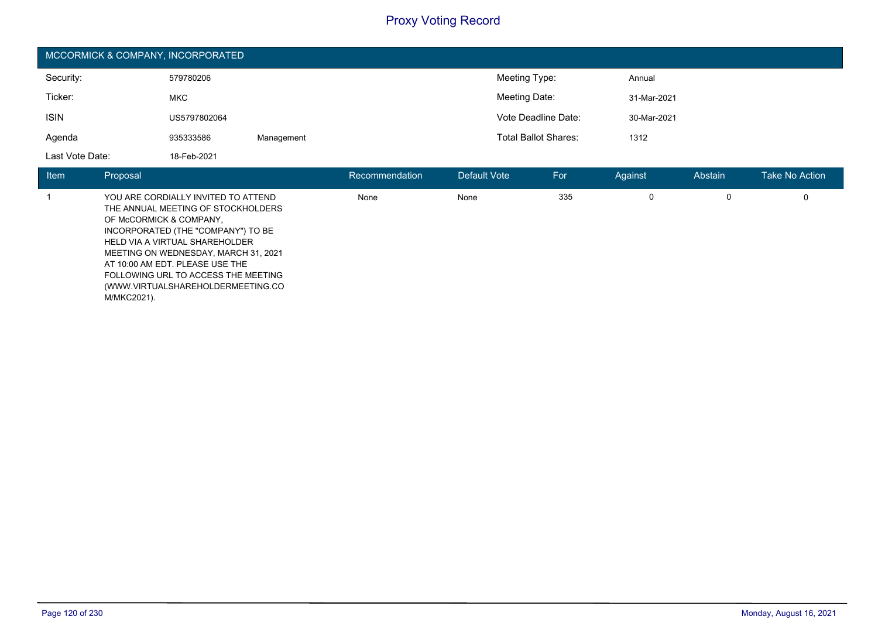# Proxy Voting Record

## MCCORMICK & COMPANY, INCORPORATED

| | | | | |
|---|---|---|---|---|
| Security: | 579780206 | | Meeting Type: | Annual |
| Ticker: | MKC | | Meeting Date: | 31-Mar-2021 |
| ISIN | US5797802064 | | Vote Deadline Date: | 30-Mar-2021 |
| Agenda | 935333586 | Management | Total Ballot Shares: | 1312 |
| Last Vote Date: | 18-Feb-2021 | | | |

| Item | Proposal | Recommendation | Default Vote | For | Against | Abstain | Take No Action |
|---|---|---|---|---|---|---|---|
| 1 | YOU ARE CORDIALLY INVITED TO ATTEND THE ANNUAL MEETING OF STOCKHOLDERS OF McCORMICK & COMPANY, INCORPORATED (THE "COMPANY") TO BE HELD VIA A VIRTUAL SHAREHOLDER MEETING ON WEDNESDAY, MARCH 31, 2021 AT 10:00 AM EDT. PLEASE USE THE FOLLOWING URL TO ACCESS THE MEETING (WWW.VIRTUALSHAREHOLDERMEETING.COM/MKC2021). | None | None | 335 | 0 | 0 | 0 |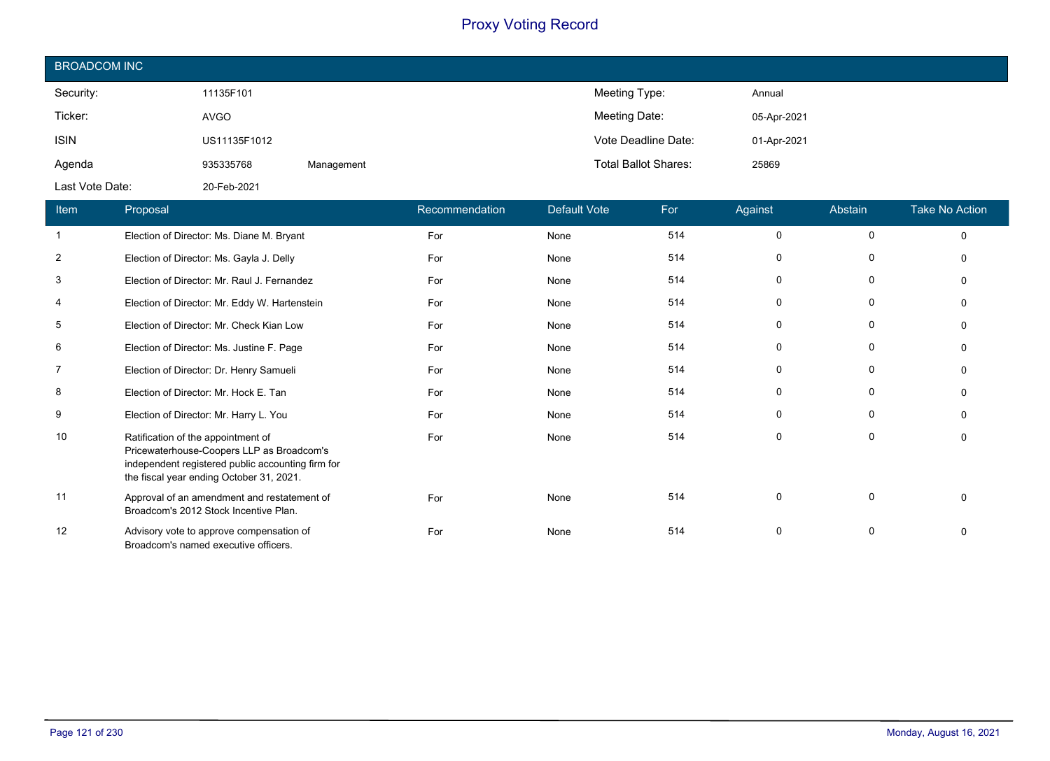# Proxy Voting Record

## BROADCOM INC

| | | | | |
|---|---|---|---|---|
| Security: | 11135F101 | | Meeting Type: | Annual |
| Ticker: | AVGO | | Meeting Date: | 05-Apr-2021 |
| ISIN | US11135F1012 | | Vote Deadline Date: | 01-Apr-2021 |
| Agenda | 935335768 | Management | Total Ballot Shares: | 25869 |
| Last Vote Date: | 20-Feb-2021 | | | |

| Item | Proposal | Recommendation | Default Vote | For | Against | Abstain | Take No Action |
|---|---|---|---|---|---|---|---|
| 1 | Election of Director: Ms. Diane M. Bryant | For | None | 514 | 0 | 0 | 0 |
| 2 | Election of Director: Ms. Gayla J. Delly | For | None | 514 | 0 | 0 | 0 |
| 3 | Election of Director: Mr. Raul J. Fernandez | For | None | 514 | 0 | 0 | 0 |
| 4 | Election of Director: Mr. Eddy W. Hartenstein | For | None | 514 | 0 | 0 | 0 |
| 5 | Election of Director: Mr. Check Kian Low | For | None | 514 | 0 | 0 | 0 |
| 6 | Election of Director: Ms. Justine F. Page | For | None | 514 | 0 | 0 | 0 |
| 7 | Election of Director: Dr. Henry Samueli | For | None | 514 | 0 | 0 | 0 |
| 8 | Election of Director: Mr. Hock E. Tan | For | None | 514 | 0 | 0 | 0 |
| 9 | Election of Director: Mr. Harry L. You | For | None | 514 | 0 | 0 | 0 |
| 10 | Ratification of the appointment of Pricewaterhouse-Coopers LLP as Broadcom's independent registered public accounting firm for the fiscal year ending October 31, 2021. | For | None | 514 | 0 | 0 | 0 |
| 11 | Approval of an amendment and restatement of Broadcom's 2012 Stock Incentive Plan. | For | None | 514 | 0 | 0 | 0 |
| 12 | Advisory vote to approve compensation of Broadcom's named executive officers. | For | None | 514 | 0 | 0 | 0 |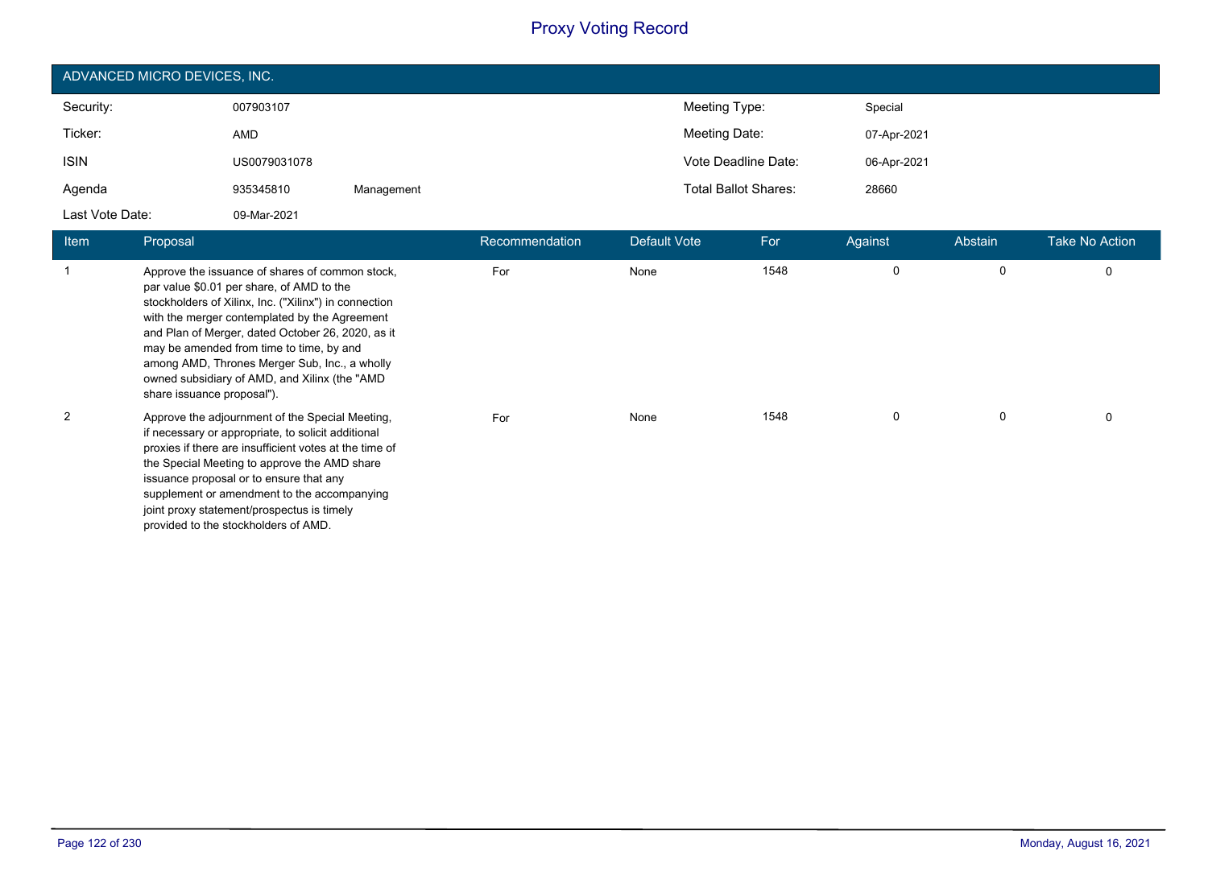# Proxy Voting Record

## ADVANCED MICRO DEVICES, INC.

| | | | | |
|---|---|---|---|---|
| Security: | 007903107 | | Meeting Type: | Special |
| Ticker: | AMD | | Meeting Date: | 07-Apr-2021 |
| ISIN | US0079031078 | | Vote Deadline Date: | 06-Apr-2021 |
| Agenda | 935345810 | Management | Total Ballot Shares: | 28660 |
| Last Vote Date: | 09-Mar-2021 | | | |

| Item | Proposal | Recommendation | Default Vote | For | Against | Abstain | Take No Action |
|---|---|---|---|---|---|---|---|
| 1 | Approve the issuance of shares of common stock, par value $0.01 per share, of AMD to the stockholders of Xilinx, Inc. ("Xilinx") in connection with the merger contemplated by the Agreement and Plan of Merger, dated October 26, 2020, as it may be amended from time to time, by and among AMD, Thrones Merger Sub, Inc., a wholly owned subsidiary of AMD, and Xilinx (the "AMD share issuance proposal"). | For | None | 1548 | 0 | 0 | 0 |
| 2 | Approve the adjournment of the Special Meeting, if necessary or appropriate, to solicit additional proxies if there are insufficient votes at the time of the Special Meeting to approve the AMD share issuance proposal or to ensure that any supplement or amendment to the accompanying joint proxy statement/prospectus is timely provided to the stockholders of AMD. | For | None | 1548 | 0 | 0 | 0 |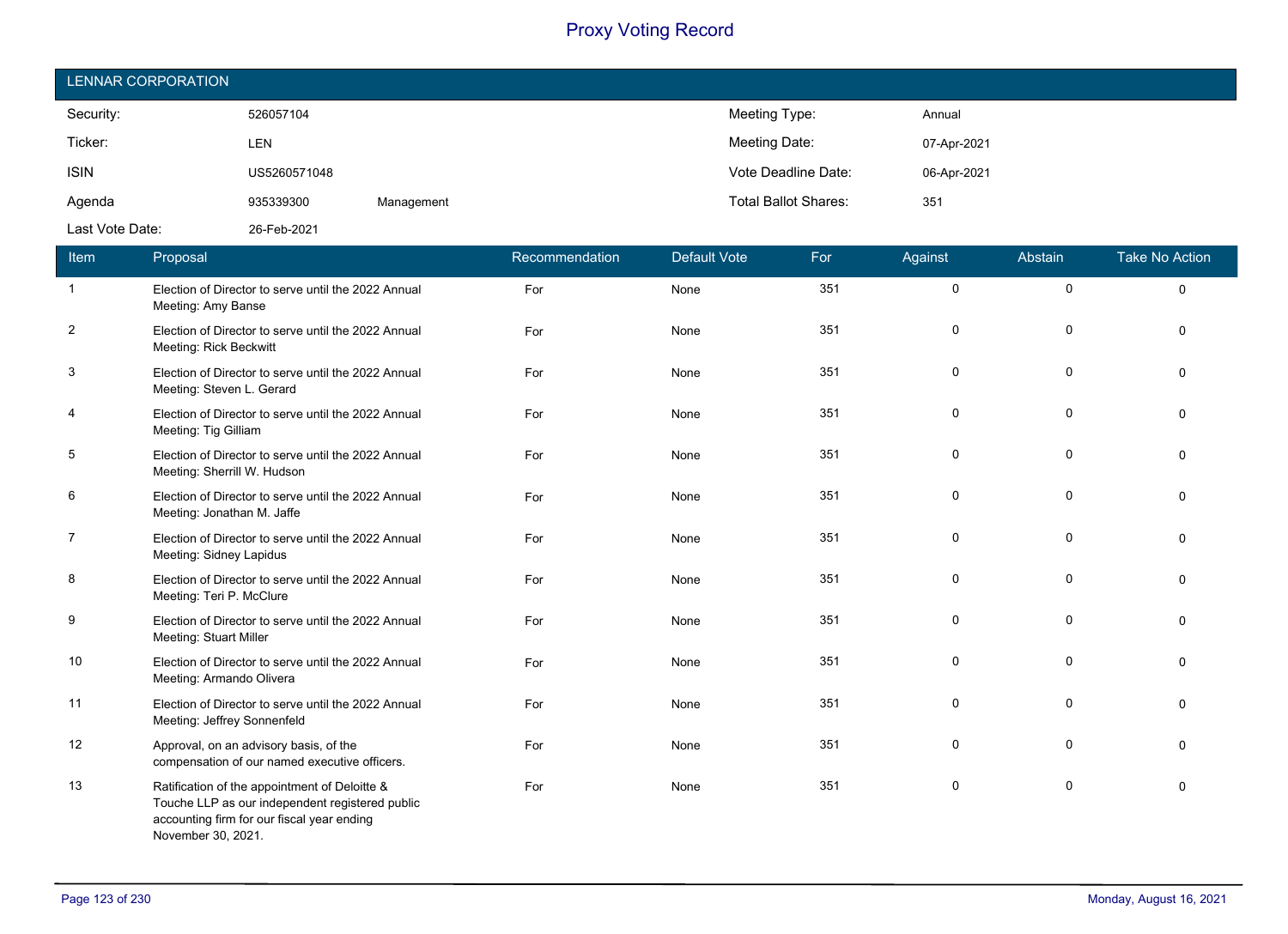# Proxy Voting Record

## LENNAR CORPORATION

| | | | | |
|---|---|---|---|---|
| Security: | 526057104 | | Meeting Type: | Annual |
| Ticker: | LEN | | Meeting Date: | 07-Apr-2021 |
| ISIN | US5260571048 | | Vote Deadline Date: | 06-Apr-2021 |
| Agenda | 935339300 | Management | Total Ballot Shares: | 351 |
| Last Vote Date: | 26-Feb-2021 | | | |

| Item | Proposal | Recommendation | Default Vote | For | Against | Abstain | Take No Action |
|---|---|---|---|---|---|---|---|
| 1 | Election of Director to serve until the 2022 Annual Meeting: Amy Banse | For | None | 351 | 0 | 0 | 0 |
| 2 | Election of Director to serve until the 2022 Annual Meeting: Rick Beckwitt | For | None | 351 | 0 | 0 | 0 |
| 3 | Election of Director to serve until the 2022 Annual Meeting: Steven L. Gerard | For | None | 351 | 0 | 0 | 0 |
| 4 | Election of Director to serve until the 2022 Annual Meeting: Tig Gilliam | For | None | 351 | 0 | 0 | 0 |
| 5 | Election of Director to serve until the 2022 Annual Meeting: Sherrill W. Hudson | For | None | 351 | 0 | 0 | 0 |
| 6 | Election of Director to serve until the 2022 Annual Meeting: Jonathan M. Jaffe | For | None | 351 | 0 | 0 | 0 |
| 7 | Election of Director to serve until the 2022 Annual Meeting: Sidney Lapidus | For | None | 351 | 0 | 0 | 0 |
| 8 | Election of Director to serve until the 2022 Annual Meeting: Teri P. McClure | For | None | 351 | 0 | 0 | 0 |
| 9 | Election of Director to serve until the 2022 Annual Meeting: Stuart Miller | For | None | 351 | 0 | 0 | 0 |
| 10 | Election of Director to serve until the 2022 Annual Meeting: Armando Olivera | For | None | 351 | 0 | 0 | 0 |
| 11 | Election of Director to serve until the 2022 Annual Meeting: Jeffrey Sonnenfeld | For | None | 351 | 0 | 0 | 0 |
| 12 | Approval, on an advisory basis, of the compensation of our named executive officers. | For | None | 351 | 0 | 0 | 0 |
| 13 | Ratification of the appointment of Deloitte & Touche LLP as our independent registered public accounting firm for our fiscal year ending November 30, 2021. | For | None | 351 | 0 | 0 | 0 |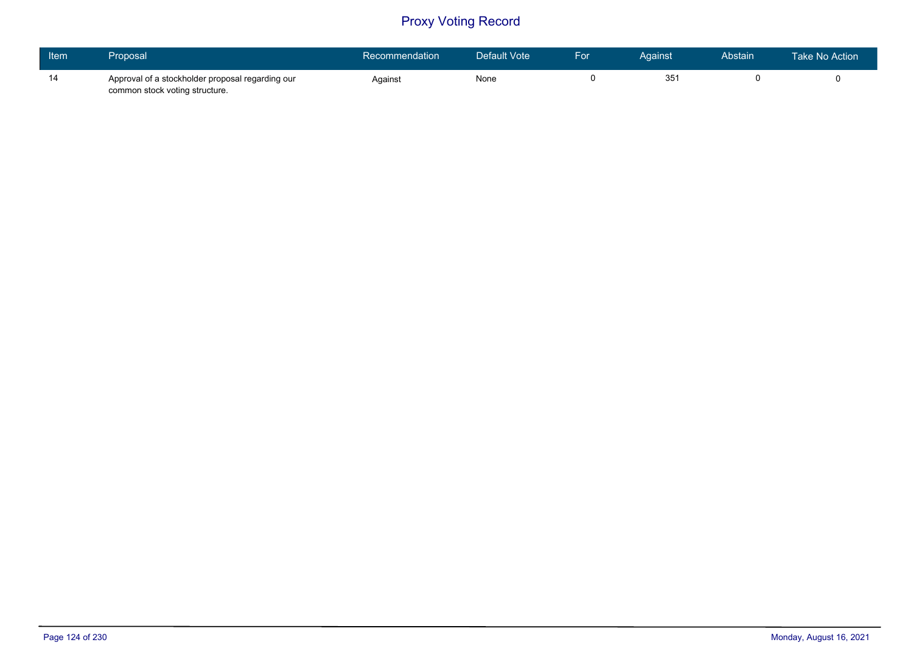# Proxy Voting Record

| Item | Proposal | Recommendation | Default Vote | For | Against | Abstain | Take No Action |
|---|---|---|---|---|---|---|---|
| 14 | Approval of a stockholder proposal regarding our common stock voting structure. | Against | None | 0 | 351 | 0 | 0 |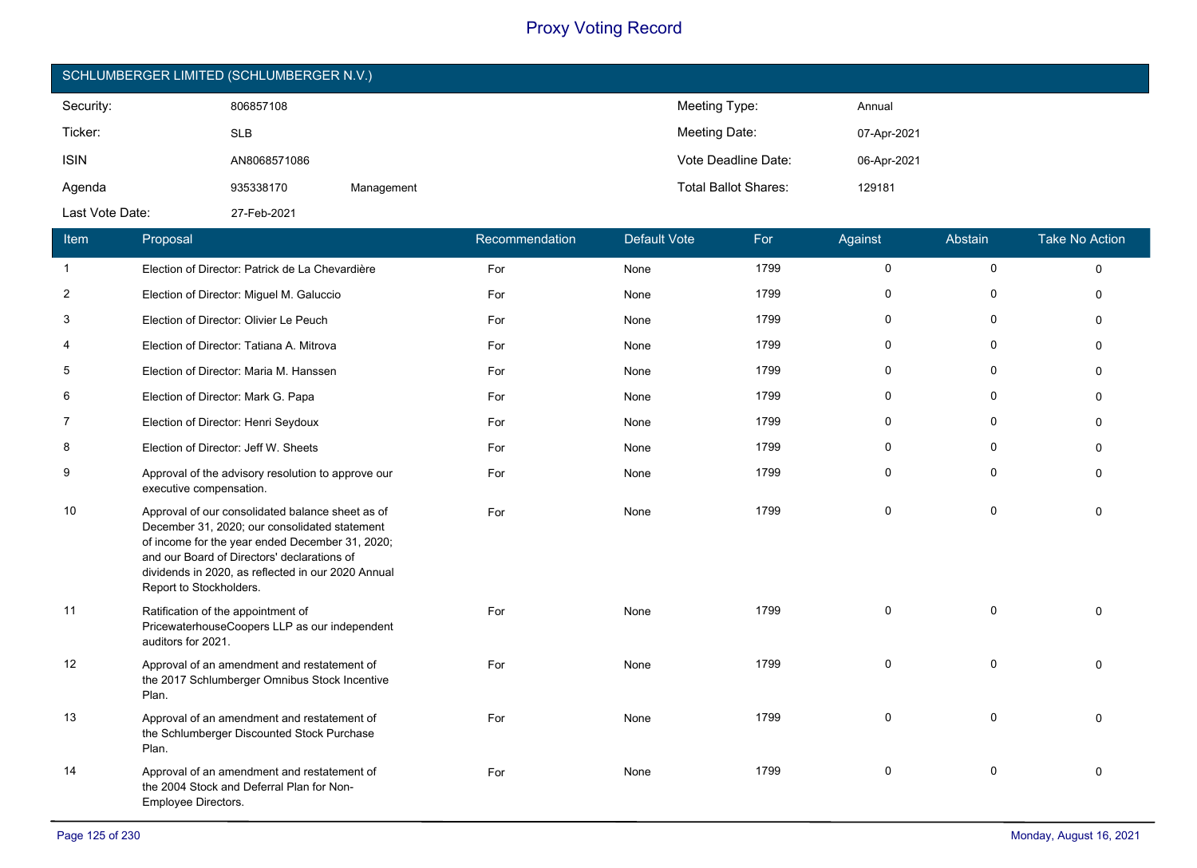# Proxy Voting Record

## SCHLUMBERGER LIMITED (SCHLUMBERGER N.V.)

| | | | | |
|---|---|---|---|---|
| Security: | 806857108 | | Meeting Type: | Annual |
| Ticker: | SLB | | Meeting Date: | 07-Apr-2021 |
| ISIN | AN8068571086 | | Vote Deadline Date: | 06-Apr-2021 |
| Agenda | 935338170 | Management | Total Ballot Shares: | 129181 |
| Last Vote Date: | 27-Feb-2021 | | | |

| Item | Proposal | Recommendation | Default Vote | For | Against | Abstain | Take No Action |
|---|---|---|---|---|---|---|---|
| 1 | Election of Director: Patrick de La Chevardière | For | None | 1799 | 0 | 0 | 0 |
| 2 | Election of Director: Miguel M. Galuccio | For | None | 1799 | 0 | 0 | 0 |
| 3 | Election of Director: Olivier Le Peuch | For | None | 1799 | 0 | 0 | 0 |
| 4 | Election of Director: Tatiana A. Mitrova | For | None | 1799 | 0 | 0 | 0 |
| 5 | Election of Director: Maria M. Hanssen | For | None | 1799 | 0 | 0 | 0 |
| 6 | Election of Director: Mark G. Papa | For | None | 1799 | 0 | 0 | 0 |
| 7 | Election of Director: Henri Seydoux | For | None | 1799 | 0 | 0 | 0 |
| 8 | Election of Director: Jeff W. Sheets | For | None | 1799 | 0 | 0 | 0 |
| 9 | Approval of the advisory resolution to approve our executive compensation. | For | None | 1799 | 0 | 0 | 0 |
| 10 | Approval of our consolidated balance sheet as of December 31, 2020; our consolidated statement of income for the year ended December 31, 2020; and our Board of Directors' declarations of dividends in 2020, as reflected in our 2020 Annual Report to Stockholders. | For | None | 1799 | 0 | 0 | 0 |
| 11 | Ratification of the appointment of PricewaterhouseCoopers LLP as our independent auditors for 2021. | For | None | 1799 | 0 | 0 | 0 |
| 12 | Approval of an amendment and restatement of the 2017 Schlumberger Omnibus Stock Incentive Plan. | For | None | 1799 | 0 | 0 | 0 |
| 13 | Approval of an amendment and restatement of the Schlumberger Discounted Stock Purchase Plan. | For | None | 1799 | 0 | 0 | 0 |
| 14 | Approval of an amendment and restatement of the 2004 Stock and Deferral Plan for Non-Employee Directors. | For | None | 1799 | 0 | 0 | 0 |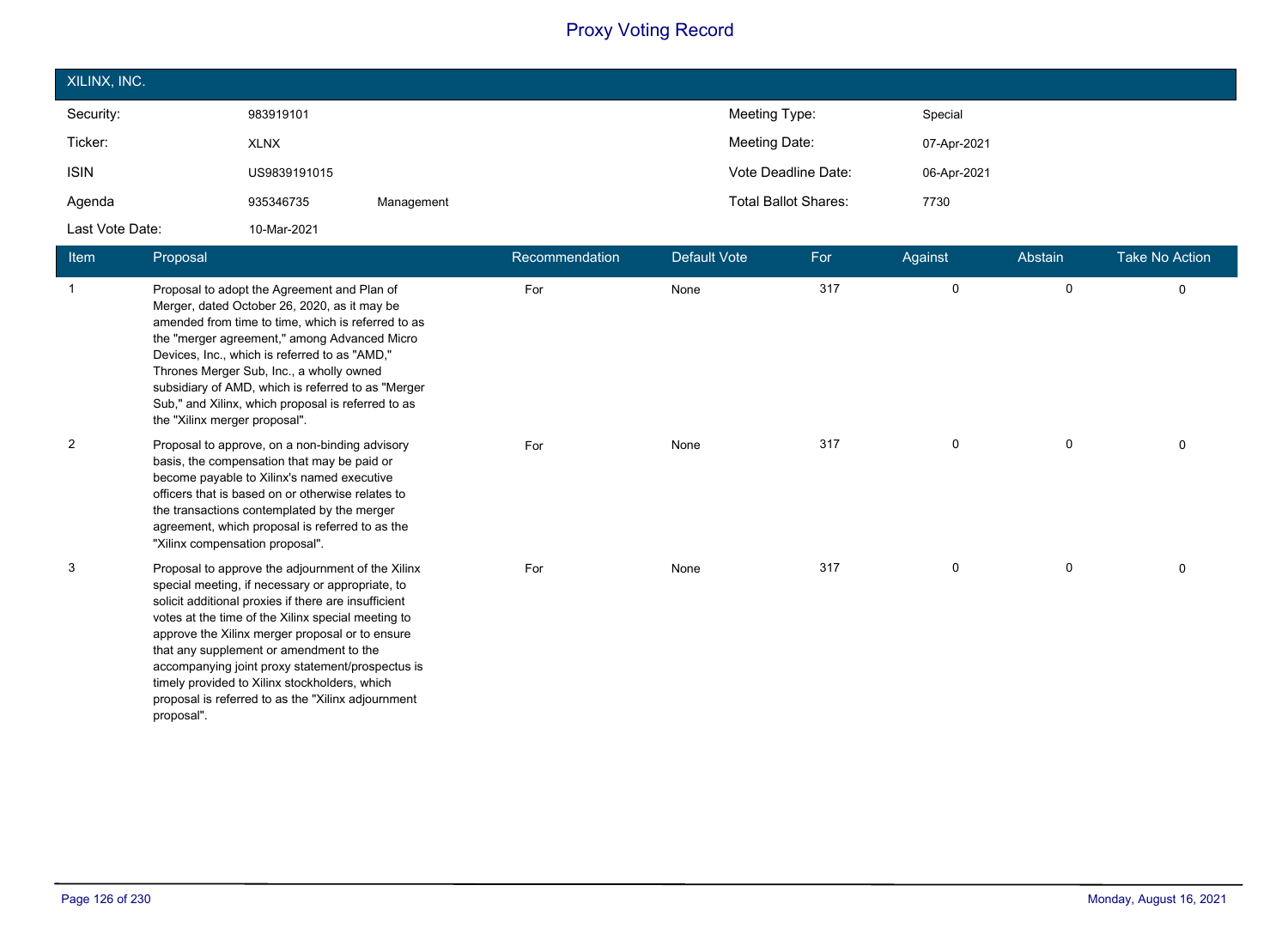# Proxy Voting Record

## XILINX, INC.

| Security: | 983919101 | | Meeting Type: | Special |
|---|---|---|---|---|
| Ticker: | XLNX | | Meeting Date: | 07-Apr-2021 |
| ISIN | US9839191015 | | Vote Deadline Date: | 06-Apr-2021 |
| Agenda | 935346735 | Management | Total Ballot Shares: | 7730 |
| Last Vote Date: | 10-Mar-2021 | | | |

| Item | Proposal | Recommendation | Default Vote | For | Against | Abstain | Take No Action |
|---|---|---|---|---|---|---|---|
| 1 | Proposal to adopt the Agreement and Plan of Merger, dated October 26, 2020, as it may be amended from time to time, which is referred to as the "merger agreement," among Advanced Micro Devices, Inc., which is referred to as "AMD," Thrones Merger Sub, Inc., a wholly owned subsidiary of AMD, which is referred to as "Merger Sub," and Xilinx, which proposal is referred to as the "Xilinx merger proposal". | For | None | 317 | 0 | 0 | 0 |
| 2 | Proposal to approve, on a non-binding advisory basis, the compensation that may be paid or become payable to Xilinx's named executive officers that is based on or otherwise relates to the transactions contemplated by the merger agreement, which proposal is referred to as the "Xilinx compensation proposal". | For | None | 317 | 0 | 0 | 0 |
| 3 | Proposal to approve the adjournment of the Xilinx special meeting, if necessary or appropriate, to solicit additional proxies if there are insufficient votes at the time of the Xilinx special meeting to approve the Xilinx merger proposal or to ensure that any supplement or amendment to the accompanying joint proxy statement/prospectus is timely provided to Xilinx stockholders, which proposal is referred to as the "Xilinx adjournment proposal". | For | None | 317 | 0 | 0 | 0 |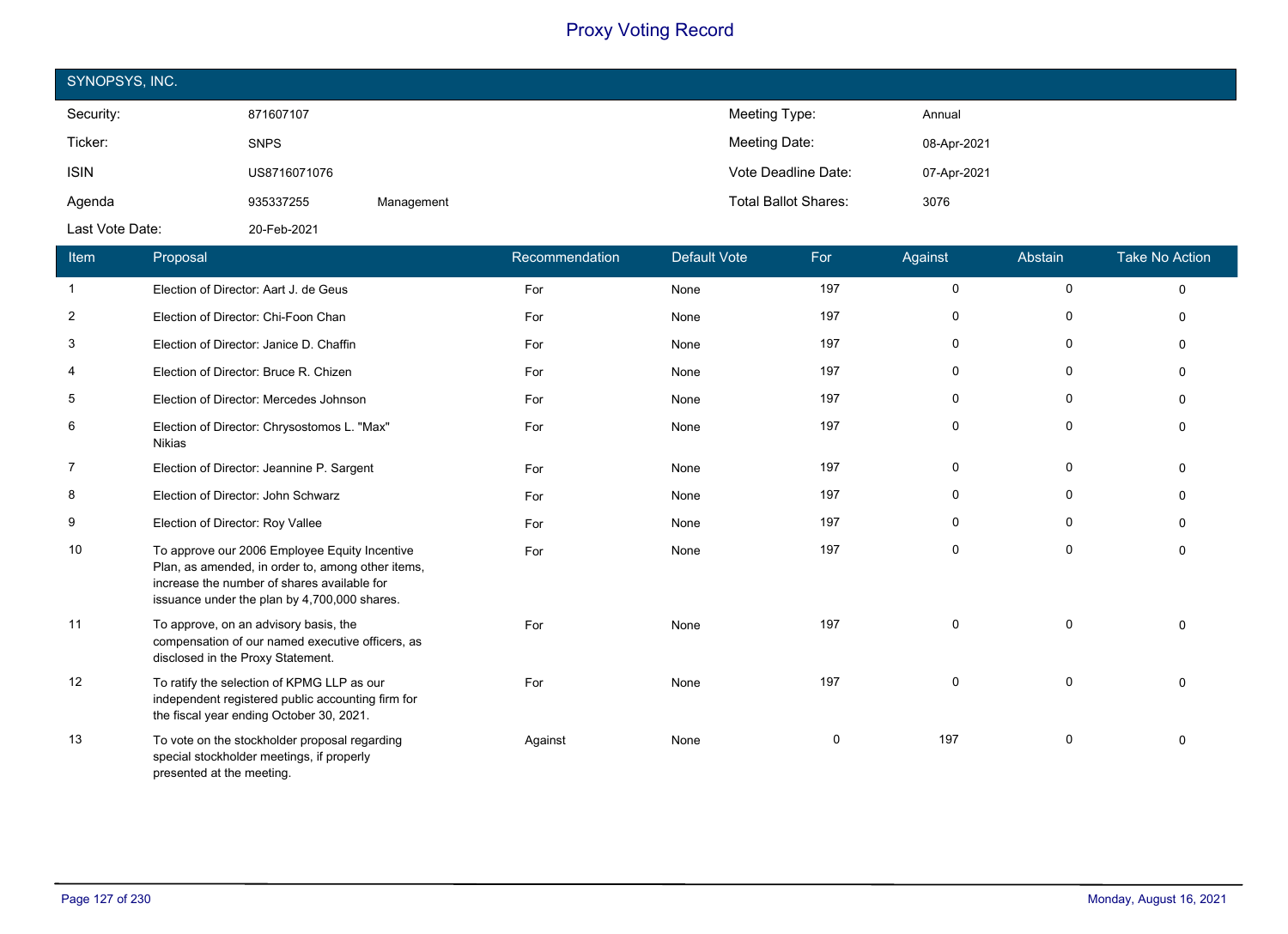# Proxy Voting Record

## SYNOPSYS, INC.

| | | | | |
|---|---|---|---|---|
| Security: | 871607107 | | Meeting Type: | Annual |
| Ticker: | SNPS | | Meeting Date: | 08-Apr-2021 |
| ISIN | US8716071076 | | Vote Deadline Date: | 07-Apr-2021 |
| Agenda | 935337255 | Management | Total Ballot Shares: | 3076 |
| Last Vote Date: | 20-Feb-2021 | | | |

| Item | Proposal | Recommendation | Default Vote | For | Against | Abstain | Take No Action |
|---|---|---|---|---|---|---|---|
| 1 | Election of Director: Aart J. de Geus | For | None | 197 | 0 | 0 | 0 |
| 2 | Election of Director: Chi-Foon Chan | For | None | 197 | 0 | 0 | 0 |
| 3 | Election of Director: Janice D. Chaffin | For | None | 197 | 0 | 0 | 0 |
| 4 | Election of Director: Bruce R. Chizen | For | None | 197 | 0 | 0 | 0 |
| 5 | Election of Director: Mercedes Johnson | For | None | 197 | 0 | 0 | 0 |
| 6 | Election of Director: Chrysostomos L. "Max" Nikias | For | None | 197 | 0 | 0 | 0 |
| 7 | Election of Director: Jeannine P. Sargent | For | None | 197 | 0 | 0 | 0 |
| 8 | Election of Director: John Schwarz | For | None | 197 | 0 | 0 | 0 |
| 9 | Election of Director: Roy Vallee | For | None | 197 | 0 | 0 | 0 |
| 10 | To approve our 2006 Employee Equity Incentive Plan, as amended, in order to, among other items, increase the number of shares available for issuance under the plan by 4,700,000 shares. | For | None | 197 | 0 | 0 | 0 |
| 11 | To approve, on an advisory basis, the compensation of our named executive officers, as disclosed in the Proxy Statement. | For | None | 197 | 0 | 0 | 0 |
| 12 | To ratify the selection of KPMG LLP as our independent registered public accounting firm for the fiscal year ending October 30, 2021. | For | None | 197 | 0 | 0 | 0 |
| 13 | To vote on the stockholder proposal regarding special stockholder meetings, if properly presented at the meeting. | Against | None | 0 | 197 | 0 | 0 |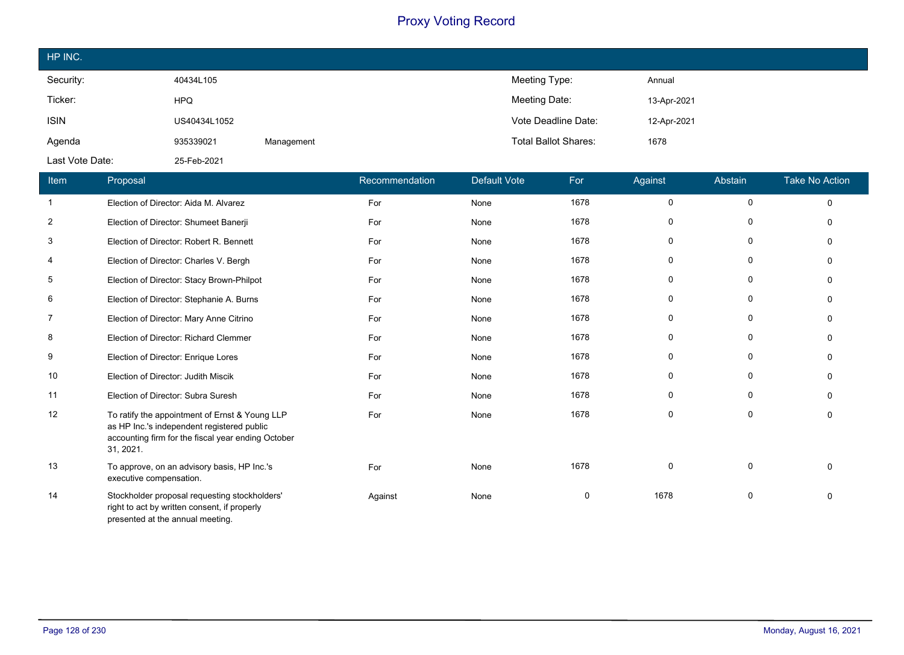# Proxy Voting Record

## HP INC.

| | | | | |
|---|---|---|---|---|
| Security: | 40434L105 | | Meeting Type: | Annual |
| Ticker: | HPQ | | Meeting Date: | 13-Apr-2021 |
| ISIN | US40434L1052 | | Vote Deadline Date: | 12-Apr-2021 |
| Agenda | 935339021 | Management | Total Ballot Shares: | 1678 |
| Last Vote Date: | 25-Feb-2021 | | | |

| Item | Proposal | Recommendation | Default Vote | For | Against | Abstain | Take No Action |
|---|---|---|---|---|---|---|---|
| 1 | Election of Director: Aida M. Alvarez | For | None | 1678 | 0 | 0 | 0 |
| 2 | Election of Director: Shumeet Banerji | For | None | 1678 | 0 | 0 | 0 |
| 3 | Election of Director: Robert R. Bennett | For | None | 1678 | 0 | 0 | 0 |
| 4 | Election of Director: Charles V. Bergh | For | None | 1678 | 0 | 0 | 0 |
| 5 | Election of Director: Stacy Brown-Philpot | For | None | 1678 | 0 | 0 | 0 |
| 6 | Election of Director: Stephanie A. Burns | For | None | 1678 | 0 | 0 | 0 |
| 7 | Election of Director: Mary Anne Citrino | For | None | 1678 | 0 | 0 | 0 |
| 8 | Election of Director: Richard Clemmer | For | None | 1678 | 0 | 0 | 0 |
| 9 | Election of Director: Enrique Lores | For | None | 1678 | 0 | 0 | 0 |
| 10 | Election of Director: Judith Miscik | For | None | 1678 | 0 | 0 | 0 |
| 11 | Election of Director: Subra Suresh | For | None | 1678 | 0 | 0 | 0 |
| 12 | To ratify the appointment of Ernst & Young LLP as HP Inc.'s independent registered public accounting firm for the fiscal year ending October 31, 2021. | For | None | 1678 | 0 | 0 | 0 |
| 13 | To approve, on an advisory basis, HP Inc.'s executive compensation. | For | None | 1678 | 0 | 0 | 0 |
| 14 | Stockholder proposal requesting stockholders' right to act by written consent, if properly presented at the annual meeting. | Against | None | 0 | 1678 | 0 | 0 |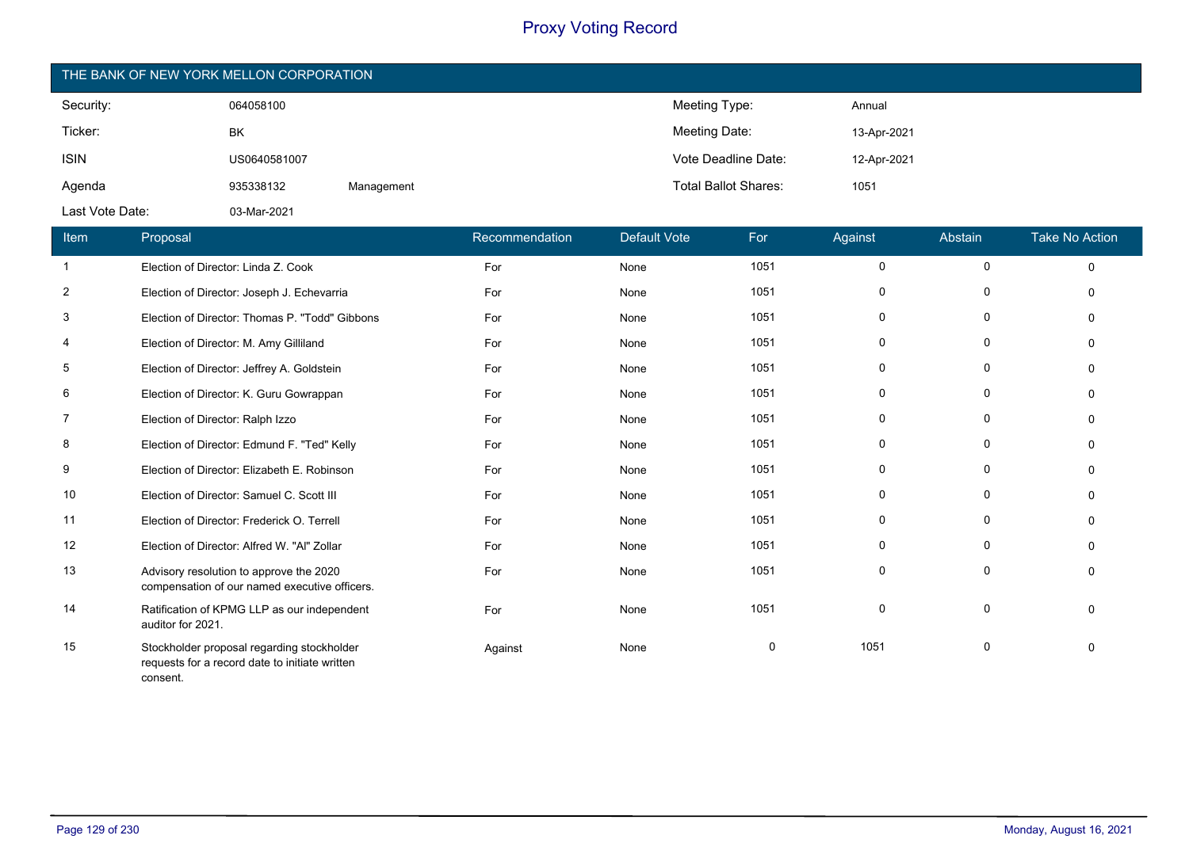# Proxy Voting Record

## THE BANK OF NEW YORK MELLON CORPORATION

| | | | | |
|---|---|---|---|---|
| Security: | 064058100 | | Meeting Type: | Annual |
| Ticker: | BK | | Meeting Date: | 13-Apr-2021 |
| ISIN | US0640581007 | | Vote Deadline Date: | 12-Apr-2021 |
| Agenda | 935338132 | Management | Total Ballot Shares: | 1051 |
| Last Vote Date: | 03-Mar-2021 | | | |

| Item | Proposal | Recommendation | Default Vote | For | Against | Abstain | Take No Action |
|---|---|---|---|---|---|---|---|
| 1 | Election of Director: Linda Z. Cook | For | None | 1051 | 0 | 0 | 0 |
| 2 | Election of Director: Joseph J. Echevarria | For | None | 1051 | 0 | 0 | 0 |
| 3 | Election of Director: Thomas P. "Todd" Gibbons | For | None | 1051 | 0 | 0 | 0 |
| 4 | Election of Director: M. Amy Gilliland | For | None | 1051 | 0 | 0 | 0 |
| 5 | Election of Director: Jeffrey A. Goldstein | For | None | 1051 | 0 | 0 | 0 |
| 6 | Election of Director: K. Guru Gowrappan | For | None | 1051 | 0 | 0 | 0 |
| 7 | Election of Director: Ralph Izzo | For | None | 1051 | 0 | 0 | 0 |
| 8 | Election of Director: Edmund F. "Ted" Kelly | For | None | 1051 | 0 | 0 | 0 |
| 9 | Election of Director: Elizabeth E. Robinson | For | None | 1051 | 0 | 0 | 0 |
| 10 | Election of Director: Samuel C. Scott III | For | None | 1051 | 0 | 0 | 0 |
| 11 | Election of Director: Frederick O. Terrell | For | None | 1051 | 0 | 0 | 0 |
| 12 | Election of Director: Alfred W. "Al" Zollar | For | None | 1051 | 0 | 0 | 0 |
| 13 | Advisory resolution to approve the 2020 compensation of our named executive officers. | For | None | 1051 | 0 | 0 | 0 |
| 14 | Ratification of KPMG LLP as our independent auditor for 2021. | For | None | 1051 | 0 | 0 | 0 |
| 15 | Stockholder proposal regarding stockholder requests for a record date to initiate written consent. | Against | None | 0 | 1051 | 0 | 0 |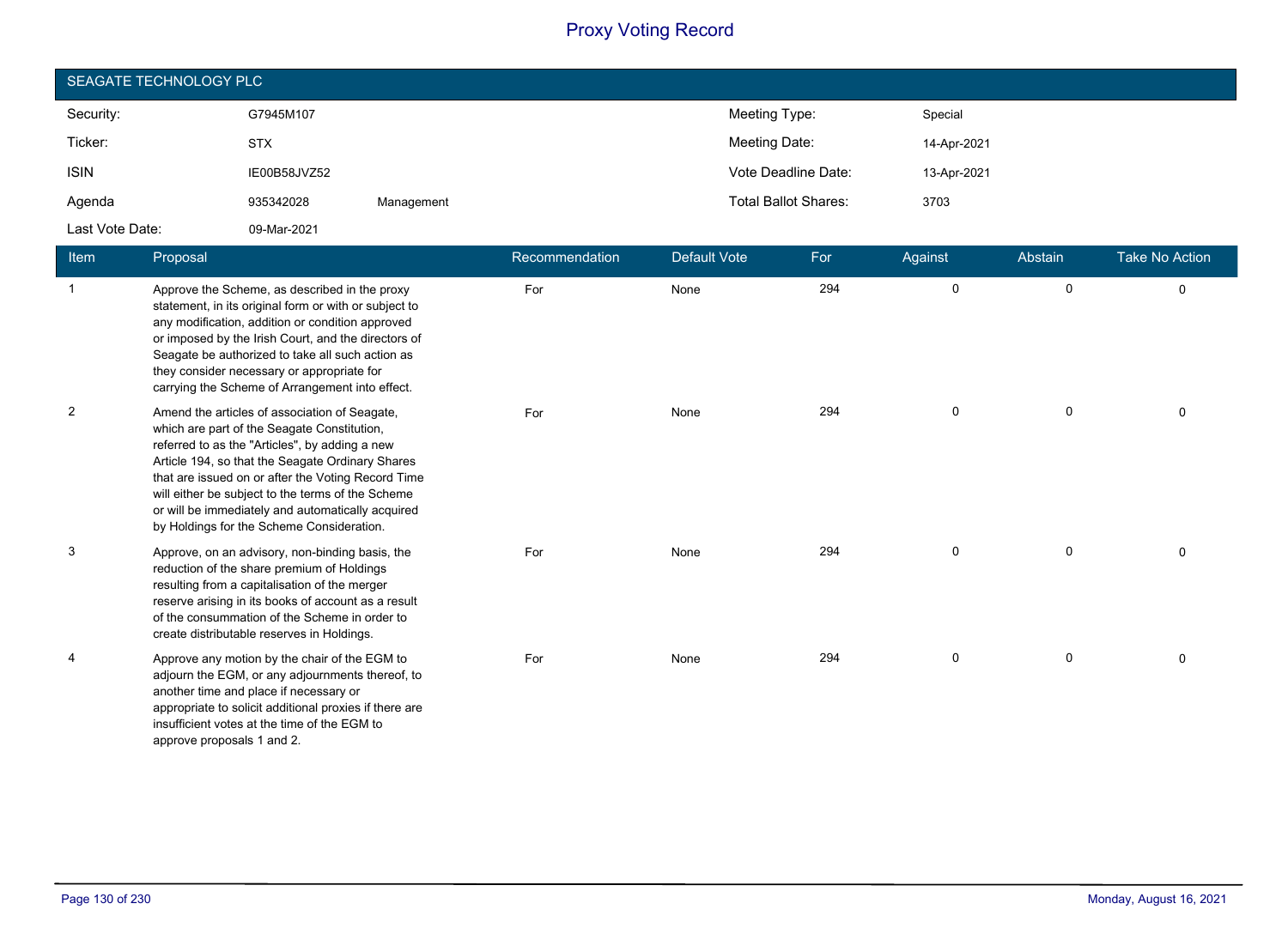# Proxy Voting Record

## SEAGATE TECHNOLOGY PLC

| | | | | |
|---|---|---|---|---|
| Security: | G7945M107 | | Meeting Type: | Special |
| Ticker: | STX | | Meeting Date: | 14-Apr-2021 |
| ISIN | IE00B58JVZ52 | | Vote Deadline Date: | 13-Apr-2021 |
| Agenda | 935342028 | Management | Total Ballot Shares: | 3703 |
| Last Vote Date: | 09-Mar-2021 | | | |

| Item | Proposal | Recommendation | Default Vote | For | Against | Abstain | Take No Action |
|---|---|---|---|---|---|---|---|
| 1 | Approve the Scheme, as described in the proxy statement, in its original form or with or subject to any modification, addition or condition approved or imposed by the Irish Court, and the directors of Seagate be authorized to take all such action as they consider necessary or appropriate for carrying the Scheme of Arrangement into effect. | For | None | 294 | 0 | 0 | 0 |
| 2 | Amend the articles of association of Seagate, which are part of the Seagate Constitution, referred to as the "Articles", by adding a new Article 194, so that the Seagate Ordinary Shares that are issued on or after the Voting Record Time will either be subject to the terms of the Scheme or will be immediately and automatically acquired by Holdings for the Scheme Consideration. | For | None | 294 | 0 | 0 | 0 |
| 3 | Approve, on an advisory, non-binding basis, the reduction of the share premium of Holdings resulting from a capitalisation of the merger reserve arising in its books of account as a result of the consummation of the Scheme in order to create distributable reserves in Holdings. | For | None | 294 | 0 | 0 | 0 |
| 4 | Approve any motion by the chair of the EGM to adjourn the EGM, or any adjournments thereof, to another time and place if necessary or appropriate to solicit additional proxies if there are insufficient votes at the time of the EGM to approve proposals 1 and 2. | For | None | 294 | 0 | 0 | 0 |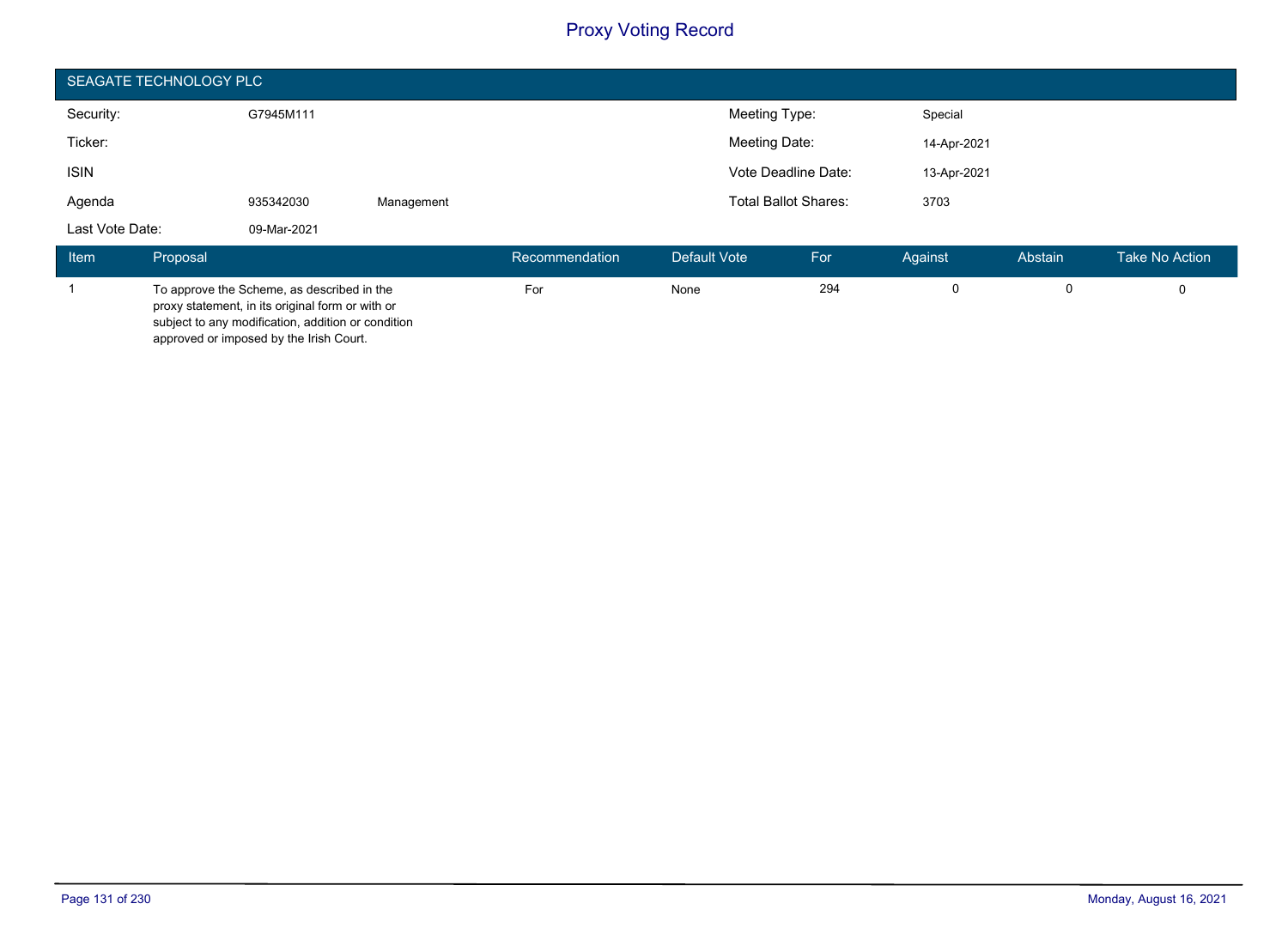# Proxy Voting Record

## SEAGATE TECHNOLOGY PLC

| | | | | |
|---|---|---|---|---|
| Security: | G7945M111 | | Meeting Type: | Special |
| Ticker: | | | Meeting Date: | 14-Apr-2021 |
| ISIN | | | Vote Deadline Date: | 13-Apr-2021 |
| Agenda | 935342030 | Management | Total Ballot Shares: | 3703 |
| Last Vote Date: | 09-Mar-2021 | | | |

| Item | Proposal | Recommendation | Default Vote | For | Against | Abstain | Take No Action |
|---|---|---|---|---|---|---|---|
| 1 | To approve the Scheme, as described in the proxy statement, in its original form or with or subject to any modification, addition or condition approved or imposed by the Irish Court. | For | None | 294 | 0 | 0 | 0 |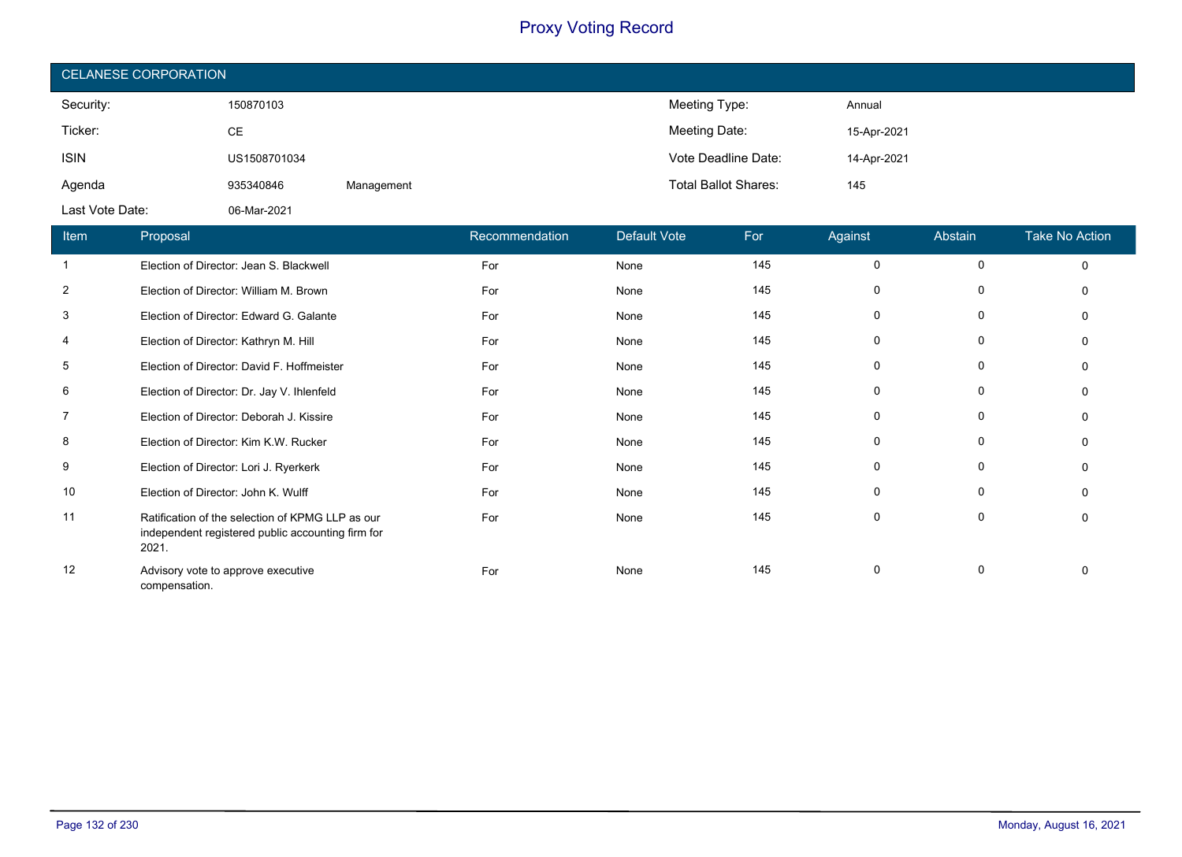# Proxy Voting Record

## CELANESE CORPORATION

| | | | | |
|---|---|---|---|---|
| Security: | 150870103 | | Meeting Type: | Annual |
| Ticker: | CE | | Meeting Date: | 15-Apr-2021 |
| ISIN | US1508701034 | | Vote Deadline Date: | 14-Apr-2021 |
| Agenda | 935340846 | Management | Total Ballot Shares: | 145 |
| Last Vote Date: | 06-Mar-2021 | | | |

| Item | Proposal | Recommendation | Default Vote | For | Against | Abstain | Take No Action |
|---|---|---|---|---|---|---|---|
| 1 | Election of Director: Jean S. Blackwell | For | None | 145 | 0 | 0 | 0 |
| 2 | Election of Director: William M. Brown | For | None | 145 | 0 | 0 | 0 |
| 3 | Election of Director: Edward G. Galante | For | None | 145 | 0 | 0 | 0 |
| 4 | Election of Director: Kathryn M. Hill | For | None | 145 | 0 | 0 | 0 |
| 5 | Election of Director: David F. Hoffmeister | For | None | 145 | 0 | 0 | 0 |
| 6 | Election of Director: Dr. Jay V. Ihlenfeld | For | None | 145 | 0 | 0 | 0 |
| 7 | Election of Director: Deborah J. Kissire | For | None | 145 | 0 | 0 | 0 |
| 8 | Election of Director: Kim K.W. Rucker | For | None | 145 | 0 | 0 | 0 |
| 9 | Election of Director: Lori J. Ryerkerk | For | None | 145 | 0 | 0 | 0 |
| 10 | Election of Director: John K. Wulff | For | None | 145 | 0 | 0 | 0 |
| 11 | Ratification of the selection of KPMG LLP as our independent registered public accounting firm for 2021. | For | None | 145 | 0 | 0 | 0 |
| 12 | Advisory vote to approve executive compensation. | For | None | 145 | 0 | 0 | 0 |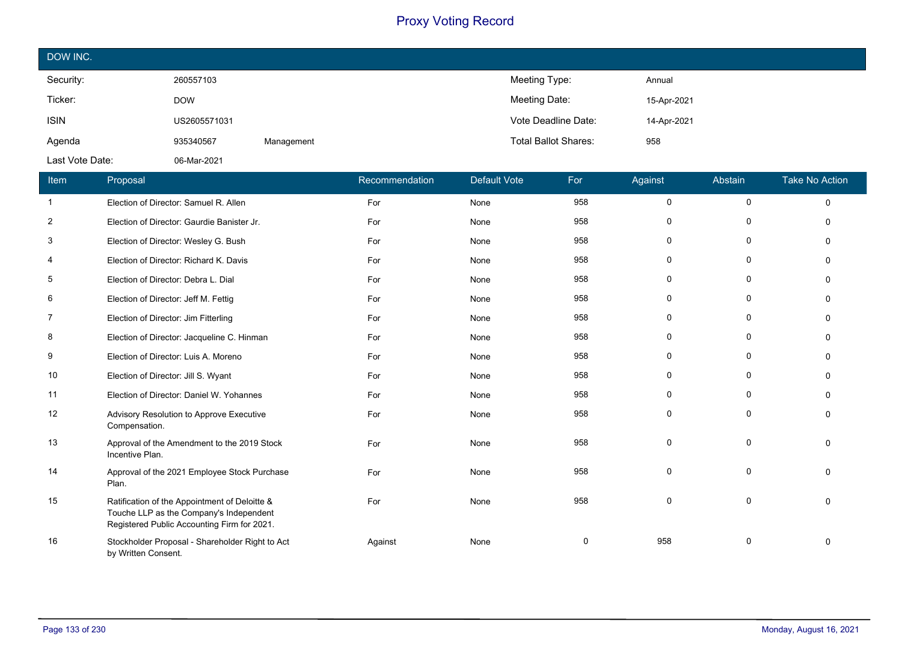# Proxy Voting Record

## DOW INC.

| Security: | 260557103 | | Meeting Type: | Annual |
|---|---|---|---|---|
| Ticker: | DOW | | Meeting Date: | 15-Apr-2021 |
| ISIN | US2605571031 | | Vote Deadline Date: | 14-Apr-2021 |
| Agenda | 935340567 | Management | Total Ballot Shares: | 958 |
| Last Vote Date: | 06-Mar-2021 | | | |

| Item | Proposal | Recommendation | Default Vote | For | Against | Abstain | Take No Action |
|---|---|---|---|---|---|---|---|
| 1 | Election of Director: Samuel R. Allen | For | None | 958 | 0 | 0 | 0 |
| 2 | Election of Director: Gaurdie Banister Jr. | For | None | 958 | 0 | 0 | 0 |
| 3 | Election of Director: Wesley G. Bush | For | None | 958 | 0 | 0 | 0 |
| 4 | Election of Director: Richard K. Davis | For | None | 958 | 0 | 0 | 0 |
| 5 | Election of Director: Debra L. Dial | For | None | 958 | 0 | 0 | 0 |
| 6 | Election of Director: Jeff M. Fettig | For | None | 958 | 0 | 0 | 0 |
| 7 | Election of Director: Jim Fitterling | For | None | 958 | 0 | 0 | 0 |
| 8 | Election of Director: Jacqueline C. Hinman | For | None | 958 | 0 | 0 | 0 |
| 9 | Election of Director: Luis A. Moreno | For | None | 958 | 0 | 0 | 0 |
| 10 | Election of Director: Jill S. Wyant | For | None | 958 | 0 | 0 | 0 |
| 11 | Election of Director: Daniel W. Yohannes | For | None | 958 | 0 | 0 | 0 |
| 12 | Advisory Resolution to Approve Executive Compensation. | For | None | 958 | 0 | 0 | 0 |
| 13 | Approval of the Amendment to the 2019 Stock Incentive Plan. | For | None | 958 | 0 | 0 | 0 |
| 14 | Approval of the 2021 Employee Stock Purchase Plan. | For | None | 958 | 0 | 0 | 0 |
| 15 | Ratification of the Appointment of Deloitte & Touche LLP as the Company's Independent Registered Public Accounting Firm for 2021. | For | None | 958 | 0 | 0 | 0 |
| 16 | Stockholder Proposal - Shareholder Right to Act by Written Consent. | Against | None | 0 | 958 | 0 | 0 |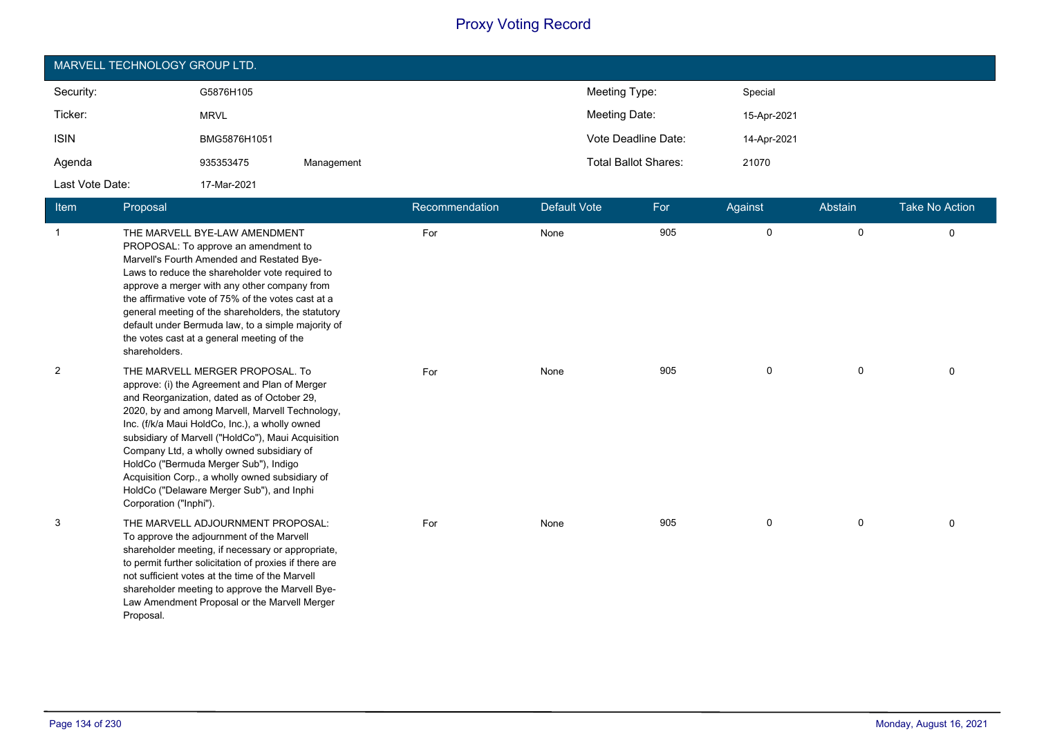# Proxy Voting Record

## MARVELL TECHNOLOGY GROUP LTD.

| | | | | |
|---|---|---|---|---|
| Security: | G5876H105 | | Meeting Type: | Special |
| Ticker: | MRVL | | Meeting Date: | 15-Apr-2021 |
| ISIN | BMG5876H1051 | | Vote Deadline Date: | 14-Apr-2021 |
| Agenda | 935353475 | Management | Total Ballot Shares: | 21070 |
| Last Vote Date: | 17-Mar-2021 | | | |

| Item | Proposal | Recommendation | Default Vote | For | Against | Abstain | Take No Action |
|---|---|---|---|---|---|---|---|
| 1 | THE MARVELL BYE-LAW AMENDMENT PROPOSAL: To approve an amendment to Marvell's Fourth Amended and Restated Bye-Laws to reduce the shareholder vote required to approve a merger with any other company from the affirmative vote of 75% of the votes cast at a general meeting of the shareholders, the statutory default under Bermuda law, to a simple majority of the votes cast at a general meeting of the shareholders. | For | None | 905 | 0 | 0 | 0 |
| 2 | THE MARVELL MERGER PROPOSAL. To approve: (i) the Agreement and Plan of Merger and Reorganization, dated as of October 29, 2020, by and among Marvell, Marvell Technology, Inc. (f/k/a Maui HoldCo, Inc.), a wholly owned subsidiary of Marvell ("HoldCo"), Maui Acquisition Company Ltd, a wholly owned subsidiary of HoldCo ("Bermuda Merger Sub"), Indigo Acquisition Corp., a wholly owned subsidiary of HoldCo ("Delaware Merger Sub"), and Inphi Corporation ("Inphi"). | For | None | 905 | 0 | 0 | 0 |
| 3 | THE MARVELL ADJOURNMENT PROPOSAL: To approve the adjournment of the Marvell shareholder meeting, if necessary or appropriate, to permit further solicitation of proxies if there are not sufficient votes at the time of the Marvell shareholder meeting to approve the Marvell Bye-Law Amendment Proposal or the Marvell Merger Proposal. | For | None | 905 | 0 | 0 | 0 |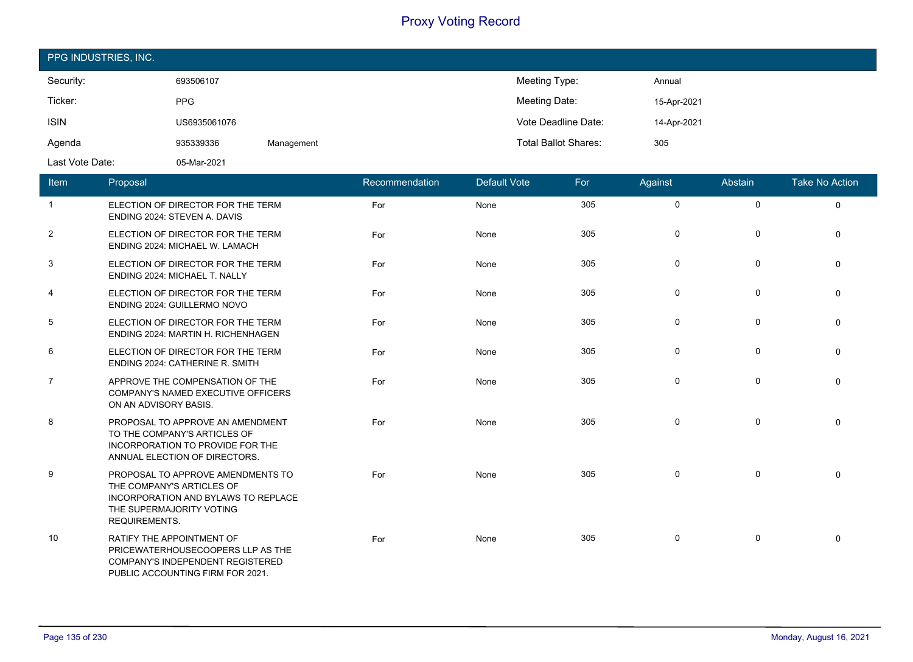# Proxy Voting Record

## PPG INDUSTRIES, INC.

| | | | | |
|---|---|---|---|---|
| Security: | 693506107 | | Meeting Type: | Annual |
| Ticker: | PPG | | Meeting Date: | 15-Apr-2021 |
| ISIN | US6935061076 | | Vote Deadline Date: | 14-Apr-2021 |
| Agenda | 935339336 | Management | Total Ballot Shares: | 305 |
| Last Vote Date: | 05-Mar-2021 | | | |

| Item | Proposal | Recommendation | Default Vote | For | Against | Abstain | Take No Action |
|---|---|---|---|---|---|---|---|
| 1 | ELECTION OF DIRECTOR FOR THE TERM ENDING 2024: STEVEN A. DAVIS | For | None | 305 | 0 | 0 | 0 |
| 2 | ELECTION OF DIRECTOR FOR THE TERM ENDING 2024: MICHAEL W. LAMACH | For | None | 305 | 0 | 0 | 0 |
| 3 | ELECTION OF DIRECTOR FOR THE TERM ENDING 2024: MICHAEL T. NALLY | For | None | 305 | 0 | 0 | 0 |
| 4 | ELECTION OF DIRECTOR FOR THE TERM ENDING 2024: GUILLERMO NOVO | For | None | 305 | 0 | 0 | 0 |
| 5 | ELECTION OF DIRECTOR FOR THE TERM ENDING 2024: MARTIN H. RICHENHAGEN | For | None | 305 | 0 | 0 | 0 |
| 6 | ELECTION OF DIRECTOR FOR THE TERM ENDING 2024: CATHERINE R. SMITH | For | None | 305 | 0 | 0 | 0 |
| 7 | APPROVE THE COMPENSATION OF THE COMPANY'S NAMED EXECUTIVE OFFICERS ON AN ADVISORY BASIS. | For | None | 305 | 0 | 0 | 0 |
| 8 | PROPOSAL TO APPROVE AN AMENDMENT TO THE COMPANY'S ARTICLES OF INCORPORATION TO PROVIDE FOR THE ANNUAL ELECTION OF DIRECTORS. | For | None | 305 | 0 | 0 | 0 |
| 9 | PROPOSAL TO APPROVE AMENDMENTS TO THE COMPANY'S ARTICLES OF INCORPORATION AND BYLAWS TO REPLACE THE SUPERMAJORITY VOTING REQUIREMENTS. | For | None | 305 | 0 | 0 | 0 |
| 10 | RATIFY THE APPOINTMENT OF PRICEWATERHOUSECOOPERS LLP AS THE COMPANY'S INDEPENDENT REGISTERED PUBLIC ACCOUNTING FIRM FOR 2021. | For | None | 305 | 0 | 0 | 0 |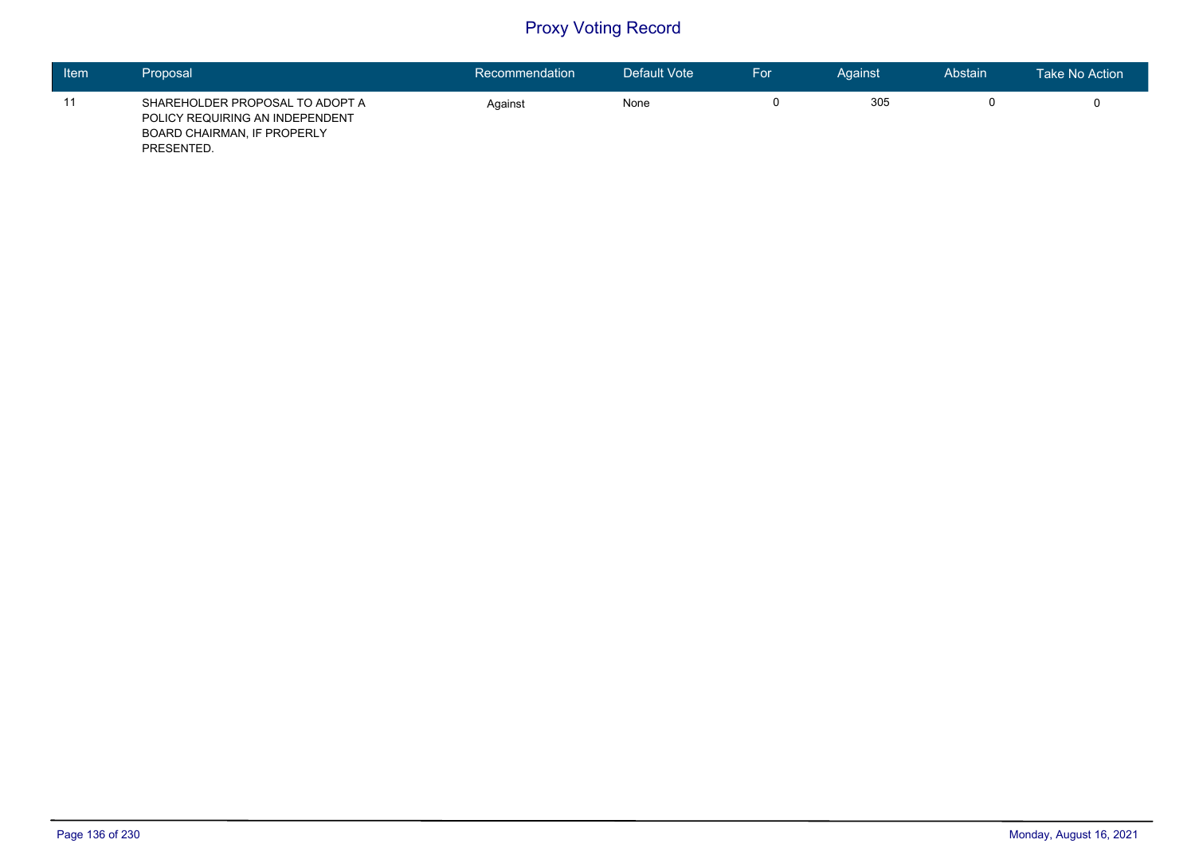# Proxy Voting Record

| Item | Proposal | Recommendation | Default Vote | For | Against | Abstain | Take No Action |
|---|---|---|---|---|---|---|---|
| 11 | SHAREHOLDER PROPOSAL TO ADOPT A POLICY REQUIRING AN INDEPENDENT BOARD CHAIRMAN, IF PROPERLY PRESENTED. | Against | None | 0 | 305 | 0 | 0 |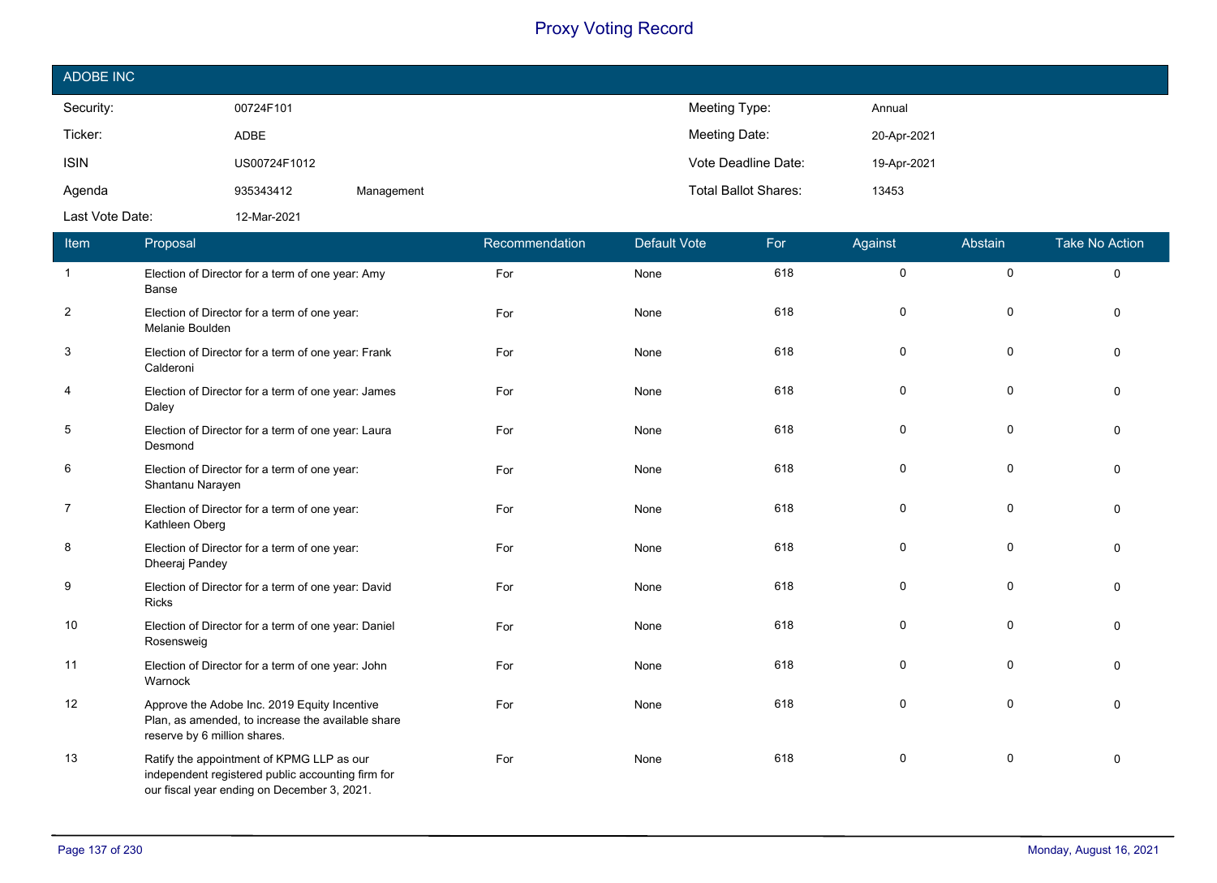# Proxy Voting Record

## ADOBE INC

| | | | | |
|---|---|---|---|---|
| Security: | 00724F101 | | Meeting Type: | Annual |
| Ticker: | ADBE | | Meeting Date: | 20-Apr-2021 |
| ISIN | US00724F1012 | | Vote Deadline Date: | 19-Apr-2021 |
| Agenda | 935343412 | Management | Total Ballot Shares: | 13453 |
| Last Vote Date: | 12-Mar-2021 | | | |

| Item | Proposal | Recommendation | Default Vote | For | Against | Abstain | Take No Action |
|---|---|---|---|---|---|---|---|
| 1 | Election of Director for a term of one year: Amy Banse | For | None | 618 | 0 | 0 | 0 |
| 2 | Election of Director for a term of one year: Melanie Boulden | For | None | 618 | 0 | 0 | 0 |
| 3 | Election of Director for a term of one year: Frank Calderoni | For | None | 618 | 0 | 0 | 0 |
| 4 | Election of Director for a term of one year: James Daley | For | None | 618 | 0 | 0 | 0 |
| 5 | Election of Director for a term of one year: Laura Desmond | For | None | 618 | 0 | 0 | 0 |
| 6 | Election of Director for a term of one year: Shantanu Narayen | For | None | 618 | 0 | 0 | 0 |
| 7 | Election of Director for a term of one year: Kathleen Oberg | For | None | 618 | 0 | 0 | 0 |
| 8 | Election of Director for a term of one year: Dheeraj Pandey | For | None | 618 | 0 | 0 | 0 |
| 9 | Election of Director for a term of one year: David Ricks | For | None | 618 | 0 | 0 | 0 |
| 10 | Election of Director for a term of one year: Daniel Rosensweig | For | None | 618 | 0 | 0 | 0 |
| 11 | Election of Director for a term of one year: John Warnock | For | None | 618 | 0 | 0 | 0 |
| 12 | Approve the Adobe Inc. 2019 Equity Incentive Plan, as amended, to increase the available share reserve by 6 million shares. | For | None | 618 | 0 | 0 | 0 |
| 13 | Ratify the appointment of KPMG LLP as our independent registered public accounting firm for our fiscal year ending on December 3, 2021. | For | None | 618 | 0 | 0 | 0 |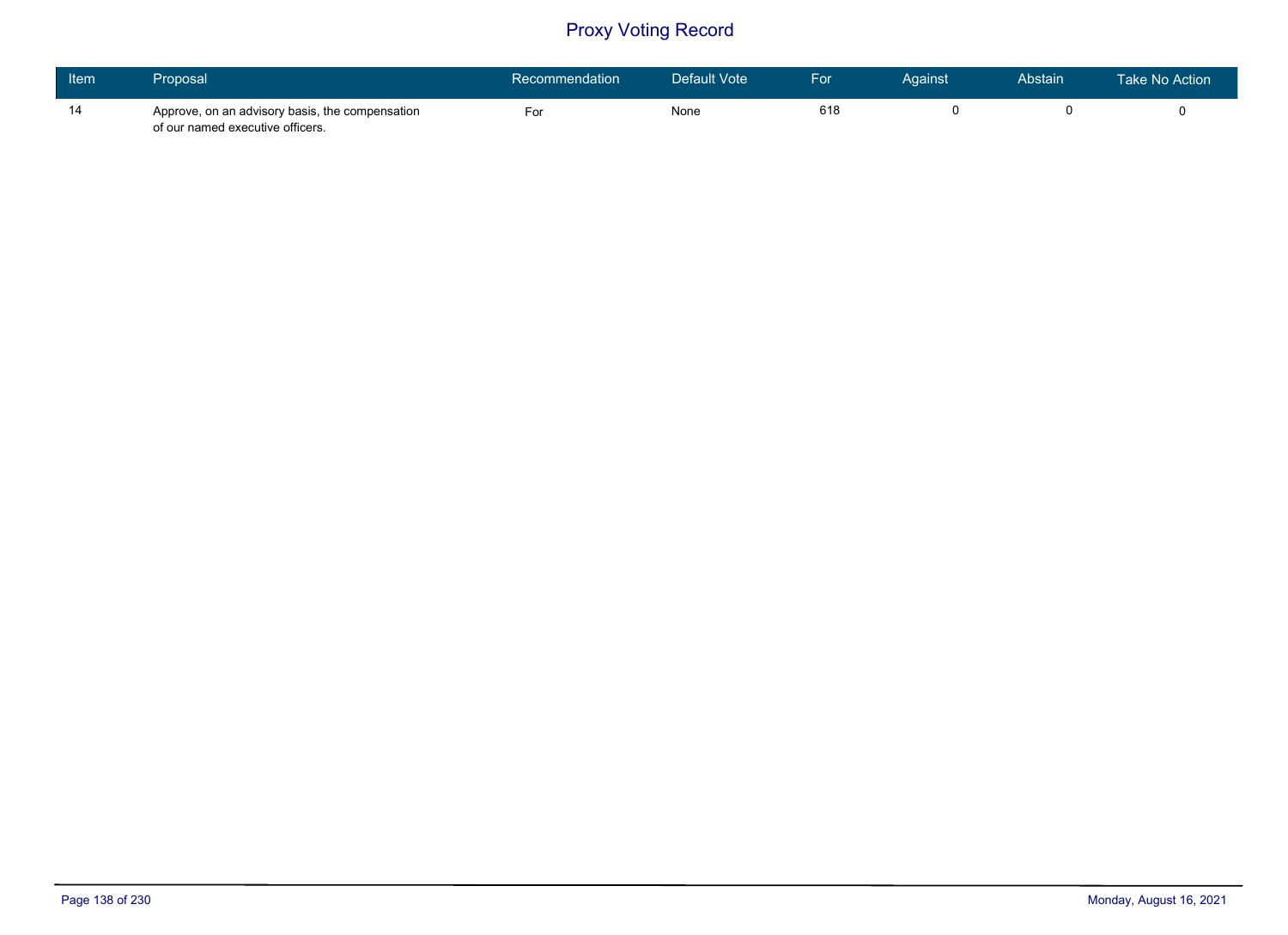# Proxy Voting Record

| Item | Proposal | Recommendation | Default Vote | For | Against | Abstain | Take No Action |
|---|---|---|---|---|---|---|---|
| 14 | Approve, on an advisory basis, the compensation of our named executive officers. | For | None | 618 | 0 | 0 | 0 |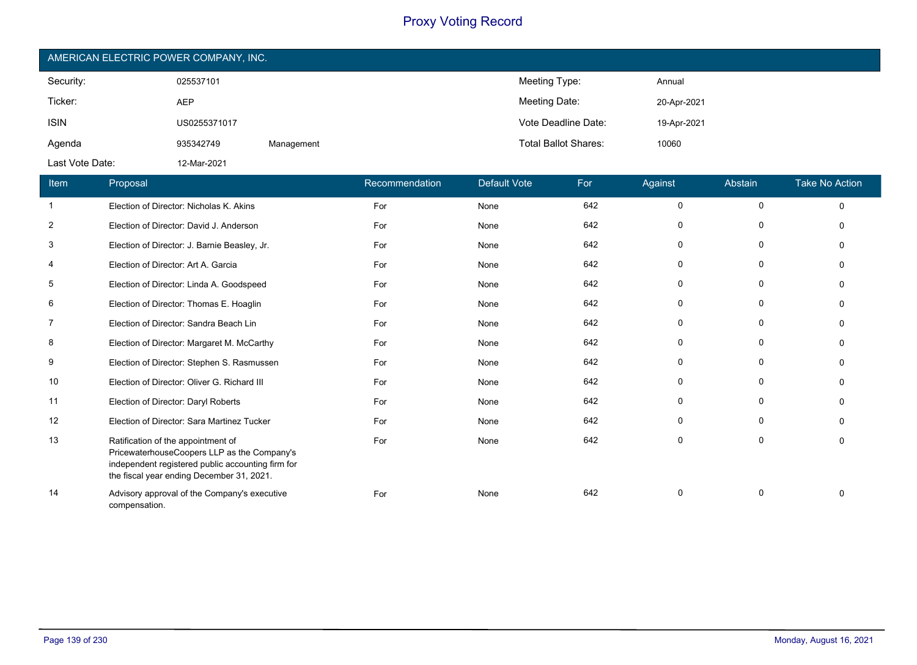# Proxy Voting Record

## AMERICAN ELECTRIC POWER COMPANY, INC.

| | | | | |
|---|---|---|---|---|
| Security: | 025537101 | | Meeting Type: | Annual |
| Ticker: | AEP | | Meeting Date: | 20-Apr-2021 |
| ISIN | US0255371017 | | Vote Deadline Date: | 19-Apr-2021 |
| Agenda | 935342749 | Management | Total Ballot Shares: | 10060 |
| Last Vote Date: | 12-Mar-2021 | | | |

| Item | Proposal | Recommendation | Default Vote | For | Against | Abstain | Take No Action |
|---|---|---|---|---|---|---|---|
| 1 | Election of Director: Nicholas K. Akins | For | None | 642 | 0 | 0 | 0 |
| 2 | Election of Director: David J. Anderson | For | None | 642 | 0 | 0 | 0 |
| 3 | Election of Director: J. Barnie Beasley, Jr. | For | None | 642 | 0 | 0 | 0 |
| 4 | Election of Director: Art A. Garcia | For | None | 642 | 0 | 0 | 0 |
| 5 | Election of Director: Linda A. Goodspeed | For | None | 642 | 0 | 0 | 0 |
| 6 | Election of Director: Thomas E. Hoaglin | For | None | 642 | 0 | 0 | 0 |
| 7 | Election of Director: Sandra Beach Lin | For | None | 642 | 0 | 0 | 0 |
| 8 | Election of Director: Margaret M. McCarthy | For | None | 642 | 0 | 0 | 0 |
| 9 | Election of Director: Stephen S. Rasmussen | For | None | 642 | 0 | 0 | 0 |
| 10 | Election of Director: Oliver G. Richard III | For | None | 642 | 0 | 0 | 0 |
| 11 | Election of Director: Daryl Roberts | For | None | 642 | 0 | 0 | 0 |
| 12 | Election of Director: Sara Martinez Tucker | For | None | 642 | 0 | 0 | 0 |
| 13 | Ratification of the appointment of PricewaterhouseCoopers LLP as the Company's independent registered public accounting firm for the fiscal year ending December 31, 2021. | For | None | 642 | 0 | 0 | 0 |
| 14 | Advisory approval of the Company's executive compensation. | For | None | 642 | 0 | 0 | 0 |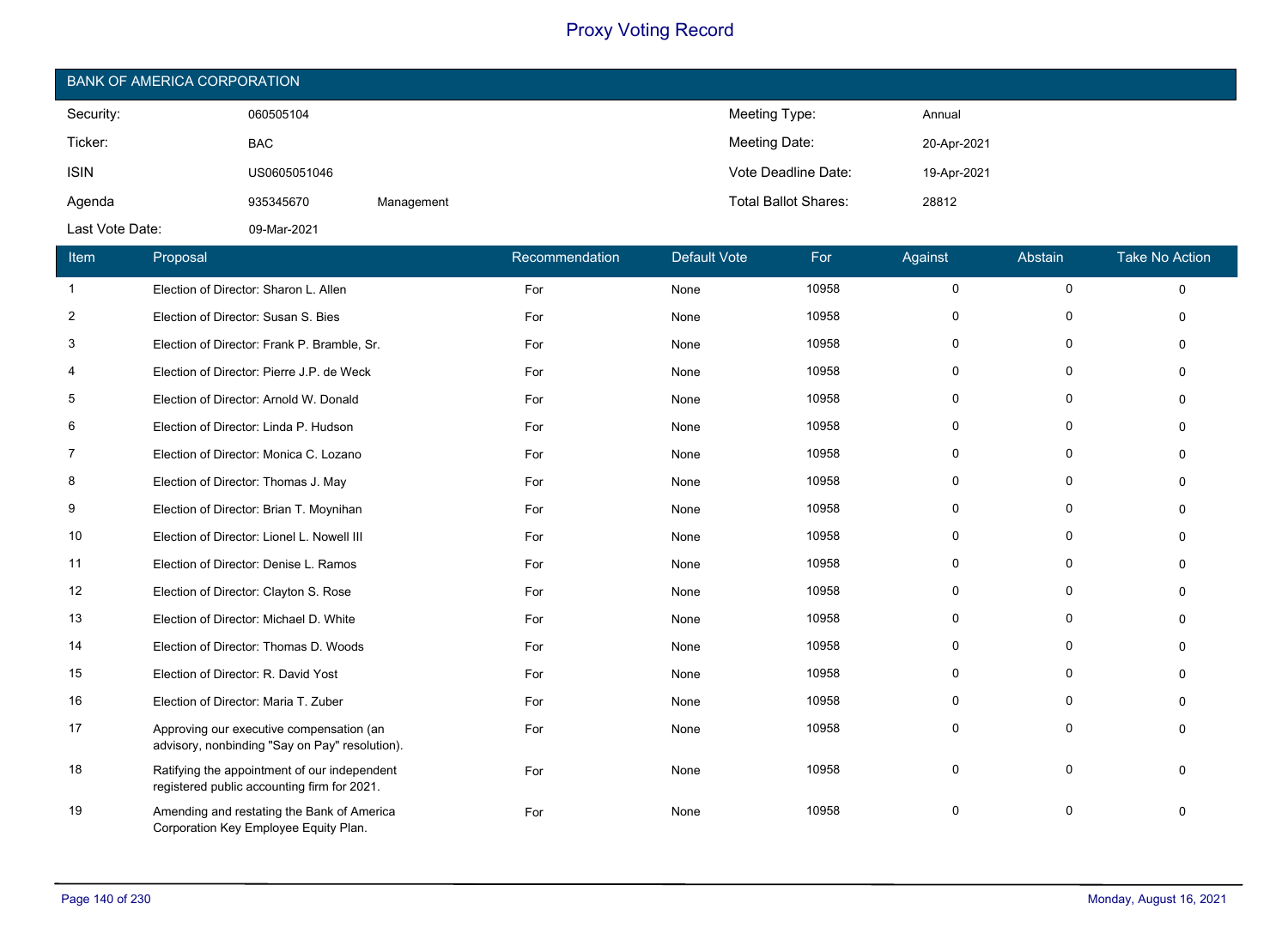# Proxy Voting Record

## BANK OF AMERICA CORPORATION

| | | | | |
|---|---|---|---|---|
| Security: | 060505104 | | Meeting Type: | Annual |
| Ticker: | BAC | | Meeting Date: | 20-Apr-2021 |
| ISIN | US0605051046 | | Vote Deadline Date: | 19-Apr-2021 |
| Agenda | 935345670 | Management | Total Ballot Shares: | 28812 |
| Last Vote Date: | 09-Mar-2021 | | | |

| Item | Proposal | Recommendation | Default Vote | For | Against | Abstain | Take No Action |
|---|---|---|---|---|---|---|---|
| 1 | Election of Director: Sharon L. Allen | For | None | 10958 | 0 | 0 | 0 |
| 2 | Election of Director: Susan S. Bies | For | None | 10958 | 0 | 0 | 0 |
| 3 | Election of Director: Frank P. Bramble, Sr. | For | None | 10958 | 0 | 0 | 0 |
| 4 | Election of Director: Pierre J.P. de Weck | For | None | 10958 | 0 | 0 | 0 |
| 5 | Election of Director: Arnold W. Donald | For | None | 10958 | 0 | 0 | 0 |
| 6 | Election of Director: Linda P. Hudson | For | None | 10958 | 0 | 0 | 0 |
| 7 | Election of Director: Monica C. Lozano | For | None | 10958 | 0 | 0 | 0 |
| 8 | Election of Director: Thomas J. May | For | None | 10958 | 0 | 0 | 0 |
| 9 | Election of Director: Brian T. Moynihan | For | None | 10958 | 0 | 0 | 0 |
| 10 | Election of Director: Lionel L. Nowell III | For | None | 10958 | 0 | 0 | 0 |
| 11 | Election of Director: Denise L. Ramos | For | None | 10958 | 0 | 0 | 0 |
| 12 | Election of Director: Clayton S. Rose | For | None | 10958 | 0 | 0 | 0 |
| 13 | Election of Director: Michael D. White | For | None | 10958 | 0 | 0 | 0 |
| 14 | Election of Director: Thomas D. Woods | For | None | 10958 | 0 | 0 | 0 |
| 15 | Election of Director: R. David Yost | For | None | 10958 | 0 | 0 | 0 |
| 16 | Election of Director: Maria T. Zuber | For | None | 10958 | 0 | 0 | 0 |
| 17 | Approving our executive compensation (an advisory, nonbinding "Say on Pay" resolution). | For | None | 10958 | 0 | 0 | 0 |
| 18 | Ratifying the appointment of our independent registered public accounting firm for 2021. | For | None | 10958 | 0 | 0 | 0 |
| 19 | Amending and restating the Bank of America Corporation Key Employee Equity Plan. | For | None | 10958 | 0 | 0 | 0 |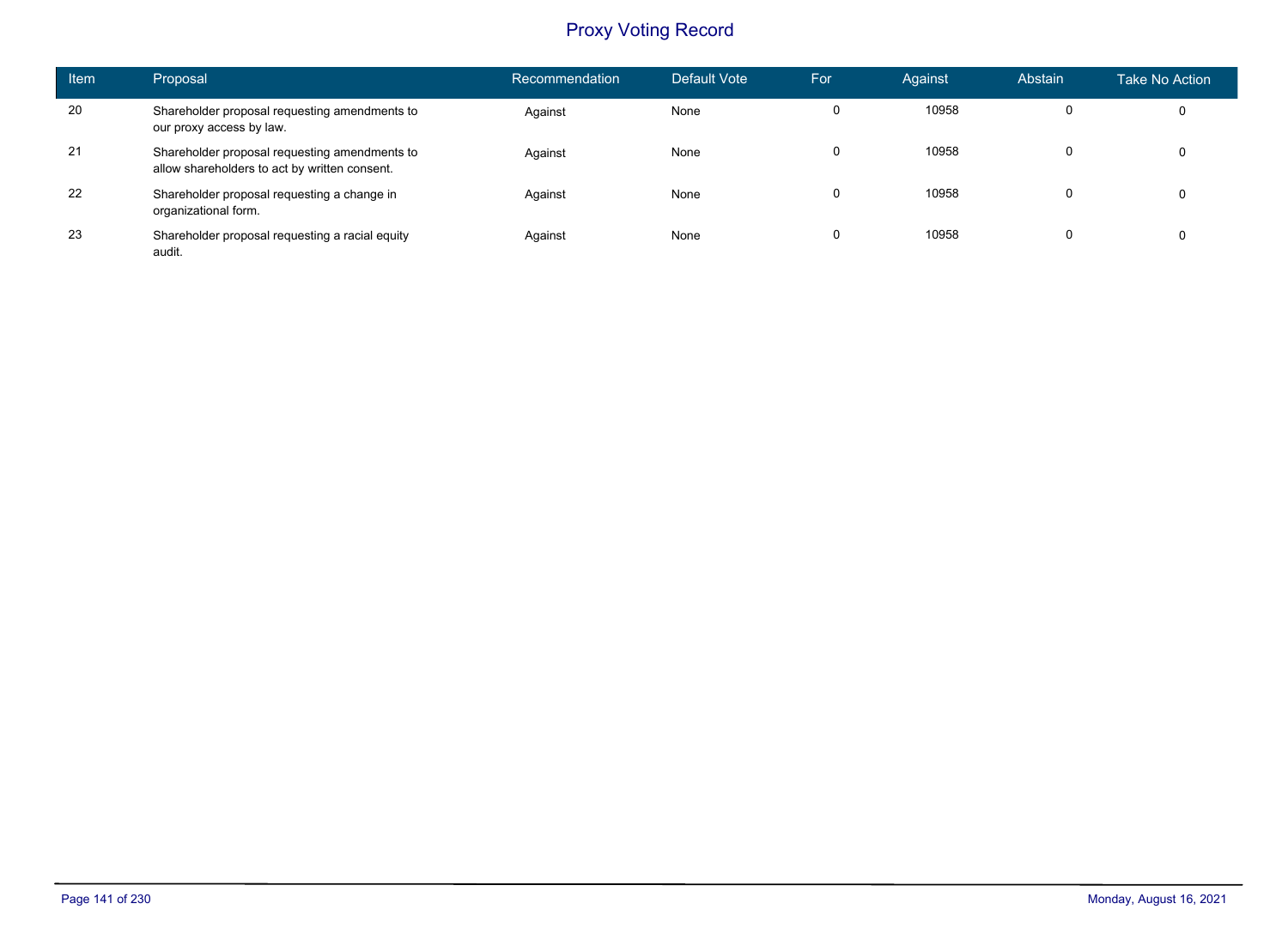# Proxy Voting Record

| Item | Proposal | Recommendation | Default Vote | For | Against | Abstain | Take No Action |
| --- | --- | --- | --- | --- | --- | --- | --- |
| 20 | Shareholder proposal requesting amendments to our proxy access by law. | Against | None | 0 | 10958 | 0 | 0 |
| 21 | Shareholder proposal requesting amendments to allow shareholders to act by written consent. | Against | None | 0 | 10958 | 0 | 0 |
| 22 | Shareholder proposal requesting a change in organizational form. | Against | None | 0 | 10958 | 0 | 0 |
| 23 | Shareholder proposal requesting a racial equity audit. | Against | None | 0 | 10958 | 0 | 0 |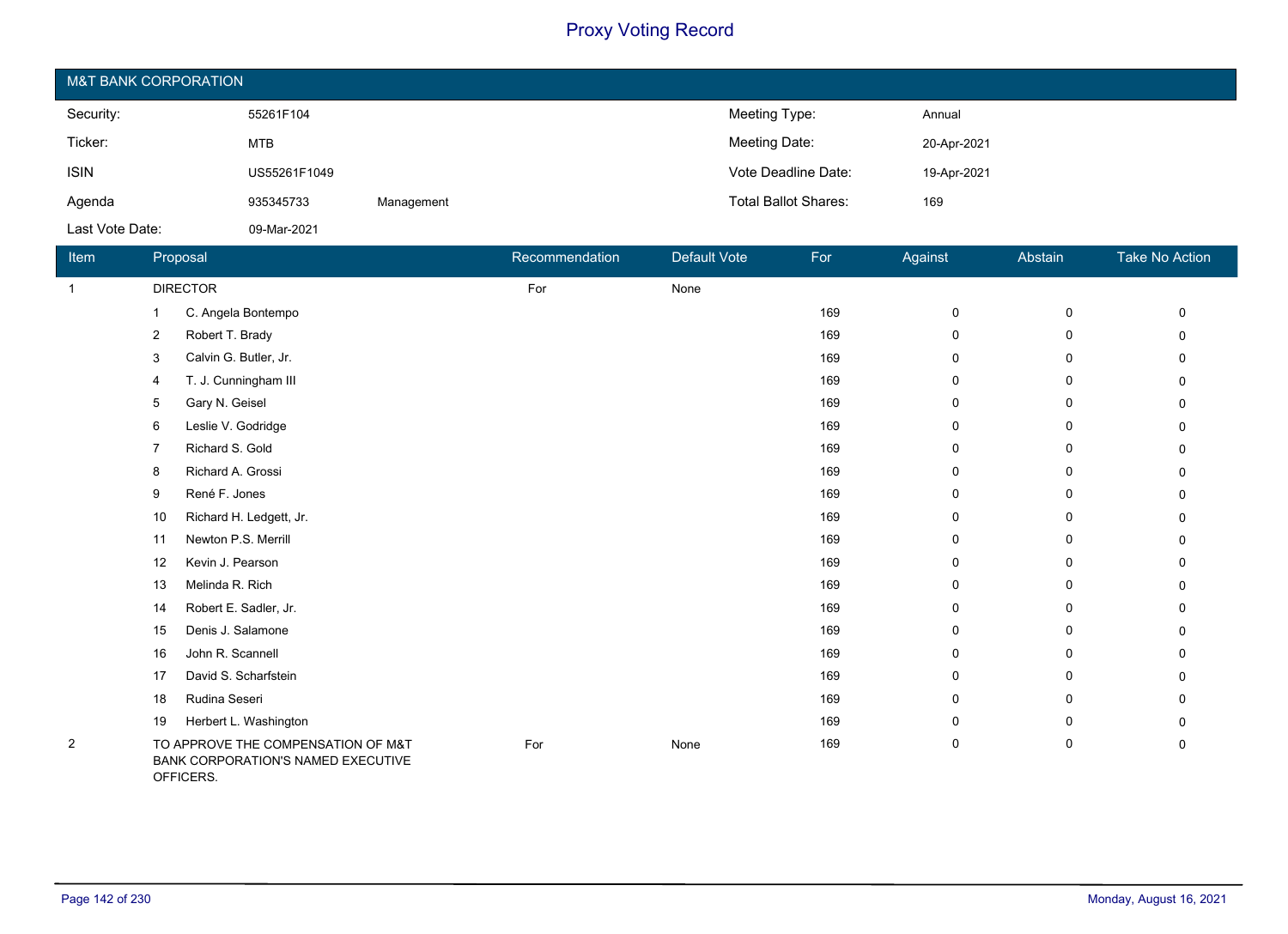# Proxy Voting Record

## M&T BANK CORPORATION

| | | | |
|---|---|---|---|
| Security: | 55261F104 | Meeting Type: | Annual |
| Ticker: | MTB | Meeting Date: | 20-Apr-2021 |
| ISIN | US55261F1049 | Vote Deadline Date: | 19-Apr-2021 |
| Agenda | 935345733 Management | Total Ballot Shares: | 169 |
| Last Vote Date: | 09-Mar-2021 | | |

| Item | Proposal | Recommendation | Default Vote | For | Against | Abstain | Take No Action |
|---|---|---|---|---|---|---|---|
| 1 | DIRECTOR | For | None | | | | |
| | 1 C. Angela Bontempo | | | 169 | 0 | 0 | 0 |
| | 2 Robert T. Brady | | | 169 | 0 | 0 | 0 |
| | 3 Calvin G. Butler, Jr. | | | 169 | 0 | 0 | 0 |
| | 4 T. J. Cunningham III | | | 169 | 0 | 0 | 0 |
| | 5 Gary N. Geisel | | | 169 | 0 | 0 | 0 |
| | 6 Leslie V. Godridge | | | 169 | 0 | 0 | 0 |
| | 7 Richard S. Gold | | | 169 | 0 | 0 | 0 |
| | 8 Richard A. Grossi | | | 169 | 0 | 0 | 0 |
| | 9 René F. Jones | | | 169 | 0 | 0 | 0 |
| | 10 Richard H. Ledgett, Jr. | | | 169 | 0 | 0 | 0 |
| | 11 Newton P.S. Merrill | | | 169 | 0 | 0 | 0 |
| | 12 Kevin J. Pearson | | | 169 | 0 | 0 | 0 |
| | 13 Melinda R. Rich | | | 169 | 0 | 0 | 0 |
| | 14 Robert E. Sadler, Jr. | | | 169 | 0 | 0 | 0 |
| | 15 Denis J. Salamone | | | 169 | 0 | 0 | 0 |
| | 16 John R. Scannell | | | 169 | 0 | 0 | 0 |
| | 17 David S. Scharfstein | | | 169 | 0 | 0 | 0 |
| | 18 Rudina Seseri | | | 169 | 0 | 0 | 0 |
| | 19 Herbert L. Washington | | | 169 | 0 | 0 | 0 |
| 2 | TO APPROVE THE COMPENSATION OF M&T BANK CORPORATION'S NAMED EXECUTIVE OFFICERS. | For | None | 169 | 0 | 0 | 0 |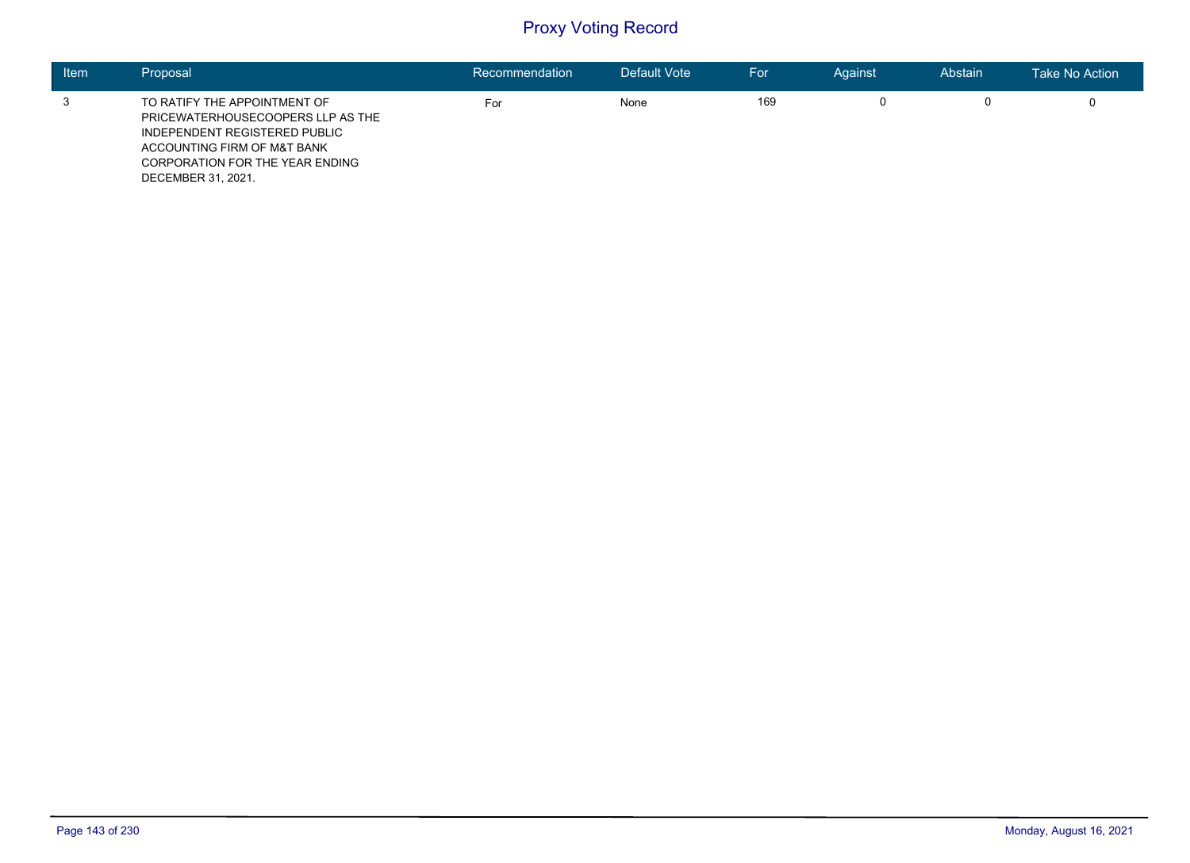# Proxy Voting Record

| Item | Proposal | Recommendation | Default Vote | For | Against | Abstain | Take No Action |
|---|---|---|---|---|---|---|---|
| 3 | TO RATIFY THE APPOINTMENT OF PRICEWATERHOUSECOOPERS LLP AS THE INDEPENDENT REGISTERED PUBLIC ACCOUNTING FIRM OF M&T BANK CORPORATION FOR THE YEAR ENDING DECEMBER 31, 2021. | For | None | 169 | 0 | 0 | 0 |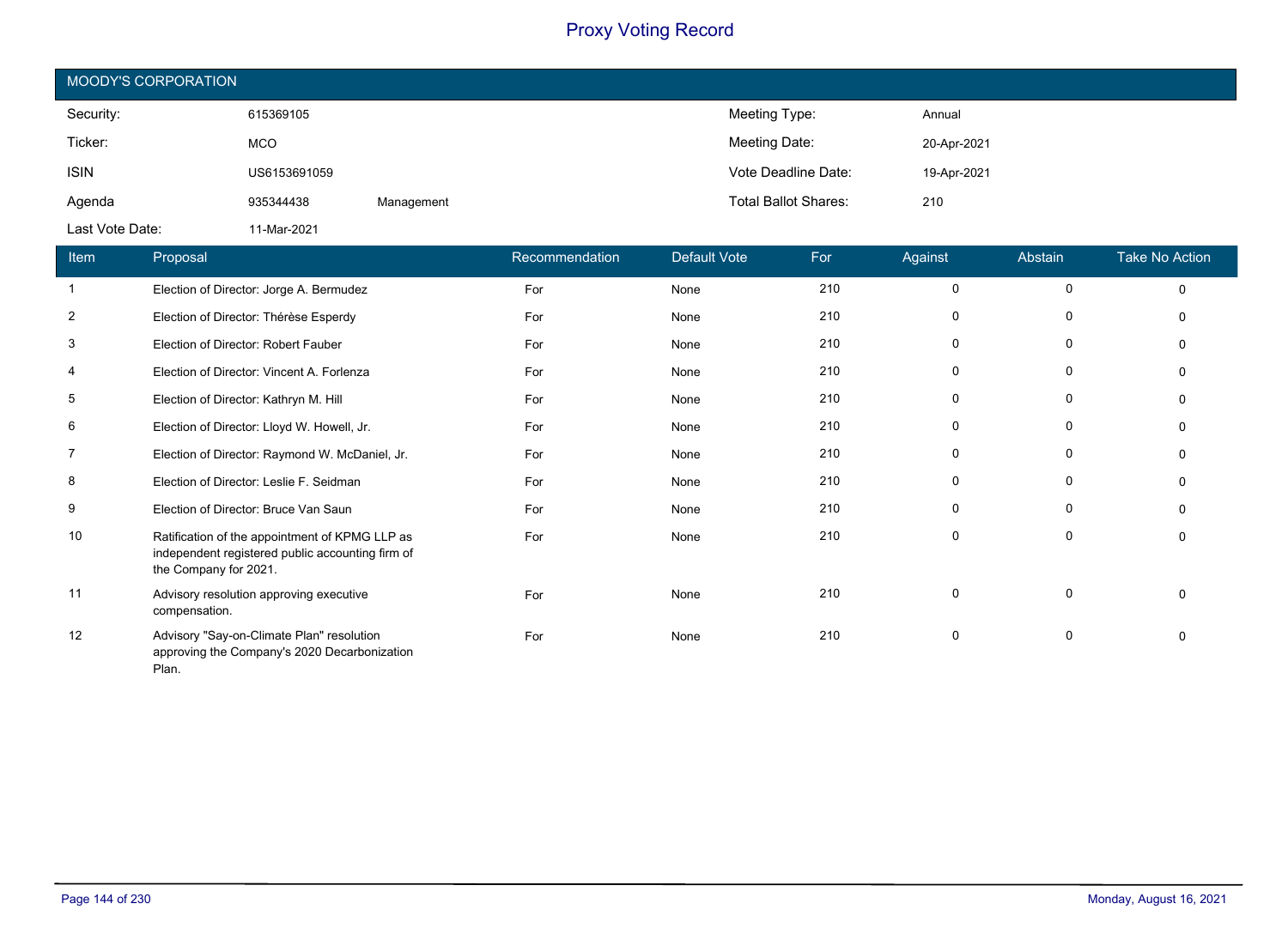# Proxy Voting Record

## MOODY'S CORPORATION

| | | | | |
|---|---|---|---|---|
| Security: | 615369105 | | Meeting Type: | Annual |
| Ticker: | MCO | | Meeting Date: | 20-Apr-2021 |
| ISIN | US6153691059 | | Vote Deadline Date: | 19-Apr-2021 |
| Agenda | 935344438 | Management | Total Ballot Shares: | 210 |
| Last Vote Date: | 11-Mar-2021 | | | |

| Item | Proposal | Recommendation | Default Vote | For | Against | Abstain | Take No Action |
|---|---|---|---|---|---|---|---|
| 1 | Election of Director: Jorge A. Bermudez | For | None | 210 | 0 | 0 | 0 |
| 2 | Election of Director: Thérèse Esperdy | For | None | 210 | 0 | 0 | 0 |
| 3 | Election of Director: Robert Fauber | For | None | 210 | 0 | 0 | 0 |
| 4 | Election of Director: Vincent A. Forlenza | For | None | 210 | 0 | 0 | 0 |
| 5 | Election of Director: Kathryn M. Hill | For | None | 210 | 0 | 0 | 0 |
| 6 | Election of Director: Lloyd W. Howell, Jr. | For | None | 210 | 0 | 0 | 0 |
| 7 | Election of Director: Raymond W. McDaniel, Jr. | For | None | 210 | 0 | 0 | 0 |
| 8 | Election of Director: Leslie F. Seidman | For | None | 210 | 0 | 0 | 0 |
| 9 | Election of Director: Bruce Van Saun | For | None | 210 | 0 | 0 | 0 |
| 10 | Ratification of the appointment of KPMG LLP as independent registered public accounting firm of the Company for 2021. | For | None | 210 | 0 | 0 | 0 |
| 11 | Advisory resolution approving executive compensation. | For | None | 210 | 0 | 0 | 0 |
| 12 | Advisory "Say-on-Climate Plan" resolution approving the Company's 2020 Decarbonization Plan. | For | None | 210 | 0 | 0 | 0 |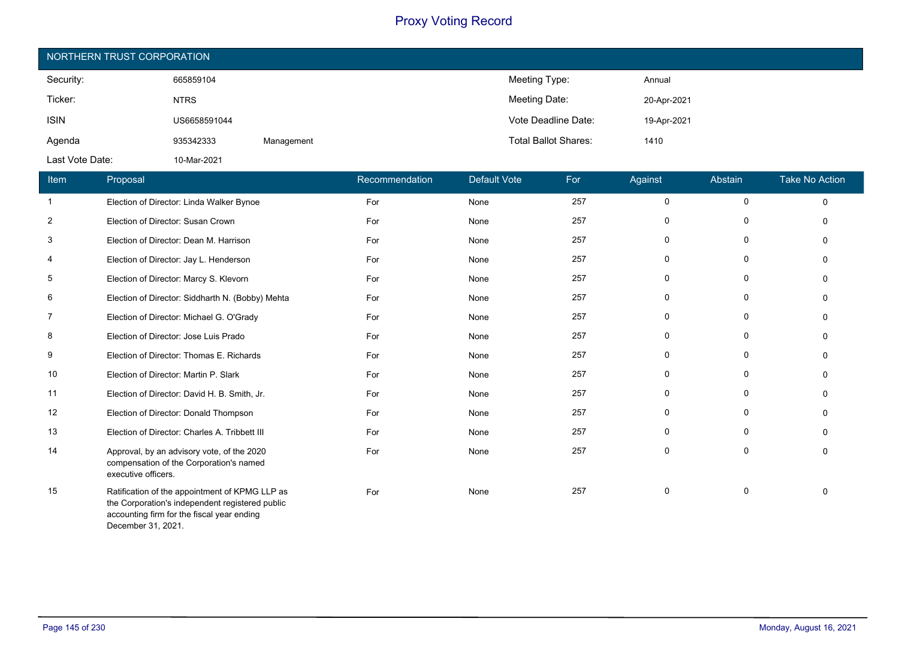# Proxy Voting Record

## NORTHERN TRUST CORPORATION

| | | | | |
|---|---|---|---|---|
| Security: | 665859104 | | Meeting Type: | Annual |
| Ticker: | NTRS | | Meeting Date: | 20-Apr-2021 |
| ISIN | US6658591044 | | Vote Deadline Date: | 19-Apr-2021 |
| Agenda | 935342333 | Management | Total Ballot Shares: | 1410 |
| Last Vote Date: | 10-Mar-2021 | | | |

| Item | Proposal | Recommendation | Default Vote | For | Against | Abstain | Take No Action |
|---|---|---|---|---|---|---|---|
| 1 | Election of Director: Linda Walker Bynoe | For | None | 257 | 0 | 0 | 0 |
| 2 | Election of Director: Susan Crown | For | None | 257 | 0 | 0 | 0 |
| 3 | Election of Director: Dean M. Harrison | For | None | 257 | 0 | 0 | 0 |
| 4 | Election of Director: Jay L. Henderson | For | None | 257 | 0 | 0 | 0 |
| 5 | Election of Director: Marcy S. Klevorn | For | None | 257 | 0 | 0 | 0 |
| 6 | Election of Director: Siddharth N. (Bobby) Mehta | For | None | 257 | 0 | 0 | 0 |
| 7 | Election of Director: Michael G. O'Grady | For | None | 257 | 0 | 0 | 0 |
| 8 | Election of Director: Jose Luis Prado | For | None | 257 | 0 | 0 | 0 |
| 9 | Election of Director: Thomas E. Richards | For | None | 257 | 0 | 0 | 0 |
| 10 | Election of Director: Martin P. Slark | For | None | 257 | 0 | 0 | 0 |
| 11 | Election of Director: David H. B. Smith, Jr. | For | None | 257 | 0 | 0 | 0 |
| 12 | Election of Director: Donald Thompson | For | None | 257 | 0 | 0 | 0 |
| 13 | Election of Director: Charles A. Tribbett III | For | None | 257 | 0 | 0 | 0 |
| 14 | Approval, by an advisory vote, of the 2020 compensation of the Corporation's named executive officers. | For | None | 257 | 0 | 0 | 0 |
| 15 | Ratification of the appointment of KPMG LLP as the Corporation's independent registered public accounting firm for the fiscal year ending December 31, 2021. | For | None | 257 | 0 | 0 | 0 |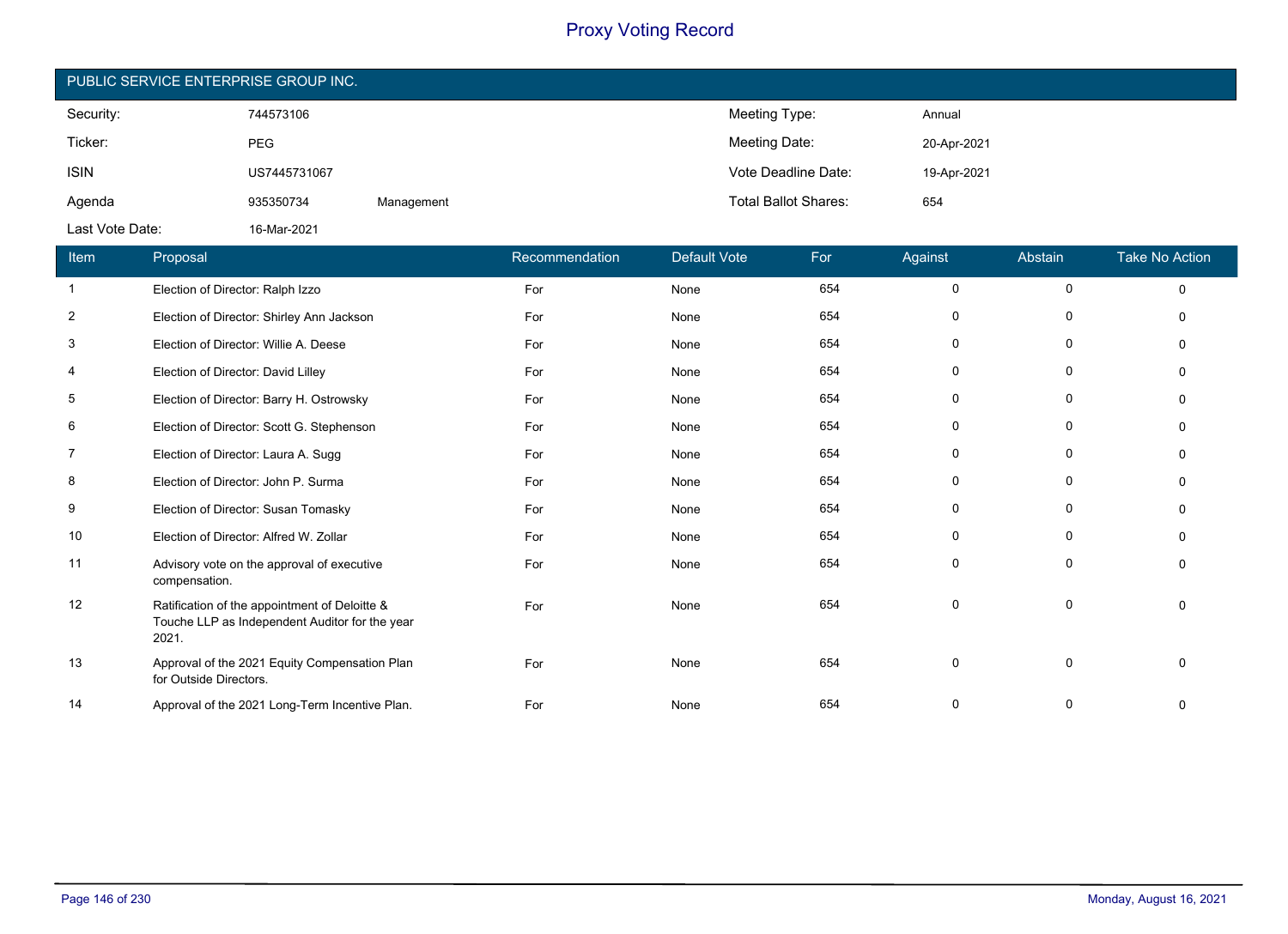# Proxy Voting Record

## PUBLIC SERVICE ENTERPRISE GROUP INC.

| | | | | |
|---|---|---|---|---|
| Security: | 744573106 | | Meeting Type: | Annual |
| Ticker: | PEG | | Meeting Date: | 20-Apr-2021 |
| ISIN | US7445731067 | | Vote Deadline Date: | 19-Apr-2021 |
| Agenda | 935350734 | Management | Total Ballot Shares: | 654 |
| Last Vote Date: | 16-Mar-2021 | | | |

| Item | Proposal | Recommendation | Default Vote | For | Against | Abstain | Take No Action |
|---|---|---|---|---|---|---|---|
| 1 | Election of Director: Ralph Izzo | For | None | 654 | 0 | 0 | 0 |
| 2 | Election of Director: Shirley Ann Jackson | For | None | 654 | 0 | 0 | 0 |
| 3 | Election of Director: Willie A. Deese | For | None | 654 | 0 | 0 | 0 |
| 4 | Election of Director: David Lilley | For | None | 654 | 0 | 0 | 0 |
| 5 | Election of Director: Barry H. Ostrowsky | For | None | 654 | 0 | 0 | 0 |
| 6 | Election of Director: Scott G. Stephenson | For | None | 654 | 0 | 0 | 0 |
| 7 | Election of Director: Laura A. Sugg | For | None | 654 | 0 | 0 | 0 |
| 8 | Election of Director: John P. Surma | For | None | 654 | 0 | 0 | 0 |
| 9 | Election of Director: Susan Tomasky | For | None | 654 | 0 | 0 | 0 |
| 10 | Election of Director: Alfred W. Zollar | For | None | 654 | 0 | 0 | 0 |
| 11 | Advisory vote on the approval of executive compensation. | For | None | 654 | 0 | 0 | 0 |
| 12 | Ratification of the appointment of Deloitte & Touche LLP as Independent Auditor for the year 2021. | For | None | 654 | 0 | 0 | 0 |
| 13 | Approval of the 2021 Equity Compensation Plan for Outside Directors. | For | None | 654 | 0 | 0 | 0 |
| 14 | Approval of the 2021 Long-Term Incentive Plan. | For | None | 654 | 0 | 0 | 0 |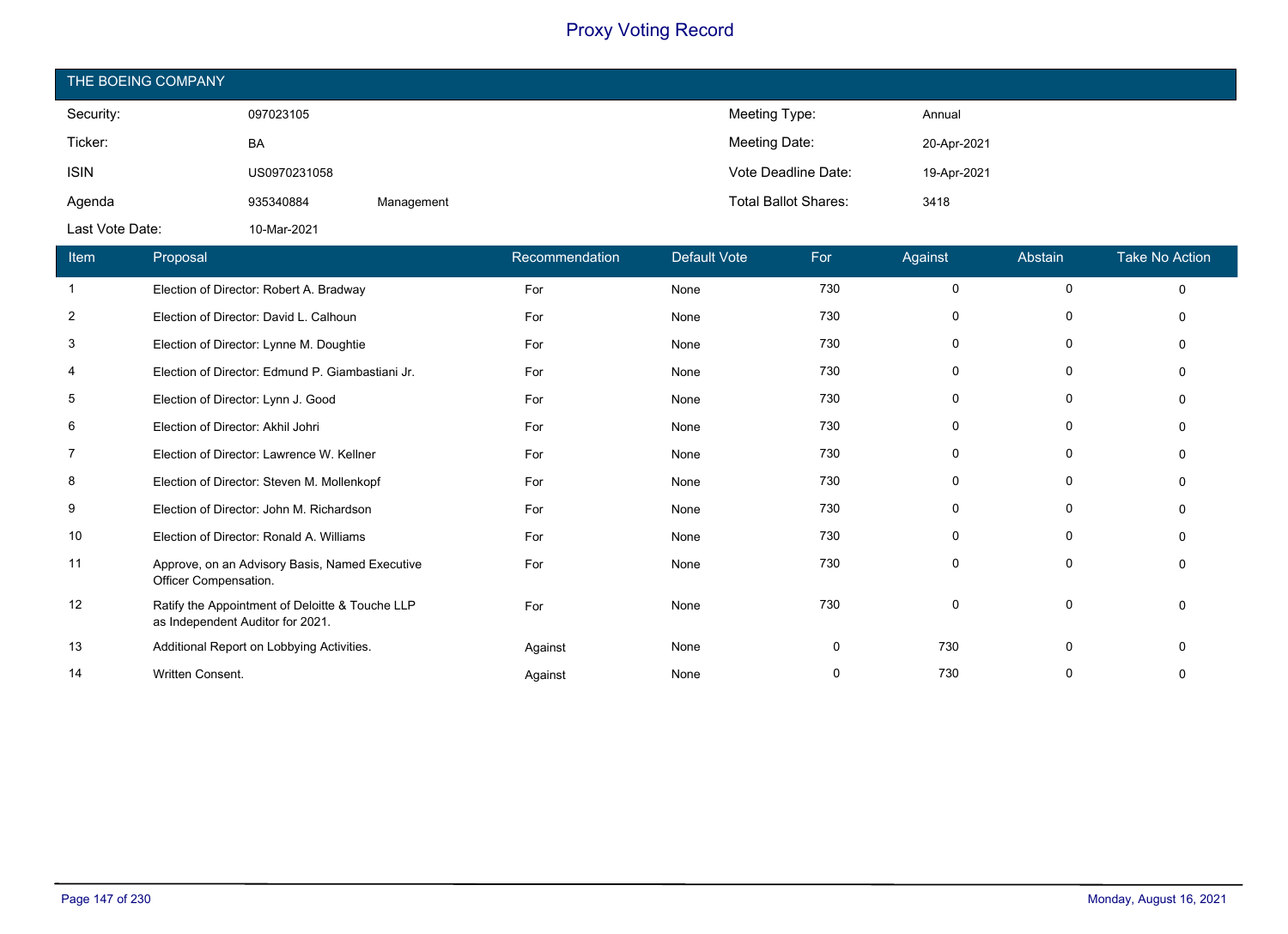# Proxy Voting Record

## THE BOEING COMPANY

| | | | | |
|---|---|---|---|---|
| Security: | 097023105 | | Meeting Type: | Annual |
| Ticker: | BA | | Meeting Date: | 20-Apr-2021 |
| ISIN | US0970231058 | | Vote Deadline Date: | 19-Apr-2021 |
| Agenda | 935340884 | Management | Total Ballot Shares: | 3418 |
| Last Vote Date: | 10-Mar-2021 | | | |

| Item | Proposal | Recommendation | Default Vote | For | Against | Abstain | Take No Action |
|---|---|---|---|---|---|---|---|
| 1 | Election of Director: Robert A. Bradway | For | None | 730 | 0 | 0 | 0 |
| 2 | Election of Director: David L. Calhoun | For | None | 730 | 0 | 0 | 0 |
| 3 | Election of Director: Lynne M. Doughtie | For | None | 730 | 0 | 0 | 0 |
| 4 | Election of Director: Edmund P. Giambastiani Jr. | For | None | 730 | 0 | 0 | 0 |
| 5 | Election of Director: Lynn J. Good | For | None | 730 | 0 | 0 | 0 |
| 6 | Election of Director: Akhil Johri | For | None | 730 | 0 | 0 | 0 |
| 7 | Election of Director: Lawrence W. Kellner | For | None | 730 | 0 | 0 | 0 |
| 8 | Election of Director: Steven M. Mollenkopf | For | None | 730 | 0 | 0 | 0 |
| 9 | Election of Director: John M. Richardson | For | None | 730 | 0 | 0 | 0 |
| 10 | Election of Director: Ronald A. Williams | For | None | 730 | 0 | 0 | 0 |
| 11 | Approve, on an Advisory Basis, Named Executive Officer Compensation. | For | None | 730 | 0 | 0 | 0 |
| 12 | Ratify the Appointment of Deloitte & Touche LLP as Independent Auditor for 2021. | For | None | 730 | 0 | 0 | 0 |
| 13 | Additional Report on Lobbying Activities. | Against | None | 0 | 730 | 0 | 0 |
| 14 | Written Consent. | Against | None | 0 | 730 | 0 | 0 |

Monday, August 16, 2021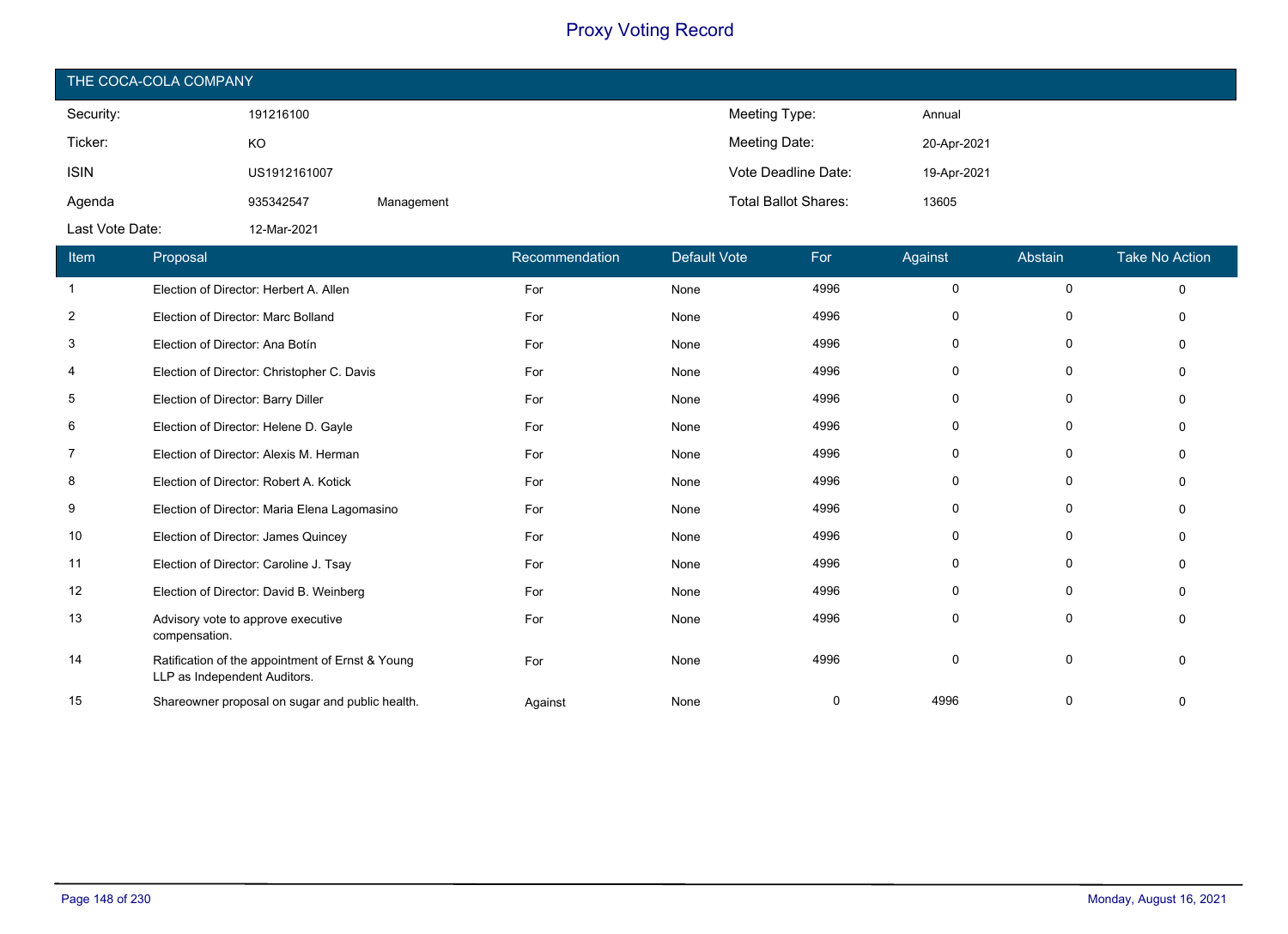# Proxy Voting Record

## THE COCA-COLA COMPANY

| | | | | |
|---|---|---|---|---|
| Security: | 191216100 | | Meeting Type: | Annual |
| Ticker: | KO | | Meeting Date: | 20-Apr-2021 |
| ISIN | US1912161007 | | Vote Deadline Date: | 19-Apr-2021 |
| Agenda | 935342547 | Management | Total Ballot Shares: | 13605 |
| Last Vote Date: | 12-Mar-2021 | | | |

| Item | Proposal | Recommendation | Default Vote | For | Against | Abstain | Take No Action |
|---|---|---|---|---|---|---|---|
| 1 | Election of Director: Herbert A. Allen | For | None | 4996 | 0 | 0 | 0 |
| 2 | Election of Director: Marc Bolland | For | None | 4996 | 0 | 0 | 0 |
| 3 | Election of Director: Ana Botín | For | None | 4996 | 0 | 0 | 0 |
| 4 | Election of Director: Christopher C. Davis | For | None | 4996 | 0 | 0 | 0 |
| 5 | Election of Director: Barry Diller | For | None | 4996 | 0 | 0 | 0 |
| 6 | Election of Director: Helene D. Gayle | For | None | 4996 | 0 | 0 | 0 |
| 7 | Election of Director: Alexis M. Herman | For | None | 4996 | 0 | 0 | 0 |
| 8 | Election of Director: Robert A. Kotick | For | None | 4996 | 0 | 0 | 0 |
| 9 | Election of Director: Maria Elena Lagomasino | For | None | 4996 | 0 | 0 | 0 |
| 10 | Election of Director: James Quincey | For | None | 4996 | 0 | 0 | 0 |
| 11 | Election of Director: Caroline J. Tsay | For | None | 4996 | 0 | 0 | 0 |
| 12 | Election of Director: David B. Weinberg | For | None | 4996 | 0 | 0 | 0 |
| 13 | Advisory vote to approve executive compensation. | For | None | 4996 | 0 | 0 | 0 |
| 14 | Ratification of the appointment of Ernst & Young LLP as Independent Auditors. | For | None | 4996 | 0 | 0 | 0 |
| 15 | Shareowner proposal on sugar and public health. | Against | None | 0 | 4996 | 0 | 0 |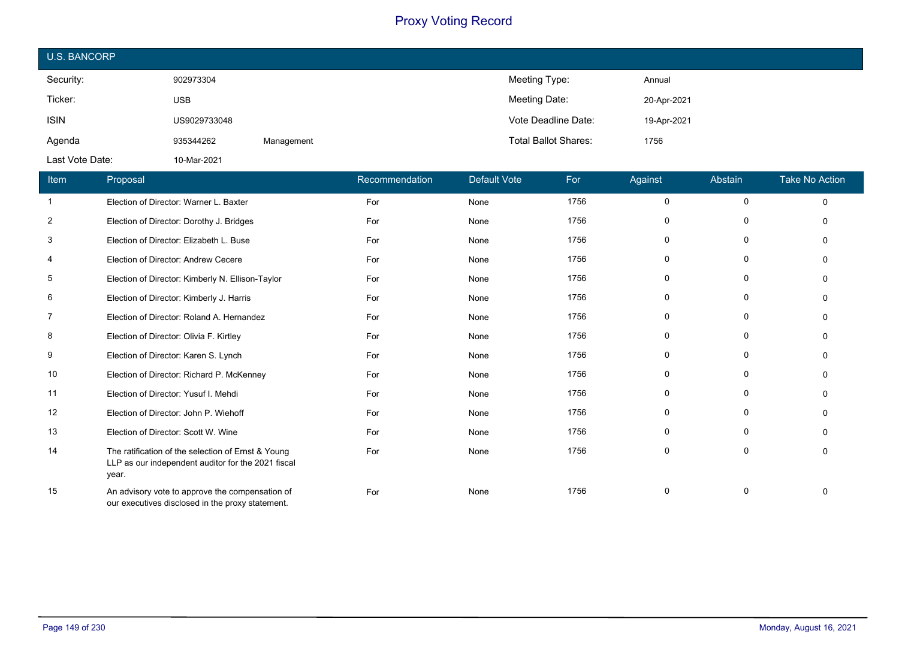# Proxy Voting Record

## U.S. BANCORP

| | | | | |
|---|---|---|---|---|
| Security: | 902973304 | | Meeting Type: | Annual |
| Ticker: | USB | | Meeting Date: | 20-Apr-2021 |
| ISIN | US9029733048 | | Vote Deadline Date: | 19-Apr-2021 |
| Agenda | 935344262 | Management | Total Ballot Shares: | 1756 |
| Last Vote Date: | 10-Mar-2021 | | | |

| Item | Proposal | Recommendation | Default Vote | For | Against | Abstain | Take No Action |
|---|---|---|---|---|---|---|---|
| 1 | Election of Director: Warner L. Baxter | For | None | 1756 | 0 | 0 | 0 |
| 2 | Election of Director: Dorothy J. Bridges | For | None | 1756 | 0 | 0 | 0 |
| 3 | Election of Director: Elizabeth L. Buse | For | None | 1756 | 0 | 0 | 0 |
| 4 | Election of Director: Andrew Cecere | For | None | 1756 | 0 | 0 | 0 |
| 5 | Election of Director: Kimberly N. Ellison-Taylor | For | None | 1756 | 0 | 0 | 0 |
| 6 | Election of Director: Kimberly J. Harris | For | None | 1756 | 0 | 0 | 0 |
| 7 | Election of Director: Roland A. Hernandez | For | None | 1756 | 0 | 0 | 0 |
| 8 | Election of Director: Olivia F. Kirtley | For | None | 1756 | 0 | 0 | 0 |
| 9 | Election of Director: Karen S. Lynch | For | None | 1756 | 0 | 0 | 0 |
| 10 | Election of Director: Richard P. McKenney | For | None | 1756 | 0 | 0 | 0 |
| 11 | Election of Director: Yusuf I. Mehdi | For | None | 1756 | 0 | 0 | 0 |
| 12 | Election of Director: John P. Wiehoff | For | None | 1756 | 0 | 0 | 0 |
| 13 | Election of Director: Scott W. Wine | For | None | 1756 | 0 | 0 | 0 |
| 14 | The ratification of the selection of Ernst & Young LLP as our independent auditor for the 2021 fiscal year. | For | None | 1756 | 0 | 0 | 0 |
| 15 | An advisory vote to approve the compensation of our executives disclosed in the proxy statement. | For | None | 1756 | 0 | 0 | 0 |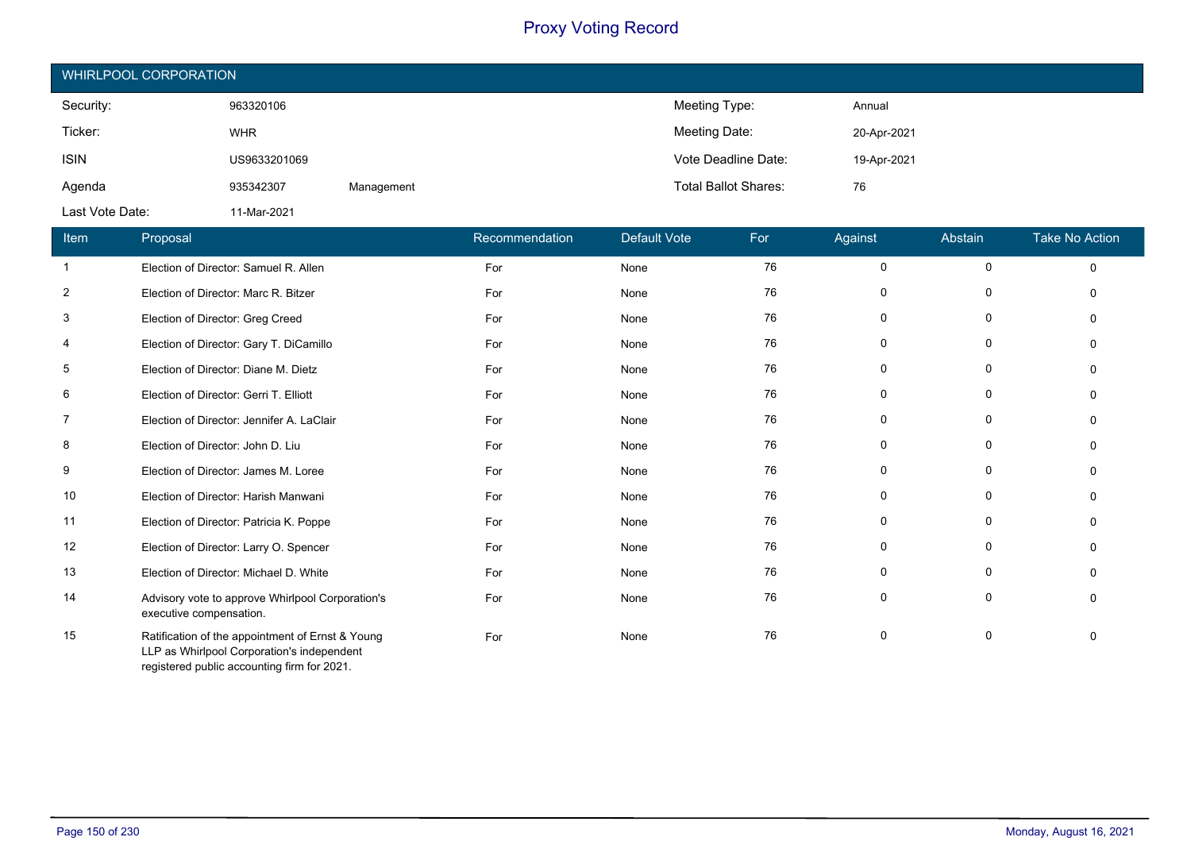# Proxy Voting Record

## WHIRLPOOL CORPORATION

| | | | | |
|---|---|---|---|---|
| Security: | 963320106 | | Meeting Type: | Annual |
| Ticker: | WHR | | Meeting Date: | 20-Apr-2021 |
| ISIN | US9633201069 | | Vote Deadline Date: | 19-Apr-2021 |
| Agenda | 935342307 | Management | Total Ballot Shares: | 76 |
| Last Vote Date: | 11-Mar-2021 | | | |

| Item | Proposal | Recommendation | Default Vote | For | Against | Abstain | Take No Action |
|---|---|---|---|---|---|---|---|
| 1 | Election of Director: Samuel R. Allen | For | None | 76 | 0 | 0 | 0 |
| 2 | Election of Director: Marc R. Bitzer | For | None | 76 | 0 | 0 | 0 |
| 3 | Election of Director: Greg Creed | For | None | 76 | 0 | 0 | 0 |
| 4 | Election of Director: Gary T. DiCamillo | For | None | 76 | 0 | 0 | 0 |
| 5 | Election of Director: Diane M. Dietz | For | None | 76 | 0 | 0 | 0 |
| 6 | Election of Director: Gerri T. Elliott | For | None | 76 | 0 | 0 | 0 |
| 7 | Election of Director: Jennifer A. LaClair | For | None | 76 | 0 | 0 | 0 |
| 8 | Election of Director: John D. Liu | For | None | 76 | 0 | 0 | 0 |
| 9 | Election of Director: James M. Loree | For | None | 76 | 0 | 0 | 0 |
| 10 | Election of Director: Harish Manwani | For | None | 76 | 0 | 0 | 0 |
| 11 | Election of Director: Patricia K. Poppe | For | None | 76 | 0 | 0 | 0 |
| 12 | Election of Director: Larry O. Spencer | For | None | 76 | 0 | 0 | 0 |
| 13 | Election of Director: Michael D. White | For | None | 76 | 0 | 0 | 0 |
| 14 | Advisory vote to approve Whirlpool Corporation's executive compensation. | For | None | 76 | 0 | 0 | 0 |
| 15 | Ratification of the appointment of Ernst & Young LLP as Whirlpool Corporation's independent registered public accounting firm for 2021. | For | None | 76 | 0 | 0 | 0 |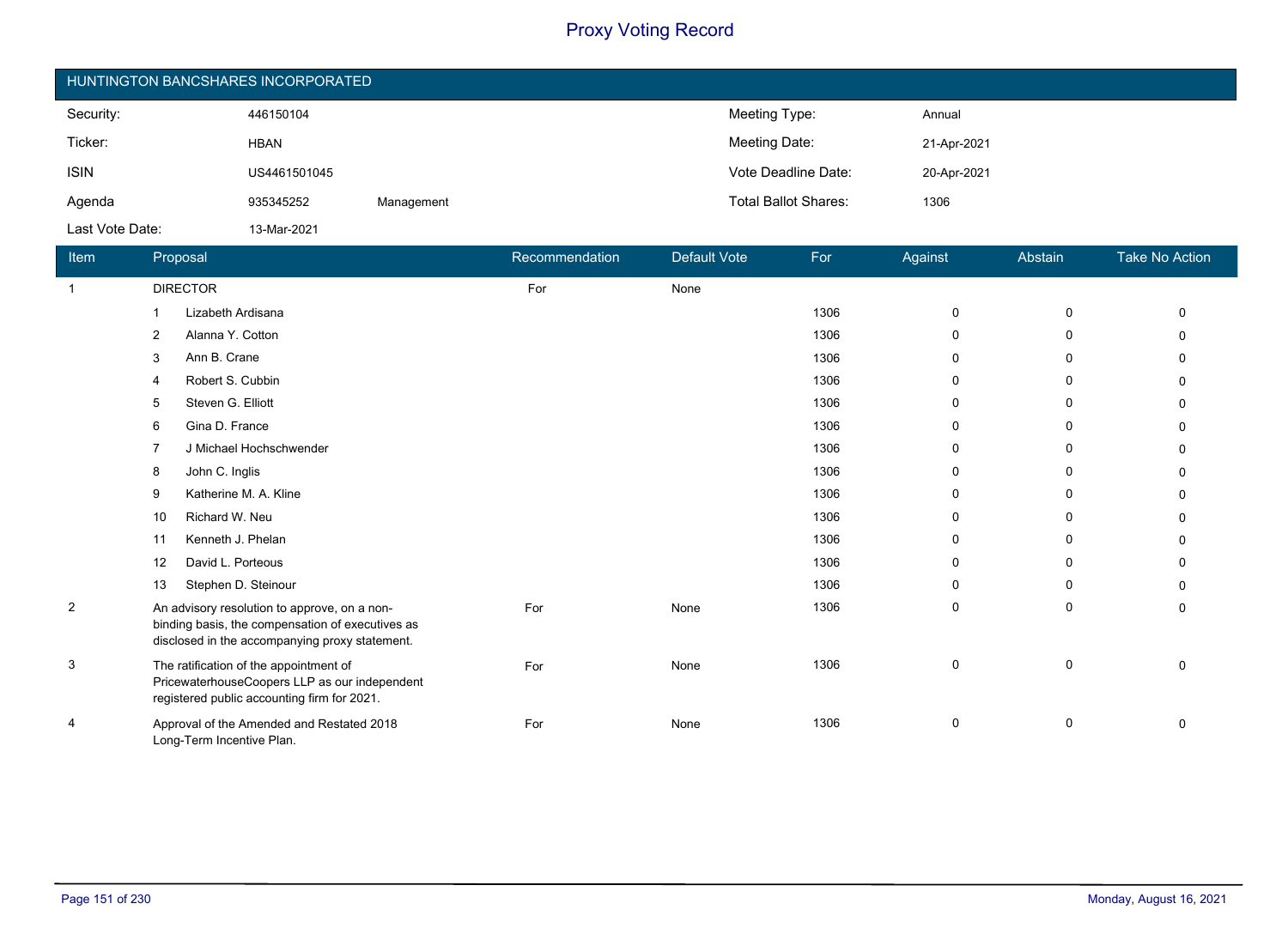# Proxy Voting Record

## HUNTINGTON BANCSHARES INCORPORATED

| | | | | |
|---|---|---|---|---|
| Security: | 446150104 | | Meeting Type: | Annual |
| Ticker: | HBAN | | Meeting Date: | 21-Apr-2021 |
| ISIN | US4461501045 | | Vote Deadline Date: | 20-Apr-2021 |
| Agenda | 935345252 | Management | Total Ballot Shares: | 1306 |
| Last Vote Date: | 13-Mar-2021 | | | |

| Item | Proposal | Recommendation | Default Vote | For | Against | Abstain | Take No Action |
|---|---|---|---|---|---|---|---|
| 1 | DIRECTOR | For | None | | | | |
| | 1 Lizabeth Ardisana | | | 1306 | 0 | 0 | 0 |
| | 2 Alanna Y. Cotton | | | 1306 | 0 | 0 | 0 |
| | 3 Ann B. Crane | | | 1306 | 0 | 0 | 0 |
| | 4 Robert S. Cubbin | | | 1306 | 0 | 0 | 0 |
| | 5 Steven G. Elliott | | | 1306 | 0 | 0 | 0 |
| | 6 Gina D. France | | | 1306 | 0 | 0 | 0 |
| | 7 J Michael Hochschwender | | | 1306 | 0 | 0 | 0 |
| | 8 John C. Inglis | | | 1306 | 0 | 0 | 0 |
| | 9 Katherine M. A. Kline | | | 1306 | 0 | 0 | 0 |
| | 10 Richard W. Neu | | | 1306 | 0 | 0 | 0 |
| | 11 Kenneth J. Phelan | | | 1306 | 0 | 0 | 0 |
| | 12 David L. Porteous | | | 1306 | 0 | 0 | 0 |
| | 13 Stephen D. Steinour | | | 1306 | 0 | 0 | 0 |
| 2 | An advisory resolution to approve, on a non-binding basis, the compensation of executives as disclosed in the accompanying proxy statement. | For | None | 1306 | 0 | 0 | 0 |
| 3 | The ratification of the appointment of PricewaterhouseCoopers LLP as our independent registered public accounting firm for 2021. | For | None | 1306 | 0 | 0 | 0 |
| 4 | Approval of the Amended and Restated 2018 Long-Term Incentive Plan. | For | None | 1306 | 0 | 0 | 0 |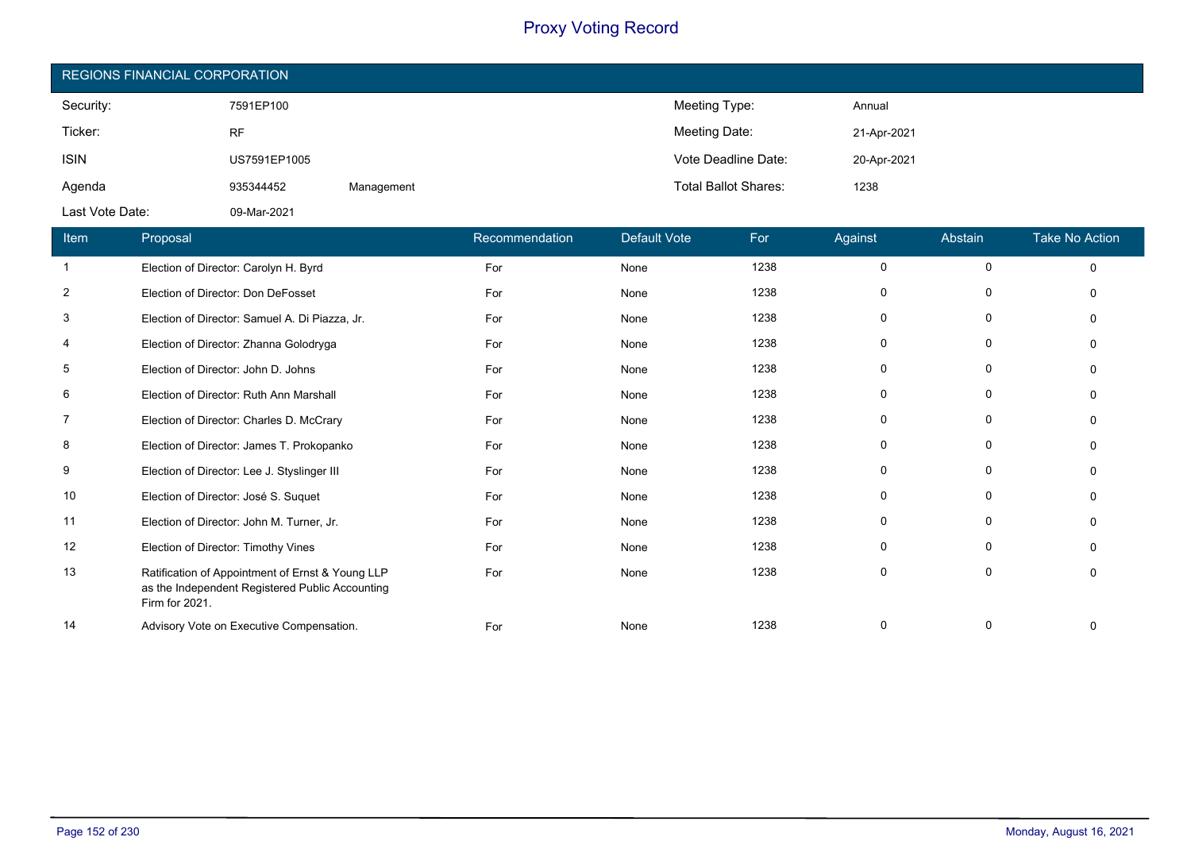# Proxy Voting Record

## REGIONS FINANCIAL CORPORATION

| | | | | |
|---|---|---|---|---|
| Security: | 7591EP100 | | Meeting Type: | Annual |
| Ticker: | RF | | Meeting Date: | 21-Apr-2021 |
| ISIN | US7591EP1005 | | Vote Deadline Date: | 20-Apr-2021 |
| Agenda | 935344452 | Management | Total Ballot Shares: | 1238 |
| Last Vote Date: | 09-Mar-2021 | | | |

| Item | Proposal | Recommendation | Default Vote | For | Against | Abstain | Take No Action |
|---|---|---|---|---|---|---|---|
| 1 | Election of Director: Carolyn H. Byrd | For | None | 1238 | 0 | 0 | 0 |
| 2 | Election of Director: Don DeFosset | For | None | 1238 | 0 | 0 | 0 |
| 3 | Election of Director: Samuel A. Di Piazza, Jr. | For | None | 1238 | 0 | 0 | 0 |
| 4 | Election of Director: Zhanna Golodryga | For | None | 1238 | 0 | 0 | 0 |
| 5 | Election of Director: John D. Johns | For | None | 1238 | 0 | 0 | 0 |
| 6 | Election of Director: Ruth Ann Marshall | For | None | 1238 | 0 | 0 | 0 |
| 7 | Election of Director: Charles D. McCrary | For | None | 1238 | 0 | 0 | 0 |
| 8 | Election of Director: James T. Prokopanko | For | None | 1238 | 0 | 0 | 0 |
| 9 | Election of Director: Lee J. Styslinger III | For | None | 1238 | 0 | 0 | 0 |
| 10 | Election of Director: José S. Suquet | For | None | 1238 | 0 | 0 | 0 |
| 11 | Election of Director: John M. Turner, Jr. | For | None | 1238 | 0 | 0 | 0 |
| 12 | Election of Director: Timothy Vines | For | None | 1238 | 0 | 0 | 0 |
| 13 | Ratification of Appointment of Ernst & Young LLP as the Independent Registered Public Accounting Firm for 2021. | For | None | 1238 | 0 | 0 | 0 |
| 14 | Advisory Vote on Executive Compensation. | For | None | 1238 | 0 | 0 | 0 |

Monday, August 16, 2021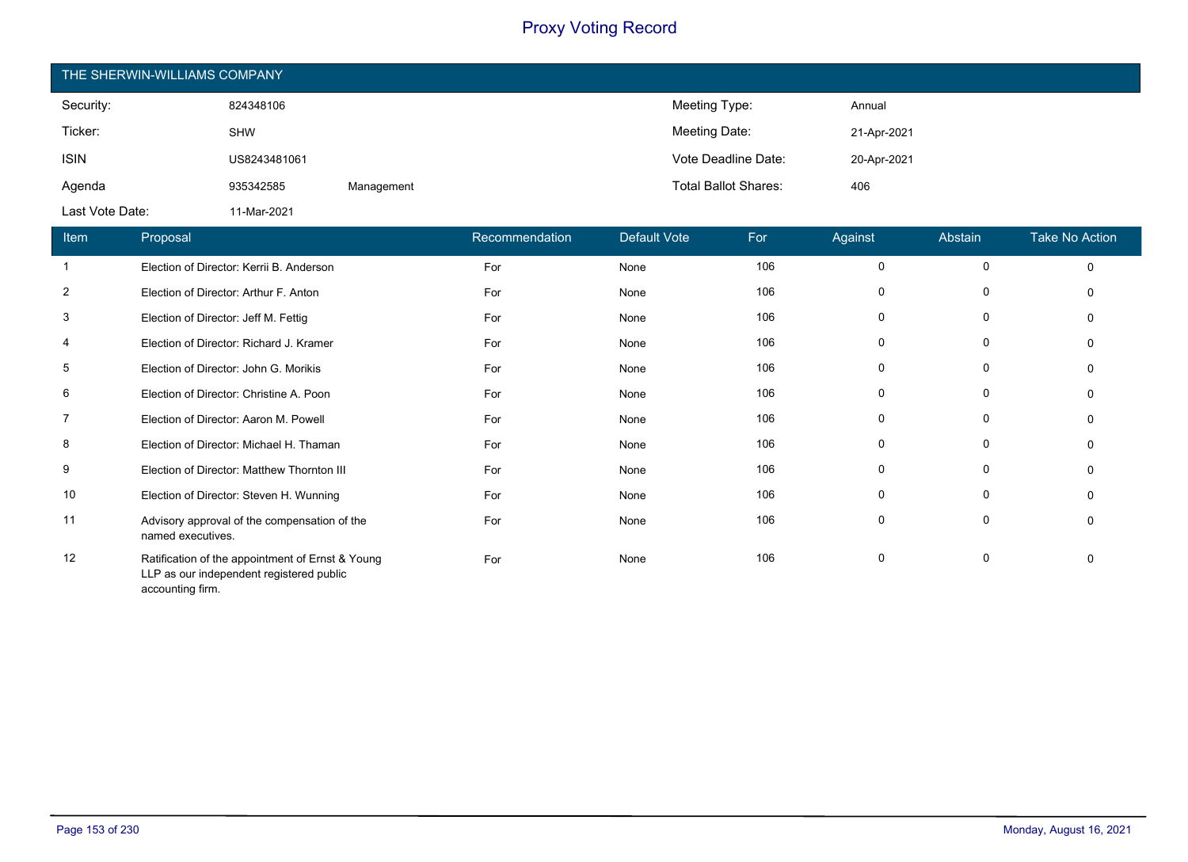# Proxy Voting Record

## THE SHERWIN-WILLIAMS COMPANY

| | | | | |
|---|---|---|---|---|
| Security: | 824348106 | | Meeting Type: | Annual |
| Ticker: | SHW | | Meeting Date: | 21-Apr-2021 |
| ISIN | US8243481061 | | Vote Deadline Date: | 20-Apr-2021 |
| Agenda | 935342585 | Management | Total Ballot Shares: | 406 |
| Last Vote Date: | 11-Mar-2021 | | | |

| Item | Proposal | Recommendation | Default Vote | For | Against | Abstain | Take No Action |
|---|---|---|---|---|---|---|---|
| 1 | Election of Director: Kerrii B. Anderson | For | None | 106 | 0 | 0 | 0 |
| 2 | Election of Director: Arthur F. Anton | For | None | 106 | 0 | 0 | 0 |
| 3 | Election of Director: Jeff M. Fettig | For | None | 106 | 0 | 0 | 0 |
| 4 | Election of Director: Richard J. Kramer | For | None | 106 | 0 | 0 | 0 |
| 5 | Election of Director: John G. Morikis | For | None | 106 | 0 | 0 | 0 |
| 6 | Election of Director: Christine A. Poon | For | None | 106 | 0 | 0 | 0 |
| 7 | Election of Director: Aaron M. Powell | For | None | 106 | 0 | 0 | 0 |
| 8 | Election of Director: Michael H. Thaman | For | None | 106 | 0 | 0 | 0 |
| 9 | Election of Director: Matthew Thornton III | For | None | 106 | 0 | 0 | 0 |
| 10 | Election of Director: Steven H. Wunning | For | None | 106 | 0 | 0 | 0 |
| 11 | Advisory approval of the compensation of the named executives. | For | None | 106 | 0 | 0 | 0 |
| 12 | Ratification of the appointment of Ernst & Young LLP as our independent registered public accounting firm. | For | None | 106 | 0 | 0 | 0 |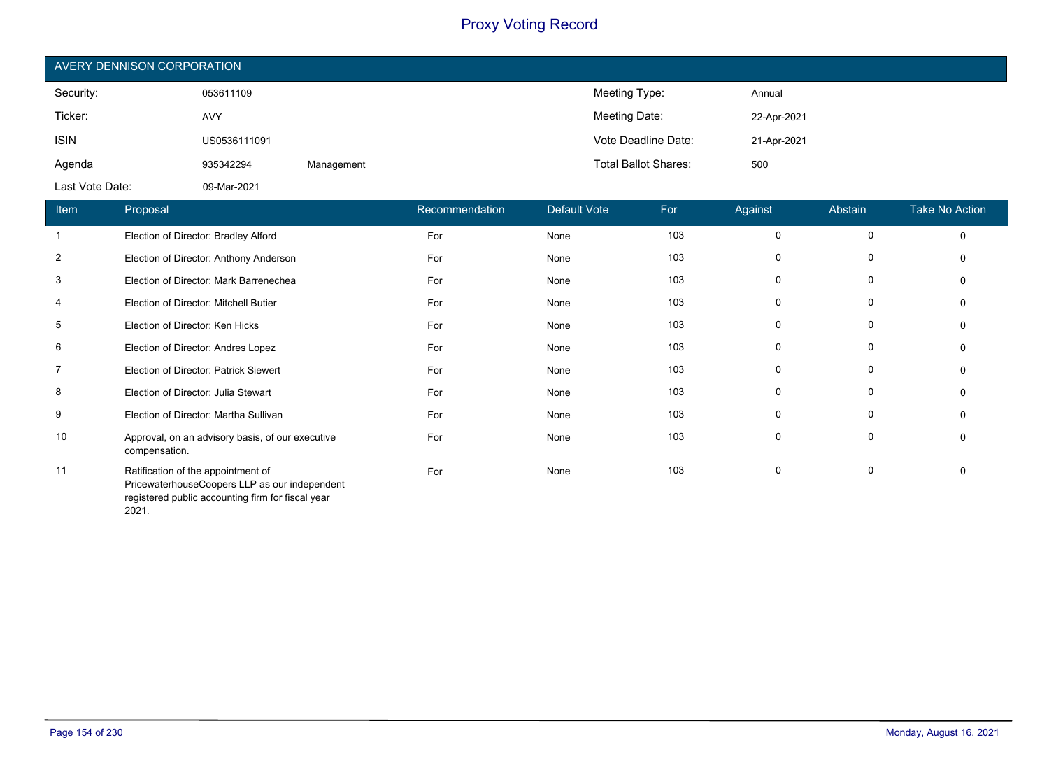# Proxy Voting Record

## AVERY DENNISON CORPORATION

| | | | | |
|---|---|---|---|---|
| Security: | 053611109 | | Meeting Type: | Annual |
| Ticker: | AVY | | Meeting Date: | 22-Apr-2021 |
| ISIN | US0536111091 | | Vote Deadline Date: | 21-Apr-2021 |
| Agenda | 935342294 | Management | Total Ballot Shares: | 500 |
| Last Vote Date: | 09-Mar-2021 | | | |

| Item | Proposal | Recommendation | Default Vote | For | Against | Abstain | Take No Action |
|---|---|---|---|---|---|---|---|
| 1 | Election of Director: Bradley Alford | For | None | 103 | 0 | 0 | 0 |
| 2 | Election of Director: Anthony Anderson | For | None | 103 | 0 | 0 | 0 |
| 3 | Election of Director: Mark Barrenechea | For | None | 103 | 0 | 0 | 0 |
| 4 | Election of Director: Mitchell Butier | For | None | 103 | 0 | 0 | 0 |
| 5 | Election of Director: Ken Hicks | For | None | 103 | 0 | 0 | 0 |
| 6 | Election of Director: Andres Lopez | For | None | 103 | 0 | 0 | 0 |
| 7 | Election of Director: Patrick Siewert | For | None | 103 | 0 | 0 | 0 |
| 8 | Election of Director: Julia Stewart | For | None | 103 | 0 | 0 | 0 |
| 9 | Election of Director: Martha Sullivan | For | None | 103 | 0 | 0 | 0 |
| 10 | Approval, on an advisory basis, of our executive compensation. | For | None | 103 | 0 | 0 | 0 |
| 11 | Ratification of the appointment of PricewaterhouseCoopers LLP as our independent registered public accounting firm for fiscal year 2021. | For | None | 103 | 0 | 0 | 0 |

Monday, August 16, 2021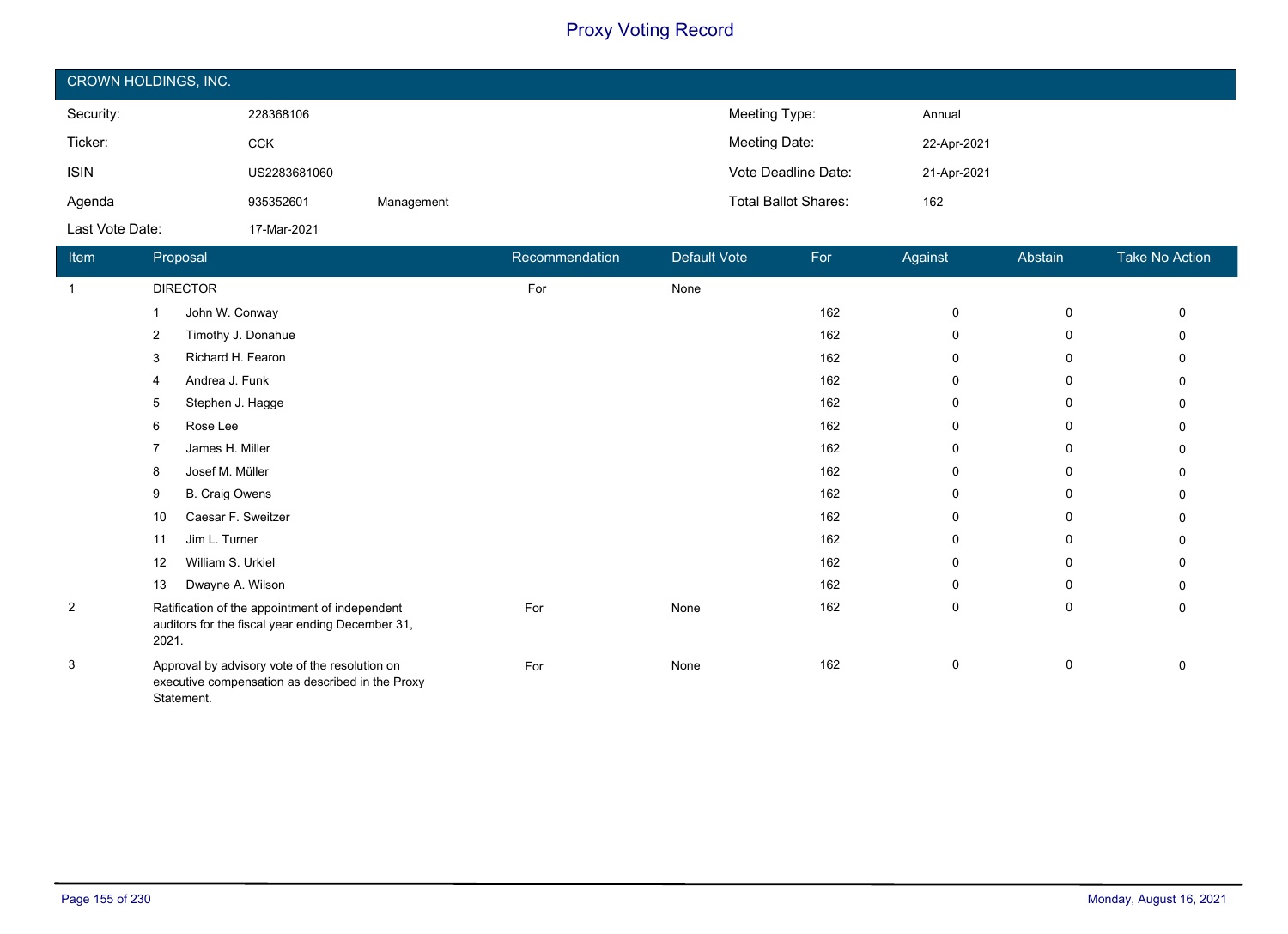# Proxy Voting Record

## CROWN HOLDINGS, INC.

| | | | | |
|---|---|---|---|---|
| Security: | 228368106 | | Meeting Type: | Annual |
| Ticker: | CCK | | Meeting Date: | 22-Apr-2021 |
| ISIN | US2283681060 | | Vote Deadline Date: | 21-Apr-2021 |
| Agenda | 935352601 | Management | Total Ballot Shares: | 162 |
| Last Vote Date: | 17-Mar-2021 | | | |

| Item | Proposal | Recommendation | Default Vote | For | Against | Abstain | Take No Action |
|---|---|---|---|---|---|---|---|
| 1 | DIRECTOR | For | None | | | | |
| | 1 John W. Conway | | | 162 | 0 | 0 | 0 |
| | 2 Timothy J. Donahue | | | 162 | 0 | 0 | 0 |
| | 3 Richard H. Fearon | | | 162 | 0 | 0 | 0 |
| | 4 Andrea J. Funk | | | 162 | 0 | 0 | 0 |
| | 5 Stephen J. Hagge | | | 162 | 0 | 0 | 0 |
| | 6 Rose Lee | | | 162 | 0 | 0 | 0 |
| | 7 James H. Miller | | | 162 | 0 | 0 | 0 |
| | 8 Josef M. Müller | | | 162 | 0 | 0 | 0 |
| | 9 B. Craig Owens | | | 162 | 0 | 0 | 0 |
| | 10 Caesar F. Sweitzer | | | 162 | 0 | 0 | 0 |
| | 11 Jim L. Turner | | | 162 | 0 | 0 | 0 |
| | 12 William S. Urkiel | | | 162 | 0 | 0 | 0 |
| | 13 Dwayne A. Wilson | | | 162 | 0 | 0 | 0 |
| 2 | Ratification of the appointment of independent auditors for the fiscal year ending December 31, 2021. | For | None | 162 | 0 | 0 | 0 |
| 3 | Approval by advisory vote of the resolution on executive compensation as described in the Proxy Statement. | For | None | 162 | 0 | 0 | 0 |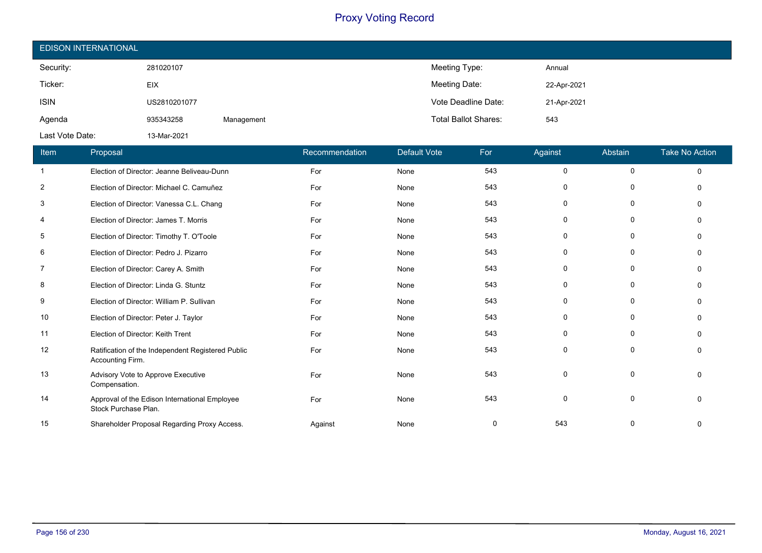# Proxy Voting Record

## EDISON INTERNATIONAL

| | | | | |
|---|---|---|---|---|
| Security: | 281020107 | | Meeting Type: | Annual |
| Ticker: | EIX | | Meeting Date: | 22-Apr-2021 |
| ISIN | US2810201077 | | Vote Deadline Date: | 21-Apr-2021 |
| Agenda | 935343258 | Management | Total Ballot Shares: | 543 |
| Last Vote Date: | 13-Mar-2021 | | | |

| Item | Proposal | Recommendation | Default Vote | For | Against | Abstain | Take No Action |
|---|---|---|---|---|---|---|---|
| 1 | Election of Director: Jeanne Beliveau-Dunn | For | None | 543 | 0 | 0 | 0 |
| 2 | Election of Director: Michael C. Camuñez | For | None | 543 | 0 | 0 | 0 |
| 3 | Election of Director: Vanessa C.L. Chang | For | None | 543 | 0 | 0 | 0 |
| 4 | Election of Director: James T. Morris | For | None | 543 | 0 | 0 | 0 |
| 5 | Election of Director: Timothy T. O'Toole | For | None | 543 | 0 | 0 | 0 |
| 6 | Election of Director: Pedro J. Pizarro | For | None | 543 | 0 | 0 | 0 |
| 7 | Election of Director: Carey A. Smith | For | None | 543 | 0 | 0 | 0 |
| 8 | Election of Director: Linda G. Stuntz | For | None | 543 | 0 | 0 | 0 |
| 9 | Election of Director: William P. Sullivan | For | None | 543 | 0 | 0 | 0 |
| 10 | Election of Director: Peter J. Taylor | For | None | 543 | 0 | 0 | 0 |
| 11 | Election of Director: Keith Trent | For | None | 543 | 0 | 0 | 0 |
| 12 | Ratification of the Independent Registered Public Accounting Firm. | For | None | 543 | 0 | 0 | 0 |
| 13 | Advisory Vote to Approve Executive Compensation. | For | None | 543 | 0 | 0 | 0 |
| 14 | Approval of the Edison International Employee Stock Purchase Plan. | For | None | 543 | 0 | 0 | 0 |
| 15 | Shareholder Proposal Regarding Proxy Access. | Against | None | 0 | 543 | 0 | 0 |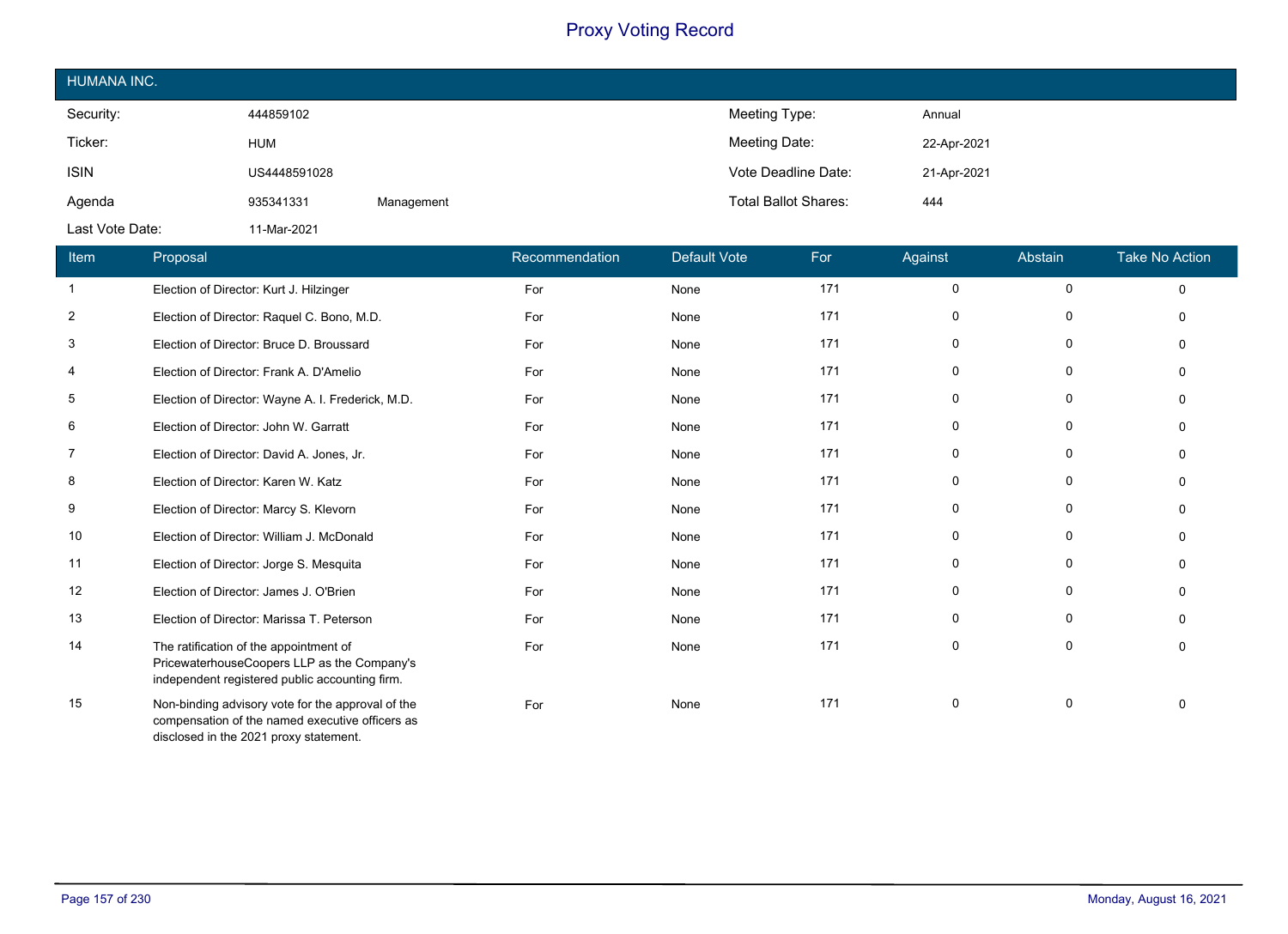# Proxy Voting Record

## HUMANA INC.

| | | | | |
|---|---|---|---|---|
| Security: | 444859102 | | Meeting Type: | Annual |
| Ticker: | HUM | | Meeting Date: | 22-Apr-2021 |
| ISIN | US4448591028 | | Vote Deadline Date: | 21-Apr-2021 |
| Agenda | 935341331 | Management | Total Ballot Shares: | 444 |
| Last Vote Date: | 11-Mar-2021 | | | |

| Item | Proposal | Recommendation | Default Vote | For | Against | Abstain | Take No Action |
|---|---|---|---|---|---|---|---|
| 1 | Election of Director: Kurt J. Hilzinger | For | None | 171 | 0 | 0 | 0 |
| 2 | Election of Director: Raquel C. Bono, M.D. | For | None | 171 | 0 | 0 | 0 |
| 3 | Election of Director: Bruce D. Broussard | For | None | 171 | 0 | 0 | 0 |
| 4 | Election of Director: Frank A. D'Amelio | For | None | 171 | 0 | 0 | 0 |
| 5 | Election of Director: Wayne A. I. Frederick, M.D. | For | None | 171 | 0 | 0 | 0 |
| 6 | Election of Director: John W. Garratt | For | None | 171 | 0 | 0 | 0 |
| 7 | Election of Director: David A. Jones, Jr. | For | None | 171 | 0 | 0 | 0 |
| 8 | Election of Director: Karen W. Katz | For | None | 171 | 0 | 0 | 0 |
| 9 | Election of Director: Marcy S. Klevorn | For | None | 171 | 0 | 0 | 0 |
| 10 | Election of Director: William J. McDonald | For | None | 171 | 0 | 0 | 0 |
| 11 | Election of Director: Jorge S. Mesquita | For | None | 171 | 0 | 0 | 0 |
| 12 | Election of Director: James J. O'Brien | For | None | 171 | 0 | 0 | 0 |
| 13 | Election of Director: Marissa T. Peterson | For | None | 171 | 0 | 0 | 0 |
| 14 | The ratification of the appointment of PricewaterhouseCoopers LLP as the Company's independent registered public accounting firm. | For | None | 171 | 0 | 0 | 0 |
| 15 | Non-binding advisory vote for the approval of the compensation of the named executive officers as disclosed in the 2021 proxy statement. | For | None | 171 | 0 | 0 | 0 |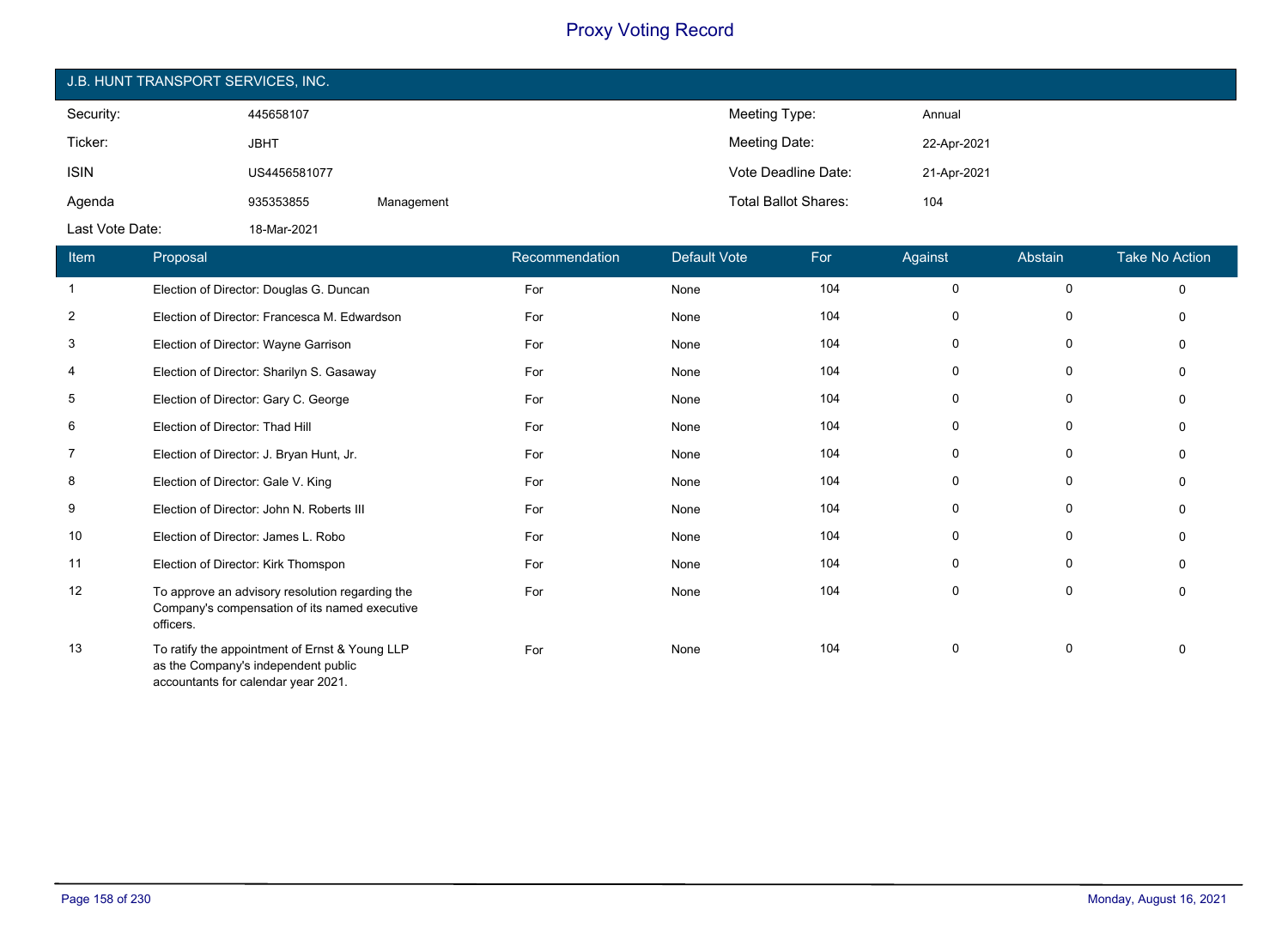# Proxy Voting Record

## J.B. HUNT TRANSPORT SERVICES, INC.

| | | | | |
|---|---|---|---|---|
| Security: | 445658107 | | Meeting Type: | Annual |
| Ticker: | JBHT | | Meeting Date: | 22-Apr-2021 |
| ISIN | US4456581077 | | Vote Deadline Date: | 21-Apr-2021 |
| Agenda | 935353855 | Management | Total Ballot Shares: | 104 |
| Last Vote Date: | 18-Mar-2021 | | | |

| Item | Proposal | Recommendation | Default Vote | For | Against | Abstain | Take No Action |
|---|---|---|---|---|---|---|---|
| 1 | Election of Director: Douglas G. Duncan | For | None | 104 | 0 | 0 | 0 |
| 2 | Election of Director: Francesca M. Edwardson | For | None | 104 | 0 | 0 | 0 |
| 3 | Election of Director: Wayne Garrison | For | None | 104 | 0 | 0 | 0 |
| 4 | Election of Director: Sharilyn S. Gasaway | For | None | 104 | 0 | 0 | 0 |
| 5 | Election of Director: Gary C. George | For | None | 104 | 0 | 0 | 0 |
| 6 | Election of Director: Thad Hill | For | None | 104 | 0 | 0 | 0 |
| 7 | Election of Director: J. Bryan Hunt, Jr. | For | None | 104 | 0 | 0 | 0 |
| 8 | Election of Director: Gale V. King | For | None | 104 | 0 | 0 | 0 |
| 9 | Election of Director: John N. Roberts III | For | None | 104 | 0 | 0 | 0 |
| 10 | Election of Director: James L. Robo | For | None | 104 | 0 | 0 | 0 |
| 11 | Election of Director: Kirk Thompson | For | None | 104 | 0 | 0 | 0 |
| 12 | To approve an advisory resolution regarding the Company's compensation of its named executive officers. | For | None | 104 | 0 | 0 | 0 |
| 13 | To ratify the appointment of Ernst & Young LLP as the Company's independent public accountants for calendar year 2021. | For | None | 104 | 0 | 0 | 0 |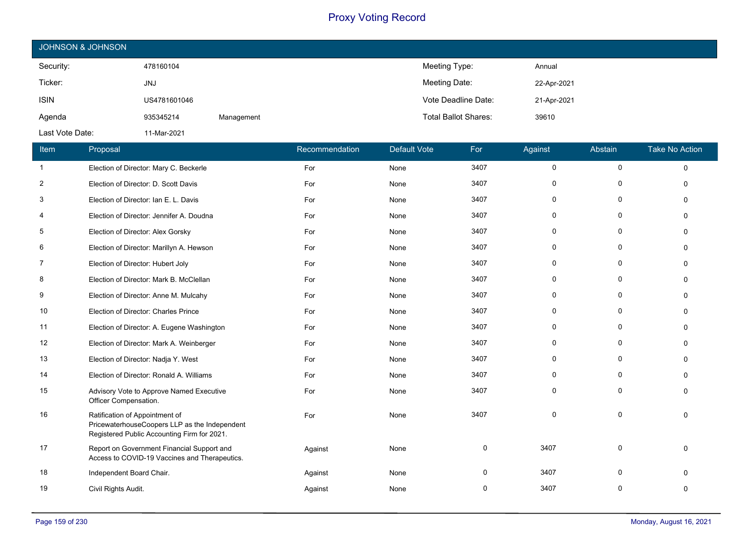# Proxy Voting Record

## JOHNSON & JOHNSON

| | | | | |
|---|---|---|---|---|
| Security: | 478160104 | | Meeting Type: | Annual |
| Ticker: | JNJ | | Meeting Date: | 22-Apr-2021 |
| ISIN | US4781601046 | | Vote Deadline Date: | 21-Apr-2021 |
| Agenda | 935345214 | Management | Total Ballot Shares: | 39610 |
| Last Vote Date: | 11-Mar-2021 | | | |

| Item | Proposal | Recommendation | Default Vote | For | Against | Abstain | Take No Action |
|---|---|---|---|---|---|---|---|
| 1 | Election of Director: Mary C. Beckerle | For | None | 3407 | 0 | 0 | 0 |
| 2 | Election of Director: D. Scott Davis | For | None | 3407 | 0 | 0 | 0 |
| 3 | Election of Director: Ian E. L. Davis | For | None | 3407 | 0 | 0 | 0 |
| 4 | Election of Director: Jennifer A. Doudna | For | None | 3407 | 0 | 0 | 0 |
| 5 | Election of Director: Alex Gorsky | For | None | 3407 | 0 | 0 | 0 |
| 6 | Election of Director: Marillyn A. Hewson | For | None | 3407 | 0 | 0 | 0 |
| 7 | Election of Director: Hubert Joly | For | None | 3407 | 0 | 0 | 0 |
| 8 | Election of Director: Mark B. McClellan | For | None | 3407 | 0 | 0 | 0 |
| 9 | Election of Director: Anne M. Mulcahy | For | None | 3407 | 0 | 0 | 0 |
| 10 | Election of Director: Charles Prince | For | None | 3407 | 0 | 0 | 0 |
| 11 | Election of Director: A. Eugene Washington | For | None | 3407 | 0 | 0 | 0 |
| 12 | Election of Director: Mark A. Weinberger | For | None | 3407 | 0 | 0 | 0 |
| 13 | Election of Director: Nadja Y. West | For | None | 3407 | 0 | 0 | 0 |
| 14 | Election of Director: Ronald A. Williams | For | None | 3407 | 0 | 0 | 0 |
| 15 | Advisory Vote to Approve Named Executive Officer Compensation. | For | None | 3407 | 0 | 0 | 0 |
| 16 | Ratification of Appointment of PricewaterhouseCoopers LLP as the Independent Registered Public Accounting Firm for 2021. | For | None | 3407 | 0 | 0 | 0 |
| 17 | Report on Government Financial Support and Access to COVID-19 Vaccines and Therapeutics. | Against | None | 0 | 3407 | 0 | 0 |
| 18 | Independent Board Chair. | Against | None | 0 | 3407 | 0 | 0 |
| 19 | Civil Rights Audit. | Against | None | 0 | 3407 | 0 | 0 |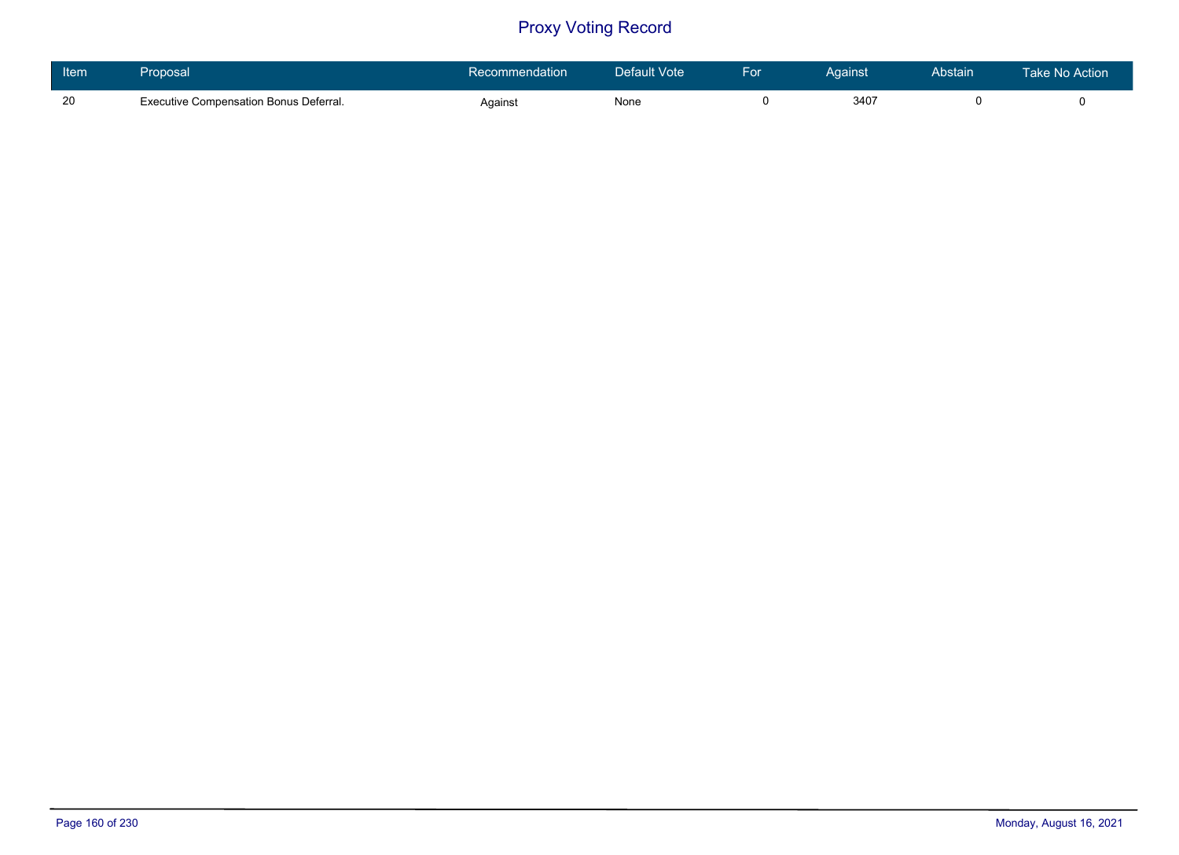# Proxy Voting Record

| Item | Proposal | Recommendation | Default Vote | For | Against | Abstain | Take No Action |
|---|---|---|---|---|---|---|---|
| 20 | Executive Compensation Bonus Deferral. | Against | None | 0 | 3407 | 0 | 0 |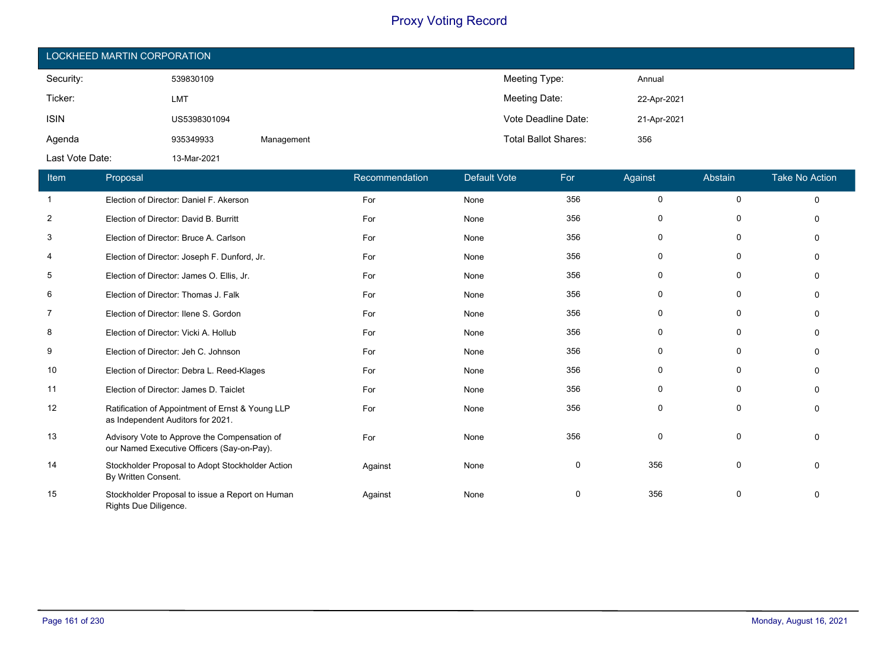# Proxy Voting Record

## LOCKHEED MARTIN CORPORATION

| | | | | |
|---|---|---|---|---|
| Security: | 539830109 | | Meeting Type: | Annual |
| Ticker: | LMT | | Meeting Date: | 22-Apr-2021 |
| ISIN | US5398301094 | | Vote Deadline Date: | 21-Apr-2021 |
| Agenda | 935349933 | Management | Total Ballot Shares: | 356 |
| Last Vote Date: | 13-Mar-2021 | | | |

| Item | Proposal | Recommendation | Default Vote | For | Against | Abstain | Take No Action |
|---|---|---|---|---|---|---|---|
| 1 | Election of Director: Daniel F. Akerson | For | None | 356 | 0 | 0 | 0 |
| 2 | Election of Director: David B. Burritt | For | None | 356 | 0 | 0 | 0 |
| 3 | Election of Director: Bruce A. Carlson | For | None | 356 | 0 | 0 | 0 |
| 4 | Election of Director: Joseph F. Dunford, Jr. | For | None | 356 | 0 | 0 | 0 |
| 5 | Election of Director: James O. Ellis, Jr. | For | None | 356 | 0 | 0 | 0 |
| 6 | Election of Director: Thomas J. Falk | For | None | 356 | 0 | 0 | 0 |
| 7 | Election of Director: Ilene S. Gordon | For | None | 356 | 0 | 0 | 0 |
| 8 | Election of Director: Vicki A. Hollub | For | None | 356 | 0 | 0 | 0 |
| 9 | Election of Director: Jeh C. Johnson | For | None | 356 | 0 | 0 | 0 |
| 10 | Election of Director: Debra L. Reed-Klages | For | None | 356 | 0 | 0 | 0 |
| 11 | Election of Director: James D. Taiclet | For | None | 356 | 0 | 0 | 0 |
| 12 | Ratification of Appointment of Ernst & Young LLP as Independent Auditors for 2021. | For | None | 356 | 0 | 0 | 0 |
| 13 | Advisory Vote to Approve the Compensation of our Named Executive Officers (Say-on-Pay). | For | None | 356 | 0 | 0 | 0 |
| 14 | Stockholder Proposal to Adopt Stockholder Action By Written Consent. | Against | None | 0 | 356 | 0 | 0 |
| 15 | Stockholder Proposal to issue a Report on Human Rights Due Diligence. | Against | None | 0 | 356 | 0 | 0 |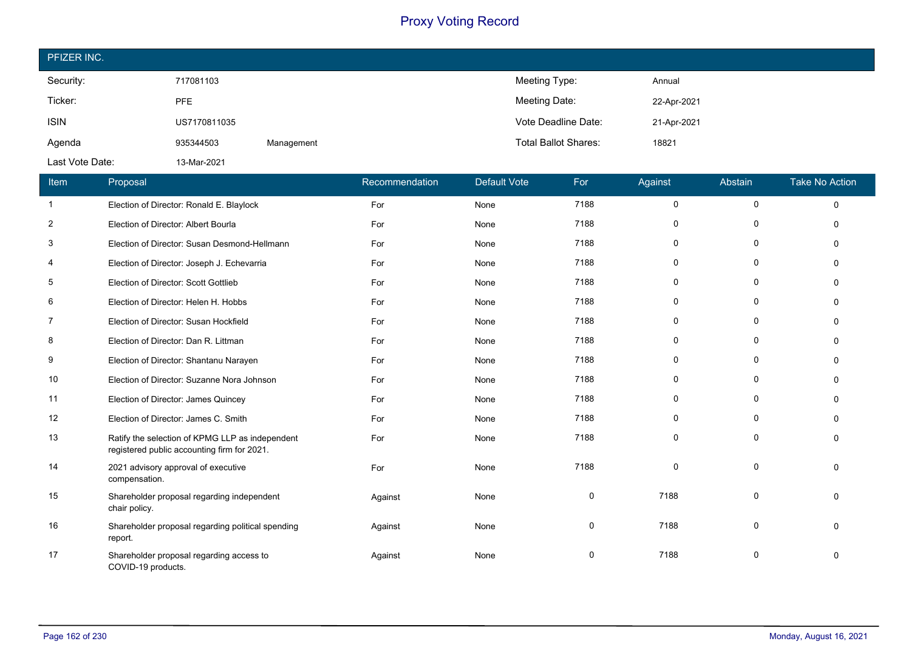# Proxy Voting Record

## PFIZER INC.

| | | | | |
|---|---|---|---|---|
| Security: | 717081103 | | Meeting Type: | Annual |
| Ticker: | PFE | | Meeting Date: | 22-Apr-2021 |
| ISIN | US7170811035 | | Vote Deadline Date: | 21-Apr-2021 |
| Agenda | 935344503 | Management | Total Ballot Shares: | 18821 |
| Last Vote Date: | 13-Mar-2021 | | | |

| Item | Proposal | Recommendation | Default Vote | For | Against | Abstain | Take No Action |
|---|---|---|---|---|---|---|---|
| 1 | Election of Director: Ronald E. Blaylock | For | None | 7188 | 0 | 0 | 0 |
| 2 | Election of Director: Albert Bourla | For | None | 7188 | 0 | 0 | 0 |
| 3 | Election of Director: Susan Desmond-Hellmann | For | None | 7188 | 0 | 0 | 0 |
| 4 | Election of Director: Joseph J. Echevarria | For | None | 7188 | 0 | 0 | 0 |
| 5 | Election of Director: Scott Gottlieb | For | None | 7188 | 0 | 0 | 0 |
| 6 | Election of Director: Helen H. Hobbs | For | None | 7188 | 0 | 0 | 0 |
| 7 | Election of Director: Susan Hockfield | For | None | 7188 | 0 | 0 | 0 |
| 8 | Election of Director: Dan R. Littman | For | None | 7188 | 0 | 0 | 0 |
| 9 | Election of Director: Shantanu Narayen | For | None | 7188 | 0 | 0 | 0 |
| 10 | Election of Director: Suzanne Nora Johnson | For | None | 7188 | 0 | 0 | 0 |
| 11 | Election of Director: James Quincey | For | None | 7188 | 0 | 0 | 0 |
| 12 | Election of Director: James C. Smith | For | None | 7188 | 0 | 0 | 0 |
| 13 | Ratify the selection of KPMG LLP as independent registered public accounting firm for 2021. | For | None | 7188 | 0 | 0 | 0 |
| 14 | 2021 advisory approval of executive compensation. | For | None | 7188 | 0 | 0 | 0 |
| 15 | Shareholder proposal regarding independent chair policy. | Against | None | 0 | 7188 | 0 | 0 |
| 16 | Shareholder proposal regarding political spending report. | Against | None | 0 | 7188 | 0 | 0 |
| 17 | Shareholder proposal regarding access to COVID-19 products. | Against | None | 0 | 7188 | 0 | 0 |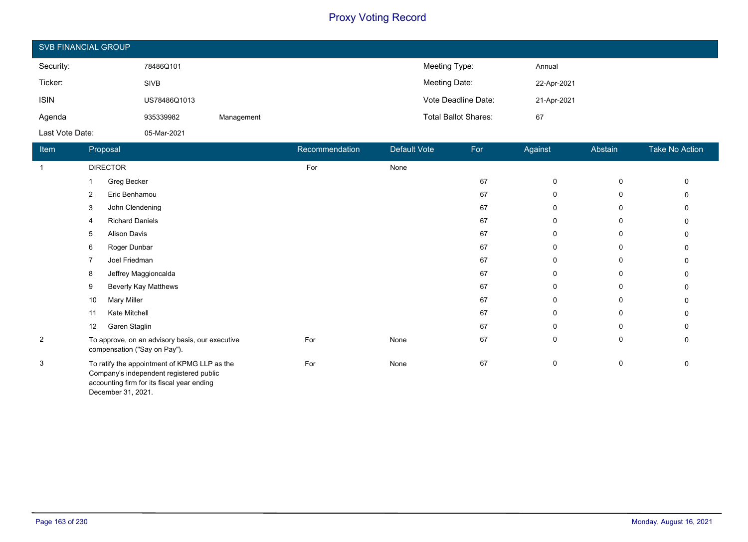# Proxy Voting Record

## SVB FINANCIAL GROUP

| | | | | |
|---|---|---|---|---|
| Security: | 78486Q101 | | Meeting Type: | Annual |
| Ticker: | SIVB | | Meeting Date: | 22-Apr-2021 |
| ISIN | US78486Q1013 | | Vote Deadline Date: | 21-Apr-2021 |
| Agenda | 935339982 | Management | Total Ballot Shares: | 67 |
| Last Vote Date: | 05-Mar-2021 | | | |

| Item | Proposal | Recommendation | Default Vote | For | Against | Abstain | Take No Action |
|---|---|---|---|---|---|---|---|
| 1 | DIRECTOR | For | None | | | | |
| | 1 Greg Becker | | | 67 | 0 | 0 | 0 |
| | 2 Eric Benhamou | | | 67 | 0 | 0 | 0 |
| | 3 John Clendening | | | 67 | 0 | 0 | 0 |
| | 4 Richard Daniels | | | 67 | 0 | 0 | 0 |
| | 5 Alison Davis | | | 67 | 0 | 0 | 0 |
| | 6 Roger Dunbar | | | 67 | 0 | 0 | 0 |
| | 7 Joel Friedman | | | 67 | 0 | 0 | 0 |
| | 8 Jeffrey Maggioncalda | | | 67 | 0 | 0 | 0 |
| | 9 Beverly Kay Matthews | | | 67 | 0 | 0 | 0 |
| | 10 Mary Miller | | | 67 | 0 | 0 | 0 |
| | 11 Kate Mitchell | | | 67 | 0 | 0 | 0 |
| | 12 Garen Staglin | | | 67 | 0 | 0 | 0 |
| 2 | To approve, on an advisory basis, our executive compensation ("Say on Pay"). | For | None | 67 | 0 | 0 | 0 |
| 3 | To ratify the appointment of KPMG LLP as the Company's independent registered public accounting firm for its fiscal year ending December 31, 2021. | For | None | 67 | 0 | 0 | 0 |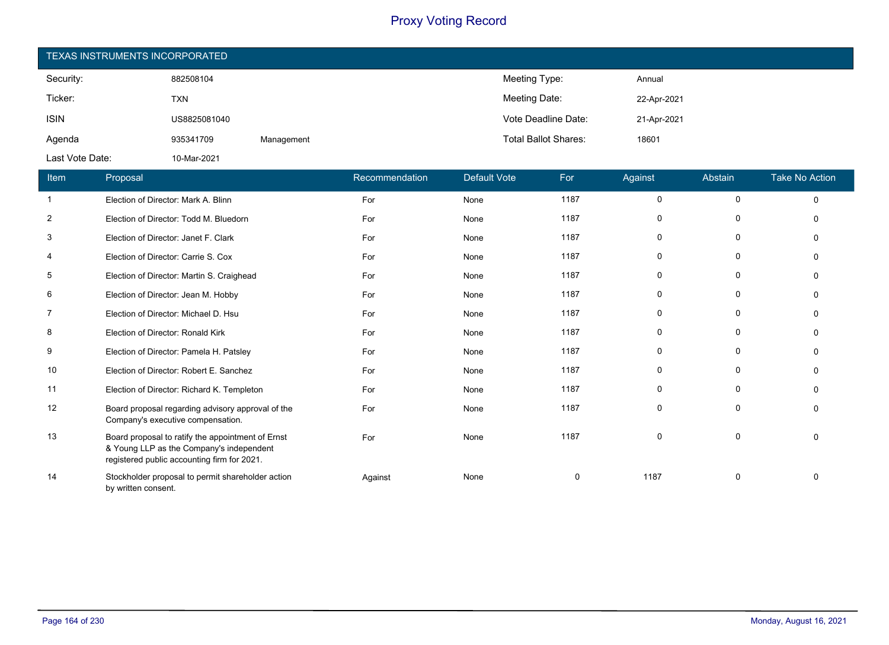# Proxy Voting Record

## TEXAS INSTRUMENTS INCORPORATED

| | | | | |
|---|---|---|---|---|
| Security: | 882508104 | | Meeting Type: | Annual |
| Ticker: | TXN | | Meeting Date: | 22-Apr-2021 |
| ISIN | US8825081040 | | Vote Deadline Date: | 21-Apr-2021 |
| Agenda | 935341709 | Management | Total Ballot Shares: | 18601 |
| Last Vote Date: | 10-Mar-2021 | | | |

| Item | Proposal | Recommendation | Default Vote | For | Against | Abstain | Take No Action |
|---|---|---|---|---|---|---|---|
| 1 | Election of Director: Mark A. Blinn | For | None | 1187 | 0 | 0 | 0 |
| 2 | Election of Director: Todd M. Bluedorn | For | None | 1187 | 0 | 0 | 0 |
| 3 | Election of Director: Janet F. Clark | For | None | 1187 | 0 | 0 | 0 |
| 4 | Election of Director: Carrie S. Cox | For | None | 1187 | 0 | 0 | 0 |
| 5 | Election of Director: Martin S. Craighead | For | None | 1187 | 0 | 0 | 0 |
| 6 | Election of Director: Jean M. Hobby | For | None | 1187 | 0 | 0 | 0 |
| 7 | Election of Director: Michael D. Hsu | For | None | 1187 | 0 | 0 | 0 |
| 8 | Election of Director: Ronald Kirk | For | None | 1187 | 0 | 0 | 0 |
| 9 | Election of Director: Pamela H. Patsley | For | None | 1187 | 0 | 0 | 0 |
| 10 | Election of Director: Robert E. Sanchez | For | None | 1187 | 0 | 0 | 0 |
| 11 | Election of Director: Richard K. Templeton | For | None | 1187 | 0 | 0 | 0 |
| 12 | Board proposal regarding advisory approval of the Company's executive compensation. | For | None | 1187 | 0 | 0 | 0 |
| 13 | Board proposal to ratify the appointment of Ernst & Young LLP as the Company's independent registered public accounting firm for 2021. | For | None | 1187 | 0 | 0 | 0 |
| 14 | Stockholder proposal to permit shareholder action by written consent. | Against | None | 0 | 1187 | 0 | 0 |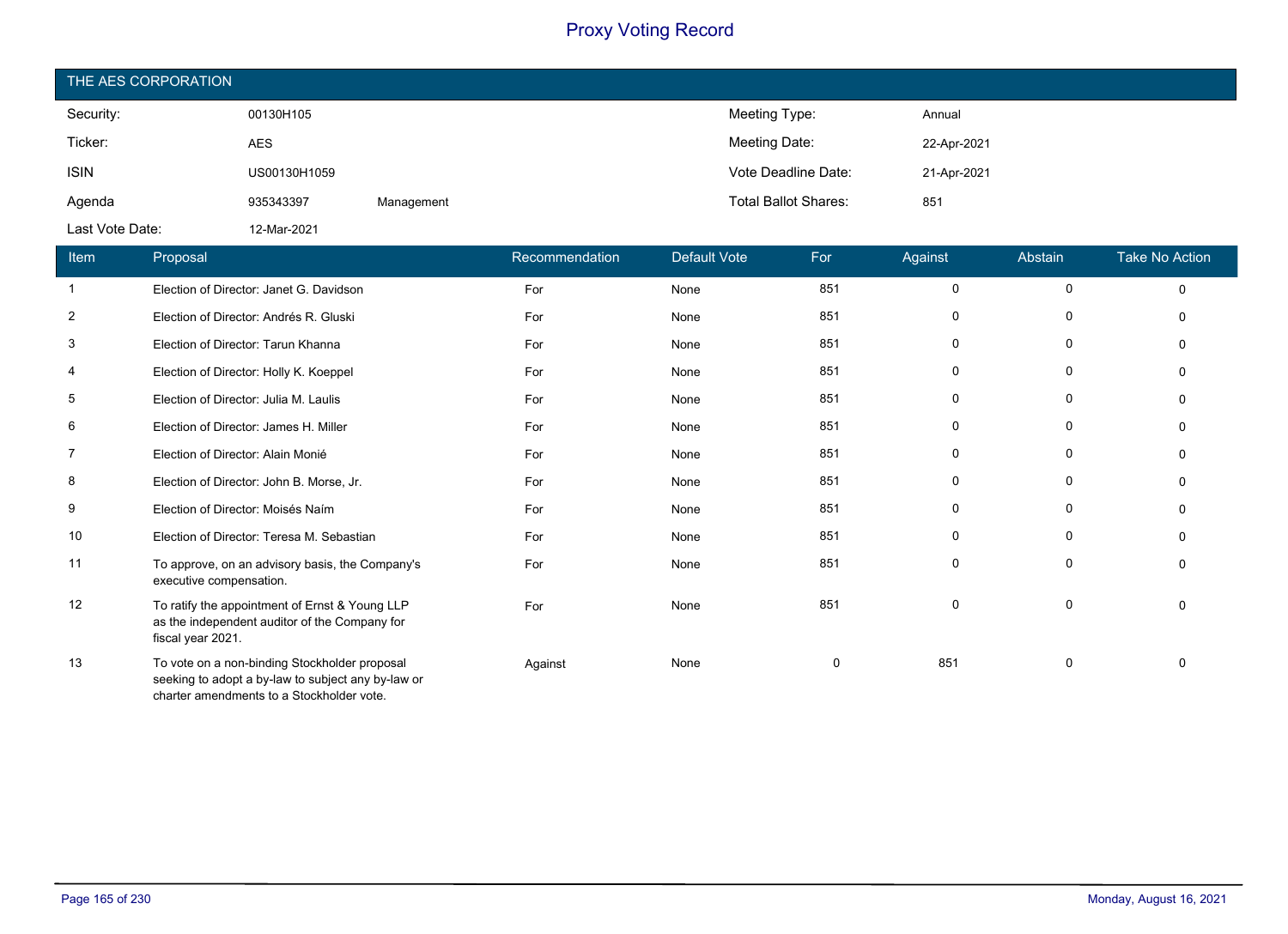# Proxy Voting Record

## THE AES CORPORATION

| | | | | |
|---|---|---|---|---|
| Security: | 00130H105 | | Meeting Type: | Annual |
| Ticker: | AES | | Meeting Date: | 22-Apr-2021 |
| ISIN | US00130H1059 | | Vote Deadline Date: | 21-Apr-2021 |
| Agenda | 935343397 | Management | Total Ballot Shares: | 851 |
| Last Vote Date: | 12-Mar-2021 | | | |

| Item | Proposal | Recommendation | Default Vote | For | Against | Abstain | Take No Action |
|---|---|---|---|---|---|---|---|
| 1 | Election of Director: Janet G. Davidson | For | None | 851 | 0 | 0 | 0 |
| 2 | Election of Director: Andrés R. Gluski | For | None | 851 | 0 | 0 | 0 |
| 3 | Election of Director: Tarun Khanna | For | None | 851 | 0 | 0 | 0 |
| 4 | Election of Director: Holly K. Koeppel | For | None | 851 | 0 | 0 | 0 |
| 5 | Election of Director: Julia M. Laulis | For | None | 851 | 0 | 0 | 0 |
| 6 | Election of Director: James H. Miller | For | None | 851 | 0 | 0 | 0 |
| 7 | Election of Director: Alain Monié | For | None | 851 | 0 | 0 | 0 |
| 8 | Election of Director: John B. Morse, Jr. | For | None | 851 | 0 | 0 | 0 |
| 9 | Election of Director: Moisés Naím | For | None | 851 | 0 | 0 | 0 |
| 10 | Election of Director: Teresa M. Sebastian | For | None | 851 | 0 | 0 | 0 |
| 11 | To approve, on an advisory basis, the Company's executive compensation. | For | None | 851 | 0 | 0 | 0 |
| 12 | To ratify the appointment of Ernst & Young LLP as the independent auditor of the Company for fiscal year 2021. | For | None | 851 | 0 | 0 | 0 |
| 13 | To vote on a non-binding Stockholder proposal seeking to adopt a by-law to subject any by-law or charter amendments to a Stockholder vote. | Against | None | 0 | 851 | 0 | 0 |

Monday, August 16, 2021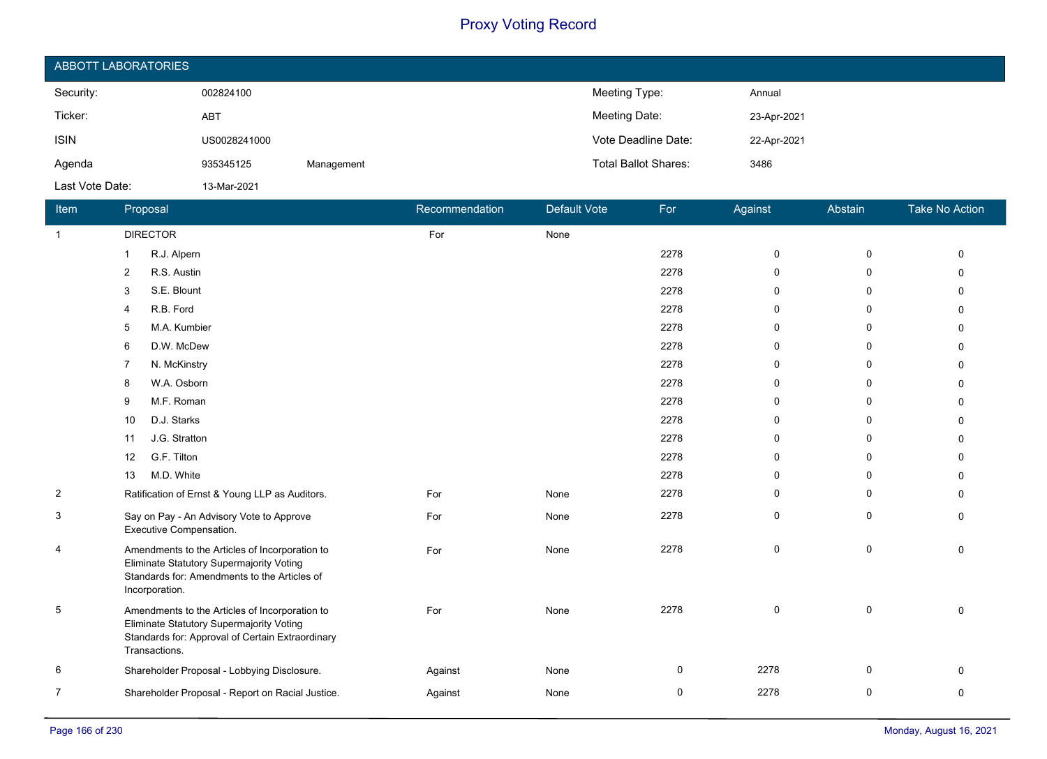# Proxy Voting Record

## ABBOTT LABORATORIES

| | | | | |
|---|---|---|---|---|
| Security: | 002824100 | | Meeting Type: | Annual |
| Ticker: | ABT | | Meeting Date: | 23-Apr-2021 |
| ISIN | US0028241000 | | Vote Deadline Date: | 22-Apr-2021 |
| Agenda | 935345125 | Management | Total Ballot Shares: | 3486 |
| Last Vote Date: | 13-Mar-2021 | | | |

| Item | Proposal | Recommendation | Default Vote | For | Against | Abstain | Take No Action |
|---|---|---|---|---|---|---|---|
| 1 | DIRECTOR | For | None | | | | |
| | 1 R.J. Alpern | | | 2278 | 0 | 0 | 0 |
| | 2 R.S. Austin | | | 2278 | 0 | 0 | 0 |
| | 3 S.E. Blount | | | 2278 | 0 | 0 | 0 |
| | 4 R.B. Ford | | | 2278 | 0 | 0 | 0 |
| | 5 M.A. Kumbier | | | 2278 | 0 | 0 | 0 |
| | 6 D.W. McDew | | | 2278 | 0 | 0 | 0 |
| | 7 N. McKinstry | | | 2278 | 0 | 0 | 0 |
| | 8 W.A. Osborn | | | 2278 | 0 | 0 | 0 |
| | 9 M.F. Roman | | | 2278 | 0 | 0 | 0 |
| | 10 D.J. Starks | | | 2278 | 0 | 0 | 0 |
| | 11 J.G. Stratton | | | 2278 | 0 | 0 | 0 |
| | 12 G.F. Tilton | | | 2278 | 0 | 0 | 0 |
| | 13 M.D. White | | | 2278 | 0 | 0 | 0 |
| 2 | Ratification of Ernst & Young LLP as Auditors. | For | None | 2278 | 0 | 0 | 0 |
| 3 | Say on Pay - An Advisory Vote to Approve Executive Compensation. | For | None | 2278 | 0 | 0 | 0 |
| 4 | Amendments to the Articles of Incorporation to Eliminate Statutory Supermajority Voting Standards for: Amendments to the Articles of Incorporation. | For | None | 2278 | 0 | 0 | 0 |
| 5 | Amendments to the Articles of Incorporation to Eliminate Statutory Supermajority Voting Standards for: Approval of Certain Extraordinary Transactions. | For | None | 2278 | 0 | 0 | 0 |
| 6 | Shareholder Proposal - Lobbying Disclosure. | Against | None | 0 | 2278 | 0 | 0 |
| 7 | Shareholder Proposal - Report on Racial Justice. | Against | None | 0 | 2278 | 0 | 0 |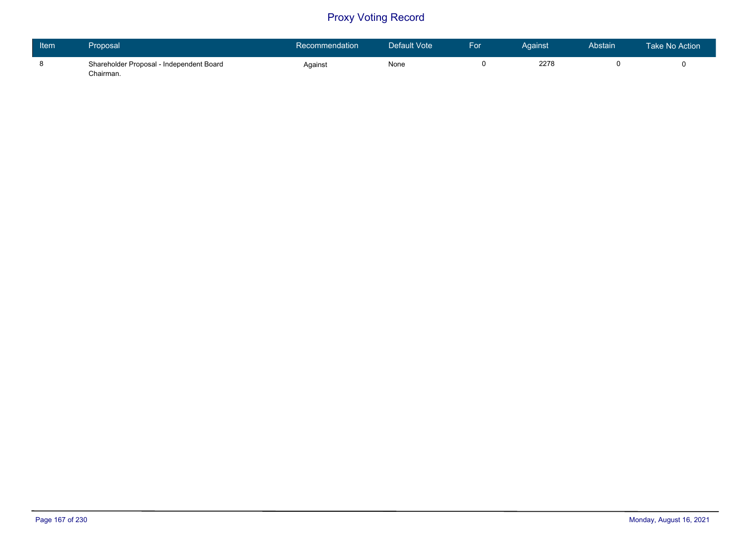# Proxy Voting Record

| Item | Proposal | Recommendation | Default Vote | For | Against | Abstain | Take No Action |
|---|---|---|---|---|---|---|---|
| 8 | Shareholder Proposal - Independent Board Chairman. | Against | None | 0 | 2278 | 0 | 0 |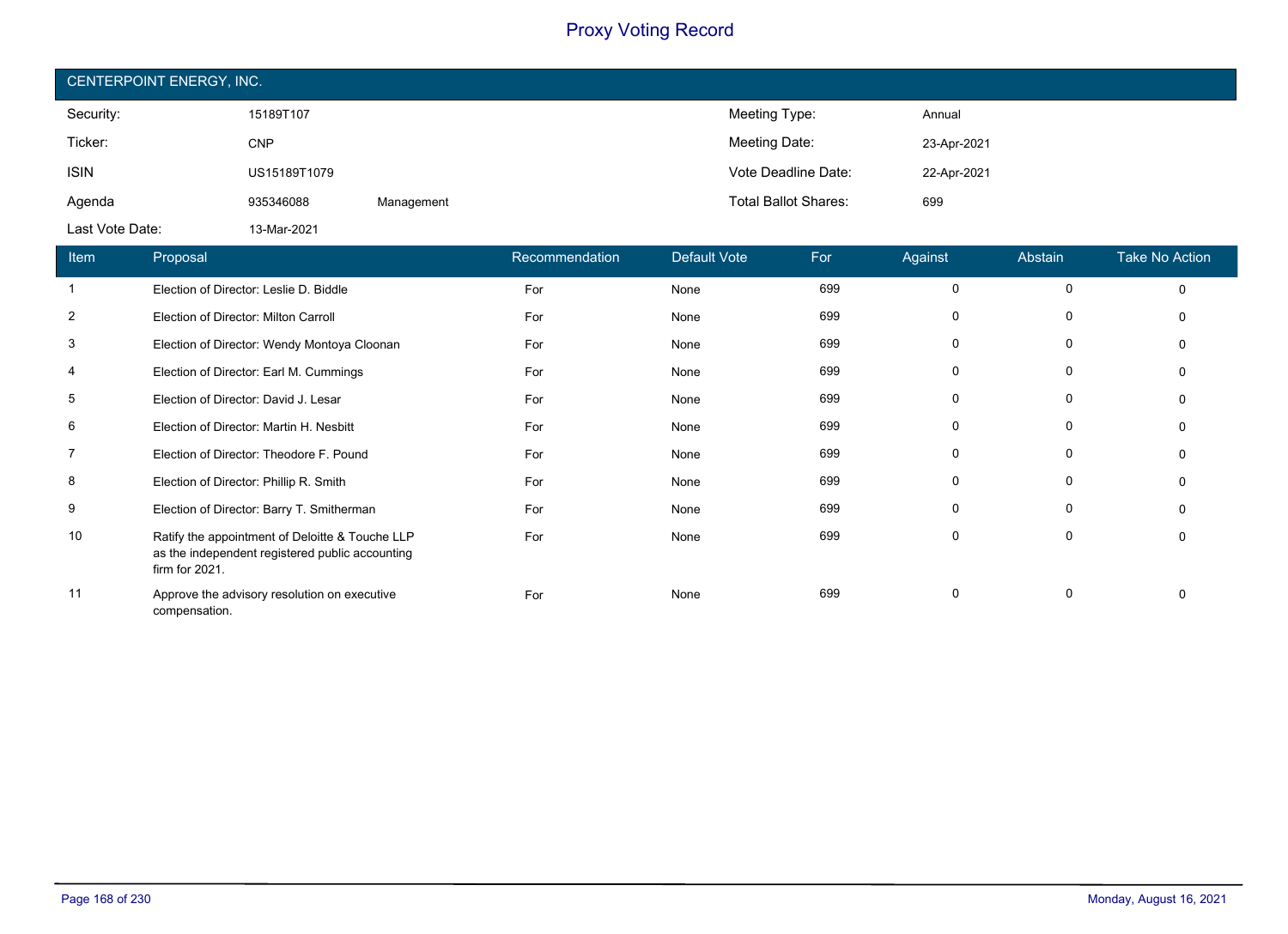# Proxy Voting Record

## CENTERPOINT ENERGY, INC.

| | | | | |
|---|---|---|---|---|
| Security: | 15189T107 | | Meeting Type: | Annual |
| Ticker: | CNP | | Meeting Date: | 23-Apr-2021 |
| ISIN | US15189T1079 | | Vote Deadline Date: | 22-Apr-2021 |
| Agenda | 935346088 | Management | Total Ballot Shares: | 699 |
| Last Vote Date: | 13-Mar-2021 | | | |

| Item | Proposal | Recommendation | Default Vote | For | Against | Abstain | Take No Action |
|---|---|---|---|---|---|---|---|
| 1 | Election of Director: Leslie D. Biddle | For | None | 699 | 0 | 0 | 0 |
| 2 | Election of Director: Milton Carroll | For | None | 699 | 0 | 0 | 0 |
| 3 | Election of Director: Wendy Montoya Cloonan | For | None | 699 | 0 | 0 | 0 |
| 4 | Election of Director: Earl M. Cummings | For | None | 699 | 0 | 0 | 0 |
| 5 | Election of Director: David J. Lesar | For | None | 699 | 0 | 0 | 0 |
| 6 | Election of Director: Martin H. Nesbitt | For | None | 699 | 0 | 0 | 0 |
| 7 | Election of Director: Theodore F. Pound | For | None | 699 | 0 | 0 | 0 |
| 8 | Election of Director: Phillip R. Smith | For | None | 699 | 0 | 0 | 0 |
| 9 | Election of Director: Barry T. Smitherman | For | None | 699 | 0 | 0 | 0 |
| 10 | Ratify the appointment of Deloitte & Touche LLP as the independent registered public accounting firm for 2021. | For | None | 699 | 0 | 0 | 0 |
| 11 | Approve the advisory resolution on executive compensation. | For | None | 699 | 0 | 0 | 0 |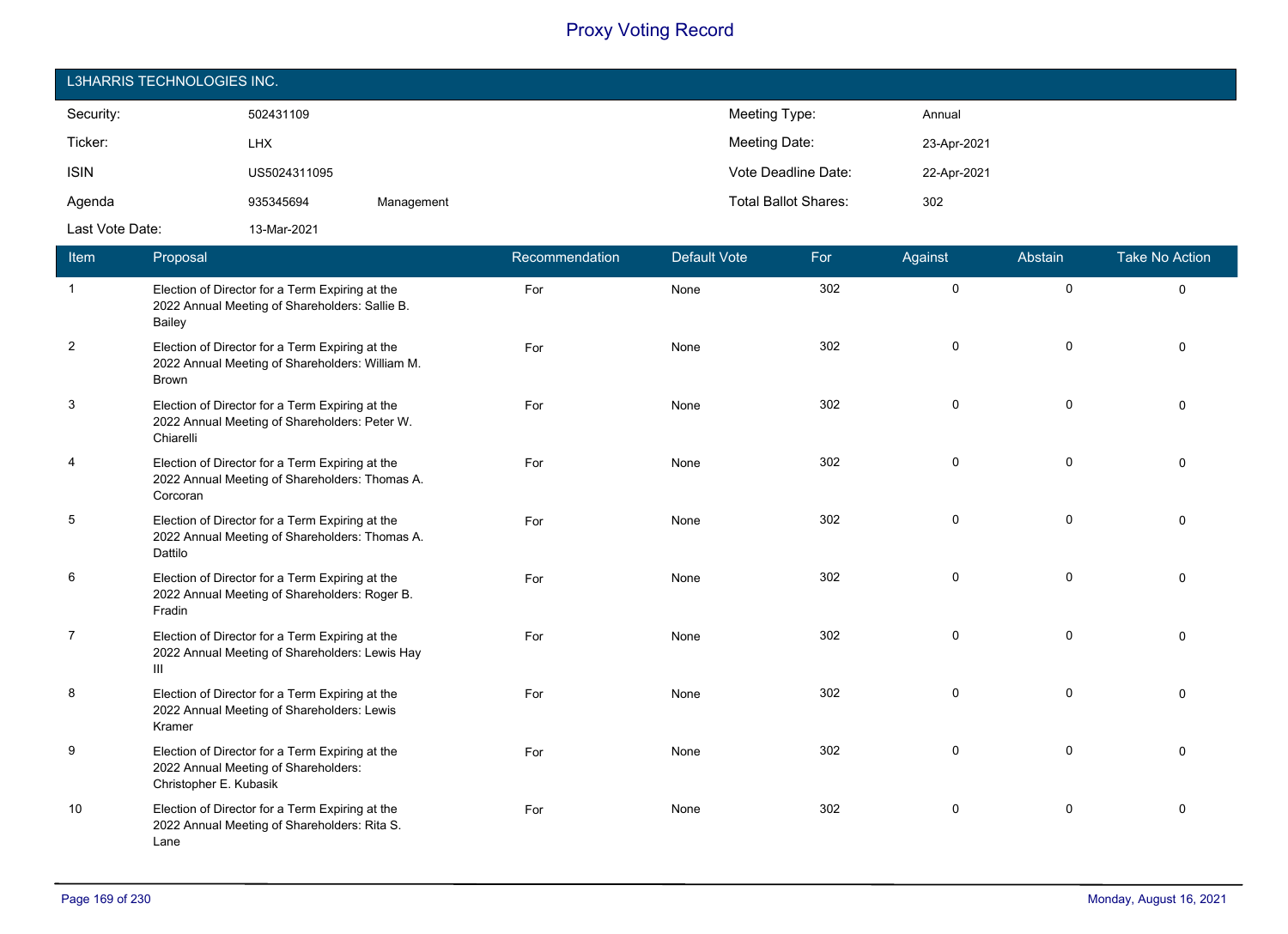# Proxy Voting Record

## L3HARRIS TECHNOLOGIES INC.

| | | | | |
|---|---|---|---|---|
| Security: | 502431109 | | Meeting Type: | Annual |
| Ticker: | LHX | | Meeting Date: | 23-Apr-2021 |
| ISIN | US5024311095 | | Vote Deadline Date: | 22-Apr-2021 |
| Agenda | 935345694 | Management | Total Ballot Shares: | 302 |
| Last Vote Date: | 13-Mar-2021 | | | |

| Item | Proposal | Recommendation | Default Vote | For | Against | Abstain | Take No Action |
|---|---|---|---|---|---|---|---|
| 1 | Election of Director for a Term Expiring at the 2022 Annual Meeting of Shareholders: Sallie B. Bailey | For | None | 302 | 0 | 0 | 0 |
| 2 | Election of Director for a Term Expiring at the 2022 Annual Meeting of Shareholders: William M. Brown | For | None | 302 | 0 | 0 | 0 |
| 3 | Election of Director for a Term Expiring at the 2022 Annual Meeting of Shareholders: Peter W. Chiarelli | For | None | 302 | 0 | 0 | 0 |
| 4 | Election of Director for a Term Expiring at the 2022 Annual Meeting of Shareholders: Thomas A. Corcoran | For | None | 302 | 0 | 0 | 0 |
| 5 | Election of Director for a Term Expiring at the 2022 Annual Meeting of Shareholders: Thomas A. Dattilo | For | None | 302 | 0 | 0 | 0 |
| 6 | Election of Director for a Term Expiring at the 2022 Annual Meeting of Shareholders: Roger B. Fradin | For | None | 302 | 0 | 0 | 0 |
| 7 | Election of Director for a Term Expiring at the 2022 Annual Meeting of Shareholders: Lewis Hay III | For | None | 302 | 0 | 0 | 0 |
| 8 | Election of Director for a Term Expiring at the 2022 Annual Meeting of Shareholders: Lewis Kramer | For | None | 302 | 0 | 0 | 0 |
| 9 | Election of Director for a Term Expiring at the 2022 Annual Meeting of Shareholders: Christopher E. Kubasik | For | None | 302 | 0 | 0 | 0 |
| 10 | Election of Director for a Term Expiring at the 2022 Annual Meeting of Shareholders: Rita S. Lane | For | None | 302 | 0 | 0 | 0 |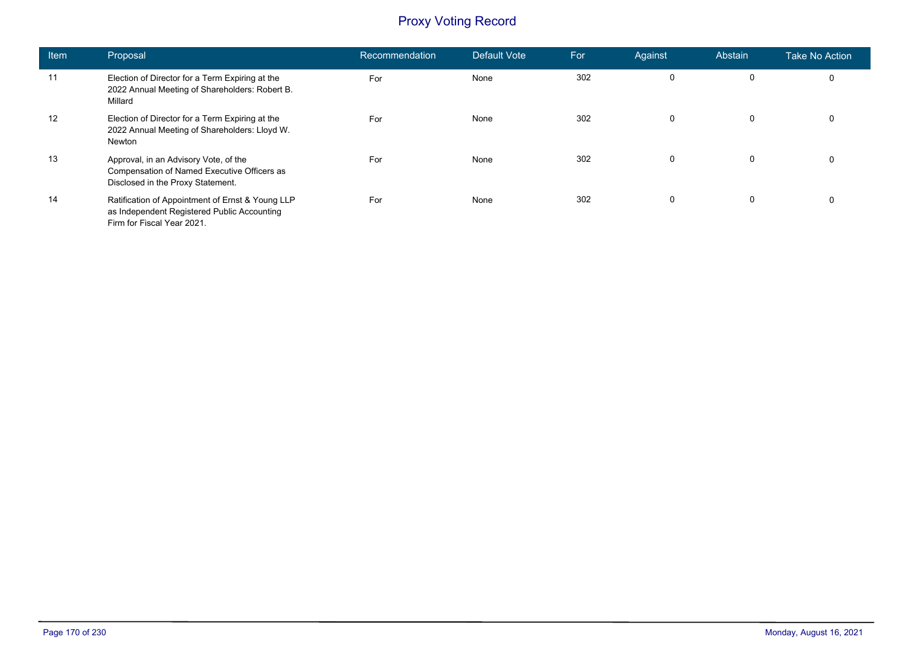# Proxy Voting Record

| Item | Proposal | Recommendation | Default Vote | For | Against | Abstain | Take No Action |
|---|---|---|---|---|---|---|---|
| 11 | Election of Director for a Term Expiring at the 2022 Annual Meeting of Shareholders: Robert B. Millard | For | None | 302 | 0 | 0 | 0 |
| 12 | Election of Director for a Term Expiring at the 2022 Annual Meeting of Shareholders: Lloyd W. Newton | For | None | 302 | 0 | 0 | 0 |
| 13 | Approval, in an Advisory Vote, of the Compensation of Named Executive Officers as Disclosed in the Proxy Statement. | For | None | 302 | 0 | 0 | 0 |
| 14 | Ratification of Appointment of Ernst & Young LLP as Independent Registered Public Accounting Firm for Fiscal Year 2021. | For | None | 302 | 0 | 0 | 0 |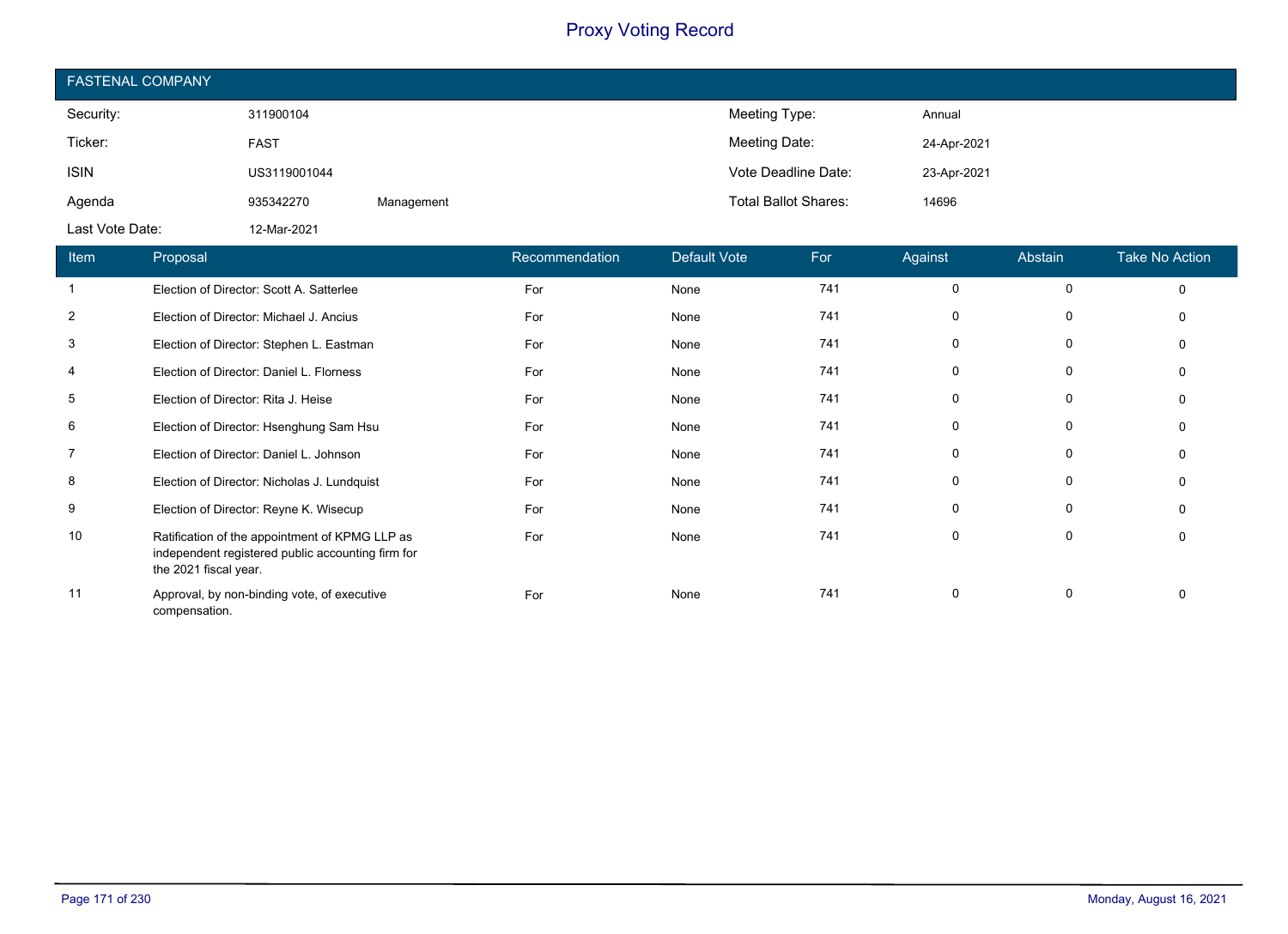# Proxy Voting Record

## FASTENAL COMPANY

| | | | | |
|---|---|---|---|---|
| Security: | 311900104 | | Meeting Type: | Annual |
| Ticker: | FAST | | Meeting Date: | 24-Apr-2021 |
| ISIN | US3119001044 | | Vote Deadline Date: | 23-Apr-2021 |
| Agenda | 935342270 | Management | Total Ballot Shares: | 14696 |
| Last Vote Date: | 12-Mar-2021 | | | |

| Item | Proposal | Recommendation | Default Vote | For | Against | Abstain | Take No Action |
|---|---|---|---|---|---|---|---|
| 1 | Election of Director: Scott A. Satterlee | For | None | 741 | 0 | 0 | 0 |
| 2 | Election of Director: Michael J. Ancius | For | None | 741 | 0 | 0 | 0 |
| 3 | Election of Director: Stephen L. Eastman | For | None | 741 | 0 | 0 | 0 |
| 4 | Election of Director: Daniel L. Florness | For | None | 741 | 0 | 0 | 0 |
| 5 | Election of Director: Rita J. Heise | For | None | 741 | 0 | 0 | 0 |
| 6 | Election of Director: Hsenghung Sam Hsu | For | None | 741 | 0 | 0 | 0 |
| 7 | Election of Director: Daniel L. Johnson | For | None | 741 | 0 | 0 | 0 |
| 8 | Election of Director: Nicholas J. Lundquist | For | None | 741 | 0 | 0 | 0 |
| 9 | Election of Director: Reyne K. Wisecup | For | None | 741 | 0 | 0 | 0 |
| 10 | Ratification of the appointment of KPMG LLP as independent registered public accounting firm for the 2021 fiscal year. | For | None | 741 | 0 | 0 | 0 |
| 11 | Approval, by non-binding vote, of executive compensation. | For | None | 741 | 0 | 0 | 0 |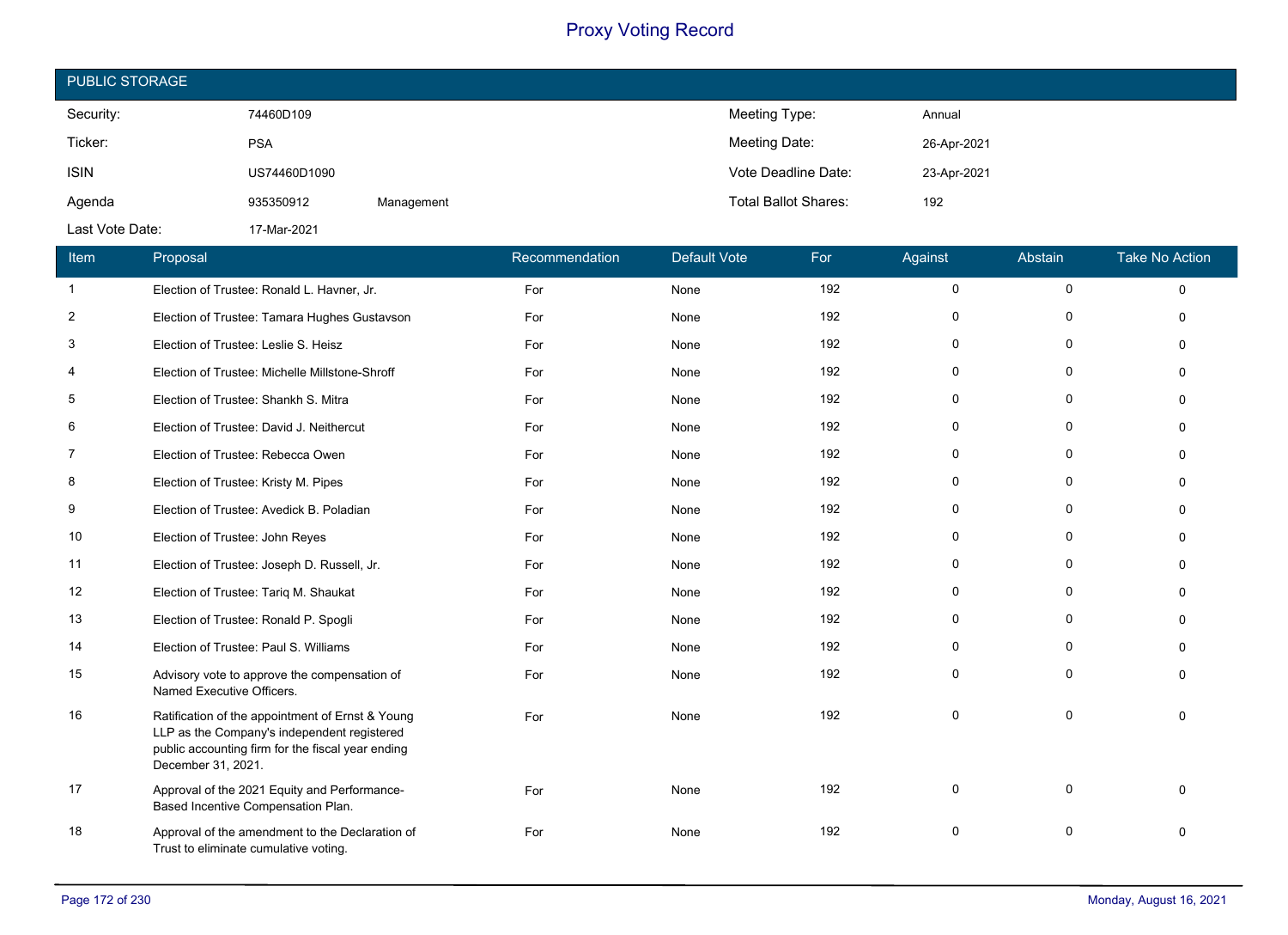# Proxy Voting Record

## PUBLIC STORAGE

| | | | | |
|---|---|---|---|---|
| Security: | 74460D109 | | Meeting Type: | Annual |
| Ticker: | PSA | | Meeting Date: | 26-Apr-2021 |
| ISIN | US74460D1090 | | Vote Deadline Date: | 23-Apr-2021 |
| Agenda | 935350912 | Management | Total Ballot Shares: | 192 |
| Last Vote Date: | 17-Mar-2021 | | | |

| Item | Proposal | Recommendation | Default Vote | For | Against | Abstain | Take No Action |
|---|---|---|---|---|---|---|---|
| 1 | Election of Trustee: Ronald L. Havner, Jr. | For | None | 192 | 0 | 0 | 0 |
| 2 | Election of Trustee: Tamara Hughes Gustavson | For | None | 192 | 0 | 0 | 0 |
| 3 | Election of Trustee: Leslie S. Heisz | For | None | 192 | 0 | 0 | 0 |
| 4 | Election of Trustee: Michelle Millstone-Shroff | For | None | 192 | 0 | 0 | 0 |
| 5 | Election of Trustee: Shankh S. Mitra | For | None | 192 | 0 | 0 | 0 |
| 6 | Election of Trustee: David J. Neithercut | For | None | 192 | 0 | 0 | 0 |
| 7 | Election of Trustee: Rebecca Owen | For | None | 192 | 0 | 0 | 0 |
| 8 | Election of Trustee: Kristy M. Pipes | For | None | 192 | 0 | 0 | 0 |
| 9 | Election of Trustee: Avedick B. Poladian | For | None | 192 | 0 | 0 | 0 |
| 10 | Election of Trustee: John Reyes | For | None | 192 | 0 | 0 | 0 |
| 11 | Election of Trustee: Joseph D. Russell, Jr. | For | None | 192 | 0 | 0 | 0 |
| 12 | Election of Trustee: Tariq M. Shaukat | For | None | 192 | 0 | 0 | 0 |
| 13 | Election of Trustee: Ronald P. Spogli | For | None | 192 | 0 | 0 | 0 |
| 14 | Election of Trustee: Paul S. Williams | For | None | 192 | 0 | 0 | 0 |
| 15 | Advisory vote to approve the compensation of Named Executive Officers. | For | None | 192 | 0 | 0 | 0 |
| 16 | Ratification of the appointment of Ernst & Young LLP as the Company's independent registered public accounting firm for the fiscal year ending December 31, 2021. | For | None | 192 | 0 | 0 | 0 |
| 17 | Approval of the 2021 Equity and Performance-Based Incentive Compensation Plan. | For | None | 192 | 0 | 0 | 0 |
| 18 | Approval of the amendment to the Declaration of Trust to eliminate cumulative voting. | For | None | 192 | 0 | 0 | 0 |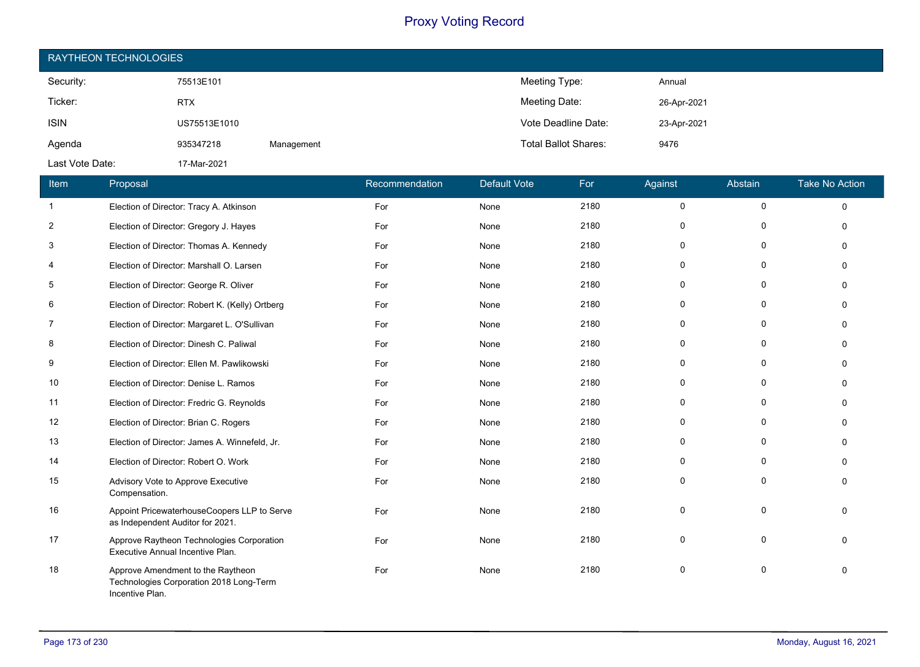# Proxy Voting Record

## RAYTHEON TECHNOLOGIES

| | | | | |
|---|---|---|---|---|
| Security: | 75513E101 | | Meeting Type: | Annual |
| Ticker: | RTX | | Meeting Date: | 26-Apr-2021 |
| ISIN | US75513E1010 | | Vote Deadline Date: | 23-Apr-2021 |
| Agenda | 935347218 | Management | Total Ballot Shares: | 9476 |
| Last Vote Date: | 17-Mar-2021 | | | |

| Item | Proposal | Recommendation | Default Vote | For | Against | Abstain | Take No Action |
|---|---|---|---|---|---|---|---|
| 1 | Election of Director: Tracy A. Atkinson | For | None | 2180 | 0 | 0 | 0 |
| 2 | Election of Director: Gregory J. Hayes | For | None | 2180 | 0 | 0 | 0 |
| 3 | Election of Director: Thomas A. Kennedy | For | None | 2180 | 0 | 0 | 0 |
| 4 | Election of Director: Marshall O. Larsen | For | None | 2180 | 0 | 0 | 0 |
| 5 | Election of Director: George R. Oliver | For | None | 2180 | 0 | 0 | 0 |
| 6 | Election of Director: Robert K. (Kelly) Ortberg | For | None | 2180 | 0 | 0 | 0 |
| 7 | Election of Director: Margaret L. O'Sullivan | For | None | 2180 | 0 | 0 | 0 |
| 8 | Election of Director: Dinesh C. Paliwal | For | None | 2180 | 0 | 0 | 0 |
| 9 | Election of Director: Ellen M. Pawlikowski | For | None | 2180 | 0 | 0 | 0 |
| 10 | Election of Director: Denise L. Ramos | For | None | 2180 | 0 | 0 | 0 |
| 11 | Election of Director: Fredric G. Reynolds | For | None | 2180 | 0 | 0 | 0 |
| 12 | Election of Director: Brian C. Rogers | For | None | 2180 | 0 | 0 | 0 |
| 13 | Election of Director: James A. Winnefeld, Jr. | For | None | 2180 | 0 | 0 | 0 |
| 14 | Election of Director: Robert O. Work | For | None | 2180 | 0 | 0 | 0 |
| 15 | Advisory Vote to Approve Executive Compensation. | For | None | 2180 | 0 | 0 | 0 |
| 16 | Appoint PricewaterhouseCoopers LLP to Serve as Independent Auditor for 2021. | For | None | 2180 | 0 | 0 | 0 |
| 17 | Approve Raytheon Technologies Corporation Executive Annual Incentive Plan. | For | None | 2180 | 0 | 0 | 0 |
| 18 | Approve Amendment to the Raytheon Technologies Corporation 2018 Long-Term Incentive Plan. | For | None | 2180 | 0 | 0 | 0 |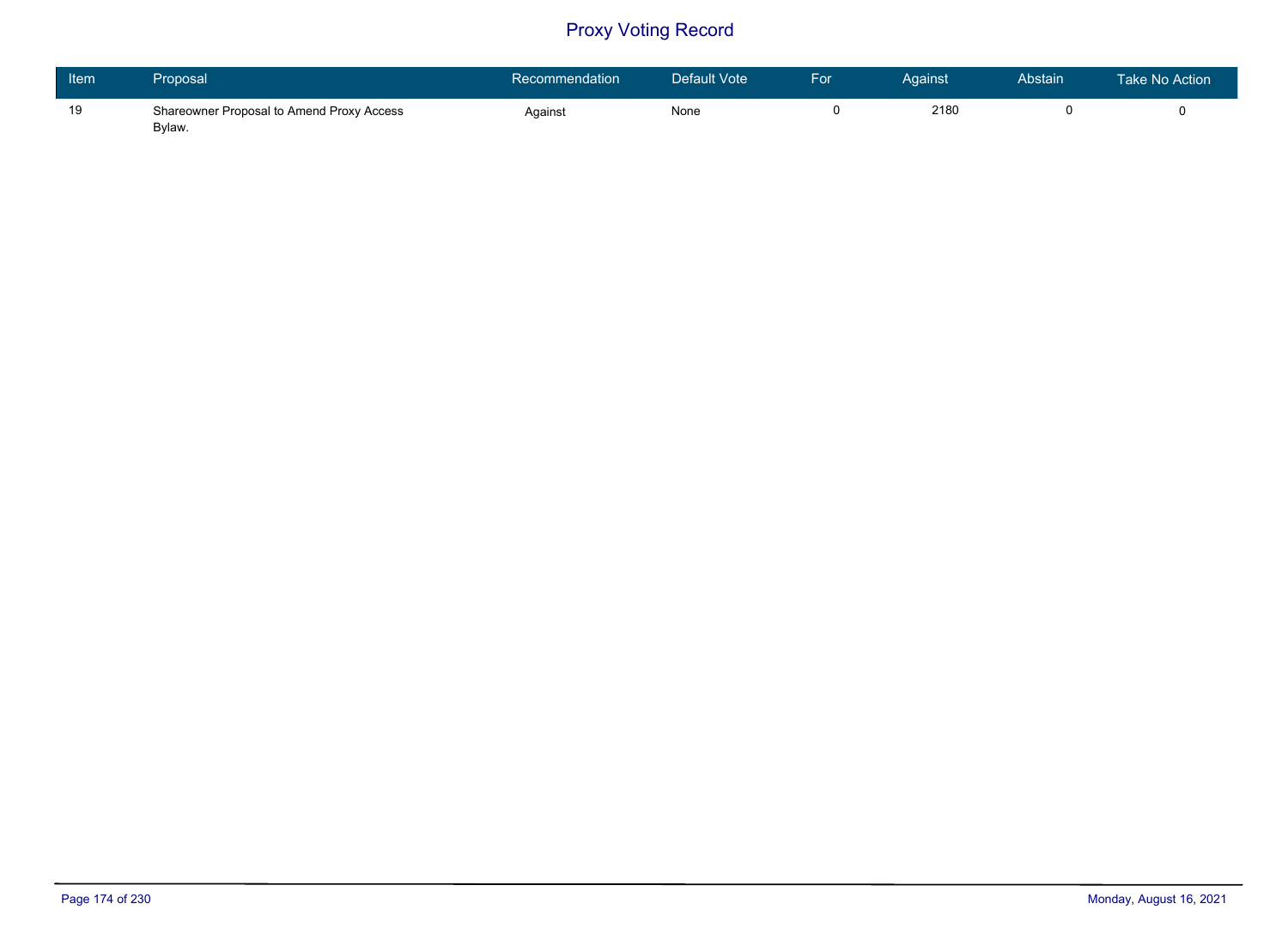# Proxy Voting Record

| Item | Proposal | Recommendation | Default Vote | For | Against | Abstain | Take No Action |
|---|---|---|---|---|---|---|---|
| 19 | Shareowner Proposal to Amend Proxy Access Bylaw. | Against | None | 0 | 2180 | 0 | 0 |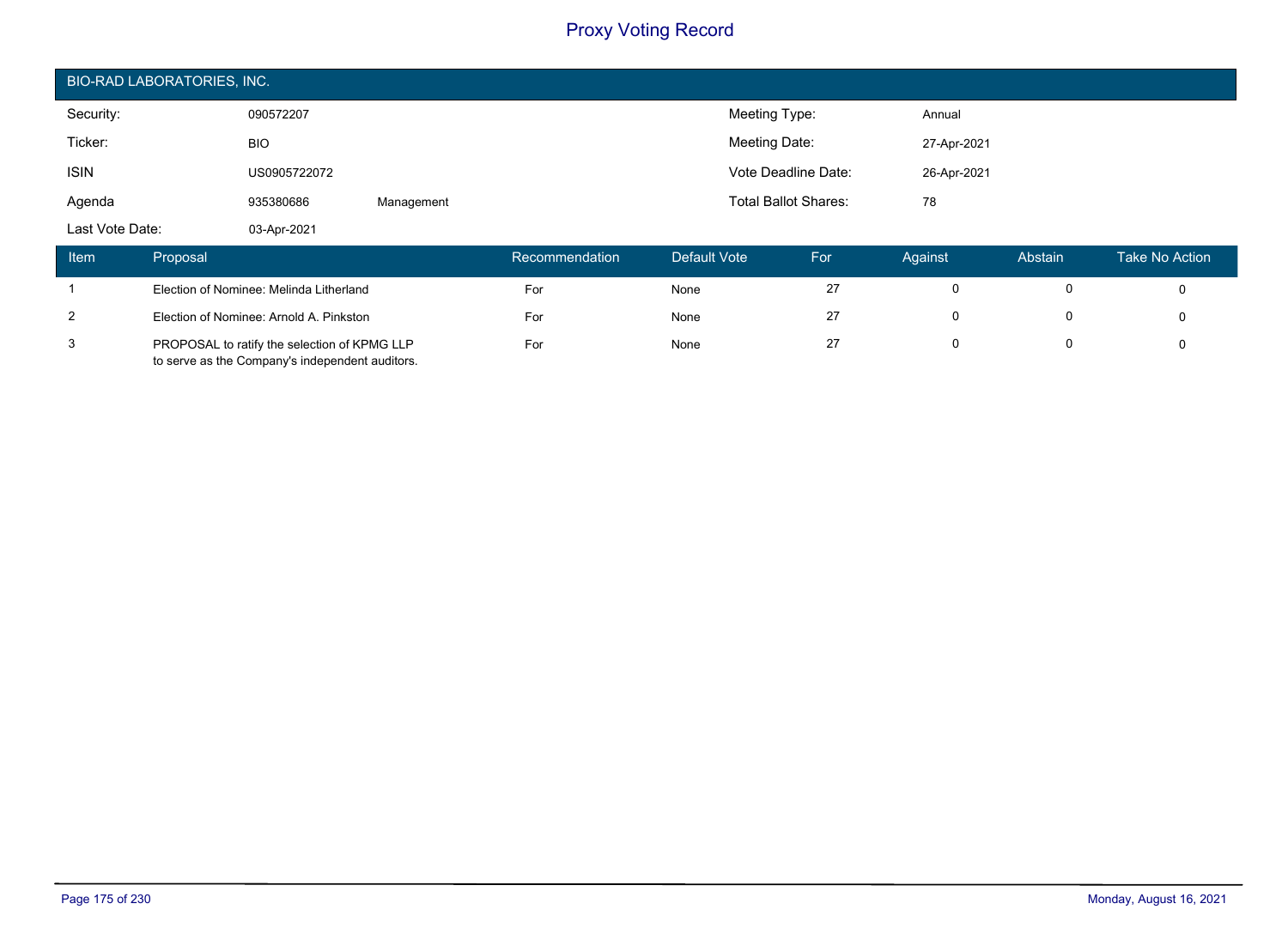# Proxy Voting Record

## BIO-RAD LABORATORIES, INC.

| | | | | |
|---|---|---|---|---|
| Security: | 090572207 | | Meeting Type: | Annual |
| Ticker: | BIO | | Meeting Date: | 27-Apr-2021 |
| ISIN | US0905722072 | | Vote Deadline Date: | 26-Apr-2021 |
| Agenda | 935380686 | Management | Total Ballot Shares: | 78 |
| Last Vote Date: | 03-Apr-2021 | | | |

| Item | Proposal | Recommendation | Default Vote | For | Against | Abstain | Take No Action |
|---|---|---|---|---|---|---|---|
| 1 | Election of Nominee: Melinda Litherland | For | None | 27 | 0 | 0 | 0 |
| 2 | Election of Nominee: Arnold A. Pinkston | For | None | 27 | 0 | 0 | 0 |
| 3 | PROPOSAL to ratify the selection of KPMG LLP to serve as the Company's independent auditors. | For | None | 27 | 0 | 0 | 0 |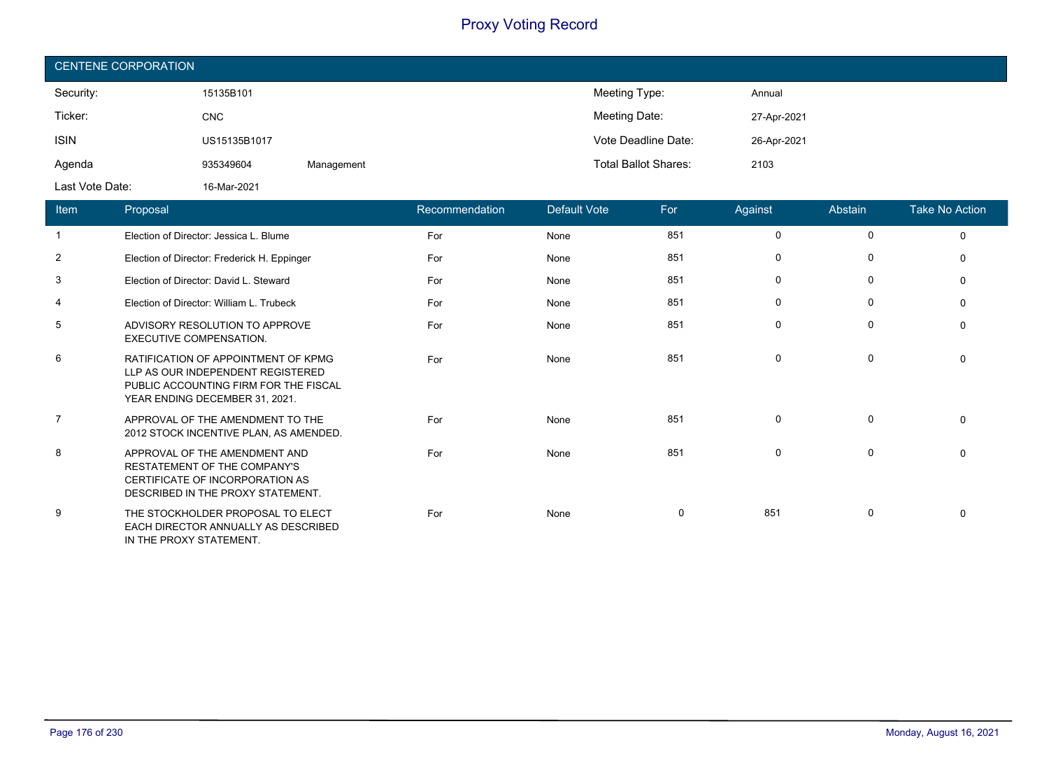# Proxy Voting Record

## CENTENE CORPORATION

| | | | | |
|---|---|---|---|---|
| Security: | 15135B101 | | Meeting Type: | Annual |
| Ticker: | CNC | | Meeting Date: | 27-Apr-2021 |
| ISIN | US15135B1017 | | Vote Deadline Date: | 26-Apr-2021 |
| Agenda | 935349604 | Management | Total Ballot Shares: | 2103 |
| Last Vote Date: | 16-Mar-2021 | | | |

| Item | Proposal | Recommendation | Default Vote | For | Against | Abstain | Take No Action |
|---|---|---|---|---|---|---|---|
| 1 | Election of Director: Jessica L. Blume | For | None | 851 | 0 | 0 | 0 |
| 2 | Election of Director: Frederick H. Eppinger | For | None | 851 | 0 | 0 | 0 |
| 3 | Election of Director: David L. Steward | For | None | 851 | 0 | 0 | 0 |
| 4 | Election of Director: William L. Trubeck | For | None | 851 | 0 | 0 | 0 |
| 5 | ADVISORY RESOLUTION TO APPROVE EXECUTIVE COMPENSATION. | For | None | 851 | 0 | 0 | 0 |
| 6 | RATIFICATION OF APPOINTMENT OF KPMG LLP AS OUR INDEPENDENT REGISTERED PUBLIC ACCOUNTING FIRM FOR THE FISCAL YEAR ENDING DECEMBER 31, 2021. | For | None | 851 | 0 | 0 | 0 |
| 7 | APPROVAL OF THE AMENDMENT TO THE 2012 STOCK INCENTIVE PLAN, AS AMENDED. | For | None | 851 | 0 | 0 | 0 |
| 8 | APPROVAL OF THE AMENDMENT AND RESTATEMENT OF THE COMPANY'S CERTIFICATE OF INCORPORATION AS DESCRIBED IN THE PROXY STATEMENT. | For | None | 851 | 0 | 0 | 0 |
| 9 | THE STOCKHOLDER PROPOSAL TO ELECT EACH DIRECTOR ANNUALLY AS DESCRIBED IN THE PROXY STATEMENT. | For | None | 0 | 851 | 0 | 0 |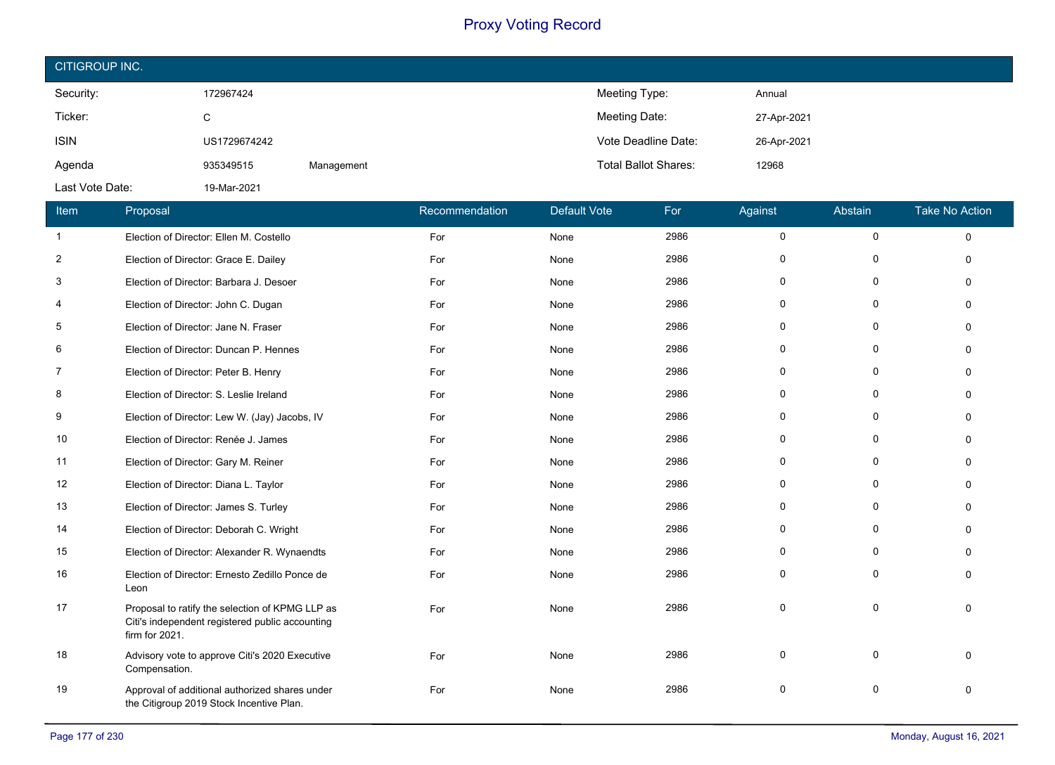# Proxy Voting Record

## CITIGROUP INC.

| | | | | |
|---|---|---|---|---|
| Security: | 172967424 | | Meeting Type: | Annual |
| Ticker: | C | | Meeting Date: | 27-Apr-2021 |
| ISIN | US1729674242 | | Vote Deadline Date: | 26-Apr-2021 |
| Agenda | 935349515 | Management | Total Ballot Shares: | 12968 |
| Last Vote Date: | 19-Mar-2021 | | | |

| Item | Proposal | Recommendation | Default Vote | For | Against | Abstain | Take No Action |
|---|---|---|---|---|---|---|---|
| 1 | Election of Director: Ellen M. Costello | For | None | 2986 | 0 | 0 | 0 |
| 2 | Election of Director: Grace E. Dailey | For | None | 2986 | 0 | 0 | 0 |
| 3 | Election of Director: Barbara J. Desoer | For | None | 2986 | 0 | 0 | 0 |
| 4 | Election of Director: John C. Dugan | For | None | 2986 | 0 | 0 | 0 |
| 5 | Election of Director: Jane N. Fraser | For | None | 2986 | 0 | 0 | 0 |
| 6 | Election of Director: Duncan P. Hennes | For | None | 2986 | 0 | 0 | 0 |
| 7 | Election of Director: Peter B. Henry | For | None | 2986 | 0 | 0 | 0 |
| 8 | Election of Director: S. Leslie Ireland | For | None | 2986 | 0 | 0 | 0 |
| 9 | Election of Director: Lew W. (Jay) Jacobs, IV | For | None | 2986 | 0 | 0 | 0 |
| 10 | Election of Director: Renée J. James | For | None | 2986 | 0 | 0 | 0 |
| 11 | Election of Director: Gary M. Reiner | For | None | 2986 | 0 | 0 | 0 |
| 12 | Election of Director: Diana L. Taylor | For | None | 2986 | 0 | 0 | 0 |
| 13 | Election of Director: James S. Turley | For | None | 2986 | 0 | 0 | 0 |
| 14 | Election of Director: Deborah C. Wright | For | None | 2986 | 0 | 0 | 0 |
| 15 | Election of Director: Alexander R. Wynaendts | For | None | 2986 | 0 | 0 | 0 |
| 16 | Election of Director: Ernesto Zedillo Ponce de Leon | For | None | 2986 | 0 | 0 | 0 |
| 17 | Proposal to ratify the selection of KPMG LLP as Citi's independent registered public accounting firm for 2021. | For | None | 2986 | 0 | 0 | 0 |
| 18 | Advisory vote to approve Citi's 2020 Executive Compensation. | For | None | 2986 | 0 | 0 | 0 |
| 19 | Approval of additional authorized shares under the Citigroup 2019 Stock Incentive Plan. | For | None | 2986 | 0 | 0 | 0 |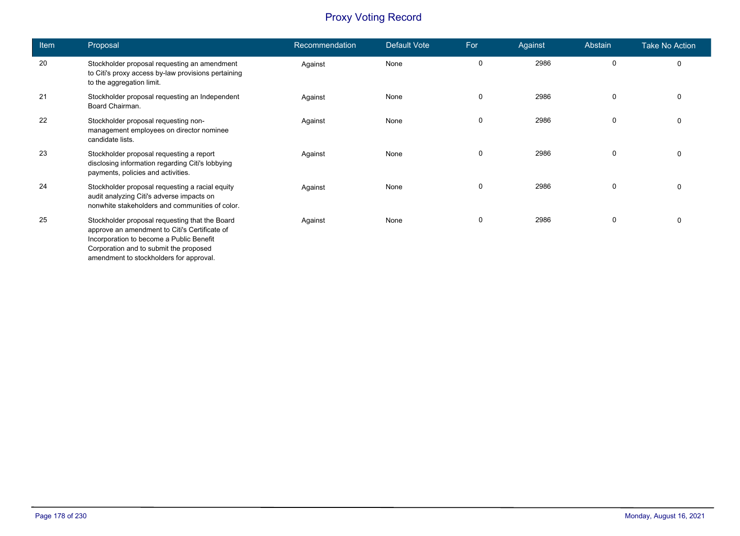# Proxy Voting Record

| Item | Proposal | Recommendation | Default Vote | For | Against | Abstain | Take No Action |
|---|---|---|---|---|---|---|---|
| 20 | Stockholder proposal requesting an amendment to Citi's proxy access by-law provisions pertaining to the aggregation limit. | Against | None | 0 | 2986 | 0 | 0 |
| 21 | Stockholder proposal requesting an Independent Board Chairman. | Against | None | 0 | 2986 | 0 | 0 |
| 22 | Stockholder proposal requesting non-management employees on director nominee candidate lists. | Against | None | 0 | 2986 | 0 | 0 |
| 23 | Stockholder proposal requesting a report disclosing information regarding Citi's lobbying payments, policies and activities. | Against | None | 0 | 2986 | 0 | 0 |
| 24 | Stockholder proposal requesting a racial equity audit analyzing Citi's adverse impacts on nonwhite stakeholders and communities of color. | Against | None | 0 | 2986 | 0 | 0 |
| 25 | Stockholder proposal requesting that the Board approve an amendment to Citi's Certificate of Incorporation to become a Public Benefit Corporation and to submit the proposed amendment to stockholders for approval. | Against | None | 0 | 2986 | 0 | 0 |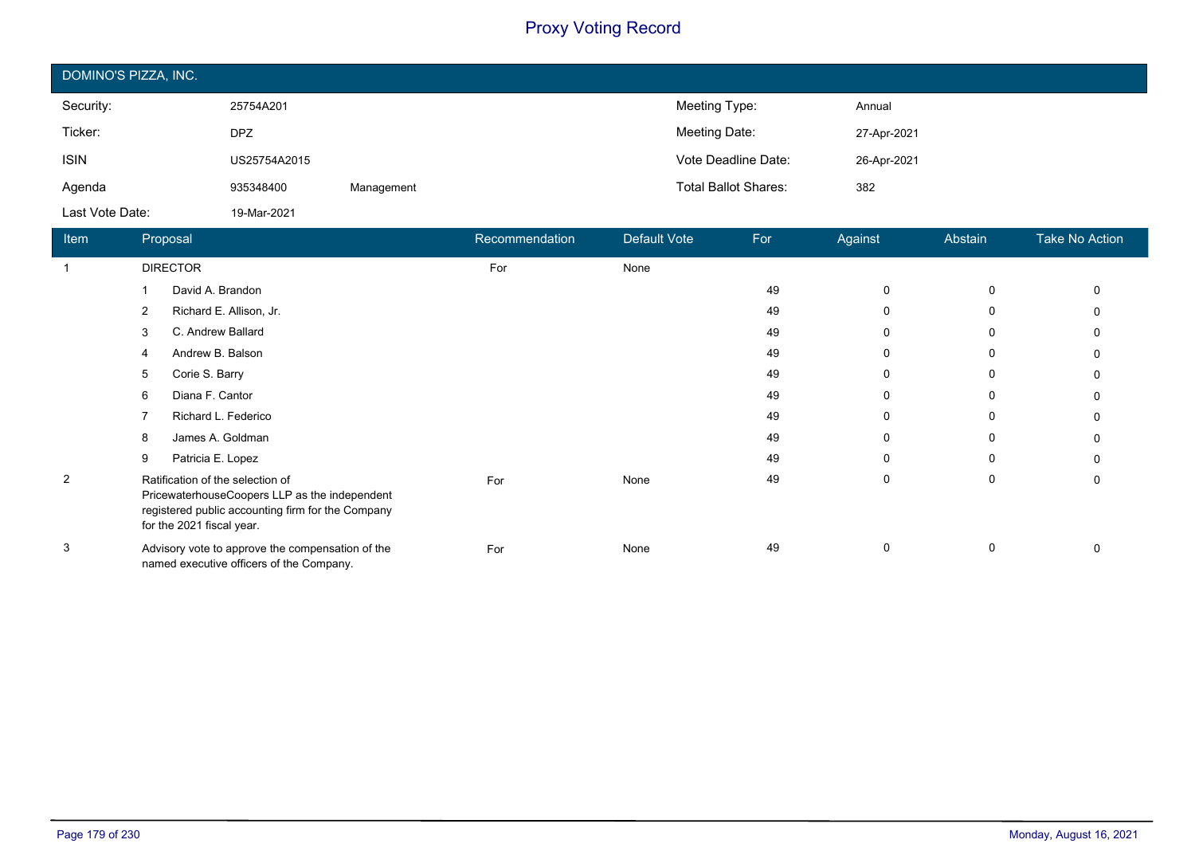# Proxy Voting Record

## DOMINO'S PIZZA, INC.

| | | | | |
|---|---|---|---|---|
| Security: | 25754A201 | | Meeting Type: | Annual |
| Ticker: | DPZ | | Meeting Date: | 27-Apr-2021 |
| ISIN | US25754A2015 | | Vote Deadline Date: | 26-Apr-2021 |
| Agenda | 935348400 | Management | Total Ballot Shares: | 382 |
| Last Vote Date: | 19-Mar-2021 | | | |

| Item | Proposal | Recommendation | Default Vote | For | Against | Abstain | Take No Action |
|---|---|---|---|---|---|---|---|
| 1 | DIRECTOR | For | None | | | | |
| | 1 David A. Brandon | | | 49 | 0 | 0 | 0 |
| | 2 Richard E. Allison, Jr. | | | 49 | 0 | 0 | 0 |
| | 3 C. Andrew Ballard | | | 49 | 0 | 0 | 0 |
| | 4 Andrew B. Balson | | | 49 | 0 | 0 | 0 |
| | 5 Corie S. Barry | | | 49 | 0 | 0 | 0 |
| | 6 Diana F. Cantor | | | 49 | 0 | 0 | 0 |
| | 7 Richard L. Federico | | | 49 | 0 | 0 | 0 |
| | 8 James A. Goldman | | | 49 | 0 | 0 | 0 |
| | 9 Patricia E. Lopez | | | 49 | 0 | 0 | 0 |
| 2 | Ratification of the selection of PricewaterhouseCoopers LLP as the independent registered public accounting firm for the Company for the 2021 fiscal year. | For | None | 49 | 0 | 0 | 0 |
| 3 | Advisory vote to approve the compensation of the named executive officers of the Company. | For | None | 49 | 0 | 0 | 0 |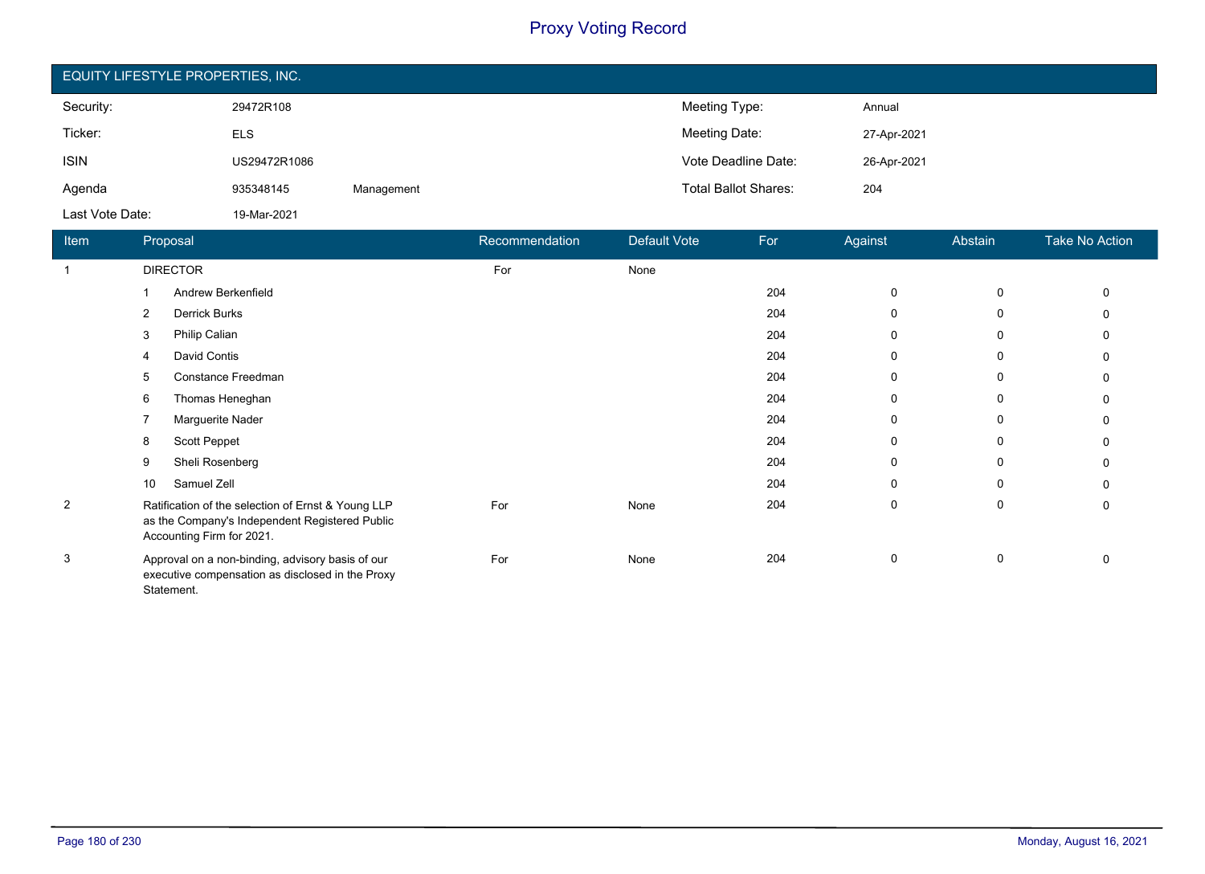# Proxy Voting Record

## EQUITY LIFESTYLE PROPERTIES, INC.

| | | | | |
|---|---|---|---|---|
| Security: | 29472R108 | | Meeting Type: | Annual |
| Ticker: | ELS | | Meeting Date: | 27-Apr-2021 |
| ISIN | US29472R1086 | | Vote Deadline Date: | 26-Apr-2021 |
| Agenda | 935348145 | Management | Total Ballot Shares: | 204 |
| Last Vote Date: | 19-Mar-2021 | | | |

| Item | Proposal | Recommendation | Default Vote | For | Against | Abstain | Take No Action |
|---|---|---|---|---|---|---|---|
| 1 | DIRECTOR | For | None | | | | |
| | 1 Andrew Berkenfield | | | 204 | 0 | 0 | 0 |
| | 2 Derrick Burks | | | 204 | 0 | 0 | 0 |
| | 3 Philip Calian | | | 204 | 0 | 0 | 0 |
| | 4 David Contis | | | 204 | 0 | 0 | 0 |
| | 5 Constance Freedman | | | 204 | 0 | 0 | 0 |
| | 6 Thomas Heneghan | | | 204 | 0 | 0 | 0 |
| | 7 Marguerite Nader | | | 204 | 0 | 0 | 0 |
| | 8 Scott Peppet | | | 204 | 0 | 0 | 0 |
| | 9 Sheli Rosenberg | | | 204 | 0 | 0 | 0 |
| | 10 Samuel Zell | | | 204 | 0 | 0 | 0 |
| 2 | Ratification of the selection of Ernst & Young LLP as the Company's Independent Registered Public Accounting Firm for 2021. | For | None | 204 | 0 | 0 | 0 |
| 3 | Approval on a non-binding, advisory basis of our executive compensation as disclosed in the Proxy Statement. | For | None | 204 | 0 | 0 | 0 |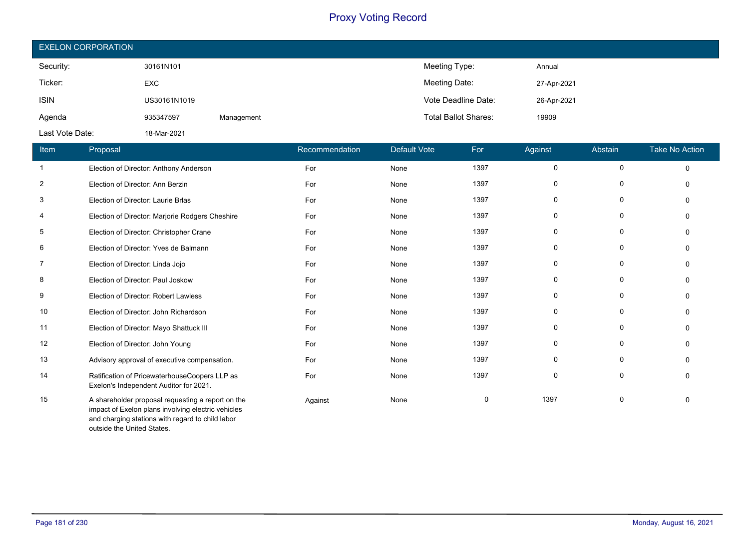# Proxy Voting Record

## EXELON CORPORATION

| | | | | |
|---|---|---|---|---|
| Security: | 30161N101 | | Meeting Type: | Annual |
| Ticker: | EXC | | Meeting Date: | 27-Apr-2021 |
| ISIN | US30161N1019 | | Vote Deadline Date: | 26-Apr-2021 |
| Agenda | 935347597 | Management | Total Ballot Shares: | 19909 |
| Last Vote Date: | 18-Mar-2021 | | | |

| Item | Proposal | Recommendation | Default Vote | For | Against | Abstain | Take No Action |
|---|---|---|---|---|---|---|---|
| 1 | Election of Director: Anthony Anderson | For | None | 1397 | 0 | 0 | 0 |
| 2 | Election of Director: Ann Berzin | For | None | 1397 | 0 | 0 | 0 |
| 3 | Election of Director: Laurie Brlas | For | None | 1397 | 0 | 0 | 0 |
| 4 | Election of Director: Marjorie Rodgers Cheshire | For | None | 1397 | 0 | 0 | 0 |
| 5 | Election of Director: Christopher Crane | For | None | 1397 | 0 | 0 | 0 |
| 6 | Election of Director: Yves de Balmann | For | None | 1397 | 0 | 0 | 0 |
| 7 | Election of Director: Linda Jojo | For | None | 1397 | 0 | 0 | 0 |
| 8 | Election of Director: Paul Joskow | For | None | 1397 | 0 | 0 | 0 |
| 9 | Election of Director: Robert Lawless | For | None | 1397 | 0 | 0 | 0 |
| 10 | Election of Director: John Richardson | For | None | 1397 | 0 | 0 | 0 |
| 11 | Election of Director: Mayo Shattuck III | For | None | 1397 | 0 | 0 | 0 |
| 12 | Election of Director: John Young | For | None | 1397 | 0 | 0 | 0 |
| 13 | Advisory approval of executive compensation. | For | None | 1397 | 0 | 0 | 0 |
| 14 | Ratification of PricewaterhouseCoopers LLP as Exelon's Independent Auditor for 2021. | For | None | 1397 | 0 | 0 | 0 |
| 15 | A shareholder proposal requesting a report on the impact of Exelon plans involving electric vehicles and charging stations with regard to child labor outside the United States. | Against | None | 0 | 1397 | 0 | 0 |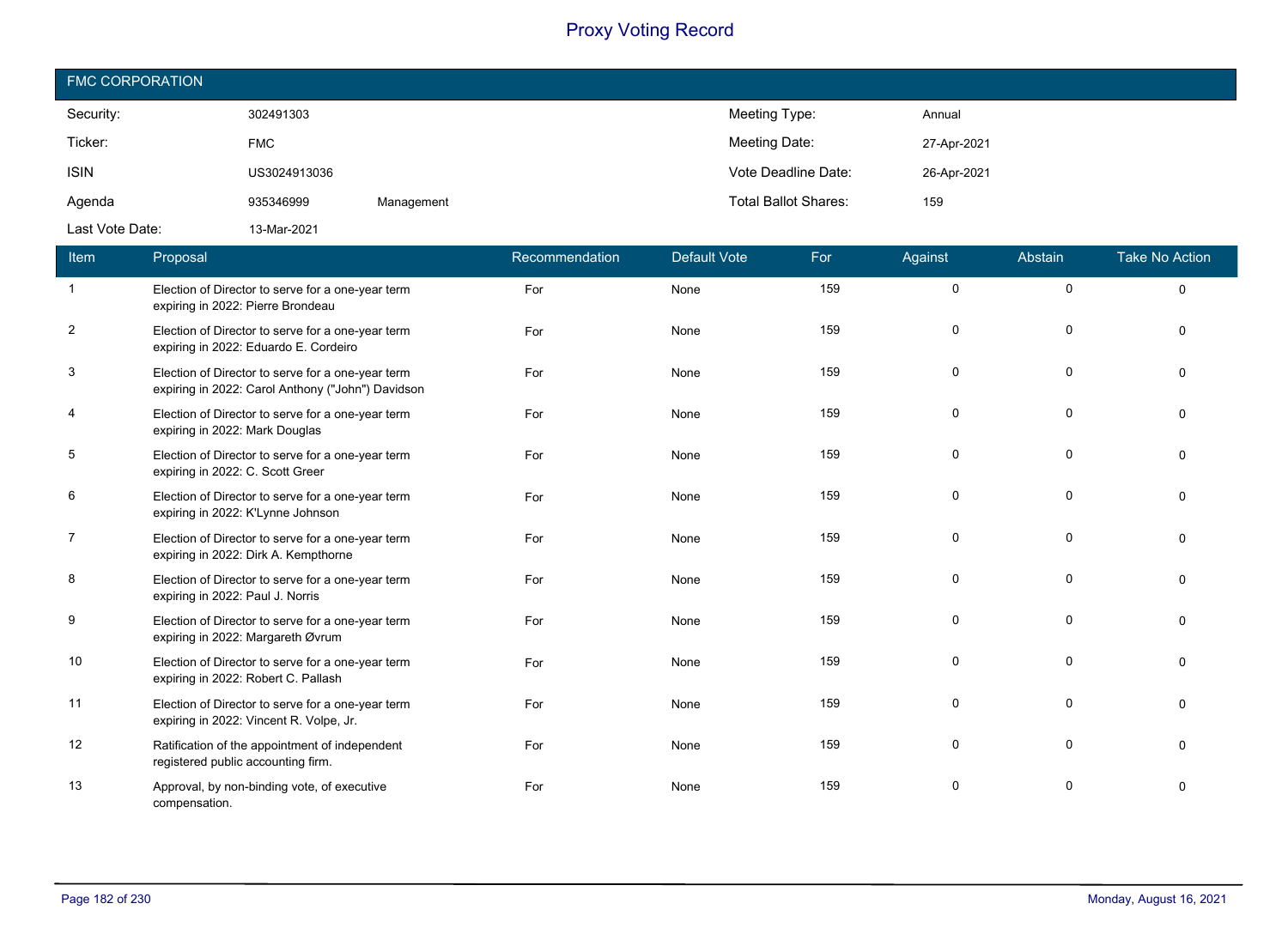# Proxy Voting Record

## FMC CORPORATION

| | | | | |
|---|---|---|---|---|
| Security: | 302491303 | | Meeting Type: | Annual |
| Ticker: | FMC | | Meeting Date: | 27-Apr-2021 |
| ISIN | US3024913036 | | Vote Deadline Date: | 26-Apr-2021 |
| Agenda | 935346999 | Management | Total Ballot Shares: | 159 |
| Last Vote Date: | 13-Mar-2021 | | | |

| Item | Proposal | Recommendation | Default Vote | For | Against | Abstain | Take No Action |
|---|---|---|---|---|---|---|---|
| 1 | Election of Director to serve for a one-year term expiring in 2022: Pierre Brondeau | For | None | 159 | 0 | 0 | 0 |
| 2 | Election of Director to serve for a one-year term expiring in 2022: Eduardo E. Cordeiro | For | None | 159 | 0 | 0 | 0 |
| 3 | Election of Director to serve for a one-year term expiring in 2022: Carol Anthony ("John") Davidson | For | None | 159 | 0 | 0 | 0 |
| 4 | Election of Director to serve for a one-year term expiring in 2022: Mark Douglas | For | None | 159 | 0 | 0 | 0 |
| 5 | Election of Director to serve for a one-year term expiring in 2022: C. Scott Greer | For | None | 159 | 0 | 0 | 0 |
| 6 | Election of Director to serve for a one-year term expiring in 2022: K'Lynne Johnson | For | None | 159 | 0 | 0 | 0 |
| 7 | Election of Director to serve for a one-year term expiring in 2022: Dirk A. Kempthorne | For | None | 159 | 0 | 0 | 0 |
| 8 | Election of Director to serve for a one-year term expiring in 2022: Paul J. Norris | For | None | 159 | 0 | 0 | 0 |
| 9 | Election of Director to serve for a one-year term expiring in 2022: Margareth Øvrum | For | None | 159 | 0 | 0 | 0 |
| 10 | Election of Director to serve for a one-year term expiring in 2022: Robert C. Pallash | For | None | 159 | 0 | 0 | 0 |
| 11 | Election of Director to serve for a one-year term expiring in 2022: Vincent R. Volpe, Jr. | For | None | 159 | 0 | 0 | 0 |
| 12 | Ratification of the appointment of independent registered public accounting firm. | For | None | 159 | 0 | 0 | 0 |
| 13 | Approval, by non-binding vote, of executive compensation. | For | None | 159 | 0 | 0 | 0 |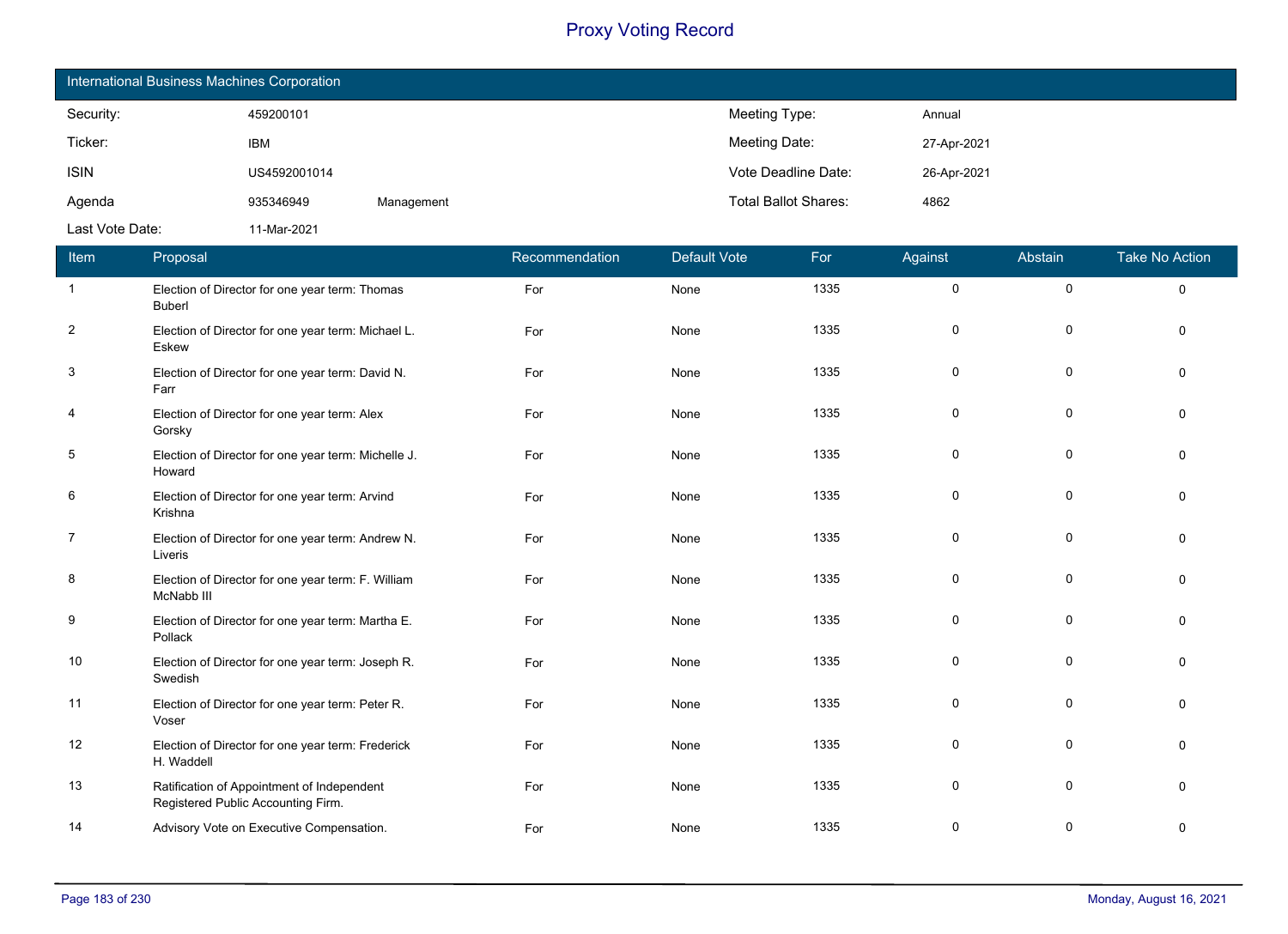# Proxy Voting Record

## International Business Machines Corporation

| | | | | |
|---|---|---|---|---|
| Security: | 459200101 | | Meeting Type: | Annual |
| Ticker: | IBM | | Meeting Date: | 27-Apr-2021 |
| ISIN | US4592001014 | | Vote Deadline Date: | 26-Apr-2021 |
| Agenda | 935346949 | Management | Total Ballot Shares: | 4862 |
| Last Vote Date: | 11-Mar-2021 | | | |

| Item | Proposal | Recommendation | Default Vote | For | Against | Abstain | Take No Action |
|---|---|---|---|---|---|---|---|
| 1 | Election of Director for one year term: Thomas Buberl | For | None | 1335 | 0 | 0 | 0 |
| 2 | Election of Director for one year term: Michael L. Eskew | For | None | 1335 | 0 | 0 | 0 |
| 3 | Election of Director for one year term: David N. Farr | For | None | 1335 | 0 | 0 | 0 |
| 4 | Election of Director for one year term: Alex Gorsky | For | None | 1335 | 0 | 0 | 0 |
| 5 | Election of Director for one year term: Michelle J. Howard | For | None | 1335 | 0 | 0 | 0 |
| 6 | Election of Director for one year term: Arvind Krishna | For | None | 1335 | 0 | 0 | 0 |
| 7 | Election of Director for one year term: Andrew N. Liveris | For | None | 1335 | 0 | 0 | 0 |
| 8 | Election of Director for one year term: F. William McNabb III | For | None | 1335 | 0 | 0 | 0 |
| 9 | Election of Director for one year term: Martha E. Pollack | For | None | 1335 | 0 | 0 | 0 |
| 10 | Election of Director for one year term: Joseph R. Swedish | For | None | 1335 | 0 | 0 | 0 |
| 11 | Election of Director for one year term: Peter R. Voser | For | None | 1335 | 0 | 0 | 0 |
| 12 | Election of Director for one year term: Frederick H. Waddell | For | None | 1335 | 0 | 0 | 0 |
| 13 | Ratification of Appointment of Independent Registered Public Accounting Firm. | For | None | 1335 | 0 | 0 | 0 |
| 14 | Advisory Vote on Executive Compensation. | For | None | 1335 | 0 | 0 | 0 |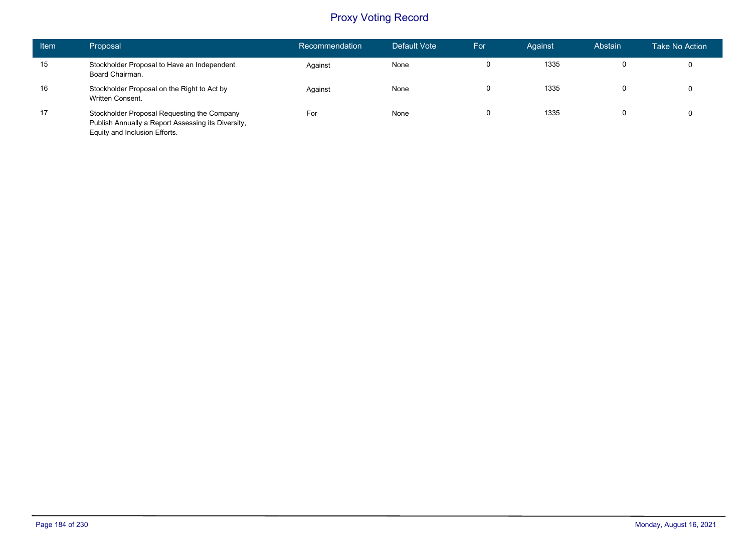# Proxy Voting Record

| Item | Proposal | Recommendation | Default Vote | For | Against | Abstain | Take No Action |
|---|---|---|---|---|---|---|---|
| 15 | Stockholder Proposal to Have an Independent Board Chairman. | Against | None | 0 | 1335 | 0 | 0 |
| 16 | Stockholder Proposal on the Right to Act by Written Consent. | Against | None | 0 | 1335 | 0 | 0 |
| 17 | Stockholder Proposal Requesting the Company Publish Annually a Report Assessing its Diversity, Equity and Inclusion Efforts. | For | None | 0 | 1335 | 0 | 0 |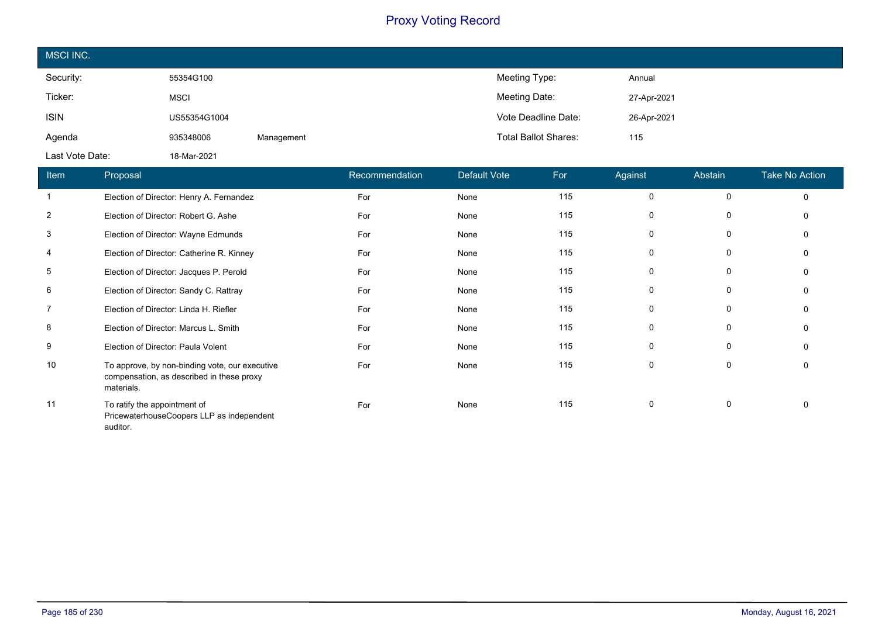# Proxy Voting Record

## MSCI INC.

| | | | | |
|---|---|---|---|---|
| Security: | 55354G100 | | Meeting Type: | Annual |
| Ticker: | MSCI | | Meeting Date: | 27-Apr-2021 |
| ISIN | US55354G1004 | | Vote Deadline Date: | 26-Apr-2021 |
| Agenda | 935348006 | Management | Total Ballot Shares: | 115 |
| Last Vote Date: | 18-Mar-2021 | | | |

| Item | Proposal | Recommendation | Default Vote | For | Against | Abstain | Take No Action |
|---|---|---|---|---|---|---|---|
| 1 | Election of Director: Henry A. Fernandez | For | None | 115 | 0 | 0 | 0 |
| 2 | Election of Director: Robert G. Ashe | For | None | 115 | 0 | 0 | 0 |
| 3 | Election of Director: Wayne Edmunds | For | None | 115 | 0 | 0 | 0 |
| 4 | Election of Director: Catherine R. Kinney | For | None | 115 | 0 | 0 | 0 |
| 5 | Election of Director: Jacques P. Perold | For | None | 115 | 0 | 0 | 0 |
| 6 | Election of Director: Sandy C. Rattray | For | None | 115 | 0 | 0 | 0 |
| 7 | Election of Director: Linda H. Riefler | For | None | 115 | 0 | 0 | 0 |
| 8 | Election of Director: Marcus L. Smith | For | None | 115 | 0 | 0 | 0 |
| 9 | Election of Director: Paula Volent | For | None | 115 | 0 | 0 | 0 |
| 10 | To approve, by non-binding vote, our executive compensation, as described in these proxy materials. | For | None | 115 | 0 | 0 | 0 |
| 11 | To ratify the appointment of PricewaterhouseCoopers LLP as independent auditor. | For | None | 115 | 0 | 0 | 0 |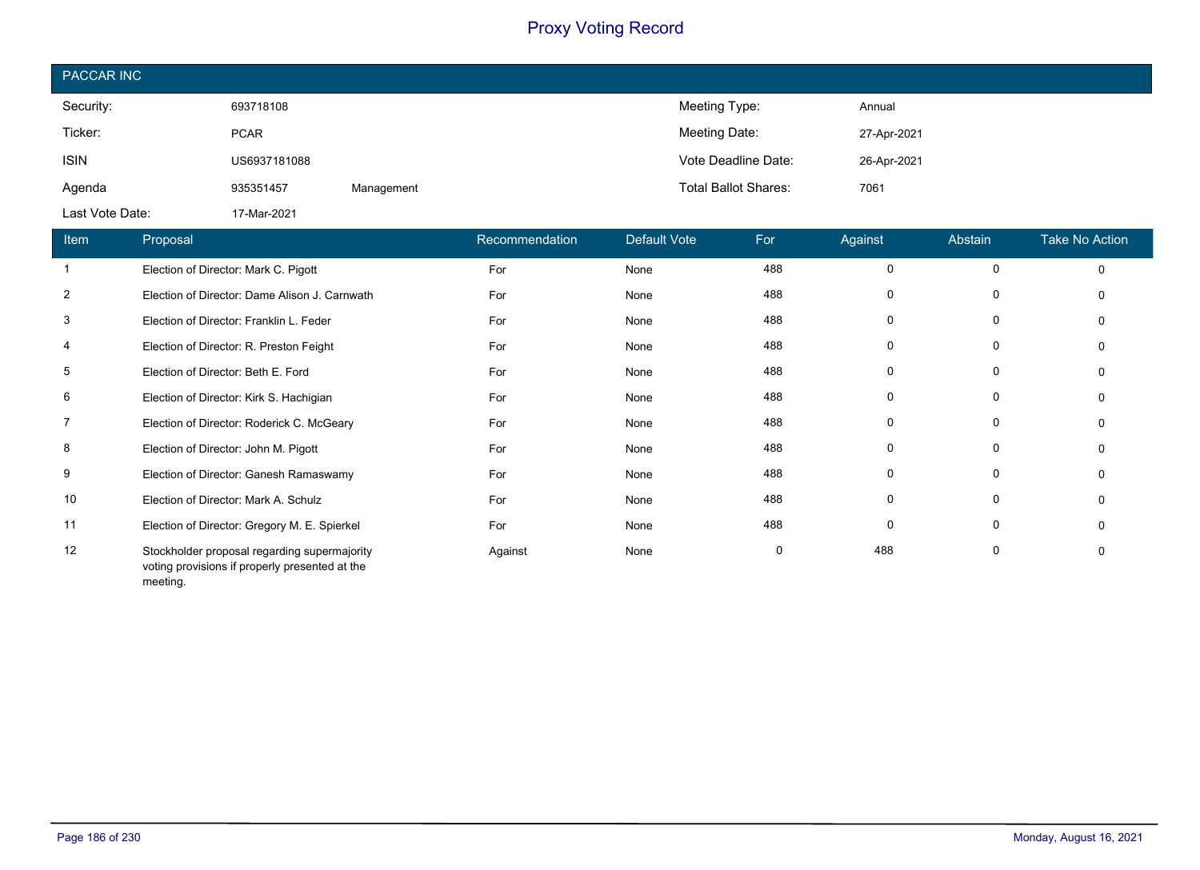# Proxy Voting Record

## PACCAR INC

| | | | | |
|---|---|---|---|---|
| Security: | 693718108 | | Meeting Type: | Annual |
| Ticker: | PCAR | | Meeting Date: | 27-Apr-2021 |
| ISIN | US6937181088 | | Vote Deadline Date: | 26-Apr-2021 |
| Agenda | 935351457 | Management | Total Ballot Shares: | 7061 |
| Last Vote Date: | 17-Mar-2021 | | | |

| Item | Proposal | Recommendation | Default Vote | For | Against | Abstain | Take No Action |
|---|---|---|---|---|---|---|---|
| 1 | Election of Director: Mark C. Pigott | For | None | 488 | 0 | 0 | 0 |
| 2 | Election of Director: Dame Alison J. Carnwath | For | None | 488 | 0 | 0 | 0 |
| 3 | Election of Director: Franklin L. Feder | For | None | 488 | 0 | 0 | 0 |
| 4 | Election of Director: R. Preston Feight | For | None | 488 | 0 | 0 | 0 |
| 5 | Election of Director: Beth E. Ford | For | None | 488 | 0 | 0 | 0 |
| 6 | Election of Director: Kirk S. Hachigian | For | None | 488 | 0 | 0 | 0 |
| 7 | Election of Director: Roderick C. McGeary | For | None | 488 | 0 | 0 | 0 |
| 8 | Election of Director: John M. Pigott | For | None | 488 | 0 | 0 | 0 |
| 9 | Election of Director: Ganesh Ramaswamy | For | None | 488 | 0 | 0 | 0 |
| 10 | Election of Director: Mark A. Schulz | For | None | 488 | 0 | 0 | 0 |
| 11 | Election of Director: Gregory M. E. Spierkel | For | None | 488 | 0 | 0 | 0 |
| 12 | Stockholder proposal regarding supermajority voting provisions if properly presented at the meeting. | Against | None | 0 | 488 | 0 | 0 |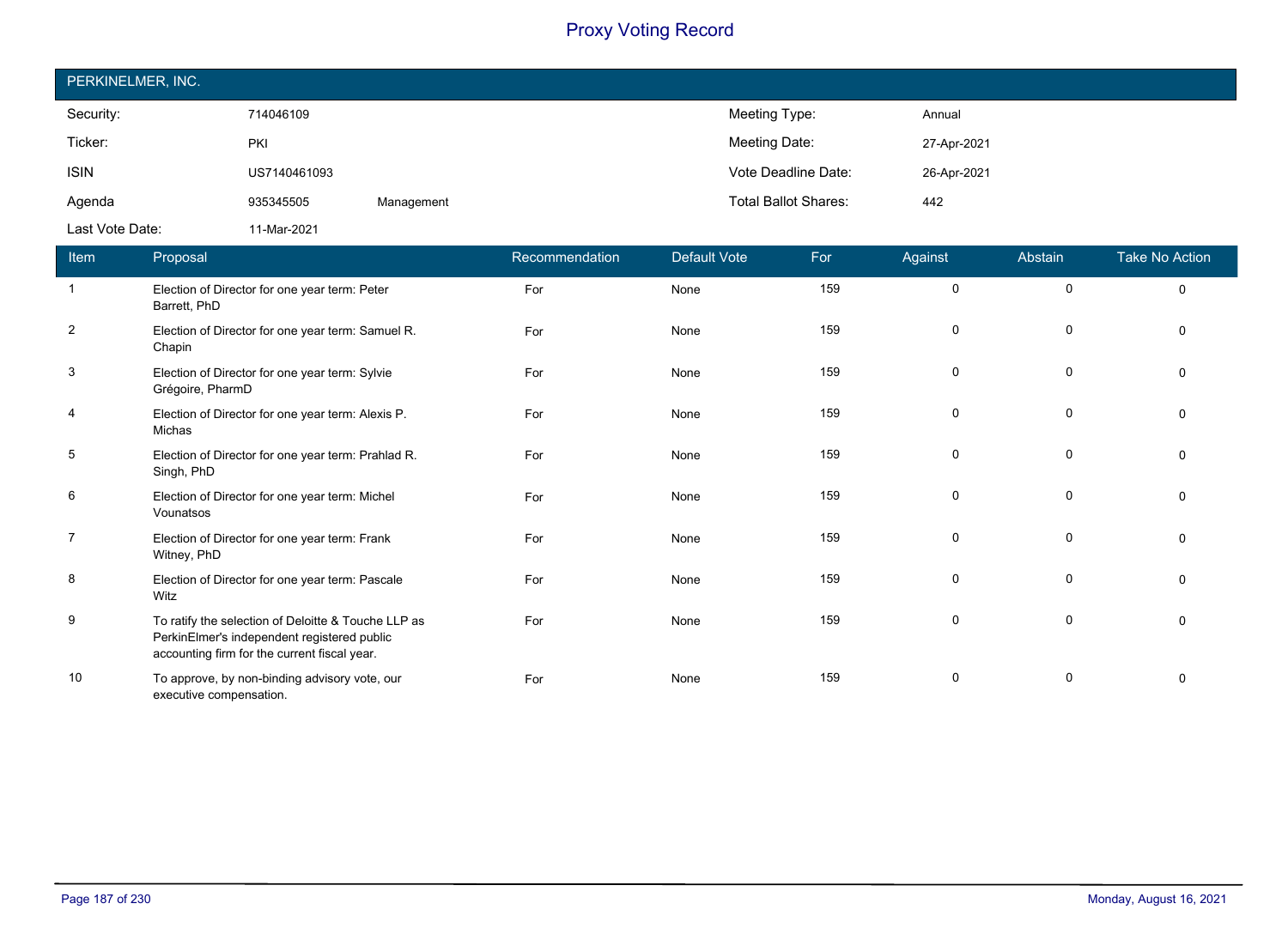# Proxy Voting Record

## PERKINELMER, INC.

| | | | | |
|---|---|---|---|---|
| Security: | 714046109 | | Meeting Type: | Annual |
| Ticker: | PKI | | Meeting Date: | 27-Apr-2021 |
| ISIN | US7140461093 | | Vote Deadline Date: | 26-Apr-2021 |
| Agenda | 935345505 | Management | Total Ballot Shares: | 442 |
| Last Vote Date: | 11-Mar-2021 | | | |

| Item | Proposal | Recommendation | Default Vote | For | Against | Abstain | Take No Action |
|---|---|---|---|---|---|---|---|
| 1 | Election of Director for one year term: Peter Barrett, PhD | For | None | 159 | 0 | 0 | 0 |
| 2 | Election of Director for one year term: Samuel R. Chapin | For | None | 159 | 0 | 0 | 0 |
| 3 | Election of Director for one year term: Sylvie Grégoire, PharmD | For | None | 159 | 0 | 0 | 0 |
| 4 | Election of Director for one year term: Alexis P. Michas | For | None | 159 | 0 | 0 | 0 |
| 5 | Election of Director for one year term: Prahlad R. Singh, PhD | For | None | 159 | 0 | 0 | 0 |
| 6 | Election of Director for one year term: Michel Vounatsos | For | None | 159 | 0 | 0 | 0 |
| 7 | Election of Director for one year term: Frank Witney, PhD | For | None | 159 | 0 | 0 | 0 |
| 8 | Election of Director for one year term: Pascale Witz | For | None | 159 | 0 | 0 | 0 |
| 9 | To ratify the selection of Deloitte & Touche LLP as PerkinElmer's independent registered public accounting firm for the current fiscal year. | For | None | 159 | 0 | 0 | 0 |
| 10 | To approve, by non-binding advisory vote, our executive compensation. | For | None | 159 | 0 | 0 | 0 |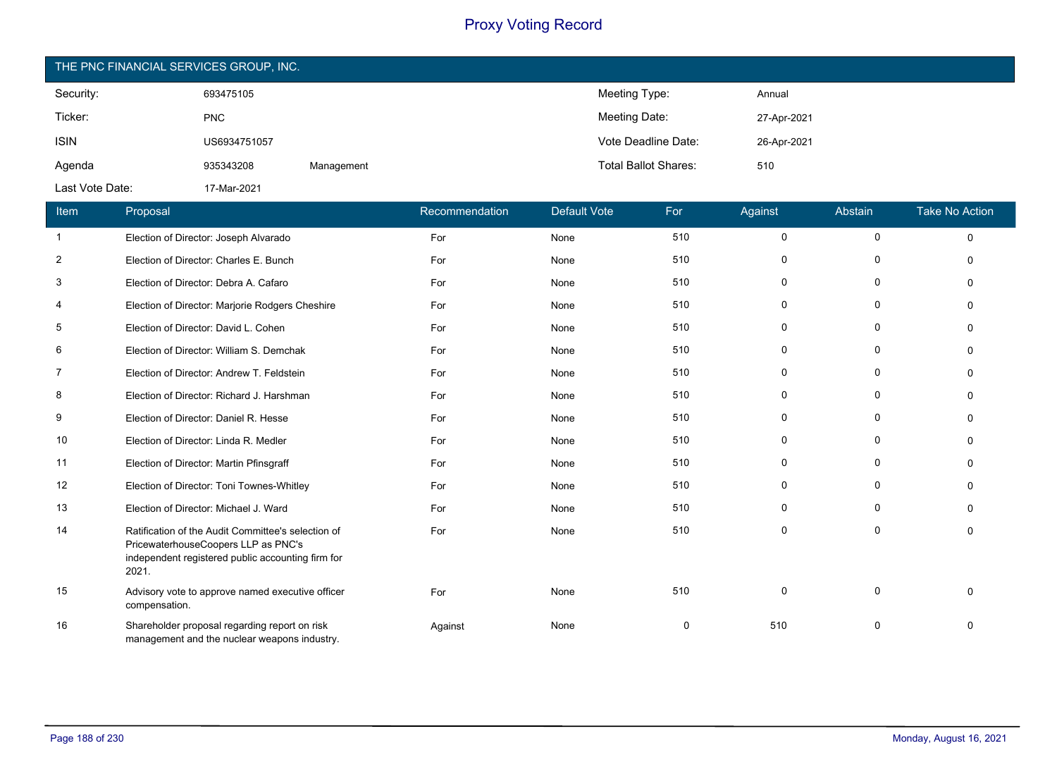# Proxy Voting Record

## THE PNC FINANCIAL SERVICES GROUP, INC.

| | | | | |
|---|---|---|---|---|
| Security: | 693475105 | | Meeting Type: | Annual |
| Ticker: | PNC | | Meeting Date: | 27-Apr-2021 |
| ISIN | US6934751057 | | Vote Deadline Date: | 26-Apr-2021 |
| Agenda | 935343208 | Management | Total Ballot Shares: | 510 |
| Last Vote Date: | 17-Mar-2021 | | | |

| Item | Proposal | Recommendation | Default Vote | For | Against | Abstain | Take No Action |
|---|---|---|---|---|---|---|---|
| 1 | Election of Director: Joseph Alvarado | For | None | 510 | 0 | 0 | 0 |
| 2 | Election of Director: Charles E. Bunch | For | None | 510 | 0 | 0 | 0 |
| 3 | Election of Director: Debra A. Cafaro | For | None | 510 | 0 | 0 | 0 |
| 4 | Election of Director: Marjorie Rodgers Cheshire | For | None | 510 | 0 | 0 | 0 |
| 5 | Election of Director: David L. Cohen | For | None | 510 | 0 | 0 | 0 |
| 6 | Election of Director: William S. Demchak | For | None | 510 | 0 | 0 | 0 |
| 7 | Election of Director: Andrew T. Feldstein | For | None | 510 | 0 | 0 | 0 |
| 8 | Election of Director: Richard J. Harshman | For | None | 510 | 0 | 0 | 0 |
| 9 | Election of Director: Daniel R. Hesse | For | None | 510 | 0 | 0 | 0 |
| 10 | Election of Director: Linda R. Medler | For | None | 510 | 0 | 0 | 0 |
| 11 | Election of Director: Martin Pfinsgraff | For | None | 510 | 0 | 0 | 0 |
| 12 | Election of Director: Toni Townes-Whitley | For | None | 510 | 0 | 0 | 0 |
| 13 | Election of Director: Michael J. Ward | For | None | 510 | 0 | 0 | 0 |
| 14 | Ratification of the Audit Committee's selection of PricewaterhouseCoopers LLP as PNC's independent registered public accounting firm for 2021. | For | None | 510 | 0 | 0 | 0 |
| 15 | Advisory vote to approve named executive officer compensation. | For | None | 510 | 0 | 0 | 0 |
| 16 | Shareholder proposal regarding report on risk management and the nuclear weapons industry. | Against | None | 0 | 510 | 0 | 0 |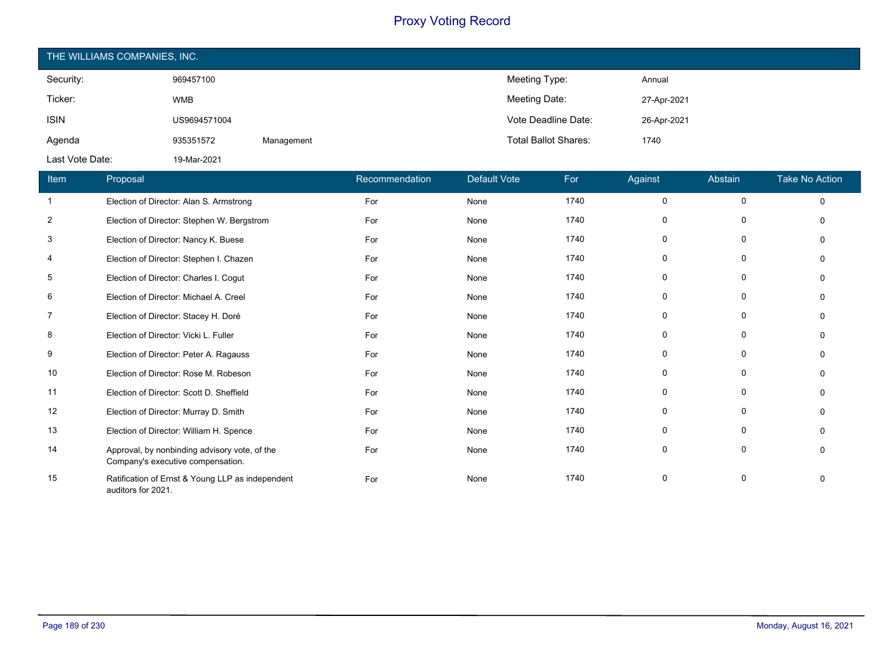# Proxy Voting Record

## THE WILLIAMS COMPANIES, INC.

| | | | | |
|---|---|---|---|---|
| Security: | 969457100 | | Meeting Type: | Annual |
| Ticker: | WMB | | Meeting Date: | 27-Apr-2021 |
| ISIN | US9694571004 | | Vote Deadline Date: | 26-Apr-2021 |
| Agenda | 935351572 | Management | Total Ballot Shares: | 1740 |
| Last Vote Date: | 19-Mar-2021 | | | |

| Item | Proposal | Recommendation | Default Vote | For | Against | Abstain | Take No Action |
|---|---|---|---|---|---|---|---|
| 1 | Election of Director: Alan S. Armstrong | For | None | 1740 | 0 | 0 | 0 |
| 2 | Election of Director: Stephen W. Bergstrom | For | None | 1740 | 0 | 0 | 0 |
| 3 | Election of Director: Nancy K. Buese | For | None | 1740 | 0 | 0 | 0 |
| 4 | Election of Director: Stephen I. Chazen | For | None | 1740 | 0 | 0 | 0 |
| 5 | Election of Director: Charles I. Cogut | For | None | 1740 | 0 | 0 | 0 |
| 6 | Election of Director: Michael A. Creel | For | None | 1740 | 0 | 0 | 0 |
| 7 | Election of Director: Stacey H. Doré | For | None | 1740 | 0 | 0 | 0 |
| 8 | Election of Director: Vicki L. Fuller | For | None | 1740 | 0 | 0 | 0 |
| 9 | Election of Director: Peter A. Ragauss | For | None | 1740 | 0 | 0 | 0 |
| 10 | Election of Director: Rose M. Robeson | For | None | 1740 | 0 | 0 | 0 |
| 11 | Election of Director: Scott D. Sheffield | For | None | 1740 | 0 | 0 | 0 |
| 12 | Election of Director: Murray D. Smith | For | None | 1740 | 0 | 0 | 0 |
| 13 | Election of Director: William H. Spence | For | None | 1740 | 0 | 0 | 0 |
| 14 | Approval, by nonbinding advisory vote, of the Company's executive compensation. | For | None | 1740 | 0 | 0 | 0 |
| 15 | Ratification of Ernst & Young LLP as independent auditors for 2021. | For | None | 1740 | 0 | 0 | 0 |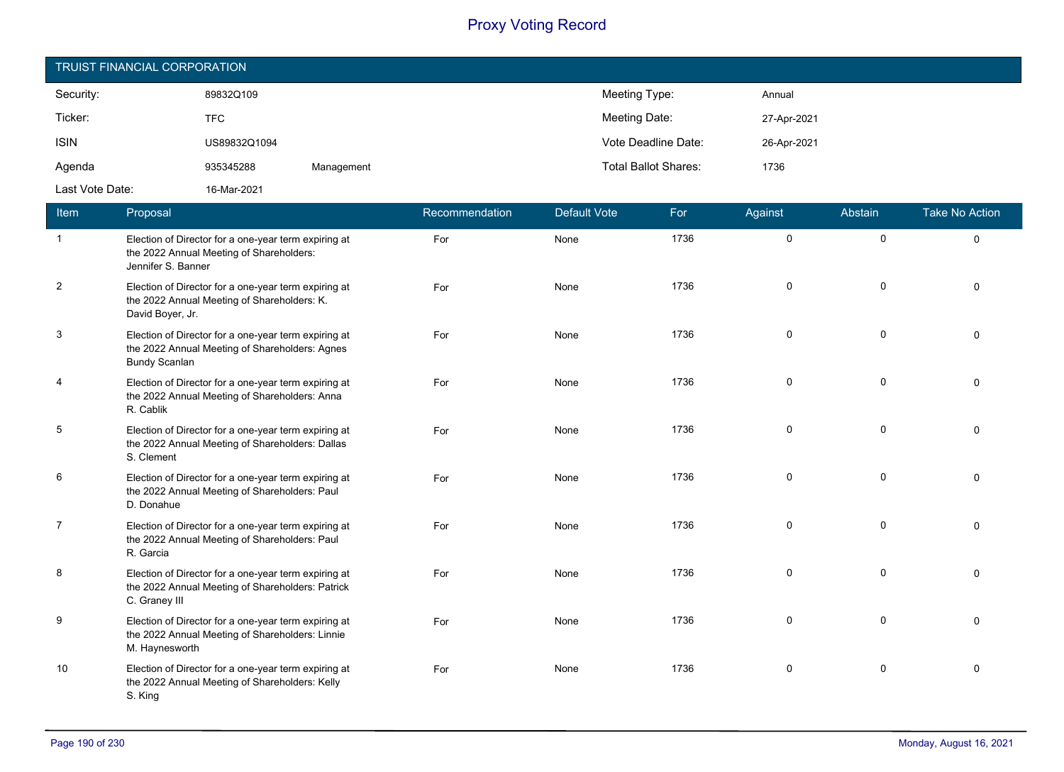# Proxy Voting Record

## TRUIST FINANCIAL CORPORATION

| | | | | |
|---|---|---|---|---|
| Security: | 89832Q109 | | Meeting Type: | Annual |
| Ticker: | TFC | | Meeting Date: | 27-Apr-2021 |
| ISIN | US89832Q1094 | | Vote Deadline Date: | 26-Apr-2021 |
| Agenda | 935345288 | Management | Total Ballot Shares: | 1736 |
| Last Vote Date: | 16-Mar-2021 | | | |

| Item | Proposal | Recommendation | Default Vote | For | Against | Abstain | Take No Action |
|---|---|---|---|---|---|---|---|
| 1 | Election of Director for a one-year term expiring at the 2022 Annual Meeting of Shareholders: Jennifer S. Banner | For | None | 1736 | 0 | 0 | 0 |
| 2 | Election of Director for a one-year term expiring at the 2022 Annual Meeting of Shareholders: K. David Boyer, Jr. | For | None | 1736 | 0 | 0 | 0 |
| 3 | Election of Director for a one-year term expiring at the 2022 Annual Meeting of Shareholders: Agnes Bundy Scanlan | For | None | 1736 | 0 | 0 | 0 |
| 4 | Election of Director for a one-year term expiring at the 2022 Annual Meeting of Shareholders: Anna R. Cablik | For | None | 1736 | 0 | 0 | 0 |
| 5 | Election of Director for a one-year term expiring at the 2022 Annual Meeting of Shareholders: Dallas S. Clement | For | None | 1736 | 0 | 0 | 0 |
| 6 | Election of Director for a one-year term expiring at the 2022 Annual Meeting of Shareholders: Paul D. Donahue | For | None | 1736 | 0 | 0 | 0 |
| 7 | Election of Director for a one-year term expiring at the 2022 Annual Meeting of Shareholders: Paul R. Garcia | For | None | 1736 | 0 | 0 | 0 |
| 8 | Election of Director for a one-year term expiring at the 2022 Annual Meeting of Shareholders: Patrick C. Graney III | For | None | 1736 | 0 | 0 | 0 |
| 9 | Election of Director for a one-year term expiring at the 2022 Annual Meeting of Shareholders: Linnie M. Haynesworth | For | None | 1736 | 0 | 0 | 0 |
| 10 | Election of Director for a one-year term expiring at the 2022 Annual Meeting of Shareholders: Kelly S. King | For | None | 1736 | 0 | 0 | 0 |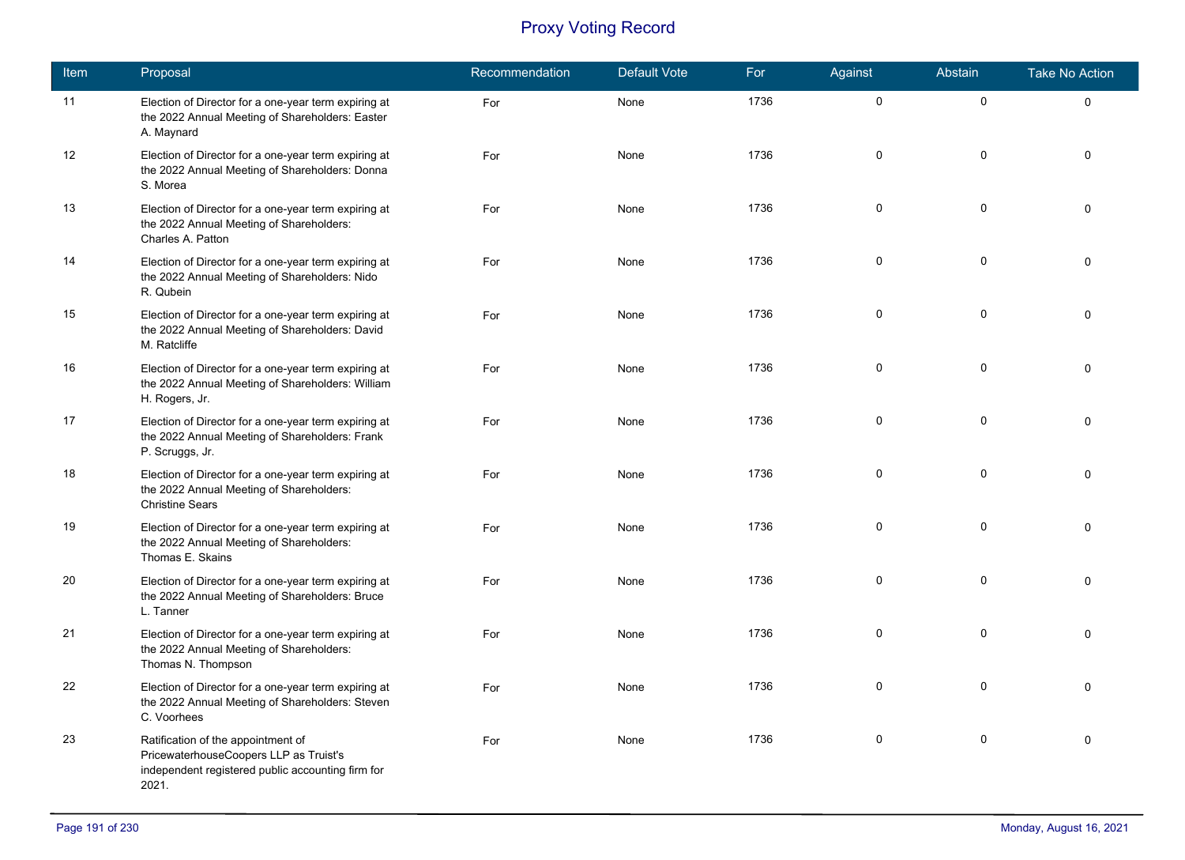# Proxy Voting Record

| Item | Proposal | Recommendation | Default Vote | For | Against | Abstain | Take No Action |
|---|---|---|---|---|---|---|---|
| 11 | Election of Director for a one-year term expiring at the 2022 Annual Meeting of Shareholders: Easter A. Maynard | For | None | 1736 | 0 | 0 | 0 |
| 12 | Election of Director for a one-year term expiring at the 2022 Annual Meeting of Shareholders: Donna S. Morea | For | None | 1736 | 0 | 0 | 0 |
| 13 | Election of Director for a one-year term expiring at the 2022 Annual Meeting of Shareholders: Charles A. Patton | For | None | 1736 | 0 | 0 | 0 |
| 14 | Election of Director for a one-year term expiring at the 2022 Annual Meeting of Shareholders: Nido R. Qubein | For | None | 1736 | 0 | 0 | 0 |
| 15 | Election of Director for a one-year term expiring at the 2022 Annual Meeting of Shareholders: David M. Ratcliffe | For | None | 1736 | 0 | 0 | 0 |
| 16 | Election of Director for a one-year term expiring at the 2022 Annual Meeting of Shareholders: William H. Rogers, Jr. | For | None | 1736 | 0 | 0 | 0 |
| 17 | Election of Director for a one-year term expiring at the 2022 Annual Meeting of Shareholders: Frank P. Scruggs, Jr. | For | None | 1736 | 0 | 0 | 0 |
| 18 | Election of Director for a one-year term expiring at the 2022 Annual Meeting of Shareholders: Christine Sears | For | None | 1736 | 0 | 0 | 0 |
| 19 | Election of Director for a one-year term expiring at the 2022 Annual Meeting of Shareholders: Thomas E. Skains | For | None | 1736 | 0 | 0 | 0 |
| 20 | Election of Director for a one-year term expiring at the 2022 Annual Meeting of Shareholders: Bruce L. Tanner | For | None | 1736 | 0 | 0 | 0 |
| 21 | Election of Director for a one-year term expiring at the 2022 Annual Meeting of Shareholders: Thomas N. Thompson | For | None | 1736 | 0 | 0 | 0 |
| 22 | Election of Director for a one-year term expiring at the 2022 Annual Meeting of Shareholders: Steven C. Voorhees | For | None | 1736 | 0 | 0 | 0 |
| 23 | Ratification of the appointment of PricewaterhouseCoopers LLP as Truist's independent registered public accounting firm for 2021. | For | None | 1736 | 0 | 0 | 0 |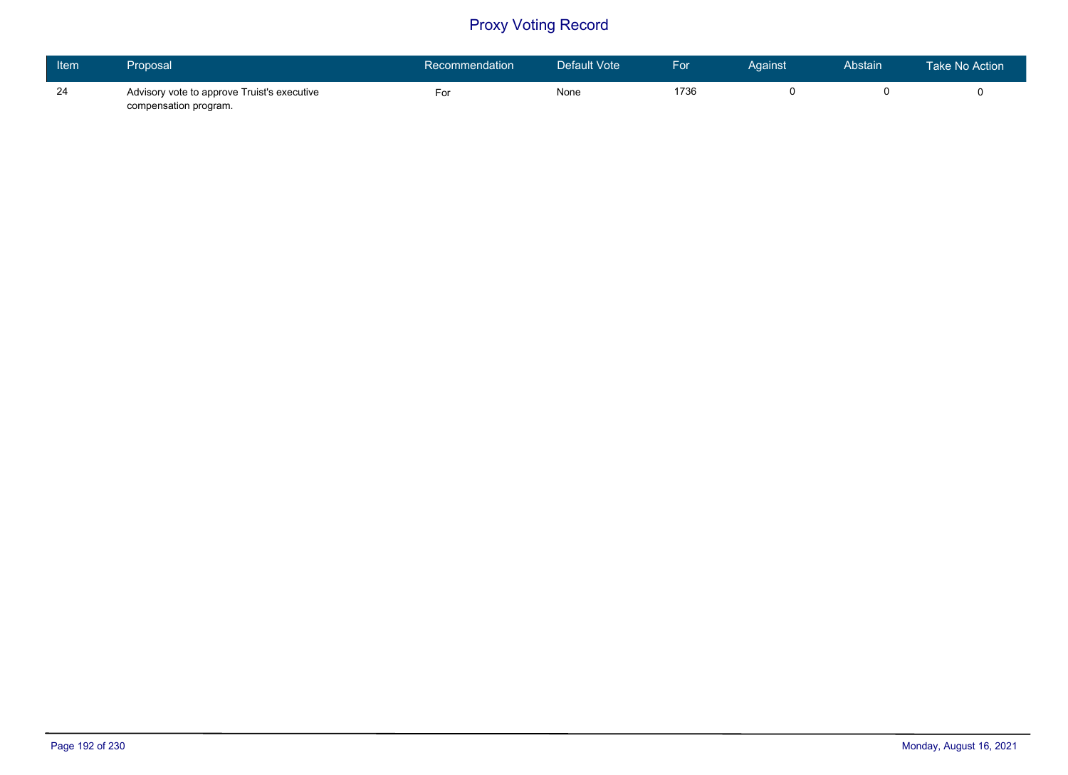# Proxy Voting Record

| Item | Proposal | Recommendation | Default Vote | For | Against | Abstain | Take No Action |
|---|---|---|---|---|---|---|---|
| 24 | Advisory vote to approve Truist's executive compensation program. | For | None | 1736 | 0 | 0 | 0 |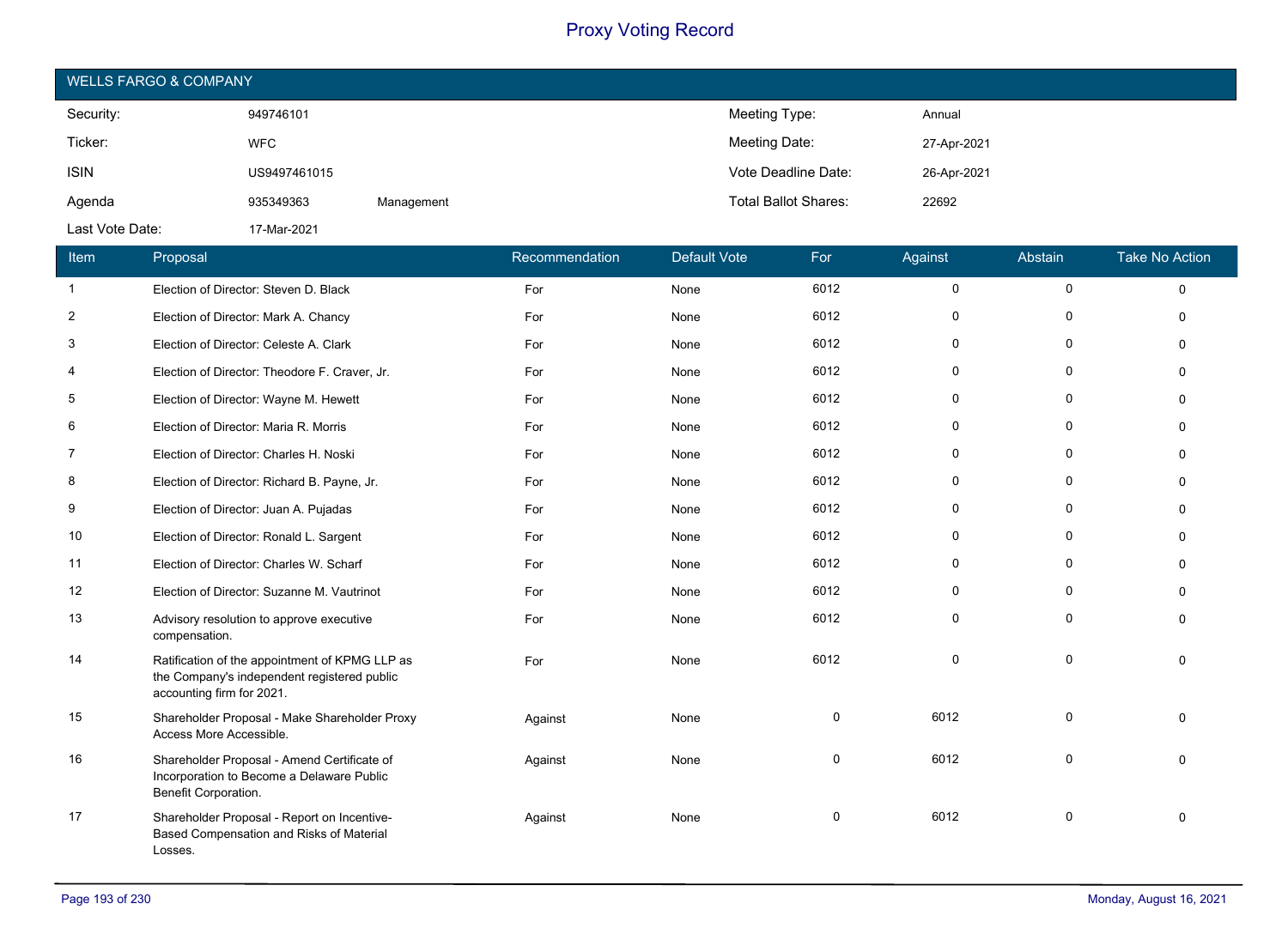# Proxy Voting Record

## WELLS FARGO & COMPANY

| | | | | |
|---|---|---|---|---|
| Security: | 949746101 | | Meeting Type: | Annual |
| Ticker: | WFC | | Meeting Date: | 27-Apr-2021 |
| ISIN | US9497461015 | | Vote Deadline Date: | 26-Apr-2021 |
| Agenda | 935349363 | Management | Total Ballot Shares: | 22692 |
| Last Vote Date: | 17-Mar-2021 | | | |

| Item | Proposal | Recommendation | Default Vote | For | Against | Abstain | Take No Action |
|---|---|---|---|---|---|---|---|
| 1 | Election of Director: Steven D. Black | For | None | 6012 | 0 | 0 | 0 |
| 2 | Election of Director: Mark A. Chancy | For | None | 6012 | 0 | 0 | 0 |
| 3 | Election of Director: Celeste A. Clark | For | None | 6012 | 0 | 0 | 0 |
| 4 | Election of Director: Theodore F. Craver, Jr. | For | None | 6012 | 0 | 0 | 0 |
| 5 | Election of Director: Wayne M. Hewett | For | None | 6012 | 0 | 0 | 0 |
| 6 | Election of Director: Maria R. Morris | For | None | 6012 | 0 | 0 | 0 |
| 7 | Election of Director: Charles H. Noski | For | None | 6012 | 0 | 0 | 0 |
| 8 | Election of Director: Richard B. Payne, Jr. | For | None | 6012 | 0 | 0 | 0 |
| 9 | Election of Director: Juan A. Pujadas | For | None | 6012 | 0 | 0 | 0 |
| 10 | Election of Director: Ronald L. Sargent | For | None | 6012 | 0 | 0 | 0 |
| 11 | Election of Director: Charles W. Scharf | For | None | 6012 | 0 | 0 | 0 |
| 12 | Election of Director: Suzanne M. Vautrinot | For | None | 6012 | 0 | 0 | 0 |
| 13 | Advisory resolution to approve executive compensation. | For | None | 6012 | 0 | 0 | 0 |
| 14 | Ratification of the appointment of KPMG LLP as the Company's independent registered public accounting firm for 2021. | For | None | 6012 | 0 | 0 | 0 |
| 15 | Shareholder Proposal - Make Shareholder Proxy Access More Accessible. | Against | None | 0 | 6012 | 0 | 0 |
| 16 | Shareholder Proposal - Amend Certificate of Incorporation to Become a Delaware Public Benefit Corporation. | Against | None | 0 | 6012 | 0 | 0 |
| 17 | Shareholder Proposal - Report on Incentive-Based Compensation and Risks of Material Losses. | Against | None | 0 | 6012 | 0 | 0 |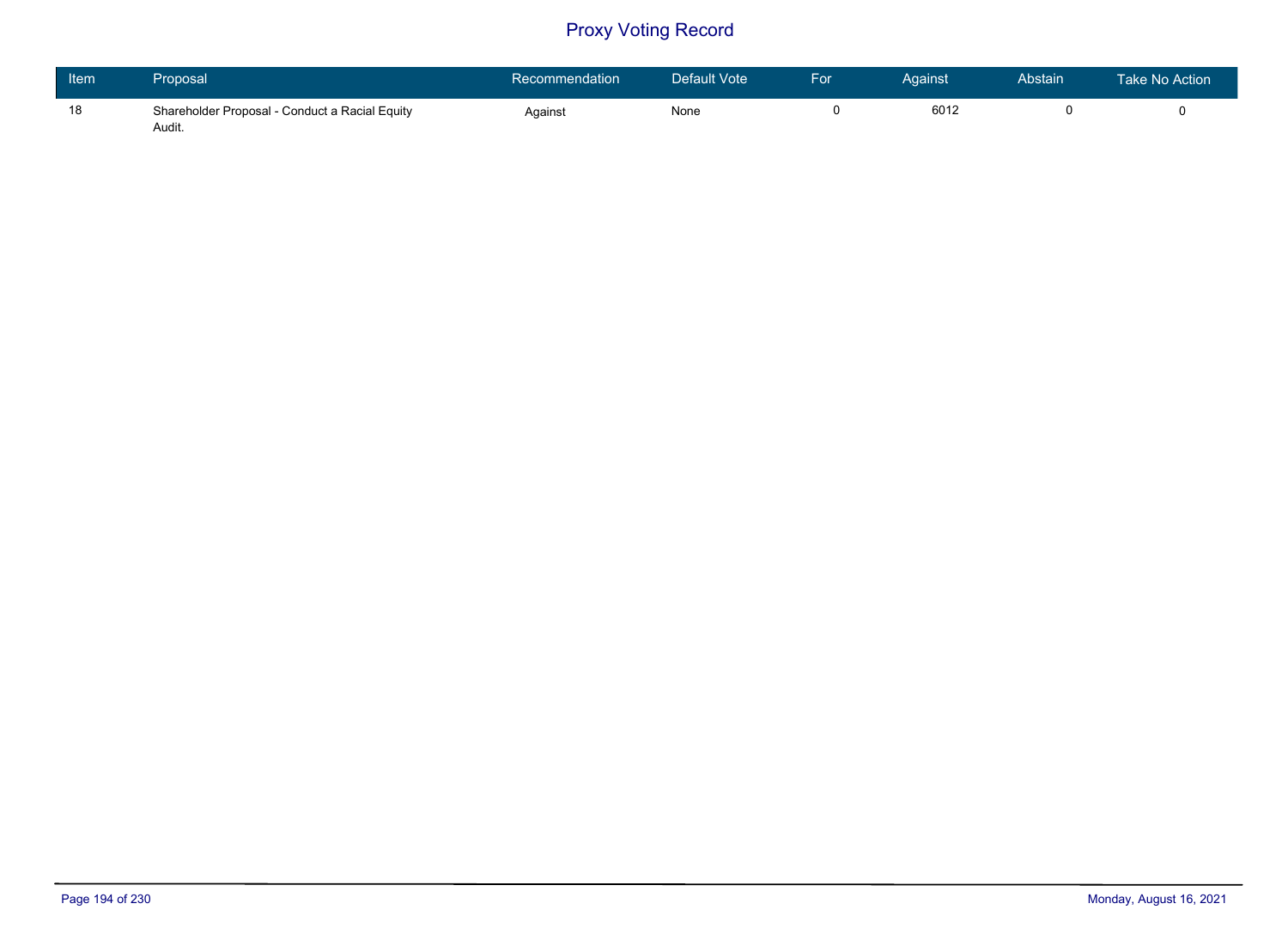# Proxy Voting Record

| Item | Proposal | Recommendation | Default Vote | For | Against | Abstain | Take No Action |
|---|---|---|---|---|---|---|---|
| 18 | Shareholder Proposal - Conduct a Racial Equity Audit. | Against | None | 0 | 6012 | 0 | 0 |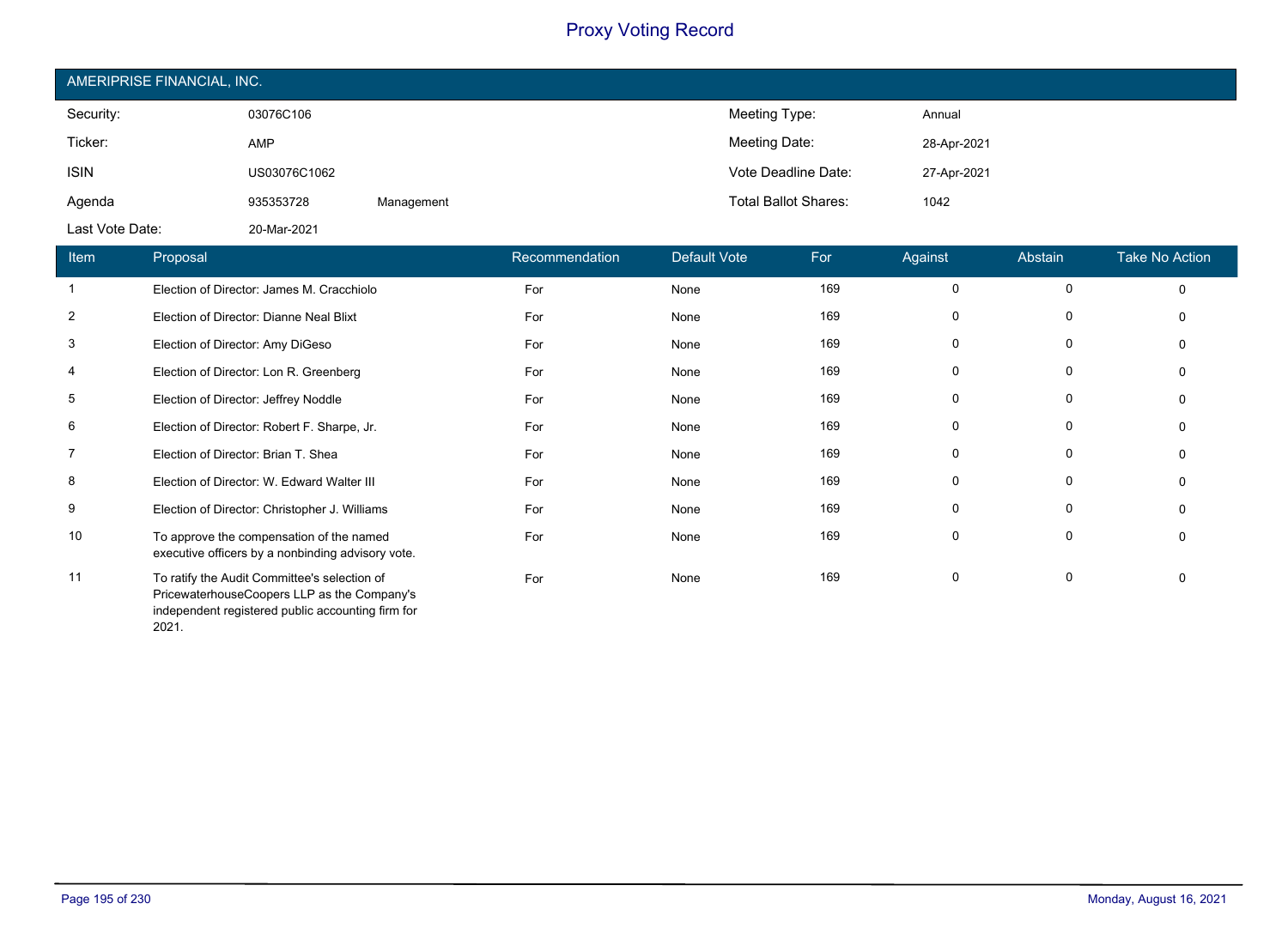# Proxy Voting Record

## AMERIPRISE FINANCIAL, INC.

| | | | | |
|---|---|---|---|---|
| Security: | 03076C106 | | Meeting Type: | Annual |
| Ticker: | AMP | | Meeting Date: | 28-Apr-2021 |
| ISIN | US03076C1062 | | Vote Deadline Date: | 27-Apr-2021 |
| Agenda | 935353728 | Management | Total Ballot Shares: | 1042 |
| Last Vote Date: | 20-Mar-2021 | | | |

| Item | Proposal | Recommendation | Default Vote | For | Against | Abstain | Take No Action |
|---|---|---|---|---|---|---|---|
| 1 | Election of Director: James M. Cracchiolo | For | None | 169 | 0 | 0 | 0 |
| 2 | Election of Director: Dianne Neal Blixt | For | None | 169 | 0 | 0 | 0 |
| 3 | Election of Director: Amy DiGeso | For | None | 169 | 0 | 0 | 0 |
| 4 | Election of Director: Lon R. Greenberg | For | None | 169 | 0 | 0 | 0 |
| 5 | Election of Director: Jeffrey Noddle | For | None | 169 | 0 | 0 | 0 |
| 6 | Election of Director: Robert F. Sharpe, Jr. | For | None | 169 | 0 | 0 | 0 |
| 7 | Election of Director: Brian T. Shea | For | None | 169 | 0 | 0 | 0 |
| 8 | Election of Director: W. Edward Walter III | For | None | 169 | 0 | 0 | 0 |
| 9 | Election of Director: Christopher J. Williams | For | None | 169 | 0 | 0 | 0 |
| 10 | To approve the compensation of the named executive officers by a nonbinding advisory vote. | For | None | 169 | 0 | 0 | 0 |
| 11 | To ratify the Audit Committee's selection of PricewaterhouseCoopers LLP as the Company's independent registered public accounting firm for 2021. | For | None | 169 | 0 | 0 | 0 |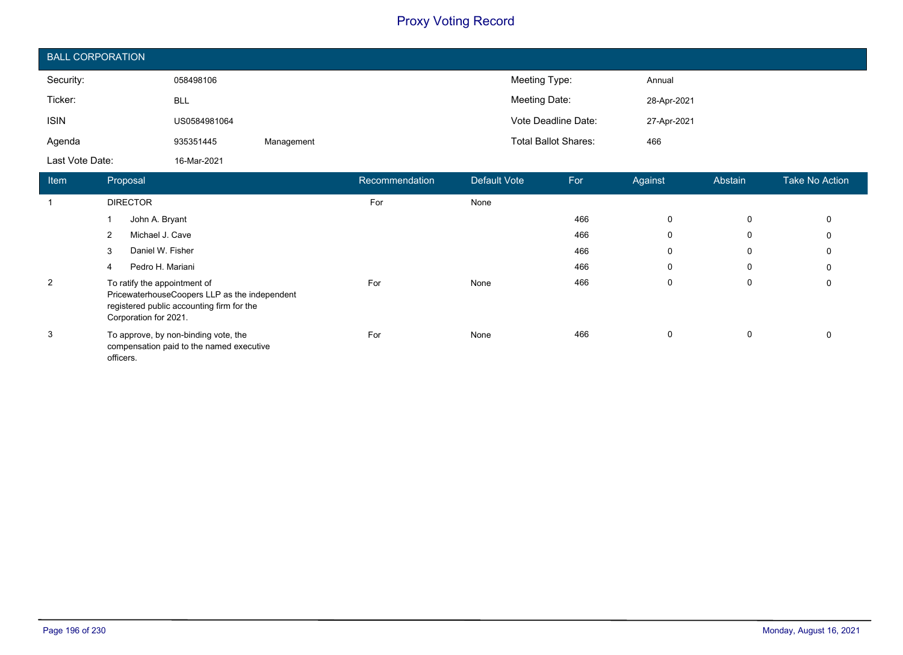# Proxy Voting Record

## BALL CORPORATION

| | | | | |
|---|---|---|---|---|
| Security: | 058498106 | | Meeting Type: | Annual |
| Ticker: | BLL | | Meeting Date: | 28-Apr-2021 |
| ISIN | US0584981064 | | Vote Deadline Date: | 27-Apr-2021 |
| Agenda | 935351445 | Management | Total Ballot Shares: | 466 |
| Last Vote Date: | 16-Mar-2021 | | | |

| Item | Proposal | Recommendation | Default Vote | For | Against | Abstain | Take No Action |
|---|---|---|---|---|---|---|---|
| 1 | DIRECTOR | For | None | | | | |
| | 1 John A. Bryant | | | 466 | 0 | 0 | 0 |
| | 2 Michael J. Cave | | | 466 | 0 | 0 | 0 |
| | 3 Daniel W. Fisher | | | 466 | 0 | 0 | 0 |
| | 4 Pedro H. Mariani | | | 466 | 0 | 0 | 0 |
| 2 | To ratify the appointment of PricewaterhouseCoopers LLP as the independent registered public accounting firm for the Corporation for 2021. | For | None | 466 | 0 | 0 | 0 |
| 3 | To approve, by non-binding vote, the compensation paid to the named executive officers. | For | None | 466 | 0 | 0 | 0 |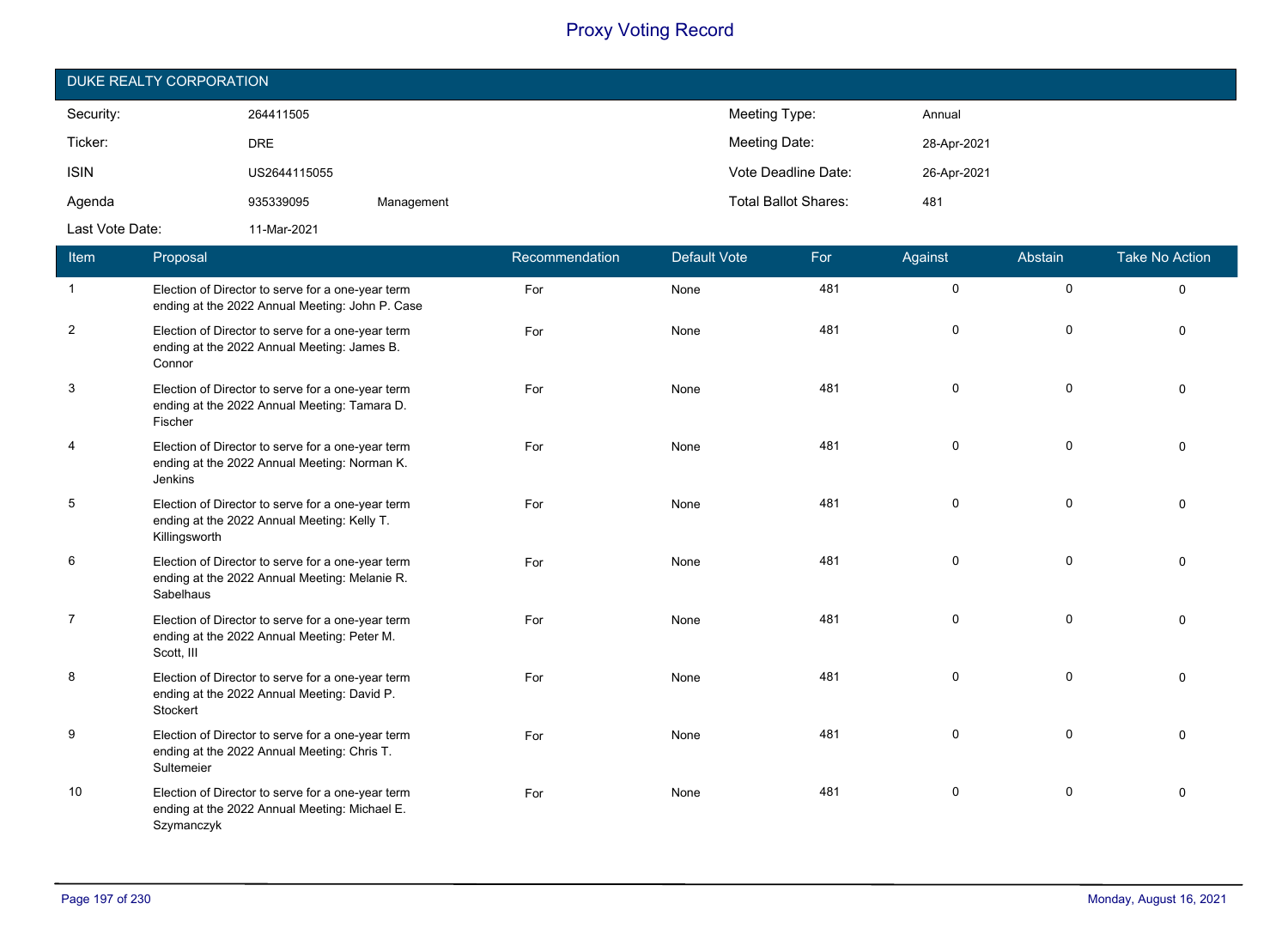# Proxy Voting Record

## DUKE REALTY CORPORATION

| | | | | |
|---|---|---|---|---|
| Security: | 264411505 | | Meeting Type: | Annual |
| Ticker: | DRE | | Meeting Date: | 28-Apr-2021 |
| ISIN | US2644115055 | | Vote Deadline Date: | 26-Apr-2021 |
| Agenda | 935339095 | Management | Total Ballot Shares: | 481 |
| Last Vote Date: | 11-Mar-2021 | | | |

| Item | Proposal | Recommendation | Default Vote | For | Against | Abstain | Take No Action |
|---|---|---|---|---|---|---|---|
| 1 | Election of Director to serve for a one-year term ending at the 2022 Annual Meeting: John P. Case | For | None | 481 | 0 | 0 | 0 |
| 2 | Election of Director to serve for a one-year term ending at the 2022 Annual Meeting: James B. Connor | For | None | 481 | 0 | 0 | 0 |
| 3 | Election of Director to serve for a one-year term ending at the 2022 Annual Meeting: Tamara D. Fischer | For | None | 481 | 0 | 0 | 0 |
| 4 | Election of Director to serve for a one-year term ending at the 2022 Annual Meeting: Norman K. Jenkins | For | None | 481 | 0 | 0 | 0 |
| 5 | Election of Director to serve for a one-year term ending at the 2022 Annual Meeting: Kelly T. Killingsworth | For | None | 481 | 0 | 0 | 0 |
| 6 | Election of Director to serve for a one-year term ending at the 2022 Annual Meeting: Melanie R. Sabelhaus | For | None | 481 | 0 | 0 | 0 |
| 7 | Election of Director to serve for a one-year term ending at the 2022 Annual Meeting: Peter M. Scott, III | For | None | 481 | 0 | 0 | 0 |
| 8 | Election of Director to serve for a one-year term ending at the 2022 Annual Meeting: David P. Stockert | For | None | 481 | 0 | 0 | 0 |
| 9 | Election of Director to serve for a one-year term ending at the 2022 Annual Meeting: Chris T. Sultemeier | For | None | 481 | 0 | 0 | 0 |
| 10 | Election of Director to serve for a one-year term ending at the 2022 Annual Meeting: Michael E. Szymanczyk | For | None | 481 | 0 | 0 | 0 |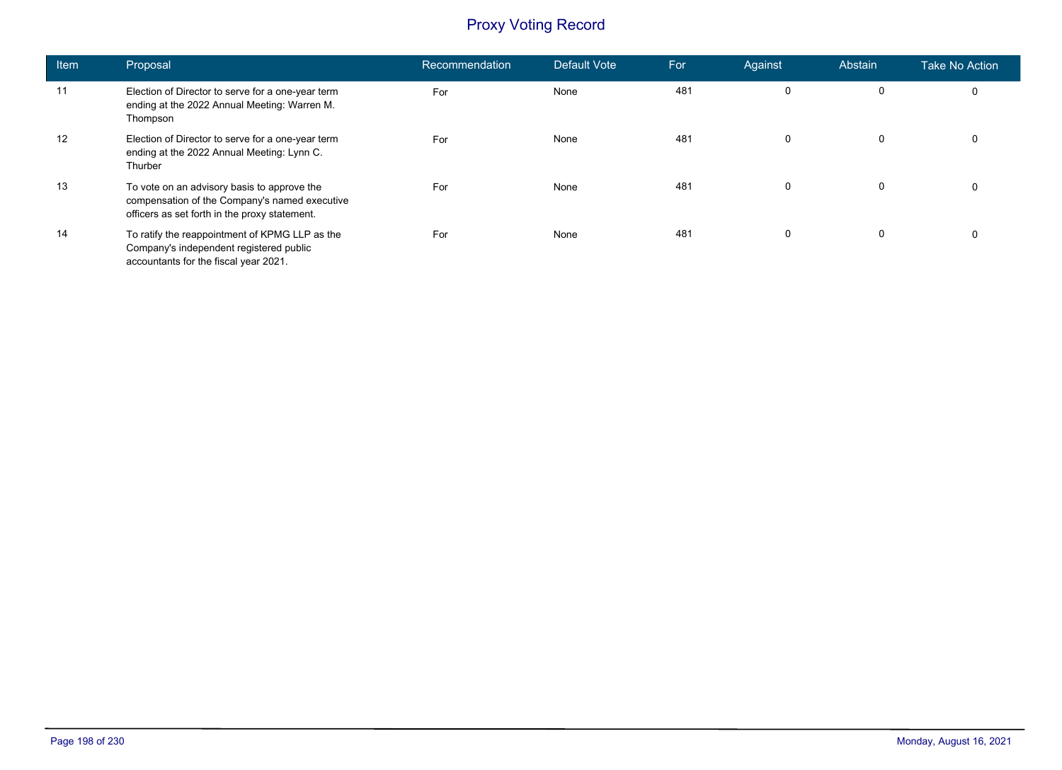# Proxy Voting Record

| Item | Proposal | Recommendation | Default Vote | For | Against | Abstain | Take No Action |
|---|---|---|---|---|---|---|---|
| 11 | Election of Director to serve for a one-year term ending at the 2022 Annual Meeting: Warren M. Thompson | For | None | 481 | 0 | 0 | 0 |
| 12 | Election of Director to serve for a one-year term ending at the 2022 Annual Meeting: Lynn C. Thurber | For | None | 481 | 0 | 0 | 0 |
| 13 | To vote on an advisory basis to approve the compensation of the Company's named executive officers as set forth in the proxy statement. | For | None | 481 | 0 | 0 | 0 |
| 14 | To ratify the reappointment of KPMG LLP as the Company's independent registered public accountants for the fiscal year 2021. | For | None | 481 | 0 | 0 | 0 |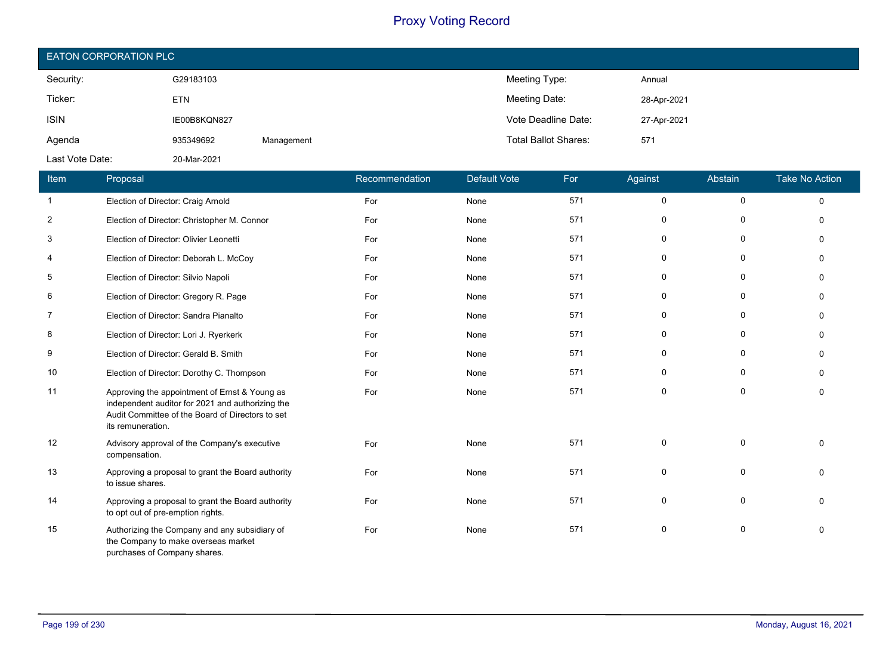# Proxy Voting Record

## EATON CORPORATION PLC

| | | | | |
|---|---|---|---|---|
| Security: | G29183103 | | Meeting Type: | Annual |
| Ticker: | ETN | | Meeting Date: | 28-Apr-2021 |
| ISIN | IE00B8KQN827 | | Vote Deadline Date: | 27-Apr-2021 |
| Agenda | 935349692 | Management | Total Ballot Shares: | 571 |
| Last Vote Date: | 20-Mar-2021 | | | |

| Item | Proposal | Recommendation | Default Vote | For | Against | Abstain | Take No Action |
|---|---|---|---|---|---|---|---|
| 1 | Election of Director: Craig Arnold | For | None | 571 | 0 | 0 | 0 |
| 2 | Election of Director: Christopher M. Connor | For | None | 571 | 0 | 0 | 0 |
| 3 | Election of Director: Olivier Leonetti | For | None | 571 | 0 | 0 | 0 |
| 4 | Election of Director: Deborah L. McCoy | For | None | 571 | 0 | 0 | 0 |
| 5 | Election of Director: Silvio Napoli | For | None | 571 | 0 | 0 | 0 |
| 6 | Election of Director: Gregory R. Page | For | None | 571 | 0 | 0 | 0 |
| 7 | Election of Director: Sandra Pianalto | For | None | 571 | 0 | 0 | 0 |
| 8 | Election of Director: Lori J. Ryerkerk | For | None | 571 | 0 | 0 | 0 |
| 9 | Election of Director: Gerald B. Smith | For | None | 571 | 0 | 0 | 0 |
| 10 | Election of Director: Dorothy C. Thompson | For | None | 571 | 0 | 0 | 0 |
| 11 | Approving the appointment of Ernst & Young as independent auditor for 2021 and authorizing the Audit Committee of the Board of Directors to set its remuneration. | For | None | 571 | 0 | 0 | 0 |
| 12 | Advisory approval of the Company's executive compensation. | For | None | 571 | 0 | 0 | 0 |
| 13 | Approving a proposal to grant the Board authority to issue shares. | For | None | 571 | 0 | 0 | 0 |
| 14 | Approving a proposal to grant the Board authority to opt out of pre-emption rights. | For | None | 571 | 0 | 0 | 0 |
| 15 | Authorizing the Company and any subsidiary of the Company to make overseas market purchases of Company shares. | For | None | 571 | 0 | 0 | 0 |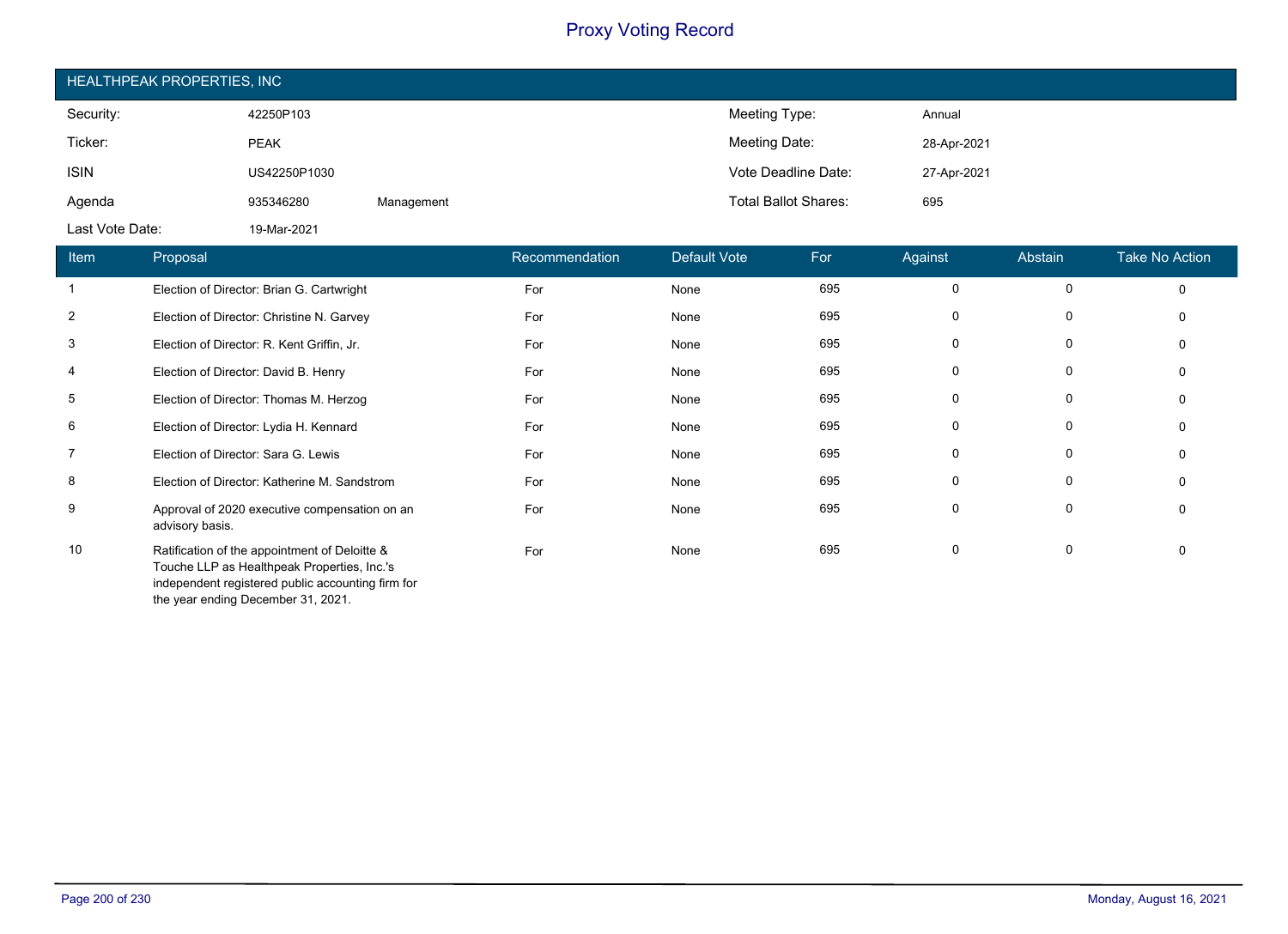# Proxy Voting Record

## HEALTHPEAK PROPERTIES, INC

| | | | | |
|---|---|---|---|---|
| Security: | 42250P103 | | Meeting Type: | Annual |
| Ticker: | PEAK | | Meeting Date: | 28-Apr-2021 |
| ISIN | US42250P1030 | | Vote Deadline Date: | 27-Apr-2021 |
| Agenda | 935346280 | Management | Total Ballot Shares: | 695 |
| Last Vote Date: | 19-Mar-2021 | | | |

| Item | Proposal | Recommendation | Default Vote | For | Against | Abstain | Take No Action |
|---|---|---|---|---|---|---|---|
| 1 | Election of Director: Brian G. Cartwright | For | None | 695 | 0 | 0 | 0 |
| 2 | Election of Director: Christine N. Garvey | For | None | 695 | 0 | 0 | 0 |
| 3 | Election of Director: R. Kent Griffin, Jr. | For | None | 695 | 0 | 0 | 0 |
| 4 | Election of Director: David B. Henry | For | None | 695 | 0 | 0 | 0 |
| 5 | Election of Director: Thomas M. Herzog | For | None | 695 | 0 | 0 | 0 |
| 6 | Election of Director: Lydia H. Kennard | For | None | 695 | 0 | 0 | 0 |
| 7 | Election of Director: Sara G. Lewis | For | None | 695 | 0 | 0 | 0 |
| 8 | Election of Director: Katherine M. Sandstrom | For | None | 695 | 0 | 0 | 0 |
| 9 | Approval of 2020 executive compensation on an advisory basis. | For | None | 695 | 0 | 0 | 0 |
| 10 | Ratification of the appointment of Deloitte & Touche LLP as Healthpeak Properties, Inc.'s independent registered public accounting firm for the year ending December 31, 2021. | For | None | 695 | 0 | 0 | 0 |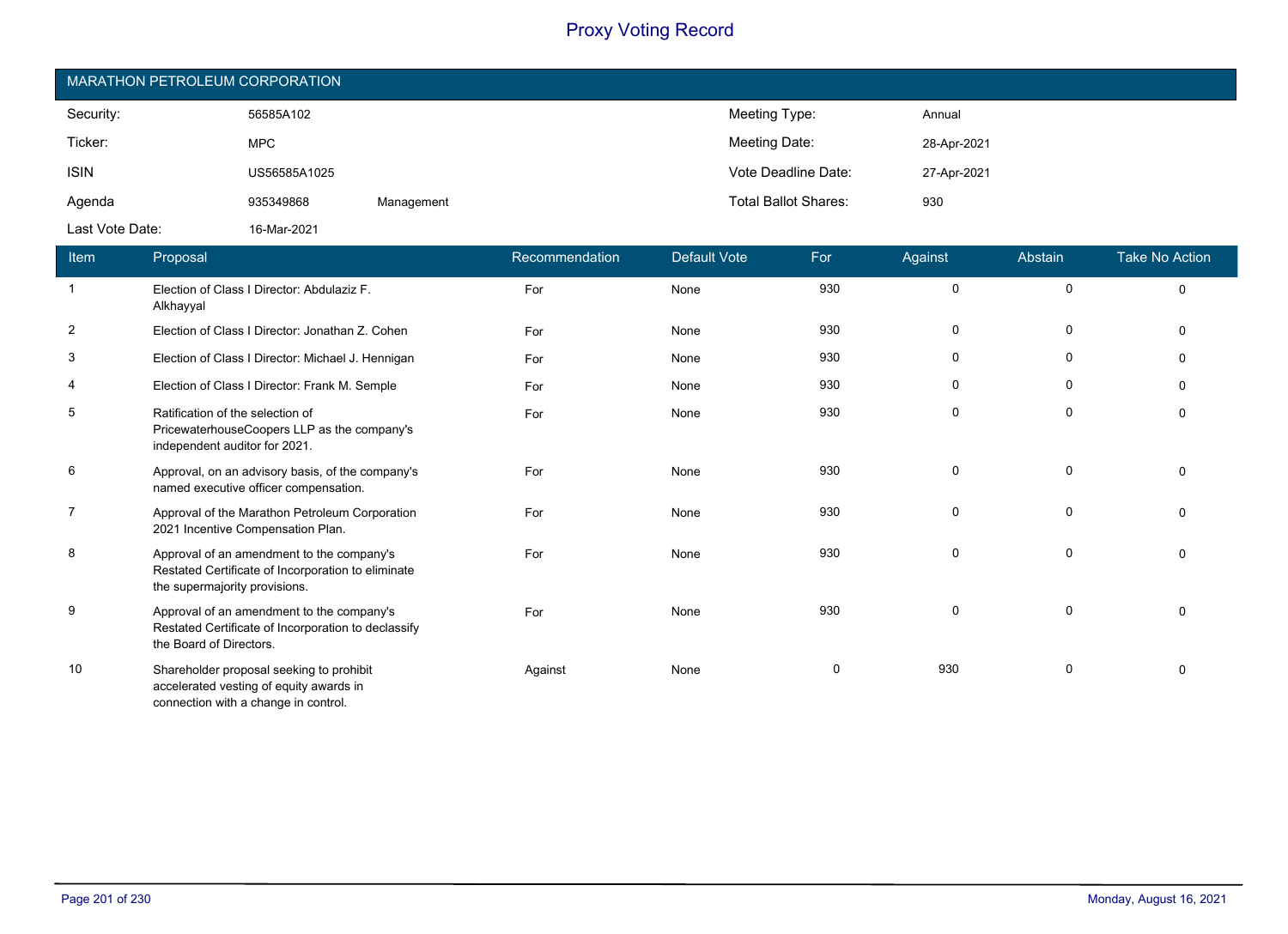# Proxy Voting Record

## MARATHON PETROLEUM CORPORATION

| | | | | |
|---|---|---|---|---|
| Security: | 56585A102 | | Meeting Type: | Annual |
| Ticker: | MPC | | Meeting Date: | 28-Apr-2021 |
| ISIN | US56585A1025 | | Vote Deadline Date: | 27-Apr-2021 |
| Agenda | 935349868 | Management | Total Ballot Shares: | 930 |
| Last Vote Date: | 16-Mar-2021 | | | |

| Item | Proposal | Recommendation | Default Vote | For | Against | Abstain | Take No Action |
|---|---|---|---|---|---|---|---|
| 1 | Election of Class I Director: Abdulaziz F. Alkhayyal | For | None | 930 | 0 | 0 | 0 |
| 2 | Election of Class I Director: Jonathan Z. Cohen | For | None | 930 | 0 | 0 | 0 |
| 3 | Election of Class I Director: Michael J. Hennigan | For | None | 930 | 0 | 0 | 0 |
| 4 | Election of Class I Director: Frank M. Semple | For | None | 930 | 0 | 0 | 0 |
| 5 | Ratification of the selection of PricewaterhouseCoopers LLP as the company's independent auditor for 2021. | For | None | 930 | 0 | 0 | 0 |
| 6 | Approval, on an advisory basis, of the company's named executive officer compensation. | For | None | 930 | 0 | 0 | 0 |
| 7 | Approval of the Marathon Petroleum Corporation 2021 Incentive Compensation Plan. | For | None | 930 | 0 | 0 | 0 |
| 8 | Approval of an amendment to the company's Restated Certificate of Incorporation to eliminate the supermajority provisions. | For | None | 930 | 0 | 0 | 0 |
| 9 | Approval of an amendment to the company's Restated Certificate of Incorporation to declassify the Board of Directors. | For | None | 930 | 0 | 0 | 0 |
| 10 | Shareholder proposal seeking to prohibit accelerated vesting of equity awards in connection with a change in control. | Against | None | 0 | 930 | 0 | 0 |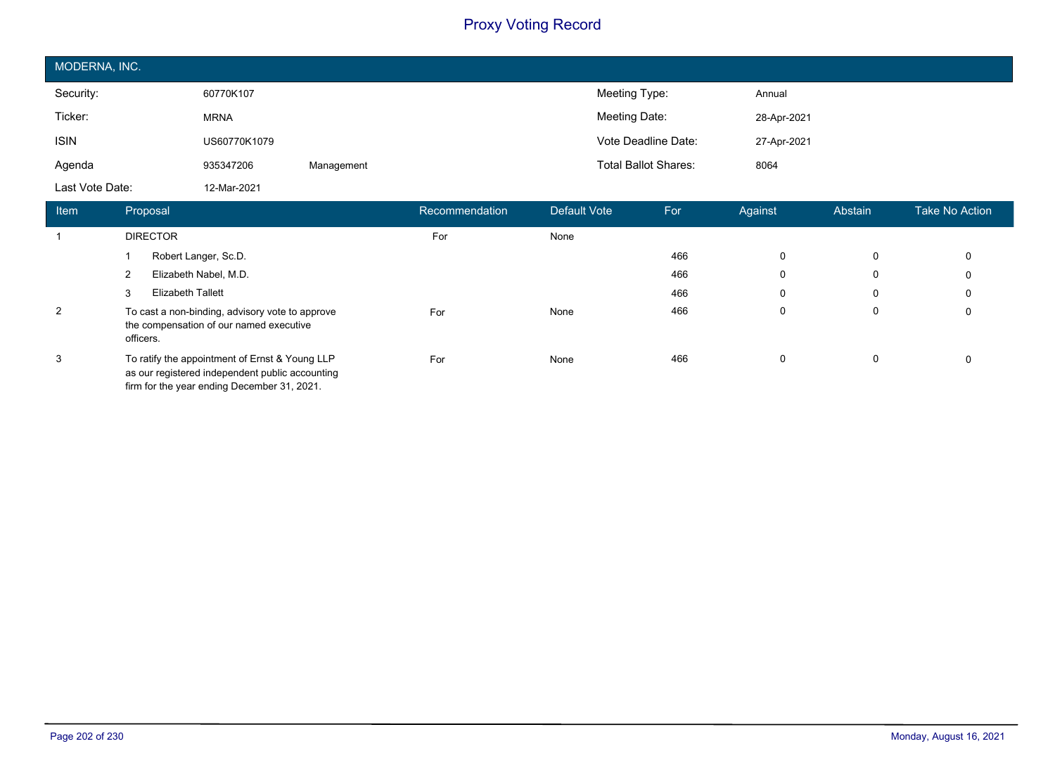# Proxy Voting Record

## MODERNA, INC.

| | | | | |
|---|---|---|---|---|
| Security: | 60770K107 | | Meeting Type: | Annual |
| Ticker: | MRNA | | Meeting Date: | 28-Apr-2021 |
| ISIN | US60770K1079 | | Vote Deadline Date: | 27-Apr-2021 |
| Agenda | 935347206 | Management | Total Ballot Shares: | 8064 |
| Last Vote Date: | 12-Mar-2021 | | | |

| Item | Proposal | Recommendation | Default Vote | For | Against | Abstain | Take No Action |
|---|---|---|---|---|---|---|---|
| 1 | DIRECTOR | For | None | | | | |
| | 1 Robert Langer, Sc.D. | | | 466 | 0 | 0 | 0 |
| | 2 Elizabeth Nabel, M.D. | | | 466 | 0 | 0 | 0 |
| | 3 Elizabeth Tallett | | | 466 | 0 | 0 | 0 |
| 2 | To cast a non-binding, advisory vote to approve the compensation of our named executive officers. | For | None | 466 | 0 | 0 | 0 |
| 3 | To ratify the appointment of Ernst & Young LLP as our registered independent public accounting firm for the year ending December 31, 2021. | For | None | 466 | 0 | 0 | 0 |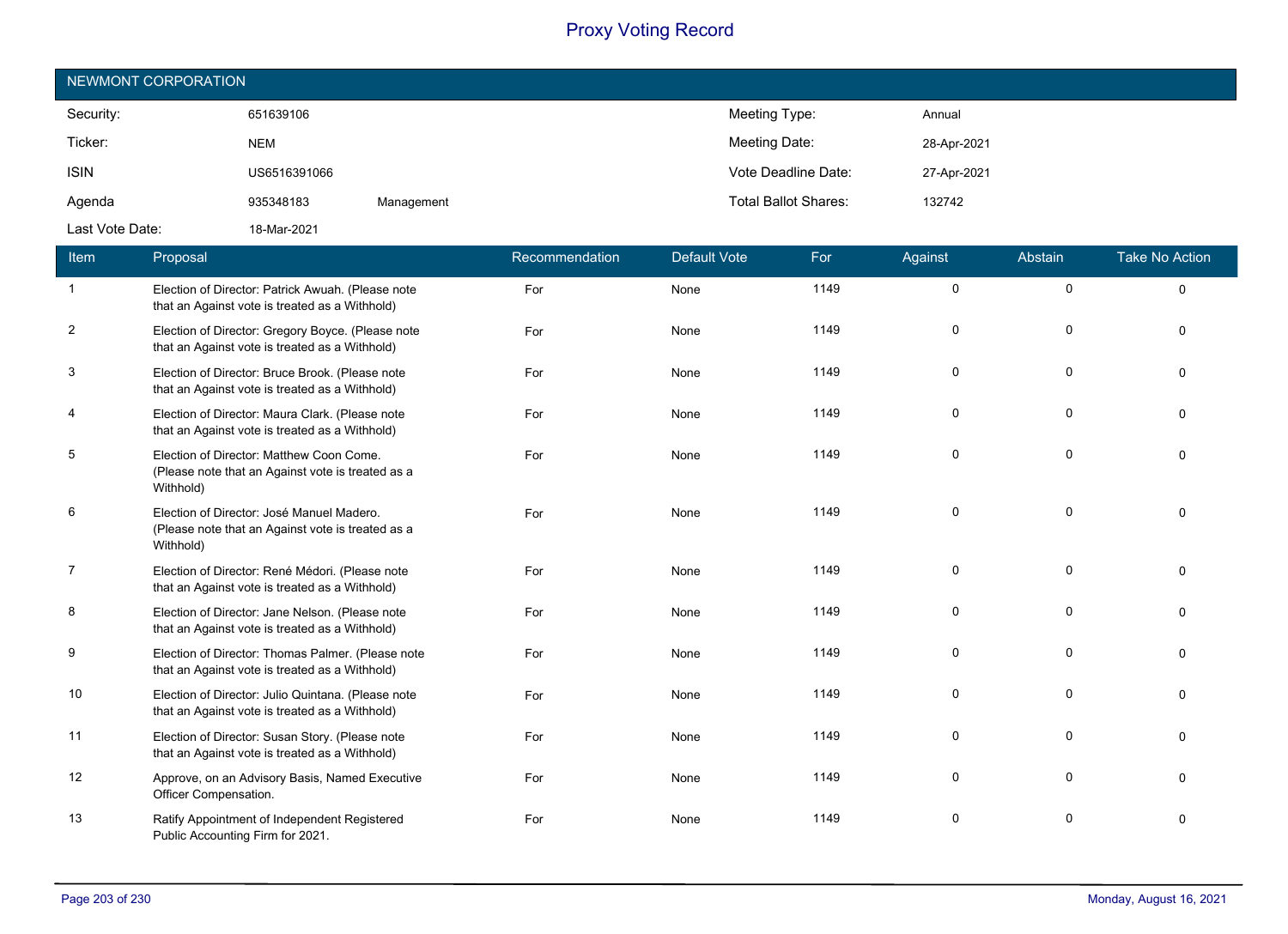# Proxy Voting Record

## NEWMONT CORPORATION

| | | | | |
|---|---|---|---|---|
| Security: | 651639106 | | Meeting Type: | Annual |
| Ticker: | NEM | | Meeting Date: | 28-Apr-2021 |
| ISIN | US6516391066 | | Vote Deadline Date: | 27-Apr-2021 |
| Agenda | 935348183 | Management | Total Ballot Shares: | 132742 |
| Last Vote Date: | 18-Mar-2021 | | | |

| Item | Proposal | Recommendation | Default Vote | For | Against | Abstain | Take No Action |
|---|---|---|---|---|---|---|---|
| 1 | Election of Director: Patrick Awuah. (Please note that an Against vote is treated as a Withhold) | For | None | 1149 | 0 | 0 | 0 |
| 2 | Election of Director: Gregory Boyce. (Please note that an Against vote is treated as a Withhold) | For | None | 1149 | 0 | 0 | 0 |
| 3 | Election of Director: Bruce Brook. (Please note that an Against vote is treated as a Withhold) | For | None | 1149 | 0 | 0 | 0 |
| 4 | Election of Director: Maura Clark. (Please note that an Against vote is treated as a Withhold) | For | None | 1149 | 0 | 0 | 0 |
| 5 | Election of Director: Matthew Coon Come. (Please note that an Against vote is treated as a Withhold) | For | None | 1149 | 0 | 0 | 0 |
| 6 | Election of Director: José Manuel Madero. (Please note that an Against vote is treated as a Withhold) | For | None | 1149 | 0 | 0 | 0 |
| 7 | Election of Director: René Médori. (Please note that an Against vote is treated as a Withhold) | For | None | 1149 | 0 | 0 | 0 |
| 8 | Election of Director: Jane Nelson. (Please note that an Against vote is treated as a Withhold) | For | None | 1149 | 0 | 0 | 0 |
| 9 | Election of Director: Thomas Palmer. (Please note that an Against vote is treated as a Withhold) | For | None | 1149 | 0 | 0 | 0 |
| 10 | Election of Director: Julio Quintana. (Please note that an Against vote is treated as a Withhold) | For | None | 1149 | 0 | 0 | 0 |
| 11 | Election of Director: Susan Story. (Please note that an Against vote is treated as a Withhold) | For | None | 1149 | 0 | 0 | 0 |
| 12 | Approve, on an Advisory Basis, Named Executive Officer Compensation. | For | None | 1149 | 0 | 0 | 0 |
| 13 | Ratify Appointment of Independent Registered Public Accounting Firm for 2021. | For | None | 1149 | 0 | 0 | 0 |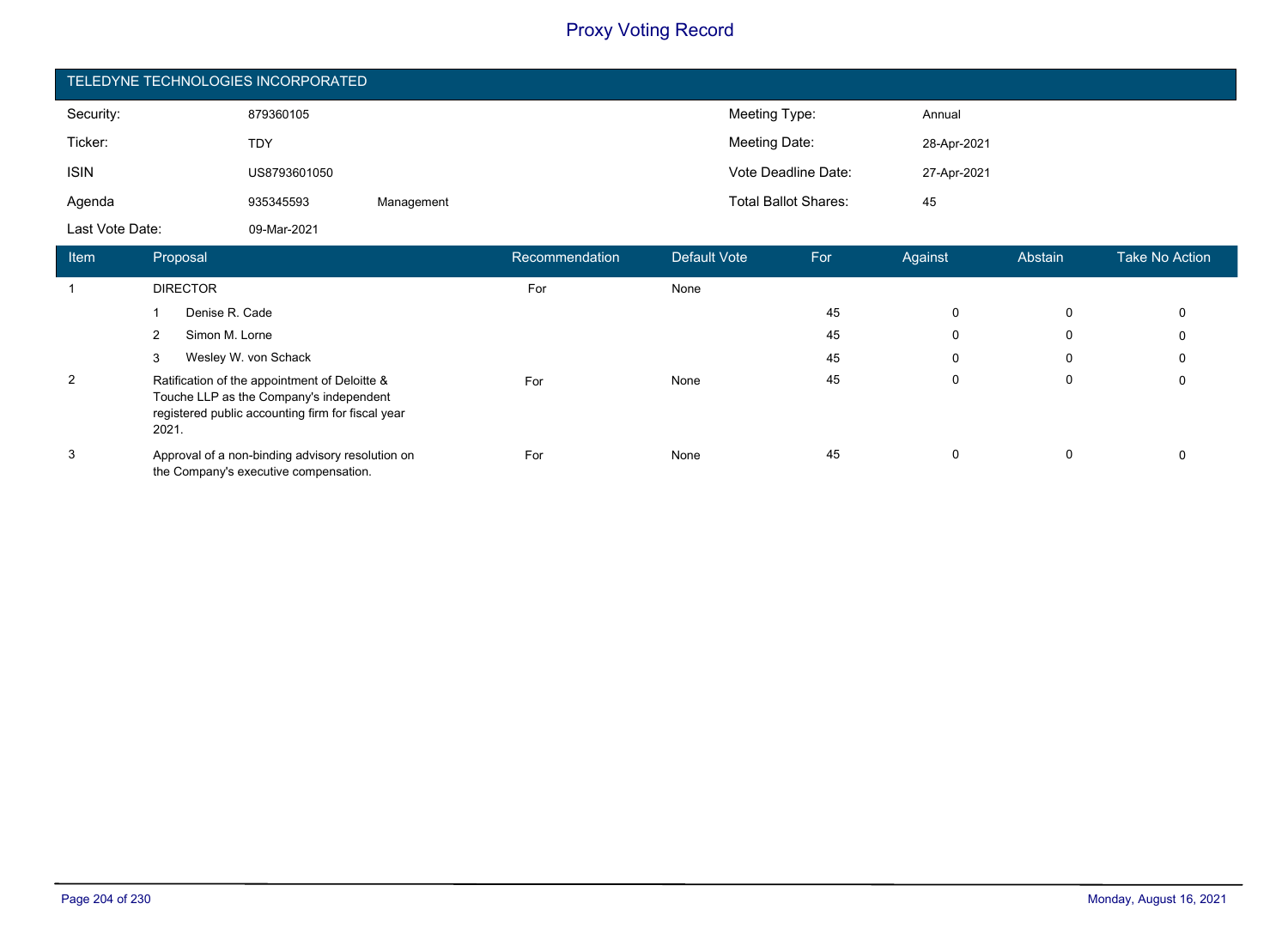# Proxy Voting Record

## TELEDYNE TECHNOLOGIES INCORPORATED

| | | | | |
|---|---|---|---|---|
| Security: | 879360105 | | Meeting Type: | Annual |
| Ticker: | TDY | | Meeting Date: | 28-Apr-2021 |
| ISIN | US8793601050 | | Vote Deadline Date: | 27-Apr-2021 |
| Agenda | 935345593 | Management | Total Ballot Shares: | 45 |
| Last Vote Date: | 09-Mar-2021 | | | |

| Item | Proposal | Recommendation | Default Vote | For | Against | Abstain | Take No Action |
|---|---|---|---|---|---|---|---|
| 1 | DIRECTOR | For | None | | | | |
| | 1 Denise R. Cade | | | 45 | 0 | 0 | 0 |
| | 2 Simon M. Lorne | | | 45 | 0 | 0 | 0 |
| | 3 Wesley W. von Schack | | | 45 | 0 | 0 | 0 |
| 2 | Ratification of the appointment of Deloitte & Touche LLP as the Company's independent registered public accounting firm for fiscal year 2021. | For | None | 45 | 0 | 0 | 0 |
| 3 | Approval of a non-binding advisory resolution on the Company's executive compensation. | For | None | 45 | 0 | 0 | 0 |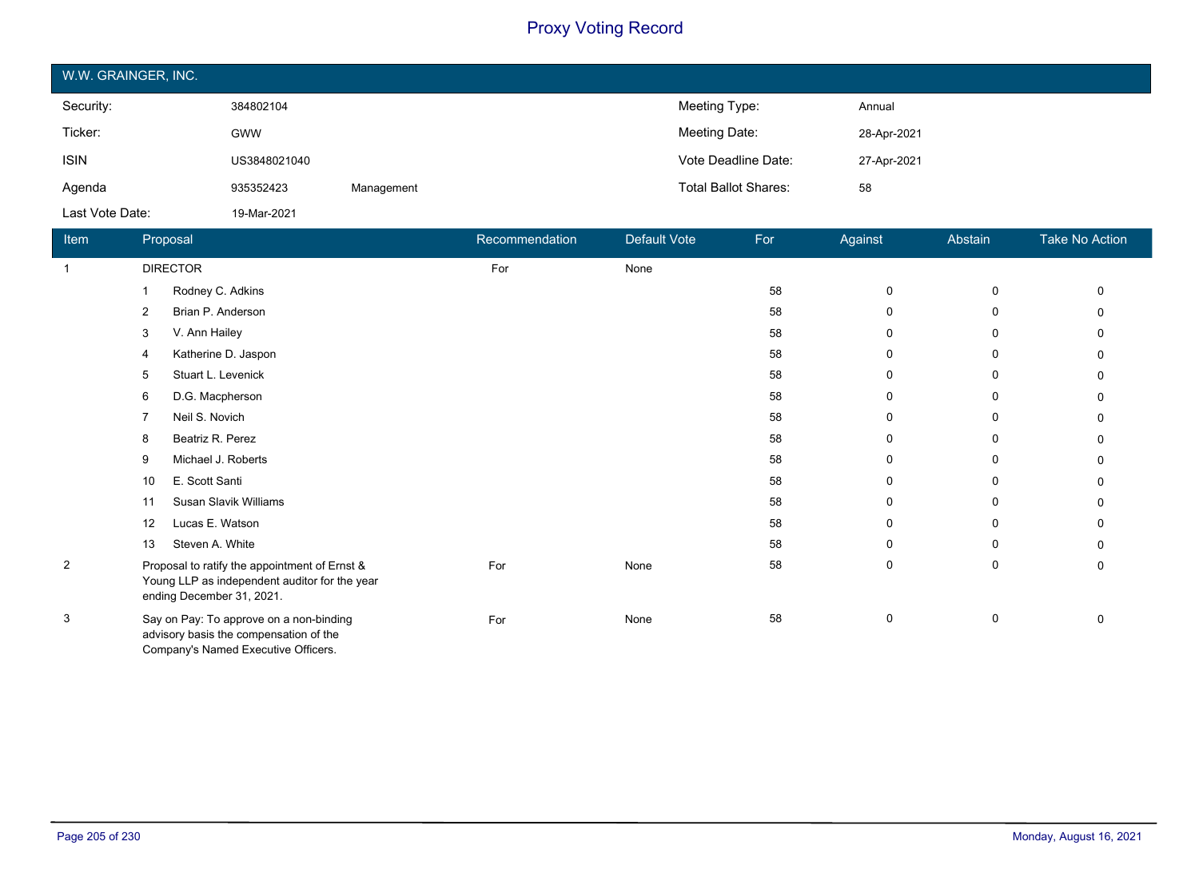# Proxy Voting Record

## W.W. GRAINGER, INC.

| | | | | |
|---|---|---|---|---|
| Security: | 384802104 | | Meeting Type: | Annual |
| Ticker: | GWW | | Meeting Date: | 28-Apr-2021 |
| ISIN | US3848021040 | | Vote Deadline Date: | 27-Apr-2021 |
| Agenda | 935352423 | Management | Total Ballot Shares: | 58 |
| Last Vote Date: | 19-Mar-2021 | | | |

| Item | Proposal | Recommendation | Default Vote | For | Against | Abstain | Take No Action |
|---|---|---|---|---|---|---|---|
| 1 | DIRECTOR | For | None | | | | |
| | 1 Rodney C. Adkins | | | 58 | 0 | 0 | 0 |
| | 2 Brian P. Anderson | | | 58 | 0 | 0 | 0 |
| | 3 V. Ann Hailey | | | 58 | 0 | 0 | 0 |
| | 4 Katherine D. Jaspon | | | 58 | 0 | 0 | 0 |
| | 5 Stuart L. Levenick | | | 58 | 0 | 0 | 0 |
| | 6 D.G. Macpherson | | | 58 | 0 | 0 | 0 |
| | 7 Neil S. Novich | | | 58 | 0 | 0 | 0 |
| | 8 Beatriz R. Perez | | | 58 | 0 | 0 | 0 |
| | 9 Michael J. Roberts | | | 58 | 0 | 0 | 0 |
| | 10 E. Scott Santi | | | 58 | 0 | 0 | 0 |
| | 11 Susan Slavik Williams | | | 58 | 0 | 0 | 0 |
| | 12 Lucas E. Watson | | | 58 | 0 | 0 | 0 |
| | 13 Steven A. White | | | 58 | 0 | 0 | 0 |
| 2 | Proposal to ratify the appointment of Ernst & Young LLP as independent auditor for the year ending December 31, 2021. | For | None | 58 | 0 | 0 | 0 |
| 3 | Say on Pay: To approve on a non-binding advisory basis the compensation of the Company's Named Executive Officers. | For | None | 58 | 0 | 0 | 0 |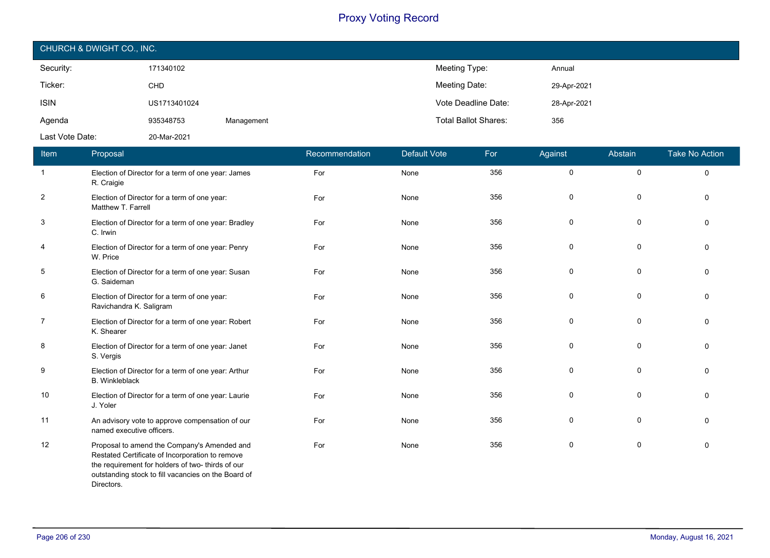# Proxy Voting Record

## CHURCH & DWIGHT CO., INC.

| | | | | |
|---|---|---|---|---|
| Security: | 171340102 | | Meeting Type: | Annual |
| Ticker: | CHD | | Meeting Date: | 29-Apr-2021 |
| ISIN | US1713401024 | | Vote Deadline Date: | 28-Apr-2021 |
| Agenda | 935348753 | Management | Total Ballot Shares: | 356 |
| Last Vote Date: | 20-Mar-2021 | | | |

| Item | Proposal | Recommendation | Default Vote | For | Against | Abstain | Take No Action |
|---|---|---|---|---|---|---|---|
| 1 | Election of Director for a term of one year: James R. Craigie | For | None | 356 | 0 | 0 | 0 |
| 2 | Election of Director for a term of one year: Matthew T. Farrell | For | None | 356 | 0 | 0 | 0 |
| 3 | Election of Director for a term of one year: Bradley C. Irwin | For | None | 356 | 0 | 0 | 0 |
| 4 | Election of Director for a term of one year: Penry W. Price | For | None | 356 | 0 | 0 | 0 |
| 5 | Election of Director for a term of one year: Susan G. Saideman | For | None | 356 | 0 | 0 | 0 |
| 6 | Election of Director for a term of one year: Ravichandra K. Saligram | For | None | 356 | 0 | 0 | 0 |
| 7 | Election of Director for a term of one year: Robert K. Shearer | For | None | 356 | 0 | 0 | 0 |
| 8 | Election of Director for a term of one year: Janet S. Vergis | For | None | 356 | 0 | 0 | 0 |
| 9 | Election of Director for a term of one year: Arthur B. Winkleblack | For | None | 356 | 0 | 0 | 0 |
| 10 | Election of Director for a term of one year: Laurie J. Yoler | For | None | 356 | 0 | 0 | 0 |
| 11 | An advisory vote to approve compensation of our named executive officers. | For | None | 356 | 0 | 0 | 0 |
| 12 | Proposal to amend the Company's Amended and Restated Certificate of Incorporation to remove the requirement for holders of two- thirds of our outstanding stock to fill vacancies on the Board of Directors. | For | None | 356 | 0 | 0 | 0 |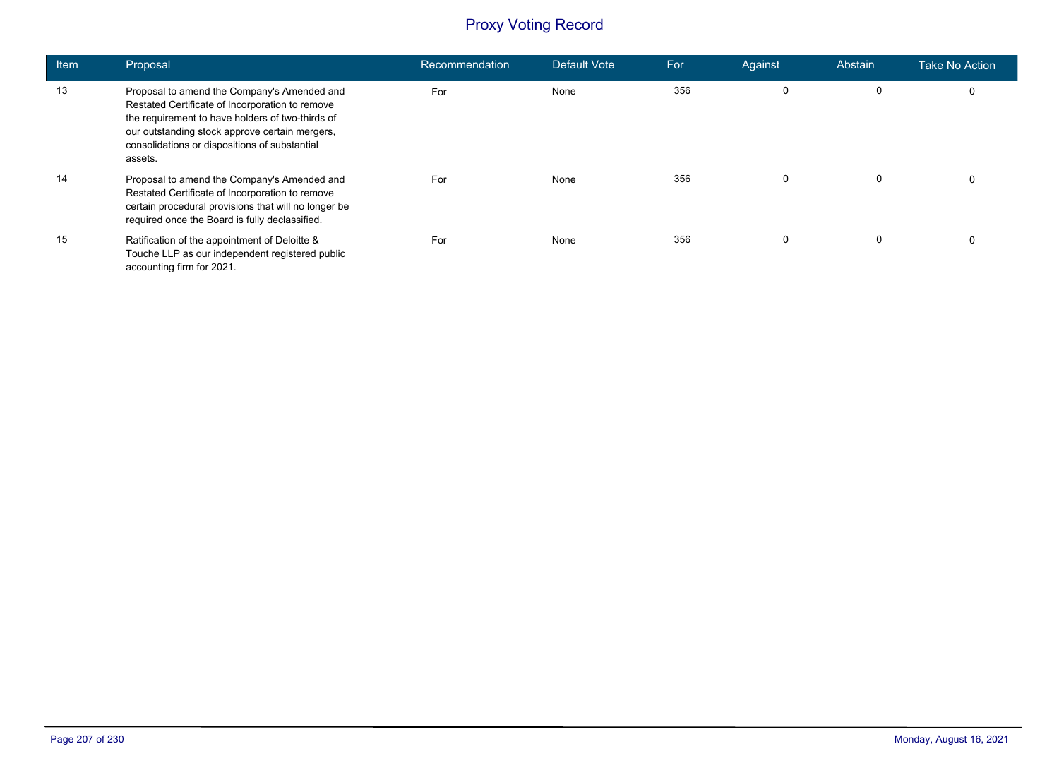# Proxy Voting Record

| Item | Proposal | Recommendation | Default Vote | For | Against | Abstain | Take No Action |
|---|---|---|---|---|---|---|---|
| 13 | Proposal to amend the Company's Amended and Restated Certificate of Incorporation to remove the requirement to have holders of two-thirds of our outstanding stock approve certain mergers, consolidations or dispositions of substantial assets. | For | None | 356 | 0 | 0 | 0 |
| 14 | Proposal to amend the Company's Amended and Restated Certificate of Incorporation to remove certain procedural provisions that will no longer be required once the Board is fully declassified. | For | None | 356 | 0 | 0 | 0 |
| 15 | Ratification of the appointment of Deloitte & Touche LLP as our independent registered public accounting firm for 2021. | For | None | 356 | 0 | 0 | 0 |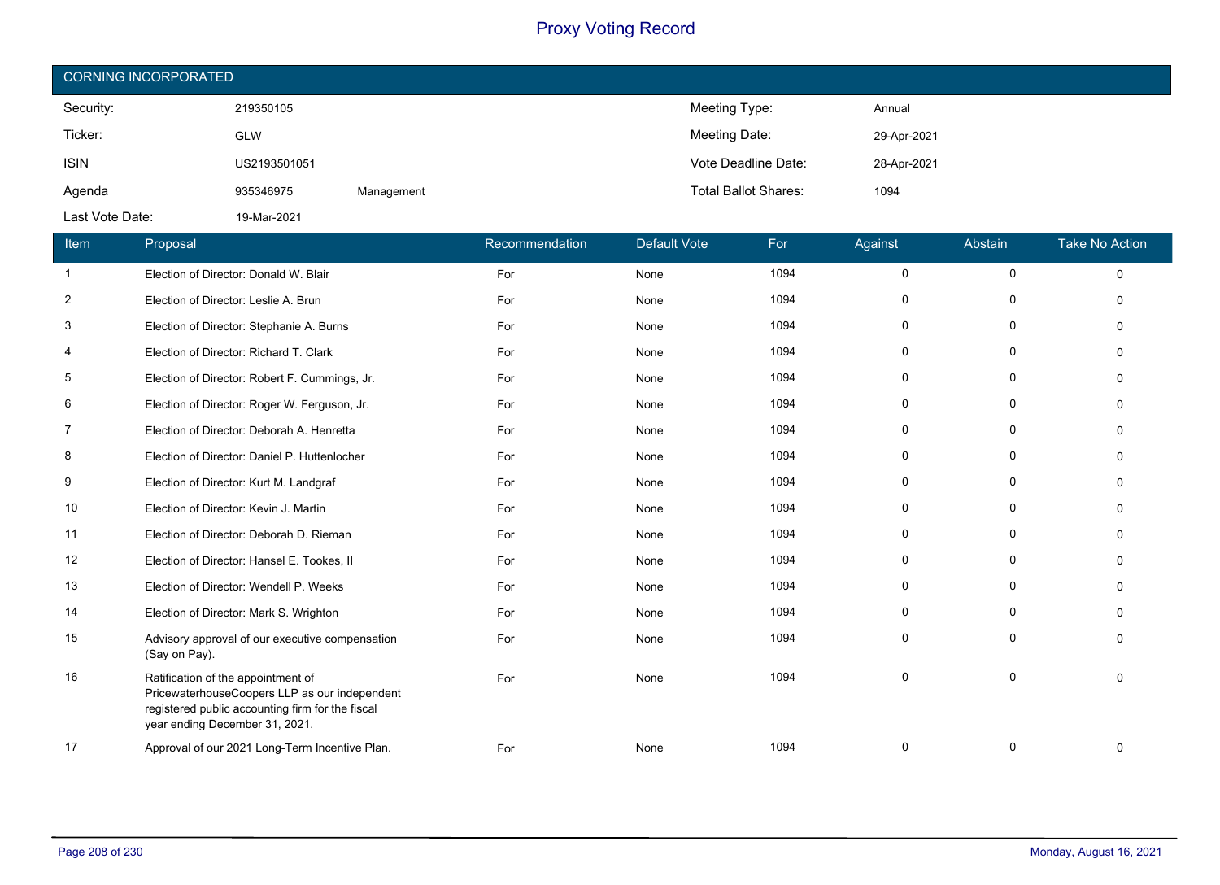# Proxy Voting Record

## CORNING INCORPORATED

| | | | | |
|---|---|---|---|---|
| Security: | 219350105 | | Meeting Type: | Annual |
| Ticker: | GLW | | Meeting Date: | 29-Apr-2021 |
| ISIN | US2193501051 | | Vote Deadline Date: | 28-Apr-2021 |
| Agenda | 935346975 | Management | Total Ballot Shares: | 1094 |
| Last Vote Date: | 19-Mar-2021 | | | |

| Item | Proposal | Recommendation | Default Vote | For | Against | Abstain | Take No Action |
|---|---|---|---|---|---|---|---|
| 1 | Election of Director: Donald W. Blair | For | None | 1094 | 0 | 0 | 0 |
| 2 | Election of Director: Leslie A. Brun | For | None | 1094 | 0 | 0 | 0 |
| 3 | Election of Director: Stephanie A. Burns | For | None | 1094 | 0 | 0 | 0 |
| 4 | Election of Director: Richard T. Clark | For | None | 1094 | 0 | 0 | 0 |
| 5 | Election of Director: Robert F. Cummings, Jr. | For | None | 1094 | 0 | 0 | 0 |
| 6 | Election of Director: Roger W. Ferguson, Jr. | For | None | 1094 | 0 | 0 | 0 |
| 7 | Election of Director: Deborah A. Henretta | For | None | 1094 | 0 | 0 | 0 |
| 8 | Election of Director: Daniel P. Huttenlocher | For | None | 1094 | 0 | 0 | 0 |
| 9 | Election of Director: Kurt M. Landgraf | For | None | 1094 | 0 | 0 | 0 |
| 10 | Election of Director: Kevin J. Martin | For | None | 1094 | 0 | 0 | 0 |
| 11 | Election of Director: Deborah D. Rieman | For | None | 1094 | 0 | 0 | 0 |
| 12 | Election of Director: Hansel E. Tookes, II | For | None | 1094 | 0 | 0 | 0 |
| 13 | Election of Director: Wendell P. Weeks | For | None | 1094 | 0 | 0 | 0 |
| 14 | Election of Director: Mark S. Wrighton | For | None | 1094 | 0 | 0 | 0 |
| 15 | Advisory approval of our executive compensation (Say on Pay). | For | None | 1094 | 0 | 0 | 0 |
| 16 | Ratification of the appointment of PricewaterhouseCoopers LLP as our independent registered public accounting firm for the fiscal year ending December 31, 2021. | For | None | 1094 | 0 | 0 | 0 |
| 17 | Approval of our 2021 Long-Term Incentive Plan. | For | None | 1094 | 0 | 0 | 0 |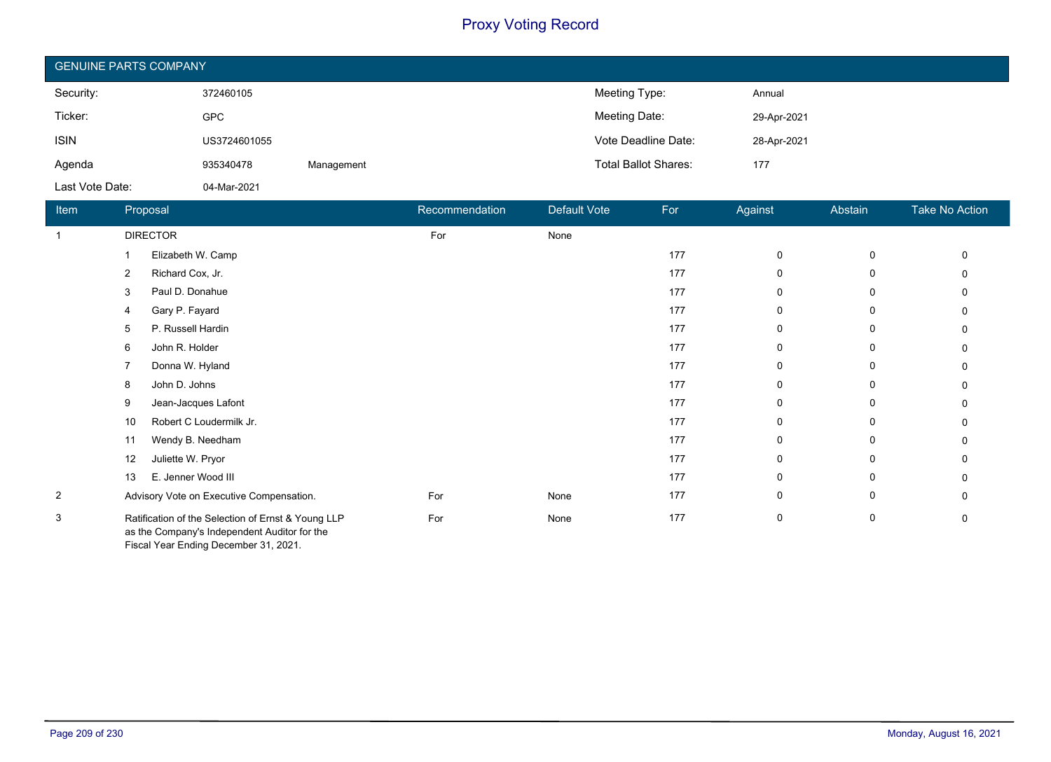# Proxy Voting Record

## GENUINE PARTS COMPANY

| | | | | |
|---|---|---|---|---|
| Security: | 372460105 | | Meeting Type: | Annual |
| Ticker: | GPC | | Meeting Date: | 29-Apr-2021 |
| ISIN | US3724601055 | | Vote Deadline Date: | 28-Apr-2021 |
| Agenda | 935340478 | Management | Total Ballot Shares: | 177 |
| Last Vote Date: | 04-Mar-2021 | | | |

| Item | Proposal | Recommendation | Default Vote | For | Against | Abstain | Take No Action |
|---|---|---|---|---|---|---|---|
| 1 | DIRECTOR | For | None | | | | |
| | 1 Elizabeth W. Camp | | | 177 | 0 | 0 | 0 |
| | 2 Richard Cox, Jr. | | | 177 | 0 | 0 | 0 |
| | 3 Paul D. Donahue | | | 177 | 0 | 0 | 0 |
| | 4 Gary P. Fayard | | | 177 | 0 | 0 | 0 |
| | 5 P. Russell Hardin | | | 177 | 0 | 0 | 0 |
| | 6 John R. Holder | | | 177 | 0 | 0 | 0 |
| | 7 Donna W. Hyland | | | 177 | 0 | 0 | 0 |
| | 8 John D. Johns | | | 177 | 0 | 0 | 0 |
| | 9 Jean-Jacques Lafont | | | 177 | 0 | 0 | 0 |
| | 10 Robert C Loudermilk Jr. | | | 177 | 0 | 0 | 0 |
| | 11 Wendy B. Needham | | | 177 | 0 | 0 | 0 |
| | 12 Juliette W. Pryor | | | 177 | 0 | 0 | 0 |
| | 13 E. Jenner Wood III | | | 177 | 0 | 0 | 0 |
| 2 | Advisory Vote on Executive Compensation. | For | None | 177 | 0 | 0 | 0 |
| 3 | Ratification of the Selection of Ernst & Young LLP as the Company's Independent Auditor for the Fiscal Year Ending December 31, 2021. | For | None | 177 | 0 | 0 | 0 |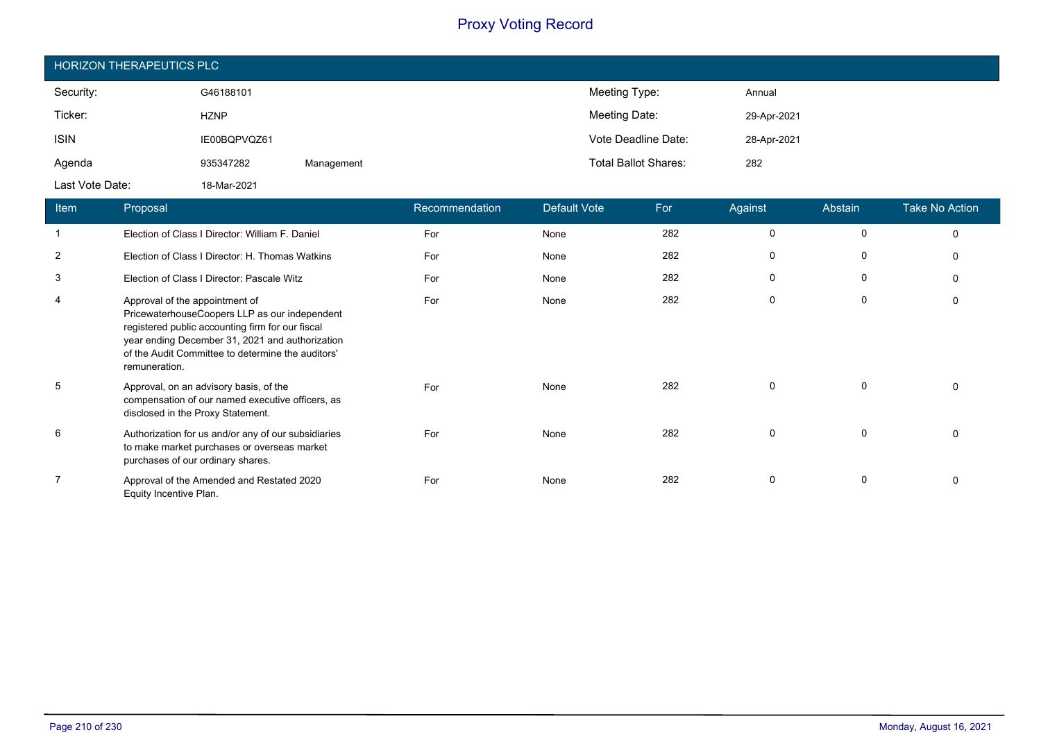# Proxy Voting Record

## HORIZON THERAPEUTICS PLC

| | | | | |
|---|---|---|---|---|
| Security: | G46188101 | | Meeting Type: | Annual |
| Ticker: | HZNP | | Meeting Date: | 29-Apr-2021 |
| ISIN | IE00BQPVQZ61 | | Vote Deadline Date: | 28-Apr-2021 |
| Agenda | 935347282 | Management | Total Ballot Shares: | 282 |
| Last Vote Date: | 18-Mar-2021 | | | |

| Item | Proposal | Recommendation | Default Vote | For | Against | Abstain | Take No Action |
|---|---|---|---|---|---|---|---|
| 1 | Election of Class I Director: William F. Daniel | For | None | 282 | 0 | 0 | 0 |
| 2 | Election of Class I Director: H. Thomas Watkins | For | None | 282 | 0 | 0 | 0 |
| 3 | Election of Class I Director: Pascale Witz | For | None | 282 | 0 | 0 | 0 |
| 4 | Approval of the appointment of PricewaterhouseCoopers LLP as our independent registered public accounting firm for our fiscal year ending December 31, 2021 and authorization of the Audit Committee to determine the auditors' remuneration. | For | None | 282 | 0 | 0 | 0 |
| 5 | Approval, on an advisory basis, of the compensation of our named executive officers, as disclosed in the Proxy Statement. | For | None | 282 | 0 | 0 | 0 |
| 6 | Authorization for us and/or any of our subsidiaries to make market purchases or overseas market purchases of our ordinary shares. | For | None | 282 | 0 | 0 | 0 |
| 7 | Approval of the Amended and Restated 2020 Equity Incentive Plan. | For | None | 282 | 0 | 0 | 0 |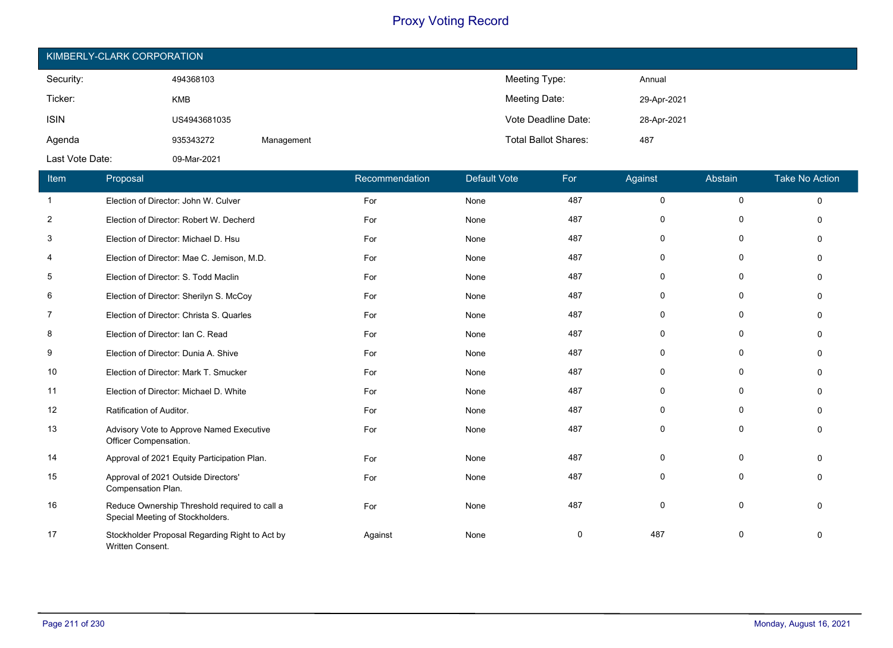# Proxy Voting Record

## KIMBERLY-CLARK CORPORATION

| | | | | |
|---|---|---|---|---|
| Security: | 494368103 | | Meeting Type: | Annual |
| Ticker: | KMB | | Meeting Date: | 29-Apr-2021 |
| ISIN | US4943681035 | | Vote Deadline Date: | 28-Apr-2021 |
| Agenda | 935343272 | Management | Total Ballot Shares: | 487 |
| Last Vote Date: | 09-Mar-2021 | | | |

| Item | Proposal | Recommendation | Default Vote | For | Against | Abstain | Take No Action |
|---|---|---|---|---|---|---|---|
| 1 | Election of Director: John W. Culver | For | None | 487 | 0 | 0 | 0 |
| 2 | Election of Director: Robert W. Decherd | For | None | 487 | 0 | 0 | 0 |
| 3 | Election of Director: Michael D. Hsu | For | None | 487 | 0 | 0 | 0 |
| 4 | Election of Director: Mae C. Jemison, M.D. | For | None | 487 | 0 | 0 | 0 |
| 5 | Election of Director: S. Todd Maclin | For | None | 487 | 0 | 0 | 0 |
| 6 | Election of Director: Sherilyn S. McCoy | For | None | 487 | 0 | 0 | 0 |
| 7 | Election of Director: Christa S. Quarles | For | None | 487 | 0 | 0 | 0 |
| 8 | Election of Director: Ian C. Read | For | None | 487 | 0 | 0 | 0 |
| 9 | Election of Director: Dunia A. Shive | For | None | 487 | 0 | 0 | 0 |
| 10 | Election of Director: Mark T. Smucker | For | None | 487 | 0 | 0 | 0 |
| 11 | Election of Director: Michael D. White | For | None | 487 | 0 | 0 | 0 |
| 12 | Ratification of Auditor. | For | None | 487 | 0 | 0 | 0 |
| 13 | Advisory Vote to Approve Named Executive Officer Compensation. | For | None | 487 | 0 | 0 | 0 |
| 14 | Approval of 2021 Equity Participation Plan. | For | None | 487 | 0 | 0 | 0 |
| 15 | Approval of 2021 Outside Directors' Compensation Plan. | For | None | 487 | 0 | 0 | 0 |
| 16 | Reduce Ownership Threshold required to call a Special Meeting of Stockholders. | For | None | 487 | 0 | 0 | 0 |
| 17 | Stockholder Proposal Regarding Right to Act by Written Consent. | Against | None | 0 | 487 | 0 | 0 |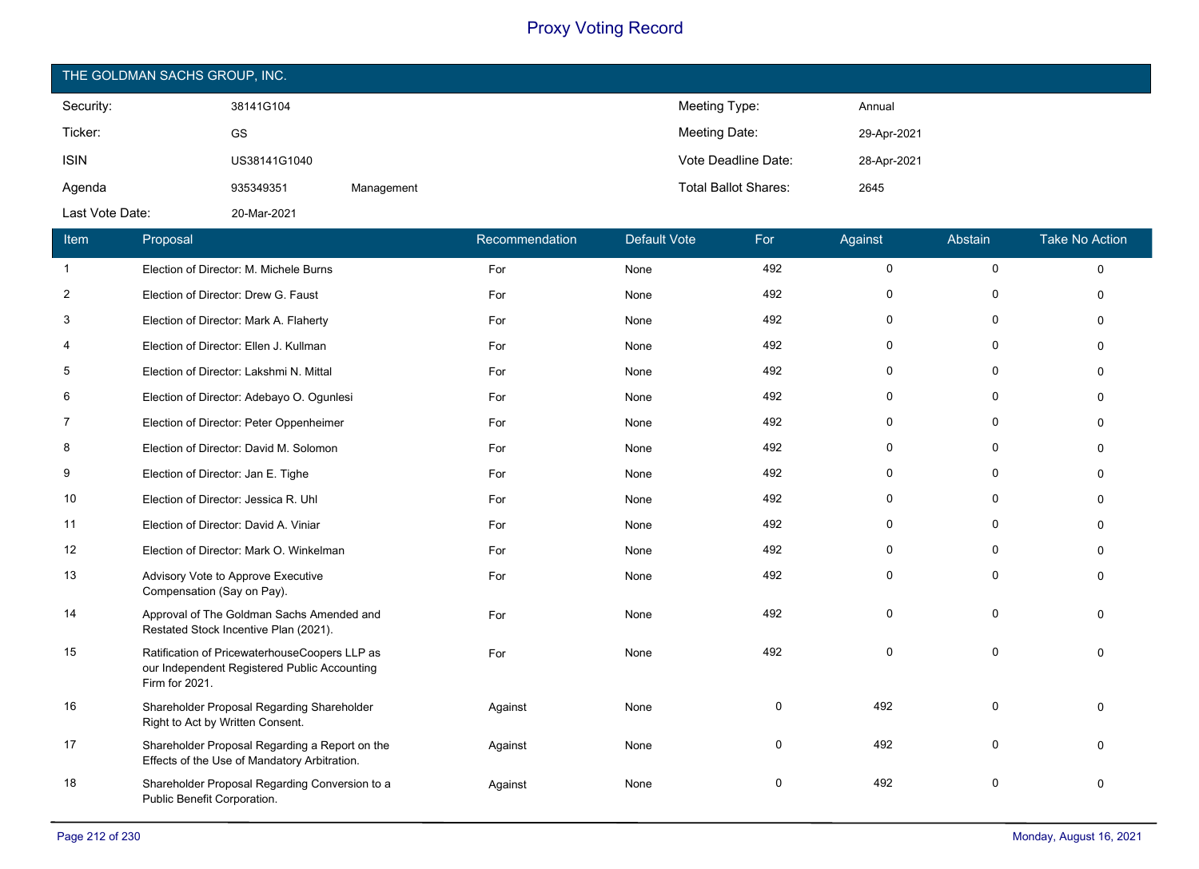# Proxy Voting Record

## THE GOLDMAN SACHS GROUP, INC.

| | | | | |
|---|---|---|---|---|
| Security: | 38141G104 | | Meeting Type: | Annual |
| Ticker: | GS | | Meeting Date: | 29-Apr-2021 |
| ISIN | US38141G1040 | | Vote Deadline Date: | 28-Apr-2021 |
| Agenda | 935349351 | Management | Total Ballot Shares: | 2645 |
| Last Vote Date: | 20-Mar-2021 | | | |

| Item | Proposal | Recommendation | Default Vote | For | Against | Abstain | Take No Action |
|---|---|---|---|---|---|---|---|
| 1 | Election of Director: M. Michele Burns | For | None | 492 | 0 | 0 | 0 |
| 2 | Election of Director: Drew G. Faust | For | None | 492 | 0 | 0 | 0 |
| 3 | Election of Director: Mark A. Flaherty | For | None | 492 | 0 | 0 | 0 |
| 4 | Election of Director: Ellen J. Kullman | For | None | 492 | 0 | 0 | 0 |
| 5 | Election of Director: Lakshmi N. Mittal | For | None | 492 | 0 | 0 | 0 |
| 6 | Election of Director: Adebayo O. Ogunlesi | For | None | 492 | 0 | 0 | 0 |
| 7 | Election of Director: Peter Oppenheimer | For | None | 492 | 0 | 0 | 0 |
| 8 | Election of Director: David M. Solomon | For | None | 492 | 0 | 0 | 0 |
| 9 | Election of Director: Jan E. Tighe | For | None | 492 | 0 | 0 | 0 |
| 10 | Election of Director: Jessica R. Uhl | For | None | 492 | 0 | 0 | 0 |
| 11 | Election of Director: David A. Viniar | For | None | 492 | 0 | 0 | 0 |
| 12 | Election of Director: Mark O. Winkelman | For | None | 492 | 0 | 0 | 0 |
| 13 | Advisory Vote to Approve Executive Compensation (Say on Pay). | For | None | 492 | 0 | 0 | 0 |
| 14 | Approval of The Goldman Sachs Amended and Restated Stock Incentive Plan (2021). | For | None | 492 | 0 | 0 | 0 |
| 15 | Ratification of PricewaterhouseCoopers LLP as our Independent Registered Public Accounting Firm for 2021. | For | None | 492 | 0 | 0 | 0 |
| 16 | Shareholder Proposal Regarding Shareholder Right to Act by Written Consent. | Against | None | 0 | 492 | 0 | 0 |
| 17 | Shareholder Proposal Regarding a Report on the Effects of the Use of Mandatory Arbitration. | Against | None | 0 | 492 | 0 | 0 |
| 18 | Shareholder Proposal Regarding Conversion to a Public Benefit Corporation. | Against | None | 0 | 492 | 0 | 0 |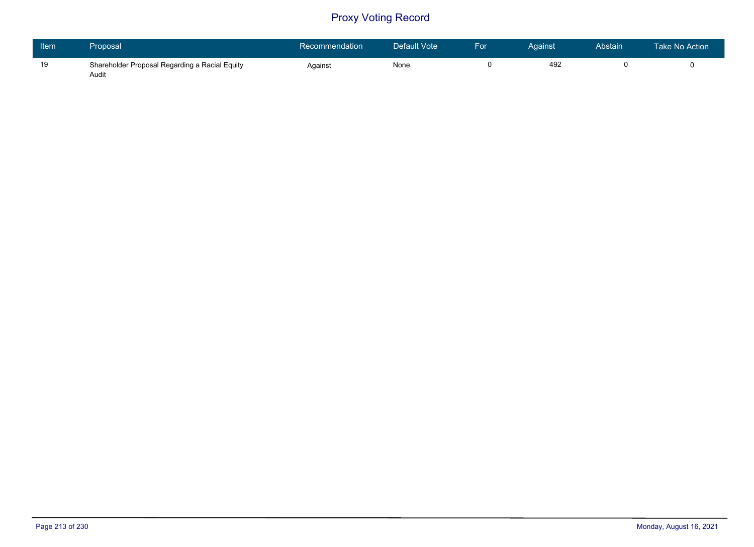# Proxy Voting Record

| Item | Proposal | Recommendation | Default Vote | For | Against | Abstain | Take No Action |
|---|---|---|---|---|---|---|---|
| 19 | Shareholder Proposal Regarding a Racial Equity Audit | Against | None | 0 | 492 | 0 | 0 |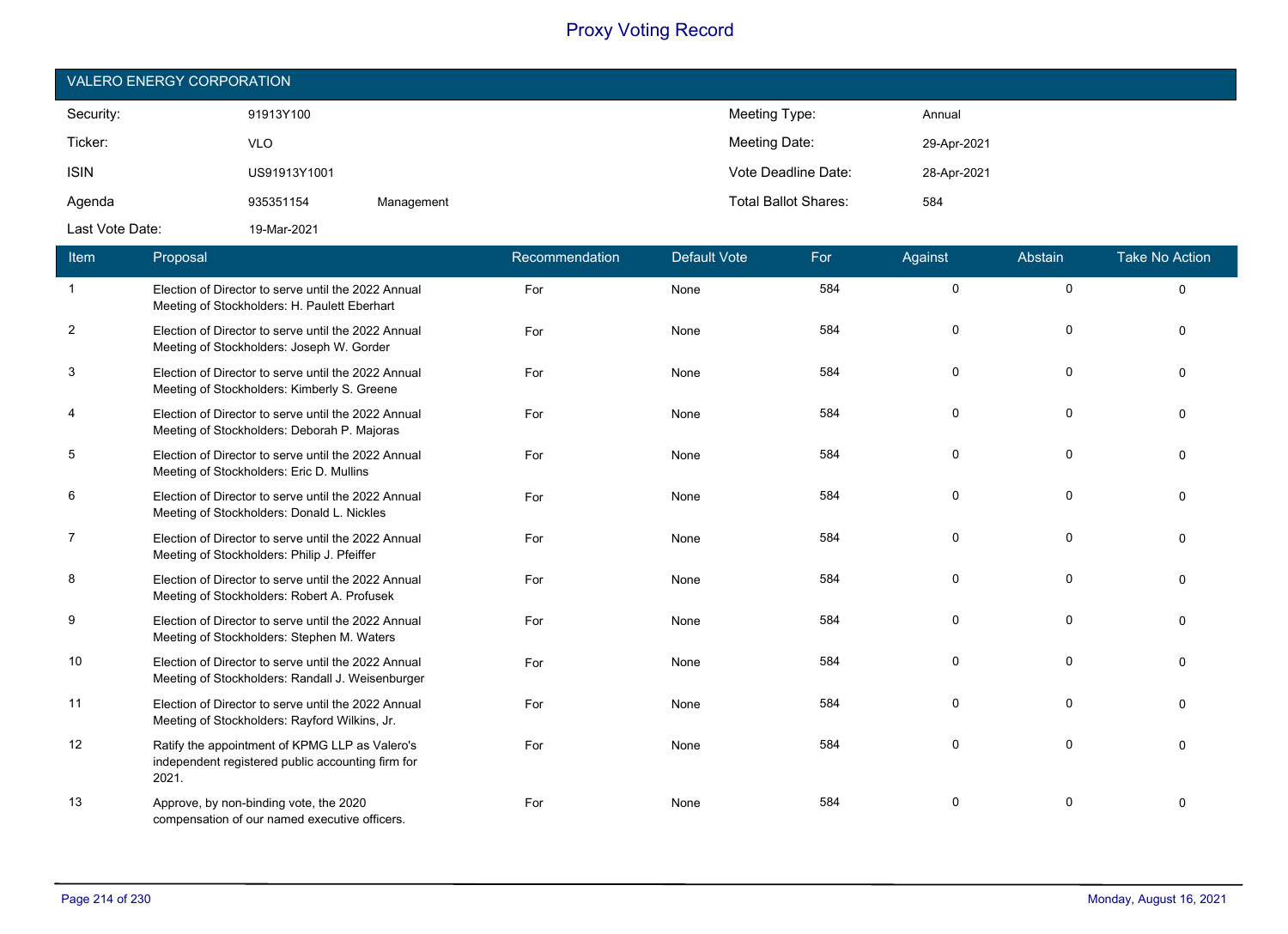# Proxy Voting Record

## VALERO ENERGY CORPORATION

| | | | | |
|---|---|---|---|---|
| Security: | 91913Y100 | | Meeting Type: | Annual |
| Ticker: | VLO | | Meeting Date: | 29-Apr-2021 |
| ISIN | US91913Y1001 | | Vote Deadline Date: | 28-Apr-2021 |
| Agenda | 935351154 | Management | Total Ballot Shares: | 584 |
| Last Vote Date: | 19-Mar-2021 | | | |

| Item | Proposal | Recommendation | Default Vote | For | Against | Abstain | Take No Action |
|---|---|---|---|---|---|---|---|
| 1 | Election of Director to serve until the 2022 Annual Meeting of Stockholders: H. Paulett Eberhart | For | None | 584 | 0 | 0 | 0 |
| 2 | Election of Director to serve until the 2022 Annual Meeting of Stockholders: Joseph W. Gorder | For | None | 584 | 0 | 0 | 0 |
| 3 | Election of Director to serve until the 2022 Annual Meeting of Stockholders: Kimberly S. Greene | For | None | 584 | 0 | 0 | 0 |
| 4 | Election of Director to serve until the 2022 Annual Meeting of Stockholders: Deborah P. Majoras | For | None | 584 | 0 | 0 | 0 |
| 5 | Election of Director to serve until the 2022 Annual Meeting of Stockholders: Eric D. Mullins | For | None | 584 | 0 | 0 | 0 |
| 6 | Election of Director to serve until the 2022 Annual Meeting of Stockholders: Donald L. Nickles | For | None | 584 | 0 | 0 | 0 |
| 7 | Election of Director to serve until the 2022 Annual Meeting of Stockholders: Philip J. Pfeiffer | For | None | 584 | 0 | 0 | 0 |
| 8 | Election of Director to serve until the 2022 Annual Meeting of Stockholders: Robert A. Profusek | For | None | 584 | 0 | 0 | 0 |
| 9 | Election of Director to serve until the 2022 Annual Meeting of Stockholders: Stephen M. Waters | For | None | 584 | 0 | 0 | 0 |
| 10 | Election of Director to serve until the 2022 Annual Meeting of Stockholders: Randall J. Weisenburger | For | None | 584 | 0 | 0 | 0 |
| 11 | Election of Director to serve until the 2022 Annual Meeting of Stockholders: Rayford Wilkins, Jr. | For | None | 584 | 0 | 0 | 0 |
| 12 | Ratify the appointment of KPMG LLP as Valero's independent registered public accounting firm for 2021. | For | None | 584 | 0 | 0 | 0 |
| 13 | Approve, by non-binding vote, the 2020 compensation of our named executive officers. | For | None | 584 | 0 | 0 | 0 |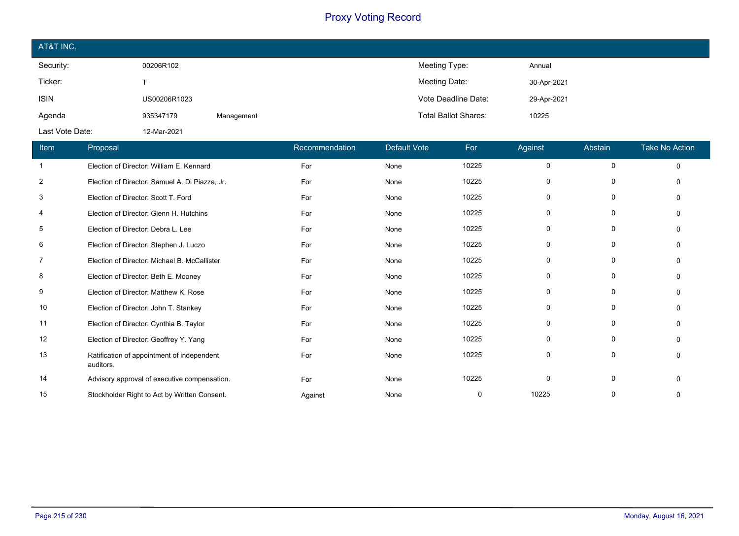# Proxy Voting Record

## AT&T INC.

| | | | | |
|---|---|---|---|---|
| Security: | 00206R102 | | Meeting Type: | Annual |
| Ticker: | T | | Meeting Date: | 30-Apr-2021 |
| ISIN | US00206R1023 | | Vote Deadline Date: | 29-Apr-2021 |
| Agenda | 935347179 | Management | Total Ballot Shares: | 10225 |
| Last Vote Date: | 12-Mar-2021 | | | |

| Item | Proposal | Recommendation | Default Vote | For | Against | Abstain | Take No Action |
|---|---|---|---|---|---|---|---|
| 1 | Election of Director: William E. Kennard | For | None | 10225 | 0 | 0 | 0 |
| 2 | Election of Director: Samuel A. Di Piazza, Jr. | For | None | 10225 | 0 | 0 | 0 |
| 3 | Election of Director: Scott T. Ford | For | None | 10225 | 0 | 0 | 0 |
| 4 | Election of Director: Glenn H. Hutchins | For | None | 10225 | 0 | 0 | 0 |
| 5 | Election of Director: Debra L. Lee | For | None | 10225 | 0 | 0 | 0 |
| 6 | Election of Director: Stephen J. Luczo | For | None | 10225 | 0 | 0 | 0 |
| 7 | Election of Director: Michael B. McCallister | For | None | 10225 | 0 | 0 | 0 |
| 8 | Election of Director: Beth E. Mooney | For | None | 10225 | 0 | 0 | 0 |
| 9 | Election of Director: Matthew K. Rose | For | None | 10225 | 0 | 0 | 0 |
| 10 | Election of Director: John T. Stankey | For | None | 10225 | 0 | 0 | 0 |
| 11 | Election of Director: Cynthia B. Taylor | For | None | 10225 | 0 | 0 | 0 |
| 12 | Election of Director: Geoffrey Y. Yang | For | None | 10225 | 0 | 0 | 0 |
| 13 | Ratification of appointment of independent auditors. | For | None | 10225 | 0 | 0 | 0 |
| 14 | Advisory approval of executive compensation. | For | None | 10225 | 0 | 0 | 0 |
| 15 | Stockholder Right to Act by Written Consent. | Against | None | 0 | 10225 | 0 | 0 |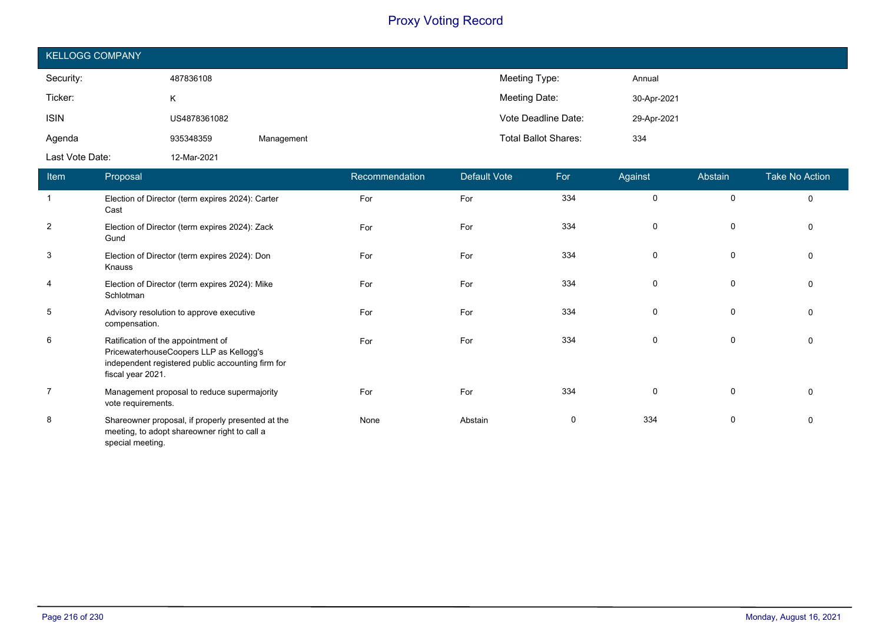# Proxy Voting Record

## KELLOGG COMPANY

| | | | | |
|---|---|---|---|---|
| Security: | 487836108 | | Meeting Type: | Annual |
| Ticker: | K | | Meeting Date: | 30-Apr-2021 |
| ISIN | US4878361082 | | Vote Deadline Date: | 29-Apr-2021 |
| Agenda | 935348359 | Management | Total Ballot Shares: | 334 |
| Last Vote Date: | 12-Mar-2021 | | | |

| Item | Proposal | Recommendation | Default Vote | For | Against | Abstain | Take No Action |
|---|---|---|---|---|---|---|---|
| 1 | Election of Director (term expires 2024): Carter Cast | For | For | 334 | 0 | 0 | 0 |
| 2 | Election of Director (term expires 2024): Zack Gund | For | For | 334 | 0 | 0 | 0 |
| 3 | Election of Director (term expires 2024): Don Knauss | For | For | 334 | 0 | 0 | 0 |
| 4 | Election of Director (term expires 2024): Mike Schlotman | For | For | 334 | 0 | 0 | 0 |
| 5 | Advisory resolution to approve executive compensation. | For | For | 334 | 0 | 0 | 0 |
| 6 | Ratification of the appointment of PricewaterhouseCoopers LLP as Kellogg's independent registered public accounting firm for fiscal year 2021. | For | For | 334 | 0 | 0 | 0 |
| 7 | Management proposal to reduce supermajority vote requirements. | For | For | 334 | 0 | 0 | 0 |
| 8 | Shareowner proposal, if properly presented at the meeting, to adopt shareowner right to call a special meeting. | None | Abstain | 0 | 334 | 0 | 0 |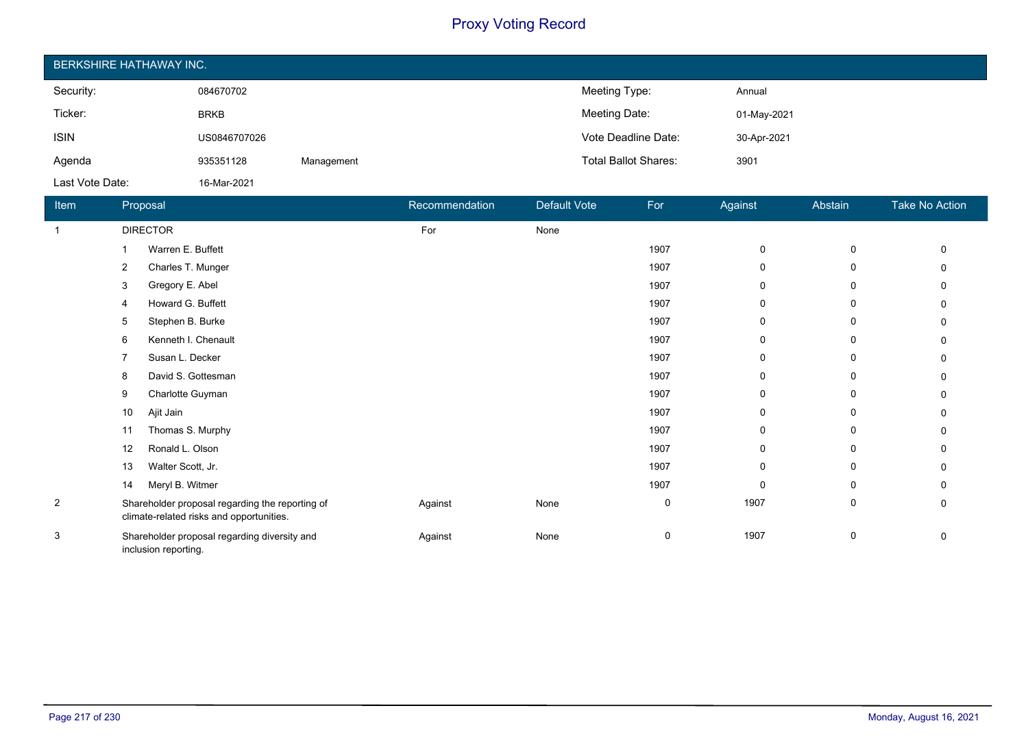# Proxy Voting Record

## BERKSHIRE HATHAWAY INC.

| | | | | |
|---|---|---|---|---|
| Security: | 084670702 | | Meeting Type: | Annual |
| Ticker: | BRKB | | Meeting Date: | 01-May-2021 |
| ISIN | US0846707026 | | Vote Deadline Date: | 30-Apr-2021 |
| Agenda | 935351128 | Management | Total Ballot Shares: | 3901 |
| Last Vote Date: | 16-Mar-2021 | | | |

| Item | Proposal | Recommendation | Default Vote | For | Against | Abstain | Take No Action |
|---|---|---|---|---|---|---|---|
| 1 | DIRECTOR | For | None | | | | |
| | 1 Warren E. Buffett | | | 1907 | 0 | 0 | 0 |
| | 2 Charles T. Munger | | | 1907 | 0 | 0 | 0 |
| | 3 Gregory E. Abel | | | 1907 | 0 | 0 | 0 |
| | 4 Howard G. Buffett | | | 1907 | 0 | 0 | 0 |
| | 5 Stephen B. Burke | | | 1907 | 0 | 0 | 0 |
| | 6 Kenneth I. Chenault | | | 1907 | 0 | 0 | 0 |
| | 7 Susan L. Decker | | | 1907 | 0 | 0 | 0 |
| | 8 David S. Gottesman | | | 1907 | 0 | 0 | 0 |
| | 9 Charlotte Guyman | | | 1907 | 0 | 0 | 0 |
| | 10 Ajit Jain | | | 1907 | 0 | 0 | 0 |
| | 11 Thomas S. Murphy | | | 1907 | 0 | 0 | 0 |
| | 12 Ronald L. Olson | | | 1907 | 0 | 0 | 0 |
| | 13 Walter Scott, Jr. | | | 1907 | 0 | 0 | 0 |
| | 14 Meryl B. Witmer | | | 1907 | 0 | 0 | 0 |
| 2 | Shareholder proposal regarding the reporting of climate-related risks and opportunities. | Against | None | 0 | 1907 | 0 | 0 |
| 3 | Shareholder proposal regarding diversity and inclusion reporting. | Against | None | 0 | 1907 | 0 | 0 |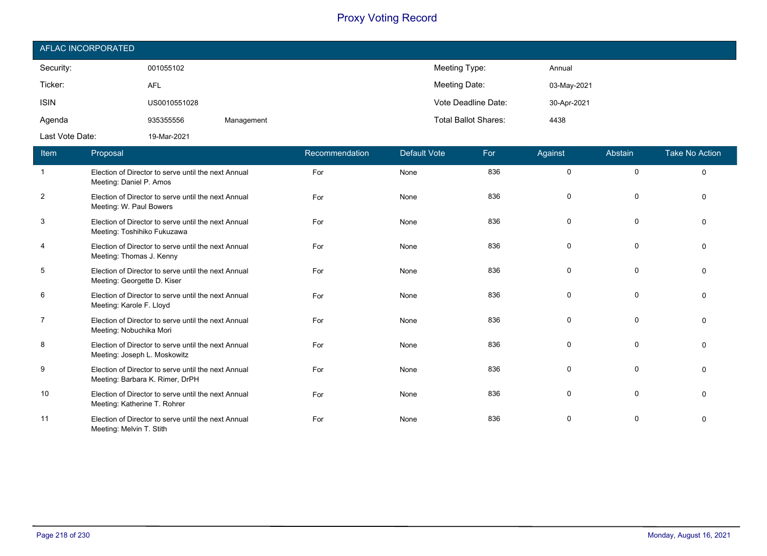# Proxy Voting Record

## AFLAC INCORPORATED

| | | | | |
|---|---|---|---|---|
| Security: | 001055102 | | Meeting Type: | Annual |
| Ticker: | AFL | | Meeting Date: | 03-May-2021 |
| ISIN | US0010551028 | | Vote Deadline Date: | 30-Apr-2021 |
| Agenda | 935355556 | Management | Total Ballot Shares: | 4438 |
| Last Vote Date: | 19-Mar-2021 | | | |

| Item | Proposal | Recommendation | Default Vote | For | Against | Abstain | Take No Action |
|---|---|---|---|---|---|---|---|
| 1 | Election of Director to serve until the next Annual Meeting: Daniel P. Amos | For | None | 836 | 0 | 0 | 0 |
| 2 | Election of Director to serve until the next Annual Meeting: W. Paul Bowers | For | None | 836 | 0 | 0 | 0 |
| 3 | Election of Director to serve until the next Annual Meeting: Toshihiko Fukuzawa | For | None | 836 | 0 | 0 | 0 |
| 4 | Election of Director to serve until the next Annual Meeting: Thomas J. Kenny | For | None | 836 | 0 | 0 | 0 |
| 5 | Election of Director to serve until the next Annual Meeting: Georgette D. Kiser | For | None | 836 | 0 | 0 | 0 |
| 6 | Election of Director to serve until the next Annual Meeting: Karole F. Lloyd | For | None | 836 | 0 | 0 | 0 |
| 7 | Election of Director to serve until the next Annual Meeting: Nobuchika Mori | For | None | 836 | 0 | 0 | 0 |
| 8 | Election of Director to serve until the next Annual Meeting: Joseph L. Moskowitz | For | None | 836 | 0 | 0 | 0 |
| 9 | Election of Director to serve until the next Annual Meeting: Barbara K. Rimer, DrPH | For | None | 836 | 0 | 0 | 0 |
| 10 | Election of Director to serve until the next Annual Meeting: Katherine T. Rohrer | For | None | 836 | 0 | 0 | 0 |
| 11 | Election of Director to serve until the next Annual Meeting: Melvin T. Stith | For | None | 836 | 0 | 0 | 0 |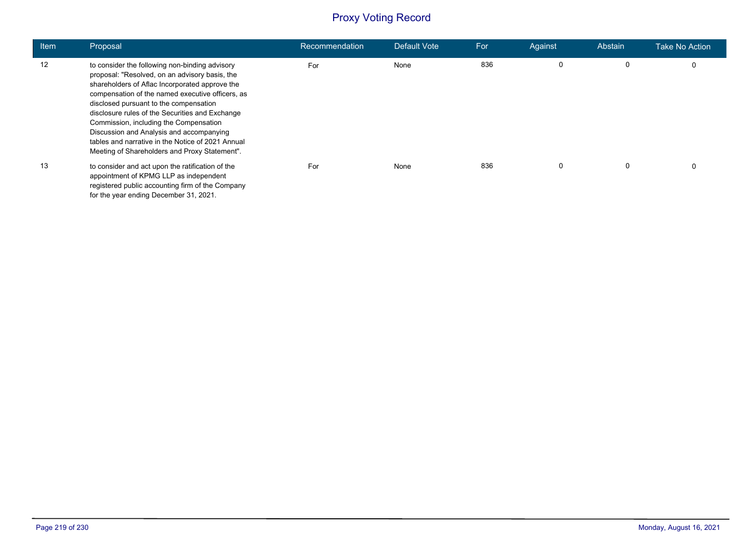# Proxy Voting Record

| Item | Proposal | Recommendation | Default Vote | For | Against | Abstain | Take No Action |
|---|---|---|---|---|---|---|---|
| 12 | to consider the following non-binding advisory proposal: "Resolved, on an advisory basis, the shareholders of Aflac Incorporated approve the compensation of the named executive officers, as disclosed pursuant to the compensation disclosure rules of the Securities and Exchange Commission, including the Compensation Discussion and Analysis and accompanying tables and narrative in the Notice of 2021 Annual Meeting of Shareholders and Proxy Statement". | For | None | 836 | 0 | 0 | 0 |
| 13 | to consider and act upon the ratification of the appointment of KPMG LLP as independent registered public accounting firm of the Company for the year ending December 31, 2021. | For | None | 836 | 0 | 0 | 0 |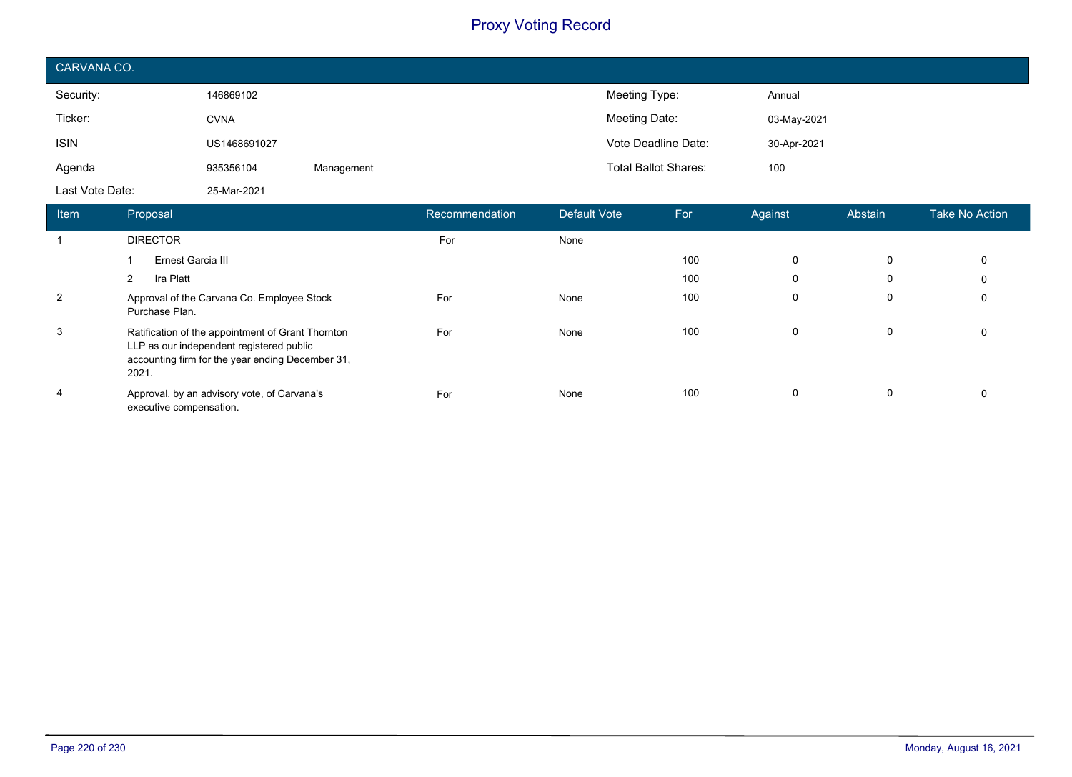# Proxy Voting Record

## CARVANA CO.

| | | | | |
|---|---|---|---|---|
| Security: | 146869102 | | Meeting Type: | Annual |
| Ticker: | CVNA | | Meeting Date: | 03-May-2021 |
| ISIN | US1468691027 | | Vote Deadline Date: | 30-Apr-2021 |
| Agenda | 935356104 | Management | Total Ballot Shares: | 100 |
| Last Vote Date: | 25-Mar-2021 | | | |

| Item | Proposal | Recommendation | Default Vote | For | Against | Abstain | Take No Action |
|---|---|---|---|---|---|---|---|
| 1 | DIRECTOR | For | None | | | | |
| | 1 Ernest Garcia III | | | 100 | 0 | 0 | 0 |
| | 2 Ira Platt | | | 100 | 0 | 0 | 0 |
| 2 | Approval of the Carvana Co. Employee Stock Purchase Plan. | For | None | 100 | 0 | 0 | 0 |
| 3 | Ratification of the appointment of Grant Thornton LLP as our independent registered public accounting firm for the year ending December 31, 2021. | For | None | 100 | 0 | 0 | 0 |
| 4 | Approval, by an advisory vote, of Carvana's executive compensation. | For | None | 100 | 0 | 0 | 0 |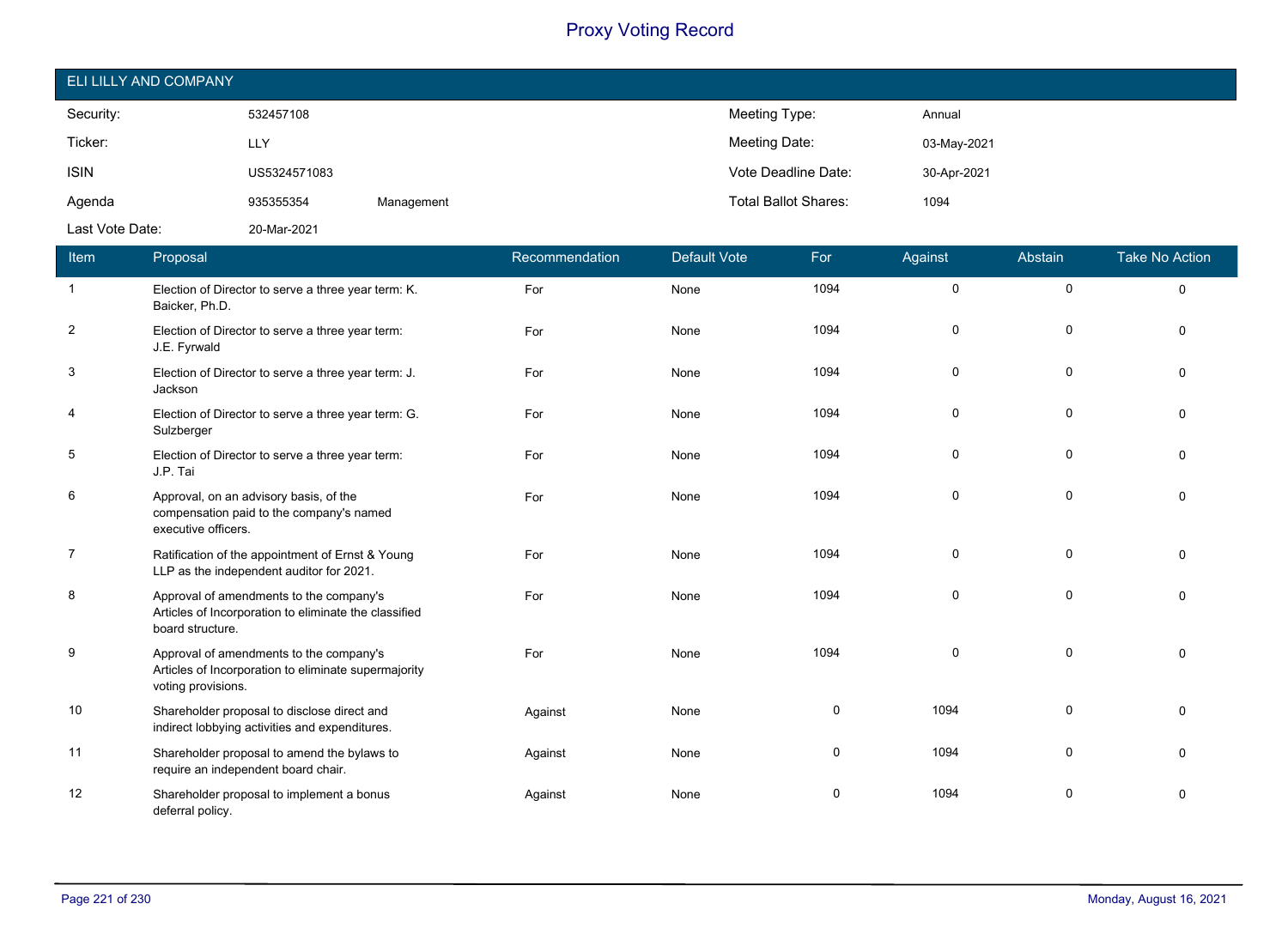# Proxy Voting Record

## ELI LILLY AND COMPANY

| | | | | |
|---|---|---|---|---|
| Security: | 532457108 | | Meeting Type: | Annual |
| Ticker: | LLY | | Meeting Date: | 03-May-2021 |
| ISIN | US5324571083 | | Vote Deadline Date: | 30-Apr-2021 |
| Agenda | 935355354 | Management | Total Ballot Shares: | 1094 |
| Last Vote Date: | 20-Mar-2021 | | | |

| Item | Proposal | Recommendation | Default Vote | For | Against | Abstain | Take No Action |
|---|---|---|---|---|---|---|---|
| 1 | Election of Director to serve a three year term: K. Baicker, Ph.D. | For | None | 1094 | 0 | 0 | 0 |
| 2 | Election of Director to serve a three year term: J.E. Fyrwald | For | None | 1094 | 0 | 0 | 0 |
| 3 | Election of Director to serve a three year term: J. Jackson | For | None | 1094 | 0 | 0 | 0 |
| 4 | Election of Director to serve a three year term: G. Sulzberger | For | None | 1094 | 0 | 0 | 0 |
| 5 | Election of Director to serve a three year term: J.P. Tai | For | None | 1094 | 0 | 0 | 0 |
| 6 | Approval, on an advisory basis, of the compensation paid to the company's named executive officers. | For | None | 1094 | 0 | 0 | 0 |
| 7 | Ratification of the appointment of Ernst & Young LLP as the independent auditor for 2021. | For | None | 1094 | 0 | 0 | 0 |
| 8 | Approval of amendments to the company's Articles of Incorporation to eliminate the classified board structure. | For | None | 1094 | 0 | 0 | 0 |
| 9 | Approval of amendments to the company's Articles of Incorporation to eliminate supermajority voting provisions. | For | None | 1094 | 0 | 0 | 0 |
| 10 | Shareholder proposal to disclose direct and indirect lobbying activities and expenditures. | Against | None | 0 | 1094 | 0 | 0 |
| 11 | Shareholder proposal to amend the bylaws to require an independent board chair. | Against | None | 0 | 1094 | 0 | 0 |
| 12 | Shareholder proposal to implement a bonus deferral policy. | Against | None | 0 | 1094 | 0 | 0 |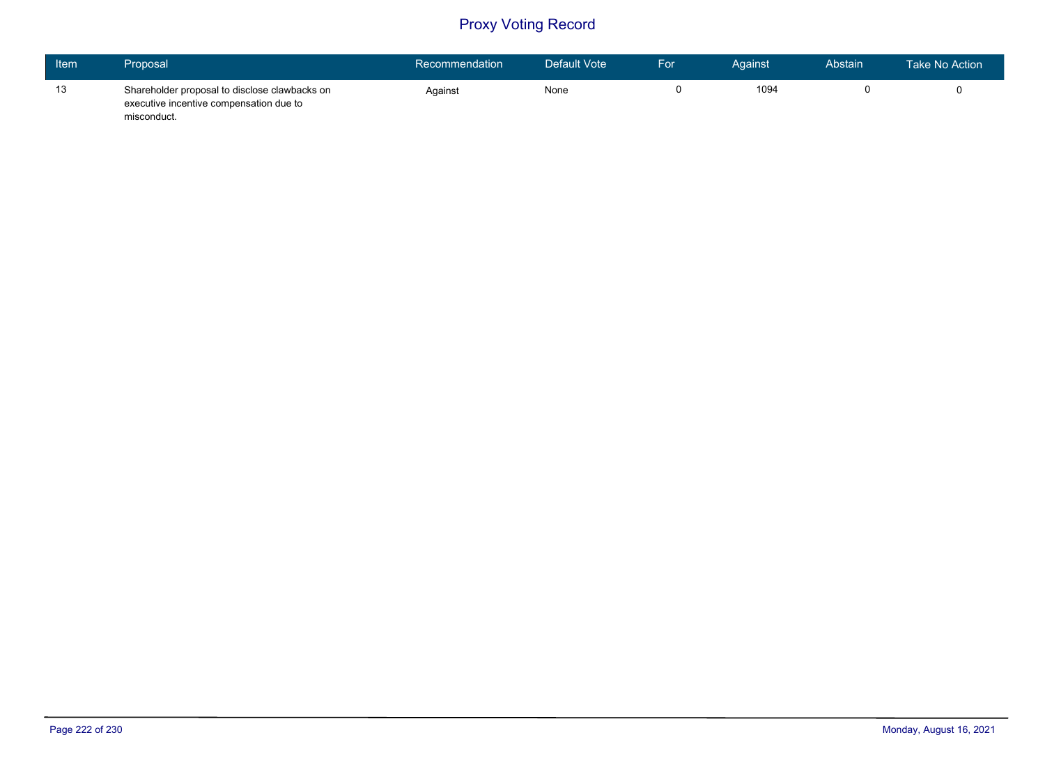# Proxy Voting Record

| Item | Proposal | Recommendation | Default Vote | For | Against | Abstain | Take No Action |
|---|---|---|---|---|---|---|---|
| 13 | Shareholder proposal to disclose clawbacks on executive incentive compensation due to misconduct. | Against | None | 0 | 1094 | 0 | 0 |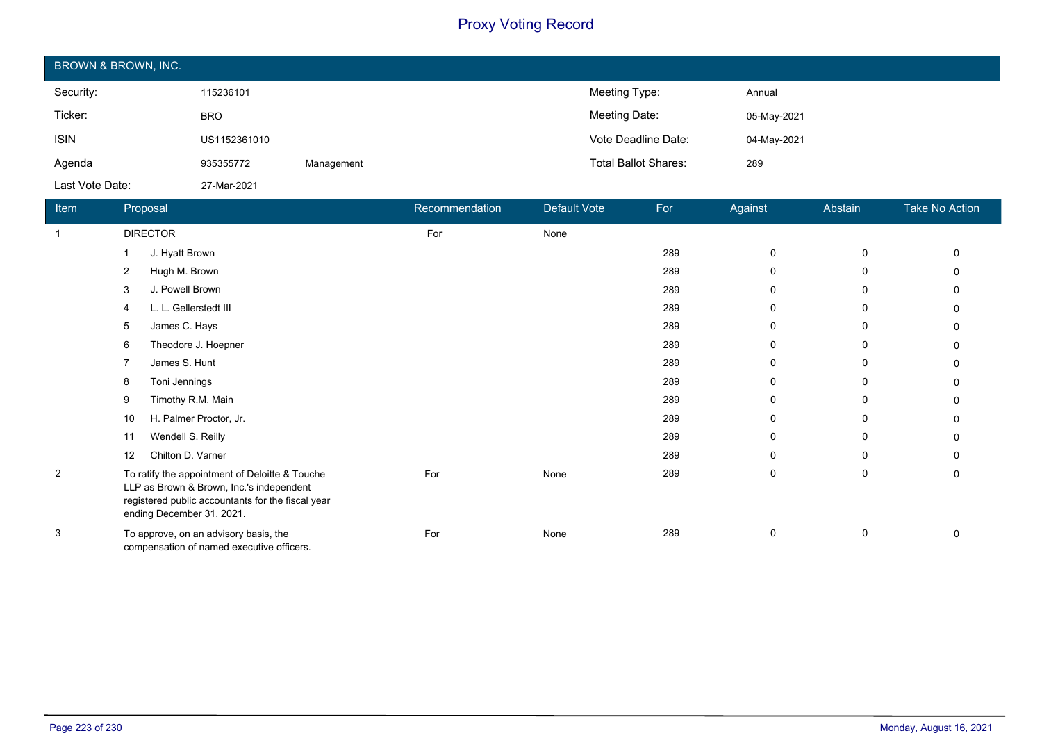# Proxy Voting Record

## BROWN & BROWN, INC.

| | | | | |
|---|---|---|---|---|
| Security: | 115236101 | | Meeting Type: | Annual |
| Ticker: | BRO | | Meeting Date: | 05-May-2021 |
| ISIN | US1152361010 | | Vote Deadline Date: | 04-May-2021 |
| Agenda | 935355772 | Management | Total Ballot Shares: | 289 |
| Last Vote Date: | 27-Mar-2021 | | | |

| Item | Proposal | Recommendation | Default Vote | For | Against | Abstain | Take No Action |
|---|---|---|---|---|---|---|---|
| 1 | DIRECTOR | For | None | | | | |
| | 1 J. Hyatt Brown | | | 289 | 0 | 0 | 0 |
| | 2 Hugh M. Brown | | | 289 | 0 | 0 | 0 |
| | 3 J. Powell Brown | | | 289 | 0 | 0 | 0 |
| | 4 L. L. Gellerstedt III | | | 289 | 0 | 0 | 0 |
| | 5 James C. Hays | | | 289 | 0 | 0 | 0 |
| | 6 Theodore J. Hoepner | | | 289 | 0 | 0 | 0 |
| | 7 James S. Hunt | | | 289 | 0 | 0 | 0 |
| | 8 Toni Jennings | | | 289 | 0 | 0 | 0 |
| | 9 Timothy R.M. Main | | | 289 | 0 | 0 | 0 |
| | 10 H. Palmer Proctor, Jr. | | | 289 | 0 | 0 | 0 |
| | 11 Wendell S. Reilly | | | 289 | 0 | 0 | 0 |
| | 12 Chilton D. Varner | | | 289 | 0 | 0 | 0 |
| 2 | To ratify the appointment of Deloitte & Touche LLP as Brown & Brown, Inc.'s independent registered public accountants for the fiscal year ending December 31, 2021. | For | None | 289 | 0 | 0 | 0 |
| 3 | To approve, on an advisory basis, the compensation of named executive officers. | For | None | 289 | 0 | 0 | 0 |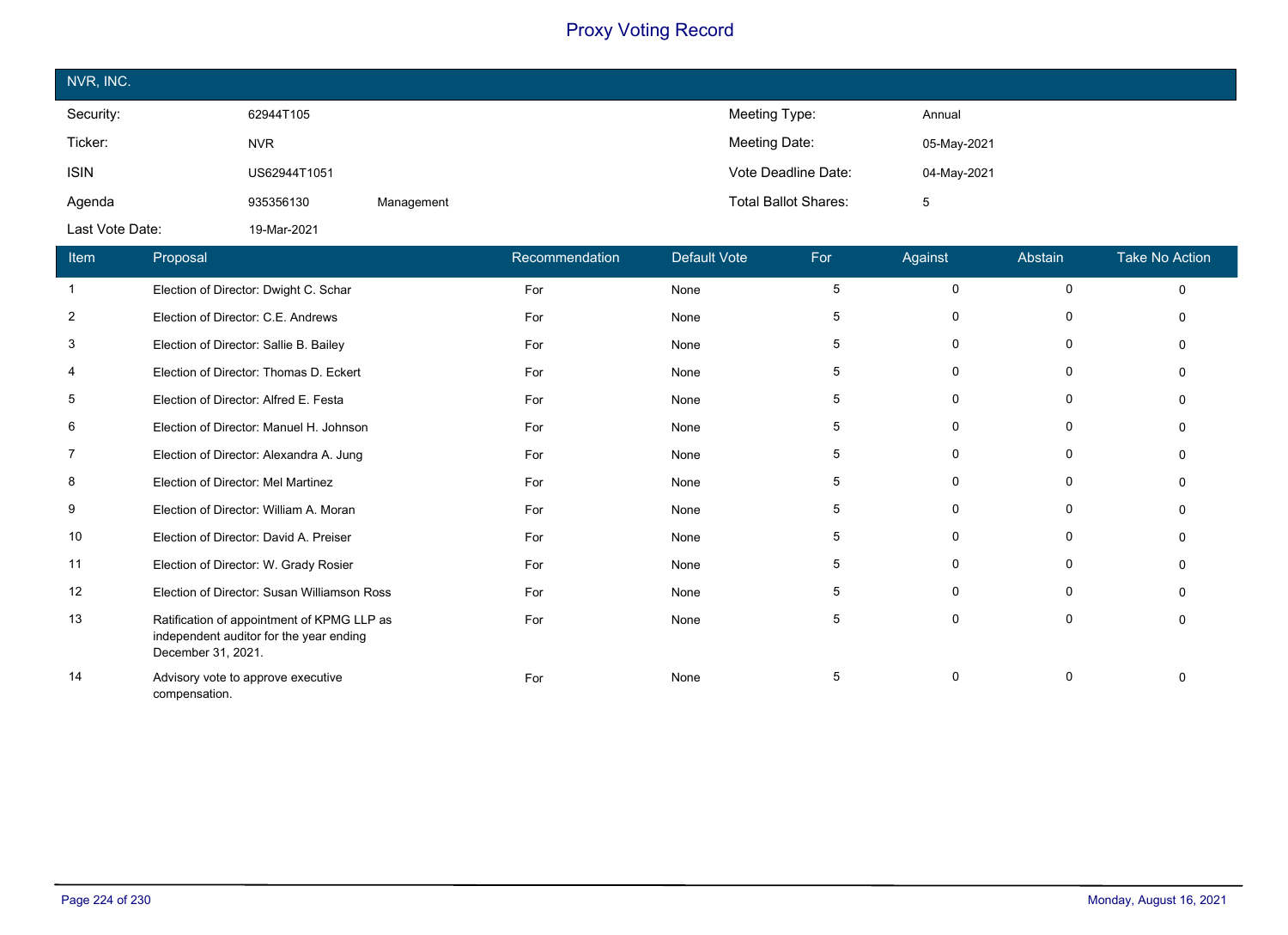# Proxy Voting Record

## NVR, INC.

| | | | | |
|---|---|---|---|---|
| Security: | 62944T105 | | Meeting Type: | Annual |
| Ticker: | NVR | | Meeting Date: | 05-May-2021 |
| ISIN | US62944T1051 | | Vote Deadline Date: | 04-May-2021 |
| Agenda | 935356130 | Management | Total Ballot Shares: | 5 |
| Last Vote Date: | 19-Mar-2021 | | | |

| Item | Proposal | Recommendation | Default Vote | For | Against | Abstain | Take No Action |
|---|---|---|---|---|---|---|---|
| 1 | Election of Director: Dwight C. Schar | For | None | 5 | 0 | 0 | 0 |
| 2 | Election of Director: C.E. Andrews | For | None | 5 | 0 | 0 | 0 |
| 3 | Election of Director: Sallie B. Bailey | For | None | 5 | 0 | 0 | 0 |
| 4 | Election of Director: Thomas D. Eckert | For | None | 5 | 0 | 0 | 0 |
| 5 | Election of Director: Alfred E. Festa | For | None | 5 | 0 | 0 | 0 |
| 6 | Election of Director: Manuel H. Johnson | For | None | 5 | 0 | 0 | 0 |
| 7 | Election of Director: Alexandra A. Jung | For | None | 5 | 0 | 0 | 0 |
| 8 | Election of Director: Mel Martinez | For | None | 5 | 0 | 0 | 0 |
| 9 | Election of Director: William A. Moran | For | None | 5 | 0 | 0 | 0 |
| 10 | Election of Director: David A. Preiser | For | None | 5 | 0 | 0 | 0 |
| 11 | Election of Director: W. Grady Rosier | For | None | 5 | 0 | 0 | 0 |
| 12 | Election of Director: Susan Williamson Ross | For | None | 5 | 0 | 0 | 0 |
| 13 | Ratification of appointment of KPMG LLP as independent auditor for the year ending December 31, 2021. | For | None | 5 | 0 | 0 | 0 |
| 14 | Advisory vote to approve executive compensation. | For | None | 5 | 0 | 0 | 0 |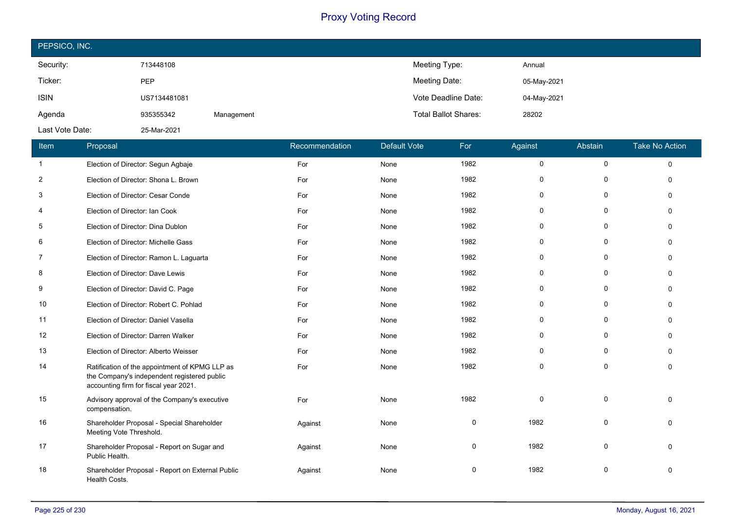# Proxy Voting Record

## PEPSICO, INC.

| | | | | |
|---|---|---|---|---|
| Security: | 713448108 | | Meeting Type: | Annual |
| Ticker: | PEP | | Meeting Date: | 05-May-2021 |
| ISIN | US7134481081 | | Vote Deadline Date: | 04-May-2021 |
| Agenda | 935355342 | Management | Total Ballot Shares: | 28202 |
| Last Vote Date: | 25-Mar-2021 | | | |

| Item | Proposal | Recommendation | Default Vote | For | Against | Abstain | Take No Action |
|---|---|---|---|---|---|---|---|
| 1 | Election of Director: Segun Agbaje | For | None | 1982 | 0 | 0 | 0 |
| 2 | Election of Director: Shona L. Brown | For | None | 1982 | 0 | 0 | 0 |
| 3 | Election of Director: Cesar Conde | For | None | 1982 | 0 | 0 | 0 |
| 4 | Election of Director: Ian Cook | For | None | 1982 | 0 | 0 | 0 |
| 5 | Election of Director: Dina Dublon | For | None | 1982 | 0 | 0 | 0 |
| 6 | Election of Director: Michelle Gass | For | None | 1982 | 0 | 0 | 0 |
| 7 | Election of Director: Ramon L. Laguarta | For | None | 1982 | 0 | 0 | 0 |
| 8 | Election of Director: Dave Lewis | For | None | 1982 | 0 | 0 | 0 |
| 9 | Election of Director: David C. Page | For | None | 1982 | 0 | 0 | 0 |
| 10 | Election of Director: Robert C. Pohlad | For | None | 1982 | 0 | 0 | 0 |
| 11 | Election of Director: Daniel Vasella | For | None | 1982 | 0 | 0 | 0 |
| 12 | Election of Director: Darren Walker | For | None | 1982 | 0 | 0 | 0 |
| 13 | Election of Director: Alberto Weisser | For | None | 1982 | 0 | 0 | 0 |
| 14 | Ratification of the appointment of KPMG LLP as the Company's independent registered public accounting firm for fiscal year 2021. | For | None | 1982 | 0 | 0 | 0 |
| 15 | Advisory approval of the Company's executive compensation. | For | None | 1982 | 0 | 0 | 0 |
| 16 | Shareholder Proposal - Special Shareholder Meeting Vote Threshold. | Against | None | 0 | 1982 | 0 | 0 |
| 17 | Shareholder Proposal - Report on Sugar and Public Health. | Against | None | 0 | 1982 | 0 | 0 |
| 18 | Shareholder Proposal - Report on External Public Health Costs. | Against | None | 0 | 1982 | 0 | 0 |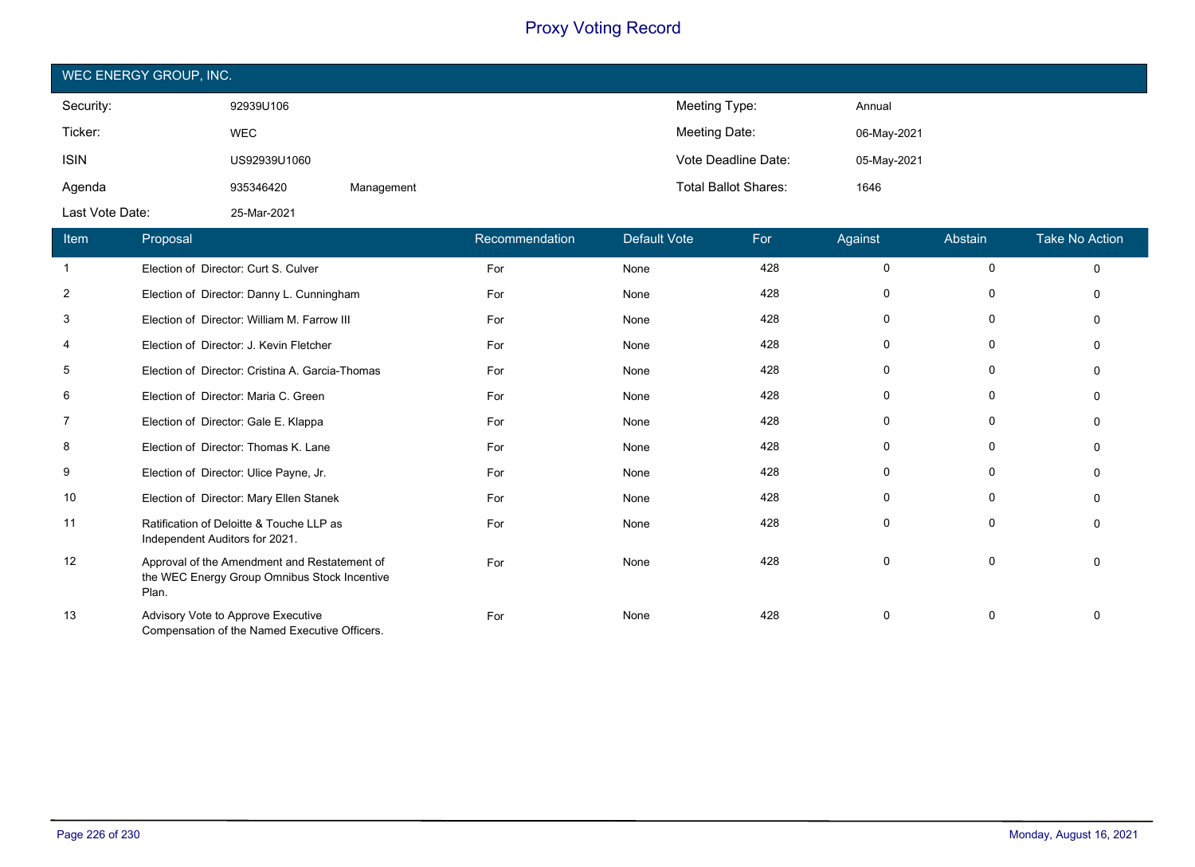# Proxy Voting Record

## WEC ENERGY GROUP, INC.

| | | | | |
|---|---|---|---|---|
| Security: | 92939U106 | | Meeting Type: | Annual |
| Ticker: | WEC | | Meeting Date: | 06-May-2021 |
| ISIN | US92939U1060 | | Vote Deadline Date: | 05-May-2021 |
| Agenda | 935346420 | Management | Total Ballot Shares: | 1646 |
| Last Vote Date: | 25-Mar-2021 | | | |

| Item | Proposal | Recommendation | Default Vote | For | Against | Abstain | Take No Action |
|---|---|---|---|---|---|---|---|
| 1 | Election of Director: Curt S. Culver | For | None | 428 | 0 | 0 | 0 |
| 2 | Election of Director: Danny L. Cunningham | For | None | 428 | 0 | 0 | 0 |
| 3 | Election of Director: William M. Farrow III | For | None | 428 | 0 | 0 | 0 |
| 4 | Election of Director: J. Kevin Fletcher | For | None | 428 | 0 | 0 | 0 |
| 5 | Election of Director: Cristina A. Garcia-Thomas | For | None | 428 | 0 | 0 | 0 |
| 6 | Election of Director: Maria C. Green | For | None | 428 | 0 | 0 | 0 |
| 7 | Election of Director: Gale E. Klappa | For | None | 428 | 0 | 0 | 0 |
| 8 | Election of Director: Thomas K. Lane | For | None | 428 | 0 | 0 | 0 |
| 9 | Election of Director: Ulice Payne, Jr. | For | None | 428 | 0 | 0 | 0 |
| 10 | Election of Director: Mary Ellen Stanek | For | None | 428 | 0 | 0 | 0 |
| 11 | Ratification of Deloitte & Touche LLP as Independent Auditors for 2021. | For | None | 428 | 0 | 0 | 0 |
| 12 | Approval of the Amendment and Restatement of the WEC Energy Group Omnibus Stock Incentive Plan. | For | None | 428 | 0 | 0 | 0 |
| 13 | Advisory Vote to Approve Executive Compensation of the Named Executive Officers. | For | None | 428 | 0 | 0 | 0 |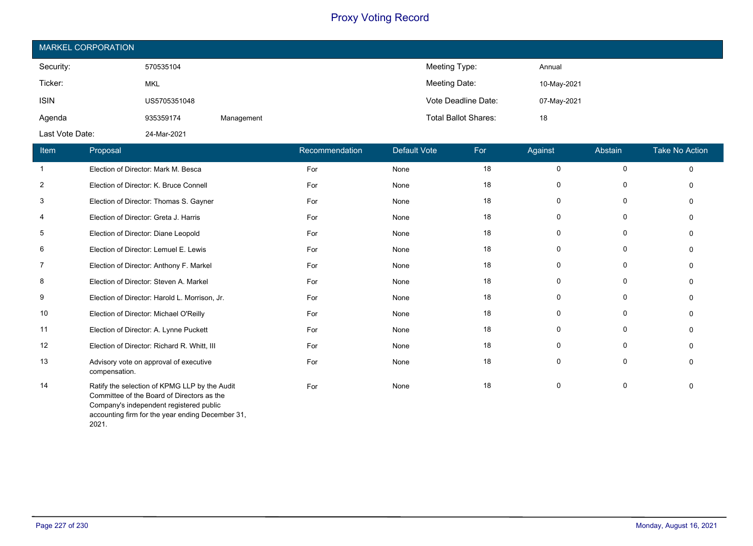# Proxy Voting Record

## MARKEL CORPORATION

| | | | | |
|---|---|---|---|---|
| Security: | 570535104 | | Meeting Type: | Annual |
| Ticker: | MKL | | Meeting Date: | 10-May-2021 |
| ISIN | US5705351048 | | Vote Deadline Date: | 07-May-2021 |
| Agenda | 935359174 | Management | Total Ballot Shares: | 18 |
| Last Vote Date: | 24-Mar-2021 | | | |

| Item | Proposal | Recommendation | Default Vote | For | Against | Abstain | Take No Action |
|---|---|---|---|---|---|---|---|
| 1 | Election of Director: Mark M. Besca | For | None | 18 | 0 | 0 | 0 |
| 2 | Election of Director: K. Bruce Connell | For | None | 18 | 0 | 0 | 0 |
| 3 | Election of Director: Thomas S. Gayner | For | None | 18 | 0 | 0 | 0 |
| 4 | Election of Director: Greta J. Harris | For | None | 18 | 0 | 0 | 0 |
| 5 | Election of Director: Diane Leopold | For | None | 18 | 0 | 0 | 0 |
| 6 | Election of Director: Lemuel E. Lewis | For | None | 18 | 0 | 0 | 0 |
| 7 | Election of Director: Anthony F. Markel | For | None | 18 | 0 | 0 | 0 |
| 8 | Election of Director: Steven A. Markel | For | None | 18 | 0 | 0 | 0 |
| 9 | Election of Director: Harold L. Morrison, Jr. | For | None | 18 | 0 | 0 | 0 |
| 10 | Election of Director: Michael O'Reilly | For | None | 18 | 0 | 0 | 0 |
| 11 | Election of Director: A. Lynne Puckett | For | None | 18 | 0 | 0 | 0 |
| 12 | Election of Director: Richard R. Whitt, III | For | None | 18 | 0 | 0 | 0 |
| 13 | Advisory vote on approval of executive compensation. | For | None | 18 | 0 | 0 | 0 |
| 14 | Ratify the selection of KPMG LLP by the Audit Committee of the Board of Directors as the Company's independent registered public accounting firm for the year ending December 31, 2021. | For | None | 18 | 0 | 0 | 0 |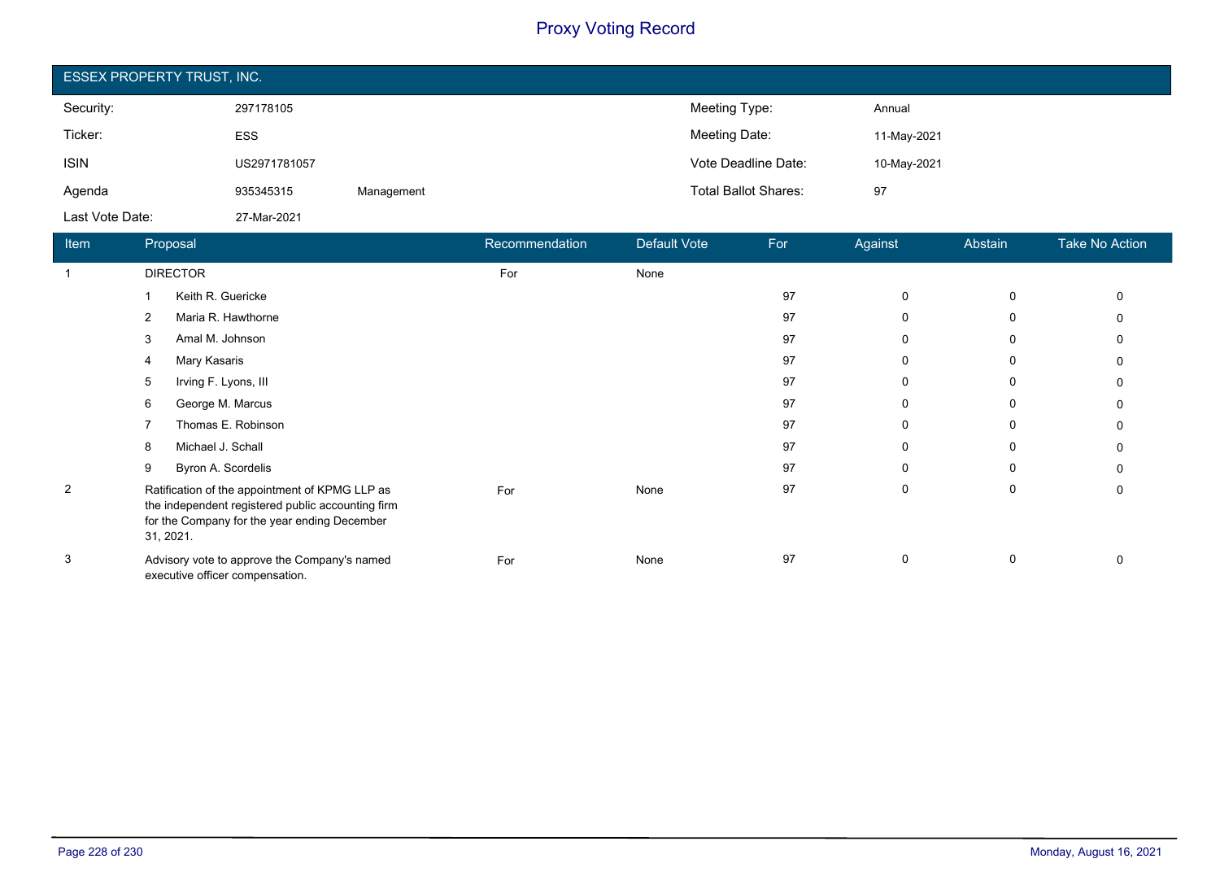# Proxy Voting Record

## ESSEX PROPERTY TRUST, INC.

| | | | | |
|---|---|---|---|---|
| Security: | 297178105 | | Meeting Type: | Annual |
| Ticker: | ESS | | Meeting Date: | 11-May-2021 |
| ISIN | US2971781057 | | Vote Deadline Date: | 10-May-2021 |
| Agenda | 935345315 | Management | Total Ballot Shares: | 97 |
| Last Vote Date: | 27-Mar-2021 | | | |

| Item | Proposal | Recommendation | Default Vote | For | Against | Abstain | Take No Action |
|---|---|---|---|---|---|---|---|
| 1 | DIRECTOR | For | None | | | | |
| | 1 Keith R. Guericke | | | 97 | 0 | 0 | 0 |
| | 2 Maria R. Hawthorne | | | 97 | 0 | 0 | 0 |
| | 3 Amal M. Johnson | | | 97 | 0 | 0 | 0 |
| | 4 Mary Kasaris | | | 97 | 0 | 0 | 0 |
| | 5 Irving F. Lyons, III | | | 97 | 0 | 0 | 0 |
| | 6 George M. Marcus | | | 97 | 0 | 0 | 0 |
| | 7 Thomas E. Robinson | | | 97 | 0 | 0 | 0 |
| | 8 Michael J. Schall | | | 97 | 0 | 0 | 0 |
| | 9 Byron A. Scordelis | | | 97 | 0 | 0 | 0 |
| 2 | Ratification of the appointment of KPMG LLP as the independent registered public accounting firm for the Company for the year ending December 31, 2021. | For | None | 97 | 0 | 0 | 0 |
| 3 | Advisory vote to approve the Company's named executive officer compensation. | For | None | 97 | 0 | 0 | 0 |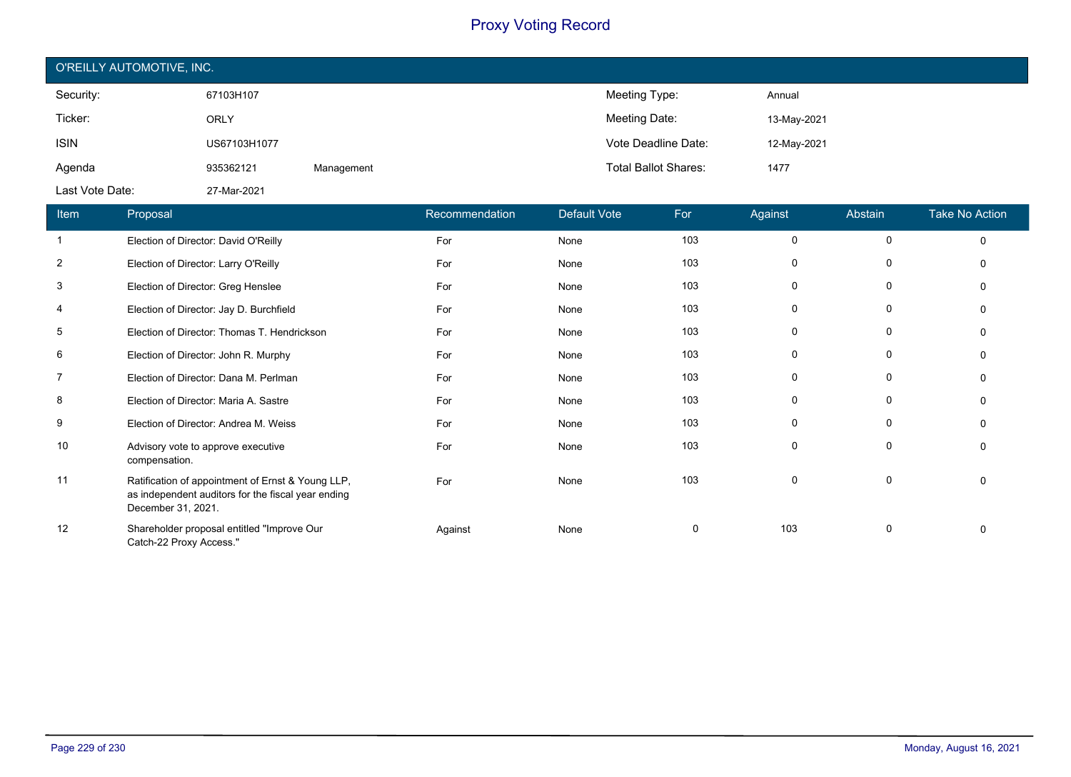# Proxy Voting Record

## O'REILLY AUTOMOTIVE, INC.

| | | | | |
|---|---|---|---|---|
| Security: | 67103H107 | | Meeting Type: | Annual |
| Ticker: | ORLY | | Meeting Date: | 13-May-2021 |
| ISIN | US67103H1077 | | Vote Deadline Date: | 12-May-2021 |
| Agenda | 935362121 | Management | Total Ballot Shares: | 1477 |
| Last Vote Date: | 27-Mar-2021 | | | |

| Item | Proposal | Recommendation | Default Vote | For | Against | Abstain | Take No Action |
|---|---|---|---|---|---|---|---|
| 1 | Election of Director: David O'Reilly | For | None | 103 | 0 | 0 | 0 |
| 2 | Election of Director: Larry O'Reilly | For | None | 103 | 0 | 0 | 0 |
| 3 | Election of Director: Greg Henslee | For | None | 103 | 0 | 0 | 0 |
| 4 | Election of Director: Jay D. Burchfield | For | None | 103 | 0 | 0 | 0 |
| 5 | Election of Director: Thomas T. Hendrickson | For | None | 103 | 0 | 0 | 0 |
| 6 | Election of Director: John R. Murphy | For | None | 103 | 0 | 0 | 0 |
| 7 | Election of Director: Dana M. Perlman | For | None | 103 | 0 | 0 | 0 |
| 8 | Election of Director: Maria A. Sastre | For | None | 103 | 0 | 0 | 0 |
| 9 | Election of Director: Andrea M. Weiss | For | None | 103 | 0 | 0 | 0 |
| 10 | Advisory vote to approve executive compensation. | For | None | 103 | 0 | 0 | 0 |
| 11 | Ratification of appointment of Ernst & Young LLP, as independent auditors for the fiscal year ending December 31, 2021. | For | None | 103 | 0 | 0 | 0 |
| 12 | Shareholder proposal entitled "Improve Our Catch-22 Proxy Access." | Against | None | 0 | 103 | 0 | 0 |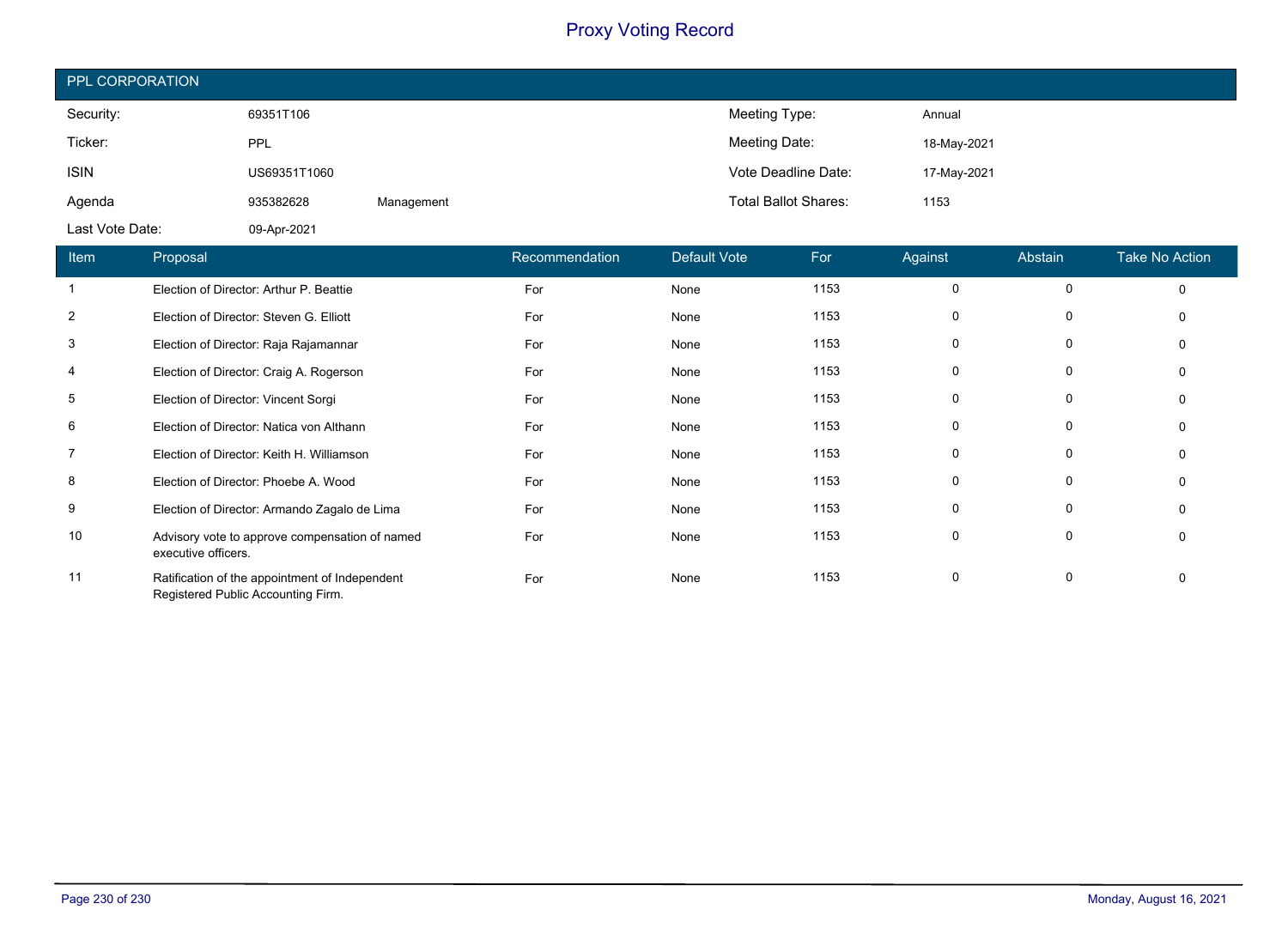# Proxy Voting Record

## PPL CORPORATION

| | | | | |
|---|---|---|---|---|
| Security: | 69351T106 | | Meeting Type: | Annual |
| Ticker: | PPL | | Meeting Date: | 18-May-2021 |
| ISIN | US69351T1060 | | Vote Deadline Date: | 17-May-2021 |
| Agenda | 935382628 | Management | Total Ballot Shares: | 1153 |
| Last Vote Date: | 09-Apr-2021 | | | |

| Item | Proposal | Recommendation | Default Vote | For | Against | Abstain | Take No Action |
|---|---|---|---|---|---|---|---|
| 1 | Election of Director: Arthur P. Beattie | For | None | 1153 | 0 | 0 | 0 |
| 2 | Election of Director: Steven G. Elliott | For | None | 1153 | 0 | 0 | 0 |
| 3 | Election of Director: Raja Rajamannar | For | None | 1153 | 0 | 0 | 0 |
| 4 | Election of Director: Craig A. Rogerson | For | None | 1153 | 0 | 0 | 0 |
| 5 | Election of Director: Vincent Sorgi | For | None | 1153 | 0 | 0 | 0 |
| 6 | Election of Director: Natica von Althann | For | None | 1153 | 0 | 0 | 0 |
| 7 | Election of Director: Keith H. Williamson | For | None | 1153 | 0 | 0 | 0 |
| 8 | Election of Director: Phoebe A. Wood | For | None | 1153 | 0 | 0 | 0 |
| 9 | Election of Director: Armando Zagalo de Lima | For | None | 1153 | 0 | 0 | 0 |
| 10 | Advisory vote to approve compensation of named executive officers. | For | None | 1153 | 0 | 0 | 0 |
| 11 | Ratification of the appointment of Independent Registered Public Accounting Firm. | For | None | 1153 | 0 | 0 | 0 |

Monday, August 16, 2021